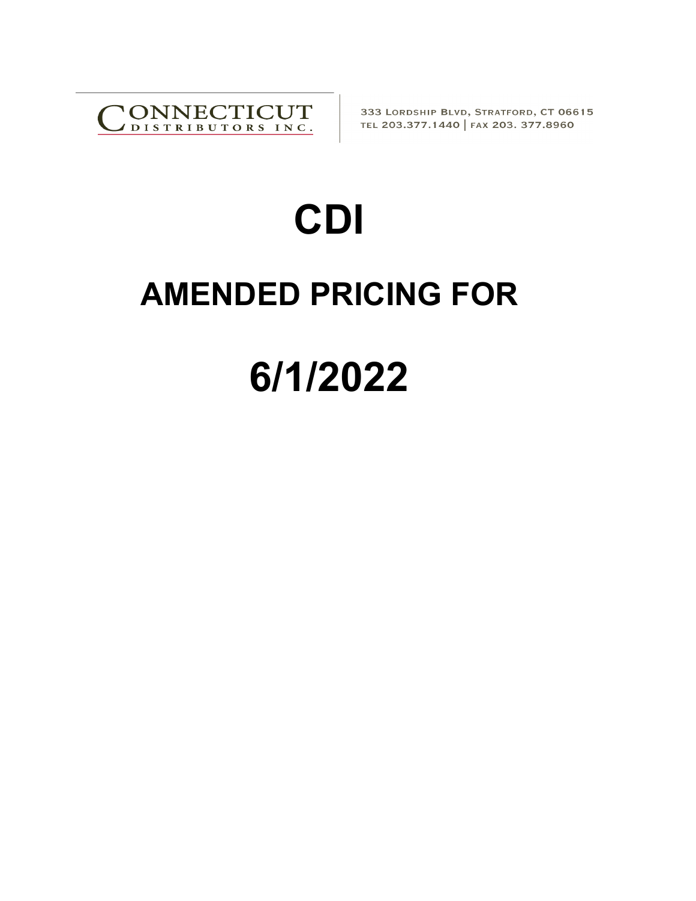CONNECTICUT DISTRIBUTORS INC.

333 LORDSHIP BLVD, STRATFORD, CT 06615
TEL 203.377.1440 | FAX 203. 377.8960

# CDI

# AMENDED PRICING FOR

# 6/1/2022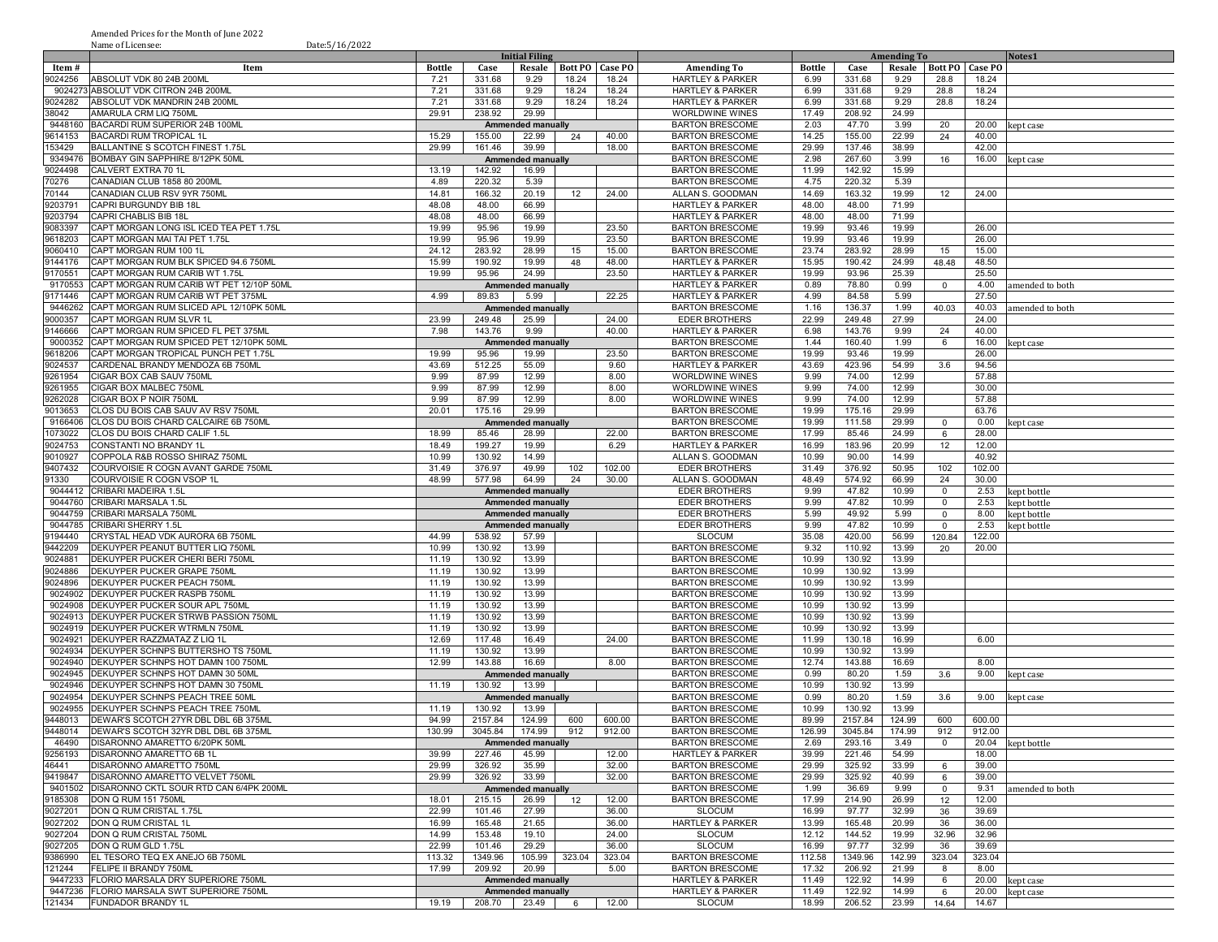Amended Prices for the Month of June 2022

Name of Licensee: Date:5/16/2022

| Item # | Item | Initial Filing | | | | | Amending To | Amending To | | | | | Notes1 |
|---|---|---|---|---|---|---|---|---|---|---|---|---|---|
| | | Bottle | Case | Resale | Bott PO | Case PO | Amending To | Bottle | Case | Resale | Bott PO | Case PO | |
| 9024256 | ABSOLUT VDK 80 24B 200ML | 7.21 | 331.68 | 9.29 | 18.24 | 18.24 | HARTLEY & PARKER | 6.99 | 331.68 | 9.29 | 28.8 | 18.24 | |
| 9024273 | ABSOLUT VDK CITRON 24B 200ML | 7.21 | 331.68 | 9.29 | 18.24 | 18.24 | HARTLEY & PARKER | 6.99 | 331.68 | 9.29 | 28.8 | 18.24 | |
| 9024282 | ABSOLUT VDK MANDRIN 24B 200ML | 7.21 | 331.68 | 9.29 | 18.24 | 18.24 | HARTLEY & PARKER | 6.99 | 331.68 | 9.29 | 28.8 | 18.24 | |
| 38042 | AMARULA CRM LIQ 750ML | 29.91 | 238.92 | 29.99 | | | WORLDWINE WINES | 17.49 | 208.92 | 24.99 | | | |
| 9448160 | BACARDI RUM SUPERIOR 24B 100ML | Ammended manually | | | | | BARTON BRESCOME | 2.03 | 47.70 | 3.99 | 20 | 20.00 | kept case |
| 9614153 | BACARDI RUM TROPICAL 1L | 15.29 | 155.00 | 22.99 | 24 | 40.00 | BARTON BRESCOME | 14.25 | 155.00 | 22.99 | 24 | 40.00 | |
| 153429 | BALLANTINE S SCOTCH FINEST 1.75L | 29.99 | 161.46 | 39.99 | | 18.00 | BARTON BRESCOME | 29.99 | 137.46 | 38.99 | | 42.00 | |
| 9349476 | BOMBAY GIN SAPPHIRE 8/12PK 50ML | Ammended manually | | | | | BARTON BRESCOME | 2.98 | 267.60 | 3.99 | 16 | 16.00 | kept case |
| 9024498 | CALVERT EXTRA 70 1L | 13.19 | 142.92 | 16.99 | | | BARTON BRESCOME | 11.99 | 142.92 | 15.99 | | | |
| 70276 | CANADIAN CLUB 1858 80 200ML | 4.89 | 220.32 | 5.39 | | | BARTON BRESCOME | 4.75 | 220.32 | 5.39 | | | |
| 70144 | CANADIAN CLUB RSV 9YR 750ML | 14.81 | 166.32 | 20.19 | 12 | 24.00 | ALLAN S. GOODMAN | 14.69 | 163.32 | 19.99 | 12 | 24.00 | |
| 9203791 | CAPRI BURGUNDY BIB 18L | 48.08 | 48.00 | 66.99 | | | HARTLEY & PARKER | 48.00 | 48.00 | 71.99 | | | |
| 9203794 | CAPRI CHABLIS BIB 18L | 48.08 | 48.00 | 66.99 | | | HARTLEY & PARKER | 48.00 | 48.00 | 71.99 | | | |
| 9083397 | CAPT MORGAN LONG ISL ICED TEA PET 1.75L | 19.99 | 95.96 | 19.99 | | 23.50 | BARTON BRESCOME | 19.99 | 93.46 | 19.99 | | 26.00 | |
| 9618203 | CAPT MORGAN MAI TAI PET 1.75L | 19.99 | 95.96 | 19.99 | | 23.50 | BARTON BRESCOME | 19.99 | 93.46 | 19.99 | | 26.00 | |
| 9060410 | CAPT MORGAN RUM 100 1L | 24.12 | 283.92 | 28.99 | 15 | 15.00 | BARTON BRESCOME | 23.74 | 283.92 | 28.99 | 15 | 15.00 | |
| 9144176 | CAPT MORGAN RUM BLK SPICED 94.6 750ML | 15.99 | 190.92 | 19.99 | 48 | 48.00 | HARTLEY & PARKER | 15.95 | 190.42 | 24.99 | 48.48 | 48.50 | |
| 9170551 | CAPT MORGAN RUM CARIB WT 1.75L | 19.99 | 95.96 | 24.99 | | 23.50 | HARTLEY & PARKER | 19.99 | 93.96 | 25.39 | | 25.50 | |
| 9170553 | CAPT MORGAN RUM CARIB WT PET 12/10P 50ML | Ammended manually | | | | | HARTLEY & PARKER | 0.89 | 78.80 | 0.99 | 0 | 4.00 | amended to both |
| 9171446 | CAPT MORGAN RUM CARIB WT PET 375ML | 4.99 | 89.83 | 5.99 | | 22.25 | HARTLEY & PARKER | 4.99 | 84.58 | 5.99 | | 27.50 | |
| 9446262 | CAPT MORGAN RUM SLICED APL 12/10PK 50ML | Ammended manually | | | | | BARTON BRESCOME | 1.16 | 136.37 | 1.99 | 40.03 | 40.03 | amended to both |
| 9000357 | CAPT MORGAN RUM SLVR 1L | 23.99 | 249.48 | 25.99 | | 24.00 | EDER BROTHERS | 22.99 | 249.48 | 27.99 | | 24.00 | |
| 9146666 | CAPT MORGAN RUM SPICED FL PET 375ML | 7.98 | 143.76 | 9.99 | | 40.00 | HARTLEY & PARKER | 6.98 | 143.76 | 9.99 | 24 | 40.00 | |
| 9000352 | CAPT MORGAN RUM SPICED PET 12/10PK 50ML | Ammended manually | | | | | BARTON BRESCOME | 1.44 | 160.40 | 1.99 | 6 | 16.00 | kept case |
| 9618206 | CAPT MORGAN TROPICAL PUNCH PET 1.75L | 19.99 | 95.96 | 19.99 | | 23.50 | BARTON BRESCOME | 19.99 | 93.46 | 19.99 | | 26.00 | |
| 9024537 | CARDENAL BRANDY MENDOZA 6B 750ML | 43.69 | 512.25 | 55.09 | | 9.60 | HARTLEY & PARKER | 43.69 | 423.96 | 54.99 | 3.6 | 94.56 | |
| 9261954 | CIGAR BOX CAB SAUV 750ML | 9.99 | 87.99 | 12.99 | | 8.00 | WORLDWINE WINES | 9.99 | 74.00 | 12.99 | | 57.88 | |
| 9261955 | CIGAR BOX MALBEC 750ML | 9.99 | 87.99 | 12.99 | | 8.00 | WORLDWINE WINES | 9.99 | 74.00 | 12.99 | | 30.00 | |
| 9262028 | CIGAR BOX P NOIR 750ML | 9.99 | 87.99 | 12.99 | | 8.00 | WORLDWINE WINES | 9.99 | 74.00 | 12.99 | | 57.88 | |
| 9013653 | CLOS DU BOIS CAB SAUV AV RSV 750ML | 20.01 | 175.16 | 29.99 | | | BARTON BRESCOME | 19.99 | 175.16 | 29.99 | | 63.76 | |
| 9166406 | CLOS DU BOIS CHARD CALCAIRE 6B 750ML | Ammended manually | | | | | BARTON BRESCOME | 19.99 | 111.58 | 29.99 | 0 | 0.00 | kept case |
| 1073022 | CLOS DU BOIS CHARD CALIF 1.5L | 18.99 | 85.46 | 28.99 | | 22.00 | BARTON BRESCOME | 17.99 | 85.46 | 24.99 | 6 | 28.00 | |
| 9024753 | CONSTANTI NO BRANDY 1L | 18.49 | 199.27 | 19.99 | | 6.29 | HARTLEY & PARKER | 16.99 | 183.96 | 20.99 | 12 | 12.00 | |
| 9010927 | COPPOLA R&B ROSSO SHIRAZ 750ML | 10.99 | 130.92 | 14.99 | | | ALLAN S. GOODMAN | 10.99 | 90.00 | 14.99 | | 40.92 | |
| 9407432 | COURVOISIE R COGN AVANT GARDE 750ML | 31.49 | 376.97 | 49.99 | 102 | 102.00 | EDER BROTHERS | 31.49 | 376.92 | 50.95 | 102 | 102.00 | |
| 91330 | COURVOISIE R COGN VSOP 1L | 48.99 | 577.98 | 64.99 | 24 | 30.00 | ALLAN S. GOODMAN | 48.49 | 574.92 | 66.99 | 24 | 30.00 | |
| 9044412 | CRIBARI MADEIRA 1.5L | Ammended manually | | | | | EDER BROTHERS | 9.99 | 47.82 | 10.99 | 0 | 2.53 | kept bottle |
| 9044760 | CRIBARI MARSALA 1.5L | Ammended manually | | | | | EDER BROTHERS | 9.99 | 47.82 | 10.99 | 0 | 2.53 | kept bottle |
| 9044759 | CRIBARI MARSALA 750ML | Ammended manually | | | | | EDER BROTHERS | 5.99 | 49.92 | 5.99 | 0 | 8.00 | kept bottle |
| 9044785 | CRIBARI SHERRY 1.5L | Ammended manually | | | | | EDER BROTHERS | 9.99 | 47.82 | 10.99 | 0 | 2.53 | kept bottle |
| 9194440 | CRYSTAL HEAD VDK AURORA 6B 750ML | 44.99 | 538.92 | 57.99 | | | SLOCUM | 35.08 | 420.00 | 56.99 | 120.84 | 122.00 | |
| 9442209 | DEKUYPER PEANUT BUTTER LIQ 750ML | 10.99 | 130.92 | 13.99 | | | BARTON BRESCOME | 9.32 | 110.92 | 13.99 | 20 | 20.00 | |
| 9024881 | DEKUYPER PUCKER CHERI BERI 750ML | 11.19 | 130.92 | 13.99 | | | BARTON BRESCOME | 10.99 | 130.92 | 13.99 | | | |
| 9024886 | DEKUYPER PUCKER GRAPE 750ML | 11.19 | 130.92 | 13.99 | | | BARTON BRESCOME | 10.99 | 130.92 | 13.99 | | | |
| 9024896 | DEKUYPER PUCKER PEACH 750ML | 11.19 | 130.92 | 13.99 | | | BARTON BRESCOME | 10.99 | 130.92 | 13.99 | | | |
| 9024902 | DEKUYPER PUCKER RASPB 750ML | 11.19 | 130.92 | 13.99 | | | BARTON BRESCOME | 10.99 | 130.92 | 13.99 | | | |
| 9024908 | DEKUYPER PUCKER SOUR APL 750ML | 11.19 | 130.92 | 13.99 | | | BARTON BRESCOME | 10.99 | 130.92 | 13.99 | | | |
| 9024913 | DEKUYPER PUCKER STRWB PASSION 750ML | 11.19 | 130.92 | 13.99 | | | BARTON BRESCOME | 10.99 | 130.92 | 13.99 | | | |
| 9024919 | DEKUYPER PUCKER WTRMLN 750ML | 11.19 | 130.92 | 13.99 | | | BARTON BRESCOME | 10.99 | 130.92 | 13.99 | | | |
| 9024921 | DEKUYPER RAZZMATAZ Z LIQ 1L | 12.69 | 117.48 | 16.49 | | 24.00 | BARTON BRESCOME | 11.99 | 130.18 | 16.99 | | 6.00 | |
| 9024934 | DEKUYPER SCHNPS BUTTERSHO TS 750ML | 11.19 | 130.92 | 13.99 | | | BARTON BRESCOME | 10.99 | 130.92 | 13.99 | | | |
| 9024940 | DEKUYPER SCHNPS HOT DAMN 100 750ML | 12.99 | 143.88 | 16.69 | | 8.00 | BARTON BRESCOME | 12.74 | 143.88 | 16.69 | | 8.00 | |
| 9024945 | DEKUYPER SCHNPS HOT DAMN 30 50ML | Ammended manually | | | | | BARTON BRESCOME | 0.99 | 80.20 | 1.59 | 3.6 | 9.00 | kept case |
| 9024946 | DEKUYPER SCHNPS HOT DAMN 30 750ML | 11.19 | 130.92 | 13.99 | | | BARTON BRESCOME | 10.99 | 130.92 | 13.99 | | | |
| 9024954 | DEKUYPER SCHNPS PEACH TREE 50ML | Ammended manually | | | | | BARTON BRESCOME | 0.99 | 80.20 | 1.59 | 3.6 | 9.00 | kept case |
| 9024955 | DEKUYPER SCHNPS PEACH TREE 750ML | 11.19 | 130.92 | 13.99 | | | BARTON BRESCOME | 10.99 | 130.92 | 13.99 | | | |
| 9448013 | DEWAR'S SCOTCH 27YR DBL DBL 6B 375ML | 94.99 | 2157.84 | 124.99 | 600 | 600.00 | BARTON BRESCOME | 89.99 | 2157.84 | 124.99 | 600 | 600.00 | |
| 9448014 | DEWAR'S SCOTCH 32YR DBL DBL 6B 375ML | 130.99 | 3045.84 | 174.99 | 912 | 912.00 | BARTON BRESCOME | 126.99 | 3045.84 | 174.99 | 912 | 912.00 | |
| 46490 | DISARONNO AMARETTO 6/20PK 50ML | Ammended manually | | | | | BARTON BRESCOME | 2.69 | 293.16 | 3.49 | 0 | 20.04 | kept bottle |
| 9256193 | DISARONNO AMARETTO 6B 1L | 39.99 | 227.46 | 45.99 | | 12.00 | HARTLEY & PARKER | 39.99 | 221.46 | 54.99 | | 18.00 | |
| 46441 | DISARONNO AMARETTO 750ML | 29.99 | 326.92 | 35.99 | | 32.00 | BARTON BRESCOME | 29.99 | 325.92 | 33.99 | 6 | 39.00 | |
| 9419847 | DISARONNO AMARETTO VELVET 750ML | 29.99 | 326.92 | 33.99 | | 32.00 | BARTON BRESCOME | 29.99 | 325.92 | 40.99 | 6 | 39.00 | |
| 9401502 | DISARONNO CKTL SOUR RTD CAN 6/4PK 200ML | Ammended manually | | | | | BARTON BRESCOME | 1.99 | 36.69 | 9.99 | 0 | 9.31 | amended to both |
| 9185308 | DON Q RUM 151 750ML | 18.01 | 215.15 | 26.99 | 12 | 12.00 | BARTON BRESCOME | 17.99 | 214.90 | 26.99 | 12 | 12.00 | |
| 9027201 | DON Q RUM CRISTAL 1.75L | 22.99 | 101.46 | 27.99 | | 36.00 | SLOCUM | 16.99 | 97.77 | 32.99 | 36 | 39.69 | |
| 9027202 | DON Q RUM CRISTAL 1L | 16.99 | 165.48 | 21.65 | | 36.00 | HARTLEY & PARKER | 13.99 | 165.48 | 20.99 | 36 | 36.00 | |
| 9027204 | DON Q RUM CRISTAL 750ML | 14.99 | 153.48 | 19.10 | | 24.00 | SLOCUM | 12.12 | 144.52 | 19.99 | 32.96 | 32.96 | |
| 9027205 | DON Q RUM GLD 1.75L | 22.99 | 101.46 | 29.29 | | 36.00 | SLOCUM | 16.99 | 97.77 | 32.99 | 36 | 39.69 | |
| 9386990 | EL TESORO TEQ EX ANEJO 6B 750ML | 113.32 | 1349.96 | 105.99 | 323.04 | 323.04 | BARTON BRESCOME | 112.58 | 1349.96 | 142.99 | 323.04 | 323.04 | |
| 121244 | FELIPE II BRANDY 750ML | 17.99 | 209.92 | 20.99 | | 5.00 | BARTON BRESCOME | 17.32 | 206.92 | 21.99 | 8 | 8.00 | |
| 9447233 | FLORIO MARSALA DRY SUPERIORE 750ML | Ammended manually | | | | | HARTLEY & PARKER | 11.49 | 122.92 | 14.99 | 6 | 20.00 | kept case |
| 9447236 | FLORIO MARSALA SWT SUPERIORE 750ML | Ammended manually | | | | | HARTLEY & PARKER | 11.49 | 122.92 | 14.99 | 6 | 20.00 | kept case |
| 121434 | FUNDADOR BRANDY 1L | 19.19 | 208.70 | 23.49 | 6 | 12.00 | SLOCUM | 18.99 | 206.52 | 23.99 | 14.64 | 14.67 | |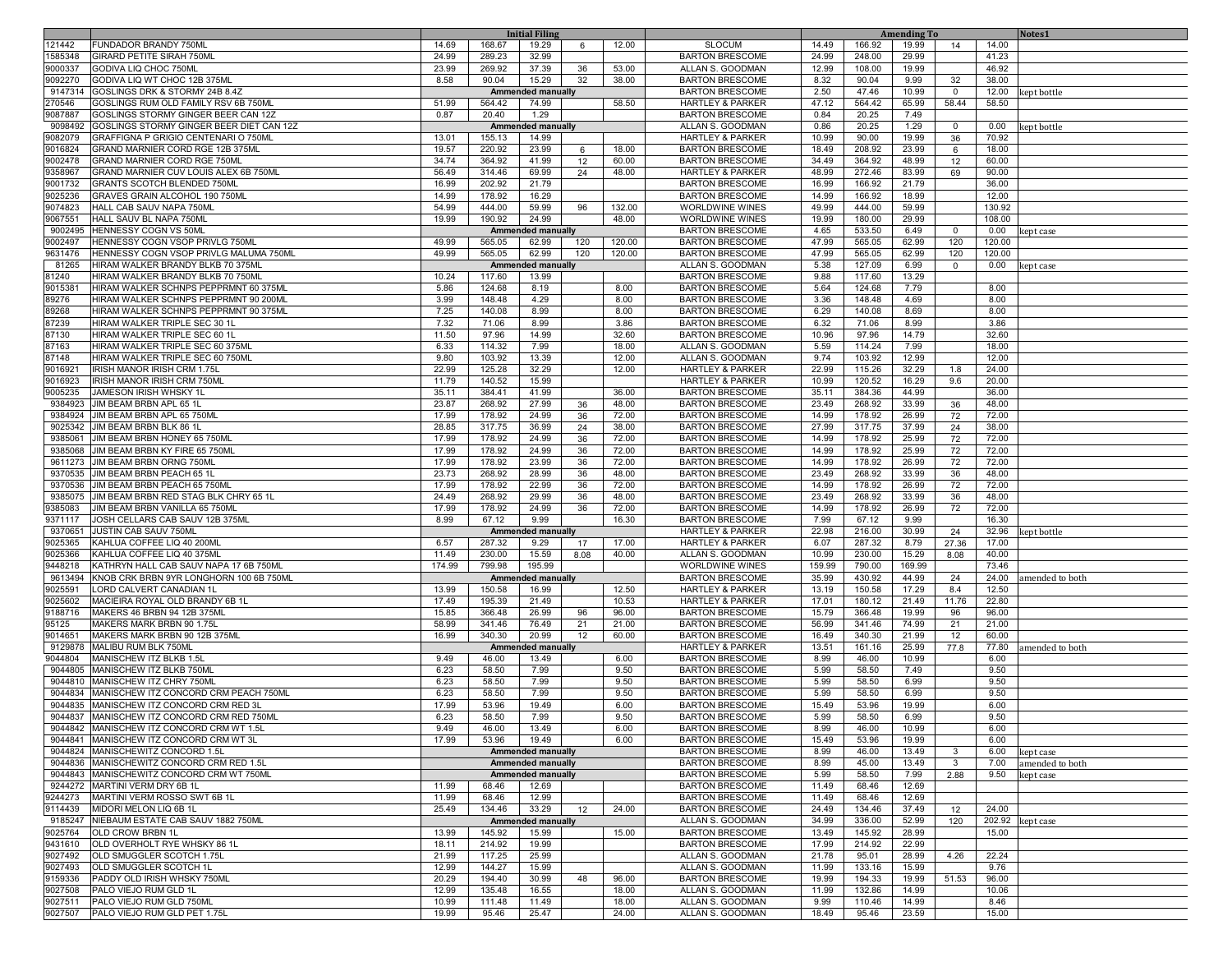| | | Initial Filing | | | | | | Amending To | | | | | Notes1 |
|---|---|---|---|---|---|---|---|---|---|---|---|---|---|
| 121442 | FUNDADOR BRANDY 750ML | 14.69 | 168.67 | 19.29 | 6 | 12.00 | SLOCUM | 14.49 | 166.92 | 19.99 | 14 | 14.00 | |
| 1585348 | GIRARD PETITE SIRAH 750ML | 24.99 | 289.23 | 32.99 | | | BARTON BRESCOME | 24.99 | 248.00 | 29.99 | | 41.23 | |
| 9000337 | GODIVA LIQ CHOC 750ML | 23.99 | 269.92 | 37.39 | 36 | 53.00 | ALLAN S. GOODMAN | 12.99 | 108.00 | 19.99 | | 46.92 | |
| 9092270 | GODIVA LIQ WT CHOC 12B 375ML | 8.58 | 90.04 | 15.29 | 32 | 38.00 | BARTON BRESCOME | 8.32 | 90.04 | 9.99 | 32 | 38.00 | |
| 9147314 | GOSLINGS DRK & STORMY 24B 8.4Z | Ammended manually | | | | | BARTON BRESCOME | 2.50 | 47.46 | 10.99 | 0 | 12.00 | kept bottle |
| 270546 | GOSLINGS RUM OLD FAMILY RSV 6B 750ML | 51.99 | 564.42 | 74.99 | | 58.50 | HARTLEY & PARKER | 47.12 | 564.42 | 65.99 | 58.44 | 58.50 | |
| 9087887 | GOSLINGS STORMY GINGER BEER CAN 12Z | 0.87 | 20.40 | 1.29 | | | BARTON BRESCOME | 0.84 | 20.25 | 7.49 | | | |
| 9098492 | GOSLINGS STORMY GINGER BEER DIET CAN 12Z | Ammended manually | | | | | ALLAN S. GOODMAN | 0.86 | 20.25 | 1.29 | 0 | 0.00 | kept bottle |
| 9082079 | GRAFFIGNA P GRIGIO CENTENARI O 750ML | 13.01 | 155.13 | 14.99 | | | HARTLEY & PARKER | 10.99 | 90.00 | 19.99 | 36 | 70.92 | |
| 9016824 | GRAND MARNIER CORD RGE 12B 375ML | 19.57 | 220.92 | 23.99 | 6 | 18.00 | BARTON BRESCOME | 18.49 | 208.92 | 23.99 | 6 | 18.00 | |
| 9002478 | GRAND MARNIER CORD RGE 750ML | 34.74 | 364.92 | 41.99 | 12 | 60.00 | BARTON BRESCOME | 34.49 | 364.92 | 48.99 | 12 | 60.00 | |
| 9358967 | GRAND MARNIER CUV LOUIS ALEX 6B 750ML | 56.49 | 314.46 | 69.99 | 24 | 48.00 | HARTLEY & PARKER | 48.99 | 272.46 | 83.99 | 69 | 90.00 | |
| 9001732 | GRANTS SCOTCH BLENDED 750ML | 16.99 | 202.92 | 21.79 | | | BARTON BRESCOME | 16.99 | 166.92 | 21.79 | | 36.00 | |
| 9025236 | GRAVES GRAIN ALCOHOL 190 750ML | 14.99 | 178.92 | 16.29 | | | BARTON BRESCOME | 14.99 | 166.92 | 18.99 | | 12.00 | |
| 9074823 | HALL CAB SAUV NAPA 750ML | 54.99 | 444.00 | 59.99 | 96 | 132.00 | WORLDWINE WINES | 49.99 | 444.00 | 59.99 | | 130.92 | |
| 9067551 | HALL SAUV BL NAPA 750ML | 19.99 | 190.92 | 24.99 | | 48.00 | WORLDWINE WINES | 19.99 | 180.00 | 29.99 | | 108.00 | |
| 9002495 | HENNESSY COGN VS 50ML | Ammended manually | | | | | BARTON BRESCOME | 4.65 | 533.50 | 6.49 | 0 | 0.00 | kept case |
| 9002497 | HENNESSY COGN VSOP PRIVLG 750ML | 49.99 | 565.05 | 62.99 | 120 | 120.00 | BARTON BRESCOME | 47.99 | 565.05 | 62.99 | 120 | 120.00 | |
| 9631476 | HENNESSY COGN VSOP PRIVLG MALUMA 750ML | 49.99 | 565.05 | 62.99 | 120 | 120.00 | BARTON BRESCOME | 47.99 | 565.05 | 62.99 | 120 | 120.00 | |
| 81265 | HIRAM WALKER BRANDY BLKB 70 375ML | Ammended manually | | | | | ALLAN S. GOODMAN | 5.38 | 127.09 | 6.99 | 0 | 0.00 | kept case |
| 81240 | HIRAM WALKER BRANDY BLKB 70 750ML | 10.24 | 117.60 | 13.99 | | | BARTON BRESCOME | 9.88 | 117.60 | 13.29 | | | |
| 9015381 | HIRAM WALKER SCHNPS PEPPRMNT 60 375ML | 5.86 | 124.68 | 8.19 | | 8.00 | BARTON BRESCOME | 5.64 | 124.68 | 7.79 | | 8.00 | |
| 89276 | HIRAM WALKER SCHNPS PEPPRMNT 90 200ML | 3.99 | 148.48 | 4.29 | | 8.00 | BARTON BRESCOME | 3.36 | 148.48 | 4.69 | | 8.00 | |
| 89268 | HIRAM WALKER SCHNPS PEPPRMNT 90 375ML | 7.25 | 140.08 | 8.99 | | 8.00 | BARTON BRESCOME | 6.29 | 140.08 | 8.69 | | 8.00 | |
| 87239 | HIRAM WALKER TRIPLE SEC 30 1L | 7.32 | 71.06 | 8.99 | | 3.86 | BARTON BRESCOME | 6.32 | 71.06 | 8.99 | | 3.86 | |
| 87130 | HIRAM WALKER TRIPLE SEC 60 1L | 11.50 | 97.96 | 14.99 | | 32.60 | BARTON BRESCOME | 10.96 | 97.96 | 14.79 | | 32.60 | |
| 87163 | HIRAM WALKER TRIPLE SEC 60 375ML | 6.33 | 114.32 | 7.99 | | 18.00 | ALLAN S. GOODMAN | 5.59 | 114.24 | 7.99 | | 18.00 | |
| 87148 | HIRAM WALKER TRIPLE SEC 60 750ML | 9.80 | 103.92 | 13.39 | | 12.00 | ALLAN S. GOODMAN | 9.74 | 103.92 | 12.99 | | 12.00 | |
| 9016921 | IRISH MANOR IRISH CRM 1.75L | 22.99 | 125.28 | 32.29 | | 12.00 | HARTLEY & PARKER | 22.99 | 115.26 | 32.29 | 1.8 | 24.00 | |
| 9016923 | IRISH MANOR IRISH CRM 750ML | 11.79 | 140.52 | 15.99 | | | HARTLEY & PARKER | 10.99 | 120.52 | 16.29 | 9.6 | 20.00 | |
| 9005235 | JAMESON IRISH WHSKY 1L | 35.11 | 384.41 | 41.99 | | 36.00 | BARTON BRESCOME | 35.11 | 384.36 | 44.99 | | 36.00 | |
| 9384923 | JIM BEAM BRBN APL 65 1L | 23.87 | 268.92 | 27.99 | 36 | 48.00 | BARTON BRESCOME | 23.49 | 268.92 | 33.99 | 36 | 48.00 | |
| 9384924 | JIM BEAM BRBN APL 65 750ML | 17.99 | 178.92 | 24.99 | 36 | 72.00 | BARTON BRESCOME | 14.99 | 178.92 | 26.99 | 72 | 72.00 | |
| 9025342 | JIM BEAM BRBN BLK 86 1L | 28.85 | 317.75 | 36.99 | 24 | 38.00 | BARTON BRESCOME | 27.99 | 317.75 | 37.99 | 24 | 38.00 | |
| 9385061 | JIM BEAM BRBN HONEY 65 750ML | 17.99 | 178.92 | 24.99 | 36 | 72.00 | BARTON BRESCOME | 14.99 | 178.92 | 25.99 | 72 | 72.00 | |
| 9385068 | JIM BEAM BRBN KY FIRE 65 750ML | 17.99 | 178.92 | 24.99 | 36 | 72.00 | BARTON BRESCOME | 14.99 | 178.92 | 25.99 | 72 | 72.00 | |
| 9611273 | JIM BEAM BRBN ORNG 750ML | 17.99 | 178.92 | 23.99 | 36 | 72.00 | BARTON BRESCOME | 14.99 | 178.92 | 26.99 | 72 | 72.00 | |
| 9370535 | JIM BEAM BRBN PEACH 65 1L | 23.73 | 268.92 | 28.99 | 36 | 48.00 | BARTON BRESCOME | 23.49 | 268.92 | 33.99 | 36 | 48.00 | |
| 9370536 | JIM BEAM BRBN PEACH 65 750ML | 17.99 | 178.92 | 22.99 | 36 | 72.00 | BARTON BRESCOME | 14.99 | 178.92 | 26.99 | 72 | 72.00 | |
| 9385075 | JIM BEAM BRBN RED STAG BLK CHRY 65 1L | 24.49 | 268.92 | 29.99 | 36 | 48.00 | BARTON BRESCOME | 23.49 | 268.92 | 33.99 | 36 | 48.00 | |
| 9385083 | JIM BEAM BRBN VANILLA 65 750ML | 17.99 | 178.92 | 24.99 | 36 | 72.00 | BARTON BRESCOME | 14.99 | 178.92 | 26.99 | 72 | 72.00 | |
| 9371117 | JOSH CELLARS CAB SAUV 12B 375ML | 8.99 | 67.12 | 9.99 | | 16.30 | BARTON BRESCOME | 7.99 | 67.12 | 9.99 | | 16.30 | |
| 9370651 | JUSTIN CAB SAUV 750ML | Ammended manually | | | | | HARTLEY & PARKER | 22.98 | 216.00 | 30.99 | 24 | 32.96 | kept bottle |
| 9025365 | KAHLUA COFFEE LIQ 40 200ML | 6.57 | 287.32 | 9.29 | 17 | 17.00 | HARTLEY & PARKER | 6.07 | 287.32 | 8.79 | 27.36 | 17.00 | |
| 9025366 | KAHLUA COFFEE LIQ 40 375ML | 11.49 | 230.00 | 15.59 | 8.08 | 40.00 | ALLAN S. GOODMAN | 10.99 | 230.00 | 15.29 | 8.08 | 40.00 | |
| 9448218 | KATHRYN HALL CAB SAUV NAPA 17 6B 750ML | 174.99 | 799.98 | 195.99 | | | WORLDWINE WINES | 159.99 | 790.00 | 169.99 | | 73.46 | |
| 9613494 | KNOB CRK BRBN 9YR LONGHORN 100 6B 750ML | Ammended manually | | | | | BARTON BRESCOME | 35.99 | 430.92 | 44.99 | 24 | 24.00 | amended to both |
| 9025591 | LORD CALVERT CANADIAN 1L | 13.99 | 150.58 | 16.99 | | 12.50 | HARTLEY & PARKER | 13.19 | 150.58 | 17.29 | 8.4 | 12.50 | |
| 9025602 | MACIEIRA ROYAL OLD BRANDY 6B 1L | 17.49 | 195.39 | 21.49 | | 10.53 | HARTLEY & PARKER | 17.01 | 180.12 | 21.49 | 11.76 | 22.80 | |
| 9188716 | MAKERS 46 BRBN 94 12B 375ML | 15.85 | 366.48 | 26.99 | 96 | 96.00 | BARTON BRESCOME | 15.79 | 366.48 | 19.99 | 96 | 96.00 | |
| 95125 | MAKERS MARK BRBN 90 1.75L | 58.99 | 341.46 | 76.49 | 21 | 21.00 | BARTON BRESCOME | 56.99 | 341.46 | 74.99 | 21 | 21.00 | |
| 9014651 | MAKERS MARK BRBN 90 12B 375ML | 16.99 | 340.30 | 20.99 | 12 | 60.00 | BARTON BRESCOME | 16.49 | 340.30 | 21.99 | 12 | 60.00 | |
| 9129878 | MALIBU RUM BLK 750ML | Ammended manually | | | | | HARTLEY & PARKER | 13.51 | 161.16 | 25.99 | 77.8 | 77.80 | amended to both |
| 9044804 | MANISCHEW ITZ BLKB 1.5L | 9.49 | 46.00 | 13.49 | | 6.00 | BARTON BRESCOME | 8.99 | 46.00 | 10.99 | | 6.00 | |
| 9044805 | MANISCHEW ITZ BLKB 750ML | 6.23 | 58.50 | 7.99 | | 9.50 | BARTON BRESCOME | 5.99 | 58.50 | 7.49 | | 9.50 | |
| 9044810 | MANISCHEW ITZ CHRY 750ML | 6.23 | 58.50 | 7.99 | | 9.50 | BARTON BRESCOME | 5.99 | 58.50 | 6.99 | | 9.50 | |
| 9044834 | MANISCHEW ITZ CONCORD CRM PEACH 750ML | 6.23 | 58.50 | 7.99 | | 9.50 | BARTON BRESCOME | 5.99 | 58.50 | 6.99 | | 9.50 | |
| 9044835 | MANISCHEW ITZ CONCORD CRM RED 3L | 17.99 | 53.96 | 19.49 | | 6.00 | BARTON BRESCOME | 15.49 | 53.96 | 19.99 | | 6.00 | |
| 9044837 | MANISCHEW ITZ CONCORD CRM RED 750ML | 6.23 | 58.50 | 7.99 | | 9.50 | BARTON BRESCOME | 5.99 | 58.50 | 6.99 | | 9.50 | |
| 9044842 | MANISCHEW ITZ CONCORD CRM WT 1.5L | 9.49 | 46.00 | 13.49 | | 6.00 | BARTON BRESCOME | 8.99 | 46.00 | 10.99 | | 6.00 | |
| 9044841 | MANISCHEW ITZ CONCORD CRM WT 3L | 17.99 | 53.96 | 19.49 | | 6.00 | BARTON BRESCOME | 15.49 | 53.96 | 19.99 | | 6.00 | |
| 9044824 | MANISCHEWITZ CONCORD 1.5L | Ammended manually | | | | | BARTON BRESCOME | 8.99 | 46.00 | 13.49 | 3 | 6.00 | kept case |
| 9044836 | MANISCHEWITZ CONCORD CRM RED 1.5L | Ammended manually | | | | | BARTON BRESCOME | 8.99 | 45.00 | 13.49 | 3 | 7.00 | amended to both |
| 9044843 | MANISCHEWITZ CONCORD CRM WT 750ML | Ammended manually | | | | | BARTON BRESCOME | 5.99 | 58.50 | 7.99 | 2.88 | 9.50 | kept case |
| 9244272 | MARTINI VERM DRY 6B 1L | 11.99 | 68.46 | 12.69 | | | BARTON BRESCOME | 11.49 | 68.46 | 12.69 | | | |
| 9244273 | MARTINI VERM ROSSO SWT 6B 1L | 11.99 | 68.46 | 12.99 | | | BARTON BRESCOME | 11.49 | 68.46 | 12.69 | | | |
| 9114439 | MIDORI MELON LIQ 6B 1L | 25.49 | 134.46 | 33.29 | 12 | 24.00 | BARTON BRESCOME | 24.49 | 134.46 | 37.49 | 12 | 24.00 | |
| 9185247 | NIEBAUM ESTATE CAB SAUV 1882 750ML | Ammended manually | | | | | ALLAN S. GOODMAN | 34.99 | 336.00 | 52.99 | 120 | 202.92 | kept case |
| 9025764 | OLD CROW BRBN 1L | 13.99 | 145.92 | 15.99 | | 15.00 | BARTON BRESCOME | 13.49 | 145.92 | 28.99 | | 15.00 | |
| 9431610 | OLD OVERHOLT RYE WHSKY 86 1L | 18.11 | 214.92 | 19.99 | | | BARTON BRESCOME | 17.99 | 214.92 | 22.99 | | | |
| 9027492 | OLD SMUGGLER SCOTCH 1.75L | 21.99 | 117.25 | 25.99 | | | ALLAN S. GOODMAN | 21.78 | 95.01 | 28.99 | 4.26 | 22.24 | |
| 9027493 | OLD SMUGGLER SCOTCH 1L | 12.99 | 144.27 | 15.99 | | | ALLAN S. GOODMAN | 11.99 | 133.16 | 15.99 | | 9.76 | |
| 9159336 | PADDY OLD IRISH WHSKY 750ML | 20.29 | 194.40 | 30.99 | 48 | 96.00 | BARTON BRESCOME | 19.99 | 194.33 | 19.99 | 51.53 | 96.00 | |
| 9027508 | PALO VIEJO RUM GLD 1L | 12.99 | 135.48 | 16.55 | | 18.00 | ALLAN S. GOODMAN | 11.99 | 132.86 | 14.99 | | 10.06 | |
| 9027511 | PALO VIEJO RUM GLD 750ML | 10.99 | 111.48 | 11.49 | | 18.00 | ALLAN S. GOODMAN | 9.99 | 110.46 | 14.99 | | 8.46 | |
| 9027507 | PALO VIEJO RUM GLD PET 1.75L | 19.99 | 95.46 | 25.47 | | 24.00 | ALLAN S. GOODMAN | 18.49 | 95.46 | 23.59 | | 15.00 | |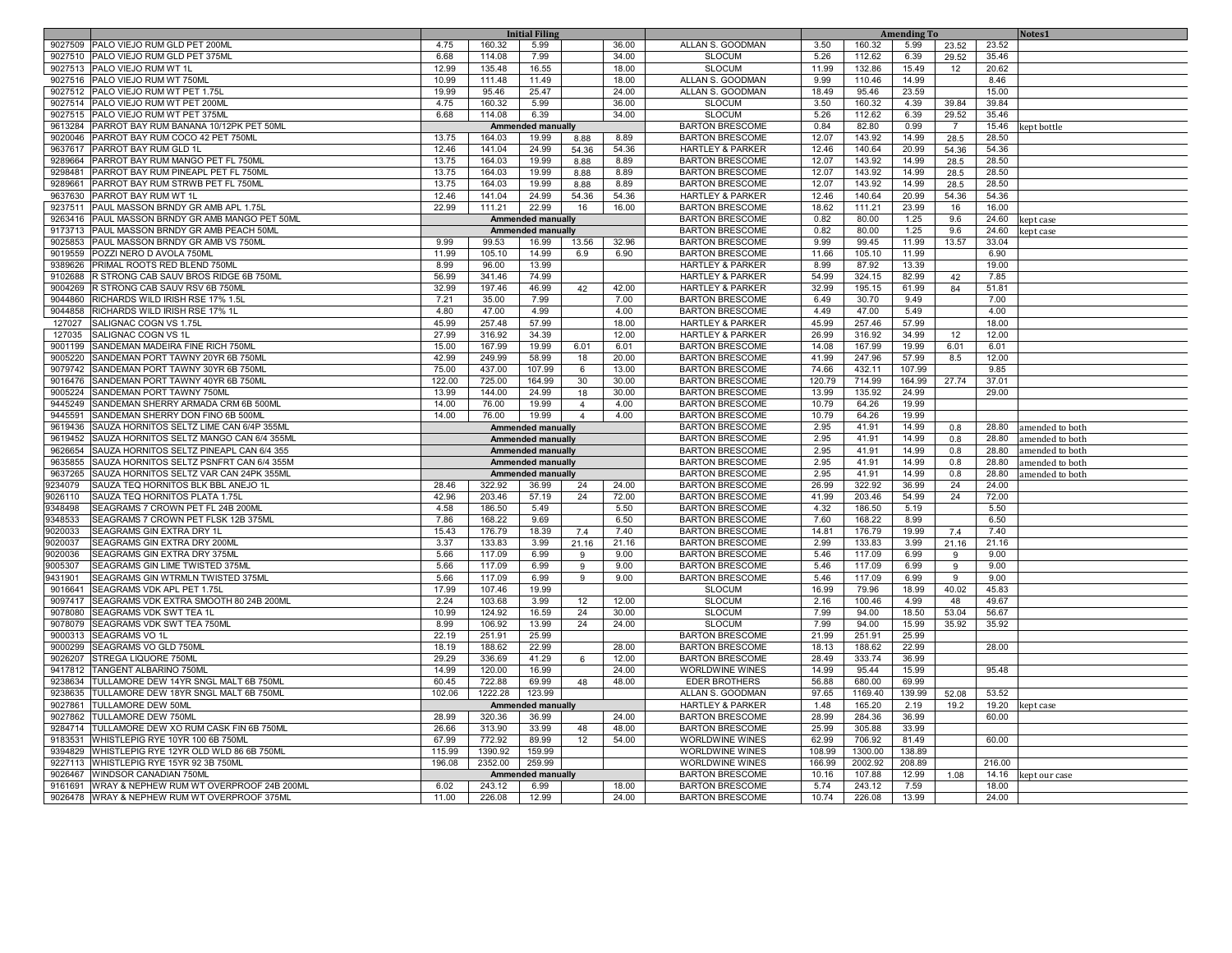| | | Initial Filing | | | | | | Amending To | | | | | Notes1 |
|---|---|---|---|---|---|---|---|---|---|---|---|---|---|
| 9027509 | PALO VIEJO RUM GLD PET 200ML | 4.75 | 160.32 | 5.99 | | 36.00 | ALLAN S. GOODMAN | 3.50 | 160.32 | 5.99 | 23.52 | 23.52 | |
| 9027510 | PALO VIEJO RUM GLD PET 375ML | 6.68 | 114.08 | 7.99 | | 34.00 | SLOCUM | 5.26 | 112.62 | 6.39 | 29.52 | 35.46 | |
| 9027513 | PALO VIEJO RUM WT 1L | 12.99 | 135.48 | 16.55 | | 18.00 | SLOCUM | 11.99 | 132.86 | 15.49 | 12 | 20.62 | |
| 9027516 | PALO VIEJO RUM WT 750ML | 10.99 | 111.48 | 11.49 | | 18.00 | ALLAN S. GOODMAN | 9.99 | 110.46 | 14.99 | | 8.46 | |
| 9027512 | PALO VIEJO RUM WT PET 1.75L | 19.99 | 95.46 | 25.47 | | 24.00 | ALLAN S. GOODMAN | 18.49 | 95.46 | 23.59 | | 15.00 | |
| 9027514 | PALO VIEJO RUM WT PET 200ML | 4.75 | 160.32 | 5.99 | | 36.00 | SLOCUM | 3.50 | 160.32 | 4.39 | 39.84 | 39.84 | |
| 9027515 | PALO VIEJO RUM WT PET 375ML | 6.68 | 114.08 | 6.39 | | 34.00 | SLOCUM | 5.26 | 112.62 | 6.39 | 29.52 | 35.46 | |
| 9613284 | PARROT BAY RUM BANANA 10/12PK PET 50ML | Ammended manually | | | | | BARTON BRESCOME | 0.84 | 82.80 | 0.99 | 7 | 15.46 | kept bottle |
| 9020046 | PARROT BAY RUM COCO 42 PET 750ML | 13.75 | 164.03 | 19.99 | 8.88 | 8.89 | BARTON BRESCOME | 12.07 | 143.92 | 14.99 | 28.5 | 28.50 | |
| 9637617 | PARROT BAY RUM GLD 1L | 12.46 | 141.04 | 24.99 | 54.36 | 54.36 | HARTLEY & PARKER | 12.46 | 140.64 | 20.99 | 54.36 | 54.36 | |
| 9289664 | PARROT BAY RUM MANGO PET FL 750ML | 13.75 | 164.03 | 19.99 | 8.88 | 8.89 | BARTON BRESCOME | 12.07 | 143.92 | 14.99 | 28.5 | 28.50 | |
| 9298481 | PARROT BAY RUM PINEAPL PET FL 750ML | 13.75 | 164.03 | 19.99 | 8.88 | 8.89 | BARTON BRESCOME | 12.07 | 143.92 | 14.99 | 28.5 | 28.50 | |
| 9289661 | PARROT BAY RUM STRWB PET FL 750ML | 13.75 | 164.03 | 19.99 | 8.88 | 8.89 | BARTON BRESCOME | 12.07 | 143.92 | 14.99 | 28.5 | 28.50 | |
| 9637630 | PARROT BAY RUM WT 1L | 12.46 | 141.04 | 24.99 | 54.36 | 54.36 | HARTLEY & PARKER | 12.46 | 140.64 | 20.99 | 54.36 | 54.36 | |
| 9237511 | PAUL MASSON BRNDY GR AMB APL 1.75L | 22.99 | 111.21 | 22.99 | 16 | 16.00 | BARTON BRESCOME | 18.62 | 111.21 | 23.99 | 16 | 16.00 | |
| 9263416 | PAUL MASSON BRNDY GR AMB MANGO PET 50ML | Ammended manually | | | | | BARTON BRESCOME | 0.82 | 80.00 | 1.25 | 9.6 | 24.60 | kept case |
| 9173713 | PAUL MASSON BRNDY GR AMB PEACH 50ML | Ammended manually | | | | | BARTON BRESCOME | 0.82 | 80.00 | 1.25 | 9.6 | 24.60 | kept case |
| 9025853 | PAUL MASSON BRNDY GR AMB VS 750ML | 9.99 | 99.53 | 16.99 | 13.56 | 32.96 | BARTON BRESCOME | 9.99 | 99.45 | 11.99 | 13.57 | 33.04 | |
| 9019559 | POZZI NERO D AVOLA 750ML | 11.99 | 105.10 | 14.99 | 6.9 | 6.90 | BARTON BRESCOME | 11.66 | 105.10 | 11.99 | | 6.90 | |
| 9389626 | PRIMAL ROOTS RED BLEND 750ML | 8.99 | 96.00 | 13.99 | | | HARTLEY & PARKER | 8.99 | 87.92 | 13.39 | | 19.00 | |
| 9102688 | R STRONG CAB SAUV BROS RIDGE 6B 750ML | 56.99 | 341.46 | 74.99 | | | HARTLEY & PARKER | 54.99 | 324.15 | 82.99 | 42 | 7.85 | |
| 9004269 | R STRONG CAB SAUV RSV 6B 750ML | 32.99 | 197.46 | 46.99 | 42 | 42.00 | HARTLEY & PARKER | 32.99 | 195.15 | 61.99 | 84 | 51.81 | |
| 9044860 | RICHARDS WILD IRISH RSE 17% 1.5L | 7.21 | 35.00 | 7.99 | | 7.00 | BARTON BRESCOME | 6.49 | 30.70 | 9.49 | | 7.00 | |
| 9044858 | RICHARDS WILD IRISH RSE 17% 1L | 4.80 | 47.00 | 4.99 | | 4.00 | BARTON BRESCOME | 4.49 | 47.00 | 5.49 | | 4.00 | |
| 127027 | SALIGNAC COGN VS 1.75L | 45.99 | 257.48 | 57.99 | | 18.00 | HARTLEY & PARKER | 45.99 | 257.46 | 57.99 | | 18.00 | |
| 127035 | SALIGNAC COGN VS 1L | 27.99 | 316.92 | 34.39 | | 12.00 | HARTLEY & PARKER | 26.99 | 316.92 | 34.99 | 12 | 12.00 | |
| 9001199 | SANDEMAN MADEIRA FINE RICH 750ML | 15.00 | 167.99 | 19.99 | 6.01 | 6.01 | BARTON BRESCOME | 14.08 | 167.99 | 19.99 | 6.01 | 6.01 | |
| 9005220 | SANDEMAN PORT TAWNY 20YR 6B 750ML | 42.99 | 249.99 | 58.99 | 18 | 20.00 | BARTON BRESCOME | 41.99 | 247.96 | 57.99 | 8.5 | 12.00 | |
| 9079742 | SANDEMAN PORT TAWNY 30YR 6B 750ML | 75.00 | 437.00 | 107.99 | 6 | 13.00 | BARTON BRESCOME | 74.66 | 432.11 | 107.99 | | 9.85 | |
| 9016476 | SANDEMAN PORT TAWNY 40YR 6B 750ML | 122.00 | 725.00 | 164.99 | 30 | 30.00 | BARTON BRESCOME | 120.79 | 714.99 | 164.99 | 27.74 | 37.01 | |
| 9005224 | SANDEMAN PORT TAWNY 750ML | 13.99 | 144.00 | 24.99 | 18 | 30.00 | BARTON BRESCOME | 13.99 | 135.92 | 24.99 | | 29.00 | |
| 9445249 | SANDEMAN SHERRY ARMADA CRM 6B 500ML | 14.00 | 76.00 | 19.99 | 4 | 4.00 | BARTON BRESCOME | 10.79 | 64.26 | 19.99 | | | |
| 9445591 | SANDEMAN SHERRY DON FINO 6B 500ML | 14.00 | 76.00 | 19.99 | 4 | 4.00 | BARTON BRESCOME | 10.79 | 64.26 | 19.99 | | | |
| 9619436 | SAUZA HORNITOS SELTZ LIME CAN 6/4P 355ML | Ammended manually | | | | | BARTON BRESCOME | 2.95 | 41.91 | 14.99 | 0.8 | 28.80 | amended to both |
| 9619452 | SAUZA HORNITOS SELTZ MANGO CAN 6/4 355ML | Ammended manually | | | | | BARTON BRESCOME | 2.95 | 41.91 | 14.99 | 0.8 | 28.80 | amended to both |
| 9626654 | SAUZA HORNITOS SELTZ PINEAPL CAN 6/4 355 | Ammended manually | | | | | BARTON BRESCOME | 2.95 | 41.91 | 14.99 | 0.8 | 28.80 | amended to both |
| 9635855 | SAUZA HORNITOS SELTZ PSNFRT CAN 6/4 355M | Ammended manually | | | | | BARTON BRESCOME | 2.95 | 41.91 | 14.99 | 0.8 | 28.80 | amended to both |
| 9637265 | SAUZA HORNITOS SELTZ VAR CAN 24PK 355ML | Ammended manually | | | | | BARTON BRESCOME | 2.95 | 41.91 | 14.99 | 0.8 | 28.80 | amended to both |
| 9234079 | SAUZA TEQ HORNITOS BLK BBL ANEJO 1L | 28.46 | 322.92 | 36.99 | 24 | 24.00 | BARTON BRESCOME | 26.99 | 322.92 | 36.99 | 24 | 24.00 | |
| 9026110 | SAUZA TEQ HORNITOS PLATA 1.75L | 42.96 | 203.46 | 57.19 | 24 | 72.00 | BARTON BRESCOME | 41.99 | 203.46 | 54.99 | 24 | 72.00 | |
| 9348498 | SEAGRAMS 7 CROWN PET FL 24B 200ML | 4.58 | 186.50 | 5.49 | | 5.50 | BARTON BRESCOME | 4.32 | 186.50 | 5.19 | | 5.50 | |
| 9348533 | SEAGRAMS 7 CROWN PET FLSK 12B 375ML | 7.86 | 168.22 | 9.69 | | 6.50 | BARTON BRESCOME | 7.60 | 168.22 | 8.99 | | 6.50 | |
| 9020033 | SEAGRAMS GIN EXTRA DRY 1L | 15.43 | 176.79 | 18.39 | 7.4 | 7.40 | BARTON BRESCOME | 14.81 | 176.79 | 19.99 | 7.4 | 7.40 | |
| 9020037 | SEAGRAMS GIN EXTRA DRY 200ML | 3.37 | 133.83 | 3.99 | 21.16 | 21.16 | BARTON BRESCOME | 2.99 | 133.83 | 3.99 | 21.16 | 21.16 | |
| 9020036 | SEAGRAMS GIN EXTRA DRY 375ML | 5.66 | 117.09 | 6.99 | 9 | 9.00 | BARTON BRESCOME | 5.46 | 117.09 | 6.99 | 9 | 9.00 | |
| 9005307 | SEAGRAMS GIN LIME TWISTED 375ML | 5.66 | 117.09 | 6.99 | 9 | 9.00 | BARTON BRESCOME | 5.46 | 117.09 | 6.99 | 9 | 9.00 | |
| 9431901 | SEAGRAMS GIN WTRMLN TWISTED 375ML | 5.66 | 117.09 | 6.99 | 9 | 9.00 | BARTON BRESCOME | 5.46 | 117.09 | 6.99 | 9 | 9.00 | |
| 9016641 | SEAGRAMS VDK APL PET 1.75L | 17.99 | 107.46 | 19.99 | | | SLOCUM | 16.99 | 79.96 | 18.99 | 40.02 | 45.83 | |
| 9097417 | SEAGRAMS VDK EXTRA SMOOTH 80 24B 200ML | 2.24 | 103.68 | 3.99 | 12 | 12.00 | SLOCUM | 2.16 | 100.46 | 4.99 | 48 | 49.67 | |
| 9078080 | SEAGRAMS VDK SWT TEA 1L | 10.99 | 124.92 | 16.59 | 24 | 30.00 | SLOCUM | 7.99 | 94.00 | 18.50 | 53.04 | 56.67 | |
| 9078079 | SEAGRAMS VDK SWT TEA 750ML | 8.99 | 106.92 | 13.99 | 24 | 24.00 | SLOCUM | 7.99 | 94.00 | 15.99 | 35.92 | 35.92 | |
| 9000313 | SEAGRAMS VO 1L | 22.19 | 251.91 | 25.99 | | | BARTON BRESCOME | 21.99 | 251.91 | 25.99 | | | |
| 9000299 | SEAGRAMS VO GLD 750ML | 18.19 | 188.62 | 22.99 | | 28.00 | BARTON BRESCOME | 18.13 | 188.62 | 22.99 | | 28.00 | |
| 9026207 | STREGA LIQUORE 750ML | 29.29 | 336.69 | 41.29 | 6 | 12.00 | BARTON BRESCOME | 28.49 | 333.74 | 36.99 | | | |
| 9417812 | TANGENT ALBARINO 750ML | 14.99 | 120.00 | 16.99 | | 24.00 | WORLDWINE WINES | 14.99 | 95.44 | 15.99 | | 95.48 | |
| 9238634 | TULLAMORE DEW 14YR SNGL MALT 6B 750ML | 60.45 | 722.88 | 69.99 | 48 | 48.00 | EDER BROTHERS | 56.88 | 680.00 | 69.99 | | | |
| 9238635 | TULLAMORE DEW 18YR SNGL MALT 6B 750ML | 102.06 | 1222.28 | 123.99 | | | ALLAN S. GOODMAN | 97.65 | 1169.40 | 139.99 | 52.08 | 53.52 | |
| 9027861 | TULLAMORE DEW 50ML | Ammended manually | | | | | HARTLEY & PARKER | 1.48 | 165.20 | 2.19 | 19.2 | 19.20 | kept case |
| 9027862 | TULLAMORE DEW 750ML | 28.99 | 320.36 | 36.99 | | 24.00 | BARTON BRESCOME | 28.99 | 284.36 | 36.99 | | 60.00 | |
| 9284714 | TULLAMORE DEW XO RUM CASK FIN 6B 750ML | 26.66 | 313.90 | 33.99 | 48 | 48.00 | BARTON BRESCOME | 25.99 | 305.88 | 33.99 | | | |
| 9183531 | WHISTLEPIG RYE 10YR 100 6B 750ML | 67.99 | 772.92 | 89.99 | 12 | 54.00 | WORLDWINE WINES | 62.99 | 706.92 | 81.49 | | 60.00 | |
| 9394829 | WHISTLEPIG RYE 12YR OLD WLD 86 6B 750ML | 115.99 | 1390.92 | 159.99 | | | WORLDWINE WINES | 108.99 | 1300.00 | 138.89 | | | |
| 9227113 | WHISTLEPIG RYE 15YR 92 3B 750ML | 196.08 | 2352.00 | 259.99 | | | WORLDWINE WINES | 166.99 | 2002.92 | 208.89 | | 216.00 | |
| 9026467 | WINDSOR CANADIAN 750ML | Ammended manually | | | | | BARTON BRESCOME | 10.16 | 107.88 | 12.99 | 1.08 | 14.16 | kept our case |
| 9161691 | WRAY & NEPHEW RUM WT OVERPROOF 24B 200ML | 6.02 | 243.12 | 6.99 | | 18.00 | BARTON BRESCOME | 5.74 | 243.12 | 7.59 | | 18.00 | |
| 9026478 | WRAY & NEPHEW RUM WT OVERPROOF 375ML | 11.00 | 226.08 | 12.99 | | 24.00 | BARTON BRESCOME | 10.74 | 226.08 | 13.99 | | 24.00 | |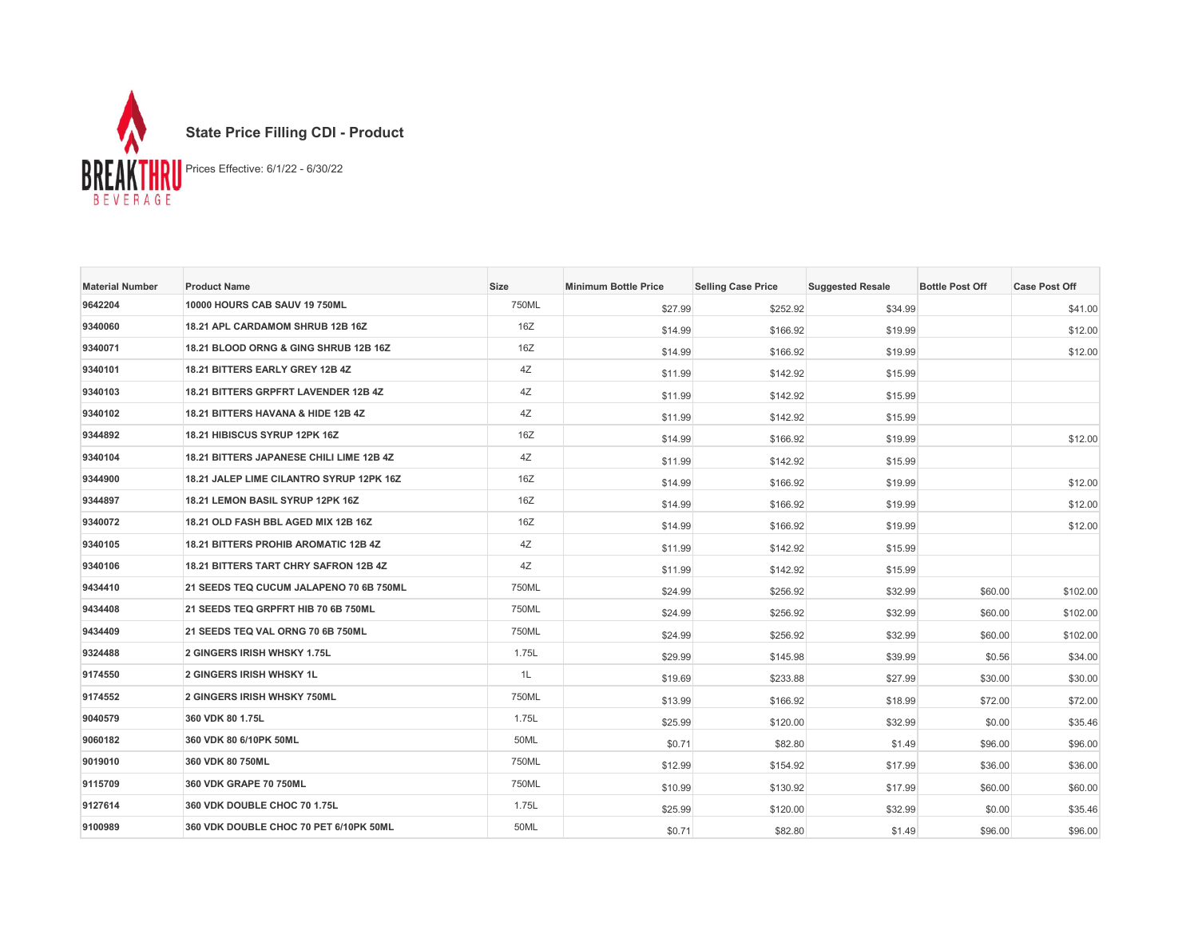BREAKTHRU BEVERAGE

## State Price Filling CDI - Product

Prices Effective: 6/1/22 - 6/30/22

| Material Number | Product Name | Size | Minimum Bottle Price | Selling Case Price | Suggested Resale | Bottle Post Off | Case Post Off |
|---|---|---|---|---|---|---|---|
| 9642204 | 10000 HOURS CAB SAUV 19 750ML | 750ML | $27.99 | $252.92 | $34.99 | | $41.00 |
| 9340060 | 18.21 APL CARDAMOM SHRUB 12B 16Z | 16Z | $14.99 | $166.92 | $19.99 | | $12.00 |
| 9340071 | 18.21 BLOOD ORNG & GING SHRUB 12B 16Z | 16Z | $14.99 | $166.92 | $19.99 | | $12.00 |
| 9340101 | 18.21 BITTERS EARLY GREY 12B 4Z | 4Z | $11.99 | $142.92 | $15.99 | | |
| 9340103 | 18.21 BITTERS GRPFRT LAVENDER 12B 4Z | 4Z | $11.99 | $142.92 | $15.99 | | |
| 9340102 | 18.21 BITTERS HAVANA & HIDE 12B 4Z | 4Z | $11.99 | $142.92 | $15.99 | | |
| 9344892 | 18.21 HIBISCUS SYRUP 12PK 16Z | 16Z | $14.99 | $166.92 | $19.99 | | $12.00 |
| 9340104 | 18.21 BITTERS JAPANESE CHILI LIME 12B 4Z | 4Z | $11.99 | $142.92 | $15.99 | | |
| 9344900 | 18.21 JALEP LIME CILANTRO SYRUP 12PK 16Z | 16Z | $14.99 | $166.92 | $19.99 | | $12.00 |
| 9344897 | 18.21 LEMON BASIL SYRUP 12PK 16Z | 16Z | $14.99 | $166.92 | $19.99 | | $12.00 |
| 9340072 | 18.21 OLD FASH BBL AGED MIX 12B 16Z | 16Z | $14.99 | $166.92 | $19.99 | | $12.00 |
| 9340105 | 18.21 BITTERS PROHIB AROMATIC 12B 4Z | 4Z | $11.99 | $142.92 | $15.99 | | |
| 9340106 | 18.21 BITTERS TART CHRY SAFRON 12B 4Z | 4Z | $11.99 | $142.92 | $15.99 | | |
| 9434410 | 21 SEEDS TEQ CUCUM JALAPENO 70 6B 750ML | 750ML | $24.99 | $256.92 | $32.99 | $60.00 | $102.00 |
| 9434408 | 21 SEEDS TEQ GRPFRT HIB 70 6B 750ML | 750ML | $24.99 | $256.92 | $32.99 | $60.00 | $102.00 |
| 9434409 | 21 SEEDS TEQ VAL ORNG 70 6B 750ML | 750ML | $24.99 | $256.92 | $32.99 | $60.00 | $102.00 |
| 9324488 | 2 GINGERS IRISH WHSKY 1.75L | 1.75L | $29.99 | $145.98 | $39.99 | $0.56 | $34.00 |
| 9174550 | 2 GINGERS IRISH WHSKY 1L | 1L | $19.69 | $233.88 | $27.99 | $30.00 | $30.00 |
| 9174552 | 2 GINGERS IRISH WHSKY 750ML | 750ML | $13.99 | $166.92 | $18.99 | $72.00 | $72.00 |
| 9040579 | 360 VDK 80 1.75L | 1.75L | $25.99 | $120.00 | $32.99 | $0.00 | $35.46 |
| 9060182 | 360 VDK 80 6/10PK 50ML | 50ML | $0.71 | $82.80 | $1.49 | $96.00 | $96.00 |
| 9019010 | 360 VDK 80 750ML | 750ML | $12.99 | $154.92 | $17.99 | $36.00 | $36.00 |
| 9115709 | 360 VDK GRAPE 70 750ML | 750ML | $10.99 | $130.92 | $17.99 | $60.00 | $60.00 |
| 9127614 | 360 VDK DOUBLE CHOC 70 1.75L | 1.75L | $25.99 | $120.00 | $32.99 | $0.00 | $35.46 |
| 9100989 | 360 VDK DOUBLE CHOC 70 PET 6/10PK 50ML | 50ML | $0.71 | $82.80 | $1.49 | $96.00 | $96.00 |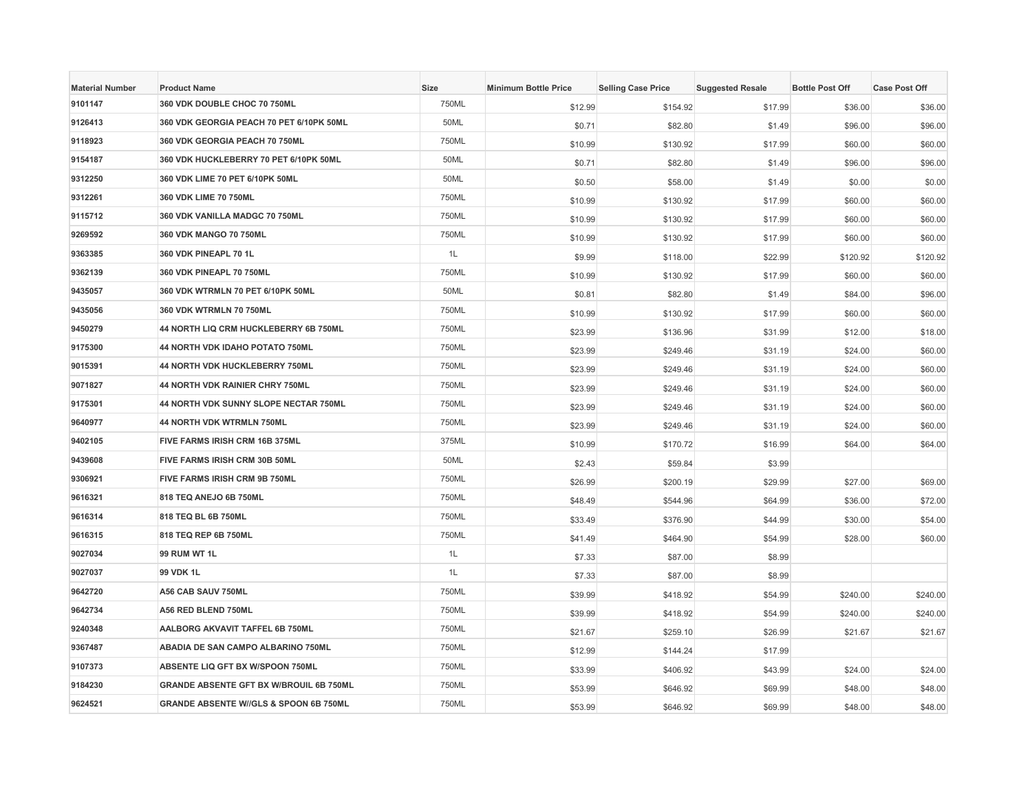| Material Number | Product Name | Size | Minimum Bottle Price | Selling Case Price | Suggested Resale | Bottle Post Off | Case Post Off |
|---|---|---|---|---|---|---|---|
| 9101147 | 360 VDK DOUBLE CHOC 70 750ML | 750ML | $12.99 | $154.92 | $17.99 | $36.00 | $36.00 |
| 9126413 | 360 VDK GEORGIA PEACH 70 PET 6/10PK 50ML | 50ML | $0.71 | $82.80 | $1.49 | $96.00 | $96.00 |
| 9118923 | 360 VDK GEORGIA PEACH 70 750ML | 750ML | $10.99 | $130.92 | $17.99 | $60.00 | $60.00 |
| 9154187 | 360 VDK HUCKLEBERRY 70 PET 6/10PK 50ML | 50ML | $0.71 | $82.80 | $1.49 | $96.00 | $96.00 |
| 9312250 | 360 VDK LIME 70 PET 6/10PK 50ML | 50ML | $0.50 | $58.00 | $1.49 | $0.00 | $0.00 |
| 9312261 | 360 VDK LIME 70 750ML | 750ML | $10.99 | $130.92 | $17.99 | $60.00 | $60.00 |
| 9115712 | 360 VDK VANILLA MADGC 70 750ML | 750ML | $10.99 | $130.92 | $17.99 | $60.00 | $60.00 |
| 9269592 | 360 VDK MANGO 70 750ML | 750ML | $10.99 | $130.92 | $17.99 | $60.00 | $60.00 |
| 9363385 | 360 VDK PINEAPL 70 1L | 1L | $9.99 | $118.00 | $22.99 | $120.92 | $120.92 |
| 9362139 | 360 VDK PINEAPL 70 750ML | 750ML | $10.99 | $130.92 | $17.99 | $60.00 | $60.00 |
| 9435057 | 360 VDK WTRMLN 70 PET 6/10PK 50ML | 50ML | $0.81 | $82.80 | $1.49 | $84.00 | $96.00 |
| 9435056 | 360 VDK WTRMLN 70 750ML | 750ML | $10.99 | $130.92 | $17.99 | $60.00 | $60.00 |
| 9450279 | 44 NORTH LIQ CRM HUCKLEBERRY 6B 750ML | 750ML | $23.99 | $136.96 | $31.99 | $12.00 | $18.00 |
| 9175300 | 44 NORTH VDK IDAHO POTATO 750ML | 750ML | $23.99 | $249.46 | $31.19 | $24.00 | $60.00 |
| 9015391 | 44 NORTH VDK HUCKLEBERRY 750ML | 750ML | $23.99 | $249.46 | $31.19 | $24.00 | $60.00 |
| 9071827 | 44 NORTH VDK RAINIER CHRY 750ML | 750ML | $23.99 | $249.46 | $31.19 | $24.00 | $60.00 |
| 9175301 | 44 NORTH VDK SUNNY SLOPE NECTAR 750ML | 750ML | $23.99 | $249.46 | $31.19 | $24.00 | $60.00 |
| 9640977 | 44 NORTH VDK WTRMLN 750ML | 750ML | $23.99 | $249.46 | $31.19 | $24.00 | $60.00 |
| 9402105 | FIVE FARMS IRISH CRM 16B 375ML | 375ML | $10.99 | $170.72 | $16.99 | $64.00 | $64.00 |
| 9439608 | FIVE FARMS IRISH CRM 30B 50ML | 50ML | $2.43 | $59.84 | $3.99 | | |
| 9306921 | FIVE FARMS IRISH CRM 9B 750ML | 750ML | $26.99 | $200.19 | $29.99 | $27.00 | $69.00 |
| 9616321 | 818 TEQ ANEJO 6B 750ML | 750ML | $48.49 | $544.96 | $64.99 | $36.00 | $72.00 |
| 9616314 | 818 TEQ BL 6B 750ML | 750ML | $33.49 | $376.90 | $44.99 | $30.00 | $54.00 |
| 9616315 | 818 TEQ REP 6B 750ML | 750ML | $41.49 | $464.90 | $54.99 | $28.00 | $60.00 |
| 9027034 | 99 RUM WT 1L | 1L | $7.33 | $87.00 | $8.99 | | |
| 9027037 | 99 VDK 1L | 1L | $7.33 | $87.00 | $8.99 | | |
| 9642720 | A56 CAB SAUV 750ML | 750ML | $39.99 | $418.92 | $54.99 | $240.00 | $240.00 |
| 9642734 | A56 RED BLEND 750ML | 750ML | $39.99 | $418.92 | $54.99 | $240.00 | $240.00 |
| 9240348 | AALBORG AKVAVIT TAFFEL 6B 750ML | 750ML | $21.67 | $259.10 | $26.99 | $21.67 | $21.67 |
| 9367487 | ABADIA DE SAN CAMPO ALBARINO 750ML | 750ML | $12.99 | $144.24 | $17.99 | | |
| 9107373 | ABSENTE LIQ GFT BX W/SPOON 750ML | 750ML | $33.99 | $406.92 | $43.99 | $24.00 | $24.00 |
| 9184230 | GRANDE ABSENTE GFT BX W/BROUIL 6B 750ML | 750ML | $53.99 | $646.92 | $69.99 | $48.00 | $48.00 |
| 9624521 | GRANDE ABSENTE W//GLS & SPOON 6B 750ML | 750ML | $53.99 | $646.92 | $69.99 | $48.00 | $48.00 |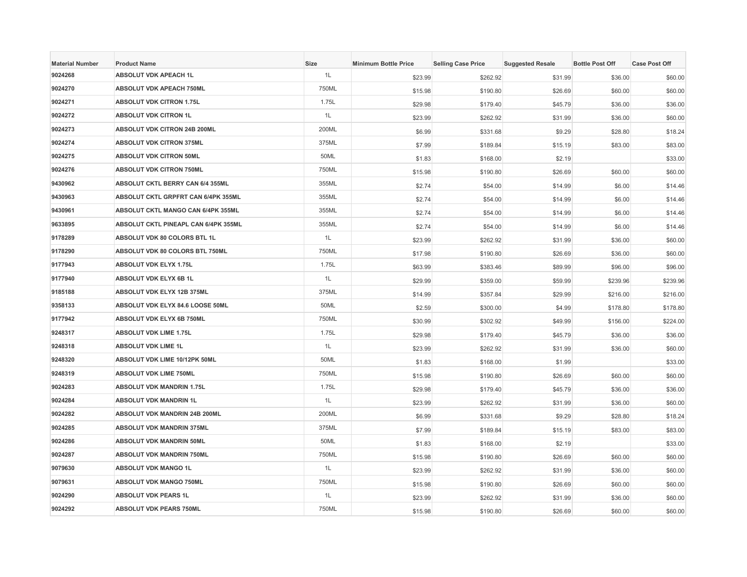| Material Number | Product Name | Size | Minimum Bottle Price | Selling Case Price | Suggested Resale | Bottle Post Off | Case Post Off |
|---|---|---|---|---|---|---|---|
| 9024268 | ABSOLUT VDK APEACH 1L | 1L | $23.99 | $262.92 | $31.99 | $36.00 | $60.00 |
| 9024270 | ABSOLUT VDK APEACH 750ML | 750ML | $15.98 | $190.80 | $26.69 | $60.00 | $60.00 |
| 9024271 | ABSOLUT VDK CITRON 1.75L | 1.75L | $29.98 | $179.40 | $45.79 | $36.00 | $36.00 |
| 9024272 | ABSOLUT VDK CITRON 1L | 1L | $23.99 | $262.92 | $31.99 | $36.00 | $60.00 |
| 9024273 | ABSOLUT VDK CITRON 24B 200ML | 200ML | $6.99 | $331.68 | $9.29 | $28.80 | $18.24 |
| 9024274 | ABSOLUT VDK CITRON 375ML | 375ML | $7.99 | $189.84 | $15.19 | $83.00 | $83.00 |
| 9024275 | ABSOLUT VDK CITRON 50ML | 50ML | $1.83 | $168.00 | $2.19 | | $33.00 |
| 9024276 | ABSOLUT VDK CITRON 750ML | 750ML | $15.98 | $190.80 | $26.69 | $60.00 | $60.00 |
| 9430962 | ABSOLUT CKTL BERRY CAN 6/4 355ML | 355ML | $2.74 | $54.00 | $14.99 | $6.00 | $14.46 |
| 9430963 | ABSOLUT CKTL GRPFRT CAN 6/4PK 355ML | 355ML | $2.74 | $54.00 | $14.99 | $6.00 | $14.46 |
| 9430961 | ABSOLUT CKTL MANGO CAN 6/4PK 355ML | 355ML | $2.74 | $54.00 | $14.99 | $6.00 | $14.46 |
| 9633895 | ABSOLUT CKTL PINEAPL CAN 6/4PK 355ML | 355ML | $2.74 | $54.00 | $14.99 | $6.00 | $14.46 |
| 9178289 | ABSOLUT VDK 80 COLORS BTL 1L | 1L | $23.99 | $262.92 | $31.99 | $36.00 | $60.00 |
| 9178290 | ABSOLUT VDK 80 COLORS BTL 750ML | 750ML | $17.98 | $190.80 | $26.69 | $36.00 | $60.00 |
| 9177943 | ABSOLUT VDK ELYX 1.75L | 1.75L | $63.99 | $383.46 | $89.99 | $96.00 | $96.00 |
| 9177940 | ABSOLUT VDK ELYX 6B 1L | 1L | $29.99 | $359.00 | $59.99 | $239.96 | $239.96 |
| 9185188 | ABSOLUT VDK ELYX 12B 375ML | 375ML | $14.99 | $357.84 | $29.99 | $216.00 | $216.00 |
| 9358133 | ABSOLUT VDK ELYX 84.6 LOOSE 50ML | 50ML | $2.59 | $300.00 | $4.99 | $178.80 | $178.80 |
| 9177942 | ABSOLUT VDK ELYX 6B 750ML | 750ML | $30.99 | $302.92 | $49.99 | $156.00 | $224.00 |
| 9248317 | ABSOLUT VDK LIME 1.75L | 1.75L | $29.98 | $179.40 | $45.79 | $36.00 | $36.00 |
| 9248318 | ABSOLUT VDK LIME 1L | 1L | $23.99 | $262.92 | $31.99 | $36.00 | $60.00 |
| 9248320 | ABSOLUT VDK LIME 10/12PK 50ML | 50ML | $1.83 | $168.00 | $1.99 | | $33.00 |
| 9248319 | ABSOLUT VDK LIME 750ML | 750ML | $15.98 | $190.80 | $26.69 | $60.00 | $60.00 |
| 9024283 | ABSOLUT VDK MANDRIN 1.75L | 1.75L | $29.98 | $179.40 | $45.79 | $36.00 | $36.00 |
| 9024284 | ABSOLUT VDK MANDRIN 1L | 1L | $23.99 | $262.92 | $31.99 | $36.00 | $60.00 |
| 9024282 | ABSOLUT VDK MANDRIN 24B 200ML | 200ML | $6.99 | $331.68 | $9.29 | $28.80 | $18.24 |
| 9024285 | ABSOLUT VDK MANDRIN 375ML | 375ML | $7.99 | $189.84 | $15.19 | $83.00 | $83.00 |
| 9024286 | ABSOLUT VDK MANDRIN 50ML | 50ML | $1.83 | $168.00 | $2.19 | | $33.00 |
| 9024287 | ABSOLUT VDK MANDRIN 750ML | 750ML | $15.98 | $190.80 | $26.69 | $60.00 | $60.00 |
| 9079630 | ABSOLUT VDK MANGO 1L | 1L | $23.99 | $262.92 | $31.99 | $36.00 | $60.00 |
| 9079631 | ABSOLUT VDK MANGO 750ML | 750ML | $15.98 | $190.80 | $26.69 | $60.00 | $60.00 |
| 9024290 | ABSOLUT VDK PEARS 1L | 1L | $23.99 | $262.92 | $31.99 | $36.00 | $60.00 |
| 9024292 | ABSOLUT VDK PEARS 750ML | 750ML | $15.98 | $190.80 | $26.69 | $60.00 | $60.00 |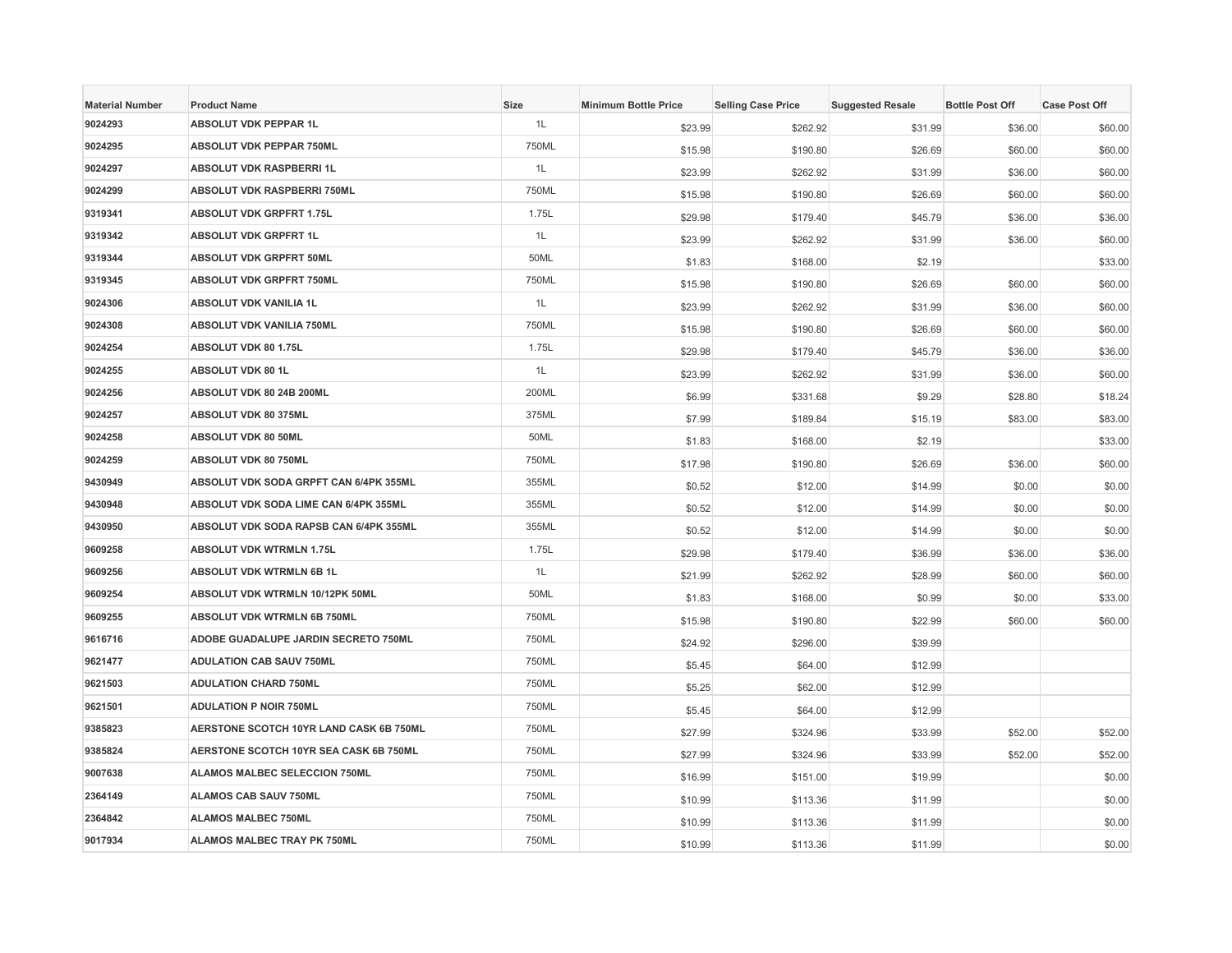| Material Number | Product Name | Size | Minimum Bottle Price | Selling Case Price | Suggested Resale | Bottle Post Off | Case Post Off |
| --- | --- | --- | --- | --- | --- | --- | --- |
| 9024293 | ABSOLUT VDK PEPPAR 1L | 1L | $23.99 | $262.92 | $31.99 | $36.00 | $60.00 |
| 9024295 | ABSOLUT VDK PEPPAR 750ML | 750ML | $15.98 | $190.80 | $26.69 | $60.00 | $60.00 |
| 9024297 | ABSOLUT VDK RASPBERRI 1L | 1L | $23.99 | $262.92 | $31.99 | $36.00 | $60.00 |
| 9024299 | ABSOLUT VDK RASPBERRI 750ML | 750ML | $15.98 | $190.80 | $26.69 | $60.00 | $60.00 |
| 9319341 | ABSOLUT VDK GRPFRT 1.75L | 1.75L | $29.98 | $179.40 | $45.79 | $36.00 | $36.00 |
| 9319342 | ABSOLUT VDK GRPFRT 1L | 1L | $23.99 | $262.92 | $31.99 | $36.00 | $60.00 |
| 9319344 | ABSOLUT VDK GRPFRT 50ML | 50ML | $1.83 | $168.00 | $2.19 | | $33.00 |
| 9319345 | ABSOLUT VDK GRPFRT 750ML | 750ML | $15.98 | $190.80 | $26.69 | $60.00 | $60.00 |
| 9024306 | ABSOLUT VDK VANILIA 1L | 1L | $23.99 | $262.92 | $31.99 | $36.00 | $60.00 |
| 9024308 | ABSOLUT VDK VANILIA 750ML | 750ML | $15.98 | $190.80 | $26.69 | $60.00 | $60.00 |
| 9024254 | ABSOLUT VDK 80 1.75L | 1.75L | $29.98 | $179.40 | $45.79 | $36.00 | $36.00 |
| 9024255 | ABSOLUT VDK 80 1L | 1L | $23.99 | $262.92 | $31.99 | $36.00 | $60.00 |
| 9024256 | ABSOLUT VDK 80 24B 200ML | 200ML | $6.99 | $331.68 | $9.29 | $28.80 | $18.24 |
| 9024257 | ABSOLUT VDK 80 375ML | 375ML | $7.99 | $189.84 | $15.19 | $83.00 | $83.00 |
| 9024258 | ABSOLUT VDK 80 50ML | 50ML | $1.83 | $168.00 | $2.19 | | $33.00 |
| 9024259 | ABSOLUT VDK 80 750ML | 750ML | $17.98 | $190.80 | $26.69 | $36.00 | $60.00 |
| 9430949 | ABSOLUT VDK SODA GRPFT CAN 6/4PK 355ML | 355ML | $0.52 | $12.00 | $14.99 | $0.00 | $0.00 |
| 9430948 | ABSOLUT VDK SODA LIME CAN 6/4PK 355ML | 355ML | $0.52 | $12.00 | $14.99 | $0.00 | $0.00 |
| 9430950 | ABSOLUT VDK SODA RAPSB CAN 6/4PK 355ML | 355ML | $0.52 | $12.00 | $14.99 | $0.00 | $0.00 |
| 9609258 | ABSOLUT VDK WTRMLN 1.75L | 1.75L | $29.98 | $179.40 | $36.99 | $36.00 | $36.00 |
| 9609256 | ABSOLUT VDK WTRMLN 6B 1L | 1L | $21.99 | $262.92 | $28.99 | $60.00 | $60.00 |
| 9609254 | ABSOLUT VDK WTRMLN 10/12PK 50ML | 50ML | $1.83 | $168.00 | $0.99 | $0.00 | $33.00 |
| 9609255 | ABSOLUT VDK WTRMLN 6B 750ML | 750ML | $15.98 | $190.80 | $22.99 | $60.00 | $60.00 |
| 9616716 | ADOBE GUADALUPE JARDIN SECRETO 750ML | 750ML | $24.92 | $296.00 | $39.99 | | |
| 9621477 | ADULATION CAB SAUV 750ML | 750ML | $5.45 | $64.00 | $12.99 | | |
| 9621503 | ADULATION CHARD 750ML | 750ML | $5.25 | $62.00 | $12.99 | | |
| 9621501 | ADULATION P NOIR 750ML | 750ML | $5.45 | $64.00 | $12.99 | | |
| 9385823 | AERSTONE SCOTCH 10YR LAND CASK 6B 750ML | 750ML | $27.99 | $324.96 | $33.99 | $52.00 | $52.00 |
| 9385824 | AERSTONE SCOTCH 10YR SEA CASK 6B 750ML | 750ML | $27.99 | $324.96 | $33.99 | $52.00 | $52.00 |
| 9007638 | ALAMOS MALBEC SELECCION 750ML | 750ML | $16.99 | $151.00 | $19.99 | | $0.00 |
| 2364149 | ALAMOS CAB SAUV 750ML | 750ML | $10.99 | $113.36 | $11.99 | | $0.00 |
| 2364842 | ALAMOS MALBEC 750ML | 750ML | $10.99 | $113.36 | $11.99 | | $0.00 |
| 9017934 | ALAMOS MALBEC TRAY PK 750ML | 750ML | $10.99 | $113.36 | $11.99 | | $0.00 |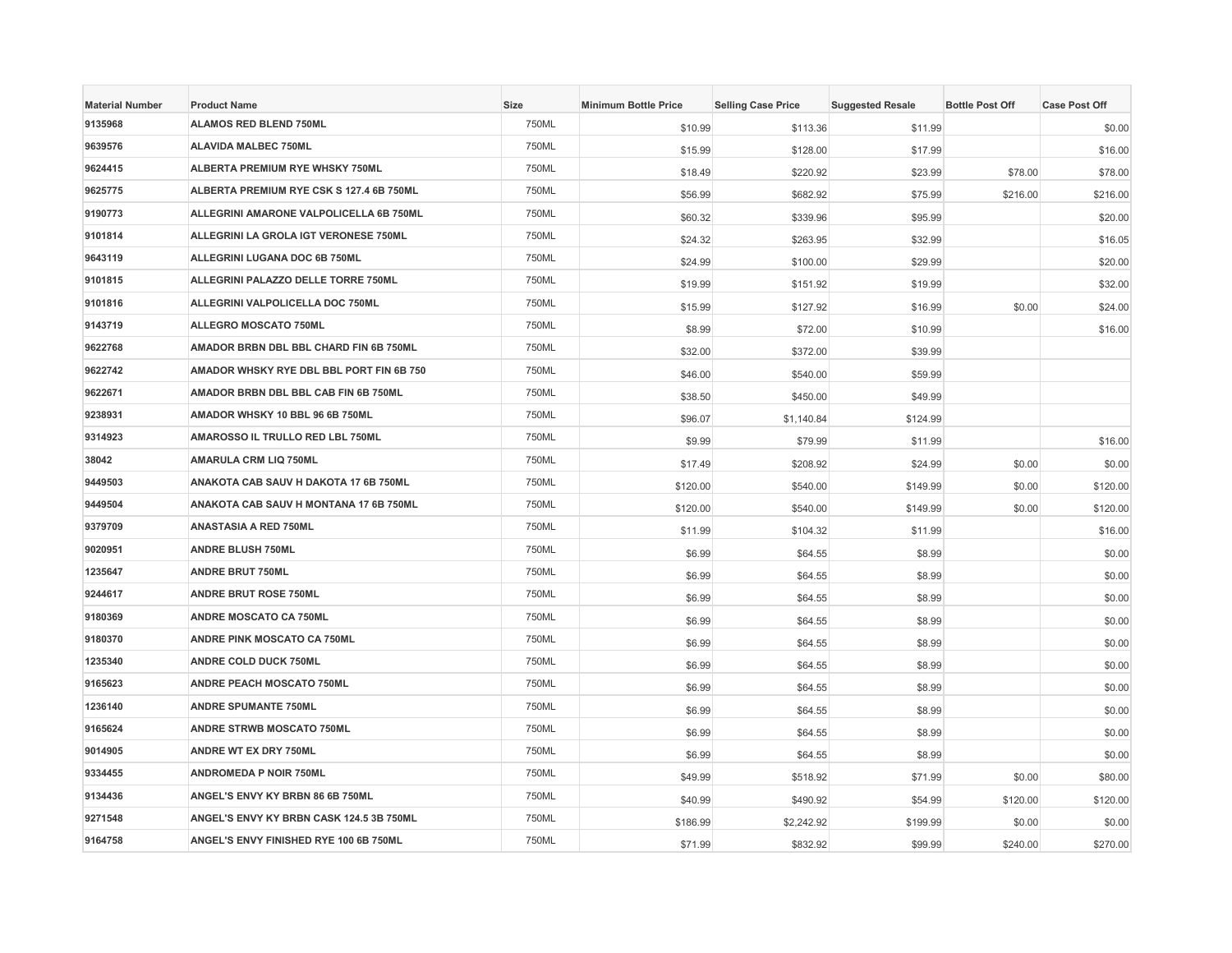| Material Number | Product Name | Size | Minimum Bottle Price | Selling Case Price | Suggested Resale | Bottle Post Off | Case Post Off |
|---|---|---|---|---|---|---|---|
| 9135968 | ALAMOS RED BLEND 750ML | 750ML | $10.99 | $113.36 | $11.99 | | $0.00 |
| 9639576 | ALAVIDA MALBEC 750ML | 750ML | $15.99 | $128.00 | $17.99 | | $16.00 |
| 9624415 | ALBERTA PREMIUM RYE WHSKY 750ML | 750ML | $18.49 | $220.92 | $23.99 | $78.00 | $78.00 |
| 9625775 | ALBERTA PREMIUM RYE CSK S 127.4 6B 750ML | 750ML | $56.99 | $682.92 | $75.99 | $216.00 | $216.00 |
| 9190773 | ALLEGRINI AMARONE VALPOLICELLA 6B 750ML | 750ML | $60.32 | $339.96 | $95.99 | | $20.00 |
| 9101814 | ALLEGRINI LA GROLA IGT VERONESE 750ML | 750ML | $24.32 | $263.95 | $32.99 | | $16.05 |
| 9643119 | ALLEGRINI LUGANA DOC 6B 750ML | 750ML | $24.99 | $100.00 | $29.99 | | $20.00 |
| 9101815 | ALLEGRINI PALAZZO DELLE TORRE 750ML | 750ML | $19.99 | $151.92 | $19.99 | | $32.00 |
| 9101816 | ALLEGRINI VALPOLICELLA DOC 750ML | 750ML | $15.99 | $127.92 | $16.99 | $0.00 | $24.00 |
| 9143719 | ALLEGRO MOSCATO 750ML | 750ML | $8.99 | $72.00 | $10.99 | | $16.00 |
| 9622768 | AMADOR BRBN DBL BBL CHARD FIN 6B 750ML | 750ML | $32.00 | $372.00 | $39.99 | | |
| 9622742 | AMADOR WHSKY RYE DBL BBL PORT FIN 6B 750 | 750ML | $46.00 | $540.00 | $59.99 | | |
| 9622671 | AMADOR BRBN DBL BBL CAB FIN 6B 750ML | 750ML | $38.50 | $450.00 | $49.99 | | |
| 9238931 | AMADOR WHSKY 10 BBL 96 6B 750ML | 750ML | $96.07 | $1,140.84 | $124.99 | | |
| 9314923 | AMAROSSO IL TRULLO RED LBL 750ML | 750ML | $9.99 | $79.99 | $11.99 | | $16.00 |
| 38042 | AMARULA CRM LIQ 750ML | 750ML | $17.49 | $208.92 | $24.99 | $0.00 | $0.00 |
| 9449503 | ANAKOTA CAB SAUV H DAKOTA 17 6B 750ML | 750ML | $120.00 | $540.00 | $149.99 | $0.00 | $120.00 |
| 9449504 | ANAKOTA CAB SAUV H MONTANA 17 6B 750ML | 750ML | $120.00 | $540.00 | $149.99 | $0.00 | $120.00 |
| 9379709 | ANASTASIA A RED 750ML | 750ML | $11.99 | $104.32 | $11.99 | | $16.00 |
| 9020951 | ANDRE BLUSH 750ML | 750ML | $6.99 | $64.55 | $8.99 | | $0.00 |
| 1235647 | ANDRE BRUT 750ML | 750ML | $6.99 | $64.55 | $8.99 | | $0.00 |
| 9244617 | ANDRE BRUT ROSE 750ML | 750ML | $6.99 | $64.55 | $8.99 | | $0.00 |
| 9180369 | ANDRE MOSCATO CA 750ML | 750ML | $6.99 | $64.55 | $8.99 | | $0.00 |
| 9180370 | ANDRE PINK MOSCATO CA 750ML | 750ML | $6.99 | $64.55 | $8.99 | | $0.00 |
| 1235340 | ANDRE COLD DUCK 750ML | 750ML | $6.99 | $64.55 | $8.99 | | $0.00 |
| 9165623 | ANDRE PEACH MOSCATO 750ML | 750ML | $6.99 | $64.55 | $8.99 | | $0.00 |
| 1236140 | ANDRE SPUMANTE 750ML | 750ML | $6.99 | $64.55 | $8.99 | | $0.00 |
| 9165624 | ANDRE STRWB MOSCATO 750ML | 750ML | $6.99 | $64.55 | $8.99 | | $0.00 |
| 9014905 | ANDRE WT EX DRY 750ML | 750ML | $6.99 | $64.55 | $8.99 | | $0.00 |
| 9334455 | ANDROMEDA P NOIR 750ML | 750ML | $49.99 | $518.92 | $71.99 | $0.00 | $80.00 |
| 9134436 | ANGEL'S ENVY KY BRBN 86 6B 750ML | 750ML | $40.99 | $490.92 | $54.99 | $120.00 | $120.00 |
| 9271548 | ANGEL'S ENVY KY BRBN CASK 124.5 3B 750ML | 750ML | $186.99 | $2,242.92 | $199.99 | $0.00 | $0.00 |
| 9164758 | ANGEL'S ENVY FINISHED RYE 100 6B 750ML | 750ML | $71.99 | $832.92 | $99.99 | $240.00 | $270.00 |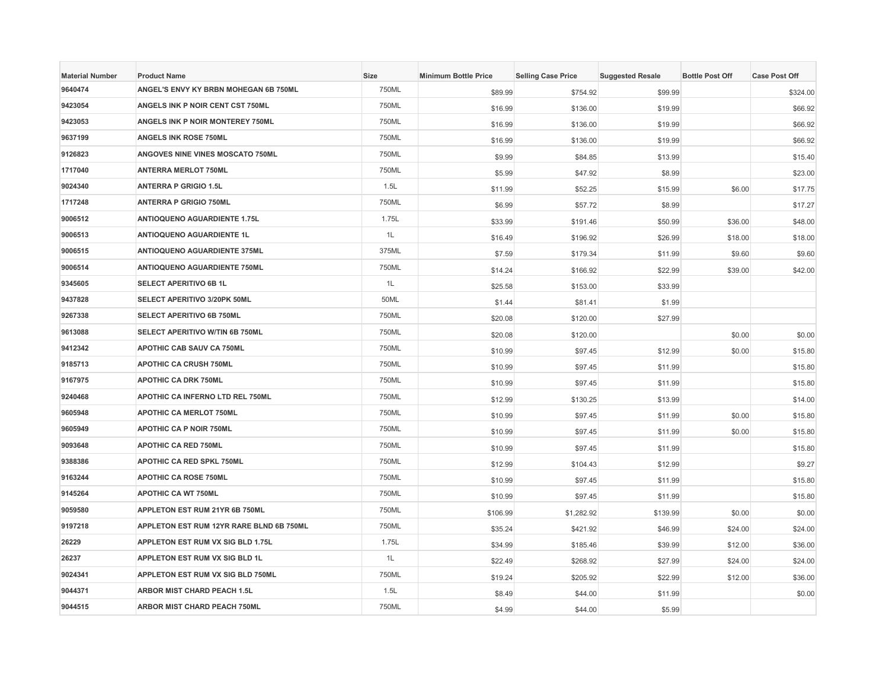| Material Number | Product Name | Size | Minimum Bottle Price | Selling Case Price | Suggested Resale | Bottle Post Off | Case Post Off |
|---|---|---|---|---|---|---|---|
| 9640474 | ANGEL'S ENVY KY BRBN MOHEGAN 6B 750ML | 750ML | $89.99 | $754.92 | $99.99 | | $324.00 |
| 9423054 | ANGELS INK P NOIR CENT CST 750ML | 750ML | $16.99 | $136.00 | $19.99 | | $66.92 |
| 9423053 | ANGELS INK P NOIR MONTEREY 750ML | 750ML | $16.99 | $136.00 | $19.99 | | $66.92 |
| 9637199 | ANGELS INK ROSE 750ML | 750ML | $16.99 | $136.00 | $19.99 | | $66.92 |
| 9126823 | ANGOVES NINE VINES MOSCATO 750ML | 750ML | $9.99 | $84.85 | $13.99 | | $15.40 |
| 1717040 | ANTERRA MERLOT 750ML | 750ML | $5.99 | $47.92 | $8.99 | | $23.00 |
| 9024340 | ANTERRA P GRIGIO 1.5L | 1.5L | $11.99 | $52.25 | $15.99 | $6.00 | $17.75 |
| 1717248 | ANTERRA P GRIGIO 750ML | 750ML | $6.99 | $57.72 | $8.99 | | $17.27 |
| 9006512 | ANTIOQUENO AGUARDIENTE 1.75L | 1.75L | $33.99 | $191.46 | $50.99 | $36.00 | $48.00 |
| 9006513 | ANTIOQUENO AGUARDIENTE 1L | 1L | $16.49 | $196.92 | $26.99 | $18.00 | $18.00 |
| 9006515 | ANTIOQUENO AGUARDIENTE 375ML | 375ML | $7.59 | $179.34 | $11.99 | $9.60 | $9.60 |
| 9006514 | ANTIOQUENO AGUARDIENTE 750ML | 750ML | $14.24 | $166.92 | $22.99 | $39.00 | $42.00 |
| 9345605 | SELECT APERITIVO 6B 1L | 1L | $25.58 | $153.00 | $33.99 | | |
| 9437828 | SELECT APERITIVO 3/20PK 50ML | 50ML | $1.44 | $81.41 | $1.99 | | |
| 9267338 | SELECT APERITIVO 6B 750ML | 750ML | $20.08 | $120.00 | $27.99 | | |
| 9613088 | SELECT APERITIVO W/TIN 6B 750ML | 750ML | $20.08 | $120.00 | | $0.00 | $0.00 |
| 9412342 | APOTHIC CAB SAUV CA 750ML | 750ML | $10.99 | $97.45 | $12.99 | $0.00 | $15.80 |
| 9185713 | APOTHIC CA CRUSH 750ML | 750ML | $10.99 | $97.45 | $11.99 | | $15.80 |
| 9167975 | APOTHIC CA DRK 750ML | 750ML | $10.99 | $97.45 | $11.99 | | $15.80 |
| 9240468 | APOTHIC CA INFERNO LTD REL 750ML | 750ML | $12.99 | $130.25 | $13.99 | | $14.00 |
| 9605948 | APOTHIC CA MERLOT 750ML | 750ML | $10.99 | $97.45 | $11.99 | $0.00 | $15.80 |
| 9605949 | APOTHIC CA P NOIR 750ML | 750ML | $10.99 | $97.45 | $11.99 | $0.00 | $15.80 |
| 9093648 | APOTHIC CA RED 750ML | 750ML | $10.99 | $97.45 | $11.99 | | $15.80 |
| 9388386 | APOTHIC CA RED SPKL 750ML | 750ML | $12.99 | $104.43 | $12.99 | | $9.27 |
| 9163244 | APOTHIC CA ROSE 750ML | 750ML | $10.99 | $97.45 | $11.99 | | $15.80 |
| 9145264 | APOTHIC CA WT 750ML | 750ML | $10.99 | $97.45 | $11.99 | | $15.80 |
| 9059580 | APPLETON EST RUM 21YR 6B 750ML | 750ML | $106.99 | $1,282.92 | $139.99 | $0.00 | $0.00 |
| 9197218 | APPLETON EST RUM 12YR RARE BLND 6B 750ML | 750ML | $35.24 | $421.92 | $46.99 | $24.00 | $24.00 |
| 26229 | APPLETON EST RUM VX SIG BLD 1.75L | 1.75L | $34.99 | $185.46 | $39.99 | $12.00 | $36.00 |
| 26237 | APPLETON EST RUM VX SIG BLD 1L | 1L | $22.49 | $268.92 | $27.99 | $24.00 | $24.00 |
| 9024341 | APPLETON EST RUM VX SIG BLD 750ML | 750ML | $19.24 | $205.92 | $22.99 | $12.00 | $36.00 |
| 9044371 | ARBOR MIST CHARD PEACH 1.5L | 1.5L | $8.49 | $44.00 | $11.99 | | $0.00 |
| 9044515 | ARBOR MIST CHARD PEACH 750ML | 750ML | $4.99 | $44.00 | $5.99 | | |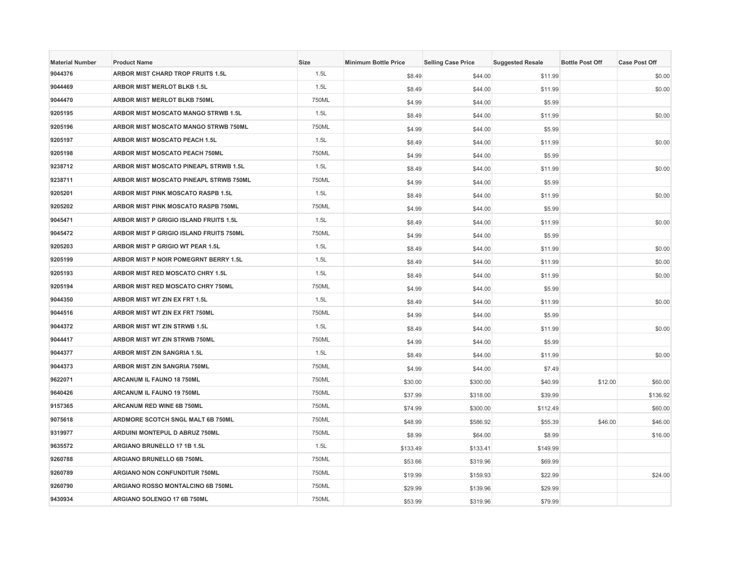| Material Number | Product Name | Size | Minimum Bottle Price | Selling Case Price | Suggested Resale | Bottle Post Off | Case Post Off |
|---|---|---|---|---|---|---|---|
| 9044376 | ARBOR MIST CHARD TROP FRUITS 1.5L | 1.5L | $8.49 | $44.00 | $11.99 | | $0.00 |
| 9044469 | ARBOR MIST MERLOT BLKB 1.5L | 1.5L | $8.49 | $44.00 | $11.99 | | $0.00 |
| 9044470 | ARBOR MIST MERLOT BLKB 750ML | 750ML | $4.99 | $44.00 | $5.99 | | |
| 9205195 | ARBOR MIST MOSCATO MANGO STRWB 1.5L | 1.5L | $8.49 | $44.00 | $11.99 | | $0.00 |
| 9205196 | ARBOR MIST MOSCATO MANGO STRWB 750ML | 750ML | $4.99 | $44.00 | $5.99 | | |
| 9205197 | ARBOR MIST MOSCATO PEACH 1.5L | 1.5L | $8.49 | $44.00 | $11.99 | | $0.00 |
| 9205198 | ARBOR MIST MOSCATO PEACH 750ML | 750ML | $4.99 | $44.00 | $5.99 | | |
| 9238712 | ARBOR MIST MOSCATO PINEAPL STRWB 1.5L | 1.5L | $8.49 | $44.00 | $11.99 | | $0.00 |
| 9238711 | ARBOR MIST MOSCATO PINEAPL STRWB 750ML | 750ML | $4.99 | $44.00 | $5.99 | | |
| 9205201 | ARBOR MIST PINK MOSCATO RASPB 1.5L | 1.5L | $8.49 | $44.00 | $11.99 | | $0.00 |
| 9205202 | ARBOR MIST PINK MOSCATO RASPB 750ML | 750ML | $4.99 | $44.00 | $5.99 | | |
| 9045471 | ARBOR MIST P GRIGIO ISLAND FRUITS 1.5L | 1.5L | $8.49 | $44.00 | $11.99 | | $0.00 |
| 9045472 | ARBOR MIST P GRIGIO ISLAND FRUITS 750ML | 750ML | $4.99 | $44.00 | $5.99 | | |
| 9205203 | ARBOR MIST P GRIGIO WT PEAR 1.5L | 1.5L | $8.49 | $44.00 | $11.99 | | $0.00 |
| 9205199 | ARBOR MIST P NOIR POMEGRNT BERRY 1.5L | 1.5L | $8.49 | $44.00 | $11.99 | | $0.00 |
| 9205193 | ARBOR MIST RED MOSCATO CHRY 1.5L | 1.5L | $8.49 | $44.00 | $11.99 | | $0.00 |
| 9205194 | ARBOR MIST RED MOSCATO CHRY 750ML | 750ML | $4.99 | $44.00 | $5.99 | | |
| 9044350 | ARBOR MIST WT ZIN EX FRT 1.5L | 1.5L | $8.49 | $44.00 | $11.99 | | $0.00 |
| 9044516 | ARBOR MIST WT ZIN EX FRT 750ML | 750ML | $4.99 | $44.00 | $5.99 | | |
| 9044372 | ARBOR MIST WT ZIN STRWB 1.5L | 1.5L | $8.49 | $44.00 | $11.99 | | $0.00 |
| 9044417 | ARBOR MIST WT ZIN STRWB 750ML | 750ML | $4.99 | $44.00 | $5.99 | | |
| 9044377 | ARBOR MIST ZIN SANGRIA 1.5L | 1.5L | $8.49 | $44.00 | $11.99 | | $0.00 |
| 9044373 | ARBOR MIST ZIN SANGRIA 750ML | 750ML | $4.99 | $44.00 | $7.49 | | |
| 9622071 | ARCANUM IL FAUNO 18 750ML | 750ML | $30.00 | $300.00 | $40.99 | $12.00 | $60.00 |
| 9640426 | ARCANUM IL FAUNO 19 750ML | 750ML | $37.99 | $318.00 | $39.99 | | $136.92 |
| 9157365 | ARCANUM RED WINE 6B 750ML | 750ML | $74.99 | $300.00 | $112.49 | | $60.00 |
| 9075618 | ARDMORE SCOTCH SNGL MALT 6B 750ML | 750ML | $48.99 | $586.92 | $55.39 | $46.00 | $46.00 |
| 9319977 | ARDUINI MONTEPUL D ABRUZ 750ML | 750ML | $8.99 | $64.00 | $8.99 | | $16.00 |
| 9635572 | ARGIANO BRUNELLO 17 1B 1.5L | 1.5L | $133.49 | $133.41 | $149.99 | | |
| 9260788 | ARGIANO BRUNELLO 6B 750ML | 750ML | $53.66 | $319.96 | $69.99 | | |
| 9260789 | ARGIANO NON CONFUNDITUR 750ML | 750ML | $19.99 | $159.93 | $22.99 | | $24.00 |
| 9260790 | ARGIANO ROSSO MONTALCINO 6B 750ML | 750ML | $29.99 | $139.96 | $29.99 | | |
| 9430934 | ARGIANO SOLENGO 17 6B 750ML | 750ML | $53.99 | $319.96 | $79.99 | | |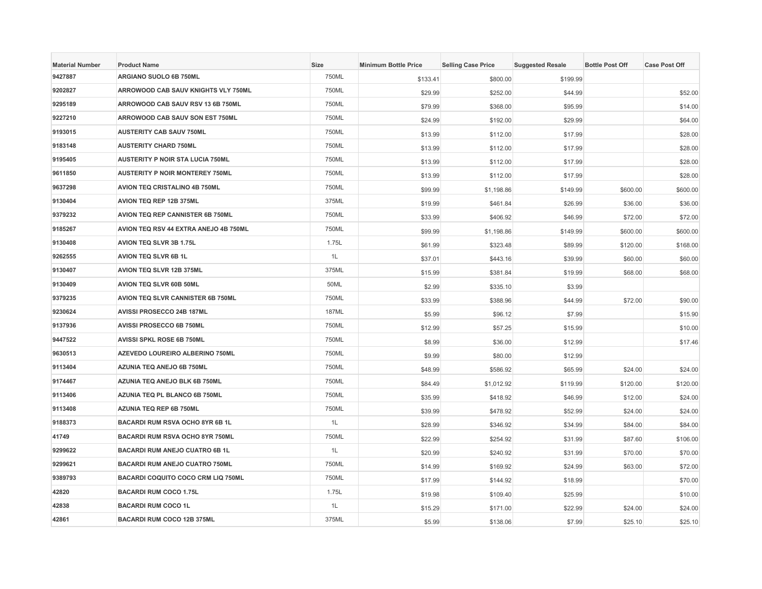| Material Number | Product Name | Size | Minimum Bottle Price | Selling Case Price | Suggested Resale | Bottle Post Off | Case Post Off |
|---|---|---|---|---|---|---|---|
| 9427887 | ARGIANO SUOLO 6B 750ML | 750ML | $133.41 | $800.00 | $199.99 | | |
| 9202827 | ARROWOOD CAB SAUV KNIGHTS VLY 750ML | 750ML | $29.99 | $252.00 | $44.99 | | $52.00 |
| 9295189 | ARROWOOD CAB SAUV RSV 13 6B 750ML | 750ML | $79.99 | $368.00 | $95.99 | | $14.00 |
| 9227210 | ARROWOOD CAB SAUV SON EST 750ML | 750ML | $24.99 | $192.00 | $29.99 | | $64.00 |
| 9193015 | AUSTERITY CAB SAUV 750ML | 750ML | $13.99 | $112.00 | $17.99 | | $28.00 |
| 9183148 | AUSTERITY CHARD 750ML | 750ML | $13.99 | $112.00 | $17.99 | | $28.00 |
| 9195405 | AUSTERITY P NOIR STA LUCIA 750ML | 750ML | $13.99 | $112.00 | $17.99 | | $28.00 |
| 9611850 | AUSTERITY P NOIR MONTEREY 750ML | 750ML | $13.99 | $112.00 | $17.99 | | $28.00 |
| 9637298 | AVION TEQ CRISTALINO 4B 750ML | 750ML | $99.99 | $1,198.86 | $149.99 | $600.00 | $600.00 |
| 9130404 | AVION TEQ REP 12B 375ML | 375ML | $19.99 | $461.84 | $26.99 | $36.00 | $36.00 |
| 9379232 | AVION TEQ REP CANNISTER 6B 750ML | 750ML | $33.99 | $406.92 | $46.99 | $72.00 | $72.00 |
| 9185267 | AVION TEQ RSV 44 EXTRA ANEJO 4B 750ML | 750ML | $99.99 | $1,198.86 | $149.99 | $600.00 | $600.00 |
| 9130408 | AVION TEQ SLVR 3B 1.75L | 1.75L | $61.99 | $323.48 | $89.99 | $120.00 | $168.00 |
| 9262555 | AVION TEQ SLVR 6B 1L | 1L | $37.01 | $443.16 | $39.99 | $60.00 | $60.00 |
| 9130407 | AVION TEQ SLVR 12B 375ML | 375ML | $15.99 | $381.84 | $19.99 | $68.00 | $68.00 |
| 9130409 | AVION TEQ SLVR 60B 50ML | 50ML | $2.99 | $335.10 | $3.99 | | |
| 9379235 | AVION TEQ SLVR CANNISTER 6B 750ML | 750ML | $33.99 | $388.96 | $44.99 | $72.00 | $90.00 |
| 9230624 | AVISSI PROSECCO 24B 187ML | 187ML | $5.99 | $96.12 | $7.99 | | $15.90 |
| 9137936 | AVISSI PROSECCO 6B 750ML | 750ML | $12.99 | $57.25 | $15.99 | | $10.00 |
| 9447522 | AVISSI SPKL ROSE 6B 750ML | 750ML | $8.99 | $36.00 | $12.99 | | $17.46 |
| 9630513 | AZEVEDO LOUREIRO ALBERINO 750ML | 750ML | $9.99 | $80.00 | $12.99 | | |
| 9113404 | AZUNIA TEQ ANEJO 6B 750ML | 750ML | $48.99 | $586.92 | $65.99 | $24.00 | $24.00 |
| 9174467 | AZUNIA TEQ ANEJO BLK 6B 750ML | 750ML | $84.49 | $1,012.92 | $119.99 | $120.00 | $120.00 |
| 9113406 | AZUNIA TEQ PL BLANCO 6B 750ML | 750ML | $35.99 | $418.92 | $46.99 | $12.00 | $24.00 |
| 9113408 | AZUNIA TEQ REP 6B 750ML | 750ML | $39.99 | $478.92 | $52.99 | $24.00 | $24.00 |
| 9188373 | BACARDI RUM RSVA OCHO 8YR 6B 1L | 1L | $28.99 | $346.92 | $34.99 | $84.00 | $84.00 |
| 41749 | BACARDI RUM RSVA OCHO 8YR 750ML | 750ML | $22.99 | $254.92 | $31.99 | $87.60 | $106.00 |
| 9299622 | BACARDI RUM ANEJO CUATRO 6B 1L | 1L | $20.99 | $240.92 | $31.99 | $70.00 | $70.00 |
| 9299621 | BACARDI RUM ANEJO CUATRO 750ML | 750ML | $14.99 | $169.92 | $24.99 | $63.00 | $72.00 |
| 9389793 | BACARDI COQUITO COCO CRM LIQ 750ML | 750ML | $17.99 | $144.92 | $18.99 | | $70.00 |
| 42820 | BACARDI RUM COCO 1.75L | 1.75L | $19.98 | $109.40 | $25.99 | | $10.00 |
| 42838 | BACARDI RUM COCO 1L | 1L | $15.29 | $171.00 | $22.99 | $24.00 | $24.00 |
| 42861 | BACARDI RUM COCO 12B 375ML | 375ML | $5.99 | $138.06 | $7.99 | $25.10 | $25.10 |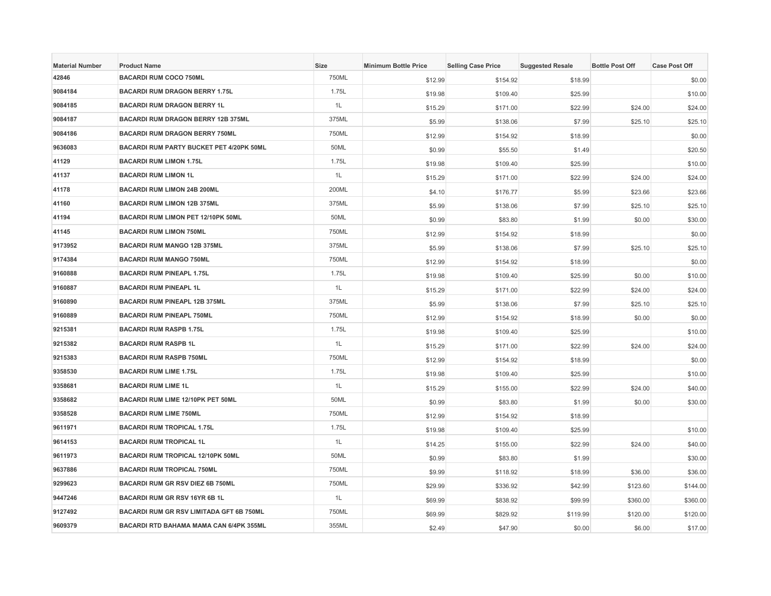| Material Number | Product Name | Size | Minimum Bottle Price | Selling Case Price | Suggested Resale | Bottle Post Off | Case Post Off |
|---|---|---|---|---|---|---|---|
| 42846 | BACARDI RUM COCO 750ML | 750ML | $12.99 | $154.92 | $18.99 | | $0.00 |
| 9084184 | BACARDI RUM DRAGON BERRY 1.75L | 1.75L | $19.98 | $109.40 | $25.99 | | $10.00 |
| 9084185 | BACARDI RUM DRAGON BERRY 1L | 1L | $15.29 | $171.00 | $22.99 | $24.00 | $24.00 |
| 9084187 | BACARDI RUM DRAGON BERRY 12B 375ML | 375ML | $5.99 | $138.06 | $7.99 | $25.10 | $25.10 |
| 9084186 | BACARDI RUM DRAGON BERRY 750ML | 750ML | $12.99 | $154.92 | $18.99 | | $0.00 |
| 9636083 | BACARDI RUM PARTY BUCKET PET 4/20PK 50ML | 50ML | $0.99 | $55.50 | $1.49 | | $20.50 |
| 41129 | BACARDI RUM LIMON 1.75L | 1.75L | $19.98 | $109.40 | $25.99 | | $10.00 |
| 41137 | BACARDI RUM LIMON 1L | 1L | $15.29 | $171.00 | $22.99 | $24.00 | $24.00 |
| 41178 | BACARDI RUM LIMON 24B 200ML | 200ML | $4.10 | $176.77 | $5.99 | $23.66 | $23.66 |
| 41160 | BACARDI RUM LIMON 12B 375ML | 375ML | $5.99 | $138.06 | $7.99 | $25.10 | $25.10 |
| 41194 | BACARDI RUM LIMON PET 12/10PK 50ML | 50ML | $0.99 | $83.80 | $1.99 | $0.00 | $30.00 |
| 41145 | BACARDI RUM LIMON 750ML | 750ML | $12.99 | $154.92 | $18.99 | | $0.00 |
| 9173952 | BACARDI RUM MANGO 12B 375ML | 375ML | $5.99 | $138.06 | $7.99 | $25.10 | $25.10 |
| 9174384 | BACARDI RUM MANGO 750ML | 750ML | $12.99 | $154.92 | $18.99 | | $0.00 |
| 9160888 | BACARDI RUM PINEAPL 1.75L | 1.75L | $19.98 | $109.40 | $25.99 | $0.00 | $10.00 |
| 9160887 | BACARDI RUM PINEAPL 1L | 1L | $15.29 | $171.00 | $22.99 | $24.00 | $24.00 |
| 9160890 | BACARDI RUM PINEAPL 12B 375ML | 375ML | $5.99 | $138.06 | $7.99 | $25.10 | $25.10 |
| 9160889 | BACARDI RUM PINEAPL 750ML | 750ML | $12.99 | $154.92 | $18.99 | $0.00 | $0.00 |
| 9215381 | BACARDI RUM RASPB 1.75L | 1.75L | $19.98 | $109.40 | $25.99 | | $10.00 |
| 9215382 | BACARDI RUM RASPB 1L | 1L | $15.29 | $171.00 | $22.99 | $24.00 | $24.00 |
| 9215383 | BACARDI RUM RASPB 750ML | 750ML | $12.99 | $154.92 | $18.99 | | $0.00 |
| 9358530 | BACARDI RUM LIME 1.75L | 1.75L | $19.98 | $109.40 | $25.99 | | $10.00 |
| 9358681 | BACARDI RUM LIME 1L | 1L | $15.29 | $155.00 | $22.99 | $24.00 | $40.00 |
| 9358682 | BACARDI RUM LIME 12/10PK PET 50ML | 50ML | $0.99 | $83.80 | $1.99 | $0.00 | $30.00 |
| 9358528 | BACARDI RUM LIME 750ML | 750ML | $12.99 | $154.92 | $18.99 | | |
| 9611971 | BACARDI RUM TROPICAL 1.75L | 1.75L | $19.98 | $109.40 | $25.99 | | $10.00 |
| 9614153 | BACARDI RUM TROPICAL 1L | 1L | $14.25 | $155.00 | $22.99 | $24.00 | $40.00 |
| 9611973 | BACARDI RUM TROPICAL 12/10PK 50ML | 50ML | $0.99 | $83.80 | $1.99 | | $30.00 |
| 9637886 | BACARDI RUM TROPICAL 750ML | 750ML | $9.99 | $118.92 | $18.99 | $36.00 | $36.00 |
| 9299623 | BACARDI RUM GR RSV DIEZ 6B 750ML | 750ML | $29.99 | $336.92 | $42.99 | $123.60 | $144.00 |
| 9447246 | BACARDI RUM GR RSV 16YR 6B 1L | 1L | $69.99 | $838.92 | $99.99 | $360.00 | $360.00 |
| 9127492 | BACARDI RUM GR RSV LIMITADA GFT 6B 750ML | 750ML | $69.99 | $829.92 | $119.99 | $120.00 | $120.00 |
| 9609379 | BACARDI RTD BAHAMA MAMA CAN 6/4PK 355ML | 355ML | $2.49 | $47.90 | $0.00 | $6.00 | $17.00 |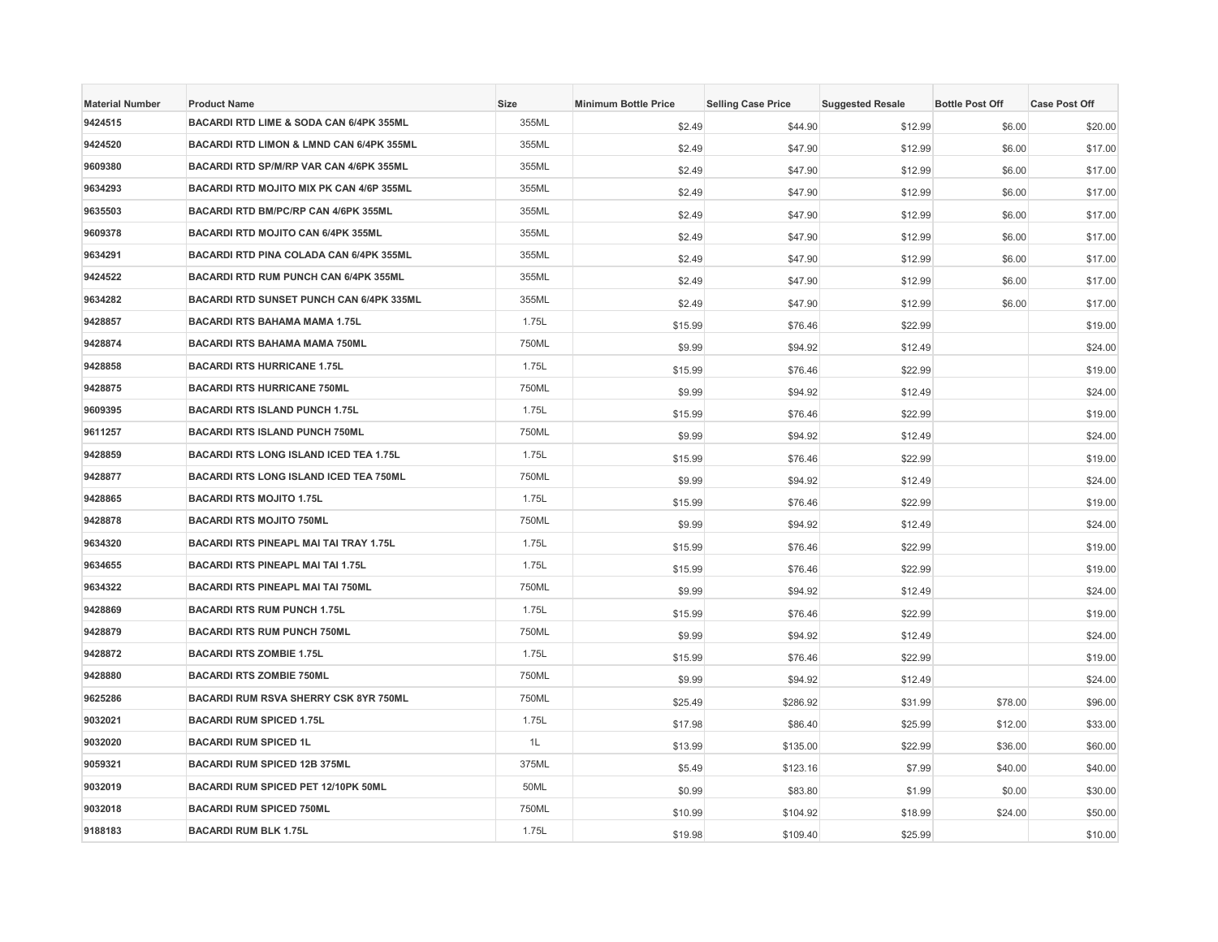| Material Number | Product Name | Size | Minimum Bottle Price | Selling Case Price | Suggested Resale | Bottle Post Off | Case Post Off |
|---|---|---|---|---|---|---|---|
| 9424515 | BACARDI RTD LIME & SODA CAN 6/4PK 355ML | 355ML | $2.49 | $44.90 | $12.99 | $6.00 | $20.00 |
| 9424520 | BACARDI RTD LIMON & LMND CAN 6/4PK 355ML | 355ML | $2.49 | $47.90 | $12.99 | $6.00 | $17.00 |
| 9609380 | BACARDI RTD SP/M/RP VAR CAN 4/6PK 355ML | 355ML | $2.49 | $47.90 | $12.99 | $6.00 | $17.00 |
| 9634293 | BACARDI RTD MOJITO MIX PK CAN 4/6P 355ML | 355ML | $2.49 | $47.90 | $12.99 | $6.00 | $17.00 |
| 9635503 | BACARDI RTD BM/PC/RP CAN 4/6PK 355ML | 355ML | $2.49 | $47.90 | $12.99 | $6.00 | $17.00 |
| 9609378 | BACARDI RTD MOJITO CAN 6/4PK 355ML | 355ML | $2.49 | $47.90 | $12.99 | $6.00 | $17.00 |
| 9634291 | BACARDI RTD PINA COLADA CAN 6/4PK 355ML | 355ML | $2.49 | $47.90 | $12.99 | $6.00 | $17.00 |
| 9424522 | BACARDI RTD RUM PUNCH CAN 6/4PK 355ML | 355ML | $2.49 | $47.90 | $12.99 | $6.00 | $17.00 |
| 9634282 | BACARDI RTD SUNSET PUNCH CAN 6/4PK 335ML | 355ML | $2.49 | $47.90 | $12.99 | $6.00 | $17.00 |
| 9428857 | BACARDI RTS BAHAMA MAMA 1.75L | 1.75L | $15.99 | $76.46 | $22.99 | | $19.00 |
| 9428874 | BACARDI RTS BAHAMA MAMA 750ML | 750ML | $9.99 | $94.92 | $12.49 | | $24.00 |
| 9428858 | BACARDI RTS HURRICANE 1.75L | 1.75L | $15.99 | $76.46 | $22.99 | | $19.00 |
| 9428875 | BACARDI RTS HURRICANE 750ML | 750ML | $9.99 | $94.92 | $12.49 | | $24.00 |
| 9609395 | BACARDI RTS ISLAND PUNCH 1.75L | 1.75L | $15.99 | $76.46 | $22.99 | | $19.00 |
| 9611257 | BACARDI RTS ISLAND PUNCH 750ML | 750ML | $9.99 | $94.92 | $12.49 | | $24.00 |
| 9428859 | BACARDI RTS LONG ISLAND ICED TEA 1.75L | 1.75L | $15.99 | $76.46 | $22.99 | | $19.00 |
| 9428877 | BACARDI RTS LONG ISLAND ICED TEA 750ML | 750ML | $9.99 | $94.92 | $12.49 | | $24.00 |
| 9428865 | BACARDI RTS MOJITO 1.75L | 1.75L | $15.99 | $76.46 | $22.99 | | $19.00 |
| 9428878 | BACARDI RTS MOJITO 750ML | 750ML | $9.99 | $94.92 | $12.49 | | $24.00 |
| 9634320 | BACARDI RTS PINEAPL MAI TAI TRAY 1.75L | 1.75L | $15.99 | $76.46 | $22.99 | | $19.00 |
| 9634655 | BACARDI RTS PINEAPL MAI TAI 1.75L | 1.75L | $15.99 | $76.46 | $22.99 | | $19.00 |
| 9634322 | BACARDI RTS PINEAPL MAI TAI 750ML | 750ML | $9.99 | $94.92 | $12.49 | | $24.00 |
| 9428869 | BACARDI RTS RUM PUNCH 1.75L | 1.75L | $15.99 | $76.46 | $22.99 | | $19.00 |
| 9428879 | BACARDI RTS RUM PUNCH 750ML | 750ML | $9.99 | $94.92 | $12.49 | | $24.00 |
| 9428872 | BACARDI RTS ZOMBIE 1.75L | 1.75L | $15.99 | $76.46 | $22.99 | | $19.00 |
| 9428880 | BACARDI RTS ZOMBIE 750ML | 750ML | $9.99 | $94.92 | $12.49 | | $24.00 |
| 9625286 | BACARDI RUM RSVA SHERRY CSK 8YR 750ML | 750ML | $25.49 | $286.92 | $31.99 | $78.00 | $96.00 |
| 9032021 | BACARDI RUM SPICED 1.75L | 1.75L | $17.98 | $86.40 | $25.99 | $12.00 | $33.00 |
| 9032020 | BACARDI RUM SPICED 1L | 1L | $13.99 | $135.00 | $22.99 | $36.00 | $60.00 |
| 9059321 | BACARDI RUM SPICED 12B 375ML | 375ML | $5.49 | $123.16 | $7.99 | $40.00 | $40.00 |
| 9032019 | BACARDI RUM SPICED PET 12/10PK 50ML | 50ML | $0.99 | $83.80 | $1.99 | $0.00 | $30.00 |
| 9032018 | BACARDI RUM SPICED 750ML | 750ML | $10.99 | $104.92 | $18.99 | $24.00 | $50.00 |
| 9188183 | BACARDI RUM BLK 1.75L | 1.75L | $19.98 | $109.40 | $25.99 | | $10.00 |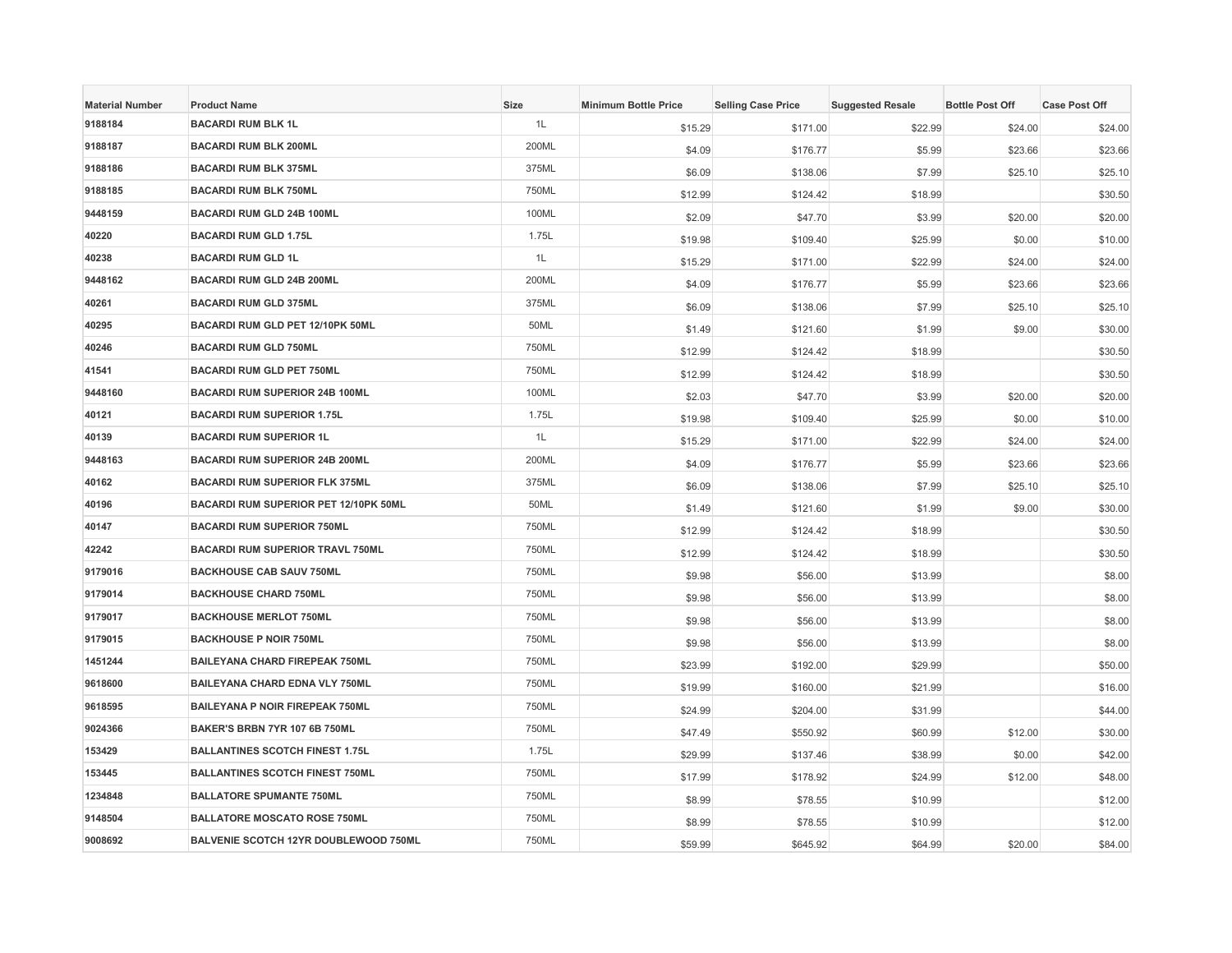| Material Number | Product Name | Size | Minimum Bottle Price | Selling Case Price | Suggested Resale | Bottle Post Off | Case Post Off |
|---|---|---|---|---|---|---|---|
| 9188184 | BACARDI RUM BLK 1L | 1L | $15.29 | $171.00 | $22.99 | $24.00 | $24.00 |
| 9188187 | BACARDI RUM BLK 200ML | 200ML | $4.09 | $176.77 | $5.99 | $23.66 | $23.66 |
| 9188186 | BACARDI RUM BLK 375ML | 375ML | $6.09 | $138.06 | $7.99 | $25.10 | $25.10 |
| 9188185 | BACARDI RUM BLK 750ML | 750ML | $12.99 | $124.42 | $18.99 | | $30.50 |
| 9448159 | BACARDI RUM GLD 24B 100ML | 100ML | $2.09 | $47.70 | $3.99 | $20.00 | $20.00 |
| 40220 | BACARDI RUM GLD 1.75L | 1.75L | $19.98 | $109.40 | $25.99 | $0.00 | $10.00 |
| 40238 | BACARDI RUM GLD 1L | 1L | $15.29 | $171.00 | $22.99 | $24.00 | $24.00 |
| 9448162 | BACARDI RUM GLD 24B 200ML | 200ML | $4.09 | $176.77 | $5.99 | $23.66 | $23.66 |
| 40261 | BACARDI RUM GLD 375ML | 375ML | $6.09 | $138.06 | $7.99 | $25.10 | $25.10 |
| 40295 | BACARDI RUM GLD PET 12/10PK 50ML | 50ML | $1.49 | $121.60 | $1.99 | $9.00 | $30.00 |
| 40246 | BACARDI RUM GLD 750ML | 750ML | $12.99 | $124.42 | $18.99 | | $30.50 |
| 41541 | BACARDI RUM GLD PET 750ML | 750ML | $12.99 | $124.42 | $18.99 | | $30.50 |
| 9448160 | BACARDI RUM SUPERIOR 24B 100ML | 100ML | $2.03 | $47.70 | $3.99 | $20.00 | $20.00 |
| 40121 | BACARDI RUM SUPERIOR 1.75L | 1.75L | $19.98 | $109.40 | $25.99 | $0.00 | $10.00 |
| 40139 | BACARDI RUM SUPERIOR 1L | 1L | $15.29 | $171.00 | $22.99 | $24.00 | $24.00 |
| 9448163 | BACARDI RUM SUPERIOR 24B 200ML | 200ML | $4.09 | $176.77 | $5.99 | $23.66 | $23.66 |
| 40162 | BACARDI RUM SUPERIOR FLK 375ML | 375ML | $6.09 | $138.06 | $7.99 | $25.10 | $25.10 |
| 40196 | BACARDI RUM SUPERIOR PET 12/10PK 50ML | 50ML | $1.49 | $121.60 | $1.99 | $9.00 | $30.00 |
| 40147 | BACARDI RUM SUPERIOR 750ML | 750ML | $12.99 | $124.42 | $18.99 | | $30.50 |
| 42242 | BACARDI RUM SUPERIOR TRAVL 750ML | 750ML | $12.99 | $124.42 | $18.99 | | $30.50 |
| 9179016 | BACKHOUSE CAB SAUV 750ML | 750ML | $9.98 | $56.00 | $13.99 | | $8.00 |
| 9179014 | BACKHOUSE CHARD 750ML | 750ML | $9.98 | $56.00 | $13.99 | | $8.00 |
| 9179017 | BACKHOUSE MERLOT 750ML | 750ML | $9.98 | $56.00 | $13.99 | | $8.00 |
| 9179015 | BACKHOUSE P NOIR 750ML | 750ML | $9.98 | $56.00 | $13.99 | | $8.00 |
| 1451244 | BAILEYANA CHARD FIREPEAK 750ML | 750ML | $23.99 | $192.00 | $29.99 | | $50.00 |
| 9618600 | BAILEYANA CHARD EDNA VLY 750ML | 750ML | $19.99 | $160.00 | $21.99 | | $16.00 |
| 9618595 | BAILEYANA P NOIR FIREPEAK 750ML | 750ML | $24.99 | $204.00 | $31.99 | | $44.00 |
| 9024366 | BAKER'S BRBN 7YR 107 6B 750ML | 750ML | $47.49 | $550.92 | $60.99 | $12.00 | $30.00 |
| 153429 | BALLANTINES SCOTCH FINEST 1.75L | 1.75L | $29.99 | $137.46 | $38.99 | $0.00 | $42.00 |
| 153445 | BALLANTINES SCOTCH FINEST 750ML | 750ML | $17.99 | $178.92 | $24.99 | $12.00 | $48.00 |
| 1234848 | BALLATORE SPUMANTE 750ML | 750ML | $8.99 | $78.55 | $10.99 | | $12.00 |
| 9148504 | BALLATORE MOSCATO ROSE 750ML | 750ML | $8.99 | $78.55 | $10.99 | | $12.00 |
| 9008692 | BALVENIE SCOTCH 12YR DOUBLEWOOD 750ML | 750ML | $59.99 | $645.92 | $64.99 | $20.00 | $84.00 |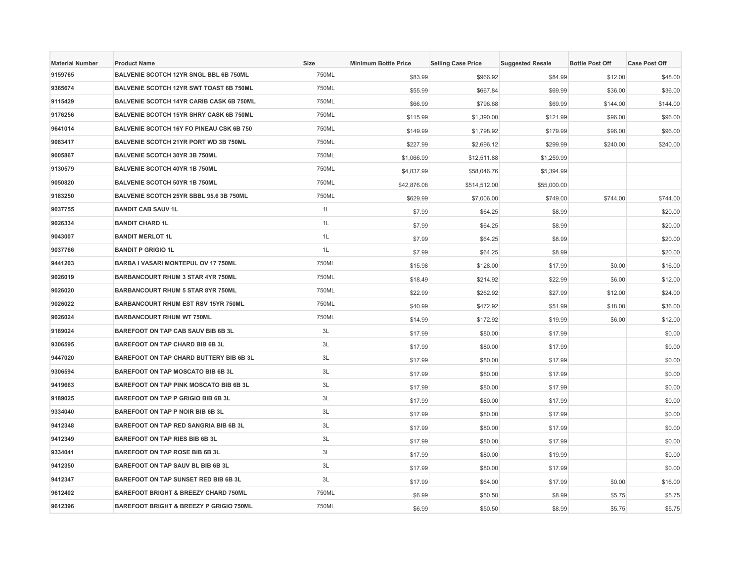| Material Number | Product Name | Size | Minimum Bottle Price | Selling Case Price | Suggested Resale | Bottle Post Off | Case Post Off |
|---|---|---|---|---|---|---|---|
| 9159765 | BALVENIE SCOTCH 12YR SNGL BBL 6B 750ML | 750ML | $83.99 | $966.92 | $84.99 | $12.00 | $48.00 |
| 9365674 | BALVENIE SCOTCH 12YR SWT TOAST 6B 750ML | 750ML | $55.99 | $667.84 | $69.99 | $36.00 | $36.00 |
| 9115429 | BALVENIE SCOTCH 14YR CARIB CASK 6B 750ML | 750ML | $66.99 | $796.68 | $69.99 | $144.00 | $144.00 |
| 9176256 | BALVENIE SCOTCH 15YR SHRY CASK 6B 750ML | 750ML | $115.99 | $1,390.00 | $121.99 | $96.00 | $96.00 |
| 9641014 | BALVENIE SCOTCH 16Y FO PINEAU CSK 6B 750 | 750ML | $149.99 | $1,798.92 | $179.99 | $96.00 | $96.00 |
| 9083417 | BALVENIE SCOTCH 21YR PORT WD 3B 750ML | 750ML | $227.99 | $2,696.12 | $299.99 | $240.00 | $240.00 |
| 9005867 | BALVENIE SCOTCH 30YR 3B 750ML | 750ML | $1,066.99 | $12,511.88 | $1,259.99 | | |
| 9130579 | BALVENIE SCOTCH 40YR 1B 750ML | 750ML | $4,837.99 | $58,046.76 | $5,394.99 | | |
| 9050820 | BALVENIE SCOTCH 50YR 1B 750ML | 750ML | $42,876.08 | $514,512.00 | $55,000.00 | | |
| 9183250 | BALVENIE SCOTCH 25YR SBBL 95.6 3B 750ML | 750ML | $629.99 | $7,006.00 | $749.00 | $744.00 | $744.00 |
| 9037755 | BANDIT CAB SAUV 1L | 1L | $7.99 | $64.25 | $8.99 | | $20.00 |
| 9026334 | BANDIT CHARD 1L | 1L | $7.99 | $64.25 | $8.99 | | $20.00 |
| 9043007 | BANDIT MERLOT 1L | 1L | $7.99 | $64.25 | $8.99 | | $20.00 |
| 9037766 | BANDIT P GRIGIO 1L | 1L | $7.99 | $64.25 | $8.99 | | $20.00 |
| 9441203 | BARBA I VASARI MONTEPUL OV 17 750ML | 750ML | $15.98 | $128.00 | $17.99 | $0.00 | $16.00 |
| 9026019 | BARBANCOURT RHUM 3 STAR 4YR 750ML | 750ML | $18.49 | $214.92 | $22.99 | $6.00 | $12.00 |
| 9026020 | BARBANCOURT RHUM 5 STAR 8YR 750ML | 750ML | $22.99 | $262.92 | $27.99 | $12.00 | $24.00 |
| 9026022 | BARBANCOURT RHUM EST RSV 15YR 750ML | 750ML | $40.99 | $472.92 | $51.99 | $18.00 | $36.00 |
| 9026024 | BARBANCOURT RHUM WT 750ML | 750ML | $14.99 | $172.92 | $19.99 | $6.00 | $12.00 |
| 9189024 | BAREFOOT ON TAP CAB SAUV BIB 6B 3L | 3L | $17.99 | $80.00 | $17.99 | | $0.00 |
| 9306595 | BAREFOOT ON TAP CHARD BIB 6B 3L | 3L | $17.99 | $80.00 | $17.99 | | $0.00 |
| 9447020 | BAREFOOT ON TAP CHARD BUTTERY BIB 6B 3L | 3L | $17.99 | $80.00 | $17.99 | | $0.00 |
| 9306594 | BAREFOOT ON TAP MOSCATO BIB 6B 3L | 3L | $17.99 | $80.00 | $17.99 | | $0.00 |
| 9419663 | BAREFOOT ON TAP PINK MOSCATO BIB 6B 3L | 3L | $17.99 | $80.00 | $17.99 | | $0.00 |
| 9189025 | BAREFOOT ON TAP P GRIGIO BIB 6B 3L | 3L | $17.99 | $80.00 | $17.99 | | $0.00 |
| 9334040 | BAREFOOT ON TAP P NOIR BIB 6B 3L | 3L | $17.99 | $80.00 | $17.99 | | $0.00 |
| 9412348 | BAREFOOT ON TAP RED SANGRIA BIB 6B 3L | 3L | $17.99 | $80.00 | $17.99 | | $0.00 |
| 9412349 | BAREFOOT ON TAP RIES BIB 6B 3L | 3L | $17.99 | $80.00 | $17.99 | | $0.00 |
| 9334041 | BAREFOOT ON TAP ROSE BIB 6B 3L | 3L | $17.99 | $80.00 | $19.99 | | $0.00 |
| 9412350 | BAREFOOT ON TAP SAUV BL BIB 6B 3L | 3L | $17.99 | $80.00 | $17.99 | | $0.00 |
| 9412347 | BAREFOOT ON TAP SUNSET RED BIB 6B 3L | 3L | $17.99 | $64.00 | $17.99 | $0.00 | $16.00 |
| 9612402 | BAREFOOT BRIGHT & BREEZY CHARD 750ML | 750ML | $6.99 | $50.50 | $8.99 | $5.75 | $5.75 |
| 9612396 | BAREFOOT BRIGHT & BREEZY P GRIGIO 750ML | 750ML | $6.99 | $50.50 | $8.99 | $5.75 | $5.75 |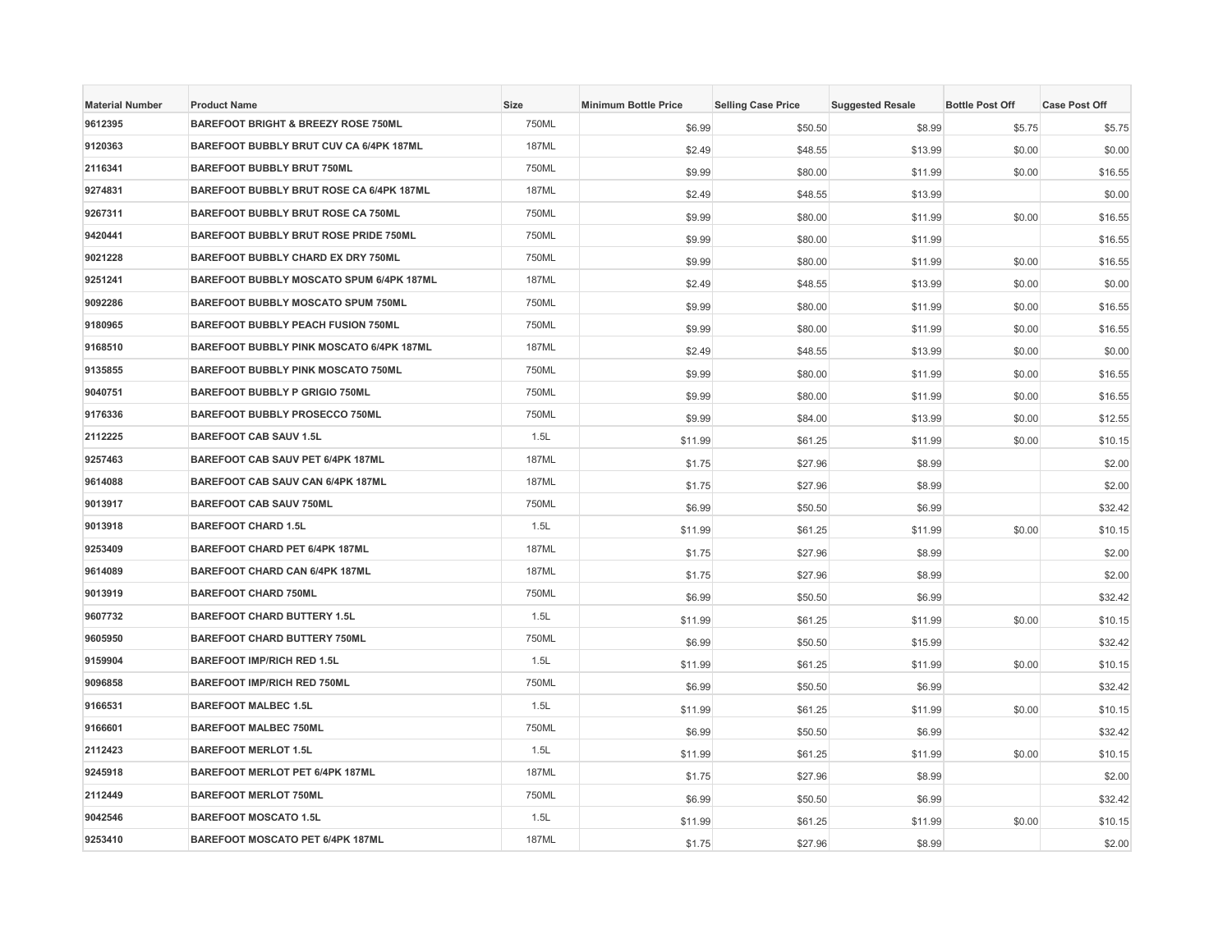| Material Number | Product Name | Size | Minimum Bottle Price | Selling Case Price | Suggested Resale | Bottle Post Off | Case Post Off |
|---|---|---|---|---|---|---|---|
| 9612395 | BAREFOOT BRIGHT & BREEZY ROSE 750ML | 750ML | $6.99 | $50.50 | $8.99 | $5.75 | $5.75 |
| 9120363 | BAREFOOT BUBBLY BRUT CUV CA 6/4PK 187ML | 187ML | $2.49 | $48.55 | $13.99 | $0.00 | $0.00 |
| 2116341 | BAREFOOT BUBBLY BRUT 750ML | 750ML | $9.99 | $80.00 | $11.99 | $0.00 | $16.55 |
| 9274831 | BAREFOOT BUBBLY BRUT ROSE CA 6/4PK 187ML | 187ML | $2.49 | $48.55 | $13.99 | | $0.00 |
| 9267311 | BAREFOOT BUBBLY BRUT ROSE CA 750ML | 750ML | $9.99 | $80.00 | $11.99 | $0.00 | $16.55 |
| 9420441 | BAREFOOT BUBBLY BRUT ROSE PRIDE 750ML | 750ML | $9.99 | $80.00 | $11.99 | | $16.55 |
| 9021228 | BAREFOOT BUBBLY CHARD EX DRY 750ML | 750ML | $9.99 | $80.00 | $11.99 | $0.00 | $16.55 |
| 9251241 | BAREFOOT BUBBLY MOSCATO SPUM 6/4PK 187ML | 187ML | $2.49 | $48.55 | $13.99 | $0.00 | $0.00 |
| 9092286 | BAREFOOT BUBBLY MOSCATO SPUM 750ML | 750ML | $9.99 | $80.00 | $11.99 | $0.00 | $16.55 |
| 9180965 | BAREFOOT BUBBLY PEACH FUSION 750ML | 750ML | $9.99 | $80.00 | $11.99 | $0.00 | $16.55 |
| 9168510 | BAREFOOT BUBBLY PINK MOSCATO 6/4PK 187ML | 187ML | $2.49 | $48.55 | $13.99 | $0.00 | $0.00 |
| 9135855 | BAREFOOT BUBBLY PINK MOSCATO 750ML | 750ML | $9.99 | $80.00 | $11.99 | $0.00 | $16.55 |
| 9040751 | BAREFOOT BUBBLY P GRIGIO 750ML | 750ML | $9.99 | $80.00 | $11.99 | $0.00 | $16.55 |
| 9176336 | BAREFOOT BUBBLY PROSECCO 750ML | 750ML | $9.99 | $84.00 | $13.99 | $0.00 | $12.55 |
| 2112225 | BAREFOOT CAB SAUV 1.5L | 1.5L | $11.99 | $61.25 | $11.99 | $0.00 | $10.15 |
| 9257463 | BAREFOOT CAB SAUV PET 6/4PK 187ML | 187ML | $1.75 | $27.96 | $8.99 | | $2.00 |
| 9614088 | BAREFOOT CAB SAUV CAN 6/4PK 187ML | 187ML | $1.75 | $27.96 | $8.99 | | $2.00 |
| 9013917 | BAREFOOT CAB SAUV 750ML | 750ML | $6.99 | $50.50 | $6.99 | | $32.42 |
| 9013918 | BAREFOOT CHARD 1.5L | 1.5L | $11.99 | $61.25 | $11.99 | $0.00 | $10.15 |
| 9253409 | BAREFOOT CHARD PET 6/4PK 187ML | 187ML | $1.75 | $27.96 | $8.99 | | $2.00 |
| 9614089 | BAREFOOT CHARD CAN 6/4PK 187ML | 187ML | $1.75 | $27.96 | $8.99 | | $2.00 |
| 9013919 | BAREFOOT CHARD 750ML | 750ML | $6.99 | $50.50 | $6.99 | | $32.42 |
| 9607732 | BAREFOOT CHARD BUTTERY 1.5L | 1.5L | $11.99 | $61.25 | $11.99 | $0.00 | $10.15 |
| 9605950 | BAREFOOT CHARD BUTTERY 750ML | 750ML | $6.99 | $50.50 | $15.99 | | $32.42 |
| 9159904 | BAREFOOT IMP/RICH RED 1.5L | 1.5L | $11.99 | $61.25 | $11.99 | $0.00 | $10.15 |
| 9096858 | BAREFOOT IMP/RICH RED 750ML | 750ML | $6.99 | $50.50 | $6.99 | | $32.42 |
| 9166531 | BAREFOOT MALBEC 1.5L | 1.5L | $11.99 | $61.25 | $11.99 | $0.00 | $10.15 |
| 9166601 | BAREFOOT MALBEC 750ML | 750ML | $6.99 | $50.50 | $6.99 | | $32.42 |
| 2112423 | BAREFOOT MERLOT 1.5L | 1.5L | $11.99 | $61.25 | $11.99 | $0.00 | $10.15 |
| 9245918 | BAREFOOT MERLOT PET 6/4PK 187ML | 187ML | $1.75 | $27.96 | $8.99 | | $2.00 |
| 2112449 | BAREFOOT MERLOT 750ML | 750ML | $6.99 | $50.50 | $6.99 | | $32.42 |
| 9042546 | BAREFOOT MOSCATO 1.5L | 1.5L | $11.99 | $61.25 | $11.99 | $0.00 | $10.15 |
| 9253410 | BAREFOOT MOSCATO PET 6/4PK 187ML | 187ML | $1.75 | $27.96 | $8.99 | | $2.00 |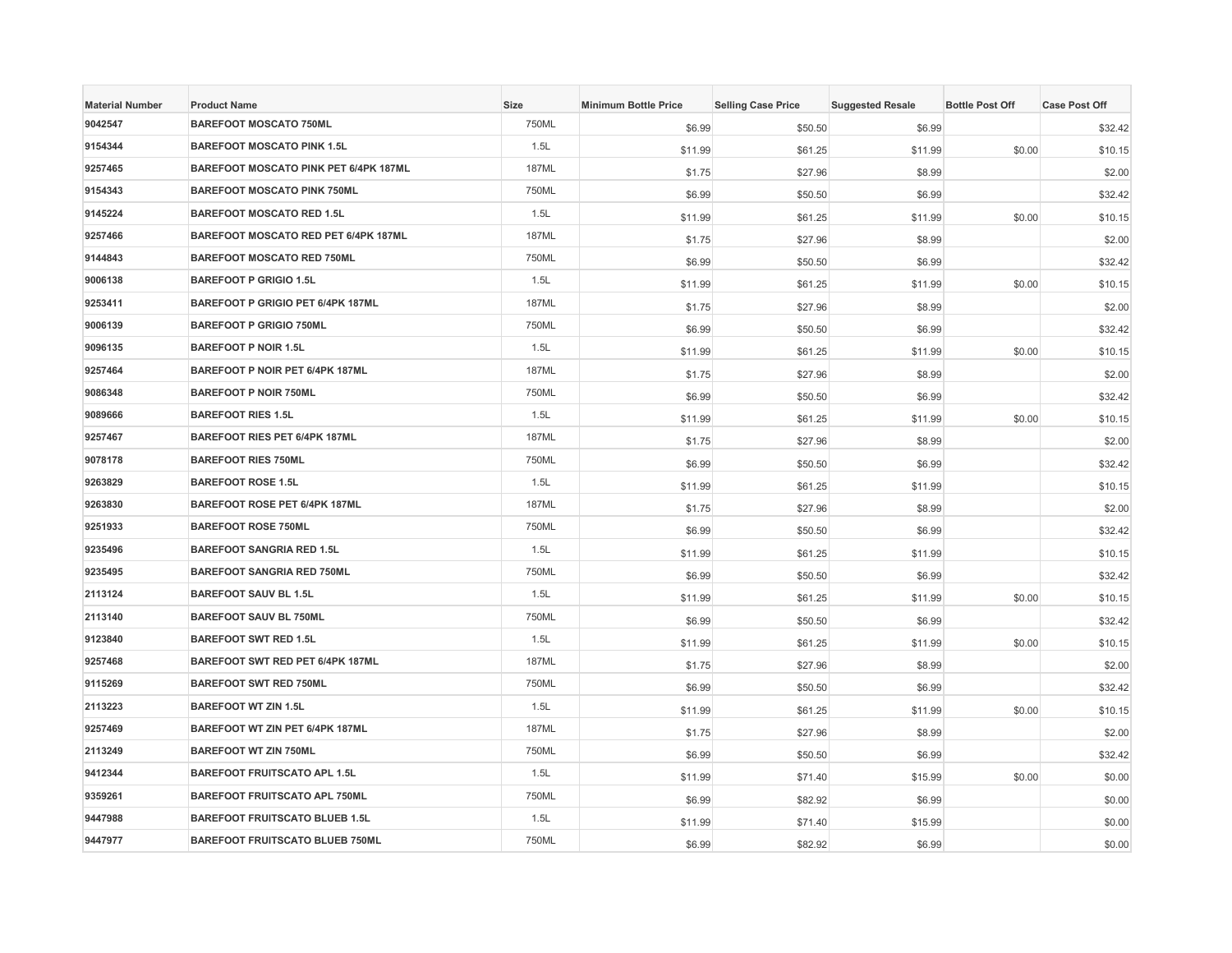| Material Number | Product Name | Size | Minimum Bottle Price | Selling Case Price | Suggested Resale | Bottle Post Off | Case Post Off |
|---|---|---|---|---|---|---|---|
| 9042547 | BAREFOOT MOSCATO 750ML | 750ML | $6.99 | $50.50 | $6.99 | | $32.42 |
| 9154344 | BAREFOOT MOSCATO PINK 1.5L | 1.5L | $11.99 | $61.25 | $11.99 | $0.00 | $10.15 |
| 9257465 | BAREFOOT MOSCATO PINK PET 6/4PK 187ML | 187ML | $1.75 | $27.96 | $8.99 | | $2.00 |
| 9154343 | BAREFOOT MOSCATO PINK 750ML | 750ML | $6.99 | $50.50 | $6.99 | | $32.42 |
| 9145224 | BAREFOOT MOSCATO RED 1.5L | 1.5L | $11.99 | $61.25 | $11.99 | $0.00 | $10.15 |
| 9257466 | BAREFOOT MOSCATO RED PET 6/4PK 187ML | 187ML | $1.75 | $27.96 | $8.99 | | $2.00 |
| 9144843 | BAREFOOT MOSCATO RED 750ML | 750ML | $6.99 | $50.50 | $6.99 | | $32.42 |
| 9006138 | BAREFOOT P GRIGIO 1.5L | 1.5L | $11.99 | $61.25 | $11.99 | $0.00 | $10.15 |
| 9253411 | BAREFOOT P GRIGIO PET 6/4PK 187ML | 187ML | $1.75 | $27.96 | $8.99 | | $2.00 |
| 9006139 | BAREFOOT P GRIGIO 750ML | 750ML | $6.99 | $50.50 | $6.99 | | $32.42 |
| 9096135 | BAREFOOT P NOIR 1.5L | 1.5L | $11.99 | $61.25 | $11.99 | $0.00 | $10.15 |
| 9257464 | BAREFOOT P NOIR PET 6/4PK 187ML | 187ML | $1.75 | $27.96 | $8.99 | | $2.00 |
| 9086348 | BAREFOOT P NOIR 750ML | 750ML | $6.99 | $50.50 | $6.99 | | $32.42 |
| 9089666 | BAREFOOT RIES 1.5L | 1.5L | $11.99 | $61.25 | $11.99 | $0.00 | $10.15 |
| 9257467 | BAREFOOT RIES PET 6/4PK 187ML | 187ML | $1.75 | $27.96 | $8.99 | | $2.00 |
| 9078178 | BAREFOOT RIES 750ML | 750ML | $6.99 | $50.50 | $6.99 | | $32.42 |
| 9263829 | BAREFOOT ROSE 1.5L | 1.5L | $11.99 | $61.25 | $11.99 | | $10.15 |
| 9263830 | BAREFOOT ROSE PET 6/4PK 187ML | 187ML | $1.75 | $27.96 | $8.99 | | $2.00 |
| 9251933 | BAREFOOT ROSE 750ML | 750ML | $6.99 | $50.50 | $6.99 | | $32.42 |
| 9235496 | BAREFOOT SANGRIA RED 1.5L | 1.5L | $11.99 | $61.25 | $11.99 | | $10.15 |
| 9235495 | BAREFOOT SANGRIA RED 750ML | 750ML | $6.99 | $50.50 | $6.99 | | $32.42 |
| 2113124 | BAREFOOT SAUV BL 1.5L | 1.5L | $11.99 | $61.25 | $11.99 | $0.00 | $10.15 |
| 2113140 | BAREFOOT SAUV BL 750ML | 750ML | $6.99 | $50.50 | $6.99 | | $32.42 |
| 9123840 | BAREFOOT SWT RED 1.5L | 1.5L | $11.99 | $61.25 | $11.99 | $0.00 | $10.15 |
| 9257468 | BAREFOOT SWT RED PET 6/4PK 187ML | 187ML | $1.75 | $27.96 | $8.99 | | $2.00 |
| 9115269 | BAREFOOT SWT RED 750ML | 750ML | $6.99 | $50.50 | $6.99 | | $32.42 |
| 2113223 | BAREFOOT WT ZIN 1.5L | 1.5L | $11.99 | $61.25 | $11.99 | $0.00 | $10.15 |
| 9257469 | BAREFOOT WT ZIN PET 6/4PK 187ML | 187ML | $1.75 | $27.96 | $8.99 | | $2.00 |
| 2113249 | BAREFOOT WT ZIN 750ML | 750ML | $6.99 | $50.50 | $6.99 | | $32.42 |
| 9412344 | BAREFOOT FRUITSCATO APL 1.5L | 1.5L | $11.99 | $71.40 | $15.99 | $0.00 | $0.00 |
| 9359261 | BAREFOOT FRUITSCATO APL 750ML | 750ML | $6.99 | $82.92 | $6.99 | | $0.00 |
| 9447988 | BAREFOOT FRUITSCATO BLUEB 1.5L | 1.5L | $11.99 | $71.40 | $15.99 | | $0.00 |
| 9447977 | BAREFOOT FRUITSCATO BLUEB 750ML | 750ML | $6.99 | $82.92 | $6.99 | | $0.00 |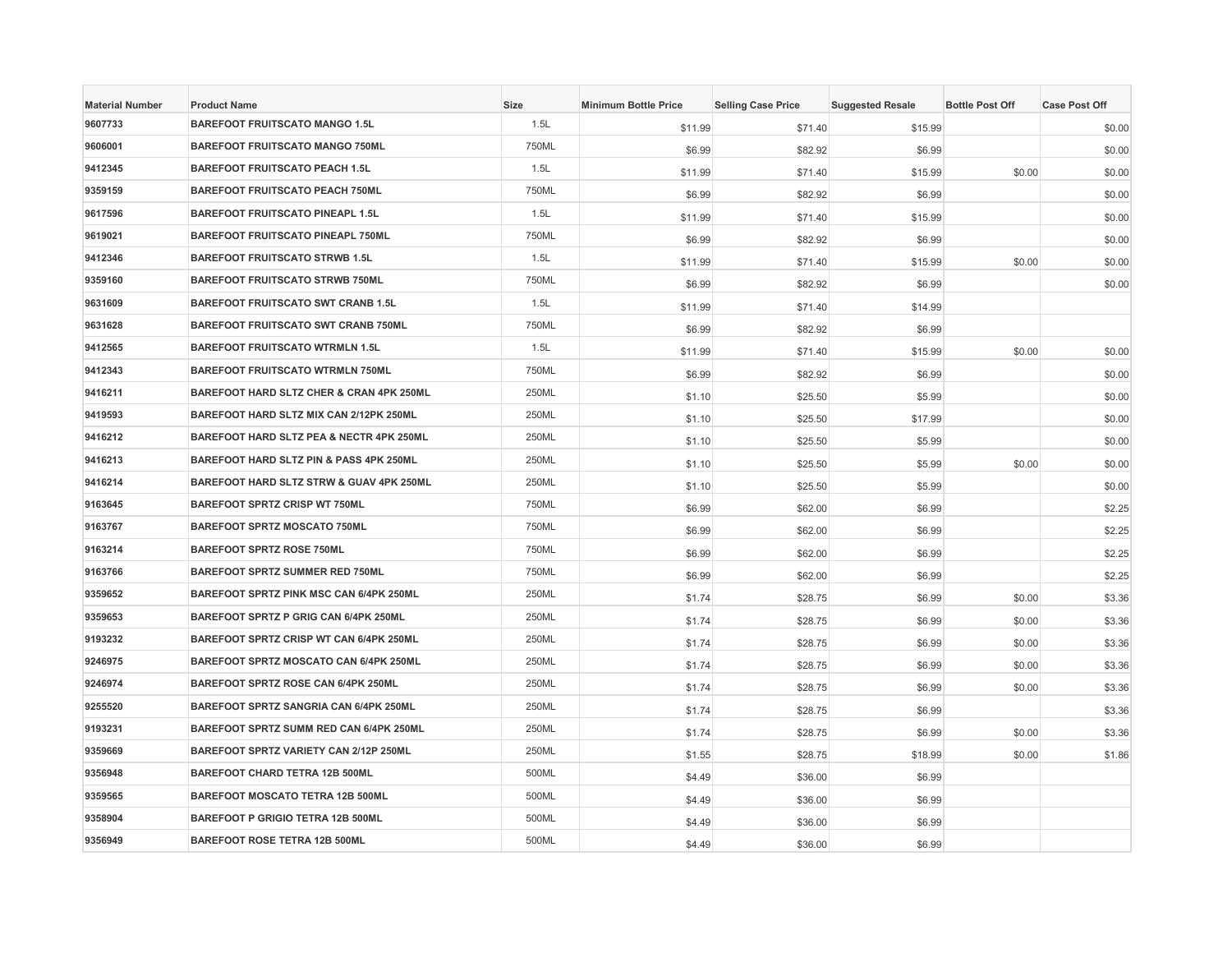| Material Number | Product Name | Size | Minimum Bottle Price | Selling Case Price | Suggested Resale | Bottle Post Off | Case Post Off |
| --- | --- | --- | --- | --- | --- | --- | --- |
| 9607733 | BAREFOOT FRUITSCATO MANGO 1.5L | 1.5L | $11.99 | $71.40 | $15.99 | | $0.00 |
| 9606001 | BAREFOOT FRUITSCATO MANGO 750ML | 750ML | $6.99 | $82.92 | $6.99 | | $0.00 |
| 9412345 | BAREFOOT FRUITSCATO PEACH 1.5L | 1.5L | $11.99 | $71.40 | $15.99 | $0.00 | $0.00 |
| 9359159 | BAREFOOT FRUITSCATO PEACH 750ML | 750ML | $6.99 | $82.92 | $6.99 | | $0.00 |
| 9617596 | BAREFOOT FRUITSCATO PINEAPL 1.5L | 1.5L | $11.99 | $71.40 | $15.99 | | $0.00 |
| 9619021 | BAREFOOT FRUITSCATO PINEAPL 750ML | 750ML | $6.99 | $82.92 | $6.99 | | $0.00 |
| 9412346 | BAREFOOT FRUITSCATO STRWB 1.5L | 1.5L | $11.99 | $71.40 | $15.99 | $0.00 | $0.00 |
| 9359160 | BAREFOOT FRUITSCATO STRWB 750ML | 750ML | $6.99 | $82.92 | $6.99 | | $0.00 |
| 9631609 | BAREFOOT FRUITSCATO SWT CRANB 1.5L | 1.5L | $11.99 | $71.40 | $14.99 | | |
| 9631628 | BAREFOOT FRUITSCATO SWT CRANB 750ML | 750ML | $6.99 | $82.92 | $6.99 | | |
| 9412565 | BAREFOOT FRUITSCATO WTRMLN 1.5L | 1.5L | $11.99 | $71.40 | $15.99 | $0.00 | $0.00 |
| 9412343 | BAREFOOT FRUITSCATO WTRMLN 750ML | 750ML | $6.99 | $82.92 | $6.99 | | $0.00 |
| 9416211 | BAREFOOT HARD SLTZ CHER & CRAN 4PK 250ML | 250ML | $1.10 | $25.50 | $5.99 | | $0.00 |
| 9419593 | BAREFOOT HARD SLTZ MIX CAN 2/12PK 250ML | 250ML | $1.10 | $25.50 | $17.99 | | $0.00 |
| 9416212 | BAREFOOT HARD SLTZ PEA & NECTR 4PK 250ML | 250ML | $1.10 | $25.50 | $5.99 | | $0.00 |
| 9416213 | BAREFOOT HARD SLTZ PIN & PASS 4PK 250ML | 250ML | $1.10 | $25.50 | $5.99 | $0.00 | $0.00 |
| 9416214 | BAREFOOT HARD SLTZ STRW & GUAV 4PK 250ML | 250ML | $1.10 | $25.50 | $5.99 | | $0.00 |
| 9163645 | BAREFOOT SPRTZ CRISP WT 750ML | 750ML | $6.99 | $62.00 | $6.99 | | $2.25 |
| 9163767 | BAREFOOT SPRTZ MOSCATO 750ML | 750ML | $6.99 | $62.00 | $6.99 | | $2.25 |
| 9163214 | BAREFOOT SPRTZ ROSE 750ML | 750ML | $6.99 | $62.00 | $6.99 | | $2.25 |
| 9163766 | BAREFOOT SPRTZ SUMMER RED 750ML | 750ML | $6.99 | $62.00 | $6.99 | | $2.25 |
| 9359652 | BAREFOOT SPRTZ PINK MSC CAN 6/4PK 250ML | 250ML | $1.74 | $28.75 | $6.99 | $0.00 | $3.36 |
| 9359653 | BAREFOOT SPRTZ P GRIG CAN 6/4PK 250ML | 250ML | $1.74 | $28.75 | $6.99 | $0.00 | $3.36 |
| 9193232 | BAREFOOT SPRTZ CRISP WT CAN 6/4PK 250ML | 250ML | $1.74 | $28.75 | $6.99 | $0.00 | $3.36 |
| 9246975 | BAREFOOT SPRTZ MOSCATO CAN 6/4PK 250ML | 250ML | $1.74 | $28.75 | $6.99 | $0.00 | $3.36 |
| 9246974 | BAREFOOT SPRTZ ROSE CAN 6/4PK 250ML | 250ML | $1.74 | $28.75 | $6.99 | $0.00 | $3.36 |
| 9255520 | BAREFOOT SPRTZ SANGRIA CAN 6/4PK 250ML | 250ML | $1.74 | $28.75 | $6.99 | | $3.36 |
| 9193231 | BAREFOOT SPRTZ SUMM RED CAN 6/4PK 250ML | 250ML | $1.74 | $28.75 | $6.99 | $0.00 | $3.36 |
| 9359669 | BAREFOOT SPRTZ VARIETY CAN 2/12P 250ML | 250ML | $1.55 | $28.75 | $18.99 | $0.00 | $1.86 |
| 9356948 | BAREFOOT CHARD TETRA 12B 500ML | 500ML | $4.49 | $36.00 | $6.99 | | |
| 9359565 | BAREFOOT MOSCATO TETRA 12B 500ML | 500ML | $4.49 | $36.00 | $6.99 | | |
| 9358904 | BAREFOOT P GRIGIO TETRA 12B 500ML | 500ML | $4.49 | $36.00 | $6.99 | | |
| 9356949 | BAREFOOT ROSE TETRA 12B 500ML | 500ML | $4.49 | $36.00 | $6.99 | | |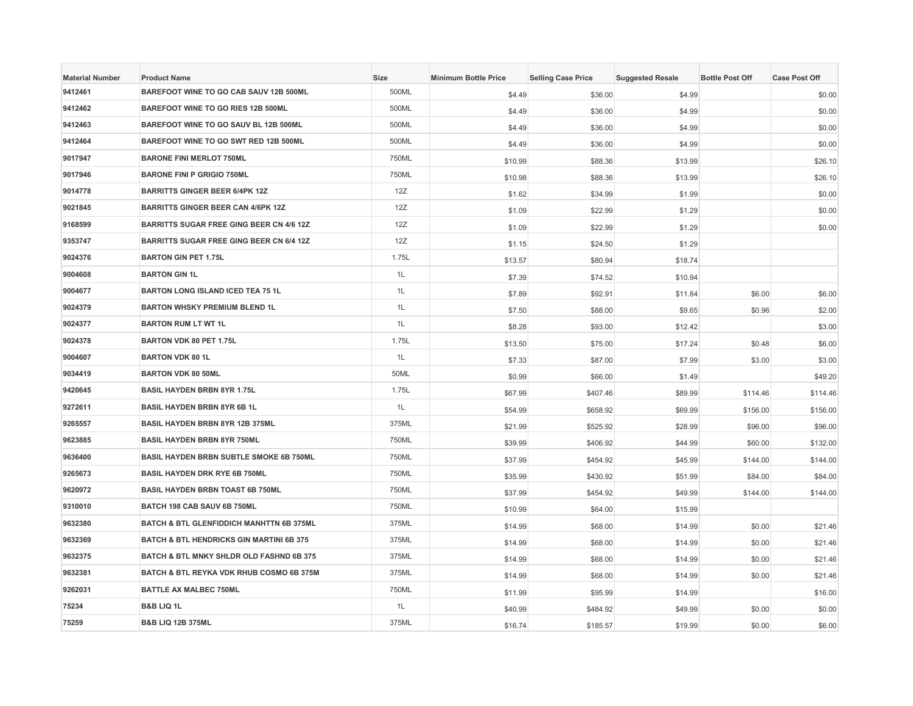| Material Number | Product Name | Size | Minimum Bottle Price | Selling Case Price | Suggested Resale | Bottle Post Off | Case Post Off |
|---|---|---|---|---|---|---|---|
| 9412461 | BAREFOOT WINE TO GO CAB SAUV 12B 500ML | 500ML | $4.49 | $36.00 | $4.99 | | $0.00 |
| 9412462 | BAREFOOT WINE TO GO RIES 12B 500ML | 500ML | $4.49 | $36.00 | $4.99 | | $0.00 |
| 9412463 | BAREFOOT WINE TO GO SAUV BL 12B 500ML | 500ML | $4.49 | $36.00 | $4.99 | | $0.00 |
| 9412464 | BAREFOOT WINE TO GO SWT RED 12B 500ML | 500ML | $4.49 | $36.00 | $4.99 | | $0.00 |
| 9017947 | BARONE FINI MERLOT 750ML | 750ML | $10.99 | $88.36 | $13.99 | | $26.10 |
| 9017946 | BARONE FINI P GRIGIO 750ML | 750ML | $10.98 | $88.36 | $13.99 | | $26.10 |
| 9014778 | BARRITTS GINGER BEER 6/4PK 12Z | 12Z | $1.62 | $34.99 | $1.99 | | $0.00 |
| 9021845 | BARRITTS GINGER BEER CAN 4/6PK 12Z | 12Z | $1.09 | $22.99 | $1.29 | | $0.00 |
| 9168599 | BARRITTS SUGAR FREE GING BEER CN 4/6 12Z | 12Z | $1.09 | $22.99 | $1.29 | | $0.00 |
| 9353747 | BARRITTS SUGAR FREE GING BEER CN 6/4 12Z | 12Z | $1.15 | $24.50 | $1.29 | | |
| 9024376 | BARTON GIN PET 1.75L | 1.75L | $13.57 | $80.94 | $18.74 | | |
| 9004608 | BARTON GIN 1L | 1L | $7.39 | $74.52 | $10.94 | | |
| 9004677 | BARTON LONG ISLAND ICED TEA 75 1L | 1L | $7.89 | $92.91 | $11.84 | $6.00 | $6.00 |
| 9024379 | BARTON WHSKY PREMIUM BLEND 1L | 1L | $7.50 | $88.00 | $9.65 | $0.96 | $2.00 |
| 9024377 | BARTON RUM LT WT 1L | 1L | $8.28 | $93.00 | $12.42 | | $3.00 |
| 9024378 | BARTON VDK 80 PET 1.75L | 1.75L | $13.50 | $75.00 | $17.24 | $0.48 | $6.00 |
| 9004607 | BARTON VDK 80 1L | 1L | $7.33 | $87.00 | $7.99 | $3.00 | $3.00 |
| 9034419 | BARTON VDK 80 50ML | 50ML | $0.99 | $66.00 | $1.49 | | $49.20 |
| 9420645 | BASIL HAYDEN BRBN 8YR 1.75L | 1.75L | $67.99 | $407.46 | $89.99 | $114.46 | $114.46 |
| 9272611 | BASIL HAYDEN BRBN 8YR 6B 1L | 1L | $54.99 | $658.92 | $69.99 | $156.00 | $156.00 |
| 9265557 | BASIL HAYDEN BRBN 8YR 12B 375ML | 375ML | $21.99 | $525.92 | $28.99 | $96.00 | $96.00 |
| 9623885 | BASIL HAYDEN BRBN 8YR 750ML | 750ML | $39.99 | $406.92 | $44.99 | $60.00 | $132.00 |
| 9636400 | BASIL HAYDEN BRBN SUBTLE SMOKE 6B 750ML | 750ML | $37.99 | $454.92 | $45.99 | $144.00 | $144.00 |
| 9265673 | BASIL HAYDEN DRK RYE 6B 750ML | 750ML | $35.99 | $430.92 | $51.99 | $84.00 | $84.00 |
| 9620972 | BASIL HAYDEN BRBN TOAST 6B 750ML | 750ML | $37.99 | $454.92 | $49.99 | $144.00 | $144.00 |
| 9310010 | BATCH 198 CAB SAUV 6B 750ML | 750ML | $10.99 | $64.00 | $15.99 | | |
| 9632380 | BATCH & BTL GLENFIDDICH MANHTTN 6B 375ML | 375ML | $14.99 | $68.00 | $14.99 | $0.00 | $21.46 |
| 9632369 | BATCH & BTL HENDRICKS GIN MARTINI 6B 375 | 375ML | $14.99 | $68.00 | $14.99 | $0.00 | $21.46 |
| 9632375 | BATCH & BTL MNKY SHLDR OLD FASHND 6B 375 | 375ML | $14.99 | $68.00 | $14.99 | $0.00 | $21.46 |
| 9632381 | BATCH & BTL REYKA VDK RHUB COSMO 6B 375M | 375ML | $14.99 | $68.00 | $14.99 | $0.00 | $21.46 |
| 9262031 | BATTLE AX MALBEC 750ML | 750ML | $11.99 | $95.99 | $14.99 | | $16.00 |
| 75234 | B&B LIQ 1L | 1L | $40.99 | $484.92 | $49.99 | $0.00 | $0.00 |
| 75259 | B&B LIQ 12B 375ML | 375ML | $16.74 | $185.57 | $19.99 | $0.00 | $6.00 |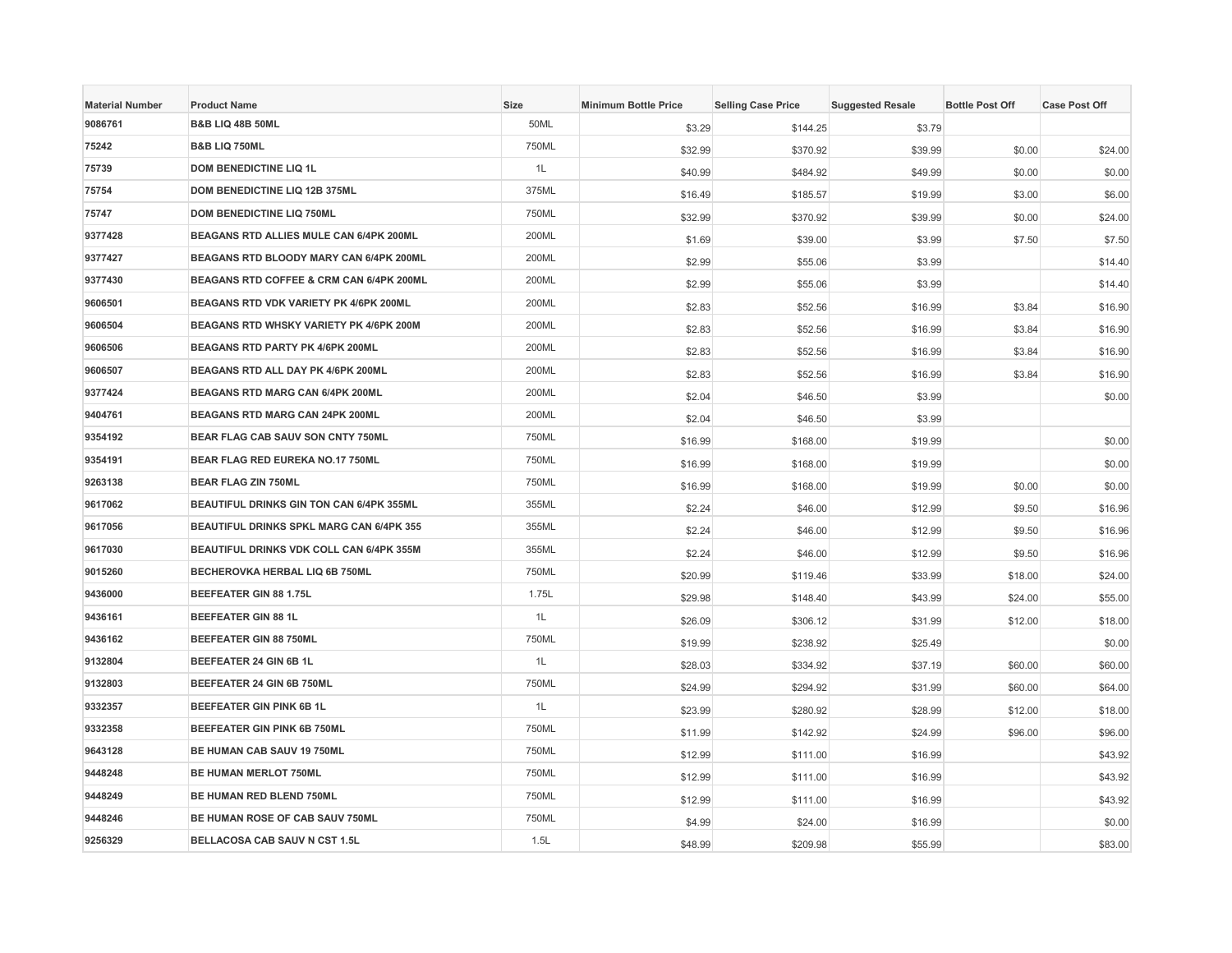| Material Number | Product Name | Size | Minimum Bottle Price | Selling Case Price | Suggested Resale | Bottle Post Off | Case Post Off |
|---|---|---|---|---|---|---|---|
| 9086761 | B&B LIQ 48B 50ML | 50ML | $3.29 | $144.25 | $3.79 | | |
| 75242 | B&B LIQ 750ML | 750ML | $32.99 | $370.92 | $39.99 | $0.00 | $24.00 |
| 75739 | DOM BENEDICTINE LIQ 1L | 1L | $40.99 | $484.92 | $49.99 | $0.00 | $0.00 |
| 75754 | DOM BENEDICTINE LIQ 12B 375ML | 375ML | $16.49 | $185.57 | $19.99 | $3.00 | $6.00 |
| 75747 | DOM BENEDICTINE LIQ 750ML | 750ML | $32.99 | $370.92 | $39.99 | $0.00 | $24.00 |
| 9377428 | BEAGANS RTD ALLIES MULE CAN 6/4PK 200ML | 200ML | $1.69 | $39.00 | $3.99 | $7.50 | $7.50 |
| 9377427 | BEAGANS RTD BLOODY MARY CAN 6/4PK 200ML | 200ML | $2.99 | $55.06 | $3.99 | | $14.40 |
| 9377430 | BEAGANS RTD COFFEE & CRM CAN 6/4PK 200ML | 200ML | $2.99 | $55.06 | $3.99 | | $14.40 |
| 9606501 | BEAGANS RTD VDK VARIETY PK 4/6PK 200ML | 200ML | $2.83 | $52.56 | $16.99 | $3.84 | $16.90 |
| 9606504 | BEAGANS RTD WHSKY VARIETY PK 4/6PK 200M | 200ML | $2.83 | $52.56 | $16.99 | $3.84 | $16.90 |
| 9606506 | BEAGANS RTD PARTY PK 4/6PK 200ML | 200ML | $2.83 | $52.56 | $16.99 | $3.84 | $16.90 |
| 9606507 | BEAGANS RTD ALL DAY PK 4/6PK 200ML | 200ML | $2.83 | $52.56 | $16.99 | $3.84 | $16.90 |
| 9377424 | BEAGANS RTD MARG CAN 6/4PK 200ML | 200ML | $2.04 | $46.50 | $3.99 | | $0.00 |
| 9404761 | BEAGANS RTD MARG CAN 24PK 200ML | 200ML | $2.04 | $46.50 | $3.99 | | |
| 9354192 | BEAR FLAG CAB SAUV SON CNTY 750ML | 750ML | $16.99 | $168.00 | $19.99 | | $0.00 |
| 9354191 | BEAR FLAG RED EUREKA NO.17 750ML | 750ML | $16.99 | $168.00 | $19.99 | | $0.00 |
| 9263138 | BEAR FLAG ZIN 750ML | 750ML | $16.99 | $168.00 | $19.99 | $0.00 | $0.00 |
| 9617062 | BEAUTIFUL DRINKS GIN TON CAN 6/4PK 355ML | 355ML | $2.24 | $46.00 | $12.99 | $9.50 | $16.96 |
| 9617056 | BEAUTIFUL DRINKS SPKL MARG CAN 6/4PK 355 | 355ML | $2.24 | $46.00 | $12.99 | $9.50 | $16.96 |
| 9617030 | BEAUTIFUL DRINKS VDK COLL CAN 6/4PK 355M | 355ML | $2.24 | $46.00 | $12.99 | $9.50 | $16.96 |
| 9015260 | BECHEROVKA HERBAL LIQ 6B 750ML | 750ML | $20.99 | $119.46 | $33.99 | $18.00 | $24.00 |
| 9436000 | BEEFEATER GIN 88 1.75L | 1.75L | $29.98 | $148.40 | $43.99 | $24.00 | $55.00 |
| 9436161 | BEEFEATER GIN 88 1L | 1L | $26.09 | $306.12 | $31.99 | $12.00 | $18.00 |
| 9436162 | BEEFEATER GIN 88 750ML | 750ML | $19.99 | $238.92 | $25.49 | | $0.00 |
| 9132804 | BEEFEATER 24 GIN 6B 1L | 1L | $28.03 | $334.92 | $37.19 | $60.00 | $60.00 |
| 9132803 | BEEFEATER 24 GIN 6B 750ML | 750ML | $24.99 | $294.92 | $31.99 | $60.00 | $64.00 |
| 9332357 | BEEFEATER GIN PINK 6B 1L | 1L | $23.99 | $280.92 | $28.99 | $12.00 | $18.00 |
| 9332358 | BEEFEATER GIN PINK 6B 750ML | 750ML | $11.99 | $142.92 | $24.99 | $96.00 | $96.00 |
| 9643128 | BE HUMAN CAB SAUV 19 750ML | 750ML | $12.99 | $111.00 | $16.99 | | $43.92 |
| 9448248 | BE HUMAN MERLOT 750ML | 750ML | $12.99 | $111.00 | $16.99 | | $43.92 |
| 9448249 | BE HUMAN RED BLEND 750ML | 750ML | $12.99 | $111.00 | $16.99 | | $43.92 |
| 9448246 | BE HUMAN ROSE OF CAB SAUV 750ML | 750ML | $4.99 | $24.00 | $16.99 | | $0.00 |
| 9256329 | BELLACOSA CAB SAUV N CST 1.5L | 1.5L | $48.99 | $209.98 | $55.99 | | $83.00 |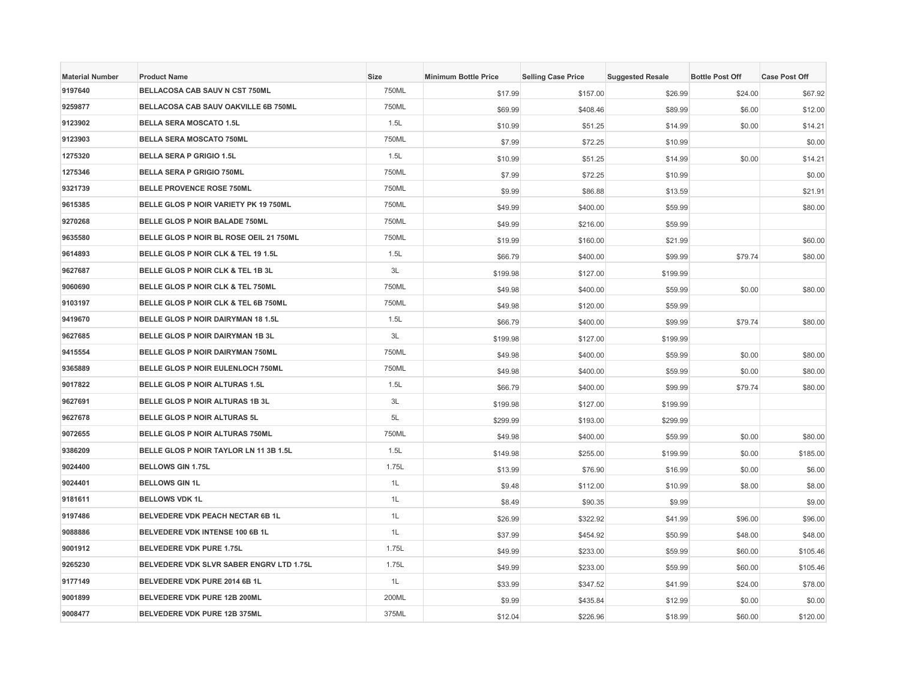| Material Number | Product Name | Size | Minimum Bottle Price | Selling Case Price | Suggested Resale | Bottle Post Off | Case Post Off |
|---|---|---|---|---|---|---|---|
| 9197640 | BELLACOSA CAB SAUV N CST 750ML | 750ML | $17.99 | $157.00 | $26.99 | $24.00 | $67.92 |
| 9259877 | BELLACOSA CAB SAUV OAKVILLE 6B 750ML | 750ML | $69.99 | $408.46 | $89.99 | $6.00 | $12.00 |
| 9123902 | BELLA SERA MOSCATO 1.5L | 1.5L | $10.99 | $51.25 | $14.99 | $0.00 | $14.21 |
| 9123903 | BELLA SERA MOSCATO 750ML | 750ML | $7.99 | $72.25 | $10.99 | | $0.00 |
| 1275320 | BELLA SERA P GRIGIO 1.5L | 1.5L | $10.99 | $51.25 | $14.99 | $0.00 | $14.21 |
| 1275346 | BELLA SERA P GRIGIO 750ML | 750ML | $7.99 | $72.25 | $10.99 | | $0.00 |
| 9321739 | BELLE PROVENCE ROSE 750ML | 750ML | $9.99 | $86.88 | $13.59 | | $21.91 |
| 9615385 | BELLE GLOS P NOIR VARIETY PK 19 750ML | 750ML | $49.99 | $400.00 | $59.99 | | $80.00 |
| 9270268 | BELLE GLOS P NOIR BALADE 750ML | 750ML | $49.99 | $216.00 | $59.99 | | |
| 9635580 | BELLE GLOS P NOIR BL ROSE OEIL 21 750ML | 750ML | $19.99 | $160.00 | $21.99 | | $60.00 |
| 9614893 | BELLE GLOS P NOIR CLK & TEL 19 1.5L | 1.5L | $66.79 | $400.00 | $99.99 | $79.74 | $80.00 |
| 9627687 | BELLE GLOS P NOIR CLK & TEL 1B 3L | 3L | $199.98 | $127.00 | $199.99 | | |
| 9060690 | BELLE GLOS P NOIR CLK & TEL 750ML | 750ML | $49.98 | $400.00 | $59.99 | $0.00 | $80.00 |
| 9103197 | BELLE GLOS P NOIR CLK & TEL 6B 750ML | 750ML | $49.98 | $120.00 | $59.99 | | |
| 9419670 | BELLE GLOS P NOIR DAIRYMAN 18 1.5L | 1.5L | $66.79 | $400.00 | $99.99 | $79.74 | $80.00 |
| 9627685 | BELLE GLOS P NOIR DAIRYMAN 1B 3L | 3L | $199.98 | $127.00 | $199.99 | | |
| 9415554 | BELLE GLOS P NOIR DAIRYMAN 750ML | 750ML | $49.98 | $400.00 | $59.99 | $0.00 | $80.00 |
| 9365889 | BELLE GLOS P NOIR EULENLOCH 750ML | 750ML | $49.98 | $400.00 | $59.99 | $0.00 | $80.00 |
| 9017822 | BELLE GLOS P NOIR ALTURAS 1.5L | 1.5L | $66.79 | $400.00 | $99.99 | $79.74 | $80.00 |
| 9627691 | BELLE GLOS P NOIR ALTURAS 1B 3L | 3L | $199.98 | $127.00 | $199.99 | | |
| 9627678 | BELLE GLOS P NOIR ALTURAS 5L | 5L | $299.99 | $193.00 | $299.99 | | |
| 9072655 | BELLE GLOS P NOIR ALTURAS 750ML | 750ML | $49.98 | $400.00 | $59.99 | $0.00 | $80.00 |
| 9386209 | BELLE GLOS P NOIR TAYLOR LN 11 3B 1.5L | 1.5L | $149.98 | $255.00 | $199.99 | $0.00 | $185.00 |
| 9024400 | BELLOWS GIN 1.75L | 1.75L | $13.99 | $76.90 | $16.99 | $0.00 | $6.00 |
| 9024401 | BELLOWS GIN 1L | 1L | $9.48 | $112.00 | $10.99 | $8.00 | $8.00 |
| 9181611 | BELLOWS VDK 1L | 1L | $8.49 | $90.35 | $9.99 | | $9.00 |
| 9197486 | BELVEDERE VDK PEACH NECTAR 6B 1L | 1L | $26.99 | $322.92 | $41.99 | $96.00 | $96.00 |
| 9088886 | BELVEDERE VDK INTENSE 100 6B 1L | 1L | $37.99 | $454.92 | $50.99 | $48.00 | $48.00 |
| 9001912 | BELVEDERE VDK PURE 1.75L | 1.75L | $49.99 | $233.00 | $59.99 | $60.00 | $105.46 |
| 9265230 | BELVEDERE VDK SLVR SABER ENGRV LTD 1.75L | 1.75L | $49.99 | $233.00 | $59.99 | $60.00 | $105.46 |
| 9177149 | BELVEDERE VDK PURE 2014 6B 1L | 1L | $33.99 | $347.52 | $41.99 | $24.00 | $78.00 |
| 9001899 | BELVEDERE VDK PURE 12B 200ML | 200ML | $9.99 | $435.84 | $12.99 | $0.00 | $0.00 |
| 9008477 | BELVEDERE VDK PURE 12B 375ML | 375ML | $12.04 | $226.96 | $18.99 | $60.00 | $120.00 |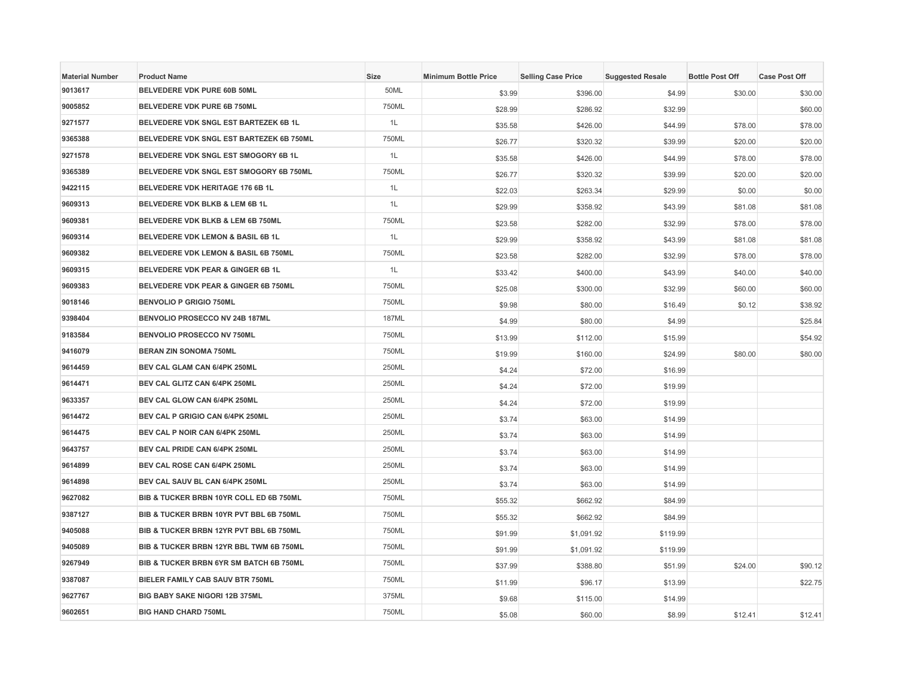| Material Number | Product Name | Size | Minimum Bottle Price | Selling Case Price | Suggested Resale | Bottle Post Off | Case Post Off |
|---|---|---|---|---|---|---|---|
| 9013617 | BELVEDERE VDK PURE 60B 50ML | 50ML | $3.99 | $396.00 | $4.99 | $30.00 | $30.00 |
| 9005852 | BELVEDERE VDK PURE 6B 750ML | 750ML | $28.99 | $286.92 | $32.99 | | $60.00 |
| 9271577 | BELVEDERE VDK SNGL EST BARTEZEK 6B 1L | 1L | $35.58 | $426.00 | $44.99 | $78.00 | $78.00 |
| 9365388 | BELVEDERE VDK SNGL EST BARTEZEK 6B 750ML | 750ML | $26.77 | $320.32 | $39.99 | $20.00 | $20.00 |
| 9271578 | BELVEDERE VDK SNGL EST SMOGORY 6B 1L | 1L | $35.58 | $426.00 | $44.99 | $78.00 | $78.00 |
| 9365389 | BELVEDERE VDK SNGL EST SMOGORY 6B 750ML | 750ML | $26.77 | $320.32 | $39.99 | $20.00 | $20.00 |
| 9422115 | BELVEDERE VDK HERITAGE 176 6B 1L | 1L | $22.03 | $263.34 | $29.99 | $0.00 | $0.00 |
| 9609313 | BELVEDERE VDK BLKB & LEM 6B 1L | 1L | $29.99 | $358.92 | $43.99 | $81.08 | $81.08 |
| 9609381 | BELVEDERE VDK BLKB & LEM 6B 750ML | 750ML | $23.58 | $282.00 | $32.99 | $78.00 | $78.00 |
| 9609314 | BELVEDERE VDK LEMON & BASIL 6B 1L | 1L | $29.99 | $358.92 | $43.99 | $81.08 | $81.08 |
| 9609382 | BELVEDERE VDK LEMON & BASIL 6B 750ML | 750ML | $23.58 | $282.00 | $32.99 | $78.00 | $78.00 |
| 9609315 | BELVEDERE VDK PEAR & GINGER 6B 1L | 1L | $33.42 | $400.00 | $43.99 | $40.00 | $40.00 |
| 9609383 | BELVEDERE VDK PEAR & GINGER 6B 750ML | 750ML | $25.08 | $300.00 | $32.99 | $60.00 | $60.00 |
| 9018146 | BENVOLIO P GRIGIO 750ML | 750ML | $9.98 | $80.00 | $16.49 | $0.12 | $38.92 |
| 9398404 | BENVOLIO PROSECCO NV 24B 187ML | 187ML | $4.99 | $80.00 | $4.99 | | $25.84 |
| 9183584 | BENVOLIO PROSECCO NV 750ML | 750ML | $13.99 | $112.00 | $15.99 | | $54.92 |
| 9416079 | BERAN ZIN SONOMA 750ML | 750ML | $19.99 | $160.00 | $24.99 | $80.00 | $80.00 |
| 9614459 | BEV CAL GLAM CAN 6/4PK 250ML | 250ML | $4.24 | $72.00 | $16.99 | | |
| 9614471 | BEV CAL GLITZ CAN 6/4PK 250ML | 250ML | $4.24 | $72.00 | $19.99 | | |
| 9633357 | BEV CAL GLOW CAN 6/4PK 250ML | 250ML | $4.24 | $72.00 | $19.99 | | |
| 9614472 | BEV CAL P GRIGIO CAN 6/4PK 250ML | 250ML | $3.74 | $63.00 | $14.99 | | |
| 9614475 | BEV CAL P NOIR CAN 6/4PK 250ML | 250ML | $3.74 | $63.00 | $14.99 | | |
| 9643757 | BEV CAL PRIDE CAN 6/4PK 250ML | 250ML | $3.74 | $63.00 | $14.99 | | |
| 9614899 | BEV CAL ROSE CAN 6/4PK 250ML | 250ML | $3.74 | $63.00 | $14.99 | | |
| 9614898 | BEV CAL SAUV BL CAN 6/4PK 250ML | 250ML | $3.74 | $63.00 | $14.99 | | |
| 9627082 | BIB & TUCKER BRBN 10YR COLL ED 6B 750ML | 750ML | $55.32 | $662.92 | $84.99 | | |
| 9387127 | BIB & TUCKER BRBN 10YR PVT BBL 6B 750ML | 750ML | $55.32 | $662.92 | $84.99 | | |
| 9405088 | BIB & TUCKER BRBN 12YR PVT BBL 6B 750ML | 750ML | $91.99 | $1,091.92 | $119.99 | | |
| 9405089 | BIB & TUCKER BRBN 12YR BBL TWM 6B 750ML | 750ML | $91.99 | $1,091.92 | $119.99 | | |
| 9267949 | BIB & TUCKER BRBN 6YR SM BATCH 6B 750ML | 750ML | $37.99 | $388.80 | $51.99 | $24.00 | $90.12 |
| 9387087 | BIELER FAMILY CAB SAUV BTR 750ML | 750ML | $11.99 | $96.17 | $13.99 | | $22.75 |
| 9627767 | BIG BABY SAKE NIGORI 12B 375ML | 375ML | $9.68 | $115.00 | $14.99 | | |
| 9602651 | BIG HAND CHARD 750ML | 750ML | $5.08 | $60.00 | $8.99 | $12.41 | $12.41 |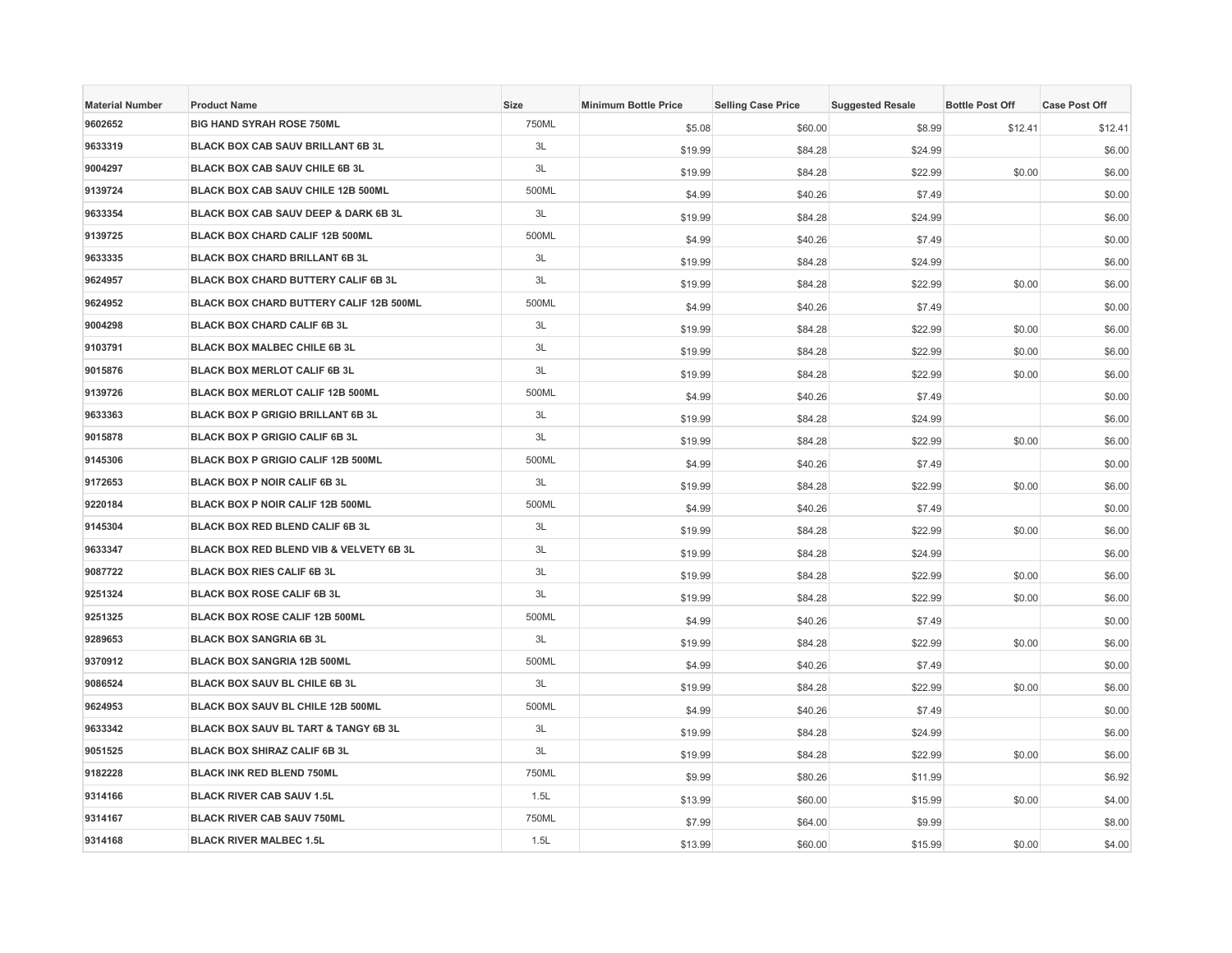| Material Number | Product Name | Size | Minimum Bottle Price | Selling Case Price | Suggested Resale | Bottle Post Off | Case Post Off |
|---|---|---|---|---|---|---|---|
| 9602652 | BIG HAND SYRAH ROSE 750ML | 750ML | $5.08 | $60.00 | $8.99 | $12.41 | $12.41 |
| 9633319 | BLACK BOX CAB SAUV BRILLANT 6B 3L | 3L | $19.99 | $84.28 | $24.99 | | $6.00 |
| 9004297 | BLACK BOX CAB SAUV CHILE 6B 3L | 3L | $19.99 | $84.28 | $22.99 | $0.00 | $6.00 |
| 9139724 | BLACK BOX CAB SAUV CHILE 12B 500ML | 500ML | $4.99 | $40.26 | $7.49 | | $0.00 |
| 9633354 | BLACK BOX CAB SAUV DEEP & DARK 6B 3L | 3L | $19.99 | $84.28 | $24.99 | | $6.00 |
| 9139725 | BLACK BOX CHARD CALIF 12B 500ML | 500ML | $4.99 | $40.26 | $7.49 | | $0.00 |
| 9633335 | BLACK BOX CHARD BRILLANT 6B 3L | 3L | $19.99 | $84.28 | $24.99 | | $6.00 |
| 9624957 | BLACK BOX CHARD BUTTERY CALIF 6B 3L | 3L | $19.99 | $84.28 | $22.99 | $0.00 | $6.00 |
| 9624952 | BLACK BOX CHARD BUTTERY CALIF 12B 500ML | 500ML | $4.99 | $40.26 | $7.49 | | $0.00 |
| 9004298 | BLACK BOX CHARD CALIF 6B 3L | 3L | $19.99 | $84.28 | $22.99 | $0.00 | $6.00 |
| 9103791 | BLACK BOX MALBEC CHILE 6B 3L | 3L | $19.99 | $84.28 | $22.99 | $0.00 | $6.00 |
| 9015876 | BLACK BOX MERLOT CALIF 6B 3L | 3L | $19.99 | $84.28 | $22.99 | $0.00 | $6.00 |
| 9139726 | BLACK BOX MERLOT CALIF 12B 500ML | 500ML | $4.99 | $40.26 | $7.49 | | $0.00 |
| 9633363 | BLACK BOX P GRIGIO BRILLANT 6B 3L | 3L | $19.99 | $84.28 | $24.99 | | $6.00 |
| 9015878 | BLACK BOX P GRIGIO CALIF 6B 3L | 3L | $19.99 | $84.28 | $22.99 | $0.00 | $6.00 |
| 9145306 | BLACK BOX P GRIGIO CALIF 12B 500ML | 500ML | $4.99 | $40.26 | $7.49 | | $0.00 |
| 9172653 | BLACK BOX P NOIR CALIF 6B 3L | 3L | $19.99 | $84.28 | $22.99 | $0.00 | $6.00 |
| 9220184 | BLACK BOX P NOIR CALIF 12B 500ML | 500ML | $4.99 | $40.26 | $7.49 | | $0.00 |
| 9145304 | BLACK BOX RED BLEND CALIF 6B 3L | 3L | $19.99 | $84.28 | $22.99 | $0.00 | $6.00 |
| 9633347 | BLACK BOX RED BLEND VIB & VELVETY 6B 3L | 3L | $19.99 | $84.28 | $24.99 | | $6.00 |
| 9087722 | BLACK BOX RIES CALIF 6B 3L | 3L | $19.99 | $84.28 | $22.99 | $0.00 | $6.00 |
| 9251324 | BLACK BOX ROSE CALIF 6B 3L | 3L | $19.99 | $84.28 | $22.99 | $0.00 | $6.00 |
| 9251325 | BLACK BOX ROSE CALIF 12B 500ML | 500ML | $4.99 | $40.26 | $7.49 | | $0.00 |
| 9289653 | BLACK BOX SANGRIA 6B 3L | 3L | $19.99 | $84.28 | $22.99 | $0.00 | $6.00 |
| 9370912 | BLACK BOX SANGRIA 12B 500ML | 500ML | $4.99 | $40.26 | $7.49 | | $0.00 |
| 9086524 | BLACK BOX SAUV BL CHILE 6B 3L | 3L | $19.99 | $84.28 | $22.99 | $0.00 | $6.00 |
| 9624953 | BLACK BOX SAUV BL CHILE 12B 500ML | 500ML | $4.99 | $40.26 | $7.49 | | $0.00 |
| 9633342 | BLACK BOX SAUV BL TART & TANGY 6B 3L | 3L | $19.99 | $84.28 | $24.99 | | $6.00 |
| 9051525 | BLACK BOX SHIRAZ CALIF 6B 3L | 3L | $19.99 | $84.28 | $22.99 | $0.00 | $6.00 |
| 9182228 | BLACK INK RED BLEND 750ML | 750ML | $9.99 | $80.26 | $11.99 | | $6.92 |
| 9314166 | BLACK RIVER CAB SAUV 1.5L | 1.5L | $13.99 | $60.00 | $15.99 | $0.00 | $4.00 |
| 9314167 | BLACK RIVER CAB SAUV 750ML | 750ML | $7.99 | $64.00 | $9.99 | | $8.00 |
| 9314168 | BLACK RIVER MALBEC 1.5L | 1.5L | $13.99 | $60.00 | $15.99 | $0.00 | $4.00 |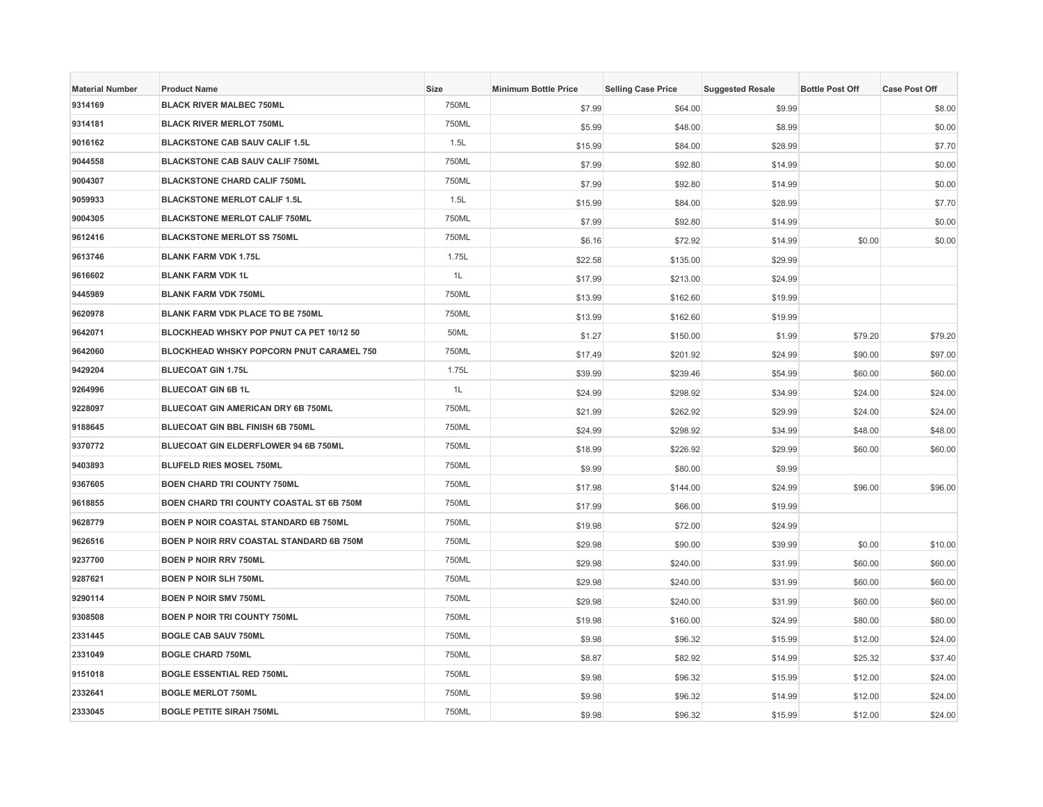| Material Number | Product Name | Size | Minimum Bottle Price | Selling Case Price | Suggested Resale | Bottle Post Off | Case Post Off |
| --- | --- | --- | --- | --- | --- | --- | --- |
| 9314169 | BLACK RIVER MALBEC 750ML | 750ML | $7.99 | $64.00 | $9.99 | | $8.00 |
| 9314181 | BLACK RIVER MERLOT 750ML | 750ML | $5.99 | $48.00 | $8.99 | | $0.00 |
| 9016162 | BLACKSTONE CAB SAUV CALIF 1.5L | 1.5L | $15.99 | $84.00 | $28.99 | | $7.70 |
| 9044558 | BLACKSTONE CAB SAUV CALIF 750ML | 750ML | $7.99 | $92.80 | $14.99 | | $0.00 |
| 9004307 | BLACKSTONE CHARD CALIF 750ML | 750ML | $7.99 | $92.80 | $14.99 | | $0.00 |
| 9059933 | BLACKSTONE MERLOT CALIF 1.5L | 1.5L | $15.99 | $84.00 | $28.99 | | $7.70 |
| 9004305 | BLACKSTONE MERLOT CALIF 750ML | 750ML | $7.99 | $92.80 | $14.99 | | $0.00 |
| 9612416 | BLACKSTONE MERLOT SS 750ML | 750ML | $6.16 | $72.92 | $14.99 | $0.00 | $0.00 |
| 9613746 | BLANK FARM VDK 1.75L | 1.75L | $22.58 | $135.00 | $29.99 | | |
| 9616602 | BLANK FARM VDK 1L | 1L | $17.99 | $213.00 | $24.99 | | |
| 9445989 | BLANK FARM VDK 750ML | 750ML | $13.99 | $162.60 | $19.99 | | |
| 9620978 | BLANK FARM VDK PLACE TO BE 750ML | 750ML | $13.99 | $162.60 | $19.99 | | |
| 9642071 | BLOCKHEAD WHSKY POP PNUT CA PET 10/12 50 | 50ML | $1.27 | $150.00 | $1.99 | $79.20 | $79.20 |
| 9642060 | BLOCKHEAD WHSKY POPCORN PNUT CARAMEL 750 | 750ML | $17.49 | $201.92 | $24.99 | $90.00 | $97.00 |
| 9429204 | BLUECOAT GIN 1.75L | 1.75L | $39.99 | $239.46 | $54.99 | $60.00 | $60.00 |
| 9264996 | BLUECOAT GIN 6B 1L | 1L | $24.99 | $298.92 | $34.99 | $24.00 | $24.00 |
| 9228097 | BLUECOAT GIN AMERICAN DRY 6B 750ML | 750ML | $21.99 | $262.92 | $29.99 | $24.00 | $24.00 |
| 9188645 | BLUECOAT GIN BBL FINISH 6B 750ML | 750ML | $24.99 | $298.92 | $34.99 | $48.00 | $48.00 |
| 9370772 | BLUECOAT GIN ELDERFLOWER 94 6B 750ML | 750ML | $18.99 | $226.92 | $29.99 | $60.00 | $60.00 |
| 9403893 | BLUFELD RIES MOSEL 750ML | 750ML | $9.99 | $80.00 | $9.99 | | |
| 9367605 | BOEN CHARD TRI COUNTY 750ML | 750ML | $17.98 | $144.00 | $24.99 | $96.00 | $96.00 |
| 9618855 | BOEN CHARD TRI COUNTY COASTAL ST 6B 750M | 750ML | $17.99 | $66.00 | $19.99 | | |
| 9628779 | BOEN P NOIR COASTAL STANDARD 6B 750ML | 750ML | $19.98 | $72.00 | $24.99 | | |
| 9626516 | BOEN P NOIR RRV COASTAL STANDARD 6B 750M | 750ML | $29.98 | $90.00 | $39.99 | $0.00 | $10.00 |
| 9237700 | BOEN P NOIR RRV 750ML | 750ML | $29.98 | $240.00 | $31.99 | $60.00 | $60.00 |
| 9287621 | BOEN P NOIR SLH 750ML | 750ML | $29.98 | $240.00 | $31.99 | $60.00 | $60.00 |
| 9290114 | BOEN P NOIR SMV 750ML | 750ML | $29.98 | $240.00 | $31.99 | $60.00 | $60.00 |
| 9308508 | BOEN P NOIR TRI COUNTY 750ML | 750ML | $19.98 | $160.00 | $24.99 | $80.00 | $80.00 |
| 2331445 | BOGLE CAB SAUV 750ML | 750ML | $9.98 | $96.32 | $15.99 | $12.00 | $24.00 |
| 2331049 | BOGLE CHARD 750ML | 750ML | $8.87 | $82.92 | $14.99 | $25.32 | $37.40 |
| 9151018 | BOGLE ESSENTIAL RED 750ML | 750ML | $9.98 | $96.32 | $15.99 | $12.00 | $24.00 |
| 2332641 | BOGLE MERLOT 750ML | 750ML | $9.98 | $96.32 | $14.99 | $12.00 | $24.00 |
| 2333045 | BOGLE PETITE SIRAH 750ML | 750ML | $9.98 | $96.32 | $15.99 | $12.00 | $24.00 |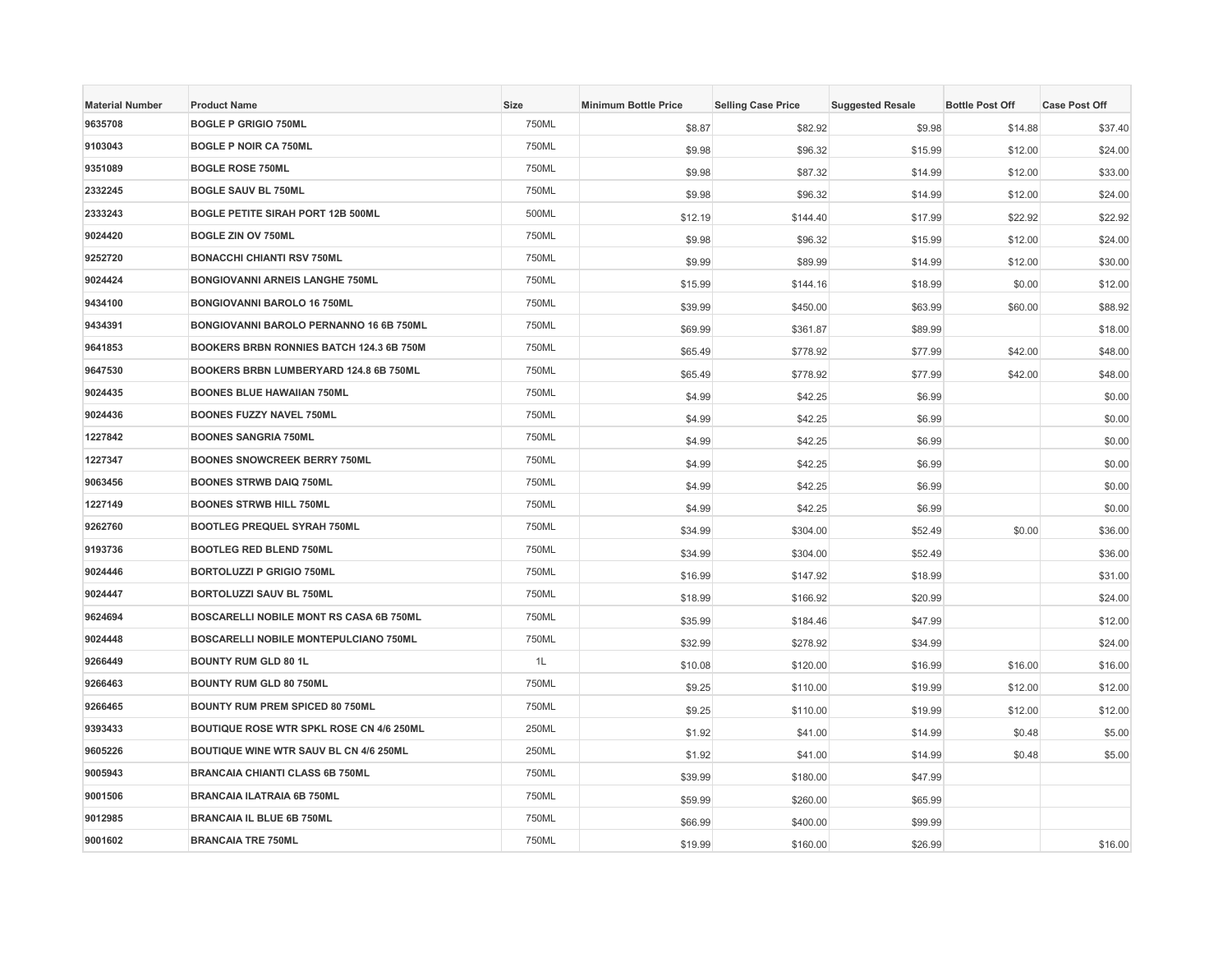| Material Number | Product Name | Size | Minimum Bottle Price | Selling Case Price | Suggested Resale | Bottle Post Off | Case Post Off |
|---|---|---|---|---|---|---|---|
| 9635708 | BOGLE P GRIGIO 750ML | 750ML | $8.87 | $82.92 | $9.98 | $14.88 | $37.40 |
| 9103043 | BOGLE P NOIR CA 750ML | 750ML | $9.98 | $96.32 | $15.99 | $12.00 | $24.00 |
| 9351089 | BOGLE ROSE 750ML | 750ML | $9.98 | $87.32 | $14.99 | $12.00 | $33.00 |
| 2332245 | BOGLE SAUV BL 750ML | 750ML | $9.98 | $96.32 | $14.99 | $12.00 | $24.00 |
| 2333243 | BOGLE PETITE SIRAH PORT 12B 500ML | 500ML | $12.19 | $144.40 | $17.99 | $22.92 | $22.92 |
| 9024420 | BOGLE ZIN OV 750ML | 750ML | $9.98 | $96.32 | $15.99 | $12.00 | $24.00 |
| 9252720 | BONACCHI CHIANTI RSV 750ML | 750ML | $9.99 | $89.99 | $14.99 | $12.00 | $30.00 |
| 9024424 | BONGIOVANNI ARNEIS LANGHE 750ML | 750ML | $15.99 | $144.16 | $18.99 | $0.00 | $12.00 |
| 9434100 | BONGIOVANNI BAROLO 16 750ML | 750ML | $39.99 | $450.00 | $63.99 | $60.00 | $88.92 |
| 9434391 | BONGIOVANNI BAROLO PERNANNO 16 6B 750ML | 750ML | $69.99 | $361.87 | $89.99 | | $18.00 |
| 9641853 | BOOKERS BRBN RONNIES BATCH 124.3 6B 750M | 750ML | $65.49 | $778.92 | $77.99 | $42.00 | $48.00 |
| 9647530 | BOOKERS BRBN LUMBERYARD 124.8 6B 750ML | 750ML | $65.49 | $778.92 | $77.99 | $42.00 | $48.00 |
| 9024435 | BOONES BLUE HAWAIIAN 750ML | 750ML | $4.99 | $42.25 | $6.99 | | $0.00 |
| 9024436 | BOONES FUZZY NAVEL 750ML | 750ML | $4.99 | $42.25 | $6.99 | | $0.00 |
| 1227842 | BOONES SANGRIA 750ML | 750ML | $4.99 | $42.25 | $6.99 | | $0.00 |
| 1227347 | BOONES SNOWCREEK BERRY 750ML | 750ML | $4.99 | $42.25 | $6.99 | | $0.00 |
| 9063456 | BOONES STRWB DAIQ 750ML | 750ML | $4.99 | $42.25 | $6.99 | | $0.00 |
| 1227149 | BOONES STRWB HILL 750ML | 750ML | $4.99 | $42.25 | $6.99 | | $0.00 |
| 9262760 | BOOTLEG PREQUEL SYRAH 750ML | 750ML | $34.99 | $304.00 | $52.49 | $0.00 | $36.00 |
| 9193736 | BOOTLEG RED BLEND 750ML | 750ML | $34.99 | $304.00 | $52.49 | | $36.00 |
| 9024446 | BORTOLUZZI P GRIGIO 750ML | 750ML | $16.99 | $147.92 | $18.99 | | $31.00 |
| 9024447 | BORTOLUZZI SAUV BL 750ML | 750ML | $18.99 | $166.92 | $20.99 | | $24.00 |
| 9624694 | BOSCARELLI NOBILE MONT RS CASA 6B 750ML | 750ML | $35.99 | $184.46 | $47.99 | | $12.00 |
| 9024448 | BOSCARELLI NOBILE MONTEPULCIANO 750ML | 750ML | $32.99 | $278.92 | $34.99 | | $24.00 |
| 9266449 | BOUNTY RUM GLD 80 1L | 1L | $10.08 | $120.00 | $16.99 | $16.00 | $16.00 |
| 9266463 | BOUNTY RUM GLD 80 750ML | 750ML | $9.25 | $110.00 | $19.99 | $12.00 | $12.00 |
| 9266465 | BOUNTY RUM PREM SPICED 80 750ML | 750ML | $9.25 | $110.00 | $19.99 | $12.00 | $12.00 |
| 9393433 | BOUTIQUE ROSE WTR SPKL ROSE CN 4/6 250ML | 250ML | $1.92 | $41.00 | $14.99 | $0.48 | $5.00 |
| 9605226 | BOUTIQUE WINE WTR SAUV BL CN 4/6 250ML | 250ML | $1.92 | $41.00 | $14.99 | $0.48 | $5.00 |
| 9005943 | BRANCAIA CHIANTI CLASS 6B 750ML | 750ML | $39.99 | $180.00 | $47.99 | | |
| 9001506 | BRANCAIA ILATRAIA 6B 750ML | 750ML | $59.99 | $260.00 | $65.99 | | |
| 9012985 | BRANCAIA IL BLUE 6B 750ML | 750ML | $66.99 | $400.00 | $99.99 | | |
| 9001602 | BRANCAIA TRE 750ML | 750ML | $19.99 | $160.00 | $26.99 | | $16.00 |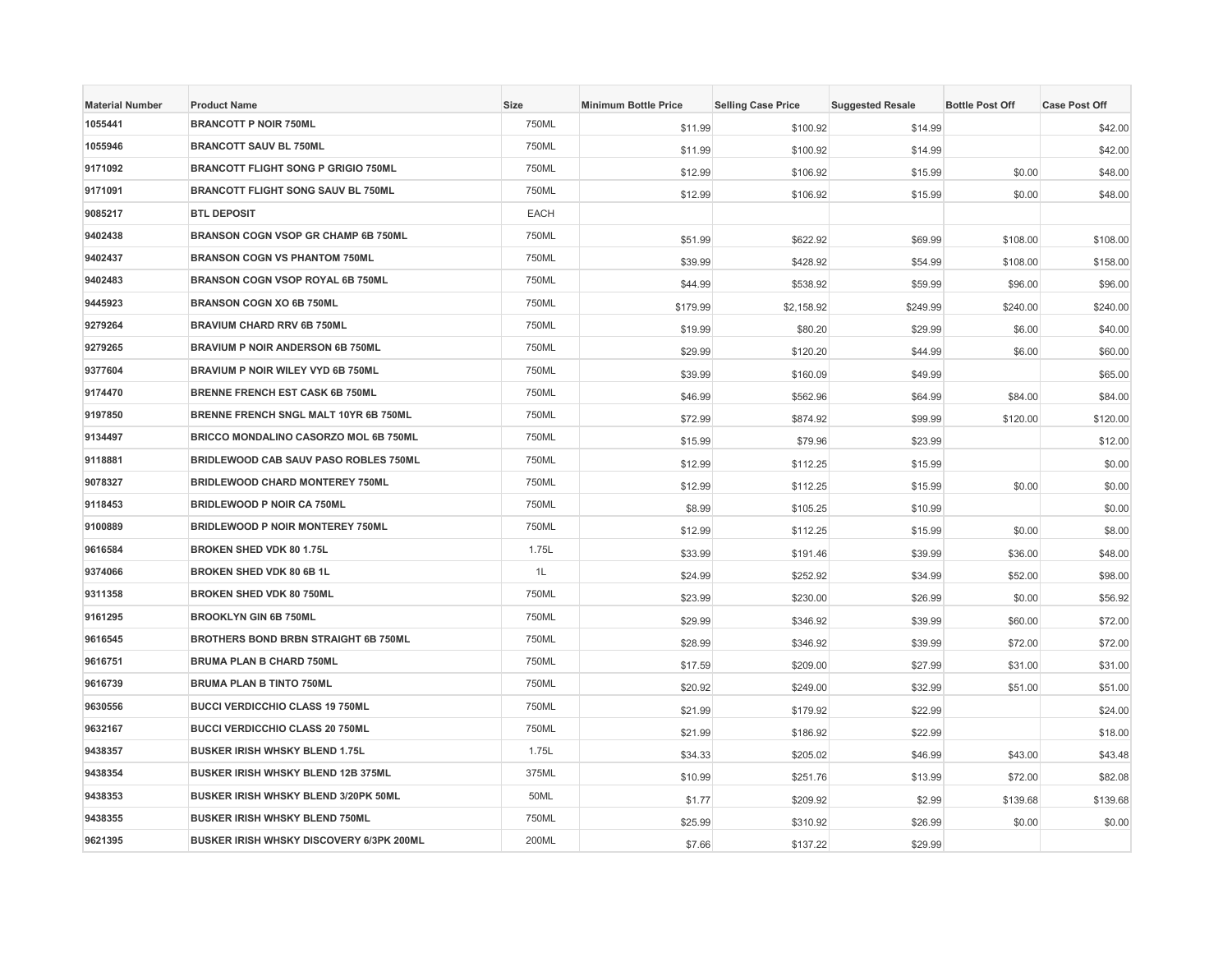| Material Number | Product Name | Size | Minimum Bottle Price | Selling Case Price | Suggested Resale | Bottle Post Off | Case Post Off |
|---|---|---|---|---|---|---|---|
| 1055441 | BRANCOTT P NOIR 750ML | 750ML | $11.99 | $100.92 | $14.99 | | $42.00 |
| 1055946 | BRANCOTT SAUV BL 750ML | 750ML | $11.99 | $100.92 | $14.99 | | $42.00 |
| 9171092 | BRANCOTT FLIGHT SONG P GRIGIO 750ML | 750ML | $12.99 | $106.92 | $15.99 | $0.00 | $48.00 |
| 9171091 | BRANCOTT FLIGHT SONG SAUV BL 750ML | 750ML | $12.99 | $106.92 | $15.99 | $0.00 | $48.00 |
| 9085217 | BTL DEPOSIT | EACH | | | | | |
| 9402438 | BRANSON COGN VSOP GR CHAMP 6B 750ML | 750ML | $51.99 | $622.92 | $69.99 | $108.00 | $108.00 |
| 9402437 | BRANSON COGN VS PHANTOM 750ML | 750ML | $39.99 | $428.92 | $54.99 | $108.00 | $158.00 |
| 9402483 | BRANSON COGN VSOP ROYAL 6B 750ML | 750ML | $44.99 | $538.92 | $59.99 | $96.00 | $96.00 |
| 9445923 | BRANSON COGN XO 6B 750ML | 750ML | $179.99 | $2,158.92 | $249.99 | $240.00 | $240.00 |
| 9279264 | BRAVIUM CHARD RRV 6B 750ML | 750ML | $19.99 | $80.20 | $29.99 | $6.00 | $40.00 |
| 9279265 | BRAVIUM P NOIR ANDERSON 6B 750ML | 750ML | $29.99 | $120.20 | $44.99 | $6.00 | $60.00 |
| 9377604 | BRAVIUM P NOIR WILEY VYD 6B 750ML | 750ML | $39.99 | $160.09 | $49.99 | | $65.00 |
| 9174470 | BRENNE FRENCH EST CASK 6B 750ML | 750ML | $46.99 | $562.96 | $64.99 | $84.00 | $84.00 |
| 9197850 | BRENNE FRENCH SNGL MALT 10YR 6B 750ML | 750ML | $72.99 | $874.92 | $99.99 | $120.00 | $120.00 |
| 9134497 | BRICCO MONDALINO CASORZO MOL 6B 750ML | 750ML | $15.99 | $79.96 | $23.99 | | $12.00 |
| 9118881 | BRIDLEWOOD CAB SAUV PASO ROBLES 750ML | 750ML | $12.99 | $112.25 | $15.99 | | $0.00 |
| 9078327 | BRIDLEWOOD CHARD MONTEREY 750ML | 750ML | $12.99 | $112.25 | $15.99 | $0.00 | $0.00 |
| 9118453 | BRIDLEWOOD P NOIR CA 750ML | 750ML | $8.99 | $105.25 | $10.99 | | $0.00 |
| 9100889 | BRIDLEWOOD P NOIR MONTEREY 750ML | 750ML | $12.99 | $112.25 | $15.99 | $0.00 | $8.00 |
| 9616584 | BROKEN SHED VDK 80 1.75L | 1.75L | $33.99 | $191.46 | $39.99 | $36.00 | $48.00 |
| 9374066 | BROKEN SHED VDK 80 6B 1L | 1L | $24.99 | $252.92 | $34.99 | $52.00 | $98.00 |
| 9311358 | BROKEN SHED VDK 80 750ML | 750ML | $23.99 | $230.00 | $26.99 | $0.00 | $56.92 |
| 9161295 | BROOKLYN GIN 6B 750ML | 750ML | $29.99 | $346.92 | $39.99 | $60.00 | $72.00 |
| 9616545 | BROTHERS BOND BRBN STRAIGHT 6B 750ML | 750ML | $28.99 | $346.92 | $39.99 | $72.00 | $72.00 |
| 9616751 | BRUMA PLAN B CHARD 750ML | 750ML | $17.59 | $209.00 | $27.99 | $31.00 | $31.00 |
| 9616739 | BRUMA PLAN B TINTO 750ML | 750ML | $20.92 | $249.00 | $32.99 | $51.00 | $51.00 |
| 9630556 | BUCCI VERDICCHIO CLASS 19 750ML | 750ML | $21.99 | $179.92 | $22.99 | | $24.00 |
| 9632167 | BUCCI VERDICCHIO CLASS 20 750ML | 750ML | $21.99 | $186.92 | $22.99 | | $18.00 |
| 9438357 | BUSKER IRISH WHSKY BLEND 1.75L | 1.75L | $34.33 | $205.02 | $46.99 | $43.00 | $43.48 |
| 9438354 | BUSKER IRISH WHSKY BLEND 12B 375ML | 375ML | $10.99 | $251.76 | $13.99 | $72.00 | $82.08 |
| 9438353 | BUSKER IRISH WHSKY BLEND 3/20PK 50ML | 50ML | $1.77 | $209.92 | $2.99 | $139.68 | $139.68 |
| 9438355 | BUSKER IRISH WHSKY BLEND 750ML | 750ML | $25.99 | $310.92 | $26.99 | $0.00 | $0.00 |
| 9621395 | BUSKER IRISH WHSKY DISCOVERY 6/3PK 200ML | 200ML | $7.66 | $137.22 | $29.99 | | |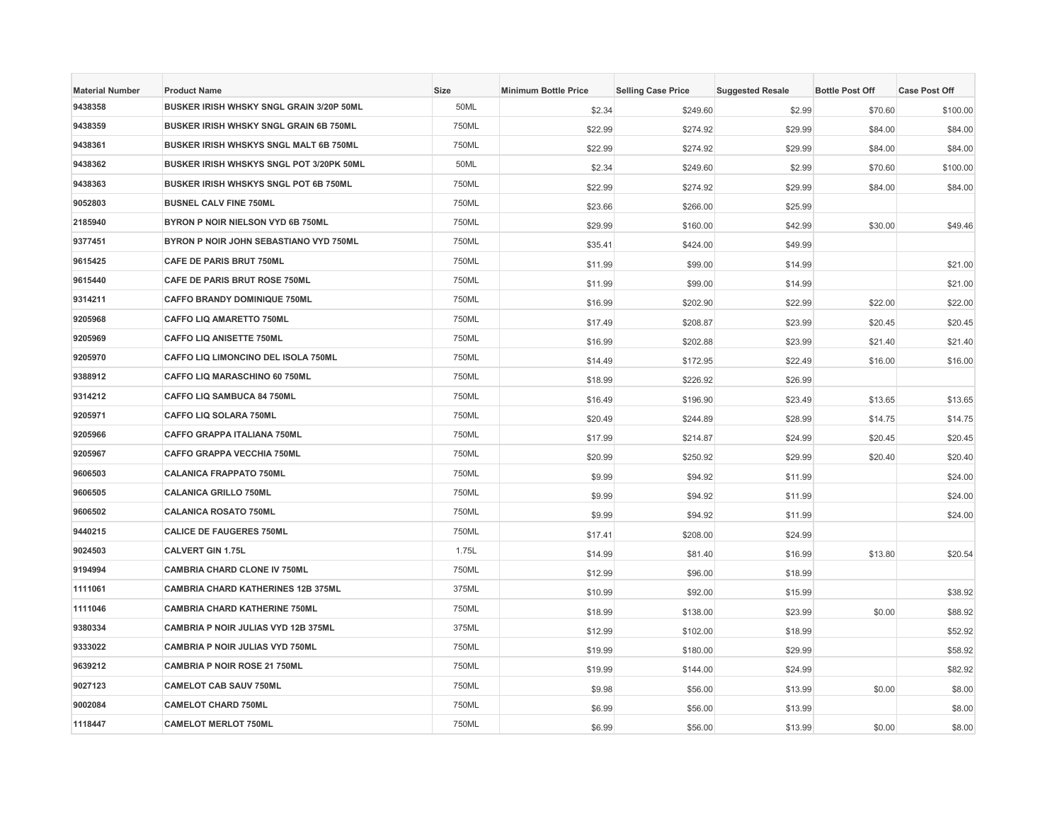| Material Number | Product Name | Size | Minimum Bottle Price | Selling Case Price | Suggested Resale | Bottle Post Off | Case Post Off |
|---|---|---|---|---|---|---|---|
| 9438358 | BUSKER IRISH WHSKY SNGL GRAIN 3/20P 50ML | 50ML | $2.34 | $249.60 | $2.99 | $70.60 | $100.00 |
| 9438359 | BUSKER IRISH WHSKY SNGL GRAIN 6B 750ML | 750ML | $22.99 | $274.92 | $29.99 | $84.00 | $84.00 |
| 9438361 | BUSKER IRISH WHSKYS SNGL MALT 6B 750ML | 750ML | $22.99 | $274.92 | $29.99 | $84.00 | $84.00 |
| 9438362 | BUSKER IRISH WHSKYS SNGL POT 3/20PK 50ML | 50ML | $2.34 | $249.60 | $2.99 | $70.60 | $100.00 |
| 9438363 | BUSKER IRISH WHSKYS SNGL POT 6B 750ML | 750ML | $22.99 | $274.92 | $29.99 | $84.00 | $84.00 |
| 9052803 | BUSNEL CALV FINE 750ML | 750ML | $23.66 | $266.00 | $25.99 | | |
| 2185940 | BYRON P NOIR NIELSON VYD 6B 750ML | 750ML | $29.99 | $160.00 | $42.99 | $30.00 | $49.46 |
| 9377451 | BYRON P NOIR JOHN SEBASTIANO VYD 750ML | 750ML | $35.41 | $424.00 | $49.99 | | |
| 9615425 | CAFE DE PARIS BRUT 750ML | 750ML | $11.99 | $99.00 | $14.99 | | $21.00 |
| 9615440 | CAFE DE PARIS BRUT ROSE 750ML | 750ML | $11.99 | $99.00 | $14.99 | | $21.00 |
| 9314211 | CAFFO BRANDY DOMINIQUE 750ML | 750ML | $16.99 | $202.90 | $22.99 | $22.00 | $22.00 |
| 9205968 | CAFFO LIQ AMARETTO 750ML | 750ML | $17.49 | $208.87 | $23.99 | $20.45 | $20.45 |
| 9205969 | CAFFO LIQ ANISETTE 750ML | 750ML | $16.99 | $202.88 | $23.99 | $21.40 | $21.40 |
| 9205970 | CAFFO LIQ LIMONCINO DEL ISOLA 750ML | 750ML | $14.49 | $172.95 | $22.49 | $16.00 | $16.00 |
| 9388912 | CAFFO LIQ MARASCHINO 60 750ML | 750ML | $18.99 | $226.92 | $26.99 | | |
| 9314212 | CAFFO LIQ SAMBUCA 84 750ML | 750ML | $16.49 | $196.90 | $23.49 | $13.65 | $13.65 |
| 9205971 | CAFFO LIQ SOLARA 750ML | 750ML | $20.49 | $244.89 | $28.99 | $14.75 | $14.75 |
| 9205966 | CAFFO GRAPPA ITALIANA 750ML | 750ML | $17.99 | $214.87 | $24.99 | $20.45 | $20.45 |
| 9205967 | CAFFO GRAPPA VECCHIA 750ML | 750ML | $20.99 | $250.92 | $29.99 | $20.40 | $20.40 |
| 9606503 | CALANICA FRAPPATO 750ML | 750ML | $9.99 | $94.92 | $11.99 | | $24.00 |
| 9606505 | CALANICA GRILLO 750ML | 750ML | $9.99 | $94.92 | $11.99 | | $24.00 |
| 9606502 | CALANICA ROSATO 750ML | 750ML | $9.99 | $94.92 | $11.99 | | $24.00 |
| 9440215 | CALICE DE FAUGERES 750ML | 750ML | $17.41 | $208.00 | $24.99 | | |
| 9024503 | CALVERT GIN 1.75L | 1.75L | $14.99 | $81.40 | $16.99 | $13.80 | $20.54 |
| 9194994 | CAMBRIA CHARD CLONE IV 750ML | 750ML | $12.99 | $96.00 | $18.99 | | |
| 1111061 | CAMBRIA CHARD KATHERINES 12B 375ML | 375ML | $10.99 | $92.00 | $15.99 | | $38.92 |
| 1111046 | CAMBRIA CHARD KATHERINE 750ML | 750ML | $18.99 | $138.00 | $23.99 | $0.00 | $88.92 |
| 9380334 | CAMBRIA P NOIR JULIAS VYD 12B 375ML | 375ML | $12.99 | $102.00 | $18.99 | | $52.92 |
| 9333022 | CAMBRIA P NOIR JULIAS VYD 750ML | 750ML | $19.99 | $180.00 | $29.99 | | $58.92 |
| 9639212 | CAMBRIA P NOIR ROSE 21 750ML | 750ML | $19.99 | $144.00 | $24.99 | | $82.92 |
| 9027123 | CAMELOT CAB SAUV 750ML | 750ML | $9.98 | $56.00 | $13.99 | $0.00 | $8.00 |
| 9002084 | CAMELOT CHARD 750ML | 750ML | $6.99 | $56.00 | $13.99 | | $8.00 |
| 1118447 | CAMELOT MERLOT 750ML | 750ML | $6.99 | $56.00 | $13.99 | $0.00 | $8.00 |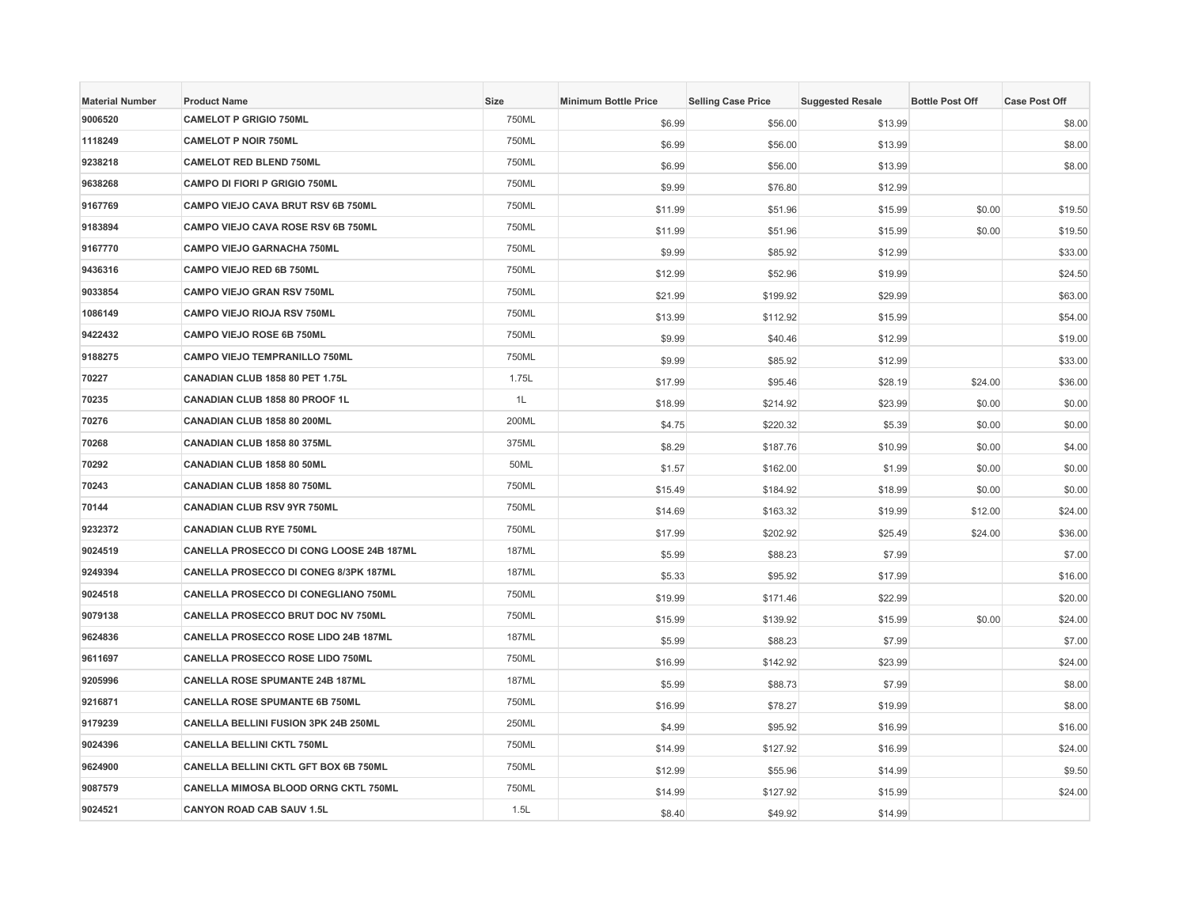| Material Number | Product Name | Size | Minimum Bottle Price | Selling Case Price | Suggested Resale | Bottle Post Off | Case Post Off |
|---|---|---|---|---|---|---|---|
| 9006520 | CAMELOT P GRIGIO 750ML | 750ML | $6.99 | $56.00 | $13.99 | | $8.00 |
| 1118249 | CAMELOT P NOIR 750ML | 750ML | $6.99 | $56.00 | $13.99 | | $8.00 |
| 9238218 | CAMELOT RED BLEND 750ML | 750ML | $6.99 | $56.00 | $13.99 | | $8.00 |
| 9638268 | CAMPO DI FIORI P GRIGIO 750ML | 750ML | $9.99 | $76.80 | $12.99 | | |
| 9167769 | CAMPO VIEJO CAVA BRUT RSV 6B 750ML | 750ML | $11.99 | $51.96 | $15.99 | $0.00 | $19.50 |
| 9183894 | CAMPO VIEJO CAVA ROSE RSV 6B 750ML | 750ML | $11.99 | $51.96 | $15.99 | $0.00 | $19.50 |
| 9167770 | CAMPO VIEJO GARNACHA 750ML | 750ML | $9.99 | $85.92 | $12.99 | | $33.00 |
| 9436316 | CAMPO VIEJO RED 6B 750ML | 750ML | $12.99 | $52.96 | $19.99 | | $24.50 |
| 9033854 | CAMPO VIEJO GRAN RSV 750ML | 750ML | $21.99 | $199.92 | $29.99 | | $63.00 |
| 1086149 | CAMPO VIEJO RIOJA RSV 750ML | 750ML | $13.99 | $112.92 | $15.99 | | $54.00 |
| 9422432 | CAMPO VIEJO ROSE 6B 750ML | 750ML | $9.99 | $40.46 | $12.99 | | $19.00 |
| 9188275 | CAMPO VIEJO TEMPRANILLO 750ML | 750ML | $9.99 | $85.92 | $12.99 | | $33.00 |
| 70227 | CANADIAN CLUB 1858 80 PET 1.75L | 1.75L | $17.99 | $95.46 | $28.19 | $24.00 | $36.00 |
| 70235 | CANADIAN CLUB 1858 80 PROOF 1L | 1L | $18.99 | $214.92 | $23.99 | $0.00 | $0.00 |
| 70276 | CANADIAN CLUB 1858 80 200ML | 200ML | $4.75 | $220.32 | $5.39 | $0.00 | $0.00 |
| 70268 | CANADIAN CLUB 1858 80 375ML | 375ML | $8.29 | $187.76 | $10.99 | $0.00 | $4.00 |
| 70292 | CANADIAN CLUB 1858 80 50ML | 50ML | $1.57 | $162.00 | $1.99 | $0.00 | $0.00 |
| 70243 | CANADIAN CLUB 1858 80 750ML | 750ML | $15.49 | $184.92 | $18.99 | $0.00 | $0.00 |
| 70144 | CANADIAN CLUB RSV 9YR 750ML | 750ML | $14.69 | $163.32 | $19.99 | $12.00 | $24.00 |
| 9232372 | CANADIAN CLUB RYE 750ML | 750ML | $17.99 | $202.92 | $25.49 | $24.00 | $36.00 |
| 9024519 | CANELLA PROSECCO DI CONG LOOSE 24B 187ML | 187ML | $5.99 | $88.23 | $7.99 | | $7.00 |
| 9249394 | CANELLA PROSECCO DI CONEG 8/3PK 187ML | 187ML | $5.33 | $95.92 | $17.99 | | $16.00 |
| 9024518 | CANELLA PROSECCO DI CONEGLIANO 750ML | 750ML | $19.99 | $171.46 | $22.99 | | $20.00 |
| 9079138 | CANELLA PROSECCO BRUT DOC NV 750ML | 750ML | $15.99 | $139.92 | $15.99 | $0.00 | $24.00 |
| 9624836 | CANELLA PROSECCO ROSE LIDO 24B 187ML | 187ML | $5.99 | $88.23 | $7.99 | | $7.00 |
| 9611697 | CANELLA PROSECCO ROSE LIDO 750ML | 750ML | $16.99 | $142.92 | $23.99 | | $24.00 |
| 9205996 | CANELLA ROSE SPUMANTE 24B 187ML | 187ML | $5.99 | $88.73 | $7.99 | | $8.00 |
| 9216871 | CANELLA ROSE SPUMANTE 6B 750ML | 750ML | $16.99 | $78.27 | $19.99 | | $8.00 |
| 9179239 | CANELLA BELLINI FUSION 3PK 24B 250ML | 250ML | $4.99 | $95.92 | $16.99 | | $16.00 |
| 9024396 | CANELLA BELLINI CKTL 750ML | 750ML | $14.99 | $127.92 | $16.99 | | $24.00 |
| 9624900 | CANELLA BELLINI CKTL GFT BOX 6B 750ML | 750ML | $12.99 | $55.96 | $14.99 | | $9.50 |
| 9087579 | CANELLA MIMOSA BLOOD ORNG CKTL 750ML | 750ML | $14.99 | $127.92 | $15.99 | | $24.00 |
| 9024521 | CANYON ROAD CAB SAUV 1.5L | 1.5L | $8.40 | $49.92 | $14.99 | | |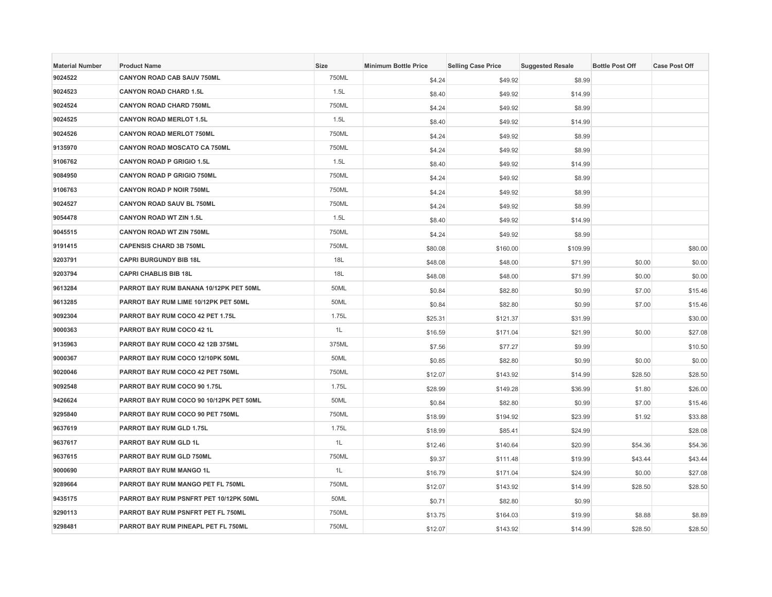| Material Number | Product Name | Size | Minimum Bottle Price | Selling Case Price | Suggested Resale | Bottle Post Off | Case Post Off |
|---|---|---|---|---|---|---|---|
| 9024522 | CANYON ROAD CAB SAUV 750ML | 750ML | $4.24 | $49.92 | $8.99 | | |
| 9024523 | CANYON ROAD CHARD 1.5L | 1.5L | $8.40 | $49.92 | $14.99 | | |
| 9024524 | CANYON ROAD CHARD 750ML | 750ML | $4.24 | $49.92 | $8.99 | | |
| 9024525 | CANYON ROAD MERLOT 1.5L | 1.5L | $8.40 | $49.92 | $14.99 | | |
| 9024526 | CANYON ROAD MERLOT 750ML | 750ML | $4.24 | $49.92 | $8.99 | | |
| 9135970 | CANYON ROAD MOSCATO CA 750ML | 750ML | $4.24 | $49.92 | $8.99 | | |
| 9106762 | CANYON ROAD P GRIGIO 1.5L | 1.5L | $8.40 | $49.92 | $14.99 | | |
| 9084950 | CANYON ROAD P GRIGIO 750ML | 750ML | $4.24 | $49.92 | $8.99 | | |
| 9106763 | CANYON ROAD P NOIR 750ML | 750ML | $4.24 | $49.92 | $8.99 | | |
| 9024527 | CANYON ROAD SAUV BL 750ML | 750ML | $4.24 | $49.92 | $8.99 | | |
| 9054478 | CANYON ROAD WT ZIN 1.5L | 1.5L | $8.40 | $49.92 | $14.99 | | |
| 9045515 | CANYON ROAD WT ZIN 750ML | 750ML | $4.24 | $49.92 | $8.99 | | |
| 9191415 | CAPENSIS CHARD 3B 750ML | 750ML | $80.08 | $160.00 | $109.99 | | $80.00 |
| 9203791 | CAPRI BURGUNDY BIB 18L | 18L | $48.08 | $48.00 | $71.99 | $0.00 | $0.00 |
| 9203794 | CAPRI CHABLIS BIB 18L | 18L | $48.08 | $48.00 | $71.99 | $0.00 | $0.00 |
| 9613284 | PARROT BAY RUM BANANA 10/12PK PET 50ML | 50ML | $0.84 | $82.80 | $0.99 | $7.00 | $15.46 |
| 9613285 | PARROT BAY RUM LIME 10/12PK PET 50ML | 50ML | $0.84 | $82.80 | $0.99 | $7.00 | $15.46 |
| 9092304 | PARROT BAY RUM COCO 42 PET 1.75L | 1.75L | $25.31 | $121.37 | $31.99 | | $30.00 |
| 9000363 | PARROT BAY RUM COCO 42 1L | 1L | $16.59 | $171.04 | $21.99 | $0.00 | $27.08 |
| 9135963 | PARROT BAY RUM COCO 42 12B 375ML | 375ML | $7.56 | $77.27 | $9.99 | | $10.50 |
| 9000367 | PARROT BAY RUM COCO 12/10PK 50ML | 50ML | $0.85 | $82.80 | $0.99 | $0.00 | $0.00 |
| 9020046 | PARROT BAY RUM COCO 42 PET 750ML | 750ML | $12.07 | $143.92 | $14.99 | $28.50 | $28.50 |
| 9092548 | PARROT BAY RUM COCO 90 1.75L | 1.75L | $28.99 | $149.28 | $36.99 | $1.80 | $26.00 |
| 9426624 | PARROT BAY RUM COCO 90 10/12PK PET 50ML | 50ML | $0.84 | $82.80 | $0.99 | $7.00 | $15.46 |
| 9295840 | PARROT BAY RUM COCO 90 PET 750ML | 750ML | $18.99 | $194.92 | $23.99 | $1.92 | $33.88 |
| 9637619 | PARROT BAY RUM GLD 1.75L | 1.75L | $18.99 | $85.41 | $24.99 | | $28.08 |
| 9637617 | PARROT BAY RUM GLD 1L | 1L | $12.46 | $140.64 | $20.99 | $54.36 | $54.36 |
| 9637615 | PARROT BAY RUM GLD 750ML | 750ML | $9.37 | $111.48 | $19.99 | $43.44 | $43.44 |
| 9000690 | PARROT BAY RUM MANGO 1L | 1L | $16.79 | $171.04 | $24.99 | $0.00 | $27.08 |
| 9289664 | PARROT BAY RUM MANGO PET FL 750ML | 750ML | $12.07 | $143.92 | $14.99 | $28.50 | $28.50 |
| 9435175 | PARROT BAY RUM PSNFRT PET 10/12PK 50ML | 50ML | $0.71 | $82.80 | $0.99 | | |
| 9290113 | PARROT BAY RUM PSNFRT PET FL 750ML | 750ML | $13.75 | $164.03 | $19.99 | $8.88 | $8.89 |
| 9298481 | PARROT BAY RUM PINEAPL PET FL 750ML | 750ML | $12.07 | $143.92 | $14.99 | $28.50 | $28.50 |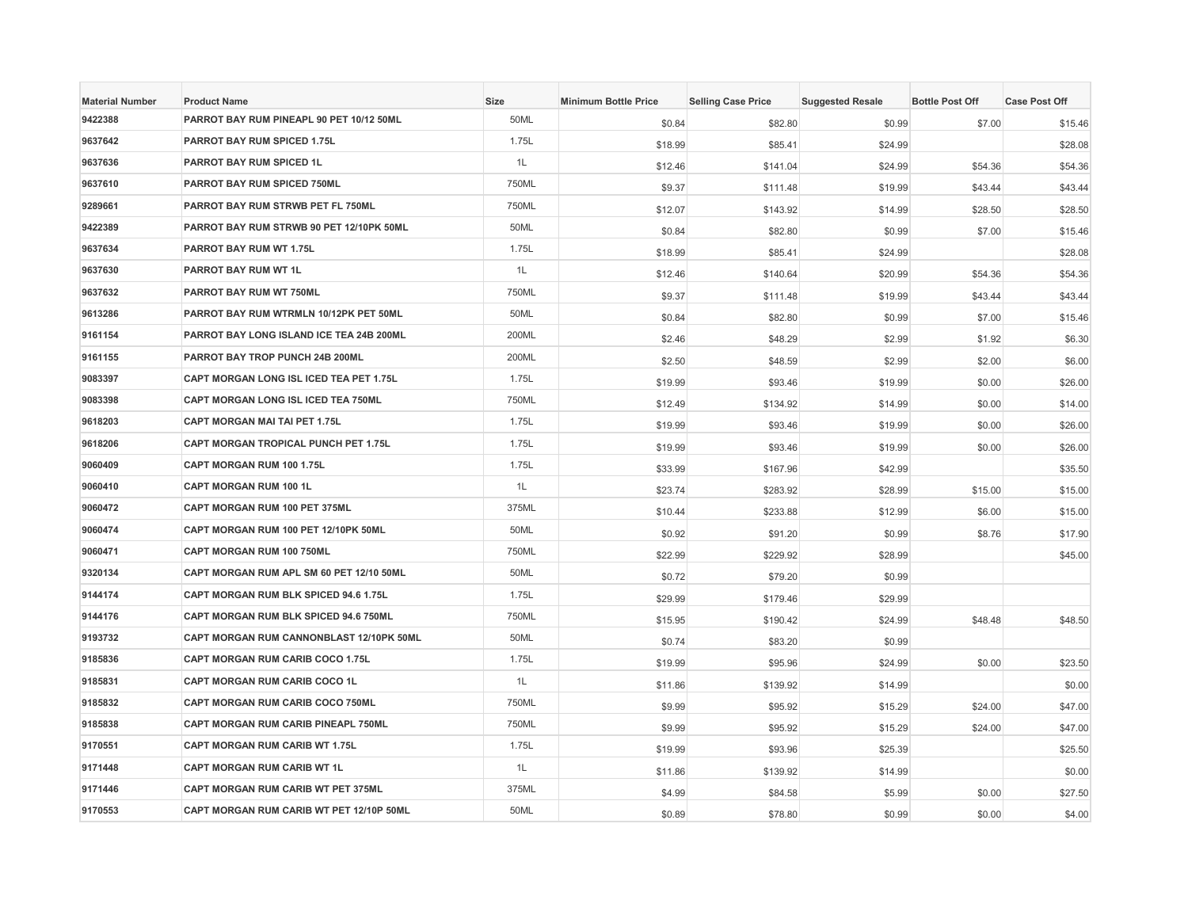| Material Number | Product Name | Size | Minimum Bottle Price | Selling Case Price | Suggested Resale | Bottle Post Off | Case Post Off |
|---|---|---|---|---|---|---|---|
| 9422388 | PARROT BAY RUM PINEAPL 90 PET 10/12 50ML | 50ML | $0.84 | $82.80 | $0.99 | $7.00 | $15.46 |
| 9637642 | PARROT BAY RUM SPICED 1.75L | 1.75L | $18.99 | $85.41 | $24.99 | | $28.08 |
| 9637636 | PARROT BAY RUM SPICED 1L | 1L | $12.46 | $141.04 | $24.99 | $54.36 | $54.36 |
| 9637610 | PARROT BAY RUM SPICED 750ML | 750ML | $9.37 | $111.48 | $19.99 | $43.44 | $43.44 |
| 9289661 | PARROT BAY RUM STRWB PET FL 750ML | 750ML | $12.07 | $143.92 | $14.99 | $28.50 | $28.50 |
| 9422389 | PARROT BAY RUM STRWB 90 PET 12/10PK 50ML | 50ML | $0.84 | $82.80 | $0.99 | $7.00 | $15.46 |
| 9637634 | PARROT BAY RUM WT 1.75L | 1.75L | $18.99 | $85.41 | $24.99 | | $28.08 |
| 9637630 | PARROT BAY RUM WT 1L | 1L | $12.46 | $140.64 | $20.99 | $54.36 | $54.36 |
| 9637632 | PARROT BAY RUM WT 750ML | 750ML | $9.37 | $111.48 | $19.99 | $43.44 | $43.44 |
| 9613286 | PARROT BAY RUM WTRMLN 10/12PK PET 50ML | 50ML | $0.84 | $82.80 | $0.99 | $7.00 | $15.46 |
| 9161154 | PARROT BAY LONG ISLAND ICE TEA 24B 200ML | 200ML | $2.46 | $48.29 | $2.99 | $1.92 | $6.30 |
| 9161155 | PARROT BAY TROP PUNCH 24B 200ML | 200ML | $2.50 | $48.59 | $2.99 | $2.00 | $6.00 |
| 9083397 | CAPT MORGAN LONG ISL ICED TEA PET 1.75L | 1.75L | $19.99 | $93.46 | $19.99 | $0.00 | $26.00 |
| 9083398 | CAPT MORGAN LONG ISL ICED TEA 750ML | 750ML | $12.49 | $134.92 | $14.99 | $0.00 | $14.00 |
| 9618203 | CAPT MORGAN MAI TAI PET 1.75L | 1.75L | $19.99 | $93.46 | $19.99 | $0.00 | $26.00 |
| 9618206 | CAPT MORGAN TROPICAL PUNCH PET 1.75L | 1.75L | $19.99 | $93.46 | $19.99 | $0.00 | $26.00 |
| 9060409 | CAPT MORGAN RUM 100 1.75L | 1.75L | $33.99 | $167.96 | $42.99 | | $35.50 |
| 9060410 | CAPT MORGAN RUM 100 1L | 1L | $23.74 | $283.92 | $28.99 | $15.00 | $15.00 |
| 9060472 | CAPT MORGAN RUM 100 PET 375ML | 375ML | $10.44 | $233.88 | $12.99 | $6.00 | $15.00 |
| 9060474 | CAPT MORGAN RUM 100 PET 12/10PK 50ML | 50ML | $0.92 | $91.20 | $0.99 | $8.76 | $17.90 |
| 9060471 | CAPT MORGAN RUM 100 750ML | 750ML | $22.99 | $229.92 | $28.99 | | $45.00 |
| 9320134 | CAPT MORGAN RUM APL SM 60 PET 12/10 50ML | 50ML | $0.72 | $79.20 | $0.99 | | |
| 9144174 | CAPT MORGAN RUM BLK SPICED 94.6 1.75L | 1.75L | $29.99 | $179.46 | $29.99 | | |
| 9144176 | CAPT MORGAN RUM BLK SPICED 94.6 750ML | 750ML | $15.95 | $190.42 | $24.99 | $48.48 | $48.50 |
| 9193732 | CAPT MORGAN RUM CANNONBLAST 12/10PK 50ML | 50ML | $0.74 | $83.20 | $0.99 | | |
| 9185836 | CAPT MORGAN RUM CARIB COCO 1.75L | 1.75L | $19.99 | $95.96 | $24.99 | $0.00 | $23.50 |
| 9185831 | CAPT MORGAN RUM CARIB COCO 1L | 1L | $11.86 | $139.92 | $14.99 | | $0.00 |
| 9185832 | CAPT MORGAN RUM CARIB COCO 750ML | 750ML | $9.99 | $95.92 | $15.29 | $24.00 | $47.00 |
| 9185838 | CAPT MORGAN RUM CARIB PINEAPL 750ML | 750ML | $9.99 | $95.92 | $15.29 | $24.00 | $47.00 |
| 9170551 | CAPT MORGAN RUM CARIB WT 1.75L | 1.75L | $19.99 | $93.96 | $25.39 | | $25.50 |
| 9171448 | CAPT MORGAN RUM CARIB WT 1L | 1L | $11.86 | $139.92 | $14.99 | | $0.00 |
| 9171446 | CAPT MORGAN RUM CARIB WT PET 375ML | 375ML | $4.99 | $84.58 | $5.99 | $0.00 | $27.50 |
| 9170553 | CAPT MORGAN RUM CARIB WT PET 12/10P 50ML | 50ML | $0.89 | $78.80 | $0.99 | $0.00 | $4.00 |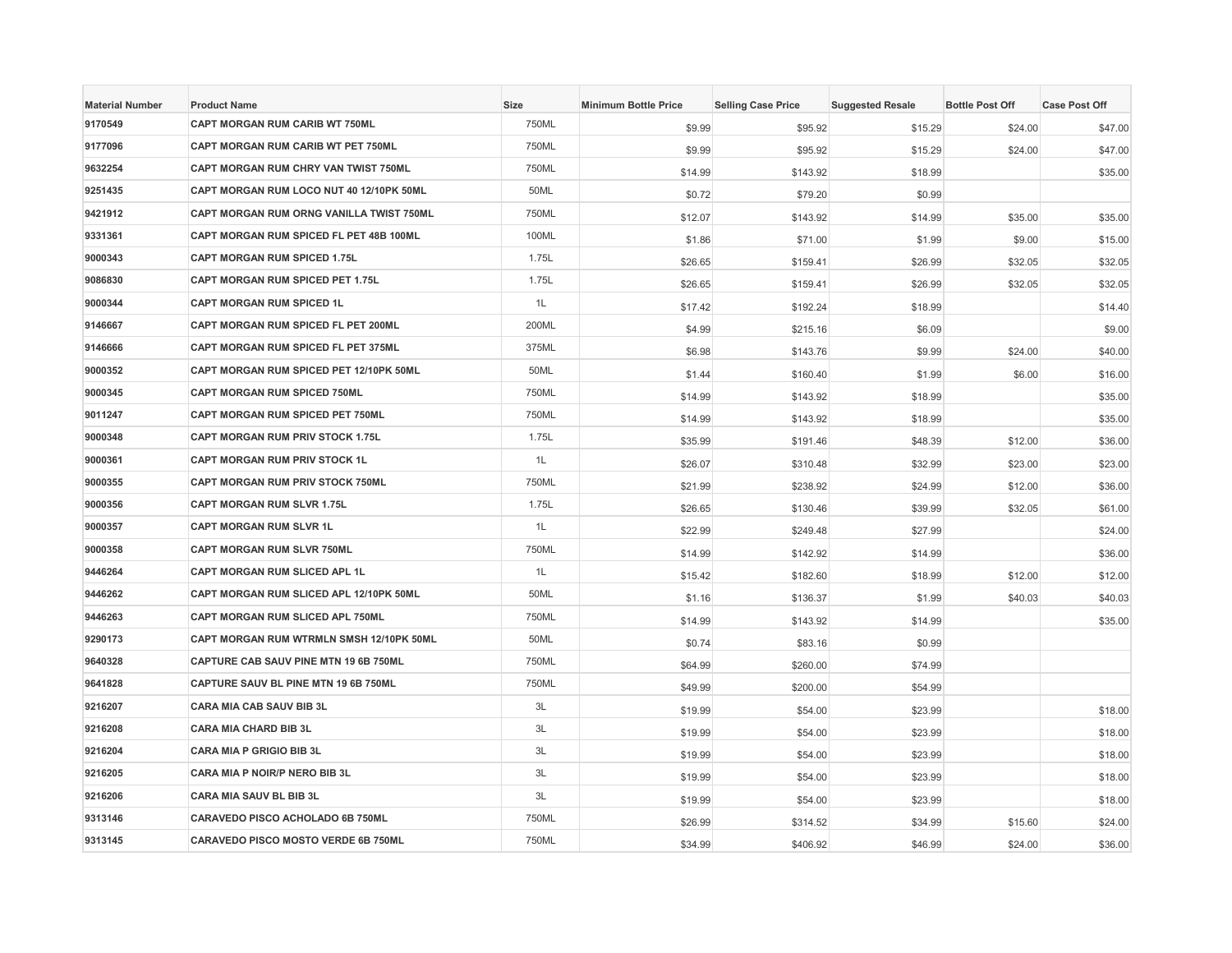| Material Number | Product Name | Size | Minimum Bottle Price | Selling Case Price | Suggested Resale | Bottle Post Off | Case Post Off |
|---|---|---|---|---|---|---|---|
| 9170549 | CAPT MORGAN RUM CARIB WT 750ML | 750ML | $9.99 | $95.92 | $15.29 | $24.00 | $47.00 |
| 9177096 | CAPT MORGAN RUM CARIB WT PET 750ML | 750ML | $9.99 | $95.92 | $15.29 | $24.00 | $47.00 |
| 9632254 | CAPT MORGAN RUM CHRY VAN TWIST 750ML | 750ML | $14.99 | $143.92 | $18.99 | | $35.00 |
| 9251435 | CAPT MORGAN RUM LOCO NUT 40 12/10PK 50ML | 50ML | $0.72 | $79.20 | $0.99 | | |
| 9421912 | CAPT MORGAN RUM ORNG VANILLA TWIST 750ML | 750ML | $12.07 | $143.92 | $14.99 | $35.00 | $35.00 |
| 9331361 | CAPT MORGAN RUM SPICED FL PET 48B 100ML | 100ML | $1.86 | $71.00 | $1.99 | $9.00 | $15.00 |
| 9000343 | CAPT MORGAN RUM SPICED 1.75L | 1.75L | $26.65 | $159.41 | $26.99 | $32.05 | $32.05 |
| 9086830 | CAPT MORGAN RUM SPICED PET 1.75L | 1.75L | $26.65 | $159.41 | $26.99 | $32.05 | $32.05 |
| 9000344 | CAPT MORGAN RUM SPICED 1L | 1L | $17.42 | $192.24 | $18.99 | | $14.40 |
| 9146667 | CAPT MORGAN RUM SPICED FL PET 200ML | 200ML | $4.99 | $215.16 | $6.09 | | $9.00 |
| 9146666 | CAPT MORGAN RUM SPICED FL PET 375ML | 375ML | $6.98 | $143.76 | $9.99 | $24.00 | $40.00 |
| 9000352 | CAPT MORGAN RUM SPICED PET 12/10PK 50ML | 50ML | $1.44 | $160.40 | $1.99 | $6.00 | $16.00 |
| 9000345 | CAPT MORGAN RUM SPICED 750ML | 750ML | $14.99 | $143.92 | $18.99 | | $35.00 |
| 9011247 | CAPT MORGAN RUM SPICED PET 750ML | 750ML | $14.99 | $143.92 | $18.99 | | $35.00 |
| 9000348 | CAPT MORGAN RUM PRIV STOCK 1.75L | 1.75L | $35.99 | $191.46 | $48.39 | $12.00 | $36.00 |
| 9000361 | CAPT MORGAN RUM PRIV STOCK 1L | 1L | $26.07 | $310.48 | $32.99 | $23.00 | $23.00 |
| 9000355 | CAPT MORGAN RUM PRIV STOCK 750ML | 750ML | $21.99 | $238.92 | $24.99 | $12.00 | $36.00 |
| 9000356 | CAPT MORGAN RUM SLVR 1.75L | 1.75L | $26.65 | $130.46 | $39.99 | $32.05 | $61.00 |
| 9000357 | CAPT MORGAN RUM SLVR 1L | 1L | $22.99 | $249.48 | $27.99 | | $24.00 |
| 9000358 | CAPT MORGAN RUM SLVR 750ML | 750ML | $14.99 | $142.92 | $14.99 | | $36.00 |
| 9446264 | CAPT MORGAN RUM SLICED APL 1L | 1L | $15.42 | $182.60 | $18.99 | $12.00 | $12.00 |
| 9446262 | CAPT MORGAN RUM SLICED APL 12/10PK 50ML | 50ML | $1.16 | $136.37 | $1.99 | $40.03 | $40.03 |
| 9446263 | CAPT MORGAN RUM SLICED APL 750ML | 750ML | $14.99 | $143.92 | $14.99 | | $35.00 |
| 9290173 | CAPT MORGAN RUM WTRMLN SMSH 12/10PK 50ML | 50ML | $0.74 | $83.16 | $0.99 | | |
| 9640328 | CAPTURE CAB SAUV PINE MTN 19 6B 750ML | 750ML | $64.99 | $260.00 | $74.99 | | |
| 9641828 | CAPTURE SAUV BL PINE MTN 19 6B 750ML | 750ML | $49.99 | $200.00 | $54.99 | | |
| 9216207 | CARA MIA CAB SAUV BIB 3L | 3L | $19.99 | $54.00 | $23.99 | | $18.00 |
| 9216208 | CARA MIA CHARD BIB 3L | 3L | $19.99 | $54.00 | $23.99 | | $18.00 |
| 9216204 | CARA MIA P GRIGIO BIB 3L | 3L | $19.99 | $54.00 | $23.99 | | $18.00 |
| 9216205 | CARA MIA P NOIR/P NERO BIB 3L | 3L | $19.99 | $54.00 | $23.99 | | $18.00 |
| 9216206 | CARA MIA SAUV BL BIB 3L | 3L | $19.99 | $54.00 | $23.99 | | $18.00 |
| 9313146 | CARAVEDO PISCO ACHOLADO 6B 750ML | 750ML | $26.99 | $314.52 | $34.99 | $15.60 | $24.00 |
| 9313145 | CARAVEDO PISCO MOSTO VERDE 6B 750ML | 750ML | $34.99 | $406.92 | $46.99 | $24.00 | $36.00 |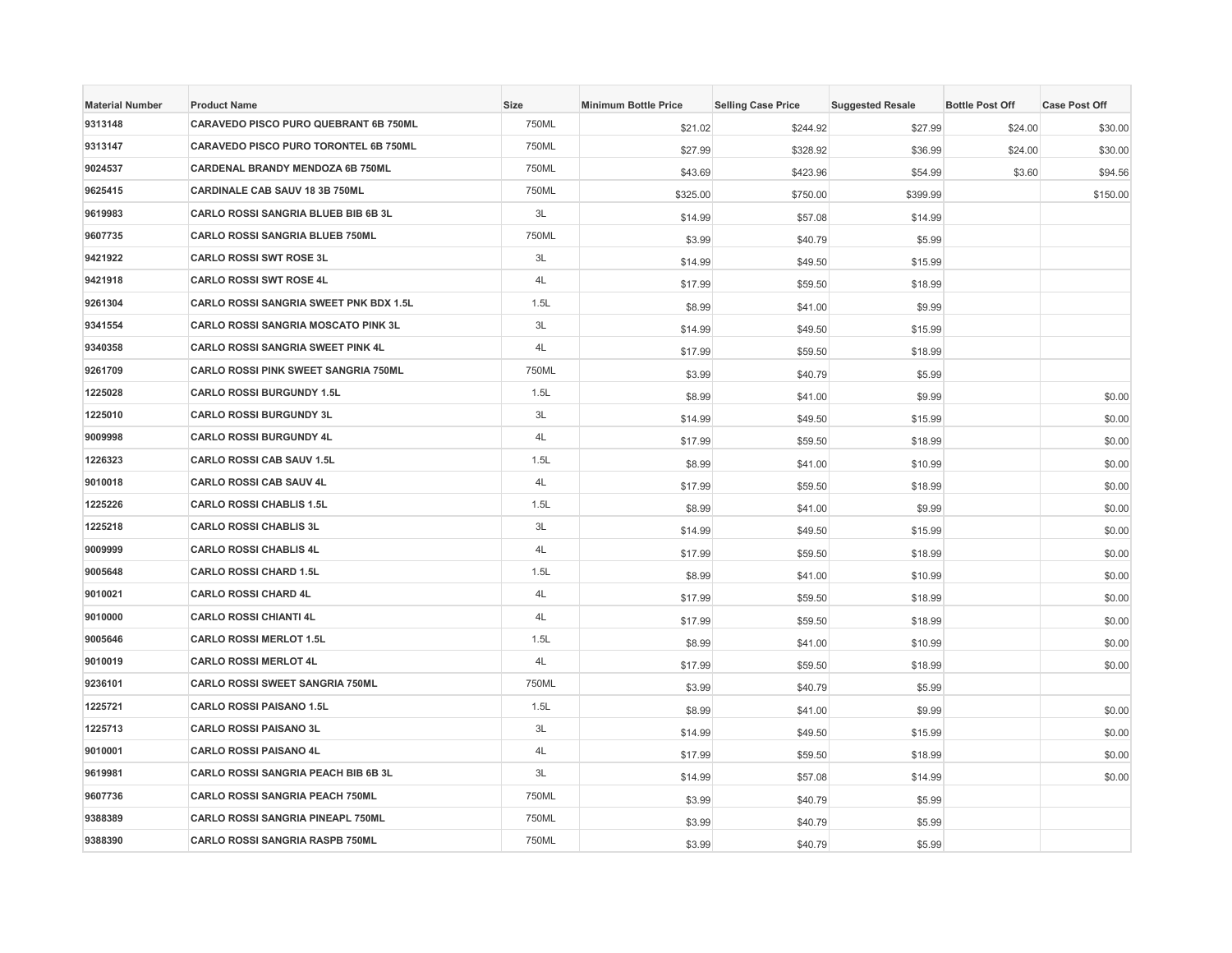| Material Number | Product Name | Size | Minimum Bottle Price | Selling Case Price | Suggested Resale | Bottle Post Off | Case Post Off |
|---|---|---|---|---|---|---|---|
| 9313148 | CARAVEDO PISCO PURO QUEBRANT 6B 750ML | 750ML | $21.02 | $244.92 | $27.99 | $24.00 | $30.00 |
| 9313147 | CARAVEDO PISCO PURO TORONTEL 6B 750ML | 750ML | $27.99 | $328.92 | $36.99 | $24.00 | $30.00 |
| 9024537 | CARDENAL BRANDY MENDOZA 6B 750ML | 750ML | $43.69 | $423.96 | $54.99 | $3.60 | $94.56 |
| 9625415 | CARDINALE CAB SAUV 18 3B 750ML | 750ML | $325.00 | $750.00 | $399.99 | | $150.00 |
| 9619983 | CARLO ROSSI SANGRIA BLUEB BIB 6B 3L | 3L | $14.99 | $57.08 | $14.99 | | |
| 9607735 | CARLO ROSSI SANGRIA BLUEB 750ML | 750ML | $3.99 | $40.79 | $5.99 | | |
| 9421922 | CARLO ROSSI SWT ROSE 3L | 3L | $14.99 | $49.50 | $15.99 | | |
| 9421918 | CARLO ROSSI SWT ROSE 4L | 4L | $17.99 | $59.50 | $18.99 | | |
| 9261304 | CARLO ROSSI SANGRIA SWEET PNK BDX 1.5L | 1.5L | $8.99 | $41.00 | $9.99 | | |
| 9341554 | CARLO ROSSI SANGRIA MOSCATO PINK 3L | 3L | $14.99 | $49.50 | $15.99 | | |
| 9340358 | CARLO ROSSI SANGRIA SWEET PINK 4L | 4L | $17.99 | $59.50 | $18.99 | | |
| 9261709 | CARLO ROSSI PINK SWEET SANGRIA 750ML | 750ML | $3.99 | $40.79 | $5.99 | | |
| 1225028 | CARLO ROSSI BURGUNDY 1.5L | 1.5L | $8.99 | $41.00 | $9.99 | | $0.00 |
| 1225010 | CARLO ROSSI BURGUNDY 3L | 3L | $14.99 | $49.50 | $15.99 | | $0.00 |
| 9009998 | CARLO ROSSI BURGUNDY 4L | 4L | $17.99 | $59.50 | $18.99 | | $0.00 |
| 1226323 | CARLO ROSSI CAB SAUV 1.5L | 1.5L | $8.99 | $41.00 | $10.99 | | $0.00 |
| 9010018 | CARLO ROSSI CAB SAUV 4L | 4L | $17.99 | $59.50 | $18.99 | | $0.00 |
| 1225226 | CARLO ROSSI CHABLIS 1.5L | 1.5L | $8.99 | $41.00 | $9.99 | | $0.00 |
| 1225218 | CARLO ROSSI CHABLIS 3L | 3L | $14.99 | $49.50 | $15.99 | | $0.00 |
| 9009999 | CARLO ROSSI CHABLIS 4L | 4L | $17.99 | $59.50 | $18.99 | | $0.00 |
| 9005648 | CARLO ROSSI CHARD 1.5L | 1.5L | $8.99 | $41.00 | $10.99 | | $0.00 |
| 9010021 | CARLO ROSSI CHARD 4L | 4L | $17.99 | $59.50 | $18.99 | | $0.00 |
| 9010000 | CARLO ROSSI CHIANTI 4L | 4L | $17.99 | $59.50 | $18.99 | | $0.00 |
| 9005646 | CARLO ROSSI MERLOT 1.5L | 1.5L | $8.99 | $41.00 | $10.99 | | $0.00 |
| 9010019 | CARLO ROSSI MERLOT 4L | 4L | $17.99 | $59.50 | $18.99 | | $0.00 |
| 9236101 | CARLO ROSSI SWEET SANGRIA 750ML | 750ML | $3.99 | $40.79 | $5.99 | | |
| 1225721 | CARLO ROSSI PAISANO 1.5L | 1.5L | $8.99 | $41.00 | $9.99 | | $0.00 |
| 1225713 | CARLO ROSSI PAISANO 3L | 3L | $14.99 | $49.50 | $15.99 | | $0.00 |
| 9010001 | CARLO ROSSI PAISANO 4L | 4L | $17.99 | $59.50 | $18.99 | | $0.00 |
| 9619981 | CARLO ROSSI SANGRIA PEACH BIB 6B 3L | 3L | $14.99 | $57.08 | $14.99 | | $0.00 |
| 9607736 | CARLO ROSSI SANGRIA PEACH 750ML | 750ML | $3.99 | $40.79 | $5.99 | | |
| 9388389 | CARLO ROSSI SANGRIA PINEAPL 750ML | 750ML | $3.99 | $40.79 | $5.99 | | |
| 9388390 | CARLO ROSSI SANGRIA RASPB 750ML | 750ML | $3.99 | $40.79 | $5.99 | | |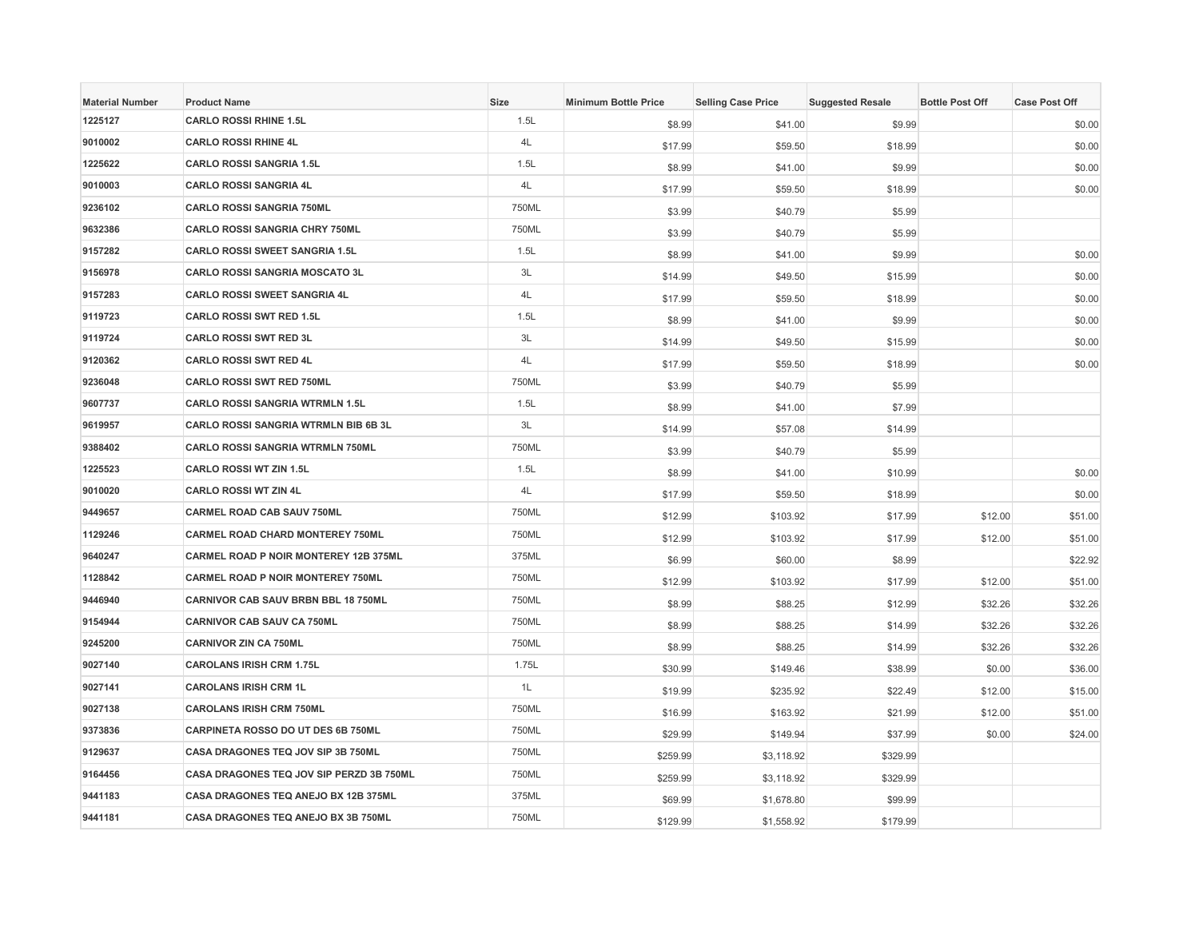| Material Number | Product Name | Size | Minimum Bottle Price | Selling Case Price | Suggested Resale | Bottle Post Off | Case Post Off |
|---|---|---|---|---|---|---|---|
| 1225127 | CARLO ROSSI RHINE 1.5L | 1.5L | $8.99 | $41.00 | $9.99 | | $0.00 |
| 9010002 | CARLO ROSSI RHINE 4L | 4L | $17.99 | $59.50 | $18.99 | | $0.00 |
| 1225622 | CARLO ROSSI SANGRIA 1.5L | 1.5L | $8.99 | $41.00 | $9.99 | | $0.00 |
| 9010003 | CARLO ROSSI SANGRIA 4L | 4L | $17.99 | $59.50 | $18.99 | | $0.00 |
| 9236102 | CARLO ROSSI SANGRIA 750ML | 750ML | $3.99 | $40.79 | $5.99 | | |
| 9632386 | CARLO ROSSI SANGRIA CHRY 750ML | 750ML | $3.99 | $40.79 | $5.99 | | |
| 9157282 | CARLO ROSSI SWEET SANGRIA 1.5L | 1.5L | $8.99 | $41.00 | $9.99 | | $0.00 |
| 9156978 | CARLO ROSSI SANGRIA MOSCATO 3L | 3L | $14.99 | $49.50 | $15.99 | | $0.00 |
| 9157283 | CARLO ROSSI SWEET SANGRIA 4L | 4L | $17.99 | $59.50 | $18.99 | | $0.00 |
| 9119723 | CARLO ROSSI SWT RED 1.5L | 1.5L | $8.99 | $41.00 | $9.99 | | $0.00 |
| 9119724 | CARLO ROSSI SWT RED 3L | 3L | $14.99 | $49.50 | $15.99 | | $0.00 |
| 9120362 | CARLO ROSSI SWT RED 4L | 4L | $17.99 | $59.50 | $18.99 | | $0.00 |
| 9236048 | CARLO ROSSI SWT RED 750ML | 750ML | $3.99 | $40.79 | $5.99 | | |
| 9607737 | CARLO ROSSI SANGRIA WTRMLN 1.5L | 1.5L | $8.99 | $41.00 | $7.99 | | |
| 9619957 | CARLO ROSSI SANGRIA WTRMLN BIB 6B 3L | 3L | $14.99 | $57.08 | $14.99 | | |
| 9388402 | CARLO ROSSI SANGRIA WTRMLN 750ML | 750ML | $3.99 | $40.79 | $5.99 | | |
| 1225523 | CARLO ROSSI WT ZIN 1.5L | 1.5L | $8.99 | $41.00 | $10.99 | | $0.00 |
| 9010020 | CARLO ROSSI WT ZIN 4L | 4L | $17.99 | $59.50 | $18.99 | | $0.00 |
| 9449657 | CARMEL ROAD CAB SAUV 750ML | 750ML | $12.99 | $103.92 | $17.99 | $12.00 | $51.00 |
| 1129246 | CARMEL ROAD CHARD MONTEREY 750ML | 750ML | $12.99 | $103.92 | $17.99 | $12.00 | $51.00 |
| 9640247 | CARMEL ROAD P NOIR MONTEREY 12B 375ML | 375ML | $6.99 | $60.00 | $8.99 | | $22.92 |
| 1128842 | CARMEL ROAD P NOIR MONTEREY 750ML | 750ML | $12.99 | $103.92 | $17.99 | $12.00 | $51.00 |
| 9446940 | CARNIVOR CAB SAUV BRBN BBL 18 750ML | 750ML | $8.99 | $88.25 | $12.99 | $32.26 | $32.26 |
| 9154944 | CARNIVOR CAB SAUV CA 750ML | 750ML | $8.99 | $88.25 | $14.99 | $32.26 | $32.26 |
| 9245200 | CARNIVOR ZIN CA 750ML | 750ML | $8.99 | $88.25 | $14.99 | $32.26 | $32.26 |
| 9027140 | CAROLANS IRISH CRM 1.75L | 1.75L | $30.99 | $149.46 | $38.99 | $0.00 | $36.00 |
| 9027141 | CAROLANS IRISH CRM 1L | 1L | $19.99 | $235.92 | $22.49 | $12.00 | $15.00 |
| 9027138 | CAROLANS IRISH CRM 750ML | 750ML | $16.99 | $163.92 | $21.99 | $12.00 | $51.00 |
| 9373836 | CARPINETA ROSSO DO UT DES 6B 750ML | 750ML | $29.99 | $149.94 | $37.99 | $0.00 | $24.00 |
| 9129637 | CASA DRAGONES TEQ JOV SIP 3B 750ML | 750ML | $259.99 | $3,118.92 | $329.99 | | |
| 9164456 | CASA DRAGONES TEQ JOV SIP PERZD 3B 750ML | 750ML | $259.99 | $3,118.92 | $329.99 | | |
| 9441183 | CASA DRAGONES TEQ ANEJO BX 12B 375ML | 375ML | $69.99 | $1,678.80 | $99.99 | | |
| 9441181 | CASA DRAGONES TEQ ANEJO BX 3B 750ML | 750ML | $129.99 | $1,558.92 | $179.99 | | |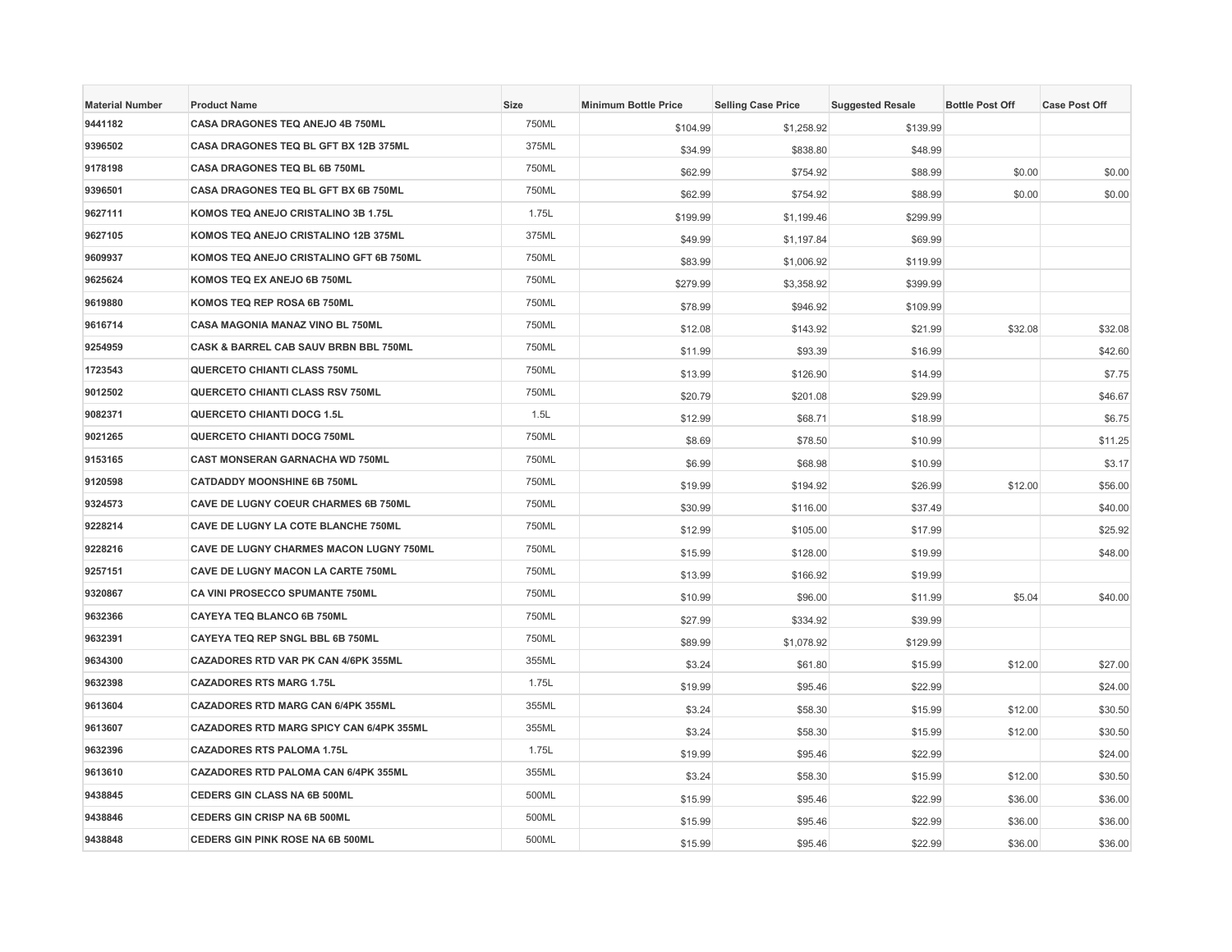| Material Number | Product Name | Size | Minimum Bottle Price | Selling Case Price | Suggested Resale | Bottle Post Off | Case Post Off |
|---|---|---|---|---|---|---|---|
| 9441182 | CASA DRAGONES TEQ ANEJO 4B 750ML | 750ML | $104.99 | $1,258.92 | $139.99 | | |
| 9396502 | CASA DRAGONES TEQ BL GFT BX 12B 375ML | 375ML | $34.99 | $838.80 | $48.99 | | |
| 9178198 | CASA DRAGONES TEQ BL 6B 750ML | 750ML | $62.99 | $754.92 | $88.99 | $0.00 | $0.00 |
| 9396501 | CASA DRAGONES TEQ BL GFT BX 6B 750ML | 750ML | $62.99 | $754.92 | $88.99 | $0.00 | $0.00 |
| 9627111 | KOMOS TEQ ANEJO CRISTALINO 3B 1.75L | 1.75L | $199.99 | $1,199.46 | $299.99 | | |
| 9627105 | KOMOS TEQ ANEJO CRISTALINO 12B 375ML | 375ML | $49.99 | $1,197.84 | $69.99 | | |
| 9609937 | KOMOS TEQ ANEJO CRISTALINO GFT 6B 750ML | 750ML | $83.99 | $1,006.92 | $119.99 | | |
| 9625624 | KOMOS TEQ EX ANEJO 6B 750ML | 750ML | $279.99 | $3,358.92 | $399.99 | | |
| 9619880 | KOMOS TEQ REP ROSA 6B 750ML | 750ML | $78.99 | $946.92 | $109.99 | | |
| 9616714 | CASA MAGONIA MANAZ VINO BL 750ML | 750ML | $12.08 | $143.92 | $21.99 | $32.08 | $32.08 |
| 9254959 | CASK & BARREL CAB SAUV BRBN BBL 750ML | 750ML | $11.99 | $93.39 | $16.99 | | $42.60 |
| 1723543 | QUERCETO CHIANTI CLASS 750ML | 750ML | $13.99 | $126.90 | $14.99 | | $7.75 |
| 9012502 | QUERCETO CHIANTI CLASS RSV 750ML | 750ML | $20.79 | $201.08 | $29.99 | | $46.67 |
| 9082371 | QUERCETO CHIANTI DOCG 1.5L | 1.5L | $12.99 | $68.71 | $18.99 | | $6.75 |
| 9021265 | QUERCETO CHIANTI DOCG 750ML | 750ML | $8.69 | $78.50 | $10.99 | | $11.25 |
| 9153165 | CAST MONSERAN GARNACHA WD 750ML | 750ML | $6.99 | $68.98 | $10.99 | | $3.17 |
| 9120598 | CATDADDY MOONSHINE 6B 750ML | 750ML | $19.99 | $194.92 | $26.99 | $12.00 | $56.00 |
| 9324573 | CAVE DE LUGNY COEUR CHARMES 6B 750ML | 750ML | $30.99 | $116.00 | $37.49 | | $40.00 |
| 9228214 | CAVE DE LUGNY LA COTE BLANCHE 750ML | 750ML | $12.99 | $105.00 | $17.99 | | $25.92 |
| 9228216 | CAVE DE LUGNY CHARMES MACON LUGNY 750ML | 750ML | $15.99 | $128.00 | $19.99 | | $48.00 |
| 9257151 | CAVE DE LUGNY MACON LA CARTE 750ML | 750ML | $13.99 | $166.92 | $19.99 | | |
| 9320867 | CA VINI PROSECCO SPUMANTE 750ML | 750ML | $10.99 | $96.00 | $11.99 | $5.04 | $40.00 |
| 9632366 | CAYEYA TEQ BLANCO 6B 750ML | 750ML | $27.99 | $334.92 | $39.99 | | |
| 9632391 | CAYEYA TEQ REP SNGL BBL 6B 750ML | 750ML | $89.99 | $1,078.92 | $129.99 | | |
| 9634300 | CAZADORES RTD VAR PK CAN 4/6PK 355ML | 355ML | $3.24 | $61.80 | $15.99 | $12.00 | $27.00 |
| 9632398 | CAZADORES RTS MARG 1.75L | 1.75L | $19.99 | $95.46 | $22.99 | | $24.00 |
| 9613604 | CAZADORES RTD MARG CAN 6/4PK 355ML | 355ML | $3.24 | $58.30 | $15.99 | $12.00 | $30.50 |
| 9613607 | CAZADORES RTD MARG SPICY CAN 6/4PK 355ML | 355ML | $3.24 | $58.30 | $15.99 | $12.00 | $30.50 |
| 9632396 | CAZADORES RTS PALOMA 1.75L | 1.75L | $19.99 | $95.46 | $22.99 | | $24.00 |
| 9613610 | CAZADORES RTD PALOMA CAN 6/4PK 355ML | 355ML | $3.24 | $58.30 | $15.99 | $12.00 | $30.50 |
| 9438845 | CEDERS GIN CLASS NA 6B 500ML | 500ML | $15.99 | $95.46 | $22.99 | $36.00 | $36.00 |
| 9438846 | CEDERS GIN CRISP NA 6B 500ML | 500ML | $15.99 | $95.46 | $22.99 | $36.00 | $36.00 |
| 9438848 | CEDERS GIN PINK ROSE NA 6B 500ML | 500ML | $15.99 | $95.46 | $22.99 | $36.00 | $36.00 |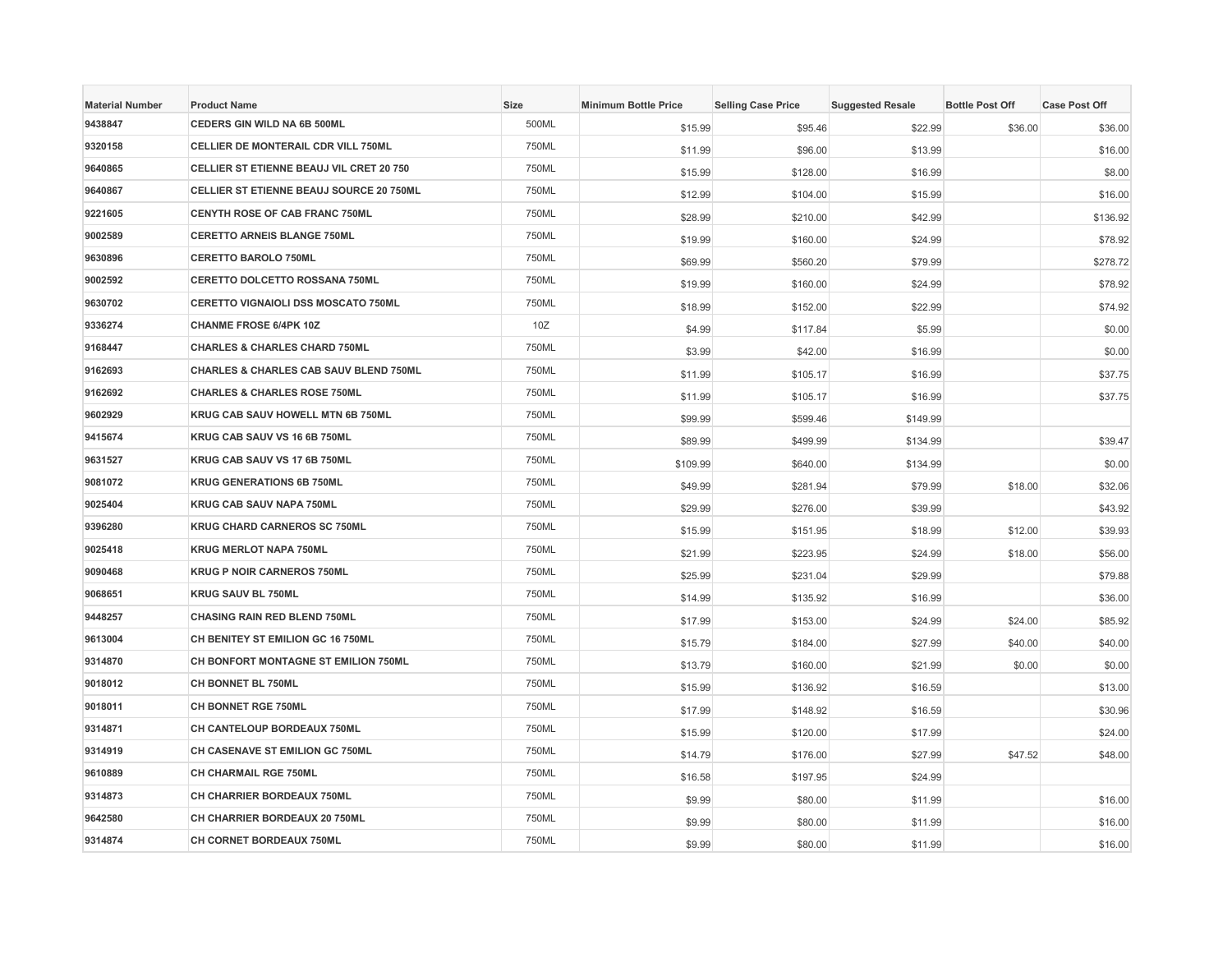| Material Number | Product Name | Size | Minimum Bottle Price | Selling Case Price | Suggested Resale | Bottle Post Off | Case Post Off |
|---|---|---|---|---|---|---|---|
| 9438847 | CEDERS GIN WILD NA 6B 500ML | 500ML | $15.99 | $95.46 | $22.99 | $36.00 | $36.00 |
| 9320158 | CELLIER DE MONTERAIL CDR VILL 750ML | 750ML | $11.99 | $96.00 | $13.99 | | $16.00 |
| 9640865 | CELLIER ST ETIENNE BEAUJ VIL CRET 20 750 | 750ML | $15.99 | $128.00 | $16.99 | | $8.00 |
| 9640867 | CELLIER ST ETIENNE BEAUJ SOURCE 20 750ML | 750ML | $12.99 | $104.00 | $15.99 | | $16.00 |
| 9221605 | CENYTH ROSE OF CAB FRANC 750ML | 750ML | $28.99 | $210.00 | $42.99 | | $136.92 |
| 9002589 | CERETTO ARNEIS BLANGE 750ML | 750ML | $19.99 | $160.00 | $24.99 | | $78.92 |
| 9630896 | CERETTO BAROLO 750ML | 750ML | $69.99 | $560.20 | $79.99 | | $278.72 |
| 9002592 | CERETTO DOLCETTO ROSSANA 750ML | 750ML | $19.99 | $160.00 | $24.99 | | $78.92 |
| 9630702 | CERETTO VIGNAIOLI DSS MOSCATO 750ML | 750ML | $18.99 | $152.00 | $22.99 | | $74.92 |
| 9336274 | CHANME FROSE 6/4PK 10Z | 10Z | $4.99 | $117.84 | $5.99 | | $0.00 |
| 9168447 | CHARLES & CHARLES CHARD 750ML | 750ML | $3.99 | $42.00 | $16.99 | | $0.00 |
| 9162693 | CHARLES & CHARLES CAB SAUV BLEND 750ML | 750ML | $11.99 | $105.17 | $16.99 | | $37.75 |
| 9162692 | CHARLES & CHARLES ROSE 750ML | 750ML | $11.99 | $105.17 | $16.99 | | $37.75 |
| 9602929 | KRUG CAB SAUV HOWELL MTN 6B 750ML | 750ML | $99.99 | $599.46 | $149.99 | | |
| 9415674 | KRUG CAB SAUV VS 16 6B 750ML | 750ML | $89.99 | $499.99 | $134.99 | | $39.47 |
| 9631527 | KRUG CAB SAUV VS 17 6B 750ML | 750ML | $109.99 | $640.00 | $134.99 | | $0.00 |
| 9081072 | KRUG GENERATIONS 6B 750ML | 750ML | $49.99 | $281.94 | $79.99 | $18.00 | $32.06 |
| 9025404 | KRUG CAB SAUV NAPA 750ML | 750ML | $29.99 | $276.00 | $39.99 | | $43.92 |
| 9396280 | KRUG CHARD CARNEROS SC 750ML | 750ML | $15.99 | $151.95 | $18.99 | $12.00 | $39.93 |
| 9025418 | KRUG MERLOT NAPA 750ML | 750ML | $21.99 | $223.95 | $24.99 | $18.00 | $56.00 |
| 9090468 | KRUG P NOIR CARNEROS 750ML | 750ML | $25.99 | $231.04 | $29.99 | | $79.88 |
| 9068651 | KRUG SAUV BL 750ML | 750ML | $14.99 | $135.92 | $16.99 | | $36.00 |
| 9448257 | CHASING RAIN RED BLEND 750ML | 750ML | $17.99 | $153.00 | $24.99 | $24.00 | $85.92 |
| 9613004 | CH BENITEY ST EMILION GC 16 750ML | 750ML | $15.79 | $184.00 | $27.99 | $40.00 | $40.00 |
| 9314870 | CH BONFORT MONTAGNE ST EMILION 750ML | 750ML | $13.79 | $160.00 | $21.99 | $0.00 | $0.00 |
| 9018012 | CH BONNET BL 750ML | 750ML | $15.99 | $136.92 | $16.59 | | $13.00 |
| 9018011 | CH BONNET RGE 750ML | 750ML | $17.99 | $148.92 | $16.59 | | $30.96 |
| 9314871 | CH CANTELOUP BORDEAUX 750ML | 750ML | $15.99 | $120.00 | $17.99 | | $24.00 |
| 9314919 | CH CASENAVE ST EMILION GC 750ML | 750ML | $14.79 | $176.00 | $27.99 | $47.52 | $48.00 |
| 9610889 | CH CHARMAIL RGE 750ML | 750ML | $16.58 | $197.95 | $24.99 | | |
| 9314873 | CH CHARRIER BORDEAUX 750ML | 750ML | $9.99 | $80.00 | $11.99 | | $16.00 |
| 9642580 | CH CHARRIER BORDEAUX 20 750ML | 750ML | $9.99 | $80.00 | $11.99 | | $16.00 |
| 9314874 | CH CORNET BORDEAUX 750ML | 750ML | $9.99 | $80.00 | $11.99 | | $16.00 |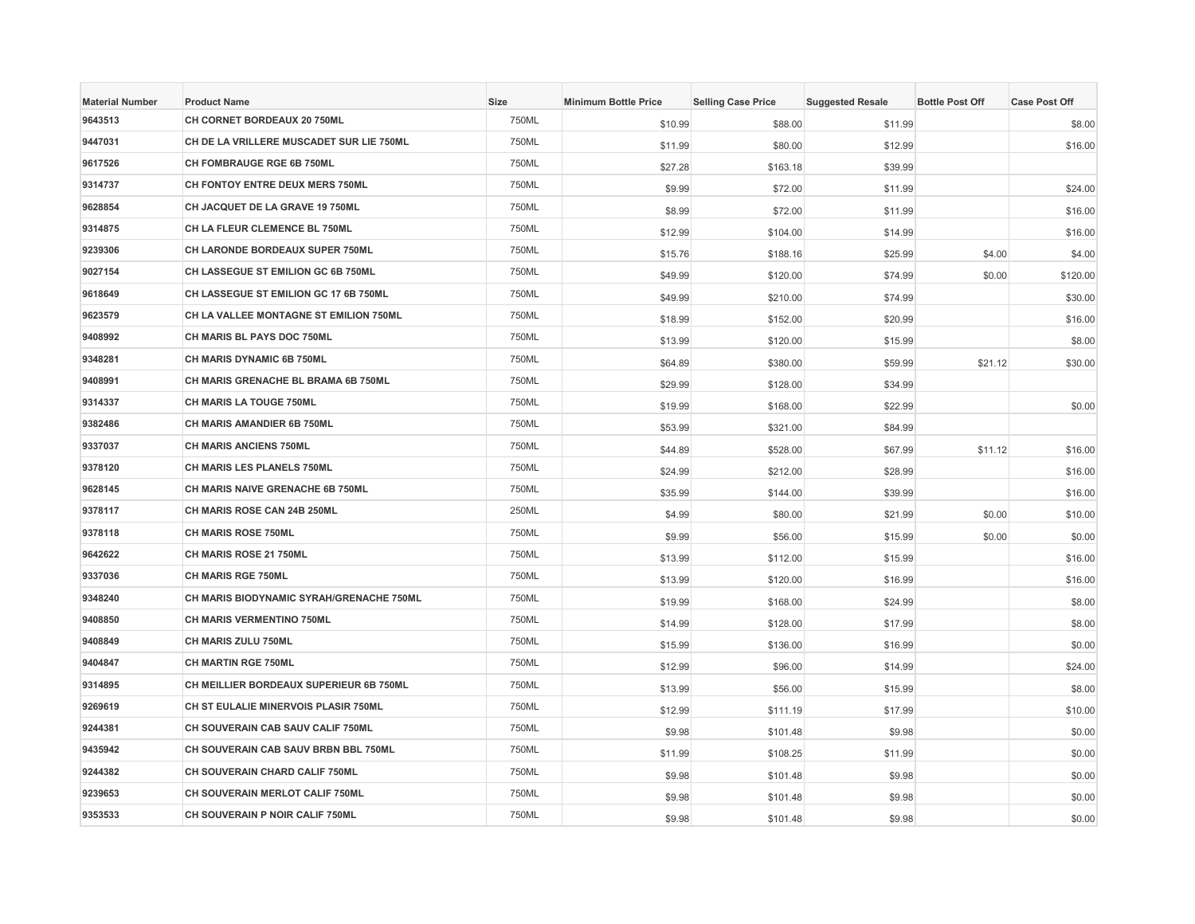| Material Number | Product Name | Size | Minimum Bottle Price | Selling Case Price | Suggested Resale | Bottle Post Off | Case Post Off |
|---|---|---|---|---|---|---|---|
| 9643513 | CH CORNET BORDEAUX 20 750ML | 750ML | $10.99 | $88.00 | $11.99 | | $8.00 |
| 9447031 | CH DE LA VRILLERE MUSCADET SUR LIE 750ML | 750ML | $11.99 | $80.00 | $12.99 | | $16.00 |
| 9617526 | CH FOMBRAUGE RGE 6B 750ML | 750ML | $27.28 | $163.18 | $39.99 | | |
| 9314737 | CH FONTOY ENTRE DEUX MERS 750ML | 750ML | $9.99 | $72.00 | $11.99 | | $24.00 |
| 9628854 | CH JACQUET DE LA GRAVE 19 750ML | 750ML | $8.99 | $72.00 | $11.99 | | $16.00 |
| 9314875 | CH LA FLEUR CLEMENCE BL 750ML | 750ML | $12.99 | $104.00 | $14.99 | | $16.00 |
| 9239306 | CH LARONDE BORDEAUX SUPER 750ML | 750ML | $15.76 | $188.16 | $25.99 | $4.00 | $4.00 |
| 9027154 | CH LASSEGUE ST EMILION GC 6B 750ML | 750ML | $49.99 | $120.00 | $74.99 | $0.00 | $120.00 |
| 9618649 | CH LASSEGUE ST EMILION GC 17 6B 750ML | 750ML | $49.99 | $210.00 | $74.99 | | $30.00 |
| 9623579 | CH LA VALLEE MONTAGNE ST EMILION 750ML | 750ML | $18.99 | $152.00 | $20.99 | | $16.00 |
| 9408992 | CH MARIS BL PAYS DOC 750ML | 750ML | $13.99 | $120.00 | $15.99 | | $8.00 |
| 9348281 | CH MARIS DYNAMIC 6B 750ML | 750ML | $64.89 | $380.00 | $59.99 | $21.12 | $30.00 |
| 9408991 | CH MARIS GRENACHE BL BRAMA 6B 750ML | 750ML | $29.99 | $128.00 | $34.99 | | |
| 9314337 | CH MARIS LA TOUGE 750ML | 750ML | $19.99 | $168.00 | $22.99 | | $0.00 |
| 9382486 | CH MARIS AMANDIER 6B 750ML | 750ML | $53.99 | $321.00 | $84.99 | | |
| 9337037 | CH MARIS ANCIENS 750ML | 750ML | $44.89 | $528.00 | $67.99 | $11.12 | $16.00 |
| 9378120 | CH MARIS LES PLANELS 750ML | 750ML | $24.99 | $212.00 | $28.99 | | $16.00 |
| 9628145 | CH MARIS NAIVE GRENACHE 6B 750ML | 750ML | $35.99 | $144.00 | $39.99 | | $16.00 |
| 9378117 | CH MARIS ROSE CAN 24B 250ML | 250ML | $4.99 | $80.00 | $21.99 | $0.00 | $10.00 |
| 9378118 | CH MARIS ROSE 750ML | 750ML | $9.99 | $56.00 | $15.99 | $0.00 | $0.00 |
| 9642622 | CH MARIS ROSE 21 750ML | 750ML | $13.99 | $112.00 | $15.99 | | $16.00 |
| 9337036 | CH MARIS RGE 750ML | 750ML | $13.99 | $120.00 | $16.99 | | $16.00 |
| 9348240 | CH MARIS BIODYNAMIC SYRAH/GRENACHE 750ML | 750ML | $19.99 | $168.00 | $24.99 | | $8.00 |
| 9408850 | CH MARIS VERMENTINO 750ML | 750ML | $14.99 | $128.00 | $17.99 | | $8.00 |
| 9408849 | CH MARIS ZULU 750ML | 750ML | $15.99 | $136.00 | $16.99 | | $0.00 |
| 9404847 | CH MARTIN RGE 750ML | 750ML | $12.99 | $96.00 | $14.99 | | $24.00 |
| 9314895 | CH MEILLIER BORDEAUX SUPERIEUR 6B 750ML | 750ML | $13.99 | $56.00 | $15.99 | | $8.00 |
| 9269619 | CH ST EULALIE MINERVOIS PLASIR 750ML | 750ML | $12.99 | $111.19 | $17.99 | | $10.00 |
| 9244381 | CH SOUVERAIN CAB SAUV CALIF 750ML | 750ML | $9.98 | $101.48 | $9.98 | | $0.00 |
| 9435942 | CH SOUVERAIN CAB SAUV BRBN BBL 750ML | 750ML | $11.99 | $108.25 | $11.99 | | $0.00 |
| 9244382 | CH SOUVERAIN CHARD CALIF 750ML | 750ML | $9.98 | $101.48 | $9.98 | | $0.00 |
| 9239653 | CH SOUVERAIN MERLOT CALIF 750ML | 750ML | $9.98 | $101.48 | $9.98 | | $0.00 |
| 9353533 | CH SOUVERAIN P NOIR CALIF 750ML | 750ML | $9.98 | $101.48 | $9.98 | | $0.00 |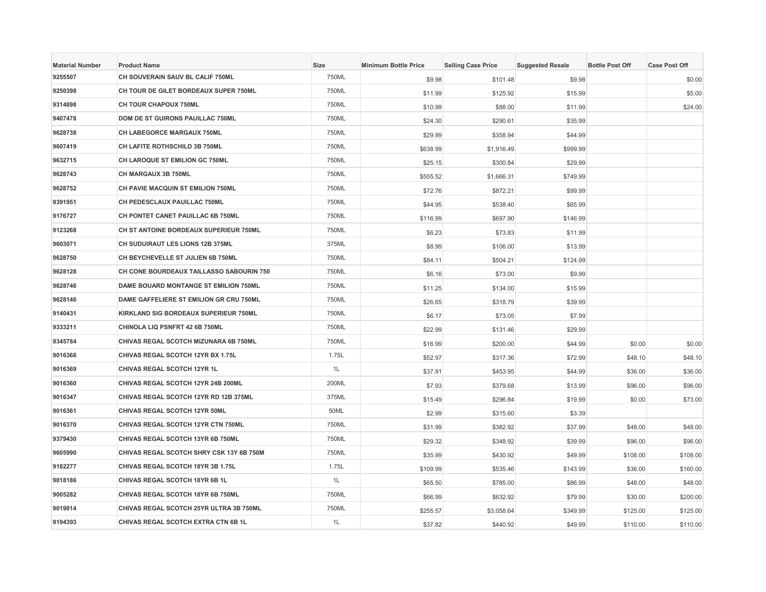| Material Number | Product Name | Size | Minimum Bottle Price | Selling Case Price | Suggested Resale | Bottle Post Off | Case Post Off |
|---|---|---|---|---|---|---|---|
| 9255507 | CH SOUVERAIN SAUV BL CALIF 750ML | 750ML | $9.98 | $101.48 | $9.98 | | $0.00 |
| 9250398 | CH TOUR DE GILET BORDEAUX SUPER 750ML | 750ML | $11.99 | $125.92 | $15.99 | | $5.00 |
| 9314898 | CH TOUR CHAPOUX 750ML | 750ML | $10.99 | $88.00 | $11.99 | | $24.00 |
| 9407478 | DOM DE ST GUIRONS PAUILLAC 750ML | 750ML | $24.30 | $290.61 | $35.99 | | |
| 9628738 | CH LABEGORCE MARGAUX 750ML | 750ML | $29.99 | $358.94 | $44.99 | | |
| 9607419 | CH LAFITE ROTHSCHILD 3B 750ML | 750ML | $638.99 | $1,916.49 | $999.99 | | |
| 9632715 | CH LAROQUE ST EMILION GC 750ML | 750ML | $25.15 | $300.84 | $29.99 | | |
| 9628743 | CH MARGAUX 3B 750ML | 750ML | $555.52 | $1,666.31 | $749.99 | | |
| 9628752 | CH PAVIE MACQUIN ST EMILION 750ML | 750ML | $72.76 | $872.21 | $99.99 | | |
| 9391951 | CH PEDESCLAUX PAUILLAC 750ML | 750ML | $44.95 | $538.40 | $65.99 | | |
| 9176727 | CH PONTET CANET PAUILLAC 6B 750ML | 750ML | $116.99 | $697.90 | $146.99 | | |
| 9123268 | CH ST ANTOINE BORDEAUX SUPERIEUR 750ML | 750ML | $6.23 | $73.83 | $11.99 | | |
| 9603071 | CH SUDUIRAUT LES LIONS 12B 375ML | 375ML | $8.99 | $106.00 | $13.99 | | |
| 9628750 | CH BEYCHEVELLE ST JULIEN 6B 750ML | 750ML | $84.11 | $504.21 | $124.99 | | |
| 9628128 | CH CONE BOURDEAUX TAILLASSO SABOURIN 750 | 750ML | $6.16 | $73.00 | $9.99 | | |
| 9628746 | DAME BOUARD MONTANGE ST EMILION 750ML | 750ML | $11.25 | $134.00 | $15.99 | | |
| 9628146 | DAME GAFFELIERE ST EMILION GR CRU 750ML | 750ML | $26.65 | $318.79 | $39.99 | | |
| 9140431 | KIRKLAND SIG BORDEAUX SUPERIEUR 750ML | 750ML | $6.17 | $73.05 | $7.99 | | |
| 9333211 | CHINOLA LIQ PSNFRT 42 6B 750ML | 750ML | $22.99 | $131.46 | $29.99 | | |
| 9345784 | CHIVAS REGAL SCOTCH MIZUNARA 6B 750ML | 750ML | $16.99 | $200.00 | $44.99 | $0.00 | $0.00 |
| 9016368 | CHIVAS REGAL SCOTCH 12YR BX 1.75L | 1.75L | $52.97 | $317.36 | $72.99 | $48.10 | $48.10 |
| 9016369 | CHIVAS REGAL SCOTCH 12YR 1L | 1L | $37.91 | $453.95 | $44.99 | $36.00 | $36.00 |
| 9016360 | CHIVAS REGAL SCOTCH 12YR 24B 200ML | 200ML | $7.93 | $379.68 | $13.99 | $96.00 | $96.00 |
| 9016347 | CHIVAS REGAL SCOTCH 12YR RD 12B 375ML | 375ML | $15.49 | $296.84 | $19.99 | $0.00 | $73.00 |
| 9016361 | CHIVAS REGAL SCOTCH 12YR 50ML | 50ML | $2.99 | $315.60 | $3.39 | | |
| 9016370 | CHIVAS REGAL SCOTCH 12YR CTN 750ML | 750ML | $31.99 | $382.92 | $37.99 | $48.00 | $48.00 |
| 9379430 | CHIVAS REGAL SCOTCH 13YR 6B 750ML | 750ML | $29.32 | $348.92 | $39.99 | $96.00 | $96.00 |
| 9605990 | CHIVAS REGAL SCOTCH SHRY CSK 13Y 6B 750M | 750ML | $35.99 | $430.92 | $49.99 | $108.00 | $108.00 |
| 9182277 | CHIVAS REGAL SCOTCH 18YR 3B 1.75L | 1.75L | $109.99 | $535.46 | $143.99 | $36.00 | $160.00 |
| 9018186 | CHIVAS REGAL SCOTCH 18YR 6B 1L | 1L | $65.50 | $785.00 | $86.99 | $48.00 | $48.00 |
| 9005282 | CHIVAS REGAL SCOTCH 18YR 6B 750ML | 750ML | $66.99 | $632.92 | $79.99 | $30.00 | $200.00 |
| 9019814 | CHIVAS REGAL SCOTCH 25YR ULTRA 3B 750ML | 750ML | $255.57 | $3,058.64 | $349.99 | $125.00 | $125.00 |
| 9194393 | CHIVAS REGAL SCOTCH EXTRA CTN 6B 1L | 1L | $37.82 | $440.92 | $49.99 | $110.00 | $110.00 |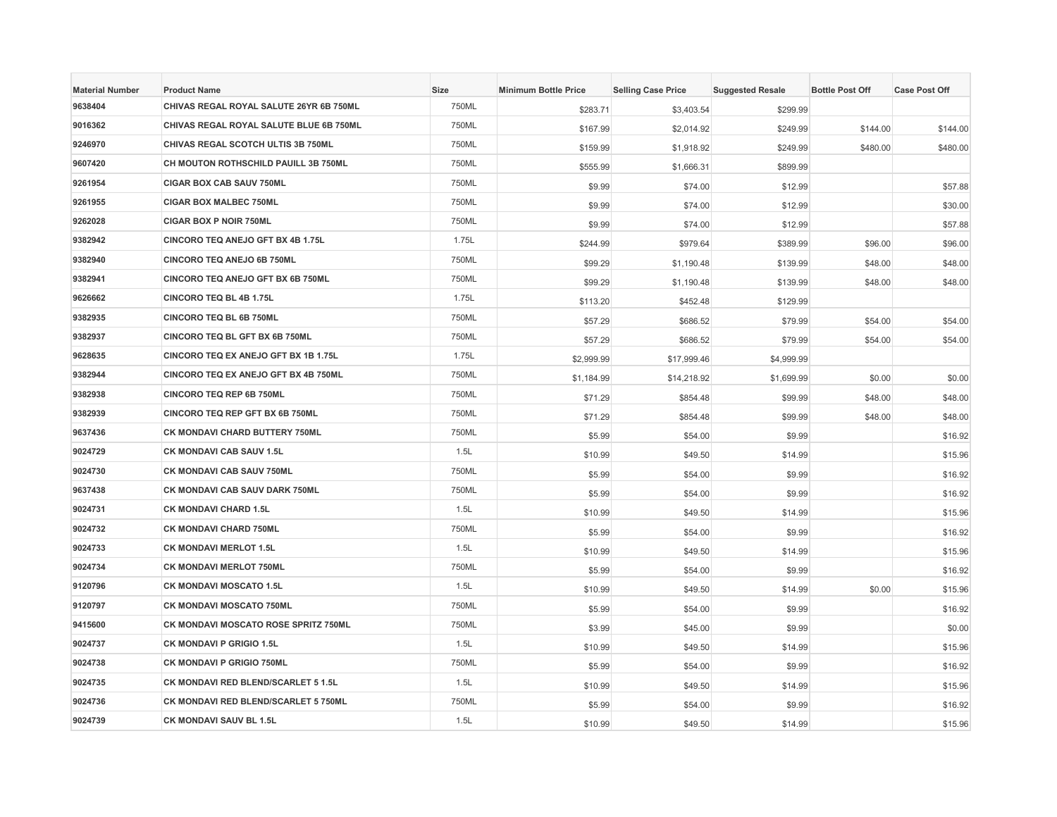| Material Number | Product Name | Size | Minimum Bottle Price | Selling Case Price | Suggested Resale | Bottle Post Off | Case Post Off |
|---|---|---|---|---|---|---|---|
| 9638404 | CHIVAS REGAL ROYAL SALUTE 26YR 6B 750ML | 750ML | $283.71 | $3,403.54 | $299.99 | | |
| 9016362 | CHIVAS REGAL ROYAL SALUTE BLUE 6B 750ML | 750ML | $167.99 | $2,014.92 | $249.99 | $144.00 | $144.00 |
| 9246970 | CHIVAS REGAL SCOTCH ULTIS 3B 750ML | 750ML | $159.99 | $1,918.92 | $249.99 | $480.00 | $480.00 |
| 9607420 | CH MOUTON ROTHSCHILD PAUILL 3B 750ML | 750ML | $555.99 | $1,666.31 | $899.99 | | |
| 9261954 | CIGAR BOX CAB SAUV 750ML | 750ML | $9.99 | $74.00 | $12.99 | | $57.88 |
| 9261955 | CIGAR BOX MALBEC 750ML | 750ML | $9.99 | $74.00 | $12.99 | | $30.00 |
| 9262028 | CIGAR BOX P NOIR 750ML | 750ML | $9.99 | $74.00 | $12.99 | | $57.88 |
| 9382942 | CINCORO TEQ ANEJO GFT BX 4B 1.75L | 1.75L | $244.99 | $979.64 | $389.99 | $96.00 | $96.00 |
| 9382940 | CINCORO TEQ ANEJO 6B 750ML | 750ML | $99.29 | $1,190.48 | $139.99 | $48.00 | $48.00 |
| 9382941 | CINCORO TEQ ANEJO GFT BX 6B 750ML | 750ML | $99.29 | $1,190.48 | $139.99 | $48.00 | $48.00 |
| 9626662 | CINCORO TEQ BL 4B 1.75L | 1.75L | $113.20 | $452.48 | $129.99 | | |
| 9382935 | CINCORO TEQ BL 6B 750ML | 750ML | $57.29 | $686.52 | $79.99 | $54.00 | $54.00 |
| 9382937 | CINCORO TEQ BL GFT BX 6B 750ML | 750ML | $57.29 | $686.52 | $79.99 | $54.00 | $54.00 |
| 9628635 | CINCORO TEQ EX ANEJO GFT BX 1B 1.75L | 1.75L | $2,999.99 | $17,999.46 | $4,999.99 | | |
| 9382944 | CINCORO TEQ EX ANEJO GFT BX 4B 750ML | 750ML | $1,184.99 | $14,218.92 | $1,699.99 | $0.00 | $0.00 |
| 9382938 | CINCORO TEQ REP 6B 750ML | 750ML | $71.29 | $854.48 | $99.99 | $48.00 | $48.00 |
| 9382939 | CINCORO TEQ REP GFT BX 6B 750ML | 750ML | $71.29 | $854.48 | $99.99 | $48.00 | $48.00 |
| 9637436 | CK MONDAVI CHARD BUTTERY 750ML | 750ML | $5.99 | $54.00 | $9.99 | | $16.92 |
| 9024729 | CK MONDAVI CAB SAUV 1.5L | 1.5L | $10.99 | $49.50 | $14.99 | | $15.96 |
| 9024730 | CK MONDAVI CAB SAUV 750ML | 750ML | $5.99 | $54.00 | $9.99 | | $16.92 |
| 9637438 | CK MONDAVI CAB SAUV DARK 750ML | 750ML | $5.99 | $54.00 | $9.99 | | $16.92 |
| 9024731 | CK MONDAVI CHARD 1.5L | 1.5L | $10.99 | $49.50 | $14.99 | | $15.96 |
| 9024732 | CK MONDAVI CHARD 750ML | 750ML | $5.99 | $54.00 | $9.99 | | $16.92 |
| 9024733 | CK MONDAVI MERLOT 1.5L | 1.5L | $10.99 | $49.50 | $14.99 | | $15.96 |
| 9024734 | CK MONDAVI MERLOT 750ML | 750ML | $5.99 | $54.00 | $9.99 | | $16.92 |
| 9120796 | CK MONDAVI MOSCATO 1.5L | 1.5L | $10.99 | $49.50 | $14.99 | $0.00 | $15.96 |
| 9120797 | CK MONDAVI MOSCATO 750ML | 750ML | $5.99 | $54.00 | $9.99 | | $16.92 |
| 9415600 | CK MONDAVI MOSCATO ROSE SPRITZ 750ML | 750ML | $3.99 | $45.00 | $9.99 | | $0.00 |
| 9024737 | CK MONDAVI P GRIGIO 1.5L | 1.5L | $10.99 | $49.50 | $14.99 | | $15.96 |
| 9024738 | CK MONDAVI P GRIGIO 750ML | 750ML | $5.99 | $54.00 | $9.99 | | $16.92 |
| 9024735 | CK MONDAVI RED BLEND/SCARLET 5 1.5L | 1.5L | $10.99 | $49.50 | $14.99 | | $15.96 |
| 9024736 | CK MONDAVI RED BLEND/SCARLET 5 750ML | 750ML | $5.99 | $54.00 | $9.99 | | $16.92 |
| 9024739 | CK MONDAVI SAUV BL 1.5L | 1.5L | $10.99 | $49.50 | $14.99 | | $15.96 |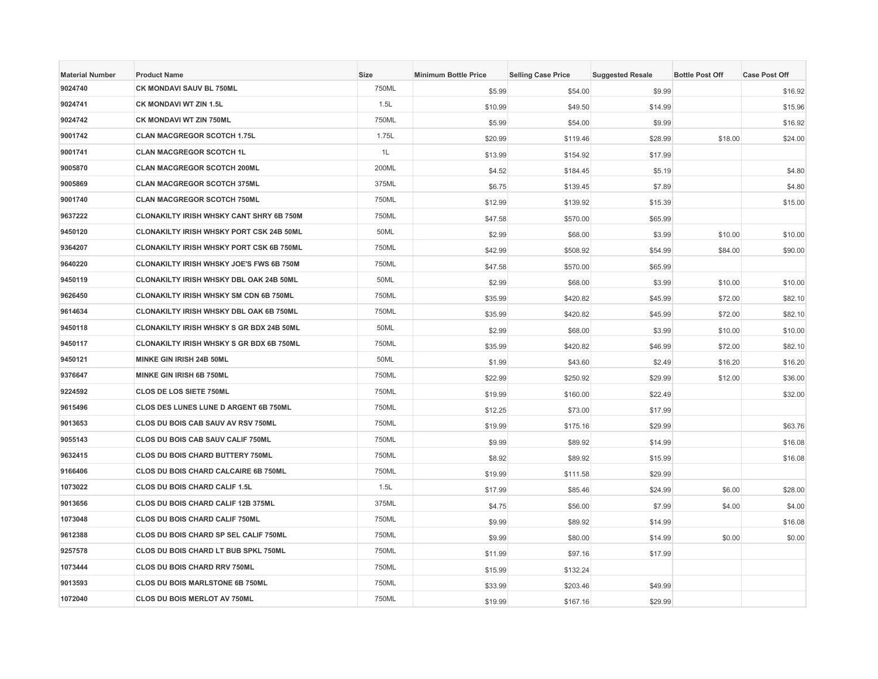| Material Number | Product Name | Size | Minimum Bottle Price | Selling Case Price | Suggested Resale | Bottle Post Off | Case Post Off |
|---|---|---|---|---|---|---|---|
| 9024740 | CK MONDAVI SAUV BL 750ML | 750ML | $5.99 | $54.00 | $9.99 | | $16.92 |
| 9024741 | CK MONDAVI WT ZIN 1.5L | 1.5L | $10.99 | $49.50 | $14.99 | | $15.96 |
| 9024742 | CK MONDAVI WT ZIN 750ML | 750ML | $5.99 | $54.00 | $9.99 | | $16.92 |
| 9001742 | CLAN MACGREGOR SCOTCH 1.75L | 1.75L | $20.99 | $119.46 | $28.99 | $18.00 | $24.00 |
| 9001741 | CLAN MACGREGOR SCOTCH 1L | 1L | $13.99 | $154.92 | $17.99 | | |
| 9005870 | CLAN MACGREGOR SCOTCH 200ML | 200ML | $4.52 | $184.45 | $5.19 | | $4.80 |
| 9005869 | CLAN MACGREGOR SCOTCH 375ML | 375ML | $6.75 | $139.45 | $7.89 | | $4.80 |
| 9001740 | CLAN MACGREGOR SCOTCH 750ML | 750ML | $12.99 | $139.92 | $15.39 | | $15.00 |
| 9637222 | CLONAKILTY IRISH WHSKY CANT SHRY 6B 750M | 750ML | $47.58 | $570.00 | $65.99 | | |
| 9450120 | CLONAKILTY IRISH WHSKY PORT CSK 24B 50ML | 50ML | $2.99 | $68.00 | $3.99 | $10.00 | $10.00 |
| 9364207 | CLONAKILTY IRISH WHSKY PORT CSK 6B 750ML | 750ML | $42.99 | $508.92 | $54.99 | $84.00 | $90.00 |
| 9640220 | CLONAKILTY IRISH WHSKY JOE'S FWS 6B 750M | 750ML | $47.58 | $570.00 | $65.99 | | |
| 9450119 | CLONAKILTY IRISH WHSKY DBL OAK 24B 50ML | 50ML | $2.99 | $68.00 | $3.99 | $10.00 | $10.00 |
| 9626450 | CLONAKILTY IRISH WHSKY SM CDN 6B 750ML | 750ML | $35.99 | $420.82 | $45.99 | $72.00 | $82.10 |
| 9614634 | CLONAKILTY IRISH WHSKY DBL OAK 6B 750ML | 750ML | $35.99 | $420.82 | $45.99 | $72.00 | $82.10 |
| 9450118 | CLONAKILTY IRISH WHSKY S GR BDX 24B 50ML | 50ML | $2.99 | $68.00 | $3.99 | $10.00 | $10.00 |
| 9450117 | CLONAKILTY IRISH WHSKY S GR BDX 6B 750ML | 750ML | $35.99 | $420.82 | $46.99 | $72.00 | $82.10 |
| 9450121 | MINKE GIN IRISH 24B 50ML | 50ML | $1.99 | $43.60 | $2.49 | $16.20 | $16.20 |
| 9376647 | MINKE GIN IRISH 6B 750ML | 750ML | $22.99 | $250.92 | $29.99 | $12.00 | $36.00 |
| 9224592 | CLOS DE LOS SIETE 750ML | 750ML | $19.99 | $160.00 | $22.49 | | $32.00 |
| 9615496 | CLOS DES LUNES LUNE D ARGENT 6B 750ML | 750ML | $12.25 | $73.00 | $17.99 | | |
| 9013653 | CLOS DU BOIS CAB SAUV AV RSV 750ML | 750ML | $19.99 | $175.16 | $29.99 | | $63.76 |
| 9055143 | CLOS DU BOIS CAB SAUV CALIF 750ML | 750ML | $9.99 | $89.92 | $14.99 | | $16.08 |
| 9632415 | CLOS DU BOIS CHARD BUTTERY 750ML | 750ML | $8.92 | $89.92 | $15.99 | | $16.08 |
| 9166406 | CLOS DU BOIS CHARD CALCAIRE 6B 750ML | 750ML | $19.99 | $111.58 | $29.99 | | |
| 1073022 | CLOS DU BOIS CHARD CALIF 1.5L | 1.5L | $17.99 | $85.46 | $24.99 | $6.00 | $28.00 |
| 9013656 | CLOS DU BOIS CHARD CALIF 12B 375ML | 375ML | $4.75 | $56.00 | $7.99 | $4.00 | $4.00 |
| 1073048 | CLOS DU BOIS CHARD CALIF 750ML | 750ML | $9.99 | $89.92 | $14.99 | | $16.08 |
| 9612388 | CLOS DU BOIS CHARD SP SEL CALIF 750ML | 750ML | $9.99 | $80.00 | $14.99 | $0.00 | $0.00 |
| 9257578 | CLOS DU BOIS CHARD LT BUB SPKL 750ML | 750ML | $11.99 | $97.16 | $17.99 | | |
| 1073444 | CLOS DU BOIS CHARD RRV 750ML | 750ML | $15.99 | $132.24 | | | |
| 9013593 | CLOS DU BOIS MARLSTONE 6B 750ML | 750ML | $33.99 | $203.46 | $49.99 | | |
| 1072040 | CLOS DU BOIS MERLOT AV 750ML | 750ML | $19.99 | $167.16 | $29.99 | | |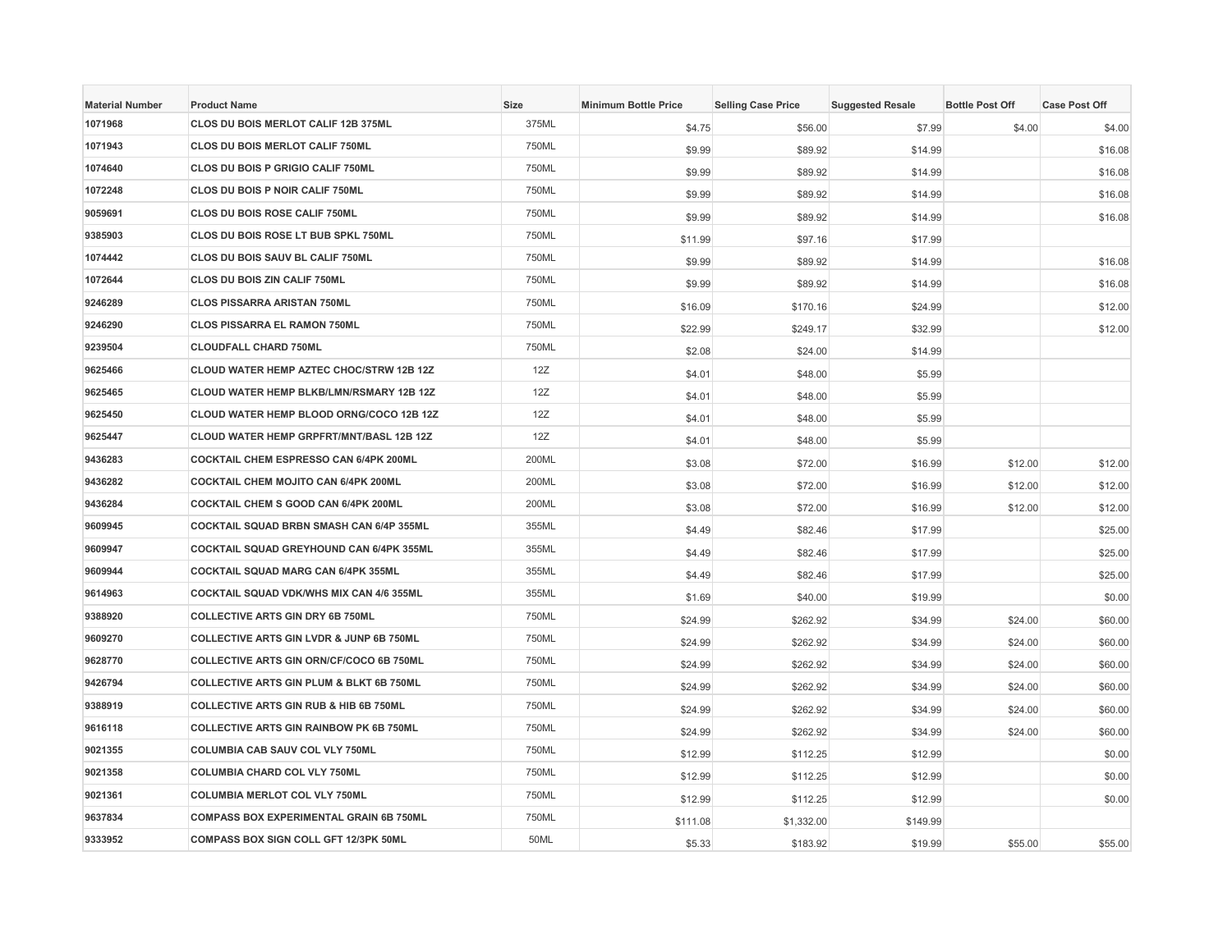| Material Number | Product Name | Size | Minimum Bottle Price | Selling Case Price | Suggested Resale | Bottle Post Off | Case Post Off |
|---|---|---|---|---|---|---|---|
| 1071968 | CLOS DU BOIS MERLOT CALIF 12B 375ML | 375ML | $4.75 | $56.00 | $7.99 | $4.00 | $4.00 |
| 1071943 | CLOS DU BOIS MERLOT CALIF 750ML | 750ML | $9.99 | $89.92 | $14.99 | | $16.08 |
| 1074640 | CLOS DU BOIS P GRIGIO CALIF 750ML | 750ML | $9.99 | $89.92 | $14.99 | | $16.08 |
| 1072248 | CLOS DU BOIS P NOIR CALIF 750ML | 750ML | $9.99 | $89.92 | $14.99 | | $16.08 |
| 9059691 | CLOS DU BOIS ROSE CALIF 750ML | 750ML | $9.99 | $89.92 | $14.99 | | $16.08 |
| 9385903 | CLOS DU BOIS ROSE LT BUB SPKL 750ML | 750ML | $11.99 | $97.16 | $17.99 | | |
| 1074442 | CLOS DU BOIS SAUV BL CALIF 750ML | 750ML | $9.99 | $89.92 | $14.99 | | $16.08 |
| 1072644 | CLOS DU BOIS ZIN CALIF 750ML | 750ML | $9.99 | $89.92 | $14.99 | | $16.08 |
| 9246289 | CLOS PISSARRA ARISTAN 750ML | 750ML | $16.09 | $170.16 | $24.99 | | $12.00 |
| 9246290 | CLOS PISSARRA EL RAMON 750ML | 750ML | $22.99 | $249.17 | $32.99 | | $12.00 |
| 9239504 | CLOUDFALL CHARD 750ML | 750ML | $2.08 | $24.00 | $14.99 | | |
| 9625466 | CLOUD WATER HEMP AZTEC CHOC/STRW 12B 12Z | 12Z | $4.01 | $48.00 | $5.99 | | |
| 9625465 | CLOUD WATER HEMP BLKB/LMN/RSMARY 12B 12Z | 12Z | $4.01 | $48.00 | $5.99 | | |
| 9625450 | CLOUD WATER HEMP BLOOD ORNG/COCO 12B 12Z | 12Z | $4.01 | $48.00 | $5.99 | | |
| 9625447 | CLOUD WATER HEMP GRPFRT/MNT/BASL 12B 12Z | 12Z | $4.01 | $48.00 | $5.99 | | |
| 9436283 | COCKTAIL CHEM ESPRESSO CAN 6/4PK 200ML | 200ML | $3.08 | $72.00 | $16.99 | $12.00 | $12.00 |
| 9436282 | COCKTAIL CHEM MOJITO CAN 6/4PK 200ML | 200ML | $3.08 | $72.00 | $16.99 | $12.00 | $12.00 |
| 9436284 | COCKTAIL CHEM S GOOD CAN 6/4PK 200ML | 200ML | $3.08 | $72.00 | $16.99 | $12.00 | $12.00 |
| 9609945 | COCKTAIL SQUAD BRBN SMASH CAN 6/4P 355ML | 355ML | $4.49 | $82.46 | $17.99 | | $25.00 |
| 9609947 | COCKTAIL SQUAD GREYHOUND CAN 6/4PK 355ML | 355ML | $4.49 | $82.46 | $17.99 | | $25.00 |
| 9609944 | COCKTAIL SQUAD MARG CAN 6/4PK 355ML | 355ML | $4.49 | $82.46 | $17.99 | | $25.00 |
| 9614963 | COCKTAIL SQUAD VDK/WHS MIX CAN 4/6 355ML | 355ML | $1.69 | $40.00 | $19.99 | | $0.00 |
| 9388920 | COLLECTIVE ARTS GIN DRY 6B 750ML | 750ML | $24.99 | $262.92 | $34.99 | $24.00 | $60.00 |
| 9609270 | COLLECTIVE ARTS GIN LVDR & JUNP 6B 750ML | 750ML | $24.99 | $262.92 | $34.99 | $24.00 | $60.00 |
| 9628770 | COLLECTIVE ARTS GIN ORN/CF/COCO 6B 750ML | 750ML | $24.99 | $262.92 | $34.99 | $24.00 | $60.00 |
| 9426794 | COLLECTIVE ARTS GIN PLUM & BLKT 6B 750ML | 750ML | $24.99 | $262.92 | $34.99 | $24.00 | $60.00 |
| 9388919 | COLLECTIVE ARTS GIN RUB & HIB 6B 750ML | 750ML | $24.99 | $262.92 | $34.99 | $24.00 | $60.00 |
| 9616118 | COLLECTIVE ARTS GIN RAINBOW PK 6B 750ML | 750ML | $24.99 | $262.92 | $34.99 | $24.00 | $60.00 |
| 9021355 | COLUMBIA CAB SAUV COL VLY 750ML | 750ML | $12.99 | $112.25 | $12.99 | | $0.00 |
| 9021358 | COLUMBIA CHARD COL VLY 750ML | 750ML | $12.99 | $112.25 | $12.99 | | $0.00 |
| 9021361 | COLUMBIA MERLOT COL VLY 750ML | 750ML | $12.99 | $112.25 | $12.99 | | $0.00 |
| 9637834 | COMPASS BOX EXPERIMENTAL GRAIN 6B 750ML | 750ML | $111.08 | $1,332.00 | $149.99 | | |
| 9333952 | COMPASS BOX SIGN COLL GFT 12/3PK 50ML | 50ML | $5.33 | $183.92 | $19.99 | $55.00 | $55.00 |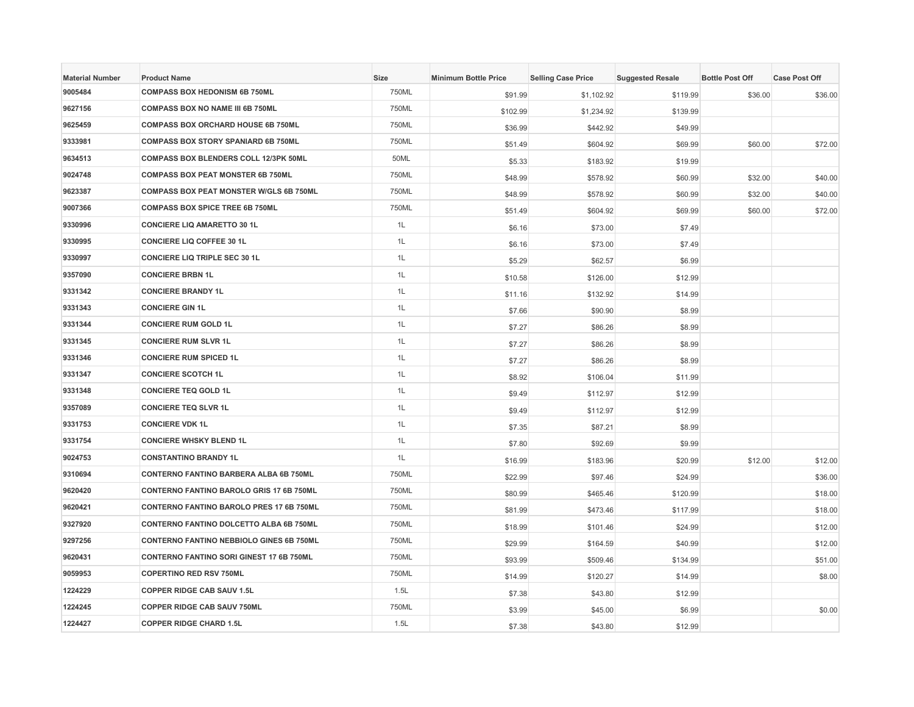| Material Number | Product Name | Size | Minimum Bottle Price | Selling Case Price | Suggested Resale | Bottle Post Off | Case Post Off |
| --- | --- | --- | --- | --- | --- | --- | --- |
| 9005484 | COMPASS BOX HEDONISM 6B 750ML | 750ML | $91.99 | $1,102.92 | $119.99 | $36.00 | $36.00 |
| 9627156 | COMPASS BOX NO NAME III 6B 750ML | 750ML | $102.99 | $1,234.92 | $139.99 | | |
| 9625459 | COMPASS BOX ORCHARD HOUSE 6B 750ML | 750ML | $36.99 | $442.92 | $49.99 | | |
| 9333981 | COMPASS BOX STORY SPANIARD 6B 750ML | 750ML | $51.49 | $604.92 | $69.99 | $60.00 | $72.00 |
| 9634513 | COMPASS BOX BLENDERS COLL 12/3PK 50ML | 50ML | $5.33 | $183.92 | $19.99 | | |
| 9024748 | COMPASS BOX PEAT MONSTER 6B 750ML | 750ML | $48.99 | $578.92 | $60.99 | $32.00 | $40.00 |
| 9623387 | COMPASS BOX PEAT MONSTER W/GLS 6B 750ML | 750ML | $48.99 | $578.92 | $60.99 | $32.00 | $40.00 |
| 9007366 | COMPASS BOX SPICE TREE 6B 750ML | 750ML | $51.49 | $604.92 | $69.99 | $60.00 | $72.00 |
| 9330996 | CONCIERE LIQ AMARETTO 30 1L | 1L | $6.16 | $73.00 | $7.49 | | |
| 9330995 | CONCIERE LIQ COFFEE 30 1L | 1L | $6.16 | $73.00 | $7.49 | | |
| 9330997 | CONCIERE LIQ TRIPLE SEC 30 1L | 1L | $5.29 | $62.57 | $6.99 | | |
| 9357090 | CONCIERE BRBN 1L | 1L | $10.58 | $126.00 | $12.99 | | |
| 9331342 | CONCIERE BRANDY 1L | 1L | $11.16 | $132.92 | $14.99 | | |
| 9331343 | CONCIERE GIN 1L | 1L | $7.66 | $90.90 | $8.99 | | |
| 9331344 | CONCIERE RUM GOLD 1L | 1L | $7.27 | $86.26 | $8.99 | | |
| 9331345 | CONCIERE RUM SLVR 1L | 1L | $7.27 | $86.26 | $8.99 | | |
| 9331346 | CONCIERE RUM SPICED 1L | 1L | $7.27 | $86.26 | $8.99 | | |
| 9331347 | CONCIERE SCOTCH 1L | 1L | $8.92 | $106.04 | $11.99 | | |
| 9331348 | CONCIERE TEQ GOLD 1L | 1L | $9.49 | $112.97 | $12.99 | | |
| 9357089 | CONCIERE TEQ SLVR 1L | 1L | $9.49 | $112.97 | $12.99 | | |
| 9331753 | CONCIERE VDK 1L | 1L | $7.35 | $87.21 | $8.99 | | |
| 9331754 | CONCIERE WHSKY BLEND 1L | 1L | $7.80 | $92.69 | $9.99 | | |
| 9024753 | CONSTANTINO BRANDY 1L | 1L | $16.99 | $183.96 | $20.99 | $12.00 | $12.00 |
| 9310694 | CONTERNO FANTINO BARBERA ALBA 6B 750ML | 750ML | $22.99 | $97.46 | $24.99 | | $36.00 |
| 9620420 | CONTERNO FANTINO BAROLO GRIS 17 6B 750ML | 750ML | $80.99 | $465.46 | $120.99 | | $18.00 |
| 9620421 | CONTERNO FANTINO BAROLO PRES 17 6B 750ML | 750ML | $81.99 | $473.46 | $117.99 | | $18.00 |
| 9327920 | CONTERNO FANTINO DOLCETTO ALBA 6B 750ML | 750ML | $18.99 | $101.46 | $24.99 | | $12.00 |
| 9297256 | CONTERNO FANTINO NEBBIOLO GINES 6B 750ML | 750ML | $29.99 | $164.59 | $40.99 | | $12.00 |
| 9620431 | CONTERNO FANTINO SORI GINEST 17 6B 750ML | 750ML | $93.99 | $509.46 | $134.99 | | $51.00 |
| 9059953 | COPERTINO RED RSV 750ML | 750ML | $14.99 | $120.27 | $14.99 | | $8.00 |
| 1224229 | COPPER RIDGE CAB SAUV 1.5L | 1.5L | $7.38 | $43.80 | $12.99 | | |
| 1224245 | COPPER RIDGE CAB SAUV 750ML | 750ML | $3.99 | $45.00 | $6.99 | | $0.00 |
| 1224427 | COPPER RIDGE CHARD 1.5L | 1.5L | $7.38 | $43.80 | $12.99 | | |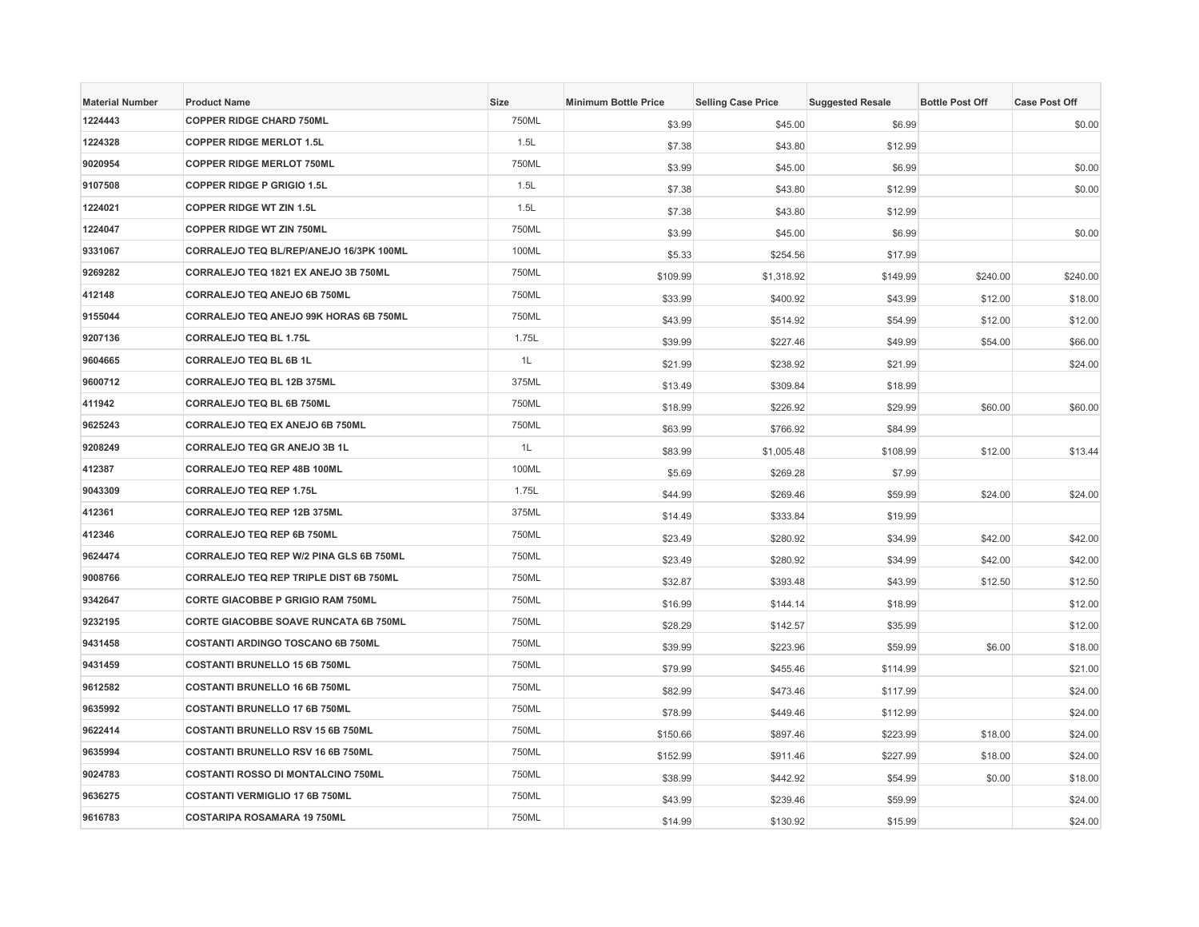| Material Number | Product Name | Size | Minimum Bottle Price | Selling Case Price | Suggested Resale | Bottle Post Off | Case Post Off |
|---|---|---|---|---|---|---|---|
| 1224443 | COPPER RIDGE CHARD 750ML | 750ML | $3.99 | $45.00 | $6.99 | | $0.00 |
| 1224328 | COPPER RIDGE MERLOT 1.5L | 1.5L | $7.38 | $43.80 | $12.99 | | |
| 9020954 | COPPER RIDGE MERLOT 750ML | 750ML | $3.99 | $45.00 | $6.99 | | $0.00 |
| 9107508 | COPPER RIDGE P GRIGIO 1.5L | 1.5L | $7.38 | $43.80 | $12.99 | | $0.00 |
| 1224021 | COPPER RIDGE WT ZIN 1.5L | 1.5L | $7.38 | $43.80 | $12.99 | | |
| 1224047 | COPPER RIDGE WT ZIN 750ML | 750ML | $3.99 | $45.00 | $6.99 | | $0.00 |
| 9331067 | CORRALEJO TEQ BL/REP/ANEJO 16/3PK 100ML | 100ML | $5.33 | $254.56 | $17.99 | | |
| 9269282 | CORRALEJO TEQ 1821 EX ANEJO 3B 750ML | 750ML | $109.99 | $1,318.92 | $149.99 | $240.00 | $240.00 |
| 412148 | CORRALEJO TEQ ANEJO 6B 750ML | 750ML | $33.99 | $400.92 | $43.99 | $12.00 | $18.00 |
| 9155044 | CORRALEJO TEQ ANEJO 99K HORAS 6B 750ML | 750ML | $43.99 | $514.92 | $54.99 | $12.00 | $12.00 |
| 9207136 | CORRALEJO TEQ BL 1.75L | 1.75L | $39.99 | $227.46 | $49.99 | $54.00 | $66.00 |
| 9604665 | CORRALEJO TEQ BL 6B 1L | 1L | $21.99 | $238.92 | $21.99 | | $24.00 |
| 9600712 | CORRALEJO TEQ BL 12B 375ML | 375ML | $13.49 | $309.84 | $18.99 | | |
| 411942 | CORRALEJO TEQ BL 6B 750ML | 750ML | $18.99 | $226.92 | $29.99 | $60.00 | $60.00 |
| 9625243 | CORRALEJO TEQ EX ANEJO 6B 750ML | 750ML | $63.99 | $766.92 | $84.99 | | |
| 9208249 | CORRALEJO TEQ GR ANEJO 3B 1L | 1L | $83.99 | $1,005.48 | $108.99 | $12.00 | $13.44 |
| 412387 | CORRALEJO TEQ REP 48B 100ML | 100ML | $5.69 | $269.28 | $7.99 | | |
| 9043309 | CORRALEJO TEQ REP 1.75L | 1.75L | $44.99 | $269.46 | $59.99 | $24.00 | $24.00 |
| 412361 | CORRALEJO TEQ REP 12B 375ML | 375ML | $14.49 | $333.84 | $19.99 | | |
| 412346 | CORRALEJO TEQ REP 6B 750ML | 750ML | $23.49 | $280.92 | $34.99 | $42.00 | $42.00 |
| 9624474 | CORRALEJO TEQ REP W/2 PINA GLS 6B 750ML | 750ML | $23.49 | $280.92 | $34.99 | $42.00 | $42.00 |
| 9008766 | CORRALEJO TEQ REP TRIPLE DIST 6B 750ML | 750ML | $32.87 | $393.48 | $43.99 | $12.50 | $12.50 |
| 9342647 | CORTE GIACOBBE P GRIGIO RAM 750ML | 750ML | $16.99 | $144.14 | $18.99 | | $12.00 |
| 9232195 | CORTE GIACOBBE SOAVE RUNCATA 6B 750ML | 750ML | $28.29 | $142.57 | $35.99 | | $12.00 |
| 9431458 | COSTANTI ARDINGO TOSCANO 6B 750ML | 750ML | $39.99 | $223.96 | $59.99 | $6.00 | $18.00 |
| 9431459 | COSTANTI BRUNELLO 15 6B 750ML | 750ML | $79.99 | $455.46 | $114.99 | | $21.00 |
| 9612582 | COSTANTI BRUNELLO 16 6B 750ML | 750ML | $82.99 | $473.46 | $117.99 | | $24.00 |
| 9635992 | COSTANTI BRUNELLO 17 6B 750ML | 750ML | $78.99 | $449.46 | $112.99 | | $24.00 |
| 9622414 | COSTANTI BRUNELLO RSV 15 6B 750ML | 750ML | $150.66 | $897.46 | $223.99 | $18.00 | $24.00 |
| 9635994 | COSTANTI BRUNELLO RSV 16 6B 750ML | 750ML | $152.99 | $911.46 | $227.99 | $18.00 | $24.00 |
| 9024783 | COSTANTI ROSSO DI MONTALCINO 750ML | 750ML | $38.99 | $442.92 | $54.99 | $0.00 | $18.00 |
| 9636275 | COSTANTI VERMIGLIO 17 6B 750ML | 750ML | $43.99 | $239.46 | $59.99 | | $24.00 |
| 9616783 | COSTARIPA ROSAMARA 19 750ML | 750ML | $14.99 | $130.92 | $15.99 | | $24.00 |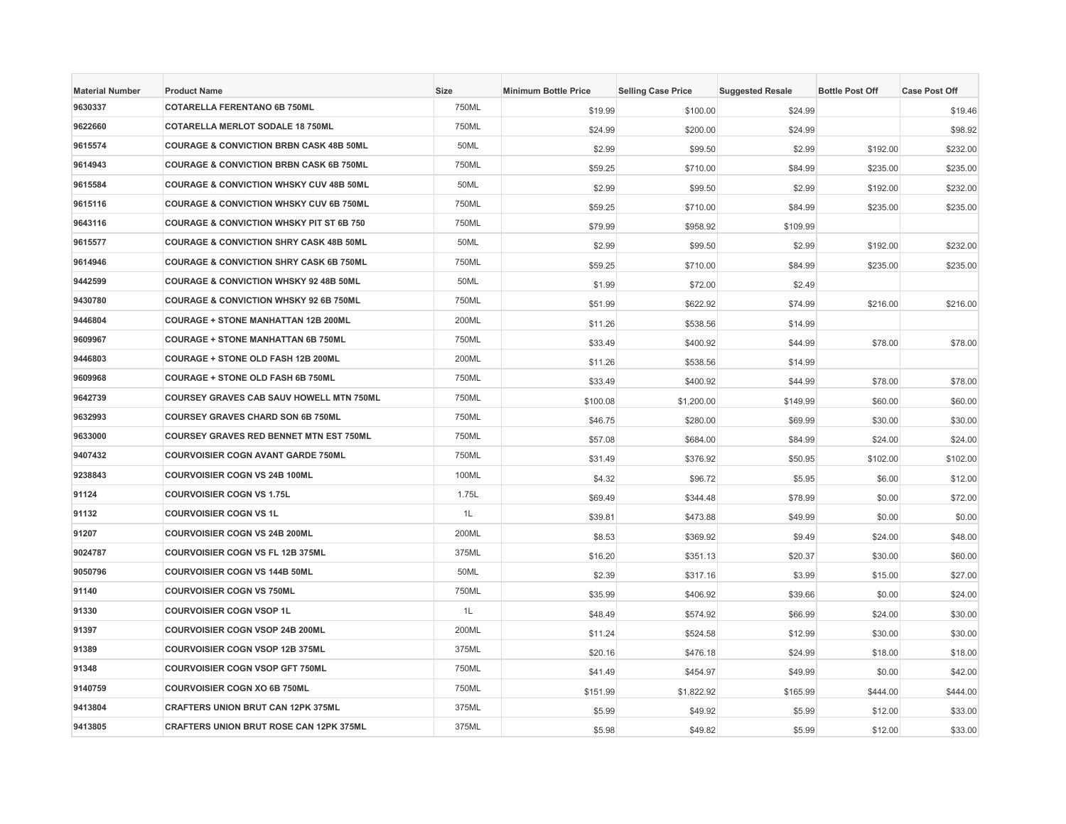| Material Number | Product Name | Size | Minimum Bottle Price | Selling Case Price | Suggested Resale | Bottle Post Off | Case Post Off |
| --- | --- | --- | --- | --- | --- | --- | --- |
| 9630337 | COTARELLA FERENTANO 6B 750ML | 750ML | $19.99 | $100.00 | $24.99 | | $19.46 |
| 9622660 | COTARELLA MERLOT SODALE 18 750ML | 750ML | $24.99 | $200.00 | $24.99 | | $98.92 |
| 9615574 | COURAGE & CONVICTION BRBN CASK 48B 50ML | 50ML | $2.99 | $99.50 | $2.99 | $192.00 | $232.00 |
| 9614943 | COURAGE & CONVICTION BRBN CASK 6B 750ML | 750ML | $59.25 | $710.00 | $84.99 | $235.00 | $235.00 |
| 9615584 | COURAGE & CONVICTION WHSKY CUV 48B 50ML | 50ML | $2.99 | $99.50 | $2.99 | $192.00 | $232.00 |
| 9615116 | COURAGE & CONVICTION WHSKY CUV 6B 750ML | 750ML | $59.25 | $710.00 | $84.99 | $235.00 | $235.00 |
| 9643116 | COURAGE & CONVICTION WHSKY PIT ST 6B 750 | 750ML | $79.99 | $958.92 | $109.99 | | |
| 9615577 | COURAGE & CONVICTION SHRY CASK 48B 50ML | 50ML | $2.99 | $99.50 | $2.99 | $192.00 | $232.00 |
| 9614946 | COURAGE & CONVICTION SHRY CASK 6B 750ML | 750ML | $59.25 | $710.00 | $84.99 | $235.00 | $235.00 |
| 9442599 | COURAGE & CONVICTION WHSKY 92 48B 50ML | 50ML | $1.99 | $72.00 | $2.49 | | |
| 9430780 | COURAGE & CONVICTION WHSKY 92 6B 750ML | 750ML | $51.99 | $622.92 | $74.99 | $216.00 | $216.00 |
| 9446804 | COURAGE + STONE MANHATTAN 12B 200ML | 200ML | $11.26 | $538.56 | $14.99 | | |
| 9609967 | COURAGE + STONE MANHATTAN 6B 750ML | 750ML | $33.49 | $400.92 | $44.99 | $78.00 | $78.00 |
| 9446803 | COURAGE + STONE OLD FASH 12B 200ML | 200ML | $11.26 | $538.56 | $14.99 | | |
| 9609968 | COURAGE + STONE OLD FASH 6B 750ML | 750ML | $33.49 | $400.92 | $44.99 | $78.00 | $78.00 |
| 9642739 | COURSEY GRAVES CAB SAUV HOWELL MTN 750ML | 750ML | $100.08 | $1,200.00 | $149.99 | $60.00 | $60.00 |
| 9632993 | COURSEY GRAVES CHARD SON 6B 750ML | 750ML | $46.75 | $280.00 | $69.99 | $30.00 | $30.00 |
| 9633000 | COURSEY GRAVES RED BENNET MTN EST 750ML | 750ML | $57.08 | $684.00 | $84.99 | $24.00 | $24.00 |
| 9407432 | COURVOISIER COGN AVANT GARDE 750ML | 750ML | $31.49 | $376.92 | $50.95 | $102.00 | $102.00 |
| 9238843 | COURVOISIER COGN VS 24B 100ML | 100ML | $4.32 | $96.72 | $5.95 | $6.00 | $12.00 |
| 91124 | COURVOISIER COGN VS 1.75L | 1.75L | $69.49 | $344.48 | $78.99 | $0.00 | $72.00 |
| 91132 | COURVOISIER COGN VS 1L | 1L | $39.81 | $473.88 | $49.99 | $0.00 | $0.00 |
| 91207 | COURVOISIER COGN VS 24B 200ML | 200ML | $8.53 | $369.92 | $9.49 | $24.00 | $48.00 |
| 9024787 | COURVOISIER COGN VS FL 12B 375ML | 375ML | $16.20 | $351.13 | $20.37 | $30.00 | $60.00 |
| 9050796 | COURVOISIER COGN VS 144B 50ML | 50ML | $2.39 | $317.16 | $3.99 | $15.00 | $27.00 |
| 91140 | COURVOISIER COGN VS 750ML | 750ML | $35.99 | $406.92 | $39.66 | $0.00 | $24.00 |
| 91330 | COURVOISIER COGN VSOP 1L | 1L | $48.49 | $574.92 | $66.99 | $24.00 | $30.00 |
| 91397 | COURVOISIER COGN VSOP 24B 200ML | 200ML | $11.24 | $524.58 | $12.99 | $30.00 | $30.00 |
| 91389 | COURVOISIER COGN VSOP 12B 375ML | 375ML | $20.16 | $476.18 | $24.99 | $18.00 | $18.00 |
| 91348 | COURVOISIER COGN VSOP GFT 750ML | 750ML | $41.49 | $454.97 | $49.99 | $0.00 | $42.00 |
| 9140759 | COURVOISIER COGN XO 6B 750ML | 750ML | $151.99 | $1,822.92 | $165.99 | $444.00 | $444.00 |
| 9413804 | CRAFTERS UNION BRUT CAN 12PK 375ML | 375ML | $5.99 | $49.92 | $5.99 | $12.00 | $33.00 |
| 9413805 | CRAFTERS UNION BRUT ROSE CAN 12PK 375ML | 375ML | $5.98 | $49.82 | $5.99 | $12.00 | $33.00 |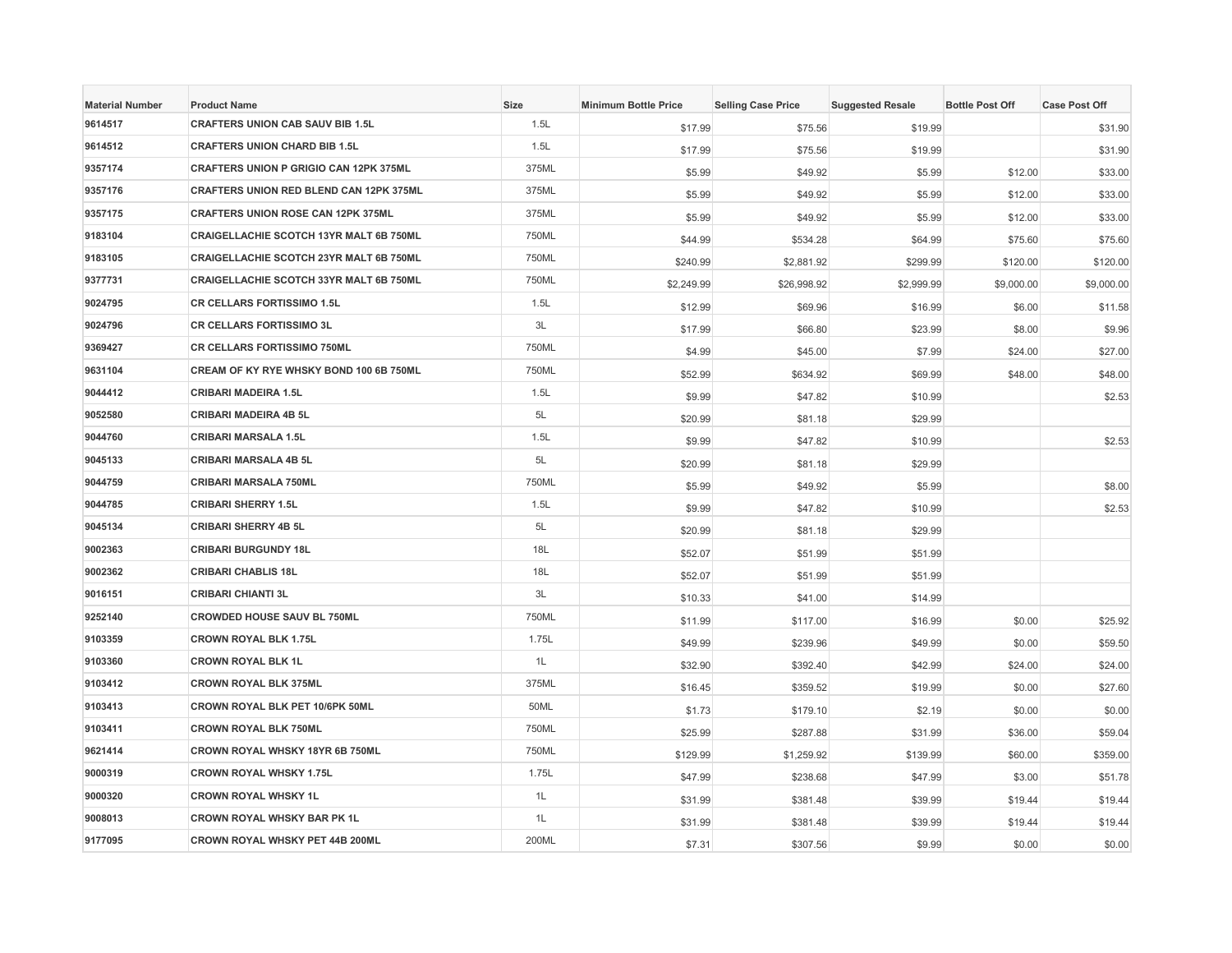| Material Number | Product Name | Size | Minimum Bottle Price | Selling Case Price | Suggested Resale | Bottle Post Off | Case Post Off |
|---|---|---|---|---|---|---|---|
| 9614517 | CRAFTERS UNION CAB SAUV BIB 1.5L | 1.5L | $17.99 | $75.56 | $19.99 | | $31.90 |
| 9614512 | CRAFTERS UNION CHARD BIB 1.5L | 1.5L | $17.99 | $75.56 | $19.99 | | $31.90 |
| 9357174 | CRAFTERS UNION P GRIGIO CAN 12PK 375ML | 375ML | $5.99 | $49.92 | $5.99 | $12.00 | $33.00 |
| 9357176 | CRAFTERS UNION RED BLEND CAN 12PK 375ML | 375ML | $5.99 | $49.92 | $5.99 | $12.00 | $33.00 |
| 9357175 | CRAFTERS UNION ROSE CAN 12PK 375ML | 375ML | $5.99 | $49.92 | $5.99 | $12.00 | $33.00 |
| 9183104 | CRAIGELLACHIE SCOTCH 13YR MALT 6B 750ML | 750ML | $44.99 | $534.28 | $64.99 | $75.60 | $75.60 |
| 9183105 | CRAIGELLACHIE SCOTCH 23YR MALT 6B 750ML | 750ML | $240.99 | $2,881.92 | $299.99 | $120.00 | $120.00 |
| 9377731 | CRAIGELLACHIE SCOTCH 33YR MALT 6B 750ML | 750ML | $2,249.99 | $26,998.92 | $2,999.99 | $9,000.00 | $9,000.00 |
| 9024795 | CR CELLARS FORTISSIMO 1.5L | 1.5L | $12.99 | $69.96 | $16.99 | $6.00 | $11.58 |
| 9024796 | CR CELLARS FORTISSIMO 3L | 3L | $17.99 | $66.80 | $23.99 | $8.00 | $9.96 |
| 9369427 | CR CELLARS FORTISSIMO 750ML | 750ML | $4.99 | $45.00 | $7.99 | $24.00 | $27.00 |
| 9631104 | CREAM OF KY RYE WHSKY BOND 100 6B 750ML | 750ML | $52.99 | $634.92 | $69.99 | $48.00 | $48.00 |
| 9044412 | CRIBARI MADEIRA 1.5L | 1.5L | $9.99 | $47.82 | $10.99 | | $2.53 |
| 9052580 | CRIBARI MADEIRA 4B 5L | 5L | $20.99 | $81.18 | $29.99 | | |
| 9044760 | CRIBARI MARSALA 1.5L | 1.5L | $9.99 | $47.82 | $10.99 | | $2.53 |
| 9045133 | CRIBARI MARSALA 4B 5L | 5L | $20.99 | $81.18 | $29.99 | | |
| 9044759 | CRIBARI MARSALA 750ML | 750ML | $5.99 | $49.92 | $5.99 | | $8.00 |
| 9044785 | CRIBARI SHERRY 1.5L | 1.5L | $9.99 | $47.82 | $10.99 | | $2.53 |
| 9045134 | CRIBARI SHERRY 4B 5L | 5L | $20.99 | $81.18 | $29.99 | | |
| 9002363 | CRIBARI BURGUNDY 18L | 18L | $52.07 | $51.99 | $51.99 | | |
| 9002362 | CRIBARI CHABLIS 18L | 18L | $52.07 | $51.99 | $51.99 | | |
| 9016151 | CRIBARI CHIANTI 3L | 3L | $10.33 | $41.00 | $14.99 | | |
| 9252140 | CROWDED HOUSE SAUV BL 750ML | 750ML | $11.99 | $117.00 | $16.99 | $0.00 | $25.92 |
| 9103359 | CROWN ROYAL BLK 1.75L | 1.75L | $49.99 | $239.96 | $49.99 | $0.00 | $59.50 |
| 9103360 | CROWN ROYAL BLK 1L | 1L | $32.90 | $392.40 | $42.99 | $24.00 | $24.00 |
| 9103412 | CROWN ROYAL BLK 375ML | 375ML | $16.45 | $359.52 | $19.99 | $0.00 | $27.60 |
| 9103413 | CROWN ROYAL BLK PET 10/6PK 50ML | 50ML | $1.73 | $179.10 | $2.19 | $0.00 | $0.00 |
| 9103411 | CROWN ROYAL BLK 750ML | 750ML | $25.99 | $287.88 | $31.99 | $36.00 | $59.04 |
| 9621414 | CROWN ROYAL WHSKY 18YR 6B 750ML | 750ML | $129.99 | $1,259.92 | $139.99 | $60.00 | $359.00 |
| 9000319 | CROWN ROYAL WHSKY 1.75L | 1.75L | $47.99 | $238.68 | $47.99 | $3.00 | $51.78 |
| 9000320 | CROWN ROYAL WHSKY 1L | 1L | $31.99 | $381.48 | $39.99 | $19.44 | $19.44 |
| 9008013 | CROWN ROYAL WHSKY BAR PK 1L | 1L | $31.99 | $381.48 | $39.99 | $19.44 | $19.44 |
| 9177095 | CROWN ROYAL WHSKY PET 44B 200ML | 200ML | $7.31 | $307.56 | $9.99 | $0.00 | $0.00 |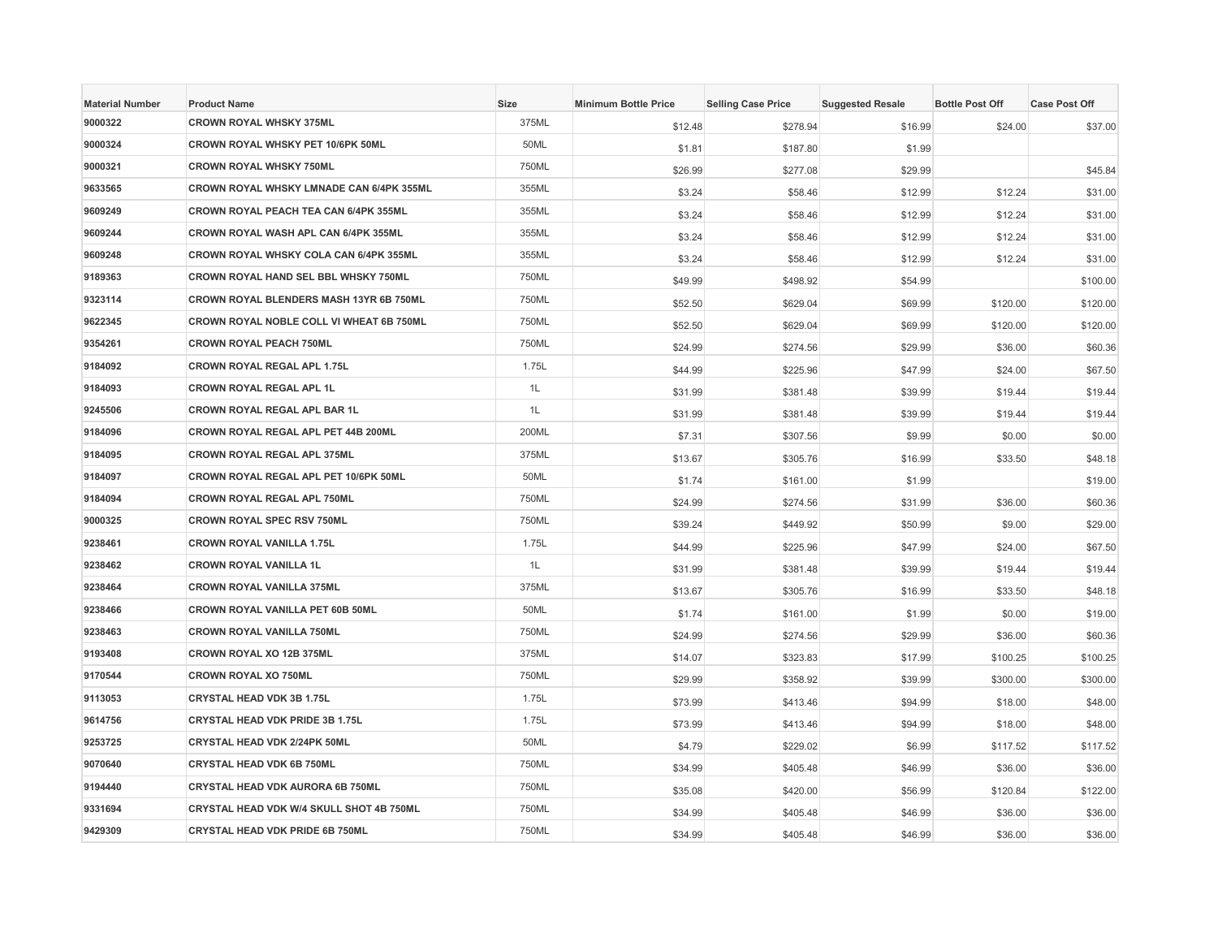| Material Number | Product Name | Size | Minimum Bottle Price | Selling Case Price | Suggested Resale | Bottle Post Off | Case Post Off |
|---|---|---|---|---|---|---|---|
| 9000322 | CROWN ROYAL WHSKY 375ML | 375ML | $12.48 | $278.94 | $16.99 | $24.00 | $37.00 |
| 9000324 | CROWN ROYAL WHSKY PET 10/6PK 50ML | 50ML | $1.81 | $187.80 | $1.99 | | |
| 9000321 | CROWN ROYAL WHSKY 750ML | 750ML | $26.99 | $277.08 | $29.99 | | $45.84 |
| 9633565 | CROWN ROYAL WHSKY LMNADE CAN 6/4PK 355ML | 355ML | $3.24 | $58.46 | $12.99 | $12.24 | $31.00 |
| 9609249 | CROWN ROYAL PEACH TEA CAN 6/4PK 355ML | 355ML | $3.24 | $58.46 | $12.99 | $12.24 | $31.00 |
| 9609244 | CROWN ROYAL WASH APL CAN 6/4PK 355ML | 355ML | $3.24 | $58.46 | $12.99 | $12.24 | $31.00 |
| 9609248 | CROWN ROYAL WHSKY COLA CAN 6/4PK 355ML | 355ML | $3.24 | $58.46 | $12.99 | $12.24 | $31.00 |
| 9189363 | CROWN ROYAL HAND SEL BBL WHSKY 750ML | 750ML | $49.99 | $498.92 | $54.99 | | $100.00 |
| 9323114 | CROWN ROYAL BLENDERS MASH 13YR 6B 750ML | 750ML | $52.50 | $629.04 | $69.99 | $120.00 | $120.00 |
| 9622345 | CROWN ROYAL NOBLE COLL VI WHEAT 6B 750ML | 750ML | $52.50 | $629.04 | $69.99 | $120.00 | $120.00 |
| 9354261 | CROWN ROYAL PEACH 750ML | 750ML | $24.99 | $274.56 | $29.99 | $36.00 | $60.36 |
| 9184092 | CROWN ROYAL REGAL APL 1.75L | 1.75L | $44.99 | $225.96 | $47.99 | $24.00 | $67.50 |
| 9184093 | CROWN ROYAL REGAL APL 1L | 1L | $31.99 | $381.48 | $39.99 | $19.44 | $19.44 |
| 9245506 | CROWN ROYAL REGAL APL BAR 1L | 1L | $31.99 | $381.48 | $39.99 | $19.44 | $19.44 |
| 9184096 | CROWN ROYAL REGAL APL PET 44B 200ML | 200ML | $7.31 | $307.56 | $9.99 | $0.00 | $0.00 |
| 9184095 | CROWN ROYAL REGAL APL 375ML | 375ML | $13.67 | $305.76 | $16.99 | $33.50 | $48.18 |
| 9184097 | CROWN ROYAL REGAL APL PET 10/6PK 50ML | 50ML | $1.74 | $161.00 | $1.99 | | $19.00 |
| 9184094 | CROWN ROYAL REGAL APL 750ML | 750ML | $24.99 | $274.56 | $31.99 | $36.00 | $60.36 |
| 9000325 | CROWN ROYAL SPEC RSV 750ML | 750ML | $39.24 | $449.92 | $50.99 | $9.00 | $29.00 |
| 9238461 | CROWN ROYAL VANILLA 1.75L | 1.75L | $44.99 | $225.96 | $47.99 | $24.00 | $67.50 |
| 9238462 | CROWN ROYAL VANILLA 1L | 1L | $31.99 | $381.48 | $39.99 | $19.44 | $19.44 |
| 9238464 | CROWN ROYAL VANILLA 375ML | 375ML | $13.67 | $305.76 | $16.99 | $33.50 | $48.18 |
| 9238466 | CROWN ROYAL VANILLA PET 60B 50ML | 50ML | $1.74 | $161.00 | $1.99 | $0.00 | $19.00 |
| 9238463 | CROWN ROYAL VANILLA 750ML | 750ML | $24.99 | $274.56 | $29.99 | $36.00 | $60.36 |
| 9193408 | CROWN ROYAL XO 12B 375ML | 375ML | $14.07 | $323.83 | $17.99 | $100.25 | $100.25 |
| 9170544 | CROWN ROYAL XO 750ML | 750ML | $29.99 | $358.92 | $39.99 | $300.00 | $300.00 |
| 9113053 | CRYSTAL HEAD VDK 3B 1.75L | 1.75L | $73.99 | $413.46 | $94.99 | $18.00 | $48.00 |
| 9614756 | CRYSTAL HEAD VDK PRIDE 3B 1.75L | 1.75L | $73.99 | $413.46 | $94.99 | $18.00 | $48.00 |
| 9253725 | CRYSTAL HEAD VDK 2/24PK 50ML | 50ML | $4.79 | $229.02 | $6.99 | $117.52 | $117.52 |
| 9070640 | CRYSTAL HEAD VDK 6B 750ML | 750ML | $34.99 | $405.48 | $46.99 | $36.00 | $36.00 |
| 9194440 | CRYSTAL HEAD VDK AURORA 6B 750ML | 750ML | $35.08 | $420.00 | $56.99 | $120.84 | $122.00 |
| 9331694 | CRYSTAL HEAD VDK W/4 SKULL SHOT 4B 750ML | 750ML | $34.99 | $405.48 | $46.99 | $36.00 | $36.00 |
| 9429309 | CRYSTAL HEAD VDK PRIDE 6B 750ML | 750ML | $34.99 | $405.48 | $46.99 | $36.00 | $36.00 |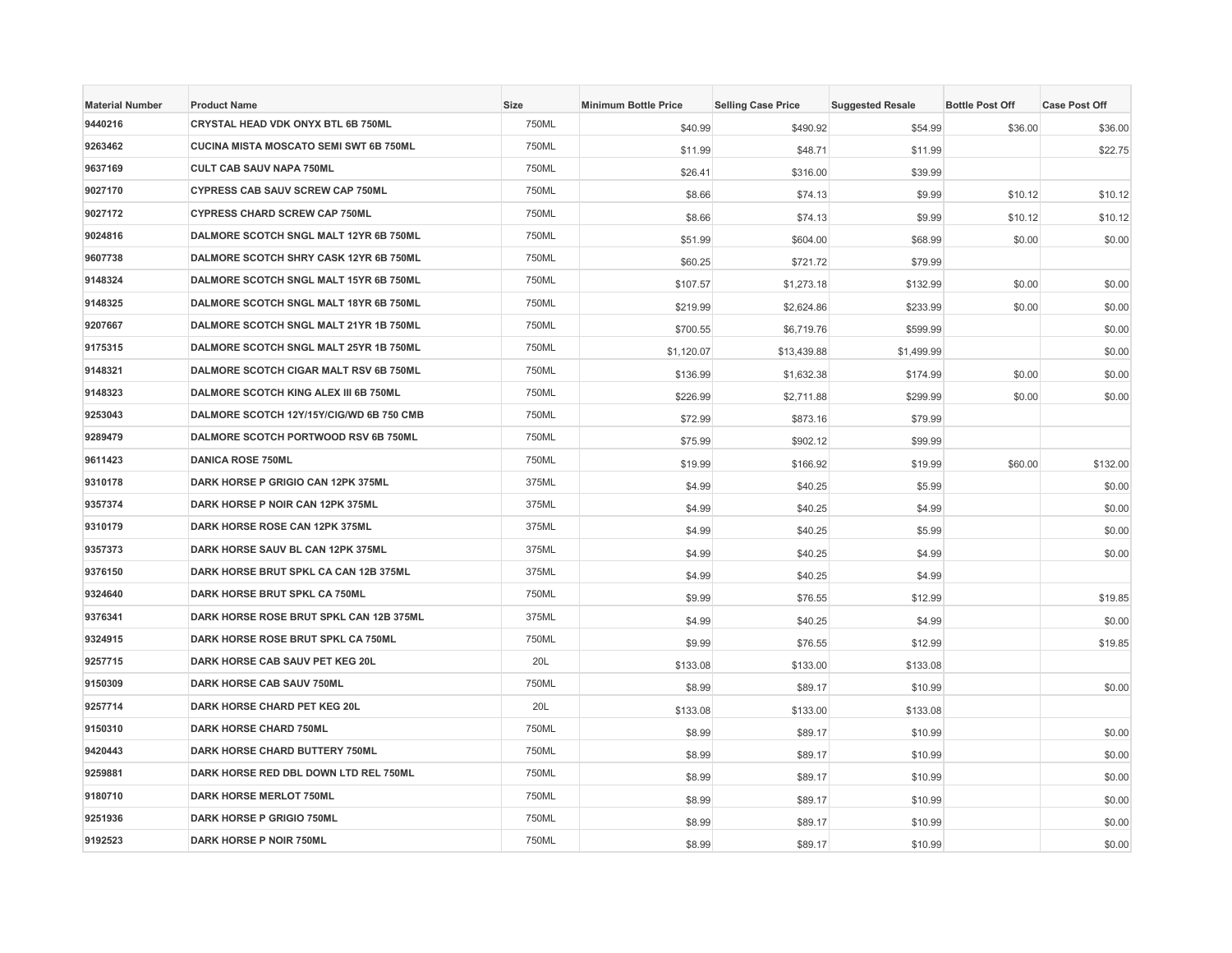| Material Number | Product Name | Size | Minimum Bottle Price | Selling Case Price | Suggested Resale | Bottle Post Off | Case Post Off |
|---|---|---|---|---|---|---|---|
| 9440216 | CRYSTAL HEAD VDK ONYX BTL 6B 750ML | 750ML | $40.99 | $490.92 | $54.99 | $36.00 | $36.00 |
| 9263462 | CUCINA MISTA MOSCATO SEMI SWT 6B 750ML | 750ML | $11.99 | $48.71 | $11.99 | | $22.75 |
| 9637169 | CULT CAB SAUV NAPA 750ML | 750ML | $26.41 | $316.00 | $39.99 | | |
| 9027170 | CYPRESS CAB SAUV SCREW CAP 750ML | 750ML | $8.66 | $74.13 | $9.99 | $10.12 | $10.12 |
| 9027172 | CYPRESS CHARD SCREW CAP 750ML | 750ML | $8.66 | $74.13 | $9.99 | $10.12 | $10.12 |
| 9024816 | DALMORE SCOTCH SNGL MALT 12YR 6B 750ML | 750ML | $51.99 | $604.00 | $68.99 | $0.00 | $0.00 |
| 9607738 | DALMORE SCOTCH SHRY CASK 12YR 6B 750ML | 750ML | $60.25 | $721.72 | $79.99 | | |
| 9148324 | DALMORE SCOTCH SNGL MALT 15YR 6B 750ML | 750ML | $107.57 | $1,273.18 | $132.99 | $0.00 | $0.00 |
| 9148325 | DALMORE SCOTCH SNGL MALT 18YR 6B 750ML | 750ML | $219.99 | $2,624.86 | $233.99 | $0.00 | $0.00 |
| 9207667 | DALMORE SCOTCH SNGL MALT 21YR 1B 750ML | 750ML | $700.55 | $6,719.76 | $599.99 | | $0.00 |
| 9175315 | DALMORE SCOTCH SNGL MALT 25YR 1B 750ML | 750ML | $1,120.07 | $13,439.88 | $1,499.99 | | $0.00 |
| 9148321 | DALMORE SCOTCH CIGAR MALT RSV 6B 750ML | 750ML | $136.99 | $1,632.38 | $174.99 | $0.00 | $0.00 |
| 9148323 | DALMORE SCOTCH KING ALEX III 6B 750ML | 750ML | $226.99 | $2,711.88 | $299.99 | $0.00 | $0.00 |
| 9253043 | DALMORE SCOTCH 12Y/15Y/CIG/WD 6B 750 CMB | 750ML | $72.99 | $873.16 | $79.99 | | |
| 9289479 | DALMORE SCOTCH PORTWOOD RSV 6B 750ML | 750ML | $75.99 | $902.12 | $99.99 | | |
| 9611423 | DANICA ROSE 750ML | 750ML | $19.99 | $166.92 | $19.99 | $60.00 | $132.00 |
| 9310178 | DARK HORSE P GRIGIO CAN 12PK 375ML | 375ML | $4.99 | $40.25 | $5.99 | | $0.00 |
| 9357374 | DARK HORSE P NOIR CAN 12PK 375ML | 375ML | $4.99 | $40.25 | $4.99 | | $0.00 |
| 9310179 | DARK HORSE ROSE CAN 12PK 375ML | 375ML | $4.99 | $40.25 | $5.99 | | $0.00 |
| 9357373 | DARK HORSE SAUV BL CAN 12PK 375ML | 375ML | $4.99 | $40.25 | $4.99 | | $0.00 |
| 9376150 | DARK HORSE BRUT SPKL CA CAN 12B 375ML | 375ML | $4.99 | $40.25 | $4.99 | | |
| 9324640 | DARK HORSE BRUT SPKL CA 750ML | 750ML | $9.99 | $76.55 | $12.99 | | $19.85 |
| 9376341 | DARK HORSE ROSE BRUT SPKL CAN 12B 375ML | 375ML | $4.99 | $40.25 | $4.99 | | $0.00 |
| 9324915 | DARK HORSE ROSE BRUT SPKL CA 750ML | 750ML | $9.99 | $76.55 | $12.99 | | $19.85 |
| 9257715 | DARK HORSE CAB SAUV PET KEG 20L | 20L | $133.08 | $133.00 | $133.08 | | |
| 9150309 | DARK HORSE CAB SAUV 750ML | 750ML | $8.99 | $89.17 | $10.99 | | $0.00 |
| 9257714 | DARK HORSE CHARD PET KEG 20L | 20L | $133.08 | $133.00 | $133.08 | | |
| 9150310 | DARK HORSE CHARD 750ML | 750ML | $8.99 | $89.17 | $10.99 | | $0.00 |
| 9420443 | DARK HORSE CHARD BUTTERY 750ML | 750ML | $8.99 | $89.17 | $10.99 | | $0.00 |
| 9259881 | DARK HORSE RED DBL DOWN LTD REL 750ML | 750ML | $8.99 | $89.17 | $10.99 | | $0.00 |
| 9180710 | DARK HORSE MERLOT 750ML | 750ML | $8.99 | $89.17 | $10.99 | | $0.00 |
| 9251936 | DARK HORSE P GRIGIO 750ML | 750ML | $8.99 | $89.17 | $10.99 | | $0.00 |
| 9192523 | DARK HORSE P NOIR 750ML | 750ML | $8.99 | $89.17 | $10.99 | | $0.00 |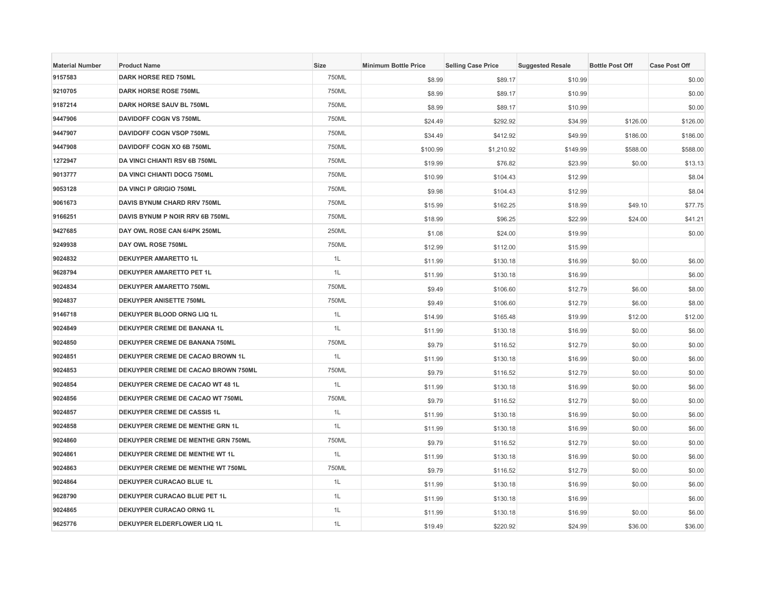| Material Number | Product Name | Size | Minimum Bottle Price | Selling Case Price | Suggested Resale | Bottle Post Off | Case Post Off |
|---|---|---|---|---|---|---|---|
| 9157583 | DARK HORSE RED 750ML | 750ML | $8.99 | $89.17 | $10.99 | | $0.00 |
| 9210705 | DARK HORSE ROSE 750ML | 750ML | $8.99 | $89.17 | $10.99 | | $0.00 |
| 9187214 | DARK HORSE SAUV BL 750ML | 750ML | $8.99 | $89.17 | $10.99 | | $0.00 |
| 9447906 | DAVIDOFF COGN VS 750ML | 750ML | $24.49 | $292.92 | $34.99 | $126.00 | $126.00 |
| 9447907 | DAVIDOFF COGN VSOP 750ML | 750ML | $34.49 | $412.92 | $49.99 | $186.00 | $186.00 |
| 9447908 | DAVIDOFF COGN XO 6B 750ML | 750ML | $100.99 | $1,210.92 | $149.99 | $588.00 | $588.00 |
| 1272947 | DA VINCI CHIANTI RSV 6B 750ML | 750ML | $19.99 | $76.82 | $23.99 | $0.00 | $13.13 |
| 9013777 | DA VINCI CHIANTI DOCG 750ML | 750ML | $10.99 | $104.43 | $12.99 | | $8.04 |
| 9053128 | DA VINCI P GRIGIO 750ML | 750ML | $9.98 | $104.43 | $12.99 | | $8.04 |
| 9061673 | DAVIS BYNUM CHARD RRV 750ML | 750ML | $15.99 | $162.25 | $18.99 | $49.10 | $77.75 |
| 9166251 | DAVIS BYNUM P NOIR RRV 6B 750ML | 750ML | $18.99 | $96.25 | $22.99 | $24.00 | $41.21 |
| 9427685 | DAY OWL ROSE CAN 6/4PK 250ML | 250ML | $1.08 | $24.00 | $19.99 | | $0.00 |
| 9249938 | DAY OWL ROSE 750ML | 750ML | $12.99 | $112.00 | $15.99 | | |
| 9024832 | DEKUYPER AMARETTO 1L | 1L | $11.99 | $130.18 | $16.99 | $0.00 | $6.00 |
| 9628794 | DEKUYPER AMARETTO PET 1L | 1L | $11.99 | $130.18 | $16.99 | | $6.00 |
| 9024834 | DEKUYPER AMARETTO 750ML | 750ML | $9.49 | $106.60 | $12.79 | $6.00 | $8.00 |
| 9024837 | DEKUYPER ANISETTE 750ML | 750ML | $9.49 | $106.60 | $12.79 | $6.00 | $8.00 |
| 9146718 | DEKUYPER BLOOD ORNG LIQ 1L | 1L | $14.99 | $165.48 | $19.99 | $12.00 | $12.00 |
| 9024849 | DEKUYPER CREME DE BANANA 1L | 1L | $11.99 | $130.18 | $16.99 | $0.00 | $6.00 |
| 9024850 | DEKUYPER CREME DE BANANA 750ML | 750ML | $9.79 | $116.52 | $12.79 | $0.00 | $0.00 |
| 9024851 | DEKUYPER CREME DE CACAO BROWN 1L | 1L | $11.99 | $130.18 | $16.99 | $0.00 | $6.00 |
| 9024853 | DEKUYPER CREME DE CACAO BROWN 750ML | 750ML | $9.79 | $116.52 | $12.79 | $0.00 | $0.00 |
| 9024854 | DEKUYPER CREME DE CACAO WT 48 1L | 1L | $11.99 | $130.18 | $16.99 | $0.00 | $6.00 |
| 9024856 | DEKUYPER CREME DE CACAO WT 750ML | 750ML | $9.79 | $116.52 | $12.79 | $0.00 | $0.00 |
| 9024857 | DEKUYPER CREME DE CASSIS 1L | 1L | $11.99 | $130.18 | $16.99 | $0.00 | $6.00 |
| 9024858 | DEKUYPER CREME DE MENTHE GRN 1L | 1L | $11.99 | $130.18 | $16.99 | $0.00 | $6.00 |
| 9024860 | DEKUYPER CREME DE MENTHE GRN 750ML | 750ML | $9.79 | $116.52 | $12.79 | $0.00 | $0.00 |
| 9024861 | DEKUYPER CREME DE MENTHE WT 1L | 1L | $11.99 | $130.18 | $16.99 | $0.00 | $6.00 |
| 9024863 | DEKUYPER CREME DE MENTHE WT 750ML | 750ML | $9.79 | $116.52 | $12.79 | $0.00 | $0.00 |
| 9024864 | DEKUYPER CURACAO BLUE 1L | 1L | $11.99 | $130.18 | $16.99 | $0.00 | $6.00 |
| 9628790 | DEKUYPER CURACAO BLUE PET 1L | 1L | $11.99 | $130.18 | $16.99 | | $6.00 |
| 9024865 | DEKUYPER CURACAO ORNG 1L | 1L | $11.99 | $130.18 | $16.99 | $0.00 | $6.00 |
| 9625776 | DEKUYPER ELDERFLOWER LIQ 1L | 1L | $19.49 | $220.92 | $24.99 | $36.00 | $36.00 |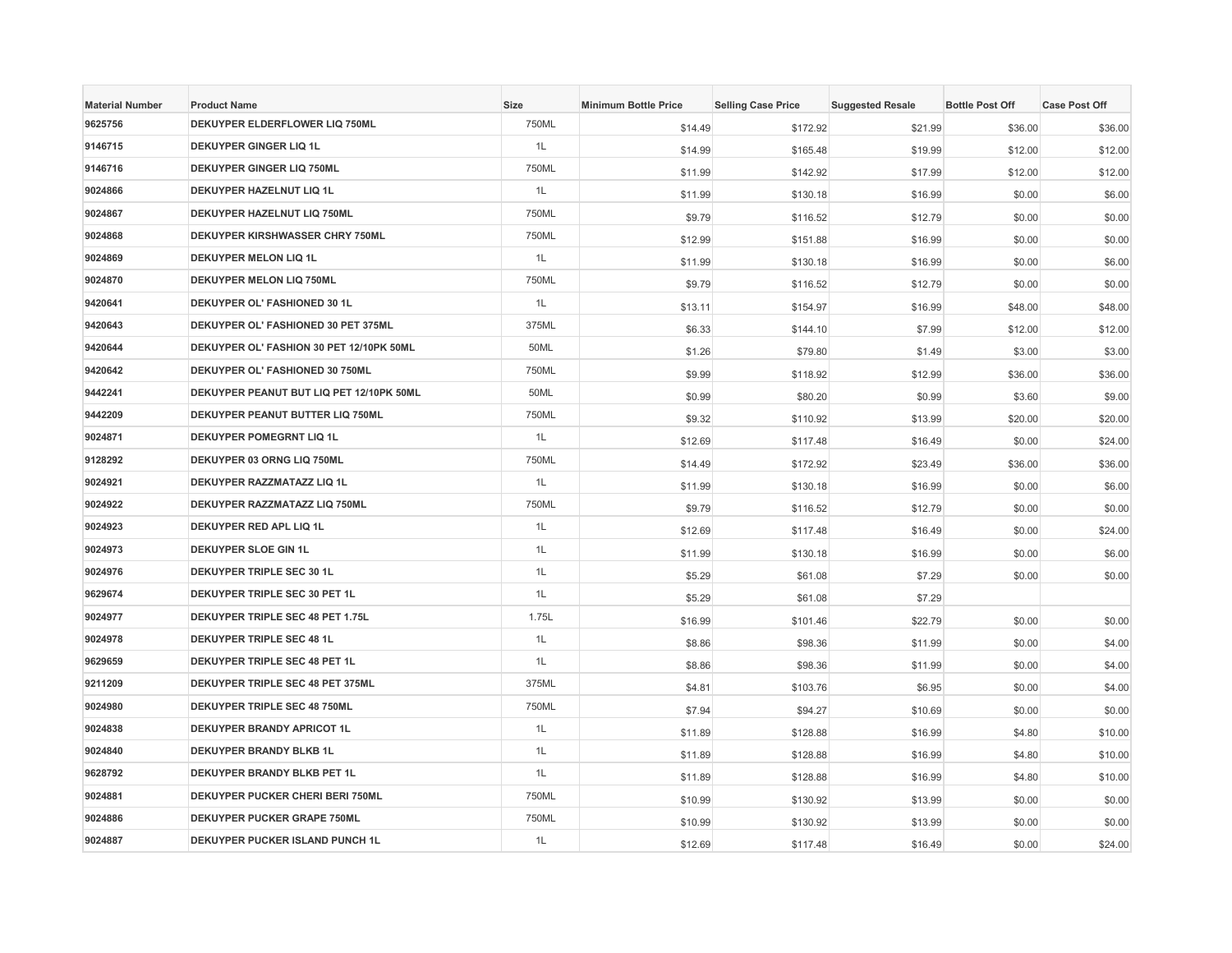| Material Number | Product Name | Size | Minimum Bottle Price | Selling Case Price | Suggested Resale | Bottle Post Off | Case Post Off |
| --- | --- | --- | --- | --- | --- | --- | --- |
| 9625756 | DEKUYPER ELDERFLOWER LIQ 750ML | 750ML | $14.49 | $172.92 | $21.99 | $36.00 | $36.00 |
| 9146715 | DEKUYPER GINGER LIQ 1L | 1L | $14.99 | $165.48 | $19.99 | $12.00 | $12.00 |
| 9146716 | DEKUYPER GINGER LIQ 750ML | 750ML | $11.99 | $142.92 | $17.99 | $12.00 | $12.00 |
| 9024866 | DEKUYPER HAZELNUT LIQ 1L | 1L | $11.99 | $130.18 | $16.99 | $0.00 | $6.00 |
| 9024867 | DEKUYPER HAZELNUT LIQ 750ML | 750ML | $9.79 | $116.52 | $12.79 | $0.00 | $0.00 |
| 9024868 | DEKUYPER KIRSHWASSER CHRY 750ML | 750ML | $12.99 | $151.88 | $16.99 | $0.00 | $0.00 |
| 9024869 | DEKUYPER MELON LIQ 1L | 1L | $11.99 | $130.18 | $16.99 | $0.00 | $6.00 |
| 9024870 | DEKUYPER MELON LIQ 750ML | 750ML | $9.79 | $116.52 | $12.79 | $0.00 | $0.00 |
| 9420641 | DEKUYPER OL' FASHIONED 30 1L | 1L | $13.11 | $154.97 | $16.99 | $48.00 | $48.00 |
| 9420643 | DEKUYPER OL' FASHIONED 30 PET 375ML | 375ML | $6.33 | $144.10 | $7.99 | $12.00 | $12.00 |
| 9420644 | DEKUYPER OL' FASHION 30 PET 12/10PK 50ML | 50ML | $1.26 | $79.80 | $1.49 | $3.00 | $3.00 |
| 9420642 | DEKUYPER OL' FASHIONED 30 750ML | 750ML | $9.99 | $118.92 | $12.99 | $36.00 | $36.00 |
| 9442241 | DEKUYPER PEANUT BUT LIQ PET 12/10PK 50ML | 50ML | $0.99 | $80.20 | $0.99 | $3.60 | $9.00 |
| 9442209 | DEKUYPER PEANUT BUTTER LIQ 750ML | 750ML | $9.32 | $110.92 | $13.99 | $20.00 | $20.00 |
| 9024871 | DEKUYPER POMEGRNT LIQ 1L | 1L | $12.69 | $117.48 | $16.49 | $0.00 | $24.00 |
| 9128292 | DEKUYPER 03 ORNG LIQ 750ML | 750ML | $14.49 | $172.92 | $23.49 | $36.00 | $36.00 |
| 9024921 | DEKUYPER RAZZMATAZZ LIQ 1L | 1L | $11.99 | $130.18 | $16.99 | $0.00 | $6.00 |
| 9024922 | DEKUYPER RAZZMATAZZ LIQ 750ML | 750ML | $9.79 | $116.52 | $12.79 | $0.00 | $0.00 |
| 9024923 | DEKUYPER RED APL LIQ 1L | 1L | $12.69 | $117.48 | $16.49 | $0.00 | $24.00 |
| 9024973 | DEKUYPER SLOE GIN 1L | 1L | $11.99 | $130.18 | $16.99 | $0.00 | $6.00 |
| 9024976 | DEKUYPER TRIPLE SEC 30 1L | 1L | $5.29 | $61.08 | $7.29 | $0.00 | $0.00 |
| 9629674 | DEKUYPER TRIPLE SEC 30 PET 1L | 1L | $5.29 | $61.08 | $7.29 | | |
| 9024977 | DEKUYPER TRIPLE SEC 48 PET 1.75L | 1.75L | $16.99 | $101.46 | $22.79 | $0.00 | $0.00 |
| 9024978 | DEKUYPER TRIPLE SEC 48 1L | 1L | $8.86 | $98.36 | $11.99 | $0.00 | $4.00 |
| 9629659 | DEKUYPER TRIPLE SEC 48 PET 1L | 1L | $8.86 | $98.36 | $11.99 | $0.00 | $4.00 |
| 9211209 | DEKUYPER TRIPLE SEC 48 PET 375ML | 375ML | $4.81 | $103.76 | $6.95 | $0.00 | $4.00 |
| 9024980 | DEKUYPER TRIPLE SEC 48 750ML | 750ML | $7.94 | $94.27 | $10.69 | $0.00 | $0.00 |
| 9024838 | DEKUYPER BRANDY APRICOT 1L | 1L | $11.89 | $128.88 | $16.99 | $4.80 | $10.00 |
| 9024840 | DEKUYPER BRANDY BLKB 1L | 1L | $11.89 | $128.88 | $16.99 | $4.80 | $10.00 |
| 9628792 | DEKUYPER BRANDY BLKB PET 1L | 1L | $11.89 | $128.88 | $16.99 | $4.80 | $10.00 |
| 9024881 | DEKUYPER PUCKER CHERI BERI 750ML | 750ML | $10.99 | $130.92 | $13.99 | $0.00 | $0.00 |
| 9024886 | DEKUYPER PUCKER GRAPE 750ML | 750ML | $10.99 | $130.92 | $13.99 | $0.00 | $0.00 |
| 9024887 | DEKUYPER PUCKER ISLAND PUNCH 1L | 1L | $12.69 | $117.48 | $16.49 | $0.00 | $24.00 |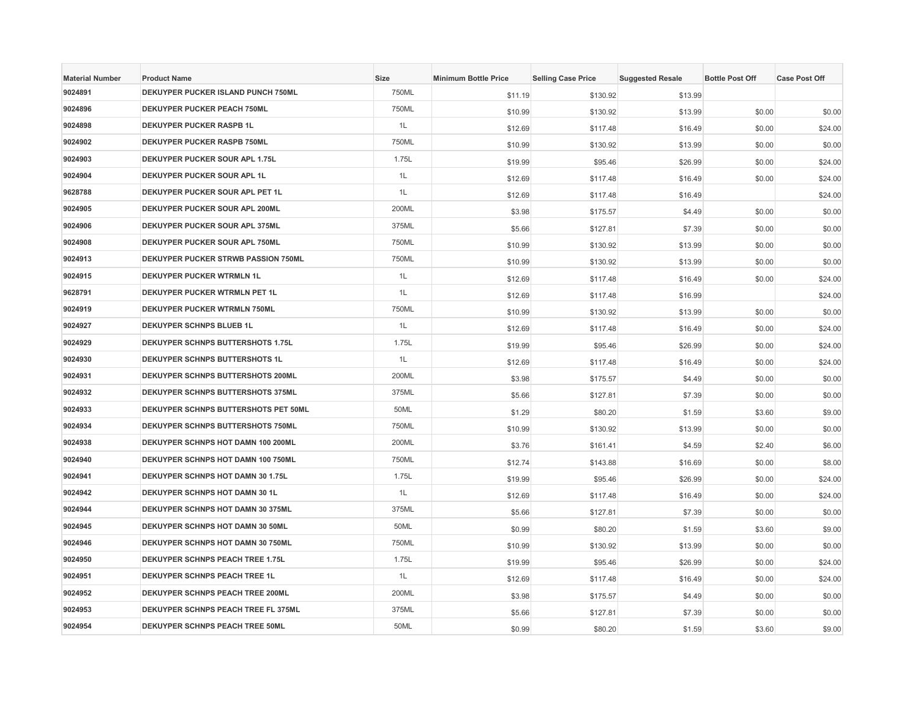| Material Number | Product Name | Size | Minimum Bottle Price | Selling Case Price | Suggested Resale | Bottle Post Off | Case Post Off |
|---|---|---|---|---|---|---|---|
| 9024891 | DEKUYPER PUCKER ISLAND PUNCH 750ML | 750ML | $11.19 | $130.92 | $13.99 | | |
| 9024896 | DEKUYPER PUCKER PEACH 750ML | 750ML | $10.99 | $130.92 | $13.99 | $0.00 | $0.00 |
| 9024898 | DEKUYPER PUCKER RASPB 1L | 1L | $12.69 | $117.48 | $16.49 | $0.00 | $24.00 |
| 9024902 | DEKUYPER PUCKER RASPB 750ML | 750ML | $10.99 | $130.92 | $13.99 | $0.00 | $0.00 |
| 9024903 | DEKUYPER PUCKER SOUR APL 1.75L | 1.75L | $19.99 | $95.46 | $26.99 | $0.00 | $24.00 |
| 9024904 | DEKUYPER PUCKER SOUR APL 1L | 1L | $12.69 | $117.48 | $16.49 | $0.00 | $24.00 |
| 9628788 | DEKUYPER PUCKER SOUR APL PET 1L | 1L | $12.69 | $117.48 | $16.49 | | $24.00 |
| 9024905 | DEKUYPER PUCKER SOUR APL 200ML | 200ML | $3.98 | $175.57 | $4.49 | $0.00 | $0.00 |
| 9024906 | DEKUYPER PUCKER SOUR APL 375ML | 375ML | $5.66 | $127.81 | $7.39 | $0.00 | $0.00 |
| 9024908 | DEKUYPER PUCKER SOUR APL 750ML | 750ML | $10.99 | $130.92 | $13.99 | $0.00 | $0.00 |
| 9024913 | DEKUYPER PUCKER STRWB PASSION 750ML | 750ML | $10.99 | $130.92 | $13.99 | $0.00 | $0.00 |
| 9024915 | DEKUYPER PUCKER WTRMLN 1L | 1L | $12.69 | $117.48 | $16.49 | $0.00 | $24.00 |
| 9628791 | DEKUYPER PUCKER WTRMLN PET 1L | 1L | $12.69 | $117.48 | $16.99 | | $24.00 |
| 9024919 | DEKUYPER PUCKER WTRMLN 750ML | 750ML | $10.99 | $130.92 | $13.99 | $0.00 | $0.00 |
| 9024927 | DEKUYPER SCHNPS BLUEB 1L | 1L | $12.69 | $117.48 | $16.49 | $0.00 | $24.00 |
| 9024929 | DEKUYPER SCHNPS BUTTERSHOTS 1.75L | 1.75L | $19.99 | $95.46 | $26.99 | $0.00 | $24.00 |
| 9024930 | DEKUYPER SCHNPS BUTTERSHOTS 1L | 1L | $12.69 | $117.48 | $16.49 | $0.00 | $24.00 |
| 9024931 | DEKUYPER SCHNPS BUTTERSHOTS 200ML | 200ML | $3.98 | $175.57 | $4.49 | $0.00 | $0.00 |
| 9024932 | DEKUYPER SCHNPS BUTTERSHOTS 375ML | 375ML | $5.66 | $127.81 | $7.39 | $0.00 | $0.00 |
| 9024933 | DEKUYPER SCHNPS BUTTERSHOTS PET 50ML | 50ML | $1.29 | $80.20 | $1.59 | $3.60 | $9.00 |
| 9024934 | DEKUYPER SCHNPS BUTTERSHOTS 750ML | 750ML | $10.99 | $130.92 | $13.99 | $0.00 | $0.00 |
| 9024938 | DEKUYPER SCHNPS HOT DAMN 100 200ML | 200ML | $3.76 | $161.41 | $4.59 | $2.40 | $6.00 |
| 9024940 | DEKUYPER SCHNPS HOT DAMN 100 750ML | 750ML | $12.74 | $143.88 | $16.69 | $0.00 | $8.00 |
| 9024941 | DEKUYPER SCHNPS HOT DAMN 30 1.75L | 1.75L | $19.99 | $95.46 | $26.99 | $0.00 | $24.00 |
| 9024942 | DEKUYPER SCHNPS HOT DAMN 30 1L | 1L | $12.69 | $117.48 | $16.49 | $0.00 | $24.00 |
| 9024944 | DEKUYPER SCHNPS HOT DAMN 30 375ML | 375ML | $5.66 | $127.81 | $7.39 | $0.00 | $0.00 |
| 9024945 | DEKUYPER SCHNPS HOT DAMN 30 50ML | 50ML | $0.99 | $80.20 | $1.59 | $3.60 | $9.00 |
| 9024946 | DEKUYPER SCHNPS HOT DAMN 30 750ML | 750ML | $10.99 | $130.92 | $13.99 | $0.00 | $0.00 |
| 9024950 | DEKUYPER SCHNPS PEACH TREE 1.75L | 1.75L | $19.99 | $95.46 | $26.99 | $0.00 | $24.00 |
| 9024951 | DEKUYPER SCHNPS PEACH TREE 1L | 1L | $12.69 | $117.48 | $16.49 | $0.00 | $24.00 |
| 9024952 | DEKUYPER SCHNPS PEACH TREE 200ML | 200ML | $3.98 | $175.57 | $4.49 | $0.00 | $0.00 |
| 9024953 | DEKUYPER SCHNPS PEACH TREE FL 375ML | 375ML | $5.66 | $127.81 | $7.39 | $0.00 | $0.00 |
| 9024954 | DEKUYPER SCHNPS PEACH TREE 50ML | 50ML | $0.99 | $80.20 | $1.59 | $3.60 | $9.00 |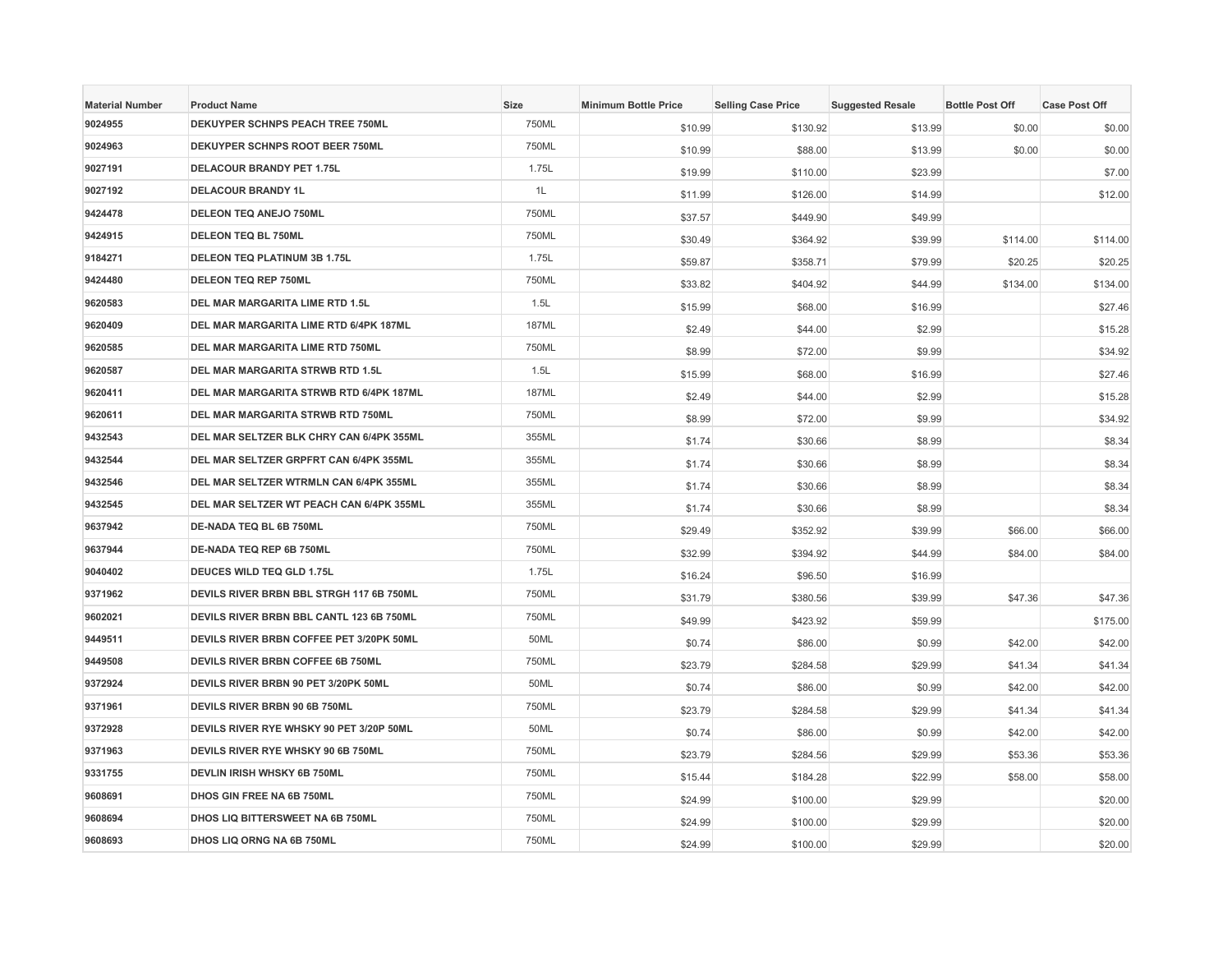| Material Number | Product Name | Size | Minimum Bottle Price | Selling Case Price | Suggested Resale | Bottle Post Off | Case Post Off |
|---|---|---|---|---|---|---|---|
| 9024955 | DEKUYPER SCHNPS PEACH TREE 750ML | 750ML | $10.99 | $130.92 | $13.99 | $0.00 | $0.00 |
| 9024963 | DEKUYPER SCHNPS ROOT BEER 750ML | 750ML | $10.99 | $88.00 | $13.99 | $0.00 | $0.00 |
| 9027191 | DELACOUR BRANDY PET 1.75L | 1.75L | $19.99 | $110.00 | $23.99 | | $7.00 |
| 9027192 | DELACOUR BRANDY 1L | 1L | $11.99 | $126.00 | $14.99 | | $12.00 |
| 9424478 | DELEON TEQ ANEJO 750ML | 750ML | $37.57 | $449.90 | $49.99 | | |
| 9424915 | DELEON TEQ BL 750ML | 750ML | $30.49 | $364.92 | $39.99 | $114.00 | $114.00 |
| 9184271 | DELEON TEQ PLATINUM 3B 1.75L | 1.75L | $59.87 | $358.71 | $79.99 | $20.25 | $20.25 |
| 9424480 | DELEON TEQ REP 750ML | 750ML | $33.82 | $404.92 | $44.99 | $134.00 | $134.00 |
| 9620583 | DEL MAR MARGARITA LIME RTD 1.5L | 1.5L | $15.99 | $68.00 | $16.99 | | $27.46 |
| 9620409 | DEL MAR MARGARITA LIME RTD 6/4PK 187ML | 187ML | $2.49 | $44.00 | $2.99 | | $15.28 |
| 9620585 | DEL MAR MARGARITA LIME RTD 750ML | 750ML | $8.99 | $72.00 | $9.99 | | $34.92 |
| 9620587 | DEL MAR MARGARITA STRWB RTD 1.5L | 1.5L | $15.99 | $68.00 | $16.99 | | $27.46 |
| 9620411 | DEL MAR MARGARITA STRWB RTD 6/4PK 187ML | 187ML | $2.49 | $44.00 | $2.99 | | $15.28 |
| 9620611 | DEL MAR MARGARITA STRWB RTD 750ML | 750ML | $8.99 | $72.00 | $9.99 | | $34.92 |
| 9432543 | DEL MAR SELTZER BLK CHRY CAN 6/4PK 355ML | 355ML | $1.74 | $30.66 | $8.99 | | $8.34 |
| 9432544 | DEL MAR SELTZER GRPFRT CAN 6/4PK 355ML | 355ML | $1.74 | $30.66 | $8.99 | | $8.34 |
| 9432546 | DEL MAR SELTZER WTRMLN CAN 6/4PK 355ML | 355ML | $1.74 | $30.66 | $8.99 | | $8.34 |
| 9432545 | DEL MAR SELTZER WT PEACH CAN 6/4PK 355ML | 355ML | $1.74 | $30.66 | $8.99 | | $8.34 |
| 9637942 | DE-NADA TEQ BL 6B 750ML | 750ML | $29.49 | $352.92 | $39.99 | $66.00 | $66.00 |
| 9637944 | DE-NADA TEQ REP 6B 750ML | 750ML | $32.99 | $394.92 | $44.99 | $84.00 | $84.00 |
| 9040402 | DEUCES WILD TEQ GLD 1.75L | 1.75L | $16.24 | $96.50 | $16.99 | | |
| 9371962 | DEVILS RIVER BRBN BBL STRGH 117 6B 750ML | 750ML | $31.79 | $380.56 | $39.99 | $47.36 | $47.36 |
| 9602021 | DEVILS RIVER BRBN BBL CANTL 123 6B 750ML | 750ML | $49.99 | $423.92 | $59.99 | | $175.00 |
| 9449511 | DEVILS RIVER BRBN COFFEE PET 3/20PK 50ML | 50ML | $0.74 | $86.00 | $0.99 | $42.00 | $42.00 |
| 9449508 | DEVILS RIVER BRBN COFFEE 6B 750ML | 750ML | $23.79 | $284.58 | $29.99 | $41.34 | $41.34 |
| 9372924 | DEVILS RIVER BRBN 90 PET 3/20PK 50ML | 50ML | $0.74 | $86.00 | $0.99 | $42.00 | $42.00 |
| 9371961 | DEVILS RIVER BRBN 90 6B 750ML | 750ML | $23.79 | $284.58 | $29.99 | $41.34 | $41.34 |
| 9372928 | DEVILS RIVER RYE WHSKY 90 PET 3/20P 50ML | 50ML | $0.74 | $86.00 | $0.99 | $42.00 | $42.00 |
| 9371963 | DEVILS RIVER RYE WHSKY 90 6B 750ML | 750ML | $23.79 | $284.56 | $29.99 | $53.36 | $53.36 |
| 9331755 | DEVLIN IRISH WHSKY 6B 750ML | 750ML | $15.44 | $184.28 | $22.99 | $58.00 | $58.00 |
| 9608691 | DHOS GIN FREE NA 6B 750ML | 750ML | $24.99 | $100.00 | $29.99 | | $20.00 |
| 9608694 | DHOS LIQ BITTERSWEET NA 6B 750ML | 750ML | $24.99 | $100.00 | $29.99 | | $20.00 |
| 9608693 | DHOS LIQ ORNG NA 6B 750ML | 750ML | $24.99 | $100.00 | $29.99 | | $20.00 |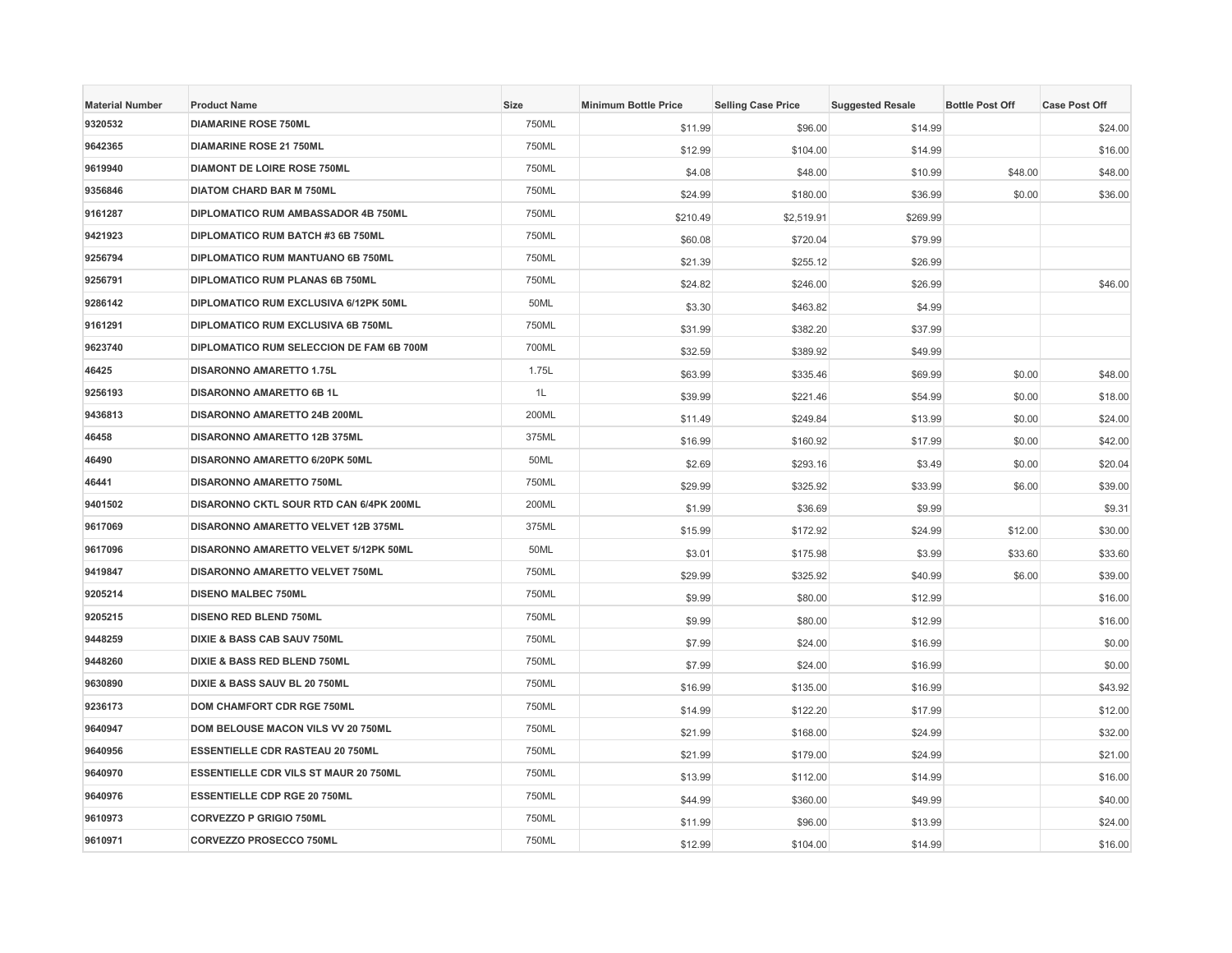| Material Number | Product Name | Size | Minimum Bottle Price | Selling Case Price | Suggested Resale | Bottle Post Off | Case Post Off |
|---|---|---|---|---|---|---|---|
| 9320532 | DIAMARINE ROSE 750ML | 750ML | $11.99 | $96.00 | $14.99 | | $24.00 |
| 9642365 | DIAMARINE ROSE 21 750ML | 750ML | $12.99 | $104.00 | $14.99 | | $16.00 |
| 9619940 | DIAMONT DE LOIRE ROSE 750ML | 750ML | $4.08 | $48.00 | $10.99 | $48.00 | $48.00 |
| 9356846 | DIATOM CHARD BAR M 750ML | 750ML | $24.99 | $180.00 | $36.99 | $0.00 | $36.00 |
| 9161287 | DIPLOMATICO RUM AMBASSADOR 4B 750ML | 750ML | $210.49 | $2,519.91 | $269.99 | | |
| 9421923 | DIPLOMATICO RUM BATCH #3 6B 750ML | 750ML | $60.08 | $720.04 | $79.99 | | |
| 9256794 | DIPLOMATICO RUM MANTUANO 6B 750ML | 750ML | $21.39 | $255.12 | $26.99 | | |
| 9256791 | DIPLOMATICO RUM PLANAS 6B 750ML | 750ML | $24.82 | $246.00 | $26.99 | | $46.00 |
| 9286142 | DIPLOMATICO RUM EXCLUSIVA 6/12PK 50ML | 50ML | $3.30 | $463.82 | $4.99 | | |
| 9161291 | DIPLOMATICO RUM EXCLUSIVA 6B 750ML | 750ML | $31.99 | $382.20 | $37.99 | | |
| 9623740 | DIPLOMATICO RUM SELECCION DE FAM 6B 700M | 700ML | $32.59 | $389.92 | $49.99 | | |
| 46425 | DISARONNO AMARETTO 1.75L | 1.75L | $63.99 | $335.46 | $69.99 | $0.00 | $48.00 |
| 9256193 | DISARONNO AMARETTO 6B 1L | 1L | $39.99 | $221.46 | $54.99 | $0.00 | $18.00 |
| 9436813 | DISARONNO AMARETTO 24B 200ML | 200ML | $11.49 | $249.84 | $13.99 | $0.00 | $24.00 |
| 46458 | DISARONNO AMARETTO 12B 375ML | 375ML | $16.99 | $160.92 | $17.99 | $0.00 | $42.00 |
| 46490 | DISARONNO AMARETTO 6/20PK 50ML | 50ML | $2.69 | $293.16 | $3.49 | $0.00 | $20.04 |
| 46441 | DISARONNO AMARETTO 750ML | 750ML | $29.99 | $325.92 | $33.99 | $6.00 | $39.00 |
| 9401502 | DISARONNO CKTL SOUR RTD CAN 6/4PK 200ML | 200ML | $1.99 | $36.69 | $9.99 | | $9.31 |
| 9617069 | DISARONNO AMARETTO VELVET 12B 375ML | 375ML | $15.99 | $172.92 | $24.99 | $12.00 | $30.00 |
| 9617096 | DISARONNO AMARETTO VELVET 5/12PK 50ML | 50ML | $3.01 | $175.98 | $3.99 | $33.60 | $33.60 |
| 9419847 | DISARONNO AMARETTO VELVET 750ML | 750ML | $29.99 | $325.92 | $40.99 | $6.00 | $39.00 |
| 9205214 | DISENO MALBEC 750ML | 750ML | $9.99 | $80.00 | $12.99 | | $16.00 |
| 9205215 | DISENO RED BLEND 750ML | 750ML | $9.99 | $80.00 | $12.99 | | $16.00 |
| 9448259 | DIXIE & BASS CAB SAUV 750ML | 750ML | $7.99 | $24.00 | $16.99 | | $0.00 |
| 9448260 | DIXIE & BASS RED BLEND 750ML | 750ML | $7.99 | $24.00 | $16.99 | | $0.00 |
| 9630890 | DIXIE & BASS SAUV BL 20 750ML | 750ML | $16.99 | $135.00 | $16.99 | | $43.92 |
| 9236173 | DOM CHAMFORT CDR RGE 750ML | 750ML | $14.99 | $122.20 | $17.99 | | $12.00 |
| 9640947 | DOM BELOUSE MACON VILS VV 20 750ML | 750ML | $21.99 | $168.00 | $24.99 | | $32.00 |
| 9640956 | ESSENTIELLE CDR RASTEAU 20 750ML | 750ML | $21.99 | $179.00 | $24.99 | | $21.00 |
| 9640970 | ESSENTIELLE CDR VILS ST MAUR 20 750ML | 750ML | $13.99 | $112.00 | $14.99 | | $16.00 |
| 9640976 | ESSENTIELLE CDP RGE 20 750ML | 750ML | $44.99 | $360.00 | $49.99 | | $40.00 |
| 9610973 | CORVEZZO P GRIGIO 750ML | 750ML | $11.99 | $96.00 | $13.99 | | $24.00 |
| 9610971 | CORVEZZO PROSECCO 750ML | 750ML | $12.99 | $104.00 | $14.99 | | $16.00 |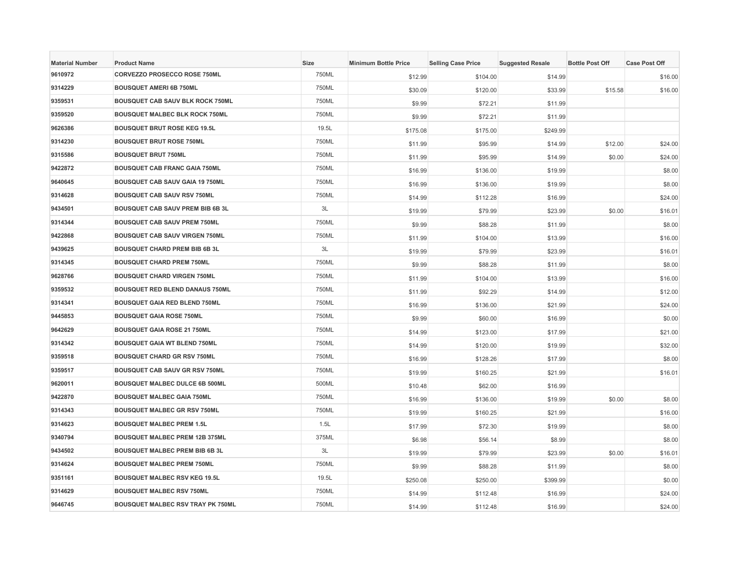| Material Number | Product Name | Size | Minimum Bottle Price | Selling Case Price | Suggested Resale | Bottle Post Off | Case Post Off |
|---|---|---|---|---|---|---|---|
| 9610972 | CORVEZZO PROSECCO ROSE 750ML | 750ML | $12.99 | $104.00 | $14.99 | | $16.00 |
| 9314229 | BOUSQUET AMERI 6B 750ML | 750ML | $30.09 | $120.00 | $33.99 | $15.58 | $16.00 |
| 9359531 | BOUSQUET CAB SAUV BLK ROCK 750ML | 750ML | $9.99 | $72.21 | $11.99 | | |
| 9359520 | BOUSQUET MALBEC BLK ROCK 750ML | 750ML | $9.99 | $72.21 | $11.99 | | |
| 9626386 | BOUSQUET BRUT ROSE KEG 19.5L | 19.5L | $175.08 | $175.00 | $249.99 | | |
| 9314230 | BOUSQUET BRUT ROSE 750ML | 750ML | $11.99 | $95.99 | $14.99 | $12.00 | $24.00 |
| 9315586 | BOUSQUET BRUT 750ML | 750ML | $11.99 | $95.99 | $14.99 | $0.00 | $24.00 |
| 9422872 | BOUSQUET CAB FRANC GAIA 750ML | 750ML | $16.99 | $136.00 | $19.99 | | $8.00 |
| 9640645 | BOUSQUET CAB SAUV GAIA 19 750ML | 750ML | $16.99 | $136.00 | $19.99 | | $8.00 |
| 9314628 | BOUSQUET CAB SAUV RSV 750ML | 750ML | $14.99 | $112.28 | $16.99 | | $24.00 |
| 9434501 | BOUSQUET CAB SAUV PREM BIB 6B 3L | 3L | $19.99 | $79.99 | $23.99 | $0.00 | $16.01 |
| 9314344 | BOUSQUET CAB SAUV PREM 750ML | 750ML | $9.99 | $88.28 | $11.99 | | $8.00 |
| 9422868 | BOUSQUET CAB SAUV VIRGEN 750ML | 750ML | $11.99 | $104.00 | $13.99 | | $16.00 |
| 9439625 | BOUSQUET CHARD PREM BIB 6B 3L | 3L | $19.99 | $79.99 | $23.99 | | $16.01 |
| 9314345 | BOUSQUET CHARD PREM 750ML | 750ML | $9.99 | $88.28 | $11.99 | | $8.00 |
| 9628766 | BOUSQUET CHARD VIRGEN 750ML | 750ML | $11.99 | $104.00 | $13.99 | | $16.00 |
| 9359532 | BOUSQUET RED BLEND DANAUS 750ML | 750ML | $11.99 | $92.29 | $14.99 | | $12.00 |
| 9314341 | BOUSQUET GAIA RED BLEND 750ML | 750ML | $16.99 | $136.00 | $21.99 | | $24.00 |
| 9445853 | BOUSQUET GAIA ROSE 750ML | 750ML | $9.99 | $60.00 | $16.99 | | $0.00 |
| 9642629 | BOUSQUET GAIA ROSE 21 750ML | 750ML | $14.99 | $123.00 | $17.99 | | $21.00 |
| 9314342 | BOUSQUET GAIA WT BLEND 750ML | 750ML | $14.99 | $120.00 | $19.99 | | $32.00 |
| 9359518 | BOUSQUET CHARD GR RSV 750ML | 750ML | $16.99 | $128.26 | $17.99 | | $8.00 |
| 9359517 | BOUSQUET CAB SAUV GR RSV 750ML | 750ML | $19.99 | $160.25 | $21.99 | | $16.01 |
| 9620011 | BOUSQUET MALBEC DULCE 6B 500ML | 500ML | $10.48 | $62.00 | $16.99 | | |
| 9422870 | BOUSQUET MALBEC GAIA 750ML | 750ML | $16.99 | $136.00 | $19.99 | $0.00 | $8.00 |
| 9314343 | BOUSQUET MALBEC GR RSV 750ML | 750ML | $19.99 | $160.25 | $21.99 | | $16.00 |
| 9314623 | BOUSQUET MALBEC PREM 1.5L | 1.5L | $17.99 | $72.30 | $19.99 | | $8.00 |
| 9340794 | BOUSQUET MALBEC PREM 12B 375ML | 375ML | $6.98 | $56.14 | $8.99 | | $8.00 |
| 9434502 | BOUSQUET MALBEC PREM BIB 6B 3L | 3L | $19.99 | $79.99 | $23.99 | $0.00 | $16.01 |
| 9314624 | BOUSQUET MALBEC PREM 750ML | 750ML | $9.99 | $88.28 | $11.99 | | $8.00 |
| 9351161 | BOUSQUET MALBEC RSV KEG 19.5L | 19.5L | $250.08 | $250.00 | $399.99 | | $0.00 |
| 9314629 | BOUSQUET MALBEC RSV 750ML | 750ML | $14.99 | $112.48 | $16.99 | | $24.00 |
| 9646745 | BOUSQUET MALBEC RSV TRAY PK 750ML | 750ML | $14.99 | $112.48 | $16.99 | | $24.00 |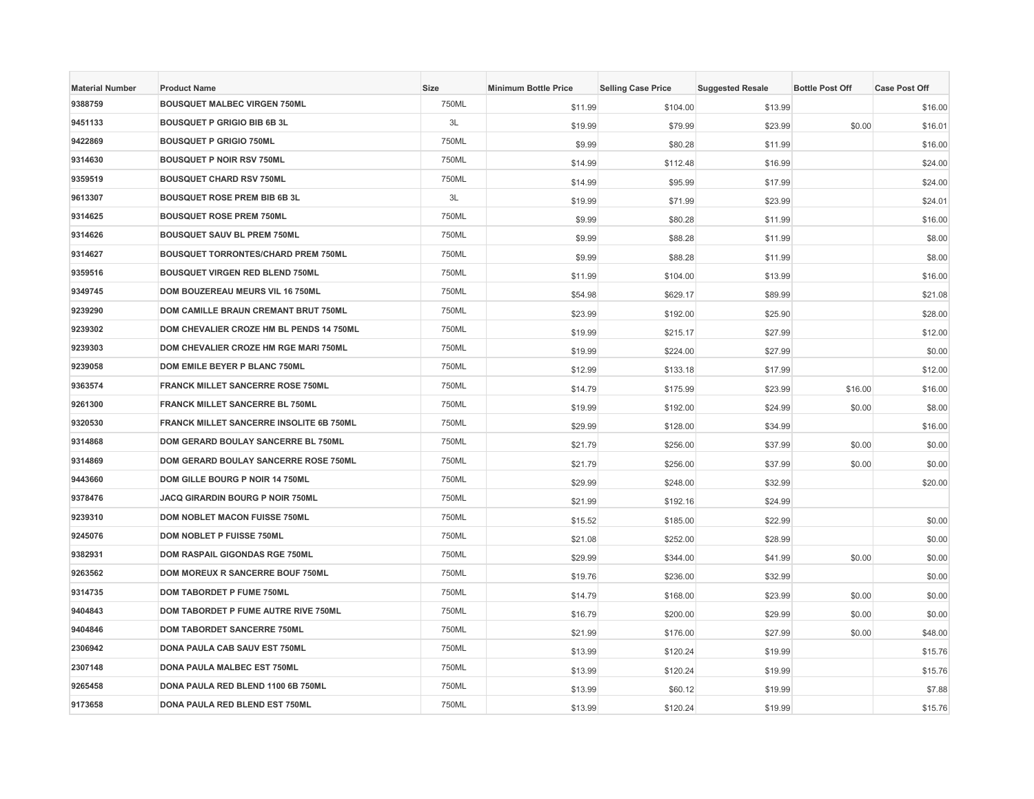| Material Number | Product Name | Size | Minimum Bottle Price | Selling Case Price | Suggested Resale | Bottle Post Off | Case Post Off |
|---|---|---|---|---|---|---|---|
| 9388759 | BOUSQUET MALBEC VIRGEN 750ML | 750ML | $11.99 | $104.00 | $13.99 | | $16.00 |
| 9451133 | BOUSQUET P GRIGIO BIB 6B 3L | 3L | $19.99 | $79.99 | $23.99 | $0.00 | $16.01 |
| 9422869 | BOUSQUET P GRIGIO 750ML | 750ML | $9.99 | $80.28 | $11.99 | | $16.00 |
| 9314630 | BOUSQUET P NOIR RSV 750ML | 750ML | $14.99 | $112.48 | $16.99 | | $24.00 |
| 9359519 | BOUSQUET CHARD RSV 750ML | 750ML | $14.99 | $95.99 | $17.99 | | $24.00 |
| 9613307 | BOUSQUET ROSE PREM BIB 6B 3L | 3L | $19.99 | $71.99 | $23.99 | | $24.01 |
| 9314625 | BOUSQUET ROSE PREM 750ML | 750ML | $9.99 | $80.28 | $11.99 | | $16.00 |
| 9314626 | BOUSQUET SAUV BL PREM 750ML | 750ML | $9.99 | $88.28 | $11.99 | | $8.00 |
| 9314627 | BOUSQUET TORRONTES/CHARD PREM 750ML | 750ML | $9.99 | $88.28 | $11.99 | | $8.00 |
| 9359516 | BOUSQUET VIRGEN RED BLEND 750ML | 750ML | $11.99 | $104.00 | $13.99 | | $16.00 |
| 9349745 | DOM BOUZEREAU MEURS VIL 16 750ML | 750ML | $54.98 | $629.17 | $89.99 | | $21.08 |
| 9239290 | DOM CAMILLE BRAUN CREMANT BRUT 750ML | 750ML | $23.99 | $192.00 | $25.90 | | $28.00 |
| 9239302 | DOM CHEVALIER CROZE HM BL PENDS 14 750ML | 750ML | $19.99 | $215.17 | $27.99 | | $12.00 |
| 9239303 | DOM CHEVALIER CROZE HM RGE MARI 750ML | 750ML | $19.99 | $224.00 | $27.99 | | $0.00 |
| 9239058 | DOM EMILE BEYER P BLANC 750ML | 750ML | $12.99 | $133.18 | $17.99 | | $12.00 |
| 9363574 | FRANCK MILLET SANCERRE ROSE 750ML | 750ML | $14.79 | $175.99 | $23.99 | $16.00 | $16.00 |
| 9261300 | FRANCK MILLET SANCERRE BL 750ML | 750ML | $19.99 | $192.00 | $24.99 | $0.00 | $8.00 |
| 9320530 | FRANCK MILLET SANCERRE INSOLITE 6B 750ML | 750ML | $29.99 | $128.00 | $34.99 | | $16.00 |
| 9314868 | DOM GERARD BOULAY SANCERRE BL 750ML | 750ML | $21.79 | $256.00 | $37.99 | $0.00 | $0.00 |
| 9314869 | DOM GERARD BOULAY SANCERRE ROSE 750ML | 750ML | $21.79 | $256.00 | $37.99 | $0.00 | $0.00 |
| 9443660 | DOM GILLE BOURG P NOIR 14 750ML | 750ML | $29.99 | $248.00 | $32.99 | | $20.00 |
| 9378476 | JACQ GIRARDIN BOURG P NOIR 750ML | 750ML | $21.99 | $192.16 | $24.99 | | |
| 9239310 | DOM NOBLET MACON FUISSE 750ML | 750ML | $15.52 | $185.00 | $22.99 | | $0.00 |
| 9245076 | DOM NOBLET P FUISSE 750ML | 750ML | $21.08 | $252.00 | $28.99 | | $0.00 |
| 9382931 | DOM RASPAIL GIGONDAS RGE 750ML | 750ML | $29.99 | $344.00 | $41.99 | $0.00 | $0.00 |
| 9263562 | DOM MOREUX R SANCERRE BOUF 750ML | 750ML | $19.76 | $236.00 | $32.99 | | $0.00 |
| 9314735 | DOM TABORDET P FUME 750ML | 750ML | $14.79 | $168.00 | $23.99 | $0.00 | $0.00 |
| 9404843 | DOM TABORDET P FUME AUTRE RIVE 750ML | 750ML | $16.79 | $200.00 | $29.99 | $0.00 | $0.00 |
| 9404846 | DOM TABORDET SANCERRE 750ML | 750ML | $21.99 | $176.00 | $27.99 | $0.00 | $48.00 |
| 2306942 | DONA PAULA CAB SAUV EST 750ML | 750ML | $13.99 | $120.24 | $19.99 | | $15.76 |
| 2307148 | DONA PAULA MALBEC EST 750ML | 750ML | $13.99 | $120.24 | $19.99 | | $15.76 |
| 9265458 | DONA PAULA RED BLEND 1100 6B 750ML | 750ML | $13.99 | $60.12 | $19.99 | | $7.88 |
| 9173658 | DONA PAULA RED BLEND EST 750ML | 750ML | $13.99 | $120.24 | $19.99 | | $15.76 |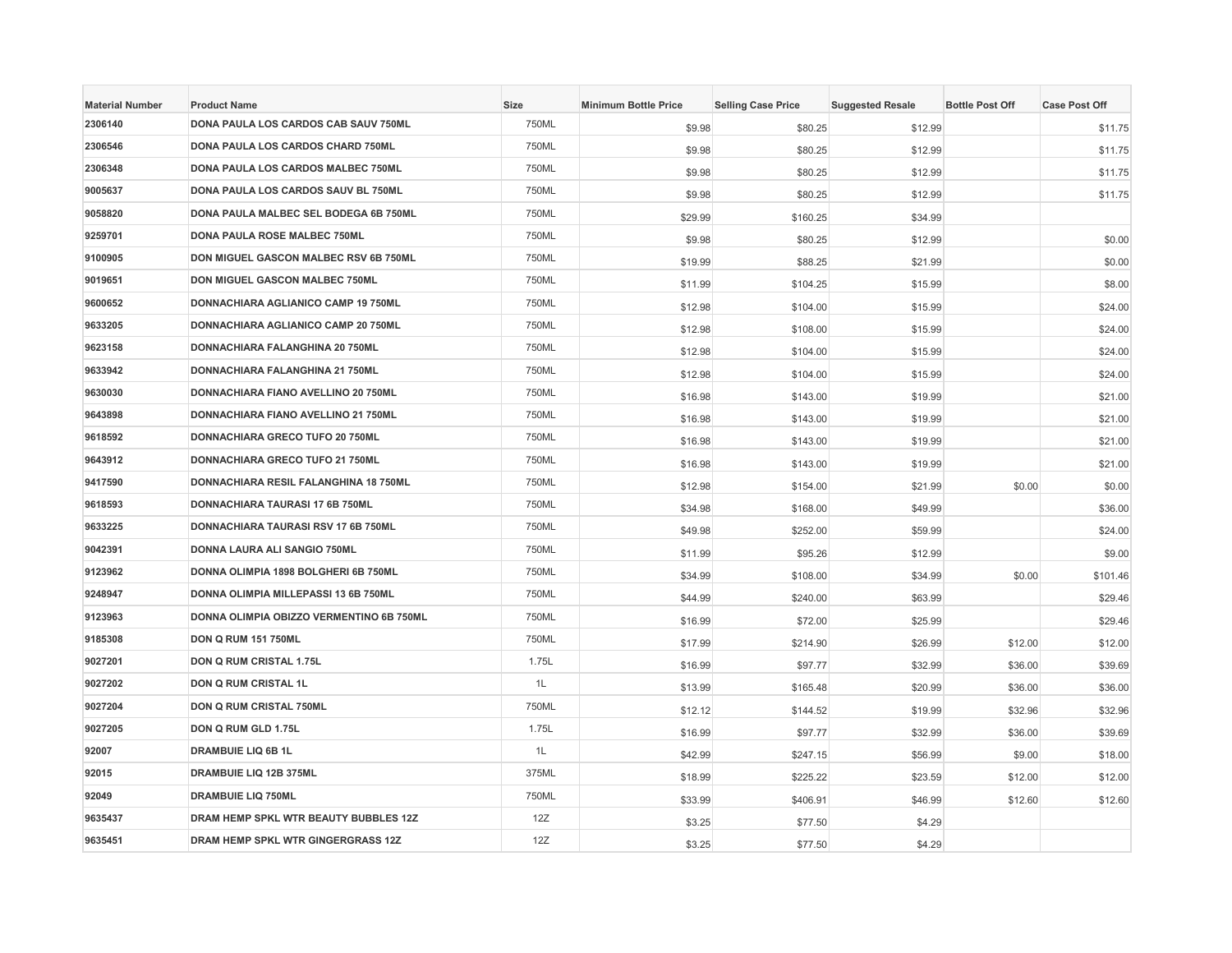| Material Number | Product Name | Size | Minimum Bottle Price | Selling Case Price | Suggested Resale | Bottle Post Off | Case Post Off |
|---|---|---|---|---|---|---|---|
| 2306140 | DONA PAULA LOS CARDOS CAB SAUV 750ML | 750ML | $9.98 | $80.25 | $12.99 | | $11.75 |
| 2306546 | DONA PAULA LOS CARDOS CHARD 750ML | 750ML | $9.98 | $80.25 | $12.99 | | $11.75 |
| 2306348 | DONA PAULA LOS CARDOS MALBEC 750ML | 750ML | $9.98 | $80.25 | $12.99 | | $11.75 |
| 9005637 | DONA PAULA LOS CARDOS SAUV BL 750ML | 750ML | $9.98 | $80.25 | $12.99 | | $11.75 |
| 9058820 | DONA PAULA MALBEC SEL BODEGA 6B 750ML | 750ML | $29.99 | $160.25 | $34.99 | | |
| 9259701 | DONA PAULA ROSE MALBEC 750ML | 750ML | $9.98 | $80.25 | $12.99 | | $0.00 |
| 9100905 | DON MIGUEL GASCON MALBEC RSV 6B 750ML | 750ML | $19.99 | $88.25 | $21.99 | | $0.00 |
| 9019651 | DON MIGUEL GASCON MALBEC 750ML | 750ML | $11.99 | $104.25 | $15.99 | | $8.00 |
| 9600652 | DONNACHIARA AGLIANICO CAMP 19 750ML | 750ML | $12.98 | $104.00 | $15.99 | | $24.00 |
| 9633205 | DONNACHIARA AGLIANICO CAMP 20 750ML | 750ML | $12.98 | $108.00 | $15.99 | | $24.00 |
| 9623158 | DONNACHIARA FALANGHINA 20 750ML | 750ML | $12.98 | $104.00 | $15.99 | | $24.00 |
| 9633942 | DONNACHIARA FALANGHINA 21 750ML | 750ML | $12.98 | $104.00 | $15.99 | | $24.00 |
| 9630030 | DONNACHIARA FIANO AVELLINO 20 750ML | 750ML | $16.98 | $143.00 | $19.99 | | $21.00 |
| 9643898 | DONNACHIARA FIANO AVELLINO 21 750ML | 750ML | $16.98 | $143.00 | $19.99 | | $21.00 |
| 9618592 | DONNACHIARA GRECO TUFO 20 750ML | 750ML | $16.98 | $143.00 | $19.99 | | $21.00 |
| 9643912 | DONNACHIARA GRECO TUFO 21 750ML | 750ML | $16.98 | $143.00 | $19.99 | | $21.00 |
| 9417590 | DONNACHIARA RESIL FALANGHINA 18 750ML | 750ML | $12.98 | $154.00 | $21.99 | $0.00 | $0.00 |
| 9618593 | DONNACHIARA TAURASI 17 6B 750ML | 750ML | $34.98 | $168.00 | $49.99 | | $36.00 |
| 9633225 | DONNACHIARA TAURASI RSV 17 6B 750ML | 750ML | $49.98 | $252.00 | $59.99 | | $24.00 |
| 9042391 | DONNA LAURA ALI SANGIO 750ML | 750ML | $11.99 | $95.26 | $12.99 | | $9.00 |
| 9123962 | DONNA OLIMPIA 1898 BOLGHERI 6B 750ML | 750ML | $34.99 | $108.00 | $34.99 | $0.00 | $101.46 |
| 9248947 | DONNA OLIMPIA MILLEPASSI 13 6B 750ML | 750ML | $44.99 | $240.00 | $63.99 | | $29.46 |
| 9123963 | DONNA OLIMPIA OBIZZO VERMENTINO 6B 750ML | 750ML | $16.99 | $72.00 | $25.99 | | $29.46 |
| 9185308 | DON Q RUM 151 750ML | 750ML | $17.99 | $214.90 | $26.99 | $12.00 | $12.00 |
| 9027201 | DON Q RUM CRISTAL 1.75L | 1.75L | $16.99 | $97.77 | $32.99 | $36.00 | $39.69 |
| 9027202 | DON Q RUM CRISTAL 1L | 1L | $13.99 | $165.48 | $20.99 | $36.00 | $36.00 |
| 9027204 | DON Q RUM CRISTAL 750ML | 750ML | $12.12 | $144.52 | $19.99 | $32.96 | $32.96 |
| 9027205 | DON Q RUM GLD 1.75L | 1.75L | $16.99 | $97.77 | $32.99 | $36.00 | $39.69 |
| 92007 | DRAMBUIE LIQ 6B 1L | 1L | $42.99 | $247.15 | $56.99 | $9.00 | $18.00 |
| 92015 | DRAMBUIE LIQ 12B 375ML | 375ML | $18.99 | $225.22 | $23.59 | $12.00 | $12.00 |
| 92049 | DRAMBUIE LIQ 750ML | 750ML | $33.99 | $406.91 | $46.99 | $12.60 | $12.60 |
| 9635437 | DRAM HEMP SPKL WTR BEAUTY BUBBLES 12Z | 12Z | $3.25 | $77.50 | $4.29 | | |
| 9635451 | DRAM HEMP SPKL WTR GINGERGRASS 12Z | 12Z | $3.25 | $77.50 | $4.29 | | |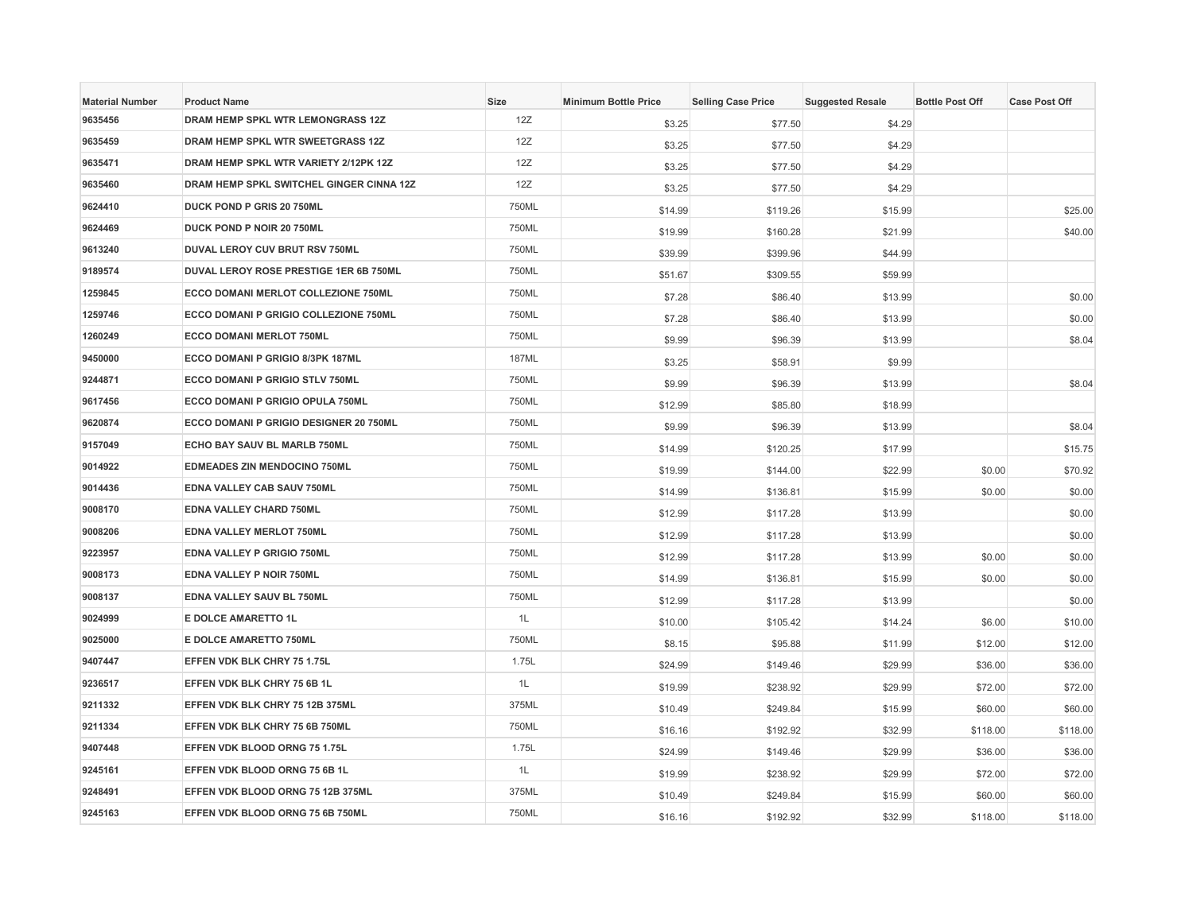| Material Number | Product Name | Size | Minimum Bottle Price | Selling Case Price | Suggested Resale | Bottle Post Off | Case Post Off |
|---|---|---|---|---|---|---|---|
| 9635456 | DRAM HEMP SPKL WTR LEMONGRASS 12Z | 12Z | $3.25 | $77.50 | $4.29 | | |
| 9635459 | DRAM HEMP SPKL WTR SWEETGRASS 12Z | 12Z | $3.25 | $77.50 | $4.29 | | |
| 9635471 | DRAM HEMP SPKL WTR VARIETY 2/12PK 12Z | 12Z | $3.25 | $77.50 | $4.29 | | |
| 9635460 | DRAM HEMP SPKL SWITCHEL GINGER CINNA 12Z | 12Z | $3.25 | $77.50 | $4.29 | | |
| 9624410 | DUCK POND P GRIS 20 750ML | 750ML | $14.99 | $119.26 | $15.99 | | $25.00 |
| 9624469 | DUCK POND P NOIR 20 750ML | 750ML | $19.99 | $160.28 | $21.99 | | $40.00 |
| 9613240 | DUVAL LEROY CUV BRUT RSV 750ML | 750ML | $39.99 | $399.96 | $44.99 | | |
| 9189574 | DUVAL LEROY ROSE PRESTIGE 1ER 6B 750ML | 750ML | $51.67 | $309.55 | $59.99 | | |
| 1259845 | ECCO DOMANI MERLOT COLLEZIONE 750ML | 750ML | $7.28 | $86.40 | $13.99 | | $0.00 |
| 1259746 | ECCO DOMANI P GRIGIO COLLEZIONE 750ML | 750ML | $7.28 | $86.40 | $13.99 | | $0.00 |
| 1260249 | ECCO DOMANI MERLOT 750ML | 750ML | $9.99 | $96.39 | $13.99 | | $8.04 |
| 9450000 | ECCO DOMANI P GRIGIO 8/3PK 187ML | 187ML | $3.25 | $58.91 | $9.99 | | |
| 9244871 | ECCO DOMANI P GRIGIO STLV 750ML | 750ML | $9.99 | $96.39 | $13.99 | | $8.04 |
| 9617456 | ECCO DOMANI P GRIGIO OPULA 750ML | 750ML | $12.99 | $85.80 | $18.99 | | |
| 9620874 | ECCO DOMANI P GRIGIO DESIGNER 20 750ML | 750ML | $9.99 | $96.39 | $13.99 | | $8.04 |
| 9157049 | ECHO BAY SAUV BL MARLB 750ML | 750ML | $14.99 | $120.25 | $17.99 | | $15.75 |
| 9014922 | EDMEADES ZIN MENDOCINO 750ML | 750ML | $19.99 | $144.00 | $22.99 | $0.00 | $70.92 |
| 9014436 | EDNA VALLEY CAB SAUV 750ML | 750ML | $14.99 | $136.81 | $15.99 | $0.00 | $0.00 |
| 9008170 | EDNA VALLEY CHARD 750ML | 750ML | $12.99 | $117.28 | $13.99 | | $0.00 |
| 9008206 | EDNA VALLEY MERLOT 750ML | 750ML | $12.99 | $117.28 | $13.99 | | $0.00 |
| 9223957 | EDNA VALLEY P GRIGIO 750ML | 750ML | $12.99 | $117.28 | $13.99 | $0.00 | $0.00 |
| 9008173 | EDNA VALLEY P NOIR 750ML | 750ML | $14.99 | $136.81 | $15.99 | $0.00 | $0.00 |
| 9008137 | EDNA VALLEY SAUV BL 750ML | 750ML | $12.99 | $117.28 | $13.99 | | $0.00 |
| 9024999 | E DOLCE AMARETTO 1L | 1L | $10.00 | $105.42 | $14.24 | $6.00 | $10.00 |
| 9025000 | E DOLCE AMARETTO 750ML | 750ML | $8.15 | $95.88 | $11.99 | $12.00 | $12.00 |
| 9407447 | EFFEN VDK BLK CHRY 75 1.75L | 1.75L | $24.99 | $149.46 | $29.99 | $36.00 | $36.00 |
| 9236517 | EFFEN VDK BLK CHRY 75 6B 1L | 1L | $19.99 | $238.92 | $29.99 | $72.00 | $72.00 |
| 9211332 | EFFEN VDK BLK CHRY 75 12B 375ML | 375ML | $10.49 | $249.84 | $15.99 | $60.00 | $60.00 |
| 9211334 | EFFEN VDK BLK CHRY 75 6B 750ML | 750ML | $16.16 | $192.92 | $32.99 | $118.00 | $118.00 |
| 9407448 | EFFEN VDK BLOOD ORNG 75 1.75L | 1.75L | $24.99 | $149.46 | $29.99 | $36.00 | $36.00 |
| 9245161 | EFFEN VDK BLOOD ORNG 75 6B 1L | 1L | $19.99 | $238.92 | $29.99 | $72.00 | $72.00 |
| 9248491 | EFFEN VDK BLOOD ORNG 75 12B 375ML | 375ML | $10.49 | $249.84 | $15.99 | $60.00 | $60.00 |
| 9245163 | EFFEN VDK BLOOD ORNG 75 6B 750ML | 750ML | $16.16 | $192.92 | $32.99 | $118.00 | $118.00 |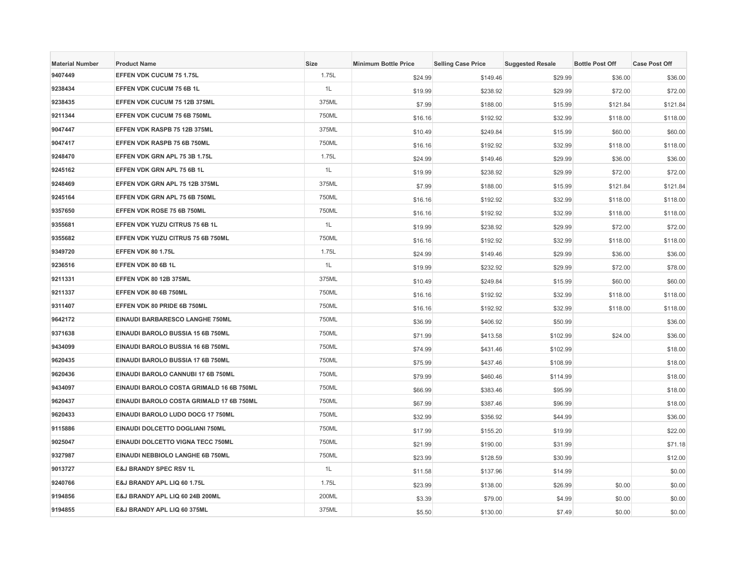| Material Number | Product Name | Size | Minimum Bottle Price | Selling Case Price | Suggested Resale | Bottle Post Off | Case Post Off |
|---|---|---|---|---|---|---|---|
| 9407449 | EFFEN VDK CUCUM 75 1.75L | 1.75L | $24.99 | $149.46 | $29.99 | $36.00 | $36.00 |
| 9238434 | EFFEN VDK CUCUM 75 6B 1L | 1L | $19.99 | $238.92 | $29.99 | $72.00 | $72.00 |
| 9238435 | EFFEN VDK CUCUM 75 12B 375ML | 375ML | $7.99 | $188.00 | $15.99 | $121.84 | $121.84 |
| 9211344 | EFFEN VDK CUCUM 75 6B 750ML | 750ML | $16.16 | $192.92 | $32.99 | $118.00 | $118.00 |
| 9047447 | EFFEN VDK RASPB 75 12B 375ML | 375ML | $10.49 | $249.84 | $15.99 | $60.00 | $60.00 |
| 9047417 | EFFEN VDK RASPB 75 6B 750ML | 750ML | $16.16 | $192.92 | $32.99 | $118.00 | $118.00 |
| 9248470 | EFFEN VDK GRN APL 75 3B 1.75L | 1.75L | $24.99 | $149.46 | $29.99 | $36.00 | $36.00 |
| 9245162 | EFFEN VDK GRN APL 75 6B 1L | 1L | $19.99 | $238.92 | $29.99 | $72.00 | $72.00 |
| 9248469 | EFFEN VDK GRN APL 75 12B 375ML | 375ML | $7.99 | $188.00 | $15.99 | $121.84 | $121.84 |
| 9245164 | EFFEN VDK GRN APL 75 6B 750ML | 750ML | $16.16 | $192.92 | $32.99 | $118.00 | $118.00 |
| 9357650 | EFFEN VDK ROSE 75 6B 750ML | 750ML | $16.16 | $192.92 | $32.99 | $118.00 | $118.00 |
| 9355681 | EFFEN VDK YUZU CITRUS 75 6B 1L | 1L | $19.99 | $238.92 | $29.99 | $72.00 | $72.00 |
| 9355682 | EFFEN VDK YUZU CITRUS 75 6B 750ML | 750ML | $16.16 | $192.92 | $32.99 | $118.00 | $118.00 |
| 9349720 | EFFEN VDK 80 1.75L | 1.75L | $24.99 | $149.46 | $29.99 | $36.00 | $36.00 |
| 9236516 | EFFEN VDK 80 6B 1L | 1L | $19.99 | $232.92 | $29.99 | $72.00 | $78.00 |
| 9211331 | EFFEN VDK 80 12B 375ML | 375ML | $10.49 | $249.84 | $15.99 | $60.00 | $60.00 |
| 9211337 | EFFEN VDK 80 6B 750ML | 750ML | $16.16 | $192.92 | $32.99 | $118.00 | $118.00 |
| 9311407 | EFFEN VDK 80 PRIDE 6B 750ML | 750ML | $16.16 | $192.92 | $32.99 | $118.00 | $118.00 |
| 9642172 | EINAUDI BARBARESCO LANGHE 750ML | 750ML | $36.99 | $406.92 | $50.99 | | $36.00 |
| 9371638 | EINAUDI BAROLO BUSSIA 15 6B 750ML | 750ML | $71.99 | $413.58 | $102.99 | $24.00 | $36.00 |
| 9434099 | EINAUDI BAROLO BUSSIA 16 6B 750ML | 750ML | $74.99 | $431.46 | $102.99 | | $18.00 |
| 9620435 | EINAUDI BAROLO BUSSIA 17 6B 750ML | 750ML | $75.99 | $437.46 | $108.99 | | $18.00 |
| 9620436 | EINAUDI BAROLO CANNUBI 17 6B 750ML | 750ML | $79.99 | $460.46 | $114.99 | | $18.00 |
| 9434097 | EINAUDI BAROLO COSTA GRIMALD 16 6B 750ML | 750ML | $66.99 | $383.46 | $95.99 | | $18.00 |
| 9620437 | EINAUDI BAROLO COSTA GRIMALD 17 6B 750ML | 750ML | $67.99 | $387.46 | $96.99 | | $18.00 |
| 9620433 | EINAUDI BAROLO LUDO DOCG 17 750ML | 750ML | $32.99 | $356.92 | $44.99 | | $36.00 |
| 9115886 | EINAUDI DOLCETTO DOGLIANI 750ML | 750ML | $17.99 | $155.20 | $19.99 | | $22.00 |
| 9025047 | EINAUDI DOLCETTO VIGNA TECC 750ML | 750ML | $21.99 | $190.00 | $31.99 | | $71.18 |
| 9327987 | EINAUDI NEBBIOLO LANGHE 6B 750ML | 750ML | $23.99 | $128.59 | $30.99 | | $12.00 |
| 9013727 | E&J BRANDY SPEC RSV 1L | 1L | $11.58 | $137.96 | $14.99 | | $0.00 |
| 9240766 | E&J BRANDY APL LIQ 60 1.75L | 1.75L | $23.99 | $138.00 | $26.99 | $0.00 | $0.00 |
| 9194856 | E&J BRANDY APL LIQ 60 24B 200ML | 200ML | $3.39 | $79.00 | $4.99 | $0.00 | $0.00 |
| 9194855 | E&J BRANDY APL LIQ 60 375ML | 375ML | $5.50 | $130.00 | $7.49 | $0.00 | $0.00 |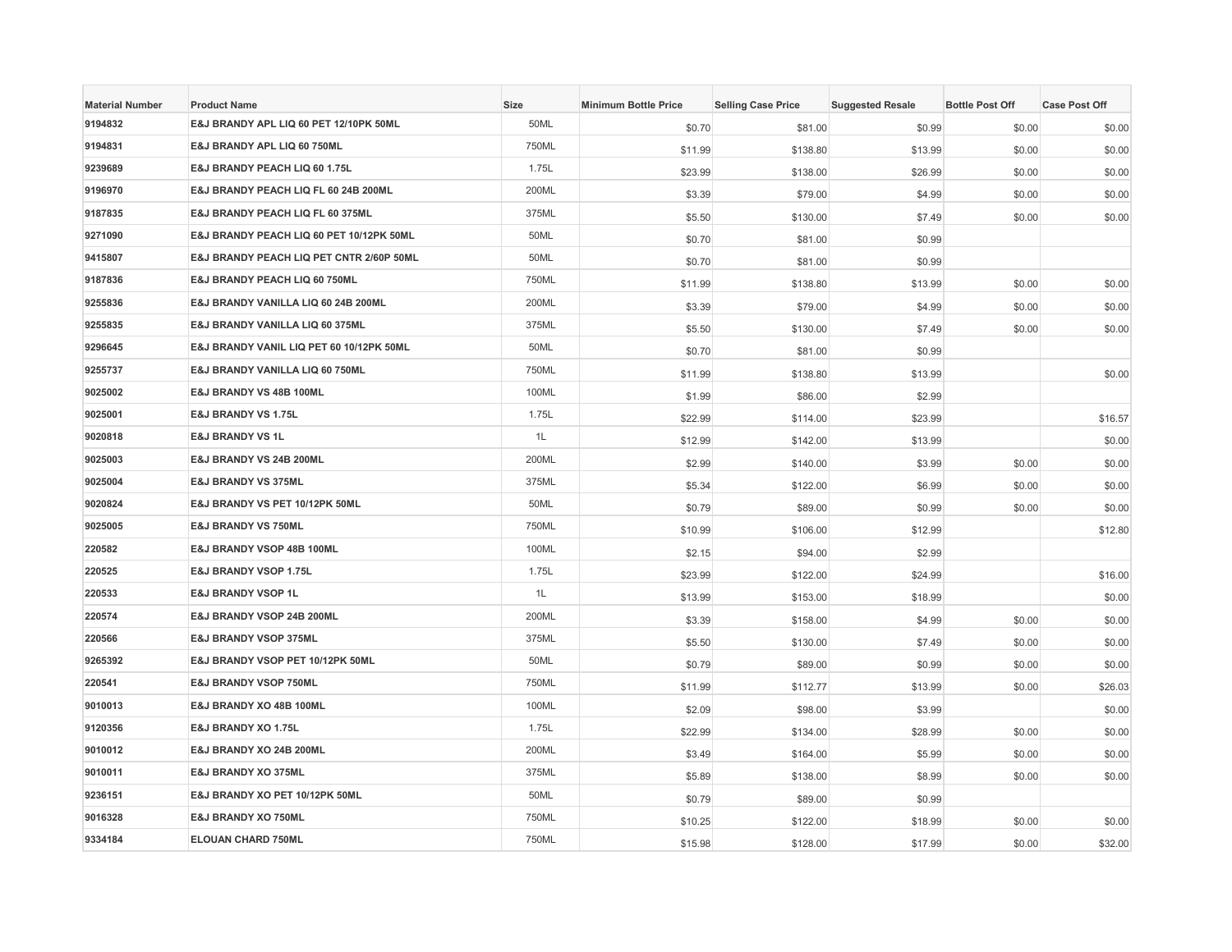| Material Number | Product Name | Size | Minimum Bottle Price | Selling Case Price | Suggested Resale | Bottle Post Off | Case Post Off |
|---|---|---|---|---|---|---|---|
| 9194832 | E&J BRANDY APL LIQ 60 PET 12/10PK 50ML | 50ML | $0.70 | $81.00 | $0.99 | $0.00 | $0.00 |
| 9194831 | E&J BRANDY APL LIQ 60 750ML | 750ML | $11.99 | $138.80 | $13.99 | $0.00 | $0.00 |
| 9239689 | E&J BRANDY PEACH LIQ 60 1.75L | 1.75L | $23.99 | $138.00 | $26.99 | $0.00 | $0.00 |
| 9196970 | E&J BRANDY PEACH LIQ FL 60 24B 200ML | 200ML | $3.39 | $79.00 | $4.99 | $0.00 | $0.00 |
| 9187835 | E&J BRANDY PEACH LIQ FL 60 375ML | 375ML | $5.50 | $130.00 | $7.49 | $0.00 | $0.00 |
| 9271090 | E&J BRANDY PEACH LIQ 60 PET 10/12PK 50ML | 50ML | $0.70 | $81.00 | $0.99 | | |
| 9415807 | E&J BRANDY PEACH LIQ PET CNTR 2/60P 50ML | 50ML | $0.70 | $81.00 | $0.99 | | |
| 9187836 | E&J BRANDY PEACH LIQ 60 750ML | 750ML | $11.99 | $138.80 | $13.99 | $0.00 | $0.00 |
| 9255836 | E&J BRANDY VANILLA LIQ 60 24B 200ML | 200ML | $3.39 | $79.00 | $4.99 | $0.00 | $0.00 |
| 9255835 | E&J BRANDY VANILLA LIQ 60 375ML | 375ML | $5.50 | $130.00 | $7.49 | $0.00 | $0.00 |
| 9296645 | E&J BRANDY VANIL LIQ PET 60 10/12PK 50ML | 50ML | $0.70 | $81.00 | $0.99 | | |
| 9255737 | E&J BRANDY VANILLA LIQ 60 750ML | 750ML | $11.99 | $138.80 | $13.99 | | $0.00 |
| 9025002 | E&J BRANDY VS 48B 100ML | 100ML | $1.99 | $86.00 | $2.99 | | |
| 9025001 | E&J BRANDY VS 1.75L | 1.75L | $22.99 | $114.00 | $23.99 | | $16.57 |
| 9020818 | E&J BRANDY VS 1L | 1L | $12.99 | $142.00 | $13.99 | | $0.00 |
| 9025003 | E&J BRANDY VS 24B 200ML | 200ML | $2.99 | $140.00 | $3.99 | $0.00 | $0.00 |
| 9025004 | E&J BRANDY VS 375ML | 375ML | $5.34 | $122.00 | $6.99 | $0.00 | $0.00 |
| 9020824 | E&J BRANDY VS PET 10/12PK 50ML | 50ML | $0.79 | $89.00 | $0.99 | $0.00 | $0.00 |
| 9025005 | E&J BRANDY VS 750ML | 750ML | $10.99 | $106.00 | $12.99 | | $12.80 |
| 220582 | E&J BRANDY VSOP 48B 100ML | 100ML | $2.15 | $94.00 | $2.99 | | |
| 220525 | E&J BRANDY VSOP 1.75L | 1.75L | $23.99 | $122.00 | $24.99 | | $16.00 |
| 220533 | E&J BRANDY VSOP 1L | 1L | $13.99 | $153.00 | $18.99 | | $0.00 |
| 220574 | E&J BRANDY VSOP 24B 200ML | 200ML | $3.39 | $158.00 | $4.99 | $0.00 | $0.00 |
| 220566 | E&J BRANDY VSOP 375ML | 375ML | $5.50 | $130.00 | $7.49 | $0.00 | $0.00 |
| 9265392 | E&J BRANDY VSOP PET 10/12PK 50ML | 50ML | $0.79 | $89.00 | $0.99 | $0.00 | $0.00 |
| 220541 | E&J BRANDY VSOP 750ML | 750ML | $11.99 | $112.77 | $13.99 | $0.00 | $26.03 |
| 9010013 | E&J BRANDY XO 48B 100ML | 100ML | $2.09 | $98.00 | $3.99 | | $0.00 |
| 9120356 | E&J BRANDY XO 1.75L | 1.75L | $22.99 | $134.00 | $28.99 | $0.00 | $0.00 |
| 9010012 | E&J BRANDY XO 24B 200ML | 200ML | $3.49 | $164.00 | $5.99 | $0.00 | $0.00 |
| 9010011 | E&J BRANDY XO 375ML | 375ML | $5.89 | $138.00 | $8.99 | $0.00 | $0.00 |
| 9236151 | E&J BRANDY XO PET 10/12PK 50ML | 50ML | $0.79 | $89.00 | $0.99 | | |
| 9016328 | E&J BRANDY XO 750ML | 750ML | $10.25 | $122.00 | $18.99 | $0.00 | $0.00 |
| 9334184 | ELOUAN CHARD 750ML | 750ML | $15.98 | $128.00 | $17.99 | $0.00 | $32.00 |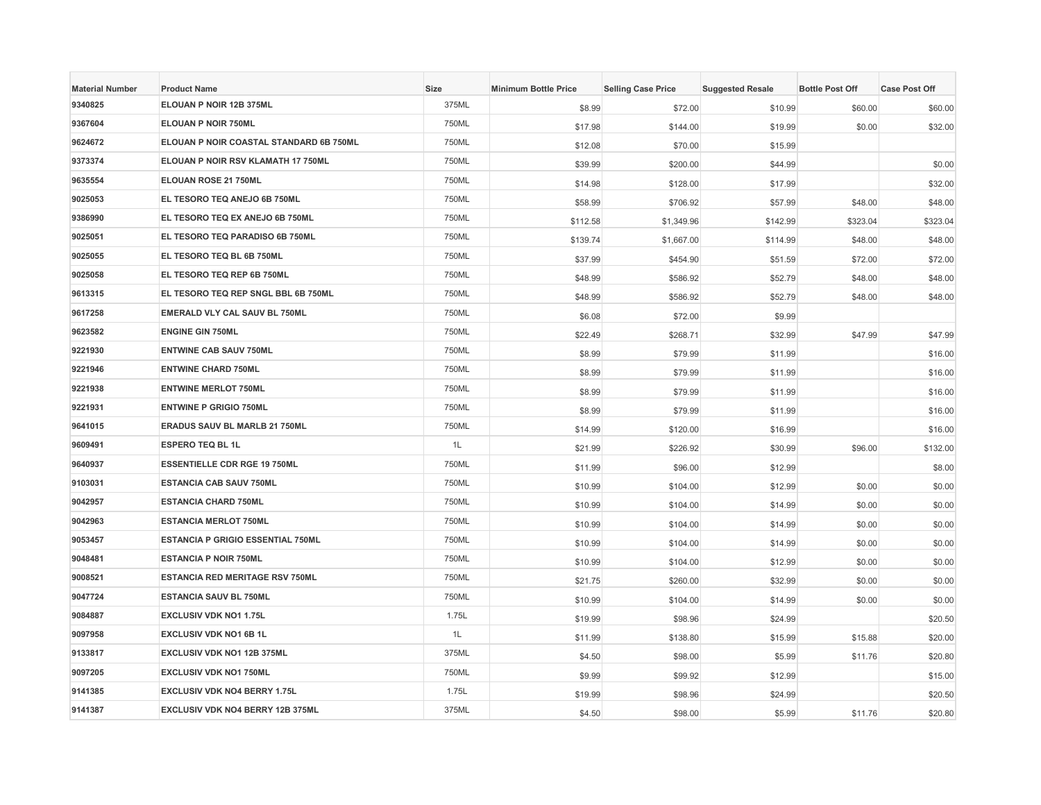| Material Number | Product Name | Size | Minimum Bottle Price | Selling Case Price | Suggested Resale | Bottle Post Off | Case Post Off |
|---|---|---|---|---|---|---|---|
| 9340825 | ELOUAN P NOIR 12B 375ML | 375ML | $8.99 | $72.00 | $10.99 | $60.00 | $60.00 |
| 9367604 | ELOUAN P NOIR 750ML | 750ML | $17.98 | $144.00 | $19.99 | $0.00 | $32.00 |
| 9624672 | ELOUAN P NOIR COASTAL STANDARD 6B 750ML | 750ML | $12.08 | $70.00 | $15.99 | | |
| 9373374 | ELOUAN P NOIR RSV KLAMATH 17 750ML | 750ML | $39.99 | $200.00 | $44.99 | | $0.00 |
| 9635554 | ELOUAN ROSE 21 750ML | 750ML | $14.98 | $128.00 | $17.99 | | $32.00 |
| 9025053 | EL TESORO TEQ ANEJO 6B 750ML | 750ML | $58.99 | $706.92 | $57.99 | $48.00 | $48.00 |
| 9386990 | EL TESORO TEQ EX ANEJO 6B 750ML | 750ML | $112.58 | $1,349.96 | $142.99 | $323.04 | $323.04 |
| 9025051 | EL TESORO TEQ PARADISO 6B 750ML | 750ML | $139.74 | $1,667.00 | $114.99 | $48.00 | $48.00 |
| 9025055 | EL TESORO TEQ BL 6B 750ML | 750ML | $37.99 | $454.90 | $51.59 | $72.00 | $72.00 |
| 9025058 | EL TESORO TEQ REP 6B 750ML | 750ML | $48.99 | $586.92 | $52.79 | $48.00 | $48.00 |
| 9613315 | EL TESORO TEQ REP SNGL BBL 6B 750ML | 750ML | $48.99 | $586.92 | $52.79 | $48.00 | $48.00 |
| 9617258 | EMERALD VLY CAL SAUV BL 750ML | 750ML | $6.08 | $72.00 | $9.99 | | |
| 9623582 | ENGINE GIN 750ML | 750ML | $22.49 | $268.71 | $32.99 | $47.99 | $47.99 |
| 9221930 | ENTWINE CAB SAUV 750ML | 750ML | $8.99 | $79.99 | $11.99 | | $16.00 |
| 9221946 | ENTWINE CHARD 750ML | 750ML | $8.99 | $79.99 | $11.99 | | $16.00 |
| 9221938 | ENTWINE MERLOT 750ML | 750ML | $8.99 | $79.99 | $11.99 | | $16.00 |
| 9221931 | ENTWINE P GRIGIO 750ML | 750ML | $8.99 | $79.99 | $11.99 | | $16.00 |
| 9641015 | ERADUS SAUV BL MARLB 21 750ML | 750ML | $14.99 | $120.00 | $16.99 | | $16.00 |
| 9609491 | ESPERO TEQ BL 1L | 1L | $21.99 | $226.92 | $30.99 | $96.00 | $132.00 |
| 9640937 | ESSENTIELLE CDR RGE 19 750ML | 750ML | $11.99 | $96.00 | $12.99 | | $8.00 |
| 9103031 | ESTANCIA CAB SAUV 750ML | 750ML | $10.99 | $104.00 | $12.99 | $0.00 | $0.00 |
| 9042957 | ESTANCIA CHARD 750ML | 750ML | $10.99 | $104.00 | $14.99 | $0.00 | $0.00 |
| 9042963 | ESTANCIA MERLOT 750ML | 750ML | $10.99 | $104.00 | $14.99 | $0.00 | $0.00 |
| 9053457 | ESTANCIA P GRIGIO ESSENTIAL 750ML | 750ML | $10.99 | $104.00 | $14.99 | $0.00 | $0.00 |
| 9048481 | ESTANCIA P NOIR 750ML | 750ML | $10.99 | $104.00 | $12.99 | $0.00 | $0.00 |
| 9008521 | ESTANCIA RED MERITAGE RSV 750ML | 750ML | $21.75 | $260.00 | $32.99 | $0.00 | $0.00 |
| 9047724 | ESTANCIA SAUV BL 750ML | 750ML | $10.99 | $104.00 | $14.99 | $0.00 | $0.00 |
| 9084887 | EXCLUSIV VDK NO1 1.75L | 1.75L | $19.99 | $98.96 | $24.99 | | $20.50 |
| 9097958 | EXCLUSIV VDK NO1 6B 1L | 1L | $11.99 | $138.80 | $15.99 | $15.88 | $20.00 |
| 9133817 | EXCLUSIV VDK NO1 12B 375ML | 375ML | $4.50 | $98.00 | $5.99 | $11.76 | $20.80 |
| 9097205 | EXCLUSIV VDK NO1 750ML | 750ML | $9.99 | $99.92 | $12.99 | | $15.00 |
| 9141385 | EXCLUSIV VDK NO4 BERRY 1.75L | 1.75L | $19.99 | $98.96 | $24.99 | | $20.50 |
| 9141387 | EXCLUSIV VDK NO4 BERRY 12B 375ML | 375ML | $4.50 | $98.00 | $5.99 | $11.76 | $20.80 |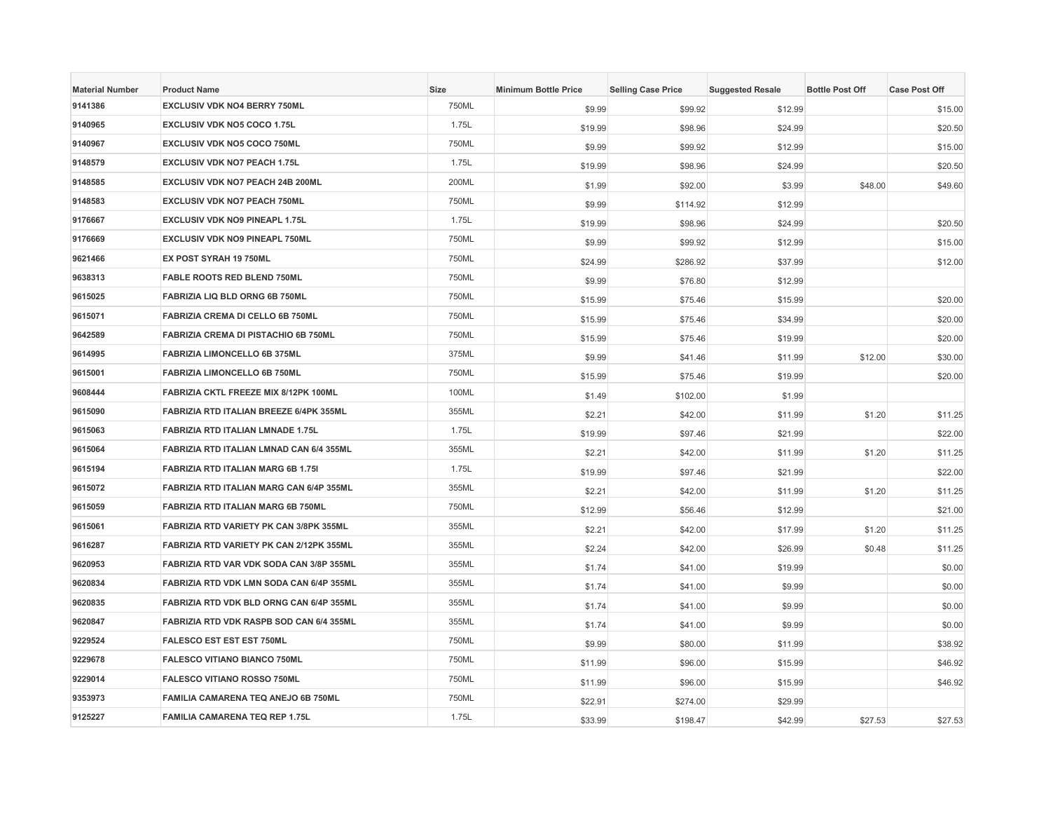| Material Number | Product Name | Size | Minimum Bottle Price | Selling Case Price | Suggested Resale | Bottle Post Off | Case Post Off |
|---|---|---|---|---|---|---|---|
| 9141386 | EXCLUSIV VDK NO4 BERRY 750ML | 750ML | $9.99 | $99.92 | $12.99 | | $15.00 |
| 9140965 | EXCLUSIV VDK NO5 COCO 1.75L | 1.75L | $19.99 | $98.96 | $24.99 | | $20.50 |
| 9140967 | EXCLUSIV VDK NO5 COCO 750ML | 750ML | $9.99 | $99.92 | $12.99 | | $15.00 |
| 9148579 | EXCLUSIV VDK NO7 PEACH 1.75L | 1.75L | $19.99 | $98.96 | $24.99 | | $20.50 |
| 9148585 | EXCLUSIV VDK NO7 PEACH 24B 200ML | 200ML | $1.99 | $92.00 | $3.99 | $48.00 | $49.60 |
| 9148583 | EXCLUSIV VDK NO7 PEACH 750ML | 750ML | $9.99 | $114.92 | $12.99 | | |
| 9176667 | EXCLUSIV VDK NO9 PINEAPL 1.75L | 1.75L | $19.99 | $98.96 | $24.99 | | $20.50 |
| 9176669 | EXCLUSIV VDK NO9 PINEAPL 750ML | 750ML | $9.99 | $99.92 | $12.99 | | $15.00 |
| 9621466 | EX POST SYRAH 19 750ML | 750ML | $24.99 | $286.92 | $37.99 | | $12.00 |
| 9638313 | FABLE ROOTS RED BLEND 750ML | 750ML | $9.99 | $76.80 | $12.99 | | |
| 9615025 | FABRIZIA LIQ BLD ORNG 6B 750ML | 750ML | $15.99 | $75.46 | $15.99 | | $20.00 |
| 9615071 | FABRIZIA CREMA DI CELLO 6B 750ML | 750ML | $15.99 | $75.46 | $34.99 | | $20.00 |
| 9642589 | FABRIZIA CREMA DI PISTACHIO 6B 750ML | 750ML | $15.99 | $75.46 | $19.99 | | $20.00 |
| 9614995 | FABRIZIA LIMONCELLO 6B 375ML | 375ML | $9.99 | $41.46 | $11.99 | $12.00 | $30.00 |
| 9615001 | FABRIZIA LIMONCELLO 6B 750ML | 750ML | $15.99 | $75.46 | $19.99 | | $20.00 |
| 9608444 | FABRIZIA CKTL FREEZE MIX 8/12PK 100ML | 100ML | $1.49 | $102.00 | $1.99 | | |
| 9615090 | FABRIZIA RTD ITALIAN BREEZE 6/4PK 355ML | 355ML | $2.21 | $42.00 | $11.99 | $1.20 | $11.25 |
| 9615063 | FABRIZIA RTD ITALIAN LMNADE 1.75L | 1.75L | $19.99 | $97.46 | $21.99 | | $22.00 |
| 9615064 | FABRIZIA RTD ITALIAN LMNAD CAN 6/4 355ML | 355ML | $2.21 | $42.00 | $11.99 | $1.20 | $11.25 |
| 9615194 | FABRIZIA RTD ITALIAN MARG 6B 1.75l | 1.75L | $19.99 | $97.46 | $21.99 | | $22.00 |
| 9615072 | FABRIZIA RTD ITALIAN MARG CAN 6/4P 355ML | 355ML | $2.21 | $42.00 | $11.99 | $1.20 | $11.25 |
| 9615059 | FABRIZIA RTD ITALIAN MARG 6B 750ML | 750ML | $12.99 | $56.46 | $12.99 | | $21.00 |
| 9615061 | FABRIZIA RTD VARIETY PK CAN 3/8PK 355ML | 355ML | $2.21 | $42.00 | $17.99 | $1.20 | $11.25 |
| 9616287 | FABRIZIA RTD VARIETY PK CAN 2/12PK 355ML | 355ML | $2.24 | $42.00 | $26.99 | $0.48 | $11.25 |
| 9620953 | FABRIZIA RTD VAR VDK SODA CAN 3/8P 355ML | 355ML | $1.74 | $41.00 | $19.99 | | $0.00 |
| 9620834 | FABRIZIA RTD VDK LMN SODA CAN 6/4P 355ML | 355ML | $1.74 | $41.00 | $9.99 | | $0.00 |
| 9620835 | FABRIZIA RTD VDK BLD ORNG CAN 6/4P 355ML | 355ML | $1.74 | $41.00 | $9.99 | | $0.00 |
| 9620847 | FABRIZIA RTD VDK RASPB SOD CAN 6/4 355ML | 355ML | $1.74 | $41.00 | $9.99 | | $0.00 |
| 9229524 | FALESCO EST EST EST 750ML | 750ML | $9.99 | $80.00 | $11.99 | | $38.92 |
| 9229678 | FALESCO VITIANO BIANCO 750ML | 750ML | $11.99 | $96.00 | $15.99 | | $46.92 |
| 9229014 | FALESCO VITIANO ROSSO 750ML | 750ML | $11.99 | $96.00 | $15.99 | | $46.92 |
| 9353973 | FAMILIA CAMARENA TEQ ANEJO 6B 750ML | 750ML | $22.91 | $274.00 | $29.99 | | |
| 9125227 | FAMILIA CAMARENA TEQ REP 1.75L | 1.75L | $33.99 | $198.47 | $42.99 | $27.53 | $27.53 |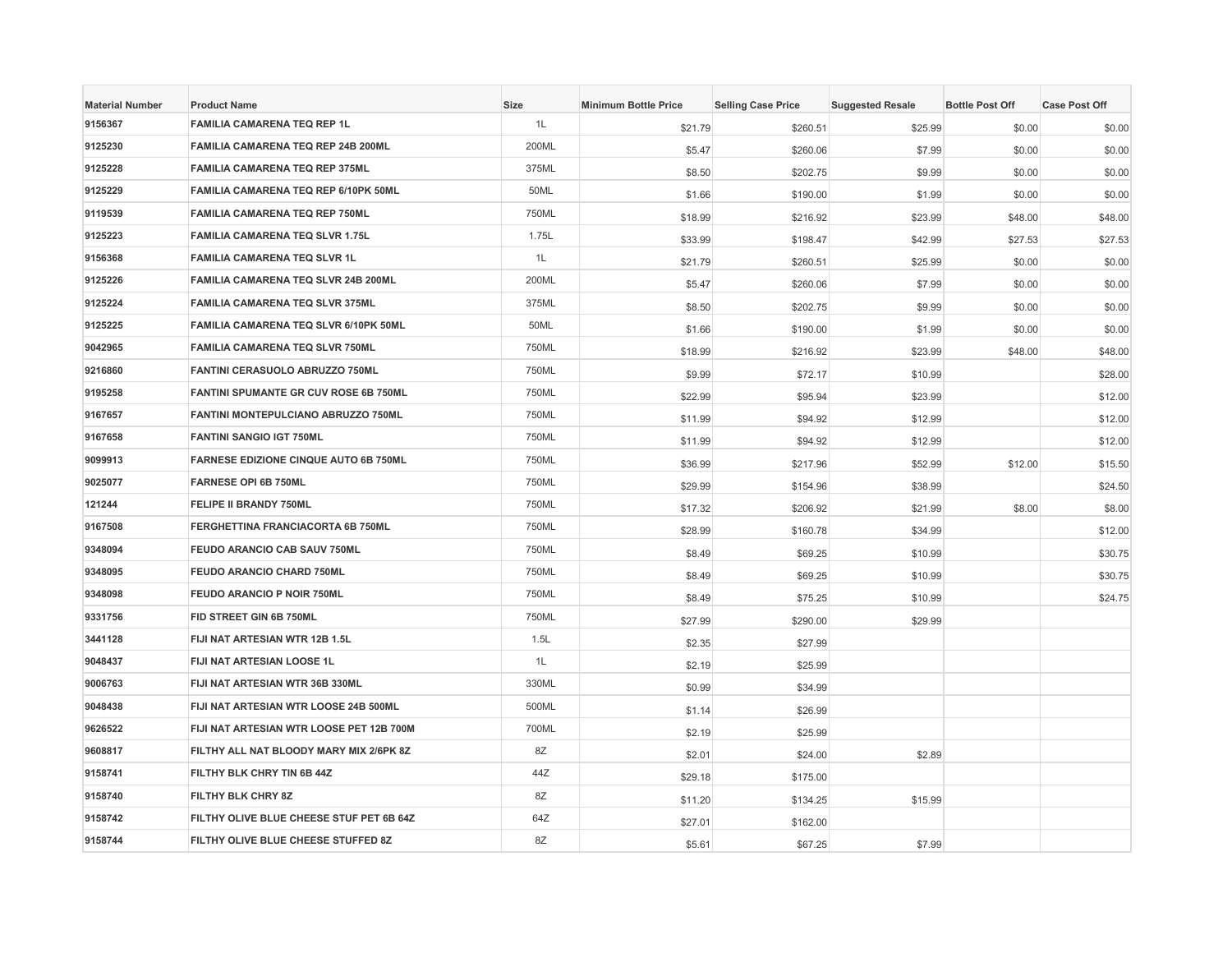| Material Number | Product Name | Size | Minimum Bottle Price | Selling Case Price | Suggested Resale | Bottle Post Off | Case Post Off |
|---|---|---|---|---|---|---|---|
| 9156367 | FAMILIA CAMARENA TEQ REP 1L | 1L | $21.79 | $260.51 | $25.99 | $0.00 | $0.00 |
| 9125230 | FAMILIA CAMARENA TEQ REP 24B 200ML | 200ML | $5.47 | $260.06 | $7.99 | $0.00 | $0.00 |
| 9125228 | FAMILIA CAMARENA TEQ REP 375ML | 375ML | $8.50 | $202.75 | $9.99 | $0.00 | $0.00 |
| 9125229 | FAMILIA CAMARENA TEQ REP 6/10PK 50ML | 50ML | $1.66 | $190.00 | $1.99 | $0.00 | $0.00 |
| 9119539 | FAMILIA CAMARENA TEQ REP 750ML | 750ML | $18.99 | $216.92 | $23.99 | $48.00 | $48.00 |
| 9125223 | FAMILIA CAMARENA TEQ SLVR 1.75L | 1.75L | $33.99 | $198.47 | $42.99 | $27.53 | $27.53 |
| 9156368 | FAMILIA CAMARENA TEQ SLVR 1L | 1L | $21.79 | $260.51 | $25.99 | $0.00 | $0.00 |
| 9125226 | FAMILIA CAMARENA TEQ SLVR 24B 200ML | 200ML | $5.47 | $260.06 | $7.99 | $0.00 | $0.00 |
| 9125224 | FAMILIA CAMARENA TEQ SLVR 375ML | 375ML | $8.50 | $202.75 | $9.99 | $0.00 | $0.00 |
| 9125225 | FAMILIA CAMARENA TEQ SLVR 6/10PK 50ML | 50ML | $1.66 | $190.00 | $1.99 | $0.00 | $0.00 |
| 9042965 | FAMILIA CAMARENA TEQ SLVR 750ML | 750ML | $18.99 | $216.92 | $23.99 | $48.00 | $48.00 |
| 9216860 | FANTINI CERASUOLO ABRUZZO 750ML | 750ML | $9.99 | $72.17 | $10.99 | | $28.00 |
| 9195258 | FANTINI SPUMANTE GR CUV ROSE 6B 750ML | 750ML | $22.99 | $95.94 | $23.99 | | $12.00 |
| 9167657 | FANTINI MONTEPULCIANO ABRUZZO 750ML | 750ML | $11.99 | $94.92 | $12.99 | | $12.00 |
| 9167658 | FANTINI SANGIO IGT 750ML | 750ML | $11.99 | $94.92 | $12.99 | | $12.00 |
| 9099913 | FARNESE EDIZIONE CINQUE AUTO 6B 750ML | 750ML | $36.99 | $217.96 | $52.99 | $12.00 | $15.50 |
| 9025077 | FARNESE OPI 6B 750ML | 750ML | $29.99 | $154.96 | $38.99 | | $24.50 |
| 121244 | FELIPE II BRANDY 750ML | 750ML | $17.32 | $206.92 | $21.99 | $8.00 | $8.00 |
| 9167508 | FERGHETTINA FRANCIACORTA 6B 750ML | 750ML | $28.99 | $160.78 | $34.99 | | $12.00 |
| 9348094 | FEUDO ARANCIO CAB SAUV 750ML | 750ML | $8.49 | $69.25 | $10.99 | | $30.75 |
| 9348095 | FEUDO ARANCIO CHARD 750ML | 750ML | $8.49 | $69.25 | $10.99 | | $30.75 |
| 9348098 | FEUDO ARANCIO P NOIR 750ML | 750ML | $8.49 | $75.25 | $10.99 | | $24.75 |
| 9331756 | FID STREET GIN 6B 750ML | 750ML | $27.99 | $290.00 | $29.99 | | |
| 3441128 | FIJI NAT ARTESIAN WTR 12B 1.5L | 1.5L | $2.35 | $27.99 | | | |
| 9048437 | FIJI NAT ARTESIAN LOOSE 1L | 1L | $2.19 | $25.99 | | | |
| 9006763 | FIJI NAT ARTESIAN WTR 36B 330ML | 330ML | $0.99 | $34.99 | | | |
| 9048438 | FIJI NAT ARTESIAN WTR LOOSE 24B 500ML | 500ML | $1.14 | $26.99 | | | |
| 9626522 | FIJI NAT ARTESIAN WTR LOOSE PET 12B 700M | 700ML | $2.19 | $25.99 | | | |
| 9608817 | FILTHY ALL NAT BLOODY MARY MIX 2/6PK 8Z | 8Z | $2.01 | $24.00 | $2.89 | | |
| 9158741 | FILTHY BLK CHRY TIN 6B 44Z | 44Z | $29.18 | $175.00 | | | |
| 9158740 | FILTHY BLK CHRY 8Z | 8Z | $11.20 | $134.25 | $15.99 | | |
| 9158742 | FILTHY OLIVE BLUE CHEESE STUF PET 6B 64Z | 64Z | $27.01 | $162.00 | | | |
| 9158744 | FILTHY OLIVE BLUE CHEESE STUFFED 8Z | 8Z | $5.61 | $67.25 | $7.99 | | |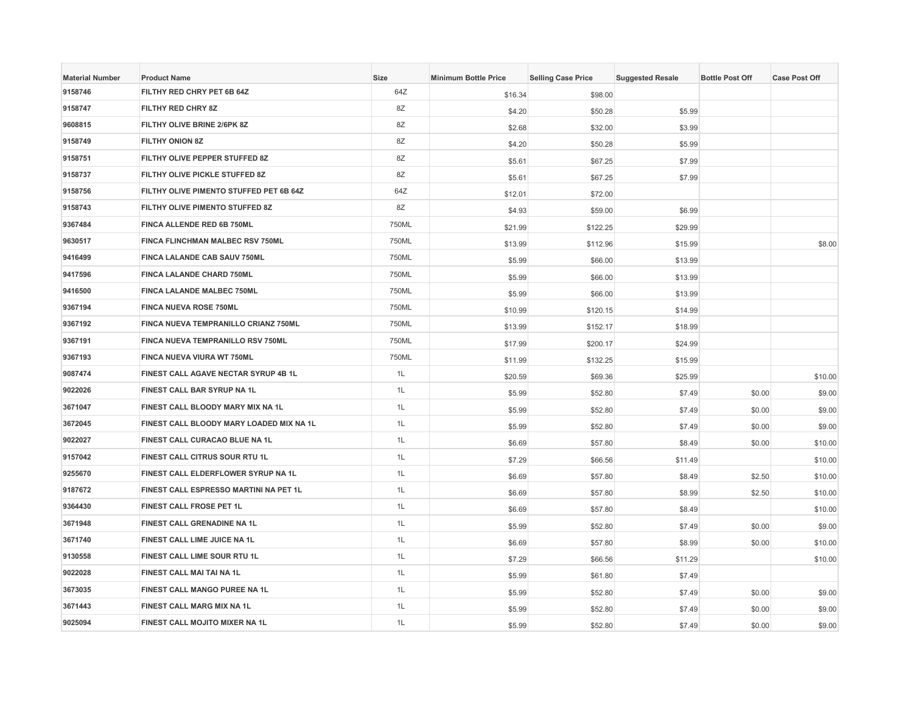| Material Number | Product Name | Size | Minimum Bottle Price | Selling Case Price | Suggested Resale | Bottle Post Off | Case Post Off |
|---|---|---|---|---|---|---|---|
| 9158746 | FILTHY RED CHRY PET 6B 64Z | 64Z | $16.34 | $98.00 | | | |
| 9158747 | FILTHY RED CHRY 8Z | 8Z | $4.20 | $50.28 | $5.99 | | |
| 9608815 | FILTHY OLIVE BRINE 2/6PK 8Z | 8Z | $2.68 | $32.00 | $3.99 | | |
| 9158749 | FILTHY ONION 8Z | 8Z | $4.20 | $50.28 | $5.99 | | |
| 9158751 | FILTHY OLIVE PEPPER STUFFED 8Z | 8Z | $5.61 | $67.25 | $7.99 | | |
| 9158737 | FILTHY OLIVE PICKLE STUFFED 8Z | 8Z | $5.61 | $67.25 | $7.99 | | |
| 9158756 | FILTHY OLIVE PIMENTO STUFFED PET 6B 64Z | 64Z | $12.01 | $72.00 | | | |
| 9158743 | FILTHY OLIVE PIMENTO STUFFED 8Z | 8Z | $4.93 | $59.00 | $6.99 | | |
| 9367484 | FINCA ALLENDE RED 6B 750ML | 750ML | $21.99 | $122.25 | $29.99 | | |
| 9630517 | FINCA FLINCHMAN MALBEC RSV 750ML | 750ML | $13.99 | $112.96 | $15.99 | | $8.00 |
| 9416499 | FINCA LALANDE CAB SAUV 750ML | 750ML | $5.99 | $66.00 | $13.99 | | |
| 9417596 | FINCA LALANDE CHARD 750ML | 750ML | $5.99 | $66.00 | $13.99 | | |
| 9416500 | FINCA LALANDE MALBEC 750ML | 750ML | $5.99 | $66.00 | $13.99 | | |
| 9367194 | FINCA NUEVA ROSE 750ML | 750ML | $10.99 | $120.15 | $14.99 | | |
| 9367192 | FINCA NUEVA TEMPRANILLO CRIANZ 750ML | 750ML | $13.99 | $152.17 | $18.99 | | |
| 9367191 | FINCA NUEVA TEMPRANILLO RSV 750ML | 750ML | $17.99 | $200.17 | $24.99 | | |
| 9367193 | FINCA NUEVA VIURA WT 750ML | 750ML | $11.99 | $132.25 | $15.99 | | |
| 9087474 | FINEST CALL AGAVE NECTAR SYRUP 4B 1L | 1L | $20.59 | $69.36 | $25.99 | | $10.00 |
| 9022026 | FINEST CALL BAR SYRUP NA 1L | 1L | $5.99 | $52.80 | $7.49 | $0.00 | $9.00 |
| 3671047 | FINEST CALL BLOODY MARY MIX NA 1L | 1L | $5.99 | $52.80 | $7.49 | $0.00 | $9.00 |
| 3672045 | FINEST CALL BLOODY MARY LOADED MIX NA 1L | 1L | $5.99 | $52.80 | $7.49 | $0.00 | $9.00 |
| 9022027 | FINEST CALL CURACAO BLUE NA 1L | 1L | $6.69 | $57.80 | $8.49 | $0.00 | $10.00 |
| 9157042 | FINEST CALL CITRUS SOUR RTU 1L | 1L | $7.29 | $66.56 | $11.49 | | $10.00 |
| 9255670 | FINEST CALL ELDERFLOWER SYRUP NA 1L | 1L | $6.69 | $57.80 | $8.49 | $2.50 | $10.00 |
| 9187672 | FINEST CALL ESPRESSO MARTINI NA PET 1L | 1L | $6.69 | $57.80 | $8.99 | $2.50 | $10.00 |
| 9364430 | FINEST CALL FROSE PET 1L | 1L | $6.69 | $57.80 | $8.49 | | $10.00 |
| 3671948 | FINEST CALL GRENADINE NA 1L | 1L | $5.99 | $52.80 | $7.49 | $0.00 | $9.00 |
| 3671740 | FINEST CALL LIME JUICE NA 1L | 1L | $6.69 | $57.80 | $8.99 | $0.00 | $10.00 |
| 9130558 | FINEST CALL LIME SOUR RTU 1L | 1L | $7.29 | $66.56 | $11.29 | | $10.00 |
| 9022028 | FINEST CALL MAI TAI NA 1L | 1L | $5.99 | $61.80 | $7.49 | | |
| 3673035 | FINEST CALL MANGO PUREE NA 1L | 1L | $5.99 | $52.80 | $7.49 | $0.00 | $9.00 |
| 3671443 | FINEST CALL MARG MIX NA 1L | 1L | $5.99 | $52.80 | $7.49 | $0.00 | $9.00 |
| 9025094 | FINEST CALL MOJITO MIXER NA 1L | 1L | $5.99 | $52.80 | $7.49 | $0.00 | $9.00 |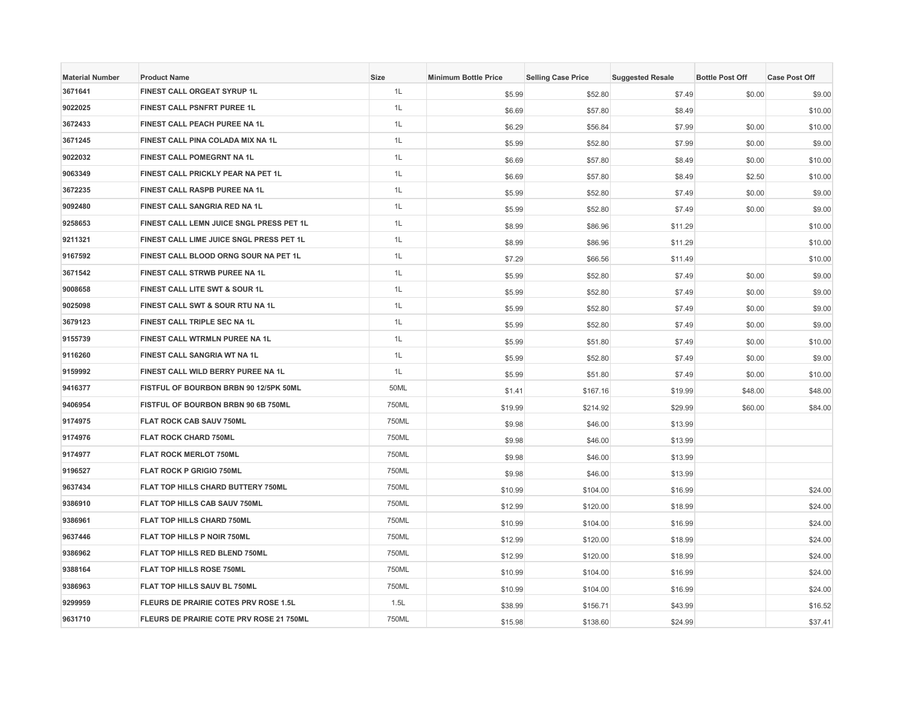| Material Number | Product Name | Size | Minimum Bottle Price | Selling Case Price | Suggested Resale | Bottle Post Off | Case Post Off |
|---|---|---|---|---|---|---|---|
| 3671641 | FINEST CALL ORGEAT SYRUP 1L | 1L | $5.99 | $52.80 | $7.49 | $0.00 | $9.00 |
| 9022025 | FINEST CALL PSNFRT PUREE 1L | 1L | $6.69 | $57.80 | $8.49 | | $10.00 |
| 3672433 | FINEST CALL PEACH PUREE NA 1L | 1L | $6.29 | $56.84 | $7.99 | $0.00 | $10.00 |
| 3671245 | FINEST CALL PINA COLADA MIX NA 1L | 1L | $5.99 | $52.80 | $7.99 | $0.00 | $9.00 |
| 9022032 | FINEST CALL POMEGRNT NA 1L | 1L | $6.69 | $57.80 | $8.49 | $0.00 | $10.00 |
| 9063349 | FINEST CALL PRICKLY PEAR NA PET 1L | 1L | $6.69 | $57.80 | $8.49 | $2.50 | $10.00 |
| 3672235 | FINEST CALL RASPB PUREE NA 1L | 1L | $5.99 | $52.80 | $7.49 | $0.00 | $9.00 |
| 9092480 | FINEST CALL SANGRIA RED NA 1L | 1L | $5.99 | $52.80 | $7.49 | $0.00 | $9.00 |
| 9258653 | FINEST CALL LEMN JUICE SNGL PRESS PET 1L | 1L | $8.99 | $86.96 | $11.29 | | $10.00 |
| 9211321 | FINEST CALL LIME JUICE SNGL PRESS PET 1L | 1L | $8.99 | $86.96 | $11.29 | | $10.00 |
| 9167592 | FINEST CALL BLOOD ORNG SOUR NA PET 1L | 1L | $7.29 | $66.56 | $11.49 | | $10.00 |
| 3671542 | FINEST CALL STRWB PUREE NA 1L | 1L | $5.99 | $52.80 | $7.49 | $0.00 | $9.00 |
| 9008658 | FINEST CALL LITE SWT & SOUR 1L | 1L | $5.99 | $52.80 | $7.49 | $0.00 | $9.00 |
| 9025098 | FINEST CALL SWT & SOUR RTU NA 1L | 1L | $5.99 | $52.80 | $7.49 | $0.00 | $9.00 |
| 3679123 | FINEST CALL TRIPLE SEC NA 1L | 1L | $5.99 | $52.80 | $7.49 | $0.00 | $9.00 |
| 9155739 | FINEST CALL WTRMLN PUREE NA 1L | 1L | $5.99 | $51.80 | $7.49 | $0.00 | $10.00 |
| 9116260 | FINEST CALL SANGRIA WT NA 1L | 1L | $5.99 | $52.80 | $7.49 | $0.00 | $9.00 |
| 9159992 | FINEST CALL WILD BERRY PUREE NA 1L | 1L | $5.99 | $51.80 | $7.49 | $0.00 | $10.00 |
| 9416377 | FISTFUL OF BOURBON BRBN 90 12/5PK 50ML | 50ML | $1.41 | $167.16 | $19.99 | $48.00 | $48.00 |
| 9406954 | FISTFUL OF BOURBON BRBN 90 6B 750ML | 750ML | $19.99 | $214.92 | $29.99 | $60.00 | $84.00 |
| 9174975 | FLAT ROCK CAB SAUV 750ML | 750ML | $9.98 | $46.00 | $13.99 | | |
| 9174976 | FLAT ROCK CHARD 750ML | 750ML | $9.98 | $46.00 | $13.99 | | |
| 9174977 | FLAT ROCK MERLOT 750ML | 750ML | $9.98 | $46.00 | $13.99 | | |
| 9196527 | FLAT ROCK P GRIGIO 750ML | 750ML | $9.98 | $46.00 | $13.99 | | |
| 9637434 | FLAT TOP HILLS CHARD BUTTERY 750ML | 750ML | $10.99 | $104.00 | $16.99 | | $24.00 |
| 9386910 | FLAT TOP HILLS CAB SAUV 750ML | 750ML | $12.99 | $120.00 | $18.99 | | $24.00 |
| 9386961 | FLAT TOP HILLS CHARD 750ML | 750ML | $10.99 | $104.00 | $16.99 | | $24.00 |
| 9637446 | FLAT TOP HILLS P NOIR 750ML | 750ML | $12.99 | $120.00 | $18.99 | | $24.00 |
| 9386962 | FLAT TOP HILLS RED BLEND 750ML | 750ML | $12.99 | $120.00 | $18.99 | | $24.00 |
| 9388164 | FLAT TOP HILLS ROSE 750ML | 750ML | $10.99 | $104.00 | $16.99 | | $24.00 |
| 9386963 | FLAT TOP HILLS SAUV BL 750ML | 750ML | $10.99 | $104.00 | $16.99 | | $24.00 |
| 9299959 | FLEURS DE PRAIRIE COTES PRV ROSE 1.5L | 1.5L | $38.99 | $156.71 | $43.99 | | $16.52 |
| 9631710 | FLEURS DE PRAIRIE COTE PRV ROSE 21 750ML | 750ML | $15.98 | $138.60 | $24.99 | | $37.41 |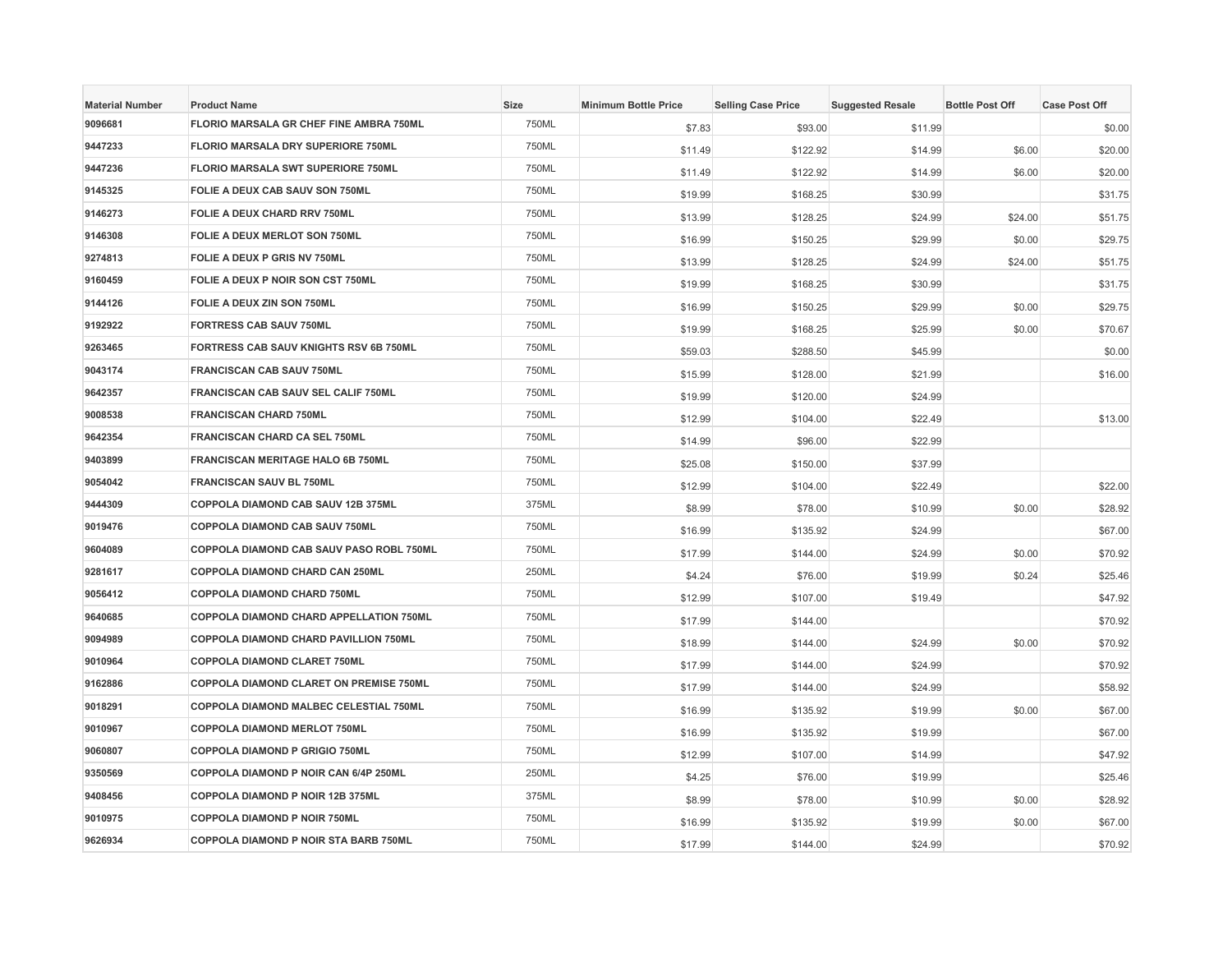| Material Number | Product Name | Size | Minimum Bottle Price | Selling Case Price | Suggested Resale | Bottle Post Off | Case Post Off |
|---|---|---|---|---|---|---|---|
| 9096681 | FLORIO MARSALA GR CHEF FINE AMBRA 750ML | 750ML | $7.83 | $93.00 | $11.99 | | $0.00 |
| 9447233 | FLORIO MARSALA DRY SUPERIORE 750ML | 750ML | $11.49 | $122.92 | $14.99 | $6.00 | $20.00 |
| 9447236 | FLORIO MARSALA SWT SUPERIORE 750ML | 750ML | $11.49 | $122.92 | $14.99 | $6.00 | $20.00 |
| 9145325 | FOLIE A DEUX CAB SAUV SON 750ML | 750ML | $19.99 | $168.25 | $30.99 | | $31.75 |
| 9146273 | FOLIE A DEUX CHARD RRV 750ML | 750ML | $13.99 | $128.25 | $24.99 | $24.00 | $51.75 |
| 9146308 | FOLIE A DEUX MERLOT SON 750ML | 750ML | $16.99 | $150.25 | $29.99 | $0.00 | $29.75 |
| 9274813 | FOLIE A DEUX P GRIS NV 750ML | 750ML | $13.99 | $128.25 | $24.99 | $24.00 | $51.75 |
| 9160459 | FOLIE A DEUX P NOIR SON CST 750ML | 750ML | $19.99 | $168.25 | $30.99 | | $31.75 |
| 9144126 | FOLIE A DEUX ZIN SON 750ML | 750ML | $16.99 | $150.25 | $29.99 | $0.00 | $29.75 |
| 9192922 | FORTRESS CAB SAUV 750ML | 750ML | $19.99 | $168.25 | $25.99 | $0.00 | $70.67 |
| 9263465 | FORTRESS CAB SAUV KNIGHTS RSV 6B 750ML | 750ML | $59.03 | $288.50 | $45.99 | | $0.00 |
| 9043174 | FRANCISCAN CAB SAUV 750ML | 750ML | $15.99 | $128.00 | $21.99 | | $16.00 |
| 9642357 | FRANCISCAN CAB SAUV SEL CALIF 750ML | 750ML | $19.99 | $120.00 | $24.99 | | |
| 9008538 | FRANCISCAN CHARD 750ML | 750ML | $12.99 | $104.00 | $22.49 | | $13.00 |
| 9642354 | FRANCISCAN CHARD CA SEL 750ML | 750ML | $14.99 | $96.00 | $22.99 | | |
| 9403899 | FRANCISCAN MERITAGE HALO 6B 750ML | 750ML | $25.08 | $150.00 | $37.99 | | |
| 9054042 | FRANCISCAN SAUV BL 750ML | 750ML | $12.99 | $104.00 | $22.49 | | $22.00 |
| 9444309 | COPPOLA DIAMOND CAB SAUV 12B 375ML | 375ML | $8.99 | $78.00 | $10.99 | $0.00 | $28.92 |
| 9019476 | COPPOLA DIAMOND CAB SAUV 750ML | 750ML | $16.99 | $135.92 | $24.99 | | $67.00 |
| 9604089 | COPPOLA DIAMOND CAB SAUV PASO ROBL 750ML | 750ML | $17.99 | $144.00 | $24.99 | $0.00 | $70.92 |
| 9281617 | COPPOLA DIAMOND CHARD CAN 250ML | 250ML | $4.24 | $76.00 | $19.99 | $0.24 | $25.46 |
| 9056412 | COPPOLA DIAMOND CHARD 750ML | 750ML | $12.99 | $107.00 | $19.49 | | $47.92 |
| 9640685 | COPPOLA DIAMOND CHARD APPELLATION 750ML | 750ML | $17.99 | $144.00 | | | $70.92 |
| 9094989 | COPPOLA DIAMOND CHARD PAVILLION 750ML | 750ML | $18.99 | $144.00 | $24.99 | $0.00 | $70.92 |
| 9010964 | COPPOLA DIAMOND CLARET 750ML | 750ML | $17.99 | $144.00 | $24.99 | | $70.92 |
| 9162886 | COPPOLA DIAMOND CLARET ON PREMISE 750ML | 750ML | $17.99 | $144.00 | $24.99 | | $58.92 |
| 9018291 | COPPOLA DIAMOND MALBEC CELESTIAL 750ML | 750ML | $16.99 | $135.92 | $19.99 | $0.00 | $67.00 |
| 9010967 | COPPOLA DIAMOND MERLOT 750ML | 750ML | $16.99 | $135.92 | $19.99 | | $67.00 |
| 9060807 | COPPOLA DIAMOND P GRIGIO 750ML | 750ML | $12.99 | $107.00 | $14.99 | | $47.92 |
| 9350569 | COPPOLA DIAMOND P NOIR CAN 6/4P 250ML | 250ML | $4.25 | $76.00 | $19.99 | | $25.46 |
| 9408456 | COPPOLA DIAMOND P NOIR 12B 375ML | 375ML | $8.99 | $78.00 | $10.99 | $0.00 | $28.92 |
| 9010975 | COPPOLA DIAMOND P NOIR 750ML | 750ML | $16.99 | $135.92 | $19.99 | $0.00 | $67.00 |
| 9626934 | COPPOLA DIAMOND P NOIR STA BARB 750ML | 750ML | $17.99 | $144.00 | $24.99 | | $70.92 |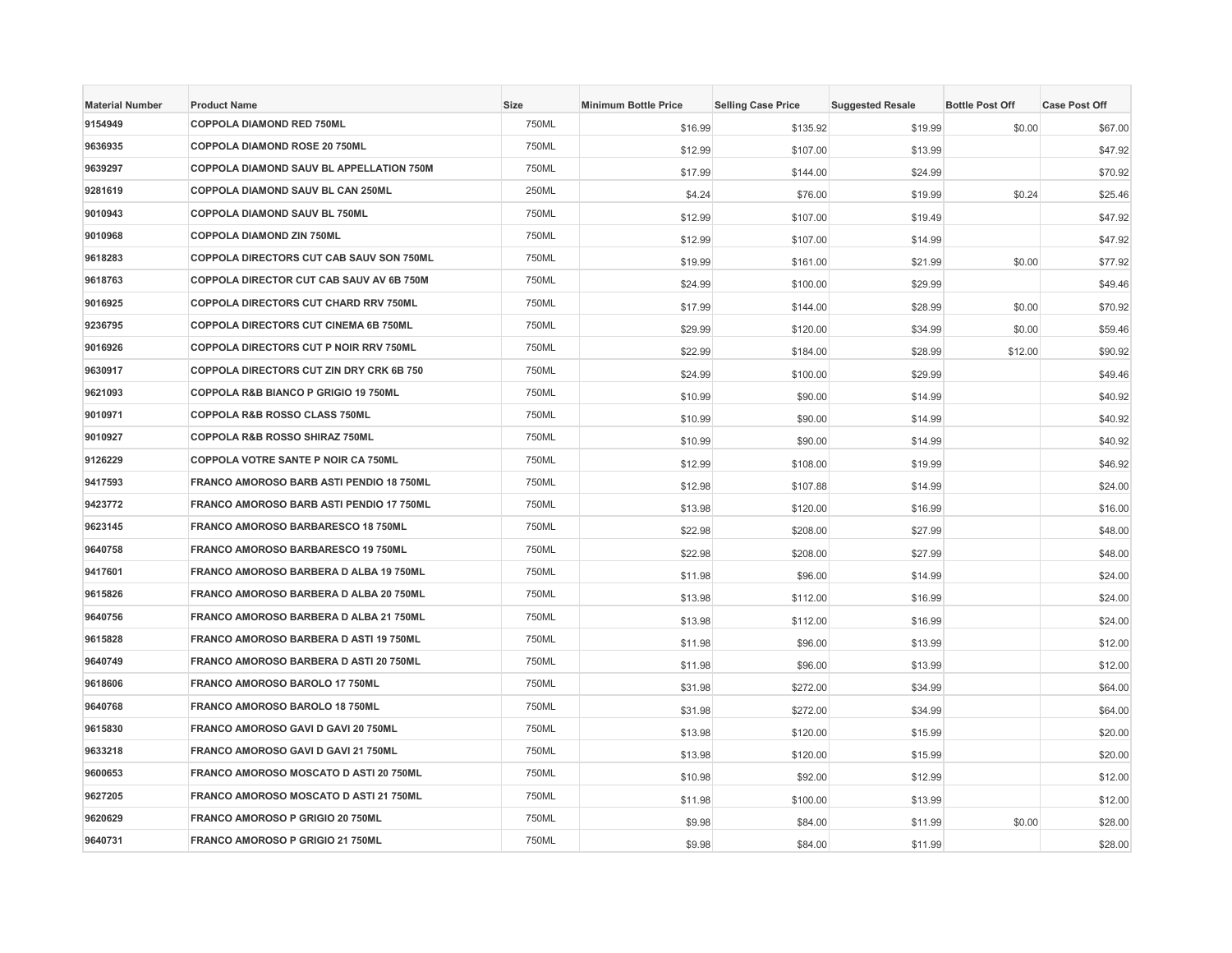| Material Number | Product Name | Size | Minimum Bottle Price | Selling Case Price | Suggested Resale | Bottle Post Off | Case Post Off |
|---|---|---|---|---|---|---|---|
| 9154949 | COPPOLA DIAMOND RED 750ML | 750ML | $16.99 | $135.92 | $19.99 | $0.00 | $67.00 |
| 9636935 | COPPOLA DIAMOND ROSE 20 750ML | 750ML | $12.99 | $107.00 | $13.99 | | $47.92 |
| 9639297 | COPPOLA DIAMOND SAUV BL APPELLATION 750M | 750ML | $17.99 | $144.00 | $24.99 | | $70.92 |
| 9281619 | COPPOLA DIAMOND SAUV BL CAN 250ML | 250ML | $4.24 | $76.00 | $19.99 | $0.24 | $25.46 |
| 9010943 | COPPOLA DIAMOND SAUV BL 750ML | 750ML | $12.99 | $107.00 | $19.49 | | $47.92 |
| 9010968 | COPPOLA DIAMOND ZIN 750ML | 750ML | $12.99 | $107.00 | $14.99 | | $47.92 |
| 9618283 | COPPOLA DIRECTORS CUT CAB SAUV SON 750ML | 750ML | $19.99 | $161.00 | $21.99 | $0.00 | $77.92 |
| 9618763 | COPPOLA DIRECTOR CUT CAB SAUV AV 6B 750M | 750ML | $24.99 | $100.00 | $29.99 | | $49.46 |
| 9016925 | COPPOLA DIRECTORS CUT CHARD RRV 750ML | 750ML | $17.99 | $144.00 | $28.99 | $0.00 | $70.92 |
| 9236795 | COPPOLA DIRECTORS CUT CINEMA 6B 750ML | 750ML | $29.99 | $120.00 | $34.99 | $0.00 | $59.46 |
| 9016926 | COPPOLA DIRECTORS CUT P NOIR RRV 750ML | 750ML | $22.99 | $184.00 | $28.99 | $12.00 | $90.92 |
| 9630917 | COPPOLA DIRECTORS CUT ZIN DRY CRK 6B 750 | 750ML | $24.99 | $100.00 | $29.99 | | $49.46 |
| 9621093 | COPPOLA R&B BIANCO P GRIGIO 19 750ML | 750ML | $10.99 | $90.00 | $14.99 | | $40.92 |
| 9010971 | COPPOLA R&B ROSSO CLASS 750ML | 750ML | $10.99 | $90.00 | $14.99 | | $40.92 |
| 9010927 | COPPOLA R&B ROSSO SHIRAZ 750ML | 750ML | $10.99 | $90.00 | $14.99 | | $40.92 |
| 9126229 | COPPOLA VOTRE SANTE P NOIR CA 750ML | 750ML | $12.99 | $108.00 | $19.99 | | $46.92 |
| 9417593 | FRANCO AMOROSO BARB ASTI PENDIO 18 750ML | 750ML | $12.98 | $107.88 | $14.99 | | $24.00 |
| 9423772 | FRANCO AMOROSO BARB ASTI PENDIO 17 750ML | 750ML | $13.98 | $120.00 | $16.99 | | $16.00 |
| 9623145 | FRANCO AMOROSO BARBARESCO 18 750ML | 750ML | $22.98 | $208.00 | $27.99 | | $48.00 |
| 9640758 | FRANCO AMOROSO BARBARESCO 19 750ML | 750ML | $22.98 | $208.00 | $27.99 | | $48.00 |
| 9417601 | FRANCO AMOROSO BARBERA D ALBA 19 750ML | 750ML | $11.98 | $96.00 | $14.99 | | $24.00 |
| 9615826 | FRANCO AMOROSO BARBERA D ALBA 20 750ML | 750ML | $13.98 | $112.00 | $16.99 | | $24.00 |
| 9640756 | FRANCO AMOROSO BARBERA D ALBA 21 750ML | 750ML | $13.98 | $112.00 | $16.99 | | $24.00 |
| 9615828 | FRANCO AMOROSO BARBERA D ASTI 19 750ML | 750ML | $11.98 | $96.00 | $13.99 | | $12.00 |
| 9640749 | FRANCO AMOROSO BARBERA D ASTI 20 750ML | 750ML | $11.98 | $96.00 | $13.99 | | $12.00 |
| 9618606 | FRANCO AMOROSO BAROLO 17 750ML | 750ML | $31.98 | $272.00 | $34.99 | | $64.00 |
| 9640768 | FRANCO AMOROSO BAROLO 18 750ML | 750ML | $31.98 | $272.00 | $34.99 | | $64.00 |
| 9615830 | FRANCO AMOROSO GAVI D GAVI 20 750ML | 750ML | $13.98 | $120.00 | $15.99 | | $20.00 |
| 9633218 | FRANCO AMOROSO GAVI D GAVI 21 750ML | 750ML | $13.98 | $120.00 | $15.99 | | $20.00 |
| 9600653 | FRANCO AMOROSO MOSCATO D ASTI 20 750ML | 750ML | $10.98 | $92.00 | $12.99 | | $12.00 |
| 9627205 | FRANCO AMOROSO MOSCATO D ASTI 21 750ML | 750ML | $11.98 | $100.00 | $13.99 | | $12.00 |
| 9620629 | FRANCO AMOROSO P GRIGIO 20 750ML | 750ML | $9.98 | $84.00 | $11.99 | $0.00 | $28.00 |
| 9640731 | FRANCO AMOROSO P GRIGIO 21 750ML | 750ML | $9.98 | $84.00 | $11.99 | | $28.00 |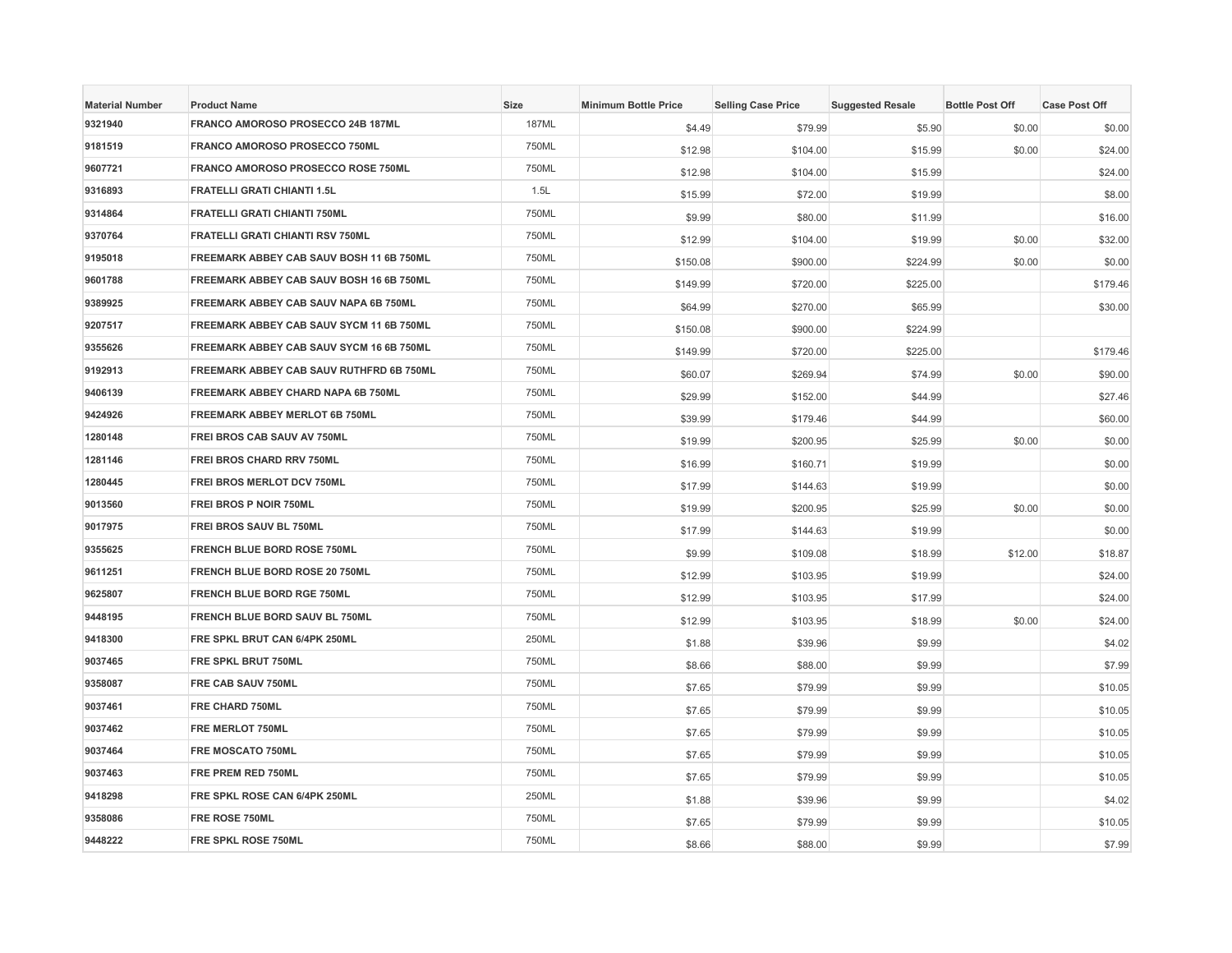| Material Number | Product Name | Size | Minimum Bottle Price | Selling Case Price | Suggested Resale | Bottle Post Off | Case Post Off |
| --- | --- | --- | --- | --- | --- | --- | --- |
| 9321940 | FRANCO AMOROSO PROSECCO 24B 187ML | 187ML | $4.49 | $79.99 | $5.90 | $0.00 | $0.00 |
| 9181519 | FRANCO AMOROSO PROSECCO 750ML | 750ML | $12.98 | $104.00 | $15.99 | $0.00 | $24.00 |
| 9607721 | FRANCO AMOROSO PROSECCO ROSE 750ML | 750ML | $12.98 | $104.00 | $15.99 | | $24.00 |
| 9316893 | FRATELLI GRATI CHIANTI 1.5L | 1.5L | $15.99 | $72.00 | $19.99 | | $8.00 |
| 9314864 | FRATELLI GRATI CHIANTI 750ML | 750ML | $9.99 | $80.00 | $11.99 | | $16.00 |
| 9370764 | FRATELLI GRATI CHIANTI RSV 750ML | 750ML | $12.99 | $104.00 | $19.99 | $0.00 | $32.00 |
| 9195018 | FREEMARK ABBEY CAB SAUV BOSH 11 6B 750ML | 750ML | $150.08 | $900.00 | $224.99 | $0.00 | $0.00 |
| 9601788 | FREEMARK ABBEY CAB SAUV BOSH 16 6B 750ML | 750ML | $149.99 | $720.00 | $225.00 | | $179.46 |
| 9389925 | FREEMARK ABBEY CAB SAUV NAPA 6B 750ML | 750ML | $64.99 | $270.00 | $65.99 | | $30.00 |
| 9207517 | FREEMARK ABBEY CAB SAUV SYCM 11 6B 750ML | 750ML | $150.08 | $900.00 | $224.99 | | |
| 9355626 | FREEMARK ABBEY CAB SAUV SYCM 16 6B 750ML | 750ML | $149.99 | $720.00 | $225.00 | | $179.46 |
| 9192913 | FREEMARK ABBEY CAB SAUV RUTHFRD 6B 750ML | 750ML | $60.07 | $269.94 | $74.99 | $0.00 | $90.00 |
| 9406139 | FREEMARK ABBEY CHARD NAPA 6B 750ML | 750ML | $29.99 | $152.00 | $44.99 | | $27.46 |
| 9424926 | FREEMARK ABBEY MERLOT 6B 750ML | 750ML | $39.99 | $179.46 | $44.99 | | $60.00 |
| 1280148 | FREI BROS CAB SAUV AV 750ML | 750ML | $19.99 | $200.95 | $25.99 | $0.00 | $0.00 |
| 1281146 | FREI BROS CHARD RRV 750ML | 750ML | $16.99 | $160.71 | $19.99 | | $0.00 |
| 1280445 | FREI BROS MERLOT DCV 750ML | 750ML | $17.99 | $144.63 | $19.99 | | $0.00 |
| 9013560 | FREI BROS P NOIR 750ML | 750ML | $19.99 | $200.95 | $25.99 | $0.00 | $0.00 |
| 9017975 | FREI BROS SAUV BL 750ML | 750ML | $17.99 | $144.63 | $19.99 | | $0.00 |
| 9355625 | FRENCH BLUE BORD ROSE 750ML | 750ML | $9.99 | $109.08 | $18.99 | $12.00 | $18.87 |
| 9611251 | FRENCH BLUE BORD ROSE 20 750ML | 750ML | $12.99 | $103.95 | $19.99 | | $24.00 |
| 9625807 | FRENCH BLUE BORD RGE 750ML | 750ML | $12.99 | $103.95 | $17.99 | | $24.00 |
| 9448195 | FRENCH BLUE BORD SAUV BL 750ML | 750ML | $12.99 | $103.95 | $18.99 | $0.00 | $24.00 |
| 9418300 | FRE SPKL BRUT CAN 6/4PK 250ML | 250ML | $1.88 | $39.96 | $9.99 | | $4.02 |
| 9037465 | FRE SPKL BRUT 750ML | 750ML | $8.66 | $88.00 | $9.99 | | $7.99 |
| 9358087 | FRE CAB SAUV 750ML | 750ML | $7.65 | $79.99 | $9.99 | | $10.05 |
| 9037461 | FRE CHARD 750ML | 750ML | $7.65 | $79.99 | $9.99 | | $10.05 |
| 9037462 | FRE MERLOT 750ML | 750ML | $7.65 | $79.99 | $9.99 | | $10.05 |
| 9037464 | FRE MOSCATO 750ML | 750ML | $7.65 | $79.99 | $9.99 | | $10.05 |
| 9037463 | FRE PREM RED 750ML | 750ML | $7.65 | $79.99 | $9.99 | | $10.05 |
| 9418298 | FRE SPKL ROSE CAN 6/4PK 250ML | 250ML | $1.88 | $39.96 | $9.99 | | $4.02 |
| 9358086 | FRE ROSE 750ML | 750ML | $7.65 | $79.99 | $9.99 | | $10.05 |
| 9448222 | FRE SPKL ROSE 750ML | 750ML | $8.66 | $88.00 | $9.99 | | $7.99 |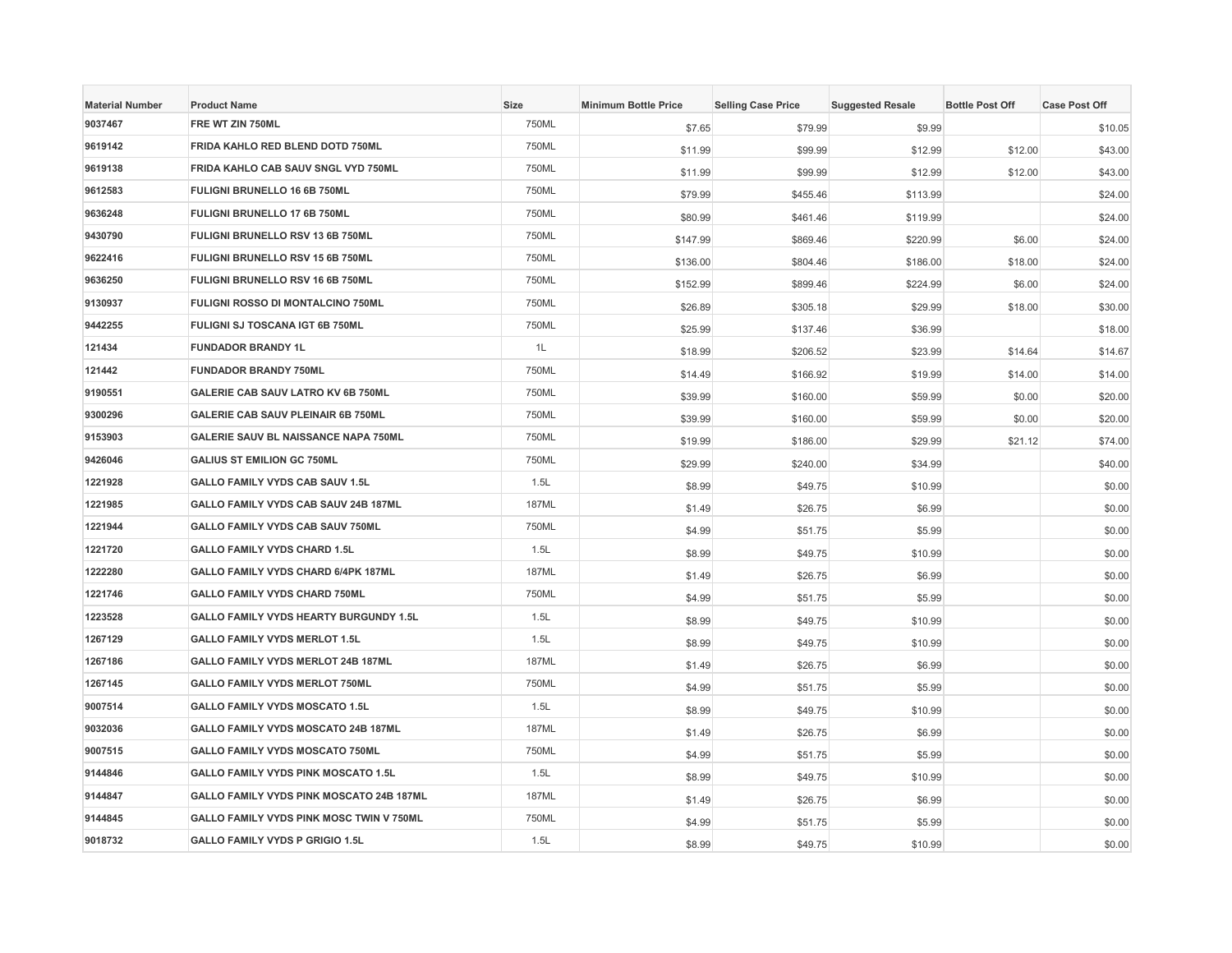| Material Number | Product Name | Size | Minimum Bottle Price | Selling Case Price | Suggested Resale | Bottle Post Off | Case Post Off |
|---|---|---|---|---|---|---|---|
| 9037467 | FRE WT ZIN 750ML | 750ML | $7.65 | $79.99 | $9.99 | | $10.05 |
| 9619142 | FRIDA KAHLO RED BLEND DOTD 750ML | 750ML | $11.99 | $99.99 | $12.99 | $12.00 | $43.00 |
| 9619138 | FRIDA KAHLO CAB SAUV SNGL VYD 750ML | 750ML | $11.99 | $99.99 | $12.99 | $12.00 | $43.00 |
| 9612583 | FULIGNI BRUNELLO 16 6B 750ML | 750ML | $79.99 | $455.46 | $113.99 | | $24.00 |
| 9636248 | FULIGNI BRUNELLO 17 6B 750ML | 750ML | $80.99 | $461.46 | $119.99 | | $24.00 |
| 9430790 | FULIGNI BRUNELLO RSV 13 6B 750ML | 750ML | $147.99 | $869.46 | $220.99 | $6.00 | $24.00 |
| 9622416 | FULIGNI BRUNELLO RSV 15 6B 750ML | 750ML | $136.00 | $804.46 | $186.00 | $18.00 | $24.00 |
| 9636250 | FULIGNI BRUNELLO RSV 16 6B 750ML | 750ML | $152.99 | $899.46 | $224.99 | $6.00 | $24.00 |
| 9130937 | FULIGNI ROSSO DI MONTALCINO 750ML | 750ML | $26.89 | $305.18 | $29.99 | $18.00 | $30.00 |
| 9442255 | FULIGNI SJ TOSCANA IGT 6B 750ML | 750ML | $25.99 | $137.46 | $36.99 | | $18.00 |
| 121434 | FUNDADOR BRANDY 1L | 1L | $18.99 | $206.52 | $23.99 | $14.64 | $14.67 |
| 121442 | FUNDADOR BRANDY 750ML | 750ML | $14.49 | $166.92 | $19.99 | $14.00 | $14.00 |
| 9190551 | GALERIE CAB SAUV LATRO KV 6B 750ML | 750ML | $39.99 | $160.00 | $59.99 | $0.00 | $20.00 |
| 9300296 | GALERIE CAB SAUV PLEINAIR 6B 750ML | 750ML | $39.99 | $160.00 | $59.99 | $0.00 | $20.00 |
| 9153903 | GALERIE SAUV BL NAISSANCE NAPA 750ML | 750ML | $19.99 | $186.00 | $29.99 | $21.12 | $74.00 |
| 9426046 | GALIUS ST EMILION GC 750ML | 750ML | $29.99 | $240.00 | $34.99 | | $40.00 |
| 1221928 | GALLO FAMILY VYDS CAB SAUV 1.5L | 1.5L | $8.99 | $49.75 | $10.99 | | $0.00 |
| 1221985 | GALLO FAMILY VYDS CAB SAUV 24B 187ML | 187ML | $1.49 | $26.75 | $6.99 | | $0.00 |
| 1221944 | GALLO FAMILY VYDS CAB SAUV 750ML | 750ML | $4.99 | $51.75 | $5.99 | | $0.00 |
| 1221720 | GALLO FAMILY VYDS CHARD 1.5L | 1.5L | $8.99 | $49.75 | $10.99 | | $0.00 |
| 1222280 | GALLO FAMILY VYDS CHARD 6/4PK 187ML | 187ML | $1.49 | $26.75 | $6.99 | | $0.00 |
| 1221746 | GALLO FAMILY VYDS CHARD 750ML | 750ML | $4.99 | $51.75 | $5.99 | | $0.00 |
| 1223528 | GALLO FAMILY VYDS HEARTY BURGUNDY 1.5L | 1.5L | $8.99 | $49.75 | $10.99 | | $0.00 |
| 1267129 | GALLO FAMILY VYDS MERLOT 1.5L | 1.5L | $8.99 | $49.75 | $10.99 | | $0.00 |
| 1267186 | GALLO FAMILY VYDS MERLOT 24B 187ML | 187ML | $1.49 | $26.75 | $6.99 | | $0.00 |
| 1267145 | GALLO FAMILY VYDS MERLOT 750ML | 750ML | $4.99 | $51.75 | $5.99 | | $0.00 |
| 9007514 | GALLO FAMILY VYDS MOSCATO 1.5L | 1.5L | $8.99 | $49.75 | $10.99 | | $0.00 |
| 9032036 | GALLO FAMILY VYDS MOSCATO 24B 187ML | 187ML | $1.49 | $26.75 | $6.99 | | $0.00 |
| 9007515 | GALLO FAMILY VYDS MOSCATO 750ML | 750ML | $4.99 | $51.75 | $5.99 | | $0.00 |
| 9144846 | GALLO FAMILY VYDS PINK MOSCATO 1.5L | 1.5L | $8.99 | $49.75 | $10.99 | | $0.00 |
| 9144847 | GALLO FAMILY VYDS PINK MOSCATO 24B 187ML | 187ML | $1.49 | $26.75 | $6.99 | | $0.00 |
| 9144845 | GALLO FAMILY VYDS PINK MOSC TWIN V 750ML | 750ML | $4.99 | $51.75 | $5.99 | | $0.00 |
| 9018732 | GALLO FAMILY VYDS P GRIGIO 1.5L | 1.5L | $8.99 | $49.75 | $10.99 | | $0.00 |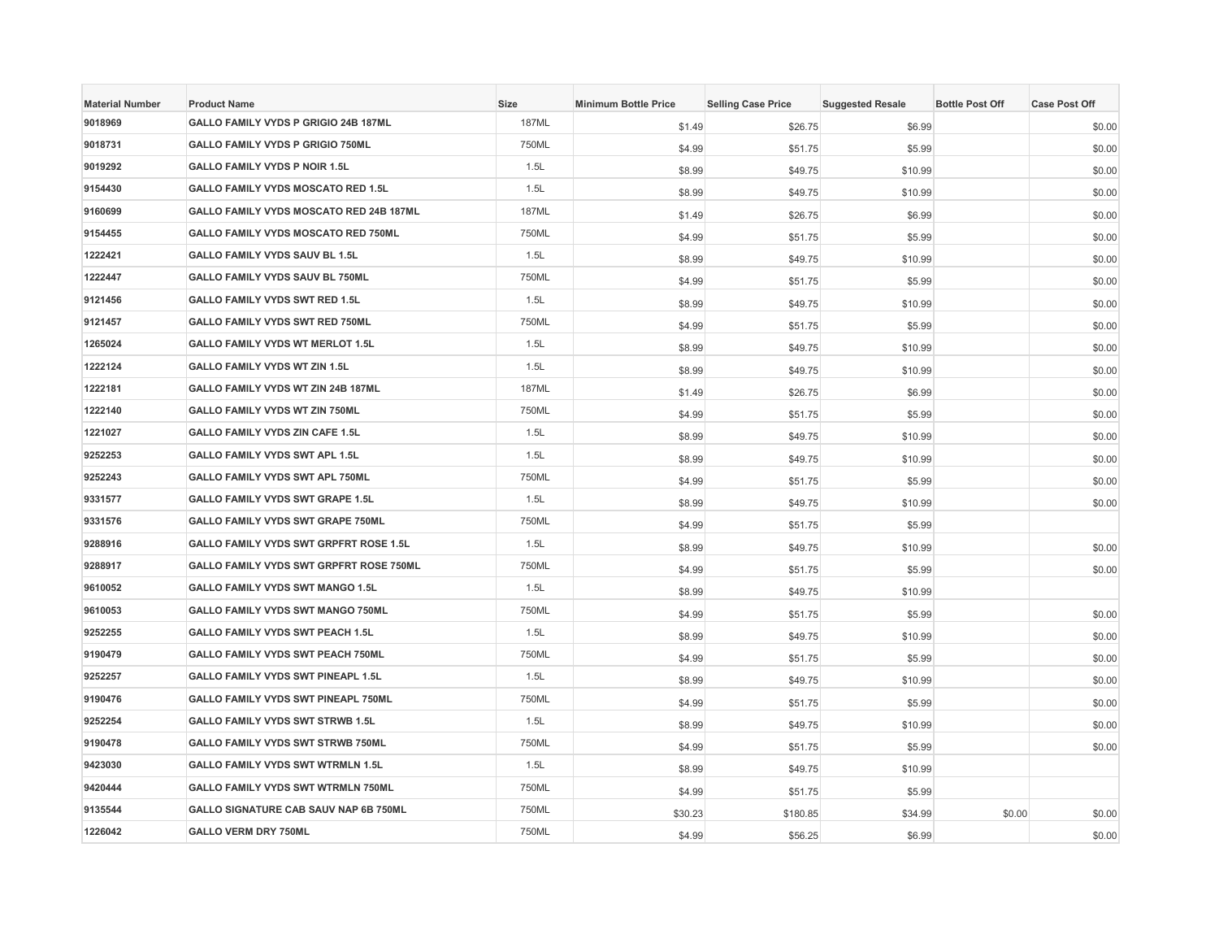| Material Number | Product Name | Size | Minimum Bottle Price | Selling Case Price | Suggested Resale | Bottle Post Off | Case Post Off |
| --- | --- | --- | --- | --- | --- | --- | --- |
| 9018969 | GALLO FAMILY VYDS P GRIGIO 24B 187ML | 187ML | $1.49 | $26.75 | $6.99 | | $0.00 |
| 9018731 | GALLO FAMILY VYDS P GRIGIO 750ML | 750ML | $4.99 | $51.75 | $5.99 | | $0.00 |
| 9019292 | GALLO FAMILY VYDS P NOIR 1.5L | 1.5L | $8.99 | $49.75 | $10.99 | | $0.00 |
| 9154430 | GALLO FAMILY VYDS MOSCATO RED 1.5L | 1.5L | $8.99 | $49.75 | $10.99 | | $0.00 |
| 9160699 | GALLO FAMILY VYDS MOSCATO RED 24B 187ML | 187ML | $1.49 | $26.75 | $6.99 | | $0.00 |
| 9154455 | GALLO FAMILY VYDS MOSCATO RED 750ML | 750ML | $4.99 | $51.75 | $5.99 | | $0.00 |
| 1222421 | GALLO FAMILY VYDS SAUV BL 1.5L | 1.5L | $8.99 | $49.75 | $10.99 | | $0.00 |
| 1222447 | GALLO FAMILY VYDS SAUV BL 750ML | 750ML | $4.99 | $51.75 | $5.99 | | $0.00 |
| 9121456 | GALLO FAMILY VYDS SWT RED 1.5L | 1.5L | $8.99 | $49.75 | $10.99 | | $0.00 |
| 9121457 | GALLO FAMILY VYDS SWT RED 750ML | 750ML | $4.99 | $51.75 | $5.99 | | $0.00 |
| 1265024 | GALLO FAMILY VYDS WT MERLOT 1.5L | 1.5L | $8.99 | $49.75 | $10.99 | | $0.00 |
| 1222124 | GALLO FAMILY VYDS WT ZIN 1.5L | 1.5L | $8.99 | $49.75 | $10.99 | | $0.00 |
| 1222181 | GALLO FAMILY VYDS WT ZIN 24B 187ML | 187ML | $1.49 | $26.75 | $6.99 | | $0.00 |
| 1222140 | GALLO FAMILY VYDS WT ZIN 750ML | 750ML | $4.99 | $51.75 | $5.99 | | $0.00 |
| 1221027 | GALLO FAMILY VYDS ZIN CAFE 1.5L | 1.5L | $8.99 | $49.75 | $10.99 | | $0.00 |
| 9252253 | GALLO FAMILY VYDS SWT APL 1.5L | 1.5L | $8.99 | $49.75 | $10.99 | | $0.00 |
| 9252243 | GALLO FAMILY VYDS SWT APL 750ML | 750ML | $4.99 | $51.75 | $5.99 | | $0.00 |
| 9331577 | GALLO FAMILY VYDS SWT GRAPE 1.5L | 1.5L | $8.99 | $49.75 | $10.99 | | $0.00 |
| 9331576 | GALLO FAMILY VYDS SWT GRAPE 750ML | 750ML | $4.99 | $51.75 | $5.99 | | |
| 9288916 | GALLO FAMILY VYDS SWT GRPFRT ROSE 1.5L | 1.5L | $8.99 | $49.75 | $10.99 | | $0.00 |
| 9288917 | GALLO FAMILY VYDS SWT GRPFRT ROSE 750ML | 750ML | $4.99 | $51.75 | $5.99 | | $0.00 |
| 9610052 | GALLO FAMILY VYDS SWT MANGO 1.5L | 1.5L | $8.99 | $49.75 | $10.99 | | |
| 9610053 | GALLO FAMILY VYDS SWT MANGO 750ML | 750ML | $4.99 | $51.75 | $5.99 | | $0.00 |
| 9252255 | GALLO FAMILY VYDS SWT PEACH 1.5L | 1.5L | $8.99 | $49.75 | $10.99 | | $0.00 |
| 9190479 | GALLO FAMILY VYDS SWT PEACH 750ML | 750ML | $4.99 | $51.75 | $5.99 | | $0.00 |
| 9252257 | GALLO FAMILY VYDS SWT PINEAPL 1.5L | 1.5L | $8.99 | $49.75 | $10.99 | | $0.00 |
| 9190476 | GALLO FAMILY VYDS SWT PINEAPL 750ML | 750ML | $4.99 | $51.75 | $5.99 | | $0.00 |
| 9252254 | GALLO FAMILY VYDS SWT STRWB 1.5L | 1.5L | $8.99 | $49.75 | $10.99 | | $0.00 |
| 9190478 | GALLO FAMILY VYDS SWT STRWB 750ML | 750ML | $4.99 | $51.75 | $5.99 | | $0.00 |
| 9423030 | GALLO FAMILY VYDS SWT WTRMLN 1.5L | 1.5L | $8.99 | $49.75 | $10.99 | | |
| 9420444 | GALLO FAMILY VYDS SWT WTRMLN 750ML | 750ML | $4.99 | $51.75 | $5.99 | | |
| 9135544 | GALLO SIGNATURE CAB SAUV NAP 6B 750ML | 750ML | $30.23 | $180.85 | $34.99 | $0.00 | $0.00 |
| 1226042 | GALLO VERM DRY 750ML | 750ML | $4.99 | $56.25 | $6.99 | | $0.00 |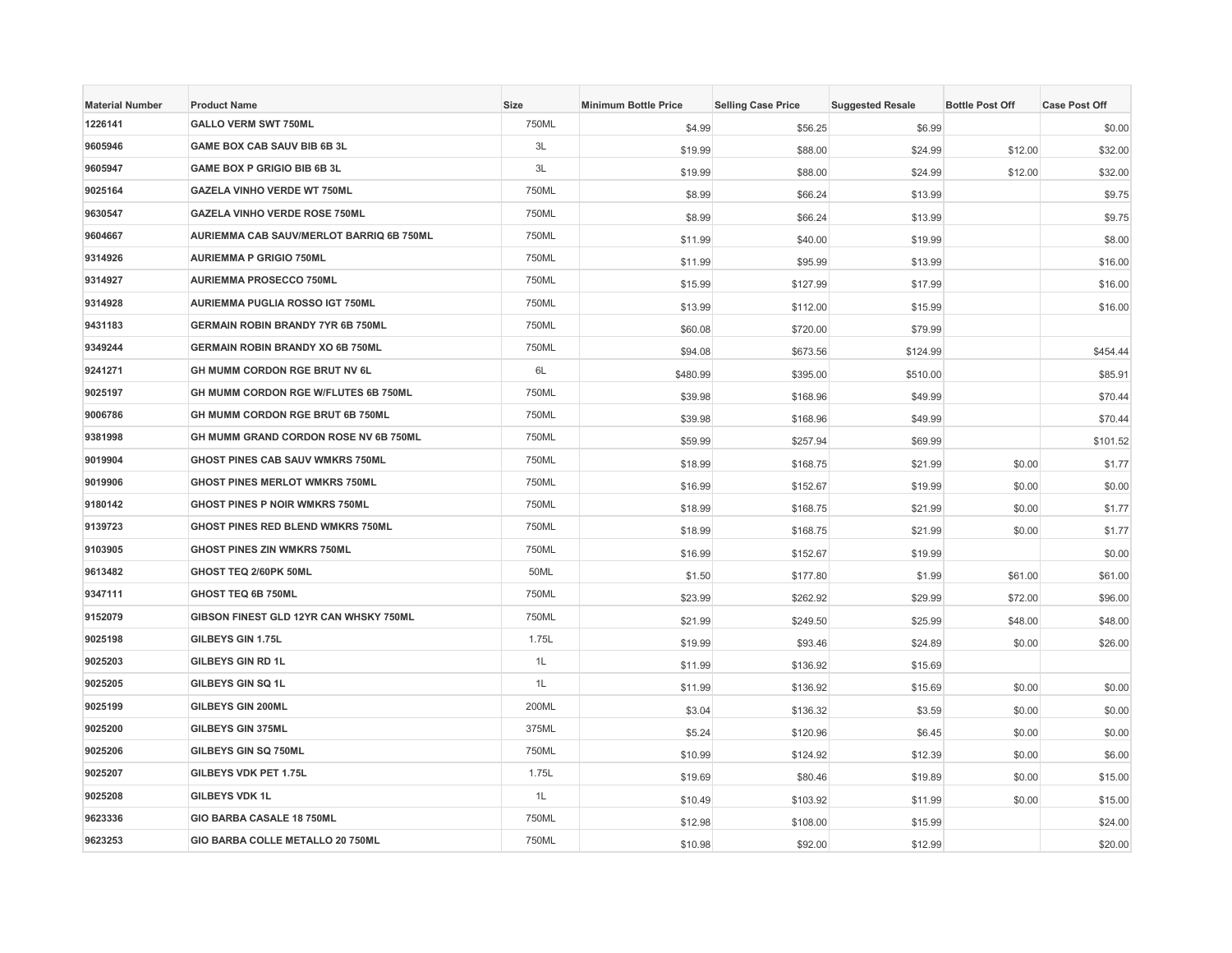| Material Number | Product Name | Size | Minimum Bottle Price | Selling Case Price | Suggested Resale | Bottle Post Off | Case Post Off |
|---|---|---|---|---|---|---|---|
| 1226141 | GALLO VERM SWT 750ML | 750ML | $4.99 | $56.25 | $6.99 | | $0.00 |
| 9605946 | GAME BOX CAB SAUV BIB 6B 3L | 3L | $19.99 | $88.00 | $24.99 | $12.00 | $32.00 |
| 9605947 | GAME BOX P GRIGIO BIB 6B 3L | 3L | $19.99 | $88.00 | $24.99 | $12.00 | $32.00 |
| 9025164 | GAZELA VINHO VERDE WT 750ML | 750ML | $8.99 | $66.24 | $13.99 | | $9.75 |
| 9630547 | GAZELA VINHO VERDE ROSE 750ML | 750ML | $8.99 | $66.24 | $13.99 | | $9.75 |
| 9604667 | AURIEMMA CAB SAUV/MERLOT BARRIQ 6B 750ML | 750ML | $11.99 | $40.00 | $19.99 | | $8.00 |
| 9314926 | AURIEMMA P GRIGIO 750ML | 750ML | $11.99 | $95.99 | $13.99 | | $16.00 |
| 9314927 | AURIEMMA PROSECCO 750ML | 750ML | $15.99 | $127.99 | $17.99 | | $16.00 |
| 9314928 | AURIEMMA PUGLIA ROSSO IGT 750ML | 750ML | $13.99 | $112.00 | $15.99 | | $16.00 |
| 9431183 | GERMAIN ROBIN BRANDY 7YR 6B 750ML | 750ML | $60.08 | $720.00 | $79.99 | | |
| 9349244 | GERMAIN ROBIN BRANDY XO 6B 750ML | 750ML | $94.08 | $673.56 | $124.99 | | $454.44 |
| 9241271 | GH MUMM CORDON RGE BRUT NV 6L | 6L | $480.99 | $395.00 | $510.00 | | $85.91 |
| 9025197 | GH MUMM CORDON RGE W/FLUTES 6B 750ML | 750ML | $39.98 | $168.96 | $49.99 | | $70.44 |
| 9006786 | GH MUMM CORDON RGE BRUT 6B 750ML | 750ML | $39.98 | $168.96 | $49.99 | | $70.44 |
| 9381998 | GH MUMM GRAND CORDON ROSE NV 6B 750ML | 750ML | $59.99 | $257.94 | $69.99 | | $101.52 |
| 9019904 | GHOST PINES CAB SAUV WMKRS 750ML | 750ML | $18.99 | $168.75 | $21.99 | $0.00 | $1.77 |
| 9019906 | GHOST PINES MERLOT WMKRS 750ML | 750ML | $16.99 | $152.67 | $19.99 | $0.00 | $0.00 |
| 9180142 | GHOST PINES P NOIR WMKRS 750ML | 750ML | $18.99 | $168.75 | $21.99 | $0.00 | $1.77 |
| 9139723 | GHOST PINES RED BLEND WMKRS 750ML | 750ML | $18.99 | $168.75 | $21.99 | $0.00 | $1.77 |
| 9103905 | GHOST PINES ZIN WMKRS 750ML | 750ML | $16.99 | $152.67 | $19.99 | | $0.00 |
| 9613482 | GHOST TEQ 2/60PK 50ML | 50ML | $1.50 | $177.80 | $1.99 | $61.00 | $61.00 |
| 9347111 | GHOST TEQ 6B 750ML | 750ML | $23.99 | $262.92 | $29.99 | $72.00 | $96.00 |
| 9152079 | GIBSON FINEST GLD 12YR CAN WHSKY 750ML | 750ML | $21.99 | $249.50 | $25.99 | $48.00 | $48.00 |
| 9025198 | GILBEYS GIN 1.75L | 1.75L | $19.99 | $93.46 | $24.89 | $0.00 | $26.00 |
| 9025203 | GILBEYS GIN RD 1L | 1L | $11.99 | $136.92 | $15.69 | | |
| 9025205 | GILBEYS GIN SQ 1L | 1L | $11.99 | $136.92 | $15.69 | $0.00 | $0.00 |
| 9025199 | GILBEYS GIN 200ML | 200ML | $3.04 | $136.32 | $3.59 | $0.00 | $0.00 |
| 9025200 | GILBEYS GIN 375ML | 375ML | $5.24 | $120.96 | $6.45 | $0.00 | $0.00 |
| 9025206 | GILBEYS GIN SQ 750ML | 750ML | $10.99 | $124.92 | $12.39 | $0.00 | $6.00 |
| 9025207 | GILBEYS VDK PET 1.75L | 1.75L | $19.69 | $80.46 | $19.89 | $0.00 | $15.00 |
| 9025208 | GILBEYS VDK 1L | 1L | $10.49 | $103.92 | $11.99 | $0.00 | $15.00 |
| 9623336 | GIO BARBA CASALE 18 750ML | 750ML | $12.98 | $108.00 | $15.99 | | $24.00 |
| 9623253 | GIO BARBA COLLE METALLO 20 750ML | 750ML | $10.98 | $92.00 | $12.99 | | $20.00 |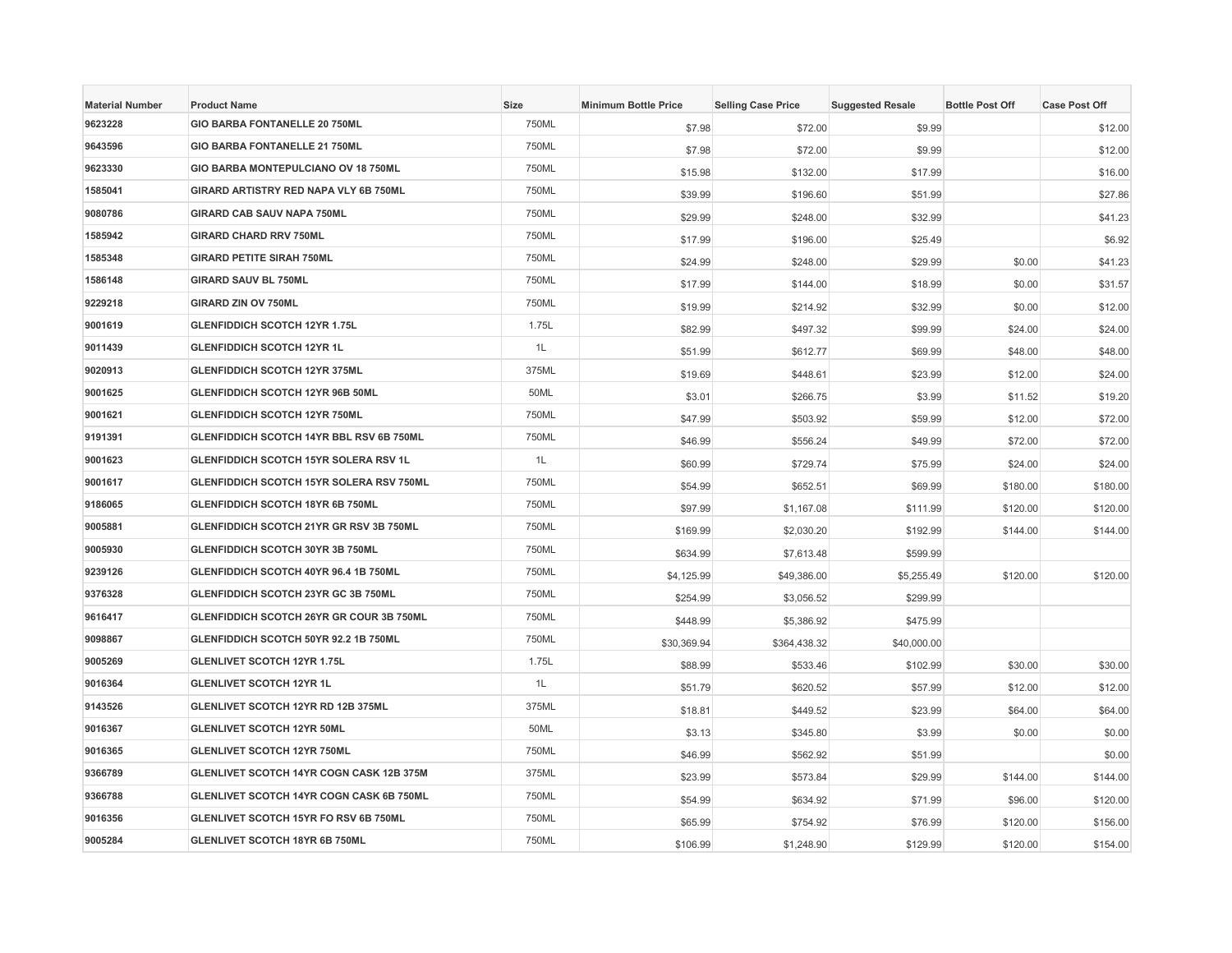| Material Number | Product Name | Size | Minimum Bottle Price | Selling Case Price | Suggested Resale | Bottle Post Off | Case Post Off |
|---|---|---|---|---|---|---|---|
| 9623228 | GIO BARBA FONTANELLE 20 750ML | 750ML | $7.98 | $72.00 | $9.99 | | $12.00 |
| 9643596 | GIO BARBA FONTANELLE 21 750ML | 750ML | $7.98 | $72.00 | $9.99 | | $12.00 |
| 9623330 | GIO BARBA MONTEPULCIANO OV 18 750ML | 750ML | $15.98 | $132.00 | $17.99 | | $16.00 |
| 1585041 | GIRARD ARTISTRY RED NAPA VLY 6B 750ML | 750ML | $39.99 | $196.60 | $51.99 | | $27.86 |
| 9080786 | GIRARD CAB SAUV NAPA 750ML | 750ML | $29.99 | $248.00 | $32.99 | | $41.23 |
| 1585942 | GIRARD CHARD RRV 750ML | 750ML | $17.99 | $196.00 | $25.49 | | $6.92 |
| 1585348 | GIRARD PETITE SIRAH 750ML | 750ML | $24.99 | $248.00 | $29.99 | $0.00 | $41.23 |
| 1586148 | GIRARD SAUV BL 750ML | 750ML | $17.99 | $144.00 | $18.99 | $0.00 | $31.57 |
| 9229218 | GIRARD ZIN OV 750ML | 750ML | $19.99 | $214.92 | $32.99 | $0.00 | $12.00 |
| 9001619 | GLENFIDDICH SCOTCH 12YR 1.75L | 1.75L | $82.99 | $497.32 | $99.99 | $24.00 | $24.00 |
| 9011439 | GLENFIDDICH SCOTCH 12YR 1L | 1L | $51.99 | $612.77 | $69.99 | $48.00 | $48.00 |
| 9020913 | GLENFIDDICH SCOTCH 12YR 375ML | 375ML | $19.69 | $448.61 | $23.99 | $12.00 | $24.00 |
| 9001625 | GLENFIDDICH SCOTCH 12YR 96B 50ML | 50ML | $3.01 | $266.75 | $3.99 | $11.52 | $19.20 |
| 9001621 | GLENFIDDICH SCOTCH 12YR 750ML | 750ML | $47.99 | $503.92 | $59.99 | $12.00 | $72.00 |
| 9191391 | GLENFIDDICH SCOTCH 14YR BBL RSV 6B 750ML | 750ML | $46.99 | $556.24 | $49.99 | $72.00 | $72.00 |
| 9001623 | GLENFIDDICH SCOTCH 15YR SOLERA RSV 1L | 1L | $60.99 | $729.74 | $75.99 | $24.00 | $24.00 |
| 9001617 | GLENFIDDICH SCOTCH 15YR SOLERA RSV 750ML | 750ML | $54.99 | $652.51 | $69.99 | $180.00 | $180.00 |
| 9186065 | GLENFIDDICH SCOTCH 18YR 6B 750ML | 750ML | $97.99 | $1,167.08 | $111.99 | $120.00 | $120.00 |
| 9005881 | GLENFIDDICH SCOTCH 21YR GR RSV 3B 750ML | 750ML | $169.99 | $2,030.20 | $192.99 | $144.00 | $144.00 |
| 9005930 | GLENFIDDICH SCOTCH 30YR 3B 750ML | 750ML | $634.99 | $7,613.48 | $599.99 | | |
| 9239126 | GLENFIDDICH SCOTCH 40YR 96.4 1B 750ML | 750ML | $4,125.99 | $49,386.00 | $5,255.49 | $120.00 | $120.00 |
| 9376328 | GLENFIDDICH SCOTCH 23YR GC 3B 750ML | 750ML | $254.99 | $3,056.52 | $299.99 | | |
| 9616417 | GLENFIDDICH SCOTCH 26YR GR COUR 3B 750ML | 750ML | $448.99 | $5,386.92 | $475.99 | | |
| 9098867 | GLENFIDDICH SCOTCH 50YR 92.2 1B 750ML | 750ML | $30,369.94 | $364,438.32 | $40,000.00 | | |
| 9005269 | GLENLIVET SCOTCH 12YR 1.75L | 1.75L | $88.99 | $533.46 | $102.99 | $30.00 | $30.00 |
| 9016364 | GLENLIVET SCOTCH 12YR 1L | 1L | $51.79 | $620.52 | $57.99 | $12.00 | $12.00 |
| 9143526 | GLENLIVET SCOTCH 12YR RD 12B 375ML | 375ML | $18.81 | $449.52 | $23.99 | $64.00 | $64.00 |
| 9016367 | GLENLIVET SCOTCH 12YR 50ML | 50ML | $3.13 | $345.80 | $3.99 | $0.00 | $0.00 |
| 9016365 | GLENLIVET SCOTCH 12YR 750ML | 750ML | $46.99 | $562.92 | $51.99 | | $0.00 |
| 9366789 | GLENLIVET SCOTCH 14YR COGN CASK 12B 375M | 375ML | $23.99 | $573.84 | $29.99 | $144.00 | $144.00 |
| 9366788 | GLENLIVET SCOTCH 14YR COGN CASK 6B 750ML | 750ML | $54.99 | $634.92 | $71.99 | $96.00 | $120.00 |
| 9016356 | GLENLIVET SCOTCH 15YR FO RSV 6B 750ML | 750ML | $65.99 | $754.92 | $76.99 | $120.00 | $156.00 |
| 9005284 | GLENLIVET SCOTCH 18YR 6B 750ML | 750ML | $106.99 | $1,248.90 | $129.99 | $120.00 | $154.00 |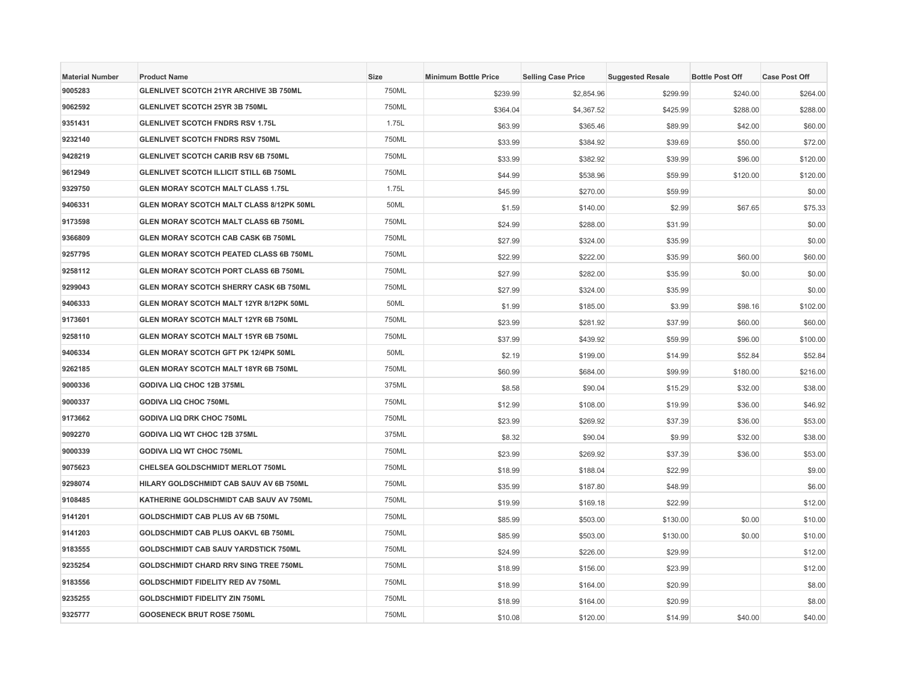| Material Number | Product Name | Size | Minimum Bottle Price | Selling Case Price | Suggested Resale | Bottle Post Off | Case Post Off |
|---|---|---|---|---|---|---|---|
| 9005283 | GLENLIVET SCOTCH 21YR ARCHIVE 3B 750ML | 750ML | $239.99 | $2,854.96 | $299.99 | $240.00 | $264.00 |
| 9062592 | GLENLIVET SCOTCH 25YR 3B 750ML | 750ML | $364.04 | $4,367.52 | $425.99 | $288.00 | $288.00 |
| 9351431 | GLENLIVET SCOTCH FNDRS RSV 1.75L | 1.75L | $63.99 | $365.46 | $89.99 | $42.00 | $60.00 |
| 9232140 | GLENLIVET SCOTCH FNDRS RSV 750ML | 750ML | $33.99 | $384.92 | $39.69 | $50.00 | $72.00 |
| 9428219 | GLENLIVET SCOTCH CARIB RSV 6B 750ML | 750ML | $33.99 | $382.92 | $39.99 | $96.00 | $120.00 |
| 9612949 | GLENLIVET SCOTCH ILLICIT STILL 6B 750ML | 750ML | $44.99 | $538.96 | $59.99 | $120.00 | $120.00 |
| 9329750 | GLEN MORAY SCOTCH MALT CLASS 1.75L | 1.75L | $45.99 | $270.00 | $59.99 | | $0.00 |
| 9406331 | GLEN MORAY SCOTCH MALT CLASS 8/12PK 50ML | 50ML | $1.59 | $140.00 | $2.99 | $67.65 | $75.33 |
| 9173598 | GLEN MORAY SCOTCH MALT CLASS 6B 750ML | 750ML | $24.99 | $288.00 | $31.99 | | $0.00 |
| 9366809 | GLEN MORAY SCOTCH CAB CASK 6B 750ML | 750ML | $27.99 | $324.00 | $35.99 | | $0.00 |
| 9257795 | GLEN MORAY SCOTCH PEATED CLASS 6B 750ML | 750ML | $22.99 | $222.00 | $35.99 | $60.00 | $60.00 |
| 9258112 | GLEN MORAY SCOTCH PORT CLASS 6B 750ML | 750ML | $27.99 | $282.00 | $35.99 | $0.00 | $0.00 |
| 9299043 | GLEN MORAY SCOTCH SHERRY CASK 6B 750ML | 750ML | $27.99 | $324.00 | $35.99 | | $0.00 |
| 9406333 | GLEN MORAY SCOTCH MALT 12YR 8/12PK 50ML | 50ML | $1.99 | $185.00 | $3.99 | $98.16 | $102.00 |
| 9173601 | GLEN MORAY SCOTCH MALT 12YR 6B 750ML | 750ML | $23.99 | $281.92 | $37.99 | $60.00 | $60.00 |
| 9258110 | GLEN MORAY SCOTCH MALT 15YR 6B 750ML | 750ML | $37.99 | $439.92 | $59.99 | $96.00 | $100.00 |
| 9406334 | GLEN MORAY SCOTCH GFT PK 12/4PK 50ML | 50ML | $2.19 | $199.00 | $14.99 | $52.84 | $52.84 |
| 9262185 | GLEN MORAY SCOTCH MALT 18YR 6B 750ML | 750ML | $60.99 | $684.00 | $99.99 | $180.00 | $216.00 |
| 9000336 | GODIVA LIQ CHOC 12B 375ML | 375ML | $8.58 | $90.04 | $15.29 | $32.00 | $38.00 |
| 9000337 | GODIVA LIQ CHOC 750ML | 750ML | $12.99 | $108.00 | $19.99 | $36.00 | $46.92 |
| 9173662 | GODIVA LIQ DRK CHOC 750ML | 750ML | $23.99 | $269.92 | $37.39 | $36.00 | $53.00 |
| 9092270 | GODIVA LIQ WT CHOC 12B 375ML | 375ML | $8.32 | $90.04 | $9.99 | $32.00 | $38.00 |
| 9000339 | GODIVA LIQ WT CHOC 750ML | 750ML | $23.99 | $269.92 | $37.39 | $36.00 | $53.00 |
| 9075623 | CHELSEA GOLDSCHMIDT MERLOT 750ML | 750ML | $18.99 | $188.04 | $22.99 | | $9.00 |
| 9298074 | HILARY GOLDSCHMIDT CAB SAUV AV 6B 750ML | 750ML | $35.99 | $187.80 | $48.99 | | $6.00 |
| 9108485 | KATHERINE GOLDSCHMIDT CAB SAUV AV 750ML | 750ML | $19.99 | $169.18 | $22.99 | | $12.00 |
| 9141201 | GOLDSCHMIDT CAB PLUS AV 6B 750ML | 750ML | $85.99 | $503.00 | $130.00 | $0.00 | $10.00 |
| 9141203 | GOLDSCHMIDT CAB PLUS OAKVL 6B 750ML | 750ML | $85.99 | $503.00 | $130.00 | $0.00 | $10.00 |
| 9183555 | GOLDSCHMIDT CAB SAUV YARDSTICK 750ML | 750ML | $24.99 | $226.00 | $29.99 | | $12.00 |
| 9235254 | GOLDSCHMIDT CHARD RRV SING TREE 750ML | 750ML | $18.99 | $156.00 | $23.99 | | $12.00 |
| 9183556 | GOLDSCHMIDT FIDELITY RED AV 750ML | 750ML | $18.99 | $164.00 | $20.99 | | $8.00 |
| 9235255 | GOLDSCHMIDT FIDELITY ZIN 750ML | 750ML | $18.99 | $164.00 | $20.99 | | $8.00 |
| 9325777 | GOOSENECK BRUT ROSE 750ML | 750ML | $10.08 | $120.00 | $14.99 | $40.00 | $40.00 |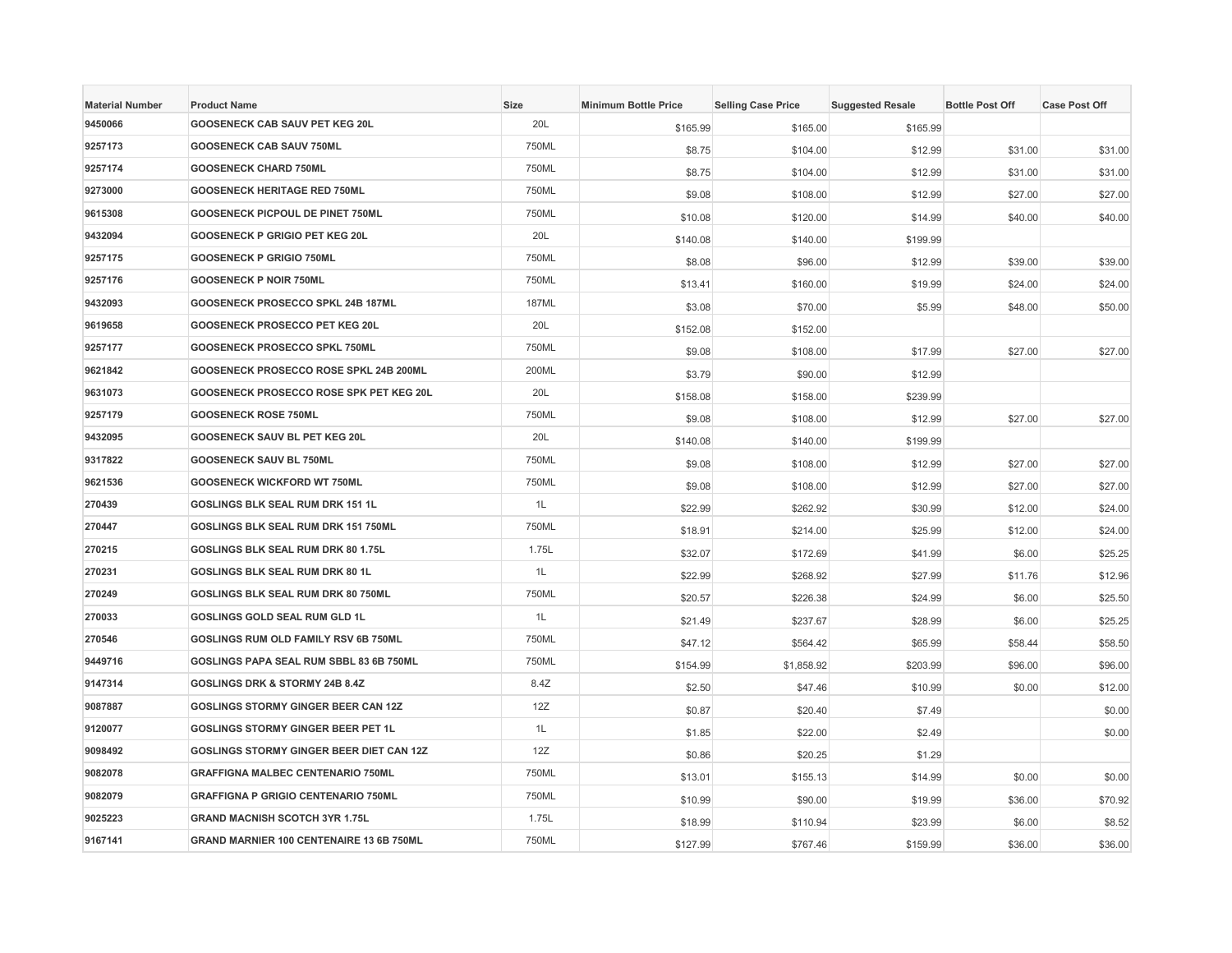| Material Number | Product Name | Size | Minimum Bottle Price | Selling Case Price | Suggested Resale | Bottle Post Off | Case Post Off |
|---|---|---|---|---|---|---|---|
| 9450066 | GOOSENECK CAB SAUV PET KEG 20L | 20L | $165.99 | $165.00 | $165.99 | | |
| 9257173 | GOOSENECK CAB SAUV 750ML | 750ML | $8.75 | $104.00 | $12.99 | $31.00 | $31.00 |
| 9257174 | GOOSENECK CHARD 750ML | 750ML | $8.75 | $104.00 | $12.99 | $31.00 | $31.00 |
| 9273000 | GOOSENECK HERITAGE RED 750ML | 750ML | $9.08 | $108.00 | $12.99 | $27.00 | $27.00 |
| 9615308 | GOOSENECK PICPOUL DE PINET 750ML | 750ML | $10.08 | $120.00 | $14.99 | $40.00 | $40.00 |
| 9432094 | GOOSENECK P GRIGIO PET KEG 20L | 20L | $140.08 | $140.00 | $199.99 | | |
| 9257175 | GOOSENECK P GRIGIO 750ML | 750ML | $8.08 | $96.00 | $12.99 | $39.00 | $39.00 |
| 9257176 | GOOSENECK P NOIR 750ML | 750ML | $13.41 | $160.00 | $19.99 | $24.00 | $24.00 |
| 9432093 | GOOSENECK PROSECCO SPKL 24B 187ML | 187ML | $3.08 | $70.00 | $5.99 | $48.00 | $50.00 |
| 9619658 | GOOSENECK PROSECCO PET KEG 20L | 20L | $152.08 | $152.00 | | | |
| 9257177 | GOOSENECK PROSECCO SPKL 750ML | 750ML | $9.08 | $108.00 | $17.99 | $27.00 | $27.00 |
| 9621842 | GOOSENECK PROSECCO ROSE SPKL 24B 200ML | 200ML | $3.79 | $90.00 | $12.99 | | |
| 9631073 | GOOSENECK PROSECCO ROSE SPK PET KEG 20L | 20L | $158.08 | $158.00 | $239.99 | | |
| 9257179 | GOOSENECK ROSE 750ML | 750ML | $9.08 | $108.00 | $12.99 | $27.00 | $27.00 |
| 9432095 | GOOSENECK SAUV BL PET KEG 20L | 20L | $140.08 | $140.00 | $199.99 | | |
| 9317822 | GOOSENECK SAUV BL 750ML | 750ML | $9.08 | $108.00 | $12.99 | $27.00 | $27.00 |
| 9621536 | GOOSENECK WICKFORD WT 750ML | 750ML | $9.08 | $108.00 | $12.99 | $27.00 | $27.00 |
| 270439 | GOSLINGS BLK SEAL RUM DRK 151 1L | 1L | $22.99 | $262.92 | $30.99 | $12.00 | $24.00 |
| 270447 | GOSLINGS BLK SEAL RUM DRK 151 750ML | 750ML | $18.91 | $214.00 | $25.99 | $12.00 | $24.00 |
| 270215 | GOSLINGS BLK SEAL RUM DRK 80 1.75L | 1.75L | $32.07 | $172.69 | $41.99 | $6.00 | $25.25 |
| 270231 | GOSLINGS BLK SEAL RUM DRK 80 1L | 1L | $22.99 | $268.92 | $27.99 | $11.76 | $12.96 |
| 270249 | GOSLINGS BLK SEAL RUM DRK 80 750ML | 750ML | $20.57 | $226.38 | $24.99 | $6.00 | $25.50 |
| 270033 | GOSLINGS GOLD SEAL RUM GLD 1L | 1L | $21.49 | $237.67 | $28.99 | $6.00 | $25.25 |
| 270546 | GOSLINGS RUM OLD FAMILY RSV 6B 750ML | 750ML | $47.12 | $564.42 | $65.99 | $58.44 | $58.50 |
| 9449716 | GOSLINGS PAPA SEAL RUM SBBL 83 6B 750ML | 750ML | $154.99 | $1,858.92 | $203.99 | $96.00 | $96.00 |
| 9147314 | GOSLINGS DRK & STORMY 24B 8.4Z | 8.4Z | $2.50 | $47.46 | $10.99 | $0.00 | $12.00 |
| 9087887 | GOSLINGS STORMY GINGER BEER CAN 12Z | 12Z | $0.87 | $20.40 | $7.49 | | $0.00 |
| 9120077 | GOSLINGS STORMY GINGER BEER PET 1L | 1L | $1.85 | $22.00 | $2.49 | | $0.00 |
| 9098492 | GOSLINGS STORMY GINGER BEER DIET CAN 12Z | 12Z | $0.86 | $20.25 | $1.29 | | |
| 9082078 | GRAFFIGNA MALBEC CENTENARIO 750ML | 750ML | $13.01 | $155.13 | $14.99 | $0.00 | $0.00 |
| 9082079 | GRAFFIGNA P GRIGIO CENTENARIO 750ML | 750ML | $10.99 | $90.00 | $19.99 | $36.00 | $70.92 |
| 9025223 | GRAND MACNISH SCOTCH 3YR 1.75L | 1.75L | $18.99 | $110.94 | $23.99 | $6.00 | $8.52 |
| 9167141 | GRAND MARNIER 100 CENTENAIRE 13 6B 750ML | 750ML | $127.99 | $767.46 | $159.99 | $36.00 | $36.00 |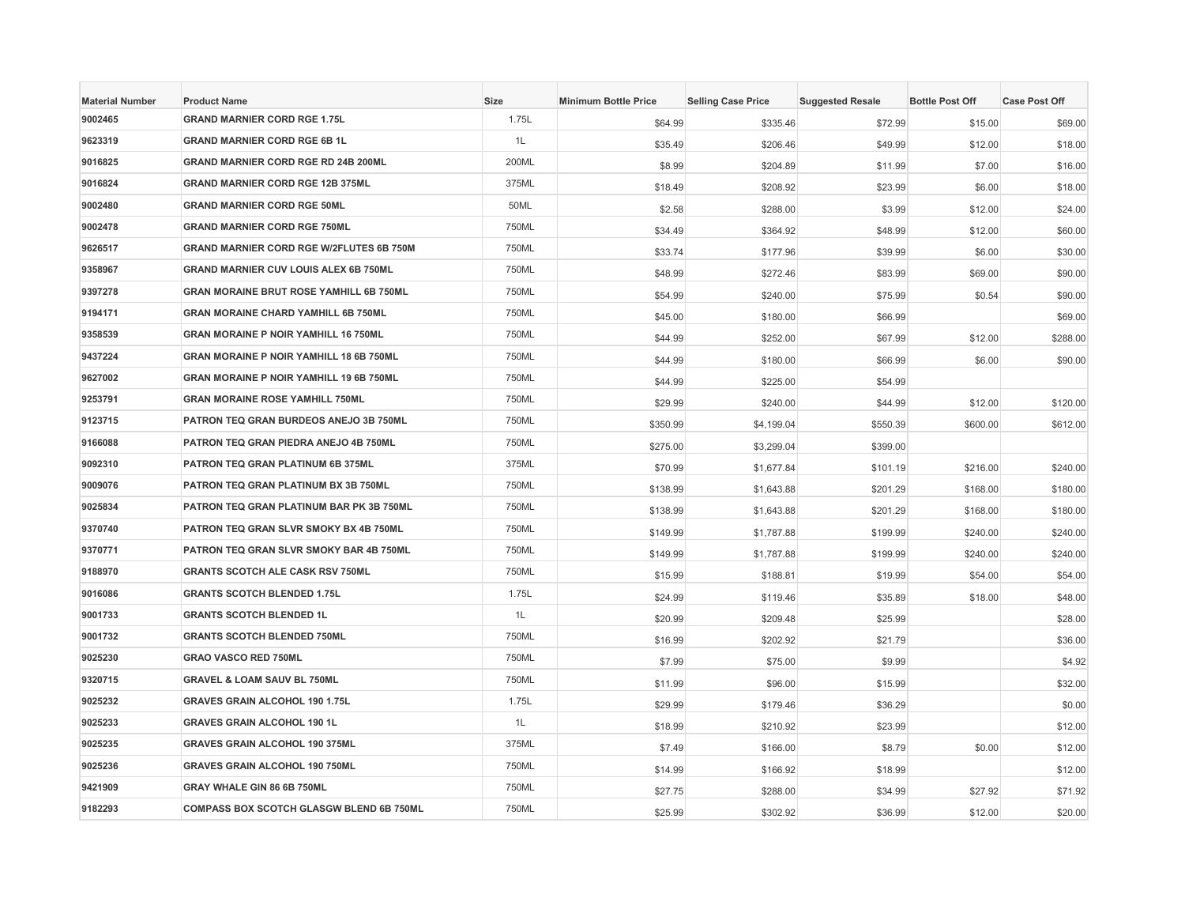| Material Number | Product Name | Size | Minimum Bottle Price | Selling Case Price | Suggested Resale | Bottle Post Off | Case Post Off |
|---|---|---|---|---|---|---|---|
| 9002465 | GRAND MARNIER CORD RGE 1.75L | 1.75L | $64.99 | $335.46 | $72.99 | $15.00 | $69.00 |
| 9623319 | GRAND MARNIER CORD RGE 6B 1L | 1L | $35.49 | $206.46 | $49.99 | $12.00 | $18.00 |
| 9016825 | GRAND MARNIER CORD RGE RD 24B 200ML | 200ML | $8.99 | $204.89 | $11.99 | $7.00 | $16.00 |
| 9016824 | GRAND MARNIER CORD RGE 12B 375ML | 375ML | $18.49 | $208.92 | $23.99 | $6.00 | $18.00 |
| 9002480 | GRAND MARNIER CORD RGE 50ML | 50ML | $2.58 | $288.00 | $3.99 | $12.00 | $24.00 |
| 9002478 | GRAND MARNIER CORD RGE 750ML | 750ML | $34.49 | $364.92 | $48.99 | $12.00 | $60.00 |
| 9626517 | GRAND MARNIER CORD RGE W/2FLUTES 6B 750M | 750ML | $33.74 | $177.96 | $39.99 | $6.00 | $30.00 |
| 9358967 | GRAND MARNIER CUV LOUIS ALEX 6B 750ML | 750ML | $48.99 | $272.46 | $83.99 | $69.00 | $90.00 |
| 9397278 | GRAN MORAINE BRUT ROSE YAMHILL 6B 750ML | 750ML | $54.99 | $240.00 | $75.99 | $0.54 | $90.00 |
| 9194171 | GRAN MORAINE CHARD YAMHILL 6B 750ML | 750ML | $45.00 | $180.00 | $66.99 | | $69.00 |
| 9358539 | GRAN MORAINE P NOIR YAMHILL 16 750ML | 750ML | $44.99 | $252.00 | $67.99 | $12.00 | $288.00 |
| 9437224 | GRAN MORAINE P NOIR YAMHILL 18 6B 750ML | 750ML | $44.99 | $180.00 | $66.99 | $6.00 | $90.00 |
| 9627002 | GRAN MORAINE P NOIR YAMHILL 19 6B 750ML | 750ML | $44.99 | $225.00 | $54.99 | | |
| 9253791 | GRAN MORAINE ROSE YAMHILL 750ML | 750ML | $29.99 | $240.00 | $44.99 | $12.00 | $120.00 |
| 9123715 | PATRON TEQ GRAN BURDEOS ANEJO 3B 750ML | 750ML | $350.99 | $4,199.04 | $550.39 | $600.00 | $612.00 |
| 9166088 | PATRON TEQ GRAN PIEDRA ANEJO 4B 750ML | 750ML | $275.00 | $3,299.04 | $399.00 | | |
| 9092310 | PATRON TEQ GRAN PLATINUM 6B 375ML | 375ML | $70.99 | $1,677.84 | $101.19 | $216.00 | $240.00 |
| 9009076 | PATRON TEQ GRAN PLATINUM BX 3B 750ML | 750ML | $138.99 | $1,643.88 | $201.29 | $168.00 | $180.00 |
| 9025834 | PATRON TEQ GRAN PLATINUM BAR PK 3B 750ML | 750ML | $138.99 | $1,643.88 | $201.29 | $168.00 | $180.00 |
| 9370740 | PATRON TEQ GRAN SLVR SMOKY BX 4B 750ML | 750ML | $149.99 | $1,787.88 | $199.99 | $240.00 | $240.00 |
| 9370771 | PATRON TEQ GRAN SLVR SMOKY BAR 4B 750ML | 750ML | $149.99 | $1,787.88 | $199.99 | $240.00 | $240.00 |
| 9188970 | GRANTS SCOTCH ALE CASK RSV 750ML | 750ML | $15.99 | $188.81 | $19.99 | $54.00 | $54.00 |
| 9016086 | GRANTS SCOTCH BLENDED 1.75L | 1.75L | $24.99 | $119.46 | $35.89 | $18.00 | $48.00 |
| 9001733 | GRANTS SCOTCH BLENDED 1L | 1L | $20.99 | $209.48 | $25.99 | | $28.00 |
| 9001732 | GRANTS SCOTCH BLENDED 750ML | 750ML | $16.99 | $202.92 | $21.79 | | $36.00 |
| 9025230 | GRAO VASCO RED 750ML | 750ML | $7.99 | $75.00 | $9.99 | | $4.92 |
| 9320715 | GRAVEL & LOAM SAUV BL 750ML | 750ML | $11.99 | $96.00 | $15.99 | | $32.00 |
| 9025232 | GRAVES GRAIN ALCOHOL 190 1.75L | 1.75L | $29.99 | $179.46 | $36.29 | | $0.00 |
| 9025233 | GRAVES GRAIN ALCOHOL 190 1L | 1L | $18.99 | $210.92 | $23.99 | | $12.00 |
| 9025235 | GRAVES GRAIN ALCOHOL 190 375ML | 375ML | $7.49 | $166.00 | $8.79 | $0.00 | $12.00 |
| 9025236 | GRAVES GRAIN ALCOHOL 190 750ML | 750ML | $14.99 | $166.92 | $18.99 | | $12.00 |
| 9421909 | GRAY WHALE GIN 86 6B 750ML | 750ML | $27.75 | $288.00 | $34.99 | $27.92 | $71.92 |
| 9182293 | COMPASS BOX SCOTCH GLASGW BLEND 6B 750ML | 750ML | $25.99 | $302.92 | $36.99 | $12.00 | $20.00 |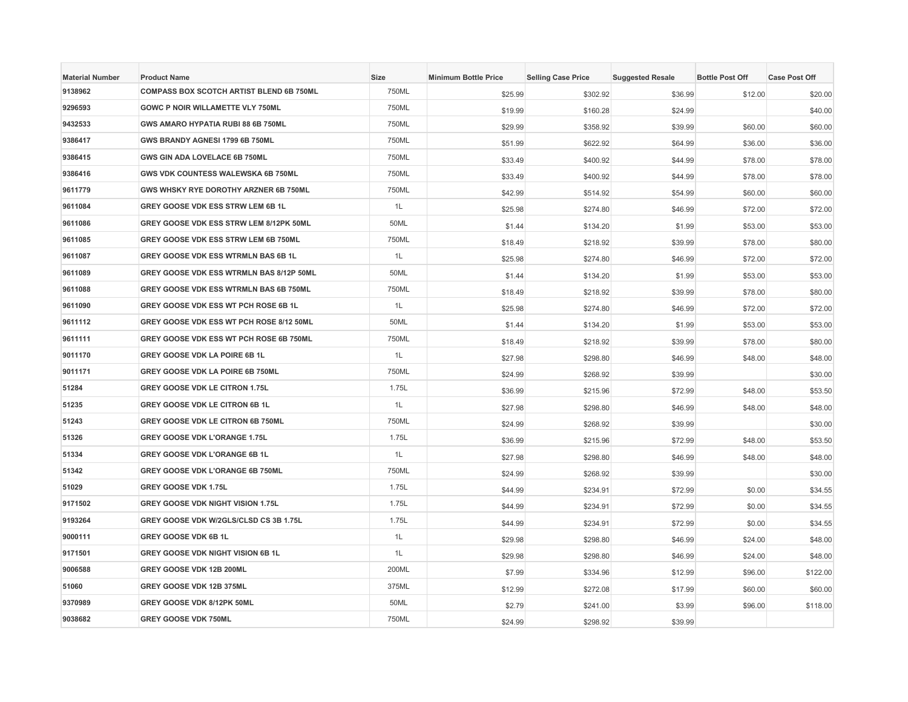| Material Number | Product Name | Size | Minimum Bottle Price | Selling Case Price | Suggested Resale | Bottle Post Off | Case Post Off |
|---|---|---|---|---|---|---|---|
| 9138962 | COMPASS BOX SCOTCH ARTIST BLEND 6B 750ML | 750ML | $25.99 | $302.92 | $36.99 | $12.00 | $20.00 |
| 9296593 | GOWC P NOIR WILLAMETTE VLY 750ML | 750ML | $19.99 | $160.28 | $24.99 | | $40.00 |
| 9432533 | GWS AMARO HYPATIA RUBI 88 6B 750ML | 750ML | $29.99 | $358.92 | $39.99 | $60.00 | $60.00 |
| 9386417 | GWS BRANDY AGNESI 1799 6B 750ML | 750ML | $51.99 | $622.92 | $64.99 | $36.00 | $36.00 |
| 9386415 | GWS GIN ADA LOVELACE 6B 750ML | 750ML | $33.49 | $400.92 | $44.99 | $78.00 | $78.00 |
| 9386416 | GWS VDK COUNTESS WALEWSKA 6B 750ML | 750ML | $33.49 | $400.92 | $44.99 | $78.00 | $78.00 |
| 9611779 | GWS WHSKY RYE DOROTHY ARZNER 6B 750ML | 750ML | $42.99 | $514.92 | $54.99 | $60.00 | $60.00 |
| 9611084 | GREY GOOSE VDK ESS STRW LEM 6B 1L | 1L | $25.98 | $274.80 | $46.99 | $72.00 | $72.00 |
| 9611086 | GREY GOOSE VDK ESS STRW LEM 8/12PK 50ML | 50ML | $1.44 | $134.20 | $1.99 | $53.00 | $53.00 |
| 9611085 | GREY GOOSE VDK ESS STRW LEM 6B 750ML | 750ML | $18.49 | $218.92 | $39.99 | $78.00 | $80.00 |
| 9611087 | GREY GOOSE VDK ESS WTRMLN BAS 6B 1L | 1L | $25.98 | $274.80 | $46.99 | $72.00 | $72.00 |
| 9611089 | GREY GOOSE VDK ESS WTRMLN BAS 8/12P 50ML | 50ML | $1.44 | $134.20 | $1.99 | $53.00 | $53.00 |
| 9611088 | GREY GOOSE VDK ESS WTRMLN BAS 6B 750ML | 750ML | $18.49 | $218.92 | $39.99 | $78.00 | $80.00 |
| 9611090 | GREY GOOSE VDK ESS WT PCH ROSE 6B 1L | 1L | $25.98 | $274.80 | $46.99 | $72.00 | $72.00 |
| 9611112 | GREY GOOSE VDK ESS WT PCH ROSE 8/12 50ML | 50ML | $1.44 | $134.20 | $1.99 | $53.00 | $53.00 |
| 9611111 | GREY GOOSE VDK ESS WT PCH ROSE 6B 750ML | 750ML | $18.49 | $218.92 | $39.99 | $78.00 | $80.00 |
| 9011170 | GREY GOOSE VDK LA POIRE 6B 1L | 1L | $27.98 | $298.80 | $46.99 | $48.00 | $48.00 |
| 9011171 | GREY GOOSE VDK LA POIRE 6B 750ML | 750ML | $24.99 | $268.92 | $39.99 | | $30.00 |
| 51284 | GREY GOOSE VDK LE CITRON 1.75L | 1.75L | $36.99 | $215.96 | $72.99 | $48.00 | $53.50 |
| 51235 | GREY GOOSE VDK LE CITRON 6B 1L | 1L | $27.98 | $298.80 | $46.99 | $48.00 | $48.00 |
| 51243 | GREY GOOSE VDK LE CITRON 6B 750ML | 750ML | $24.99 | $268.92 | $39.99 | | $30.00 |
| 51326 | GREY GOOSE VDK L'ORANGE 1.75L | 1.75L | $36.99 | $215.96 | $72.99 | $48.00 | $53.50 |
| 51334 | GREY GOOSE VDK L'ORANGE 6B 1L | 1L | $27.98 | $298.80 | $46.99 | $48.00 | $48.00 |
| 51342 | GREY GOOSE VDK L'ORANGE 6B 750ML | 750ML | $24.99 | $268.92 | $39.99 | | $30.00 |
| 51029 | GREY GOOSE VDK 1.75L | 1.75L | $44.99 | $234.91 | $72.99 | $0.00 | $34.55 |
| 9171502 | GREY GOOSE VDK NIGHT VISION 1.75L | 1.75L | $44.99 | $234.91 | $72.99 | $0.00 | $34.55 |
| 9193264 | GREY GOOSE VDK W/2GLS/CLSD CS 3B 1.75L | 1.75L | $44.99 | $234.91 | $72.99 | $0.00 | $34.55 |
| 9000111 | GREY GOOSE VDK 6B 1L | 1L | $29.98 | $298.80 | $46.99 | $24.00 | $48.00 |
| 9171501 | GREY GOOSE VDK NIGHT VISION 6B 1L | 1L | $29.98 | $298.80 | $46.99 | $24.00 | $48.00 |
| 9006588 | GREY GOOSE VDK 12B 200ML | 200ML | $7.99 | $334.96 | $12.99 | $96.00 | $122.00 |
| 51060 | GREY GOOSE VDK 12B 375ML | 375ML | $12.99 | $272.08 | $17.99 | $60.00 | $60.00 |
| 9370989 | GREY GOOSE VDK 8/12PK 50ML | 50ML | $2.79 | $241.00 | $3.99 | $96.00 | $118.00 |
| 9038682 | GREY GOOSE VDK 750ML | 750ML | $24.99 | $298.92 | $39.99 | | |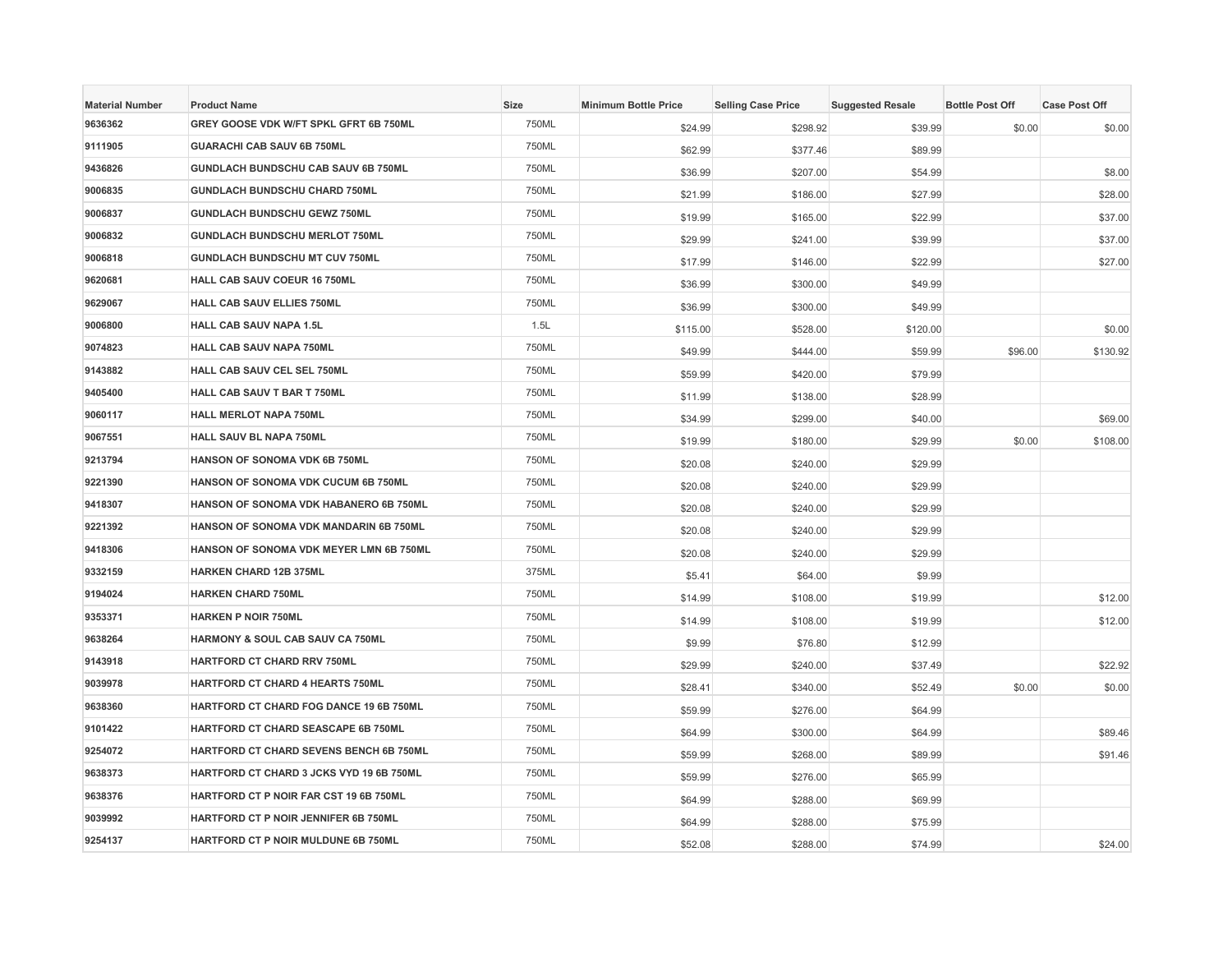| Material Number | Product Name | Size | Minimum Bottle Price | Selling Case Price | Suggested Resale | Bottle Post Off | Case Post Off |
|---|---|---|---|---|---|---|---|
| 9636362 | GREY GOOSE VDK W/FT SPKL GFRT 6B 750ML | 750ML | $24.99 | $298.92 | $39.99 | $0.00 | $0.00 |
| 9111905 | GUARACHI CAB SAUV 6B 750ML | 750ML | $62.99 | $377.46 | $89.99 | | |
| 9436826 | GUNDLACH BUNDSCHU CAB SAUV 6B 750ML | 750ML | $36.99 | $207.00 | $54.99 | | $8.00 |
| 9006835 | GUNDLACH BUNDSCHU CHARD 750ML | 750ML | $21.99 | $186.00 | $27.99 | | $28.00 |
| 9006837 | GUNDLACH BUNDSCHU GEWZ 750ML | 750ML | $19.99 | $165.00 | $22.99 | | $37.00 |
| 9006832 | GUNDLACH BUNDSCHU MERLOT 750ML | 750ML | $29.99 | $241.00 | $39.99 | | $37.00 |
| 9006818 | GUNDLACH BUNDSCHU MT CUV 750ML | 750ML | $17.99 | $146.00 | $22.99 | | $27.00 |
| 9620681 | HALL CAB SAUV COEUR 16 750ML | 750ML | $36.99 | $300.00 | $49.99 | | |
| 9629067 | HALL CAB SAUV ELLIES 750ML | 750ML | $36.99 | $300.00 | $49.99 | | |
| 9006800 | HALL CAB SAUV NAPA 1.5L | 1.5L | $115.00 | $528.00 | $120.00 | | $0.00 |
| 9074823 | HALL CAB SAUV NAPA 750ML | 750ML | $49.99 | $444.00 | $59.99 | $96.00 | $130.92 |
| 9143882 | HALL CAB SAUV CEL SEL 750ML | 750ML | $59.99 | $420.00 | $79.99 | | |
| 9405400 | HALL CAB SAUV T BAR T 750ML | 750ML | $11.99 | $138.00 | $28.99 | | |
| 9060117 | HALL MERLOT NAPA 750ML | 750ML | $34.99 | $299.00 | $40.00 | | $69.00 |
| 9067551 | HALL SAUV BL NAPA 750ML | 750ML | $19.99 | $180.00 | $29.99 | $0.00 | $108.00 |
| 9213794 | HANSON OF SONOMA VDK 6B 750ML | 750ML | $20.08 | $240.00 | $29.99 | | |
| 9221390 | HANSON OF SONOMA VDK CUCUM 6B 750ML | 750ML | $20.08 | $240.00 | $29.99 | | |
| 9418307 | HANSON OF SONOMA VDK HABANERO 6B 750ML | 750ML | $20.08 | $240.00 | $29.99 | | |
| 9221392 | HANSON OF SONOMA VDK MANDARIN 6B 750ML | 750ML | $20.08 | $240.00 | $29.99 | | |
| 9418306 | HANSON OF SONOMA VDK MEYER LMN 6B 750ML | 750ML | $20.08 | $240.00 | $29.99 | | |
| 9332159 | HARKEN CHARD 12B 375ML | 375ML | $5.41 | $64.00 | $9.99 | | |
| 9194024 | HARKEN CHARD 750ML | 750ML | $14.99 | $108.00 | $19.99 | | $12.00 |
| 9353371 | HARKEN P NOIR 750ML | 750ML | $14.99 | $108.00 | $19.99 | | $12.00 |
| 9638264 | HARMONY & SOUL CAB SAUV CA 750ML | 750ML | $9.99 | $76.80 | $12.99 | | |
| 9143918 | HARTFORD CT CHARD RRV 750ML | 750ML | $29.99 | $240.00 | $37.49 | | $22.92 |
| 9039978 | HARTFORD CT CHARD 4 HEARTS 750ML | 750ML | $28.41 | $340.00 | $52.49 | $0.00 | $0.00 |
| 9638360 | HARTFORD CT CHARD FOG DANCE 19 6B 750ML | 750ML | $59.99 | $276.00 | $64.99 | | |
| 9101422 | HARTFORD CT CHARD SEASCAPE 6B 750ML | 750ML | $64.99 | $300.00 | $64.99 | | $89.46 |
| 9254072 | HARTFORD CT CHARD SEVENS BENCH 6B 750ML | 750ML | $59.99 | $268.00 | $89.99 | | $91.46 |
| 9638373 | HARTFORD CT CHARD 3 JCKS VYD 19 6B 750ML | 750ML | $59.99 | $276.00 | $65.99 | | |
| 9638376 | HARTFORD CT P NOIR FAR CST 19 6B 750ML | 750ML | $64.99 | $288.00 | $69.99 | | |
| 9039992 | HARTFORD CT P NOIR JENNIFER 6B 750ML | 750ML | $64.99 | $288.00 | $75.99 | | |
| 9254137 | HARTFORD CT P NOIR MULDUNE 6B 750ML | 750ML | $52.08 | $288.00 | $74.99 | | $24.00 |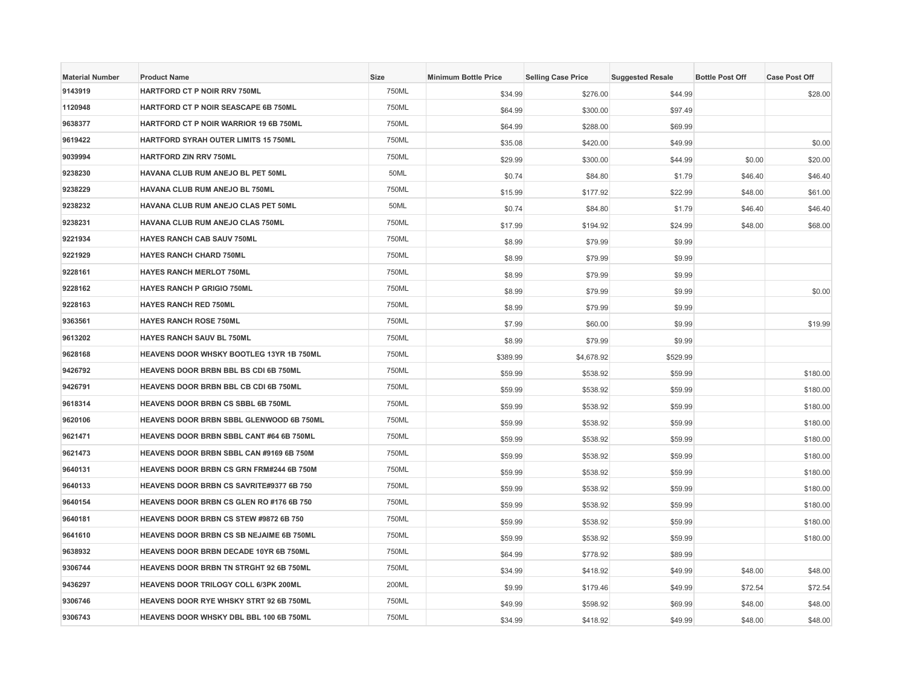| Material Number | Product Name | Size | Minimum Bottle Price | Selling Case Price | Suggested Resale | Bottle Post Off | Case Post Off |
|---|---|---|---|---|---|---|---|
| 9143919 | HARTFORD CT P NOIR RRV 750ML | 750ML | $34.99 | $276.00 | $44.99 | | $28.00 |
| 1120948 | HARTFORD CT P NOIR SEASCAPE 6B 750ML | 750ML | $64.99 | $300.00 | $97.49 | | |
| 9638377 | HARTFORD CT P NOIR WARRIOR 19 6B 750ML | 750ML | $64.99 | $288.00 | $69.99 | | |
| 9619422 | HARTFORD SYRAH OUTER LIMITS 15 750ML | 750ML | $35.08 | $420.00 | $49.99 | | $0.00 |
| 9039994 | HARTFORD ZIN RRV 750ML | 750ML | $29.99 | $300.00 | $44.99 | $0.00 | $20.00 |
| 9238230 | HAVANA CLUB RUM ANEJO BL PET 50ML | 50ML | $0.74 | $84.80 | $1.79 | $46.40 | $46.40 |
| 9238229 | HAVANA CLUB RUM ANEJO BL 750ML | 750ML | $15.99 | $177.92 | $22.99 | $48.00 | $61.00 |
| 9238232 | HAVANA CLUB RUM ANEJO CLAS PET 50ML | 50ML | $0.74 | $84.80 | $1.79 | $46.40 | $46.40 |
| 9238231 | HAVANA CLUB RUM ANEJO CLAS 750ML | 750ML | $17.99 | $194.92 | $24.99 | $48.00 | $68.00 |
| 9221934 | HAYES RANCH CAB SAUV 750ML | 750ML | $8.99 | $79.99 | $9.99 | | |
| 9221929 | HAYES RANCH CHARD 750ML | 750ML | $8.99 | $79.99 | $9.99 | | |
| 9228161 | HAYES RANCH MERLOT 750ML | 750ML | $8.99 | $79.99 | $9.99 | | |
| 9228162 | HAYES RANCH P GRIGIO 750ML | 750ML | $8.99 | $79.99 | $9.99 | | $0.00 |
| 9228163 | HAYES RANCH RED 750ML | 750ML | $8.99 | $79.99 | $9.99 | | |
| 9363561 | HAYES RANCH ROSE 750ML | 750ML | $7.99 | $60.00 | $9.99 | | $19.99 |
| 9613202 | HAYES RANCH SAUV BL 750ML | 750ML | $8.99 | $79.99 | $9.99 | | |
| 9628168 | HEAVENS DOOR WHSKY BOOTLEG 13YR 1B 750ML | 750ML | $389.99 | $4,678.92 | $529.99 | | |
| 9426792 | HEAVENS DOOR BRBN BBL BS CDI 6B 750ML | 750ML | $59.99 | $538.92 | $59.99 | | $180.00 |
| 9426791 | HEAVENS DOOR BRBN BBL CB CDI 6B 750ML | 750ML | $59.99 | $538.92 | $59.99 | | $180.00 |
| 9618314 | HEAVENS DOOR BRBN CS SBBL 6B 750ML | 750ML | $59.99 | $538.92 | $59.99 | | $180.00 |
| 9620106 | HEAVENS DOOR BRBN SBBL GLENWOOD 6B 750ML | 750ML | $59.99 | $538.92 | $59.99 | | $180.00 |
| 9621471 | HEAVENS DOOR BRBN SBBL CANT #64 6B 750ML | 750ML | $59.99 | $538.92 | $59.99 | | $180.00 |
| 9621473 | HEAVENS DOOR BRBN SBBL CAN #9169 6B 750M | 750ML | $59.99 | $538.92 | $59.99 | | $180.00 |
| 9640131 | HEAVENS DOOR BRBN CS GRN FRM#244 6B 750M | 750ML | $59.99 | $538.92 | $59.99 | | $180.00 |
| 9640133 | HEAVENS DOOR BRBN CS SAVRITE#9377 6B 750 | 750ML | $59.99 | $538.92 | $59.99 | | $180.00 |
| 9640154 | HEAVENS DOOR BRBN CS GLEN RO #176 6B 750 | 750ML | $59.99 | $538.92 | $59.99 | | $180.00 |
| 9640181 | HEAVENS DOOR BRBN CS STEW #9872 6B 750 | 750ML | $59.99 | $538.92 | $59.99 | | $180.00 |
| 9641610 | HEAVENS DOOR BRBN CS SB NEJAIME 6B 750ML | 750ML | $59.99 | $538.92 | $59.99 | | $180.00 |
| 9638932 | HEAVENS DOOR BRBN DECADE 10YR 6B 750ML | 750ML | $64.99 | $778.92 | $89.99 | | |
| 9306744 | HEAVENS DOOR BRBN TN STRGHT 92 6B 750ML | 750ML | $34.99 | $418.92 | $49.99 | $48.00 | $48.00 |
| 9436297 | HEAVENS DOOR TRILOGY COLL 6/3PK 200ML | 200ML | $9.99 | $179.46 | $49.99 | $72.54 | $72.54 |
| 9306746 | HEAVENS DOOR RYE WHSKY STRT 92 6B 750ML | 750ML | $49.99 | $598.92 | $69.99 | $48.00 | $48.00 |
| 9306743 | HEAVENS DOOR WHSKY DBL BBL 100 6B 750ML | 750ML | $34.99 | $418.92 | $49.99 | $48.00 | $48.00 |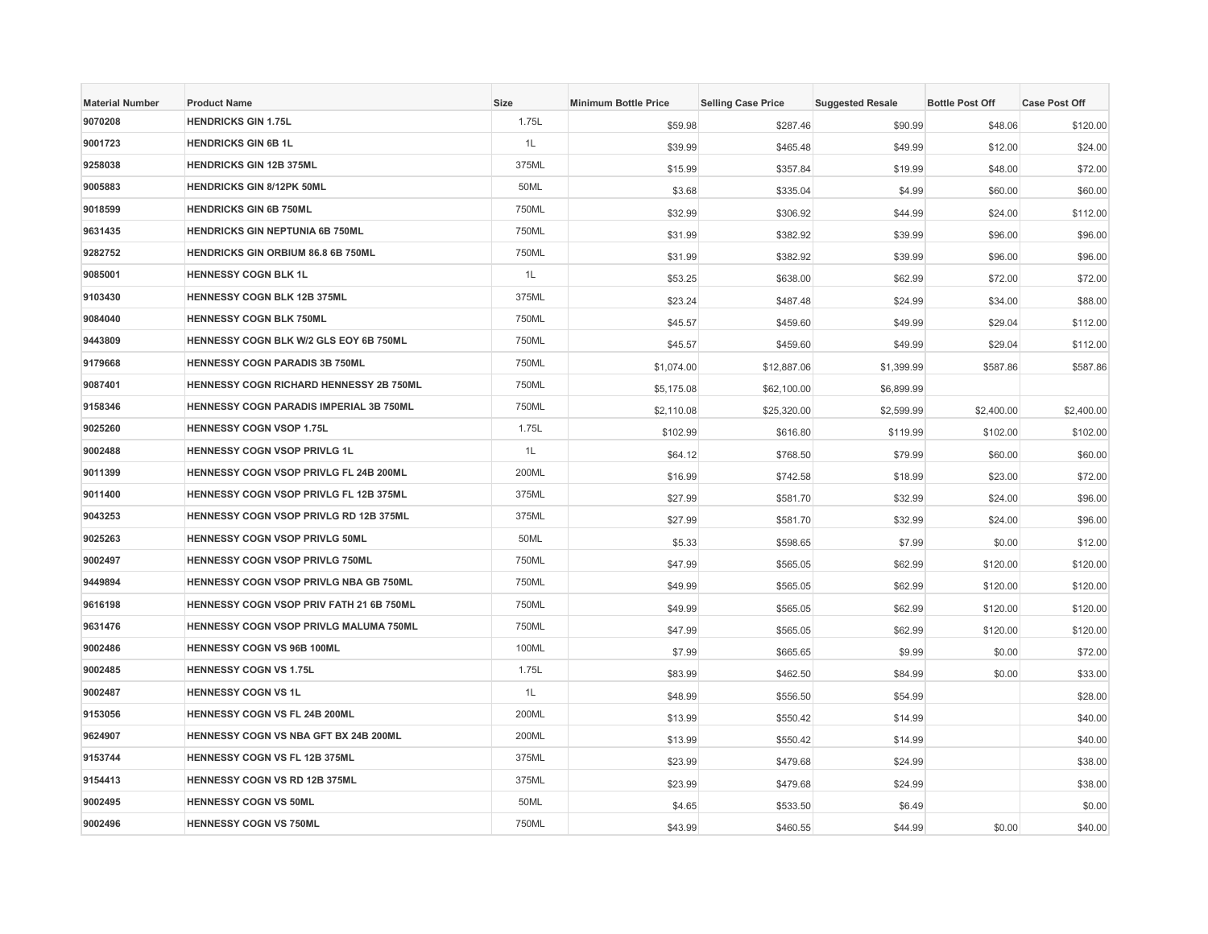| Material Number | Product Name | Size | Minimum Bottle Price | Selling Case Price | Suggested Resale | Bottle Post Off | Case Post Off |
|---|---|---|---|---|---|---|---|
| 9070208 | HENDRICKS GIN 1.75L | 1.75L | $59.98 | $287.46 | $90.99 | $48.06 | $120.00 |
| 9001723 | HENDRICKS GIN 6B 1L | 1L | $39.99 | $465.48 | $49.99 | $12.00 | $24.00 |
| 9258038 | HENDRICKS GIN 12B 375ML | 375ML | $15.99 | $357.84 | $19.99 | $48.00 | $72.00 |
| 9005883 | HENDRICKS GIN 8/12PK 50ML | 50ML | $3.68 | $335.04 | $4.99 | $60.00 | $60.00 |
| 9018599 | HENDRICKS GIN 6B 750ML | 750ML | $32.99 | $306.92 | $44.99 | $24.00 | $112.00 |
| 9631435 | HENDRICKS GIN NEPTUNIA 6B 750ML | 750ML | $31.99 | $382.92 | $39.99 | $96.00 | $96.00 |
| 9282752 | HENDRICKS GIN ORBIUM 86.8 6B 750ML | 750ML | $31.99 | $382.92 | $39.99 | $96.00 | $96.00 |
| 9085001 | HENNESSY COGN BLK 1L | 1L | $53.25 | $638.00 | $62.99 | $72.00 | $72.00 |
| 9103430 | HENNESSY COGN BLK 12B 375ML | 375ML | $23.24 | $487.48 | $24.99 | $34.00 | $88.00 |
| 9084040 | HENNESSY COGN BLK 750ML | 750ML | $45.57 | $459.60 | $49.99 | $29.04 | $112.00 |
| 9443809 | HENNESSY COGN BLK W/2 GLS EOY 6B 750ML | 750ML | $45.57 | $459.60 | $49.99 | $29.04 | $112.00 |
| 9179668 | HENNESSY COGN PARADIS 3B 750ML | 750ML | $1,074.00 | $12,887.06 | $1,399.99 | $587.86 | $587.86 |
| 9087401 | HENNESSY COGN RICHARD HENNESSY 2B 750ML | 750ML | $5,175.08 | $62,100.00 | $6,899.99 | | |
| 9158346 | HENNESSY COGN PARADIS IMPERIAL 3B 750ML | 750ML | $2,110.08 | $25,320.00 | $2,599.99 | $2,400.00 | $2,400.00 |
| 9025260 | HENNESSY COGN VSOP 1.75L | 1.75L | $102.99 | $616.80 | $119.99 | $102.00 | $102.00 |
| 9002488 | HENNESSY COGN VSOP PRIVLG 1L | 1L | $64.12 | $768.50 | $79.99 | $60.00 | $60.00 |
| 9011399 | HENNESSY COGN VSOP PRIVLG FL 24B 200ML | 200ML | $16.99 | $742.58 | $18.99 | $23.00 | $72.00 |
| 9011400 | HENNESSY COGN VSOP PRIVLG FL 12B 375ML | 375ML | $27.99 | $581.70 | $32.99 | $24.00 | $96.00 |
| 9043253 | HENNESSY COGN VSOP PRIVLG RD 12B 375ML | 375ML | $27.99 | $581.70 | $32.99 | $24.00 | $96.00 |
| 9025263 | HENNESSY COGN VSOP PRIVLG 50ML | 50ML | $5.33 | $598.65 | $7.99 | $0.00 | $12.00 |
| 9002497 | HENNESSY COGN VSOP PRIVLG 750ML | 750ML | $47.99 | $565.05 | $62.99 | $120.00 | $120.00 |
| 9449894 | HENNESSY COGN VSOP PRIVLG NBA GB 750ML | 750ML | $49.99 | $565.05 | $62.99 | $120.00 | $120.00 |
| 9616198 | HENNESSY COGN VSOP PRIV FATH 21 6B 750ML | 750ML | $49.99 | $565.05 | $62.99 | $120.00 | $120.00 |
| 9631476 | HENNESSY COGN VSOP PRIVLG MALUMA 750ML | 750ML | $47.99 | $565.05 | $62.99 | $120.00 | $120.00 |
| 9002486 | HENNESSY COGN VS 96B 100ML | 100ML | $7.99 | $665.65 | $9.99 | $0.00 | $72.00 |
| 9002485 | HENNESSY COGN VS 1.75L | 1.75L | $83.99 | $462.50 | $84.99 | $0.00 | $33.00 |
| 9002487 | HENNESSY COGN VS 1L | 1L | $48.99 | $556.50 | $54.99 | | $28.00 |
| 9153056 | HENNESSY COGN VS FL 24B 200ML | 200ML | $13.99 | $550.42 | $14.99 | | $40.00 |
| 9624907 | HENNESSY COGN VS NBA GFT BX 24B 200ML | 200ML | $13.99 | $550.42 | $14.99 | | $40.00 |
| 9153744 | HENNESSY COGN VS FL 12B 375ML | 375ML | $23.99 | $479.68 | $24.99 | | $38.00 |
| 9154413 | HENNESSY COGN VS RD 12B 375ML | 375ML | $23.99 | $479.68 | $24.99 | | $38.00 |
| 9002495 | HENNESSY COGN VS 50ML | 50ML | $4.65 | $533.50 | $6.49 | | $0.00 |
| 9002496 | HENNESSY COGN VS 750ML | 750ML | $43.99 | $460.55 | $44.99 | $0.00 | $40.00 |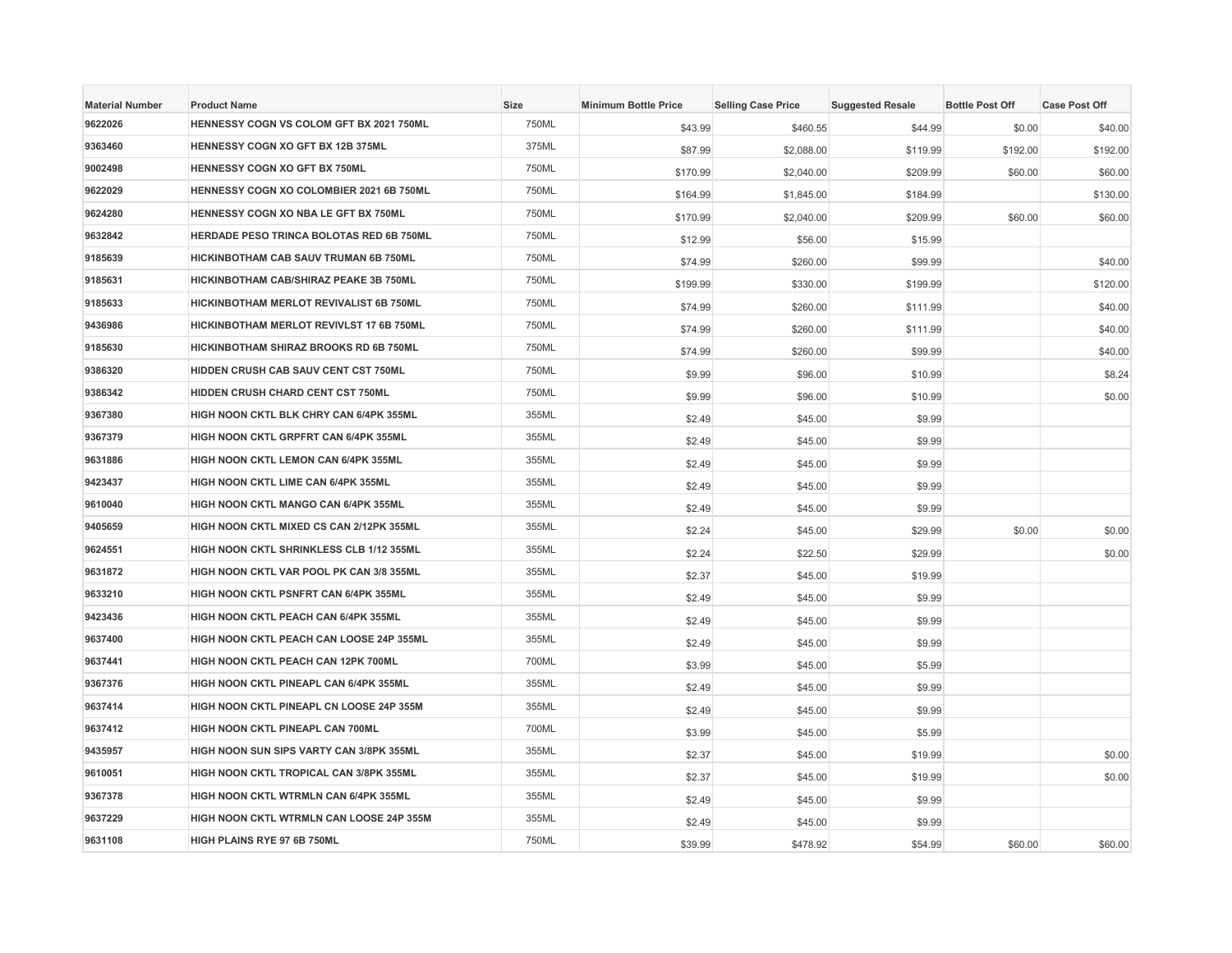| Material Number | Product Name | Size | Minimum Bottle Price | Selling Case Price | Suggested Resale | Bottle Post Off | Case Post Off |
| --- | --- | --- | --- | --- | --- | --- | --- |
| 9622026 | HENNESSY COGN VS COLOM GFT BX 2021 750ML | 750ML | $43.99 | $460.55 | $44.99 | $0.00 | $40.00 |
| 9363460 | HENNESSY COGN XO GFT BX 12B 375ML | 375ML | $87.99 | $2,088.00 | $119.99 | $192.00 | $192.00 |
| 9002498 | HENNESSY COGN XO GFT BX 750ML | 750ML | $170.99 | $2,040.00 | $209.99 | $60.00 | $60.00 |
| 9622029 | HENNESSY COGN XO COLOMBIER 2021 6B 750ML | 750ML | $164.99 | $1,845.00 | $184.99 | | $130.00 |
| 9624280 | HENNESSY COGN XO NBA LE GFT BX 750ML | 750ML | $170.99 | $2,040.00 | $209.99 | $60.00 | $60.00 |
| 9632842 | HERDADE PESO TRINCA BOLOTAS RED 6B 750ML | 750ML | $12.99 | $56.00 | $15.99 | | |
| 9185639 | HICKINBOTHAM CAB SAUV TRUMAN 6B 750ML | 750ML | $74.99 | $260.00 | $99.99 | | $40.00 |
| 9185631 | HICKINBOTHAM CAB/SHIRAZ PEAKE 3B 750ML | 750ML | $199.99 | $330.00 | $199.99 | | $120.00 |
| 9185633 | HICKINBOTHAM MERLOT REVIVALIST 6B 750ML | 750ML | $74.99 | $260.00 | $111.99 | | $40.00 |
| 9436986 | HICKINBOTHAM MERLOT REVIVLST 17 6B 750ML | 750ML | $74.99 | $260.00 | $111.99 | | $40.00 |
| 9185630 | HICKINBOTHAM SHIRAZ BROOKS RD 6B 750ML | 750ML | $74.99 | $260.00 | $99.99 | | $40.00 |
| 9386320 | HIDDEN CRUSH CAB SAUV CENT CST 750ML | 750ML | $9.99 | $96.00 | $10.99 | | $8.24 |
| 9386342 | HIDDEN CRUSH CHARD CENT CST 750ML | 750ML | $9.99 | $96.00 | $10.99 | | $0.00 |
| 9367380 | HIGH NOON CKTL BLK CHRY CAN 6/4PK 355ML | 355ML | $2.49 | $45.00 | $9.99 | | |
| 9367379 | HIGH NOON CKTL GRPFRT CAN 6/4PK 355ML | 355ML | $2.49 | $45.00 | $9.99 | | |
| 9631886 | HIGH NOON CKTL LEMON CAN 6/4PK 355ML | 355ML | $2.49 | $45.00 | $9.99 | | |
| 9423437 | HIGH NOON CKTL LIME CAN 6/4PK 355ML | 355ML | $2.49 | $45.00 | $9.99 | | |
| 9610040 | HIGH NOON CKTL MANGO CAN 6/4PK 355ML | 355ML | $2.49 | $45.00 | $9.99 | | |
| 9405659 | HIGH NOON CKTL MIXED CS CAN 2/12PK 355ML | 355ML | $2.24 | $45.00 | $29.99 | $0.00 | $0.00 |
| 9624551 | HIGH NOON CKTL SHRINKLESS CLB 1/12 355ML | 355ML | $2.24 | $22.50 | $29.99 | | $0.00 |
| 9631872 | HIGH NOON CKTL VAR POOL PK CAN 3/8 355ML | 355ML | $2.37 | $45.00 | $19.99 | | |
| 9633210 | HIGH NOON CKTL PSNFRT CAN 6/4PK 355ML | 355ML | $2.49 | $45.00 | $9.99 | | |
| 9423436 | HIGH NOON CKTL PEACH CAN 6/4PK 355ML | 355ML | $2.49 | $45.00 | $9.99 | | |
| 9637400 | HIGH NOON CKTL PEACH CAN LOOSE 24P 355ML | 355ML | $2.49 | $45.00 | $9.99 | | |
| 9637441 | HIGH NOON CKTL PEACH CAN 12PK 700ML | 700ML | $3.99 | $45.00 | $5.99 | | |
| 9367376 | HIGH NOON CKTL PINEAPL CAN 6/4PK 355ML | 355ML | $2.49 | $45.00 | $9.99 | | |
| 9637414 | HIGH NOON CKTL PINEAPL CN LOOSE 24P 355M | 355ML | $2.49 | $45.00 | $9.99 | | |
| 9637412 | HIGH NOON CKTL PINEAPL CAN 700ML | 700ML | $3.99 | $45.00 | $5.99 | | |
| 9435957 | HIGH NOON SUN SIPS VARTY CAN 3/8PK 355ML | 355ML | $2.37 | $45.00 | $19.99 | | $0.00 |
| 9610051 | HIGH NOON CKTL TROPICAL CAN 3/8PK 355ML | 355ML | $2.37 | $45.00 | $19.99 | | $0.00 |
| 9367378 | HIGH NOON CKTL WTRMLN CAN 6/4PK 355ML | 355ML | $2.49 | $45.00 | $9.99 | | |
| 9637229 | HIGH NOON CKTL WTRMLN CAN LOOSE 24P 355M | 355ML | $2.49 | $45.00 | $9.99 | | |
| 9631108 | HIGH PLAINS RYE 97 6B 750ML | 750ML | $39.99 | $478.92 | $54.99 | $60.00 | $60.00 |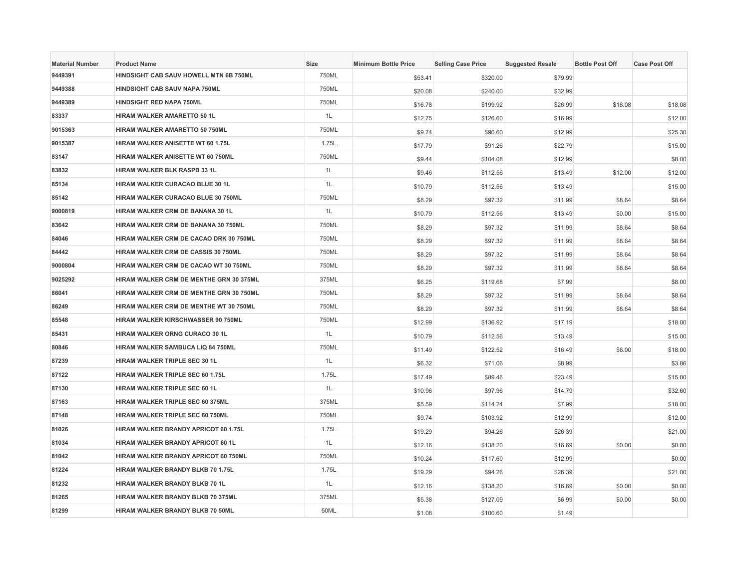| Material Number | Product Name | Size | Minimum Bottle Price | Selling Case Price | Suggested Resale | Bottle Post Off | Case Post Off |
|---|---|---|---|---|---|---|---|
| 9449391 | HINDSIGHT CAB SAUV HOWELL MTN 6B 750ML | 750ML | $53.41 | $320.00 | $79.99 | | |
| 9449388 | HINDSIGHT CAB SAUV NAPA 750ML | 750ML | $20.08 | $240.00 | $32.99 | | |
| 9449389 | HINDSIGHT RED NAPA 750ML | 750ML | $16.78 | $199.92 | $26.99 | $18.08 | $18.08 |
| 83337 | HIRAM WALKER AMARETTO 50 1L | 1L | $12.75 | $126.60 | $16.99 | | $12.00 |
| 9015363 | HIRAM WALKER AMARETTO 50 750ML | 750ML | $9.74 | $90.60 | $12.99 | | $25.30 |
| 9015387 | HIRAM WALKER ANISETTE WT 60 1.75L | 1.75L | $17.79 | $91.26 | $22.79 | | $15.00 |
| 83147 | HIRAM WALKER ANISETTE WT 60 750ML | 750ML | $9.44 | $104.08 | $12.99 | | $8.00 |
| 83832 | HIRAM WALKER BLK RASPB 33 1L | 1L | $9.46 | $112.56 | $13.49 | $12.00 | $12.00 |
| 85134 | HIRAM WALKER CURACAO BLUE 30 1L | 1L | $10.79 | $112.56 | $13.49 | | $15.00 |
| 85142 | HIRAM WALKER CURACAO BLUE 30 750ML | 750ML | $8.29 | $97.32 | $11.99 | $8.64 | $8.64 |
| 9000819 | HIRAM WALKER CRM DE BANANA 30 1L | 1L | $10.79 | $112.56 | $13.49 | $0.00 | $15.00 |
| 83642 | HIRAM WALKER CRM DE BANANA 30 750ML | 750ML | $8.29 | $97.32 | $11.99 | $8.64 | $8.64 |
| 84046 | HIRAM WALKER CRM DE CACAO DRK 30 750ML | 750ML | $8.29 | $97.32 | $11.99 | $8.64 | $8.64 |
| 84442 | HIRAM WALKER CRM DE CASSIS 30 750ML | 750ML | $8.29 | $97.32 | $11.99 | $8.64 | $8.64 |
| 9000804 | HIRAM WALKER CRM DE CACAO WT 30 750ML | 750ML | $8.29 | $97.32 | $11.99 | $8.64 | $8.64 |
| 9025292 | HIRAM WALKER CRM DE MENTHE GRN 30 375ML | 375ML | $6.25 | $119.68 | $7.99 | | $8.00 |
| 86041 | HIRAM WALKER CRM DE MENTHE GRN 30 750ML | 750ML | $8.29 | $97.32 | $11.99 | $8.64 | $8.64 |
| 86249 | HIRAM WALKER CRM DE MENTHE WT 30 750ML | 750ML | $8.29 | $97.32 | $11.99 | $8.64 | $8.64 |
| 85548 | HIRAM WALKER KIRSCHWASSER 90 750ML | 750ML | $12.99 | $136.92 | $17.19 | | $18.00 |
| 85431 | HIRAM WALKER ORNG CURACO 30 1L | 1L | $10.79 | $112.56 | $13.49 | | $15.00 |
| 80846 | HIRAM WALKER SAMBUCA LIQ 84 750ML | 750ML | $11.49 | $122.52 | $16.49 | $6.00 | $18.00 |
| 87239 | HIRAM WALKER TRIPLE SEC 30 1L | 1L | $6.32 | $71.06 | $8.99 | | $3.86 |
| 87122 | HIRAM WALKER TRIPLE SEC 60 1.75L | 1.75L | $17.49 | $89.46 | $23.49 | | $15.00 |
| 87130 | HIRAM WALKER TRIPLE SEC 60 1L | 1L | $10.96 | $97.96 | $14.79 | | $32.60 |
| 87163 | HIRAM WALKER TRIPLE SEC 60 375ML | 375ML | $5.59 | $114.24 | $7.99 | | $18.00 |
| 87148 | HIRAM WALKER TRIPLE SEC 60 750ML | 750ML | $9.74 | $103.92 | $12.99 | | $12.00 |
| 81026 | HIRAM WALKER BRANDY APRICOT 60 1.75L | 1.75L | $19.29 | $94.26 | $26.39 | | $21.00 |
| 81034 | HIRAM WALKER BRANDY APRICOT 60 1L | 1L | $12.16 | $138.20 | $16.69 | $0.00 | $0.00 |
| 81042 | HIRAM WALKER BRANDY APRICOT 60 750ML | 750ML | $10.24 | $117.60 | $12.99 | | $0.00 |
| 81224 | HIRAM WALKER BRANDY BLKB 70 1.75L | 1.75L | $19.29 | $94.26 | $26.39 | | $21.00 |
| 81232 | HIRAM WALKER BRANDY BLKB 70 1L | 1L | $12.16 | $138.20 | $16.69 | $0.00 | $0.00 |
| 81265 | HIRAM WALKER BRANDY BLKB 70 375ML | 375ML | $5.38 | $127.09 | $6.99 | $0.00 | $0.00 |
| 81299 | HIRAM WALKER BRANDY BLKB 70 50ML | 50ML | $1.08 | $100.60 | $1.49 | | |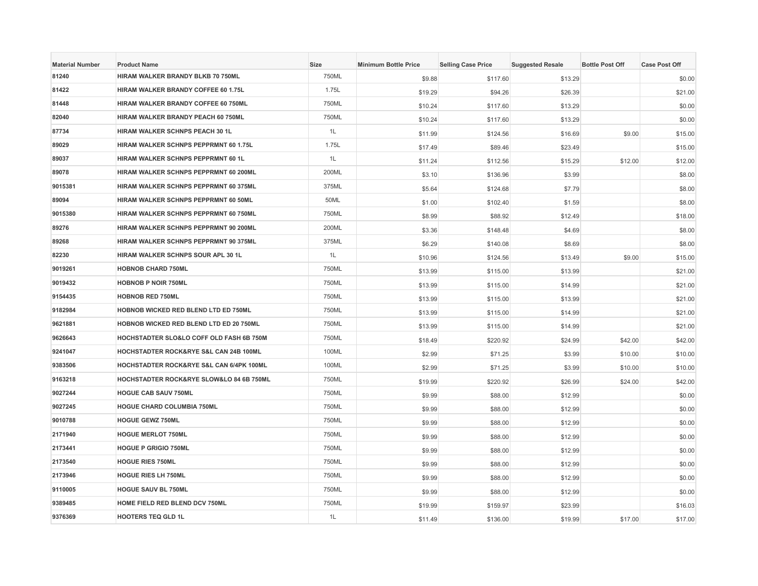| Material Number | Product Name | Size | Minimum Bottle Price | Selling Case Price | Suggested Resale | Bottle Post Off | Case Post Off |
|---|---|---|---|---|---|---|---|
| 81240 | HIRAM WALKER BRANDY BLKB 70 750ML | 750ML | $9.88 | $117.60 | $13.29 | | $0.00 |
| 81422 | HIRAM WALKER BRANDY COFFEE 60 1.75L | 1.75L | $19.29 | $94.26 | $26.39 | | $21.00 |
| 81448 | HIRAM WALKER BRANDY COFFEE 60 750ML | 750ML | $10.24 | $117.60 | $13.29 | | $0.00 |
| 82040 | HIRAM WALKER BRANDY PEACH 60 750ML | 750ML | $10.24 | $117.60 | $13.29 | | $0.00 |
| 87734 | HIRAM WALKER SCHNPS PEACH 30 1L | 1L | $11.99 | $124.56 | $16.69 | $9.00 | $15.00 |
| 89029 | HIRAM WALKER SCHNPS PEPPRMNT 60 1.75L | 1.75L | $17.49 | $89.46 | $23.49 | | $15.00 |
| 89037 | HIRAM WALKER SCHNPS PEPPRMNT 60 1L | 1L | $11.24 | $112.56 | $15.29 | $12.00 | $12.00 |
| 89078 | HIRAM WALKER SCHNPS PEPPRMNT 60 200ML | 200ML | $3.10 | $136.96 | $3.99 | | $8.00 |
| 9015381 | HIRAM WALKER SCHNPS PEPPRMNT 60 375ML | 375ML | $5.64 | $124.68 | $7.79 | | $8.00 |
| 89094 | HIRAM WALKER SCHNPS PEPPRMNT 60 50ML | 50ML | $1.00 | $102.40 | $1.59 | | $8.00 |
| 9015380 | HIRAM WALKER SCHNPS PEPPRMNT 60 750ML | 750ML | $8.99 | $88.92 | $12.49 | | $18.00 |
| 89276 | HIRAM WALKER SCHNPS PEPPRMNT 90 200ML | 200ML | $3.36 | $148.48 | $4.69 | | $8.00 |
| 89268 | HIRAM WALKER SCHNPS PEPPRMNT 90 375ML | 375ML | $6.29 | $140.08 | $8.69 | | $8.00 |
| 82230 | HIRAM WALKER SCHNPS SOUR APL 30 1L | 1L | $10.96 | $124.56 | $13.49 | $9.00 | $15.00 |
| 9019261 | HOBNOB CHARD 750ML | 750ML | $13.99 | $115.00 | $13.99 | | $21.00 |
| 9019432 | HOBNOB P NOIR 750ML | 750ML | $13.99 | $115.00 | $14.99 | | $21.00 |
| 9154435 | HOBNOB RED 750ML | 750ML | $13.99 | $115.00 | $13.99 | | $21.00 |
| 9182984 | HOBNOB WICKED RED BLEND LTD ED 750ML | 750ML | $13.99 | $115.00 | $14.99 | | $21.00 |
| 9621881 | HOBNOB WICKED RED BLEND LTD ED 20 750ML | 750ML | $13.99 | $115.00 | $14.99 | | $21.00 |
| 9626643 | HOCHSTADTER SLO&LO COFF OLD FASH 6B 750M | 750ML | $18.49 | $220.92 | $24.99 | $42.00 | $42.00 |
| 9241047 | HOCHSTADTER ROCK&RYE S&L CAN 24B 100ML | 100ML | $2.99 | $71.25 | $3.99 | $10.00 | $10.00 |
| 9383506 | HOCHSTADTER ROCK&RYE S&L CAN 6/4PK 100ML | 100ML | $2.99 | $71.25 | $3.99 | $10.00 | $10.00 |
| 9163218 | HOCHSTADTER ROCK&RYE SLOW&LO 84 6B 750ML | 750ML | $19.99 | $220.92 | $26.99 | $24.00 | $42.00 |
| 9027244 | HOGUE CAB SAUV 750ML | 750ML | $9.99 | $88.00 | $12.99 | | $0.00 |
| 9027245 | HOGUE CHARD COLUMBIA 750ML | 750ML | $9.99 | $88.00 | $12.99 | | $0.00 |
| 9010788 | HOGUE GEWZ 750ML | 750ML | $9.99 | $88.00 | $12.99 | | $0.00 |
| 2171940 | HOGUE MERLOT 750ML | 750ML | $9.99 | $88.00 | $12.99 | | $0.00 |
| 2173441 | HOGUE P GRIGIO 750ML | 750ML | $9.99 | $88.00 | $12.99 | | $0.00 |
| 2173540 | HOGUE RIES 750ML | 750ML | $9.99 | $88.00 | $12.99 | | $0.00 |
| 2173946 | HOGUE RIES LH 750ML | 750ML | $9.99 | $88.00 | $12.99 | | $0.00 |
| 9110005 | HOGUE SAUV BL 750ML | 750ML | $9.99 | $88.00 | $12.99 | | $0.00 |
| 9389485 | HOME FIELD RED BLEND DCV 750ML | 750ML | $19.99 | $159.97 | $23.99 | | $16.03 |
| 9376369 | HOOTERS TEQ GLD 1L | 1L | $11.49 | $136.00 | $19.99 | $17.00 | $17.00 |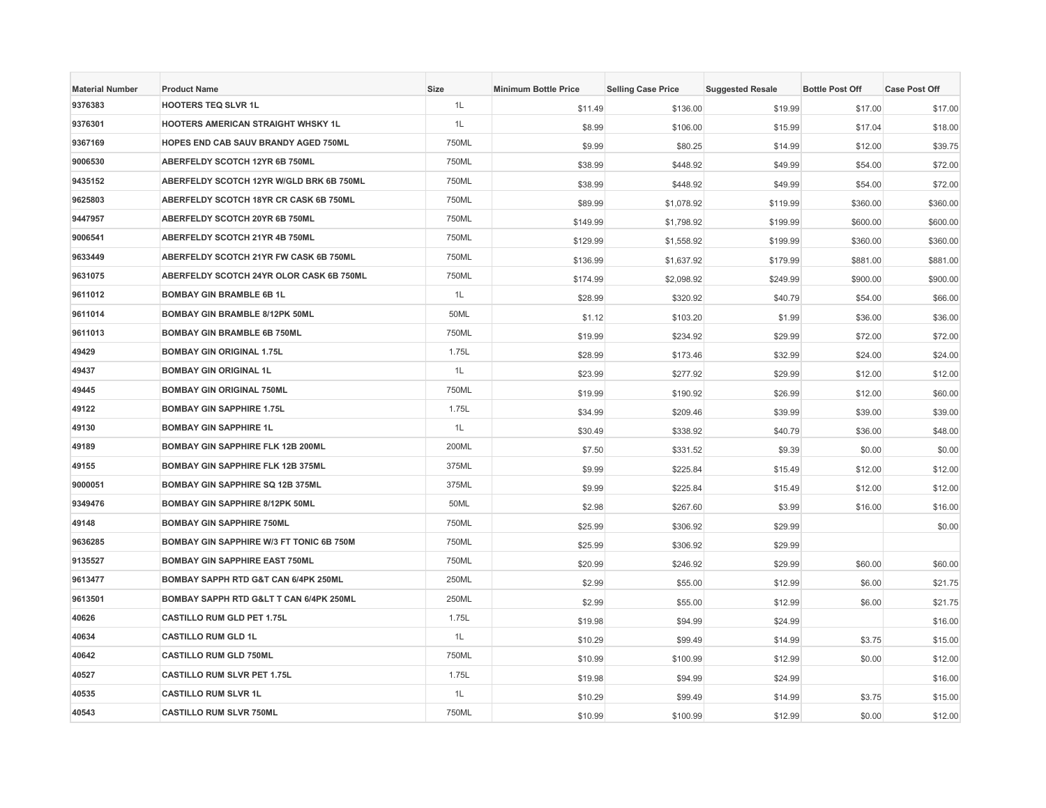| Material Number | Product Name | Size | Minimum Bottle Price | Selling Case Price | Suggested Resale | Bottle Post Off | Case Post Off |
|---|---|---|---|---|---|---|---|
| 9376383 | HOOTERS TEQ SLVR 1L | 1L | $11.49 | $136.00 | $19.99 | $17.00 | $17.00 |
| 9376301 | HOOTERS AMERICAN STRAIGHT WHSKY 1L | 1L | $8.99 | $106.00 | $15.99 | $17.04 | $18.00 |
| 9367169 | HOPES END CAB SAUV BRANDY AGED 750ML | 750ML | $9.99 | $80.25 | $14.99 | $12.00 | $39.75 |
| 9006530 | ABERFELDY SCOTCH 12YR 6B 750ML | 750ML | $38.99 | $448.92 | $49.99 | $54.00 | $72.00 |
| 9435152 | ABERFELDY SCOTCH 12YR W/GLD BRK 6B 750ML | 750ML | $38.99 | $448.92 | $49.99 | $54.00 | $72.00 |
| 9625803 | ABERFELDY SCOTCH 18YR CR CASK 6B 750ML | 750ML | $89.99 | $1,078.92 | $119.99 | $360.00 | $360.00 |
| 9447957 | ABERFELDY SCOTCH 20YR 6B 750ML | 750ML | $149.99 | $1,798.92 | $199.99 | $600.00 | $600.00 |
| 9006541 | ABERFELDY SCOTCH 21YR 4B 750ML | 750ML | $129.99 | $1,558.92 | $199.99 | $360.00 | $360.00 |
| 9633449 | ABERFELDY SCOTCH 21YR FW CASK 6B 750ML | 750ML | $136.99 | $1,637.92 | $179.99 | $881.00 | $881.00 |
| 9631075 | ABERFELDY SCOTCH 24YR OLOR CASK 6B 750ML | 750ML | $174.99 | $2,098.92 | $249.99 | $900.00 | $900.00 |
| 9611012 | BOMBAY GIN BRAMBLE 6B 1L | 1L | $28.99 | $320.92 | $40.79 | $54.00 | $66.00 |
| 9611014 | BOMBAY GIN BRAMBLE 8/12PK 50ML | 50ML | $1.12 | $103.20 | $1.99 | $36.00 | $36.00 |
| 9611013 | BOMBAY GIN BRAMBLE 6B 750ML | 750ML | $19.99 | $234.92 | $29.99 | $72.00 | $72.00 |
| 49429 | BOMBAY GIN ORIGINAL 1.75L | 1.75L | $28.99 | $173.46 | $32.99 | $24.00 | $24.00 |
| 49437 | BOMBAY GIN ORIGINAL 1L | 1L | $23.99 | $277.92 | $29.99 | $12.00 | $12.00 |
| 49445 | BOMBAY GIN ORIGINAL 750ML | 750ML | $19.99 | $190.92 | $26.99 | $12.00 | $60.00 |
| 49122 | BOMBAY GIN SAPPHIRE 1.75L | 1.75L | $34.99 | $209.46 | $39.99 | $39.00 | $39.00 |
| 49130 | BOMBAY GIN SAPPHIRE 1L | 1L | $30.49 | $338.92 | $40.79 | $36.00 | $48.00 |
| 49189 | BOMBAY GIN SAPPHIRE FLK 12B 200ML | 200ML | $7.50 | $331.52 | $9.39 | $0.00 | $0.00 |
| 49155 | BOMBAY GIN SAPPHIRE FLK 12B 375ML | 375ML | $9.99 | $225.84 | $15.49 | $12.00 | $12.00 |
| 9000051 | BOMBAY GIN SAPPHIRE SQ 12B 375ML | 375ML | $9.99 | $225.84 | $15.49 | $12.00 | $12.00 |
| 9349476 | BOMBAY GIN SAPPHIRE 8/12PK 50ML | 50ML | $2.98 | $267.60 | $3.99 | $16.00 | $16.00 |
| 49148 | BOMBAY GIN SAPPHIRE 750ML | 750ML | $25.99 | $306.92 | $29.99 | | $0.00 |
| 9636285 | BOMBAY GIN SAPPHIRE W/3 FT TONIC 6B 750M | 750ML | $25.99 | $306.92 | $29.99 | | |
| 9135527 | BOMBAY GIN SAPPHIRE EAST 750ML | 750ML | $20.99 | $246.92 | $29.99 | $60.00 | $60.00 |
| 9613477 | BOMBAY SAPPH RTD G&T CAN 6/4PK 250ML | 250ML | $2.99 | $55.00 | $12.99 | $6.00 | $21.75 |
| 9613501 | BOMBAY SAPPH RTD G&LT T CAN 6/4PK 250ML | 250ML | $2.99 | $55.00 | $12.99 | $6.00 | $21.75 |
| 40626 | CASTILLO RUM GLD PET 1.75L | 1.75L | $19.98 | $94.99 | $24.99 | | $16.00 |
| 40634 | CASTILLO RUM GLD 1L | 1L | $10.29 | $99.49 | $14.99 | $3.75 | $15.00 |
| 40642 | CASTILLO RUM GLD 750ML | 750ML | $10.99 | $100.99 | $12.99 | $0.00 | $12.00 |
| 40527 | CASTILLO RUM SLVR PET 1.75L | 1.75L | $19.98 | $94.99 | $24.99 | | $16.00 |
| 40535 | CASTILLO RUM SLVR 1L | 1L | $10.29 | $99.49 | $14.99 | $3.75 | $15.00 |
| 40543 | CASTILLO RUM SLVR 750ML | 750ML | $10.99 | $100.99 | $12.99 | $0.00 | $12.00 |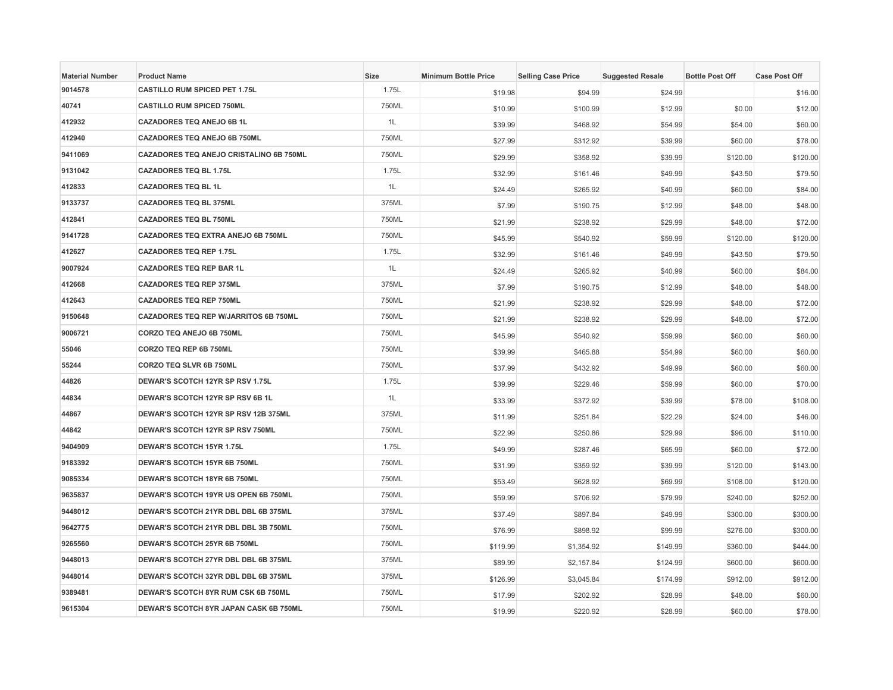| Material Number | Product Name | Size | Minimum Bottle Price | Selling Case Price | Suggested Resale | Bottle Post Off | Case Post Off |
|---|---|---|---|---|---|---|---|
| 9014578 | CASTILLO RUM SPICED PET 1.75L | 1.75L | $19.98 | $94.99 | $24.99 | | $16.00 |
| 40741 | CASTILLO RUM SPICED 750ML | 750ML | $10.99 | $100.99 | $12.99 | $0.00 | $12.00 |
| 412932 | CAZADORES TEQ ANEJO 6B 1L | 1L | $39.99 | $468.92 | $54.99 | $54.00 | $60.00 |
| 412940 | CAZADORES TEQ ANEJO 6B 750ML | 750ML | $27.99 | $312.92 | $39.99 | $60.00 | $78.00 |
| 9411069 | CAZADORES TEQ ANEJO CRISTALINO 6B 750ML | 750ML | $29.99 | $358.92 | $39.99 | $120.00 | $120.00 |
| 9131042 | CAZADORES TEQ BL 1.75L | 1.75L | $32.99 | $161.46 | $49.99 | $43.50 | $79.50 |
| 412833 | CAZADORES TEQ BL 1L | 1L | $24.49 | $265.92 | $40.99 | $60.00 | $84.00 |
| 9133737 | CAZADORES TEQ BL 375ML | 375ML | $7.99 | $190.75 | $12.99 | $48.00 | $48.00 |
| 412841 | CAZADORES TEQ BL 750ML | 750ML | $21.99 | $238.92 | $29.99 | $48.00 | $72.00 |
| 9141728 | CAZADORES TEQ EXTRA ANEJO 6B 750ML | 750ML | $45.99 | $540.92 | $59.99 | $120.00 | $120.00 |
| 412627 | CAZADORES TEQ REP 1.75L | 1.75L | $32.99 | $161.46 | $49.99 | $43.50 | $79.50 |
| 9007924 | CAZADORES TEQ REP BAR 1L | 1L | $24.49 | $265.92 | $40.99 | $60.00 | $84.00 |
| 412668 | CAZADORES TEQ REP 375ML | 375ML | $7.99 | $190.75 | $12.99 | $48.00 | $48.00 |
| 412643 | CAZADORES TEQ REP 750ML | 750ML | $21.99 | $238.92 | $29.99 | $48.00 | $72.00 |
| 9150648 | CAZADORES TEQ REP W/JARRITOS 6B 750ML | 750ML | $21.99 | $238.92 | $29.99 | $48.00 | $72.00 |
| 9006721 | CORZO TEQ ANEJO 6B 750ML | 750ML | $45.99 | $540.92 | $59.99 | $60.00 | $60.00 |
| 55046 | CORZO TEQ REP 6B 750ML | 750ML | $39.99 | $465.88 | $54.99 | $60.00 | $60.00 |
| 55244 | CORZO TEQ SLVR 6B 750ML | 750ML | $37.99 | $432.92 | $49.99 | $60.00 | $60.00 |
| 44826 | DEWAR'S SCOTCH 12YR SP RSV 1.75L | 1.75L | $39.99 | $229.46 | $59.99 | $60.00 | $70.00 |
| 44834 | DEWAR'S SCOTCH 12YR SP RSV 6B 1L | 1L | $33.99 | $372.92 | $39.99 | $78.00 | $108.00 |
| 44867 | DEWAR'S SCOTCH 12YR SP RSV 12B 375ML | 375ML | $11.99 | $251.84 | $22.29 | $24.00 | $46.00 |
| 44842 | DEWAR'S SCOTCH 12YR SP RSV 750ML | 750ML | $22.99 | $250.86 | $29.99 | $96.00 | $110.00 |
| 9404909 | DEWAR'S SCOTCH 15YR 1.75L | 1.75L | $49.99 | $287.46 | $65.99 | $60.00 | $72.00 |
| 9183392 | DEWAR'S SCOTCH 15YR 6B 750ML | 750ML | $31.99 | $359.92 | $39.99 | $120.00 | $143.00 |
| 9085334 | DEWAR'S SCOTCH 18YR 6B 750ML | 750ML | $53.49 | $628.92 | $69.99 | $108.00 | $120.00 |
| 9635837 | DEWAR'S SCOTCH 19YR US OPEN 6B 750ML | 750ML | $59.99 | $706.92 | $79.99 | $240.00 | $252.00 |
| 9448012 | DEWAR'S SCOTCH 21YR DBL DBL 6B 375ML | 375ML | $37.49 | $897.84 | $49.99 | $300.00 | $300.00 |
| 9642775 | DEWAR'S SCOTCH 21YR DBL DBL 3B 750ML | 750ML | $76.99 | $898.92 | $99.99 | $276.00 | $300.00 |
| 9265560 | DEWAR'S SCOTCH 25YR 6B 750ML | 750ML | $119.99 | $1,354.92 | $149.99 | $360.00 | $444.00 |
| 9448013 | DEWAR'S SCOTCH 27YR DBL DBL 6B 375ML | 375ML | $89.99 | $2,157.84 | $124.99 | $600.00 | $600.00 |
| 9448014 | DEWAR'S SCOTCH 32YR DBL DBL 6B 375ML | 375ML | $126.99 | $3,045.84 | $174.99 | $912.00 | $912.00 |
| 9389481 | DEWAR'S SCOTCH 8YR RUM CSK 6B 750ML | 750ML | $17.99 | $202.92 | $28.99 | $48.00 | $60.00 |
| 9615304 | DEWAR'S SCOTCH 8YR JAPAN CASK 6B 750ML | 750ML | $19.99 | $220.92 | $28.99 | $60.00 | $78.00 |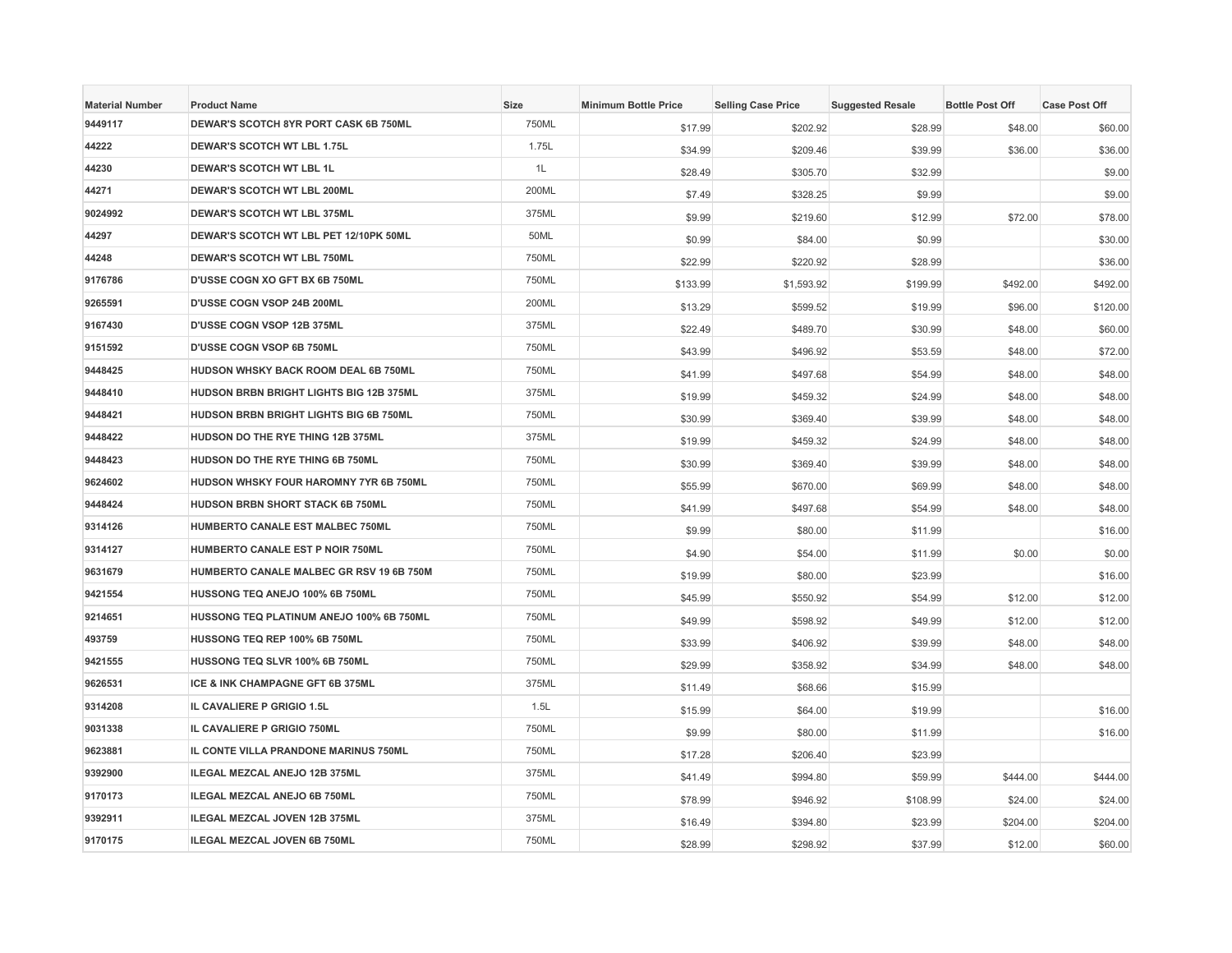| Material Number | Product Name | Size | Minimum Bottle Price | Selling Case Price | Suggested Resale | Bottle Post Off | Case Post Off |
|---|---|---|---|---|---|---|---|
| 9449117 | DEWAR'S SCOTCH 8YR PORT CASK 6B 750ML | 750ML | $17.99 | $202.92 | $28.99 | $48.00 | $60.00 |
| 44222 | DEWAR'S SCOTCH WT LBL 1.75L | 1.75L | $34.99 | $209.46 | $39.99 | $36.00 | $36.00 |
| 44230 | DEWAR'S SCOTCH WT LBL 1L | 1L | $28.49 | $305.70 | $32.99 | | $9.00 |
| 44271 | DEWAR'S SCOTCH WT LBL 200ML | 200ML | $7.49 | $328.25 | $9.99 | | $9.00 |
| 9024992 | DEWAR'S SCOTCH WT LBL 375ML | 375ML | $9.99 | $219.60 | $12.99 | $72.00 | $78.00 |
| 44297 | DEWAR'S SCOTCH WT LBL PET 12/10PK 50ML | 50ML | $0.99 | $84.00 | $0.99 | | $30.00 |
| 44248 | DEWAR'S SCOTCH WT LBL 750ML | 750ML | $22.99 | $220.92 | $28.99 | | $36.00 |
| 9176786 | D'USSE COGN XO GFT BX 6B 750ML | 750ML | $133.99 | $1,593.92 | $199.99 | $492.00 | $492.00 |
| 9265591 | D'USSE COGN VSOP 24B 200ML | 200ML | $13.29 | $599.52 | $19.99 | $96.00 | $120.00 |
| 9167430 | D'USSE COGN VSOP 12B 375ML | 375ML | $22.49 | $489.70 | $30.99 | $48.00 | $60.00 |
| 9151592 | D'USSE COGN VSOP 6B 750ML | 750ML | $43.99 | $496.92 | $53.59 | $48.00 | $72.00 |
| 9448425 | HUDSON WHSKY BACK ROOM DEAL 6B 750ML | 750ML | $41.99 | $497.68 | $54.99 | $48.00 | $48.00 |
| 9448410 | HUDSON BRBN BRIGHT LIGHTS BIG 12B 375ML | 375ML | $19.99 | $459.32 | $24.99 | $48.00 | $48.00 |
| 9448421 | HUDSON BRBN BRIGHT LIGHTS BIG 6B 750ML | 750ML | $30.99 | $369.40 | $39.99 | $48.00 | $48.00 |
| 9448422 | HUDSON DO THE RYE THING 12B 375ML | 375ML | $19.99 | $459.32 | $24.99 | $48.00 | $48.00 |
| 9448423 | HUDSON DO THE RYE THING 6B 750ML | 750ML | $30.99 | $369.40 | $39.99 | $48.00 | $48.00 |
| 9624602 | HUDSON WHSKY FOUR HAROMNY 7YR 6B 750ML | 750ML | $55.99 | $670.00 | $69.99 | $48.00 | $48.00 |
| 9448424 | HUDSON BRBN SHORT STACK 6B 750ML | 750ML | $41.99 | $497.68 | $54.99 | $48.00 | $48.00 |
| 9314126 | HUMBERTO CANALE EST MALBEC 750ML | 750ML | $9.99 | $80.00 | $11.99 | | $16.00 |
| 9314127 | HUMBERTO CANALE EST P NOIR 750ML | 750ML | $4.90 | $54.00 | $11.99 | $0.00 | $0.00 |
| 9631679 | HUMBERTO CANALE MALBEC GR RSV 19 6B 750M | 750ML | $19.99 | $80.00 | $23.99 | | $16.00 |
| 9421554 | HUSSONG TEQ ANEJO 100% 6B 750ML | 750ML | $45.99 | $550.92 | $54.99 | $12.00 | $12.00 |
| 9214651 | HUSSONG TEQ PLATINUM ANEJO 100% 6B 750ML | 750ML | $49.99 | $598.92 | $49.99 | $12.00 | $12.00 |
| 493759 | HUSSONG TEQ REP 100% 6B 750ML | 750ML | $33.99 | $406.92 | $39.99 | $48.00 | $48.00 |
| 9421555 | HUSSONG TEQ SLVR 100% 6B 750ML | 750ML | $29.99 | $358.92 | $34.99 | $48.00 | $48.00 |
| 9626531 | ICE & INK CHAMPAGNE GFT 6B 375ML | 375ML | $11.49 | $68.66 | $15.99 | | |
| 9314208 | IL CAVALIERE P GRIGIO 1.5L | 1.5L | $15.99 | $64.00 | $19.99 | | $16.00 |
| 9031338 | IL CAVALIERE P GRIGIO 750ML | 750ML | $9.99 | $80.00 | $11.99 | | $16.00 |
| 9623881 | IL CONTE VILLA PRANDONE MARINUS 750ML | 750ML | $17.28 | $206.40 | $23.99 | | |
| 9392900 | ILEGAL MEZCAL ANEJO 12B 375ML | 375ML | $41.49 | $994.80 | $59.99 | $444.00 | $444.00 |
| 9170173 | ILEGAL MEZCAL ANEJO 6B 750ML | 750ML | $78.99 | $946.92 | $108.99 | $24.00 | $24.00 |
| 9392911 | ILEGAL MEZCAL JOVEN 12B 375ML | 375ML | $16.49 | $394.80 | $23.99 | $204.00 | $204.00 |
| 9170175 | ILEGAL MEZCAL JOVEN 6B 750ML | 750ML | $28.99 | $298.92 | $37.99 | $12.00 | $60.00 |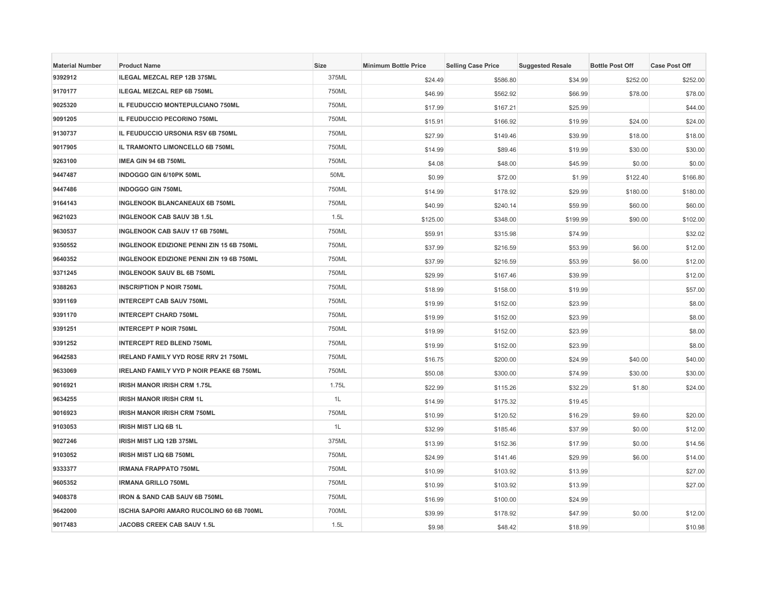| Material Number | Product Name | Size | Minimum Bottle Price | Selling Case Price | Suggested Resale | Bottle Post Off | Case Post Off |
| --- | --- | --- | --- | --- | --- | --- | --- |
| 9392912 | ILEGAL MEZCAL REP 12B 375ML | 375ML | $24.49 | $586.80 | $34.99 | $252.00 | $252.00 |
| 9170177 | ILEGAL MEZCAL REP 6B 750ML | 750ML | $46.99 | $562.92 | $66.99 | $78.00 | $78.00 |
| 9025320 | IL FEUDUCCIO MONTEPULCIANO 750ML | 750ML | $17.99 | $167.21 | $25.99 | | $44.00 |
| 9091205 | IL FEUDUCCIO PECORINO 750ML | 750ML | $15.91 | $166.92 | $19.99 | $24.00 | $24.00 |
| 9130737 | IL FEUDUCCIO URSONIA RSV 6B 750ML | 750ML | $27.99 | $149.46 | $39.99 | $18.00 | $18.00 |
| 9017905 | IL TRAMONTO LIMONCELLO 6B 750ML | 750ML | $14.99 | $89.46 | $19.99 | $30.00 | $30.00 |
| 9263100 | IMEA GIN 94 6B 750ML | 750ML | $4.08 | $48.00 | $45.99 | $0.00 | $0.00 |
| 9447487 | INDOGGO GIN 6/10PK 50ML | 50ML | $0.99 | $72.00 | $1.99 | $122.40 | $166.80 |
| 9447486 | INDOGGO GIN 750ML | 750ML | $14.99 | $178.92 | $29.99 | $180.00 | $180.00 |
| 9164143 | INGLENOOK BLANCANEAUX 6B 750ML | 750ML | $40.99 | $240.14 | $59.99 | $60.00 | $60.00 |
| 9621023 | INGLENOOK CAB SAUV 3B 1.5L | 1.5L | $125.00 | $348.00 | $199.99 | $90.00 | $102.00 |
| 9630537 | INGLENOOK CAB SAUV 17 6B 750ML | 750ML | $59.91 | $315.98 | $74.99 | | $32.02 |
| 9350552 | INGLENOOK EDIZIONE PENNI ZIN 15 6B 750ML | 750ML | $37.99 | $216.59 | $53.99 | $6.00 | $12.00 |
| 9640352 | INGLENOOK EDIZIONE PENNI ZIN 19 6B 750ML | 750ML | $37.99 | $216.59 | $53.99 | $6.00 | $12.00 |
| 9371245 | INGLENOOK SAUV BL 6B 750ML | 750ML | $29.99 | $167.46 | $39.99 | | $12.00 |
| 9388263 | INSCRIPTION P NOIR 750ML | 750ML | $18.99 | $158.00 | $19.99 | | $57.00 |
| 9391169 | INTERCEPT CAB SAUV 750ML | 750ML | $19.99 | $152.00 | $23.99 | | $8.00 |
| 9391170 | INTERCEPT CHARD 750ML | 750ML | $19.99 | $152.00 | $23.99 | | $8.00 |
| 9391251 | INTERCEPT P NOIR 750ML | 750ML | $19.99 | $152.00 | $23.99 | | $8.00 |
| 9391252 | INTERCEPT RED BLEND 750ML | 750ML | $19.99 | $152.00 | $23.99 | | $8.00 |
| 9642583 | IRELAND FAMILY VYD ROSE RRV 21 750ML | 750ML | $16.75 | $200.00 | $24.99 | $40.00 | $40.00 |
| 9633069 | IRELAND FAMILY VYD P NOIR PEAKE 6B 750ML | 750ML | $50.08 | $300.00 | $74.99 | $30.00 | $30.00 |
| 9016921 | IRISH MANOR IRISH CRM 1.75L | 1.75L | $22.99 | $115.26 | $32.29 | $1.80 | $24.00 |
| 9634255 | IRISH MANOR IRISH CRM 1L | 1L | $14.99 | $175.32 | $19.45 | | |
| 9016923 | IRISH MANOR IRISH CRM 750ML | 750ML | $10.99 | $120.52 | $16.29 | $9.60 | $20.00 |
| 9103053 | IRISH MIST LIQ 6B 1L | 1L | $32.99 | $185.46 | $37.99 | $0.00 | $12.00 |
| 9027246 | IRISH MIST LIQ 12B 375ML | 375ML | $13.99 | $152.36 | $17.99 | $0.00 | $14.56 |
| 9103052 | IRISH MIST LIQ 6B 750ML | 750ML | $24.99 | $141.46 | $29.99 | $6.00 | $14.00 |
| 9333377 | IRMANA FRAPPATO 750ML | 750ML | $10.99 | $103.92 | $13.99 | | $27.00 |
| 9605352 | IRMANA GRILLO 750ML | 750ML | $10.99 | $103.92 | $13.99 | | $27.00 |
| 9408378 | IRON & SAND CAB SAUV 6B 750ML | 750ML | $16.99 | $100.00 | $24.99 | | |
| 9642000 | ISCHIA SAPORI AMARO RUCOLINO 60 6B 700ML | 700ML | $39.99 | $178.92 | $47.99 | $0.00 | $12.00 |
| 9017483 | JACOBS CREEK CAB SAUV 1.5L | 1.5L | $9.98 | $48.42 | $18.99 | | $10.98 |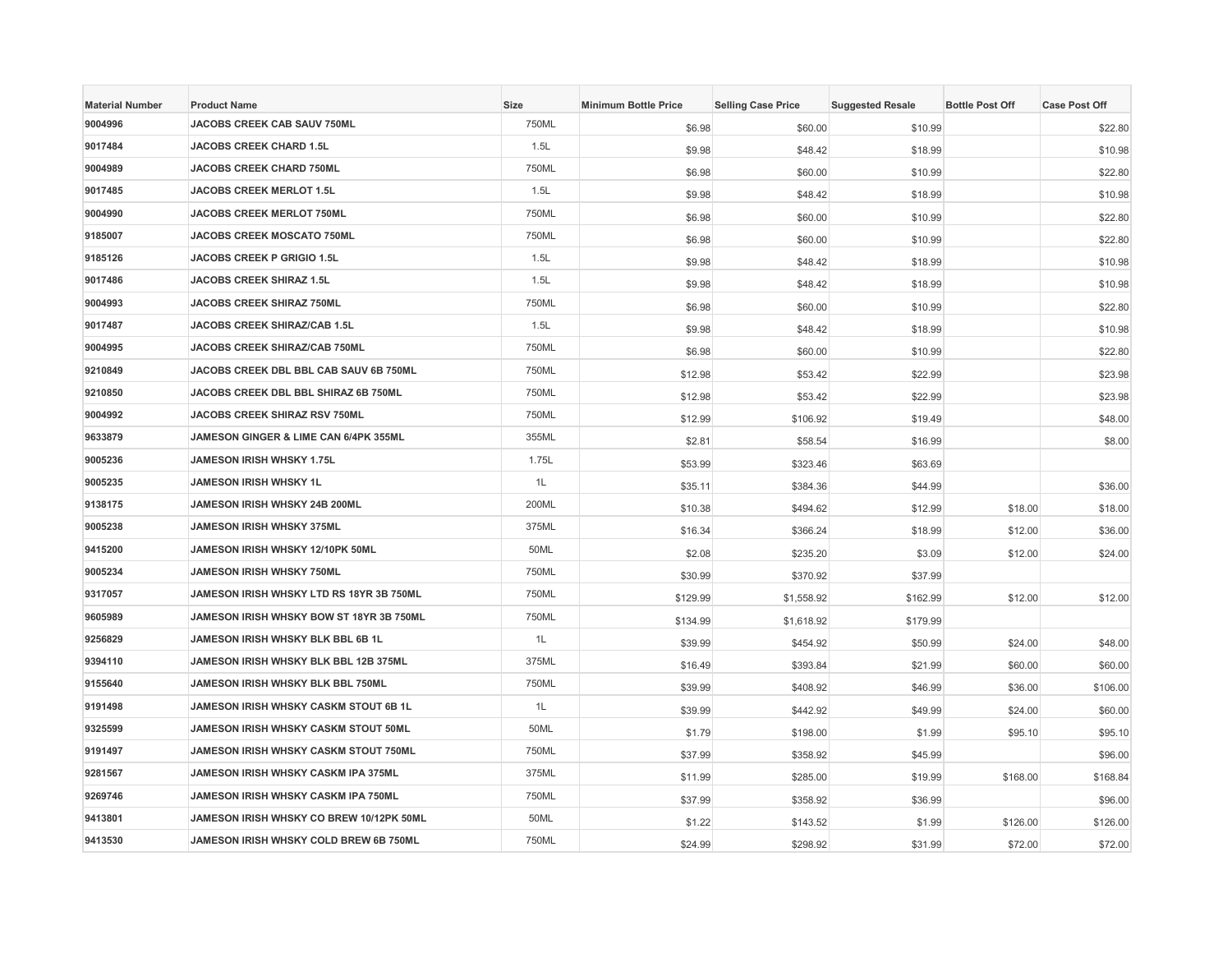| Material Number | Product Name | Size | Minimum Bottle Price | Selling Case Price | Suggested Resale | Bottle Post Off | Case Post Off |
|---|---|---|---|---|---|---|---|
| 9004996 | JACOBS CREEK CAB SAUV 750ML | 750ML | $6.98 | $60.00 | $10.99 | | $22.80 |
| 9017484 | JACOBS CREEK CHARD 1.5L | 1.5L | $9.98 | $48.42 | $18.99 | | $10.98 |
| 9004989 | JACOBS CREEK CHARD 750ML | 750ML | $6.98 | $60.00 | $10.99 | | $22.80 |
| 9017485 | JACOBS CREEK MERLOT 1.5L | 1.5L | $9.98 | $48.42 | $18.99 | | $10.98 |
| 9004990 | JACOBS CREEK MERLOT 750ML | 750ML | $6.98 | $60.00 | $10.99 | | $22.80 |
| 9185007 | JACOBS CREEK MOSCATO 750ML | 750ML | $6.98 | $60.00 | $10.99 | | $22.80 |
| 9185126 | JACOBS CREEK P GRIGIO 1.5L | 1.5L | $9.98 | $48.42 | $18.99 | | $10.98 |
| 9017486 | JACOBS CREEK SHIRAZ 1.5L | 1.5L | $9.98 | $48.42 | $18.99 | | $10.98 |
| 9004993 | JACOBS CREEK SHIRAZ 750ML | 750ML | $6.98 | $60.00 | $10.99 | | $22.80 |
| 9017487 | JACOBS CREEK SHIRAZ/CAB 1.5L | 1.5L | $9.98 | $48.42 | $18.99 | | $10.98 |
| 9004995 | JACOBS CREEK SHIRAZ/CAB 750ML | 750ML | $6.98 | $60.00 | $10.99 | | $22.80 |
| 9210849 | JACOBS CREEK DBL BBL CAB SAUV 6B 750ML | 750ML | $12.98 | $53.42 | $22.99 | | $23.98 |
| 9210850 | JACOBS CREEK DBL BBL SHIRAZ 6B 750ML | 750ML | $12.98 | $53.42 | $22.99 | | $23.98 |
| 9004992 | JACOBS CREEK SHIRAZ RSV 750ML | 750ML | $12.99 | $106.92 | $19.49 | | $48.00 |
| 9633879 | JAMESON GINGER & LIME CAN 6/4PK 355ML | 355ML | $2.81 | $58.54 | $16.99 | | $8.00 |
| 9005236 | JAMESON IRISH WHSKY 1.75L | 1.75L | $53.99 | $323.46 | $63.69 | | |
| 9005235 | JAMESON IRISH WHSKY 1L | 1L | $35.11 | $384.36 | $44.99 | | $36.00 |
| 9138175 | JAMESON IRISH WHSKY 24B 200ML | 200ML | $10.38 | $494.62 | $12.99 | $18.00 | $18.00 |
| 9005238 | JAMESON IRISH WHSKY 375ML | 375ML | $16.34 | $366.24 | $18.99 | $12.00 | $36.00 |
| 9415200 | JAMESON IRISH WHSKY 12/10PK 50ML | 50ML | $2.08 | $235.20 | $3.09 | $12.00 | $24.00 |
| 9005234 | JAMESON IRISH WHSKY 750ML | 750ML | $30.99 | $370.92 | $37.99 | | |
| 9317057 | JAMESON IRISH WHSKY LTD RS 18YR 3B 750ML | 750ML | $129.99 | $1,558.92 | $162.99 | $12.00 | $12.00 |
| 9605989 | JAMESON IRISH WHSKY BOW ST 18YR 3B 750ML | 750ML | $134.99 | $1,618.92 | $179.99 | | |
| 9256829 | JAMESON IRISH WHSKY BLK BBL 6B 1L | 1L | $39.99 | $454.92 | $50.99 | $24.00 | $48.00 |
| 9394110 | JAMESON IRISH WHSKY BLK BBL 12B 375ML | 375ML | $16.49 | $393.84 | $21.99 | $60.00 | $60.00 |
| 9155640 | JAMESON IRISH WHSKY BLK BBL 750ML | 750ML | $39.99 | $408.92 | $46.99 | $36.00 | $106.00 |
| 9191498 | JAMESON IRISH WHSKY CASKM STOUT 6B 1L | 1L | $39.99 | $442.92 | $49.99 | $24.00 | $60.00 |
| 9325599 | JAMESON IRISH WHSKY CASKM STOUT 50ML | 50ML | $1.79 | $198.00 | $1.99 | $95.10 | $95.10 |
| 9191497 | JAMESON IRISH WHSKY CASKM STOUT 750ML | 750ML | $37.99 | $358.92 | $45.99 | | $96.00 |
| 9281567 | JAMESON IRISH WHSKY CASKM IPA 375ML | 375ML | $11.99 | $285.00 | $19.99 | $168.00 | $168.84 |
| 9269746 | JAMESON IRISH WHSKY CASKM IPA 750ML | 750ML | $37.99 | $358.92 | $36.99 | | $96.00 |
| 9413801 | JAMESON IRISH WHSKY CO BREW 10/12PK 50ML | 50ML | $1.22 | $143.52 | $1.99 | $126.00 | $126.00 |
| 9413530 | JAMESON IRISH WHSKY COLD BREW 6B 750ML | 750ML | $24.99 | $298.92 | $31.99 | $72.00 | $72.00 |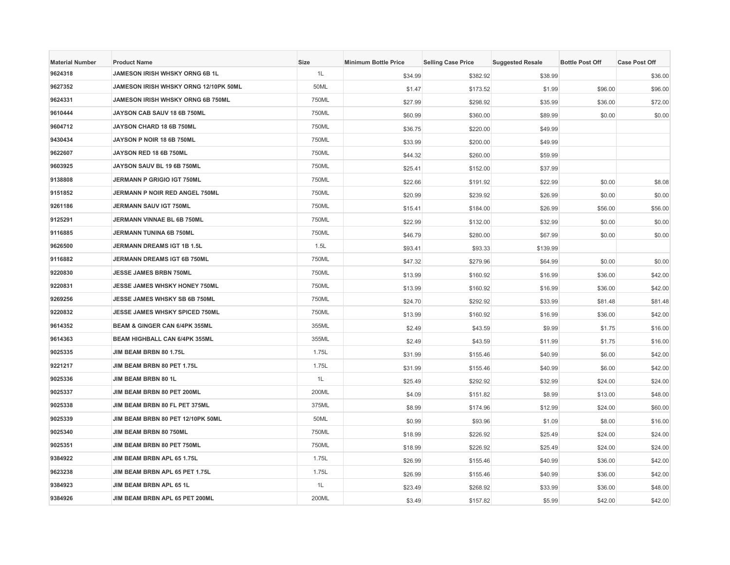| Material Number | Product Name | Size | Minimum Bottle Price | Selling Case Price | Suggested Resale | Bottle Post Off | Case Post Off |
| --- | --- | --- | --- | --- | --- | --- | --- |
| 9624318 | JAMESON IRISH WHSKY ORNG 6B 1L | 1L | $34.99 | $382.92 | $38.99 | | $36.00 |
| 9627352 | JAMESON IRISH WHSKY ORNG 12/10PK 50ML | 50ML | $1.47 | $173.52 | $1.99 | $96.00 | $96.00 |
| 9624331 | JAMESON IRISH WHSKY ORNG 6B 750ML | 750ML | $27.99 | $298.92 | $35.99 | $36.00 | $72.00 |
| 9610444 | JAYSON CAB SAUV 18 6B 750ML | 750ML | $60.99 | $360.00 | $89.99 | $0.00 | $0.00 |
| 9604712 | JAYSON CHARD 18 6B 750ML | 750ML | $36.75 | $220.00 | $49.99 | | |
| 9430434 | JAYSON P NOIR 18 6B 750ML | 750ML | $33.99 | $200.00 | $49.99 | | |
| 9622607 | JAYSON RED 18 6B 750ML | 750ML | $44.32 | $260.00 | $59.99 | | |
| 9603925 | JAYSON SAUV BL 19 6B 750ML | 750ML | $25.41 | $152.00 | $37.99 | | |
| 9138808 | JERMANN P GRIGIO IGT 750ML | 750ML | $22.66 | $191.92 | $22.99 | $0.00 | $8.08 |
| 9151852 | JERMANN P NOIR RED ANGEL 750ML | 750ML | $20.99 | $239.92 | $26.99 | $0.00 | $0.00 |
| 9261186 | JERMANN SAUV IGT 750ML | 750ML | $15.41 | $184.00 | $26.99 | $56.00 | $56.00 |
| 9125291 | JERMANN VINNAE BL 6B 750ML | 750ML | $22.99 | $132.00 | $32.99 | $0.00 | $0.00 |
| 9116885 | JERMANN TUNINA 6B 750ML | 750ML | $46.79 | $280.00 | $67.99 | $0.00 | $0.00 |
| 9626500 | JERMANN DREAMS IGT 1B 1.5L | 1.5L | $93.41 | $93.33 | $139.99 | | |
| 9116882 | JERMANN DREAMS IGT 6B 750ML | 750ML | $47.32 | $279.96 | $64.99 | $0.00 | $0.00 |
| 9220830 | JESSE JAMES BRBN 750ML | 750ML | $13.99 | $160.92 | $16.99 | $36.00 | $42.00 |
| 9220831 | JESSE JAMES WHSKY HONEY 750ML | 750ML | $13.99 | $160.92 | $16.99 | $36.00 | $42.00 |
| 9269256 | JESSE JAMES WHSKY SB 6B 750ML | 750ML | $24.70 | $292.92 | $33.99 | $81.48 | $81.48 |
| 9220832 | JESSE JAMES WHSKY SPICED 750ML | 750ML | $13.99 | $160.92 | $16.99 | $36.00 | $42.00 |
| 9614352 | BEAM & GINGER CAN 6/4PK 355ML | 355ML | $2.49 | $43.59 | $9.99 | $1.75 | $16.00 |
| 9614363 | BEAM HIGHBALL CAN 6/4PK 355ML | 355ML | $2.49 | $43.59 | $11.99 | $1.75 | $16.00 |
| 9025335 | JIM BEAM BRBN 80 1.75L | 1.75L | $31.99 | $155.46 | $40.99 | $6.00 | $42.00 |
| 9221217 | JIM BEAM BRBN 80 PET 1.75L | 1.75L | $31.99 | $155.46 | $40.99 | $6.00 | $42.00 |
| 9025336 | JIM BEAM BRBN 80 1L | 1L | $25.49 | $292.92 | $32.99 | $24.00 | $24.00 |
| 9025337 | JIM BEAM BRBN 80 PET 200ML | 200ML | $4.09 | $151.82 | $8.99 | $13.00 | $48.00 |
| 9025338 | JIM BEAM BRBN 80 FL PET 375ML | 375ML | $8.99 | $174.96 | $12.99 | $24.00 | $60.00 |
| 9025339 | JIM BEAM BRBN 80 PET 12/10PK 50ML | 50ML | $0.99 | $93.96 | $1.09 | $8.00 | $16.00 |
| 9025340 | JIM BEAM BRBN 80 750ML | 750ML | $18.99 | $226.92 | $25.49 | $24.00 | $24.00 |
| 9025351 | JIM BEAM BRBN 80 PET 750ML | 750ML | $18.99 | $226.92 | $25.49 | $24.00 | $24.00 |
| 9384922 | JIM BEAM BRBN APL 65 1.75L | 1.75L | $26.99 | $155.46 | $40.99 | $36.00 | $42.00 |
| 9623238 | JIM BEAM BRBN APL 65 PET 1.75L | 1.75L | $26.99 | $155.46 | $40.99 | $36.00 | $42.00 |
| 9384923 | JIM BEAM BRBN APL 65 1L | 1L | $23.49 | $268.92 | $33.99 | $36.00 | $48.00 |
| 9384926 | JIM BEAM BRBN APL 65 PET 200ML | 200ML | $3.49 | $157.82 | $5.99 | $42.00 | $42.00 |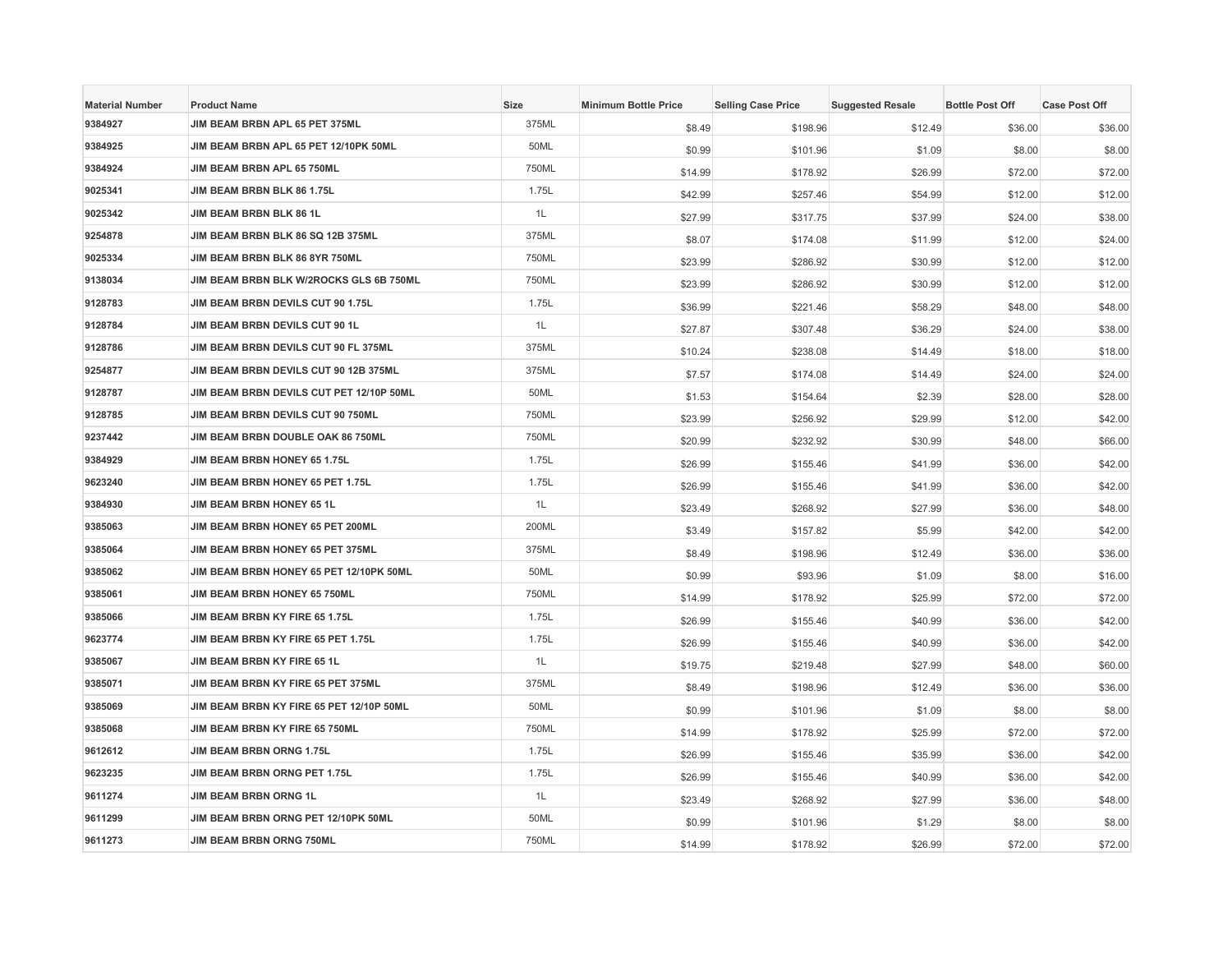| Material Number | Product Name | Size | Minimum Bottle Price | Selling Case Price | Suggested Resale | Bottle Post Off | Case Post Off |
|---|---|---|---|---|---|---|---|
| 9384927 | JIM BEAM BRBN APL 65 PET 375ML | 375ML | $8.49 | $198.96 | $12.49 | $36.00 | $36.00 |
| 9384925 | JIM BEAM BRBN APL 65 PET 12/10PK 50ML | 50ML | $0.99 | $101.96 | $1.09 | $8.00 | $8.00 |
| 9384924 | JIM BEAM BRBN APL 65 750ML | 750ML | $14.99 | $178.92 | $26.99 | $72.00 | $72.00 |
| 9025341 | JIM BEAM BRBN BLK 86 1.75L | 1.75L | $42.99 | $257.46 | $54.99 | $12.00 | $12.00 |
| 9025342 | JIM BEAM BRBN BLK 86 1L | 1L | $27.99 | $317.75 | $37.99 | $24.00 | $38.00 |
| 9254878 | JIM BEAM BRBN BLK 86 SQ 12B 375ML | 375ML | $8.07 | $174.08 | $11.99 | $12.00 | $24.00 |
| 9025334 | JIM BEAM BRBN BLK 86 8YR 750ML | 750ML | $23.99 | $286.92 | $30.99 | $12.00 | $12.00 |
| 9138034 | JIM BEAM BRBN BLK W/2ROCKS GLS 6B 750ML | 750ML | $23.99 | $286.92 | $30.99 | $12.00 | $12.00 |
| 9128783 | JIM BEAM BRBN DEVILS CUT 90 1.75L | 1.75L | $36.99 | $221.46 | $58.29 | $48.00 | $48.00 |
| 9128784 | JIM BEAM BRBN DEVILS CUT 90 1L | 1L | $27.87 | $307.48 | $36.29 | $24.00 | $38.00 |
| 9128786 | JIM BEAM BRBN DEVILS CUT 90 FL 375ML | 375ML | $10.24 | $238.08 | $14.49 | $18.00 | $18.00 |
| 9254877 | JIM BEAM BRBN DEVILS CUT 90 12B 375ML | 375ML | $7.57 | $174.08 | $14.49 | $24.00 | $24.00 |
| 9128787 | JIM BEAM BRBN DEVILS CUT PET 12/10P 50ML | 50ML | $1.53 | $154.64 | $2.39 | $28.00 | $28.00 |
| 9128785 | JIM BEAM BRBN DEVILS CUT 90 750ML | 750ML | $23.99 | $256.92 | $29.99 | $12.00 | $42.00 |
| 9237442 | JIM BEAM BRBN DOUBLE OAK 86 750ML | 750ML | $20.99 | $232.92 | $30.99 | $48.00 | $66.00 |
| 9384929 | JIM BEAM BRBN HONEY 65 1.75L | 1.75L | $26.99 | $155.46 | $41.99 | $36.00 | $42.00 |
| 9623240 | JIM BEAM BRBN HONEY 65 PET 1.75L | 1.75L | $26.99 | $155.46 | $41.99 | $36.00 | $42.00 |
| 9384930 | JIM BEAM BRBN HONEY 65 1L | 1L | $23.49 | $268.92 | $27.99 | $36.00 | $48.00 |
| 9385063 | JIM BEAM BRBN HONEY 65 PET 200ML | 200ML | $3.49 | $157.82 | $5.99 | $42.00 | $42.00 |
| 9385064 | JIM BEAM BRBN HONEY 65 PET 375ML | 375ML | $8.49 | $198.96 | $12.49 | $36.00 | $36.00 |
| 9385062 | JIM BEAM BRBN HONEY 65 PET 12/10PK 50ML | 50ML | $0.99 | $93.96 | $1.09 | $8.00 | $16.00 |
| 9385061 | JIM BEAM BRBN HONEY 65 750ML | 750ML | $14.99 | $178.92 | $25.99 | $72.00 | $72.00 |
| 9385066 | JIM BEAM BRBN KY FIRE 65 1.75L | 1.75L | $26.99 | $155.46 | $40.99 | $36.00 | $42.00 |
| 9623774 | JIM BEAM BRBN KY FIRE 65 PET 1.75L | 1.75L | $26.99 | $155.46 | $40.99 | $36.00 | $42.00 |
| 9385067 | JIM BEAM BRBN KY FIRE 65 1L | 1L | $19.75 | $219.48 | $27.99 | $48.00 | $60.00 |
| 9385071 | JIM BEAM BRBN KY FIRE 65 PET 375ML | 375ML | $8.49 | $198.96 | $12.49 | $36.00 | $36.00 |
| 9385069 | JIM BEAM BRBN KY FIRE 65 PET 12/10P 50ML | 50ML | $0.99 | $101.96 | $1.09 | $8.00 | $8.00 |
| 9385068 | JIM BEAM BRBN KY FIRE 65 750ML | 750ML | $14.99 | $178.92 | $25.99 | $72.00 | $72.00 |
| 9612612 | JIM BEAM BRBN ORNG 1.75L | 1.75L | $26.99 | $155.46 | $35.99 | $36.00 | $42.00 |
| 9623235 | JIM BEAM BRBN ORNG PET 1.75L | 1.75L | $26.99 | $155.46 | $40.99 | $36.00 | $42.00 |
| 9611274 | JIM BEAM BRBN ORNG 1L | 1L | $23.49 | $268.92 | $27.99 | $36.00 | $48.00 |
| 9611299 | JIM BEAM BRBN ORNG PET 12/10PK 50ML | 50ML | $0.99 | $101.96 | $1.29 | $8.00 | $8.00 |
| 9611273 | JIM BEAM BRBN ORNG 750ML | 750ML | $14.99 | $178.92 | $26.99 | $72.00 | $72.00 |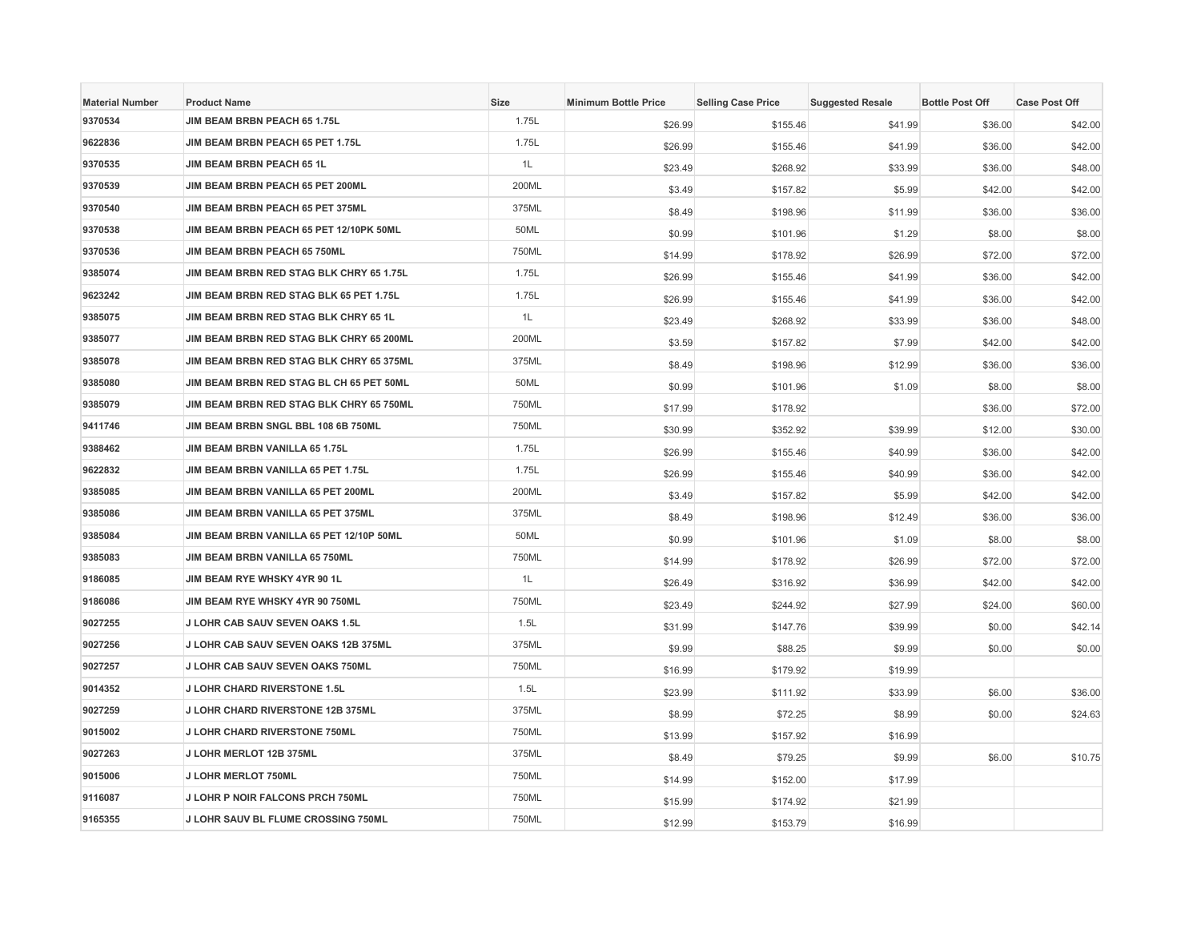| Material Number | Product Name | Size | Minimum Bottle Price | Selling Case Price | Suggested Resale | Bottle Post Off | Case Post Off |
|---|---|---|---|---|---|---|---|
| 9370534 | JIM BEAM BRBN PEACH 65 1.75L | 1.75L | $26.99 | $155.46 | $41.99 | $36.00 | $42.00 |
| 9622836 | JIM BEAM BRBN PEACH 65 PET 1.75L | 1.75L | $26.99 | $155.46 | $41.99 | $36.00 | $42.00 |
| 9370535 | JIM BEAM BRBN PEACH 65 1L | 1L | $23.49 | $268.92 | $33.99 | $36.00 | $48.00 |
| 9370539 | JIM BEAM BRBN PEACH 65 PET 200ML | 200ML | $3.49 | $157.82 | $5.99 | $42.00 | $42.00 |
| 9370540 | JIM BEAM BRBN PEACH 65 PET 375ML | 375ML | $8.49 | $198.96 | $11.99 | $36.00 | $36.00 |
| 9370538 | JIM BEAM BRBN PEACH 65 PET 12/10PK 50ML | 50ML | $0.99 | $101.96 | $1.29 | $8.00 | $8.00 |
| 9370536 | JIM BEAM BRBN PEACH 65 750ML | 750ML | $14.99 | $178.92 | $26.99 | $72.00 | $72.00 |
| 9385074 | JIM BEAM BRBN RED STAG BLK CHRY 65 1.75L | 1.75L | $26.99 | $155.46 | $41.99 | $36.00 | $42.00 |
| 9623242 | JIM BEAM BRBN RED STAG BLK 65 PET 1.75L | 1.75L | $26.99 | $155.46 | $41.99 | $36.00 | $42.00 |
| 9385075 | JIM BEAM BRBN RED STAG BLK CHRY 65 1L | 1L | $23.49 | $268.92 | $33.99 | $36.00 | $48.00 |
| 9385077 | JIM BEAM BRBN RED STAG BLK CHRY 65 200ML | 200ML | $3.59 | $157.82 | $7.99 | $42.00 | $42.00 |
| 9385078 | JIM BEAM BRBN RED STAG BLK CHRY 65 375ML | 375ML | $8.49 | $198.96 | $12.99 | $36.00 | $36.00 |
| 9385080 | JIM BEAM BRBN RED STAG BL CH 65 PET 50ML | 50ML | $0.99 | $101.96 | $1.09 | $8.00 | $8.00 |
| 9385079 | JIM BEAM BRBN RED STAG BLK CHRY 65 750ML | 750ML | $17.99 | $178.92 | | $36.00 | $72.00 |
| 9411746 | JIM BEAM BRBN SNGL BBL 108 6B 750ML | 750ML | $30.99 | $352.92 | $39.99 | $12.00 | $30.00 |
| 9388462 | JIM BEAM BRBN VANILLA 65 1.75L | 1.75L | $26.99 | $155.46 | $40.99 | $36.00 | $42.00 |
| 9622832 | JIM BEAM BRBN VANILLA 65 PET 1.75L | 1.75L | $26.99 | $155.46 | $40.99 | $36.00 | $42.00 |
| 9385085 | JIM BEAM BRBN VANILLA 65 PET 200ML | 200ML | $3.49 | $157.82 | $5.99 | $42.00 | $42.00 |
| 9385086 | JIM BEAM BRBN VANILLA 65 PET 375ML | 375ML | $8.49 | $198.96 | $12.49 | $36.00 | $36.00 |
| 9385084 | JIM BEAM BRBN VANILLA 65 PET 12/10P 50ML | 50ML | $0.99 | $101.96 | $1.09 | $8.00 | $8.00 |
| 9385083 | JIM BEAM BRBN VANILLA 65 750ML | 750ML | $14.99 | $178.92 | $26.99 | $72.00 | $72.00 |
| 9186085 | JIM BEAM RYE WHSKY 4YR 90 1L | 1L | $26.49 | $316.92 | $36.99 | $42.00 | $42.00 |
| 9186086 | JIM BEAM RYE WHSKY 4YR 90 750ML | 750ML | $23.49 | $244.92 | $27.99 | $24.00 | $60.00 |
| 9027255 | J LOHR CAB SAUV SEVEN OAKS 1.5L | 1.5L | $31.99 | $147.76 | $39.99 | $0.00 | $42.14 |
| 9027256 | J LOHR CAB SAUV SEVEN OAKS 12B 375ML | 375ML | $9.99 | $88.25 | $9.99 | $0.00 | $0.00 |
| 9027257 | J LOHR CAB SAUV SEVEN OAKS 750ML | 750ML | $16.99 | $179.92 | $19.99 | | |
| 9014352 | J LOHR CHARD RIVERSTONE 1.5L | 1.5L | $23.99 | $111.92 | $33.99 | $6.00 | $36.00 |
| 9027259 | J LOHR CHARD RIVERSTONE 12B 375ML | 375ML | $8.99 | $72.25 | $8.99 | $0.00 | $24.63 |
| 9015002 | J LOHR CHARD RIVERSTONE 750ML | 750ML | $13.99 | $157.92 | $16.99 | | |
| 9027263 | J LOHR MERLOT 12B 375ML | 375ML | $8.49 | $79.25 | $9.99 | $6.00 | $10.75 |
| 9015006 | J LOHR MERLOT 750ML | 750ML | $14.99 | $152.00 | $17.99 | | |
| 9116087 | J LOHR P NOIR FALCONS PRCH 750ML | 750ML | $15.99 | $174.92 | $21.99 | | |
| 9165355 | J LOHR SAUV BL FLUME CROSSING 750ML | 750ML | $12.99 | $153.79 | $16.99 | | |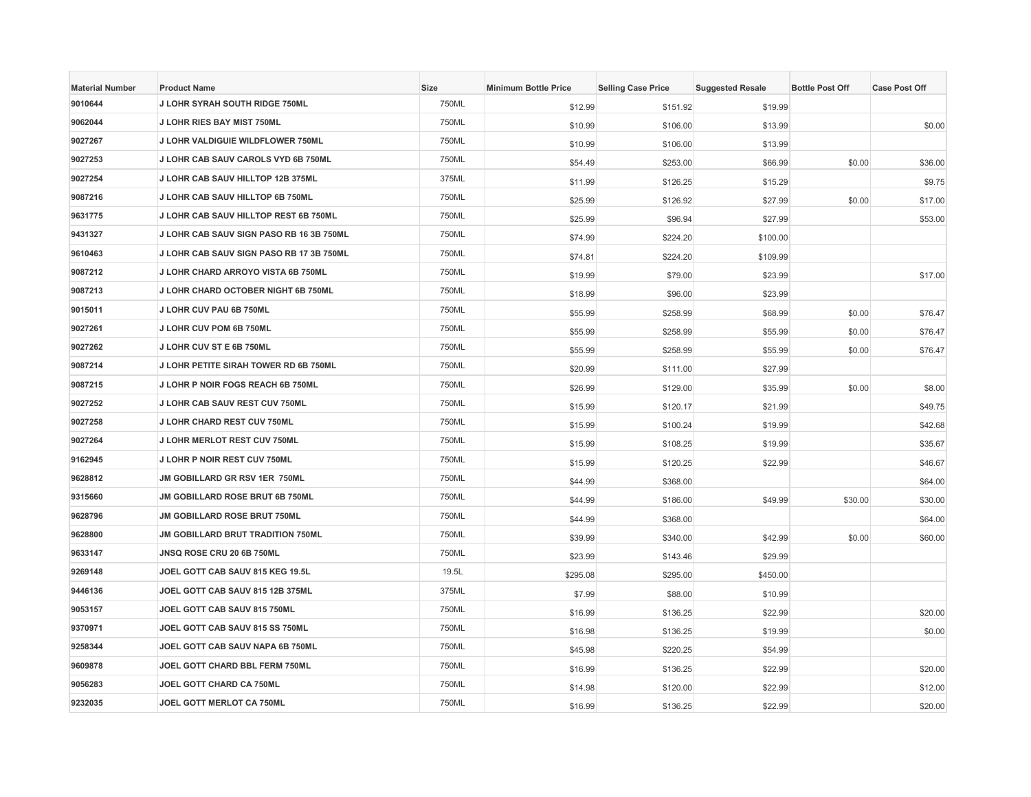| Material Number | Product Name | Size | Minimum Bottle Price | Selling Case Price | Suggested Resale | Bottle Post Off | Case Post Off |
|---|---|---|---|---|---|---|---|
| 9010644 | J LOHR SYRAH SOUTH RIDGE 750ML | 750ML | $12.99 | $151.92 | $19.99 | | |
| 9062044 | J LOHR RIES BAY MIST 750ML | 750ML | $10.99 | $106.00 | $13.99 | | $0.00 |
| 9027267 | J LOHR VALDIGUIE WILDFLOWER 750ML | 750ML | $10.99 | $106.00 | $13.99 | | |
| 9027253 | J LOHR CAB SAUV CAROLS VYD 6B 750ML | 750ML | $54.49 | $253.00 | $66.99 | $0.00 | $36.00 |
| 9027254 | J LOHR CAB SAUV HILLTOP 12B 375ML | 375ML | $11.99 | $126.25 | $15.29 | | $9.75 |
| 9087216 | J LOHR CAB SAUV HILLTOP 6B 750ML | 750ML | $25.99 | $126.92 | $27.99 | $0.00 | $17.00 |
| 9631775 | J LOHR CAB SAUV HILLTOP REST 6B 750ML | 750ML | $25.99 | $96.94 | $27.99 | | $53.00 |
| 9431327 | J LOHR CAB SAUV SIGN PASO RB 16 3B 750ML | 750ML | $74.99 | $224.20 | $100.00 | | |
| 9610463 | J LOHR CAB SAUV SIGN PASO RB 17 3B 750ML | 750ML | $74.81 | $224.20 | $109.99 | | |
| 9087212 | J LOHR CHARD ARROYO VISTA 6B 750ML | 750ML | $19.99 | $79.00 | $23.99 | | $17.00 |
| 9087213 | J LOHR CHARD OCTOBER NIGHT 6B 750ML | 750ML | $18.99 | $96.00 | $23.99 | | |
| 9015011 | J LOHR CUV PAU 6B 750ML | 750ML | $55.99 | $258.99 | $68.99 | $0.00 | $76.47 |
| 9027261 | J LOHR CUV POM 6B 750ML | 750ML | $55.99 | $258.99 | $55.99 | $0.00 | $76.47 |
| 9027262 | J LOHR CUV ST E 6B 750ML | 750ML | $55.99 | $258.99 | $55.99 | $0.00 | $76.47 |
| 9087214 | J LOHR PETITE SIRAH TOWER RD 6B 750ML | 750ML | $20.99 | $111.00 | $27.99 | | |
| 9087215 | J LOHR P NOIR FOGS REACH 6B 750ML | 750ML | $26.99 | $129.00 | $35.99 | $0.00 | $8.00 |
| 9027252 | J LOHR CAB SAUV REST CUV 750ML | 750ML | $15.99 | $120.17 | $21.99 | | $49.75 |
| 9027258 | J LOHR CHARD REST CUV 750ML | 750ML | $15.99 | $100.24 | $19.99 | | $42.68 |
| 9027264 | J LOHR MERLOT REST CUV 750ML | 750ML | $15.99 | $108.25 | $19.99 | | $35.67 |
| 9162945 | J LOHR P NOIR REST CUV 750ML | 750ML | $15.99 | $120.25 | $22.99 | | $46.67 |
| 9628812 | JM GOBILLARD GR RSV 1ER 750ML | 750ML | $44.99 | $368.00 | | | $64.00 |
| 9315660 | JM GOBILLARD ROSE BRUT 6B 750ML | 750ML | $44.99 | $186.00 | $49.99 | $30.00 | $30.00 |
| 9628796 | JM GOBILLARD ROSE BRUT 750ML | 750ML | $44.99 | $368.00 | | | $64.00 |
| 9628800 | JM GOBILLARD BRUT TRADITION 750ML | 750ML | $39.99 | $340.00 | $42.99 | $0.00 | $60.00 |
| 9633147 | JNSQ ROSE CRU 20 6B 750ML | 750ML | $23.99 | $143.46 | $29.99 | | |
| 9269148 | JOEL GOTT CAB SAUV 815 KEG 19.5L | 19.5L | $295.08 | $295.00 | $450.00 | | |
| 9446136 | JOEL GOTT CAB SAUV 815 12B 375ML | 375ML | $7.99 | $88.00 | $10.99 | | |
| 9053157 | JOEL GOTT CAB SAUV 815 750ML | 750ML | $16.99 | $136.25 | $22.99 | | $20.00 |
| 9370971 | JOEL GOTT CAB SAUV 815 SS 750ML | 750ML | $16.98 | $136.25 | $19.99 | | $0.00 |
| 9258344 | JOEL GOTT CAB SAUV NAPA 6B 750ML | 750ML | $45.98 | $220.25 | $54.99 | | |
| 9609878 | JOEL GOTT CHARD BBL FERM 750ML | 750ML | $16.99 | $136.25 | $22.99 | | $20.00 |
| 9056283 | JOEL GOTT CHARD CA 750ML | 750ML | $14.98 | $120.00 | $22.99 | | $12.00 |
| 9232035 | JOEL GOTT MERLOT CA 750ML | 750ML | $16.99 | $136.25 | $22.99 | | $20.00 |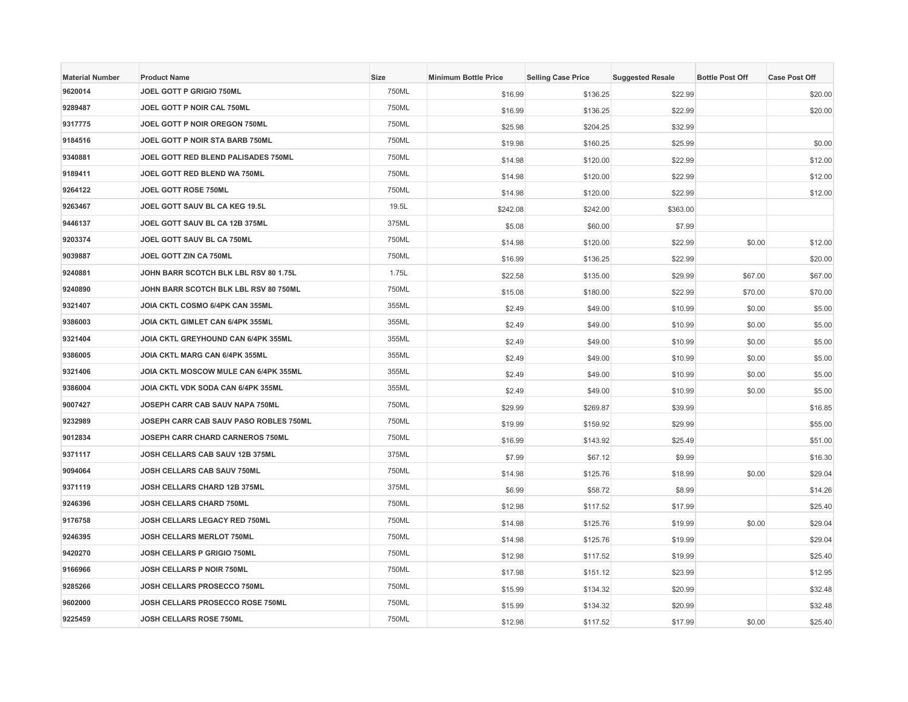| Material Number | Product Name | Size | Minimum Bottle Price | Selling Case Price | Suggested Resale | Bottle Post Off | Case Post Off |
|---|---|---|---|---|---|---|---|
| 9620014 | JOEL GOTT P GRIGIO 750ML | 750ML | $16.99 | $136.25 | $22.99 | | $20.00 |
| 9289487 | JOEL GOTT P NOIR CAL 750ML | 750ML | $16.99 | $136.25 | $22.99 | | $20.00 |
| 9317775 | JOEL GOTT P NOIR OREGON 750ML | 750ML | $25.98 | $204.25 | $32.99 | | |
| 9184516 | JOEL GOTT P NOIR STA BARB 750ML | 750ML | $19.98 | $160.25 | $25.99 | | $0.00 |
| 9340881 | JOEL GOTT RED BLEND PALISADES 750ML | 750ML | $14.98 | $120.00 | $22.99 | | $12.00 |
| 9189411 | JOEL GOTT RED BLEND WA 750ML | 750ML | $14.98 | $120.00 | $22.99 | | $12.00 |
| 9264122 | JOEL GOTT ROSE 750ML | 750ML | $14.98 | $120.00 | $22.99 | | $12.00 |
| 9263467 | JOEL GOTT SAUV BL CA KEG 19.5L | 19.5L | $242.08 | $242.00 | $363.00 | | |
| 9446137 | JOEL GOTT SAUV BL CA 12B 375ML | 375ML | $5.08 | $60.00 | $7.99 | | |
| 9203374 | JOEL GOTT SAUV BL CA 750ML | 750ML | $14.98 | $120.00 | $22.99 | $0.00 | $12.00 |
| 9039887 | JOEL GOTT ZIN CA 750ML | 750ML | $16.99 | $136.25 | $22.99 | | $20.00 |
| 9240881 | JOHN BARR SCOTCH BLK LBL RSV 80 1.75L | 1.75L | $22.58 | $135.00 | $29.99 | $67.00 | $67.00 |
| 9240890 | JOHN BARR SCOTCH BLK LBL RSV 80 750ML | 750ML | $15.08 | $180.00 | $22.99 | $70.00 | $70.00 |
| 9321407 | JOIA CKTL COSMO 6/4PK CAN 355ML | 355ML | $2.49 | $49.00 | $10.99 | $0.00 | $5.00 |
| 9386003 | JOIA CKTL GIMLET CAN 6/4PK 355ML | 355ML | $2.49 | $49.00 | $10.99 | $0.00 | $5.00 |
| 9321404 | JOIA CKTL GREYHOUND CAN 6/4PK 355ML | 355ML | $2.49 | $49.00 | $10.99 | $0.00 | $5.00 |
| 9386005 | JOIA CKTL MARG CAN 6/4PK 355ML | 355ML | $2.49 | $49.00 | $10.99 | $0.00 | $5.00 |
| 9321406 | JOIA CKTL MOSCOW MULE CAN 6/4PK 355ML | 355ML | $2.49 | $49.00 | $10.99 | $0.00 | $5.00 |
| 9386004 | JOIA CKTL VDK SODA CAN 6/4PK 355ML | 355ML | $2.49 | $49.00 | $10.99 | $0.00 | $5.00 |
| 9007427 | JOSEPH CARR CAB SAUV NAPA 750ML | 750ML | $29.99 | $269.87 | $39.99 | | $16.85 |
| 9232989 | JOSEPH CARR CAB SAUV PASO ROBLES 750ML | 750ML | $19.99 | $159.92 | $29.99 | | $55.00 |
| 9012834 | JOSEPH CARR CHARD CARNEROS 750ML | 750ML | $16.99 | $143.92 | $25.49 | | $51.00 |
| 9371117 | JOSH CELLARS CAB SAUV 12B 375ML | 375ML | $7.99 | $67.12 | $9.99 | | $16.30 |
| 9094064 | JOSH CELLARS CAB SAUV 750ML | 750ML | $14.98 | $125.76 | $18.99 | $0.00 | $29.04 |
| 9371119 | JOSH CELLARS CHARD 12B 375ML | 375ML | $6.99 | $58.72 | $8.99 | | $14.26 |
| 9246396 | JOSH CELLARS CHARD 750ML | 750ML | $12.98 | $117.52 | $17.99 | | $25.40 |
| 9176758 | JOSH CELLARS LEGACY RED 750ML | 750ML | $14.98 | $125.76 | $19.99 | $0.00 | $29.04 |
| 9246395 | JOSH CELLARS MERLOT 750ML | 750ML | $14.98 | $125.76 | $19.99 | | $29.04 |
| 9420270 | JOSH CELLARS P GRIGIO 750ML | 750ML | $12.98 | $117.52 | $19.99 | | $25.40 |
| 9166966 | JOSH CELLARS P NOIR 750ML | 750ML | $17.98 | $151.12 | $23.99 | | $12.95 |
| 9285266 | JOSH CELLARS PROSECCO 750ML | 750ML | $15.99 | $134.32 | $20.99 | | $32.48 |
| 9602000 | JOSH CELLARS PROSECCO ROSE 750ML | 750ML | $15.99 | $134.32 | $20.99 | | $32.48 |
| 9225459 | JOSH CELLARS ROSE 750ML | 750ML | $12.98 | $117.52 | $17.99 | $0.00 | $25.40 |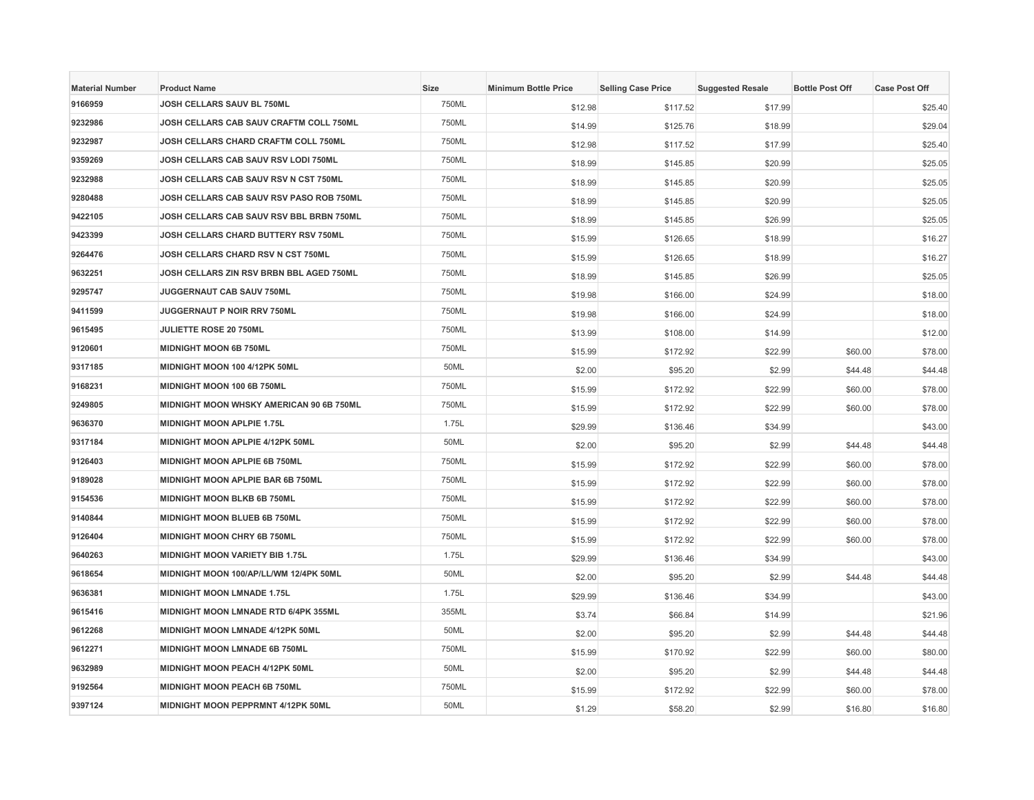| Material Number | Product Name | Size | Minimum Bottle Price | Selling Case Price | Suggested Resale | Bottle Post Off | Case Post Off |
|---|---|---|---|---|---|---|---|
| 9166959 | JOSH CELLARS SAUV BL 750ML | 750ML | $12.98 | $117.52 | $17.99 | | $25.40 |
| 9232986 | JOSH CELLARS CAB SAUV CRAFTM COLL 750ML | 750ML | $14.99 | $125.76 | $18.99 | | $29.04 |
| 9232987 | JOSH CELLARS CHARD CRAFTM COLL 750ML | 750ML | $12.98 | $117.52 | $17.99 | | $25.40 |
| 9359269 | JOSH CELLARS CAB SAUV RSV LODI 750ML | 750ML | $18.99 | $145.85 | $20.99 | | $25.05 |
| 9232988 | JOSH CELLARS CAB SAUV RSV N CST 750ML | 750ML | $18.99 | $145.85 | $20.99 | | $25.05 |
| 9280488 | JOSH CELLARS CAB SAUV RSV PASO ROB 750ML | 750ML | $18.99 | $145.85 | $20.99 | | $25.05 |
| 9422105 | JOSH CELLARS CAB SAUV RSV BBL BRBN 750ML | 750ML | $18.99 | $145.85 | $26.99 | | $25.05 |
| 9423399 | JOSH CELLARS CHARD BUTTERY RSV 750ML | 750ML | $15.99 | $126.65 | $18.99 | | $16.27 |
| 9264476 | JOSH CELLARS CHARD RSV N CST 750ML | 750ML | $15.99 | $126.65 | $18.99 | | $16.27 |
| 9632251 | JOSH CELLARS ZIN RSV BRBN BBL AGED 750ML | 750ML | $18.99 | $145.85 | $26.99 | | $25.05 |
| 9295747 | JUGGERNAUT CAB SAUV 750ML | 750ML | $19.98 | $166.00 | $24.99 | | $18.00 |
| 9411599 | JUGGERNAUT P NOIR RRV 750ML | 750ML | $19.98 | $166.00 | $24.99 | | $18.00 |
| 9615495 | JULIETTE ROSE 20 750ML | 750ML | $13.99 | $108.00 | $14.99 | | $12.00 |
| 9120601 | MIDNIGHT MOON 6B 750ML | 750ML | $15.99 | $172.92 | $22.99 | $60.00 | $78.00 |
| 9317185 | MIDNIGHT MOON 100 4/12PK 50ML | 50ML | $2.00 | $95.20 | $2.99 | $44.48 | $44.48 |
| 9168231 | MIDNIGHT MOON 100 6B 750ML | 750ML | $15.99 | $172.92 | $22.99 | $60.00 | $78.00 |
| 9249805 | MIDNIGHT MOON WHSKY AMERICAN 90 6B 750ML | 750ML | $15.99 | $172.92 | $22.99 | $60.00 | $78.00 |
| 9636370 | MIDNIGHT MOON APLPIE 1.75L | 1.75L | $29.99 | $136.46 | $34.99 | | $43.00 |
| 9317184 | MIDNIGHT MOON APLPIE 4/12PK 50ML | 50ML | $2.00 | $95.20 | $2.99 | $44.48 | $44.48 |
| 9126403 | MIDNIGHT MOON APLPIE 6B 750ML | 750ML | $15.99 | $172.92 | $22.99 | $60.00 | $78.00 |
| 9189028 | MIDNIGHT MOON APLPIE BAR 6B 750ML | 750ML | $15.99 | $172.92 | $22.99 | $60.00 | $78.00 |
| 9154536 | MIDNIGHT MOON BLKB 6B 750ML | 750ML | $15.99 | $172.92 | $22.99 | $60.00 | $78.00 |
| 9140844 | MIDNIGHT MOON BLUEB 6B 750ML | 750ML | $15.99 | $172.92 | $22.99 | $60.00 | $78.00 |
| 9126404 | MIDNIGHT MOON CHRY 6B 750ML | 750ML | $15.99 | $172.92 | $22.99 | $60.00 | $78.00 |
| 9640263 | MIDNIGHT MOON VARIETY BIB 1.75L | 1.75L | $29.99 | $136.46 | $34.99 | | $43.00 |
| 9618654 | MIDNIGHT MOON 100/AP/LL/WM 12/4PK 50ML | 50ML | $2.00 | $95.20 | $2.99 | $44.48 | $44.48 |
| 9636381 | MIDNIGHT MOON LMNADE 1.75L | 1.75L | $29.99 | $136.46 | $34.99 | | $43.00 |
| 9615416 | MIDNIGHT MOON LMNADE RTD 6/4PK 355ML | 355ML | $3.74 | $66.84 | $14.99 | | $21.96 |
| 9612268 | MIDNIGHT MOON LMNADE 4/12PK 50ML | 50ML | $2.00 | $95.20 | $2.99 | $44.48 | $44.48 |
| 9612271 | MIDNIGHT MOON LMNADE 6B 750ML | 750ML | $15.99 | $170.92 | $22.99 | $60.00 | $80.00 |
| 9632989 | MIDNIGHT MOON PEACH 4/12PK 50ML | 50ML | $2.00 | $95.20 | $2.99 | $44.48 | $44.48 |
| 9192564 | MIDNIGHT MOON PEACH 6B 750ML | 750ML | $15.99 | $172.92 | $22.99 | $60.00 | $78.00 |
| 9397124 | MIDNIGHT MOON PEPPRMNT 4/12PK 50ML | 50ML | $1.29 | $58.20 | $2.99 | $16.80 | $16.80 |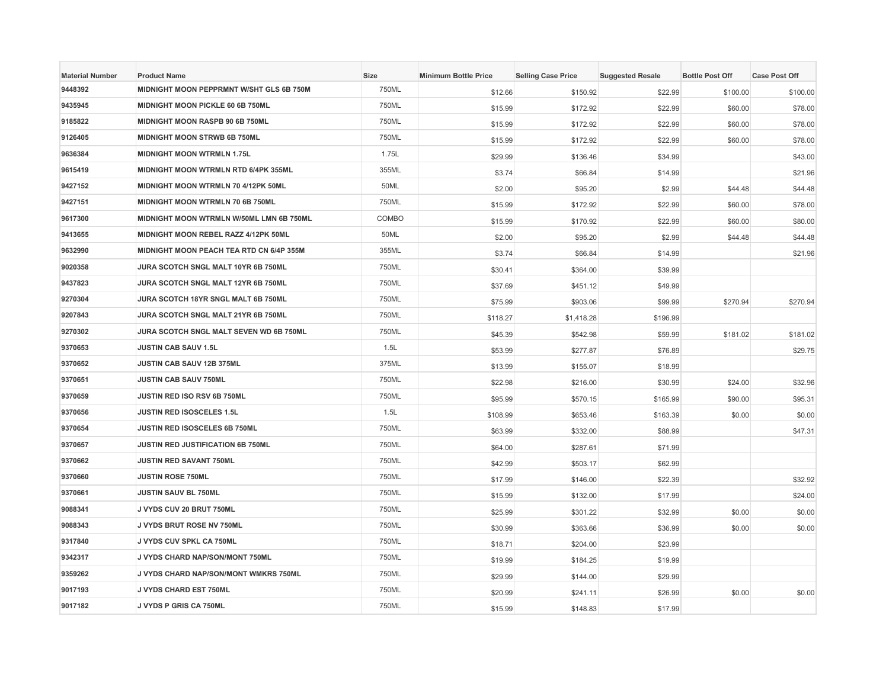| Material Number | Product Name | Size | Minimum Bottle Price | Selling Case Price | Suggested Resale | Bottle Post Off | Case Post Off |
|---|---|---|---|---|---|---|---|
| 9448392 | MIDNIGHT MOON PEPPRMNT W/SHT GLS 6B 750M | 750ML | $12.66 | $150.92 | $22.99 | $100.00 | $100.00 |
| 9435945 | MIDNIGHT MOON PICKLE 60 6B 750ML | 750ML | $15.99 | $172.92 | $22.99 | $60.00 | $78.00 |
| 9185822 | MIDNIGHT MOON RASPB 90 6B 750ML | 750ML | $15.99 | $172.92 | $22.99 | $60.00 | $78.00 |
| 9126405 | MIDNIGHT MOON STRWB 6B 750ML | 750ML | $15.99 | $172.92 | $22.99 | $60.00 | $78.00 |
| 9636384 | MIDNIGHT MOON WTRMLN 1.75L | 1.75L | $29.99 | $136.46 | $34.99 | | $43.00 |
| 9615419 | MIDNIGHT MOON WTRMLN RTD 6/4PK 355ML | 355ML | $3.74 | $66.84 | $14.99 | | $21.96 |
| 9427152 | MIDNIGHT MOON WTRMLN 70 4/12PK 50ML | 50ML | $2.00 | $95.20 | $2.99 | $44.48 | $44.48 |
| 9427151 | MIDNIGHT MOON WTRMLN 70 6B 750ML | 750ML | $15.99 | $172.92 | $22.99 | $60.00 | $78.00 |
| 9617300 | MIDNIGHT MOON WTRMLN W/50ML LMN 6B 750ML | COMBO | $15.99 | $170.92 | $22.99 | $60.00 | $80.00 |
| 9413655 | MIDNIGHT MOON REBEL RAZZ 4/12PK 50ML | 50ML | $2.00 | $95.20 | $2.99 | $44.48 | $44.48 |
| 9632990 | MIDNIGHT MOON PEACH TEA RTD CN 6/4P 355M | 355ML | $3.74 | $66.84 | $14.99 | | $21.96 |
| 9020358 | JURA SCOTCH SNGL MALT 10YR 6B 750ML | 750ML | $30.41 | $364.00 | $39.99 | | |
| 9437823 | JURA SCOTCH SNGL MALT 12YR 6B 750ML | 750ML | $37.69 | $451.12 | $49.99 | | |
| 9270304 | JURA SCOTCH 18YR SNGL MALT 6B 750ML | 750ML | $75.99 | $903.06 | $99.99 | $270.94 | $270.94 |
| 9207843 | JURA SCOTCH SNGL MALT 21YR 6B 750ML | 750ML | $118.27 | $1,418.28 | $196.99 | | |
| 9270302 | JURA SCOTCH SNGL MALT SEVEN WD 6B 750ML | 750ML | $45.39 | $542.98 | $59.99 | $181.02 | $181.02 |
| 9370653 | JUSTIN CAB SAUV 1.5L | 1.5L | $53.99 | $277.87 | $76.89 | | $29.75 |
| 9370652 | JUSTIN CAB SAUV 12B 375ML | 375ML | $13.99 | $155.07 | $18.99 | | |
| 9370651 | JUSTIN CAB SAUV 750ML | 750ML | $22.98 | $216.00 | $30.99 | $24.00 | $32.96 |
| 9370659 | JUSTIN RED ISO RSV 6B 750ML | 750ML | $95.99 | $570.15 | $165.99 | $90.00 | $95.31 |
| 9370656 | JUSTIN RED ISOSCELES 1.5L | 1.5L | $108.99 | $653.46 | $163.39 | $0.00 | $0.00 |
| 9370654 | JUSTIN RED ISOSCELES 6B 750ML | 750ML | $63.99 | $332.00 | $88.99 | | $47.31 |
| 9370657 | JUSTIN RED JUSTIFICATION 6B 750ML | 750ML | $64.00 | $287.61 | $71.99 | | |
| 9370662 | JUSTIN RED SAVANT 750ML | 750ML | $42.99 | $503.17 | $62.99 | | |
| 9370660 | JUSTIN ROSE 750ML | 750ML | $17.99 | $146.00 | $22.39 | | $32.92 |
| 9370661 | JUSTIN SAUV BL 750ML | 750ML | $15.99 | $132.00 | $17.99 | | $24.00 |
| 9088341 | J VYDS CUV 20 BRUT 750ML | 750ML | $25.99 | $301.22 | $32.99 | $0.00 | $0.00 |
| 9088343 | J VYDS BRUT ROSE NV 750ML | 750ML | $30.99 | $363.66 | $36.99 | $0.00 | $0.00 |
| 9317840 | J VYDS CUV SPKL CA 750ML | 750ML | $18.71 | $204.00 | $23.99 | | |
| 9342317 | J VYDS CHARD NAP/SON/MONT 750ML | 750ML | $19.99 | $184.25 | $19.99 | | |
| 9359262 | J VYDS CHARD NAP/SON/MONT WMKRS 750ML | 750ML | $29.99 | $144.00 | $29.99 | | |
| 9017193 | J VYDS CHARD EST 750ML | 750ML | $20.99 | $241.11 | $26.99 | $0.00 | $0.00 |
| 9017182 | J VYDS P GRIS CA 750ML | 750ML | $15.99 | $148.83 | $17.99 | | |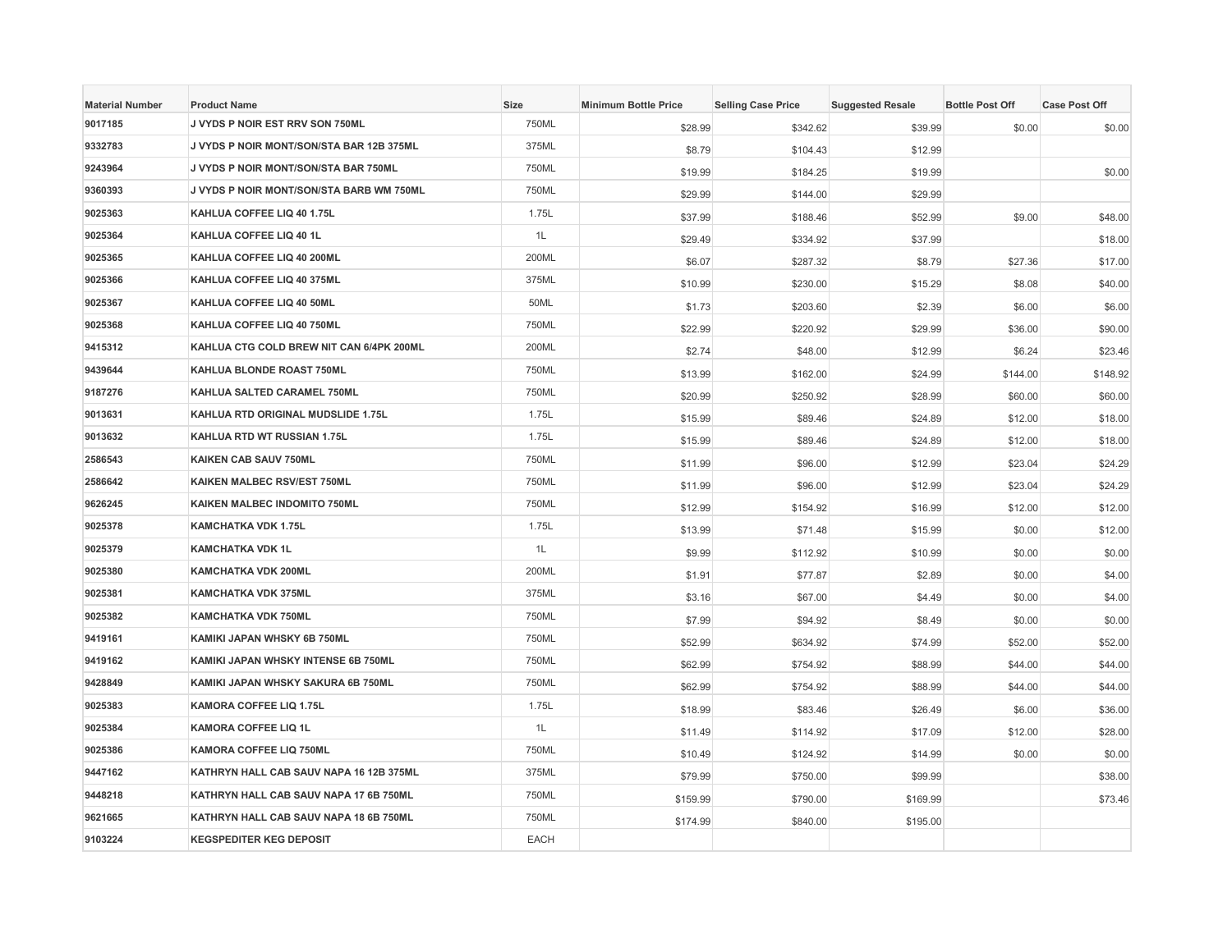| Material Number | Product Name | Size | Minimum Bottle Price | Selling Case Price | Suggested Resale | Bottle Post Off | Case Post Off |
|---|---|---|---|---|---|---|---|
| 9017185 | J VYDS P NOIR EST RRV SON 750ML | 750ML | $28.99 | $342.62 | $39.99 | $0.00 | $0.00 |
| 9332783 | J VYDS P NOIR MONT/SON/STA BAR 12B 375ML | 375ML | $8.79 | $104.43 | $12.99 | | |
| 9243964 | J VYDS P NOIR MONT/SON/STA BAR 750ML | 750ML | $19.99 | $184.25 | $19.99 | | $0.00 |
| 9360393 | J VYDS P NOIR MONT/SON/STA BARB WM 750ML | 750ML | $29.99 | $144.00 | $29.99 | | |
| 9025363 | KAHLUA COFFEE LIQ 40 1.75L | 1.75L | $37.99 | $188.46 | $52.99 | $9.00 | $48.00 |
| 9025364 | KAHLUA COFFEE LIQ 40 1L | 1L | $29.49 | $334.92 | $37.99 | | $18.00 |
| 9025365 | KAHLUA COFFEE LIQ 40 200ML | 200ML | $6.07 | $287.32 | $8.79 | $27.36 | $17.00 |
| 9025366 | KAHLUA COFFEE LIQ 40 375ML | 375ML | $10.99 | $230.00 | $15.29 | $8.08 | $40.00 |
| 9025367 | KAHLUA COFFEE LIQ 40 50ML | 50ML | $1.73 | $203.60 | $2.39 | $6.00 | $6.00 |
| 9025368 | KAHLUA COFFEE LIQ 40 750ML | 750ML | $22.99 | $220.92 | $29.99 | $36.00 | $90.00 |
| 9415312 | KAHLUA CTG COLD BREW NIT CAN 6/4PK 200ML | 200ML | $2.74 | $48.00 | $12.99 | $6.24 | $23.46 |
| 9439644 | KAHLUA BLONDE ROAST 750ML | 750ML | $13.99 | $162.00 | $24.99 | $144.00 | $148.92 |
| 9187276 | KAHLUA SALTED CARAMEL 750ML | 750ML | $20.99 | $250.92 | $28.99 | $60.00 | $60.00 |
| 9013631 | KAHLUA RTD ORIGINAL MUDSLIDE 1.75L | 1.75L | $15.99 | $89.46 | $24.89 | $12.00 | $18.00 |
| 9013632 | KAHLUA RTD WT RUSSIAN 1.75L | 1.75L | $15.99 | $89.46 | $24.89 | $12.00 | $18.00 |
| 2586543 | KAIKEN CAB SAUV 750ML | 750ML | $11.99 | $96.00 | $12.99 | $23.04 | $24.29 |
| 2586642 | KAIKEN MALBEC RSV/EST 750ML | 750ML | $11.99 | $96.00 | $12.99 | $23.04 | $24.29 |
| 9626245 | KAIKEN MALBEC INDOMITO 750ML | 750ML | $12.99 | $154.92 | $16.99 | $12.00 | $12.00 |
| 9025378 | KAMCHATKA VDK 1.75L | 1.75L | $13.99 | $71.48 | $15.99 | $0.00 | $12.00 |
| 9025379 | KAMCHATKA VDK 1L | 1L | $9.99 | $112.92 | $10.99 | $0.00 | $0.00 |
| 9025380 | KAMCHATKA VDK 200ML | 200ML | $1.91 | $77.87 | $2.89 | $0.00 | $4.00 |
| 9025381 | KAMCHATKA VDK 375ML | 375ML | $3.16 | $67.00 | $4.49 | $0.00 | $4.00 |
| 9025382 | KAMCHATKA VDK 750ML | 750ML | $7.99 | $94.92 | $8.49 | $0.00 | $0.00 |
| 9419161 | KAMIKI JAPAN WHSKY 6B 750ML | 750ML | $52.99 | $634.92 | $74.99 | $52.00 | $52.00 |
| 9419162 | KAMIKI JAPAN WHSKY INTENSE 6B 750ML | 750ML | $62.99 | $754.92 | $88.99 | $44.00 | $44.00 |
| 9428849 | KAMIKI JAPAN WHSKY SAKURA 6B 750ML | 750ML | $62.99 | $754.92 | $88.99 | $44.00 | $44.00 |
| 9025383 | KAMORA COFFEE LIQ 1.75L | 1.75L | $18.99 | $83.46 | $26.49 | $6.00 | $36.00 |
| 9025384 | KAMORA COFFEE LIQ 1L | 1L | $11.49 | $114.92 | $17.09 | $12.00 | $28.00 |
| 9025386 | KAMORA COFFEE LIQ 750ML | 750ML | $10.49 | $124.92 | $14.99 | $0.00 | $0.00 |
| 9447162 | KATHRYN HALL CAB SAUV NAPA 16 12B 375ML | 375ML | $79.99 | $750.00 | $99.99 | | $38.00 |
| 9448218 | KATHRYN HALL CAB SAUV NAPA 17 6B 750ML | 750ML | $159.99 | $790.00 | $169.99 | | $73.46 |
| 9621665 | KATHRYN HALL CAB SAUV NAPA 18 6B 750ML | 750ML | $174.99 | $840.00 | $195.00 | | |
| 9103224 | KEGSPEDITER KEG DEPOSIT | EACH | | | | | |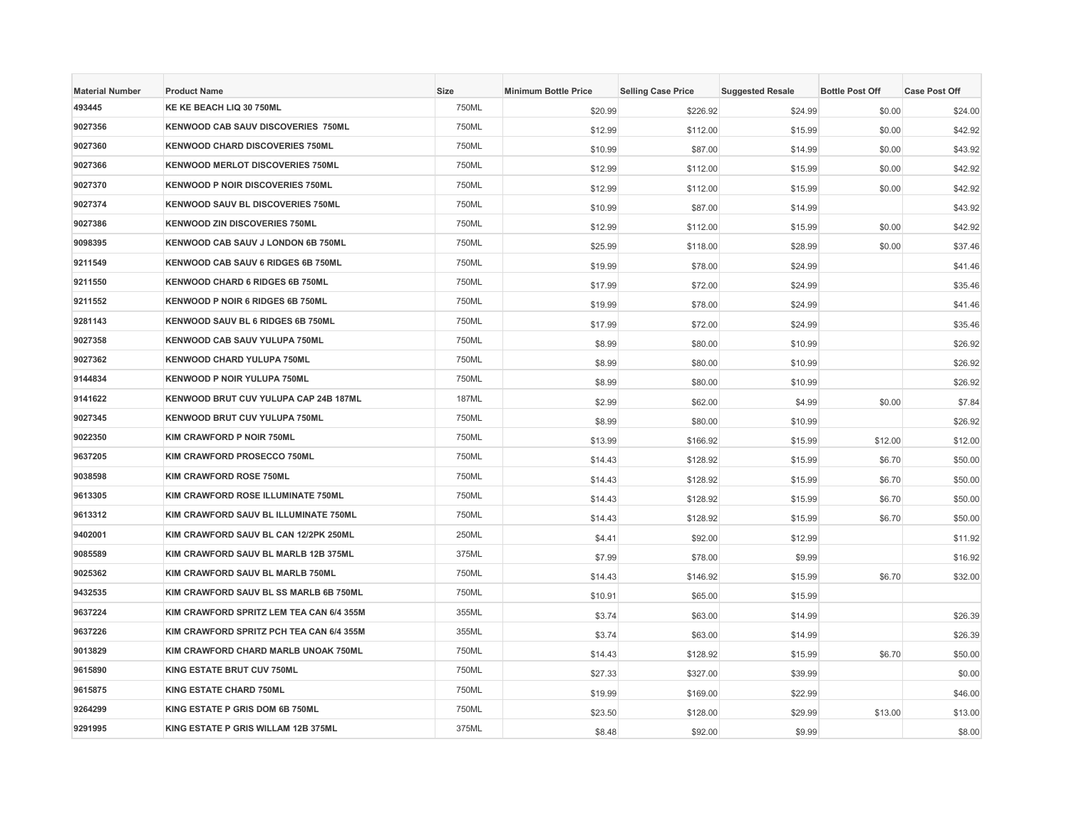| Material Number | Product Name | Size | Minimum Bottle Price | Selling Case Price | Suggested Resale | Bottle Post Off | Case Post Off |
|---|---|---|---|---|---|---|---|
| 493445 | KE KE BEACH LIQ 30 750ML | 750ML | $20.99 | $226.92 | $24.99 | $0.00 | $24.00 |
| 9027356 | KENWOOD CAB SAUV DISCOVERIES 750ML | 750ML | $12.99 | $112.00 | $15.99 | $0.00 | $42.92 |
| 9027360 | KENWOOD CHARD DISCOVERIES 750ML | 750ML | $10.99 | $87.00 | $14.99 | $0.00 | $43.92 |
| 9027366 | KENWOOD MERLOT DISCOVERIES 750ML | 750ML | $12.99 | $112.00 | $15.99 | $0.00 | $42.92 |
| 9027370 | KENWOOD P NOIR DISCOVERIES 750ML | 750ML | $12.99 | $112.00 | $15.99 | $0.00 | $42.92 |
| 9027374 | KENWOOD SAUV BL DISCOVERIES 750ML | 750ML | $10.99 | $87.00 | $14.99 | | $43.92 |
| 9027386 | KENWOOD ZIN DISCOVERIES 750ML | 750ML | $12.99 | $112.00 | $15.99 | $0.00 | $42.92 |
| 9098395 | KENWOOD CAB SAUV J LONDON 6B 750ML | 750ML | $25.99 | $118.00 | $28.99 | $0.00 | $37.46 |
| 9211549 | KENWOOD CAB SAUV 6 RIDGES 6B 750ML | 750ML | $19.99 | $78.00 | $24.99 | | $41.46 |
| 9211550 | KENWOOD CHARD 6 RIDGES 6B 750ML | 750ML | $17.99 | $72.00 | $24.99 | | $35.46 |
| 9211552 | KENWOOD P NOIR 6 RIDGES 6B 750ML | 750ML | $19.99 | $78.00 | $24.99 | | $41.46 |
| 9281143 | KENWOOD SAUV BL 6 RIDGES 6B 750ML | 750ML | $17.99 | $72.00 | $24.99 | | $35.46 |
| 9027358 | KENWOOD CAB SAUV YULUPA 750ML | 750ML | $8.99 | $80.00 | $10.99 | | $26.92 |
| 9027362 | KENWOOD CHARD YULUPA 750ML | 750ML | $8.99 | $80.00 | $10.99 | | $26.92 |
| 9144834 | KENWOOD P NOIR YULUPA 750ML | 750ML | $8.99 | $80.00 | $10.99 | | $26.92 |
| 9141622 | KENWOOD BRUT CUV YULUPA CAP 24B 187ML | 187ML | $2.99 | $62.00 | $4.99 | $0.00 | $7.84 |
| 9027345 | KENWOOD BRUT CUV YULUPA 750ML | 750ML | $8.99 | $80.00 | $10.99 | | $26.92 |
| 9022350 | KIM CRAWFORD P NOIR 750ML | 750ML | $13.99 | $166.92 | $15.99 | $12.00 | $12.00 |
| 9637205 | KIM CRAWFORD PROSECCO 750ML | 750ML | $14.43 | $128.92 | $15.99 | $6.70 | $50.00 |
| 9038598 | KIM CRAWFORD ROSE 750ML | 750ML | $14.43 | $128.92 | $15.99 | $6.70 | $50.00 |
| 9613305 | KIM CRAWFORD ROSE ILLUMINATE 750ML | 750ML | $14.43 | $128.92 | $15.99 | $6.70 | $50.00 |
| 9613312 | KIM CRAWFORD SAUV BL ILLUMINATE 750ML | 750ML | $14.43 | $128.92 | $15.99 | $6.70 | $50.00 |
| 9402001 | KIM CRAWFORD SAUV BL CAN 12/2PK 250ML | 250ML | $4.41 | $92.00 | $12.99 | | $11.92 |
| 9085589 | KIM CRAWFORD SAUV BL MARLB 12B 375ML | 375ML | $7.99 | $78.00 | $9.99 | | $16.92 |
| 9025362 | KIM CRAWFORD SAUV BL MARLB 750ML | 750ML | $14.43 | $146.92 | $15.99 | $6.70 | $32.00 |
| 9432535 | KIM CRAWFORD SAUV BL SS MARLB 6B 750ML | 750ML | $10.91 | $65.00 | $15.99 | | |
| 9637224 | KIM CRAWFORD SPRITZ LEM TEA CAN 6/4 355M | 355ML | $3.74 | $63.00 | $14.99 | | $26.39 |
| 9637226 | KIM CRAWFORD SPRITZ PCH TEA CAN 6/4 355M | 355ML | $3.74 | $63.00 | $14.99 | | $26.39 |
| 9013829 | KIM CRAWFORD CHARD MARLB UNOAK 750ML | 750ML | $14.43 | $128.92 | $15.99 | $6.70 | $50.00 |
| 9615890 | KING ESTATE BRUT CUV 750ML | 750ML | $27.33 | $327.00 | $39.99 | | $0.00 |
| 9615875 | KING ESTATE CHARD 750ML | 750ML | $19.99 | $169.00 | $22.99 | | $46.00 |
| 9264299 | KING ESTATE P GRIS DOM 6B 750ML | 750ML | $23.50 | $128.00 | $29.99 | $13.00 | $13.00 |
| 9291995 | KING ESTATE P GRIS WILLAM 12B 375ML | 375ML | $8.48 | $92.00 | $9.99 | | $8.00 |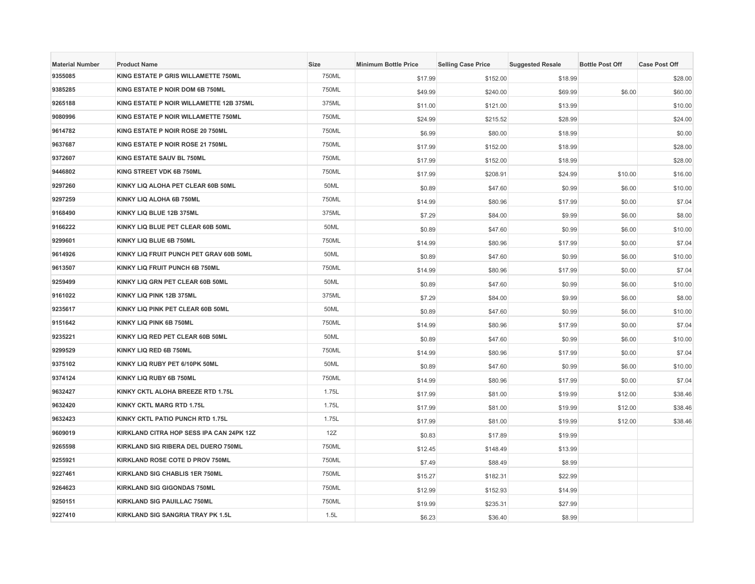| Material Number | Product Name | Size | Minimum Bottle Price | Selling Case Price | Suggested Resale | Bottle Post Off | Case Post Off |
|---|---|---|---|---|---|---|---|
| 9355085 | KING ESTATE P GRIS WILLAMETTE 750ML | 750ML | $17.99 | $152.00 | $18.99 | | $28.00 |
| 9385285 | KING ESTATE P NOIR DOM 6B 750ML | 750ML | $49.99 | $240.00 | $69.99 | $6.00 | $60.00 |
| 9265188 | KING ESTATE P NOIR WILLAMETTE 12B 375ML | 375ML | $11.00 | $121.00 | $13.99 | | $10.00 |
| 9080996 | KING ESTATE P NOIR WILLAMETTE 750ML | 750ML | $24.99 | $215.52 | $28.99 | | $24.00 |
| 9614782 | KING ESTATE P NOIR ROSE 20 750ML | 750ML | $6.99 | $80.00 | $18.99 | | $0.00 |
| 9637687 | KING ESTATE P NOIR ROSE 21 750ML | 750ML | $17.99 | $152.00 | $18.99 | | $28.00 |
| 9372607 | KING ESTATE SAUV BL 750ML | 750ML | $17.99 | $152.00 | $18.99 | | $28.00 |
| 9446802 | KING STREET VDK 6B 750ML | 750ML | $17.99 | $208.91 | $24.99 | $10.00 | $16.00 |
| 9297260 | KINKY LIQ ALOHA PET CLEAR 60B 50ML | 50ML | $0.89 | $47.60 | $0.99 | $6.00 | $10.00 |
| 9297259 | KINKY LIQ ALOHA 6B 750ML | 750ML | $14.99 | $80.96 | $17.99 | $0.00 | $7.04 |
| 9168490 | KINKY LIQ BLUE 12B 375ML | 375ML | $7.29 | $84.00 | $9.99 | $6.00 | $8.00 |
| 9166222 | KINKY LIQ BLUE PET CLEAR 60B 50ML | 50ML | $0.89 | $47.60 | $0.99 | $6.00 | $10.00 |
| 9299601 | KINKY LIQ BLUE 6B 750ML | 750ML | $14.99 | $80.96 | $17.99 | $0.00 | $7.04 |
| 9614926 | KINKY LIQ FRUIT PUNCH PET GRAV 60B 50ML | 50ML | $0.89 | $47.60 | $0.99 | $6.00 | $10.00 |
| 9613507 | KINKY LIQ FRUIT PUNCH 6B 750ML | 750ML | $14.99 | $80.96 | $17.99 | $0.00 | $7.04 |
| 9259499 | KINKY LIQ GRN PET CLEAR 60B 50ML | 50ML | $0.89 | $47.60 | $0.99 | $6.00 | $10.00 |
| 9161022 | KINKY LIQ PINK 12B 375ML | 375ML | $7.29 | $84.00 | $9.99 | $6.00 | $8.00 |
| 9235617 | KINKY LIQ PINK PET CLEAR 60B 50ML | 50ML | $0.89 | $47.60 | $0.99 | $6.00 | $10.00 |
| 9151642 | KINKY LIQ PINK 6B 750ML | 750ML | $14.99 | $80.96 | $17.99 | $0.00 | $7.04 |
| 9235221 | KINKY LIQ RED PET CLEAR 60B 50ML | 50ML | $0.89 | $47.60 | $0.99 | $6.00 | $10.00 |
| 9299529 | KINKY LIQ RED 6B 750ML | 750ML | $14.99 | $80.96 | $17.99 | $0.00 | $7.04 |
| 9375102 | KINKY LIQ RUBY PET 6/10PK 50ML | 50ML | $0.89 | $47.60 | $0.99 | $6.00 | $10.00 |
| 9374124 | KINKY LIQ RUBY 6B 750ML | 750ML | $14.99 | $80.96 | $17.99 | $0.00 | $7.04 |
| 9632427 | KINKY CKTL ALOHA BREEZE RTD 1.75L | 1.75L | $17.99 | $81.00 | $19.99 | $12.00 | $38.46 |
| 9632420 | KINKY CKTL MARG RTD 1.75L | 1.75L | $17.99 | $81.00 | $19.99 | $12.00 | $38.46 |
| 9632423 | KINKY CKTL PATIO PUNCH RTD 1.75L | 1.75L | $17.99 | $81.00 | $19.99 | $12.00 | $38.46 |
| 9609019 | KIRKLAND CITRA HOP SESS IPA CAN 24PK 12Z | 12Z | $0.83 | $17.89 | $19.99 | | |
| 9265598 | KIRKLAND SIG RIBERA DEL DUERO 750ML | 750ML | $12.45 | $148.49 | $13.99 | | |
| 9255921 | KIRKLAND ROSE COTE D PROV 750ML | 750ML | $7.49 | $88.49 | $8.99 | | |
| 9227461 | KIRKLAND SIG CHABLIS 1ER 750ML | 750ML | $15.27 | $182.31 | $22.99 | | |
| 9264623 | KIRKLAND SIG GIGONDAS 750ML | 750ML | $12.99 | $152.93 | $14.99 | | |
| 9250151 | KIRKLAND SIG PAUILLAC 750ML | 750ML | $19.99 | $235.31 | $27.99 | | |
| 9227410 | KIRKLAND SIG SANGRIA TRAY PK 1.5L | 1.5L | $6.23 | $36.40 | $8.99 | | |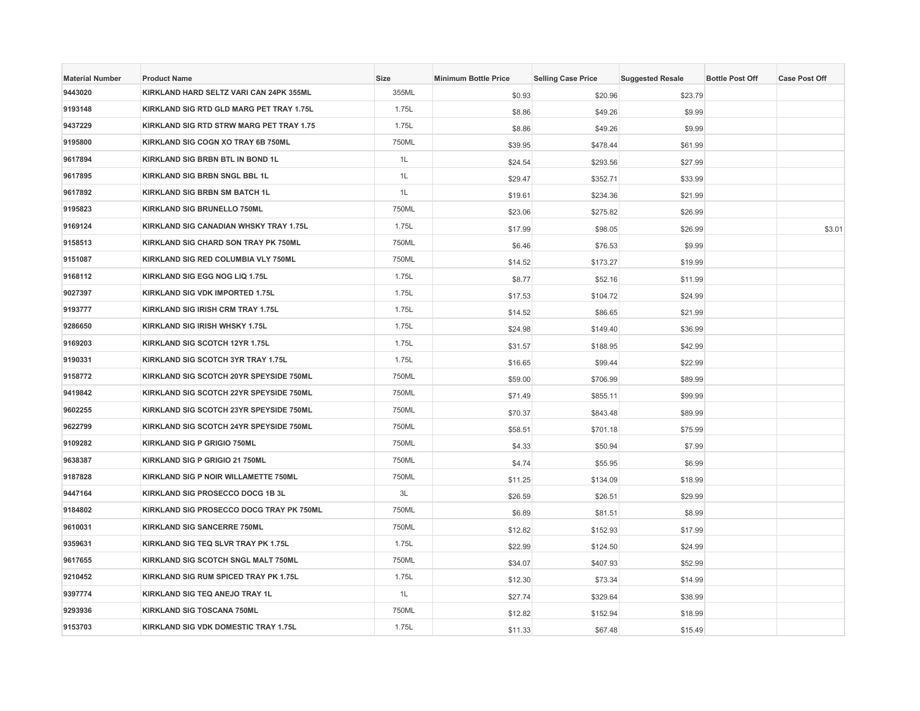| Material Number | Product Name | Size | Minimum Bottle Price | Selling Case Price | Suggested Resale | Bottle Post Off | Case Post Off |
|---|---|---|---|---|---|---|---|
| 9443020 | KIRKLAND HARD SELTZ VARI CAN 24PK 355ML | 355ML | $0.93 | $20.96 | $23.79 | | |
| 9193148 | KIRKLAND SIG RTD GLD MARG PET TRAY 1.75L | 1.75L | $8.86 | $49.26 | $9.99 | | |
| 9437229 | KIRKLAND SIG RTD STRW MARG PET TRAY 1.75 | 1.75L | $8.86 | $49.26 | $9.99 | | |
| 9195800 | KIRKLAND SIG COGN XO TRAY 6B 750ML | 750ML | $39.95 | $478.44 | $61.99 | | |
| 9617894 | KIRKLAND SIG BRBN BTL IN BOND 1L | 1L | $24.54 | $293.56 | $27.99 | | |
| 9617895 | KIRKLAND SIG BRBN SNGL BBL 1L | 1L | $29.47 | $352.71 | $33.99 | | |
| 9617892 | KIRKLAND SIG BRBN SM BATCH 1L | 1L | $19.61 | $234.36 | $21.99 | | |
| 9195823 | KIRKLAND SIG BRUNELLO 750ML | 750ML | $23.06 | $275.82 | $26.99 | | |
| 9169124 | KIRKLAND SIG CANADIAN WHSKY TRAY 1.75L | 1.75L | $17.99 | $98.05 | $26.99 | | $3.01 |
| 9158513 | KIRKLAND SIG CHARD SON TRAY PK 750ML | 750ML | $6.46 | $76.53 | $9.99 | | |
| 9151087 | KIRKLAND SIG RED COLUMBIA VLY 750ML | 750ML | $14.52 | $173.27 | $19.99 | | |
| 9168112 | KIRKLAND SIG EGG NOG LIQ 1.75L | 1.75L | $8.77 | $52.16 | $11.99 | | |
| 9027397 | KIRKLAND SIG VDK IMPORTED 1.75L | 1.75L | $17.53 | $104.72 | $24.99 | | |
| 9193777 | KIRKLAND SIG IRISH CRM TRAY 1.75L | 1.75L | $14.52 | $86.65 | $21.99 | | |
| 9286650 | KIRKLAND SIG IRISH WHSKY 1.75L | 1.75L | $24.98 | $149.40 | $36.99 | | |
| 9169203 | KIRKLAND SIG SCOTCH 12YR 1.75L | 1.75L | $31.57 | $188.95 | $42.99 | | |
| 9190331 | KIRKLAND SIG SCOTCH 3YR TRAY 1.75L | 1.75L | $16.65 | $99.44 | $22.99 | | |
| 9158772 | KIRKLAND SIG SCOTCH 20YR SPEYSIDE 750ML | 750ML | $59.00 | $706.99 | $89.99 | | |
| 9419842 | KIRKLAND SIG SCOTCH 22YR SPEYSIDE 750ML | 750ML | $71.49 | $855.11 | $99.99 | | |
| 9602255 | KIRKLAND SIG SCOTCH 23YR SPEYSIDE 750ML | 750ML | $70.37 | $843.48 | $89.99 | | |
| 9622799 | KIRKLAND SIG SCOTCH 24YR SPEYSIDE 750ML | 750ML | $58.51 | $701.18 | $75.99 | | |
| 9109282 | KIRKLAND SIG P GRIGIO 750ML | 750ML | $4.33 | $50.94 | $7.99 | | |
| 9638387 | KIRKLAND SIG P GRIGIO 21 750ML | 750ML | $4.74 | $55.95 | $6.99 | | |
| 9187828 | KIRKLAND SIG P NOIR WILLAMETTE 750ML | 750ML | $11.25 | $134.09 | $18.99 | | |
| 9447164 | KIRKLAND SIG PROSECCO DOCG 1B 3L | 3L | $26.59 | $26.51 | $29.99 | | |
| 9184802 | KIRKLAND SIG PROSECCO DOCG TRAY PK 750ML | 750ML | $6.89 | $81.51 | $8.99 | | |
| 9610031 | KIRKLAND SIG SANCERRE 750ML | 750ML | $12.82 | $152.93 | $17.99 | | |
| 9359631 | KIRKLAND SIG TEQ SLVR TRAY PK 1.75L | 1.75L | $22.99 | $124.50 | $24.99 | | |
| 9617655 | KIRKLAND SIG SCOTCH SNGL MALT 750ML | 750ML | $34.07 | $407.93 | $52.99 | | |
| 9210452 | KIRKLAND SIG RUM SPICED TRAY PK 1.75L | 1.75L | $12.30 | $73.34 | $14.99 | | |
| 9397774 | KIRKLAND SIG TEQ ANEJO TRAY 1L | 1L | $27.74 | $329.64 | $38.99 | | |
| 9293936 | KIRKLAND SIG TOSCANA 750ML | 750ML | $12.82 | $152.94 | $18.99 | | |
| 9153703 | KIRKLAND SIG VDK DOMESTIC TRAY 1.75L | 1.75L | $11.33 | $67.48 | $15.49 | | |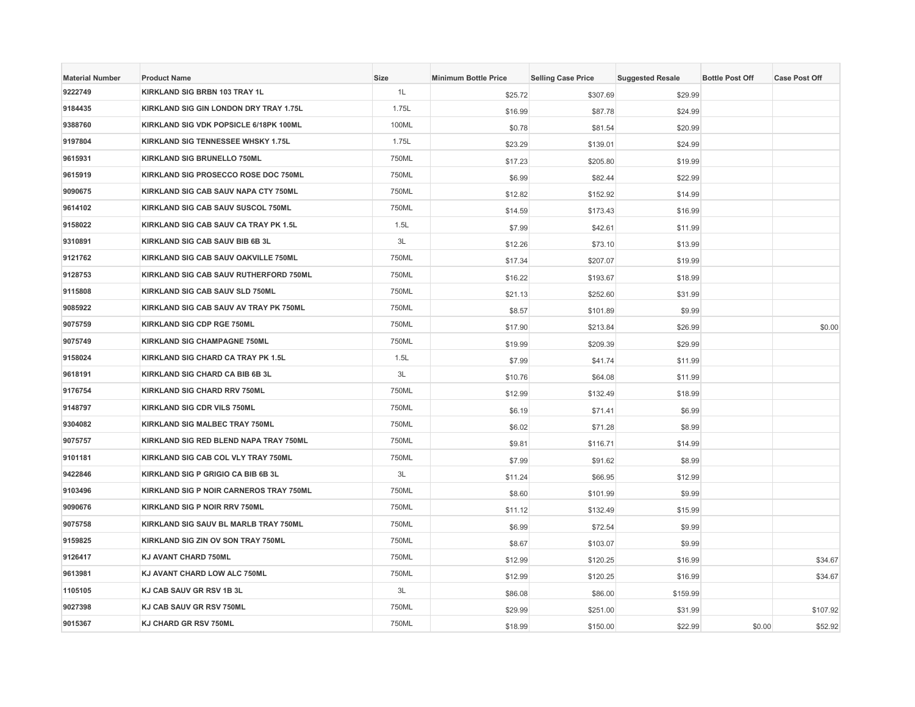| Material Number | Product Name | Size | Minimum Bottle Price | Selling Case Price | Suggested Resale | Bottle Post Off | Case Post Off |
|---|---|---|---|---|---|---|---|
| 9222749 | KIRKLAND SIG BRBN 103 TRAY 1L | 1L | $25.72 | $307.69 | $29.99 | | |
| 9184435 | KIRKLAND SIG GIN LONDON DRY TRAY 1.75L | 1.75L | $16.99 | $87.78 | $24.99 | | |
| 9388760 | KIRKLAND SIG VDK POPSICLE 6/18PK 100ML | 100ML | $0.78 | $81.54 | $20.99 | | |
| 9197804 | KIRKLAND SIG TENNESSEE WHSKY 1.75L | 1.75L | $23.29 | $139.01 | $24.99 | | |
| 9615931 | KIRKLAND SIG BRUNELLO 750ML | 750ML | $17.23 | $205.80 | $19.99 | | |
| 9615919 | KIRKLAND SIG PROSECCO ROSE DOC 750ML | 750ML | $6.99 | $82.44 | $22.99 | | |
| 9090675 | KIRKLAND SIG CAB SAUV NAPA CTY 750ML | 750ML | $12.82 | $152.92 | $14.99 | | |
| 9614102 | KIRKLAND SIG CAB SAUV SUSCOL 750ML | 750ML | $14.59 | $173.43 | $16.99 | | |
| 9158022 | KIRKLAND SIG CAB SAUV CA TRAY PK 1.5L | 1.5L | $7.99 | $42.61 | $11.99 | | |
| 9310891 | KIRKLAND SIG CAB SAUV BIB 6B 3L | 3L | $12.26 | $73.10 | $13.99 | | |
| 9121762 | KIRKLAND SIG CAB SAUV OAKVILLE 750ML | 750ML | $17.34 | $207.07 | $19.99 | | |
| 9128753 | KIRKLAND SIG CAB SAUV RUTHERFORD 750ML | 750ML | $16.22 | $193.67 | $18.99 | | |
| 9115808 | KIRKLAND SIG CAB SAUV SLD 750ML | 750ML | $21.13 | $252.60 | $31.99 | | |
| 9085922 | KIRKLAND SIG CAB SAUV AV TRAY PK 750ML | 750ML | $8.57 | $101.89 | $9.99 | | |
| 9075759 | KIRKLAND SIG CDP RGE 750ML | 750ML | $17.90 | $213.84 | $26.99 | | $0.00 |
| 9075749 | KIRKLAND SIG CHAMPAGNE 750ML | 750ML | $19.99 | $209.39 | $29.99 | | |
| 9158024 | KIRKLAND SIG CHARD CA TRAY PK 1.5L | 1.5L | $7.99 | $41.74 | $11.99 | | |
| 9618191 | KIRKLAND SIG CHARD CA BIB 6B 3L | 3L | $10.76 | $64.08 | $11.99 | | |
| 9176754 | KIRKLAND SIG CHARD RRV 750ML | 750ML | $12.99 | $132.49 | $18.99 | | |
| 9148797 | KIRKLAND SIG CDR VILS 750ML | 750ML | $6.19 | $71.41 | $6.99 | | |
| 9304082 | KIRKLAND SIG MALBEC TRAY 750ML | 750ML | $6.02 | $71.28 | $8.99 | | |
| 9075757 | KIRKLAND SIG RED BLEND NAPA TRAY 750ML | 750ML | $9.81 | $116.71 | $14.99 | | |
| 9101181 | KIRKLAND SIG CAB COL VLY TRAY 750ML | 750ML | $7.99 | $91.62 | $8.99 | | |
| 9422846 | KIRKLAND SIG P GRIGIO CA BIB 6B 3L | 3L | $11.24 | $66.95 | $12.99 | | |
| 9103496 | KIRKLAND SIG P NOIR CARNEROS TRAY 750ML | 750ML | $8.60 | $101.99 | $9.99 | | |
| 9090676 | KIRKLAND SIG P NOIR RRV 750ML | 750ML | $11.12 | $132.49 | $15.99 | | |
| 9075758 | KIRKLAND SIG SAUV BL MARLB TRAY 750ML | 750ML | $6.99 | $72.54 | $9.99 | | |
| 9159825 | KIRKLAND SIG ZIN OV SON TRAY 750ML | 750ML | $8.67 | $103.07 | $9.99 | | |
| 9126417 | KJ AVANT CHARD 750ML | 750ML | $12.99 | $120.25 | $16.99 | | $34.67 |
| 9613981 | KJ AVANT CHARD LOW ALC 750ML | 750ML | $12.99 | $120.25 | $16.99 | | $34.67 |
| 1105105 | KJ CAB SAUV GR RSV 1B 3L | 3L | $86.08 | $86.00 | $159.99 | | |
| 9027398 | KJ CAB SAUV GR RSV 750ML | 750ML | $29.99 | $251.00 | $31.99 | | $107.92 |
| 9015367 | KJ CHARD GR RSV 750ML | 750ML | $18.99 | $150.00 | $22.99 | $0.00 | $52.92 |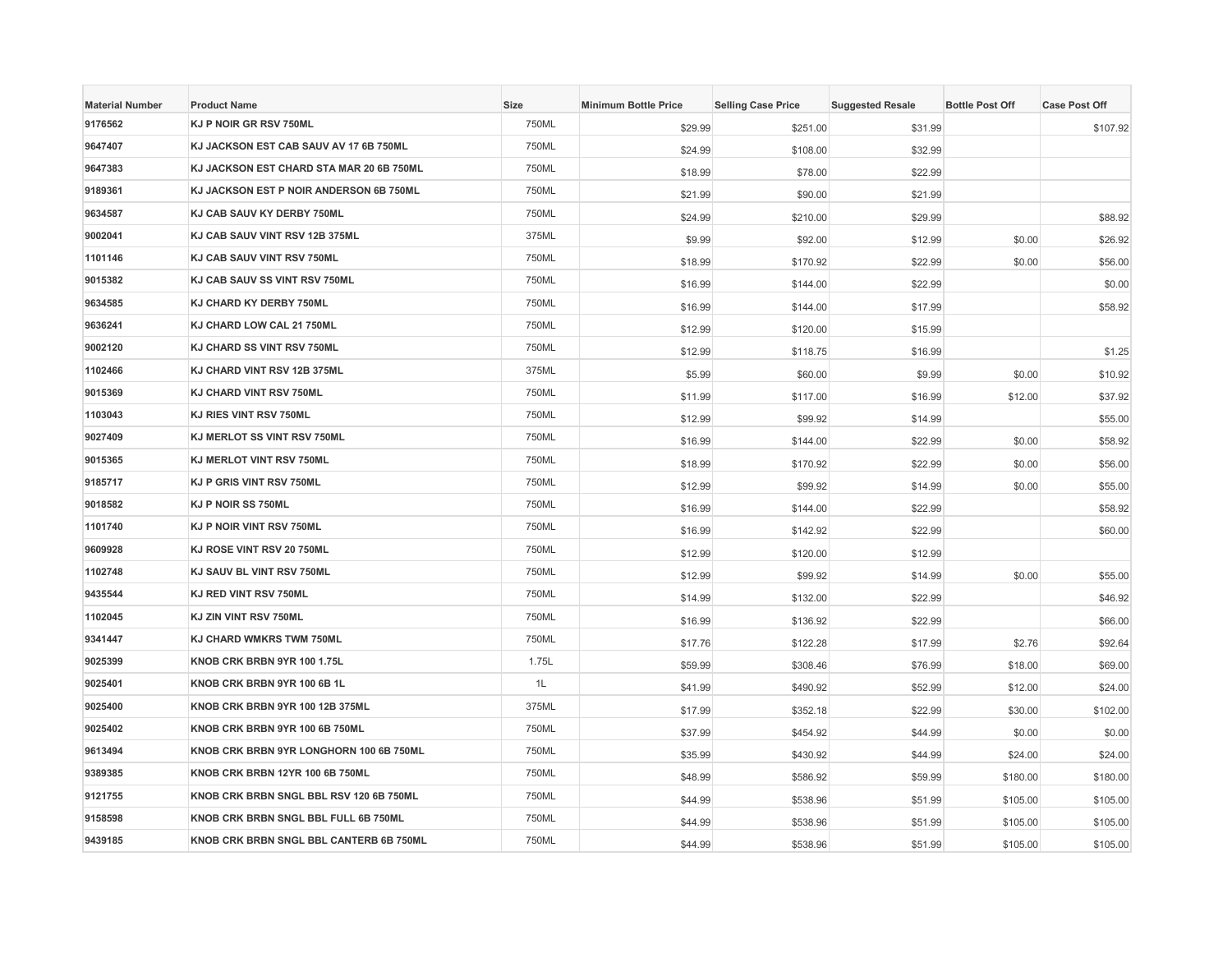| Material Number | Product Name | Size | Minimum Bottle Price | Selling Case Price | Suggested Resale | Bottle Post Off | Case Post Off |
|---|---|---|---|---|---|---|---|
| 9176562 | KJ P NOIR GR RSV 750ML | 750ML | $29.99 | $251.00 | $31.99 | | $107.92 |
| 9647407 | KJ JACKSON EST CAB SAUV AV 17 6B 750ML | 750ML | $24.99 | $108.00 | $32.99 | | |
| 9647383 | KJ JACKSON EST CHARD STA MAR 20 6B 750ML | 750ML | $18.99 | $78.00 | $22.99 | | |
| 9189361 | KJ JACKSON EST P NOIR ANDERSON 6B 750ML | 750ML | $21.99 | $90.00 | $21.99 | | |
| 9634587 | KJ CAB SAUV KY DERBY 750ML | 750ML | $24.99 | $210.00 | $29.99 | | $88.92 |
| 9002041 | KJ CAB SAUV VINT RSV 12B 375ML | 375ML | $9.99 | $92.00 | $12.99 | $0.00 | $26.92 |
| 1101146 | KJ CAB SAUV VINT RSV 750ML | 750ML | $18.99 | $170.92 | $22.99 | $0.00 | $56.00 |
| 9015382 | KJ CAB SAUV SS VINT RSV 750ML | 750ML | $16.99 | $144.00 | $22.99 | | $0.00 |
| 9634585 | KJ CHARD KY DERBY 750ML | 750ML | $16.99 | $144.00 | $17.99 | | $58.92 |
| 9636241 | KJ CHARD LOW CAL 21 750ML | 750ML | $12.99 | $120.00 | $15.99 | | |
| 9002120 | KJ CHARD SS VINT RSV 750ML | 750ML | $12.99 | $118.75 | $16.99 | | $1.25 |
| 1102466 | KJ CHARD VINT RSV 12B 375ML | 375ML | $5.99 | $60.00 | $9.99 | $0.00 | $10.92 |
| 9015369 | KJ CHARD VINT RSV 750ML | 750ML | $11.99 | $117.00 | $16.99 | $12.00 | $37.92 |
| 1103043 | KJ RIES VINT RSV 750ML | 750ML | $12.99 | $99.92 | $14.99 | | $55.00 |
| 9027409 | KJ MERLOT SS VINT RSV 750ML | 750ML | $16.99 | $144.00 | $22.99 | $0.00 | $58.92 |
| 9015365 | KJ MERLOT VINT RSV 750ML | 750ML | $18.99 | $170.92 | $22.99 | $0.00 | $56.00 |
| 9185717 | KJ P GRIS VINT RSV 750ML | 750ML | $12.99 | $99.92 | $14.99 | $0.00 | $55.00 |
| 9018582 | KJ P NOIR SS 750ML | 750ML | $16.99 | $144.00 | $22.99 | | $58.92 |
| 1101740 | KJ P NOIR VINT RSV 750ML | 750ML | $16.99 | $142.92 | $22.99 | | $60.00 |
| 9609928 | KJ ROSE VINT RSV 20 750ML | 750ML | $12.99 | $120.00 | $12.99 | | |
| 1102748 | KJ SAUV BL VINT RSV 750ML | 750ML | $12.99 | $99.92 | $14.99 | $0.00 | $55.00 |
| 9435544 | KJ RED VINT RSV 750ML | 750ML | $14.99 | $132.00 | $22.99 | | $46.92 |
| 1102045 | KJ ZIN VINT RSV 750ML | 750ML | $16.99 | $136.92 | $22.99 | | $66.00 |
| 9341447 | KJ CHARD WMKRS TWM 750ML | 750ML | $17.76 | $122.28 | $17.99 | $2.76 | $92.64 |
| 9025399 | KNOB CRK BRBN 9YR 100 1.75L | 1.75L | $59.99 | $308.46 | $76.99 | $18.00 | $69.00 |
| 9025401 | KNOB CRK BRBN 9YR 100 6B 1L | 1L | $41.99 | $490.92 | $52.99 | $12.00 | $24.00 |
| 9025400 | KNOB CRK BRBN 9YR 100 12B 375ML | 375ML | $17.99 | $352.18 | $22.99 | $30.00 | $102.00 |
| 9025402 | KNOB CRK BRBN 9YR 100 6B 750ML | 750ML | $37.99 | $454.92 | $44.99 | $0.00 | $0.00 |
| 9613494 | KNOB CRK BRBN 9YR LONGHORN 100 6B 750ML | 750ML | $35.99 | $430.92 | $44.99 | $24.00 | $24.00 |
| 9389385 | KNOB CRK BRBN 12YR 100 6B 750ML | 750ML | $48.99 | $586.92 | $59.99 | $180.00 | $180.00 |
| 9121755 | KNOB CRK BRBN SNGL BBL RSV 120 6B 750ML | 750ML | $44.99 | $538.96 | $51.99 | $105.00 | $105.00 |
| 9158598 | KNOB CRK BRBN SNGL BBL FULL 6B 750ML | 750ML | $44.99 | $538.96 | $51.99 | $105.00 | $105.00 |
| 9439185 | KNOB CRK BRBN SNGL BBL CANTERB 6B 750ML | 750ML | $44.99 | $538.96 | $51.99 | $105.00 | $105.00 |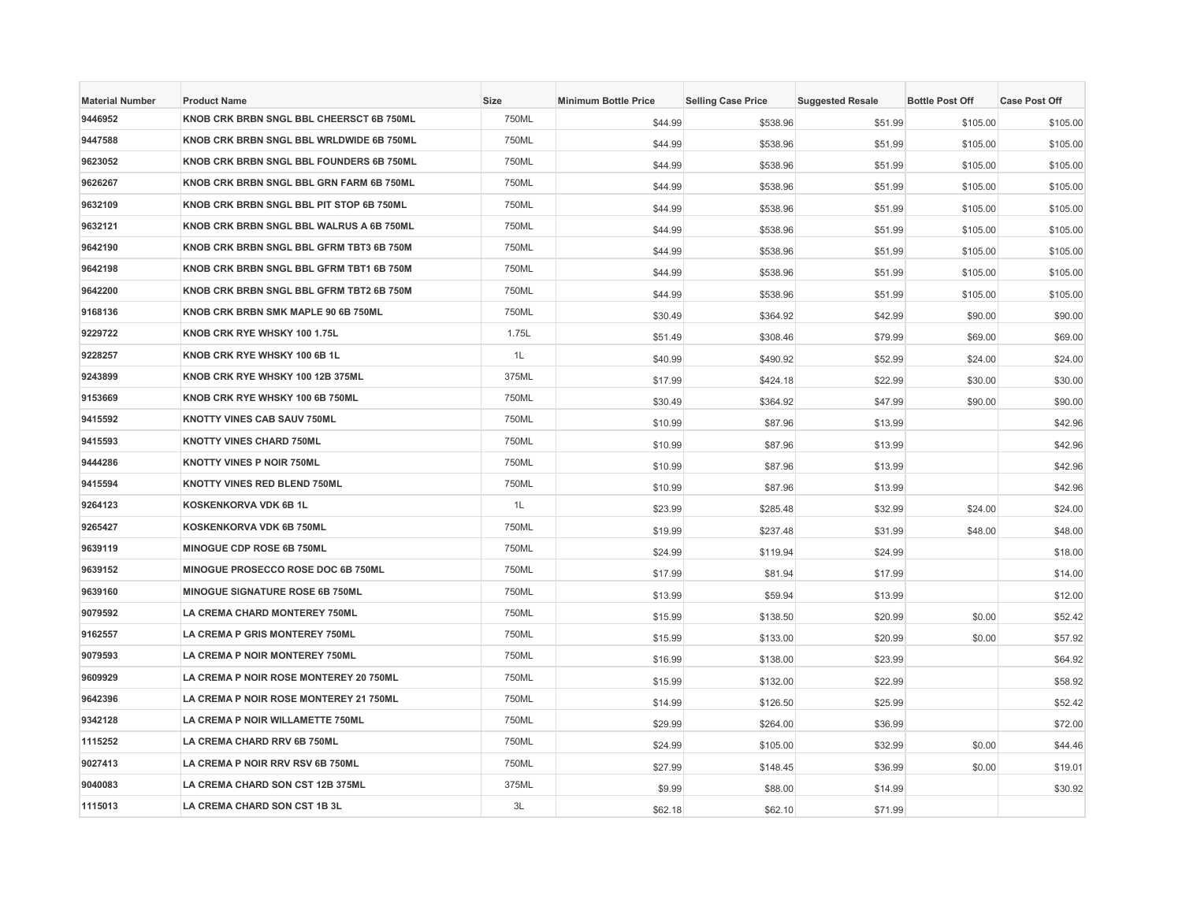| Material Number | Product Name | Size | Minimum Bottle Price | Selling Case Price | Suggested Resale | Bottle Post Off | Case Post Off |
|---|---|---|---|---|---|---|---|
| 9446952 | KNOB CRK BRBN SNGL BBL CHEERSCT 6B 750ML | 750ML | $44.99 | $538.96 | $51.99 | $105.00 | $105.00 |
| 9447588 | KNOB CRK BRBN SNGL BBL WRLDWIDE 6B 750ML | 750ML | $44.99 | $538.96 | $51.99 | $105.00 | $105.00 |
| 9623052 | KNOB CRK BRBN SNGL BBL FOUNDERS 6B 750ML | 750ML | $44.99 | $538.96 | $51.99 | $105.00 | $105.00 |
| 9626267 | KNOB CRK BRBN SNGL BBL GRN FARM 6B 750ML | 750ML | $44.99 | $538.96 | $51.99 | $105.00 | $105.00 |
| 9632109 | KNOB CRK BRBN SNGL BBL PIT STOP 6B 750ML | 750ML | $44.99 | $538.96 | $51.99 | $105.00 | $105.00 |
| 9632121 | KNOB CRK BRBN SNGL BBL WALRUS A 6B 750ML | 750ML | $44.99 | $538.96 | $51.99 | $105.00 | $105.00 |
| 9642190 | KNOB CRK BRBN SNGL BBL GFRM TBT3 6B 750M | 750ML | $44.99 | $538.96 | $51.99 | $105.00 | $105.00 |
| 9642198 | KNOB CRK BRBN SNGL BBL GFRM TBT1 6B 750M | 750ML | $44.99 | $538.96 | $51.99 | $105.00 | $105.00 |
| 9642200 | KNOB CRK BRBN SNGL BBL GFRM TBT2 6B 750M | 750ML | $44.99 | $538.96 | $51.99 | $105.00 | $105.00 |
| 9168136 | KNOB CRK BRBN SMK MAPLE 90 6B 750ML | 750ML | $30.49 | $364.92 | $42.99 | $90.00 | $90.00 |
| 9229722 | KNOB CRK RYE WHSKY 100 1.75L | 1.75L | $51.49 | $308.46 | $79.99 | $69.00 | $69.00 |
| 9228257 | KNOB CRK RYE WHSKY 100 6B 1L | 1L | $40.99 | $490.92 | $52.99 | $24.00 | $24.00 |
| 9243899 | KNOB CRK RYE WHSKY 100 12B 375ML | 375ML | $17.99 | $424.18 | $22.99 | $30.00 | $30.00 |
| 9153669 | KNOB CRK RYE WHSKY 100 6B 750ML | 750ML | $30.49 | $364.92 | $47.99 | $90.00 | $90.00 |
| 9415592 | KNOTTY VINES CAB SAUV 750ML | 750ML | $10.99 | $87.96 | $13.99 | | $42.96 |
| 9415593 | KNOTTY VINES CHARD 750ML | 750ML | $10.99 | $87.96 | $13.99 | | $42.96 |
| 9444286 | KNOTTY VINES P NOIR 750ML | 750ML | $10.99 | $87.96 | $13.99 | | $42.96 |
| 9415594 | KNOTTY VINES RED BLEND 750ML | 750ML | $10.99 | $87.96 | $13.99 | | $42.96 |
| 9264123 | KOSKENKORVA VDK 6B 1L | 1L | $23.99 | $285.48 | $32.99 | $24.00 | $24.00 |
| 9265427 | KOSKENKORVA VDK 6B 750ML | 750ML | $19.99 | $237.48 | $31.99 | $48.00 | $48.00 |
| 9639119 | MINOGUE CDP ROSE 6B 750ML | 750ML | $24.99 | $119.94 | $24.99 | | $18.00 |
| 9639152 | MINOGUE PROSECCO ROSE DOC 6B 750ML | 750ML | $17.99 | $81.94 | $17.99 | | $14.00 |
| 9639160 | MINOGUE SIGNATURE ROSE 6B 750ML | 750ML | $13.99 | $59.94 | $13.99 | | $12.00 |
| 9079592 | LA CREMA CHARD MONTEREY 750ML | 750ML | $15.99 | $138.50 | $20.99 | $0.00 | $52.42 |
| 9162557 | LA CREMA P GRIS MONTEREY 750ML | 750ML | $15.99 | $133.00 | $20.99 | $0.00 | $57.92 |
| 9079593 | LA CREMA P NOIR MONTEREY 750ML | 750ML | $16.99 | $138.00 | $23.99 | | $64.92 |
| 9609929 | LA CREMA P NOIR ROSE MONTEREY 20 750ML | 750ML | $15.99 | $132.00 | $22.99 | | $58.92 |
| 9642396 | LA CREMA P NOIR ROSE MONTEREY 21 750ML | 750ML | $14.99 | $126.50 | $25.99 | | $52.42 |
| 9342128 | LA CREMA P NOIR WILLAMETTE 750ML | 750ML | $29.99 | $264.00 | $36.99 | | $72.00 |
| 1115252 | LA CREMA CHARD RRV 6B 750ML | 750ML | $24.99 | $105.00 | $32.99 | $0.00 | $44.46 |
| 9027413 | LA CREMA P NOIR RRV RSV 6B 750ML | 750ML | $27.99 | $148.45 | $36.99 | $0.00 | $19.01 |
| 9040083 | LA CREMA CHARD SON CST 12B 375ML | 375ML | $9.99 | $88.00 | $14.99 | | $30.92 |
| 1115013 | LA CREMA CHARD SON CST 1B 3L | 3L | $62.18 | $62.10 | $71.99 | | |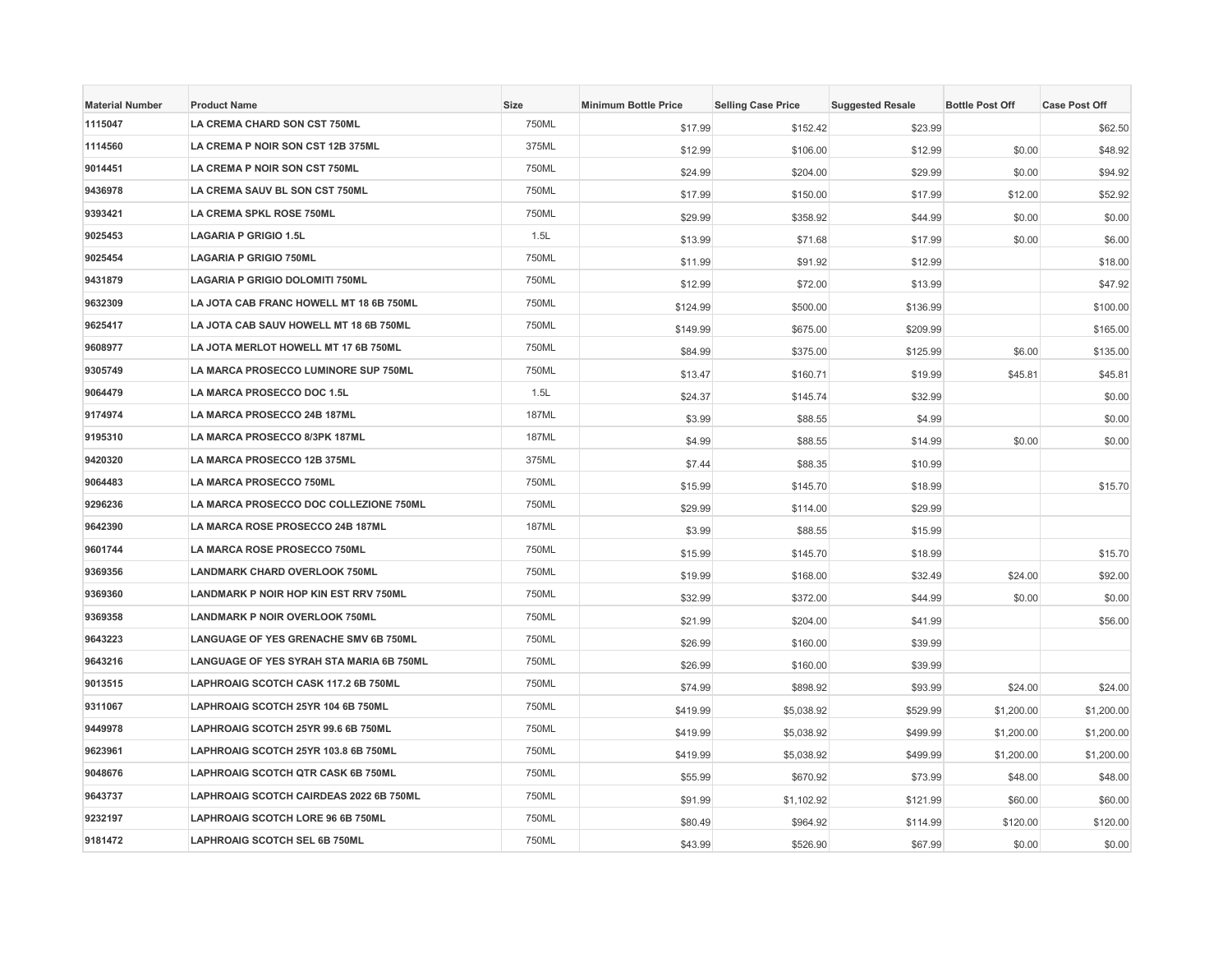| Material Number | Product Name | Size | Minimum Bottle Price | Selling Case Price | Suggested Resale | Bottle Post Off | Case Post Off |
|---|---|---|---|---|---|---|---|
| 1115047 | LA CREMA CHARD SON CST 750ML | 750ML | $17.99 | $152.42 | $23.99 | | $62.50 |
| 1114560 | LA CREMA P NOIR SON CST 12B 375ML | 375ML | $12.99 | $106.00 | $12.99 | $0.00 | $48.92 |
| 9014451 | LA CREMA P NOIR SON CST 750ML | 750ML | $24.99 | $204.00 | $29.99 | $0.00 | $94.92 |
| 9436978 | LA CREMA SAUV BL SON CST 750ML | 750ML | $17.99 | $150.00 | $17.99 | $12.00 | $52.92 |
| 9393421 | LA CREMA SPKL ROSE 750ML | 750ML | $29.99 | $358.92 | $44.99 | $0.00 | $0.00 |
| 9025453 | LAGARIA P GRIGIO 1.5L | 1.5L | $13.99 | $71.68 | $17.99 | $0.00 | $6.00 |
| 9025454 | LAGARIA P GRIGIO 750ML | 750ML | $11.99 | $91.92 | $12.99 | | $18.00 |
| 9431879 | LAGARIA P GRIGIO DOLOMITI 750ML | 750ML | $12.99 | $72.00 | $13.99 | | $47.92 |
| 9632309 | LA JOTA CAB FRANC HOWELL MT 18 6B 750ML | 750ML | $124.99 | $500.00 | $136.99 | | $100.00 |
| 9625417 | LA JOTA CAB SAUV HOWELL MT 18 6B 750ML | 750ML | $149.99 | $675.00 | $209.99 | | $165.00 |
| 9608977 | LA JOTA MERLOT HOWELL MT 17 6B 750ML | 750ML | $84.99 | $375.00 | $125.99 | $6.00 | $135.00 |
| 9305749 | LA MARCA PROSECCO LUMINORE SUP 750ML | 750ML | $13.47 | $160.71 | $19.99 | $45.81 | $45.81 |
| 9064479 | LA MARCA PROSECCO DOC 1.5L | 1.5L | $24.37 | $145.74 | $32.99 | | $0.00 |
| 9174974 | LA MARCA PROSECCO 24B 187ML | 187ML | $3.99 | $88.55 | $4.99 | | $0.00 |
| 9195310 | LA MARCA PROSECCO 8/3PK 187ML | 187ML | $4.99 | $88.55 | $14.99 | $0.00 | $0.00 |
| 9420320 | LA MARCA PROSECCO 12B 375ML | 375ML | $7.44 | $88.35 | $10.99 | | |
| 9064483 | LA MARCA PROSECCO 750ML | 750ML | $15.99 | $145.70 | $18.99 | | $15.70 |
| 9296236 | LA MARCA PROSECCO DOC COLLEZIONE 750ML | 750ML | $29.99 | $114.00 | $29.99 | | |
| 9642390 | LA MARCA ROSE PROSECCO 24B 187ML | 187ML | $3.99 | $88.55 | $15.99 | | |
| 9601744 | LA MARCA ROSE PROSECCO 750ML | 750ML | $15.99 | $145.70 | $18.99 | | $15.70 |
| 9369356 | LANDMARK CHARD OVERLOOK 750ML | 750ML | $19.99 | $168.00 | $32.49 | $24.00 | $92.00 |
| 9369360 | LANDMARK P NOIR HOP KIN EST RRV 750ML | 750ML | $32.99 | $372.00 | $44.99 | $0.00 | $0.00 |
| 9369358 | LANDMARK P NOIR OVERLOOK 750ML | 750ML | $21.99 | $204.00 | $41.99 | | $56.00 |
| 9643223 | LANGUAGE OF YES GRENACHE SMV 6B 750ML | 750ML | $26.99 | $160.00 | $39.99 | | |
| 9643216 | LANGUAGE OF YES SYRAH STA MARIA 6B 750ML | 750ML | $26.99 | $160.00 | $39.99 | | |
| 9013515 | LAPHROAIG SCOTCH CASK 117.2 6B 750ML | 750ML | $74.99 | $898.92 | $93.99 | $24.00 | $24.00 |
| 9311067 | LAPHROAIG SCOTCH 25YR 104 6B 750ML | 750ML | $419.99 | $5,038.92 | $529.99 | $1,200.00 | $1,200.00 |
| 9449978 | LAPHROAIG SCOTCH 25YR 99.6 6B 750ML | 750ML | $419.99 | $5,038.92 | $499.99 | $1,200.00 | $1,200.00 |
| 9623961 | LAPHROAIG SCOTCH 25YR 103.8 6B 750ML | 750ML | $419.99 | $5,038.92 | $499.99 | $1,200.00 | $1,200.00 |
| 9048676 | LAPHROAIG SCOTCH QTR CASK 6B 750ML | 750ML | $55.99 | $670.92 | $73.99 | $48.00 | $48.00 |
| 9643737 | LAPHROAIG SCOTCH CAIRDEAS 2022 6B 750ML | 750ML | $91.99 | $1,102.92 | $121.99 | $60.00 | $60.00 |
| 9232197 | LAPHROAIG SCOTCH LORE 96 6B 750ML | 750ML | $80.49 | $964.92 | $114.99 | $120.00 | $120.00 |
| 9181472 | LAPHROAIG SCOTCH SEL 6B 750ML | 750ML | $43.99 | $526.90 | $67.99 | $0.00 | $0.00 |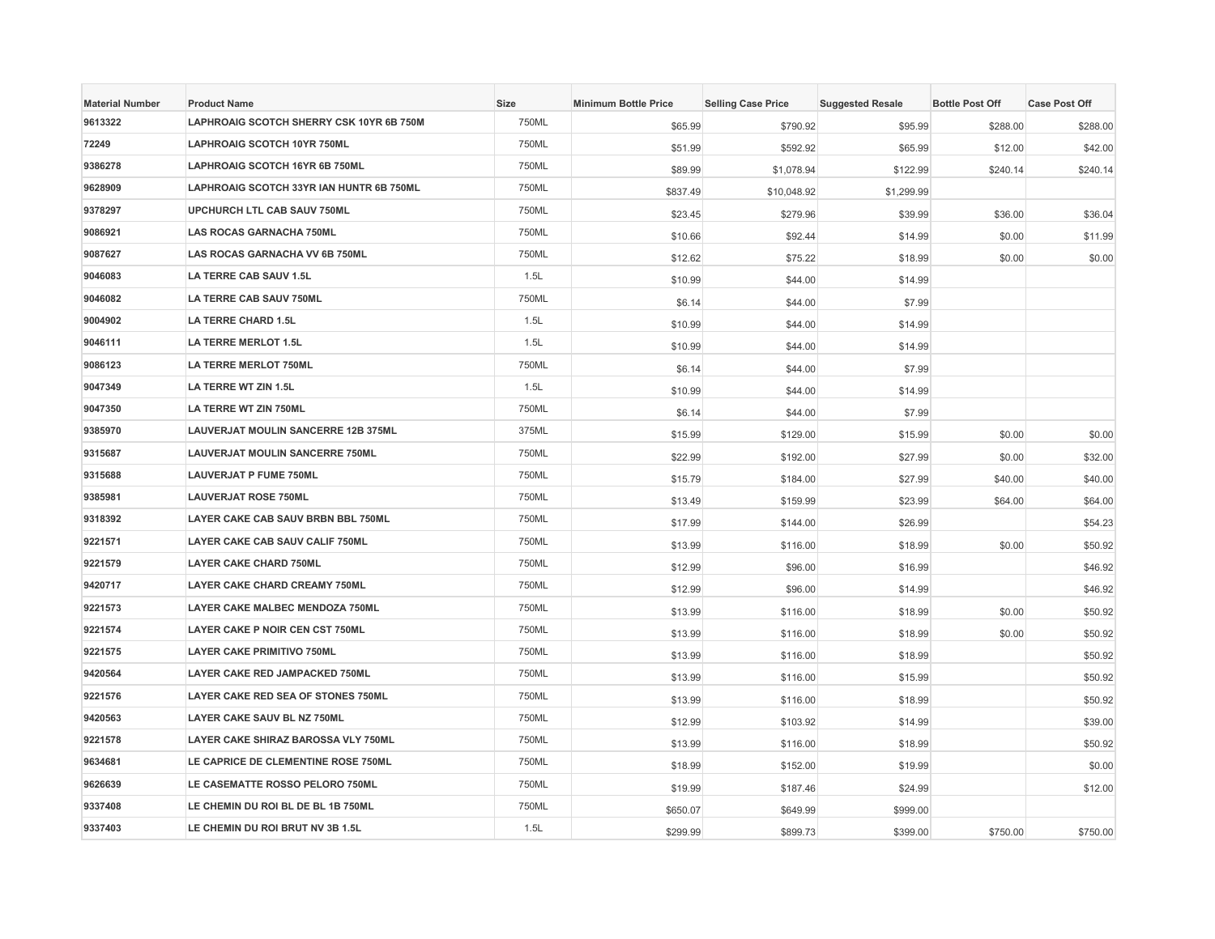| Material Number | Product Name | Size | Minimum Bottle Price | Selling Case Price | Suggested Resale | Bottle Post Off | Case Post Off |
| --- | --- | --- | --- | --- | --- | --- | --- |
| 9613322 | LAPHROAIG SCOTCH SHERRY CSK 10YR 6B 750M | 750ML | $65.99 | $790.92 | $95.99 | $288.00 | $288.00 |
| 72249 | LAPHROAIG SCOTCH 10YR 750ML | 750ML | $51.99 | $592.92 | $65.99 | $12.00 | $42.00 |
| 9386278 | LAPHROAIG SCOTCH 16YR 6B 750ML | 750ML | $89.99 | $1,078.94 | $122.99 | $240.14 | $240.14 |
| 9628909 | LAPHROAIG SCOTCH 33YR IAN HUNTR 6B 750ML | 750ML | $837.49 | $10,048.92 | $1,299.99 | | |
| 9378297 | UPCHURCH LTL CAB SAUV 750ML | 750ML | $23.45 | $279.96 | $39.99 | $36.00 | $36.04 |
| 9086921 | LAS ROCAS GARNACHA 750ML | 750ML | $10.66 | $92.44 | $14.99 | $0.00 | $11.99 |
| 9087627 | LAS ROCAS GARNACHA VV 6B 750ML | 750ML | $12.62 | $75.22 | $18.99 | $0.00 | $0.00 |
| 9046083 | LA TERRE CAB SAUV 1.5L | 1.5L | $10.99 | $44.00 | $14.99 | | |
| 9046082 | LA TERRE CAB SAUV 750ML | 750ML | $6.14 | $44.00 | $7.99 | | |
| 9004902 | LA TERRE CHARD 1.5L | 1.5L | $10.99 | $44.00 | $14.99 | | |
| 9046111 | LA TERRE MERLOT 1.5L | 1.5L | $10.99 | $44.00 | $14.99 | | |
| 9086123 | LA TERRE MERLOT 750ML | 750ML | $6.14 | $44.00 | $7.99 | | |
| 9047349 | LA TERRE WT ZIN 1.5L | 1.5L | $10.99 | $44.00 | $14.99 | | |
| 9047350 | LA TERRE WT ZIN 750ML | 750ML | $6.14 | $44.00 | $7.99 | | |
| 9385970 | LAUVERJAT MOULIN SANCERRE 12B 375ML | 375ML | $15.99 | $129.00 | $15.99 | $0.00 | $0.00 |
| 9315687 | LAUVERJAT MOULIN SANCERRE 750ML | 750ML | $22.99 | $192.00 | $27.99 | $0.00 | $32.00 |
| 9315688 | LAUVERJAT P FUME 750ML | 750ML | $15.79 | $184.00 | $27.99 | $40.00 | $40.00 |
| 9385981 | LAUVERJAT ROSE 750ML | 750ML | $13.49 | $159.99 | $23.99 | $64.00 | $64.00 |
| 9318392 | LAYER CAKE CAB SAUV BRBN BBL 750ML | 750ML | $17.99 | $144.00 | $26.99 | | $54.23 |
| 9221571 | LAYER CAKE CAB SAUV CALIF 750ML | 750ML | $13.99 | $116.00 | $18.99 | $0.00 | $50.92 |
| 9221579 | LAYER CAKE CHARD 750ML | 750ML | $12.99 | $96.00 | $16.99 | | $46.92 |
| 9420717 | LAYER CAKE CHARD CREAMY 750ML | 750ML | $12.99 | $96.00 | $14.99 | | $46.92 |
| 9221573 | LAYER CAKE MALBEC MENDOZA 750ML | 750ML | $13.99 | $116.00 | $18.99 | $0.00 | $50.92 |
| 9221574 | LAYER CAKE P NOIR CEN CST 750ML | 750ML | $13.99 | $116.00 | $18.99 | $0.00 | $50.92 |
| 9221575 | LAYER CAKE PRIMITIVO 750ML | 750ML | $13.99 | $116.00 | $18.99 | | $50.92 |
| 9420564 | LAYER CAKE RED JAMPACKED 750ML | 750ML | $13.99 | $116.00 | $15.99 | | $50.92 |
| 9221576 | LAYER CAKE RED SEA OF STONES 750ML | 750ML | $13.99 | $116.00 | $18.99 | | $50.92 |
| 9420563 | LAYER CAKE SAUV BL NZ 750ML | 750ML | $12.99 | $103.92 | $14.99 | | $39.00 |
| 9221578 | LAYER CAKE SHIRAZ BAROSSA VLY 750ML | 750ML | $13.99 | $116.00 | $18.99 | | $50.92 |
| 9634681 | LE CAPRICE DE CLEMENTINE ROSE 750ML | 750ML | $18.99 | $152.00 | $19.99 | | $0.00 |
| 9626639 | LE CASEMATTE ROSSO PELORO 750ML | 750ML | $19.99 | $187.46 | $24.99 | | $12.00 |
| 9337408 | LE CHEMIN DU ROI BL DE BL 1B 750ML | 750ML | $650.07 | $649.99 | $999.00 | | |
| 9337403 | LE CHEMIN DU ROI BRUT NV 3B 1.5L | 1.5L | $299.99 | $899.73 | $399.00 | $750.00 | $750.00 |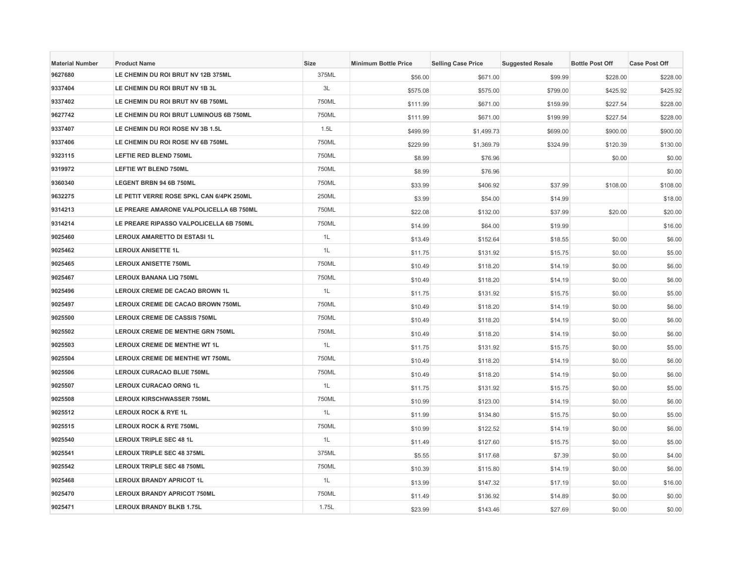| Material Number | Product Name | Size | Minimum Bottle Price | Selling Case Price | Suggested Resale | Bottle Post Off | Case Post Off |
|---|---|---|---|---|---|---|---|
| 9627680 | LE CHEMIN DU ROI BRUT NV 12B 375ML | 375ML | $56.00 | $671.00 | $99.99 | $228.00 | $228.00 |
| 9337404 | LE CHEMIN DU ROI BRUT NV 1B 3L | 3L | $575.08 | $575.00 | $799.00 | $425.92 | $425.92 |
| 9337402 | LE CHEMIN DU ROI BRUT NV 6B 750ML | 750ML | $111.99 | $671.00 | $159.99 | $227.54 | $228.00 |
| 9627742 | LE CHEMIN DU ROI BRUT LUMINOUS 6B 750ML | 750ML | $111.99 | $671.00 | $199.99 | $227.54 | $228.00 |
| 9337407 | LE CHEMIN DU ROI ROSE NV 3B 1.5L | 1.5L | $499.99 | $1,499.73 | $699.00 | $900.00 | $900.00 |
| 9337406 | LE CHEMIN DU ROI ROSE NV 6B 750ML | 750ML | $229.99 | $1,369.79 | $324.99 | $120.39 | $130.00 |
| 9323115 | LEFTIE RED BLEND 750ML | 750ML | $8.99 | $76.96 | | $0.00 | $0.00 |
| 9319972 | LEFTIE WT BLEND 750ML | 750ML | $8.99 | $76.96 | | | $0.00 |
| 9360340 | LEGENT BRBN 94 6B 750ML | 750ML | $33.99 | $406.92 | $37.99 | $108.00 | $108.00 |
| 9632275 | LE PETIT VERRE ROSE SPKL CAN 6/4PK 250ML | 250ML | $3.99 | $54.00 | $14.99 | | $18.00 |
| 9314213 | LE PREARE AMARONE VALPOLICELLA 6B 750ML | 750ML | $22.08 | $132.00 | $37.99 | $20.00 | $20.00 |
| 9314214 | LE PREARE RIPASSO VALPOLICELLA 6B 750ML | 750ML | $14.99 | $64.00 | $19.99 | | $16.00 |
| 9025460 | LEROUX AMARETTO DI ESTASI 1L | 1L | $13.49 | $152.64 | $18.55 | $0.00 | $6.00 |
| 9025462 | LEROUX ANISETTE 1L | 1L | $11.75 | $131.92 | $15.75 | $0.00 | $5.00 |
| 9025465 | LEROUX ANISETTE 750ML | 750ML | $10.49 | $118.20 | $14.19 | $0.00 | $6.00 |
| 9025467 | LEROUX BANANA LIQ 750ML | 750ML | $10.49 | $118.20 | $14.19 | $0.00 | $6.00 |
| 9025496 | LEROUX CREME DE CACAO BROWN 1L | 1L | $11.75 | $131.92 | $15.75 | $0.00 | $5.00 |
| 9025497 | LEROUX CREME DE CACAO BROWN 750ML | 750ML | $10.49 | $118.20 | $14.19 | $0.00 | $6.00 |
| 9025500 | LEROUX CREME DE CASSIS 750ML | 750ML | $10.49 | $118.20 | $14.19 | $0.00 | $6.00 |
| 9025502 | LEROUX CREME DE MENTHE GRN 750ML | 750ML | $10.49 | $118.20 | $14.19 | $0.00 | $6.00 |
| 9025503 | LEROUX CREME DE MENTHE WT 1L | 1L | $11.75 | $131.92 | $15.75 | $0.00 | $5.00 |
| 9025504 | LEROUX CREME DE MENTHE WT 750ML | 750ML | $10.49 | $118.20 | $14.19 | $0.00 | $6.00 |
| 9025506 | LEROUX CURACAO BLUE 750ML | 750ML | $10.49 | $118.20 | $14.19 | $0.00 | $6.00 |
| 9025507 | LEROUX CURACAO ORNG 1L | 1L | $11.75 | $131.92 | $15.75 | $0.00 | $5.00 |
| 9025508 | LEROUX KIRSCHWASSER 750ML | 750ML | $10.99 | $123.00 | $14.19 | $0.00 | $6.00 |
| 9025512 | LEROUX ROCK & RYE 1L | 1L | $11.99 | $134.80 | $15.75 | $0.00 | $5.00 |
| 9025515 | LEROUX ROCK & RYE 750ML | 750ML | $10.99 | $122.52 | $14.19 | $0.00 | $6.00 |
| 9025540 | LEROUX TRIPLE SEC 48 1L | 1L | $11.49 | $127.60 | $15.75 | $0.00 | $5.00 |
| 9025541 | LEROUX TRIPLE SEC 48 375ML | 375ML | $5.55 | $117.68 | $7.39 | $0.00 | $4.00 |
| 9025542 | LEROUX TRIPLE SEC 48 750ML | 750ML | $10.39 | $115.80 | $14.19 | $0.00 | $6.00 |
| 9025468 | LEROUX BRANDY APRICOT 1L | 1L | $13.99 | $147.32 | $17.19 | $0.00 | $16.00 |
| 9025470 | LEROUX BRANDY APRICOT 750ML | 750ML | $11.49 | $136.92 | $14.89 | $0.00 | $0.00 |
| 9025471 | LEROUX BRANDY BLKB 1.75L | 1.75L | $23.99 | $143.46 | $27.69 | $0.00 | $0.00 |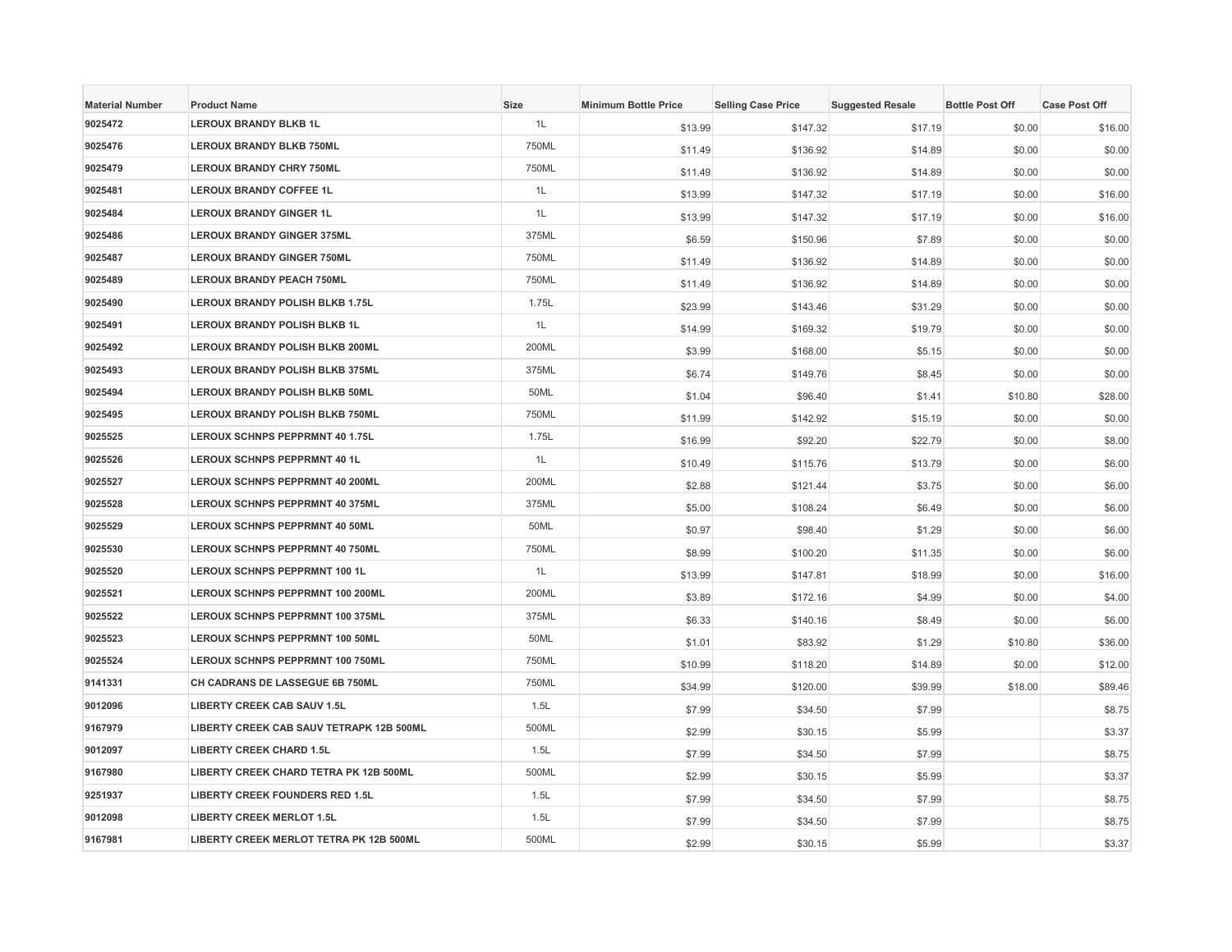| Material Number | Product Name | Size | Minimum Bottle Price | Selling Case Price | Suggested Resale | Bottle Post Off | Case Post Off |
|---|---|---|---|---|---|---|---|
| 9025472 | LEROUX BRANDY BLKB 1L | 1L | $13.99 | $147.32 | $17.19 | $0.00 | $16.00 |
| 9025476 | LEROUX BRANDY BLKB 750ML | 750ML | $11.49 | $136.92 | $14.89 | $0.00 | $0.00 |
| 9025479 | LEROUX BRANDY CHRY 750ML | 750ML | $11.49 | $136.92 | $14.89 | $0.00 | $0.00 |
| 9025481 | LEROUX BRANDY COFFEE 1L | 1L | $13.99 | $147.32 | $17.19 | $0.00 | $16.00 |
| 9025484 | LEROUX BRANDY GINGER 1L | 1L | $13.99 | $147.32 | $17.19 | $0.00 | $16.00 |
| 9025486 | LEROUX BRANDY GINGER 375ML | 375ML | $6.59 | $150.96 | $7.89 | $0.00 | $0.00 |
| 9025487 | LEROUX BRANDY GINGER 750ML | 750ML | $11.49 | $136.92 | $14.89 | $0.00 | $0.00 |
| 9025489 | LEROUX BRANDY PEACH 750ML | 750ML | $11.49 | $136.92 | $14.89 | $0.00 | $0.00 |
| 9025490 | LEROUX BRANDY POLISH BLKB 1.75L | 1.75L | $23.99 | $143.46 | $31.29 | $0.00 | $0.00 |
| 9025491 | LEROUX BRANDY POLISH BLKB 1L | 1L | $14.99 | $169.32 | $19.79 | $0.00 | $0.00 |
| 9025492 | LEROUX BRANDY POLISH BLKB 200ML | 200ML | $3.99 | $168.00 | $5.15 | $0.00 | $0.00 |
| 9025493 | LEROUX BRANDY POLISH BLKB 375ML | 375ML | $6.74 | $149.76 | $8.45 | $0.00 | $0.00 |
| 9025494 | LEROUX BRANDY POLISH BLKB 50ML | 50ML | $1.04 | $96.40 | $1.41 | $10.80 | $28.00 |
| 9025495 | LEROUX BRANDY POLISH BLKB 750ML | 750ML | $11.99 | $142.92 | $15.19 | $0.00 | $0.00 |
| 9025525 | LEROUX SCHNPS PEPPRMNT 40 1.75L | 1.75L | $16.99 | $92.20 | $22.79 | $0.00 | $8.00 |
| 9025526 | LEROUX SCHNPS PEPPRMNT 40 1L | 1L | $10.49 | $115.76 | $13.79 | $0.00 | $6.00 |
| 9025527 | LEROUX SCHNPS PEPPRMNT 40 200ML | 200ML | $2.88 | $121.44 | $3.75 | $0.00 | $6.00 |
| 9025528 | LEROUX SCHNPS PEPPRMNT 40 375ML | 375ML | $5.00 | $108.24 | $6.49 | $0.00 | $6.00 |
| 9025529 | LEROUX SCHNPS PEPPRMNT 40 50ML | 50ML | $0.97 | $98.40 | $1.29 | $0.00 | $6.00 |
| 9025530 | LEROUX SCHNPS PEPPRMNT 40 750ML | 750ML | $8.99 | $100.20 | $11.35 | $0.00 | $6.00 |
| 9025520 | LEROUX SCHNPS PEPPRMNT 100 1L | 1L | $13.99 | $147.81 | $18.99 | $0.00 | $16.00 |
| 9025521 | LEROUX SCHNPS PEPPRMNT 100 200ML | 200ML | $3.89 | $172.16 | $4.99 | $0.00 | $4.00 |
| 9025522 | LEROUX SCHNPS PEPPRMNT 100 375ML | 375ML | $6.33 | $140.16 | $8.49 | $0.00 | $6.00 |
| 9025523 | LEROUX SCHNPS PEPPRMNT 100 50ML | 50ML | $1.01 | $83.92 | $1.29 | $10.80 | $36.00 |
| 9025524 | LEROUX SCHNPS PEPPRMNT 100 750ML | 750ML | $10.99 | $118.20 | $14.89 | $0.00 | $12.00 |
| 9141331 | CH CADRANS DE LASSEGUE 6B 750ML | 750ML | $34.99 | $120.00 | $39.99 | $18.00 | $89.46 |
| 9012096 | LIBERTY CREEK CAB SAUV 1.5L | 1.5L | $7.99 | $34.50 | $7.99 | | $8.75 |
| 9167979 | LIBERTY CREEK CAB SAUV TETRAPK 12B 500ML | 500ML | $2.99 | $30.15 | $5.99 | | $3.37 |
| 9012097 | LIBERTY CREEK CHARD 1.5L | 1.5L | $7.99 | $34.50 | $7.99 | | $8.75 |
| 9167980 | LIBERTY CREEK CHARD TETRA PK 12B 500ML | 500ML | $2.99 | $30.15 | $5.99 | | $3.37 |
| 9251937 | LIBERTY CREEK FOUNDERS RED 1.5L | 1.5L | $7.99 | $34.50 | $7.99 | | $8.75 |
| 9012098 | LIBERTY CREEK MERLOT 1.5L | 1.5L | $7.99 | $34.50 | $7.99 | | $8.75 |
| 9167981 | LIBERTY CREEK MERLOT TETRA PK 12B 500ML | 500ML | $2.99 | $30.15 | $5.99 | | $3.37 |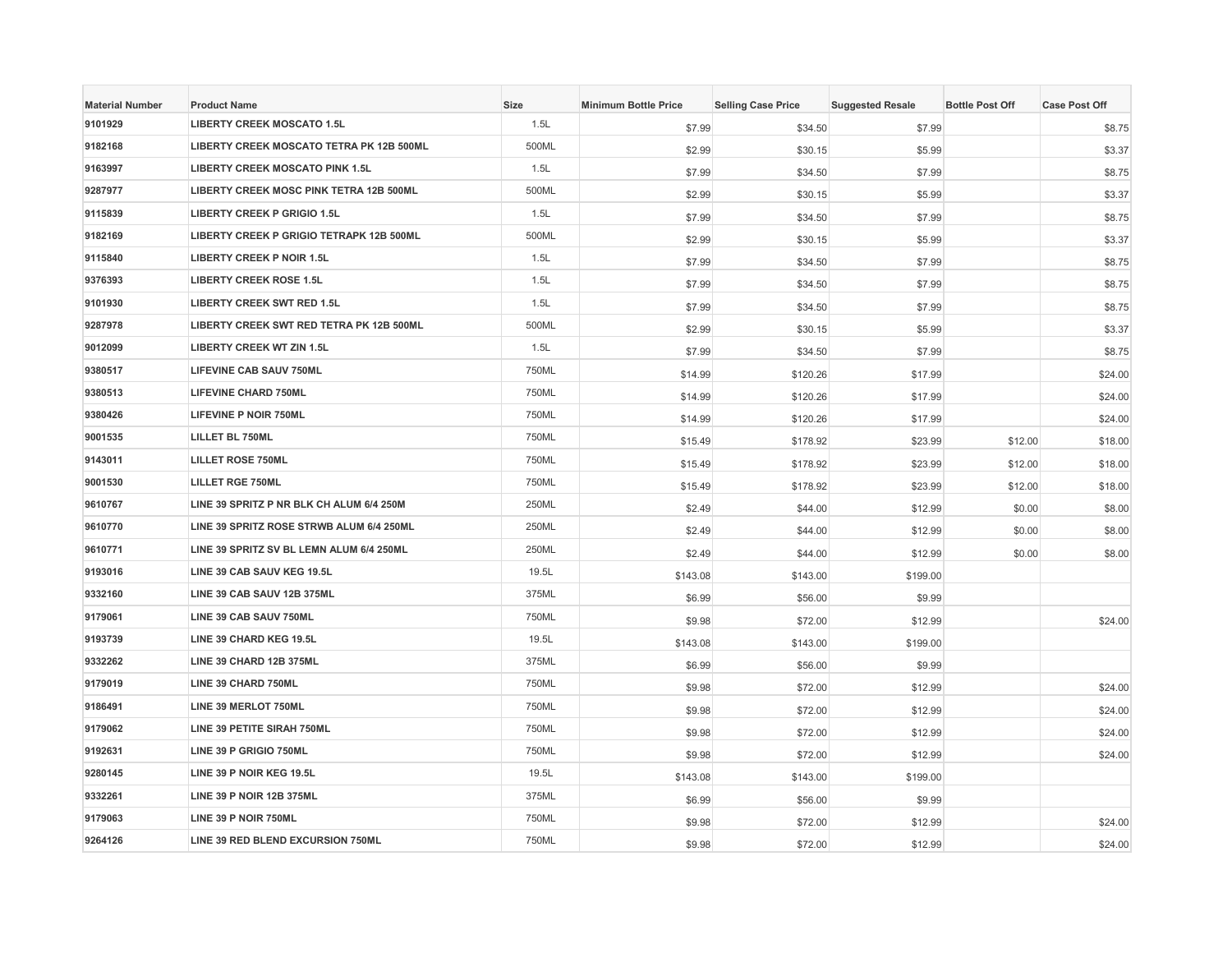| Material Number | Product Name | Size | Minimum Bottle Price | Selling Case Price | Suggested Resale | Bottle Post Off | Case Post Off |
|---|---|---|---|---|---|---|---|
| 9101929 | LIBERTY CREEK MOSCATO 1.5L | 1.5L | $7.99 | $34.50 | $7.99 | | $8.75 |
| 9182168 | LIBERTY CREEK MOSCATO TETRA PK 12B 500ML | 500ML | $2.99 | $30.15 | $5.99 | | $3.37 |
| 9163997 | LIBERTY CREEK MOSCATO PINK 1.5L | 1.5L | $7.99 | $34.50 | $7.99 | | $8.75 |
| 9287977 | LIBERTY CREEK MOSC PINK TETRA 12B 500ML | 500ML | $2.99 | $30.15 | $5.99 | | $3.37 |
| 9115839 | LIBERTY CREEK P GRIGIO 1.5L | 1.5L | $7.99 | $34.50 | $7.99 | | $8.75 |
| 9182169 | LIBERTY CREEK P GRIGIO TETRAPK 12B 500ML | 500ML | $2.99 | $30.15 | $5.99 | | $3.37 |
| 9115840 | LIBERTY CREEK P NOIR 1.5L | 1.5L | $7.99 | $34.50 | $7.99 | | $8.75 |
| 9376393 | LIBERTY CREEK ROSE 1.5L | 1.5L | $7.99 | $34.50 | $7.99 | | $8.75 |
| 9101930 | LIBERTY CREEK SWT RED 1.5L | 1.5L | $7.99 | $34.50 | $7.99 | | $8.75 |
| 9287978 | LIBERTY CREEK SWT RED TETRA PK 12B 500ML | 500ML | $2.99 | $30.15 | $5.99 | | $3.37 |
| 9012099 | LIBERTY CREEK WT ZIN 1.5L | 1.5L | $7.99 | $34.50 | $7.99 | | $8.75 |
| 9380517 | LIFEVINE CAB SAUV 750ML | 750ML | $14.99 | $120.26 | $17.99 | | $24.00 |
| 9380513 | LIFEVINE CHARD 750ML | 750ML | $14.99 | $120.26 | $17.99 | | $24.00 |
| 9380426 | LIFEVINE P NOIR 750ML | 750ML | $14.99 | $120.26 | $17.99 | | $24.00 |
| 9001535 | LILLET BL 750ML | 750ML | $15.49 | $178.92 | $23.99 | $12.00 | $18.00 |
| 9143011 | LILLET ROSE 750ML | 750ML | $15.49 | $178.92 | $23.99 | $12.00 | $18.00 |
| 9001530 | LILLET RGE 750ML | 750ML | $15.49 | $178.92 | $23.99 | $12.00 | $18.00 |
| 9610767 | LINE 39 SPRITZ P NR BLK CH ALUM 6/4 250M | 250ML | $2.49 | $44.00 | $12.99 | $0.00 | $8.00 |
| 9610770 | LINE 39 SPRITZ ROSE STRWB ALUM 6/4 250ML | 250ML | $2.49 | $44.00 | $12.99 | $0.00 | $8.00 |
| 9610771 | LINE 39 SPRITZ SV BL LEMN ALUM 6/4 250ML | 250ML | $2.49 | $44.00 | $12.99 | $0.00 | $8.00 |
| 9193016 | LINE 39 CAB SAUV KEG 19.5L | 19.5L | $143.08 | $143.00 | $199.00 | | |
| 9332160 | LINE 39 CAB SAUV 12B 375ML | 375ML | $6.99 | $56.00 | $9.99 | | |
| 9179061 | LINE 39 CAB SAUV 750ML | 750ML | $9.98 | $72.00 | $12.99 | | $24.00 |
| 9193739 | LINE 39 CHARD KEG 19.5L | 19.5L | $143.08 | $143.00 | $199.00 | | |
| 9332262 | LINE 39 CHARD 12B 375ML | 375ML | $6.99 | $56.00 | $9.99 | | |
| 9179019 | LINE 39 CHARD 750ML | 750ML | $9.98 | $72.00 | $12.99 | | $24.00 |
| 9186491 | LINE 39 MERLOT 750ML | 750ML | $9.98 | $72.00 | $12.99 | | $24.00 |
| 9179062 | LINE 39 PETITE SIRAH 750ML | 750ML | $9.98 | $72.00 | $12.99 | | $24.00 |
| 9192631 | LINE 39 P GRIGIO 750ML | 750ML | $9.98 | $72.00 | $12.99 | | $24.00 |
| 9280145 | LINE 39 P NOIR KEG 19.5L | 19.5L | $143.08 | $143.00 | $199.00 | | |
| 9332261 | LINE 39 P NOIR 12B 375ML | 375ML | $6.99 | $56.00 | $9.99 | | |
| 9179063 | LINE 39 P NOIR 750ML | 750ML | $9.98 | $72.00 | $12.99 | | $24.00 |
| 9264126 | LINE 39 RED BLEND EXCURSION 750ML | 750ML | $9.98 | $72.00 | $12.99 | | $24.00 |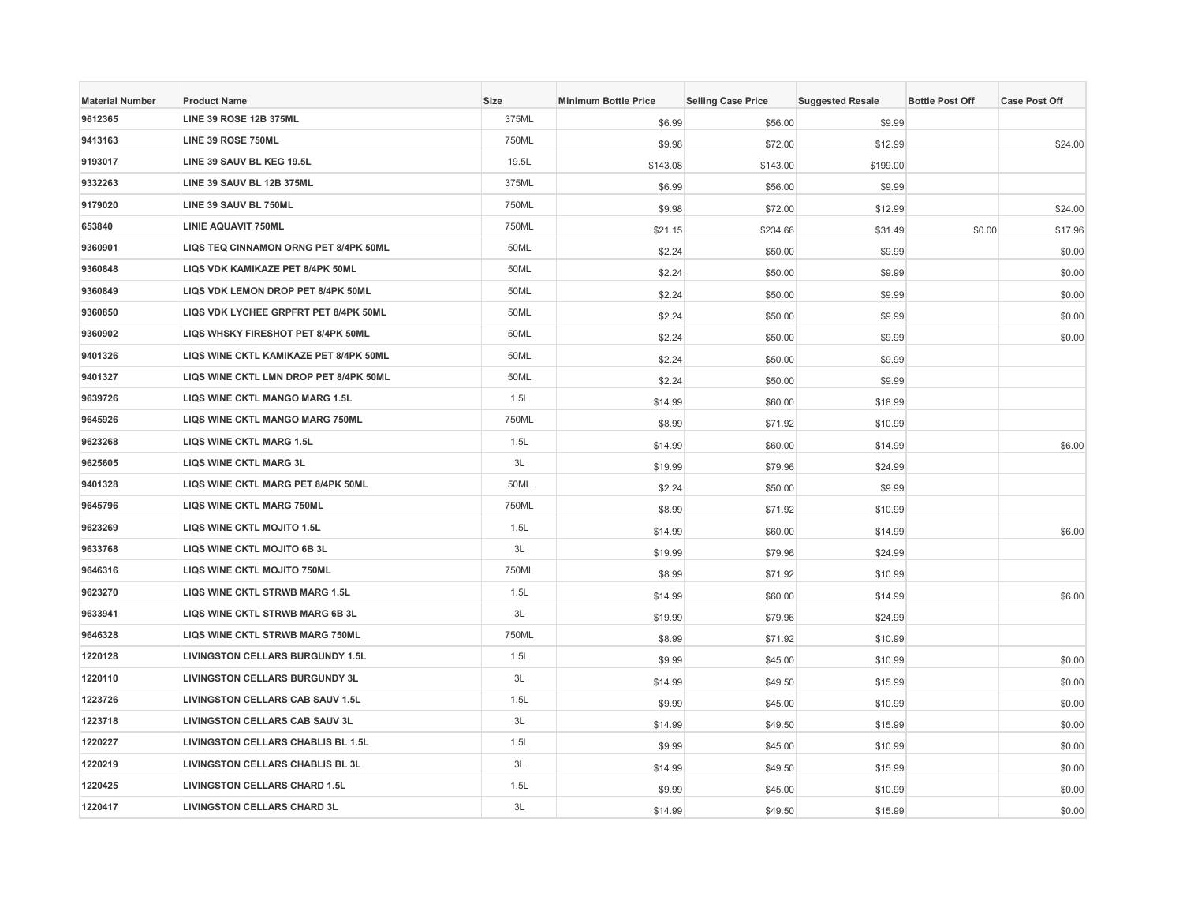| Material Number | Product Name | Size | Minimum Bottle Price | Selling Case Price | Suggested Resale | Bottle Post Off | Case Post Off |
|---|---|---|---|---|---|---|---|
| 9612365 | LINE 39 ROSE 12B 375ML | 375ML | $6.99 | $56.00 | $9.99 | | |
| 9413163 | LINE 39 ROSE 750ML | 750ML | $9.98 | $72.00 | $12.99 | | $24.00 |
| 9193017 | LINE 39 SAUV BL KEG 19.5L | 19.5L | $143.08 | $143.00 | $199.00 | | |
| 9332263 | LINE 39 SAUV BL 12B 375ML | 375ML | $6.99 | $56.00 | $9.99 | | |
| 9179020 | LINE 39 SAUV BL 750ML | 750ML | $9.98 | $72.00 | $12.99 | | $24.00 |
| 653840 | LINIE AQUAVIT 750ML | 750ML | $21.15 | $234.66 | $31.49 | $0.00 | $17.96 |
| 9360901 | LIQS TEQ CINNAMON ORNG PET 8/4PK 50ML | 50ML | $2.24 | $50.00 | $9.99 | | $0.00 |
| 9360848 | LIQS VDK KAMIKAZE PET 8/4PK 50ML | 50ML | $2.24 | $50.00 | $9.99 | | $0.00 |
| 9360849 | LIQS VDK LEMON DROP PET 8/4PK 50ML | 50ML | $2.24 | $50.00 | $9.99 | | $0.00 |
| 9360850 | LIQS VDK LYCHEE GRPFRT PET 8/4PK 50ML | 50ML | $2.24 | $50.00 | $9.99 | | $0.00 |
| 9360902 | LIQS WHSKY FIRESHOT PET 8/4PK 50ML | 50ML | $2.24 | $50.00 | $9.99 | | $0.00 |
| 9401326 | LIQS WINE CKTL KAMIKAZE PET 8/4PK 50ML | 50ML | $2.24 | $50.00 | $9.99 | | |
| 9401327 | LIQS WINE CKTL LMN DROP PET 8/4PK 50ML | 50ML | $2.24 | $50.00 | $9.99 | | |
| 9639726 | LIQS WINE CKTL MANGO MARG 1.5L | 1.5L | $14.99 | $60.00 | $18.99 | | |
| 9645926 | LIQS WINE CKTL MANGO MARG 750ML | 750ML | $8.99 | $71.92 | $10.99 | | |
| 9623268 | LIQS WINE CKTL MARG 1.5L | 1.5L | $14.99 | $60.00 | $14.99 | | $6.00 |
| 9625605 | LIQS WINE CKTL MARG 3L | 3L | $19.99 | $79.96 | $24.99 | | |
| 9401328 | LIQS WINE CKTL MARG PET 8/4PK 50ML | 50ML | $2.24 | $50.00 | $9.99 | | |
| 9645796 | LIQS WINE CKTL MARG 750ML | 750ML | $8.99 | $71.92 | $10.99 | | |
| 9623269 | LIQS WINE CKTL MOJITO 1.5L | 1.5L | $14.99 | $60.00 | $14.99 | | $6.00 |
| 9633768 | LIQS WINE CKTL MOJITO 6B 3L | 3L | $19.99 | $79.96 | $24.99 | | |
| 9646316 | LIQS WINE CKTL MOJITO 750ML | 750ML | $8.99 | $71.92 | $10.99 | | |
| 9623270 | LIQS WINE CKTL STRWB MARG 1.5L | 1.5L | $14.99 | $60.00 | $14.99 | | $6.00 |
| 9633941 | LIQS WINE CKTL STRWB MARG 6B 3L | 3L | $19.99 | $79.96 | $24.99 | | |
| 9646328 | LIQS WINE CKTL STRWB MARG 750ML | 750ML | $8.99 | $71.92 | $10.99 | | |
| 1220128 | LIVINGSTON CELLARS BURGUNDY 1.5L | 1.5L | $9.99 | $45.00 | $10.99 | | $0.00 |
| 1220110 | LIVINGSTON CELLARS BURGUNDY 3L | 3L | $14.99 | $49.50 | $15.99 | | $0.00 |
| 1223726 | LIVINGSTON CELLARS CAB SAUV 1.5L | 1.5L | $9.99 | $45.00 | $10.99 | | $0.00 |
| 1223718 | LIVINGSTON CELLARS CAB SAUV 3L | 3L | $14.99 | $49.50 | $15.99 | | $0.00 |
| 1220227 | LIVINGSTON CELLARS CHABLIS BL 1.5L | 1.5L | $9.99 | $45.00 | $10.99 | | $0.00 |
| 1220219 | LIVINGSTON CELLARS CHABLIS BL 3L | 3L | $14.99 | $49.50 | $15.99 | | $0.00 |
| 1220425 | LIVINGSTON CELLARS CHARD 1.5L | 1.5L | $9.99 | $45.00 | $10.99 | | $0.00 |
| 1220417 | LIVINGSTON CELLARS CHARD 3L | 3L | $14.99 | $49.50 | $15.99 | | $0.00 |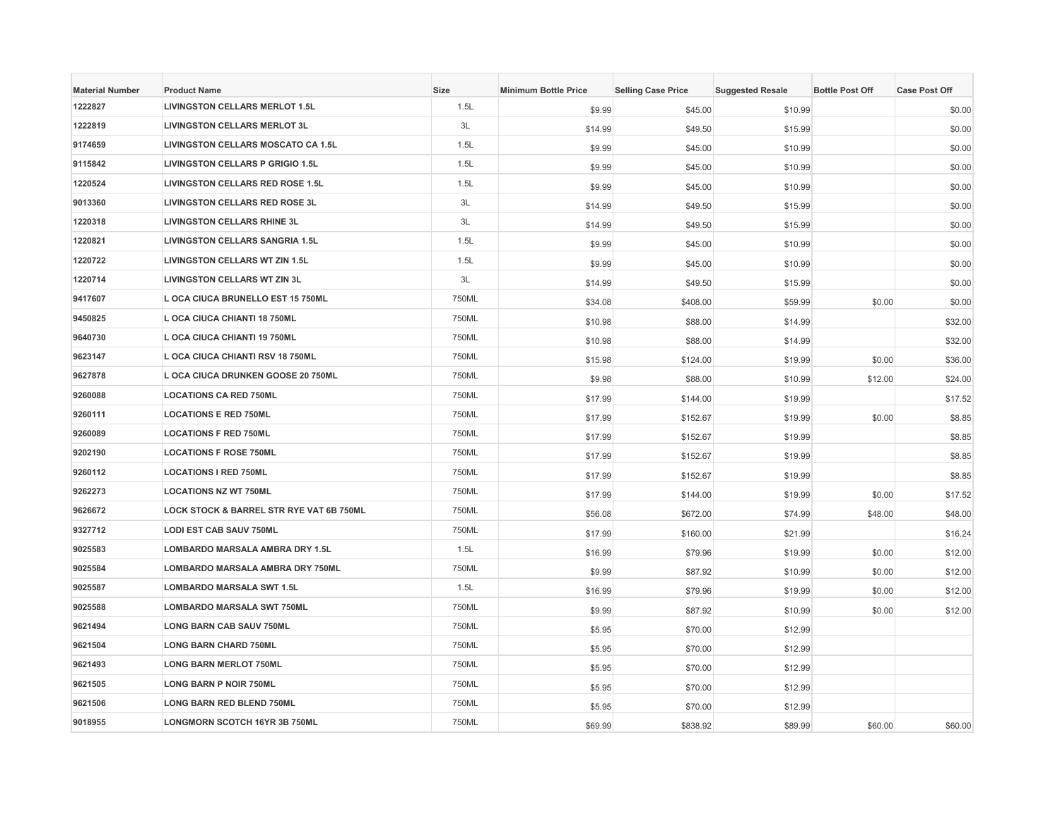| Material Number | Product Name | Size | Minimum Bottle Price | Selling Case Price | Suggested Resale | Bottle Post Off | Case Post Off |
|---|---|---|---|---|---|---|---|
| 1222827 | LIVINGSTON CELLARS MERLOT 1.5L | 1.5L | $9.99 | $45.00 | $10.99 | | $0.00 |
| 1222819 | LIVINGSTON CELLARS MERLOT 3L | 3L | $14.99 | $49.50 | $15.99 | | $0.00 |
| 9174659 | LIVINGSTON CELLARS MOSCATO CA 1.5L | 1.5L | $9.99 | $45.00 | $10.99 | | $0.00 |
| 9115842 | LIVINGSTON CELLARS P GRIGIO 1.5L | 1.5L | $9.99 | $45.00 | $10.99 | | $0.00 |
| 1220524 | LIVINGSTON CELLARS RED ROSE 1.5L | 1.5L | $9.99 | $45.00 | $10.99 | | $0.00 |
| 9013360 | LIVINGSTON CELLARS RED ROSE 3L | 3L | $14.99 | $49.50 | $15.99 | | $0.00 |
| 1220318 | LIVINGSTON CELLARS RHINE 3L | 3L | $14.99 | $49.50 | $15.99 | | $0.00 |
| 1220821 | LIVINGSTON CELLARS SANGRIA 1.5L | 1.5L | $9.99 | $45.00 | $10.99 | | $0.00 |
| 1220722 | LIVINGSTON CELLARS WT ZIN 1.5L | 1.5L | $9.99 | $45.00 | $10.99 | | $0.00 |
| 1220714 | LIVINGSTON CELLARS WT ZIN 3L | 3L | $14.99 | $49.50 | $15.99 | | $0.00 |
| 9417607 | L OCA CIUCA BRUNELLO EST 15 750ML | 750ML | $34.08 | $408.00 | $59.99 | $0.00 | $0.00 |
| 9450825 | L OCA CIUCA CHIANTI 18 750ML | 750ML | $10.98 | $88.00 | $14.99 | | $32.00 |
| 9640730 | L OCA CIUCA CHIANTI 19 750ML | 750ML | $10.98 | $88.00 | $14.99 | | $32.00 |
| 9623147 | L OCA CIUCA CHIANTI RSV 18 750ML | 750ML | $15.98 | $124.00 | $19.99 | $0.00 | $36.00 |
| 9627878 | L OCA CIUCA DRUNKEN GOOSE 20 750ML | 750ML | $9.98 | $88.00 | $10.99 | $12.00 | $24.00 |
| 9260088 | LOCATIONS CA RED 750ML | 750ML | $17.99 | $144.00 | $19.99 | | $17.52 |
| 9260111 | LOCATIONS E RED 750ML | 750ML | $17.99 | $152.67 | $19.99 | $0.00 | $8.85 |
| 9260089 | LOCATIONS F RED 750ML | 750ML | $17.99 | $152.67 | $19.99 | | $8.85 |
| 9202190 | LOCATIONS F ROSE 750ML | 750ML | $17.99 | $152.67 | $19.99 | | $8.85 |
| 9260112 | LOCATIONS I RED 750ML | 750ML | $17.99 | $152.67 | $19.99 | | $8.85 |
| 9262273 | LOCATIONS NZ WT 750ML | 750ML | $17.99 | $144.00 | $19.99 | $0.00 | $17.52 |
| 9626672 | LOCK STOCK & BARREL STR RYE VAT 6B 750ML | 750ML | $56.08 | $672.00 | $74.99 | $48.00 | $48.00 |
| 9327712 | LODI EST CAB SAUV 750ML | 750ML | $17.99 | $160.00 | $21.99 | | $16.24 |
| 9025583 | LOMBARDO MARSALA AMBRA DRY 1.5L | 1.5L | $16.99 | $79.96 | $19.99 | $0.00 | $12.00 |
| 9025584 | LOMBARDO MARSALA AMBRA DRY 750ML | 750ML | $9.99 | $87.92 | $10.99 | $0.00 | $12.00 |
| 9025587 | LOMBARDO MARSALA SWT 1.5L | 1.5L | $16.99 | $79.96 | $19.99 | $0.00 | $12.00 |
| 9025588 | LOMBARDO MARSALA SWT 750ML | 750ML | $9.99 | $87.92 | $10.99 | $0.00 | $12.00 |
| 9621494 | LONG BARN CAB SAUV 750ML | 750ML | $5.95 | $70.00 | $12.99 | | |
| 9621504 | LONG BARN CHARD 750ML | 750ML | $5.95 | $70.00 | $12.99 | | |
| 9621493 | LONG BARN MERLOT 750ML | 750ML | $5.95 | $70.00 | $12.99 | | |
| 9621505 | LONG BARN P NOIR 750ML | 750ML | $5.95 | $70.00 | $12.99 | | |
| 9621506 | LONG BARN RED BLEND 750ML | 750ML | $5.95 | $70.00 | $12.99 | | |
| 9018955 | LONGMORN SCOTCH 16YR 3B 750ML | 750ML | $69.99 | $838.92 | $89.99 | $60.00 | $60.00 |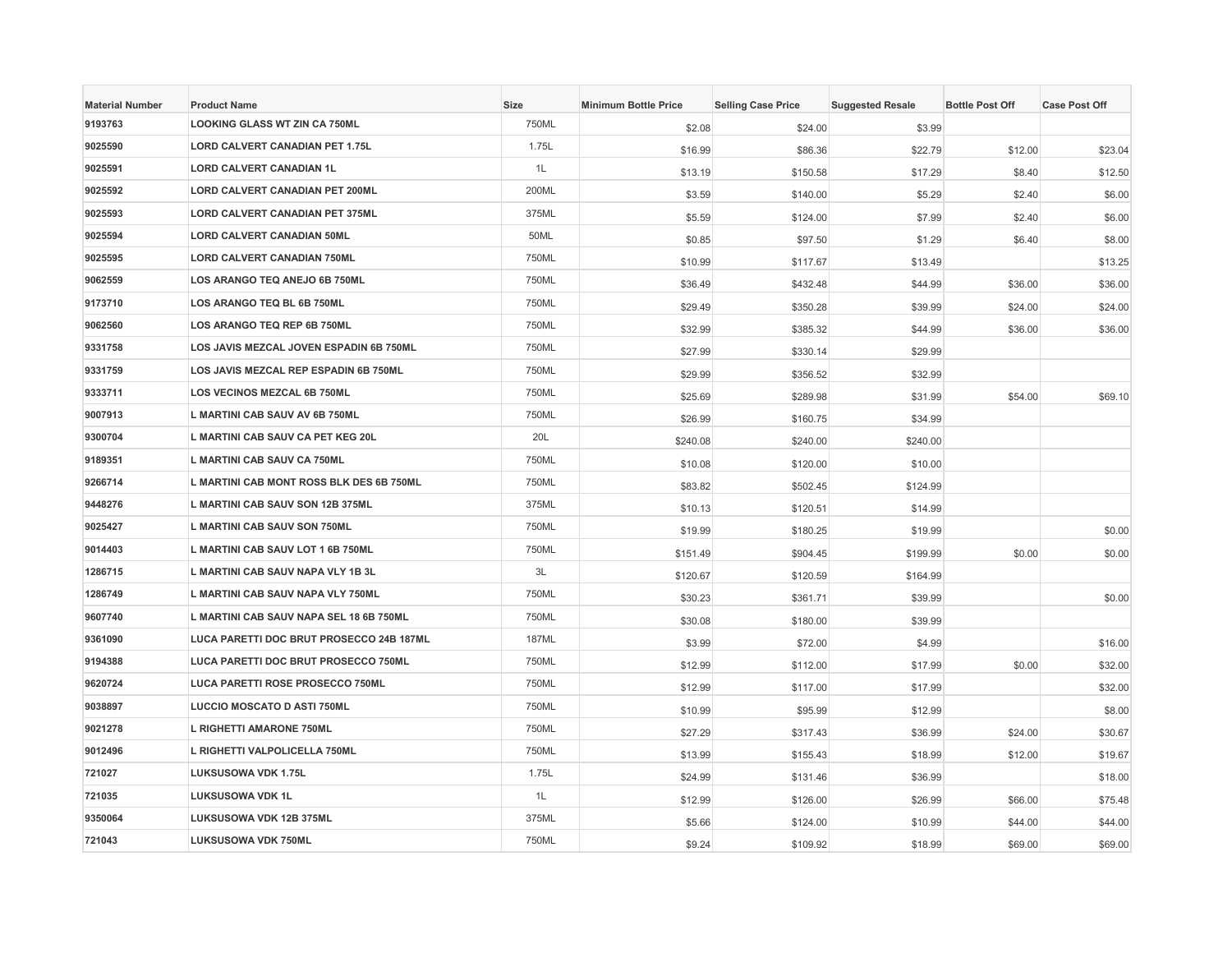| Material Number | Product Name | Size | Minimum Bottle Price | Selling Case Price | Suggested Resale | Bottle Post Off | Case Post Off |
|---|---|---|---|---|---|---|---|
| 9193763 | LOOKING GLASS WT ZIN CA 750ML | 750ML | $2.08 | $24.00 | $3.99 | | |
| 9025590 | LORD CALVERT CANADIAN PET 1.75L | 1.75L | $16.99 | $86.36 | $22.79 | $12.00 | $23.04 |
| 9025591 | LORD CALVERT CANADIAN 1L | 1L | $13.19 | $150.58 | $17.29 | $8.40 | $12.50 |
| 9025592 | LORD CALVERT CANADIAN PET 200ML | 200ML | $3.59 | $140.00 | $5.29 | $2.40 | $6.00 |
| 9025593 | LORD CALVERT CANADIAN PET 375ML | 375ML | $5.59 | $124.00 | $7.99 | $2.40 | $6.00 |
| 9025594 | LORD CALVERT CANADIAN 50ML | 50ML | $0.85 | $97.50 | $1.29 | $6.40 | $8.00 |
| 9025595 | LORD CALVERT CANADIAN 750ML | 750ML | $10.99 | $117.67 | $13.49 | | $13.25 |
| 9062559 | LOS ARANGO TEQ ANEJO 6B 750ML | 750ML | $36.49 | $432.48 | $44.99 | $36.00 | $36.00 |
| 9173710 | LOS ARANGO TEQ BL 6B 750ML | 750ML | $29.49 | $350.28 | $39.99 | $24.00 | $24.00 |
| 9062560 | LOS ARANGO TEQ REP 6B 750ML | 750ML | $32.99 | $385.32 | $44.99 | $36.00 | $36.00 |
| 9331758 | LOS JAVIS MEZCAL JOVEN ESPADIN 6B 750ML | 750ML | $27.99 | $330.14 | $29.99 | | |
| 9331759 | LOS JAVIS MEZCAL REP ESPADIN 6B 750ML | 750ML | $29.99 | $356.52 | $32.99 | | |
| 9333711 | LOS VECINOS MEZCAL 6B 750ML | 750ML | $25.69 | $289.98 | $31.99 | $54.00 | $69.10 |
| 9007913 | L MARTINI CAB SAUV AV 6B 750ML | 750ML | $26.99 | $160.75 | $34.99 | | |
| 9300704 | L MARTINI CAB SAUV CA PET KEG 20L | 20L | $240.08 | $240.00 | $240.00 | | |
| 9189351 | L MARTINI CAB SAUV CA 750ML | 750ML | $10.08 | $120.00 | $10.00 | | |
| 9266714 | L MARTINI CAB MONT ROSS BLK DES 6B 750ML | 750ML | $83.82 | $502.45 | $124.99 | | |
| 9448276 | L MARTINI CAB SAUV SON 12B 375ML | 375ML | $10.13 | $120.51 | $14.99 | | |
| 9025427 | L MARTINI CAB SAUV SON 750ML | 750ML | $19.99 | $180.25 | $19.99 | | $0.00 |
| 9014403 | L MARTINI CAB SAUV LOT 1 6B 750ML | 750ML | $151.49 | $904.45 | $199.99 | $0.00 | $0.00 |
| 1286715 | L MARTINI CAB SAUV NAPA VLY 1B 3L | 3L | $120.67 | $120.59 | $164.99 | | |
| 1286749 | L MARTINI CAB SAUV NAPA VLY 750ML | 750ML | $30.23 | $361.71 | $39.99 | | $0.00 |
| 9607740 | L MARTINI CAB SAUV NAPA SEL 18 6B 750ML | 750ML | $30.08 | $180.00 | $39.99 | | |
| 9361090 | LUCA PARETTI DOC BRUT PROSECCO 24B 187ML | 187ML | $3.99 | $72.00 | $4.99 | | $16.00 |
| 9194388 | LUCA PARETTI DOC BRUT PROSECCO 750ML | 750ML | $12.99 | $112.00 | $17.99 | $0.00 | $32.00 |
| 9620724 | LUCA PARETTI ROSE PROSECCO 750ML | 750ML | $12.99 | $117.00 | $17.99 | | $32.00 |
| 9038897 | LUCCIO MOSCATO D ASTI 750ML | 750ML | $10.99 | $95.99 | $12.99 | | $8.00 |
| 9021278 | L RIGHETTI AMARONE 750ML | 750ML | $27.29 | $317.43 | $36.99 | $24.00 | $30.67 |
| 9012496 | L RIGHETTI VALPOLICELLA 750ML | 750ML | $13.99 | $155.43 | $18.99 | $12.00 | $19.67 |
| 721027 | LUKSUSOWA VDK 1.75L | 1.75L | $24.99 | $131.46 | $36.99 | | $18.00 |
| 721035 | LUKSUSOWA VDK 1L | 1L | $12.99 | $126.00 | $26.99 | $66.00 | $75.48 |
| 9350064 | LUKSUSOWA VDK 12B 375ML | 375ML | $5.66 | $124.00 | $10.99 | $44.00 | $44.00 |
| 721043 | LUKSUSOWA VDK 750ML | 750ML | $9.24 | $109.92 | $18.99 | $69.00 | $69.00 |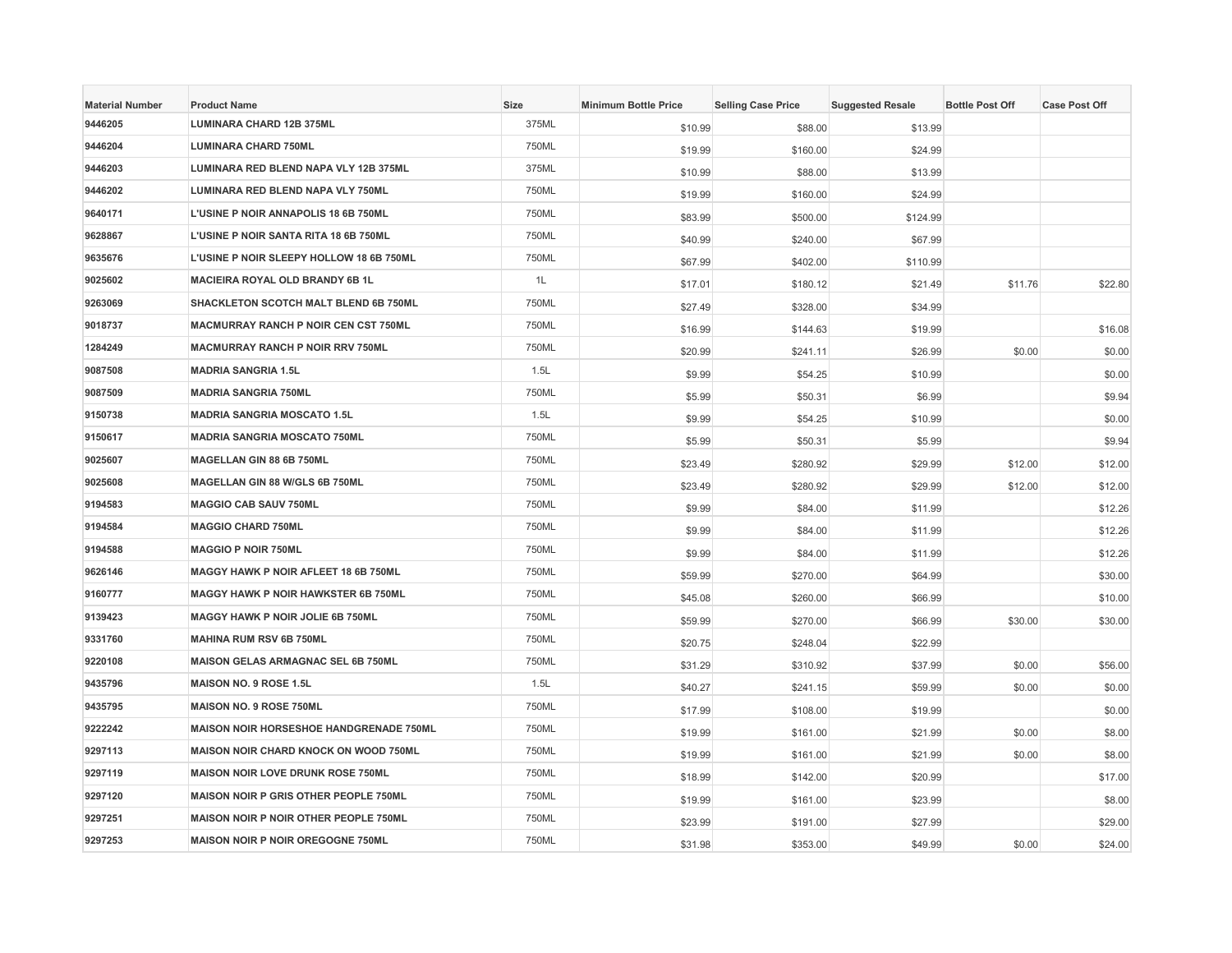| Material Number | Product Name | Size | Minimum Bottle Price | Selling Case Price | Suggested Resale | Bottle Post Off | Case Post Off |
|---|---|---|---|---|---|---|---|
| 9446205 | LUMINARA CHARD 12B 375ML | 375ML | $10.99 | $88.00 | $13.99 | | |
| 9446204 | LUMINARA CHARD 750ML | 750ML | $19.99 | $160.00 | $24.99 | | |
| 9446203 | LUMINARA RED BLEND NAPA VLY 12B 375ML | 375ML | $10.99 | $88.00 | $13.99 | | |
| 9446202 | LUMINARA RED BLEND NAPA VLY 750ML | 750ML | $19.99 | $160.00 | $24.99 | | |
| 9640171 | L'USINE P NOIR ANNAPOLIS 18 6B 750ML | 750ML | $83.99 | $500.00 | $124.99 | | |
| 9628867 | L'USINE P NOIR SANTA RITA 18 6B 750ML | 750ML | $40.99 | $240.00 | $67.99 | | |
| 9635676 | L'USINE P NOIR SLEEPY HOLLOW 18 6B 750ML | 750ML | $67.99 | $402.00 | $110.99 | | |
| 9025602 | MACIEIRA ROYAL OLD BRANDY 6B 1L | 1L | $17.01 | $180.12 | $21.49 | $11.76 | $22.80 |
| 9263069 | SHACKLETON SCOTCH MALT BLEND 6B 750ML | 750ML | $27.49 | $328.00 | $34.99 | | |
| 9018737 | MACMURRAY RANCH P NOIR CEN CST 750ML | 750ML | $16.99 | $144.63 | $19.99 | | $16.08 |
| 1284249 | MACMURRAY RANCH P NOIR RRV 750ML | 750ML | $20.99 | $241.11 | $26.99 | $0.00 | $0.00 |
| 9087508 | MADRIA SANGRIA 1.5L | 1.5L | $9.99 | $54.25 | $10.99 | | $0.00 |
| 9087509 | MADRIA SANGRIA 750ML | 750ML | $5.99 | $50.31 | $6.99 | | $9.94 |
| 9150738 | MADRIA SANGRIA MOSCATO 1.5L | 1.5L | $9.99 | $54.25 | $10.99 | | $0.00 |
| 9150617 | MADRIA SANGRIA MOSCATO 750ML | 750ML | $5.99 | $50.31 | $5.99 | | $9.94 |
| 9025607 | MAGELLAN GIN 88 6B 750ML | 750ML | $23.49 | $280.92 | $29.99 | $12.00 | $12.00 |
| 9025608 | MAGELLAN GIN 88 W/GLS 6B 750ML | 750ML | $23.49 | $280.92 | $29.99 | $12.00 | $12.00 |
| 9194583 | MAGGIO CAB SAUV 750ML | 750ML | $9.99 | $84.00 | $11.99 | | $12.26 |
| 9194584 | MAGGIO CHARD 750ML | 750ML | $9.99 | $84.00 | $11.99 | | $12.26 |
| 9194588 | MAGGIO P NOIR 750ML | 750ML | $9.99 | $84.00 | $11.99 | | $12.26 |
| 9626146 | MAGGY HAWK P NOIR AFLEET 18 6B 750ML | 750ML | $59.99 | $270.00 | $64.99 | | $30.00 |
| 9160777 | MAGGY HAWK P NOIR HAWKSTER 6B 750ML | 750ML | $45.08 | $260.00 | $66.99 | | $10.00 |
| 9139423 | MAGGY HAWK P NOIR JOLIE 6B 750ML | 750ML | $59.99 | $270.00 | $66.99 | $30.00 | $30.00 |
| 9331760 | MAHINA RUM RSV 6B 750ML | 750ML | $20.75 | $248.04 | $22.99 | | |
| 9220108 | MAISON GELAS ARMAGNAC SEL 6B 750ML | 750ML | $31.29 | $310.92 | $37.99 | $0.00 | $56.00 |
| 9435796 | MAISON NO. 9 ROSE 1.5L | 1.5L | $40.27 | $241.15 | $59.99 | $0.00 | $0.00 |
| 9435795 | MAISON NO. 9 ROSE 750ML | 750ML | $17.99 | $108.00 | $19.99 | | $0.00 |
| 9222242 | MAISON NOIR HORSESHOE HANDGRENADE 750ML | 750ML | $19.99 | $161.00 | $21.99 | $0.00 | $8.00 |
| 9297113 | MAISON NOIR CHARD KNOCK ON WOOD 750ML | 750ML | $19.99 | $161.00 | $21.99 | $0.00 | $8.00 |
| 9297119 | MAISON NOIR LOVE DRUNK ROSE 750ML | 750ML | $18.99 | $142.00 | $20.99 | | $17.00 |
| 9297120 | MAISON NOIR P GRIS OTHER PEOPLE 750ML | 750ML | $19.99 | $161.00 | $23.99 | | $8.00 |
| 9297251 | MAISON NOIR P NOIR OTHER PEOPLE 750ML | 750ML | $23.99 | $191.00 | $27.99 | | $29.00 |
| 9297253 | MAISON NOIR P NOIR OREGOGNE 750ML | 750ML | $31.98 | $353.00 | $49.99 | $0.00 | $24.00 |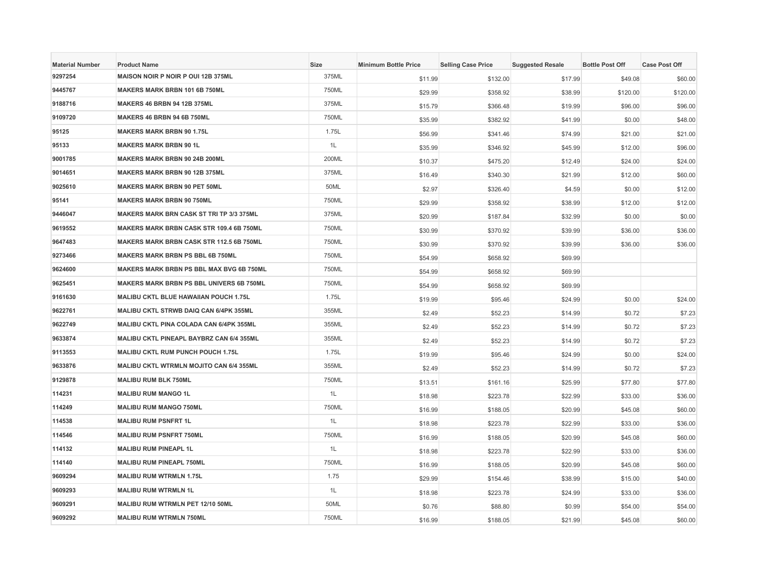| Material Number | Product Name | Size | Minimum Bottle Price | Selling Case Price | Suggested Resale | Bottle Post Off | Case Post Off |
|---|---|---|---|---|---|---|---|
| 9297254 | MAISON NOIR P NOIR P OUI 12B 375ML | 375ML | $11.99 | $132.00 | $17.99 | $49.08 | $60.00 |
| 9445767 | MAKERS MARK BRBN 101 6B 750ML | 750ML | $29.99 | $358.92 | $38.99 | $120.00 | $120.00 |
| 9188716 | MAKERS 46 BRBN 94 12B 375ML | 375ML | $15.79 | $366.48 | $19.99 | $96.00 | $96.00 |
| 9109720 | MAKERS 46 BRBN 94 6B 750ML | 750ML | $35.99 | $382.92 | $41.99 | $0.00 | $48.00 |
| 95125 | MAKERS MARK BRBN 90 1.75L | 1.75L | $56.99 | $341.46 | $74.99 | $21.00 | $21.00 |
| 95133 | MAKERS MARK BRBN 90 1L | 1L | $35.99 | $346.92 | $45.99 | $12.00 | $96.00 |
| 9001785 | MAKERS MARK BRBN 90 24B 200ML | 200ML | $10.37 | $475.20 | $12.49 | $24.00 | $24.00 |
| 9014651 | MAKERS MARK BRBN 90 12B 375ML | 375ML | $16.49 | $340.30 | $21.99 | $12.00 | $60.00 |
| 9025610 | MAKERS MARK BRBN 90 PET 50ML | 50ML | $2.97 | $326.40 | $4.59 | $0.00 | $12.00 |
| 95141 | MAKERS MARK BRBN 90 750ML | 750ML | $29.99 | $358.92 | $38.99 | $12.00 | $12.00 |
| 9446047 | MAKERS MARK BRN CASK ST TRI TP 3/3 375ML | 375ML | $20.99 | $187.84 | $32.99 | $0.00 | $0.00 |
| 9619552 | MAKERS MARK BRBN CASK STR 109.4 6B 750ML | 750ML | $30.99 | $370.92 | $39.99 | $36.00 | $36.00 |
| 9647483 | MAKERS MARK BRBN CASK STR 112.5 6B 750ML | 750ML | $30.99 | $370.92 | $39.99 | $36.00 | $36.00 |
| 9273466 | MAKERS MARK BRBN PS BBL 6B 750ML | 750ML | $54.99 | $658.92 | $69.99 | | |
| 9624600 | MAKERS MARK BRBN PS BBL MAX BVG 6B 750ML | 750ML | $54.99 | $658.92 | $69.99 | | |
| 9625451 | MAKERS MARK BRBN PS BBL UNIVERS 6B 750ML | 750ML | $54.99 | $658.92 | $69.99 | | |
| 9161630 | MALIBU CKTL BLUE HAWAIIAN POUCH 1.75L | 1.75L | $19.99 | $95.46 | $24.99 | $0.00 | $24.00 |
| 9622761 | MALIBU CKTL STRWB DAIQ CAN 6/4PK 355ML | 355ML | $2.49 | $52.23 | $14.99 | $0.72 | $7.23 |
| 9622749 | MALIBU CKTL PINA COLADA CAN 6/4PK 355ML | 355ML | $2.49 | $52.23 | $14.99 | $0.72 | $7.23 |
| 9633874 | MALIBU CKTL PINEAPL BAYBRZ CAN 6/4 355ML | 355ML | $2.49 | $52.23 | $14.99 | $0.72 | $7.23 |
| 9113553 | MALIBU CKTL RUM PUNCH POUCH 1.75L | 1.75L | $19.99 | $95.46 | $24.99 | $0.00 | $24.00 |
| 9633876 | MALIBU CKTL WTRMLN MOJITO CAN 6/4 355ML | 355ML | $2.49 | $52.23 | $14.99 | $0.72 | $7.23 |
| 9129878 | MALIBU RUM BLK 750ML | 750ML | $13.51 | $161.16 | $25.99 | $77.80 | $77.80 |
| 114231 | MALIBU RUM MANGO 1L | 1L | $18.98 | $223.78 | $22.99 | $33.00 | $36.00 |
| 114249 | MALIBU RUM MANGO 750ML | 750ML | $16.99 | $188.05 | $20.99 | $45.08 | $60.00 |
| 114538 | MALIBU RUM PSNFRT 1L | 1L | $18.98 | $223.78 | $22.99 | $33.00 | $36.00 |
| 114546 | MALIBU RUM PSNFRT 750ML | 750ML | $16.99 | $188.05 | $20.99 | $45.08 | $60.00 |
| 114132 | MALIBU RUM PINEAPL 1L | 1L | $18.98 | $223.78 | $22.99 | $33.00 | $36.00 |
| 114140 | MALIBU RUM PINEAPL 750ML | 750ML | $16.99 | $188.05 | $20.99 | $45.08 | $60.00 |
| 9609294 | MALIBU RUM WTRMLN 1.75L | 1.75 | $29.99 | $154.46 | $38.99 | $15.00 | $40.00 |
| 9609293 | MALIBU RUM WTRMLN 1L | 1L | $18.98 | $223.78 | $24.99 | $33.00 | $36.00 |
| 9609291 | MALIBU RUM WTRMLN PET 12/10 50ML | 50ML | $0.76 | $88.80 | $0.99 | $54.00 | $54.00 |
| 9609292 | MALIBU RUM WTRMLN 750ML | 750ML | $16.99 | $188.05 | $21.99 | $45.08 | $60.00 |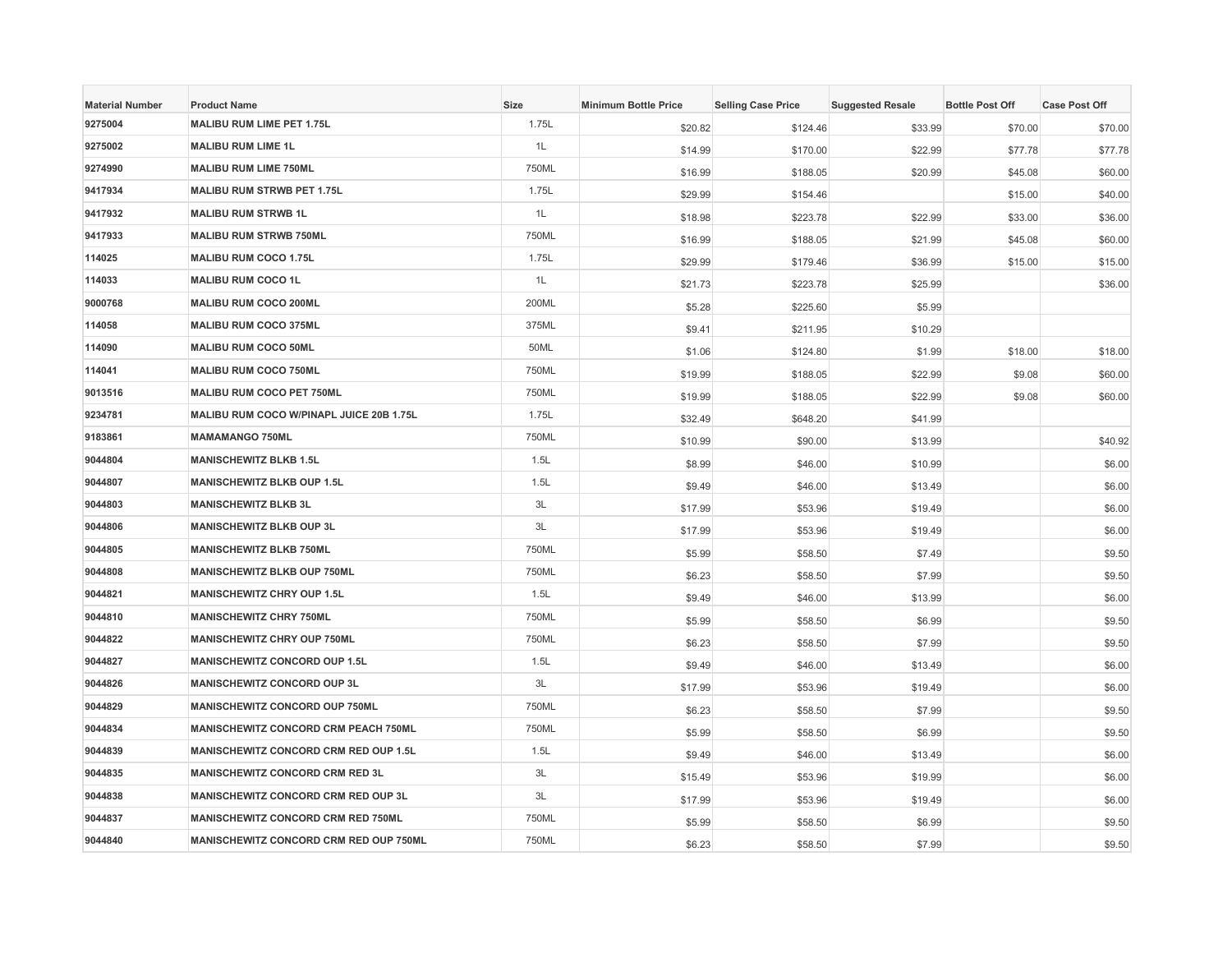| Material Number | Product Name | Size | Minimum Bottle Price | Selling Case Price | Suggested Resale | Bottle Post Off | Case Post Off |
|---|---|---|---|---|---|---|---|
| 9275004 | MALIBU RUM LIME PET 1.75L | 1.75L | $20.82 | $124.46 | $33.99 | $70.00 | $70.00 |
| 9275002 | MALIBU RUM LIME 1L | 1L | $14.99 | $170.00 | $22.99 | $77.78 | $77.78 |
| 9274990 | MALIBU RUM LIME 750ML | 750ML | $16.99 | $188.05 | $20.99 | $45.08 | $60.00 |
| 9417934 | MALIBU RUM STRWB PET 1.75L | 1.75L | $29.99 | $154.46 | | $15.00 | $40.00 |
| 9417932 | MALIBU RUM STRWB 1L | 1L | $18.98 | $223.78 | $22.99 | $33.00 | $36.00 |
| 9417933 | MALIBU RUM STRWB 750ML | 750ML | $16.99 | $188.05 | $21.99 | $45.08 | $60.00 |
| 114025 | MALIBU RUM COCO 1.75L | 1.75L | $29.99 | $179.46 | $36.99 | $15.00 | $15.00 |
| 114033 | MALIBU RUM COCO 1L | 1L | $21.73 | $223.78 | $25.99 | | $36.00 |
| 9000768 | MALIBU RUM COCO 200ML | 200ML | $5.28 | $225.60 | $5.99 | | |
| 114058 | MALIBU RUM COCO 375ML | 375ML | $9.41 | $211.95 | $10.29 | | |
| 114090 | MALIBU RUM COCO 50ML | 50ML | $1.06 | $124.80 | $1.99 | $18.00 | $18.00 |
| 114041 | MALIBU RUM COCO 750ML | 750ML | $19.99 | $188.05 | $22.99 | $9.08 | $60.00 |
| 9013516 | MALIBU RUM COCO PET 750ML | 750ML | $19.99 | $188.05 | $22.99 | $9.08 | $60.00 |
| 9234781 | MALIBU RUM COCO W/PINAPL JUICE 20B 1.75L | 1.75L | $32.49 | $648.20 | $41.99 | | |
| 9183861 | MAMAMANGO 750ML | 750ML | $10.99 | $90.00 | $13.99 | | $40.92 |
| 9044804 | MANISCHEWITZ BLKB 1.5L | 1.5L | $8.99 | $46.00 | $10.99 | | $6.00 |
| 9044807 | MANISCHEWITZ BLKB OUP 1.5L | 1.5L | $9.49 | $46.00 | $13.49 | | $6.00 |
| 9044803 | MANISCHEWITZ BLKB 3L | 3L | $17.99 | $53.96 | $19.49 | | $6.00 |
| 9044806 | MANISCHEWITZ BLKB OUP 3L | 3L | $17.99 | $53.96 | $19.49 | | $6.00 |
| 9044805 | MANISCHEWITZ BLKB 750ML | 750ML | $5.99 | $58.50 | $7.49 | | $9.50 |
| 9044808 | MANISCHEWITZ BLKB OUP 750ML | 750ML | $6.23 | $58.50 | $7.99 | | $9.50 |
| 9044821 | MANISCHEWITZ CHRY OUP 1.5L | 1.5L | $9.49 | $46.00 | $13.99 | | $6.00 |
| 9044810 | MANISCHEWITZ CHRY 750ML | 750ML | $5.99 | $58.50 | $6.99 | | $9.50 |
| 9044822 | MANISCHEWITZ CHRY OUP 750ML | 750ML | $6.23 | $58.50 | $7.99 | | $9.50 |
| 9044827 | MANISCHEWITZ CONCORD OUP 1.5L | 1.5L | $9.49 | $46.00 | $13.49 | | $6.00 |
| 9044826 | MANISCHEWITZ CONCORD OUP 3L | 3L | $17.99 | $53.96 | $19.49 | | $6.00 |
| 9044829 | MANISCHEWITZ CONCORD OUP 750ML | 750ML | $6.23 | $58.50 | $7.99 | | $9.50 |
| 9044834 | MANISCHEWITZ CONCORD CRM PEACH 750ML | 750ML | $5.99 | $58.50 | $6.99 | | $9.50 |
| 9044839 | MANISCHEWITZ CONCORD CRM RED OUP 1.5L | 1.5L | $9.49 | $46.00 | $13.49 | | $6.00 |
| 9044835 | MANISCHEWITZ CONCORD CRM RED 3L | 3L | $15.49 | $53.96 | $19.99 | | $6.00 |
| 9044838 | MANISCHEWITZ CONCORD CRM RED OUP 3L | 3L | $17.99 | $53.96 | $19.49 | | $6.00 |
| 9044837 | MANISCHEWITZ CONCORD CRM RED 750ML | 750ML | $5.99 | $58.50 | $6.99 | | $9.50 |
| 9044840 | MANISCHEWITZ CONCORD CRM RED OUP 750ML | 750ML | $6.23 | $58.50 | $7.99 | | $9.50 |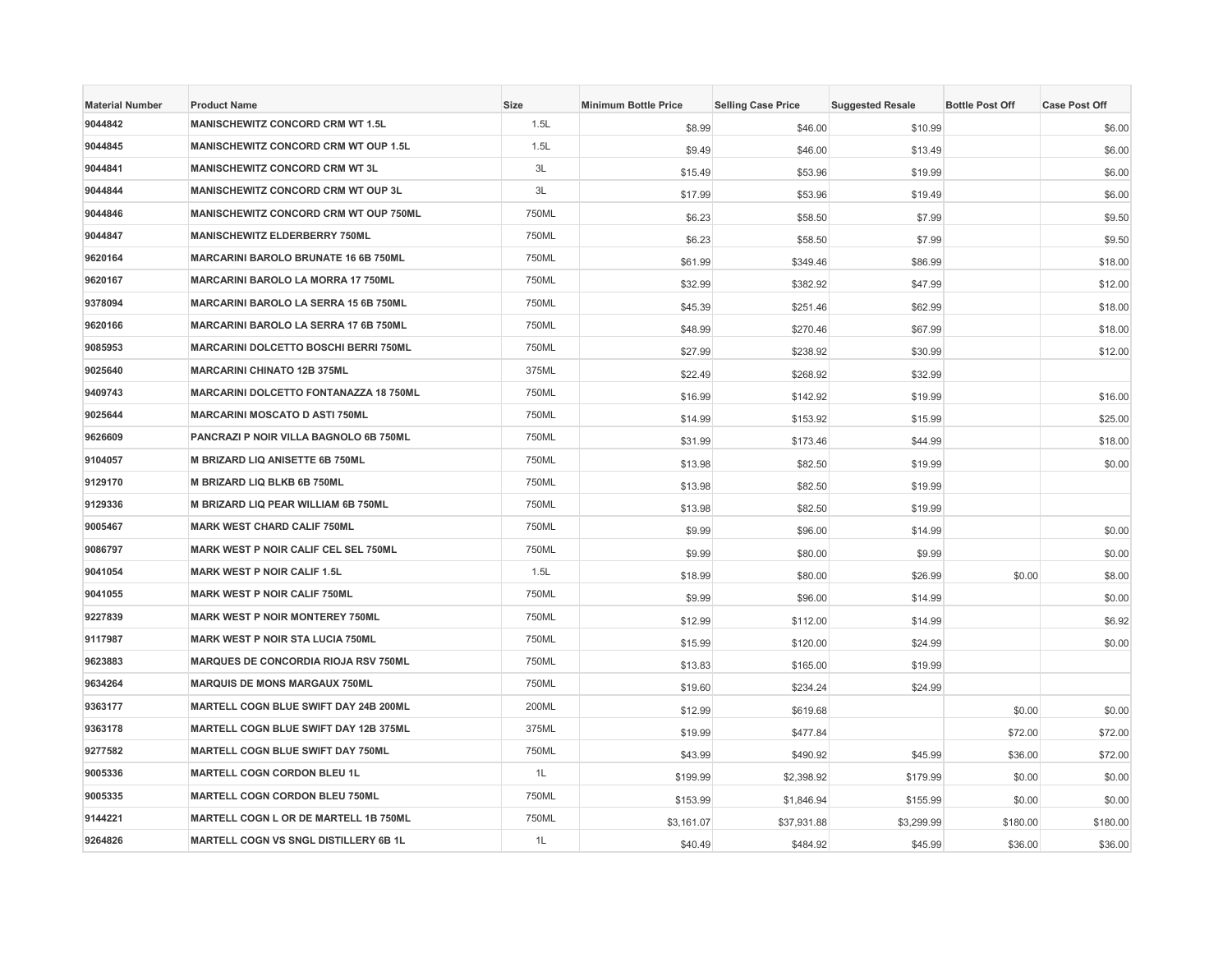| Material Number | Product Name | Size | Minimum Bottle Price | Selling Case Price | Suggested Resale | Bottle Post Off | Case Post Off |
|---|---|---|---|---|---|---|---|
| 9044842 | MANISCHEWITZ CONCORD CRM WT 1.5L | 1.5L | $8.99 | $46.00 | $10.99 | | $6.00 |
| 9044845 | MANISCHEWITZ CONCORD CRM WT OUP 1.5L | 1.5L | $9.49 | $46.00 | $13.49 | | $6.00 |
| 9044841 | MANISCHEWITZ CONCORD CRM WT 3L | 3L | $15.49 | $53.96 | $19.99 | | $6.00 |
| 9044844 | MANISCHEWITZ CONCORD CRM WT OUP 3L | 3L | $17.99 | $53.96 | $19.49 | | $6.00 |
| 9044846 | MANISCHEWITZ CONCORD CRM WT OUP 750ML | 750ML | $6.23 | $58.50 | $7.99 | | $9.50 |
| 9044847 | MANISCHEWITZ ELDERBERRY 750ML | 750ML | $6.23 | $58.50 | $7.99 | | $9.50 |
| 9620164 | MARCARINI BAROLO BRUNATE 16 6B 750ML | 750ML | $61.99 | $349.46 | $86.99 | | $18.00 |
| 9620167 | MARCARINI BAROLO LA MORRA 17 750ML | 750ML | $32.99 | $382.92 | $47.99 | | $12.00 |
| 9378094 | MARCARINI BAROLO LA SERRA 15 6B 750ML | 750ML | $45.39 | $251.46 | $62.99 | | $18.00 |
| 9620166 | MARCARINI BAROLO LA SERRA 17 6B 750ML | 750ML | $48.99 | $270.46 | $67.99 | | $18.00 |
| 9085953 | MARCARINI DOLCETTO BOSCHI BERRI 750ML | 750ML | $27.99 | $238.92 | $30.99 | | $12.00 |
| 9025640 | MARCARINI CHINATO 12B 375ML | 375ML | $22.49 | $268.92 | $32.99 | | |
| 9409743 | MARCARINI DOLCETTO FONTANAZZA 18 750ML | 750ML | $16.99 | $142.92 | $19.99 | | $16.00 |
| 9025644 | MARCARINI MOSCATO D ASTI 750ML | 750ML | $14.99 | $153.92 | $15.99 | | $25.00 |
| 9626609 | PANCRAZI P NOIR VILLA BAGNOLO 6B 750ML | 750ML | $31.99 | $173.46 | $44.99 | | $18.00 |
| 9104057 | M BRIZARD LIQ ANISETTE 6B 750ML | 750ML | $13.98 | $82.50 | $19.99 | | $0.00 |
| 9129170 | M BRIZARD LIQ BLKB 6B 750ML | 750ML | $13.98 | $82.50 | $19.99 | | |
| 9129336 | M BRIZARD LIQ PEAR WILLIAM 6B 750ML | 750ML | $13.98 | $82.50 | $19.99 | | |
| 9005467 | MARK WEST CHARD CALIF 750ML | 750ML | $9.99 | $96.00 | $14.99 | | $0.00 |
| 9086797 | MARK WEST P NOIR CALIF CEL SEL 750ML | 750ML | $9.99 | $80.00 | $9.99 | | $0.00 |
| 9041054 | MARK WEST P NOIR CALIF 1.5L | 1.5L | $18.99 | $80.00 | $26.99 | $0.00 | $8.00 |
| 9041055 | MARK WEST P NOIR CALIF 750ML | 750ML | $9.99 | $96.00 | $14.99 | | $0.00 |
| 9227839 | MARK WEST P NOIR MONTEREY 750ML | 750ML | $12.99 | $112.00 | $14.99 | | $6.92 |
| 9117987 | MARK WEST P NOIR STA LUCIA 750ML | 750ML | $15.99 | $120.00 | $24.99 | | $0.00 |
| 9623883 | MARQUES DE CONCORDIA RIOJA RSV 750ML | 750ML | $13.83 | $165.00 | $19.99 | | |
| 9634264 | MARQUIS DE MONS MARGAUX 750ML | 750ML | $19.60 | $234.24 | $24.99 | | |
| 9363177 | MARTELL COGN BLUE SWIFT DAY 24B 200ML | 200ML | $12.99 | $619.68 | | $0.00 | $0.00 |
| 9363178 | MARTELL COGN BLUE SWIFT DAY 12B 375ML | 375ML | $19.99 | $477.84 | | $72.00 | $72.00 |
| 9277582 | MARTELL COGN BLUE SWIFT DAY 750ML | 750ML | $43.99 | $490.92 | $45.99 | $36.00 | $72.00 |
| 9005336 | MARTELL COGN CORDON BLEU 1L | 1L | $199.99 | $2,398.92 | $179.99 | $0.00 | $0.00 |
| 9005335 | MARTELL COGN CORDON BLEU 750ML | 750ML | $153.99 | $1,846.94 | $155.99 | $0.00 | $0.00 |
| 9144221 | MARTELL COGN L OR DE MARTELL 1B 750ML | 750ML | $3,161.07 | $37,931.88 | $3,299.99 | $180.00 | $180.00 |
| 9264826 | MARTELL COGN VS SNGL DISTILLERY 6B 1L | 1L | $40.49 | $484.92 | $45.99 | $36.00 | $36.00 |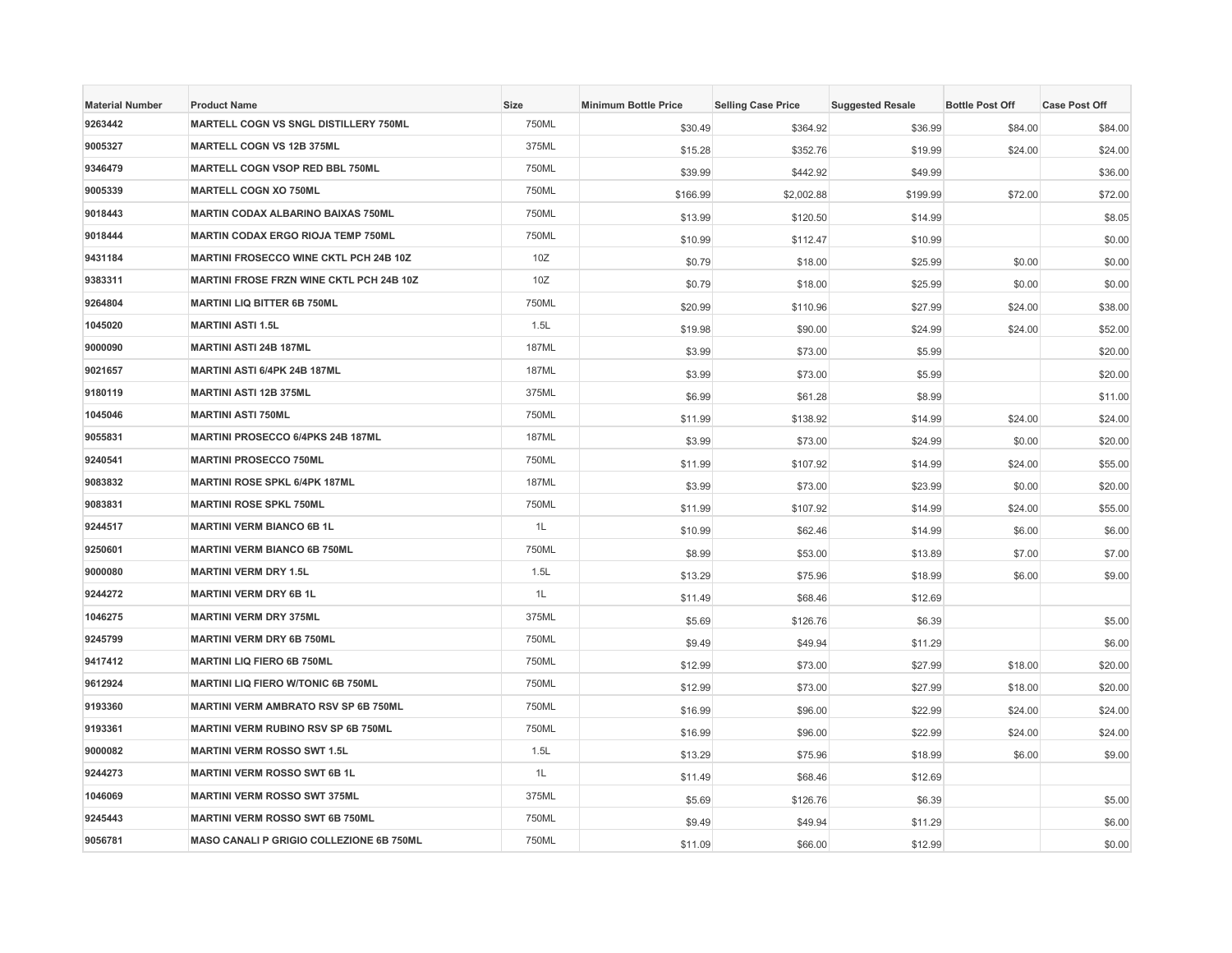| Material Number | Product Name | Size | Minimum Bottle Price | Selling Case Price | Suggested Resale | Bottle Post Off | Case Post Off |
|---|---|---|---|---|---|---|---|
| 9263442 | MARTELL COGN VS SNGL DISTILLERY 750ML | 750ML | $30.49 | $364.92 | $36.99 | $84.00 | $84.00 |
| 9005327 | MARTELL COGN VS 12B 375ML | 375ML | $15.28 | $352.76 | $19.99 | $24.00 | $24.00 |
| 9346479 | MARTELL COGN VSOP RED BBL 750ML | 750ML | $39.99 | $442.92 | $49.99 | | $36.00 |
| 9005339 | MARTELL COGN XO 750ML | 750ML | $166.99 | $2,002.88 | $199.99 | $72.00 | $72.00 |
| 9018443 | MARTIN CODAX ALBARINO BAIXAS 750ML | 750ML | $13.99 | $120.50 | $14.99 | | $8.05 |
| 9018444 | MARTIN CODAX ERGO RIOJA TEMP 750ML | 750ML | $10.99 | $112.47 | $10.99 | | $0.00 |
| 9431184 | MARTINI FROSECCO WINE CKTL PCH 24B 10Z | 10Z | $0.79 | $18.00 | $25.99 | $0.00 | $0.00 |
| 9383311 | MARTINI FROSE FRZN WINE CKTL PCH 24B 10Z | 10Z | $0.79 | $18.00 | $25.99 | $0.00 | $0.00 |
| 9264804 | MARTINI LIQ BITTER 6B 750ML | 750ML | $20.99 | $110.96 | $27.99 | $24.00 | $38.00 |
| 1045020 | MARTINI ASTI 1.5L | 1.5L | $19.98 | $90.00 | $24.99 | $24.00 | $52.00 |
| 9000090 | MARTINI ASTI 24B 187ML | 187ML | $3.99 | $73.00 | $5.99 | | $20.00 |
| 9021657 | MARTINI ASTI 6/4PK 24B 187ML | 187ML | $3.99 | $73.00 | $5.99 | | $20.00 |
| 9180119 | MARTINI ASTI 12B 375ML | 375ML | $6.99 | $61.28 | $8.99 | | $11.00 |
| 1045046 | MARTINI ASTI 750ML | 750ML | $11.99 | $138.92 | $14.99 | $24.00 | $24.00 |
| 9055831 | MARTINI PROSECCO 6/4PKS 24B 187ML | 187ML | $3.99 | $73.00 | $24.99 | $0.00 | $20.00 |
| 9240541 | MARTINI PROSECCO 750ML | 750ML | $11.99 | $107.92 | $14.99 | $24.00 | $55.00 |
| 9083832 | MARTINI ROSE SPKL 6/4PK 187ML | 187ML | $3.99 | $73.00 | $23.99 | $0.00 | $20.00 |
| 9083831 | MARTINI ROSE SPKL 750ML | 750ML | $11.99 | $107.92 | $14.99 | $24.00 | $55.00 |
| 9244517 | MARTINI VERM BIANCO 6B 1L | 1L | $10.99 | $62.46 | $14.99 | $6.00 | $6.00 |
| 9250601 | MARTINI VERM BIANCO 6B 750ML | 750ML | $8.99 | $53.00 | $13.89 | $7.00 | $7.00 |
| 9000080 | MARTINI VERM DRY 1.5L | 1.5L | $13.29 | $75.96 | $18.99 | $6.00 | $9.00 |
| 9244272 | MARTINI VERM DRY 6B 1L | 1L | $11.49 | $68.46 | $12.69 | | |
| 1046275 | MARTINI VERM DRY 375ML | 375ML | $5.69 | $126.76 | $6.39 | | $5.00 |
| 9245799 | MARTINI VERM DRY 6B 750ML | 750ML | $9.49 | $49.94 | $11.29 | | $6.00 |
| 9417412 | MARTINI LIQ FIERO 6B 750ML | 750ML | $12.99 | $73.00 | $27.99 | $18.00 | $20.00 |
| 9612924 | MARTINI LIQ FIERO W/TONIC 6B 750ML | 750ML | $12.99 | $73.00 | $27.99 | $18.00 | $20.00 |
| 9193360 | MARTINI VERM AMBRATO RSV SP 6B 750ML | 750ML | $16.99 | $96.00 | $22.99 | $24.00 | $24.00 |
| 9193361 | MARTINI VERM RUBINO RSV SP 6B 750ML | 750ML | $16.99 | $96.00 | $22.99 | $24.00 | $24.00 |
| 9000082 | MARTINI VERM ROSSO SWT 1.5L | 1.5L | $13.29 | $75.96 | $18.99 | $6.00 | $9.00 |
| 9244273 | MARTINI VERM ROSSO SWT 6B 1L | 1L | $11.49 | $68.46 | $12.69 | | |
| 1046069 | MARTINI VERM ROSSO SWT 375ML | 375ML | $5.69 | $126.76 | $6.39 | | $5.00 |
| 9245443 | MARTINI VERM ROSSO SWT 6B 750ML | 750ML | $9.49 | $49.94 | $11.29 | | $6.00 |
| 9056781 | MASO CANALI P GRIGIO COLLEZIONE 6B 750ML | 750ML | $11.09 | $66.00 | $12.99 | | $0.00 |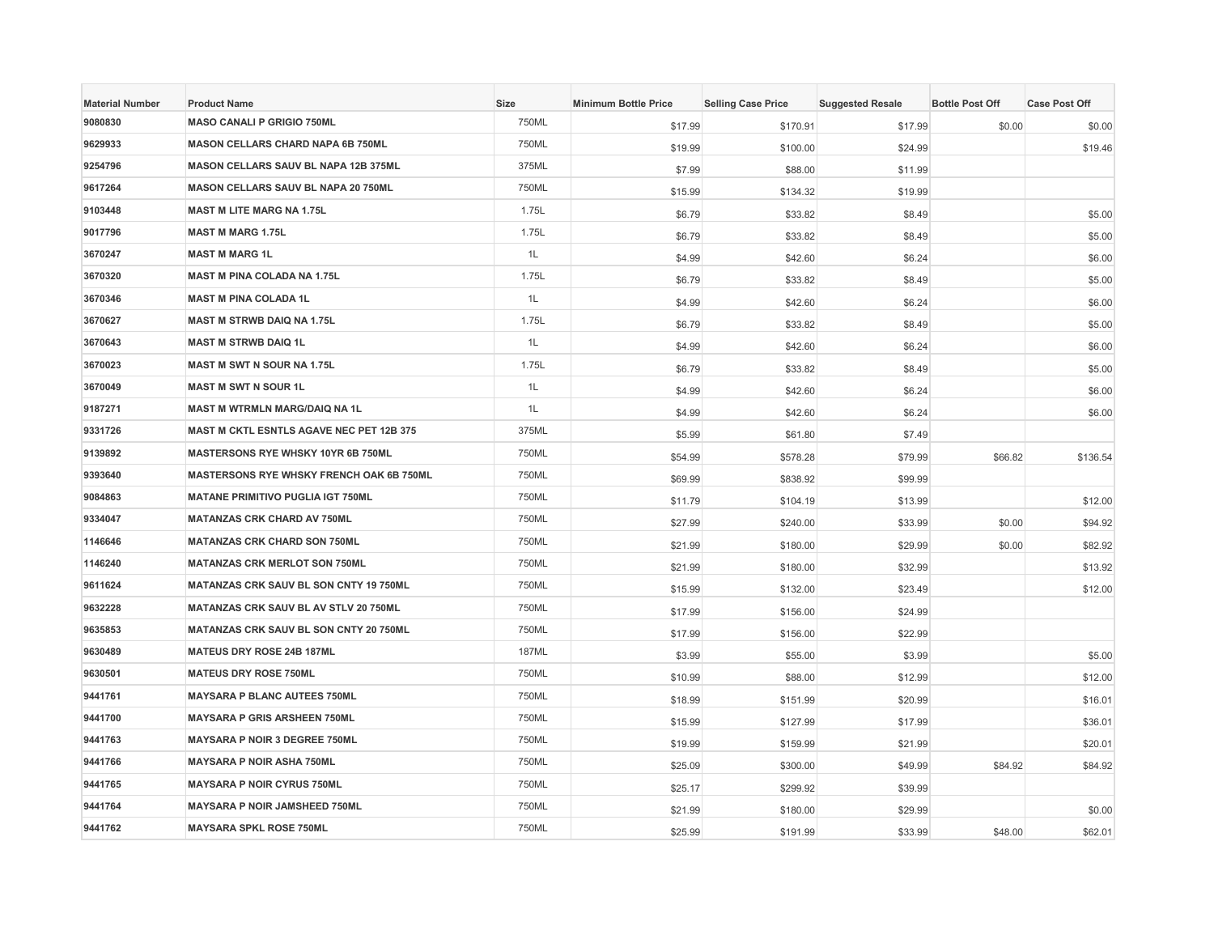| Material Number | Product Name | Size | Minimum Bottle Price | Selling Case Price | Suggested Resale | Bottle Post Off | Case Post Off |
|---|---|---|---|---|---|---|---|
| 9080830 | MASO CANALI P GRIGIO 750ML | 750ML | $17.99 | $170.91 | $17.99 | $0.00 | $0.00 |
| 9629933 | MASON CELLARS CHARD NAPA 6B 750ML | 750ML | $19.99 | $100.00 | $24.99 | | $19.46 |
| 9254796 | MASON CELLARS SAUV BL NAPA 12B 375ML | 375ML | $7.99 | $88.00 | $11.99 | | |
| 9617264 | MASON CELLARS SAUV BL NAPA 20 750ML | 750ML | $15.99 | $134.32 | $19.99 | | |
| 9103448 | MAST M LITE MARG NA 1.75L | 1.75L | $6.79 | $33.82 | $8.49 | | $5.00 |
| 9017796 | MAST M MARG 1.75L | 1.75L | $6.79 | $33.82 | $8.49 | | $5.00 |
| 3670247 | MAST M MARG 1L | 1L | $4.99 | $42.60 | $6.24 | | $6.00 |
| 3670320 | MAST M PINA COLADA NA 1.75L | 1.75L | $6.79 | $33.82 | $8.49 | | $5.00 |
| 3670346 | MAST M PINA COLADA 1L | 1L | $4.99 | $42.60 | $6.24 | | $6.00 |
| 3670627 | MAST M STRWB DAIQ NA 1.75L | 1.75L | $6.79 | $33.82 | $8.49 | | $5.00 |
| 3670643 | MAST M STRWB DAIQ 1L | 1L | $4.99 | $42.60 | $6.24 | | $6.00 |
| 3670023 | MAST M SWT N SOUR NA 1.75L | 1.75L | $6.79 | $33.82 | $8.49 | | $5.00 |
| 3670049 | MAST M SWT N SOUR 1L | 1L | $4.99 | $42.60 | $6.24 | | $6.00 |
| 9187271 | MAST M WTRMLN MARG/DAIQ NA 1L | 1L | $4.99 | $42.60 | $6.24 | | $6.00 |
| 9331726 | MAST M CKTL ESNTLS AGAVE NEC PET 12B 375 | 375ML | $5.99 | $61.80 | $7.49 | | |
| 9139892 | MASTERSONS RYE WHSKY 10YR 6B 750ML | 750ML | $54.99 | $578.28 | $79.99 | $66.82 | $136.54 |
| 9393640 | MASTERSONS RYE WHSKY FRENCH OAK 6B 750ML | 750ML | $69.99 | $838.92 | $99.99 | | |
| 9084863 | MATANE PRIMITIVO PUGLIA IGT 750ML | 750ML | $11.79 | $104.19 | $13.99 | | $12.00 |
| 9334047 | MATANZAS CRK CHARD AV 750ML | 750ML | $27.99 | $240.00 | $33.99 | $0.00 | $94.92 |
| 1146646 | MATANZAS CRK CHARD SON 750ML | 750ML | $21.99 | $180.00 | $29.99 | $0.00 | $82.92 |
| 1146240 | MATANZAS CRK MERLOT SON 750ML | 750ML | $21.99 | $180.00 | $32.99 | | $13.92 |
| 9611624 | MATANZAS CRK SAUV BL SON CNTY 19 750ML | 750ML | $15.99 | $132.00 | $23.49 | | $12.00 |
| 9632228 | MATANZAS CRK SAUV BL AV STLV 20 750ML | 750ML | $17.99 | $156.00 | $24.99 | | |
| 9635853 | MATANZAS CRK SAUV BL SON CNTY 20 750ML | 750ML | $17.99 | $156.00 | $22.99 | | |
| 9630489 | MATEUS DRY ROSE 24B 187ML | 187ML | $3.99 | $55.00 | $3.99 | | $5.00 |
| 9630501 | MATEUS DRY ROSE 750ML | 750ML | $10.99 | $88.00 | $12.99 | | $12.00 |
| 9441761 | MAYSARA P BLANC AUTEES 750ML | 750ML | $18.99 | $151.99 | $20.99 | | $16.01 |
| 9441700 | MAYSARA P GRIS ARSHEEN 750ML | 750ML | $15.99 | $127.99 | $17.99 | | $36.01 |
| 9441763 | MAYSARA P NOIR 3 DEGREE 750ML | 750ML | $19.99 | $159.99 | $21.99 | | $20.01 |
| 9441766 | MAYSARA P NOIR ASHA 750ML | 750ML | $25.09 | $300.00 | $49.99 | $84.92 | $84.92 |
| 9441765 | MAYSARA P NOIR CYRUS 750ML | 750ML | $25.17 | $299.92 | $39.99 | | |
| 9441764 | MAYSARA P NOIR JAMSHEED 750ML | 750ML | $21.99 | $180.00 | $29.99 | | $0.00 |
| 9441762 | MAYSARA SPKL ROSE 750ML | 750ML | $25.99 | $191.99 | $33.99 | $48.00 | $62.01 |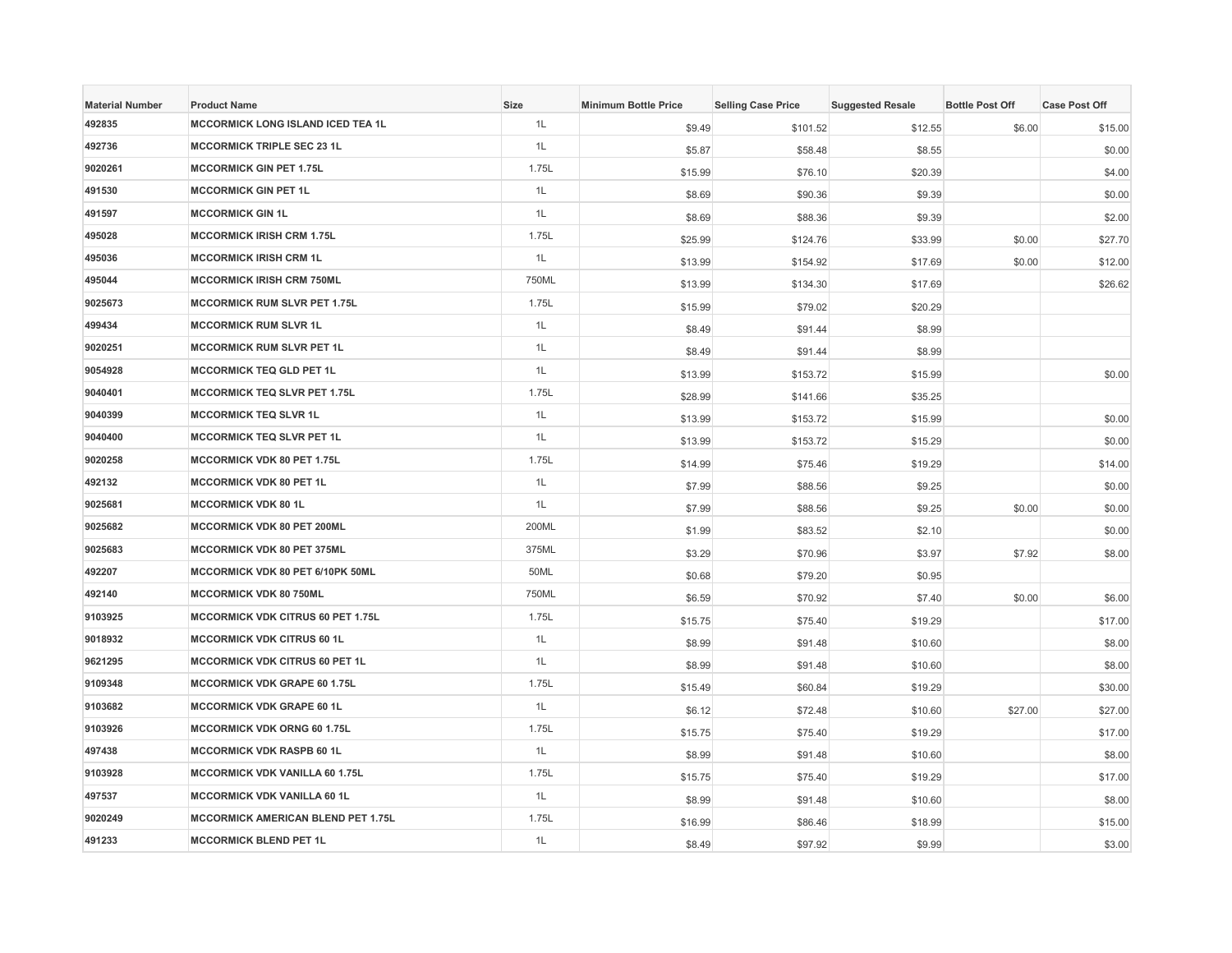| Material Number | Product Name | Size | Minimum Bottle Price | Selling Case Price | Suggested Resale | Bottle Post Off | Case Post Off |
|---|---|---|---|---|---|---|---|
| 492835 | MCCORMICK LONG ISLAND ICED TEA 1L | 1L | $9.49 | $101.52 | $12.55 | $6.00 | $15.00 |
| 492736 | MCCORMICK TRIPLE SEC 23 1L | 1L | $5.87 | $58.48 | $8.55 | | $0.00 |
| 9020261 | MCCORMICK GIN PET 1.75L | 1.75L | $15.99 | $76.10 | $20.39 | | $4.00 |
| 491530 | MCCORMICK GIN PET 1L | 1L | $8.69 | $90.36 | $9.39 | | $0.00 |
| 491597 | MCCORMICK GIN 1L | 1L | $8.69 | $88.36 | $9.39 | | $2.00 |
| 495028 | MCCORMICK IRISH CRM 1.75L | 1.75L | $25.99 | $124.76 | $33.99 | $0.00 | $27.70 |
| 495036 | MCCORMICK IRISH CRM 1L | 1L | $13.99 | $154.92 | $17.69 | $0.00 | $12.00 |
| 495044 | MCCORMICK IRISH CRM 750ML | 750ML | $13.99 | $134.30 | $17.69 | | $26.62 |
| 9025673 | MCCORMICK RUM SLVR PET 1.75L | 1.75L | $15.99 | $79.02 | $20.29 | | |
| 499434 | MCCORMICK RUM SLVR 1L | 1L | $8.49 | $91.44 | $8.99 | | |
| 9020251 | MCCORMICK RUM SLVR PET 1L | 1L | $8.49 | $91.44 | $8.99 | | |
| 9054928 | MCCORMICK TEQ GLD PET 1L | 1L | $13.99 | $153.72 | $15.99 | | $0.00 |
| 9040401 | MCCORMICK TEQ SLVR PET 1.75L | 1.75L | $28.99 | $141.66 | $35.25 | | |
| 9040399 | MCCORMICK TEQ SLVR 1L | 1L | $13.99 | $153.72 | $15.99 | | $0.00 |
| 9040400 | MCCORMICK TEQ SLVR PET 1L | 1L | $13.99 | $153.72 | $15.29 | | $0.00 |
| 9020258 | MCCORMICK VDK 80 PET 1.75L | 1.75L | $14.99 | $75.46 | $19.29 | | $14.00 |
| 492132 | MCCORMICK VDK 80 PET 1L | 1L | $7.99 | $88.56 | $9.25 | | $0.00 |
| 9025681 | MCCORMICK VDK 80 1L | 1L | $7.99 | $88.56 | $9.25 | $0.00 | $0.00 |
| 9025682 | MCCORMICK VDK 80 PET 200ML | 200ML | $1.99 | $83.52 | $2.10 | | $0.00 |
| 9025683 | MCCORMICK VDK 80 PET 375ML | 375ML | $3.29 | $70.96 | $3.97 | $7.92 | $8.00 |
| 492207 | MCCORMICK VDK 80 PET 6/10PK 50ML | 50ML | $0.68 | $79.20 | $0.95 | | |
| 492140 | MCCORMICK VDK 80 750ML | 750ML | $6.59 | $70.92 | $7.40 | $0.00 | $6.00 |
| 9103925 | MCCORMICK VDK CITRUS 60 PET 1.75L | 1.75L | $15.75 | $75.40 | $19.29 | | $17.00 |
| 9018932 | MCCORMICK VDK CITRUS 60 1L | 1L | $8.99 | $91.48 | $10.60 | | $8.00 |
| 9621295 | MCCORMICK VDK CITRUS 60 PET 1L | 1L | $8.99 | $91.48 | $10.60 | | $8.00 |
| 9109348 | MCCORMICK VDK GRAPE 60 1.75L | 1.75L | $15.49 | $60.84 | $19.29 | | $30.00 |
| 9103682 | MCCORMICK VDK GRAPE 60 1L | 1L | $6.12 | $72.48 | $10.60 | $27.00 | $27.00 |
| 9103926 | MCCORMICK VDK ORNG 60 1.75L | 1.75L | $15.75 | $75.40 | $19.29 | | $17.00 |
| 497438 | MCCORMICK VDK RASPB 60 1L | 1L | $8.99 | $91.48 | $10.60 | | $8.00 |
| 9103928 | MCCORMICK VDK VANILLA 60 1.75L | 1.75L | $15.75 | $75.40 | $19.29 | | $17.00 |
| 497537 | MCCORMICK VDK VANILLA 60 1L | 1L | $8.99 | $91.48 | $10.60 | | $8.00 |
| 9020249 | MCCORMICK AMERICAN BLEND PET 1.75L | 1.75L | $16.99 | $86.46 | $18.99 | | $15.00 |
| 491233 | MCCORMICK BLEND PET 1L | 1L | $8.49 | $97.92 | $9.99 | | $3.00 |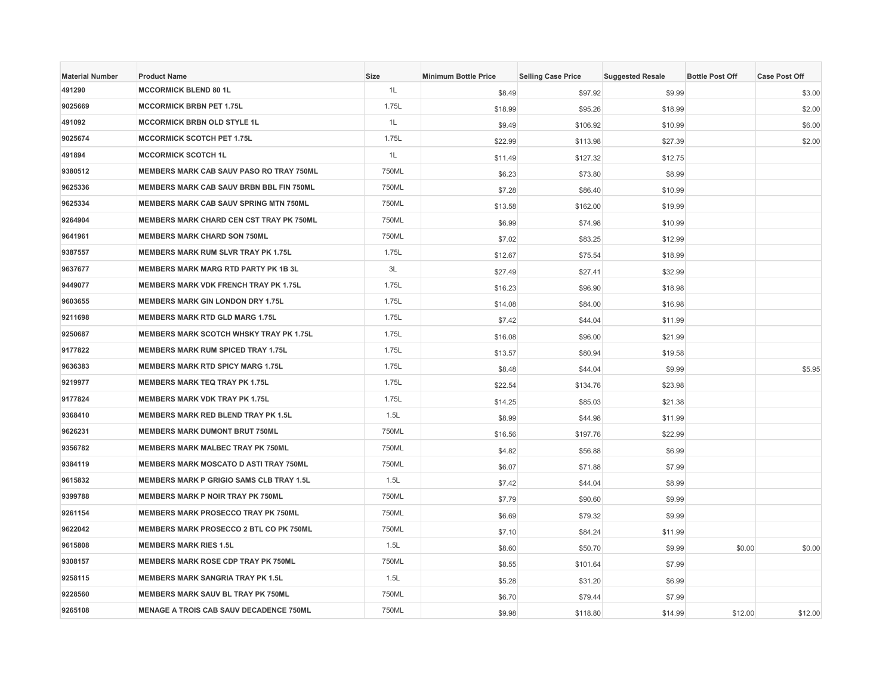| Material Number | Product Name | Size | Minimum Bottle Price | Selling Case Price | Suggested Resale | Bottle Post Off | Case Post Off |
|---|---|---|---|---|---|---|---|
| 491290 | MCCORMICK BLEND 80 1L | 1L | $8.49 | $97.92 | $9.99 | | $3.00 |
| 9025669 | MCCORMICK BRBN PET 1.75L | 1.75L | $18.99 | $95.26 | $18.99 | | $2.00 |
| 491092 | MCCORMICK BRBN OLD STYLE 1L | 1L | $9.49 | $106.92 | $10.99 | | $6.00 |
| 9025674 | MCCORMICK SCOTCH PET 1.75L | 1.75L | $22.99 | $113.98 | $27.39 | | $2.00 |
| 491894 | MCCORMICK SCOTCH 1L | 1L | $11.49 | $127.32 | $12.75 | | |
| 9380512 | MEMBERS MARK CAB SAUV PASO RO TRAY 750ML | 750ML | $6.23 | $73.80 | $8.99 | | |
| 9625336 | MEMBERS MARK CAB SAUV BRBN BBL FIN 750ML | 750ML | $7.28 | $86.40 | $10.99 | | |
| 9625334 | MEMBERS MARK CAB SAUV SPRING MTN 750ML | 750ML | $13.58 | $162.00 | $19.99 | | |
| 9264904 | MEMBERS MARK CHARD CEN CST TRAY PK 750ML | 750ML | $6.99 | $74.98 | $10.99 | | |
| 9641961 | MEMBERS MARK CHARD SON 750ML | 750ML | $7.02 | $83.25 | $12.99 | | |
| 9387557 | MEMBERS MARK RUM SLVR TRAY PK 1.75L | 1.75L | $12.67 | $75.54 | $18.99 | | |
| 9637677 | MEMBERS MARK MARG RTD PARTY PK 1B 3L | 3L | $27.49 | $27.41 | $32.99 | | |
| 9449077 | MEMBERS MARK VDK FRENCH TRAY PK 1.75L | 1.75L | $16.23 | $96.90 | $18.98 | | |
| 9603655 | MEMBERS MARK GIN LONDON DRY 1.75L | 1.75L | $14.08 | $84.00 | $16.98 | | |
| 9211698 | MEMBERS MARK RTD GLD MARG 1.75L | 1.75L | $7.42 | $44.04 | $11.99 | | |
| 9250687 | MEMBERS MARK SCOTCH WHSKY TRAY PK 1.75L | 1.75L | $16.08 | $96.00 | $21.99 | | |
| 9177822 | MEMBERS MARK RUM SPICED TRAY 1.75L | 1.75L | $13.57 | $80.94 | $19.58 | | |
| 9636383 | MEMBERS MARK RTD SPICY MARG 1.75L | 1.75L | $8.48 | $44.04 | $9.99 | | $5.95 |
| 9219977 | MEMBERS MARK TEQ TRAY PK 1.75L | 1.75L | $22.54 | $134.76 | $23.98 | | |
| 9177824 | MEMBERS MARK VDK TRAY PK 1.75L | 1.75L | $14.25 | $85.03 | $21.38 | | |
| 9368410 | MEMBERS MARK RED BLEND TRAY PK 1.5L | 1.5L | $8.99 | $44.98 | $11.99 | | |
| 9626231 | MEMBERS MARK DUMONT BRUT 750ML | 750ML | $16.56 | $197.76 | $22.99 | | |
| 9356782 | MEMBERS MARK MALBEC TRAY PK 750ML | 750ML | $4.82 | $56.88 | $6.99 | | |
| 9384119 | MEMBERS MARK MOSCATO D ASTI TRAY 750ML | 750ML | $6.07 | $71.88 | $7.99 | | |
| 9615832 | MEMBERS MARK P GRIGIO SAMS CLB TRAY 1.5L | 1.5L | $7.42 | $44.04 | $8.99 | | |
| 9399788 | MEMBERS MARK P NOIR TRAY PK 750ML | 750ML | $7.79 | $90.60 | $9.99 | | |
| 9261154 | MEMBERS MARK PROSECCO TRAY PK 750ML | 750ML | $6.69 | $79.32 | $9.99 | | |
| 9622042 | MEMBERS MARK PROSECCO 2 BTL CO PK 750ML | 750ML | $7.10 | $84.24 | $11.99 | | |
| 9615808 | MEMBERS MARK RIES 1.5L | 1.5L | $8.60 | $50.70 | $9.99 | $0.00 | $0.00 |
| 9308157 | MEMBERS MARK ROSE CDP TRAY PK 750ML | 750ML | $8.55 | $101.64 | $7.99 | | |
| 9258115 | MEMBERS MARK SANGRIA TRAY PK 1.5L | 1.5L | $5.28 | $31.20 | $6.99 | | |
| 9228560 | MEMBERS MARK SAUV BL TRAY PK 750ML | 750ML | $6.70 | $79.44 | $7.99 | | |
| 9265108 | MENAGE A TROIS CAB SAUV DECADENCE 750ML | 750ML | $9.98 | $118.80 | $14.99 | $12.00 | $12.00 |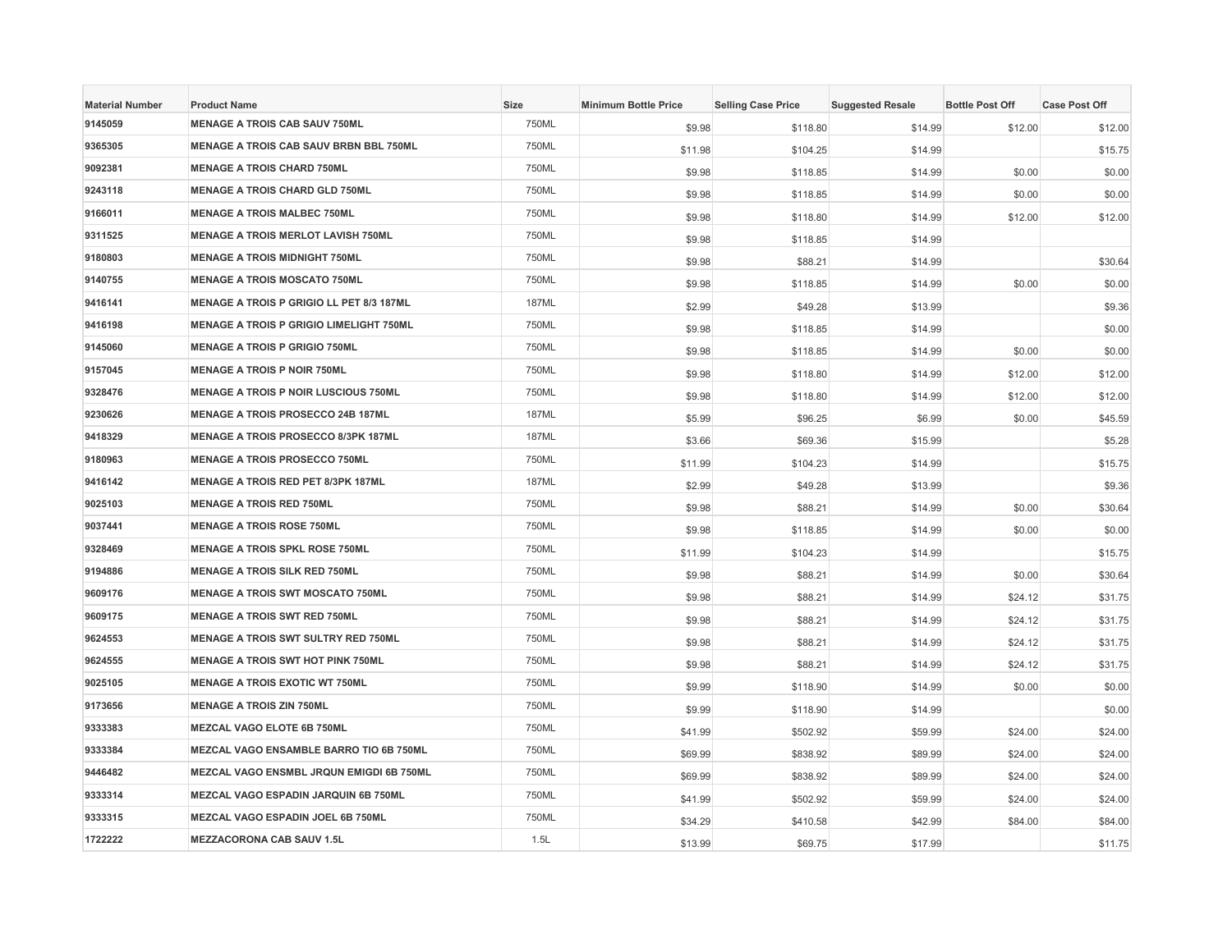| Material Number | Product Name | Size | Minimum Bottle Price | Selling Case Price | Suggested Resale | Bottle Post Off | Case Post Off |
|---|---|---|---|---|---|---|---|
| 9145059 | MENAGE A TROIS CAB SAUV 750ML | 750ML | $9.98 | $118.80 | $14.99 | $12.00 | $12.00 |
| 9365305 | MENAGE A TROIS CAB SAUV BRBN BBL 750ML | 750ML | $11.98 | $104.25 | $14.99 | | $15.75 |
| 9092381 | MENAGE A TROIS CHARD 750ML | 750ML | $9.98 | $118.85 | $14.99 | $0.00 | $0.00 |
| 9243118 | MENAGE A TROIS CHARD GLD 750ML | 750ML | $9.98 | $118.85 | $14.99 | $0.00 | $0.00 |
| 9166011 | MENAGE A TROIS MALBEC 750ML | 750ML | $9.98 | $118.80 | $14.99 | $12.00 | $12.00 |
| 9311525 | MENAGE A TROIS MERLOT LAVISH 750ML | 750ML | $9.98 | $118.85 | $14.99 | | |
| 9180803 | MENAGE A TROIS MIDNIGHT 750ML | 750ML | $9.98 | $88.21 | $14.99 | | $30.64 |
| 9140755 | MENAGE A TROIS MOSCATO 750ML | 750ML | $9.98 | $118.85 | $14.99 | $0.00 | $0.00 |
| 9416141 | MENAGE A TROIS P GRIGIO LL PET 8/3 187ML | 187ML | $2.99 | $49.28 | $13.99 | | $9.36 |
| 9416198 | MENAGE A TROIS P GRIGIO LIMELIGHT 750ML | 750ML | $9.98 | $118.85 | $14.99 | | $0.00 |
| 9145060 | MENAGE A TROIS P GRIGIO 750ML | 750ML | $9.98 | $118.85 | $14.99 | $0.00 | $0.00 |
| 9157045 | MENAGE A TROIS P NOIR 750ML | 750ML | $9.98 | $118.80 | $14.99 | $12.00 | $12.00 |
| 9328476 | MENAGE A TROIS P NOIR LUSCIOUS 750ML | 750ML | $9.98 | $118.80 | $14.99 | $12.00 | $12.00 |
| 9230626 | MENAGE A TROIS PROSECCO 24B 187ML | 187ML | $5.99 | $96.25 | $6.99 | $0.00 | $45.59 |
| 9418329 | MENAGE A TROIS PROSECCO 8/3PK 187ML | 187ML | $3.66 | $69.36 | $15.99 | | $5.28 |
| 9180963 | MENAGE A TROIS PROSECCO 750ML | 750ML | $11.99 | $104.23 | $14.99 | | $15.75 |
| 9416142 | MENAGE A TROIS RED PET 8/3PK 187ML | 187ML | $2.99 | $49.28 | $13.99 | | $9.36 |
| 9025103 | MENAGE A TROIS RED 750ML | 750ML | $9.98 | $88.21 | $14.99 | $0.00 | $30.64 |
| 9037441 | MENAGE A TROIS ROSE 750ML | 750ML | $9.98 | $118.85 | $14.99 | $0.00 | $0.00 |
| 9328469 | MENAGE A TROIS SPKL ROSE 750ML | 750ML | $11.99 | $104.23 | $14.99 | | $15.75 |
| 9194886 | MENAGE A TROIS SILK RED 750ML | 750ML | $9.98 | $88.21 | $14.99 | $0.00 | $30.64 |
| 9609176 | MENAGE A TROIS SWT MOSCATO 750ML | 750ML | $9.98 | $88.21 | $14.99 | $24.12 | $31.75 |
| 9609175 | MENAGE A TROIS SWT RED 750ML | 750ML | $9.98 | $88.21 | $14.99 | $24.12 | $31.75 |
| 9624553 | MENAGE A TROIS SWT SULTRY RED 750ML | 750ML | $9.98 | $88.21 | $14.99 | $24.12 | $31.75 |
| 9624555 | MENAGE A TROIS SWT HOT PINK 750ML | 750ML | $9.98 | $88.21 | $14.99 | $24.12 | $31.75 |
| 9025105 | MENAGE A TROIS EXOTIC WT 750ML | 750ML | $9.99 | $118.90 | $14.99 | $0.00 | $0.00 |
| 9173656 | MENAGE A TROIS ZIN 750ML | 750ML | $9.99 | $118.90 | $14.99 | | $0.00 |
| 9333383 | MEZCAL VAGO ELOTE 6B 750ML | 750ML | $41.99 | $502.92 | $59.99 | $24.00 | $24.00 |
| 9333384 | MEZCAL VAGO ENSAMBLE BARRO TIO 6B 750ML | 750ML | $69.99 | $838.92 | $89.99 | $24.00 | $24.00 |
| 9446482 | MEZCAL VAGO ENSMBL JRQUN EMIGDI 6B 750ML | 750ML | $69.99 | $838.92 | $89.99 | $24.00 | $24.00 |
| 9333314 | MEZCAL VAGO ESPADIN JARQUIN 6B 750ML | 750ML | $41.99 | $502.92 | $59.99 | $24.00 | $24.00 |
| 9333315 | MEZCAL VAGO ESPADIN JOEL 6B 750ML | 750ML | $34.29 | $410.58 | $42.99 | $84.00 | $84.00 |
| 1722222 | MEZZACORONA CAB SAUV 1.5L | 1.5L | $13.99 | $69.75 | $17.99 | | $11.75 |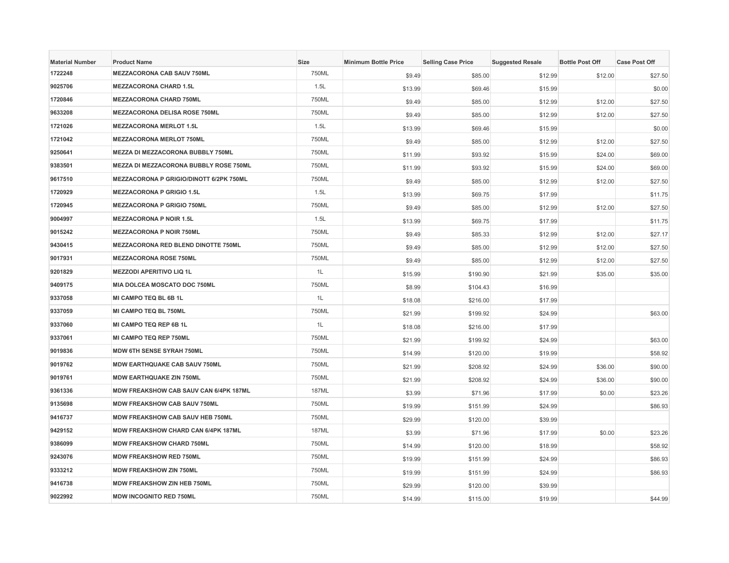| Material Number | Product Name | Size | Minimum Bottle Price | Selling Case Price | Suggested Resale | Bottle Post Off | Case Post Off |
|---|---|---|---|---|---|---|---|
| 1722248 | MEZZACORONA CAB SAUV 750ML | 750ML | $9.49 | $85.00 | $12.99 | $12.00 | $27.50 |
| 9025706 | MEZZACORONA CHARD 1.5L | 1.5L | $13.99 | $69.46 | $15.99 | | $0.00 |
| 1720846 | MEZZACORONA CHARD 750ML | 750ML | $9.49 | $85.00 | $12.99 | $12.00 | $27.50 |
| 9633208 | MEZZACORONA DELISA ROSE 750ML | 750ML | $9.49 | $85.00 | $12.99 | $12.00 | $27.50 |
| 1721026 | MEZZACORONA MERLOT 1.5L | 1.5L | $13.99 | $69.46 | $15.99 | | $0.00 |
| 1721042 | MEZZACORONA MERLOT 750ML | 750ML | $9.49 | $85.00 | $12.99 | $12.00 | $27.50 |
| 9250641 | MEZZA DI MEZZACORONA BUBBLY 750ML | 750ML | $11.99 | $93.92 | $15.99 | $24.00 | $69.00 |
| 9383501 | MEZZA DI MEZZACORONA BUBBLY ROSE 750ML | 750ML | $11.99 | $93.92 | $15.99 | $24.00 | $69.00 |
| 9617510 | MEZZACORONA P GRIGIO/DINOTT 6/2PK 750ML | 750ML | $9.49 | $85.00 | $12.99 | $12.00 | $27.50 |
| 1720929 | MEZZACORONA P GRIGIO 1.5L | 1.5L | $13.99 | $69.75 | $17.99 | | $11.75 |
| 1720945 | MEZZACORONA P GRIGIO 750ML | 750ML | $9.49 | $85.00 | $12.99 | $12.00 | $27.50 |
| 9004997 | MEZZACORONA P NOIR 1.5L | 1.5L | $13.99 | $69.75 | $17.99 | | $11.75 |
| 9015242 | MEZZACORONA P NOIR 750ML | 750ML | $9.49 | $85.33 | $12.99 | $12.00 | $27.17 |
| 9430415 | MEZZACORONA RED BLEND DINOTTE 750ML | 750ML | $9.49 | $85.00 | $12.99 | $12.00 | $27.50 |
| 9017931 | MEZZACORONA ROSE 750ML | 750ML | $9.49 | $85.00 | $12.99 | $12.00 | $27.50 |
| 9201829 | MEZZODI APERITIVO LIQ 1L | 1L | $15.99 | $190.90 | $21.99 | $35.00 | $35.00 |
| 9409175 | MIA DOLCEA MOSCATO DOC 750ML | 750ML | $8.99 | $104.43 | $16.99 | | |
| 9337058 | MI CAMPO TEQ BL 6B 1L | 1L | $18.08 | $216.00 | $17.99 | | |
| 9337059 | MI CAMPO TEQ BL 750ML | 750ML | $21.99 | $199.92 | $24.99 | | $63.00 |
| 9337060 | MI CAMPO TEQ REP 6B 1L | 1L | $18.08 | $216.00 | $17.99 | | |
| 9337061 | MI CAMPO TEQ REP 750ML | 750ML | $21.99 | $199.92 | $24.99 | | $63.00 |
| 9019836 | MDW 6TH SENSE SYRAH 750ML | 750ML | $14.99 | $120.00 | $19.99 | | $58.92 |
| 9019762 | MDW EARTHQUAKE CAB SAUV 750ML | 750ML | $21.99 | $208.92 | $24.99 | $36.00 | $90.00 |
| 9019761 | MDW EARTHQUAKE ZIN 750ML | 750ML | $21.99 | $208.92 | $24.99 | $36.00 | $90.00 |
| 9361336 | MDW FREAKSHOW CAB SAUV CAN 6/4PK 187ML | 187ML | $3.99 | $71.96 | $17.99 | $0.00 | $23.26 |
| 9135698 | MDW FREAKSHOW CAB SAUV 750ML | 750ML | $19.99 | $151.99 | $24.99 | | $86.93 |
| 9416737 | MDW FREAKSHOW CAB SAUV HEB 750ML | 750ML | $29.99 | $120.00 | $39.99 | | |
| 9429152 | MDW FREAKSHOW CHARD CAN 6/4PK 187ML | 187ML | $3.99 | $71.96 | $17.99 | $0.00 | $23.26 |
| 9386099 | MDW FREAKSHOW CHARD 750ML | 750ML | $14.99 | $120.00 | $18.99 | | $58.92 |
| 9243076 | MDW FREAKSHOW RED 750ML | 750ML | $19.99 | $151.99 | $24.99 | | $86.93 |
| 9333212 | MDW FREAKSHOW ZIN 750ML | 750ML | $19.99 | $151.99 | $24.99 | | $86.93 |
| 9416738 | MDW FREAKSHOW ZIN HEB 750ML | 750ML | $29.99 | $120.00 | $39.99 | | |
| 9022992 | MDW INCOGNITO RED 750ML | 750ML | $14.99 | $115.00 | $19.99 | | $44.99 |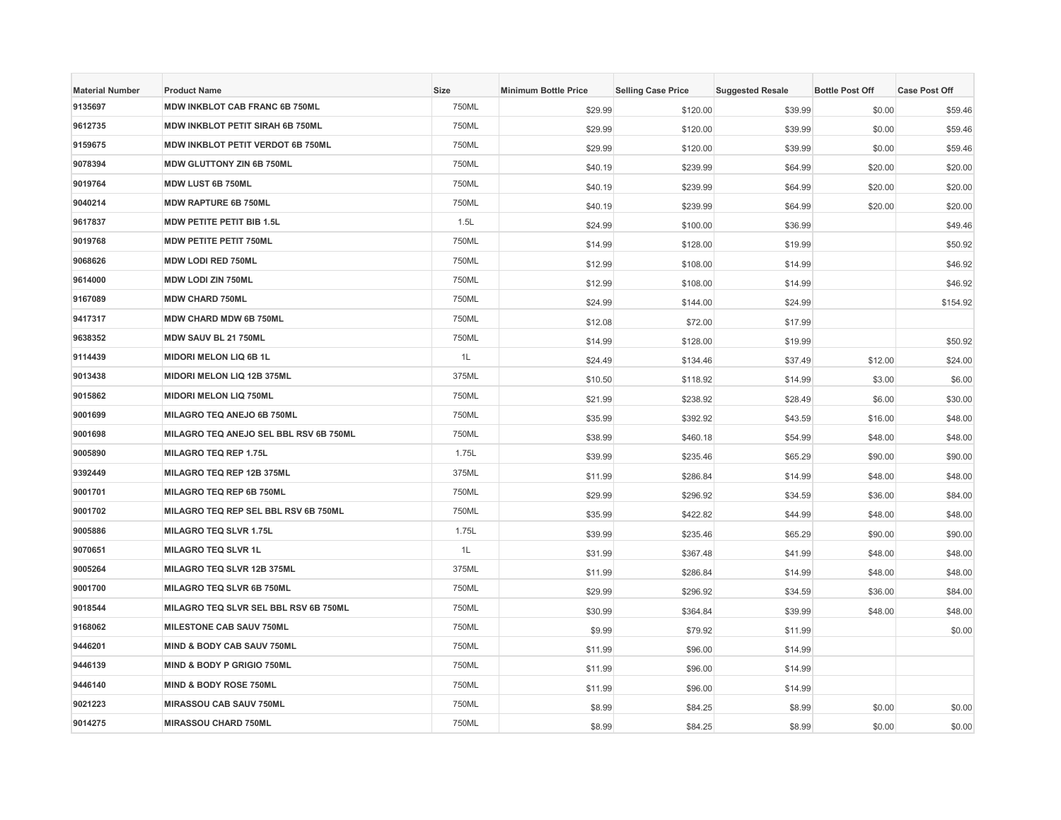| Material Number | Product Name | Size | Minimum Bottle Price | Selling Case Price | Suggested Resale | Bottle Post Off | Case Post Off |
|---|---|---|---|---|---|---|---|
| 9135697 | MDW INKBLOT CAB FRANC 6B 750ML | 750ML | $29.99 | $120.00 | $39.99 | $0.00 | $59.46 |
| 9612735 | MDW INKBLOT PETIT SIRAH 6B 750ML | 750ML | $29.99 | $120.00 | $39.99 | $0.00 | $59.46 |
| 9159675 | MDW INKBLOT PETIT VERDOT 6B 750ML | 750ML | $29.99 | $120.00 | $39.99 | $0.00 | $59.46 |
| 9078394 | MDW GLUTTONY ZIN 6B 750ML | 750ML | $40.19 | $239.99 | $64.99 | $20.00 | $20.00 |
| 9019764 | MDW LUST 6B 750ML | 750ML | $40.19 | $239.99 | $64.99 | $20.00 | $20.00 |
| 9040214 | MDW RAPTURE 6B 750ML | 750ML | $40.19 | $239.99 | $64.99 | $20.00 | $20.00 |
| 9617837 | MDW PETITE PETIT BIB 1.5L | 1.5L | $24.99 | $100.00 | $36.99 | | $49.46 |
| 9019768 | MDW PETITE PETIT 750ML | 750ML | $14.99 | $128.00 | $19.99 | | $50.92 |
| 9068626 | MDW LODI RED 750ML | 750ML | $12.99 | $108.00 | $14.99 | | $46.92 |
| 9614000 | MDW LODI ZIN 750ML | 750ML | $12.99 | $108.00 | $14.99 | | $46.92 |
| 9167089 | MDW CHARD 750ML | 750ML | $24.99 | $144.00 | $24.99 | | $154.92 |
| 9417317 | MDW CHARD MDW 6B 750ML | 750ML | $12.08 | $72.00 | $17.99 | | |
| 9638352 | MDW SAUV BL 21 750ML | 750ML | $14.99 | $128.00 | $19.99 | | $50.92 |
| 9114439 | MIDORI MELON LIQ 6B 1L | 1L | $24.49 | $134.46 | $37.49 | $12.00 | $24.00 |
| 9013438 | MIDORI MELON LIQ 12B 375ML | 375ML | $10.50 | $118.92 | $14.99 | $3.00 | $6.00 |
| 9015862 | MIDORI MELON LIQ 750ML | 750ML | $21.99 | $238.92 | $28.49 | $6.00 | $30.00 |
| 9001699 | MILAGRO TEQ ANEJO 6B 750ML | 750ML | $35.99 | $392.92 | $43.59 | $16.00 | $48.00 |
| 9001698 | MILAGRO TEQ ANEJO SEL BBL RSV 6B 750ML | 750ML | $38.99 | $460.18 | $54.99 | $48.00 | $48.00 |
| 9005890 | MILAGRO TEQ REP 1.75L | 1.75L | $39.99 | $235.46 | $65.29 | $90.00 | $90.00 |
| 9392449 | MILAGRO TEQ REP 12B 375ML | 375ML | $11.99 | $286.84 | $14.99 | $48.00 | $48.00 |
| 9001701 | MILAGRO TEQ REP 6B 750ML | 750ML | $29.99 | $296.92 | $34.59 | $36.00 | $84.00 |
| 9001702 | MILAGRO TEQ REP SEL BBL RSV 6B 750ML | 750ML | $35.99 | $422.82 | $44.99 | $48.00 | $48.00 |
| 9005886 | MILAGRO TEQ SLVR 1.75L | 1.75L | $39.99 | $235.46 | $65.29 | $90.00 | $90.00 |
| 9070651 | MILAGRO TEQ SLVR 1L | 1L | $31.99 | $367.48 | $41.99 | $48.00 | $48.00 |
| 9005264 | MILAGRO TEQ SLVR 12B 375ML | 375ML | $11.99 | $286.84 | $14.99 | $48.00 | $48.00 |
| 9001700 | MILAGRO TEQ SLVR 6B 750ML | 750ML | $29.99 | $296.92 | $34.59 | $36.00 | $84.00 |
| 9018544 | MILAGRO TEQ SLVR SEL BBL RSV 6B 750ML | 750ML | $30.99 | $364.84 | $39.99 | $48.00 | $48.00 |
| 9168062 | MILESTONE CAB SAUV 750ML | 750ML | $9.99 | $79.92 | $11.99 | | $0.00 |
| 9446201 | MIND & BODY CAB SAUV 750ML | 750ML | $11.99 | $96.00 | $14.99 | | |
| 9446139 | MIND & BODY P GRIGIO 750ML | 750ML | $11.99 | $96.00 | $14.99 | | |
| 9446140 | MIND & BODY ROSE 750ML | 750ML | $11.99 | $96.00 | $14.99 | | |
| 9021223 | MIRASSOU CAB SAUV 750ML | 750ML | $8.99 | $84.25 | $8.99 | $0.00 | $0.00 |
| 9014275 | MIRASSOU CHARD 750ML | 750ML | $8.99 | $84.25 | $8.99 | $0.00 | $0.00 |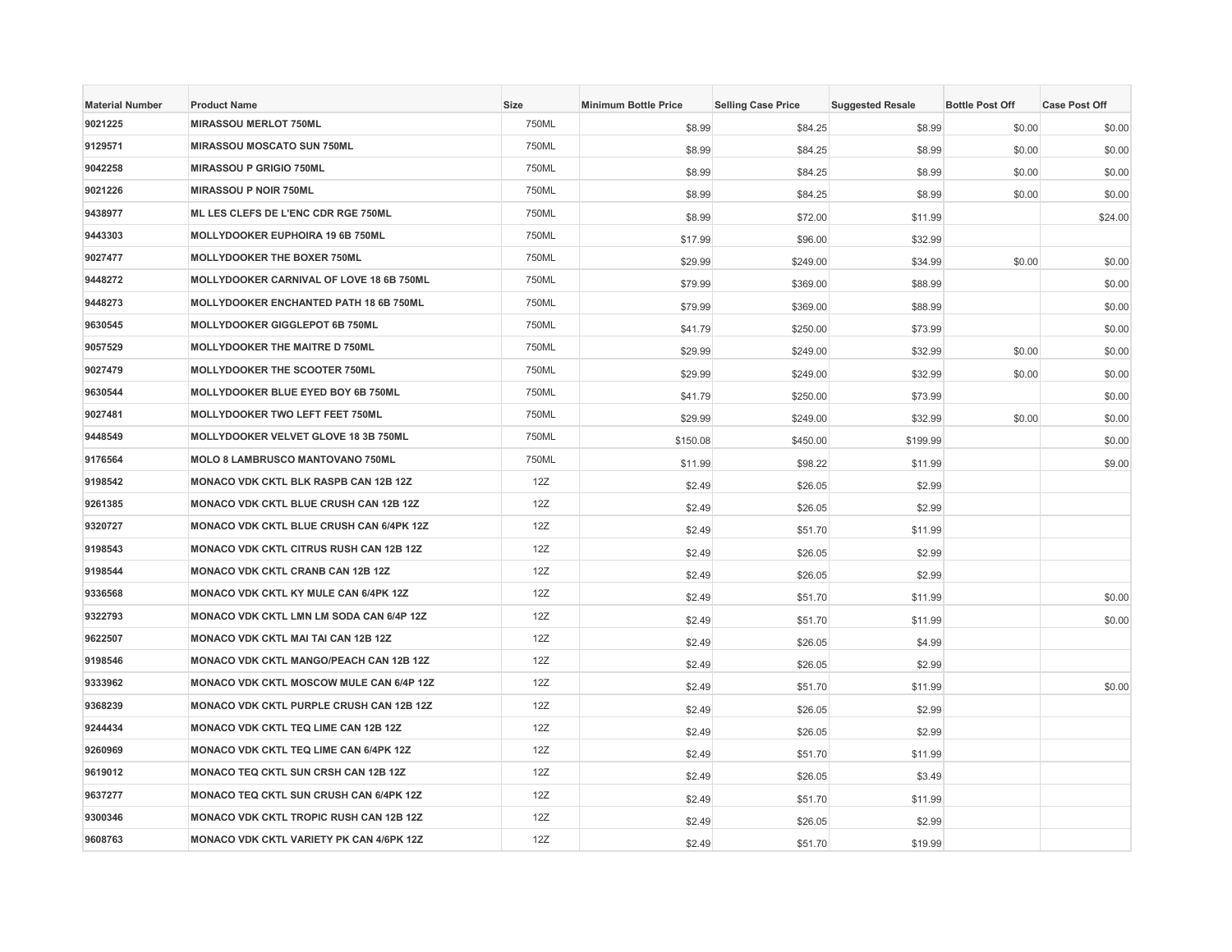| Material Number | Product Name | Size | Minimum Bottle Price | Selling Case Price | Suggested Resale | Bottle Post Off | Case Post Off |
|---|---|---|---|---|---|---|---|
| 9021225 | MIRASSOU MERLOT 750ML | 750ML | $8.99 | $84.25 | $8.99 | $0.00 | $0.00 |
| 9129571 | MIRASSOU MOSCATO SUN 750ML | 750ML | $8.99 | $84.25 | $8.99 | $0.00 | $0.00 |
| 9042258 | MIRASSOU P GRIGIO 750ML | 750ML | $8.99 | $84.25 | $8.99 | $0.00 | $0.00 |
| 9021226 | MIRASSOU P NOIR 750ML | 750ML | $8.99 | $84.25 | $8.99 | $0.00 | $0.00 |
| 9438977 | ML LES CLEFS DE L'ENC CDR RGE 750ML | 750ML | $8.99 | $72.00 | $11.99 | | $24.00 |
| 9443303 | MOLLYDOOKER EUPHOIRA 19 6B 750ML | 750ML | $17.99 | $96.00 | $32.99 | | |
| 9027477 | MOLLYDOOKER THE BOXER 750ML | 750ML | $29.99 | $249.00 | $34.99 | $0.00 | $0.00 |
| 9448272 | MOLLYDOOKER CARNIVAL OF LOVE 18 6B 750ML | 750ML | $79.99 | $369.00 | $88.99 | | $0.00 |
| 9448273 | MOLLYDOOKER ENCHANTED PATH 18 6B 750ML | 750ML | $79.99 | $369.00 | $88.99 | | $0.00 |
| 9630545 | MOLLYDOOKER GIGGLEPOT 6B 750ML | 750ML | $41.79 | $250.00 | $73.99 | | $0.00 |
| 9057529 | MOLLYDOOKER THE MAITRE D 750ML | 750ML | $29.99 | $249.00 | $32.99 | $0.00 | $0.00 |
| 9027479 | MOLLYDOOKER THE SCOOTER 750ML | 750ML | $29.99 | $249.00 | $32.99 | $0.00 | $0.00 |
| 9630544 | MOLLYDOOKER BLUE EYED BOY 6B 750ML | 750ML | $41.79 | $250.00 | $73.99 | | $0.00 |
| 9027481 | MOLLYDOOKER TWO LEFT FEET 750ML | 750ML | $29.99 | $249.00 | $32.99 | $0.00 | $0.00 |
| 9448549 | MOLLYDOOKER VELVET GLOVE 18 3B 750ML | 750ML | $150.08 | $450.00 | $199.99 | | $0.00 |
| 9176564 | MOLO 8 LAMBRUSCO MANTOVANO 750ML | 750ML | $11.99 | $98.22 | $11.99 | | $9.00 |
| 9198542 | MONACO VDK CKTL BLK RASPB CAN 12B 12Z | 12Z | $2.49 | $26.05 | $2.99 | | |
| 9261385 | MONACO VDK CKTL BLUE CRUSH CAN 12B 12Z | 12Z | $2.49 | $26.05 | $2.99 | | |
| 9320727 | MONACO VDK CKTL BLUE CRUSH CAN 6/4PK 12Z | 12Z | $2.49 | $51.70 | $11.99 | | |
| 9198543 | MONACO VDK CKTL CITRUS RUSH CAN 12B 12Z | 12Z | $2.49 | $26.05 | $2.99 | | |
| 9198544 | MONACO VDK CKTL CRANB CAN 12B 12Z | 12Z | $2.49 | $26.05 | $2.99 | | |
| 9336568 | MONACO VDK CKTL KY MULE CAN 6/4PK 12Z | 12Z | $2.49 | $51.70 | $11.99 | | $0.00 |
| 9322793 | MONACO VDK CKTL LMN LM SODA CAN 6/4P 12Z | 12Z | $2.49 | $51.70 | $11.99 | | $0.00 |
| 9622507 | MONACO VDK CKTL MAI TAI CAN 12B 12Z | 12Z | $2.49 | $26.05 | $4.99 | | |
| 9198546 | MONACO VDK CKTL MANGO/PEACH CAN 12B 12Z | 12Z | $2.49 | $26.05 | $2.99 | | |
| 9333962 | MONACO VDK CKTL MOSCOW MULE CAN 6/4P 12Z | 12Z | $2.49 | $51.70 | $11.99 | | $0.00 |
| 9368239 | MONACO VDK CKTL PURPLE CRUSH CAN 12B 12Z | 12Z | $2.49 | $26.05 | $2.99 | | |
| 9244434 | MONACO VDK CKTL TEQ LIME CAN 12B 12Z | 12Z | $2.49 | $26.05 | $2.99 | | |
| 9260969 | MONACO VDK CKTL TEQ LIME CAN 6/4PK 12Z | 12Z | $2.49 | $51.70 | $11.99 | | |
| 9619012 | MONACO TEQ CKTL SUN CRSH CAN 12B 12Z | 12Z | $2.49 | $26.05 | $3.49 | | |
| 9637277 | MONACO TEQ CKTL SUN CRUSH CAN 6/4PK 12Z | 12Z | $2.49 | $51.70 | $11.99 | | |
| 9300346 | MONACO VDK CKTL TROPIC RUSH CAN 12B 12Z | 12Z | $2.49 | $26.05 | $2.99 | | |
| 9608763 | MONACO VDK CKTL VARIETY PK CAN 4/6PK 12Z | 12Z | $2.49 | $51.70 | $19.99 | | |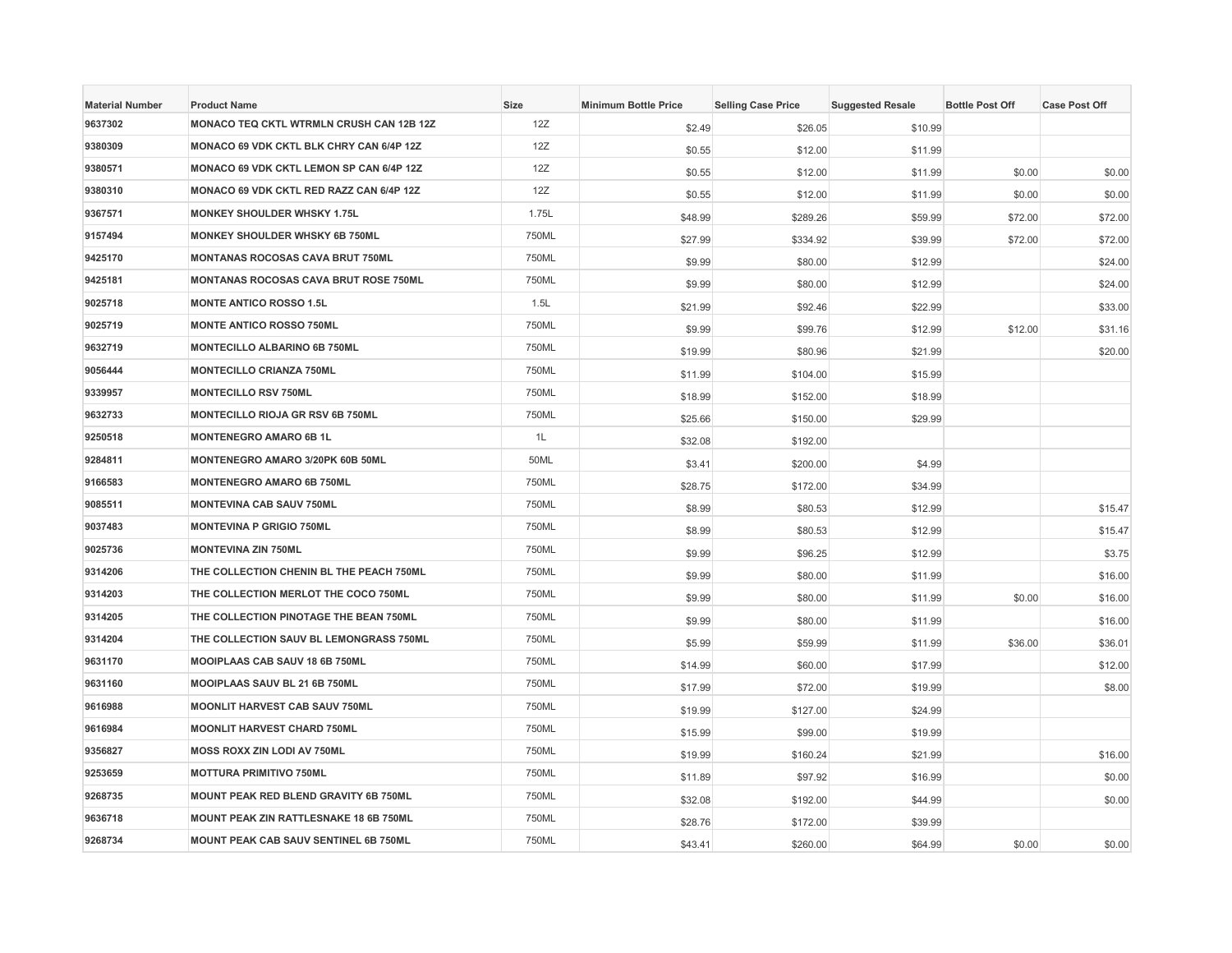| Material Number | Product Name | Size | Minimum Bottle Price | Selling Case Price | Suggested Resale | Bottle Post Off | Case Post Off |
|---|---|---|---|---|---|---|---|
| 9637302 | MONACO TEQ CKTL WTRMLN CRUSH CAN 12B 12Z | 12Z | $2.49 | $26.05 | $10.99 | | |
| 9380309 | MONACO 69 VDK CKTL BLK CHRY CAN 6/4P 12Z | 12Z | $0.55 | $12.00 | $11.99 | | |
| 9380571 | MONACO 69 VDK CKTL LEMON SP CAN 6/4P 12Z | 12Z | $0.55 | $12.00 | $11.99 | $0.00 | $0.00 |
| 9380310 | MONACO 69 VDK CKTL RED RAZZ CAN 6/4P 12Z | 12Z | $0.55 | $12.00 | $11.99 | $0.00 | $0.00 |
| 9367571 | MONKEY SHOULDER WHSKY 1.75L | 1.75L | $48.99 | $289.26 | $59.99 | $72.00 | $72.00 |
| 9157494 | MONKEY SHOULDER WHSKY 6B 750ML | 750ML | $27.99 | $334.92 | $39.99 | $72.00 | $72.00 |
| 9425170 | MONTANAS ROCOSAS CAVA BRUT 750ML | 750ML | $9.99 | $80.00 | $12.99 | | $24.00 |
| 9425181 | MONTANAS ROCOSAS CAVA BRUT ROSE 750ML | 750ML | $9.99 | $80.00 | $12.99 | | $24.00 |
| 9025718 | MONTE ANTICO ROSSO 1.5L | 1.5L | $21.99 | $92.46 | $22.99 | | $33.00 |
| 9025719 | MONTE ANTICO ROSSO 750ML | 750ML | $9.99 | $99.76 | $12.99 | $12.00 | $31.16 |
| 9632719 | MONTECILLO ALBARINO 6B 750ML | 750ML | $19.99 | $80.96 | $21.99 | | $20.00 |
| 9056444 | MONTECILLO CRIANZA 750ML | 750ML | $11.99 | $104.00 | $15.99 | | |
| 9339957 | MONTECILLO RSV 750ML | 750ML | $18.99 | $152.00 | $18.99 | | |
| 9632733 | MONTECILLO RIOJA GR RSV 6B 750ML | 750ML | $25.66 | $150.00 | $29.99 | | |
| 9250518 | MONTENEGRO AMARO 6B 1L | 1L | $32.08 | $192.00 | | | |
| 9284811 | MONTENEGRO AMARO 3/20PK 60B 50ML | 50ML | $3.41 | $200.00 | $4.99 | | |
| 9166583 | MONTENEGRO AMARO 6B 750ML | 750ML | $28.75 | $172.00 | $34.99 | | |
| 9085511 | MONTEVINA CAB SAUV 750ML | 750ML | $8.99 | $80.53 | $12.99 | | $15.47 |
| 9037483 | MONTEVINA P GRIGIO 750ML | 750ML | $8.99 | $80.53 | $12.99 | | $15.47 |
| 9025736 | MONTEVINA ZIN 750ML | 750ML | $9.99 | $96.25 | $12.99 | | $3.75 |
| 9314206 | THE COLLECTION CHENIN BL THE PEACH 750ML | 750ML | $9.99 | $80.00 | $11.99 | | $16.00 |
| 9314203 | THE COLLECTION MERLOT THE COCO 750ML | 750ML | $9.99 | $80.00 | $11.99 | $0.00 | $16.00 |
| 9314205 | THE COLLECTION PINOTAGE THE BEAN 750ML | 750ML | $9.99 | $80.00 | $11.99 | | $16.00 |
| 9314204 | THE COLLECTION SAUV BL LEMONGRASS 750ML | 750ML | $5.99 | $59.99 | $11.99 | $36.00 | $36.01 |
| 9631170 | MOOIPLAAS CAB SAUV 18 6B 750ML | 750ML | $14.99 | $60.00 | $17.99 | | $12.00 |
| 9631160 | MOOIPLAAS SAUV BL 21 6B 750ML | 750ML | $17.99 | $72.00 | $19.99 | | $8.00 |
| 9616988 | MOONLIT HARVEST CAB SAUV 750ML | 750ML | $19.99 | $127.00 | $24.99 | | |
| 9616984 | MOONLIT HARVEST CHARD 750ML | 750ML | $15.99 | $99.00 | $19.99 | | |
| 9356827 | MOSS ROXX ZIN LODI AV 750ML | 750ML | $19.99 | $160.24 | $21.99 | | $16.00 |
| 9253659 | MOTTURA PRIMITIVO 750ML | 750ML | $11.89 | $97.92 | $16.99 | | $0.00 |
| 9268735 | MOUNT PEAK RED BLEND GRAVITY 6B 750ML | 750ML | $32.08 | $192.00 | $44.99 | | $0.00 |
| 9636718 | MOUNT PEAK ZIN RATTLESNAKE 18 6B 750ML | 750ML | $28.76 | $172.00 | $39.99 | | |
| 9268734 | MOUNT PEAK CAB SAUV SENTINEL 6B 750ML | 750ML | $43.41 | $260.00 | $64.99 | $0.00 | $0.00 |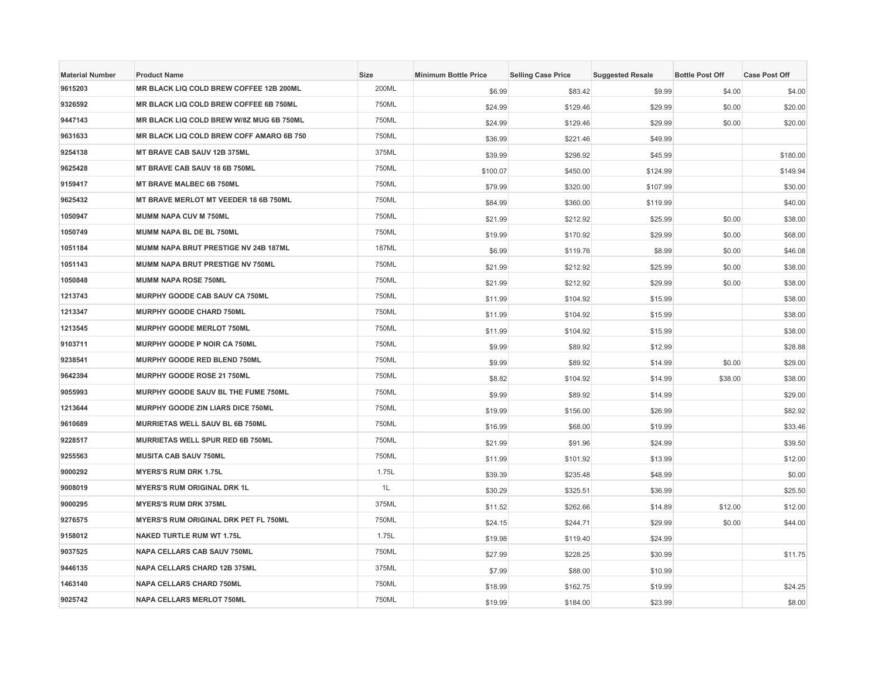| Material Number | Product Name | Size | Minimum Bottle Price | Selling Case Price | Suggested Resale | Bottle Post Off | Case Post Off |
|---|---|---|---|---|---|---|---|
| 9615203 | MR BLACK LIQ COLD BREW COFFEE 12B 200ML | 200ML | $6.99 | $83.42 | $9.99 | $4.00 | $4.00 |
| 9326592 | MR BLACK LIQ COLD BREW COFFEE 6B 750ML | 750ML | $24.99 | $129.46 | $29.99 | $0.00 | $20.00 |
| 9447143 | MR BLACK LIQ COLD BREW W/8Z MUG 6B 750ML | 750ML | $24.99 | $129.46 | $29.99 | $0.00 | $20.00 |
| 9631633 | MR BLACK LIQ COLD BREW COFF AMARO 6B 750 | 750ML | $36.99 | $221.46 | $49.99 | | |
| 9254138 | MT BRAVE CAB SAUV 12B 375ML | 375ML | $39.99 | $298.92 | $45.99 | | $180.00 |
| 9625428 | MT BRAVE CAB SAUV 18 6B 750ML | 750ML | $100.07 | $450.00 | $124.99 | | $149.94 |
| 9159417 | MT BRAVE MALBEC 6B 750ML | 750ML | $79.99 | $320.00 | $107.99 | | $30.00 |
| 9625432 | MT BRAVE MERLOT MT VEEDER 18 6B 750ML | 750ML | $84.99 | $360.00 | $119.99 | | $40.00 |
| 1050947 | MUMM NAPA CUV M 750ML | 750ML | $21.99 | $212.92 | $25.99 | $0.00 | $38.00 |
| 1050749 | MUMM NAPA BL DE BL 750ML | 750ML | $19.99 | $170.92 | $29.99 | $0.00 | $68.00 |
| 1051184 | MUMM NAPA BRUT PRESTIGE NV 24B 187ML | 187ML | $6.99 | $119.76 | $8.99 | $0.00 | $46.08 |
| 1051143 | MUMM NAPA BRUT PRESTIGE NV 750ML | 750ML | $21.99 | $212.92 | $25.99 | $0.00 | $38.00 |
| 1050848 | MUMM NAPA ROSE 750ML | 750ML | $21.99 | $212.92 | $29.99 | $0.00 | $38.00 |
| 1213743 | MURPHY GOODE CAB SAUV CA 750ML | 750ML | $11.99 | $104.92 | $15.99 | | $38.00 |
| 1213347 | MURPHY GOODE CHARD 750ML | 750ML | $11.99 | $104.92 | $15.99 | | $38.00 |
| 1213545 | MURPHY GOODE MERLOT 750ML | 750ML | $11.99 | $104.92 | $15.99 | | $38.00 |
| 9103711 | MURPHY GOODE P NOIR CA 750ML | 750ML | $9.99 | $89.92 | $12.99 | | $28.88 |
| 9238541 | MURPHY GOODE RED BLEND 750ML | 750ML | $9.99 | $89.92 | $14.99 | $0.00 | $29.00 |
| 9642394 | MURPHY GOODE ROSE 21 750ML | 750ML | $8.82 | $104.92 | $14.99 | $38.00 | $38.00 |
| 9055993 | MURPHY GOODE SAUV BL THE FUME 750ML | 750ML | $9.99 | $89.92 | $14.99 | | $29.00 |
| 1213644 | MURPHY GOODE ZIN LIARS DICE 750ML | 750ML | $19.99 | $156.00 | $26.99 | | $82.92 |
| 9610689 | MURRIETAS WELL SAUV BL 6B 750ML | 750ML | $16.99 | $68.00 | $19.99 | | $33.46 |
| 9228517 | MURRIETAS WELL SPUR RED 6B 750ML | 750ML | $21.99 | $91.96 | $24.99 | | $39.50 |
| 9255563 | MUSITA CAB SAUV 750ML | 750ML | $11.99 | $101.92 | $13.99 | | $12.00 |
| 9000292 | MYERS'S RUM DRK 1.75L | 1.75L | $39.39 | $235.48 | $48.99 | | $0.00 |
| 9008019 | MYERS'S RUM ORIGINAL DRK 1L | 1L | $30.29 | $325.51 | $36.99 | | $25.50 |
| 9000295 | MYERS'S RUM DRK 375ML | 375ML | $11.52 | $262.66 | $14.89 | $12.00 | $12.00 |
| 9276575 | MYERS'S RUM ORIGINAL DRK PET FL 750ML | 750ML | $24.15 | $244.71 | $29.99 | $0.00 | $44.00 |
| 9158012 | NAKED TURTLE RUM WT 1.75L | 1.75L | $19.98 | $119.40 | $24.99 | | |
| 9037525 | NAPA CELLARS CAB SAUV 750ML | 750ML | $27.99 | $228.25 | $30.99 | | $11.75 |
| 9446135 | NAPA CELLARS CHARD 12B 375ML | 375ML | $7.99 | $88.00 | $10.99 | | |
| 1463140 | NAPA CELLARS CHARD 750ML | 750ML | $18.99 | $162.75 | $19.99 | | $24.25 |
| 9025742 | NAPA CELLARS MERLOT 750ML | 750ML | $19.99 | $184.00 | $23.99 | | $8.00 |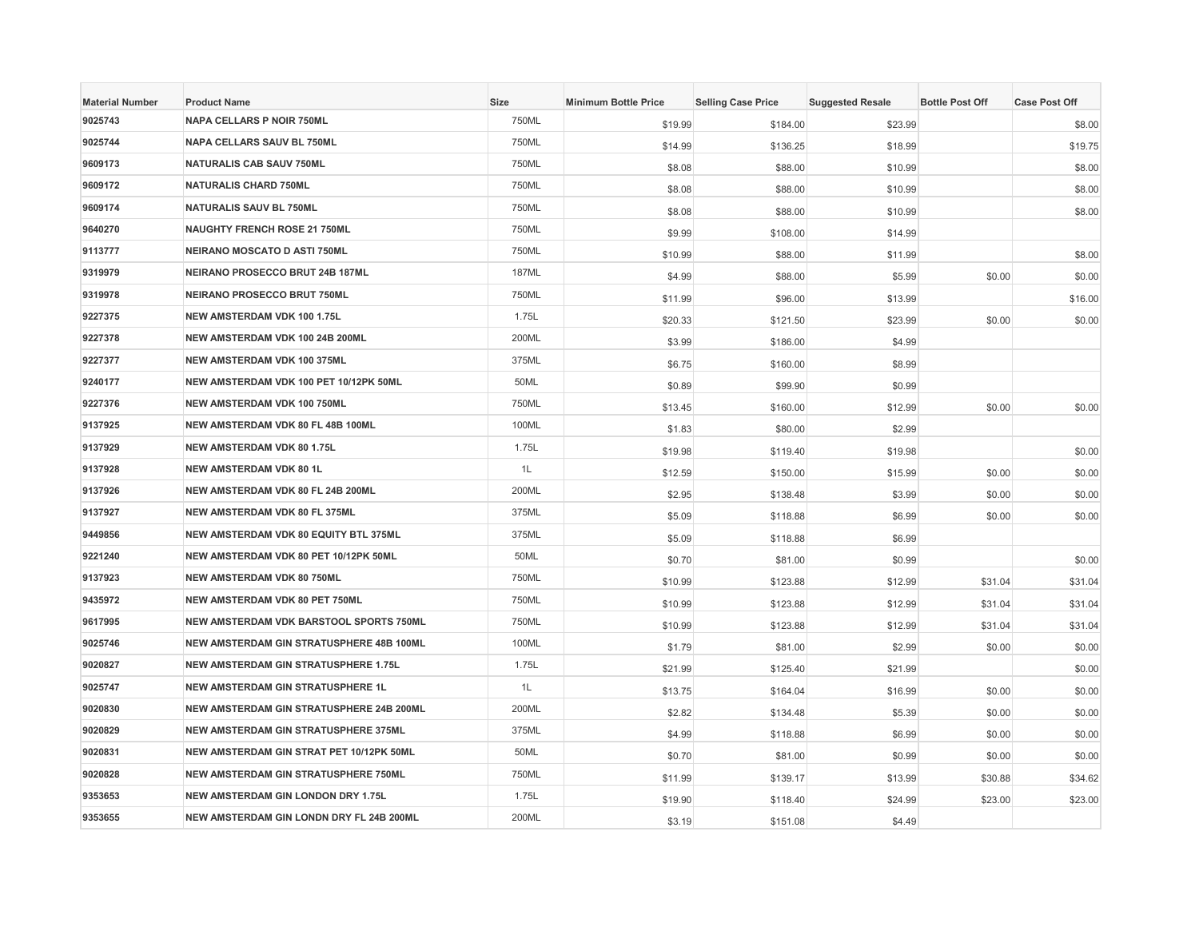| Material Number | Product Name | Size | Minimum Bottle Price | Selling Case Price | Suggested Resale | Bottle Post Off | Case Post Off |
|---|---|---|---|---|---|---|---|
| 9025743 | NAPA CELLARS P NOIR 750ML | 750ML | $19.99 | $184.00 | $23.99 | | $8.00 |
| 9025744 | NAPA CELLARS SAUV BL 750ML | 750ML | $14.99 | $136.25 | $18.99 | | $19.75 |
| 9609173 | NATURALIS CAB SAUV 750ML | 750ML | $8.08 | $88.00 | $10.99 | | $8.00 |
| 9609172 | NATURALIS CHARD 750ML | 750ML | $8.08 | $88.00 | $10.99 | | $8.00 |
| 9609174 | NATURALIS SAUV BL 750ML | 750ML | $8.08 | $88.00 | $10.99 | | $8.00 |
| 9640270 | NAUGHTY FRENCH ROSE 21 750ML | 750ML | $9.99 | $108.00 | $14.99 | | |
| 9113777 | NEIRANO MOSCATO D ASTI 750ML | 750ML | $10.99 | $88.00 | $11.99 | | $8.00 |
| 9319979 | NEIRANO PROSECCO BRUT 24B 187ML | 187ML | $4.99 | $88.00 | $5.99 | $0.00 | $0.00 |
| 9319978 | NEIRANO PROSECCO BRUT 750ML | 750ML | $11.99 | $96.00 | $13.99 | | $16.00 |
| 9227375 | NEW AMSTERDAM VDK 100 1.75L | 1.75L | $20.33 | $121.50 | $23.99 | $0.00 | $0.00 |
| 9227378 | NEW AMSTERDAM VDK 100 24B 200ML | 200ML | $3.99 | $186.00 | $4.99 | | |
| 9227377 | NEW AMSTERDAM VDK 100 375ML | 375ML | $6.75 | $160.00 | $8.99 | | |
| 9240177 | NEW AMSTERDAM VDK 100 PET 10/12PK 50ML | 50ML | $0.89 | $99.90 | $0.99 | | |
| 9227376 | NEW AMSTERDAM VDK 100 750ML | 750ML | $13.45 | $160.00 | $12.99 | $0.00 | $0.00 |
| 9137925 | NEW AMSTERDAM VDK 80 FL 48B 100ML | 100ML | $1.83 | $80.00 | $2.99 | | |
| 9137929 | NEW AMSTERDAM VDK 80 1.75L | 1.75L | $19.98 | $119.40 | $19.98 | | $0.00 |
| 9137928 | NEW AMSTERDAM VDK 80 1L | 1L | $12.59 | $150.00 | $15.99 | $0.00 | $0.00 |
| 9137926 | NEW AMSTERDAM VDK 80 FL 24B 200ML | 200ML | $2.95 | $138.48 | $3.99 | $0.00 | $0.00 |
| 9137927 | NEW AMSTERDAM VDK 80 FL 375ML | 375ML | $5.09 | $118.88 | $6.99 | $0.00 | $0.00 |
| 9449856 | NEW AMSTERDAM VDK 80 EQUITY BTL 375ML | 375ML | $5.09 | $118.88 | $6.99 | | |
| 9221240 | NEW AMSTERDAM VDK 80 PET 10/12PK 50ML | 50ML | $0.70 | $81.00 | $0.99 | | $0.00 |
| 9137923 | NEW AMSTERDAM VDK 80 750ML | 750ML | $10.99 | $123.88 | $12.99 | $31.04 | $31.04 |
| 9435972 | NEW AMSTERDAM VDK 80 PET 750ML | 750ML | $10.99 | $123.88 | $12.99 | $31.04 | $31.04 |
| 9617995 | NEW AMSTERDAM VDK BARSTOOL SPORTS 750ML | 750ML | $10.99 | $123.88 | $12.99 | $31.04 | $31.04 |
| 9025746 | NEW AMSTERDAM GIN STRATUSPHERE 48B 100ML | 100ML | $1.79 | $81.00 | $2.99 | $0.00 | $0.00 |
| 9020827 | NEW AMSTERDAM GIN STRATUSPHERE 1.75L | 1.75L | $21.99 | $125.40 | $21.99 | | $0.00 |
| 9025747 | NEW AMSTERDAM GIN STRATUSPHERE 1L | 1L | $13.75 | $164.04 | $16.99 | $0.00 | $0.00 |
| 9020830 | NEW AMSTERDAM GIN STRATUSPHERE 24B 200ML | 200ML | $2.82 | $134.48 | $5.39 | $0.00 | $0.00 |
| 9020829 | NEW AMSTERDAM GIN STRATUSPHERE 375ML | 375ML | $4.99 | $118.88 | $6.99 | $0.00 | $0.00 |
| 9020831 | NEW AMSTERDAM GIN STRAT PET 10/12PK 50ML | 50ML | $0.70 | $81.00 | $0.99 | $0.00 | $0.00 |
| 9020828 | NEW AMSTERDAM GIN STRATUSPHERE 750ML | 750ML | $11.99 | $139.17 | $13.99 | $30.88 | $34.62 |
| 9353653 | NEW AMSTERDAM GIN LONDON DRY 1.75L | 1.75L | $19.90 | $118.40 | $24.99 | $23.00 | $23.00 |
| 9353655 | NEW AMSTERDAM GIN LONDN DRY FL 24B 200ML | 200ML | $3.19 | $151.08 | $4.49 | | |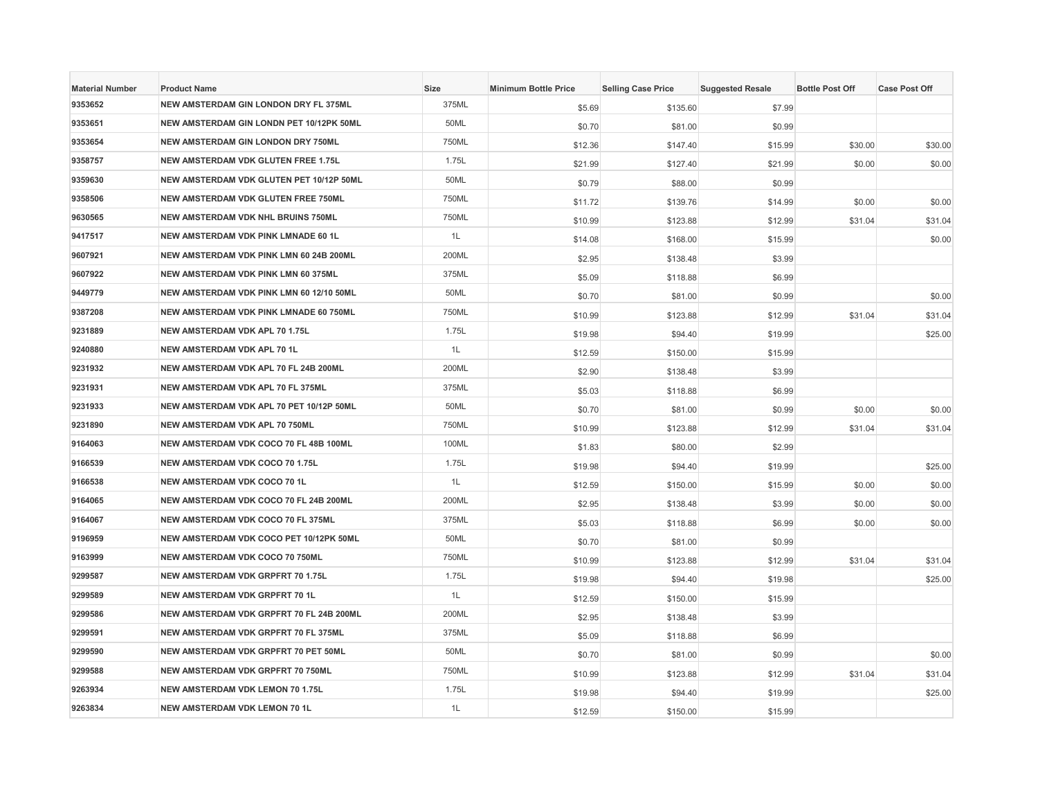| Material Number | Product Name | Size | Minimum Bottle Price | Selling Case Price | Suggested Resale | Bottle Post Off | Case Post Off |
| --- | --- | --- | --- | --- | --- | --- | --- |
| 9353652 | NEW AMSTERDAM GIN LONDON DRY FL 375ML | 375ML | $5.69 | $135.60 | $7.99 | | |
| 9353651 | NEW AMSTERDAM GIN LONDN PET 10/12PK 50ML | 50ML | $0.70 | $81.00 | $0.99 | | |
| 9353654 | NEW AMSTERDAM GIN LONDON DRY 750ML | 750ML | $12.36 | $147.40 | $15.99 | $30.00 | $30.00 |
| 9358757 | NEW AMSTERDAM VDK GLUTEN FREE 1.75L | 1.75L | $21.99 | $127.40 | $21.99 | $0.00 | $0.00 |
| 9359630 | NEW AMSTERDAM VDK GLUTEN PET 10/12P 50ML | 50ML | $0.79 | $88.00 | $0.99 | | |
| 9358506 | NEW AMSTERDAM VDK GLUTEN FREE 750ML | 750ML | $11.72 | $139.76 | $14.99 | $0.00 | $0.00 |
| 9630565 | NEW AMSTERDAM VDK NHL BRUINS 750ML | 750ML | $10.99 | $123.88 | $12.99 | $31.04 | $31.04 |
| 9417517 | NEW AMSTERDAM VDK PINK LMNADE 60 1L | 1L | $14.08 | $168.00 | $15.99 | | $0.00 |
| 9607921 | NEW AMSTERDAM VDK PINK LMN 60 24B 200ML | 200ML | $2.95 | $138.48 | $3.99 | | |
| 9607922 | NEW AMSTERDAM VDK PINK LMN 60 375ML | 375ML | $5.09 | $118.88 | $6.99 | | |
| 9449779 | NEW AMSTERDAM VDK PINK LMN 60 12/10 50ML | 50ML | $0.70 | $81.00 | $0.99 | | $0.00 |
| 9387208 | NEW AMSTERDAM VDK PINK LMNADE 60 750ML | 750ML | $10.99 | $123.88 | $12.99 | $31.04 | $31.04 |
| 9231889 | NEW AMSTERDAM VDK APL 70 1.75L | 1.75L | $19.98 | $94.40 | $19.99 | | $25.00 |
| 9240880 | NEW AMSTERDAM VDK APL 70 1L | 1L | $12.59 | $150.00 | $15.99 | | |
| 9231932 | NEW AMSTERDAM VDK APL 70 FL 24B 200ML | 200ML | $2.90 | $138.48 | $3.99 | | |
| 9231931 | NEW AMSTERDAM VDK APL 70 FL 375ML | 375ML | $5.03 | $118.88 | $6.99 | | |
| 9231933 | NEW AMSTERDAM VDK APL 70 PET 10/12P 50ML | 50ML | $0.70 | $81.00 | $0.99 | $0.00 | $0.00 |
| 9231890 | NEW AMSTERDAM VDK APL 70 750ML | 750ML | $10.99 | $123.88 | $12.99 | $31.04 | $31.04 |
| 9164063 | NEW AMSTERDAM VDK COCO 70 FL 48B 100ML | 100ML | $1.83 | $80.00 | $2.99 | | |
| 9166539 | NEW AMSTERDAM VDK COCO 70 1.75L | 1.75L | $19.98 | $94.40 | $19.99 | | $25.00 |
| 9166538 | NEW AMSTERDAM VDK COCO 70 1L | 1L | $12.59 | $150.00 | $15.99 | $0.00 | $0.00 |
| 9164065 | NEW AMSTERDAM VDK COCO 70 FL 24B 200ML | 200ML | $2.95 | $138.48 | $3.99 | $0.00 | $0.00 |
| 9164067 | NEW AMSTERDAM VDK COCO 70 FL 375ML | 375ML | $5.03 | $118.88 | $6.99 | $0.00 | $0.00 |
| 9196959 | NEW AMSTERDAM VDK COCO PET 10/12PK 50ML | 50ML | $0.70 | $81.00 | $0.99 | | |
| 9163999 | NEW AMSTERDAM VDK COCO 70 750ML | 750ML | $10.99 | $123.88 | $12.99 | $31.04 | $31.04 |
| 9299587 | NEW AMSTERDAM VDK GRPFRT 70 1.75L | 1.75L | $19.98 | $94.40 | $19.98 | | $25.00 |
| 9299589 | NEW AMSTERDAM VDK GRPFRT 70 1L | 1L | $12.59 | $150.00 | $15.99 | | |
| 9299586 | NEW AMSTERDAM VDK GRPFRT 70 FL 24B 200ML | 200ML | $2.95 | $138.48 | $3.99 | | |
| 9299591 | NEW AMSTERDAM VDK GRPFRT 70 FL 375ML | 375ML | $5.09 | $118.88 | $6.99 | | |
| 9299590 | NEW AMSTERDAM VDK GRPFRT 70 PET 50ML | 50ML | $0.70 | $81.00 | $0.99 | | $0.00 |
| 9299588 | NEW AMSTERDAM VDK GRPFRT 70 750ML | 750ML | $10.99 | $123.88 | $12.99 | $31.04 | $31.04 |
| 9263934 | NEW AMSTERDAM VDK LEMON 70 1.75L | 1.75L | $19.98 | $94.40 | $19.99 | | $25.00 |
| 9263834 | NEW AMSTERDAM VDK LEMON 70 1L | 1L | $12.59 | $150.00 | $15.99 | | |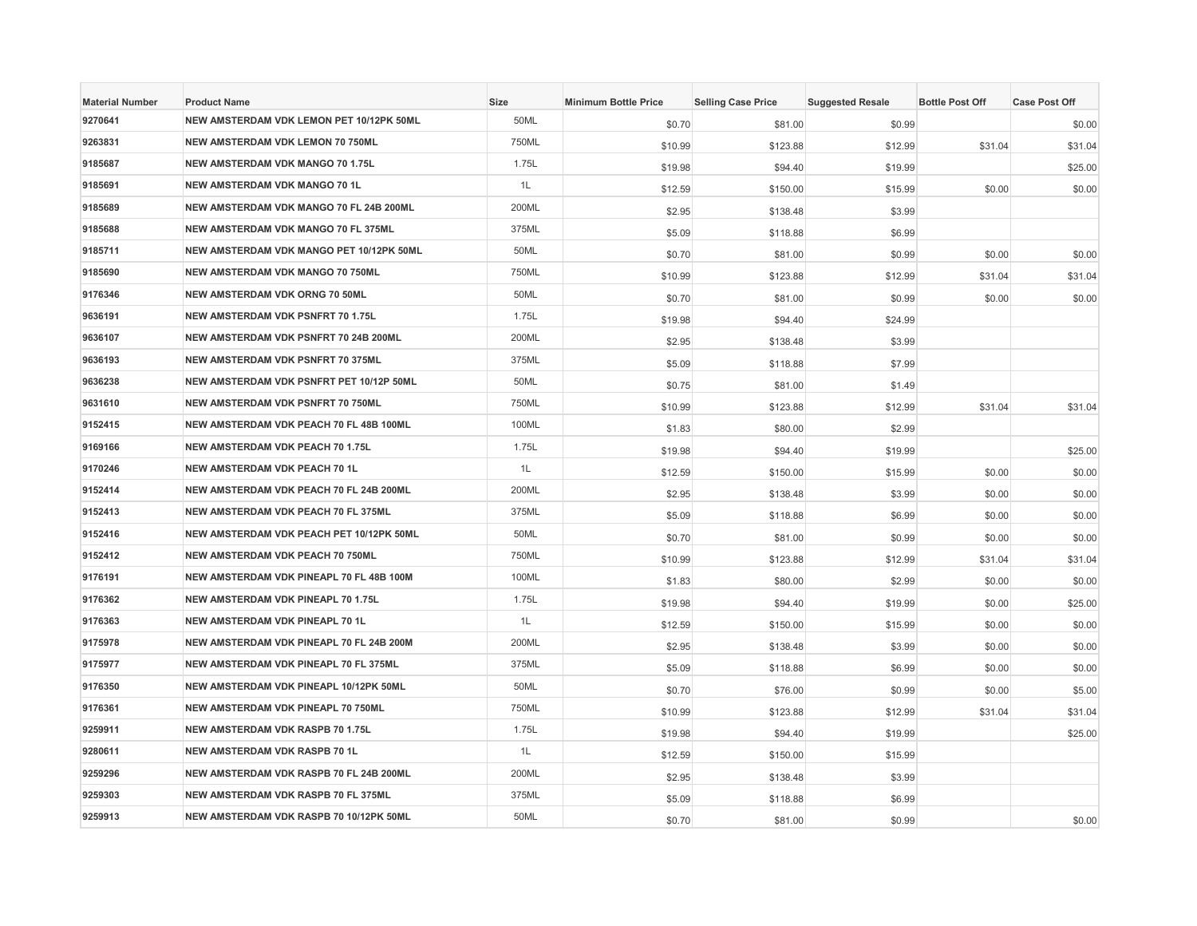| Material Number | Product Name | Size | Minimum Bottle Price | Selling Case Price | Suggested Resale | Bottle Post Off | Case Post Off |
|---|---|---|---|---|---|---|---|
| 9270641 | NEW AMSTERDAM VDK LEMON PET 10/12PK 50ML | 50ML | $0.70 | $81.00 | $0.99 | | $0.00 |
| 9263831 | NEW AMSTERDAM VDK LEMON 70 750ML | 750ML | $10.99 | $123.88 | $12.99 | $31.04 | $31.04 |
| 9185687 | NEW AMSTERDAM VDK MANGO 70 1.75L | 1.75L | $19.98 | $94.40 | $19.99 | | $25.00 |
| 9185691 | NEW AMSTERDAM VDK MANGO 70 1L | 1L | $12.59 | $150.00 | $15.99 | $0.00 | $0.00 |
| 9185689 | NEW AMSTERDAM VDK MANGO 70 FL 24B 200ML | 200ML | $2.95 | $138.48 | $3.99 | | |
| 9185688 | NEW AMSTERDAM VDK MANGO 70 FL 375ML | 375ML | $5.09 | $118.88 | $6.99 | | |
| 9185711 | NEW AMSTERDAM VDK MANGO PET 10/12PK 50ML | 50ML | $0.70 | $81.00 | $0.99 | $0.00 | $0.00 |
| 9185690 | NEW AMSTERDAM VDK MANGO 70 750ML | 750ML | $10.99 | $123.88 | $12.99 | $31.04 | $31.04 |
| 9176346 | NEW AMSTERDAM VDK ORNG 70 50ML | 50ML | $0.70 | $81.00 | $0.99 | $0.00 | $0.00 |
| 9636191 | NEW AMSTERDAM VDK PSNFRT 70 1.75L | 1.75L | $19.98 | $94.40 | $24.99 | | |
| 9636107 | NEW AMSTERDAM VDK PSNFRT 70 24B 200ML | 200ML | $2.95 | $138.48 | $3.99 | | |
| 9636193 | NEW AMSTERDAM VDK PSNFRT 70 375ML | 375ML | $5.09 | $118.88 | $7.99 | | |
| 9636238 | NEW AMSTERDAM VDK PSNFRT PET 10/12P 50ML | 50ML | $0.75 | $81.00 | $1.49 | | |
| 9631610 | NEW AMSTERDAM VDK PSNFRT 70 750ML | 750ML | $10.99 | $123.88 | $12.99 | $31.04 | $31.04 |
| 9152415 | NEW AMSTERDAM VDK PEACH 70 FL 48B 100ML | 100ML | $1.83 | $80.00 | $2.99 | | |
| 9169166 | NEW AMSTERDAM VDK PEACH 70 1.75L | 1.75L | $19.98 | $94.40 | $19.99 | | $25.00 |
| 9170246 | NEW AMSTERDAM VDK PEACH 70 1L | 1L | $12.59 | $150.00 | $15.99 | $0.00 | $0.00 |
| 9152414 | NEW AMSTERDAM VDK PEACH 70 FL 24B 200ML | 200ML | $2.95 | $138.48 | $3.99 | $0.00 | $0.00 |
| 9152413 | NEW AMSTERDAM VDK PEACH 70 FL 375ML | 375ML | $5.09 | $118.88 | $6.99 | $0.00 | $0.00 |
| 9152416 | NEW AMSTERDAM VDK PEACH PET 10/12PK 50ML | 50ML | $0.70 | $81.00 | $0.99 | $0.00 | $0.00 |
| 9152412 | NEW AMSTERDAM VDK PEACH 70 750ML | 750ML | $10.99 | $123.88 | $12.99 | $31.04 | $31.04 |
| 9176191 | NEW AMSTERDAM VDK PINEAPL 70 FL 48B 100M | 100ML | $1.83 | $80.00 | $2.99 | $0.00 | $0.00 |
| 9176362 | NEW AMSTERDAM VDK PINEAPL 70 1.75L | 1.75L | $19.98 | $94.40 | $19.99 | $0.00 | $25.00 |
| 9176363 | NEW AMSTERDAM VDK PINEAPL 70 1L | 1L | $12.59 | $150.00 | $15.99 | $0.00 | $0.00 |
| 9175978 | NEW AMSTERDAM VDK PINEAPL 70 FL 24B 200M | 200ML | $2.95 | $138.48 | $3.99 | $0.00 | $0.00 |
| 9175977 | NEW AMSTERDAM VDK PINEAPL 70 FL 375ML | 375ML | $5.09 | $118.88 | $6.99 | $0.00 | $0.00 |
| 9176350 | NEW AMSTERDAM VDK PINEAPL 10/12PK 50ML | 50ML | $0.70 | $76.00 | $0.99 | $0.00 | $5.00 |
| 9176361 | NEW AMSTERDAM VDK PINEAPL 70 750ML | 750ML | $10.99 | $123.88 | $12.99 | $31.04 | $31.04 |
| 9259911 | NEW AMSTERDAM VDK RASPB 70 1.75L | 1.75L | $19.98 | $94.40 | $19.99 | | $25.00 |
| 9280611 | NEW AMSTERDAM VDK RASPB 70 1L | 1L | $12.59 | $150.00 | $15.99 | | |
| 9259296 | NEW AMSTERDAM VDK RASPB 70 FL 24B 200ML | 200ML | $2.95 | $138.48 | $3.99 | | |
| 9259303 | NEW AMSTERDAM VDK RASPB 70 FL 375ML | 375ML | $5.09 | $118.88 | $6.99 | | |
| 9259913 | NEW AMSTERDAM VDK RASPB 70 10/12PK 50ML | 50ML | $0.70 | $81.00 | $0.99 | | $0.00 |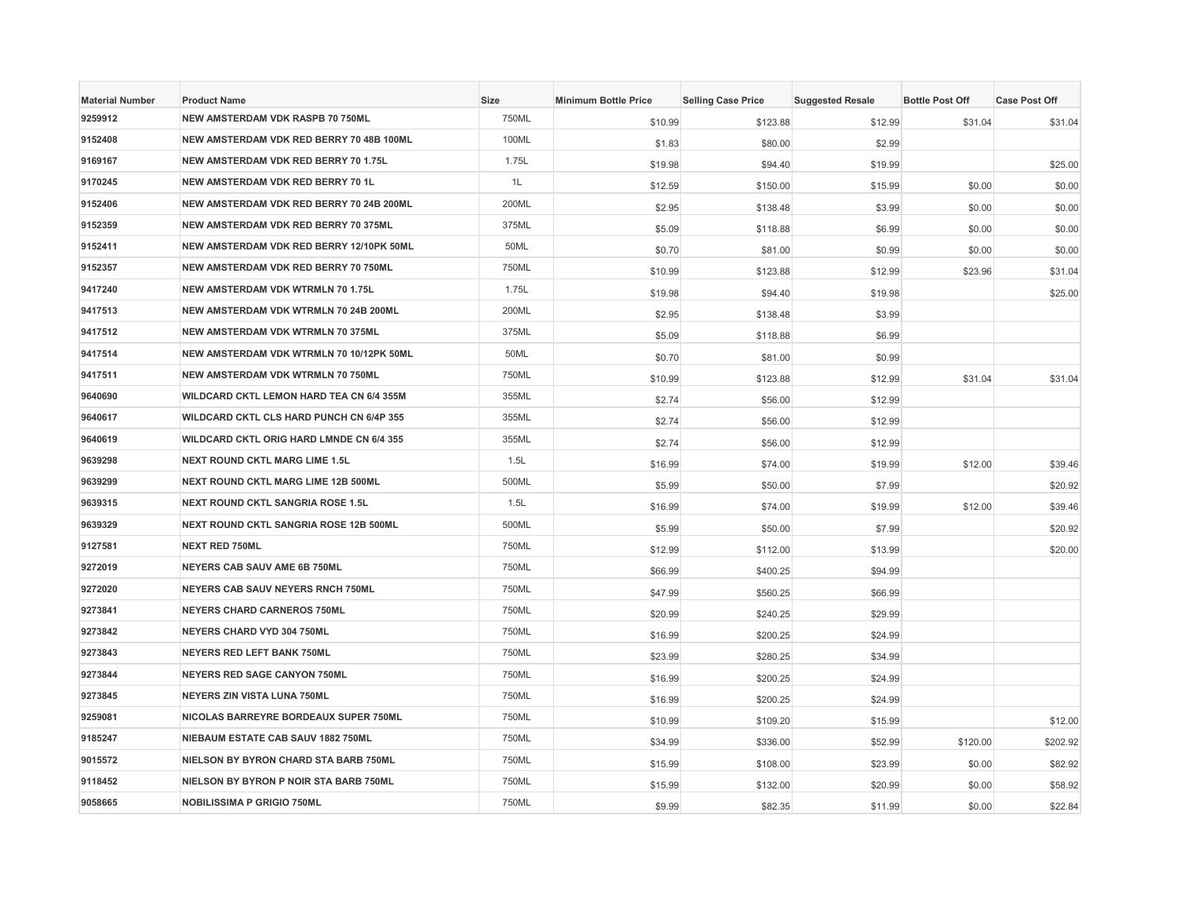| Material Number | Product Name | Size | Minimum Bottle Price | Selling Case Price | Suggested Resale | Bottle Post Off | Case Post Off |
|---|---|---|---|---|---|---|---|
| 9259912 | NEW AMSTERDAM VDK RASPB 70 750ML | 750ML | $10.99 | $123.88 | $12.99 | $31.04 | $31.04 |
| 9152408 | NEW AMSTERDAM VDK RED BERRY 70 48B 100ML | 100ML | $1.83 | $80.00 | $2.99 | | |
| 9169167 | NEW AMSTERDAM VDK RED BERRY 70 1.75L | 1.75L | $19.98 | $94.40 | $19.99 | | $25.00 |
| 9170245 | NEW AMSTERDAM VDK RED BERRY 70 1L | 1L | $12.59 | $150.00 | $15.99 | $0.00 | $0.00 |
| 9152406 | NEW AMSTERDAM VDK RED BERRY 70 24B 200ML | 200ML | $2.95 | $138.48 | $3.99 | $0.00 | $0.00 |
| 9152359 | NEW AMSTERDAM VDK RED BERRY 70 375ML | 375ML | $5.09 | $118.88 | $6.99 | $0.00 | $0.00 |
| 9152411 | NEW AMSTERDAM VDK RED BERRY 12/10PK 50ML | 50ML | $0.70 | $81.00 | $0.99 | $0.00 | $0.00 |
| 9152357 | NEW AMSTERDAM VDK RED BERRY 70 750ML | 750ML | $10.99 | $123.88 | $12.99 | $23.96 | $31.04 |
| 9417240 | NEW AMSTERDAM VDK WTRMLN 70 1.75L | 1.75L | $19.98 | $94.40 | $19.98 | | $25.00 |
| 9417513 | NEW AMSTERDAM VDK WTRMLN 70 24B 200ML | 200ML | $2.95 | $138.48 | $3.99 | | |
| 9417512 | NEW AMSTERDAM VDK WTRMLN 70 375ML | 375ML | $5.09 | $118.88 | $6.99 | | |
| 9417514 | NEW AMSTERDAM VDK WTRMLN 70 10/12PK 50ML | 50ML | $0.70 | $81.00 | $0.99 | | |
| 9417511 | NEW AMSTERDAM VDK WTRMLN 70 750ML | 750ML | $10.99 | $123.88 | $12.99 | $31.04 | $31.04 |
| 9640690 | WILDCARD CKTL LEMON HARD TEA CN 6/4 355M | 355ML | $2.74 | $56.00 | $12.99 | | |
| 9640617 | WILDCARD CKTL CLS HARD PUNCH CN 6/4P 355 | 355ML | $2.74 | $56.00 | $12.99 | | |
| 9640619 | WILDCARD CKTL ORIG HARD LMNDE CN 6/4 355 | 355ML | $2.74 | $56.00 | $12.99 | | |
| 9639298 | NEXT ROUND CKTL MARG LIME 1.5L | 1.5L | $16.99 | $74.00 | $19.99 | $12.00 | $39.46 |
| 9639299 | NEXT ROUND CKTL MARG LIME 12B 500ML | 500ML | $5.99 | $50.00 | $7.99 | | $20.92 |
| 9639315 | NEXT ROUND CKTL SANGRIA ROSE 1.5L | 1.5L | $16.99 | $74.00 | $19.99 | $12.00 | $39.46 |
| 9639329 | NEXT ROUND CKTL SANGRIA ROSE 12B 500ML | 500ML | $5.99 | $50.00 | $7.99 | | $20.92 |
| 9127581 | NEXT RED 750ML | 750ML | $12.99 | $112.00 | $13.99 | | $20.00 |
| 9272019 | NEYERS CAB SAUV AME 6B 750ML | 750ML | $66.99 | $400.25 | $94.99 | | |
| 9272020 | NEYERS CAB SAUV NEYERS RNCH 750ML | 750ML | $47.99 | $560.25 | $66.99 | | |
| 9273841 | NEYERS CHARD CARNEROS 750ML | 750ML | $20.99 | $240.25 | $29.99 | | |
| 9273842 | NEYERS CHARD VYD 304 750ML | 750ML | $16.99 | $200.25 | $24.99 | | |
| 9273843 | NEYERS RED LEFT BANK 750ML | 750ML | $23.99 | $280.25 | $34.99 | | |
| 9273844 | NEYERS RED SAGE CANYON 750ML | 750ML | $16.99 | $200.25 | $24.99 | | |
| 9273845 | NEYERS ZIN VISTA LUNA 750ML | 750ML | $16.99 | $200.25 | $24.99 | | |
| 9259081 | NICOLAS BARREYRE BORDEAUX SUPER 750ML | 750ML | $10.99 | $109.20 | $15.99 | | $12.00 |
| 9185247 | NIEBAUM ESTATE CAB SAUV 1882 750ML | 750ML | $34.99 | $336.00 | $52.99 | $120.00 | $202.92 |
| 9015572 | NIELSON BY BYRON CHARD STA BARB 750ML | 750ML | $15.99 | $108.00 | $23.99 | $0.00 | $82.92 |
| 9118452 | NIELSON BY BYRON P NOIR STA BARB 750ML | 750ML | $15.99 | $132.00 | $20.99 | $0.00 | $58.92 |
| 9058665 | NOBILISSIMA P GRIGIO 750ML | 750ML | $9.99 | $82.35 | $11.99 | $0.00 | $22.84 |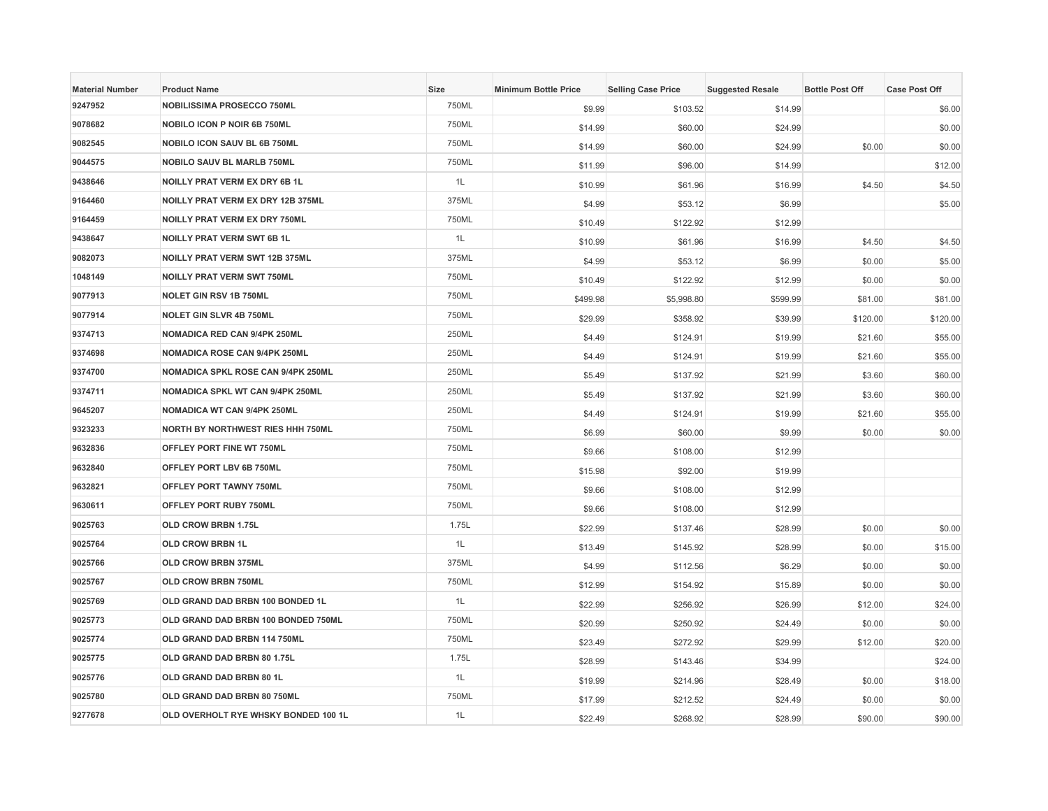| Material Number | Product Name | Size | Minimum Bottle Price | Selling Case Price | Suggested Resale | Bottle Post Off | Case Post Off |
|---|---|---|---|---|---|---|---|
| 9247952 | NOBILISSIMA PROSECCO 750ML | 750ML | $9.99 | $103.52 | $14.99 | | $6.00 |
| 9078682 | NOBILO ICON P NOIR 6B 750ML | 750ML | $14.99 | $60.00 | $24.99 | | $0.00 |
| 9082545 | NOBILO ICON SAUV BL 6B 750ML | 750ML | $14.99 | $60.00 | $24.99 | $0.00 | $0.00 |
| 9044575 | NOBILO SAUV BL MARLB 750ML | 750ML | $11.99 | $96.00 | $14.99 | | $12.00 |
| 9438646 | NOILLY PRAT VERM EX DRY 6B 1L | 1L | $10.99 | $61.96 | $16.99 | $4.50 | $4.50 |
| 9164460 | NOILLY PRAT VERM EX DRY 12B 375ML | 375ML | $4.99 | $53.12 | $6.99 | | $5.00 |
| 9164459 | NOILLY PRAT VERM EX DRY 750ML | 750ML | $10.49 | $122.92 | $12.99 | | |
| 9438647 | NOILLY PRAT VERM SWT 6B 1L | 1L | $10.99 | $61.96 | $16.99 | $4.50 | $4.50 |
| 9082073 | NOILLY PRAT VERM SWT 12B 375ML | 375ML | $4.99 | $53.12 | $6.99 | $0.00 | $5.00 |
| 1048149 | NOILLY PRAT VERM SWT 750ML | 750ML | $10.49 | $122.92 | $12.99 | $0.00 | $0.00 |
| 9077913 | NOLET GIN RSV 1B 750ML | 750ML | $499.98 | $5,998.80 | $599.99 | $81.00 | $81.00 |
| 9077914 | NOLET GIN SLVR 4B 750ML | 750ML | $29.99 | $358.92 | $39.99 | $120.00 | $120.00 |
| 9374713 | NOMADICA RED CAN 9/4PK 250ML | 250ML | $4.49 | $124.91 | $19.99 | $21.60 | $55.00 |
| 9374698 | NOMADICA ROSE CAN 9/4PK 250ML | 250ML | $4.49 | $124.91 | $19.99 | $21.60 | $55.00 |
| 9374700 | NOMADICA SPKL ROSE CAN 9/4PK 250ML | 250ML | $5.49 | $137.92 | $21.99 | $3.60 | $60.00 |
| 9374711 | NOMADICA SPKL WT CAN 9/4PK 250ML | 250ML | $5.49 | $137.92 | $21.99 | $3.60 | $60.00 |
| 9645207 | NOMADICA WT CAN 9/4PK 250ML | 250ML | $4.49 | $124.91 | $19.99 | $21.60 | $55.00 |
| 9323233 | NORTH BY NORTHWEST RIES HHH 750ML | 750ML | $6.99 | $60.00 | $9.99 | $0.00 | $0.00 |
| 9632836 | OFFLEY PORT FINE WT 750ML | 750ML | $9.66 | $108.00 | $12.99 | | |
| 9632840 | OFFLEY PORT LBV 6B 750ML | 750ML | $15.98 | $92.00 | $19.99 | | |
| 9632821 | OFFLEY PORT TAWNY 750ML | 750ML | $9.66 | $108.00 | $12.99 | | |
| 9630611 | OFFLEY PORT RUBY 750ML | 750ML | $9.66 | $108.00 | $12.99 | | |
| 9025763 | OLD CROW BRBN 1.75L | 1.75L | $22.99 | $137.46 | $28.99 | $0.00 | $0.00 |
| 9025764 | OLD CROW BRBN 1L | 1L | $13.49 | $145.92 | $28.99 | $0.00 | $15.00 |
| 9025766 | OLD CROW BRBN 375ML | 375ML | $4.99 | $112.56 | $6.29 | $0.00 | $0.00 |
| 9025767 | OLD CROW BRBN 750ML | 750ML | $12.99 | $154.92 | $15.89 | $0.00 | $0.00 |
| 9025769 | OLD GRAND DAD BRBN 100 BONDED 1L | 1L | $22.99 | $256.92 | $26.99 | $12.00 | $24.00 |
| 9025773 | OLD GRAND DAD BRBN 100 BONDED 750ML | 750ML | $20.99 | $250.92 | $24.49 | $0.00 | $0.00 |
| 9025774 | OLD GRAND DAD BRBN 114 750ML | 750ML | $23.49 | $272.92 | $29.99 | $12.00 | $20.00 |
| 9025775 | OLD GRAND DAD BRBN 80 1.75L | 1.75L | $28.99 | $143.46 | $34.99 | | $24.00 |
| 9025776 | OLD GRAND DAD BRBN 80 1L | 1L | $19.99 | $214.96 | $28.49 | $0.00 | $18.00 |
| 9025780 | OLD GRAND DAD BRBN 80 750ML | 750ML | $17.99 | $212.52 | $24.49 | $0.00 | $0.00 |
| 9277678 | OLD OVERHOLT RYE WHSKY BONDED 100 1L | 1L | $22.49 | $268.92 | $28.99 | $90.00 | $90.00 |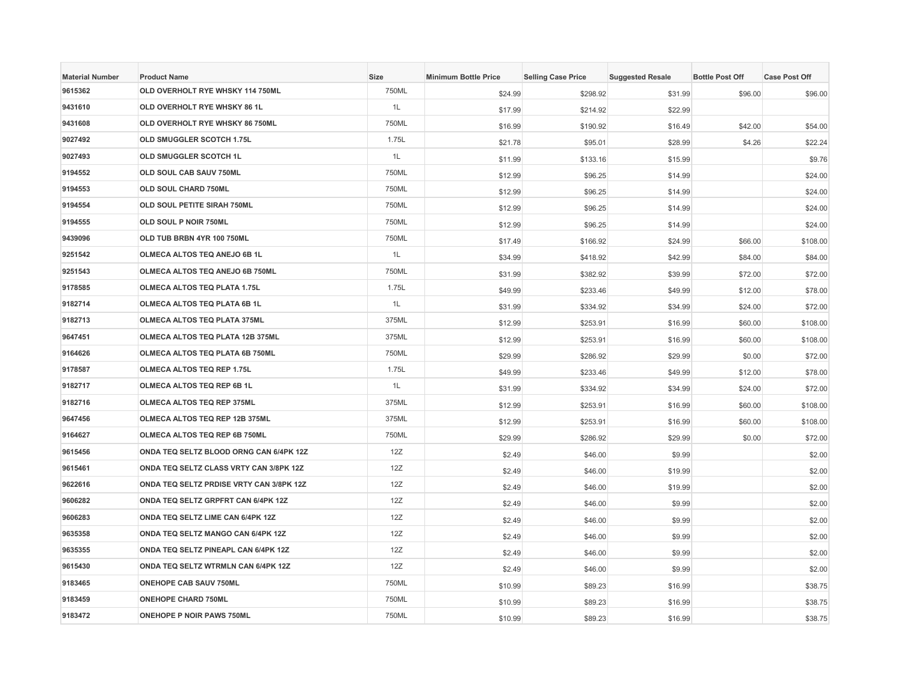| Material Number | Product Name | Size | Minimum Bottle Price | Selling Case Price | Suggested Resale | Bottle Post Off | Case Post Off |
|---|---|---|---|---|---|---|---|
| 9615362 | OLD OVERHOLT RYE WHSKY 114 750ML | 750ML | $24.99 | $298.92 | $31.99 | $96.00 | $96.00 |
| 9431610 | OLD OVERHOLT RYE WHSKY 86 1L | 1L | $17.99 | $214.92 | $22.99 | | |
| 9431608 | OLD OVERHOLT RYE WHSKY 86 750ML | 750ML | $16.99 | $190.92 | $16.49 | $42.00 | $54.00 |
| 9027492 | OLD SMUGGLER SCOTCH 1.75L | 1.75L | $21.78 | $95.01 | $28.99 | $4.26 | $22.24 |
| 9027493 | OLD SMUGGLER SCOTCH 1L | 1L | $11.99 | $133.16 | $15.99 | | $9.76 |
| 9194552 | OLD SOUL CAB SAUV 750ML | 750ML | $12.99 | $96.25 | $14.99 | | $24.00 |
| 9194553 | OLD SOUL CHARD 750ML | 750ML | $12.99 | $96.25 | $14.99 | | $24.00 |
| 9194554 | OLD SOUL PETITE SIRAH 750ML | 750ML | $12.99 | $96.25 | $14.99 | | $24.00 |
| 9194555 | OLD SOUL P NOIR 750ML | 750ML | $12.99 | $96.25 | $14.99 | | $24.00 |
| 9439096 | OLD TUB BRBN 4YR 100 750ML | 750ML | $17.49 | $166.92 | $24.99 | $66.00 | $108.00 |
| 9251542 | OLMECA ALTOS TEQ ANEJO 6B 1L | 1L | $34.99 | $418.92 | $42.99 | $84.00 | $84.00 |
| 9251543 | OLMECA ALTOS TEQ ANEJO 6B 750ML | 750ML | $31.99 | $382.92 | $39.99 | $72.00 | $72.00 |
| 9178585 | OLMECA ALTOS TEQ PLATA 1.75L | 1.75L | $49.99 | $233.46 | $49.99 | $12.00 | $78.00 |
| 9182714 | OLMECA ALTOS TEQ PLATA 6B 1L | 1L | $31.99 | $334.92 | $34.99 | $24.00 | $72.00 |
| 9182713 | OLMECA ALTOS TEQ PLATA 375ML | 375ML | $12.99 | $253.91 | $16.99 | $60.00 | $108.00 |
| 9647451 | OLMECA ALTOS TEQ PLATA 12B 375ML | 375ML | $12.99 | $253.91 | $16.99 | $60.00 | $108.00 |
| 9164626 | OLMECA ALTOS TEQ PLATA 6B 750ML | 750ML | $29.99 | $286.92 | $29.99 | $0.00 | $72.00 |
| 9178587 | OLMECA ALTOS TEQ REP 1.75L | 1.75L | $49.99 | $233.46 | $49.99 | $12.00 | $78.00 |
| 9182717 | OLMECA ALTOS TEQ REP 6B 1L | 1L | $31.99 | $334.92 | $34.99 | $24.00 | $72.00 |
| 9182716 | OLMECA ALTOS TEQ REP 375ML | 375ML | $12.99 | $253.91 | $16.99 | $60.00 | $108.00 |
| 9647456 | OLMECA ALTOS TEQ REP 12B 375ML | 375ML | $12.99 | $253.91 | $16.99 | $60.00 | $108.00 |
| 9164627 | OLMECA ALTOS TEQ REP 6B 750ML | 750ML | $29.99 | $286.92 | $29.99 | $0.00 | $72.00 |
| 9615456 | ONDA TEQ SELTZ BLOOD ORNG CAN 6/4PK 12Z | 12Z | $2.49 | $46.00 | $9.99 | | $2.00 |
| 9615461 | ONDA TEQ SELTZ CLASS VRTY CAN 3/8PK 12Z | 12Z | $2.49 | $46.00 | $19.99 | | $2.00 |
| 9622616 | ONDA TEQ SELTZ PRDISE VRTY CAN 3/8PK 12Z | 12Z | $2.49 | $46.00 | $19.99 | | $2.00 |
| 9606282 | ONDA TEQ SELTZ GRPFRT CAN 6/4PK 12Z | 12Z | $2.49 | $46.00 | $9.99 | | $2.00 |
| 9606283 | ONDA TEQ SELTZ LIME CAN 6/4PK 12Z | 12Z | $2.49 | $46.00 | $9.99 | | $2.00 |
| 9635358 | ONDA TEQ SELTZ MANGO CAN 6/4PK 12Z | 12Z | $2.49 | $46.00 | $9.99 | | $2.00 |
| 9635355 | ONDA TEQ SELTZ PINEAPL CAN 6/4PK 12Z | 12Z | $2.49 | $46.00 | $9.99 | | $2.00 |
| 9615430 | ONDA TEQ SELTZ WTRMLN CAN 6/4PK 12Z | 12Z | $2.49 | $46.00 | $9.99 | | $2.00 |
| 9183465 | ONEHOPE CAB SAUV 750ML | 750ML | $10.99 | $89.23 | $16.99 | | $38.75 |
| 9183459 | ONEHOPE CHARD 750ML | 750ML | $10.99 | $89.23 | $16.99 | | $38.75 |
| 9183472 | ONEHOPE P NOIR PAWS 750ML | 750ML | $10.99 | $89.23 | $16.99 | | $38.75 |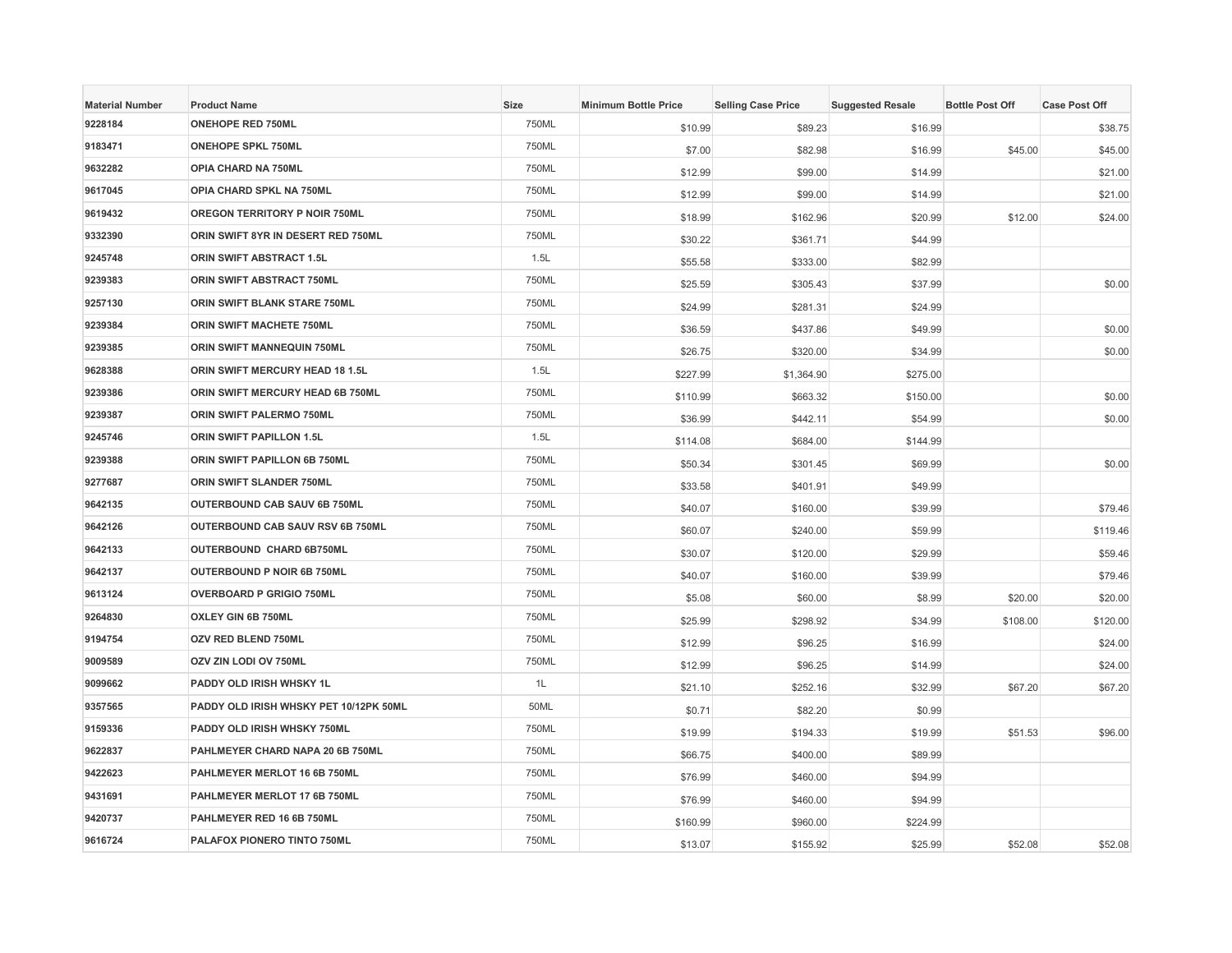| Material Number | Product Name | Size | Minimum Bottle Price | Selling Case Price | Suggested Resale | Bottle Post Off | Case Post Off |
|---|---|---|---|---|---|---|---|
| 9228184 | ONEHOPE RED 750ML | 750ML | $10.99 | $89.23 | $16.99 | | $38.75 |
| 9183471 | ONEHOPE SPKL 750ML | 750ML | $7.00 | $82.98 | $16.99 | $45.00 | $45.00 |
| 9632282 | OPIA CHARD NA 750ML | 750ML | $12.99 | $99.00 | $14.99 | | $21.00 |
| 9617045 | OPIA CHARD SPKL NA 750ML | 750ML | $12.99 | $99.00 | $14.99 | | $21.00 |
| 9619432 | OREGON TERRITORY P NOIR 750ML | 750ML | $18.99 | $162.96 | $20.99 | $12.00 | $24.00 |
| 9332390 | ORIN SWIFT 8YR IN DESERT RED 750ML | 750ML | $30.22 | $361.71 | $44.99 | | |
| 9245748 | ORIN SWIFT ABSTRACT 1.5L | 1.5L | $55.58 | $333.00 | $82.99 | | |
| 9239383 | ORIN SWIFT ABSTRACT 750ML | 750ML | $25.59 | $305.43 | $37.99 | | $0.00 |
| 9257130 | ORIN SWIFT BLANK STARE 750ML | 750ML | $24.99 | $281.31 | $24.99 | | |
| 9239384 | ORIN SWIFT MACHETE 750ML | 750ML | $36.59 | $437.86 | $49.99 | | $0.00 |
| 9239385 | ORIN SWIFT MANNEQUIN 750ML | 750ML | $26.75 | $320.00 | $34.99 | | $0.00 |
| 9628388 | ORIN SWIFT MERCURY HEAD 18 1.5L | 1.5L | $227.99 | $1,364.90 | $275.00 | | |
| 9239386 | ORIN SWIFT MERCURY HEAD 6B 750ML | 750ML | $110.99 | $663.32 | $150.00 | | $0.00 |
| 9239387 | ORIN SWIFT PALERMO 750ML | 750ML | $36.99 | $442.11 | $54.99 | | $0.00 |
| 9245746 | ORIN SWIFT PAPILLON 1.5L | 1.5L | $114.08 | $684.00 | $144.99 | | |
| 9239388 | ORIN SWIFT PAPILLON 6B 750ML | 750ML | $50.34 | $301.45 | $69.99 | | $0.00 |
| 9277687 | ORIN SWIFT SLANDER 750ML | 750ML | $33.58 | $401.91 | $49.99 | | |
| 9642135 | OUTERBOUND CAB SAUV 6B 750ML | 750ML | $40.07 | $160.00 | $39.99 | | $79.46 |
| 9642126 | OUTERBOUND CAB SAUV RSV 6B 750ML | 750ML | $60.07 | $240.00 | $59.99 | | $119.46 |
| 9642133 | OUTERBOUND CHARD 6B750ML | 750ML | $30.07 | $120.00 | $29.99 | | $59.46 |
| 9642137 | OUTERBOUND P NOIR 6B 750ML | 750ML | $40.07 | $160.00 | $39.99 | | $79.46 |
| 9613124 | OVERBOARD P GRIGIO 750ML | 750ML | $5.08 | $60.00 | $8.99 | $20.00 | $20.00 |
| 9264830 | OXLEY GIN 6B 750ML | 750ML | $25.99 | $298.92 | $34.99 | $108.00 | $120.00 |
| 9194754 | OZV RED BLEND 750ML | 750ML | $12.99 | $96.25 | $16.99 | | $24.00 |
| 9009589 | OZV ZIN LODI OV 750ML | 750ML | $12.99 | $96.25 | $14.99 | | $24.00 |
| 9099662 | PADDY OLD IRISH WHSKY 1L | 1L | $21.10 | $252.16 | $32.99 | $67.20 | $67.20 |
| 9357565 | PADDY OLD IRISH WHSKY PET 10/12PK 50ML | 50ML | $0.71 | $82.20 | $0.99 | | |
| 9159336 | PADDY OLD IRISH WHSKY 750ML | 750ML | $19.99 | $194.33 | $19.99 | $51.53 | $96.00 |
| 9622837 | PAHLMEYER CHARD NAPA 20 6B 750ML | 750ML | $66.75 | $400.00 | $89.99 | | |
| 9422623 | PAHLMEYER MERLOT 16 6B 750ML | 750ML | $76.99 | $460.00 | $94.99 | | |
| 9431691 | PAHLMEYER MERLOT 17 6B 750ML | 750ML | $76.99 | $460.00 | $94.99 | | |
| 9420737 | PAHLMEYER RED 16 6B 750ML | 750ML | $160.99 | $960.00 | $224.99 | | |
| 9616724 | PALAFOX PIONERO TINTO 750ML | 750ML | $13.07 | $155.92 | $25.99 | $52.08 | $52.08 |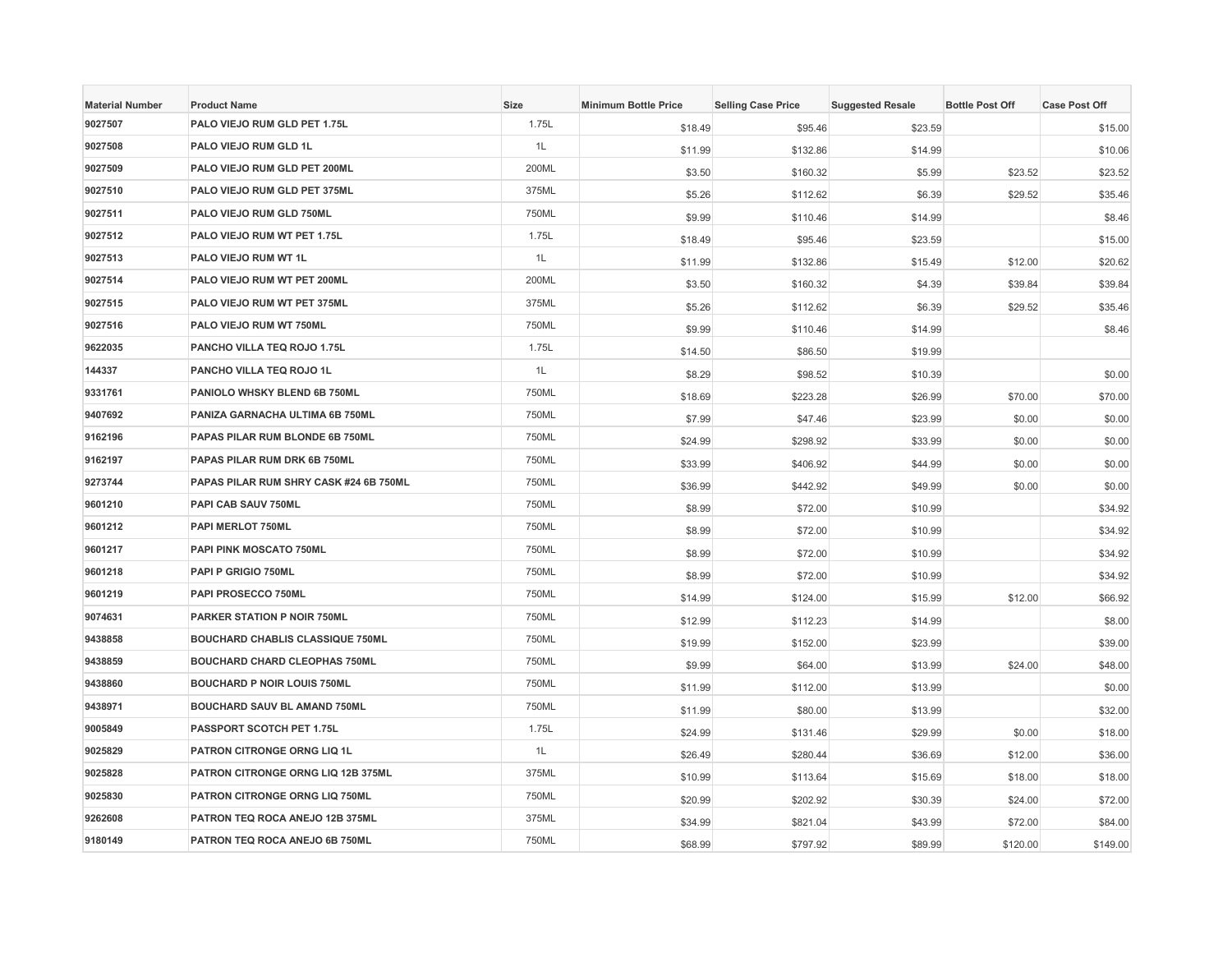| Material Number | Product Name | Size | Minimum Bottle Price | Selling Case Price | Suggested Resale | Bottle Post Off | Case Post Off |
|---|---|---|---|---|---|---|---|
| 9027507 | PALO VIEJO RUM GLD PET 1.75L | 1.75L | $18.49 | $95.46 | $23.59 | | $15.00 |
| 9027508 | PALO VIEJO RUM GLD 1L | 1L | $11.99 | $132.86 | $14.99 | | $10.06 |
| 9027509 | PALO VIEJO RUM GLD PET 200ML | 200ML | $3.50 | $160.32 | $5.99 | $23.52 | $23.52 |
| 9027510 | PALO VIEJO RUM GLD PET 375ML | 375ML | $5.26 | $112.62 | $6.39 | $29.52 | $35.46 |
| 9027511 | PALO VIEJO RUM GLD 750ML | 750ML | $9.99 | $110.46 | $14.99 | | $8.46 |
| 9027512 | PALO VIEJO RUM WT PET 1.75L | 1.75L | $18.49 | $95.46 | $23.59 | | $15.00 |
| 9027513 | PALO VIEJO RUM WT 1L | 1L | $11.99 | $132.86 | $15.49 | $12.00 | $20.62 |
| 9027514 | PALO VIEJO RUM WT PET 200ML | 200ML | $3.50 | $160.32 | $4.39 | $39.84 | $39.84 |
| 9027515 | PALO VIEJO RUM WT PET 375ML | 375ML | $5.26 | $112.62 | $6.39 | $29.52 | $35.46 |
| 9027516 | PALO VIEJO RUM WT 750ML | 750ML | $9.99 | $110.46 | $14.99 | | $8.46 |
| 9622035 | PANCHO VILLA TEQ ROJO 1.75L | 1.75L | $14.50 | $86.50 | $19.99 | | |
| 144337 | PANCHO VILLA TEQ ROJO 1L | 1L | $8.29 | $98.52 | $10.39 | | $0.00 |
| 9331761 | PANIOLO WHSKY BLEND 6B 750ML | 750ML | $18.69 | $223.28 | $26.99 | $70.00 | $70.00 |
| 9407692 | PANIZA GARNACHA ULTIMA 6B 750ML | 750ML | $7.99 | $47.46 | $23.99 | $0.00 | $0.00 |
| 9162196 | PAPAS PILAR RUM BLONDE 6B 750ML | 750ML | $24.99 | $298.92 | $33.99 | $0.00 | $0.00 |
| 9162197 | PAPAS PILAR RUM DRK 6B 750ML | 750ML | $33.99 | $406.92 | $44.99 | $0.00 | $0.00 |
| 9273744 | PAPAS PILAR RUM SHRY CASK #24 6B 750ML | 750ML | $36.99 | $442.92 | $49.99 | $0.00 | $0.00 |
| 9601210 | PAPI CAB SAUV 750ML | 750ML | $8.99 | $72.00 | $10.99 | | $34.92 |
| 9601212 | PAPI MERLOT 750ML | 750ML | $8.99 | $72.00 | $10.99 | | $34.92 |
| 9601217 | PAPI PINK MOSCATO 750ML | 750ML | $8.99 | $72.00 | $10.99 | | $34.92 |
| 9601218 | PAPI P GRIGIO 750ML | 750ML | $8.99 | $72.00 | $10.99 | | $34.92 |
| 9601219 | PAPI PROSECCO 750ML | 750ML | $14.99 | $124.00 | $15.99 | $12.00 | $66.92 |
| 9074631 | PARKER STATION P NOIR 750ML | 750ML | $12.99 | $112.23 | $14.99 | | $8.00 |
| 9438858 | BOUCHARD CHABLIS CLASSIQUE 750ML | 750ML | $19.99 | $152.00 | $23.99 | | $39.00 |
| 9438859 | BOUCHARD CHARD CLEOPHAS 750ML | 750ML | $9.99 | $64.00 | $13.99 | $24.00 | $48.00 |
| 9438860 | BOUCHARD P NOIR LOUIS 750ML | 750ML | $11.99 | $112.00 | $13.99 | | $0.00 |
| 9438971 | BOUCHARD SAUV BL AMAND 750ML | 750ML | $11.99 | $80.00 | $13.99 | | $32.00 |
| 9005849 | PASSPORT SCOTCH PET 1.75L | 1.75L | $24.99 | $131.46 | $29.99 | $0.00 | $18.00 |
| 9025829 | PATRON CITRONGE ORNG LIQ 1L | 1L | $26.49 | $280.44 | $36.69 | $12.00 | $36.00 |
| 9025828 | PATRON CITRONGE ORNG LIQ 12B 375ML | 375ML | $10.99 | $113.64 | $15.69 | $18.00 | $18.00 |
| 9025830 | PATRON CITRONGE ORNG LIQ 750ML | 750ML | $20.99 | $202.92 | $30.39 | $24.00 | $72.00 |
| 9262608 | PATRON TEQ ROCA ANEJO 12B 375ML | 375ML | $34.99 | $821.04 | $43.99 | $72.00 | $84.00 |
| 9180149 | PATRON TEQ ROCA ANEJO 6B 750ML | 750ML | $68.99 | $797.92 | $89.99 | $120.00 | $149.00 |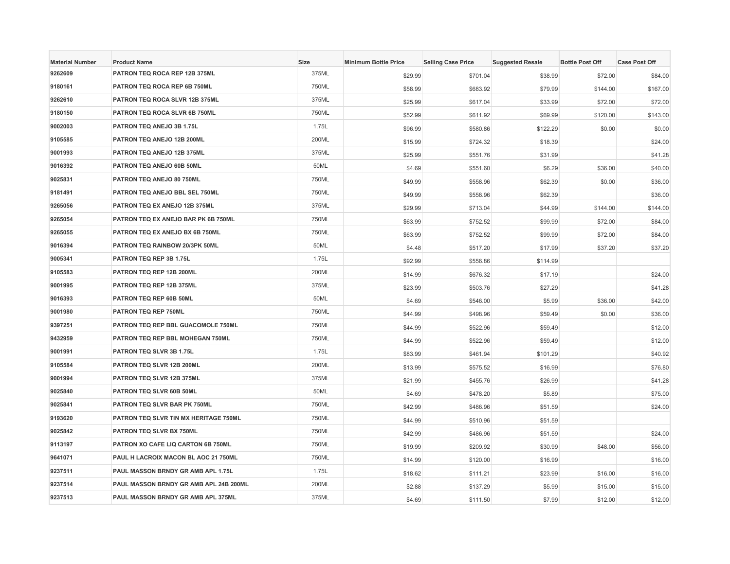| Material Number | Product Name | Size | Minimum Bottle Price | Selling Case Price | Suggested Resale | Bottle Post Off | Case Post Off |
|---|---|---|---|---|---|---|---|
| 9262609 | PATRON TEQ ROCA REP 12B 375ML | 375ML | $29.99 | $701.04 | $38.99 | $72.00 | $84.00 |
| 9180161 | PATRON TEQ ROCA REP 6B 750ML | 750ML | $58.99 | $683.92 | $79.99 | $144.00 | $167.00 |
| 9262610 | PATRON TEQ ROCA SLVR 12B 375ML | 375ML | $25.99 | $617.04 | $33.99 | $72.00 | $72.00 |
| 9180150 | PATRON TEQ ROCA SLVR 6B 750ML | 750ML | $52.99 | $611.92 | $69.99 | $120.00 | $143.00 |
| 9002003 | PATRON TEQ ANEJO 3B 1.75L | 1.75L | $96.99 | $580.86 | $122.29 | $0.00 | $0.00 |
| 9105585 | PATRON TEQ ANEJO 12B 200ML | 200ML | $15.99 | $724.32 | $18.39 | | $24.00 |
| 9001993 | PATRON TEQ ANEJO 12B 375ML | 375ML | $25.99 | $551.76 | $31.99 | | $41.28 |
| 9016392 | PATRON TEQ ANEJO 60B 50ML | 50ML | $4.69 | $551.60 | $6.29 | $36.00 | $40.00 |
| 9025831 | PATRON TEQ ANEJO 80 750ML | 750ML | $49.99 | $558.96 | $62.39 | $0.00 | $36.00 |
| 9181491 | PATRON TEQ ANEJO BBL SEL 750ML | 750ML | $49.99 | $558.96 | $62.39 | | $36.00 |
| 9265056 | PATRON TEQ EX ANEJO 12B 375ML | 375ML | $29.99 | $713.04 | $44.99 | $144.00 | $144.00 |
| 9265054 | PATRON TEQ EX ANEJO BAR PK 6B 750ML | 750ML | $63.99 | $752.52 | $99.99 | $72.00 | $84.00 |
| 9265055 | PATRON TEQ EX ANEJO BX 6B 750ML | 750ML | $63.99 | $752.52 | $99.99 | $72.00 | $84.00 |
| 9016394 | PATRON TEQ RAINBOW 20/3PK 50ML | 50ML | $4.48 | $517.20 | $17.99 | $37.20 | $37.20 |
| 9005341 | PATRON TEQ REP 3B 1.75L | 1.75L | $92.99 | $556.86 | $114.99 | | |
| 9105583 | PATRON TEQ REP 12B 200ML | 200ML | $14.99 | $676.32 | $17.19 | | $24.00 |
| 9001995 | PATRON TEQ REP 12B 375ML | 375ML | $23.99 | $503.76 | $27.29 | | $41.28 |
| 9016393 | PATRON TEQ REP 60B 50ML | 50ML | $4.69 | $546.00 | $5.99 | $36.00 | $42.00 |
| 9001980 | PATRON TEQ REP 750ML | 750ML | $44.99 | $498.96 | $59.49 | $0.00 | $36.00 |
| 9397251 | PATRON TEQ REP BBL GUACOMOLE 750ML | 750ML | $44.99 | $522.96 | $59.49 | | $12.00 |
| 9432959 | PATRON TEQ REP BBL MOHEGAN 750ML | 750ML | $44.99 | $522.96 | $59.49 | | $12.00 |
| 9001991 | PATRON TEQ SLVR 3B 1.75L | 1.75L | $83.99 | $461.94 | $101.29 | | $40.92 |
| 9105584 | PATRON TEQ SLVR 12B 200ML | 200ML | $13.99 | $575.52 | $16.99 | | $76.80 |
| 9001994 | PATRON TEQ SLVR 12B 375ML | 375ML | $21.99 | $455.76 | $26.99 | | $41.28 |
| 9025840 | PATRON TEQ SLVR 60B 50ML | 50ML | $4.69 | $478.20 | $5.89 | | $75.00 |
| 9025841 | PATRON TEQ SLVR BAR PK 750ML | 750ML | $42.99 | $486.96 | $51.59 | | $24.00 |
| 9193620 | PATRON TEQ SLVR TIN MX HERITAGE 750ML | 750ML | $44.99 | $510.96 | $51.59 | | |
| 9025842 | PATRON TEQ SLVR BX 750ML | 750ML | $42.99 | $486.96 | $51.59 | | $24.00 |
| 9113197 | PATRON XO CAFE LIQ CARTON 6B 750ML | 750ML | $19.99 | $209.92 | $30.99 | $48.00 | $56.00 |
| 9641071 | PAUL H LACROIX MACON BL AOC 21 750ML | 750ML | $14.99 | $120.00 | $16.99 | | $16.00 |
| 9237511 | PAUL MASSON BRNDY GR AMB APL 1.75L | 1.75L | $18.62 | $111.21 | $23.99 | $16.00 | $16.00 |
| 9237514 | PAUL MASSON BRNDY GR AMB APL 24B 200ML | 200ML | $2.88 | $137.29 | $5.99 | $15.00 | $15.00 |
| 9237513 | PAUL MASSON BRNDY GR AMB APL 375ML | 375ML | $4.69 | $111.50 | $7.99 | $12.00 | $12.00 |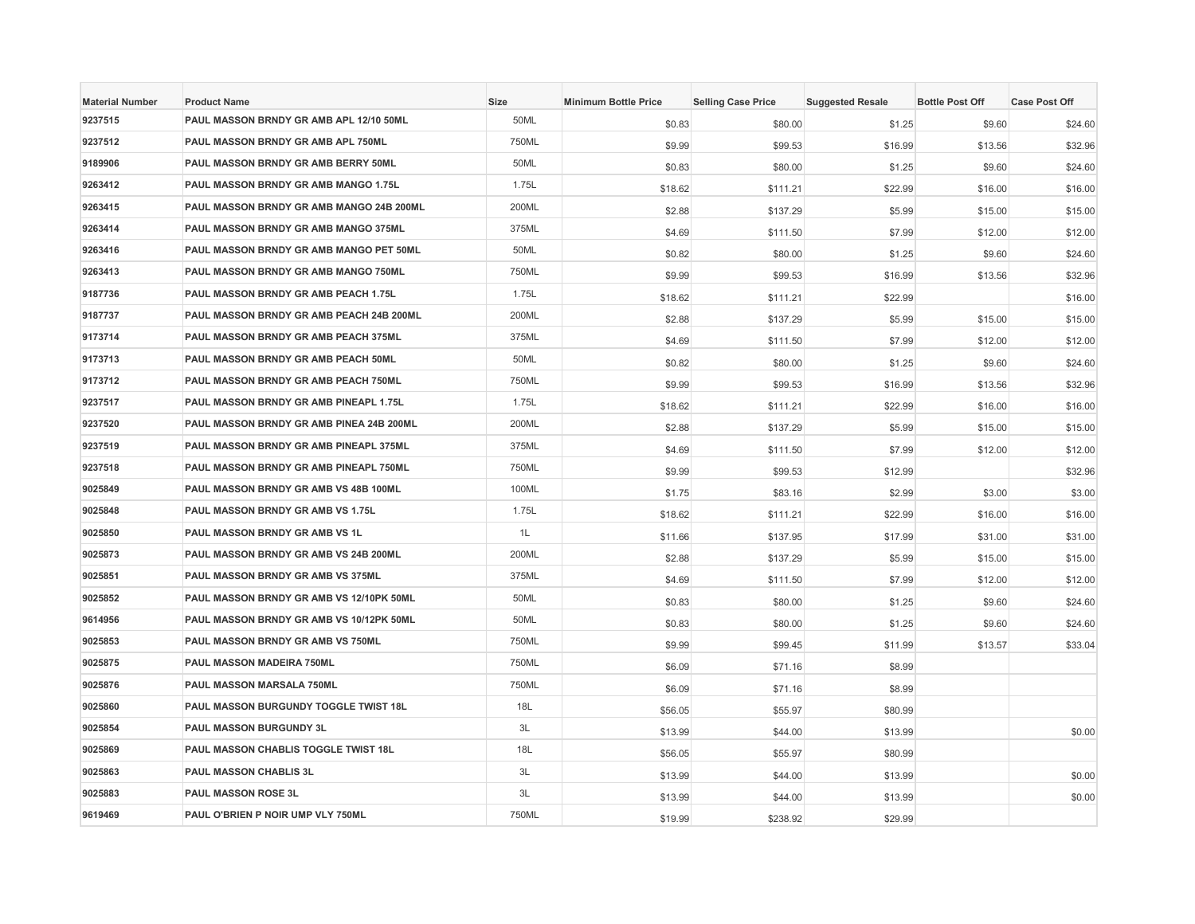| Material Number | Product Name | Size | Minimum Bottle Price | Selling Case Price | Suggested Resale | Bottle Post Off | Case Post Off |
|---|---|---|---|---|---|---|---|
| 9237515 | PAUL MASSON BRNDY GR AMB APL 12/10 50ML | 50ML | $0.83 | $80.00 | $1.25 | $9.60 | $24.60 |
| 9237512 | PAUL MASSON BRNDY GR AMB APL 750ML | 750ML | $9.99 | $99.53 | $16.99 | $13.56 | $32.96 |
| 9189906 | PAUL MASSON BRNDY GR AMB BERRY 50ML | 50ML | $0.83 | $80.00 | $1.25 | $9.60 | $24.60 |
| 9263412 | PAUL MASSON BRNDY GR AMB MANGO 1.75L | 1.75L | $18.62 | $111.21 | $22.99 | $16.00 | $16.00 |
| 9263415 | PAUL MASSON BRNDY GR AMB MANGO 24B 200ML | 200ML | $2.88 | $137.29 | $5.99 | $15.00 | $15.00 |
| 9263414 | PAUL MASSON BRNDY GR AMB MANGO 375ML | 375ML | $4.69 | $111.50 | $7.99 | $12.00 | $12.00 |
| 9263416 | PAUL MASSON BRNDY GR AMB MANGO PET 50ML | 50ML | $0.82 | $80.00 | $1.25 | $9.60 | $24.60 |
| 9263413 | PAUL MASSON BRNDY GR AMB MANGO 750ML | 750ML | $9.99 | $99.53 | $16.99 | $13.56 | $32.96 |
| 9187736 | PAUL MASSON BRNDY GR AMB PEACH 1.75L | 1.75L | $18.62 | $111.21 | $22.99 | | $16.00 |
| 9187737 | PAUL MASSON BRNDY GR AMB PEACH 24B 200ML | 200ML | $2.88 | $137.29 | $5.99 | $15.00 | $15.00 |
| 9173714 | PAUL MASSON BRNDY GR AMB PEACH 375ML | 375ML | $4.69 | $111.50 | $7.99 | $12.00 | $12.00 |
| 9173713 | PAUL MASSON BRNDY GR AMB PEACH 50ML | 50ML | $0.82 | $80.00 | $1.25 | $9.60 | $24.60 |
| 9173712 | PAUL MASSON BRNDY GR AMB PEACH 750ML | 750ML | $9.99 | $99.53 | $16.99 | $13.56 | $32.96 |
| 9237517 | PAUL MASSON BRNDY GR AMB PINEAPL 1.75L | 1.75L | $18.62 | $111.21 | $22.99 | $16.00 | $16.00 |
| 9237520 | PAUL MASSON BRNDY GR AMB PINEA 24B 200ML | 200ML | $2.88 | $137.29 | $5.99 | $15.00 | $15.00 |
| 9237519 | PAUL MASSON BRNDY GR AMB PINEAPL 375ML | 375ML | $4.69 | $111.50 | $7.99 | $12.00 | $12.00 |
| 9237518 | PAUL MASSON BRNDY GR AMB PINEAPL 750ML | 750ML | $9.99 | $99.53 | $12.99 | | $32.96 |
| 9025849 | PAUL MASSON BRNDY GR AMB VS 48B 100ML | 100ML | $1.75 | $83.16 | $2.99 | $3.00 | $3.00 |
| 9025848 | PAUL MASSON BRNDY GR AMB VS 1.75L | 1.75L | $18.62 | $111.21 | $22.99 | $16.00 | $16.00 |
| 9025850 | PAUL MASSON BRNDY GR AMB VS 1L | 1L | $11.66 | $137.95 | $17.99 | $31.00 | $31.00 |
| 9025873 | PAUL MASSON BRNDY GR AMB VS 24B 200ML | 200ML | $2.88 | $137.29 | $5.99 | $15.00 | $15.00 |
| 9025851 | PAUL MASSON BRNDY GR AMB VS 375ML | 375ML | $4.69 | $111.50 | $7.99 | $12.00 | $12.00 |
| 9025852 | PAUL MASSON BRNDY GR AMB VS 12/10PK 50ML | 50ML | $0.83 | $80.00 | $1.25 | $9.60 | $24.60 |
| 9614956 | PAUL MASSON BRNDY GR AMB VS 10/12PK 50ML | 50ML | $0.83 | $80.00 | $1.25 | $9.60 | $24.60 |
| 9025853 | PAUL MASSON BRNDY GR AMB VS 750ML | 750ML | $9.99 | $99.45 | $11.99 | $13.57 | $33.04 |
| 9025875 | PAUL MASSON MADEIRA 750ML | 750ML | $6.09 | $71.16 | $8.99 | | |
| 9025876 | PAUL MASSON MARSALA 750ML | 750ML | $6.09 | $71.16 | $8.99 | | |
| 9025860 | PAUL MASSON BURGUNDY TOGGLE TWIST 18L | 18L | $56.05 | $55.97 | $80.99 | | |
| 9025854 | PAUL MASSON BURGUNDY 3L | 3L | $13.99 | $44.00 | $13.99 | | $0.00 |
| 9025869 | PAUL MASSON CHABLIS TOGGLE TWIST 18L | 18L | $56.05 | $55.97 | $80.99 | | |
| 9025863 | PAUL MASSON CHABLIS 3L | 3L | $13.99 | $44.00 | $13.99 | | $0.00 |
| 9025883 | PAUL MASSON ROSE 3L | 3L | $13.99 | $44.00 | $13.99 | | $0.00 |
| 9619469 | PAUL O'BRIEN P NOIR UMP VLY 750ML | 750ML | $19.99 | $238.92 | $29.99 | | |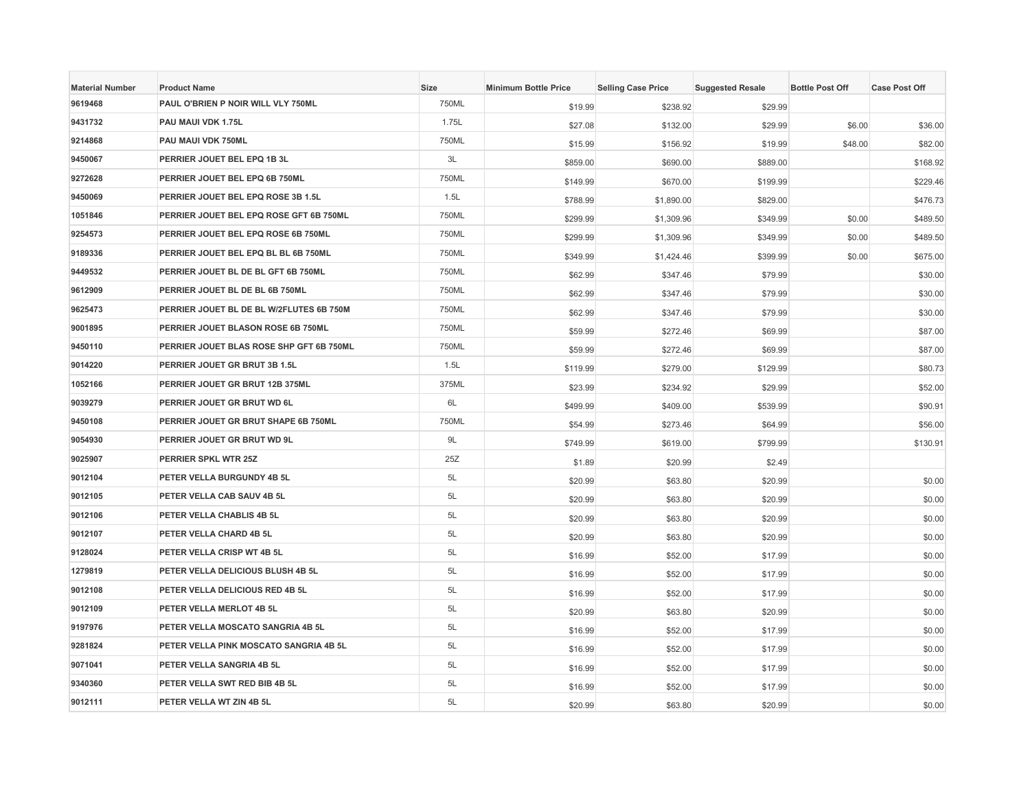| Material Number | Product Name | Size | Minimum Bottle Price | Selling Case Price | Suggested Resale | Bottle Post Off | Case Post Off |
| --- | --- | --- | --- | --- | --- | --- | --- |
| 9619468 | PAUL O'BRIEN P NOIR WILL VLY 750ML | 750ML | $19.99 | $238.92 | $29.99 | | |
| 9431732 | PAU MAUI VDK 1.75L | 1.75L | $27.08 | $132.00 | $29.99 | $6.00 | $36.00 |
| 9214868 | PAU MAUI VDK 750ML | 750ML | $15.99 | $156.92 | $19.99 | $48.00 | $82.00 |
| 9450067 | PERRIER JOUET BEL EPQ 1B 3L | 3L | $859.00 | $690.00 | $889.00 | | $168.92 |
| 9272628 | PERRIER JOUET BEL EPQ 6B 750ML | 750ML | $149.99 | $670.00 | $199.99 | | $229.46 |
| 9450069 | PERRIER JOUET BEL EPQ ROSE 3B 1.5L | 1.5L | $788.99 | $1,890.00 | $829.00 | | $476.73 |
| 1051846 | PERRIER JOUET BEL EPQ ROSE GFT 6B 750ML | 750ML | $299.99 | $1,309.96 | $349.99 | $0.00 | $489.50 |
| 9254573 | PERRIER JOUET BEL EPQ ROSE 6B 750ML | 750ML | $299.99 | $1,309.96 | $349.99 | $0.00 | $489.50 |
| 9189336 | PERRIER JOUET BEL EPQ BL BL 6B 750ML | 750ML | $349.99 | $1,424.46 | $399.99 | $0.00 | $675.00 |
| 9449532 | PERRIER JOUET BL DE BL GFT 6B 750ML | 750ML | $62.99 | $347.46 | $79.99 | | $30.00 |
| 9612909 | PERRIER JOUET BL DE BL 6B 750ML | 750ML | $62.99 | $347.46 | $79.99 | | $30.00 |
| 9625473 | PERRIER JOUET BL DE BL W/2FLUTES 6B 750M | 750ML | $62.99 | $347.46 | $79.99 | | $30.00 |
| 9001895 | PERRIER JOUET BLASON ROSE 6B 750ML | 750ML | $59.99 | $272.46 | $69.99 | | $87.00 |
| 9450110 | PERRIER JOUET BLAS ROSE SHP GFT 6B 750ML | 750ML | $59.99 | $272.46 | $69.99 | | $87.00 |
| 9014220 | PERRIER JOUET GR BRUT 3B 1.5L | 1.5L | $119.99 | $279.00 | $129.99 | | $80.73 |
| 1052166 | PERRIER JOUET GR BRUT 12B 375ML | 375ML | $23.99 | $234.92 | $29.99 | | $52.00 |
| 9039279 | PERRIER JOUET GR BRUT WD 6L | 6L | $499.99 | $409.00 | $539.99 | | $90.91 |
| 9450108 | PERRIER JOUET GR BRUT SHAPE 6B 750ML | 750ML | $54.99 | $273.46 | $64.99 | | $56.00 |
| 9054930 | PERRIER JOUET GR BRUT WD 9L | 9L | $749.99 | $619.00 | $799.99 | | $130.91 |
| 9025907 | PERRIER SPKL WTR 25Z | 25Z | $1.89 | $20.99 | $2.49 | | |
| 9012104 | PETER VELLA BURGUNDY 4B 5L | 5L | $20.99 | $63.80 | $20.99 | | $0.00 |
| 9012105 | PETER VELLA CAB SAUV 4B 5L | 5L | $20.99 | $63.80 | $20.99 | | $0.00 |
| 9012106 | PETER VELLA CHABLIS 4B 5L | 5L | $20.99 | $63.80 | $20.99 | | $0.00 |
| 9012107 | PETER VELLA CHARD 4B 5L | 5L | $20.99 | $63.80 | $20.99 | | $0.00 |
| 9128024 | PETER VELLA CRISP WT 4B 5L | 5L | $16.99 | $52.00 | $17.99 | | $0.00 |
| 1279819 | PETER VELLA DELICIOUS BLUSH 4B 5L | 5L | $16.99 | $52.00 | $17.99 | | $0.00 |
| 9012108 | PETER VELLA DELICIOUS RED 4B 5L | 5L | $16.99 | $52.00 | $17.99 | | $0.00 |
| 9012109 | PETER VELLA MERLOT 4B 5L | 5L | $20.99 | $63.80 | $20.99 | | $0.00 |
| 9197976 | PETER VELLA MOSCATO SANGRIA 4B 5L | 5L | $16.99 | $52.00 | $17.99 | | $0.00 |
| 9281824 | PETER VELLA PINK MOSCATO SANGRIA 4B 5L | 5L | $16.99 | $52.00 | $17.99 | | $0.00 |
| 9071041 | PETER VELLA SANGRIA 4B 5L | 5L | $16.99 | $52.00 | $17.99 | | $0.00 |
| 9340360 | PETER VELLA SWT RED BIB 4B 5L | 5L | $16.99 | $52.00 | $17.99 | | $0.00 |
| 9012111 | PETER VELLA WT ZIN 4B 5L | 5L | $20.99 | $63.80 | $20.99 | | $0.00 |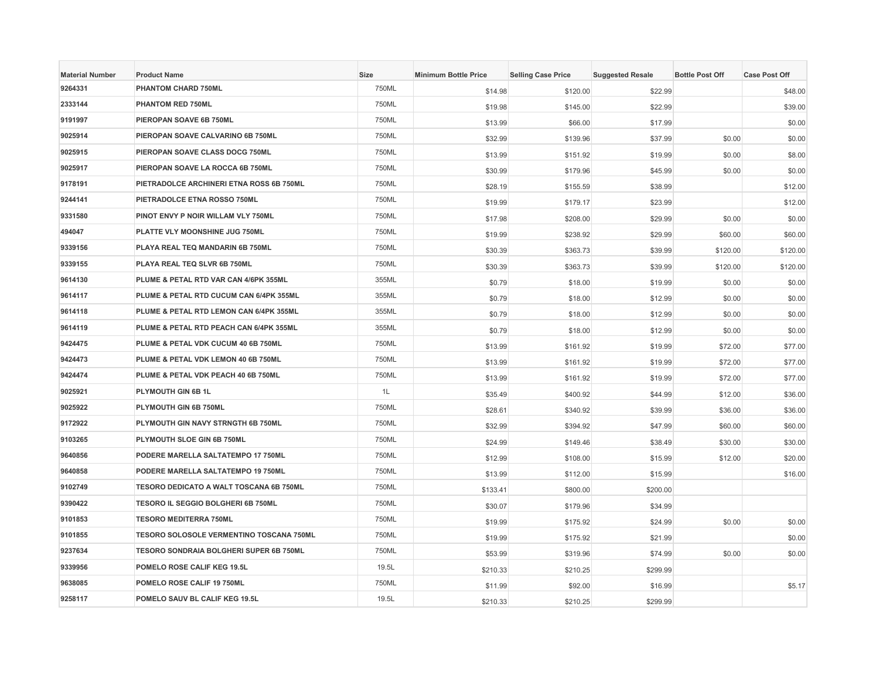| Material Number | Product Name | Size | Minimum Bottle Price | Selling Case Price | Suggested Resale | Bottle Post Off | Case Post Off |
|---|---|---|---|---|---|---|---|
| 9264331 | PHANTOM CHARD 750ML | 750ML | $14.98 | $120.00 | $22.99 | | $48.00 |
| 2333144 | PHANTOM RED 750ML | 750ML | $19.98 | $145.00 | $22.99 | | $39.00 |
| 9191997 | PIEROPAN SOAVE 6B 750ML | 750ML | $13.99 | $66.00 | $17.99 | | $0.00 |
| 9025914 | PIEROPAN SOAVE CALVARINO 6B 750ML | 750ML | $32.99 | $139.96 | $37.99 | $0.00 | $0.00 |
| 9025915 | PIEROPAN SOAVE CLASS DOCG 750ML | 750ML | $13.99 | $151.92 | $19.99 | $0.00 | $8.00 |
| 9025917 | PIEROPAN SOAVE LA ROCCA 6B 750ML | 750ML | $30.99 | $179.96 | $45.99 | $0.00 | $0.00 |
| 9178191 | PIETRADOLCE ARCHINERI ETNA ROSS 6B 750ML | 750ML | $28.19 | $155.59 | $38.99 | | $12.00 |
| 9244141 | PIETRADOLCE ETNA ROSSO 750ML | 750ML | $19.99 | $179.17 | $23.99 | | $12.00 |
| 9331580 | PINOT ENVY P NOIR WILLAM VLY 750ML | 750ML | $17.98 | $208.00 | $29.99 | $0.00 | $0.00 |
| 494047 | PLATTE VLY MOONSHINE JUG 750ML | 750ML | $19.99 | $238.92 | $29.99 | $60.00 | $60.00 |
| 9339156 | PLAYA REAL TEQ MANDARIN 6B 750ML | 750ML | $30.39 | $363.73 | $39.99 | $120.00 | $120.00 |
| 9339155 | PLAYA REAL TEQ SLVR 6B 750ML | 750ML | $30.39 | $363.73 | $39.99 | $120.00 | $120.00 |
| 9614130 | PLUME & PETAL RTD VAR CAN 4/6PK 355ML | 355ML | $0.79 | $18.00 | $19.99 | $0.00 | $0.00 |
| 9614117 | PLUME & PETAL RTD CUCUM CAN 6/4PK 355ML | 355ML | $0.79 | $18.00 | $12.99 | $0.00 | $0.00 |
| 9614118 | PLUME & PETAL RTD LEMON CAN 6/4PK 355ML | 355ML | $0.79 | $18.00 | $12.99 | $0.00 | $0.00 |
| 9614119 | PLUME & PETAL RTD PEACH CAN 6/4PK 355ML | 355ML | $0.79 | $18.00 | $12.99 | $0.00 | $0.00 |
| 9424475 | PLUME & PETAL VDK CUCUM 40 6B 750ML | 750ML | $13.99 | $161.92 | $19.99 | $72.00 | $77.00 |
| 9424473 | PLUME & PETAL VDK LEMON 40 6B 750ML | 750ML | $13.99 | $161.92 | $19.99 | $72.00 | $77.00 |
| 9424474 | PLUME & PETAL VDK PEACH 40 6B 750ML | 750ML | $13.99 | $161.92 | $19.99 | $72.00 | $77.00 |
| 9025921 | PLYMOUTH GIN 6B 1L | 1L | $35.49 | $400.92 | $44.99 | $12.00 | $36.00 |
| 9025922 | PLYMOUTH GIN 6B 750ML | 750ML | $28.61 | $340.92 | $39.99 | $36.00 | $36.00 |
| 9172922 | PLYMOUTH GIN NAVY STRNGTH 6B 750ML | 750ML | $32.99 | $394.92 | $47.99 | $60.00 | $60.00 |
| 9103265 | PLYMOUTH SLOE GIN 6B 750ML | 750ML | $24.99 | $149.46 | $38.49 | $30.00 | $30.00 |
| 9640856 | PODERE MARELLA SALTATEMPO 17 750ML | 750ML | $12.99 | $108.00 | $15.99 | $12.00 | $20.00 |
| 9640858 | PODERE MARELLA SALTATEMPO 19 750ML | 750ML | $13.99 | $112.00 | $15.99 | | $16.00 |
| 9102749 | TESORO DEDICATO A WALT TOSCANA 6B 750ML | 750ML | $133.41 | $800.00 | $200.00 | | |
| 9390422 | TESORO IL SEGGIO BOLGHERI 6B 750ML | 750ML | $30.07 | $179.96 | $34.99 | | |
| 9101853 | TESORO MEDITERRA 750ML | 750ML | $19.99 | $175.92 | $24.99 | $0.00 | $0.00 |
| 9101855 | TESORO SOLOSOLE VERMENTINO TOSCANA 750ML | 750ML | $19.99 | $175.92 | $21.99 | | $0.00 |
| 9237634 | TESORO SONDRAIA BOLGHERI SUPER 6B 750ML | 750ML | $53.99 | $319.96 | $74.99 | $0.00 | $0.00 |
| 9339956 | POMELO ROSE CALIF KEG 19.5L | 19.5L | $210.33 | $210.25 | $299.99 | | |
| 9638085 | POMELO ROSE CALIF 19 750ML | 750ML | $11.99 | $92.00 | $16.99 | | $5.17 |
| 9258117 | POMELO SAUV BL CALIF KEG 19.5L | 19.5L | $210.33 | $210.25 | $299.99 | | |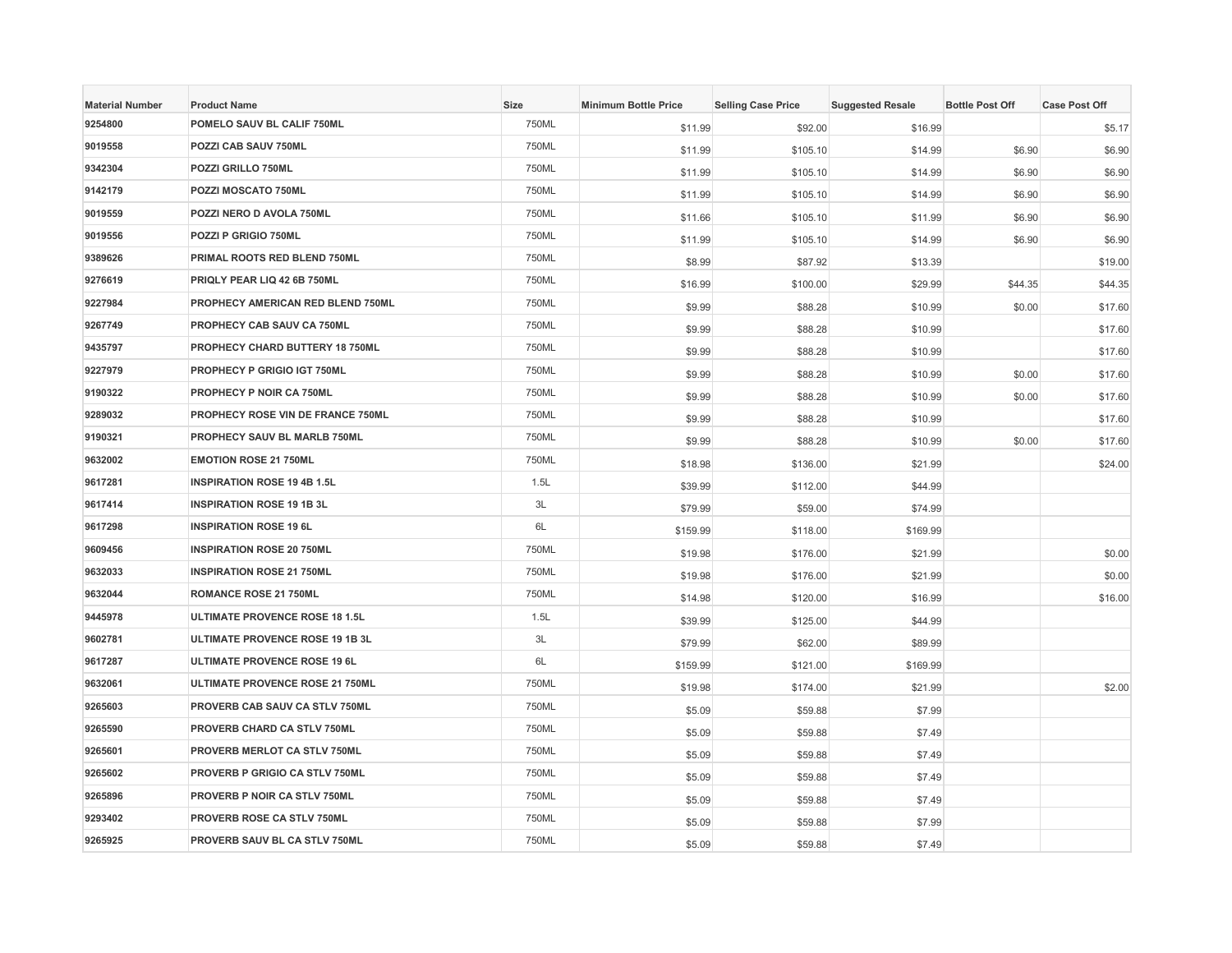| Material Number | Product Name | Size | Minimum Bottle Price | Selling Case Price | Suggested Resale | Bottle Post Off | Case Post Off |
|---|---|---|---|---|---|---|---|
| 9254800 | POMELO SAUV BL CALIF 750ML | 750ML | $11.99 | $92.00 | $16.99 | | $5.17 |
| 9019558 | POZZI CAB SAUV 750ML | 750ML | $11.99 | $105.10 | $14.99 | $6.90 | $6.90 |
| 9342304 | POZZI GRILLO 750ML | 750ML | $11.99 | $105.10 | $14.99 | $6.90 | $6.90 |
| 9142179 | POZZI MOSCATO 750ML | 750ML | $11.99 | $105.10 | $14.99 | $6.90 | $6.90 |
| 9019559 | POZZI NERO D AVOLA 750ML | 750ML | $11.66 | $105.10 | $11.99 | $6.90 | $6.90 |
| 9019556 | POZZI P GRIGIO 750ML | 750ML | $11.99 | $105.10 | $14.99 | $6.90 | $6.90 |
| 9389626 | PRIMAL ROOTS RED BLEND 750ML | 750ML | $8.99 | $87.92 | $13.39 | | $19.00 |
| 9276619 | PRIQLY PEAR LIQ 42 6B 750ML | 750ML | $16.99 | $100.00 | $29.99 | $44.35 | $44.35 |
| 9227984 | PROPHECY AMERICAN RED BLEND 750ML | 750ML | $9.99 | $88.28 | $10.99 | $0.00 | $17.60 |
| 9267749 | PROPHECY CAB SAUV CA 750ML | 750ML | $9.99 | $88.28 | $10.99 | | $17.60 |
| 9435797 | PROPHECY CHARD BUTTERY 18 750ML | 750ML | $9.99 | $88.28 | $10.99 | | $17.60 |
| 9227979 | PROPHECY P GRIGIO IGT 750ML | 750ML | $9.99 | $88.28 | $10.99 | $0.00 | $17.60 |
| 9190322 | PROPHECY P NOIR CA 750ML | 750ML | $9.99 | $88.28 | $10.99 | $0.00 | $17.60 |
| 9289032 | PROPHECY ROSE VIN DE FRANCE 750ML | 750ML | $9.99 | $88.28 | $10.99 | | $17.60 |
| 9190321 | PROPHECY SAUV BL MARLB 750ML | 750ML | $9.99 | $88.28 | $10.99 | $0.00 | $17.60 |
| 9632002 | EMOTION ROSE 21 750ML | 750ML | $18.98 | $136.00 | $21.99 | | $24.00 |
| 9617281 | INSPIRATION ROSE 19 4B 1.5L | 1.5L | $39.99 | $112.00 | $44.99 | | |
| 9617414 | INSPIRATION ROSE 19 1B 3L | 3L | $79.99 | $59.00 | $74.99 | | |
| 9617298 | INSPIRATION ROSE 19 6L | 6L | $159.99 | $118.00 | $169.99 | | |
| 9609456 | INSPIRATION ROSE 20 750ML | 750ML | $19.98 | $176.00 | $21.99 | | $0.00 |
| 9632033 | INSPIRATION ROSE 21 750ML | 750ML | $19.98 | $176.00 | $21.99 | | $0.00 |
| 9632044 | ROMANCE ROSE 21 750ML | 750ML | $14.98 | $120.00 | $16.99 | | $16.00 |
| 9445978 | ULTIMATE PROVENCE ROSE 18 1.5L | 1.5L | $39.99 | $125.00 | $44.99 | | |
| 9602781 | ULTIMATE PROVENCE ROSE 19 1B 3L | 3L | $79.99 | $62.00 | $89.99 | | |
| 9617287 | ULTIMATE PROVENCE ROSE 19 6L | 6L | $159.99 | $121.00 | $169.99 | | |
| 9632061 | ULTIMATE PROVENCE ROSE 21 750ML | 750ML | $19.98 | $174.00 | $21.99 | | $2.00 |
| 9265603 | PROVERB CAB SAUV CA STLV 750ML | 750ML | $5.09 | $59.88 | $7.99 | | |
| 9265590 | PROVERB CHARD CA STLV 750ML | 750ML | $5.09 | $59.88 | $7.49 | | |
| 9265601 | PROVERB MERLOT CA STLV 750ML | 750ML | $5.09 | $59.88 | $7.49 | | |
| 9265602 | PROVERB P GRIGIO CA STLV 750ML | 750ML | $5.09 | $59.88 | $7.49 | | |
| 9265896 | PROVERB P NOIR CA STLV 750ML | 750ML | $5.09 | $59.88 | $7.49 | | |
| 9293402 | PROVERB ROSE CA STLV 750ML | 750ML | $5.09 | $59.88 | $7.99 | | |
| 9265925 | PROVERB SAUV BL CA STLV 750ML | 750ML | $5.09 | $59.88 | $7.49 | | |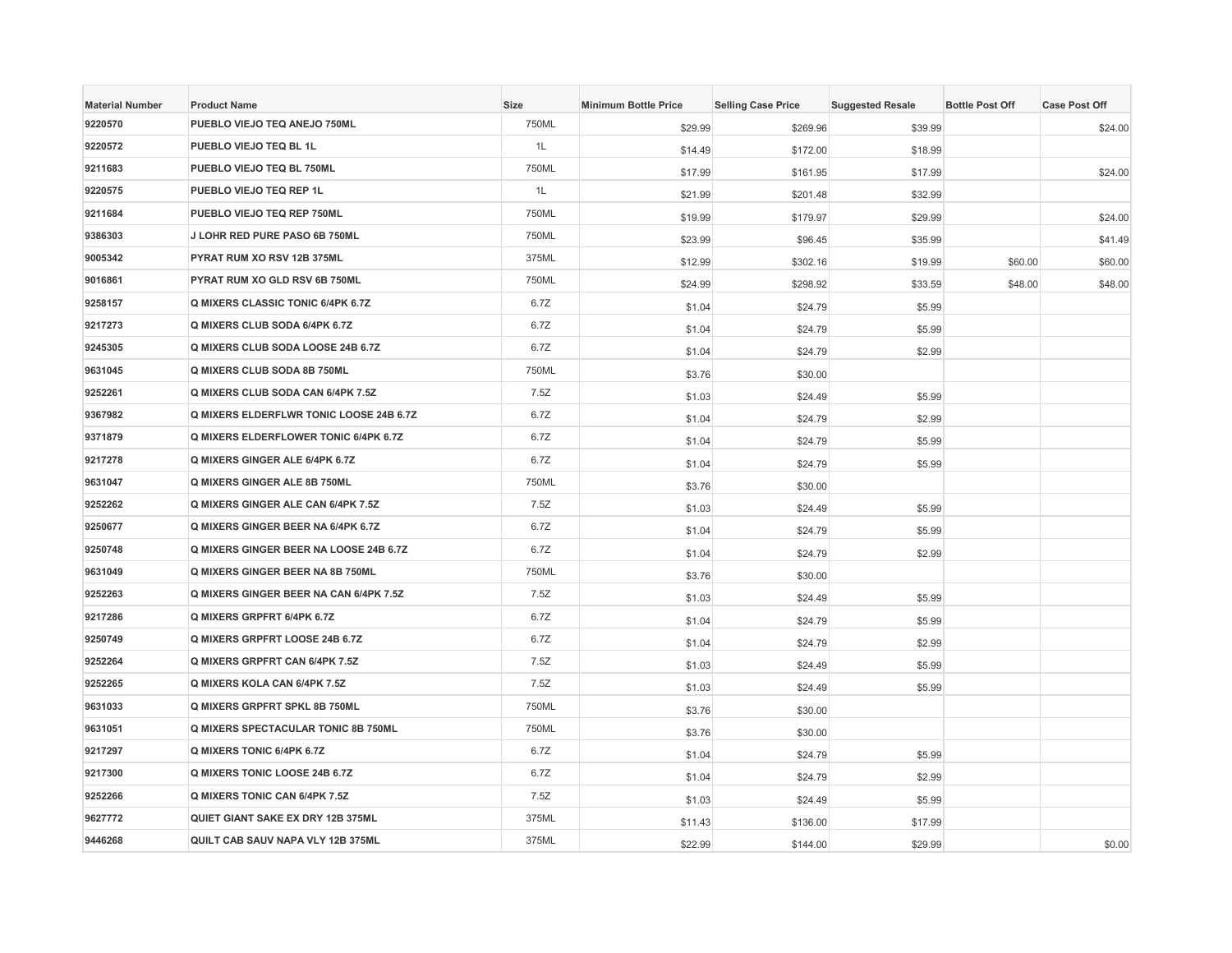| Material Number | Product Name | Size | Minimum Bottle Price | Selling Case Price | Suggested Resale | Bottle Post Off | Case Post Off |
|---|---|---|---|---|---|---|---|
| 9220570 | PUEBLO VIEJO TEQ ANEJO 750ML | 750ML | $29.99 | $269.96 | $39.99 | | $24.00 |
| 9220572 | PUEBLO VIEJO TEQ BL 1L | 1L | $14.49 | $172.00 | $18.99 | | |
| 9211683 | PUEBLO VIEJO TEQ BL 750ML | 750ML | $17.99 | $161.95 | $17.99 | | $24.00 |
| 9220575 | PUEBLO VIEJO TEQ REP 1L | 1L | $21.99 | $201.48 | $32.99 | | |
| 9211684 | PUEBLO VIEJO TEQ REP 750ML | 750ML | $19.99 | $179.97 | $29.99 | | $24.00 |
| 9386303 | J LOHR RED PURE PASO 6B 750ML | 750ML | $23.99 | $96.45 | $35.99 | | $41.49 |
| 9005342 | PYRAT RUM XO RSV 12B 375ML | 375ML | $12.99 | $302.16 | $19.99 | $60.00 | $60.00 |
| 9016861 | PYRAT RUM XO GLD RSV 6B 750ML | 750ML | $24.99 | $298.92 | $33.59 | $48.00 | $48.00 |
| 9258157 | Q MIXERS CLASSIC TONIC 6/4PK 6.7Z | 6.7Z | $1.04 | $24.79 | $5.99 | | |
| 9217273 | Q MIXERS CLUB SODA 6/4PK 6.7Z | 6.7Z | $1.04 | $24.79 | $5.99 | | |
| 9245305 | Q MIXERS CLUB SODA LOOSE 24B 6.7Z | 6.7Z | $1.04 | $24.79 | $2.99 | | |
| 9631045 | Q MIXERS CLUB SODA 8B 750ML | 750ML | $3.76 | $30.00 | | | |
| 9252261 | Q MIXERS CLUB SODA CAN 6/4PK 7.5Z | 7.5Z | $1.03 | $24.49 | $5.99 | | |
| 9367982 | Q MIXERS ELDERFLWR TONIC LOOSE 24B 6.7Z | 6.7Z | $1.04 | $24.79 | $2.99 | | |
| 9371879 | Q MIXERS ELDERFLOWER TONIC 6/4PK 6.7Z | 6.7Z | $1.04 | $24.79 | $5.99 | | |
| 9217278 | Q MIXERS GINGER ALE 6/4PK 6.7Z | 6.7Z | $1.04 | $24.79 | $5.99 | | |
| 9631047 | Q MIXERS GINGER ALE 8B 750ML | 750ML | $3.76 | $30.00 | | | |
| 9252262 | Q MIXERS GINGER ALE CAN 6/4PK 7.5Z | 7.5Z | $1.03 | $24.49 | $5.99 | | |
| 9250677 | Q MIXERS GINGER BEER NA 6/4PK 6.7Z | 6.7Z | $1.04 | $24.79 | $5.99 | | |
| 9250748 | Q MIXERS GINGER BEER NA LOOSE 24B 6.7Z | 6.7Z | $1.04 | $24.79 | $2.99 | | |
| 9631049 | Q MIXERS GINGER BEER NA 8B 750ML | 750ML | $3.76 | $30.00 | | | |
| 9252263 | Q MIXERS GINGER BEER NA CAN 6/4PK 7.5Z | 7.5Z | $1.03 | $24.49 | $5.99 | | |
| 9217286 | Q MIXERS GRPFRT 6/4PK 6.7Z | 6.7Z | $1.04 | $24.79 | $5.99 | | |
| 9250749 | Q MIXERS GRPFRT LOOSE 24B 6.7Z | 6.7Z | $1.04 | $24.79 | $2.99 | | |
| 9252264 | Q MIXERS GRPFRT CAN 6/4PK 7.5Z | 7.5Z | $1.03 | $24.49 | $5.99 | | |
| 9252265 | Q MIXERS KOLA CAN 6/4PK 7.5Z | 7.5Z | $1.03 | $24.49 | $5.99 | | |
| 9631033 | Q MIXERS GRPFRT SPKL 8B 750ML | 750ML | $3.76 | $30.00 | | | |
| 9631051 | Q MIXERS SPECTACULAR TONIC 8B 750ML | 750ML | $3.76 | $30.00 | | | |
| 9217297 | Q MIXERS TONIC 6/4PK 6.7Z | 6.7Z | $1.04 | $24.79 | $5.99 | | |
| 9217300 | Q MIXERS TONIC LOOSE 24B 6.7Z | 6.7Z | $1.04 | $24.79 | $2.99 | | |
| 9252266 | Q MIXERS TONIC CAN 6/4PK 7.5Z | 7.5Z | $1.03 | $24.49 | $5.99 | | |
| 9627772 | QUIET GIANT SAKE EX DRY 12B 375ML | 375ML | $11.43 | $136.00 | $17.99 | | |
| 9446268 | QUILT CAB SAUV NAPA VLY 12B 375ML | 375ML | $22.99 | $144.00 | $29.99 | | $0.00 |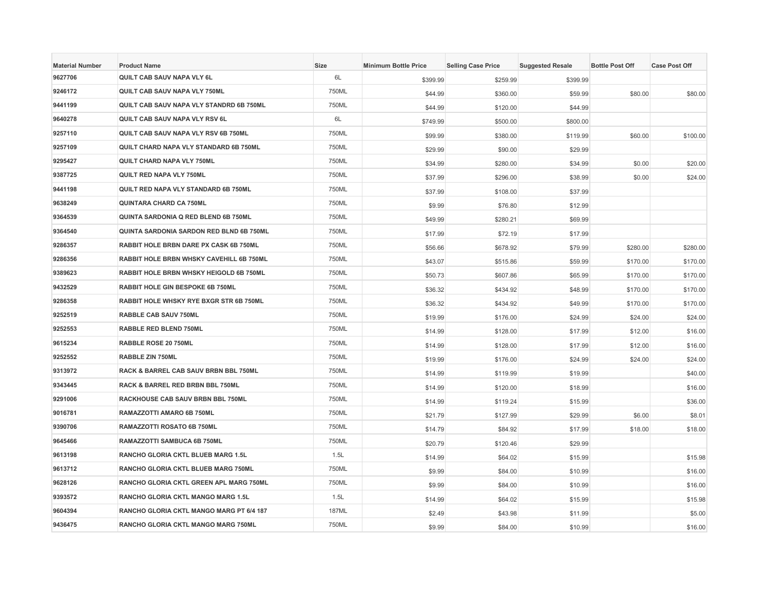| Material Number | Product Name | Size | Minimum Bottle Price | Selling Case Price | Suggested Resale | Bottle Post Off | Case Post Off |
|---|---|---|---|---|---|---|---|
| 9627706 | QUILT CAB SAUV NAPA VLY 6L | 6L | $399.99 | $259.99 | $399.99 | | |
| 9246172 | QUILT CAB SAUV NAPA VLY 750ML | 750ML | $44.99 | $360.00 | $59.99 | $80.00 | $80.00 |
| 9441199 | QUILT CAB SAUV NAPA VLY STANDRD 6B 750ML | 750ML | $44.99 | $120.00 | $44.99 | | |
| 9640278 | QUILT CAB SAUV NAPA VLY RSV 6L | 6L | $749.99 | $500.00 | $800.00 | | |
| 9257110 | QUILT CAB SAUV NAPA VLY RSV 6B 750ML | 750ML | $99.99 | $380.00 | $119.99 | $60.00 | $100.00 |
| 9257109 | QUILT CHARD NAPA VLY STANDARD 6B 750ML | 750ML | $29.99 | $90.00 | $29.99 | | |
| 9295427 | QUILT CHARD NAPA VLY 750ML | 750ML | $34.99 | $280.00 | $34.99 | $0.00 | $20.00 |
| 9387725 | QUILT RED NAPA VLY 750ML | 750ML | $37.99 | $296.00 | $38.99 | $0.00 | $24.00 |
| 9441198 | QUILT RED NAPA VLY STANDARD 6B 750ML | 750ML | $37.99 | $108.00 | $37.99 | | |
| 9638249 | QUINTARA CHARD CA 750ML | 750ML | $9.99 | $76.80 | $12.99 | | |
| 9364539 | QUINTA SARDONIA Q RED BLEND 6B 750ML | 750ML | $49.99 | $280.21 | $69.99 | | |
| 9364540 | QUINTA SARDONIA SARDON RED BLND 6B 750ML | 750ML | $17.99 | $72.19 | $17.99 | | |
| 9286357 | RABBIT HOLE BRBN DARE PX CASK 6B 750ML | 750ML | $56.66 | $678.92 | $79.99 | $280.00 | $280.00 |
| 9286356 | RABBIT HOLE BRBN WHSKY CAVEHILL 6B 750ML | 750ML | $43.07 | $515.86 | $59.99 | $170.00 | $170.00 |
| 9389623 | RABBIT HOLE BRBN WHSKY HEIGOLD 6B 750ML | 750ML | $50.73 | $607.86 | $65.99 | $170.00 | $170.00 |
| 9432529 | RABBIT HOLE GIN BESPOKE 6B 750ML | 750ML | $36.32 | $434.92 | $48.99 | $170.00 | $170.00 |
| 9286358 | RABBIT HOLE WHSKY RYE BXGR STR 6B 750ML | 750ML | $36.32 | $434.92 | $49.99 | $170.00 | $170.00 |
| 9252519 | RABBLE CAB SAUV 750ML | 750ML | $19.99 | $176.00 | $24.99 | $24.00 | $24.00 |
| 9252553 | RABBLE RED BLEND 750ML | 750ML | $14.99 | $128.00 | $17.99 | $12.00 | $16.00 |
| 9615234 | RABBLE ROSE 20 750ML | 750ML | $14.99 | $128.00 | $17.99 | $12.00 | $16.00 |
| 9252552 | RABBLE ZIN 750ML | 750ML | $19.99 | $176.00 | $24.99 | $24.00 | $24.00 |
| 9313972 | RACK & BARREL CAB SAUV BRBN BBL 750ML | 750ML | $14.99 | $119.99 | $19.99 | | $40.00 |
| 9343445 | RACK & BARREL RED BRBN BBL 750ML | 750ML | $14.99 | $120.00 | $18.99 | | $16.00 |
| 9291006 | RACKHOUSE CAB SAUV BRBN BBL 750ML | 750ML | $14.99 | $119.24 | $15.99 | | $36.00 |
| 9016781 | RAMAZZOTTI AMARO 6B 750ML | 750ML | $21.79 | $127.99 | $29.99 | $6.00 | $8.01 |
| 9390706 | RAMAZZOTTI ROSATO 6B 750ML | 750ML | $14.79 | $84.92 | $17.99 | $18.00 | $18.00 |
| 9645466 | RAMAZZOTTI SAMBUCA 6B 750ML | 750ML | $20.79 | $120.46 | $29.99 | | |
| 9613198 | RANCHO GLORIA CKTL BLUEB MARG 1.5L | 1.5L | $14.99 | $64.02 | $15.99 | | $15.98 |
| 9613712 | RANCHO GLORIA CKTL BLUEB MARG 750ML | 750ML | $9.99 | $84.00 | $10.99 | | $16.00 |
| 9628126 | RANCHO GLORIA CKTL GREEN APL MARG 750ML | 750ML | $9.99 | $84.00 | $10.99 | | $16.00 |
| 9393572 | RANCHO GLORIA CKTL MANGO MARG 1.5L | 1.5L | $14.99 | $64.02 | $15.99 | | $15.98 |
| 9604394 | RANCHO GLORIA CKTL MANGO MARG PT 6/4 187 | 187ML | $2.49 | $43.98 | $11.99 | | $5.00 |
| 9436475 | RANCHO GLORIA CKTL MANGO MARG 750ML | 750ML | $9.99 | $84.00 | $10.99 | | $16.00 |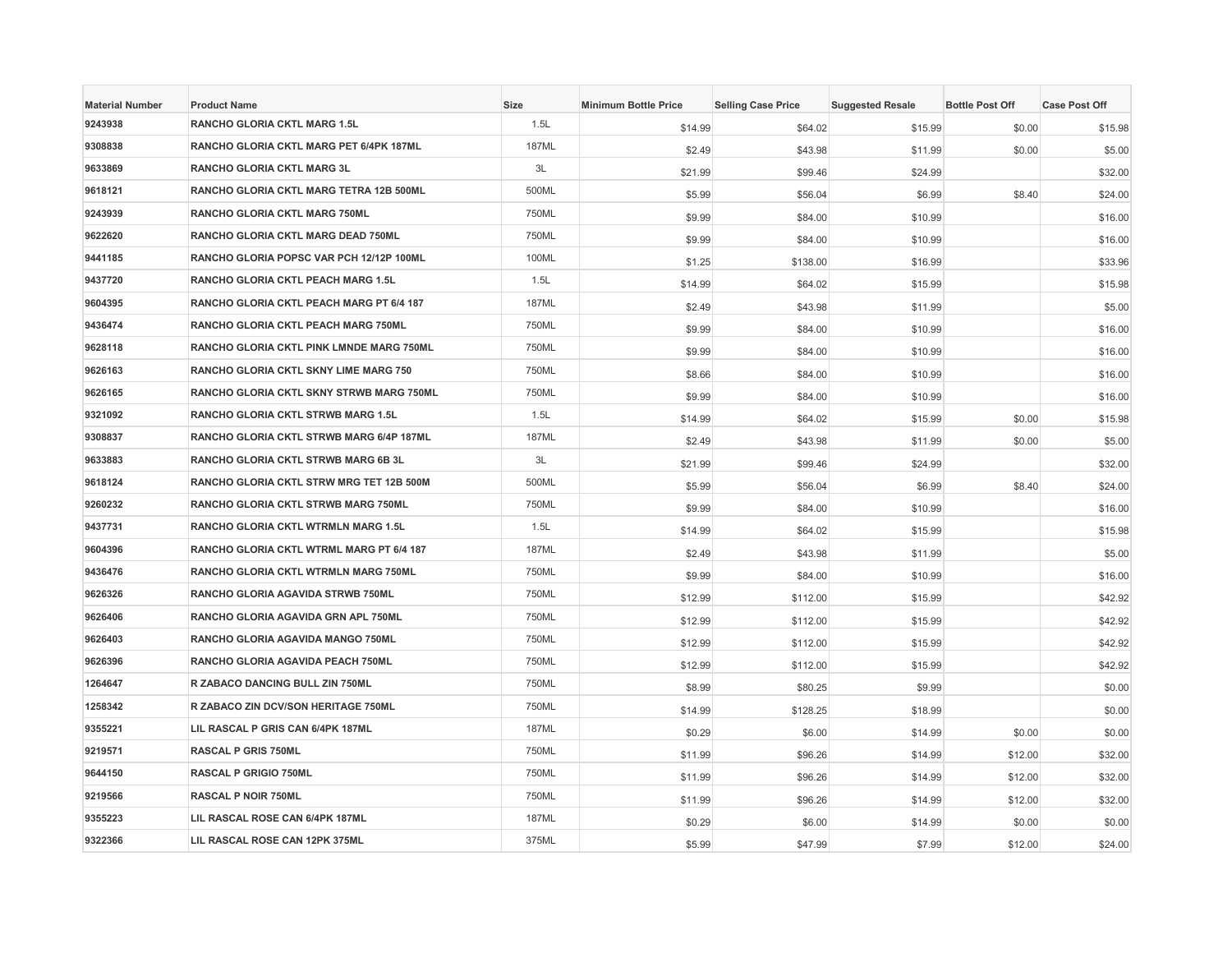| Material Number | Product Name | Size | Minimum Bottle Price | Selling Case Price | Suggested Resale | Bottle Post Off | Case Post Off |
|---|---|---|---|---|---|---|---|
| 9243938 | RANCHO GLORIA CKTL MARG 1.5L | 1.5L | $14.99 | $64.02 | $15.99 | $0.00 | $15.98 |
| 9308838 | RANCHO GLORIA CKTL MARG PET 6/4PK 187ML | 187ML | $2.49 | $43.98 | $11.99 | $0.00 | $5.00 |
| 9633869 | RANCHO GLORIA CKTL MARG 3L | 3L | $21.99 | $99.46 | $24.99 | | $32.00 |
| 9618121 | RANCHO GLORIA CKTL MARG TETRA 12B 500ML | 500ML | $5.99 | $56.04 | $6.99 | $8.40 | $24.00 |
| 9243939 | RANCHO GLORIA CKTL MARG 750ML | 750ML | $9.99 | $84.00 | $10.99 | | $16.00 |
| 9622620 | RANCHO GLORIA CKTL MARG DEAD 750ML | 750ML | $9.99 | $84.00 | $10.99 | | $16.00 |
| 9441185 | RANCHO GLORIA POPSC VAR PCH 12/12P 100ML | 100ML | $1.25 | $138.00 | $16.99 | | $33.96 |
| 9437720 | RANCHO GLORIA CKTL PEACH MARG 1.5L | 1.5L | $14.99 | $64.02 | $15.99 | | $15.98 |
| 9604395 | RANCHO GLORIA CKTL PEACH MARG PT 6/4 187 | 187ML | $2.49 | $43.98 | $11.99 | | $5.00 |
| 9436474 | RANCHO GLORIA CKTL PEACH MARG 750ML | 750ML | $9.99 | $84.00 | $10.99 | | $16.00 |
| 9628118 | RANCHO GLORIA CKTL PINK LMNDE MARG 750ML | 750ML | $9.99 | $84.00 | $10.99 | | $16.00 |
| 9626163 | RANCHO GLORIA CKTL SKNY LIME MARG 750 | 750ML | $8.66 | $84.00 | $10.99 | | $16.00 |
| 9626165 | RANCHO GLORIA CKTL SKNY STRWB MARG 750ML | 750ML | $9.99 | $84.00 | $10.99 | | $16.00 |
| 9321092 | RANCHO GLORIA CKTL STRWB MARG 1.5L | 1.5L | $14.99 | $64.02 | $15.99 | $0.00 | $15.98 |
| 9308837 | RANCHO GLORIA CKTL STRWB MARG 6/4P 187ML | 187ML | $2.49 | $43.98 | $11.99 | $0.00 | $5.00 |
| 9633883 | RANCHO GLORIA CKTL STRWB MARG 6B 3L | 3L | $21.99 | $99.46 | $24.99 | | $32.00 |
| 9618124 | RANCHO GLORIA CKTL STRW MRG TET 12B 500M | 500ML | $5.99 | $56.04 | $6.99 | $8.40 | $24.00 |
| 9260232 | RANCHO GLORIA CKTL STRWB MARG 750ML | 750ML | $9.99 | $84.00 | $10.99 | | $16.00 |
| 9437731 | RANCHO GLORIA CKTL WTRMLN MARG 1.5L | 1.5L | $14.99 | $64.02 | $15.99 | | $15.98 |
| 9604396 | RANCHO GLORIA CKTL WTRML MARG PT 6/4 187 | 187ML | $2.49 | $43.98 | $11.99 | | $5.00 |
| 9436476 | RANCHO GLORIA CKTL WTRMLN MARG 750ML | 750ML | $9.99 | $84.00 | $10.99 | | $16.00 |
| 9626326 | RANCHO GLORIA AGAVIDA STRWB 750ML | 750ML | $12.99 | $112.00 | $15.99 | | $42.92 |
| 9626406 | RANCHO GLORIA AGAVIDA GRN APL 750ML | 750ML | $12.99 | $112.00 | $15.99 | | $42.92 |
| 9626403 | RANCHO GLORIA AGAVIDA MANGO 750ML | 750ML | $12.99 | $112.00 | $15.99 | | $42.92 |
| 9626396 | RANCHO GLORIA AGAVIDA PEACH 750ML | 750ML | $12.99 | $112.00 | $15.99 | | $42.92 |
| 1264647 | R ZABACO DANCING BULL ZIN 750ML | 750ML | $8.99 | $80.25 | $9.99 | | $0.00 |
| 1258342 | R ZABACO ZIN DCV/SON HERITAGE 750ML | 750ML | $14.99 | $128.25 | $18.99 | | $0.00 |
| 9355221 | LIL RASCAL P GRIS CAN 6/4PK 187ML | 187ML | $0.29 | $6.00 | $14.99 | $0.00 | $0.00 |
| 9219571 | RASCAL P GRIS 750ML | 750ML | $11.99 | $96.26 | $14.99 | $12.00 | $32.00 |
| 9644150 | RASCAL P GRIGIO 750ML | 750ML | $11.99 | $96.26 | $14.99 | $12.00 | $32.00 |
| 9219566 | RASCAL P NOIR 750ML | 750ML | $11.99 | $96.26 | $14.99 | $12.00 | $32.00 |
| 9355223 | LIL RASCAL ROSE CAN 6/4PK 187ML | 187ML | $0.29 | $6.00 | $14.99 | $0.00 | $0.00 |
| 9322366 | LIL RASCAL ROSE CAN 12PK 375ML | 375ML | $5.99 | $47.99 | $7.99 | $12.00 | $24.00 |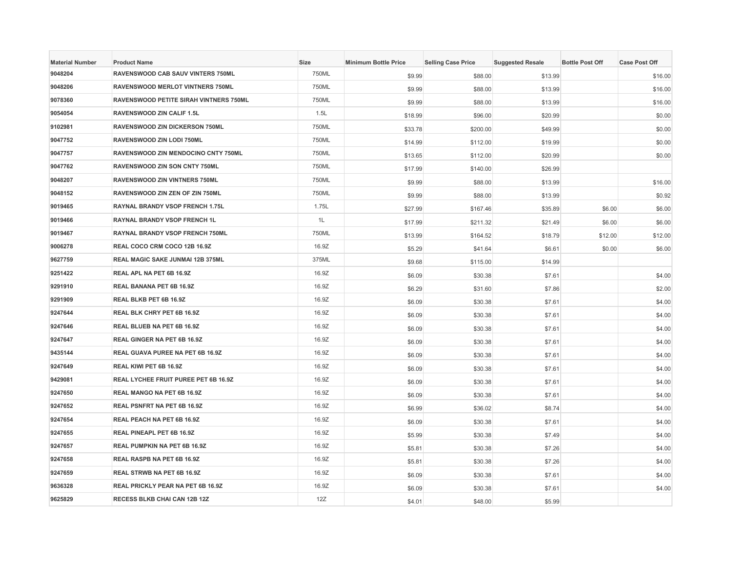| Material Number | Product Name | Size | Minimum Bottle Price | Selling Case Price | Suggested Resale | Bottle Post Off | Case Post Off |
|---|---|---|---|---|---|---|---|
| 9048204 | RAVENSWOOD CAB SAUV VINTERS 750ML | 750ML | $9.99 | $88.00 | $13.99 | | $16.00 |
| 9048206 | RAVENSWOOD MERLOT VINTNERS 750ML | 750ML | $9.99 | $88.00 | $13.99 | | $16.00 |
| 9078360 | RAVENSWOOD PETITE SIRAH VINTNERS 750ML | 750ML | $9.99 | $88.00 | $13.99 | | $16.00 |
| 9054054 | RAVENSWOOD ZIN CALIF 1.5L | 1.5L | $18.99 | $96.00 | $20.99 | | $0.00 |
| 9102981 | RAVENSWOOD ZIN DICKERSON 750ML | 750ML | $33.78 | $200.00 | $49.99 | | $0.00 |
| 9047752 | RAVENSWOOD ZIN LODI 750ML | 750ML | $14.99 | $112.00 | $19.99 | | $0.00 |
| 9047757 | RAVENSWOOD ZIN MENDOCINO CNTY 750ML | 750ML | $13.65 | $112.00 | $20.99 | | $0.00 |
| 9047762 | RAVENSWOOD ZIN SON CNTY 750ML | 750ML | $17.99 | $140.00 | $26.99 | | |
| 9048207 | RAVENSWOOD ZIN VINTNERS 750ML | 750ML | $9.99 | $88.00 | $13.99 | | $16.00 |
| 9048152 | RAVENSWOOD ZIN ZEN OF ZIN 750ML | 750ML | $9.99 | $88.00 | $13.99 | | $0.92 |
| 9019465 | RAYNAL BRANDY VSOP FRENCH 1.75L | 1.75L | $27.99 | $167.46 | $35.89 | $6.00 | $6.00 |
| 9019466 | RAYNAL BRANDY VSOP FRENCH 1L | 1L | $17.99 | $211.32 | $21.49 | $6.00 | $6.00 |
| 9019467 | RAYNAL BRANDY VSOP FRENCH 750ML | 750ML | $13.99 | $164.52 | $18.79 | $12.00 | $12.00 |
| 9006278 | REAL COCO CRM COCO 12B 16.9Z | 16.9Z | $5.29 | $41.64 | $6.61 | $0.00 | $6.00 |
| 9627759 | REAL MAGIC SAKE JUNMAI 12B 375ML | 375ML | $9.68 | $115.00 | $14.99 | | |
| 9251422 | REAL APL NA PET 6B 16.9Z | 16.9Z | $6.09 | $30.38 | $7.61 | | $4.00 |
| 9291910 | REAL BANANA PET 6B 16.9Z | 16.9Z | $6.29 | $31.60 | $7.86 | | $2.00 |
| 9291909 | REAL BLKB PET 6B 16.9Z | 16.9Z | $6.09 | $30.38 | $7.61 | | $4.00 |
| 9247644 | REAL BLK CHRY PET 6B 16.9Z | 16.9Z | $6.09 | $30.38 | $7.61 | | $4.00 |
| 9247646 | REAL BLUEB NA PET 6B 16.9Z | 16.9Z | $6.09 | $30.38 | $7.61 | | $4.00 |
| 9247647 | REAL GINGER NA PET 6B 16.9Z | 16.9Z | $6.09 | $30.38 | $7.61 | | $4.00 |
| 9435144 | REAL GUAVA PUREE NA PET 6B 16.9Z | 16.9Z | $6.09 | $30.38 | $7.61 | | $4.00 |
| 9247649 | REAL KIWI PET 6B 16.9Z | 16.9Z | $6.09 | $30.38 | $7.61 | | $4.00 |
| 9429081 | REAL LYCHEE FRUIT PUREE PET 6B 16.9Z | 16.9Z | $6.09 | $30.38 | $7.61 | | $4.00 |
| 9247650 | REAL MANGO NA PET 6B 16.9Z | 16.9Z | $6.09 | $30.38 | $7.61 | | $4.00 |
| 9247652 | REAL PSNFRT NA PET 6B 16.9Z | 16.9Z | $6.99 | $36.02 | $8.74 | | $4.00 |
| 9247654 | REAL PEACH NA PET 6B 16.9Z | 16.9Z | $6.09 | $30.38 | $7.61 | | $4.00 |
| 9247655 | REAL PINEAPL PET 6B 16.9Z | 16.9Z | $5.99 | $30.38 | $7.49 | | $4.00 |
| 9247657 | REAL PUMPKIN NA PET 6B 16.9Z | 16.9Z | $5.81 | $30.38 | $7.26 | | $4.00 |
| 9247658 | REAL RASPB NA PET 6B 16.9Z | 16.9Z | $5.81 | $30.38 | $7.26 | | $4.00 |
| 9247659 | REAL STRWB NA PET 6B 16.9Z | 16.9Z | $6.09 | $30.38 | $7.61 | | $4.00 |
| 9636328 | REAL PRICKLY PEAR NA PET 6B 16.9Z | 16.9Z | $6.09 | $30.38 | $7.61 | | $4.00 |
| 9625829 | RECESS BLKB CHAI CAN 12B 12Z | 12Z | $4.01 | $48.00 | $5.99 | | |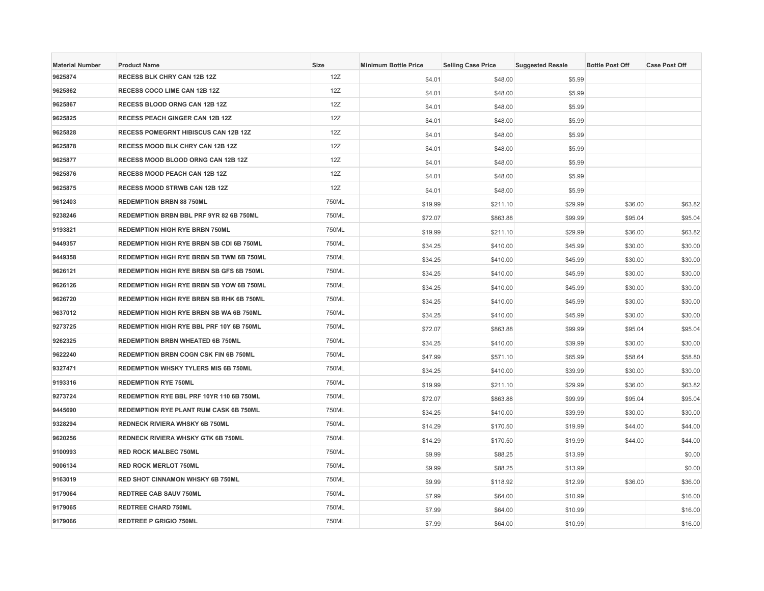| Material Number | Product Name | Size | Minimum Bottle Price | Selling Case Price | Suggested Resale | Bottle Post Off | Case Post Off |
|---|---|---|---|---|---|---|---|
| 9625874 | RECESS BLK CHRY CAN 12B 12Z | 12Z | $4.01 | $48.00 | $5.99 | | |
| 9625862 | RECESS COCO LIME CAN 12B 12Z | 12Z | $4.01 | $48.00 | $5.99 | | |
| 9625867 | RECESS BLOOD ORNG CAN 12B 12Z | 12Z | $4.01 | $48.00 | $5.99 | | |
| 9625825 | RECESS PEACH GINGER CAN 12B 12Z | 12Z | $4.01 | $48.00 | $5.99 | | |
| 9625828 | RECESS POMEGRNT HIBISCUS CAN 12B 12Z | 12Z | $4.01 | $48.00 | $5.99 | | |
| 9625878 | RECESS MOOD BLK CHRY CAN 12B 12Z | 12Z | $4.01 | $48.00 | $5.99 | | |
| 9625877 | RECESS MOOD BLOOD ORNG CAN 12B 12Z | 12Z | $4.01 | $48.00 | $5.99 | | |
| 9625876 | RECESS MOOD PEACH CAN 12B 12Z | 12Z | $4.01 | $48.00 | $5.99 | | |
| 9625875 | RECESS MOOD STRWB CAN 12B 12Z | 12Z | $4.01 | $48.00 | $5.99 | | |
| 9612403 | REDEMPTION BRBN 88 750ML | 750ML | $19.99 | $211.10 | $29.99 | $36.00 | $63.82 |
| 9238246 | REDEMPTION BRBN BBL PRF 9YR 82 6B 750ML | 750ML | $72.07 | $863.88 | $99.99 | $95.04 | $95.04 |
| 9193821 | REDEMPTION HIGH RYE BRBN 750ML | 750ML | $19.99 | $211.10 | $29.99 | $36.00 | $63.82 |
| 9449357 | REDEMPTION HIGH RYE BRBN SB CDI 6B 750ML | 750ML | $34.25 | $410.00 | $45.99 | $30.00 | $30.00 |
| 9449358 | REDEMPTION HIGH RYE BRBN SB TWM 6B 750ML | 750ML | $34.25 | $410.00 | $45.99 | $30.00 | $30.00 |
| 9626121 | REDEMPTION HIGH RYE BRBN SB GFS 6B 750ML | 750ML | $34.25 | $410.00 | $45.99 | $30.00 | $30.00 |
| 9626126 | REDEMPTION HIGH RYE BRBN SB YOW 6B 750ML | 750ML | $34.25 | $410.00 | $45.99 | $30.00 | $30.00 |
| 9626720 | REDEMPTION HIGH RYE BRBN SB RHK 6B 750ML | 750ML | $34.25 | $410.00 | $45.99 | $30.00 | $30.00 |
| 9637012 | REDEMPTION HIGH RYE BRBN SB WA 6B 750ML | 750ML | $34.25 | $410.00 | $45.99 | $30.00 | $30.00 |
| 9273725 | REDEMPTION HIGH RYE BBL PRF 10Y 6B 750ML | 750ML | $72.07 | $863.88 | $99.99 | $95.04 | $95.04 |
| 9262325 | REDEMPTION BRBN WHEATED 6B 750ML | 750ML | $34.25 | $410.00 | $39.99 | $30.00 | $30.00 |
| 9622240 | REDEMPTION BRBN COGN CSK FIN 6B 750ML | 750ML | $47.99 | $571.10 | $65.99 | $58.64 | $58.80 |
| 9327471 | REDEMPTION WHSKY TYLERS MIS 6B 750ML | 750ML | $34.25 | $410.00 | $39.99 | $30.00 | $30.00 |
| 9193316 | REDEMPTION RYE 750ML | 750ML | $19.99 | $211.10 | $29.99 | $36.00 | $63.82 |
| 9273724 | REDEMPTION RYE BBL PRF 10YR 110 6B 750ML | 750ML | $72.07 | $863.88 | $99.99 | $95.04 | $95.04 |
| 9445690 | REDEMPTION RYE PLANT RUM CASK 6B 750ML | 750ML | $34.25 | $410.00 | $39.99 | $30.00 | $30.00 |
| 9328294 | REDNECK RIVIERA WHSKY 6B 750ML | 750ML | $14.29 | $170.50 | $19.99 | $44.00 | $44.00 |
| 9620256 | REDNECK RIVIERA WHSKY GTK 6B 750ML | 750ML | $14.29 | $170.50 | $19.99 | $44.00 | $44.00 |
| 9100993 | RED ROCK MALBEC 750ML | 750ML | $9.99 | $88.25 | $13.99 | | $0.00 |
| 9006134 | RED ROCK MERLOT 750ML | 750ML | $9.99 | $88.25 | $13.99 | | $0.00 |
| 9163019 | RED SHOT CINNAMON WHSKY 6B 750ML | 750ML | $9.99 | $118.92 | $12.99 | $36.00 | $36.00 |
| 9179064 | REDTREE CAB SAUV 750ML | 750ML | $7.99 | $64.00 | $10.99 | | $16.00 |
| 9179065 | REDTREE CHARD 750ML | 750ML | $7.99 | $64.00 | $10.99 | | $16.00 |
| 9179066 | REDTREE P GRIGIO 750ML | 750ML | $7.99 | $64.00 | $10.99 | | $16.00 |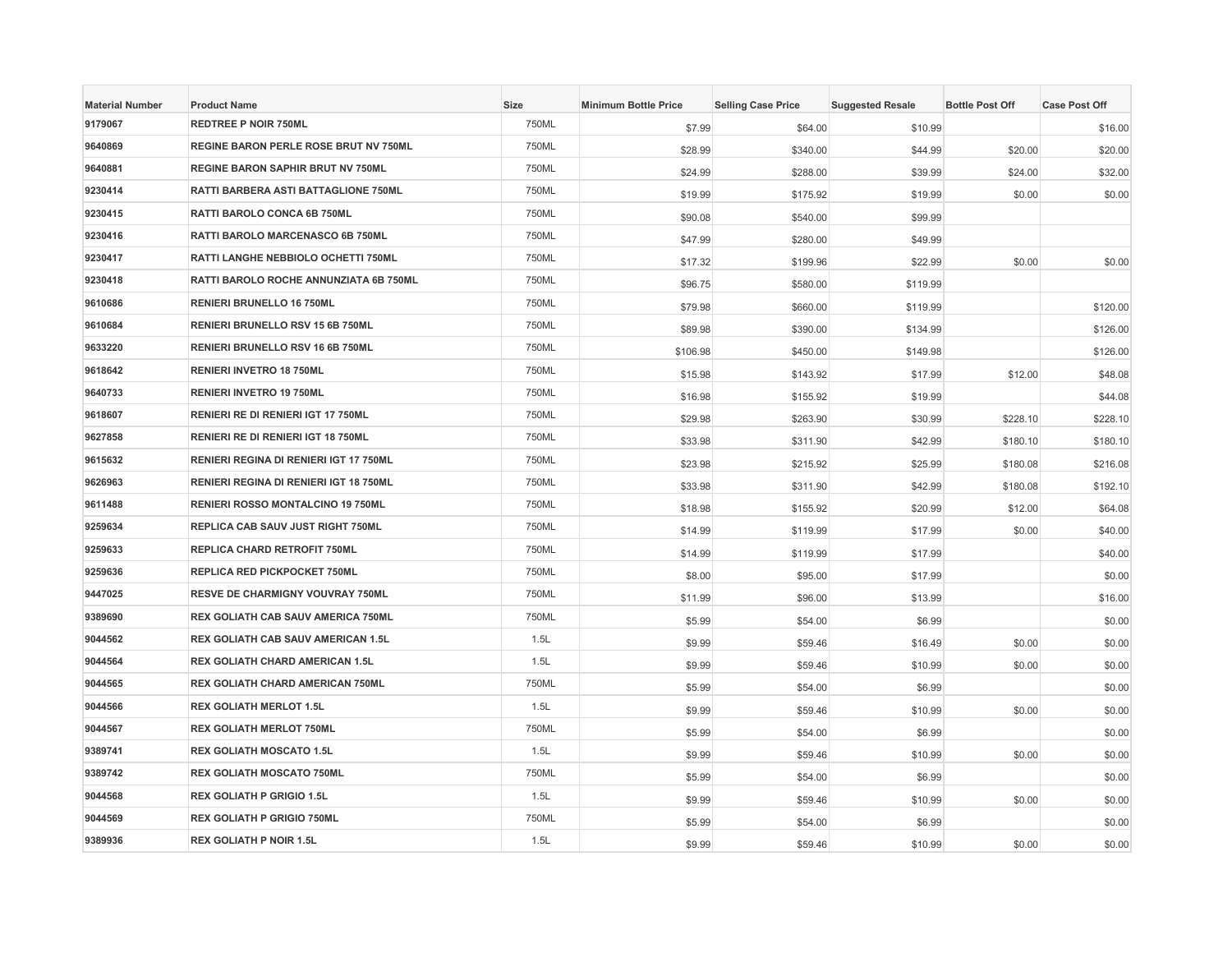| Material Number | Product Name | Size | Minimum Bottle Price | Selling Case Price | Suggested Resale | Bottle Post Off | Case Post Off |
|---|---|---|---|---|---|---|---|
| 9179067 | REDTREE P NOIR 750ML | 750ML | $7.99 | $64.00 | $10.99 | | $16.00 |
| 9640869 | REGINE BARON PERLE ROSE BRUT NV 750ML | 750ML | $28.99 | $340.00 | $44.99 | $20.00 | $20.00 |
| 9640881 | REGINE BARON SAPHIR BRUT NV 750ML | 750ML | $24.99 | $288.00 | $39.99 | $24.00 | $32.00 |
| 9230414 | RATTI BARBERA ASTI BATTAGLIONE 750ML | 750ML | $19.99 | $175.92 | $19.99 | $0.00 | $0.00 |
| 9230415 | RATTI BAROLO CONCA 6B 750ML | 750ML | $90.08 | $540.00 | $99.99 | | |
| 9230416 | RATTI BAROLO MARCENASCO 6B 750ML | 750ML | $47.99 | $280.00 | $49.99 | | |
| 9230417 | RATTI LANGHE NEBBIOLO OCHETTI 750ML | 750ML | $17.32 | $199.96 | $22.99 | $0.00 | $0.00 |
| 9230418 | RATTI BAROLO ROCHE ANNUNZIATA 6B 750ML | 750ML | $96.75 | $580.00 | $119.99 | | |
| 9610686 | RENIERI BRUNELLO 16 750ML | 750ML | $79.98 | $660.00 | $119.99 | | $120.00 |
| 9610684 | RENIERI BRUNELLO RSV 15 6B 750ML | 750ML | $89.98 | $390.00 | $134.99 | | $126.00 |
| 9633220 | RENIERI BRUNELLO RSV 16 6B 750ML | 750ML | $106.98 | $450.00 | $149.98 | | $126.00 |
| 9618642 | RENIERI INVETRO 18 750ML | 750ML | $15.98 | $143.92 | $17.99 | $12.00 | $48.08 |
| 9640733 | RENIERI INVETRO 19 750ML | 750ML | $16.98 | $155.92 | $19.99 | | $44.08 |
| 9618607 | RENIERI RE DI RENIERI IGT 17 750ML | 750ML | $29.98 | $263.90 | $30.99 | $228.10 | $228.10 |
| 9627858 | RENIERI RE DI RENIERI IGT 18 750ML | 750ML | $33.98 | $311.90 | $42.99 | $180.10 | $180.10 |
| 9615632 | RENIERI REGINA DI RENIERI IGT 17 750ML | 750ML | $23.98 | $215.92 | $25.99 | $180.08 | $216.08 |
| 9626963 | RENIERI REGINA DI RENIERI IGT 18 750ML | 750ML | $33.98 | $311.90 | $42.99 | $180.08 | $192.10 |
| 9611488 | RENIERI ROSSO MONTALCINO 19 750ML | 750ML | $18.98 | $155.92 | $20.99 | $12.00 | $64.08 |
| 9259634 | REPLICA CAB SAUV JUST RIGHT 750ML | 750ML | $14.99 | $119.99 | $17.99 | $0.00 | $40.00 |
| 9259633 | REPLICA CHARD RETROFIT 750ML | 750ML | $14.99 | $119.99 | $17.99 | | $40.00 |
| 9259636 | REPLICA RED PICKPOCKET 750ML | 750ML | $8.00 | $95.00 | $17.99 | | $0.00 |
| 9447025 | RESVE DE CHARMIGNY VOUVRAY 750ML | 750ML | $11.99 | $96.00 | $13.99 | | $16.00 |
| 9389690 | REX GOLIATH CAB SAUV AMERICA 750ML | 750ML | $5.99 | $54.00 | $6.99 | | $0.00 |
| 9044562 | REX GOLIATH CAB SAUV AMERICAN 1.5L | 1.5L | $9.99 | $59.46 | $16.49 | $0.00 | $0.00 |
| 9044564 | REX GOLIATH CHARD AMERICAN 1.5L | 1.5L | $9.99 | $59.46 | $10.99 | $0.00 | $0.00 |
| 9044565 | REX GOLIATH CHARD AMERICAN 750ML | 750ML | $5.99 | $54.00 | $6.99 | | $0.00 |
| 9044566 | REX GOLIATH MERLOT 1.5L | 1.5L | $9.99 | $59.46 | $10.99 | $0.00 | $0.00 |
| 9044567 | REX GOLIATH MERLOT 750ML | 750ML | $5.99 | $54.00 | $6.99 | | $0.00 |
| 9389741 | REX GOLIATH MOSCATO 1.5L | 1.5L | $9.99 | $59.46 | $10.99 | $0.00 | $0.00 |
| 9389742 | REX GOLIATH MOSCATO 750ML | 750ML | $5.99 | $54.00 | $6.99 | | $0.00 |
| 9044568 | REX GOLIATH P GRIGIO 1.5L | 1.5L | $9.99 | $59.46 | $10.99 | $0.00 | $0.00 |
| 9044569 | REX GOLIATH P GRIGIO 750ML | 750ML | $5.99 | $54.00 | $6.99 | | $0.00 |
| 9389936 | REX GOLIATH P NOIR 1.5L | 1.5L | $9.99 | $59.46 | $10.99 | $0.00 | $0.00 |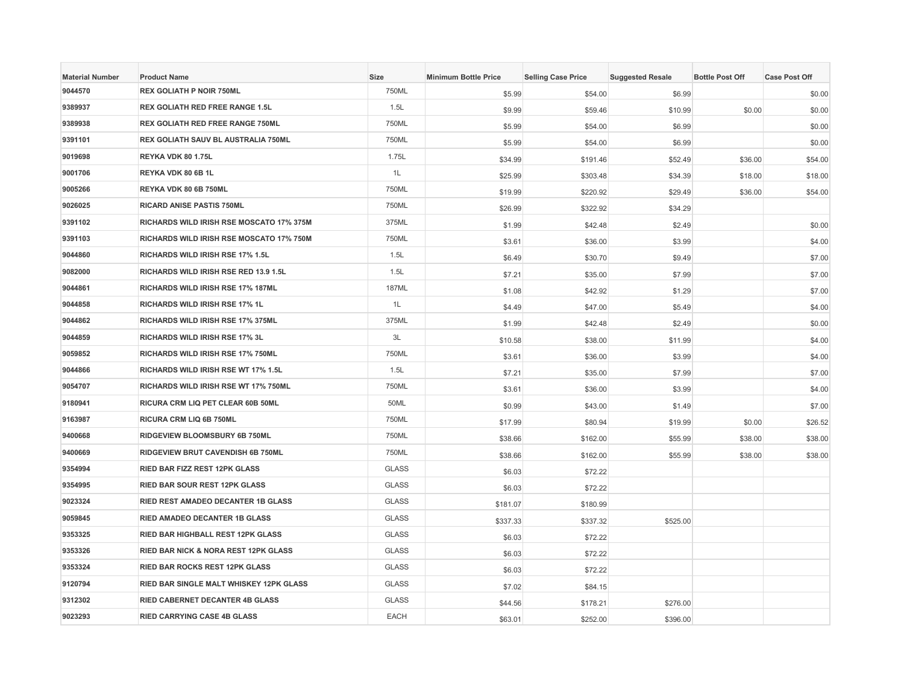| Material Number | Product Name | Size | Minimum Bottle Price | Selling Case Price | Suggested Resale | Bottle Post Off | Case Post Off |
|---|---|---|---|---|---|---|---|
| 9044570 | REX GOLIATH P NOIR 750ML | 750ML | $5.99 | $54.00 | $6.99 | | $0.00 |
| 9389937 | REX GOLIATH RED FREE RANGE 1.5L | 1.5L | $9.99 | $59.46 | $10.99 | $0.00 | $0.00 |
| 9389938 | REX GOLIATH RED FREE RANGE 750ML | 750ML | $5.99 | $54.00 | $6.99 | | $0.00 |
| 9391101 | REX GOLIATH SAUV BL AUSTRALIA 750ML | 750ML | $5.99 | $54.00 | $6.99 | | $0.00 |
| 9019698 | REYKA VDK 80 1.75L | 1.75L | $34.99 | $191.46 | $52.49 | $36.00 | $54.00 |
| 9001706 | REYKA VDK 80 6B 1L | 1L | $25.99 | $303.48 | $34.39 | $18.00 | $18.00 |
| 9005266 | REYKA VDK 80 6B 750ML | 750ML | $19.99 | $220.92 | $29.49 | $36.00 | $54.00 |
| 9026025 | RICARD ANISE PASTIS 750ML | 750ML | $26.99 | $322.92 | $34.29 | | |
| 9391102 | RICHARDS WILD IRISH RSE MOSCATO 17% 375M | 375ML | $1.99 | $42.48 | $2.49 | | $0.00 |
| 9391103 | RICHARDS WILD IRISH RSE MOSCATO 17% 750M | 750ML | $3.61 | $36.00 | $3.99 | | $4.00 |
| 9044860 | RICHARDS WILD IRISH RSE 17% 1.5L | 1.5L | $6.49 | $30.70 | $9.49 | | $7.00 |
| 9082000 | RICHARDS WILD IRISH RSE RED 13.9 1.5L | 1.5L | $7.21 | $35.00 | $7.99 | | $7.00 |
| 9044861 | RICHARDS WILD IRISH RSE 17% 187ML | 187ML | $1.08 | $42.92 | $1.29 | | $7.00 |
| 9044858 | RICHARDS WILD IRISH RSE 17% 1L | 1L | $4.49 | $47.00 | $5.49 | | $4.00 |
| 9044862 | RICHARDS WILD IRISH RSE 17% 375ML | 375ML | $1.99 | $42.48 | $2.49 | | $0.00 |
| 9044859 | RICHARDS WILD IRISH RSE 17% 3L | 3L | $10.58 | $38.00 | $11.99 | | $4.00 |
| 9059852 | RICHARDS WILD IRISH RSE 17% 750ML | 750ML | $3.61 | $36.00 | $3.99 | | $4.00 |
| 9044866 | RICHARDS WILD IRISH RSE WT 17% 1.5L | 1.5L | $7.21 | $35.00 | $7.99 | | $7.00 |
| 9054707 | RICHARDS WILD IRISH RSE WT 17% 750ML | 750ML | $3.61 | $36.00 | $3.99 | | $4.00 |
| 9180941 | RICURA CRM LIQ PET CLEAR 60B 50ML | 50ML | $0.99 | $43.00 | $1.49 | | $7.00 |
| 9163987 | RICURA CRM LIQ 6B 750ML | 750ML | $17.99 | $80.94 | $19.99 | $0.00 | $26.52 |
| 9400668 | RIDGEVIEW BLOOMSBURY 6B 750ML | 750ML | $38.66 | $162.00 | $55.99 | $38.00 | $38.00 |
| 9400669 | RIDGEVIEW BRUT CAVENDISH 6B 750ML | 750ML | $38.66 | $162.00 | $55.99 | $38.00 | $38.00 |
| 9354994 | RIED BAR FIZZ REST 12PK GLASS | GLASS | $6.03 | $72.22 | | | |
| 9354995 | RIED BAR SOUR REST 12PK GLASS | GLASS | $6.03 | $72.22 | | | |
| 9023324 | RIED REST AMADEO DECANTER 1B GLASS | GLASS | $181.07 | $180.99 | | | |
| 9059845 | RIED AMADEO DECANTER 1B GLASS | GLASS | $337.33 | $337.32 | $525.00 | | |
| 9353325 | RIED BAR HIGHBALL REST 12PK GLASS | GLASS | $6.03 | $72.22 | | | |
| 9353326 | RIED BAR NICK & NORA REST 12PK GLASS | GLASS | $6.03 | $72.22 | | | |
| 9353324 | RIED BAR ROCKS REST 12PK GLASS | GLASS | $6.03 | $72.22 | | | |
| 9120794 | RIED BAR SINGLE MALT WHISKEY 12PK GLASS | GLASS | $7.02 | $84.15 | | | |
| 9312302 | RIED CABERNET DECANTER 4B GLASS | GLASS | $44.56 | $178.21 | $276.00 | | |
| 9023293 | RIED CARRYING CASE 4B GLASS | EACH | $63.01 | $252.00 | $396.00 | | |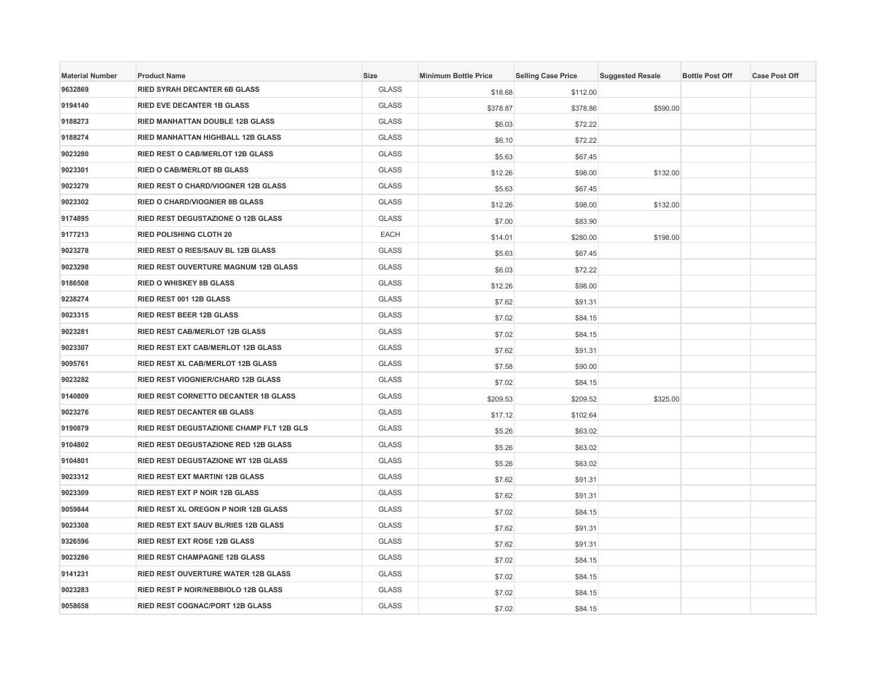| Material Number | Product Name | Size | Minimum Bottle Price | Selling Case Price | Suggested Resale | Bottle Post Off | Case Post Off |
|---|---|---|---|---|---|---|---|
| 9632869 | RIED SYRAH DECANTER 6B GLASS | GLASS | $18.68 | $112.00 | | | |
| 9194140 | RIED EVE DECANTER 1B GLASS | GLASS | $378.87 | $378.86 | $590.00 | | |
| 9188273 | RIED MANHATTAN DOUBLE 12B GLASS | GLASS | $6.03 | $72.22 | | | |
| 9188274 | RIED MANHATTAN HIGHBALL 12B GLASS | GLASS | $6.10 | $72.22 | | | |
| 9023280 | RIED REST O CAB/MERLOT 12B GLASS | GLASS | $5.63 | $67.45 | | | |
| 9023301 | RIED O CAB/MERLOT 8B GLASS | GLASS | $12.26 | $98.00 | $132.00 | | |
| 9023279 | RIED REST O CHARD/VIOGNER 12B GLASS | GLASS | $5.63 | $67.45 | | | |
| 9023302 | RIED O CHARD/VIOGNIER 8B GLASS | GLASS | $12.26 | $98.00 | $132.00 | | |
| 9174895 | RIED REST DEGUSTAZIONE O 12B GLASS | GLASS | $7.00 | $83.90 | | | |
| 9177213 | RIED POLISHING CLOTH 20 | EACH | $14.01 | $280.00 | $198.00 | | |
| 9023278 | RIED REST O RIES/SAUV BL 12B GLASS | GLASS | $5.63 | $67.45 | | | |
| 9023298 | RIED REST OUVERTURE MAGNUM 12B GLASS | GLASS | $6.03 | $72.22 | | | |
| 9186508 | RIED O WHISKEY 8B GLASS | GLASS | $12.26 | $98.00 | | | |
| 9238274 | RIED REST 001 12B GLASS | GLASS | $7.62 | $91.31 | | | |
| 9023315 | RIED REST BEER 12B GLASS | GLASS | $7.02 | $84.15 | | | |
| 9023281 | RIED REST CAB/MERLOT 12B GLASS | GLASS | $7.02 | $84.15 | | | |
| 9023307 | RIED REST EXT CAB/MERLOT 12B GLASS | GLASS | $7.62 | $91.31 | | | |
| 9095761 | RIED REST XL CAB/MERLOT 12B GLASS | GLASS | $7.58 | $90.00 | | | |
| 9023282 | RIED REST VIOGNIER/CHARD 12B GLASS | GLASS | $7.02 | $84.15 | | | |
| 9140809 | RIED REST CORNETTO DECANTER 1B GLASS | GLASS | $209.53 | $209.52 | $325.00 | | |
| 9023276 | RIED REST DECANTER 6B GLASS | GLASS | $17.12 | $102.64 | | | |
| 9190879 | RIED REST DEGUSTAZIONE CHAMP FLT 12B GLS | GLASS | $5.26 | $63.02 | | | |
| 9104802 | RIED REST DEGUSTAZIONE RED 12B GLASS | GLASS | $5.26 | $63.02 | | | |
| 9104801 | RIED REST DEGUSTAZIONE WT 12B GLASS | GLASS | $5.26 | $63.02 | | | |
| 9023312 | RIED REST EXT MARTINI 12B GLASS | GLASS | $7.62 | $91.31 | | | |
| 9023309 | RIED REST EXT P NOIR 12B GLASS | GLASS | $7.62 | $91.31 | | | |
| 9059844 | RIED REST XL OREGON P NOIR 12B GLASS | GLASS | $7.02 | $84.15 | | | |
| 9023308 | RIED REST EXT SAUV BL/RIES 12B GLASS | GLASS | $7.62 | $91.31 | | | |
| 9326596 | RIED REST EXT ROSE 12B GLASS | GLASS | $7.62 | $91.31 | | | |
| 9023286 | RIED REST CHAMPAGNE 12B GLASS | GLASS | $7.02 | $84.15 | | | |
| 9141231 | RIED REST OUVERTURE WATER 12B GLASS | GLASS | $7.02 | $84.15 | | | |
| 9023283 | RIED REST P NOIR/NEBBIOLO 12B GLASS | GLASS | $7.02 | $84.15 | | | |
| 9058658 | RIED REST COGNAC/PORT 12B GLASS | GLASS | $7.02 | $84.15 | | | |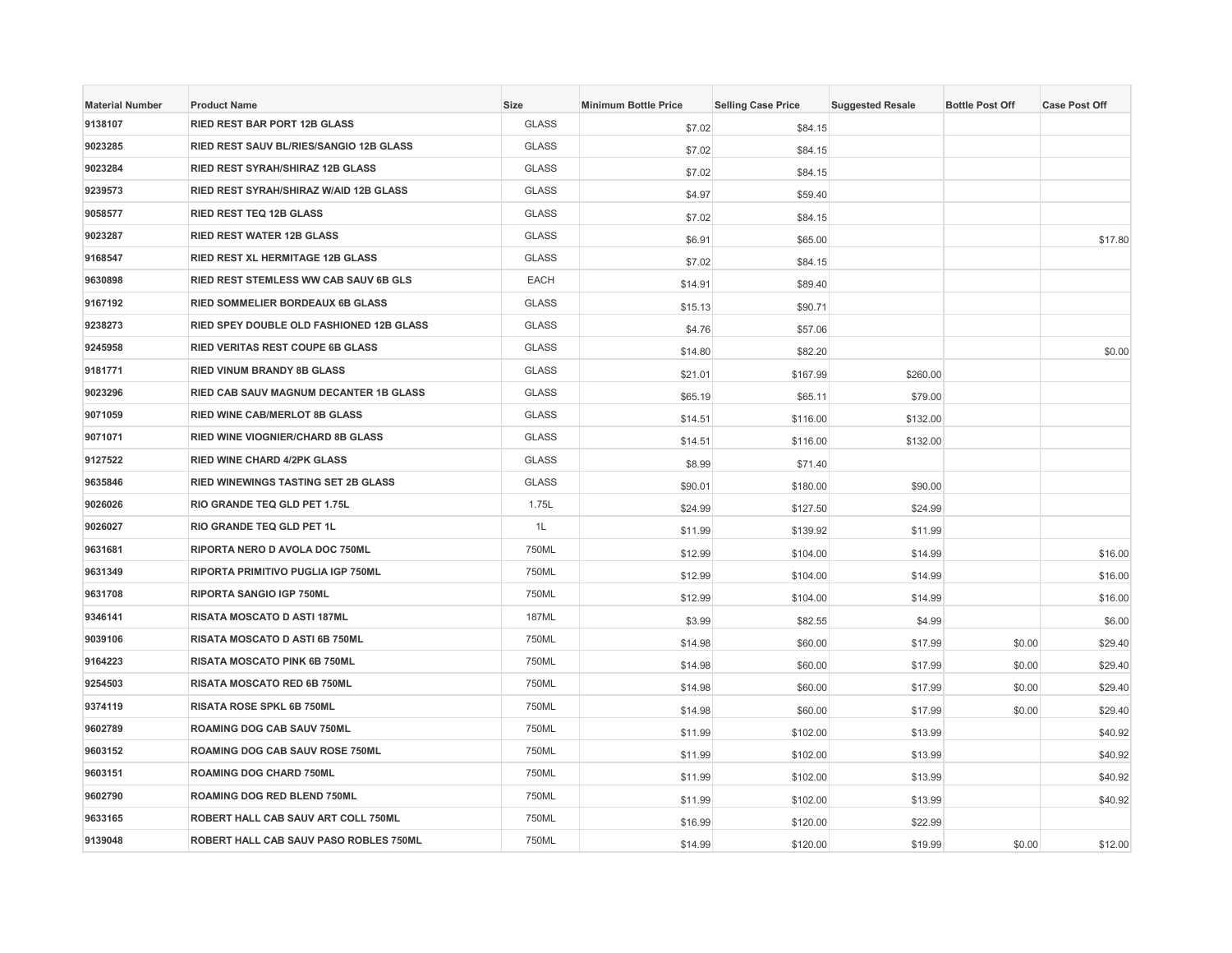| Material Number | Product Name | Size | Minimum Bottle Price | Selling Case Price | Suggested Resale | Bottle Post Off | Case Post Off |
|---|---|---|---|---|---|---|---|
| 9138107 | RIED REST BAR PORT 12B GLASS | GLASS | $7.02 | $84.15 | | | |
| 9023285 | RIED REST SAUV BL/RIES/SANGIO 12B GLASS | GLASS | $7.02 | $84.15 | | | |
| 9023284 | RIED REST SYRAH/SHIRAZ 12B GLASS | GLASS | $7.02 | $84.15 | | | |
| 9239573 | RIED REST SYRAH/SHIRAZ W/AID 12B GLASS | GLASS | $4.97 | $59.40 | | | |
| 9058577 | RIED REST TEQ 12B GLASS | GLASS | $7.02 | $84.15 | | | |
| 9023287 | RIED REST WATER 12B GLASS | GLASS | $6.91 | $65.00 | | | $17.80 |
| 9168547 | RIED REST XL HERMITAGE 12B GLASS | GLASS | $7.02 | $84.15 | | | |
| 9630898 | RIED REST STEMLESS WW CAB SAUV 6B GLS | EACH | $14.91 | $89.40 | | | |
| 9167192 | RIED SOMMELIER BORDEAUX 6B GLASS | GLASS | $15.13 | $90.71 | | | |
| 9238273 | RIED SPEY DOUBLE OLD FASHIONED 12B GLASS | GLASS | $4.76 | $57.06 | | | |
| 9245958 | RIED VERITAS REST COUPE 6B GLASS | GLASS | $14.80 | $82.20 | | | $0.00 |
| 9181771 | RIED VINUM BRANDY 8B GLASS | GLASS | $21.01 | $167.99 | $260.00 | | |
| 9023296 | RIED CAB SAUV MAGNUM DECANTER 1B GLASS | GLASS | $65.19 | $65.11 | $79.00 | | |
| 9071059 | RIED WINE CAB/MERLOT 8B GLASS | GLASS | $14.51 | $116.00 | $132.00 | | |
| 9071071 | RIED WINE VIOGNIER/CHARD 8B GLASS | GLASS | $14.51 | $116.00 | $132.00 | | |
| 9127522 | RIED WINE CHARD 4/2PK GLASS | GLASS | $8.99 | $71.40 | | | |
| 9635846 | RIED WINEWINGS TASTING SET 2B GLASS | GLASS | $90.01 | $180.00 | $90.00 | | |
| 9026026 | RIO GRANDE TEQ GLD PET 1.75L | 1.75L | $24.99 | $127.50 | $24.99 | | |
| 9026027 | RIO GRANDE TEQ GLD PET 1L | 1L | $11.99 | $139.92 | $11.99 | | |
| 9631681 | RIPORTA NERO D AVOLA DOC 750ML | 750ML | $12.99 | $104.00 | $14.99 | | $16.00 |
| 9631349 | RIPORTA PRIMITIVO PUGLIA IGP 750ML | 750ML | $12.99 | $104.00 | $14.99 | | $16.00 |
| 9631708 | RIPORTA SANGIO IGP 750ML | 750ML | $12.99 | $104.00 | $14.99 | | $16.00 |
| 9346141 | RISATA MOSCATO D ASTI 187ML | 187ML | $3.99 | $82.55 | $4.99 | | $6.00 |
| 9039106 | RISATA MOSCATO D ASTI 6B 750ML | 750ML | $14.98 | $60.00 | $17.99 | $0.00 | $29.40 |
| 9164223 | RISATA MOSCATO PINK 6B 750ML | 750ML | $14.98 | $60.00 | $17.99 | $0.00 | $29.40 |
| 9254503 | RISATA MOSCATO RED 6B 750ML | 750ML | $14.98 | $60.00 | $17.99 | $0.00 | $29.40 |
| 9374119 | RISATA ROSE SPKL 6B 750ML | 750ML | $14.98 | $60.00 | $17.99 | $0.00 | $29.40 |
| 9602789 | ROAMING DOG CAB SAUV 750ML | 750ML | $11.99 | $102.00 | $13.99 | | $40.92 |
| 9603152 | ROAMING DOG CAB SAUV ROSE 750ML | 750ML | $11.99 | $102.00 | $13.99 | | $40.92 |
| 9603151 | ROAMING DOG CHARD 750ML | 750ML | $11.99 | $102.00 | $13.99 | | $40.92 |
| 9602790 | ROAMING DOG RED BLEND 750ML | 750ML | $11.99 | $102.00 | $13.99 | | $40.92 |
| 9633165 | ROBERT HALL CAB SAUV ART COLL 750ML | 750ML | $16.99 | $120.00 | $22.99 | | |
| 9139048 | ROBERT HALL CAB SAUV PASO ROBLES 750ML | 750ML | $14.99 | $120.00 | $19.99 | $0.00 | $12.00 |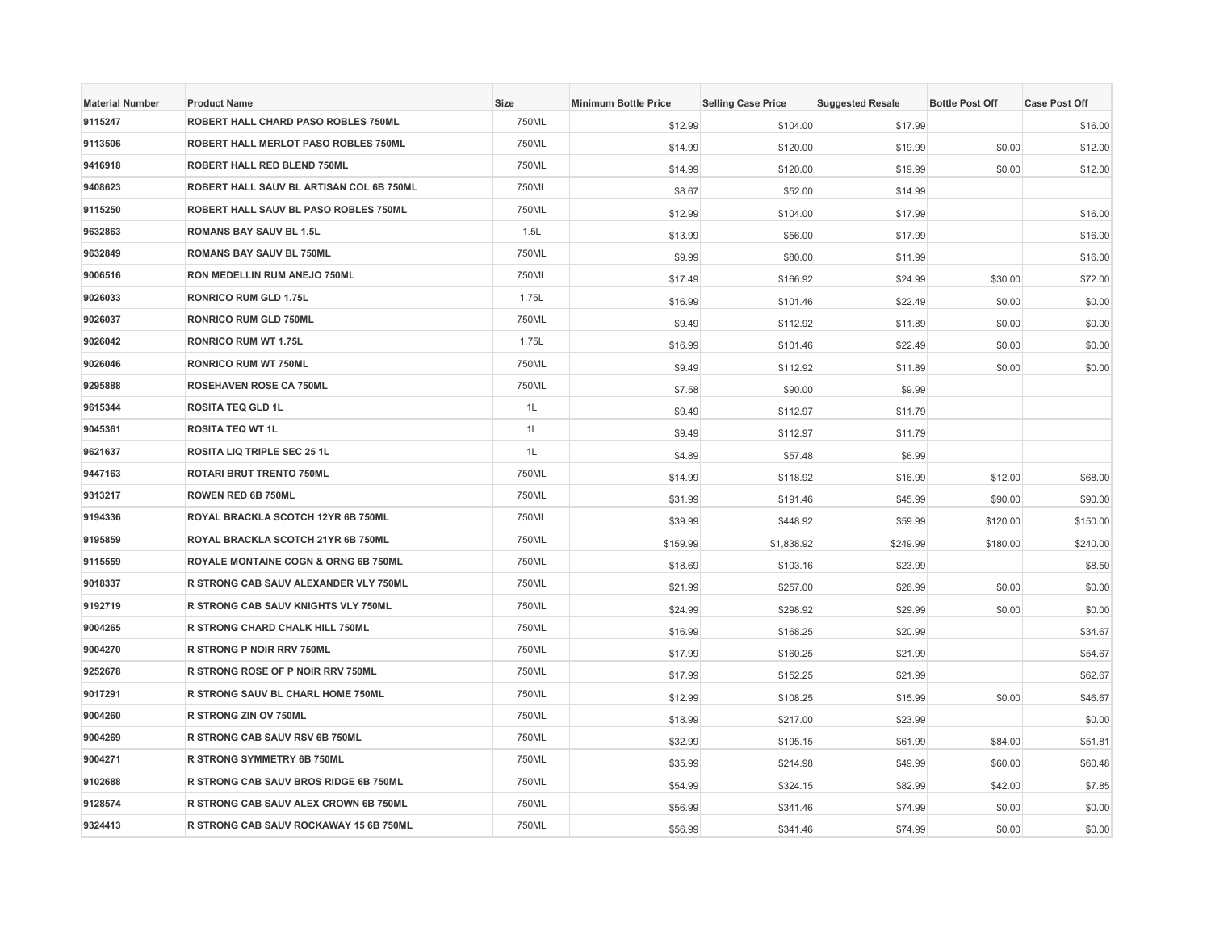| Material Number | Product Name | Size | Minimum Bottle Price | Selling Case Price | Suggested Resale | Bottle Post Off | Case Post Off |
|---|---|---|---|---|---|---|---|
| 9115247 | ROBERT HALL CHARD PASO ROBLES 750ML | 750ML | $12.99 | $104.00 | $17.99 | | $16.00 |
| 9113506 | ROBERT HALL MERLOT PASO ROBLES 750ML | 750ML | $14.99 | $120.00 | $19.99 | $0.00 | $12.00 |
| 9416918 | ROBERT HALL RED BLEND 750ML | 750ML | $14.99 | $120.00 | $19.99 | $0.00 | $12.00 |
| 9408623 | ROBERT HALL SAUV BL ARTISAN COL 6B 750ML | 750ML | $8.67 | $52.00 | $14.99 | | |
| 9115250 | ROBERT HALL SAUV BL PASO ROBLES 750ML | 750ML | $12.99 | $104.00 | $17.99 | | $16.00 |
| 9632863 | ROMANS BAY SAUV BL 1.5L | 1.5L | $13.99 | $56.00 | $17.99 | | $16.00 |
| 9632849 | ROMANS BAY SAUV BL 750ML | 750ML | $9.99 | $80.00 | $11.99 | | $16.00 |
| 9006516 | RON MEDELLIN RUM ANEJO 750ML | 750ML | $17.49 | $166.92 | $24.99 | $30.00 | $72.00 |
| 9026033 | RONRICO RUM GLD 1.75L | 1.75L | $16.99 | $101.46 | $22.49 | $0.00 | $0.00 |
| 9026037 | RONRICO RUM GLD 750ML | 750ML | $9.49 | $112.92 | $11.89 | $0.00 | $0.00 |
| 9026042 | RONRICO RUM WT 1.75L | 1.75L | $16.99 | $101.46 | $22.49 | $0.00 | $0.00 |
| 9026046 | RONRICO RUM WT 750ML | 750ML | $9.49 | $112.92 | $11.89 | $0.00 | $0.00 |
| 9295888 | ROSEHAVEN ROSE CA 750ML | 750ML | $7.58 | $90.00 | $9.99 | | |
| 9615344 | ROSITA TEQ GLD 1L | 1L | $9.49 | $112.97 | $11.79 | | |
| 9045361 | ROSITA TEQ WT 1L | 1L | $9.49 | $112.97 | $11.79 | | |
| 9621637 | ROSITA LIQ TRIPLE SEC 25 1L | 1L | $4.89 | $57.48 | $6.99 | | |
| 9447163 | ROTARI BRUT TRENTO 750ML | 750ML | $14.99 | $118.92 | $16.99 | $12.00 | $68.00 |
| 9313217 | ROWEN RED 6B 750ML | 750ML | $31.99 | $191.46 | $45.99 | $90.00 | $90.00 |
| 9194336 | ROYAL BRACKLA SCOTCH 12YR 6B 750ML | 750ML | $39.99 | $448.92 | $59.99 | $120.00 | $150.00 |
| 9195859 | ROYAL BRACKLA SCOTCH 21YR 6B 750ML | 750ML | $159.99 | $1,838.92 | $249.99 | $180.00 | $240.00 |
| 9115559 | ROYALE MONTAINE COGN & ORNG 6B 750ML | 750ML | $18.69 | $103.16 | $23.99 | | $8.50 |
| 9018337 | R STRONG CAB SAUV ALEXANDER VLY 750ML | 750ML | $21.99 | $257.00 | $26.99 | $0.00 | $0.00 |
| 9192719 | R STRONG CAB SAUV KNIGHTS VLY 750ML | 750ML | $24.99 | $298.92 | $29.99 | $0.00 | $0.00 |
| 9004265 | R STRONG CHARD CHALK HILL 750ML | 750ML | $16.99 | $168.25 | $20.99 | | $34.67 |
| 9004270 | R STRONG P NOIR RRV 750ML | 750ML | $17.99 | $160.25 | $21.99 | | $54.67 |
| 9252678 | R STRONG ROSE OF P NOIR RRV 750ML | 750ML | $17.99 | $152.25 | $21.99 | | $62.67 |
| 9017291 | R STRONG SAUV BL CHARL HOME 750ML | 750ML | $12.99 | $108.25 | $15.99 | $0.00 | $46.67 |
| 9004260 | R STRONG ZIN OV 750ML | 750ML | $18.99 | $217.00 | $23.99 | | $0.00 |
| 9004269 | R STRONG CAB SAUV RSV 6B 750ML | 750ML | $32.99 | $195.15 | $61.99 | $84.00 | $51.81 |
| 9004271 | R STRONG SYMMETRY 6B 750ML | 750ML | $35.99 | $214.98 | $49.99 | $60.00 | $60.48 |
| 9102688 | R STRONG CAB SAUV BROS RIDGE 6B 750ML | 750ML | $54.99 | $324.15 | $82.99 | $42.00 | $7.85 |
| 9128574 | R STRONG CAB SAUV ALEX CROWN 6B 750ML | 750ML | $56.99 | $341.46 | $74.99 | $0.00 | $0.00 |
| 9324413 | R STRONG CAB SAUV ROCKAWAY 15 6B 750ML | 750ML | $56.99 | $341.46 | $74.99 | $0.00 | $0.00 |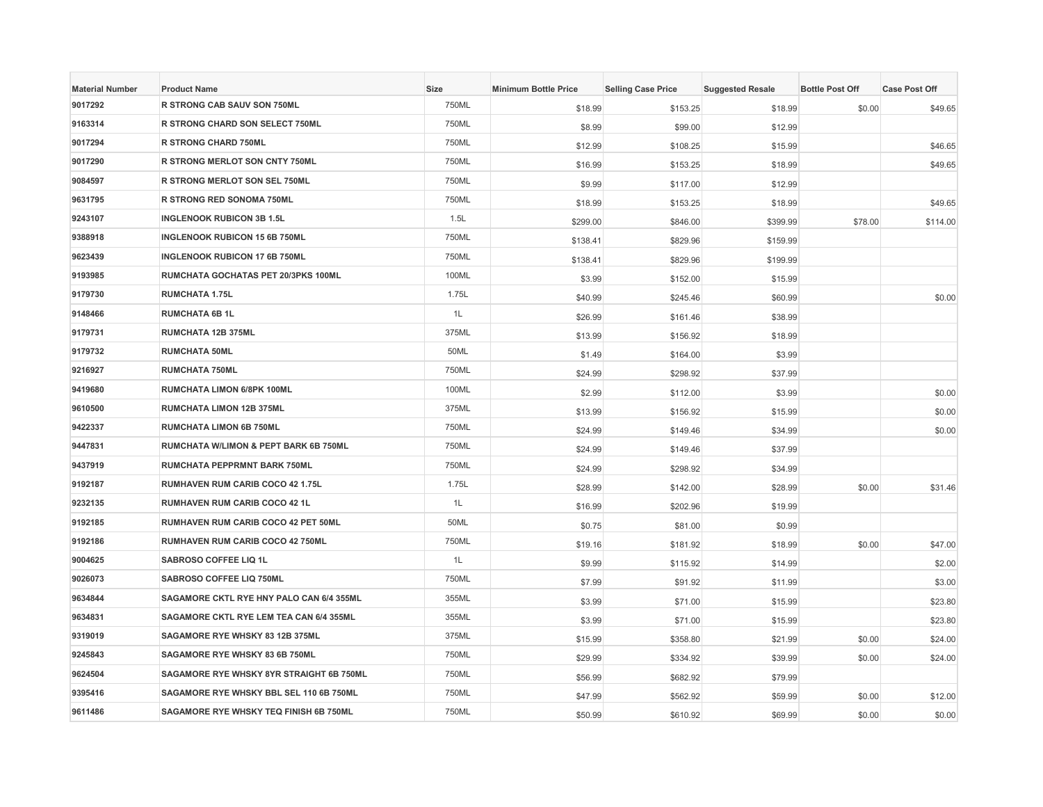| Material Number | Product Name | Size | Minimum Bottle Price | Selling Case Price | Suggested Resale | Bottle Post Off | Case Post Off |
|---|---|---|---|---|---|---|---|
| 9017292 | R STRONG CAB SAUV SON 750ML | 750ML | $18.99 | $153.25 | $18.99 | $0.00 | $49.65 |
| 9163314 | R STRONG CHARD SON SELECT 750ML | 750ML | $8.99 | $99.00 | $12.99 | | |
| 9017294 | R STRONG CHARD 750ML | 750ML | $12.99 | $108.25 | $15.99 | | $46.65 |
| 9017290 | R STRONG MERLOT SON CNTY 750ML | 750ML | $16.99 | $153.25 | $18.99 | | $49.65 |
| 9084597 | R STRONG MERLOT SON SEL 750ML | 750ML | $9.99 | $117.00 | $12.99 | | |
| 9631795 | R STRONG RED SONOMA 750ML | 750ML | $18.99 | $153.25 | $18.99 | | $49.65 |
| 9243107 | INGLENOOK RUBICON 3B 1.5L | 1.5L | $299.00 | $846.00 | $399.99 | $78.00 | $114.00 |
| 9388918 | INGLENOOK RUBICON 15 6B 750ML | 750ML | $138.41 | $829.96 | $159.99 | | |
| 9623439 | INGLENOOK RUBICON 17 6B 750ML | 750ML | $138.41 | $829.96 | $199.99 | | |
| 9193985 | RUMCHATA GOCHATAS PET 20/3PKS 100ML | 100ML | $3.99 | $152.00 | $15.99 | | |
| 9179730 | RUMCHATA 1.75L | 1.75L | $40.99 | $245.46 | $60.99 | | $0.00 |
| 9148466 | RUMCHATA 6B 1L | 1L | $26.99 | $161.46 | $38.99 | | |
| 9179731 | RUMCHATA 12B 375ML | 375ML | $13.99 | $156.92 | $18.99 | | |
| 9179732 | RUMCHATA 50ML | 50ML | $1.49 | $164.00 | $3.99 | | |
| 9216927 | RUMCHATA 750ML | 750ML | $24.99 | $298.92 | $37.99 | | |
| 9419680 | RUMCHATA LIMON 6/8PK 100ML | 100ML | $2.99 | $112.00 | $3.99 | | $0.00 |
| 9610500 | RUMCHATA LIMON 12B 375ML | 375ML | $13.99 | $156.92 | $15.99 | | $0.00 |
| 9422337 | RUMCHATA LIMON 6B 750ML | 750ML | $24.99 | $149.46 | $34.99 | | $0.00 |
| 9447831 | RUMCHATA W/LIMON & PEPT BARK 6B 750ML | 750ML | $24.99 | $149.46 | $37.99 | | |
| 9437919 | RUMCHATA PEPPRMNT BARK 750ML | 750ML | $24.99 | $298.92 | $34.99 | | |
| 9192187 | RUMHAVEN RUM CARIB COCO 42 1.75L | 1.75L | $28.99 | $142.00 | $28.99 | $0.00 | $31.46 |
| 9232135 | RUMHAVEN RUM CARIB COCO 42 1L | 1L | $16.99 | $202.96 | $19.99 | | |
| 9192185 | RUMHAVEN RUM CARIB COCO 42 PET 50ML | 50ML | $0.75 | $81.00 | $0.99 | | |
| 9192186 | RUMHAVEN RUM CARIB COCO 42 750ML | 750ML | $19.16 | $181.92 | $18.99 | $0.00 | $47.00 |
| 9004625 | SABROSO COFFEE LIQ 1L | 1L | $9.99 | $115.92 | $14.99 | | $2.00 |
| 9026073 | SABROSO COFFEE LIQ 750ML | 750ML | $7.99 | $91.92 | $11.99 | | $3.00 |
| 9634844 | SAGAMORE CKTL RYE HNY PALO CAN 6/4 355ML | 355ML | $3.99 | $71.00 | $15.99 | | $23.80 |
| 9634831 | SAGAMORE CKTL RYE LEM TEA CAN 6/4 355ML | 355ML | $3.99 | $71.00 | $15.99 | | $23.80 |
| 9319019 | SAGAMORE RYE WHSKY 83 12B 375ML | 375ML | $15.99 | $358.80 | $21.99 | $0.00 | $24.00 |
| 9245843 | SAGAMORE RYE WHSKY 83 6B 750ML | 750ML | $29.99 | $334.92 | $39.99 | $0.00 | $24.00 |
| 9624504 | SAGAMORE RYE WHSKY 8YR STRAIGHT 6B 750ML | 750ML | $56.99 | $682.92 | $79.99 | | |
| 9395416 | SAGAMORE RYE WHSKY BBL SEL 110 6B 750ML | 750ML | $47.99 | $562.92 | $59.99 | $0.00 | $12.00 |
| 9611486 | SAGAMORE RYE WHSKY TEQ FINISH 6B 750ML | 750ML | $50.99 | $610.92 | $69.99 | $0.00 | $0.00 |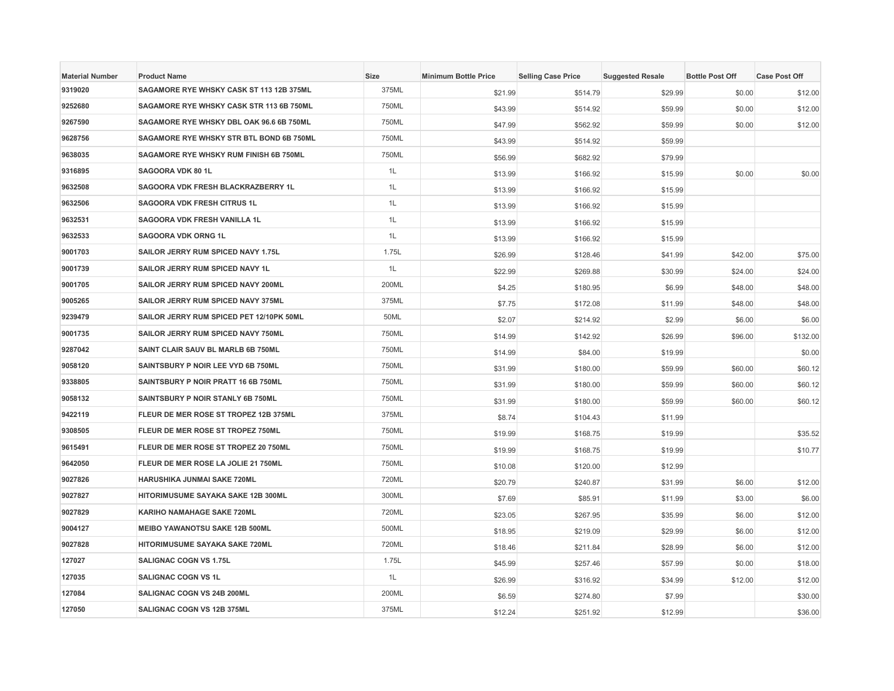| Material Number | Product Name | Size | Minimum Bottle Price | Selling Case Price | Suggested Resale | Bottle Post Off | Case Post Off |
| --- | --- | --- | --- | --- | --- | --- | --- |
| 9319020 | SAGAMORE RYE WHSKY CASK ST 113 12B 375ML | 375ML | $21.99 | $514.79 | $29.99 | $0.00 | $12.00 |
| 9252680 | SAGAMORE RYE WHSKY CASK STR 113 6B 750ML | 750ML | $43.99 | $514.92 | $59.99 | $0.00 | $12.00 |
| 9267590 | SAGAMORE RYE WHSKY DBL OAK 96.6 6B 750ML | 750ML | $47.99 | $562.92 | $59.99 | $0.00 | $12.00 |
| 9628756 | SAGAMORE RYE WHSKY STR BTL BOND 6B 750ML | 750ML | $43.99 | $514.92 | $59.99 | | |
| 9638035 | SAGAMORE RYE WHSKY RUM FINISH 6B 750ML | 750ML | $56.99 | $682.92 | $79.99 | | |
| 9316895 | SAGOORA VDK 80 1L | 1L | $13.99 | $166.92 | $15.99 | $0.00 | $0.00 |
| 9632508 | SAGOORA VDK FRESH BLACKRAZBERRY 1L | 1L | $13.99 | $166.92 | $15.99 | | |
| 9632506 | SAGOORA VDK FRESH CITRUS 1L | 1L | $13.99 | $166.92 | $15.99 | | |
| 9632531 | SAGOORA VDK FRESH VANILLA 1L | 1L | $13.99 | $166.92 | $15.99 | | |
| 9632533 | SAGOORA VDK ORNG 1L | 1L | $13.99 | $166.92 | $15.99 | | |
| 9001703 | SAILOR JERRY RUM SPICED NAVY 1.75L | 1.75L | $26.99 | $128.46 | $41.99 | $42.00 | $75.00 |
| 9001739 | SAILOR JERRY RUM SPICED NAVY 1L | 1L | $22.99 | $269.88 | $30.99 | $24.00 | $24.00 |
| 9001705 | SAILOR JERRY RUM SPICED NAVY 200ML | 200ML | $4.25 | $180.95 | $6.99 | $48.00 | $48.00 |
| 9005265 | SAILOR JERRY RUM SPICED NAVY 375ML | 375ML | $7.75 | $172.08 | $11.99 | $48.00 | $48.00 |
| 9239479 | SAILOR JERRY RUM SPICED PET 12/10PK 50ML | 50ML | $2.07 | $214.92 | $2.99 | $6.00 | $6.00 |
| 9001735 | SAILOR JERRY RUM SPICED NAVY 750ML | 750ML | $14.99 | $142.92 | $26.99 | $96.00 | $132.00 |
| 9287042 | SAINT CLAIR SAUV BL MARLB 6B 750ML | 750ML | $14.99 | $84.00 | $19.99 | | $0.00 |
| 9058120 | SAINTSBURY P NOIR LEE VYD 6B 750ML | 750ML | $31.99 | $180.00 | $59.99 | $60.00 | $60.12 |
| 9338805 | SAINTSBURY P NOIR PRATT 16 6B 750ML | 750ML | $31.99 | $180.00 | $59.99 | $60.00 | $60.12 |
| 9058132 | SAINTSBURY P NOIR STANLY 6B 750ML | 750ML | $31.99 | $180.00 | $59.99 | $60.00 | $60.12 |
| 9422119 | FLEUR DE MER ROSE ST TROPEZ 12B 375ML | 375ML | $8.74 | $104.43 | $11.99 | | |
| 9308505 | FLEUR DE MER ROSE ST TROPEZ 750ML | 750ML | $19.99 | $168.75 | $19.99 | | $35.52 |
| 9615491 | FLEUR DE MER ROSE ST TROPEZ 20 750ML | 750ML | $19.99 | $168.75 | $19.99 | | $10.77 |
| 9642050 | FLEUR DE MER ROSE LA JOLIE 21 750ML | 750ML | $10.08 | $120.00 | $12.99 | | |
| 9027826 | HARUSHIKA JUNMAI SAKE 720ML | 720ML | $20.79 | $240.87 | $31.99 | $6.00 | $12.00 |
| 9027827 | HITORIMUSUME SAYAKA SAKE 12B 300ML | 300ML | $7.69 | $85.91 | $11.99 | $3.00 | $6.00 |
| 9027829 | KARIHO NAMAHAGE SAKE 720ML | 720ML | $23.05 | $267.95 | $35.99 | $6.00 | $12.00 |
| 9004127 | MEIBO YAWANOTSU SAKE 12B 500ML | 500ML | $18.95 | $219.09 | $29.99 | $6.00 | $12.00 |
| 9027828 | HITORIMUSUME SAYAKA SAKE 720ML | 720ML | $18.46 | $211.84 | $28.99 | $6.00 | $12.00 |
| 127027 | SALIGNAC COGN VS 1.75L | 1.75L | $45.99 | $257.46 | $57.99 | $0.00 | $18.00 |
| 127035 | SALIGNAC COGN VS 1L | 1L | $26.99 | $316.92 | $34.99 | $12.00 | $12.00 |
| 127084 | SALIGNAC COGN VS 24B 200ML | 200ML | $6.59 | $274.80 | $7.99 | | $30.00 |
| 127050 | SALIGNAC COGN VS 12B 375ML | 375ML | $12.24 | $251.92 | $12.99 | | $36.00 |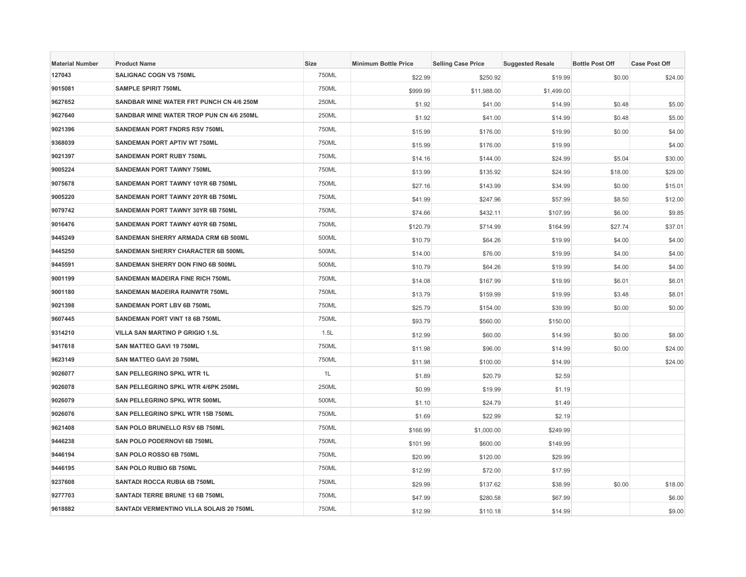| Material Number | Product Name | Size | Minimum Bottle Price | Selling Case Price | Suggested Resale | Bottle Post Off | Case Post Off |
|---|---|---|---|---|---|---|---|
| 127043 | SALIGNAC COGN VS 750ML | 750ML | $22.99 | $250.92 | $19.99 | $0.00 | $24.00 |
| 9015081 | SAMPLE SPIRIT 750ML | 750ML | $999.99 | $11,988.00 | $1,499.00 | | |
| 9627652 | SANDBAR WINE WATER FRT PUNCH CN 4/6 250M | 250ML | $1.92 | $41.00 | $14.99 | $0.48 | $5.00 |
| 9627640 | SANDBAR WINE WATER TROP PUN CN 4/6 250ML | 250ML | $1.92 | $41.00 | $14.99 | $0.48 | $5.00 |
| 9021396 | SANDEMAN PORT FNDRS RSV 750ML | 750ML | $15.99 | $176.00 | $19.99 | $0.00 | $4.00 |
| 9368039 | SANDEMAN PORT APTIV WT 750ML | 750ML | $15.99 | $176.00 | $19.99 | | $4.00 |
| 9021397 | SANDEMAN PORT RUBY 750ML | 750ML | $14.16 | $144.00 | $24.99 | $5.04 | $30.00 |
| 9005224 | SANDEMAN PORT TAWNY 750ML | 750ML | $13.99 | $135.92 | $24.99 | $18.00 | $29.00 |
| 9075678 | SANDEMAN PORT TAWNY 10YR 6B 750ML | 750ML | $27.16 | $143.99 | $34.99 | $0.00 | $15.01 |
| 9005220 | SANDEMAN PORT TAWNY 20YR 6B 750ML | 750ML | $41.99 | $247.96 | $57.99 | $8.50 | $12.00 |
| 9079742 | SANDEMAN PORT TAWNY 30YR 6B 750ML | 750ML | $74.66 | $432.11 | $107.99 | $6.00 | $9.85 |
| 9016476 | SANDEMAN PORT TAWNY 40YR 6B 750ML | 750ML | $120.79 | $714.99 | $164.99 | $27.74 | $37.01 |
| 9445249 | SANDEMAN SHERRY ARMADA CRM 6B 500ML | 500ML | $10.79 | $64.26 | $19.99 | $4.00 | $4.00 |
| 9445250 | SANDEMAN SHERRY CHARACTER 6B 500ML | 500ML | $14.00 | $76.00 | $19.99 | $4.00 | $4.00 |
| 9445591 | SANDEMAN SHERRY DON FINO 6B 500ML | 500ML | $10.79 | $64.26 | $19.99 | $4.00 | $4.00 |
| 9001199 | SANDEMAN MADEIRA FINE RICH 750ML | 750ML | $14.08 | $167.99 | $19.99 | $6.01 | $6.01 |
| 9001180 | SANDEMAN MADEIRA RAINWTR 750ML | 750ML | $13.79 | $159.99 | $19.99 | $3.48 | $8.01 |
| 9021398 | SANDEMAN PORT LBV 6B 750ML | 750ML | $25.79 | $154.00 | $39.99 | $0.00 | $0.00 |
| 9607445 | SANDEMAN PORT VINT 18 6B 750ML | 750ML | $93.79 | $560.00 | $150.00 | | |
| 9314210 | VILLA SAN MARTINO P GRIGIO 1.5L | 1.5L | $12.99 | $60.00 | $14.99 | $0.00 | $8.00 |
| 9417618 | SAN MATTEO GAVI 19 750ML | 750ML | $11.98 | $96.00 | $14.99 | $0.00 | $24.00 |
| 9623149 | SAN MATTEO GAVI 20 750ML | 750ML | $11.98 | $100.00 | $14.99 | | $24.00 |
| 9026077 | SAN PELLEGRINO SPKL WTR 1L | 1L | $1.89 | $20.79 | $2.59 | | |
| 9026078 | SAN PELLEGRINO SPKL WTR 4/6PK 250ML | 250ML | $0.99 | $19.99 | $1.19 | | |
| 9026079 | SAN PELLEGRINO SPKL WTR 500ML | 500ML | $1.10 | $24.79 | $1.49 | | |
| 9026076 | SAN PELLEGRINO SPKL WTR 15B 750ML | 750ML | $1.69 | $22.99 | $2.19 | | |
| 9621408 | SAN POLO BRUNELLO RSV 6B 750ML | 750ML | $166.99 | $1,000.00 | $249.99 | | |
| 9446238 | SAN POLO PODERNOVI 6B 750ML | 750ML | $101.99 | $600.00 | $149.99 | | |
| 9446194 | SAN POLO ROSSO 6B 750ML | 750ML | $20.99 | $120.00 | $29.99 | | |
| 9446195 | SAN POLO RUBIO 6B 750ML | 750ML | $12.99 | $72.00 | $17.99 | | |
| 9237608 | SANTADI ROCCA RUBIA 6B 750ML | 750ML | $29.99 | $137.62 | $38.99 | $0.00 | $18.00 |
| 9277703 | SANTADI TERRE BRUNE 13 6B 750ML | 750ML | $47.99 | $280.58 | $67.99 | | $6.00 |
| 9618882 | SANTADI VERMENTINO VILLA SOLAIS 20 750ML | 750ML | $12.99 | $110.18 | $14.99 | | $9.00 |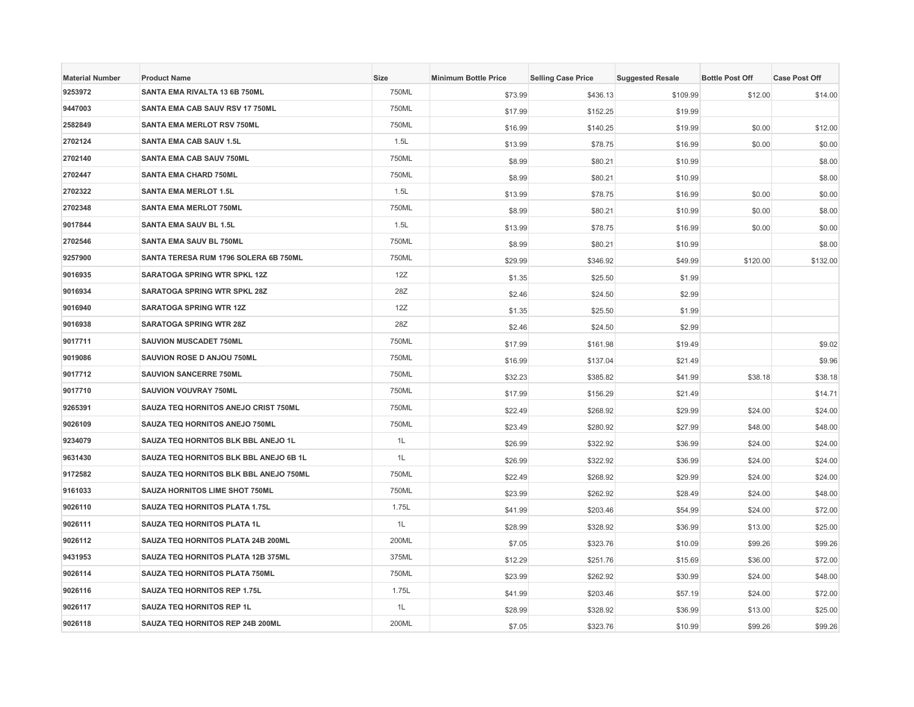| Material Number | Product Name | Size | Minimum Bottle Price | Selling Case Price | Suggested Resale | Bottle Post Off | Case Post Off |
|---|---|---|---|---|---|---|---|
| 9253972 | SANTA EMA RIVALTA 13 6B 750ML | 750ML | $73.99 | $436.13 | $109.99 | $12.00 | $14.00 |
| 9447003 | SANTA EMA CAB SAUV RSV 17 750ML | 750ML | $17.99 | $152.25 | $19.99 | | |
| 2582849 | SANTA EMA MERLOT RSV 750ML | 750ML | $16.99 | $140.25 | $19.99 | $0.00 | $12.00 |
| 2702124 | SANTA EMA CAB SAUV 1.5L | 1.5L | $13.99 | $78.75 | $16.99 | $0.00 | $0.00 |
| 2702140 | SANTA EMA CAB SAUV 750ML | 750ML | $8.99 | $80.21 | $10.99 | | $8.00 |
| 2702447 | SANTA EMA CHARD 750ML | 750ML | $8.99 | $80.21 | $10.99 | | $8.00 |
| 2702322 | SANTA EMA MERLOT 1.5L | 1.5L | $13.99 | $78.75 | $16.99 | $0.00 | $0.00 |
| 2702348 | SANTA EMA MERLOT 750ML | 750ML | $8.99 | $80.21 | $10.99 | $0.00 | $8.00 |
| 9017844 | SANTA EMA SAUV BL 1.5L | 1.5L | $13.99 | $78.75 | $16.99 | $0.00 | $0.00 |
| 2702546 | SANTA EMA SAUV BL 750ML | 750ML | $8.99 | $80.21 | $10.99 | | $8.00 |
| 9257900 | SANTA TERESA RUM 1796 SOLERA 6B 750ML | 750ML | $29.99 | $346.92 | $49.99 | $120.00 | $132.00 |
| 9016935 | SARATOGA SPRING WTR SPKL 12Z | 12Z | $1.35 | $25.50 | $1.99 | | |
| 9016934 | SARATOGA SPRING WTR SPKL 28Z | 28Z | $2.46 | $24.50 | $2.99 | | |
| 9016940 | SARATOGA SPRING WTR 12Z | 12Z | $1.35 | $25.50 | $1.99 | | |
| 9016938 | SARATOGA SPRING WTR 28Z | 28Z | $2.46 | $24.50 | $2.99 | | |
| 9017711 | SAUVION MUSCADET 750ML | 750ML | $17.99 | $161.98 | $19.49 | | $9.02 |
| 9019086 | SAUVION ROSE D ANJOU 750ML | 750ML | $16.99 | $137.04 | $21.49 | | $9.96 |
| 9017712 | SAUVION SANCERRE 750ML | 750ML | $32.23 | $385.82 | $41.99 | $38.18 | $38.18 |
| 9017710 | SAUVION VOUVRAY 750ML | 750ML | $17.99 | $156.29 | $21.49 | | $14.71 |
| 9265391 | SAUZA TEQ HORNITOS ANEJO CRIST 750ML | 750ML | $22.49 | $268.92 | $29.99 | $24.00 | $24.00 |
| 9026109 | SAUZA TEQ HORNITOS ANEJO 750ML | 750ML | $23.49 | $280.92 | $27.99 | $48.00 | $48.00 |
| 9234079 | SAUZA TEQ HORNITOS BLK BBL ANEJO 1L | 1L | $26.99 | $322.92 | $36.99 | $24.00 | $24.00 |
| 9631430 | SAUZA TEQ HORNITOS BLK BBL ANEJO 6B 1L | 1L | $26.99 | $322.92 | $36.99 | $24.00 | $24.00 |
| 9172582 | SAUZA TEQ HORNITOS BLK BBL ANEJO 750ML | 750ML | $22.49 | $268.92 | $29.99 | $24.00 | $24.00 |
| 9161033 | SAUZA HORNITOS LIME SHOT 750ML | 750ML | $23.99 | $262.92 | $28.49 | $24.00 | $48.00 |
| 9026110 | SAUZA TEQ HORNITOS PLATA 1.75L | 1.75L | $41.99 | $203.46 | $54.99 | $24.00 | $72.00 |
| 9026111 | SAUZA TEQ HORNITOS PLATA 1L | 1L | $28.99 | $328.92 | $36.99 | $13.00 | $25.00 |
| 9026112 | SAUZA TEQ HORNITOS PLATA 24B 200ML | 200ML | $7.05 | $323.76 | $10.09 | $99.26 | $99.26 |
| 9431953 | SAUZA TEQ HORNITOS PLATA 12B 375ML | 375ML | $12.29 | $251.76 | $15.69 | $36.00 | $72.00 |
| 9026114 | SAUZA TEQ HORNITOS PLATA 750ML | 750ML | $23.99 | $262.92 | $30.99 | $24.00 | $48.00 |
| 9026116 | SAUZA TEQ HORNITOS REP 1.75L | 1.75L | $41.99 | $203.46 | $57.19 | $24.00 | $72.00 |
| 9026117 | SAUZA TEQ HORNITOS REP 1L | 1L | $28.99 | $328.92 | $36.99 | $13.00 | $25.00 |
| 9026118 | SAUZA TEQ HORNITOS REP 24B 200ML | 200ML | $7.05 | $323.76 | $10.99 | $99.26 | $99.26 |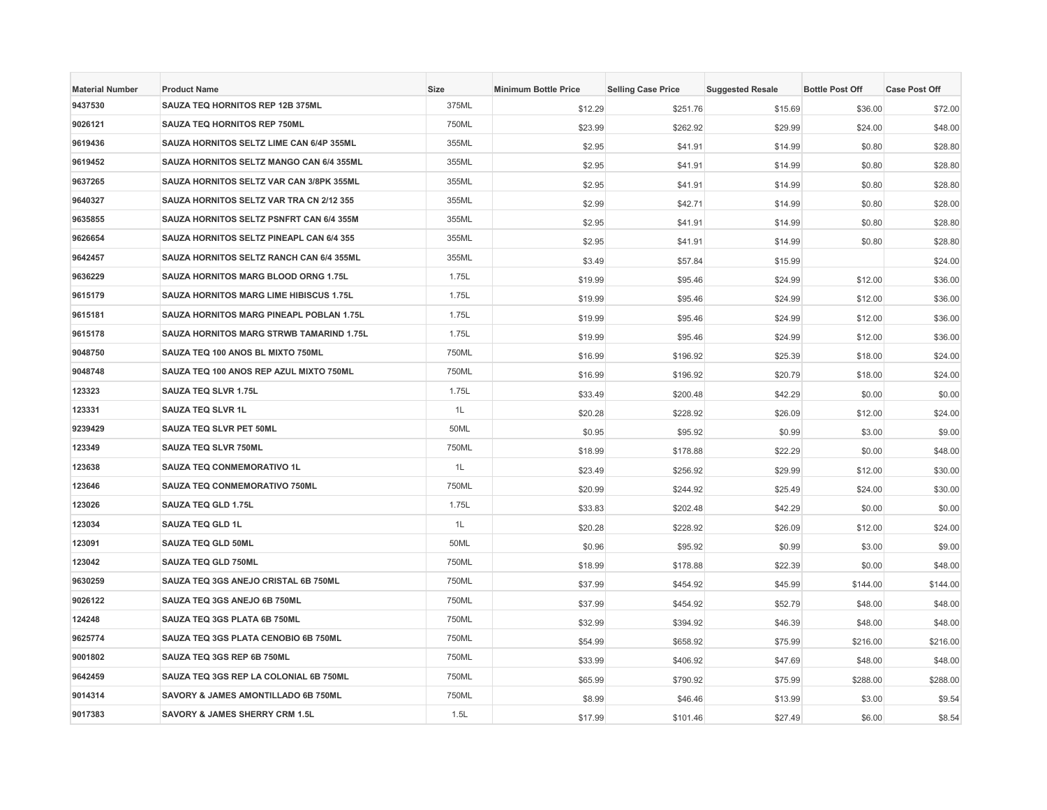| Material Number | Product Name | Size | Minimum Bottle Price | Selling Case Price | Suggested Resale | Bottle Post Off | Case Post Off |
| --- | --- | --- | --- | --- | --- | --- | --- |
| 9437530 | SAUZA TEQ HORNITOS REP 12B 375ML | 375ML | $12.29 | $251.76 | $15.69 | $36.00 | $72.00 |
| 9026121 | SAUZA TEQ HORNITOS REP 750ML | 750ML | $23.99 | $262.92 | $29.99 | $24.00 | $48.00 |
| 9619436 | SAUZA HORNITOS SELTZ LIME CAN 6/4P 355ML | 355ML | $2.95 | $41.91 | $14.99 | $0.80 | $28.80 |
| 9619452 | SAUZA HORNITOS SELTZ MANGO CAN 6/4 355ML | 355ML | $2.95 | $41.91 | $14.99 | $0.80 | $28.80 |
| 9637265 | SAUZA HORNITOS SELTZ VAR CAN 3/8PK 355ML | 355ML | $2.95 | $41.91 | $14.99 | $0.80 | $28.80 |
| 9640327 | SAUZA HORNITOS SELTZ VAR TRA CN 2/12 355 | 355ML | $2.99 | $42.71 | $14.99 | $0.80 | $28.00 |
| 9635855 | SAUZA HORNITOS SELTZ PSNFRT CAN 6/4 355M | 355ML | $2.95 | $41.91 | $14.99 | $0.80 | $28.80 |
| 9626654 | SAUZA HORNITOS SELTZ PINEAPL CAN 6/4 355 | 355ML | $2.95 | $41.91 | $14.99 | $0.80 | $28.80 |
| 9642457 | SAUZA HORNITOS SELTZ RANCH CAN 6/4 355ML | 355ML | $3.49 | $57.84 | $15.99 | | $24.00 |
| 9636229 | SAUZA HORNITOS MARG BLOOD ORNG 1.75L | 1.75L | $19.99 | $95.46 | $24.99 | $12.00 | $36.00 |
| 9615179 | SAUZA HORNITOS MARG LIME HIBISCUS 1.75L | 1.75L | $19.99 | $95.46 | $24.99 | $12.00 | $36.00 |
| 9615181 | SAUZA HORNITOS MARG PINEAPL POBLAN 1.75L | 1.75L | $19.99 | $95.46 | $24.99 | $12.00 | $36.00 |
| 9615178 | SAUZA HORNITOS MARG STRWB TAMARIND 1.75L | 1.75L | $19.99 | $95.46 | $24.99 | $12.00 | $36.00 |
| 9048750 | SAUZA TEQ 100 ANOS BL MIXTO 750ML | 750ML | $16.99 | $196.92 | $25.39 | $18.00 | $24.00 |
| 9048748 | SAUZA TEQ 100 ANOS REP AZUL MIXTO 750ML | 750ML | $16.99 | $196.92 | $20.79 | $18.00 | $24.00 |
| 123323 | SAUZA TEQ SLVR 1.75L | 1.75L | $33.49 | $200.48 | $42.29 | $0.00 | $0.00 |
| 123331 | SAUZA TEQ SLVR 1L | 1L | $20.28 | $228.92 | $26.09 | $12.00 | $24.00 |
| 9239429 | SAUZA TEQ SLVR PET 50ML | 50ML | $0.95 | $95.92 | $0.99 | $3.00 | $9.00 |
| 123349 | SAUZA TEQ SLVR 750ML | 750ML | $18.99 | $178.88 | $22.29 | $0.00 | $48.00 |
| 123638 | SAUZA TEQ CONMEMORATIVO 1L | 1L | $23.49 | $256.92 | $29.99 | $12.00 | $30.00 |
| 123646 | SAUZA TEQ CONMEMORATIVO 750ML | 750ML | $20.99 | $244.92 | $25.49 | $24.00 | $30.00 |
| 123026 | SAUZA TEQ GLD 1.75L | 1.75L | $33.83 | $202.48 | $42.29 | $0.00 | $0.00 |
| 123034 | SAUZA TEQ GLD 1L | 1L | $20.28 | $228.92 | $26.09 | $12.00 | $24.00 |
| 123091 | SAUZA TEQ GLD 50ML | 50ML | $0.96 | $95.92 | $0.99 | $3.00 | $9.00 |
| 123042 | SAUZA TEQ GLD 750ML | 750ML | $18.99 | $178.88 | $22.39 | $0.00 | $48.00 |
| 9630259 | SAUZA TEQ 3GS ANEJO CRISTAL 6B 750ML | 750ML | $37.99 | $454.92 | $45.99 | $144.00 | $144.00 |
| 9026122 | SAUZA TEQ 3GS ANEJO 6B 750ML | 750ML | $37.99 | $454.92 | $52.79 | $48.00 | $48.00 |
| 124248 | SAUZA TEQ 3GS PLATA 6B 750ML | 750ML | $32.99 | $394.92 | $46.39 | $48.00 | $48.00 |
| 9625774 | SAUZA TEQ 3GS PLATA CENOBIO 6B 750ML | 750ML | $54.99 | $658.92 | $75.99 | $216.00 | $216.00 |
| 9001802 | SAUZA TEQ 3GS REP 6B 750ML | 750ML | $33.99 | $406.92 | $47.69 | $48.00 | $48.00 |
| 9642459 | SAUZA TEQ 3GS REP LA COLONIAL 6B 750ML | 750ML | $65.99 | $790.92 | $75.99 | $288.00 | $288.00 |
| 9014314 | SAVORY & JAMES AMONTILLADO 6B 750ML | 750ML | $8.99 | $46.46 | $13.99 | $3.00 | $9.54 |
| 9017383 | SAVORY & JAMES SHERRY CRM 1.5L | 1.5L | $17.99 | $101.46 | $27.49 | $6.00 | $8.54 |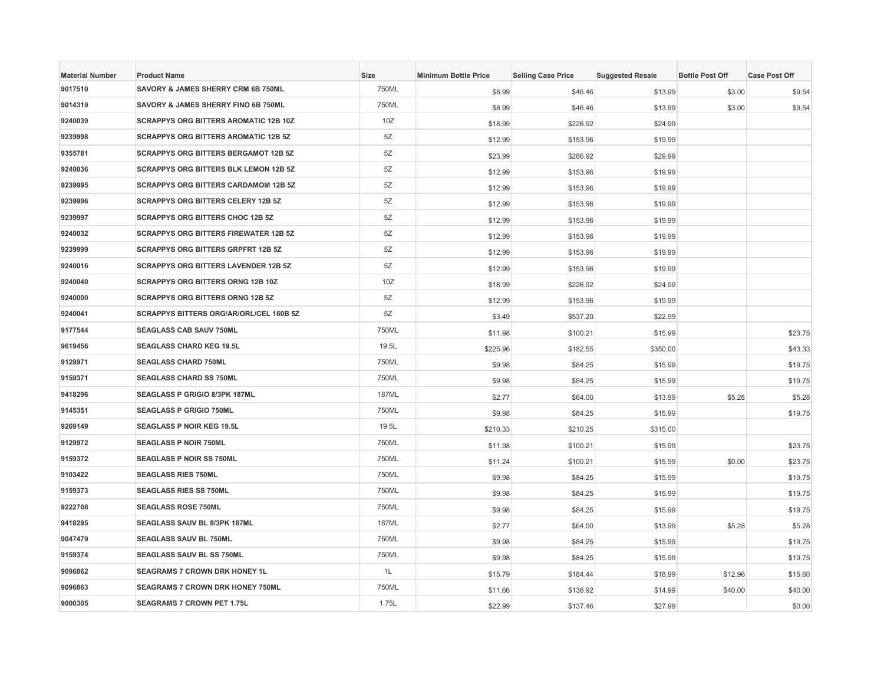| Material Number | Product Name | Size | Minimum Bottle Price | Selling Case Price | Suggested Resale | Bottle Post Off | Case Post Off |
|---|---|---|---|---|---|---|---|
| 9017510 | SAVORY & JAMES SHERRY CRM 6B 750ML | 750ML | $8.99 | $46.46 | $13.99 | $3.00 | $9.54 |
| 9014319 | SAVORY & JAMES SHERRY FINO 6B 750ML | 750ML | $8.99 | $46.46 | $13.99 | $3.00 | $9.54 |
| 9240039 | SCRAPPYS ORG BITTERS AROMATIC 12B 10Z | 10Z | $18.99 | $226.92 | $24.99 | | |
| 9239998 | SCRAPPYS ORG BITTERS AROMATIC 12B 5Z | 5Z | $12.99 | $153.96 | $19.99 | | |
| 9355781 | SCRAPPYS ORG BITTERS BERGAMOT 12B 5Z | 5Z | $23.99 | $286.92 | $29.99 | | |
| 9240036 | SCRAPPYS ORG BITTERS BLK LEMON 12B 5Z | 5Z | $12.99 | $153.96 | $19.99 | | |
| 9239995 | SCRAPPYS ORG BITTERS CARDAMOM 12B 5Z | 5Z | $12.99 | $153.96 | $19.99 | | |
| 9239996 | SCRAPPYS ORG BITTERS CELERY 12B 5Z | 5Z | $12.99 | $153.96 | $19.99 | | |
| 9239997 | SCRAPPYS ORG BITTERS CHOC 12B 5Z | 5Z | $12.99 | $153.96 | $19.99 | | |
| 9240032 | SCRAPPYS ORG BITTERS FIREWATER 12B 5Z | 5Z | $12.99 | $153.96 | $19.99 | | |
| 9239999 | SCRAPPYS ORG BITTERS GRPFRT 12B 5Z | 5Z | $12.99 | $153.96 | $19.99 | | |
| 9240016 | SCRAPPYS ORG BITTERS LAVENDER 12B 5Z | 5Z | $12.99 | $153.96 | $19.99 | | |
| 9240040 | SCRAPPYS ORG BITTERS ORNG 12B 10Z | 10Z | $18.99 | $226.92 | $24.99 | | |
| 9240000 | SCRAPPYS ORG BITTERS ORNG 12B 5Z | 5Z | $12.99 | $153.96 | $19.99 | | |
| 9240041 | SCRAPPYS BITTERS ORG/AR/ORL/CEL 160B 5Z | 5Z | $3.49 | $537.20 | $22.99 | | |
| 9177544 | SEAGLASS CAB SAUV 750ML | 750ML | $11.98 | $100.21 | $15.99 | | $23.75 |
| 9619456 | SEAGLASS CHARD KEG 19.5L | 19.5L | $225.96 | $182.55 | $350.00 | | $43.33 |
| 9129971 | SEAGLASS CHARD 750ML | 750ML | $9.98 | $84.25 | $15.99 | | $19.75 |
| 9159371 | SEAGLASS CHARD SS 750ML | 750ML | $9.98 | $84.25 | $15.99 | | $19.75 |
| 9418296 | SEAGLASS P GRIGIO 8/3PK 187ML | 187ML | $2.77 | $64.00 | $13.99 | $5.28 | $5.28 |
| 9145351 | SEAGLASS P GRIGIO 750ML | 750ML | $9.98 | $84.25 | $15.99 | | $19.75 |
| 9269149 | SEAGLASS P NOIR KEG 19.5L | 19.5L | $210.33 | $210.25 | $315.00 | | |
| 9129972 | SEAGLASS P NOIR 750ML | 750ML | $11.98 | $100.21 | $15.99 | | $23.75 |
| 9159372 | SEAGLASS P NOIR SS 750ML | 750ML | $11.24 | $100.21 | $15.99 | $0.00 | $23.75 |
| 9103422 | SEAGLASS RIES 750ML | 750ML | $9.98 | $84.25 | $15.99 | | $19.75 |
| 9159373 | SEAGLASS RIES SS 750ML | 750ML | $9.98 | $84.25 | $15.99 | | $19.75 |
| 9222708 | SEAGLASS ROSE 750ML | 750ML | $9.98 | $84.25 | $15.99 | | $19.75 |
| 9418295 | SEAGLASS SAUV BL 8/3PK 187ML | 187ML | $2.77 | $64.00 | $13.99 | $5.28 | $5.28 |
| 9047479 | SEAGLASS SAUV BL 750ML | 750ML | $9.98 | $84.25 | $15.99 | | $19.75 |
| 9159374 | SEAGLASS SAUV BL SS 750ML | 750ML | $9.98 | $84.25 | $15.99 | | $19.75 |
| 9096862 | SEAGRAMS 7 CROWN DRK HONEY 1L | 1L | $15.79 | $184.44 | $18.99 | $12.96 | $15.60 |
| 9096863 | SEAGRAMS 7 CROWN DRK HONEY 750ML | 750ML | $11.66 | $138.92 | $14.99 | $40.00 | $40.00 |
| 9000305 | SEAGRAMS 7 CROWN PET 1.75L | 1.75L | $22.99 | $137.46 | $27.99 | | $0.00 |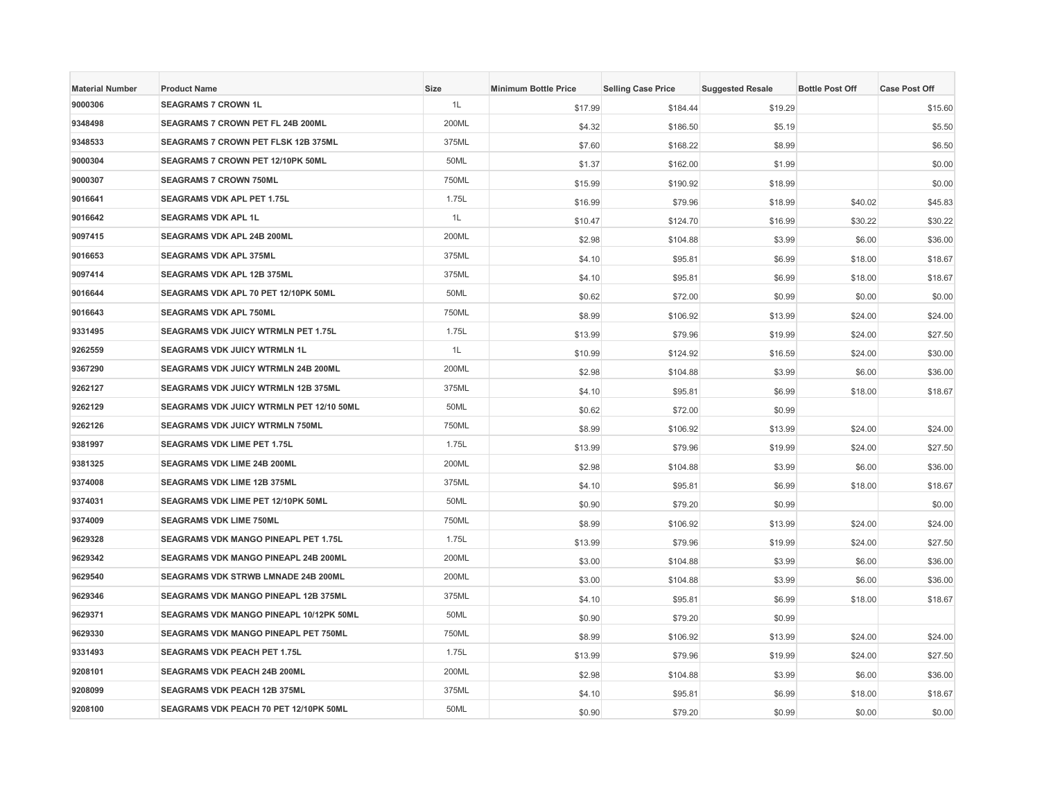| Material Number | Product Name | Size | Minimum Bottle Price | Selling Case Price | Suggested Resale | Bottle Post Off | Case Post Off |
|---|---|---|---|---|---|---|---|
| 9000306 | SEAGRAMS 7 CROWN 1L | 1L | $17.99 | $184.44 | $19.29 | | $15.60 |
| 9348498 | SEAGRAMS 7 CROWN PET FL 24B 200ML | 200ML | $4.32 | $186.50 | $5.19 | | $5.50 |
| 9348533 | SEAGRAMS 7 CROWN PET FLSK 12B 375ML | 375ML | $7.60 | $168.22 | $8.99 | | $6.50 |
| 9000304 | SEAGRAMS 7 CROWN PET 12/10PK 50ML | 50ML | $1.37 | $162.00 | $1.99 | | $0.00 |
| 9000307 | SEAGRAMS 7 CROWN 750ML | 750ML | $15.99 | $190.92 | $18.99 | | $0.00 |
| 9016641 | SEAGRAMS VDK APL PET 1.75L | 1.75L | $16.99 | $79.96 | $18.99 | $40.02 | $45.83 |
| 9016642 | SEAGRAMS VDK APL 1L | 1L | $10.47 | $124.70 | $16.99 | $30.22 | $30.22 |
| 9097415 | SEAGRAMS VDK APL 24B 200ML | 200ML | $2.98 | $104.88 | $3.99 | $6.00 | $36.00 |
| 9016653 | SEAGRAMS VDK APL 375ML | 375ML | $4.10 | $95.81 | $6.99 | $18.00 | $18.67 |
| 9097414 | SEAGRAMS VDK APL 12B 375ML | 375ML | $4.10 | $95.81 | $6.99 | $18.00 | $18.67 |
| 9016644 | SEAGRAMS VDK APL 70 PET 12/10PK 50ML | 50ML | $0.62 | $72.00 | $0.99 | $0.00 | $0.00 |
| 9016643 | SEAGRAMS VDK APL 750ML | 750ML | $8.99 | $106.92 | $13.99 | $24.00 | $24.00 |
| 9331495 | SEAGRAMS VDK JUICY WTRMLN PET 1.75L | 1.75L | $13.99 | $79.96 | $19.99 | $24.00 | $27.50 |
| 9262559 | SEAGRAMS VDK JUICY WTRMLN 1L | 1L | $10.99 | $124.92 | $16.59 | $24.00 | $30.00 |
| 9367290 | SEAGRAMS VDK JUICY WTRMLN 24B 200ML | 200ML | $2.98 | $104.88 | $3.99 | $6.00 | $36.00 |
| 9262127 | SEAGRAMS VDK JUICY WTRMLN 12B 375ML | 375ML | $4.10 | $95.81 | $6.99 | $18.00 | $18.67 |
| 9262129 | SEAGRAMS VDK JUICY WTRMLN PET 12/10 50ML | 50ML | $0.62 | $72.00 | $0.99 | | |
| 9262126 | SEAGRAMS VDK JUICY WTRMLN 750ML | 750ML | $8.99 | $106.92 | $13.99 | $24.00 | $24.00 |
| 9381997 | SEAGRAMS VDK LIME PET 1.75L | 1.75L | $13.99 | $79.96 | $19.99 | $24.00 | $27.50 |
| 9381325 | SEAGRAMS VDK LIME 24B 200ML | 200ML | $2.98 | $104.88 | $3.99 | $6.00 | $36.00 |
| 9374008 | SEAGRAMS VDK LIME 12B 375ML | 375ML | $4.10 | $95.81 | $6.99 | $18.00 | $18.67 |
| 9374031 | SEAGRAMS VDK LIME PET 12/10PK 50ML | 50ML | $0.90 | $79.20 | $0.99 | | $0.00 |
| 9374009 | SEAGRAMS VDK LIME 750ML | 750ML | $8.99 | $106.92 | $13.99 | $24.00 | $24.00 |
| 9629328 | SEAGRAMS VDK MANGO PINEAPL PET 1.75L | 1.75L | $13.99 | $79.96 | $19.99 | $24.00 | $27.50 |
| 9629342 | SEAGRAMS VDK MANGO PINEAPL 24B 200ML | 200ML | $3.00 | $104.88 | $3.99 | $6.00 | $36.00 |
| 9629540 | SEAGRAMS VDK STRWB LMNADE 24B 200ML | 200ML | $3.00 | $104.88 | $3.99 | $6.00 | $36.00 |
| 9629346 | SEAGRAMS VDK MANGO PINEAPL 12B 375ML | 375ML | $4.10 | $95.81 | $6.99 | $18.00 | $18.67 |
| 9629371 | SEAGRAMS VDK MANGO PINEAPL 10/12PK 50ML | 50ML | $0.90 | $79.20 | $0.99 | | |
| 9629330 | SEAGRAMS VDK MANGO PINEAPL PET 750ML | 750ML | $8.99 | $106.92 | $13.99 | $24.00 | $24.00 |
| 9331493 | SEAGRAMS VDK PEACH PET 1.75L | 1.75L | $13.99 | $79.96 | $19.99 | $24.00 | $27.50 |
| 9208101 | SEAGRAMS VDK PEACH 24B 200ML | 200ML | $2.98 | $104.88 | $3.99 | $6.00 | $36.00 |
| 9208099 | SEAGRAMS VDK PEACH 12B 375ML | 375ML | $4.10 | $95.81 | $6.99 | $18.00 | $18.67 |
| 9208100 | SEAGRAMS VDK PEACH 70 PET 12/10PK 50ML | 50ML | $0.90 | $79.20 | $0.99 | $0.00 | $0.00 |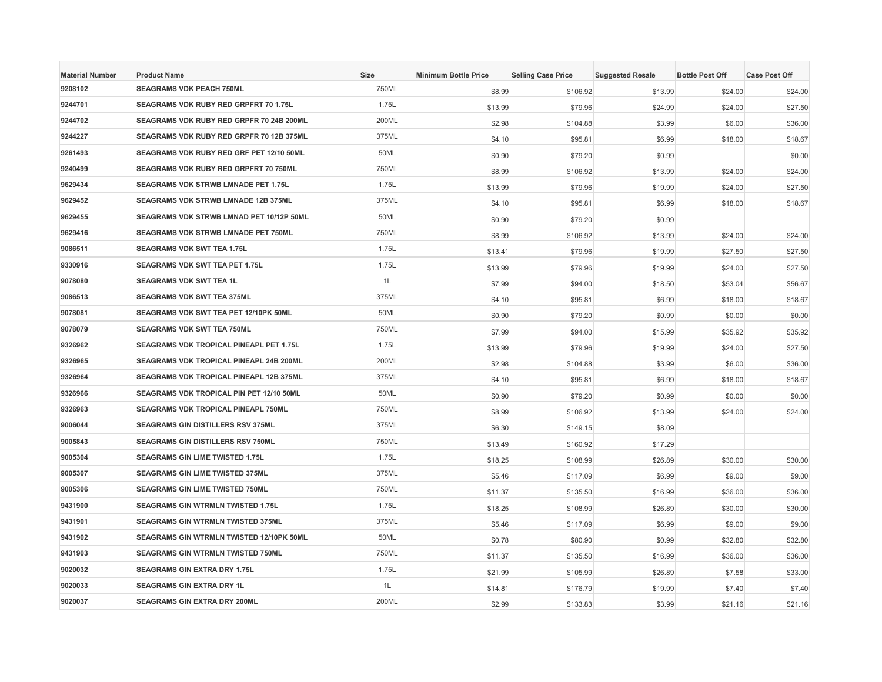| Material Number | Product Name | Size | Minimum Bottle Price | Selling Case Price | Suggested Resale | Bottle Post Off | Case Post Off |
| --- | --- | --- | --- | --- | --- | --- | --- |
| 9208102 | SEAGRAMS VDK PEACH 750ML | 750ML | $8.99 | $106.92 | $13.99 | $24.00 | $24.00 |
| 9244701 | SEAGRAMS VDK RUBY RED GRPFRT 70 1.75L | 1.75L | $13.99 | $79.96 | $24.99 | $24.00 | $27.50 |
| 9244702 | SEAGRAMS VDK RUBY RED GRPFR 70 24B 200ML | 200ML | $2.98 | $104.88 | $3.99 | $6.00 | $36.00 |
| 9244227 | SEAGRAMS VDK RUBY RED GRPFR 70 12B 375ML | 375ML | $4.10 | $95.81 | $6.99 | $18.00 | $18.67 |
| 9261493 | SEAGRAMS VDK RUBY RED GRF PET 12/10 50ML | 50ML | $0.90 | $79.20 | $0.99 | | $0.00 |
| 9240499 | SEAGRAMS VDK RUBY RED GRPFRT 70 750ML | 750ML | $8.99 | $106.92 | $13.99 | $24.00 | $24.00 |
| 9629434 | SEAGRAMS VDK STRWB LMNADE PET 1.75L | 1.75L | $13.99 | $79.96 | $19.99 | $24.00 | $27.50 |
| 9629452 | SEAGRAMS VDK STRWB LMNADE 12B 375ML | 375ML | $4.10 | $95.81 | $6.99 | $18.00 | $18.67 |
| 9629455 | SEAGRAMS VDK STRWB LMNAD PET 10/12P 50ML | 50ML | $0.90 | $79.20 | $0.99 | | |
| 9629416 | SEAGRAMS VDK STRWB LMNADE PET 750ML | 750ML | $8.99 | $106.92 | $13.99 | $24.00 | $24.00 |
| 9086511 | SEAGRAMS VDK SWT TEA 1.75L | 1.75L | $13.41 | $79.96 | $19.99 | $27.50 | $27.50 |
| 9330916 | SEAGRAMS VDK SWT TEA PET 1.75L | 1.75L | $13.99 | $79.96 | $19.99 | $24.00 | $27.50 |
| 9078080 | SEAGRAMS VDK SWT TEA 1L | 1L | $7.99 | $94.00 | $18.50 | $53.04 | $56.67 |
| 9086513 | SEAGRAMS VDK SWT TEA 375ML | 375ML | $4.10 | $95.81 | $6.99 | $18.00 | $18.67 |
| 9078081 | SEAGRAMS VDK SWT TEA PET 12/10PK 50ML | 50ML | $0.90 | $79.20 | $0.99 | $0.00 | $0.00 |
| 9078079 | SEAGRAMS VDK SWT TEA 750ML | 750ML | $7.99 | $94.00 | $15.99 | $35.92 | $35.92 |
| 9326962 | SEAGRAMS VDK TROPICAL PINEAPL PET 1.75L | 1.75L | $13.99 | $79.96 | $19.99 | $24.00 | $27.50 |
| 9326965 | SEAGRAMS VDK TROPICAL PINEAPL 24B 200ML | 200ML | $2.98 | $104.88 | $3.99 | $6.00 | $36.00 |
| 9326964 | SEAGRAMS VDK TROPICAL PINEAPL 12B 375ML | 375ML | $4.10 | $95.81 | $6.99 | $18.00 | $18.67 |
| 9326966 | SEAGRAMS VDK TROPICAL PIN PET 12/10 50ML | 50ML | $0.90 | $79.20 | $0.99 | $0.00 | $0.00 |
| 9326963 | SEAGRAMS VDK TROPICAL PINEAPL 750ML | 750ML | $8.99 | $106.92 | $13.99 | $24.00 | $24.00 |
| 9006044 | SEAGRAMS GIN DISTILLERS RSV 375ML | 375ML | $6.30 | $149.15 | $8.09 | | |
| 9005843 | SEAGRAMS GIN DISTILLERS RSV 750ML | 750ML | $13.49 | $160.92 | $17.29 | | |
| 9005304 | SEAGRAMS GIN LIME TWISTED 1.75L | 1.75L | $18.25 | $108.99 | $26.89 | $30.00 | $30.00 |
| 9005307 | SEAGRAMS GIN LIME TWISTED 375ML | 375ML | $5.46 | $117.09 | $6.99 | $9.00 | $9.00 |
| 9005306 | SEAGRAMS GIN LIME TWISTED 750ML | 750ML | $11.37 | $135.50 | $16.99 | $36.00 | $36.00 |
| 9431900 | SEAGRAMS GIN WTRMLN TWISTED 1.75L | 1.75L | $18.25 | $108.99 | $26.89 | $30.00 | $30.00 |
| 9431901 | SEAGRAMS GIN WTRMLN TWISTED 375ML | 375ML | $5.46 | $117.09 | $6.99 | $9.00 | $9.00 |
| 9431902 | SEAGRAMS GIN WTRMLN TWISTED 12/10PK 50ML | 50ML | $0.78 | $80.90 | $0.99 | $32.80 | $32.80 |
| 9431903 | SEAGRAMS GIN WTRMLN TWISTED 750ML | 750ML | $11.37 | $135.50 | $16.99 | $36.00 | $36.00 |
| 9020032 | SEAGRAMS GIN EXTRA DRY 1.75L | 1.75L | $21.99 | $105.99 | $26.89 | $7.58 | $33.00 |
| 9020033 | SEAGRAMS GIN EXTRA DRY 1L | 1L | $14.81 | $176.79 | $19.99 | $7.40 | $7.40 |
| 9020037 | SEAGRAMS GIN EXTRA DRY 200ML | 200ML | $2.99 | $133.83 | $3.99 | $21.16 | $21.16 |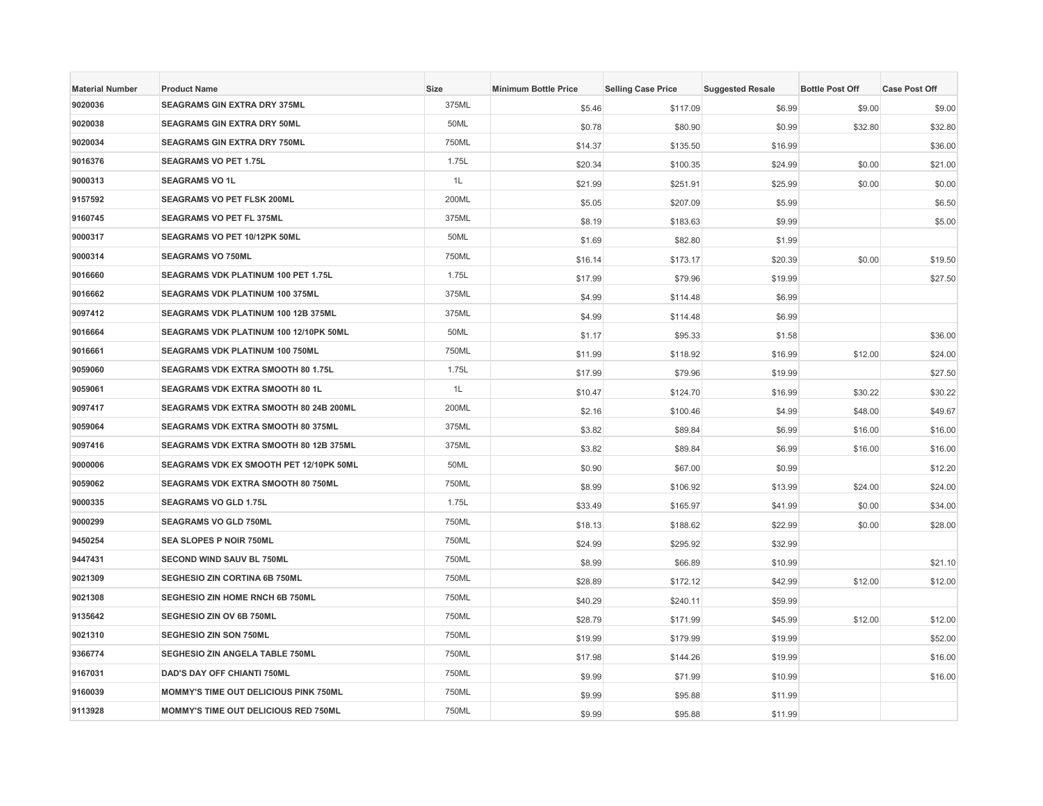| Material Number | Product Name | Size | Minimum Bottle Price | Selling Case Price | Suggested Resale | Bottle Post Off | Case Post Off |
|---|---|---|---|---|---|---|---|
| 9020036 | SEAGRAMS GIN EXTRA DRY 375ML | 375ML | $5.46 | $117.09 | $6.99 | $9.00 | $9.00 |
| 9020038 | SEAGRAMS GIN EXTRA DRY 50ML | 50ML | $0.78 | $80.90 | $0.99 | $32.80 | $32.80 |
| 9020034 | SEAGRAMS GIN EXTRA DRY 750ML | 750ML | $14.37 | $135.50 | $16.99 | | $36.00 |
| 9016376 | SEAGRAMS VO PET 1.75L | 1.75L | $20.34 | $100.35 | $24.99 | $0.00 | $21.00 |
| 9000313 | SEAGRAMS VO 1L | 1L | $21.99 | $251.91 | $25.99 | $0.00 | $0.00 |
| 9157592 | SEAGRAMS VO PET FLSK 200ML | 200ML | $5.05 | $207.09 | $5.99 | | $6.50 |
| 9160745 | SEAGRAMS VO PET FL 375ML | 375ML | $8.19 | $183.63 | $9.99 | | $5.00 |
| 9000317 | SEAGRAMS VO PET 10/12PK 50ML | 50ML | $1.69 | $82.80 | $1.99 | | |
| 9000314 | SEAGRAMS VO 750ML | 750ML | $16.14 | $173.17 | $20.39 | $0.00 | $19.50 |
| 9016660 | SEAGRAMS VDK PLATINUM 100 PET 1.75L | 1.75L | $17.99 | $79.96 | $19.99 | | $27.50 |
| 9016662 | SEAGRAMS VDK PLATINUM 100 375ML | 375ML | $4.99 | $114.48 | $6.99 | | |
| 9097412 | SEAGRAMS VDK PLATINUM 100 12B 375ML | 375ML | $4.99 | $114.48 | $6.99 | | |
| 9016664 | SEAGRAMS VDK PLATINUM 100 12/10PK 50ML | 50ML | $1.17 | $95.33 | $1.58 | | $36.00 |
| 9016661 | SEAGRAMS VDK PLATINUM 100 750ML | 750ML | $11.99 | $118.92 | $16.99 | $12.00 | $24.00 |
| 9059060 | SEAGRAMS VDK EXTRA SMOOTH 80 1.75L | 1.75L | $17.99 | $79.96 | $19.99 | | $27.50 |
| 9059061 | SEAGRAMS VDK EXTRA SMOOTH 80 1L | 1L | $10.47 | $124.70 | $16.99 | $30.22 | $30.22 |
| 9097417 | SEAGRAMS VDK EXTRA SMOOTH 80 24B 200ML | 200ML | $2.16 | $100.46 | $4.99 | $48.00 | $49.67 |
| 9059064 | SEAGRAMS VDK EXTRA SMOOTH 80 375ML | 375ML | $3.82 | $89.84 | $6.99 | $16.00 | $16.00 |
| 9097416 | SEAGRAMS VDK EXTRA SMOOTH 80 12B 375ML | 375ML | $3.82 | $89.84 | $6.99 | $16.00 | $16.00 |
| 9000006 | SEAGRAMS VDK EX SMOOTH PET 12/10PK 50ML | 50ML | $0.90 | $67.00 | $0.99 | | $12.20 |
| 9059062 | SEAGRAMS VDK EXTRA SMOOTH 80 750ML | 750ML | $8.99 | $106.92 | $13.99 | $24.00 | $24.00 |
| 9000335 | SEAGRAMS VO GLD 1.75L | 1.75L | $33.49 | $165.97 | $41.99 | $0.00 | $34.00 |
| 9000299 | SEAGRAMS VO GLD 750ML | 750ML | $18.13 | $188.62 | $22.99 | $0.00 | $28.00 |
| 9450254 | SEA SLOPES P NOIR 750ML | 750ML | $24.99 | $295.92 | $32.99 | | |
| 9447431 | SECOND WIND SAUV BL 750ML | 750ML | $8.99 | $66.89 | $10.99 | | $21.10 |
| 9021309 | SEGHESIO ZIN CORTINA 6B 750ML | 750ML | $28.89 | $172.12 | $42.99 | $12.00 | $12.00 |
| 9021308 | SEGHESIO ZIN HOME RNCH 6B 750ML | 750ML | $40.29 | $240.11 | $59.99 | | |
| 9135642 | SEGHESIO ZIN OV 6B 750ML | 750ML | $28.79 | $171.99 | $45.99 | $12.00 | $12.00 |
| 9021310 | SEGHESIO ZIN SON 750ML | 750ML | $19.99 | $179.99 | $19.99 | | $52.00 |
| 9366774 | SEGHESIO ZIN ANGELA TABLE 750ML | 750ML | $17.98 | $144.26 | $19.99 | | $16.00 |
| 9167031 | DAD'S DAY OFF CHIANTI 750ML | 750ML | $9.99 | $71.99 | $10.99 | | $16.00 |
| 9160039 | MOMMY'S TIME OUT DELICIOUS PINK 750ML | 750ML | $9.99 | $95.88 | $11.99 | | |
| 9113928 | MOMMY'S TIME OUT DELICIOUS RED 750ML | 750ML | $9.99 | $95.88 | $11.99 | | |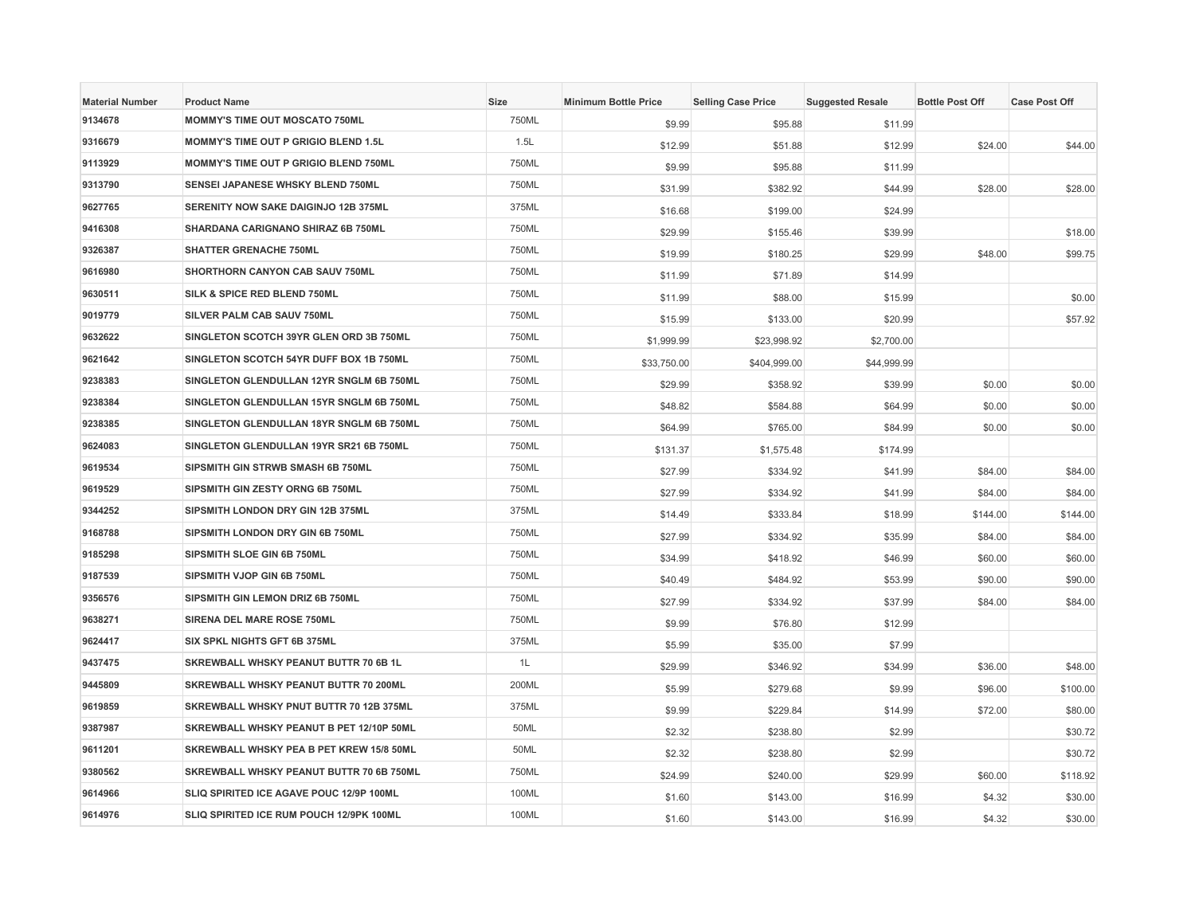| Material Number | Product Name | Size | Minimum Bottle Price | Selling Case Price | Suggested Resale | Bottle Post Off | Case Post Off |
| --- | --- | --- | --- | --- | --- | --- | --- |
| 9134678 | MOMMY'S TIME OUT MOSCATO 750ML | 750ML | $9.99 | $95.88 | $11.99 | | |
| 9316679 | MOMMY'S TIME OUT P GRIGIO BLEND 1.5L | 1.5L | $12.99 | $51.88 | $12.99 | $24.00 | $44.00 |
| 9113929 | MOMMY'S TIME OUT P GRIGIO BLEND 750ML | 750ML | $9.99 | $95.88 | $11.99 | | |
| 9313790 | SENSEI JAPANESE WHSKY BLEND 750ML | 750ML | $31.99 | $382.92 | $44.99 | $28.00 | $28.00 |
| 9627765 | SERENITY NOW SAKE DAIGINJO 12B 375ML | 375ML | $16.68 | $199.00 | $24.99 | | |
| 9416308 | SHARDANA CARIGNANO SHIRAZ 6B 750ML | 750ML | $29.99 | $155.46 | $39.99 | | $18.00 |
| 9326387 | SHATTER GRENACHE 750ML | 750ML | $19.99 | $180.25 | $29.99 | $48.00 | $99.75 |
| 9616980 | SHORTHORN CANYON CAB SAUV 750ML | 750ML | $11.99 | $71.89 | $14.99 | | |
| 9630511 | SILK & SPICE RED BLEND 750ML | 750ML | $11.99 | $88.00 | $15.99 | | $0.00 |
| 9019779 | SILVER PALM CAB SAUV 750ML | 750ML | $15.99 | $133.00 | $20.99 | | $57.92 |
| 9632622 | SINGLETON SCOTCH 39YR GLEN ORD 3B 750ML | 750ML | $1,999.99 | $23,998.92 | $2,700.00 | | |
| 9621642 | SINGLETON SCOTCH 54YR DUFF BOX 1B 750ML | 750ML | $33,750.00 | $404,999.00 | $44,999.99 | | |
| 9238383 | SINGLETON GLENDULLAN 12YR SNGLM 6B 750ML | 750ML | $29.99 | $358.92 | $39.99 | $0.00 | $0.00 |
| 9238384 | SINGLETON GLENDULLAN 15YR SNGLM 6B 750ML | 750ML | $48.82 | $584.88 | $64.99 | $0.00 | $0.00 |
| 9238385 | SINGLETON GLENDULLAN 18YR SNGLM 6B 750ML | 750ML | $64.99 | $765.00 | $84.99 | $0.00 | $0.00 |
| 9624083 | SINGLETON GLENDULLAN 19YR SR21 6B 750ML | 750ML | $131.37 | $1,575.48 | $174.99 | | |
| 9619534 | SIPSMITH GIN STRWB SMASH 6B 750ML | 750ML | $27.99 | $334.92 | $41.99 | $84.00 | $84.00 |
| 9619529 | SIPSMITH GIN ZESTY ORNG 6B 750ML | 750ML | $27.99 | $334.92 | $41.99 | $84.00 | $84.00 |
| 9344252 | SIPSMITH LONDON DRY GIN 12B 375ML | 375ML | $14.49 | $333.84 | $18.99 | $144.00 | $144.00 |
| 9168788 | SIPSMITH LONDON DRY GIN 6B 750ML | 750ML | $27.99 | $334.92 | $35.99 | $84.00 | $84.00 |
| 9185298 | SIPSMITH SLOE GIN 6B 750ML | 750ML | $34.99 | $418.92 | $46.99 | $60.00 | $60.00 |
| 9187539 | SIPSMITH VJOP GIN 6B 750ML | 750ML | $40.49 | $484.92 | $53.99 | $90.00 | $90.00 |
| 9356576 | SIPSMITH GIN LEMON DRIZ 6B 750ML | 750ML | $27.99 | $334.92 | $37.99 | $84.00 | $84.00 |
| 9638271 | SIRENA DEL MARE ROSE 750ML | 750ML | $9.99 | $76.80 | $12.99 | | |
| 9624417 | SIX SPKL NIGHTS GFT 6B 375ML | 375ML | $5.99 | $35.00 | $7.99 | | |
| 9437475 | SKREWBALL WHSKY PEANUT BUTTR 70 6B 1L | 1L | $29.99 | $346.92 | $34.99 | $36.00 | $48.00 |
| 9445809 | SKREWBALL WHSKY PEANUT BUTTR 70 200ML | 200ML | $5.99 | $279.68 | $9.99 | $96.00 | $100.00 |
| 9619859 | SKREWBALL WHSKY PNUT BUTTR 70 12B 375ML | 375ML | $9.99 | $229.84 | $14.99 | $72.00 | $80.00 |
| 9387987 | SKREWBALL WHSKY PEANUT B PET 12/10P 50ML | 50ML | $2.32 | $238.80 | $2.99 | | $30.72 |
| 9611201 | SKREWBALL WHSKY PEA B PET KREW 15/8 50ML | 50ML | $2.32 | $238.80 | $2.99 | | $30.72 |
| 9380562 | SKREWBALL WHSKY PEANUT BUTTR 70 6B 750ML | 750ML | $24.99 | $240.00 | $29.99 | $60.00 | $118.92 |
| 9614966 | SLIQ SPIRITED ICE AGAVE POUC 12/9P 100ML | 100ML | $1.60 | $143.00 | $16.99 | $4.32 | $30.00 |
| 9614976 | SLIQ SPIRITED ICE RUM POUCH 12/9PK 100ML | 100ML | $1.60 | $143.00 | $16.99 | $4.32 | $30.00 |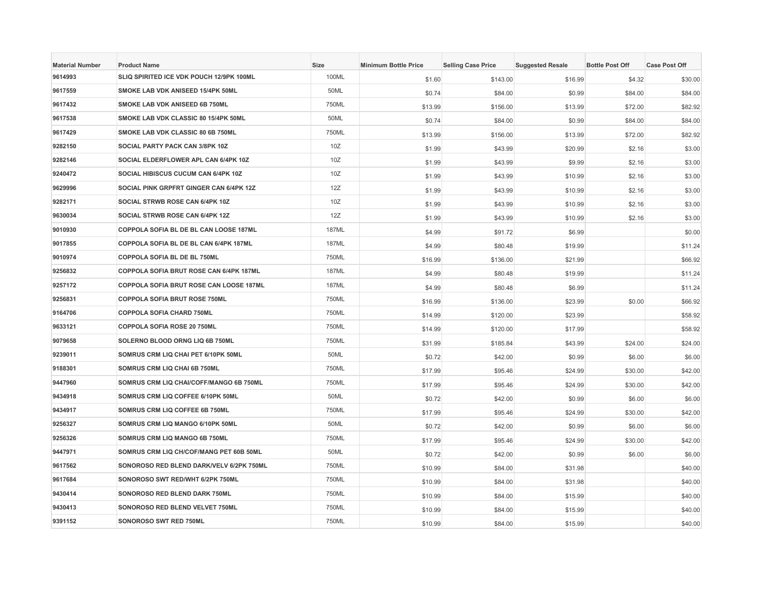| Material Number | Product Name | Size | Minimum Bottle Price | Selling Case Price | Suggested Resale | Bottle Post Off | Case Post Off |
|---|---|---|---|---|---|---|---|
| 9614993 | SLIQ SPIRITED ICE VDK POUCH 12/9PK 100ML | 100ML | $1.60 | $143.00 | $16.99 | $4.32 | $30.00 |
| 9617559 | SMOKE LAB VDK ANISEED 15/4PK 50ML | 50ML | $0.74 | $84.00 | $0.99 | $84.00 | $84.00 |
| 9617432 | SMOKE LAB VDK ANISEED 6B 750ML | 750ML | $13.99 | $156.00 | $13.99 | $72.00 | $82.92 |
| 9617538 | SMOKE LAB VDK CLASSIC 80 15/4PK 50ML | 50ML | $0.74 | $84.00 | $0.99 | $84.00 | $84.00 |
| 9617429 | SMOKE LAB VDK CLASSIC 80 6B 750ML | 750ML | $13.99 | $156.00 | $13.99 | $72.00 | $82.92 |
| 9282150 | SOCIAL PARTY PACK CAN 3/8PK 10Z | 10Z | $1.99 | $43.99 | $20.99 | $2.16 | $3.00 |
| 9282146 | SOCIAL ELDERFLOWER APL CAN 6/4PK 10Z | 10Z | $1.99 | $43.99 | $9.99 | $2.16 | $3.00 |
| 9240472 | SOCIAL HIBISCUS CUCUM CAN 6/4PK 10Z | 10Z | $1.99 | $43.99 | $10.99 | $2.16 | $3.00 |
| 9629996 | SOCIAL PINK GRPFRT GINGER CAN 6/4PK 12Z | 12Z | $1.99 | $43.99 | $10.99 | $2.16 | $3.00 |
| 9282171 | SOCIAL STRWB ROSE CAN 6/4PK 10Z | 10Z | $1.99 | $43.99 | $10.99 | $2.16 | $3.00 |
| 9630034 | SOCIAL STRWB ROSE CAN 6/4PK 12Z | 12Z | $1.99 | $43.99 | $10.99 | $2.16 | $3.00 |
| 9010930 | COPPOLA SOFIA BL DE BL CAN LOOSE 187ML | 187ML | $4.99 | $91.72 | $6.99 | | $0.00 |
| 9017855 | COPPOLA SOFIA BL DE BL CAN 6/4PK 187ML | 187ML | $4.99 | $80.48 | $19.99 | | $11.24 |
| 9010974 | COPPOLA SOFIA BL DE BL 750ML | 750ML | $16.99 | $136.00 | $21.99 | | $66.92 |
| 9256832 | COPPOLA SOFIA BRUT ROSE CAN 6/4PK 187ML | 187ML | $4.99 | $80.48 | $19.99 | | $11.24 |
| 9257172 | COPPOLA SOFIA BRUT ROSE CAN LOOSE 187ML | 187ML | $4.99 | $80.48 | $6.99 | | $11.24 |
| 9256831 | COPPOLA SOFIA BRUT ROSE 750ML | 750ML | $16.99 | $136.00 | $23.99 | $0.00 | $66.92 |
| 9164706 | COPPOLA SOFIA CHARD 750ML | 750ML | $14.99 | $120.00 | $23.99 | | $58.92 |
| 9633121 | COPPOLA SOFIA ROSE 20 750ML | 750ML | $14.99 | $120.00 | $17.99 | | $58.92 |
| 9079658 | SOLERNO BLOOD ORNG LIQ 6B 750ML | 750ML | $31.99 | $185.84 | $43.99 | $24.00 | $24.00 |
| 9239011 | SOMRUS CRM LIQ CHAI PET 6/10PK 50ML | 50ML | $0.72 | $42.00 | $0.99 | $6.00 | $6.00 |
| 9188301 | SOMRUS CRM LIQ CHAI 6B 750ML | 750ML | $17.99 | $95.46 | $24.99 | $30.00 | $42.00 |
| 9447960 | SOMRUS CRM LIQ CHAI/COFF/MANGO 6B 750ML | 750ML | $17.99 | $95.46 | $24.99 | $30.00 | $42.00 |
| 9434918 | SOMRUS CRM LIQ COFFEE 6/10PK 50ML | 50ML | $0.72 | $42.00 | $0.99 | $6.00 | $6.00 |
| 9434917 | SOMRUS CRM LIQ COFFEE 6B 750ML | 750ML | $17.99 | $95.46 | $24.99 | $30.00 | $42.00 |
| 9256327 | SOMRUS CRM LIQ MANGO 6/10PK 50ML | 50ML | $0.72 | $42.00 | $0.99 | $6.00 | $6.00 |
| 9256326 | SOMRUS CRM LIQ MANGO 6B 750ML | 750ML | $17.99 | $95.46 | $24.99 | $30.00 | $42.00 |
| 9447971 | SOMRUS CRM LIQ CH/COF/MANG PET 60B 50ML | 50ML | $0.72 | $42.00 | $0.99 | $6.00 | $6.00 |
| 9617562 | SONOROSO RED BLEND DARK/VELV 6/2PK 750ML | 750ML | $10.99 | $84.00 | $31.98 | | $40.00 |
| 9617684 | SONOROSO SWT RED/WHT 6/2PK 750ML | 750ML | $10.99 | $84.00 | $31.98 | | $40.00 |
| 9430414 | SONOROSO RED BLEND DARK 750ML | 750ML | $10.99 | $84.00 | $15.99 | | $40.00 |
| 9430413 | SONOROSO RED BLEND VELVET 750ML | 750ML | $10.99 | $84.00 | $15.99 | | $40.00 |
| 9391152 | SONOROSO SWT RED 750ML | 750ML | $10.99 | $84.00 | $15.99 | | $40.00 |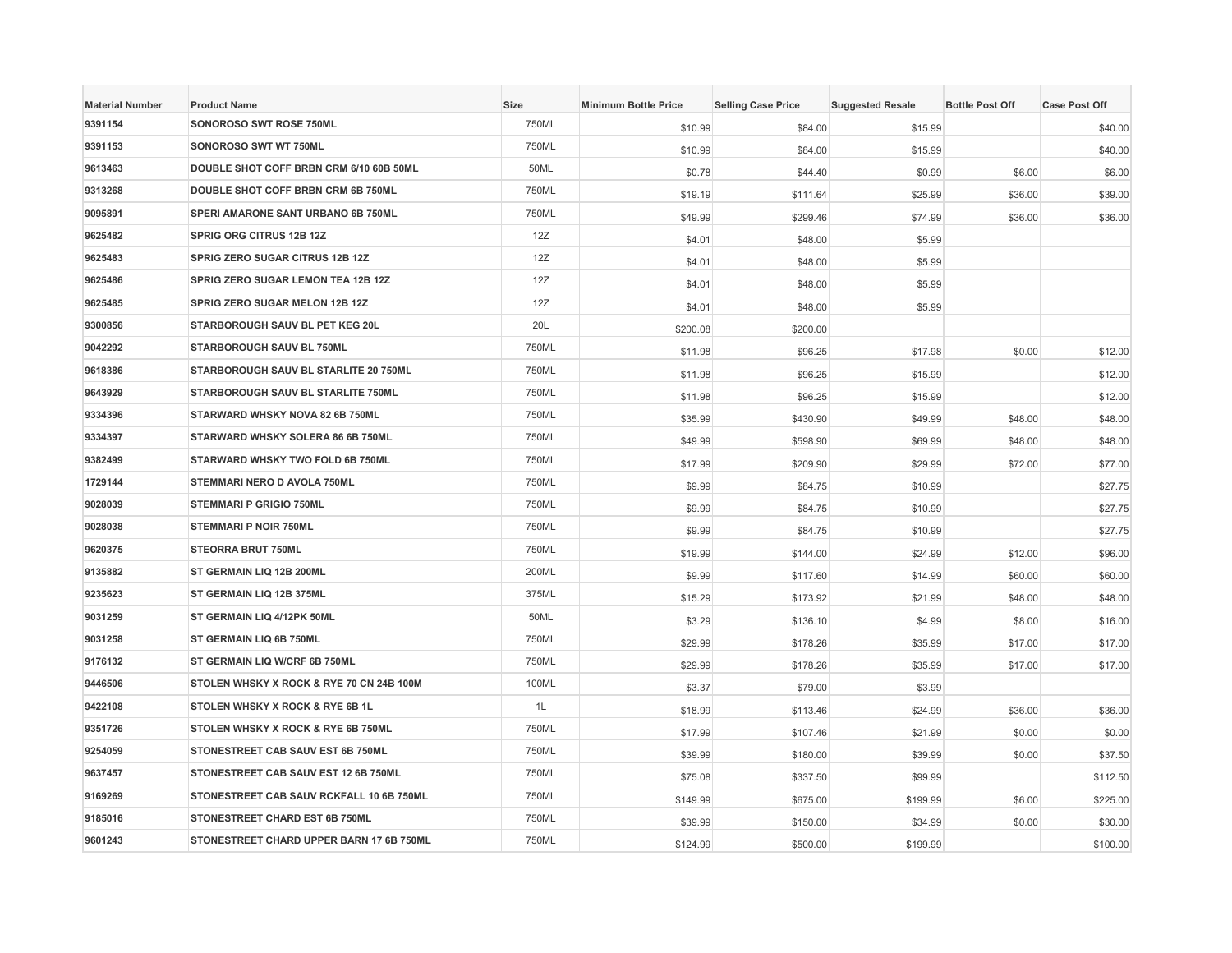| Material Number | Product Name | Size | Minimum Bottle Price | Selling Case Price | Suggested Resale | Bottle Post Off | Case Post Off |
|---|---|---|---|---|---|---|---|
| 9391154 | SONOROSO SWT ROSE 750ML | 750ML | $10.99 | $84.00 | $15.99 | | $40.00 |
| 9391153 | SONOROSO SWT WT 750ML | 750ML | $10.99 | $84.00 | $15.99 | | $40.00 |
| 9613463 | DOUBLE SHOT COFF BRBN CRM 6/10 60B 50ML | 50ML | $0.78 | $44.40 | $0.99 | $6.00 | $6.00 |
| 9313268 | DOUBLE SHOT COFF BRBN CRM 6B 750ML | 750ML | $19.19 | $111.64 | $25.99 | $36.00 | $39.00 |
| 9095891 | SPERI AMARONE SANT URBANO 6B 750ML | 750ML | $49.99 | $299.46 | $74.99 | $36.00 | $36.00 |
| 9625482 | SPRIG ORG CITRUS 12B 12Z | 12Z | $4.01 | $48.00 | $5.99 | | |
| 9625483 | SPRIG ZERO SUGAR CITRUS 12B 12Z | 12Z | $4.01 | $48.00 | $5.99 | | |
| 9625486 | SPRIG ZERO SUGAR LEMON TEA 12B 12Z | 12Z | $4.01 | $48.00 | $5.99 | | |
| 9625485 | SPRIG ZERO SUGAR MELON 12B 12Z | 12Z | $4.01 | $48.00 | $5.99 | | |
| 9300856 | STARBOROUGH SAUV BL PET KEG 20L | 20L | $200.08 | $200.00 | | | |
| 9042292 | STARBOROUGH SAUV BL 750ML | 750ML | $11.98 | $96.25 | $17.98 | $0.00 | $12.00 |
| 9618386 | STARBOROUGH SAUV BL STARLITE 20 750ML | 750ML | $11.98 | $96.25 | $15.99 | | $12.00 |
| 9643929 | STARBOROUGH SAUV BL STARLITE 750ML | 750ML | $11.98 | $96.25 | $15.99 | | $12.00 |
| 9334396 | STARWARD WHSKY NOVA 82 6B 750ML | 750ML | $35.99 | $430.90 | $49.99 | $48.00 | $48.00 |
| 9334397 | STARWARD WHSKY SOLERA 86 6B 750ML | 750ML | $49.99 | $598.90 | $69.99 | $48.00 | $48.00 |
| 9382499 | STARWARD WHSKY TWO FOLD 6B 750ML | 750ML | $17.99 | $209.90 | $29.99 | $72.00 | $77.00 |
| 1729144 | STEMMARI NERO D AVOLA 750ML | 750ML | $9.99 | $84.75 | $10.99 | | $27.75 |
| 9028039 | STEMMARI P GRIGIO 750ML | 750ML | $9.99 | $84.75 | $10.99 | | $27.75 |
| 9028038 | STEMMARI P NOIR 750ML | 750ML | $9.99 | $84.75 | $10.99 | | $27.75 |
| 9620375 | STEORRA BRUT 750ML | 750ML | $19.99 | $144.00 | $24.99 | $12.00 | $96.00 |
| 9135882 | ST GERMAIN LIQ 12B 200ML | 200ML | $9.99 | $117.60 | $14.99 | $60.00 | $60.00 |
| 9235623 | ST GERMAIN LIQ 12B 375ML | 375ML | $15.29 | $173.92 | $21.99 | $48.00 | $48.00 |
| 9031259 | ST GERMAIN LIQ 4/12PK 50ML | 50ML | $3.29 | $136.10 | $4.99 | $8.00 | $16.00 |
| 9031258 | ST GERMAIN LIQ 6B 750ML | 750ML | $29.99 | $178.26 | $35.99 | $17.00 | $17.00 |
| 9176132 | ST GERMAIN LIQ W/CRF 6B 750ML | 750ML | $29.99 | $178.26 | $35.99 | $17.00 | $17.00 |
| 9446506 | STOLEN WHSKY X ROCK & RYE 70 CN 24B 100M | 100ML | $3.37 | $79.00 | $3.99 | | |
| 9422108 | STOLEN WHSKY X ROCK & RYE 6B 1L | 1L | $18.99 | $113.46 | $24.99 | $36.00 | $36.00 |
| 9351726 | STOLEN WHSKY X ROCK & RYE 6B 750ML | 750ML | $17.99 | $107.46 | $21.99 | $0.00 | $0.00 |
| 9254059 | STONESTREET CAB SAUV EST 6B 750ML | 750ML | $39.99 | $180.00 | $39.99 | $0.00 | $37.50 |
| 9637457 | STONESTREET CAB SAUV EST 12 6B 750ML | 750ML | $75.08 | $337.50 | $99.99 | | $112.50 |
| 9169269 | STONESTREET CAB SAUV RCKFALL 10 6B 750ML | 750ML | $149.99 | $675.00 | $199.99 | $6.00 | $225.00 |
| 9185016 | STONESTREET CHARD EST 6B 750ML | 750ML | $39.99 | $150.00 | $34.99 | $0.00 | $30.00 |
| 9601243 | STONESTREET CHARD UPPER BARN 17 6B 750ML | 750ML | $124.99 | $500.00 | $199.99 | | $100.00 |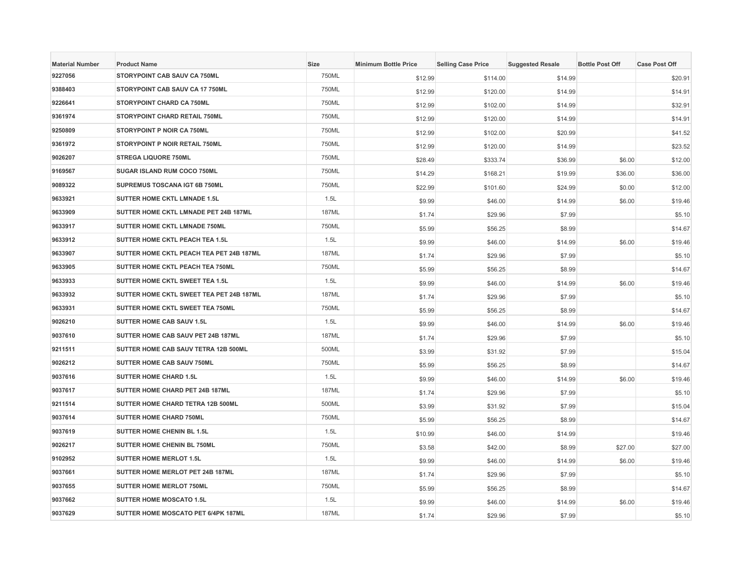| Material Number | Product Name | Size | Minimum Bottle Price | Selling Case Price | Suggested Resale | Bottle Post Off | Case Post Off |
|---|---|---|---|---|---|---|---|
| 9227056 | STORYPOINT CAB SAUV CA 750ML | 750ML | $12.99 | $114.00 | $14.99 | | $20.91 |
| 9388403 | STORYPOINT CAB SAUV CA 17 750ML | 750ML | $12.99 | $120.00 | $14.99 | | $14.91 |
| 9226641 | STORYPOINT CHARD CA 750ML | 750ML | $12.99 | $102.00 | $14.99 | | $32.91 |
| 9361974 | STORYPOINT CHARD RETAIL 750ML | 750ML | $12.99 | $120.00 | $14.99 | | $14.91 |
| 9250809 | STORYPOINT P NOIR CA 750ML | 750ML | $12.99 | $102.00 | $20.99 | | $41.52 |
| 9361972 | STORYPOINT P NOIR RETAIL 750ML | 750ML | $12.99 | $120.00 | $14.99 | | $23.52 |
| 9026207 | STREGA LIQUORE 750ML | 750ML | $28.49 | $333.74 | $36.99 | $6.00 | $12.00 |
| 9169567 | SUGAR ISLAND RUM COCO 750ML | 750ML | $14.29 | $168.21 | $19.99 | $36.00 | $36.00 |
| 9089322 | SUPREMUS TOSCANA IGT 6B 750ML | 750ML | $22.99 | $101.60 | $24.99 | $0.00 | $12.00 |
| 9633921 | SUTTER HOME CKTL LMNADE 1.5L | 1.5L | $9.99 | $46.00 | $14.99 | $6.00 | $19.46 |
| 9633909 | SUTTER HOME CKTL LMNADE PET 24B 187ML | 187ML | $1.74 | $29.96 | $7.99 | | $5.10 |
| 9633917 | SUTTER HOME CKTL LMNADE 750ML | 750ML | $5.99 | $56.25 | $8.99 | | $14.67 |
| 9633912 | SUTTER HOME CKTL PEACH TEA 1.5L | 1.5L | $9.99 | $46.00 | $14.99 | $6.00 | $19.46 |
| 9633907 | SUTTER HOME CKTL PEACH TEA PET 24B 187ML | 187ML | $1.74 | $29.96 | $7.99 | | $5.10 |
| 9633905 | SUTTER HOME CKTL PEACH TEA 750ML | 750ML | $5.99 | $56.25 | $8.99 | | $14.67 |
| 9633933 | SUTTER HOME CKTL SWEET TEA 1.5L | 1.5L | $9.99 | $46.00 | $14.99 | $6.00 | $19.46 |
| 9633932 | SUTTER HOME CKTL SWEET TEA PET 24B 187ML | 187ML | $1.74 | $29.96 | $7.99 | | $5.10 |
| 9633931 | SUTTER HOME CKTL SWEET TEA 750ML | 750ML | $5.99 | $56.25 | $8.99 | | $14.67 |
| 9026210 | SUTTER HOME CAB SAUV 1.5L | 1.5L | $9.99 | $46.00 | $14.99 | $6.00 | $19.46 |
| 9037610 | SUTTER HOME CAB SAUV PET 24B 187ML | 187ML | $1.74 | $29.96 | $7.99 | | $5.10 |
| 9211511 | SUTTER HOME CAB SAUV TETRA 12B 500ML | 500ML | $3.99 | $31.92 | $7.99 | | $15.04 |
| 9026212 | SUTTER HOME CAB SAUV 750ML | 750ML | $5.99 | $56.25 | $8.99 | | $14.67 |
| 9037616 | SUTTER HOME CHARD 1.5L | 1.5L | $9.99 | $46.00 | $14.99 | $6.00 | $19.46 |
| 9037617 | SUTTER HOME CHARD PET 24B 187ML | 187ML | $1.74 | $29.96 | $7.99 | | $5.10 |
| 9211514 | SUTTER HOME CHARD TETRA 12B 500ML | 500ML | $3.99 | $31.92 | $7.99 | | $15.04 |
| 9037614 | SUTTER HOME CHARD 750ML | 750ML | $5.99 | $56.25 | $8.99 | | $14.67 |
| 9037619 | SUTTER HOME CHENIN BL 1.5L | 1.5L | $10.99 | $46.00 | $14.99 | | $19.46 |
| 9026217 | SUTTER HOME CHENIN BL 750ML | 750ML | $3.58 | $42.00 | $8.99 | $27.00 | $27.00 |
| 9102952 | SUTTER HOME MERLOT 1.5L | 1.5L | $9.99 | $46.00 | $14.99 | $6.00 | $19.46 |
| 9037661 | SUTTER HOME MERLOT PET 24B 187ML | 187ML | $1.74 | $29.96 | $7.99 | | $5.10 |
| 9037655 | SUTTER HOME MERLOT 750ML | 750ML | $5.99 | $56.25 | $8.99 | | $14.67 |
| 9037662 | SUTTER HOME MOSCATO 1.5L | 1.5L | $9.99 | $46.00 | $14.99 | $6.00 | $19.46 |
| 9037629 | SUTTER HOME MOSCATO PET 6/4PK 187ML | 187ML | $1.74 | $29.96 | $7.99 | | $5.10 |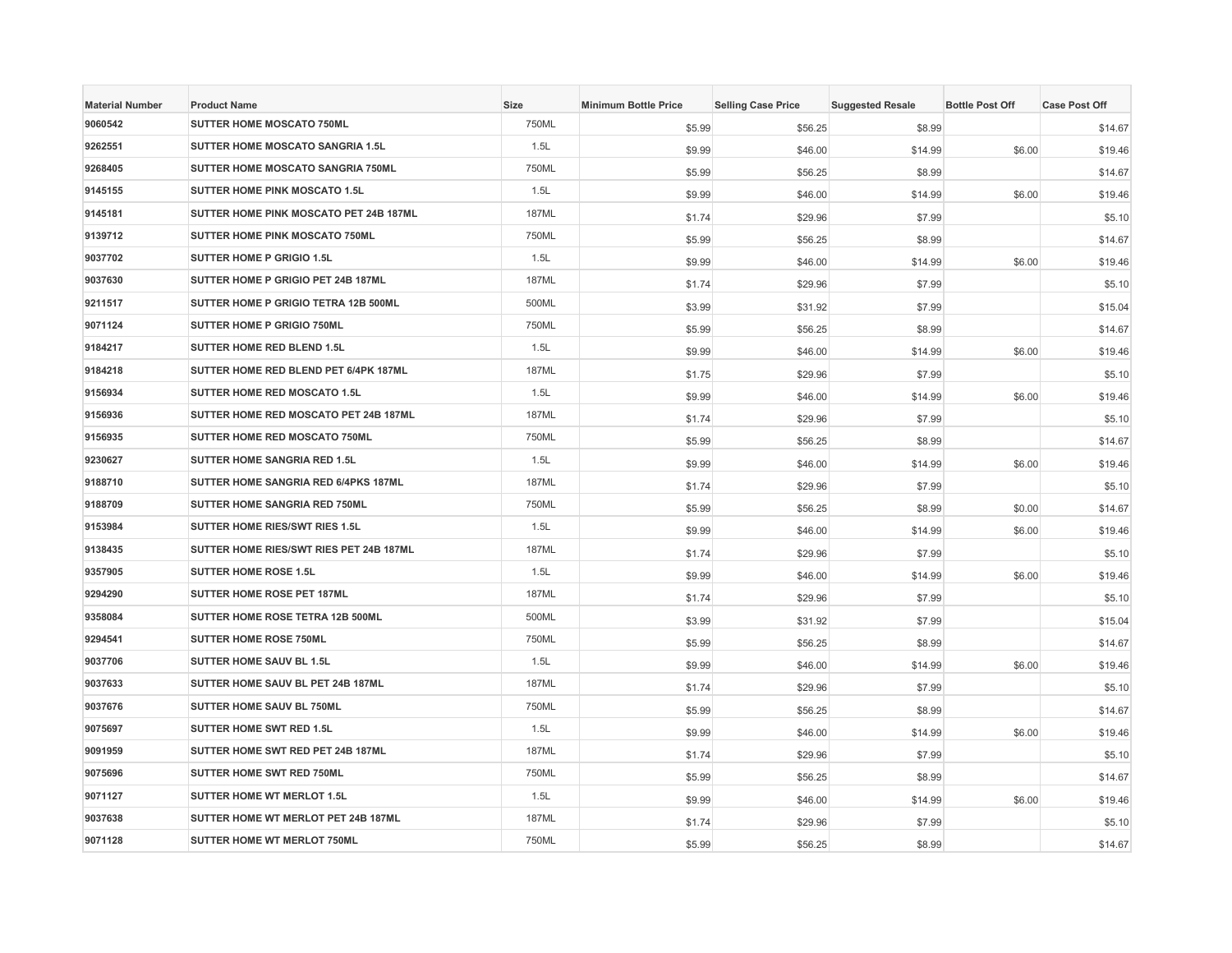| Material Number | Product Name | Size | Minimum Bottle Price | Selling Case Price | Suggested Resale | Bottle Post Off | Case Post Off |
|---|---|---|---|---|---|---|---|
| 9060542 | SUTTER HOME MOSCATO 750ML | 750ML | $5.99 | $56.25 | $8.99 | | $14.67 |
| 9262551 | SUTTER HOME MOSCATO SANGRIA 1.5L | 1.5L | $9.99 | $46.00 | $14.99 | $6.00 | $19.46 |
| 9268405 | SUTTER HOME MOSCATO SANGRIA 750ML | 750ML | $5.99 | $56.25 | $8.99 | | $14.67 |
| 9145155 | SUTTER HOME PINK MOSCATO 1.5L | 1.5L | $9.99 | $46.00 | $14.99 | $6.00 | $19.46 |
| 9145181 | SUTTER HOME PINK MOSCATO PET 24B 187ML | 187ML | $1.74 | $29.96 | $7.99 | | $5.10 |
| 9139712 | SUTTER HOME PINK MOSCATO 750ML | 750ML | $5.99 | $56.25 | $8.99 | | $14.67 |
| 9037702 | SUTTER HOME P GRIGIO 1.5L | 1.5L | $9.99 | $46.00 | $14.99 | $6.00 | $19.46 |
| 9037630 | SUTTER HOME P GRIGIO PET 24B 187ML | 187ML | $1.74 | $29.96 | $7.99 | | $5.10 |
| 9211517 | SUTTER HOME P GRIGIO TETRA 12B 500ML | 500ML | $3.99 | $31.92 | $7.99 | | $15.04 |
| 9071124 | SUTTER HOME P GRIGIO 750ML | 750ML | $5.99 | $56.25 | $8.99 | | $14.67 |
| 9184217 | SUTTER HOME RED BLEND 1.5L | 1.5L | $9.99 | $46.00 | $14.99 | $6.00 | $19.46 |
| 9184218 | SUTTER HOME RED BLEND PET 6/4PK 187ML | 187ML | $1.75 | $29.96 | $7.99 | | $5.10 |
| 9156934 | SUTTER HOME RED MOSCATO 1.5L | 1.5L | $9.99 | $46.00 | $14.99 | $6.00 | $19.46 |
| 9156936 | SUTTER HOME RED MOSCATO PET 24B 187ML | 187ML | $1.74 | $29.96 | $7.99 | | $5.10 |
| 9156935 | SUTTER HOME RED MOSCATO 750ML | 750ML | $5.99 | $56.25 | $8.99 | | $14.67 |
| 9230627 | SUTTER HOME SANGRIA RED 1.5L | 1.5L | $9.99 | $46.00 | $14.99 | $6.00 | $19.46 |
| 9188710 | SUTTER HOME SANGRIA RED 6/4PKS 187ML | 187ML | $1.74 | $29.96 | $7.99 | | $5.10 |
| 9188709 | SUTTER HOME SANGRIA RED 750ML | 750ML | $5.99 | $56.25 | $8.99 | $0.00 | $14.67 |
| 9153984 | SUTTER HOME RIES/SWT RIES 1.5L | 1.5L | $9.99 | $46.00 | $14.99 | $6.00 | $19.46 |
| 9138435 | SUTTER HOME RIES/SWT RIES PET 24B 187ML | 187ML | $1.74 | $29.96 | $7.99 | | $5.10 |
| 9357905 | SUTTER HOME ROSE 1.5L | 1.5L | $9.99 | $46.00 | $14.99 | $6.00 | $19.46 |
| 9294290 | SUTTER HOME ROSE PET 187ML | 187ML | $1.74 | $29.96 | $7.99 | | $5.10 |
| 9358084 | SUTTER HOME ROSE TETRA 12B 500ML | 500ML | $3.99 | $31.92 | $7.99 | | $15.04 |
| 9294541 | SUTTER HOME ROSE 750ML | 750ML | $5.99 | $56.25 | $8.99 | | $14.67 |
| 9037706 | SUTTER HOME SAUV BL 1.5L | 1.5L | $9.99 | $46.00 | $14.99 | $6.00 | $19.46 |
| 9037633 | SUTTER HOME SAUV BL PET 24B 187ML | 187ML | $1.74 | $29.96 | $7.99 | | $5.10 |
| 9037676 | SUTTER HOME SAUV BL 750ML | 750ML | $5.99 | $56.25 | $8.99 | | $14.67 |
| 9075697 | SUTTER HOME SWT RED 1.5L | 1.5L | $9.99 | $46.00 | $14.99 | $6.00 | $19.46 |
| 9091959 | SUTTER HOME SWT RED PET 24B 187ML | 187ML | $1.74 | $29.96 | $7.99 | | $5.10 |
| 9075696 | SUTTER HOME SWT RED 750ML | 750ML | $5.99 | $56.25 | $8.99 | | $14.67 |
| 9071127 | SUTTER HOME WT MERLOT 1.5L | 1.5L | $9.99 | $46.00 | $14.99 | $6.00 | $19.46 |
| 9037638 | SUTTER HOME WT MERLOT PET 24B 187ML | 187ML | $1.74 | $29.96 | $7.99 | | $5.10 |
| 9071128 | SUTTER HOME WT MERLOT 750ML | 750ML | $5.99 | $56.25 | $8.99 | | $14.67 |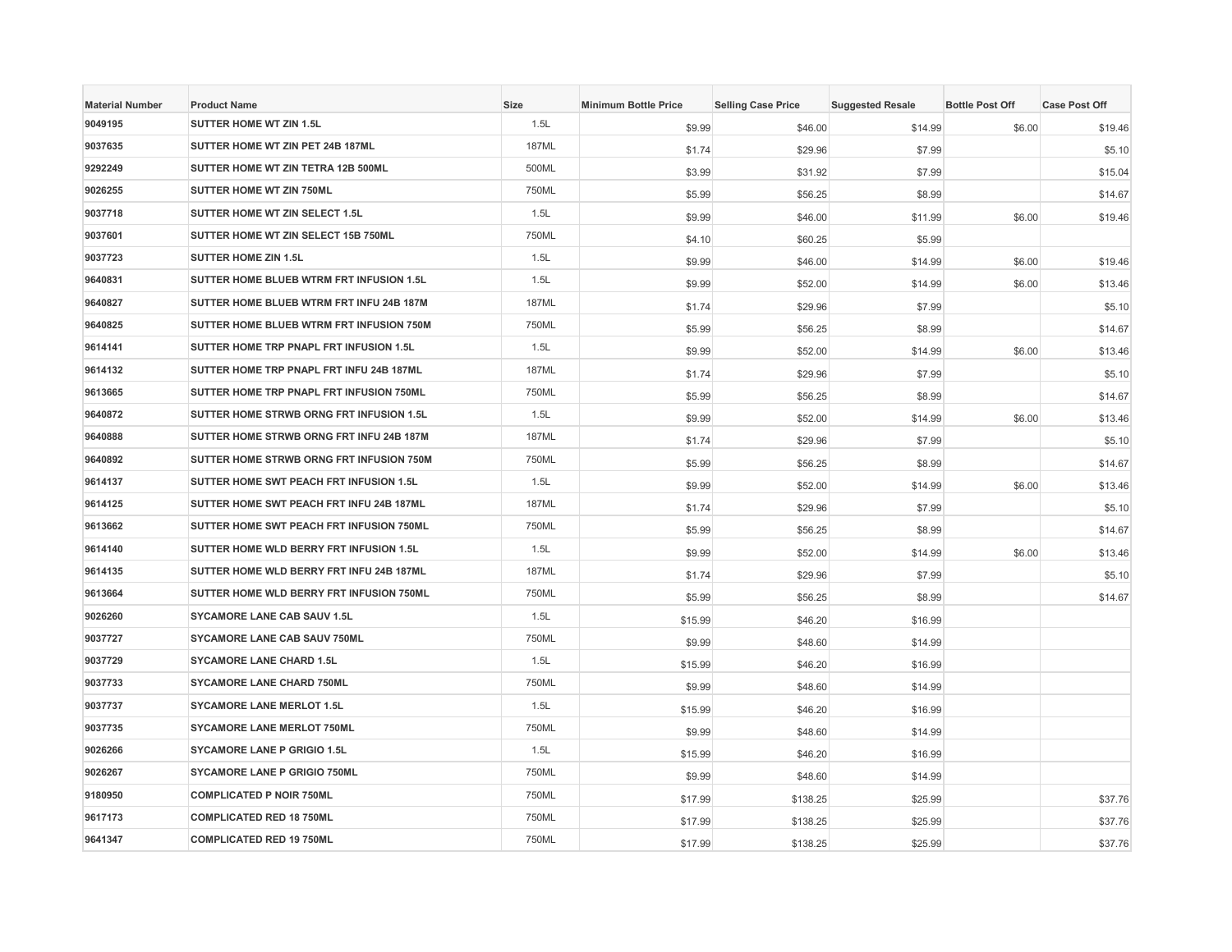| Material Number | Product Name | Size | Minimum Bottle Price | Selling Case Price | Suggested Resale | Bottle Post Off | Case Post Off |
|---|---|---|---|---|---|---|---|
| 9049195 | SUTTER HOME WT ZIN 1.5L | 1.5L | $9.99 | $46.00 | $14.99 | $6.00 | $19.46 |
| 9037635 | SUTTER HOME WT ZIN PET 24B 187ML | 187ML | $1.74 | $29.96 | $7.99 | | $5.10 |
| 9292249 | SUTTER HOME WT ZIN TETRA 12B 500ML | 500ML | $3.99 | $31.92 | $7.99 | | $15.04 |
| 9026255 | SUTTER HOME WT ZIN 750ML | 750ML | $5.99 | $56.25 | $8.99 | | $14.67 |
| 9037718 | SUTTER HOME WT ZIN SELECT 1.5L | 1.5L | $9.99 | $46.00 | $11.99 | $6.00 | $19.46 |
| 9037601 | SUTTER HOME WT ZIN SELECT 15B 750ML | 750ML | $4.10 | $60.25 | $5.99 | | |
| 9037723 | SUTTER HOME ZIN 1.5L | 1.5L | $9.99 | $46.00 | $14.99 | $6.00 | $19.46 |
| 9640831 | SUTTER HOME BLUEB WTRM FRT INFUSION 1.5L | 1.5L | $9.99 | $52.00 | $14.99 | $6.00 | $13.46 |
| 9640827 | SUTTER HOME BLUEB WTRM FRT INFU 24B 187M | 187ML | $1.74 | $29.96 | $7.99 | | $5.10 |
| 9640825 | SUTTER HOME BLUEB WTRM FRT INFUSION 750M | 750ML | $5.99 | $56.25 | $8.99 | | $14.67 |
| 9614141 | SUTTER HOME TRP PNAPL FRT INFUSION 1.5L | 1.5L | $9.99 | $52.00 | $14.99 | $6.00 | $13.46 |
| 9614132 | SUTTER HOME TRP PNAPL FRT INFU 24B 187ML | 187ML | $1.74 | $29.96 | $7.99 | | $5.10 |
| 9613665 | SUTTER HOME TRP PNAPL FRT INFUSION 750ML | 750ML | $5.99 | $56.25 | $8.99 | | $14.67 |
| 9640872 | SUTTER HOME STRWB ORNG FRT INFUSION 1.5L | 1.5L | $9.99 | $52.00 | $14.99 | $6.00 | $13.46 |
| 9640888 | SUTTER HOME STRWB ORNG FRT INFU 24B 187M | 187ML | $1.74 | $29.96 | $7.99 | | $5.10 |
| 9640892 | SUTTER HOME STRWB ORNG FRT INFUSION 750M | 750ML | $5.99 | $56.25 | $8.99 | | $14.67 |
| 9614137 | SUTTER HOME SWT PEACH FRT INFUSION 1.5L | 1.5L | $9.99 | $52.00 | $14.99 | $6.00 | $13.46 |
| 9614125 | SUTTER HOME SWT PEACH FRT INFU 24B 187ML | 187ML | $1.74 | $29.96 | $7.99 | | $5.10 |
| 9613662 | SUTTER HOME SWT PEACH FRT INFUSION 750ML | 750ML | $5.99 | $56.25 | $8.99 | | $14.67 |
| 9614140 | SUTTER HOME WLD BERRY FRT INFUSION 1.5L | 1.5L | $9.99 | $52.00 | $14.99 | $6.00 | $13.46 |
| 9614135 | SUTTER HOME WLD BERRY FRT INFU 24B 187ML | 187ML | $1.74 | $29.96 | $7.99 | | $5.10 |
| 9613664 | SUTTER HOME WLD BERRY FRT INFUSION 750ML | 750ML | $5.99 | $56.25 | $8.99 | | $14.67 |
| 9026260 | SYCAMORE LANE CAB SAUV 1.5L | 1.5L | $15.99 | $46.20 | $16.99 | | |
| 9037727 | SYCAMORE LANE CAB SAUV 750ML | 750ML | $9.99 | $48.60 | $14.99 | | |
| 9037729 | SYCAMORE LANE CHARD 1.5L | 1.5L | $15.99 | $46.20 | $16.99 | | |
| 9037733 | SYCAMORE LANE CHARD 750ML | 750ML | $9.99 | $48.60 | $14.99 | | |
| 9037737 | SYCAMORE LANE MERLOT 1.5L | 1.5L | $15.99 | $46.20 | $16.99 | | |
| 9037735 | SYCAMORE LANE MERLOT 750ML | 750ML | $9.99 | $48.60 | $14.99 | | |
| 9026266 | SYCAMORE LANE P GRIGIO 1.5L | 1.5L | $15.99 | $46.20 | $16.99 | | |
| 9026267 | SYCAMORE LANE P GRIGIO 750ML | 750ML | $9.99 | $48.60 | $14.99 | | |
| 9180950 | COMPLICATED P NOIR 750ML | 750ML | $17.99 | $138.25 | $25.99 | | $37.76 |
| 9617173 | COMPLICATED RED 18 750ML | 750ML | $17.99 | $138.25 | $25.99 | | $37.76 |
| 9641347 | COMPLICATED RED 19 750ML | 750ML | $17.99 | $138.25 | $25.99 | | $37.76 |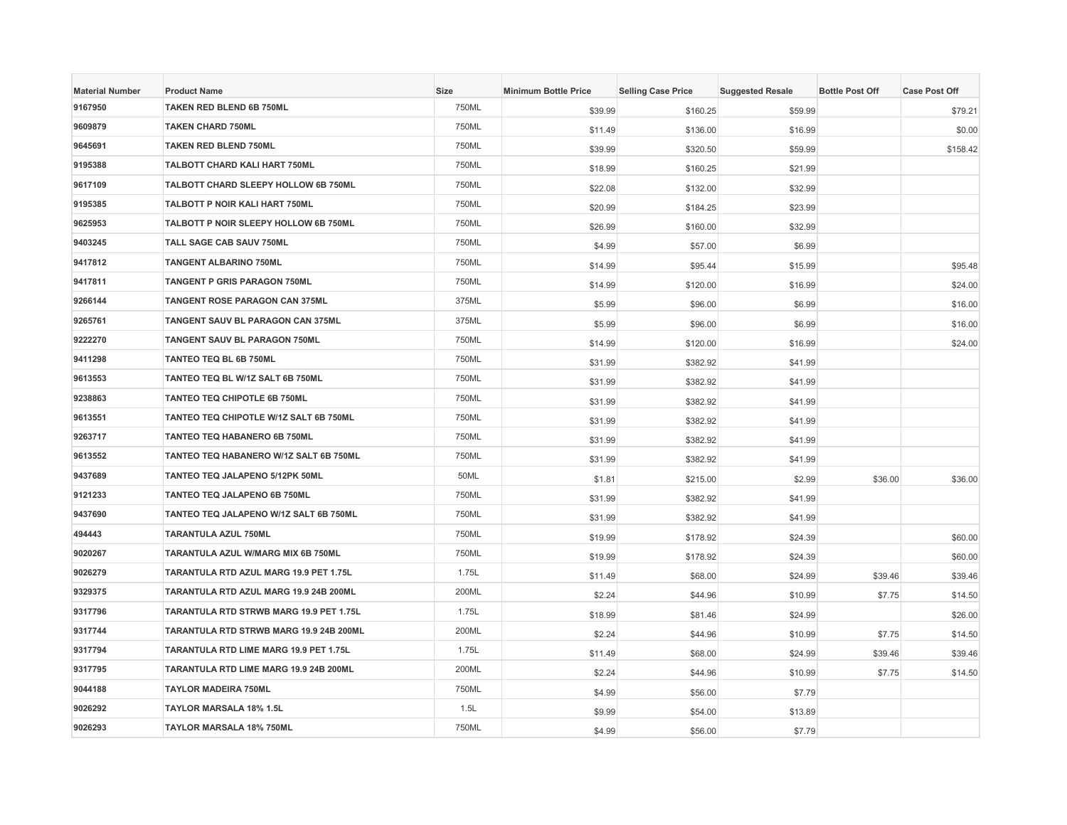| Material Number | Product Name | Size | Minimum Bottle Price | Selling Case Price | Suggested Resale | Bottle Post Off | Case Post Off |
|---|---|---|---|---|---|---|---|
| 9167950 | TAKEN RED BLEND 6B 750ML | 750ML | $39.99 | $160.25 | $59.99 | | $79.21 |
| 9609879 | TAKEN CHARD 750ML | 750ML | $11.49 | $136.00 | $16.99 | | $0.00 |
| 9645691 | TAKEN RED BLEND 750ML | 750ML | $39.99 | $320.50 | $59.99 | | $158.42 |
| 9195388 | TALBOTT CHARD KALI HART 750ML | 750ML | $18.99 | $160.25 | $21.99 | | |
| 9617109 | TALBOTT CHARD SLEEPY HOLLOW 6B 750ML | 750ML | $22.08 | $132.00 | $32.99 | | |
| 9195385 | TALBOTT P NOIR KALI HART 750ML | 750ML | $20.99 | $184.25 | $23.99 | | |
| 9625953 | TALBOTT P NOIR SLEEPY HOLLOW 6B 750ML | 750ML | $26.99 | $160.00 | $32.99 | | |
| 9403245 | TALL SAGE CAB SAUV 750ML | 750ML | $4.99 | $57.00 | $6.99 | | |
| 9417812 | TANGENT ALBARINO 750ML | 750ML | $14.99 | $95.44 | $15.99 | | $95.48 |
| 9417811 | TANGENT P GRIS PARAGON 750ML | 750ML | $14.99 | $120.00 | $16.99 | | $24.00 |
| 9266144 | TANGENT ROSE PARAGON CAN 375ML | 375ML | $5.99 | $96.00 | $6.99 | | $16.00 |
| 9265761 | TANGENT SAUV BL PARAGON CAN 375ML | 375ML | $5.99 | $96.00 | $6.99 | | $16.00 |
| 9222270 | TANGENT SAUV BL PARAGON 750ML | 750ML | $14.99 | $120.00 | $16.99 | | $24.00 |
| 9411298 | TANTEO TEQ BL 6B 750ML | 750ML | $31.99 | $382.92 | $41.99 | | |
| 9613553 | TANTEO TEQ BL W/1Z SALT 6B 750ML | 750ML | $31.99 | $382.92 | $41.99 | | |
| 9238863 | TANTEO TEQ CHIPOTLE 6B 750ML | 750ML | $31.99 | $382.92 | $41.99 | | |
| 9613551 | TANTEO TEQ CHIPOTLE W/1Z SALT 6B 750ML | 750ML | $31.99 | $382.92 | $41.99 | | |
| 9263717 | TANTEO TEQ HABANERO 6B 750ML | 750ML | $31.99 | $382.92 | $41.99 | | |
| 9613552 | TANTEO TEQ HABANERO W/1Z SALT 6B 750ML | 750ML | $31.99 | $382.92 | $41.99 | | |
| 9437689 | TANTEO TEQ JALAPENO 5/12PK 50ML | 50ML | $1.81 | $215.00 | $2.99 | $36.00 | $36.00 |
| 9121233 | TANTEO TEQ JALAPENO 6B 750ML | 750ML | $31.99 | $382.92 | $41.99 | | |
| 9437690 | TANTEO TEQ JALAPENO W/1Z SALT 6B 750ML | 750ML | $31.99 | $382.92 | $41.99 | | |
| 494443 | TARANTULA AZUL 750ML | 750ML | $19.99 | $178.92 | $24.39 | | $60.00 |
| 9020267 | TARANTULA AZUL W/MARG MIX 6B 750ML | 750ML | $19.99 | $178.92 | $24.39 | | $60.00 |
| 9026279 | TARANTULA RTD AZUL MARG 19.9 PET 1.75L | 1.75L | $11.49 | $68.00 | $24.99 | $39.46 | $39.46 |
| 9329375 | TARANTULA RTD AZUL MARG 19.9 24B 200ML | 200ML | $2.24 | $44.96 | $10.99 | $7.75 | $14.50 |
| 9317796 | TARANTULA RTD STRWB MARG 19.9 PET 1.75L | 1.75L | $18.99 | $81.46 | $24.99 | | $26.00 |
| 9317744 | TARANTULA RTD STRWB MARG 19.9 24B 200ML | 200ML | $2.24 | $44.96 | $10.99 | $7.75 | $14.50 |
| 9317794 | TARANTULA RTD LIME MARG 19.9 PET 1.75L | 1.75L | $11.49 | $68.00 | $24.99 | $39.46 | $39.46 |
| 9317795 | TARANTULA RTD LIME MARG 19.9 24B 200ML | 200ML | $2.24 | $44.96 | $10.99 | $7.75 | $14.50 |
| 9044188 | TAYLOR MADEIRA 750ML | 750ML | $4.99 | $56.00 | $7.79 | | |
| 9026292 | TAYLOR MARSALA 18% 1.5L | 1.5L | $9.99 | $54.00 | $13.89 | | |
| 9026293 | TAYLOR MARSALA 18% 750ML | 750ML | $4.99 | $56.00 | $7.79 | | |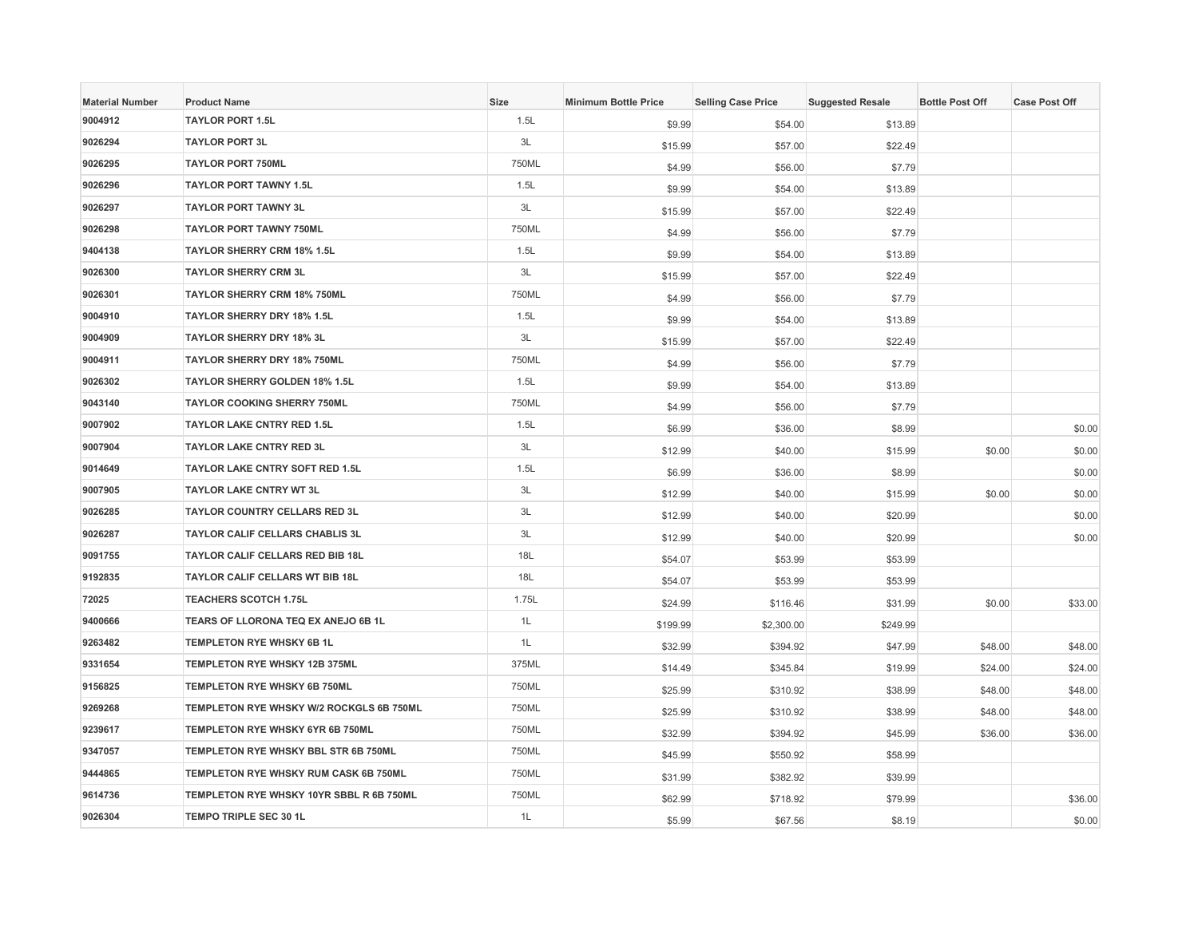| Material Number | Product Name | Size | Minimum Bottle Price | Selling Case Price | Suggested Resale | Bottle Post Off | Case Post Off |
|---|---|---|---|---|---|---|---|
| 9004912 | TAYLOR PORT 1.5L | 1.5L | $9.99 | $54.00 | $13.89 | | |
| 9026294 | TAYLOR PORT 3L | 3L | $15.99 | $57.00 | $22.49 | | |
| 9026295 | TAYLOR PORT 750ML | 750ML | $4.99 | $56.00 | $7.79 | | |
| 9026296 | TAYLOR PORT TAWNY 1.5L | 1.5L | $9.99 | $54.00 | $13.89 | | |
| 9026297 | TAYLOR PORT TAWNY 3L | 3L | $15.99 | $57.00 | $22.49 | | |
| 9026298 | TAYLOR PORT TAWNY 750ML | 750ML | $4.99 | $56.00 | $7.79 | | |
| 9404138 | TAYLOR SHERRY CRM 18% 1.5L | 1.5L | $9.99 | $54.00 | $13.89 | | |
| 9026300 | TAYLOR SHERRY CRM 3L | 3L | $15.99 | $57.00 | $22.49 | | |
| 9026301 | TAYLOR SHERRY CRM 18% 750ML | 750ML | $4.99 | $56.00 | $7.79 | | |
| 9004910 | TAYLOR SHERRY DRY 18% 1.5L | 1.5L | $9.99 | $54.00 | $13.89 | | |
| 9004909 | TAYLOR SHERRY DRY 18% 3L | 3L | $15.99 | $57.00 | $22.49 | | |
| 9004911 | TAYLOR SHERRY DRY 18% 750ML | 750ML | $4.99 | $56.00 | $7.79 | | |
| 9026302 | TAYLOR SHERRY GOLDEN 18% 1.5L | 1.5L | $9.99 | $54.00 | $13.89 | | |
| 9043140 | TAYLOR COOKING SHERRY 750ML | 750ML | $4.99 | $56.00 | $7.79 | | |
| 9007902 | TAYLOR LAKE CNTRY RED 1.5L | 1.5L | $6.99 | $36.00 | $8.99 | | $0.00 |
| 9007904 | TAYLOR LAKE CNTRY RED 3L | 3L | $12.99 | $40.00 | $15.99 | $0.00 | $0.00 |
| 9014649 | TAYLOR LAKE CNTRY SOFT RED 1.5L | 1.5L | $6.99 | $36.00 | $8.99 | | $0.00 |
| 9007905 | TAYLOR LAKE CNTRY WT 3L | 3L | $12.99 | $40.00 | $15.99 | $0.00 | $0.00 |
| 9026285 | TAYLOR COUNTRY CELLARS RED 3L | 3L | $12.99 | $40.00 | $20.99 | | $0.00 |
| 9026287 | TAYLOR CALIF CELLARS CHABLIS 3L | 3L | $12.99 | $40.00 | $20.99 | | $0.00 |
| 9091755 | TAYLOR CALIF CELLARS RED BIB 18L | 18L | $54.07 | $53.99 | $53.99 | | |
| 9192835 | TAYLOR CALIF CELLARS WT BIB 18L | 18L | $54.07 | $53.99 | $53.99 | | |
| 72025 | TEACHERS SCOTCH 1.75L | 1.75L | $24.99 | $116.46 | $31.99 | $0.00 | $33.00 |
| 9400666 | TEARS OF LLORONA TEQ EX ANEJO 6B 1L | 1L | $199.99 | $2,300.00 | $249.99 | | |
| 9263482 | TEMPLETON RYE WHSKY 6B 1L | 1L | $32.99 | $394.92 | $47.99 | $48.00 | $48.00 |
| 9331654 | TEMPLETON RYE WHSKY 12B 375ML | 375ML | $14.49 | $345.84 | $19.99 | $24.00 | $24.00 |
| 9156825 | TEMPLETON RYE WHSKY 6B 750ML | 750ML | $25.99 | $310.92 | $38.99 | $48.00 | $48.00 |
| 9269268 | TEMPLETON RYE WHSKY W/2 ROCKGLS 6B 750ML | 750ML | $25.99 | $310.92 | $38.99 | $48.00 | $48.00 |
| 9239617 | TEMPLETON RYE WHSKY 6YR 6B 750ML | 750ML | $32.99 | $394.92 | $45.99 | $36.00 | $36.00 |
| 9347057 | TEMPLETON RYE WHSKY BBL STR 6B 750ML | 750ML | $45.99 | $550.92 | $58.99 | | |
| 9444865 | TEMPLETON RYE WHSKY RUM CASK 6B 750ML | 750ML | $31.99 | $382.92 | $39.99 | | |
| 9614736 | TEMPLETON RYE WHSKY 10YR SBBL R 6B 750ML | 750ML | $62.99 | $718.92 | $79.99 | | $36.00 |
| 9026304 | TEMPO TRIPLE SEC 30 1L | 1L | $5.99 | $67.56 | $8.19 | | $0.00 |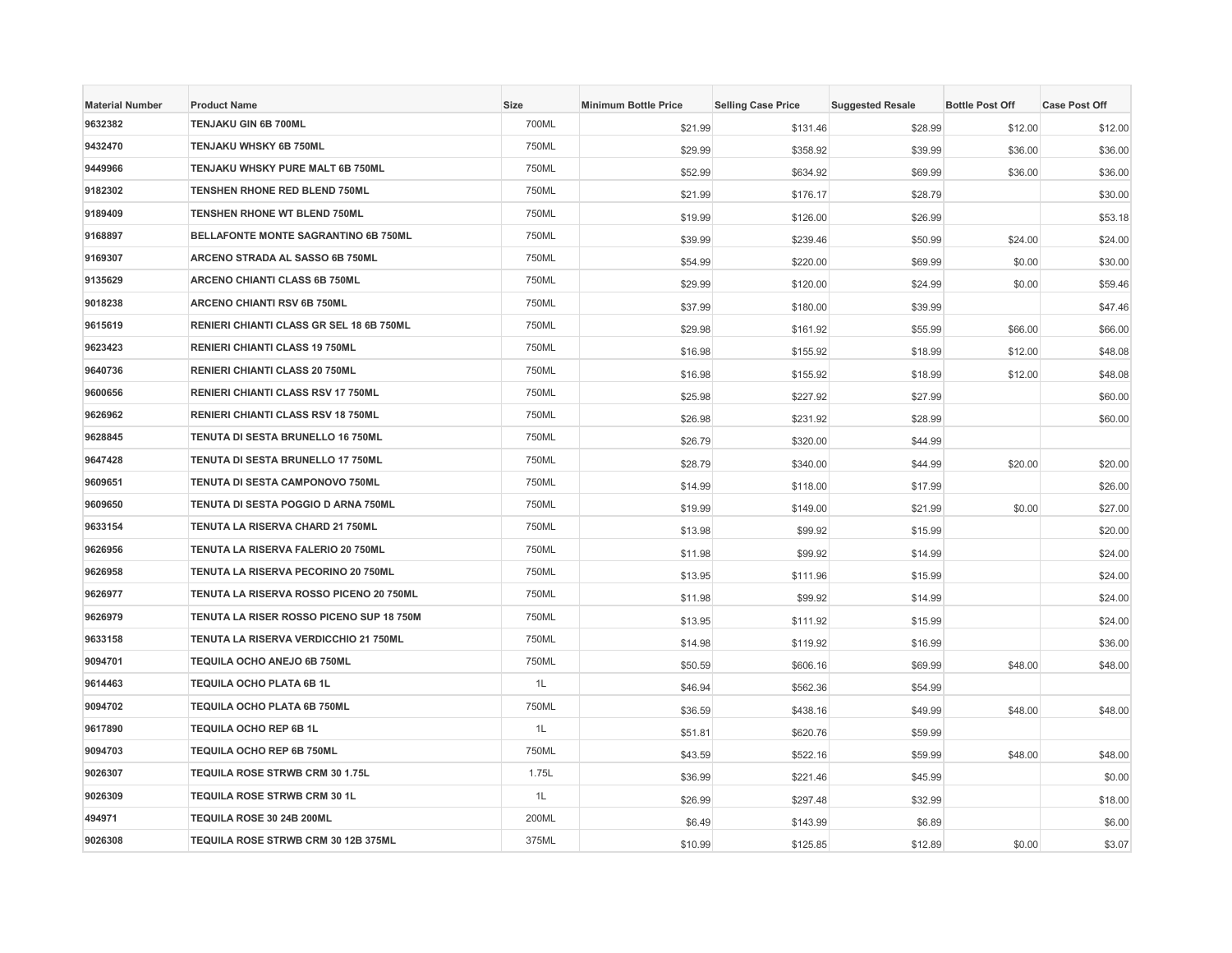| Material Number | Product Name | Size | Minimum Bottle Price | Selling Case Price | Suggested Resale | Bottle Post Off | Case Post Off |
|---|---|---|---|---|---|---|---|
| 9632382 | TENJAKU GIN 6B 700ML | 700ML | $21.99 | $131.46 | $28.99 | $12.00 | $12.00 |
| 9432470 | TENJAKU WHSKY 6B 750ML | 750ML | $29.99 | $358.92 | $39.99 | $36.00 | $36.00 |
| 9449966 | TENJAKU WHSKY PURE MALT 6B 750ML | 750ML | $52.99 | $634.92 | $69.99 | $36.00 | $36.00 |
| 9182302 | TENSHEN RHONE RED BLEND 750ML | 750ML | $21.99 | $176.17 | $28.79 | | $30.00 |
| 9189409 | TENSHEN RHONE WT BLEND 750ML | 750ML | $19.99 | $126.00 | $26.99 | | $53.18 |
| 9168897 | BELLAFONTE MONTE SAGRANTINO 6B 750ML | 750ML | $39.99 | $239.46 | $50.99 | $24.00 | $24.00 |
| 9169307 | ARCENO STRADA AL SASSO 6B 750ML | 750ML | $54.99 | $220.00 | $69.99 | $0.00 | $30.00 |
| 9135629 | ARCENO CHIANTI CLASS 6B 750ML | 750ML | $29.99 | $120.00 | $24.99 | $0.00 | $59.46 |
| 9018238 | ARCENO CHIANTI RSV 6B 750ML | 750ML | $37.99 | $180.00 | $39.99 | | $47.46 |
| 9615619 | RENIERI CHIANTI CLASS GR SEL 18 6B 750ML | 750ML | $29.98 | $161.92 | $55.99 | $66.00 | $66.00 |
| 9623423 | RENIERI CHIANTI CLASS 19 750ML | 750ML | $16.98 | $155.92 | $18.99 | $12.00 | $48.08 |
| 9640736 | RENIERI CHIANTI CLASS 20 750ML | 750ML | $16.98 | $155.92 | $18.99 | $12.00 | $48.08 |
| 9600656 | RENIERI CHIANTI CLASS RSV 17 750ML | 750ML | $25.98 | $227.92 | $27.99 | | $60.00 |
| 9626962 | RENIERI CHIANTI CLASS RSV 18 750ML | 750ML | $26.98 | $231.92 | $28.99 | | $60.00 |
| 9628845 | TENUTA DI SESTA BRUNELLO 16 750ML | 750ML | $26.79 | $320.00 | $44.99 | | |
| 9647428 | TENUTA DI SESTA BRUNELLO 17 750ML | 750ML | $28.79 | $340.00 | $44.99 | $20.00 | $20.00 |
| 9609651 | TENUTA DI SESTA CAMPONOVO 750ML | 750ML | $14.99 | $118.00 | $17.99 | | $26.00 |
| 9609650 | TENUTA DI SESTA POGGIO D ARNA 750ML | 750ML | $19.99 | $149.00 | $21.99 | $0.00 | $27.00 |
| 9633154 | TENUTA LA RISERVA CHARD 21 750ML | 750ML | $13.98 | $99.92 | $15.99 | | $20.00 |
| 9626956 | TENUTA LA RISERVA FALERIO 20 750ML | 750ML | $11.98 | $99.92 | $14.99 | | $24.00 |
| 9626958 | TENUTA LA RISERVA PECORINO 20 750ML | 750ML | $13.95 | $111.96 | $15.99 | | $24.00 |
| 9626977 | TENUTA LA RISERVA ROSSO PICENO 20 750ML | 750ML | $11.98 | $99.92 | $14.99 | | $24.00 |
| 9626979 | TENUTA LA RISER ROSSO PICENO SUP 18 750M | 750ML | $13.95 | $111.92 | $15.99 | | $24.00 |
| 9633158 | TENUTA LA RISERVA VERDICCHIO 21 750ML | 750ML | $14.98 | $119.92 | $16.99 | | $36.00 |
| 9094701 | TEQUILA OCHO ANEJO 6B 750ML | 750ML | $50.59 | $606.16 | $69.99 | $48.00 | $48.00 |
| 9614463 | TEQUILA OCHO PLATA 6B 1L | 1L | $46.94 | $562.36 | $54.99 | | |
| 9094702 | TEQUILA OCHO PLATA 6B 750ML | 750ML | $36.59 | $438.16 | $49.99 | $48.00 | $48.00 |
| 9617890 | TEQUILA OCHO REP 6B 1L | 1L | $51.81 | $620.76 | $59.99 | | |
| 9094703 | TEQUILA OCHO REP 6B 750ML | 750ML | $43.59 | $522.16 | $59.99 | $48.00 | $48.00 |
| 9026307 | TEQUILA ROSE STRWB CRM 30 1.75L | 1.75L | $36.99 | $221.46 | $45.99 | | $0.00 |
| 9026309 | TEQUILA ROSE STRWB CRM 30 1L | 1L | $26.99 | $297.48 | $32.99 | | $18.00 |
| 494971 | TEQUILA ROSE 30 24B 200ML | 200ML | $6.49 | $143.99 | $6.89 | | $6.00 |
| 9026308 | TEQUILA ROSE STRWB CRM 30 12B 375ML | 375ML | $10.99 | $125.85 | $12.89 | $0.00 | $3.07 |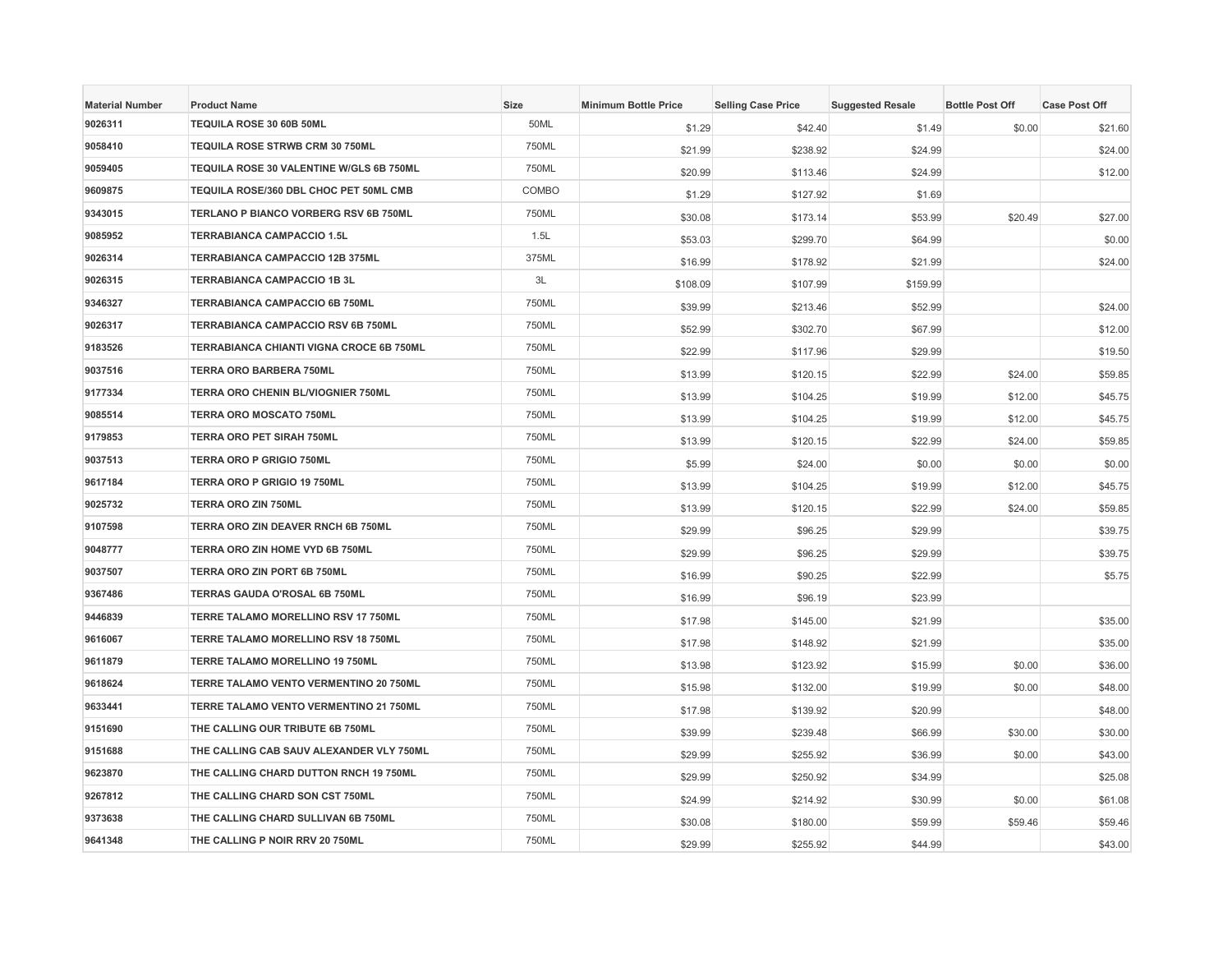| Material Number | Product Name | Size | Minimum Bottle Price | Selling Case Price | Suggested Resale | Bottle Post Off | Case Post Off |
|---|---|---|---|---|---|---|---|
| 9026311 | TEQUILA ROSE 30 60B 50ML | 50ML | $1.29 | $42.40 | $1.49 | $0.00 | $21.60 |
| 9058410 | TEQUILA ROSE STRWB CRM 30 750ML | 750ML | $21.99 | $238.92 | $24.99 | | $24.00 |
| 9059405 | TEQUILA ROSE 30 VALENTINE W/GLS 6B 750ML | 750ML | $20.99 | $113.46 | $24.99 | | $12.00 |
| 9609875 | TEQUILA ROSE/360 DBL CHOC PET 50ML CMB | COMBO | $1.29 | $127.92 | $1.69 | | |
| 9343015 | TERLANO P BIANCO VORBERG RSV 6B 750ML | 750ML | $30.08 | $173.14 | $53.99 | $20.49 | $27.00 |
| 9085952 | TERRABIANCA CAMPACCIO 1.5L | 1.5L | $53.03 | $299.70 | $64.99 | | $0.00 |
| 9026314 | TERRABIANCA CAMPACCIO 12B 375ML | 375ML | $16.99 | $178.92 | $21.99 | | $24.00 |
| 9026315 | TERRABIANCA CAMPACCIO 1B 3L | 3L | $108.09 | $107.99 | $159.99 | | |
| 9346327 | TERRABIANCA CAMPACCIO 6B 750ML | 750ML | $39.99 | $213.46 | $52.99 | | $24.00 |
| 9026317 | TERRABIANCA CAMPACCIO RSV 6B 750ML | 750ML | $52.99 | $302.70 | $67.99 | | $12.00 |
| 9183526 | TERRABIANCA CHIANTI VIGNA CROCE 6B 750ML | 750ML | $22.99 | $117.96 | $29.99 | | $19.50 |
| 9037516 | TERRA ORO BARBERA 750ML | 750ML | $13.99 | $120.15 | $22.99 | $24.00 | $59.85 |
| 9177334 | TERRA ORO CHENIN BL/VIOGNIER 750ML | 750ML | $13.99 | $104.25 | $19.99 | $12.00 | $45.75 |
| 9085514 | TERRA ORO MOSCATO 750ML | 750ML | $13.99 | $104.25 | $19.99 | $12.00 | $45.75 |
| 9179853 | TERRA ORO PET SIRAH 750ML | 750ML | $13.99 | $120.15 | $22.99 | $24.00 | $59.85 |
| 9037513 | TERRA ORO P GRIGIO 750ML | 750ML | $5.99 | $24.00 | $0.00 | $0.00 | $0.00 |
| 9617184 | TERRA ORO P GRIGIO 19 750ML | 750ML | $13.99 | $104.25 | $19.99 | $12.00 | $45.75 |
| 9025732 | TERRA ORO ZIN 750ML | 750ML | $13.99 | $120.15 | $22.99 | $24.00 | $59.85 |
| 9107598 | TERRA ORO ZIN DEAVER RNCH 6B 750ML | 750ML | $29.99 | $96.25 | $29.99 | | $39.75 |
| 9048777 | TERRA ORO ZIN HOME VYD 6B 750ML | 750ML | $29.99 | $96.25 | $29.99 | | $39.75 |
| 9037507 | TERRA ORO ZIN PORT 6B 750ML | 750ML | $16.99 | $90.25 | $22.99 | | $5.75 |
| 9367486 | TERRAS GAUDA O'ROSAL 6B 750ML | 750ML | $16.99 | $96.19 | $23.99 | | |
| 9446839 | TERRE TALAMO MORELLINO RSV 17 750ML | 750ML | $17.98 | $145.00 | $21.99 | | $35.00 |
| 9616067 | TERRE TALAMO MORELLINO RSV 18 750ML | 750ML | $17.98 | $148.92 | $21.99 | | $35.00 |
| 9611879 | TERRE TALAMO MORELLINO 19 750ML | 750ML | $13.98 | $123.92 | $15.99 | $0.00 | $36.00 |
| 9618624 | TERRE TALAMO VENTO VERMENTINO 20 750ML | 750ML | $15.98 | $132.00 | $19.99 | $0.00 | $48.00 |
| 9633441 | TERRE TALAMO VENTO VERMENTINO 21 750ML | 750ML | $17.98 | $139.92 | $20.99 | | $48.00 |
| 9151690 | THE CALLING OUR TRIBUTE 6B 750ML | 750ML | $39.99 | $239.48 | $66.99 | $30.00 | $30.00 |
| 9151688 | THE CALLING CAB SAUV ALEXANDER VLY 750ML | 750ML | $29.99 | $255.92 | $36.99 | $0.00 | $43.00 |
| 9623870 | THE CALLING CHARD DUTTON RNCH 19 750ML | 750ML | $29.99 | $250.92 | $34.99 | | $25.08 |
| 9267812 | THE CALLING CHARD SON CST 750ML | 750ML | $24.99 | $214.92 | $30.99 | $0.00 | $61.08 |
| 9373638 | THE CALLING CHARD SULLIVAN 6B 750ML | 750ML | $30.08 | $180.00 | $59.99 | $59.46 | $59.46 |
| 9641348 | THE CALLING P NOIR RRV 20 750ML | 750ML | $29.99 | $255.92 | $44.99 | | $43.00 |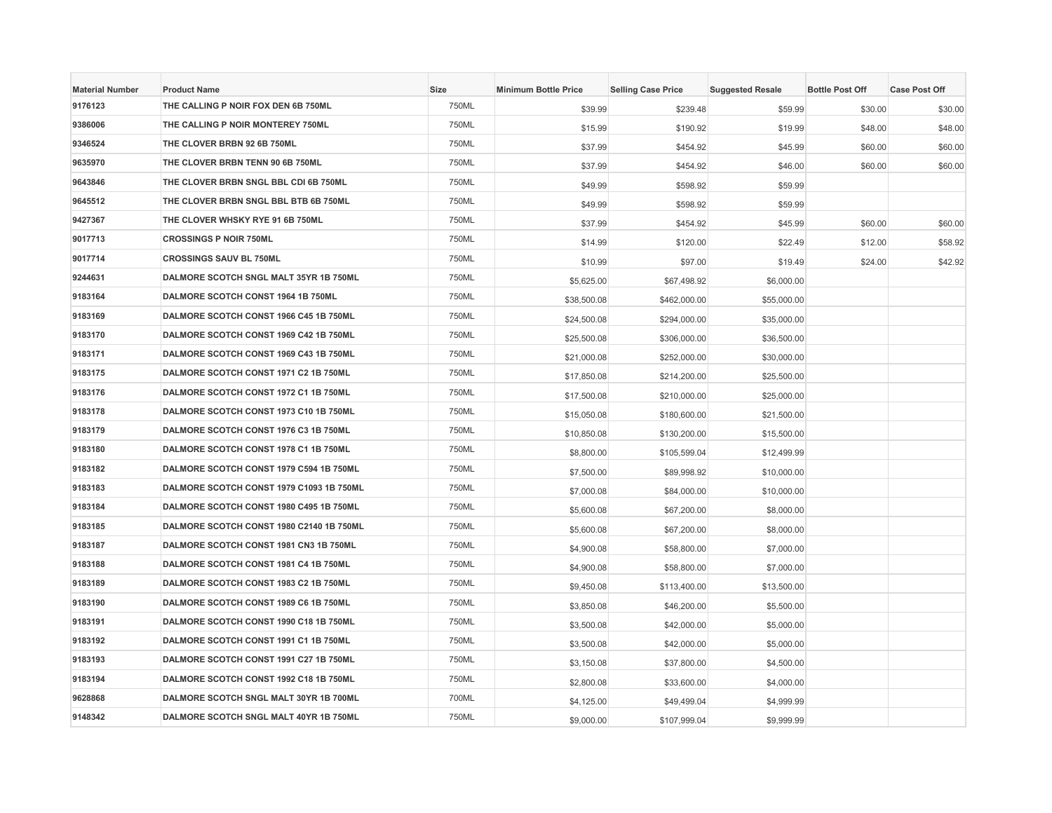| Material Number | Product Name | Size | Minimum Bottle Price | Selling Case Price | Suggested Resale | Bottle Post Off | Case Post Off |
|---|---|---|---|---|---|---|---|
| 9176123 | THE CALLING P NOIR FOX DEN 6B 750ML | 750ML | $39.99 | $239.48 | $59.99 | $30.00 | $30.00 |
| 9386006 | THE CALLING P NOIR MONTEREY 750ML | 750ML | $15.99 | $190.92 | $19.99 | $48.00 | $48.00 |
| 9346524 | THE CLOVER BRBN 92 6B 750ML | 750ML | $37.99 | $454.92 | $45.99 | $60.00 | $60.00 |
| 9635970 | THE CLOVER BRBN TENN 90 6B 750ML | 750ML | $37.99 | $454.92 | $46.00 | $60.00 | $60.00 |
| 9643846 | THE CLOVER BRBN SNGL BBL CDI 6B 750ML | 750ML | $49.99 | $598.92 | $59.99 | | |
| 9645512 | THE CLOVER BRBN SNGL BBL BTB 6B 750ML | 750ML | $49.99 | $598.92 | $59.99 | | |
| 9427367 | THE CLOVER WHSKY RYE 91 6B 750ML | 750ML | $37.99 | $454.92 | $45.99 | $60.00 | $60.00 |
| 9017713 | CROSSINGS P NOIR 750ML | 750ML | $14.99 | $120.00 | $22.49 | $12.00 | $58.92 |
| 9017714 | CROSSINGS SAUV BL 750ML | 750ML | $10.99 | $97.00 | $19.49 | $24.00 | $42.92 |
| 9244631 | DALMORE SCOTCH SNGL MALT 35YR 1B 750ML | 750ML | $5,625.00 | $67,498.92 | $6,000.00 | | |
| 9183164 | DALMORE SCOTCH CONST 1964 1B 750ML | 750ML | $38,500.08 | $462,000.00 | $55,000.00 | | |
| 9183169 | DALMORE SCOTCH CONST 1966 C45 1B 750ML | 750ML | $24,500.08 | $294,000.00 | $35,000.00 | | |
| 9183170 | DALMORE SCOTCH CONST 1969 C42 1B 750ML | 750ML | $25,500.08 | $306,000.00 | $36,500.00 | | |
| 9183171 | DALMORE SCOTCH CONST 1969 C43 1B 750ML | 750ML | $21,000.08 | $252,000.00 | $30,000.00 | | |
| 9183175 | DALMORE SCOTCH CONST 1971 C2 1B 750ML | 750ML | $17,850.08 | $214,200.00 | $25,500.00 | | |
| 9183176 | DALMORE SCOTCH CONST 1972 C1 1B 750ML | 750ML | $17,500.08 | $210,000.00 | $25,000.00 | | |
| 9183178 | DALMORE SCOTCH CONST 1973 C10 1B 750ML | 750ML | $15,050.08 | $180,600.00 | $21,500.00 | | |
| 9183179 | DALMORE SCOTCH CONST 1976 C3 1B 750ML | 750ML | $10,850.08 | $130,200.00 | $15,500.00 | | |
| 9183180 | DALMORE SCOTCH CONST 1978 C1 1B 750ML | 750ML | $8,800.00 | $105,599.04 | $12,499.99 | | |
| 9183182 | DALMORE SCOTCH CONST 1979 C594 1B 750ML | 750ML | $7,500.00 | $89,998.92 | $10,000.00 | | |
| 9183183 | DALMORE SCOTCH CONST 1979 C1093 1B 750ML | 750ML | $7,000.08 | $84,000.00 | $10,000.00 | | |
| 9183184 | DALMORE SCOTCH CONST 1980 C495 1B 750ML | 750ML | $5,600.08 | $67,200.00 | $8,000.00 | | |
| 9183185 | DALMORE SCOTCH CONST 1980 C2140 1B 750ML | 750ML | $5,600.08 | $67,200.00 | $8,000.00 | | |
| 9183187 | DALMORE SCOTCH CONST 1981 CN3 1B 750ML | 750ML | $4,900.08 | $58,800.00 | $7,000.00 | | |
| 9183188 | DALMORE SCOTCH CONST 1981 C4 1B 750ML | 750ML | $4,900.08 | $58,800.00 | $7,000.00 | | |
| 9183189 | DALMORE SCOTCH CONST 1983 C2 1B 750ML | 750ML | $9,450.08 | $113,400.00 | $13,500.00 | | |
| 9183190 | DALMORE SCOTCH CONST 1989 C6 1B 750ML | 750ML | $3,850.08 | $46,200.00 | $5,500.00 | | |
| 9183191 | DALMORE SCOTCH CONST 1990 C18 1B 750ML | 750ML | $3,500.08 | $42,000.00 | $5,000.00 | | |
| 9183192 | DALMORE SCOTCH CONST 1991 C1 1B 750ML | 750ML | $3,500.08 | $42,000.00 | $5,000.00 | | |
| 9183193 | DALMORE SCOTCH CONST 1991 C27 1B 750ML | 750ML | $3,150.08 | $37,800.00 | $4,500.00 | | |
| 9183194 | DALMORE SCOTCH CONST 1992 C18 1B 750ML | 750ML | $2,800.08 | $33,600.00 | $4,000.00 | | |
| 9628868 | DALMORE SCOTCH SNGL MALT 30YR 1B 700ML | 700ML | $4,125.00 | $49,499.04 | $4,999.99 | | |
| 9148342 | DALMORE SCOTCH SNGL MALT 40YR 1B 750ML | 750ML | $9,000.00 | $107,999.04 | $9,999.99 | | |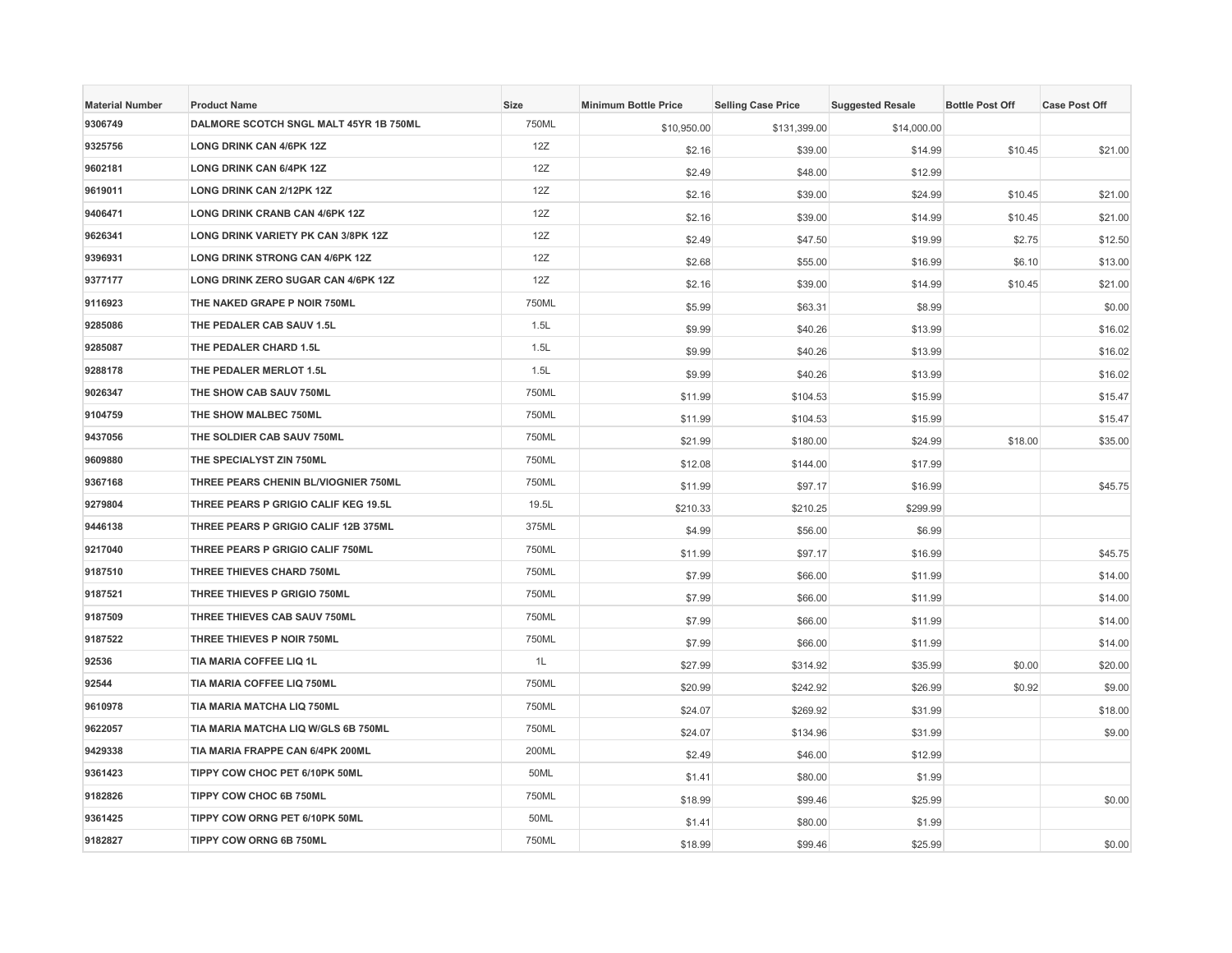| Material Number | Product Name | Size | Minimum Bottle Price | Selling Case Price | Suggested Resale | Bottle Post Off | Case Post Off |
|---|---|---|---|---|---|---|---|
| 9306749 | DALMORE SCOTCH SNGL MALT 45YR 1B 750ML | 750ML | $10,950.00 | $131,399.00 | $14,000.00 | | |
| 9325756 | LONG DRINK CAN 4/6PK 12Z | 12Z | $2.16 | $39.00 | $14.99 | $10.45 | $21.00 |
| 9602181 | LONG DRINK CAN 6/4PK 12Z | 12Z | $2.49 | $48.00 | $12.99 | | |
| 9619011 | LONG DRINK CAN 2/12PK 12Z | 12Z | $2.16 | $39.00 | $24.99 | $10.45 | $21.00 |
| 9406471 | LONG DRINK CRANB CAN 4/6PK 12Z | 12Z | $2.16 | $39.00 | $14.99 | $10.45 | $21.00 |
| 9626341 | LONG DRINK VARIETY PK CAN 3/8PK 12Z | 12Z | $2.49 | $47.50 | $19.99 | $2.75 | $12.50 |
| 9396931 | LONG DRINK STRONG CAN 4/6PK 12Z | 12Z | $2.68 | $55.00 | $16.99 | $6.10 | $13.00 |
| 9377177 | LONG DRINK ZERO SUGAR CAN 4/6PK 12Z | 12Z | $2.16 | $39.00 | $14.99 | $10.45 | $21.00 |
| 9116923 | THE NAKED GRAPE P NOIR 750ML | 750ML | $5.99 | $63.31 | $8.99 | | $0.00 |
| 9285086 | THE PEDALER CAB SAUV 1.5L | 1.5L | $9.99 | $40.26 | $13.99 | | $16.02 |
| 9285087 | THE PEDALER CHARD 1.5L | 1.5L | $9.99 | $40.26 | $13.99 | | $16.02 |
| 9288178 | THE PEDALER MERLOT 1.5L | 1.5L | $9.99 | $40.26 | $13.99 | | $16.02 |
| 9026347 | THE SHOW CAB SAUV 750ML | 750ML | $11.99 | $104.53 | $15.99 | | $15.47 |
| 9104759 | THE SHOW MALBEC 750ML | 750ML | $11.99 | $104.53 | $15.99 | | $15.47 |
| 9437056 | THE SOLDIER CAB SAUV 750ML | 750ML | $21.99 | $180.00 | $24.99 | $18.00 | $35.00 |
| 9609880 | THE SPECIALYST ZIN 750ML | 750ML | $12.08 | $144.00 | $17.99 | | |
| 9367168 | THREE PEARS CHENIN BL/VIOGNIER 750ML | 750ML | $11.99 | $97.17 | $16.99 | | $45.75 |
| 9279804 | THREE PEARS P GRIGIO CALIF KEG 19.5L | 19.5L | $210.33 | $210.25 | $299.99 | | |
| 9446138 | THREE PEARS P GRIGIO CALIF 12B 375ML | 375ML | $4.99 | $56.00 | $6.99 | | |
| 9217040 | THREE PEARS P GRIGIO CALIF 750ML | 750ML | $11.99 | $97.17 | $16.99 | | $45.75 |
| 9187510 | THREE THIEVES CHARD 750ML | 750ML | $7.99 | $66.00 | $11.99 | | $14.00 |
| 9187521 | THREE THIEVES P GRIGIO 750ML | 750ML | $7.99 | $66.00 | $11.99 | | $14.00 |
| 9187509 | THREE THIEVES CAB SAUV 750ML | 750ML | $7.99 | $66.00 | $11.99 | | $14.00 |
| 9187522 | THREE THIEVES P NOIR 750ML | 750ML | $7.99 | $66.00 | $11.99 | | $14.00 |
| 92536 | TIA MARIA COFFEE LIQ 1L | 1L | $27.99 | $314.92 | $35.99 | $0.00 | $20.00 |
| 92544 | TIA MARIA COFFEE LIQ 750ML | 750ML | $20.99 | $242.92 | $26.99 | $0.92 | $9.00 |
| 9610978 | TIA MARIA MATCHA LIQ 750ML | 750ML | $24.07 | $269.92 | $31.99 | | $18.00 |
| 9622057 | TIA MARIA MATCHA LIQ W/GLS 6B 750ML | 750ML | $24.07 | $134.96 | $31.99 | | $9.00 |
| 9429338 | TIA MARIA FRAPPE CAN 6/4PK 200ML | 200ML | $2.49 | $46.00 | $12.99 | | |
| 9361423 | TIPPY COW CHOC PET 6/10PK 50ML | 50ML | $1.41 | $80.00 | $1.99 | | |
| 9182826 | TIPPY COW CHOC 6B 750ML | 750ML | $18.99 | $99.46 | $25.99 | | $0.00 |
| 9361425 | TIPPY COW ORNG PET 6/10PK 50ML | 50ML | $1.41 | $80.00 | $1.99 | | |
| 9182827 | TIPPY COW ORNG 6B 750ML | 750ML | $18.99 | $99.46 | $25.99 | | $0.00 |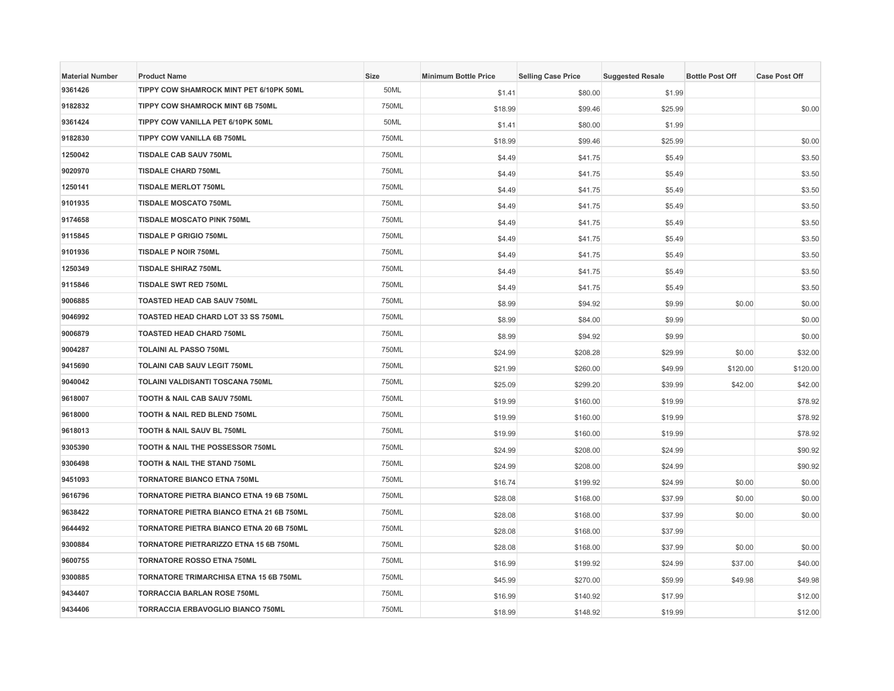| Material Number | Product Name | Size | Minimum Bottle Price | Selling Case Price | Suggested Resale | Bottle Post Off | Case Post Off |
|---|---|---|---|---|---|---|---|
| 9361426 | TIPPY COW SHAMROCK MINT PET 6/10PK 50ML | 50ML | $1.41 | $80.00 | $1.99 | | |
| 9182832 | TIPPY COW SHAMROCK MINT 6B 750ML | 750ML | $18.99 | $99.46 | $25.99 | | $0.00 |
| 9361424 | TIPPY COW VANILLA PET 6/10PK 50ML | 50ML | $1.41 | $80.00 | $1.99 | | |
| 9182830 | TIPPY COW VANILLA 6B 750ML | 750ML | $18.99 | $99.46 | $25.99 | | $0.00 |
| 1250042 | TISDALE CAB SAUV 750ML | 750ML | $4.49 | $41.75 | $5.49 | | $3.50 |
| 9020970 | TISDALE CHARD 750ML | 750ML | $4.49 | $41.75 | $5.49 | | $3.50 |
| 1250141 | TISDALE MERLOT 750ML | 750ML | $4.49 | $41.75 | $5.49 | | $3.50 |
| 9101935 | TISDALE MOSCATO 750ML | 750ML | $4.49 | $41.75 | $5.49 | | $3.50 |
| 9174658 | TISDALE MOSCATO PINK 750ML | 750ML | $4.49 | $41.75 | $5.49 | | $3.50 |
| 9115845 | TISDALE P GRIGIO 750ML | 750ML | $4.49 | $41.75 | $5.49 | | $3.50 |
| 9101936 | TISDALE P NOIR 750ML | 750ML | $4.49 | $41.75 | $5.49 | | $3.50 |
| 1250349 | TISDALE SHIRAZ 750ML | 750ML | $4.49 | $41.75 | $5.49 | | $3.50 |
| 9115846 | TISDALE SWT RED 750ML | 750ML | $4.49 | $41.75 | $5.49 | | $3.50 |
| 9006885 | TOASTED HEAD CAB SAUV 750ML | 750ML | $8.99 | $94.92 | $9.99 | $0.00 | $0.00 |
| 9046992 | TOASTED HEAD CHARD LOT 33 SS 750ML | 750ML | $8.99 | $84.00 | $9.99 | | $0.00 |
| 9006879 | TOASTED HEAD CHARD 750ML | 750ML | $8.99 | $94.92 | $9.99 | | $0.00 |
| 9004287 | TOLAINI AL PASSO 750ML | 750ML | $24.99 | $208.28 | $29.99 | $0.00 | $32.00 |
| 9415690 | TOLAINI CAB SAUV LEGIT 750ML | 750ML | $21.99 | $260.00 | $49.99 | $120.00 | $120.00 |
| 9040042 | TOLAINI VALDISANTI TOSCANA 750ML | 750ML | $25.09 | $299.20 | $39.99 | $42.00 | $42.00 |
| 9618007 | TOOTH & NAIL CAB SAUV 750ML | 750ML | $19.99 | $160.00 | $19.99 | | $78.92 |
| 9618000 | TOOTH & NAIL RED BLEND 750ML | 750ML | $19.99 | $160.00 | $19.99 | | $78.92 |
| 9618013 | TOOTH & NAIL SAUV BL 750ML | 750ML | $19.99 | $160.00 | $19.99 | | $78.92 |
| 9305390 | TOOTH & NAIL THE POSSESSOR 750ML | 750ML | $24.99 | $208.00 | $24.99 | | $90.92 |
| 9306498 | TOOTH & NAIL THE STAND 750ML | 750ML | $24.99 | $208.00 | $24.99 | | $90.92 |
| 9451093 | TORNATORE BIANCO ETNA 750ML | 750ML | $16.74 | $199.92 | $24.99 | $0.00 | $0.00 |
| 9616796 | TORNATORE PIETRA BIANCO ETNA 19 6B 750ML | 750ML | $28.08 | $168.00 | $37.99 | $0.00 | $0.00 |
| 9638422 | TORNATORE PIETRA BIANCO ETNA 21 6B 750ML | 750ML | $28.08 | $168.00 | $37.99 | $0.00 | $0.00 |
| 9644492 | TORNATORE PIETRA BIANCO ETNA 20 6B 750ML | 750ML | $28.08 | $168.00 | $37.99 | | |
| 9300884 | TORNATORE PIETRARIZZO ETNA 15 6B 750ML | 750ML | $28.08 | $168.00 | $37.99 | $0.00 | $0.00 |
| 9600755 | TORNATORE ROSSO ETNA 750ML | 750ML | $16.99 | $199.92 | $24.99 | $37.00 | $40.00 |
| 9300885 | TORNATORE TRIMARCHISA ETNA 15 6B 750ML | 750ML | $45.99 | $270.00 | $59.99 | $49.98 | $49.98 |
| 9434407 | TORRACCIA BARLAN ROSE 750ML | 750ML | $16.99 | $140.92 | $17.99 | | $12.00 |
| 9434406 | TORRACCIA ERBAVOGLIO BIANCO 750ML | 750ML | $18.99 | $148.92 | $19.99 | | $12.00 |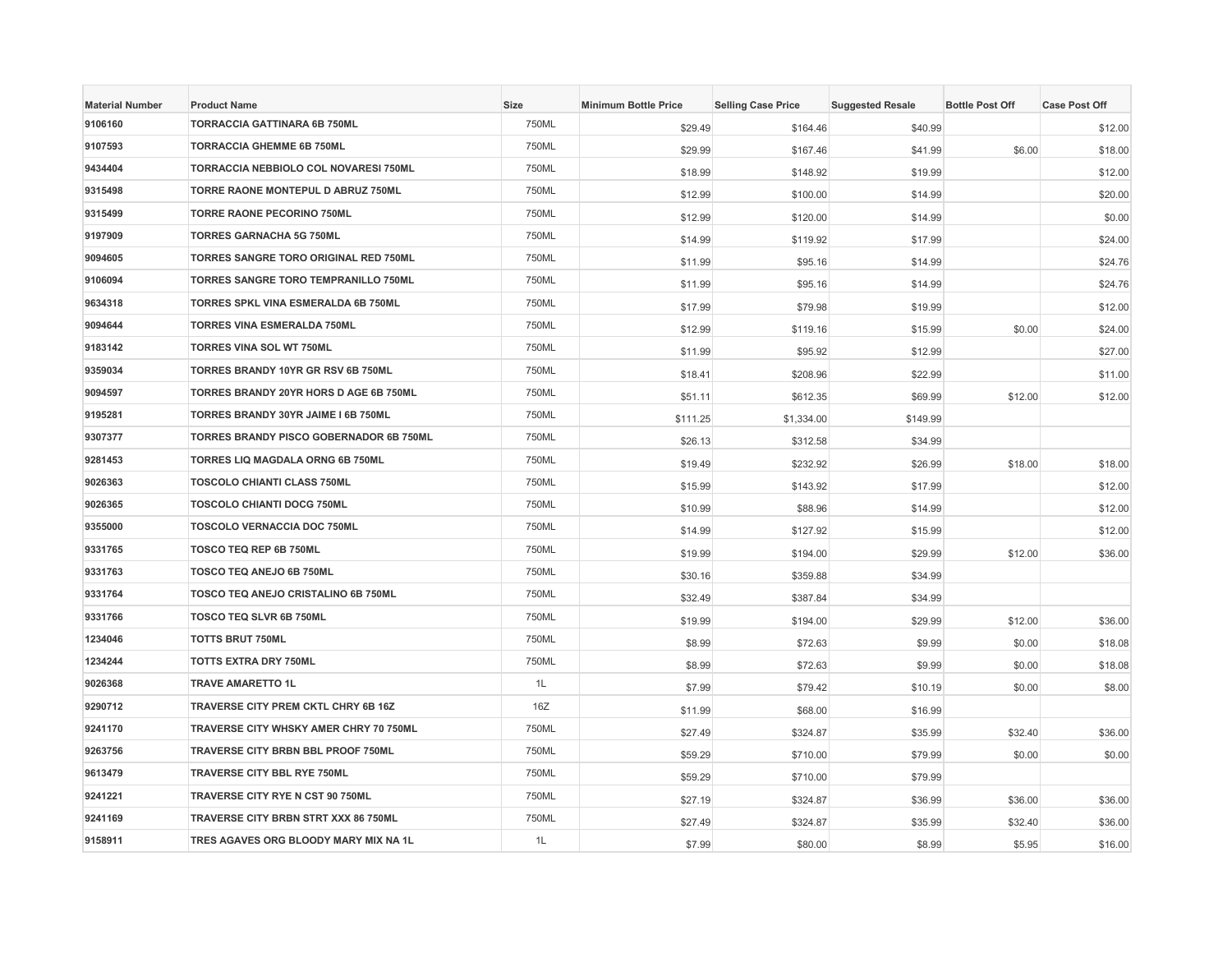| Material Number | Product Name | Size | Minimum Bottle Price | Selling Case Price | Suggested Resale | Bottle Post Off | Case Post Off |
|---|---|---|---|---|---|---|---|
| 9106160 | TORRACCIA GATTINARA 6B 750ML | 750ML | $29.49 | $164.46 | $40.99 | | $12.00 |
| 9107593 | TORRACCIA GHEMME 6B 750ML | 750ML | $29.99 | $167.46 | $41.99 | $6.00 | $18.00 |
| 9434404 | TORRACCIA NEBBIOLO COL NOVARESI 750ML | 750ML | $18.99 | $148.92 | $19.99 | | $12.00 |
| 9315498 | TORRE RAONE MONTEPUL D ABRUZ 750ML | 750ML | $12.99 | $100.00 | $14.99 | | $20.00 |
| 9315499 | TORRE RAONE PECORINO 750ML | 750ML | $12.99 | $120.00 | $14.99 | | $0.00 |
| 9197909 | TORRES GARNACHA 5G 750ML | 750ML | $14.99 | $119.92 | $17.99 | | $24.00 |
| 9094605 | TORRES SANGRE TORO ORIGINAL RED 750ML | 750ML | $11.99 | $95.16 | $14.99 | | $24.76 |
| 9106094 | TORRES SANGRE TORO TEMPRANILLO 750ML | 750ML | $11.99 | $95.16 | $14.99 | | $24.76 |
| 9634318 | TORRES SPKL VINA ESMERALDA 6B 750ML | 750ML | $17.99 | $79.98 | $19.99 | | $12.00 |
| 9094644 | TORRES VINA ESMERALDA 750ML | 750ML | $12.99 | $119.16 | $15.99 | $0.00 | $24.00 |
| 9183142 | TORRES VINA SOL WT 750ML | 750ML | $11.99 | $95.92 | $12.99 | | $27.00 |
| 9359034 | TORRES BRANDY 10YR GR RSV 6B 750ML | 750ML | $18.41 | $208.96 | $22.99 | | $11.00 |
| 9094597 | TORRES BRANDY 20YR HORS D AGE 6B 750ML | 750ML | $51.11 | $612.35 | $69.99 | $12.00 | $12.00 |
| 9195281 | TORRES BRANDY 30YR JAIME I 6B 750ML | 750ML | $111.25 | $1,334.00 | $149.99 | | |
| 9307377 | TORRES BRANDY PISCO GOBERNADOR 6B 750ML | 750ML | $26.13 | $312.58 | $34.99 | | |
| 9281453 | TORRES LIQ MAGDALA ORNG 6B 750ML | 750ML | $19.49 | $232.92 | $26.99 | $18.00 | $18.00 |
| 9026363 | TOSCOLO CHIANTI CLASS 750ML | 750ML | $15.99 | $143.92 | $17.99 | | $12.00 |
| 9026365 | TOSCOLO CHIANTI DOCG 750ML | 750ML | $10.99 | $88.96 | $14.99 | | $12.00 |
| 9355000 | TOSCOLO VERNACCIA DOC 750ML | 750ML | $14.99 | $127.92 | $15.99 | | $12.00 |
| 9331765 | TOSCO TEQ REP 6B 750ML | 750ML | $19.99 | $194.00 | $29.99 | $12.00 | $36.00 |
| 9331763 | TOSCO TEQ ANEJO 6B 750ML | 750ML | $30.16 | $359.88 | $34.99 | | |
| 9331764 | TOSCO TEQ ANEJO CRISTALINO 6B 750ML | 750ML | $32.49 | $387.84 | $34.99 | | |
| 9331766 | TOSCO TEQ SLVR 6B 750ML | 750ML | $19.99 | $194.00 | $29.99 | $12.00 | $36.00 |
| 1234046 | TOTTS BRUT 750ML | 750ML | $8.99 | $72.63 | $9.99 | $0.00 | $18.08 |
| 1234244 | TOTTS EXTRA DRY 750ML | 750ML | $8.99 | $72.63 | $9.99 | $0.00 | $18.08 |
| 9026368 | TRAVE AMARETTO 1L | 1L | $7.99 | $79.42 | $10.19 | $0.00 | $8.00 |
| 9290712 | TRAVERSE CITY PREM CKTL CHRY 6B 16Z | 16Z | $11.99 | $68.00 | $16.99 | | |
| 9241170 | TRAVERSE CITY WHSKY AMER CHRY 70 750ML | 750ML | $27.49 | $324.87 | $35.99 | $32.40 | $36.00 |
| 9263756 | TRAVERSE CITY BRBN BBL PROOF 750ML | 750ML | $59.29 | $710.00 | $79.99 | $0.00 | $0.00 |
| 9613479 | TRAVERSE CITY BBL RYE 750ML | 750ML | $59.29 | $710.00 | $79.99 | | |
| 9241221 | TRAVERSE CITY RYE N CST 90 750ML | 750ML | $27.19 | $324.87 | $36.99 | $36.00 | $36.00 |
| 9241169 | TRAVERSE CITY BRBN STRT XXX 86 750ML | 750ML | $27.49 | $324.87 | $35.99 | $32.40 | $36.00 |
| 9158911 | TRES AGAVES ORG BLOODY MARY MIX NA 1L | 1L | $7.99 | $80.00 | $8.99 | $5.95 | $16.00 |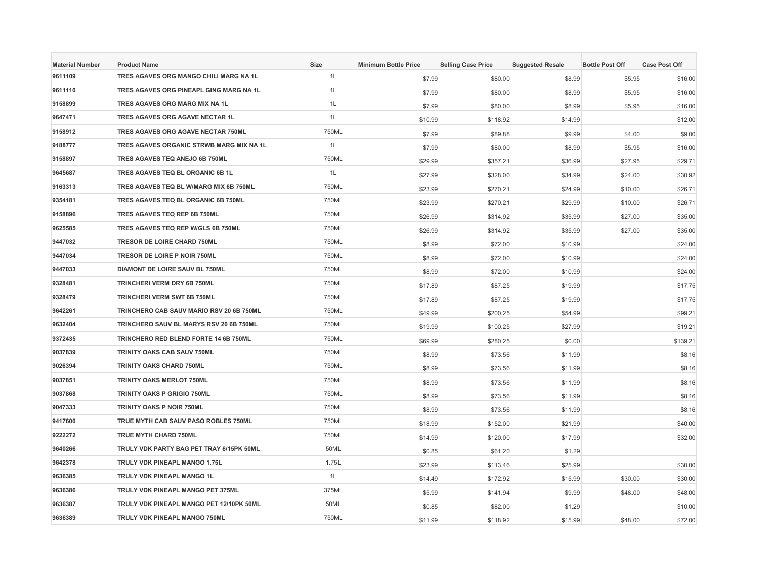| Material Number | Product Name | Size | Minimum Bottle Price | Selling Case Price | Suggested Resale | Bottle Post Off | Case Post Off |
|---|---|---|---|---|---|---|---|
| 9611109 | TRES AGAVES ORG MANGO CHILI MARG NA 1L | 1L | $7.99 | $80.00 | $8.99 | $5.95 | $16.00 |
| 9611110 | TRES AGAVES ORG PINEAPL GING MARG NA 1L | 1L | $7.99 | $80.00 | $8.99 | $5.95 | $16.00 |
| 9158899 | TRES AGAVES ORG MARG MIX NA 1L | 1L | $7.99 | $80.00 | $8.99 | $5.95 | $16.00 |
| 9647471 | TRES AGAVES ORG AGAVE NECTAR 1L | 1L | $10.99 | $118.92 | $14.99 | | $12.00 |
| 9158912 | TRES AGAVES ORG AGAVE NECTAR 750ML | 750ML | $7.99 | $89.88 | $9.99 | $4.00 | $9.00 |
| 9188777 | TRES AGAVES ORGANIC STRWB MARG MIX NA 1L | 1L | $7.99 | $80.00 | $8.99 | $5.95 | $16.00 |
| 9158897 | TRES AGAVES TEQ ANEJO 6B 750ML | 750ML | $29.99 | $357.21 | $36.99 | $27.95 | $29.71 |
| 9645687 | TRES AGAVES TEQ BL ORGANIC 6B 1L | 1L | $27.99 | $328.00 | $34.99 | $24.00 | $30.92 |
| 9163313 | TRES AGAVES TEQ BL W/MARG MIX 6B 750ML | 750ML | $23.99 | $270.21 | $24.99 | $10.00 | $26.71 |
| 9354181 | TRES AGAVES TEQ BL ORGANIC 6B 750ML | 750ML | $23.99 | $270.21 | $29.99 | $10.00 | $26.71 |
| 9158896 | TRES AGAVES TEQ REP 6B 750ML | 750ML | $26.99 | $314.92 | $35.99 | $27.00 | $35.00 |
| 9625585 | TRES AGAVES TEQ REP W/GLS 6B 750ML | 750ML | $26.99 | $314.92 | $35.99 | $27.00 | $35.00 |
| 9447032 | TRESOR DE LOIRE CHARD 750ML | 750ML | $8.99 | $72.00 | $10.99 | | $24.00 |
| 9447034 | TRESOR DE LOIRE P NOIR 750ML | 750ML | $8.99 | $72.00 | $10.99 | | $24.00 |
| 9447033 | DIAMONT DE LOIRE SAUV BL 750ML | 750ML | $8.99 | $72.00 | $10.99 | | $24.00 |
| 9328481 | TRINCHERI VERM DRY 6B 750ML | 750ML | $17.89 | $87.25 | $19.99 | | $17.75 |
| 9328479 | TRINCHERI VERM SWT 6B 750ML | 750ML | $17.89 | $87.25 | $19.99 | | $17.75 |
| 9642261 | TRINCHERO CAB SAUV MARIO RSV 20 6B 750ML | 750ML | $49.99 | $200.25 | $54.99 | | $99.21 |
| 9632404 | TRINCHERO SAUV BL MARYS RSV 20 6B 750ML | 750ML | $19.99 | $100.25 | $27.99 | | $19.21 |
| 9372435 | TRINCHERO RED BLEND FORTE 14 6B 750ML | 750ML | $69.99 | $280.25 | $0.00 | | $139.21 |
| 9037839 | TRINITY OAKS CAB SAUV 750ML | 750ML | $8.99 | $73.56 | $11.99 | | $8.16 |
| 9026394 | TRINITY OAKS CHARD 750ML | 750ML | $8.99 | $73.56 | $11.99 | | $8.16 |
| 9037851 | TRINITY OAKS MERLOT 750ML | 750ML | $8.99 | $73.56 | $11.99 | | $8.16 |
| 9037868 | TRINITY OAKS P GRIGIO 750ML | 750ML | $8.99 | $73.56 | $11.99 | | $8.16 |
| 9047333 | TRINITY OAKS P NOIR 750ML | 750ML | $8.99 | $73.56 | $11.99 | | $8.16 |
| 9417600 | TRUE MYTH CAB SAUV PASO ROBLES 750ML | 750ML | $18.99 | $152.00 | $21.99 | | $40.00 |
| 9222272 | TRUE MYTH CHARD 750ML | 750ML | $14.99 | $120.00 | $17.99 | | $32.00 |
| 9640266 | TRULY VDK PARTY BAG PET TRAY 6/15PK 50ML | 50ML | $0.85 | $61.20 | $1.29 | | |
| 9642378 | TRULY VDK PINEAPL MANGO 1.75L | 1.75L | $23.99 | $113.46 | $25.99 | | $30.00 |
| 9636385 | TRULY VDK PINEAPL MANGO 1L | 1L | $14.49 | $172.92 | $15.99 | $30.00 | $30.00 |
| 9636386 | TRULY VDK PINEAPL MANGO PET 375ML | 375ML | $5.99 | $141.94 | $9.99 | $48.00 | $48.00 |
| 9636387 | TRULY VDK PINEAPL MANGO PET 12/10PK 50ML | 50ML | $0.85 | $82.00 | $1.29 | | $10.00 |
| 9636389 | TRULY VDK PINEAPL MANGO 750ML | 750ML | $11.99 | $118.92 | $15.99 | $48.00 | $72.00 |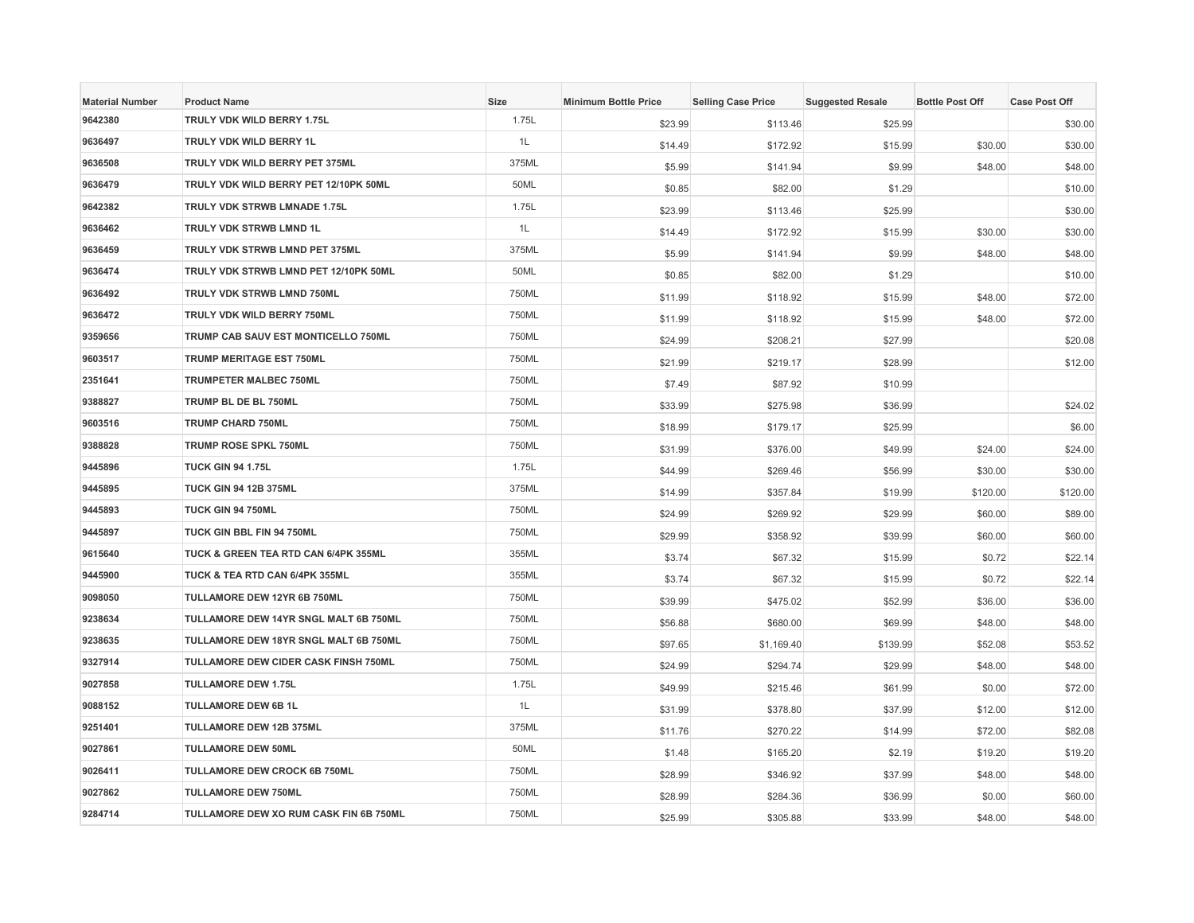| Material Number | Product Name | Size | Minimum Bottle Price | Selling Case Price | Suggested Resale | Bottle Post Off | Case Post Off |
|---|---|---|---|---|---|---|---|
| 9642380 | TRULY VDK WILD BERRY 1.75L | 1.75L | $23.99 | $113.46 | $25.99 | | $30.00 |
| 9636497 | TRULY VDK WILD BERRY 1L | 1L | $14.49 | $172.92 | $15.99 | $30.00 | $30.00 |
| 9636508 | TRULY VDK WILD BERRY PET 375ML | 375ML | $5.99 | $141.94 | $9.99 | $48.00 | $48.00 |
| 9636479 | TRULY VDK WILD BERRY PET 12/10PK 50ML | 50ML | $0.85 | $82.00 | $1.29 | | $10.00 |
| 9642382 | TRULY VDK STRWB LMNADE 1.75L | 1.75L | $23.99 | $113.46 | $25.99 | | $30.00 |
| 9636462 | TRULY VDK STRWB LMND 1L | 1L | $14.49 | $172.92 | $15.99 | $30.00 | $30.00 |
| 9636459 | TRULY VDK STRWB LMND PET 375ML | 375ML | $5.99 | $141.94 | $9.99 | $48.00 | $48.00 |
| 9636474 | TRULY VDK STRWB LMND PET 12/10PK 50ML | 50ML | $0.85 | $82.00 | $1.29 | | $10.00 |
| 9636492 | TRULY VDK STRWB LMND 750ML | 750ML | $11.99 | $118.92 | $15.99 | $48.00 | $72.00 |
| 9636472 | TRULY VDK WILD BERRY 750ML | 750ML | $11.99 | $118.92 | $15.99 | $48.00 | $72.00 |
| 9359656 | TRUMP CAB SAUV EST MONTICELLO 750ML | 750ML | $24.99 | $208.21 | $27.99 | | $20.08 |
| 9603517 | TRUMP MERITAGE EST 750ML | 750ML | $21.99 | $219.17 | $28.99 | | $12.00 |
| 2351641 | TRUMPETER MALBEC 750ML | 750ML | $7.49 | $87.92 | $10.99 | | |
| 9388827 | TRUMP BL DE BL 750ML | 750ML | $33.99 | $275.98 | $36.99 | | $24.02 |
| 9603516 | TRUMP CHARD 750ML | 750ML | $18.99 | $179.17 | $25.99 | | $6.00 |
| 9388828 | TRUMP ROSE SPKL 750ML | 750ML | $31.99 | $376.00 | $49.99 | $24.00 | $24.00 |
| 9445896 | TUCK GIN 94 1.75L | 1.75L | $44.99 | $269.46 | $56.99 | $30.00 | $30.00 |
| 9445895 | TUCK GIN 94 12B 375ML | 375ML | $14.99 | $357.84 | $19.99 | $120.00 | $120.00 |
| 9445893 | TUCK GIN 94 750ML | 750ML | $24.99 | $269.92 | $29.99 | $60.00 | $89.00 |
| 9445897 | TUCK GIN BBL FIN 94 750ML | 750ML | $29.99 | $358.92 | $39.99 | $60.00 | $60.00 |
| 9615640 | TUCK & GREEN TEA RTD CAN 6/4PK 355ML | 355ML | $3.74 | $67.32 | $15.99 | $0.72 | $22.14 |
| 9445900 | TUCK & TEA RTD CAN 6/4PK 355ML | 355ML | $3.74 | $67.32 | $15.99 | $0.72 | $22.14 |
| 9098050 | TULLAMORE DEW 12YR 6B 750ML | 750ML | $39.99 | $475.02 | $52.99 | $36.00 | $36.00 |
| 9238634 | TULLAMORE DEW 14YR SNGL MALT 6B 750ML | 750ML | $56.88 | $680.00 | $69.99 | $48.00 | $48.00 |
| 9238635 | TULLAMORE DEW 18YR SNGL MALT 6B 750ML | 750ML | $97.65 | $1,169.40 | $139.99 | $52.08 | $53.52 |
| 9327914 | TULLAMORE DEW CIDER CASK FINSH 750ML | 750ML | $24.99 | $294.74 | $29.99 | $48.00 | $48.00 |
| 9027858 | TULLAMORE DEW 1.75L | 1.75L | $49.99 | $215.46 | $61.99 | $0.00 | $72.00 |
| 9088152 | TULLAMORE DEW 6B 1L | 1L | $31.99 | $378.80 | $37.99 | $12.00 | $12.00 |
| 9251401 | TULLAMORE DEW 12B 375ML | 375ML | $11.76 | $270.22 | $14.99 | $72.00 | $82.08 |
| 9027861 | TULLAMORE DEW 50ML | 50ML | $1.48 | $165.20 | $2.19 | $19.20 | $19.20 |
| 9026411 | TULLAMORE DEW CROCK 6B 750ML | 750ML | $28.99 | $346.92 | $37.99 | $48.00 | $48.00 |
| 9027862 | TULLAMORE DEW 750ML | 750ML | $28.99 | $284.36 | $36.99 | $0.00 | $60.00 |
| 9284714 | TULLAMORE DEW XO RUM CASK FIN 6B 750ML | 750ML | $25.99 | $305.88 | $33.99 | $48.00 | $48.00 |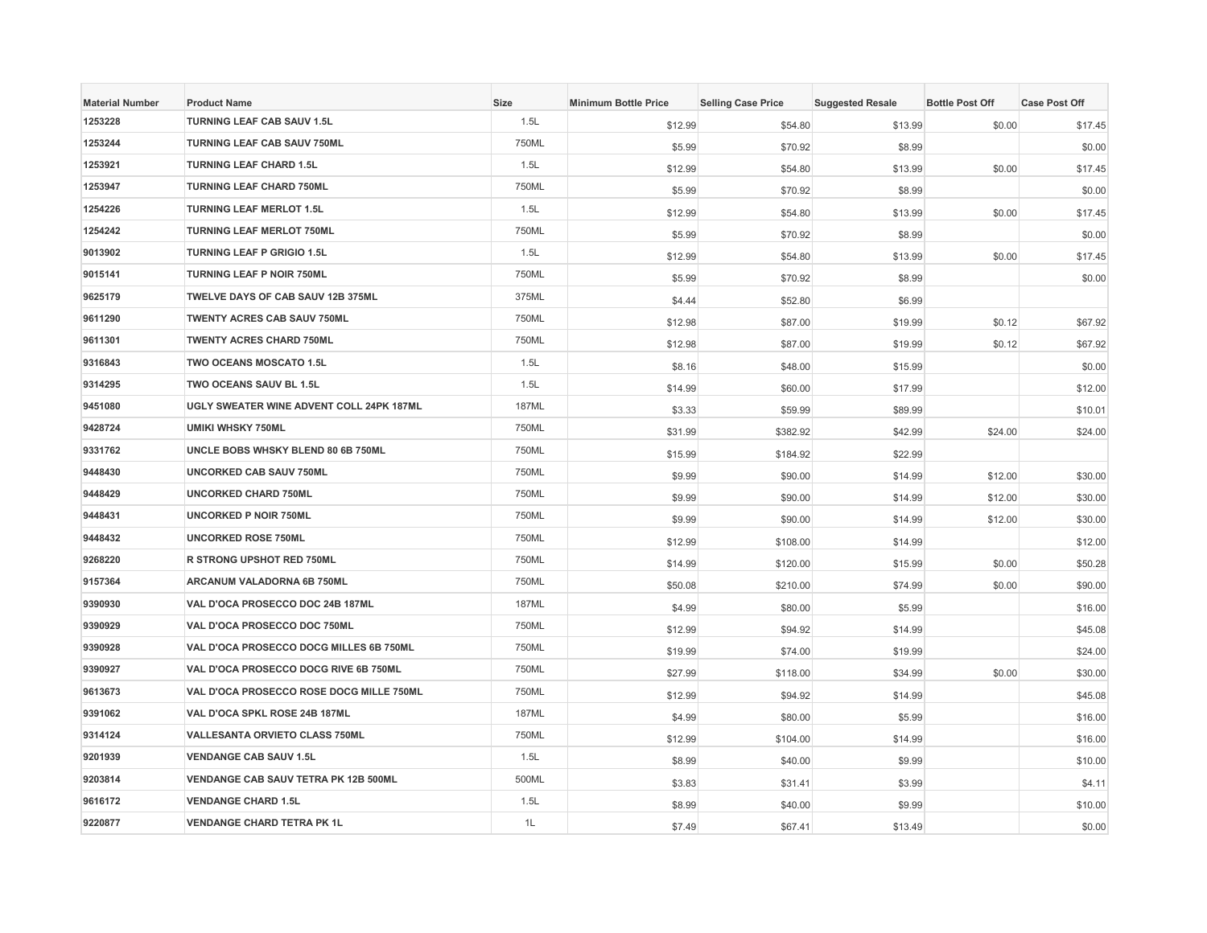| Material Number | Product Name | Size | Minimum Bottle Price | Selling Case Price | Suggested Resale | Bottle Post Off | Case Post Off |
|---|---|---|---|---|---|---|---|
| 1253228 | TURNING LEAF CAB SAUV 1.5L | 1.5L | $12.99 | $54.80 | $13.99 | $0.00 | $17.45 |
| 1253244 | TURNING LEAF CAB SAUV 750ML | 750ML | $5.99 | $70.92 | $8.99 | | $0.00 |
| 1253921 | TURNING LEAF CHARD 1.5L | 1.5L | $12.99 | $54.80 | $13.99 | $0.00 | $17.45 |
| 1253947 | TURNING LEAF CHARD 750ML | 750ML | $5.99 | $70.92 | $8.99 | | $0.00 |
| 1254226 | TURNING LEAF MERLOT 1.5L | 1.5L | $12.99 | $54.80 | $13.99 | $0.00 | $17.45 |
| 1254242 | TURNING LEAF MERLOT 750ML | 750ML | $5.99 | $70.92 | $8.99 | | $0.00 |
| 9013902 | TURNING LEAF P GRIGIO 1.5L | 1.5L | $12.99 | $54.80 | $13.99 | $0.00 | $17.45 |
| 9015141 | TURNING LEAF P NOIR 750ML | 750ML | $5.99 | $70.92 | $8.99 | | $0.00 |
| 9625179 | TWELVE DAYS OF CAB SAUV 12B 375ML | 375ML | $4.44 | $52.80 | $6.99 | | |
| 9611290 | TWENTY ACRES CAB SAUV 750ML | 750ML | $12.98 | $87.00 | $19.99 | $0.12 | $67.92 |
| 9611301 | TWENTY ACRES CHARD 750ML | 750ML | $12.98 | $87.00 | $19.99 | $0.12 | $67.92 |
| 9316843 | TWO OCEANS MOSCATO 1.5L | 1.5L | $8.16 | $48.00 | $15.99 | | $0.00 |
| 9314295 | TWO OCEANS SAUV BL 1.5L | 1.5L | $14.99 | $60.00 | $17.99 | | $12.00 |
| 9451080 | UGLY SWEATER WINE ADVENT COLL 24PK 187ML | 187ML | $3.33 | $59.99 | $89.99 | | $10.01 |
| 9428724 | UMIKI WHSKY 750ML | 750ML | $31.99 | $382.92 | $42.99 | $24.00 | $24.00 |
| 9331762 | UNCLE BOBS WHSKY BLEND 80 6B 750ML | 750ML | $15.99 | $184.92 | $22.99 | | |
| 9448430 | UNCORKED CAB SAUV 750ML | 750ML | $9.99 | $90.00 | $14.99 | $12.00 | $30.00 |
| 9448429 | UNCORKED CHARD 750ML | 750ML | $9.99 | $90.00 | $14.99 | $12.00 | $30.00 |
| 9448431 | UNCORKED P NOIR 750ML | 750ML | $9.99 | $90.00 | $14.99 | $12.00 | $30.00 |
| 9448432 | UNCORKED ROSE 750ML | 750ML | $12.99 | $108.00 | $14.99 | | $12.00 |
| 9268220 | R STRONG UPSHOT RED 750ML | 750ML | $14.99 | $120.00 | $15.99 | $0.00 | $50.28 |
| 9157364 | ARCANUM VALADORNA 6B 750ML | 750ML | $50.08 | $210.00 | $74.99 | $0.00 | $90.00 |
| 9390930 | VAL D'OCA PROSECCO DOC 24B 187ML | 187ML | $4.99 | $80.00 | $5.99 | | $16.00 |
| 9390929 | VAL D'OCA PROSECCO DOC 750ML | 750ML | $12.99 | $94.92 | $14.99 | | $45.08 |
| 9390928 | VAL D'OCA PROSECCO DOCG MILLES 6B 750ML | 750ML | $19.99 | $74.00 | $19.99 | | $24.00 |
| 9390927 | VAL D'OCA PROSECCO DOCG RIVE 6B 750ML | 750ML | $27.99 | $118.00 | $34.99 | $0.00 | $30.00 |
| 9613673 | VAL D'OCA PROSECCO ROSE DOCG MILLE 750ML | 750ML | $12.99 | $94.92 | $14.99 | | $45.08 |
| 9391062 | VAL D'OCA SPKL ROSE 24B 187ML | 187ML | $4.99 | $80.00 | $5.99 | | $16.00 |
| 9314124 | VALLESANTA ORVIETO CLASS 750ML | 750ML | $12.99 | $104.00 | $14.99 | | $16.00 |
| 9201939 | VENDANGE CAB SAUV 1.5L | 1.5L | $8.99 | $40.00 | $9.99 | | $10.00 |
| 9203814 | VENDANGE CAB SAUV TETRA PK 12B 500ML | 500ML | $3.83 | $31.41 | $3.99 | | $4.11 |
| 9616172 | VENDANGE CHARD 1.5L | 1.5L | $8.99 | $40.00 | $9.99 | | $10.00 |
| 9220877 | VENDANGE CHARD TETRA PK 1L | 1L | $7.49 | $67.41 | $13.49 | | $0.00 |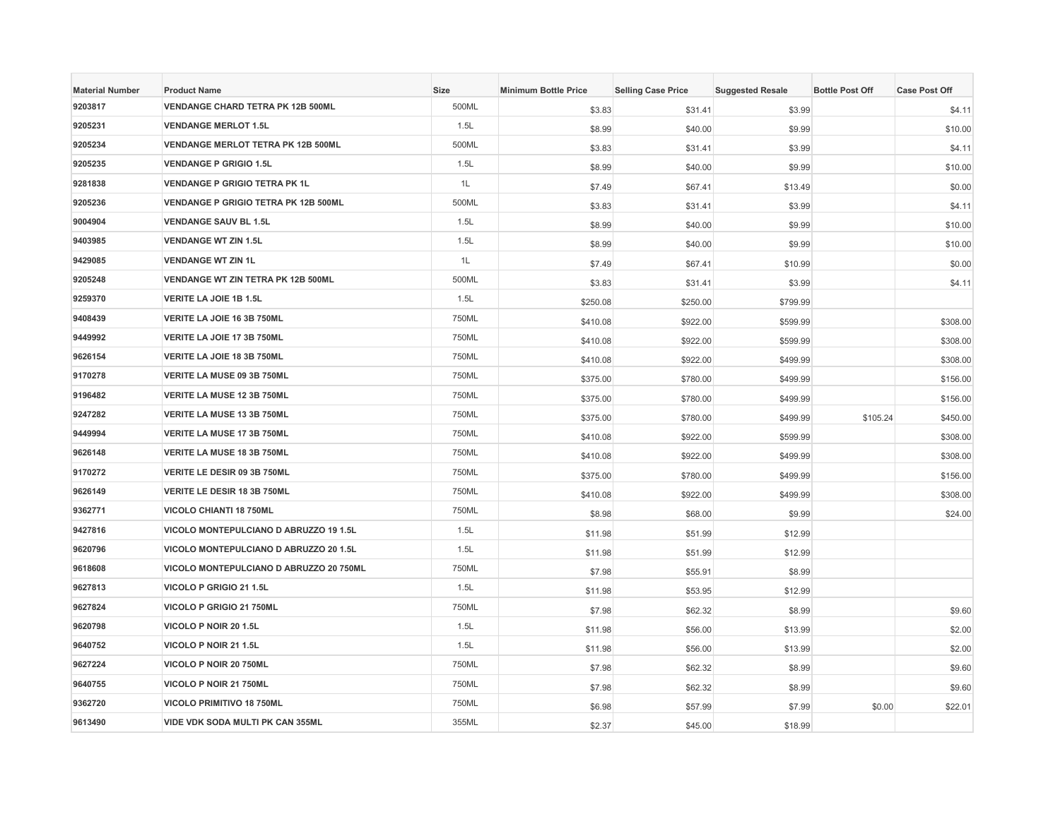| Material Number | Product Name | Size | Minimum Bottle Price | Selling Case Price | Suggested Resale | Bottle Post Off | Case Post Off |
|---|---|---|---|---|---|---|---|
| 9203817 | VENDANGE CHARD TETRA PK 12B 500ML | 500ML | $3.83 | $31.41 | $3.99 | | $4.11 |
| 9205231 | VENDANGE MERLOT 1.5L | 1.5L | $8.99 | $40.00 | $9.99 | | $10.00 |
| 9205234 | VENDANGE MERLOT TETRA PK 12B 500ML | 500ML | $3.83 | $31.41 | $3.99 | | $4.11 |
| 9205235 | VENDANGE P GRIGIO 1.5L | 1.5L | $8.99 | $40.00 | $9.99 | | $10.00 |
| 9281838 | VENDANGE P GRIGIO TETRA PK 1L | 1L | $7.49 | $67.41 | $13.49 | | $0.00 |
| 9205236 | VENDANGE P GRIGIO TETRA PK 12B 500ML | 500ML | $3.83 | $31.41 | $3.99 | | $4.11 |
| 9004904 | VENDANGE SAUV BL 1.5L | 1.5L | $8.99 | $40.00 | $9.99 | | $10.00 |
| 9403985 | VENDANGE WT ZIN 1.5L | 1.5L | $8.99 | $40.00 | $9.99 | | $10.00 |
| 9429085 | VENDANGE WT ZIN 1L | 1L | $7.49 | $67.41 | $10.99 | | $0.00 |
| 9205248 | VENDANGE WT ZIN TETRA PK 12B 500ML | 500ML | $3.83 | $31.41 | $3.99 | | $4.11 |
| 9259370 | VERITE LA JOIE 1B 1.5L | 1.5L | $250.08 | $250.00 | $799.99 | | |
| 9408439 | VERITE LA JOIE 16 3B 750ML | 750ML | $410.08 | $922.00 | $599.99 | | $308.00 |
| 9449992 | VERITE LA JOIE 17 3B 750ML | 750ML | $410.08 | $922.00 | $599.99 | | $308.00 |
| 9626154 | VERITE LA JOIE 18 3B 750ML | 750ML | $410.08 | $922.00 | $499.99 | | $308.00 |
| 9170278 | VERITE LA MUSE 09 3B 750ML | 750ML | $375.00 | $780.00 | $499.99 | | $156.00 |
| 9196482 | VERITE LA MUSE 12 3B 750ML | 750ML | $375.00 | $780.00 | $499.99 | | $156.00 |
| 9247282 | VERITE LA MUSE 13 3B 750ML | 750ML | $375.00 | $780.00 | $499.99 | $105.24 | $450.00 |
| 9449994 | VERITE LA MUSE 17 3B 750ML | 750ML | $410.08 | $922.00 | $599.99 | | $308.00 |
| 9626148 | VERITE LA MUSE 18 3B 750ML | 750ML | $410.08 | $922.00 | $499.99 | | $308.00 |
| 9170272 | VERITE LE DESIR 09 3B 750ML | 750ML | $375.00 | $780.00 | $499.99 | | $156.00 |
| 9626149 | VERITE LE DESIR 18 3B 750ML | 750ML | $410.08 | $922.00 | $499.99 | | $308.00 |
| 9362771 | VICOLO CHIANTI 18 750ML | 750ML | $8.98 | $68.00 | $9.99 | | $24.00 |
| 9427816 | VICOLO MONTEPULCIANO D ABRUZZO 19 1.5L | 1.5L | $11.98 | $51.99 | $12.99 | | |
| 9620796 | VICOLO MONTEPULCIANO D ABRUZZO 20 1.5L | 1.5L | $11.98 | $51.99 | $12.99 | | |
| 9618608 | VICOLO MONTEPULCIANO D ABRUZZO 20 750ML | 750ML | $7.98 | $55.91 | $8.99 | | |
| 9627813 | VICOLO P GRIGIO 21 1.5L | 1.5L | $11.98 | $53.95 | $12.99 | | |
| 9627824 | VICOLO P GRIGIO 21 750ML | 750ML | $7.98 | $62.32 | $8.99 | | $9.60 |
| 9620798 | VICOLO P NOIR 20 1.5L | 1.5L | $11.98 | $56.00 | $13.99 | | $2.00 |
| 9640752 | VICOLO P NOIR 21 1.5L | 1.5L | $11.98 | $56.00 | $13.99 | | $2.00 |
| 9627224 | VICOLO P NOIR 20 750ML | 750ML | $7.98 | $62.32 | $8.99 | | $9.60 |
| 9640755 | VICOLO P NOIR 21 750ML | 750ML | $7.98 | $62.32 | $8.99 | | $9.60 |
| 9362720 | VICOLO PRIMITIVO 18 750ML | 750ML | $6.98 | $57.99 | $7.99 | $0.00 | $22.01 |
| 9613490 | VIDE VDK SODA MULTI PK CAN 355ML | 355ML | $2.37 | $45.00 | $18.99 | | |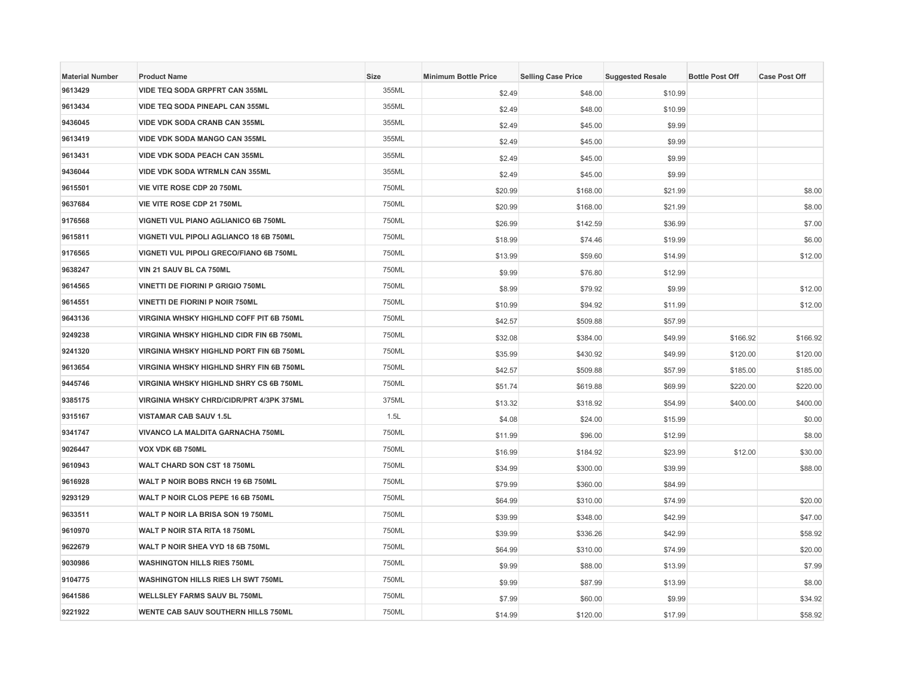| Material Number | Product Name | Size | Minimum Bottle Price | Selling Case Price | Suggested Resale | Bottle Post Off | Case Post Off |
|---|---|---|---|---|---|---|---|
| 9613429 | VIDE TEQ SODA GRPFRT CAN 355ML | 355ML | $2.49 | $48.00 | $10.99 | | |
| 9613434 | VIDE TEQ SODA PINEAPL CAN 355ML | 355ML | $2.49 | $48.00 | $10.99 | | |
| 9436045 | VIDE VDK SODA CRANB CAN 355ML | 355ML | $2.49 | $45.00 | $9.99 | | |
| 9613419 | VIDE VDK SODA MANGO CAN 355ML | 355ML | $2.49 | $45.00 | $9.99 | | |
| 9613431 | VIDE VDK SODA PEACH CAN 355ML | 355ML | $2.49 | $45.00 | $9.99 | | |
| 9436044 | VIDE VDK SODA WTRMLN CAN 355ML | 355ML | $2.49 | $45.00 | $9.99 | | |
| 9615501 | VIE VITE ROSE CDP 20 750ML | 750ML | $20.99 | $168.00 | $21.99 | | $8.00 |
| 9637684 | VIE VITE ROSE CDP 21 750ML | 750ML | $20.99 | $168.00 | $21.99 | | $8.00 |
| 9176568 | VIGNETI VUL PIANO AGLIANICO 6B 750ML | 750ML | $26.99 | $142.59 | $36.99 | | $7.00 |
| 9615811 | VIGNETI VUL PIPOLI AGLIANCO 18 6B 750ML | 750ML | $18.99 | $74.46 | $19.99 | | $6.00 |
| 9176565 | VIGNETI VUL PIPOLI GRECO/FIANO 6B 750ML | 750ML | $13.99 | $59.60 | $14.99 | | $12.00 |
| 9638247 | VIN 21 SAUV BL CA 750ML | 750ML | $9.99 | $76.80 | $12.99 | | |
| 9614565 | VINETTI DE FIORINI P GRIGIO 750ML | 750ML | $8.99 | $79.92 | $9.99 | | $12.00 |
| 9614551 | VINETTI DE FIORINI P NOIR 750ML | 750ML | $10.99 | $94.92 | $11.99 | | $12.00 |
| 9643136 | VIRGINIA WHSKY HIGHLND COFF PIT 6B 750ML | 750ML | $42.57 | $509.88 | $57.99 | | |
| 9249238 | VIRGINIA WHSKY HIGHLND CIDR FIN 6B 750ML | 750ML | $32.08 | $384.00 | $49.99 | $166.92 | $166.92 |
| 9241320 | VIRGINIA WHSKY HIGHLND PORT FIN 6B 750ML | 750ML | $35.99 | $430.92 | $49.99 | $120.00 | $120.00 |
| 9613654 | VIRGINIA WHSKY HIGHLND SHRY FIN 6B 750ML | 750ML | $42.57 | $509.88 | $57.99 | $185.00 | $185.00 |
| 9445746 | VIRGINIA WHSKY HIGHLND SHRY CS 6B 750ML | 750ML | $51.74 | $619.88 | $69.99 | $220.00 | $220.00 |
| 9385175 | VIRGINIA WHSKY CHRD/CIDR/PRT 4/3PK 375ML | 375ML | $13.32 | $318.92 | $54.99 | $400.00 | $400.00 |
| 9315167 | VISTAMAR CAB SAUV 1.5L | 1.5L | $4.08 | $24.00 | $15.99 | | $0.00 |
| 9341747 | VIVANCO LA MALDITA GARNACHA 750ML | 750ML | $11.99 | $96.00 | $12.99 | | $8.00 |
| 9026447 | VOX VDK 6B 750ML | 750ML | $16.99 | $184.92 | $23.99 | $12.00 | $30.00 |
| 9610943 | WALT CHARD SON CST 18 750ML | 750ML | $34.99 | $300.00 | $39.99 | | $88.00 |
| 9616928 | WALT P NOIR BOBS RNCH 19 6B 750ML | 750ML | $79.99 | $360.00 | $84.99 | | |
| 9293129 | WALT P NOIR CLOS PEPE 16 6B 750ML | 750ML | $64.99 | $310.00 | $74.99 | | $20.00 |
| 9633511 | WALT P NOIR LA BRISA SON 19 750ML | 750ML | $39.99 | $348.00 | $42.99 | | $47.00 |
| 9610970 | WALT P NOIR STA RITA 18 750ML | 750ML | $39.99 | $336.26 | $42.99 | | $58.92 |
| 9622679 | WALT P NOIR SHEA VYD 18 6B 750ML | 750ML | $64.99 | $310.00 | $74.99 | | $20.00 |
| 9030986 | WASHINGTON HILLS RIES 750ML | 750ML | $9.99 | $88.00 | $13.99 | | $7.99 |
| 9104775 | WASHINGTON HILLS RIES LH SWT 750ML | 750ML | $9.99 | $87.99 | $13.99 | | $8.00 |
| 9641586 | WELLSLEY FARMS SAUV BL 750ML | 750ML | $7.99 | $60.00 | $9.99 | | $34.92 |
| 9221922 | WENTE CAB SAUV SOUTHERN HILLS 750ML | 750ML | $14.99 | $120.00 | $17.99 | | $58.92 |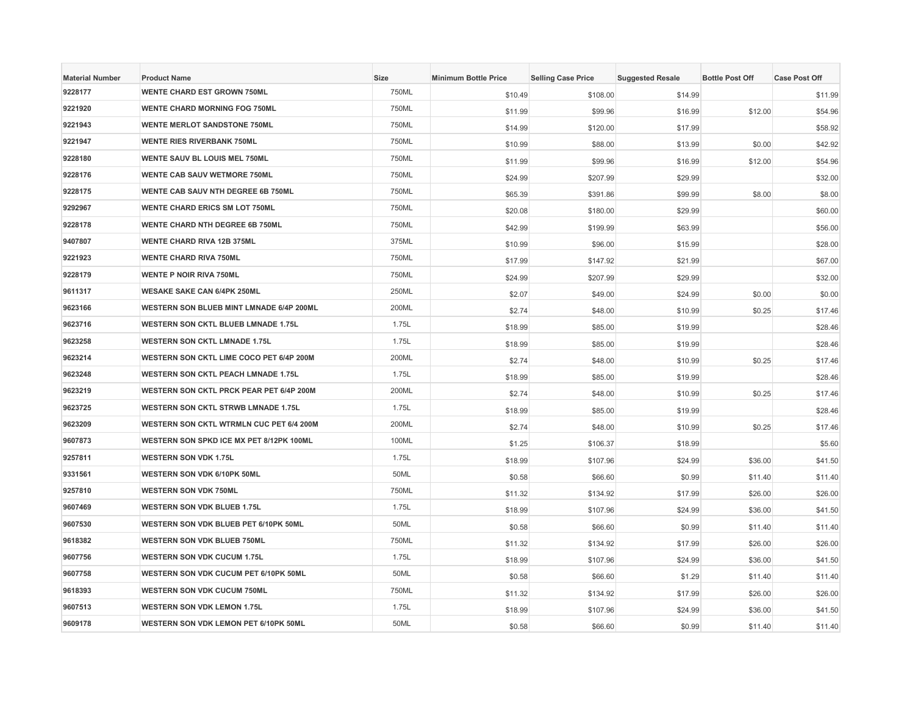| Material Number | Product Name | Size | Minimum Bottle Price | Selling Case Price | Suggested Resale | Bottle Post Off | Case Post Off |
|---|---|---|---|---|---|---|---|
| 9228177 | WENTE CHARD EST GROWN 750ML | 750ML | $10.49 | $108.00 | $14.99 | | $11.99 |
| 9221920 | WENTE CHARD MORNING FOG 750ML | 750ML | $11.99 | $99.96 | $16.99 | $12.00 | $54.96 |
| 9221943 | WENTE MERLOT SANDSTONE 750ML | 750ML | $14.99 | $120.00 | $17.99 | | $58.92 |
| 9221947 | WENTE RIES RIVERBANK 750ML | 750ML | $10.99 | $88.00 | $13.99 | $0.00 | $42.92 |
| 9228180 | WENTE SAUV BL LOUIS MEL 750ML | 750ML | $11.99 | $99.96 | $16.99 | $12.00 | $54.96 |
| 9228176 | WENTE CAB SAUV WETMORE 750ML | 750ML | $24.99 | $207.99 | $29.99 | | $32.00 |
| 9228175 | WENTE CAB SAUV NTH DEGREE 6B 750ML | 750ML | $65.39 | $391.86 | $99.99 | $8.00 | $8.00 |
| 9292967 | WENTE CHARD ERICS SM LOT 750ML | 750ML | $20.08 | $180.00 | $29.99 | | $60.00 |
| 9228178 | WENTE CHARD NTH DEGREE 6B 750ML | 750ML | $42.99 | $199.99 | $63.99 | | $56.00 |
| 9407807 | WENTE CHARD RIVA 12B 375ML | 375ML | $10.99 | $96.00 | $15.99 | | $28.00 |
| 9221923 | WENTE CHARD RIVA 750ML | 750ML | $17.99 | $147.92 | $21.99 | | $67.00 |
| 9228179 | WENTE P NOIR RIVA 750ML | 750ML | $24.99 | $207.99 | $29.99 | | $32.00 |
| 9611317 | WESAKE SAKE CAN 6/4PK 250ML | 250ML | $2.07 | $49.00 | $24.99 | $0.00 | $0.00 |
| 9623166 | WESTERN SON BLUEB MINT LMNADE 6/4P 200ML | 200ML | $2.74 | $48.00 | $10.99 | $0.25 | $17.46 |
| 9623716 | WESTERN SON CKTL BLUEB LMNADE 1.75L | 1.75L | $18.99 | $85.00 | $19.99 | | $28.46 |
| 9623258 | WESTERN SON CKTL LMNADE 1.75L | 1.75L | $18.99 | $85.00 | $19.99 | | $28.46 |
| 9623214 | WESTERN SON CKTL LIME COCO PET 6/4P 200M | 200ML | $2.74 | $48.00 | $10.99 | $0.25 | $17.46 |
| 9623248 | WESTERN SON CKTL PEACH LMNADE 1.75L | 1.75L | $18.99 | $85.00 | $19.99 | | $28.46 |
| 9623219 | WESTERN SON CKTL PRCK PEAR PET 6/4P 200M | 200ML | $2.74 | $48.00 | $10.99 | $0.25 | $17.46 |
| 9623725 | WESTERN SON CKTL STRWB LMNADE 1.75L | 1.75L | $18.99 | $85.00 | $19.99 | | $28.46 |
| 9623209 | WESTERN SON CKTL WTRMLN CUC PET 6/4 200M | 200ML | $2.74 | $48.00 | $10.99 | $0.25 | $17.46 |
| 9607873 | WESTERN SON SPKD ICE MX PET 8/12PK 100ML | 100ML | $1.25 | $106.37 | $18.99 | | $5.60 |
| 9257811 | WESTERN SON VDK 1.75L | 1.75L | $18.99 | $107.96 | $24.99 | $36.00 | $41.50 |
| 9331561 | WESTERN SON VDK 6/10PK 50ML | 50ML | $0.58 | $66.60 | $0.99 | $11.40 | $11.40 |
| 9257810 | WESTERN SON VDK 750ML | 750ML | $11.32 | $134.92 | $17.99 | $26.00 | $26.00 |
| 9607469 | WESTERN SON VDK BLUEB 1.75L | 1.75L | $18.99 | $107.96 | $24.99 | $36.00 | $41.50 |
| 9607530 | WESTERN SON VDK BLUEB PET 6/10PK 50ML | 50ML | $0.58 | $66.60 | $0.99 | $11.40 | $11.40 |
| 9618382 | WESTERN SON VDK BLUEB 750ML | 750ML | $11.32 | $134.92 | $17.99 | $26.00 | $26.00 |
| 9607756 | WESTERN SON VDK CUCUM 1.75L | 1.75L | $18.99 | $107.96 | $24.99 | $36.00 | $41.50 |
| 9607758 | WESTERN SON VDK CUCUM PET 6/10PK 50ML | 50ML | $0.58 | $66.60 | $1.29 | $11.40 | $11.40 |
| 9618393 | WESTERN SON VDK CUCUM 750ML | 750ML | $11.32 | $134.92 | $17.99 | $26.00 | $26.00 |
| 9607513 | WESTERN SON VDK LEMON 1.75L | 1.75L | $18.99 | $107.96 | $24.99 | $36.00 | $41.50 |
| 9609178 | WESTERN SON VDK LEMON PET 6/10PK 50ML | 50ML | $0.58 | $66.60 | $0.99 | $11.40 | $11.40 |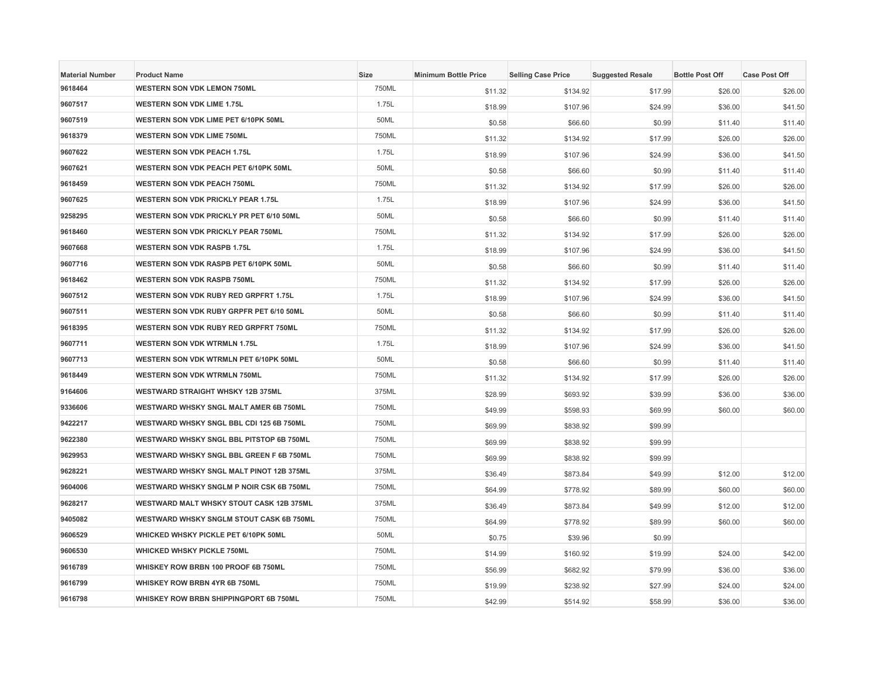| Material Number | Product Name | Size | Minimum Bottle Price | Selling Case Price | Suggested Resale | Bottle Post Off | Case Post Off |
|---|---|---|---|---|---|---|---|
| 9618464 | WESTERN SON VDK LEMON 750ML | 750ML | $11.32 | $134.92 | $17.99 | $26.00 | $26.00 |
| 9607517 | WESTERN SON VDK LIME 1.75L | 1.75L | $18.99 | $107.96 | $24.99 | $36.00 | $41.50 |
| 9607519 | WESTERN SON VDK LIME PET 6/10PK 50ML | 50ML | $0.58 | $66.60 | $0.99 | $11.40 | $11.40 |
| 9618379 | WESTERN SON VDK LIME 750ML | 750ML | $11.32 | $134.92 | $17.99 | $26.00 | $26.00 |
| 9607622 | WESTERN SON VDK PEACH 1.75L | 1.75L | $18.99 | $107.96 | $24.99 | $36.00 | $41.50 |
| 9607621 | WESTERN SON VDK PEACH PET 6/10PK 50ML | 50ML | $0.58 | $66.60 | $0.99 | $11.40 | $11.40 |
| 9618459 | WESTERN SON VDK PEACH 750ML | 750ML | $11.32 | $134.92 | $17.99 | $26.00 | $26.00 |
| 9607625 | WESTERN SON VDK PRICKLY PEAR 1.75L | 1.75L | $18.99 | $107.96 | $24.99 | $36.00 | $41.50 |
| 9258295 | WESTERN SON VDK PRICKLY PR PET 6/10 50ML | 50ML | $0.58 | $66.60 | $0.99 | $11.40 | $11.40 |
| 9618460 | WESTERN SON VDK PRICKLY PEAR 750ML | 750ML | $11.32 | $134.92 | $17.99 | $26.00 | $26.00 |
| 9607668 | WESTERN SON VDK RASPB 1.75L | 1.75L | $18.99 | $107.96 | $24.99 | $36.00 | $41.50 |
| 9607716 | WESTERN SON VDK RASPB PET 6/10PK 50ML | 50ML | $0.58 | $66.60 | $0.99 | $11.40 | $11.40 |
| 9618462 | WESTERN SON VDK RASPB 750ML | 750ML | $11.32 | $134.92 | $17.99 | $26.00 | $26.00 |
| 9607512 | WESTERN SON VDK RUBY RED GRPFRT 1.75L | 1.75L | $18.99 | $107.96 | $24.99 | $36.00 | $41.50 |
| 9607511 | WESTERN SON VDK RUBY GRPFR PET 6/10 50ML | 50ML | $0.58 | $66.60 | $0.99 | $11.40 | $11.40 |
| 9618395 | WESTERN SON VDK RUBY RED GRPFRT 750ML | 750ML | $11.32 | $134.92 | $17.99 | $26.00 | $26.00 |
| 9607711 | WESTERN SON VDK WTRMLN 1.75L | 1.75L | $18.99 | $107.96 | $24.99 | $36.00 | $41.50 |
| 9607713 | WESTERN SON VDK WTRMLN PET 6/10PK 50ML | 50ML | $0.58 | $66.60 | $0.99 | $11.40 | $11.40 |
| 9618449 | WESTERN SON VDK WTRMLN 750ML | 750ML | $11.32 | $134.92 | $17.99 | $26.00 | $26.00 |
| 9164606 | WESTWARD STRAIGHT WHSKY 12B 375ML | 375ML | $28.99 | $693.92 | $39.99 | $36.00 | $36.00 |
| 9336606 | WESTWARD WHSKY SNGL MALT AMER 6B 750ML | 750ML | $49.99 | $598.93 | $69.99 | $60.00 | $60.00 |
| 9422217 | WESTWARD WHSKY SNGL BBL CDI 125 6B 750ML | 750ML | $69.99 | $838.92 | $99.99 | | |
| 9622380 | WESTWARD WHSKY SNGL BBL PITSTOP 6B 750ML | 750ML | $69.99 | $838.92 | $99.99 | | |
| 9629953 | WESTWARD WHSKY SNGL BBL GREEN F 6B 750ML | 750ML | $69.99 | $838.92 | $99.99 | | |
| 9628221 | WESTWARD WHSKY SNGL MALT PINOT 12B 375ML | 375ML | $36.49 | $873.84 | $49.99 | $12.00 | $12.00 |
| 9604006 | WESTWARD WHSKY SNGLM P NOIR CSK 6B 750ML | 750ML | $64.99 | $778.92 | $89.99 | $60.00 | $60.00 |
| 9628217 | WESTWARD MALT WHSKY STOUT CASK 12B 375ML | 375ML | $36.49 | $873.84 | $49.99 | $12.00 | $12.00 |
| 9405082 | WESTWARD WHSKY SNGLM STOUT CASK 6B 750ML | 750ML | $64.99 | $778.92 | $89.99 | $60.00 | $60.00 |
| 9606529 | WHICKED WHSKY PICKLE PET 6/10PK 50ML | 50ML | $0.75 | $39.96 | $0.99 | | |
| 9606530 | WHICKED WHSKY PICKLE 750ML | 750ML | $14.99 | $160.92 | $19.99 | $24.00 | $42.00 |
| 9616789 | WHISKEY ROW BRBN 100 PROOF 6B 750ML | 750ML | $56.99 | $682.92 | $79.99 | $36.00 | $36.00 |
| 9616799 | WHISKEY ROW BRBN 4YR 6B 750ML | 750ML | $19.99 | $238.92 | $27.99 | $24.00 | $24.00 |
| 9616798 | WHISKEY ROW BRBN SHIPPINGPORT 6B 750ML | 750ML | $42.99 | $514.92 | $58.99 | $36.00 | $36.00 |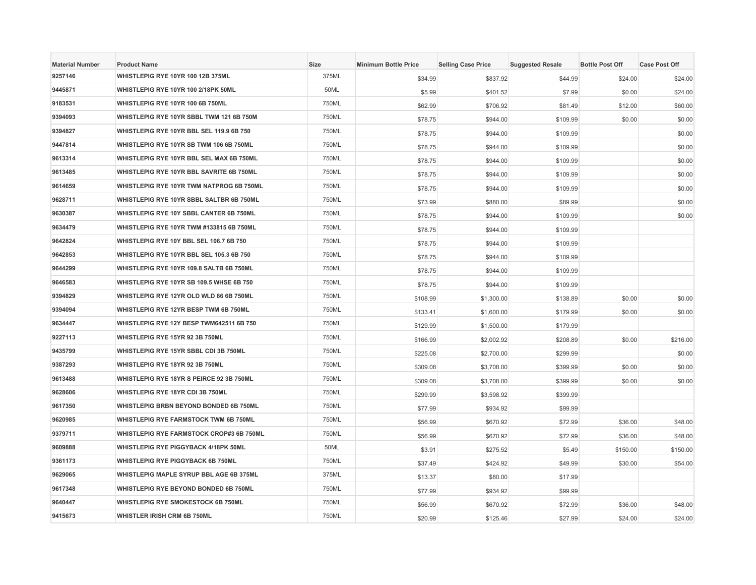| Material Number | Product Name | Size | Minimum Bottle Price | Selling Case Price | Suggested Resale | Bottle Post Off | Case Post Off |
|---|---|---|---|---|---|---|---|
| 9257146 | WHISTLEPIG RYE 10YR 100 12B 375ML | 375ML | $34.99 | $837.92 | $44.99 | $24.00 | $24.00 |
| 9445871 | WHISTLEPIG RYE 10YR 100 2/18PK 50ML | 50ML | $5.99 | $401.52 | $7.99 | $0.00 | $24.00 |
| 9183531 | WHISTLEPIG RYE 10YR 100 6B 750ML | 750ML | $62.99 | $706.92 | $81.49 | $12.00 | $60.00 |
| 9394093 | WHISTLEPIG RYE 10YR SBBL TWM 121 6B 750M | 750ML | $78.75 | $944.00 | $109.99 | $0.00 | $0.00 |
| 9394827 | WHISTLEPIG RYE 10YR BBL SEL 119.9 6B 750 | 750ML | $78.75 | $944.00 | $109.99 | | $0.00 |
| 9447814 | WHISTLEPIG RYE 10YR SB TWM 106 6B 750ML | 750ML | $78.75 | $944.00 | $109.99 | | $0.00 |
| 9613314 | WHISTLEPIG RYE 10YR BBL SEL MAX 6B 750ML | 750ML | $78.75 | $944.00 | $109.99 | | $0.00 |
| 9613485 | WHISTLEPIG RYE 10YR BBL SAVRITE 6B 750ML | 750ML | $78.75 | $944.00 | $109.99 | | $0.00 |
| 9614659 | WHISTLEPIG RYE 10YR TWM NATPROG 6B 750ML | 750ML | $78.75 | $944.00 | $109.99 | | $0.00 |
| 9628711 | WHISTLEPIG RYE 10YR SBBL SALTBR 6B 750ML | 750ML | $73.99 | $880.00 | $89.99 | | $0.00 |
| 9630387 | WHISTLEPIG RYE 10Y SBBL CANTER 6B 750ML | 750ML | $78.75 | $944.00 | $109.99 | | $0.00 |
| 9634479 | WHISTLEPIG RYE 10YR TWM #133815 6B 750ML | 750ML | $78.75 | $944.00 | $109.99 | | |
| 9642824 | WHISTLEPIG RYE 10Y BBL SEL 106.7 6B 750 | 750ML | $78.75 | $944.00 | $109.99 | | |
| 9642853 | WHISTLEPIG RYE 10YR BBL SEL 105.3 6B 750 | 750ML | $78.75 | $944.00 | $109.99 | | |
| 9644299 | WHISTLEPIG RYE 10YR 109.8 SALTB 6B 750ML | 750ML | $78.75 | $944.00 | $109.99 | | |
| 9646583 | WHISTLEPIG RYE 10YR SB 109.5 WHSE 6B 750 | 750ML | $78.75 | $944.00 | $109.99 | | |
| 9394829 | WHISTLEPIG RYE 12YR OLD WLD 86 6B 750ML | 750ML | $108.99 | $1,300.00 | $138.89 | $0.00 | $0.00 |
| 9394094 | WHISTLEPIG RYE 12YR BESP TWM 6B 750ML | 750ML | $133.41 | $1,600.00 | $179.99 | $0.00 | $0.00 |
| 9634447 | WHISTLEPIG RYE 12Y BESP TWM642511 6B 750 | 750ML | $129.99 | $1,500.00 | $179.99 | | |
| 9227113 | WHISTLEPIG RYE 15YR 92 3B 750ML | 750ML | $166.99 | $2,002.92 | $208.89 | $0.00 | $216.00 |
| 9435799 | WHISTLEPIG RYE 15YR SBBL CDI 3B 750ML | 750ML | $225.08 | $2,700.00 | $299.99 | | $0.00 |
| 9387293 | WHISTLEPIG RYE 18YR 92 3B 750ML | 750ML | $309.08 | $3,708.00 | $399.99 | $0.00 | $0.00 |
| 9613488 | WHISTLEPIG RYE 18YR S PEIRCE 92 3B 750ML | 750ML | $309.08 | $3,708.00 | $399.99 | $0.00 | $0.00 |
| 9628606 | WHISTLEPIG RYE 18YR CDI 3B 750ML | 750ML | $299.99 | $3,598.92 | $399.99 | | |
| 9617350 | WHISTLEPIG BRBN BEYOND BONDED 6B 750ML | 750ML | $77.99 | $934.92 | $99.99 | | |
| 9620985 | WHISTLEPIG RYE FARMSTOCK TWM 6B 750ML | 750ML | $56.99 | $670.92 | $72.99 | $36.00 | $48.00 |
| 9379711 | WHISTLEPIG RYE FARMSTOCK CROP#3 6B 750ML | 750ML | $56.99 | $670.92 | $72.99 | $36.00 | $48.00 |
| 9609888 | WHISTLEPIG RYE PIGGYBACK 4/18PK 50ML | 50ML | $3.91 | $275.52 | $5.49 | $150.00 | $150.00 |
| 9361173 | WHISTLEPIG RYE PIGGYBACK 6B 750ML | 750ML | $37.49 | $424.92 | $49.99 | $30.00 | $54.00 |
| 9629065 | WHISTLEPIG MAPLE SYRUP BBL AGE 6B 375ML | 375ML | $13.37 | $80.00 | $17.99 | | |
| 9617348 | WHISTLEPIG RYE BEYOND BONDED 6B 750ML | 750ML | $77.99 | $934.92 | $99.99 | | |
| 9640447 | WHISTLEPIG RYE SMOKESTOCK 6B 750ML | 750ML | $56.99 | $670.92 | $72.99 | $36.00 | $48.00 |
| 9415673 | WHISTLER IRISH CRM 6B 750ML | 750ML | $20.99 | $125.46 | $27.99 | $24.00 | $24.00 |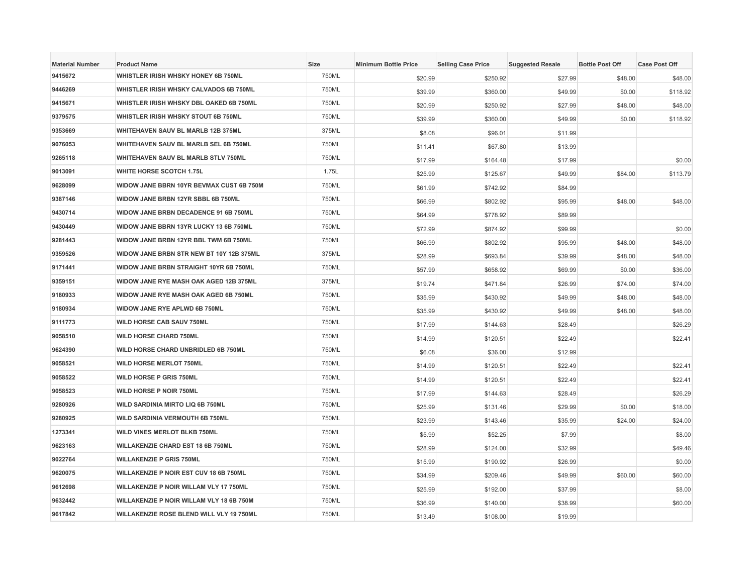| Material Number | Product Name | Size | Minimum Bottle Price | Selling Case Price | Suggested Resale | Bottle Post Off | Case Post Off |
|---|---|---|---|---|---|---|---|
| 9415672 | WHISTLER IRISH WHSKY HONEY 6B 750ML | 750ML | $20.99 | $250.92 | $27.99 | $48.00 | $48.00 |
| 9446269 | WHISTLER IRISH WHSKY CALVADOS 6B 750ML | 750ML | $39.99 | $360.00 | $49.99 | $0.00 | $118.92 |
| 9415671 | WHISTLER IRISH WHSKY DBL OAKED 6B 750ML | 750ML | $20.99 | $250.92 | $27.99 | $48.00 | $48.00 |
| 9379575 | WHISTLER IRISH WHSKY STOUT 6B 750ML | 750ML | $39.99 | $360.00 | $49.99 | $0.00 | $118.92 |
| 9353669 | WHITEHAVEN SAUV BL MARLB 12B 375ML | 375ML | $8.08 | $96.01 | $11.99 | | |
| 9076053 | WHITEHAVEN SAUV BL MARLB SEL 6B 750ML | 750ML | $11.41 | $67.80 | $13.99 | | |
| 9265118 | WHITEHAVEN SAUV BL MARLB STLV 750ML | 750ML | $17.99 | $164.48 | $17.99 | | $0.00 |
| 9013091 | WHITE HORSE SCOTCH 1.75L | 1.75L | $25.99 | $125.67 | $49.99 | $84.00 | $113.79 |
| 9628099 | WIDOW JANE BBRN 10YR BEVMAX CUST 6B 750M | 750ML | $61.99 | $742.92 | $84.99 | | |
| 9387146 | WIDOW JANE BRBN 12YR SBBL 6B 750ML | 750ML | $66.99 | $802.92 | $95.99 | $48.00 | $48.00 |
| 9430714 | WIDOW JANE BRBN DECADENCE 91 6B 750ML | 750ML | $64.99 | $778.92 | $89.99 | | |
| 9430449 | WIDOW JANE BBRN 13YR LUCKY 13 6B 750ML | 750ML | $72.99 | $874.92 | $99.99 | | $0.00 |
| 9281443 | WIDOW JANE BRBN 12YR BBL TWM 6B 750ML | 750ML | $66.99 | $802.92 | $95.99 | $48.00 | $48.00 |
| 9359526 | WIDOW JANE BRBN STR NEW BT 10Y 12B 375ML | 375ML | $28.99 | $693.84 | $39.99 | $48.00 | $48.00 |
| 9171441 | WIDOW JANE BRBN STRAIGHT 10YR 6B 750ML | 750ML | $57.99 | $658.92 | $69.99 | $0.00 | $36.00 |
| 9359151 | WIDOW JANE RYE MASH OAK AGED 12B 375ML | 375ML | $19.74 | $471.84 | $26.99 | $74.00 | $74.00 |
| 9180933 | WIDOW JANE RYE MASH OAK AGED 6B 750ML | 750ML | $35.99 | $430.92 | $49.99 | $48.00 | $48.00 |
| 9180934 | WIDOW JANE RYE APLWD 6B 750ML | 750ML | $35.99 | $430.92 | $49.99 | $48.00 | $48.00 |
| 9111773 | WILD HORSE CAB SAUV 750ML | 750ML | $17.99 | $144.63 | $28.49 | | $26.29 |
| 9058510 | WILD HORSE CHARD 750ML | 750ML | $14.99 | $120.51 | $22.49 | | $22.41 |
| 9624390 | WILD HORSE CHARD UNBRIDLED 6B 750ML | 750ML | $6.08 | $36.00 | $12.99 | | |
| 9058521 | WILD HORSE MERLOT 750ML | 750ML | $14.99 | $120.51 | $22.49 | | $22.41 |
| 9058522 | WILD HORSE P GRIS 750ML | 750ML | $14.99 | $120.51 | $22.49 | | $22.41 |
| 9058523 | WILD HORSE P NOIR 750ML | 750ML | $17.99 | $144.63 | $28.49 | | $26.29 |
| 9280926 | WILD SARDINIA MIRTO LIQ 6B 750ML | 750ML | $25.99 | $131.46 | $29.99 | $0.00 | $18.00 |
| 9280925 | WILD SARDINIA VERMOUTH 6B 750ML | 750ML | $23.99 | $143.46 | $35.99 | $24.00 | $24.00 |
| 1273341 | WILD VINES MERLOT BLKB 750ML | 750ML | $5.99 | $52.25 | $7.99 | | $8.00 |
| 9623163 | WILLAKENZIE CHARD EST 18 6B 750ML | 750ML | $28.99 | $124.00 | $32.99 | | $49.46 |
| 9022764 | WILLAKENZIE P GRIS 750ML | 750ML | $15.99 | $190.92 | $26.99 | | $0.00 |
| 9620075 | WILLAKENZIE P NOIR EST CUV 18 6B 750ML | 750ML | $34.99 | $209.46 | $49.99 | $60.00 | $60.00 |
| 9612698 | WILLAKENZIE P NOIR WILLAM VLY 17 750ML | 750ML | $25.99 | $192.00 | $37.99 | | $8.00 |
| 9632442 | WILLAKENZIE P NOIR WILLAM VLY 18 6B 750M | 750ML | $36.99 | $140.00 | $38.99 | | $60.00 |
| 9617842 | WILLAKENZIE ROSE BLEND WILL VLY 19 750ML | 750ML | $13.49 | $108.00 | $19.99 | | |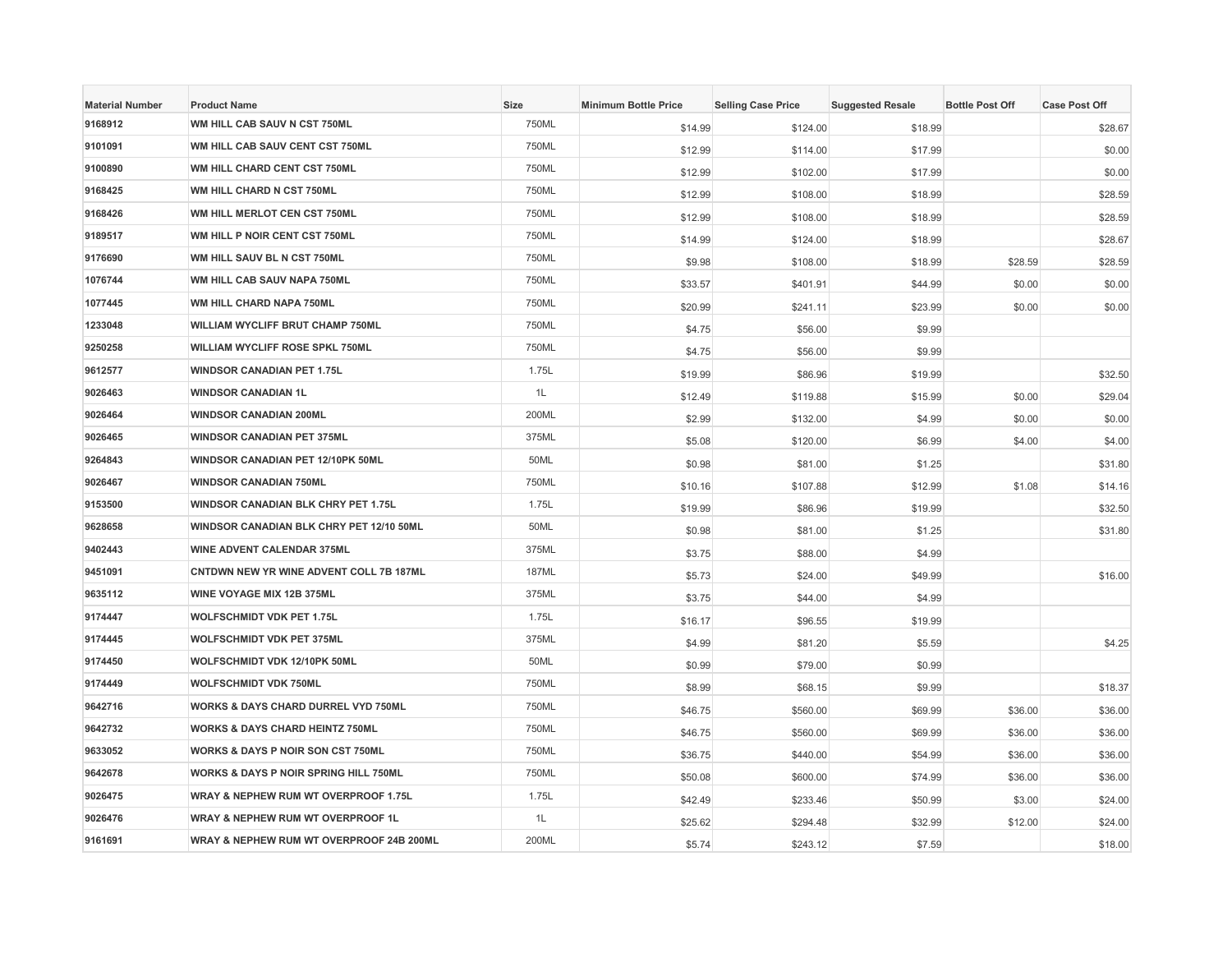| Material Number | Product Name | Size | Minimum Bottle Price | Selling Case Price | Suggested Resale | Bottle Post Off | Case Post Off |
|---|---|---|---|---|---|---|---|
| 9168912 | WM HILL CAB SAUV N CST 750ML | 750ML | $14.99 | $124.00 | $18.99 | | $28.67 |
| 9101091 | WM HILL CAB SAUV CENT CST 750ML | 750ML | $12.99 | $114.00 | $17.99 | | $0.00 |
| 9100890 | WM HILL CHARD CENT CST 750ML | 750ML | $12.99 | $102.00 | $17.99 | | $0.00 |
| 9168425 | WM HILL CHARD N CST 750ML | 750ML | $12.99 | $108.00 | $18.99 | | $28.59 |
| 9168426 | WM HILL MERLOT CEN CST 750ML | 750ML | $12.99 | $108.00 | $18.99 | | $28.59 |
| 9189517 | WM HILL P NOIR CENT CST 750ML | 750ML | $14.99 | $124.00 | $18.99 | | $28.67 |
| 9176690 | WM HILL SAUV BL N CST 750ML | 750ML | $9.98 | $108.00 | $18.99 | $28.59 | $28.59 |
| 1076744 | WM HILL CAB SAUV NAPA 750ML | 750ML | $33.57 | $401.91 | $44.99 | $0.00 | $0.00 |
| 1077445 | WM HILL CHARD NAPA 750ML | 750ML | $20.99 | $241.11 | $23.99 | $0.00 | $0.00 |
| 1233048 | WILLIAM WYCLIFF BRUT CHAMP 750ML | 750ML | $4.75 | $56.00 | $9.99 | | |
| 9250258 | WILLIAM WYCLIFF ROSE SPKL 750ML | 750ML | $4.75 | $56.00 | $9.99 | | |
| 9612577 | WINDSOR CANADIAN PET 1.75L | 1.75L | $19.99 | $86.96 | $19.99 | | $32.50 |
| 9026463 | WINDSOR CANADIAN 1L | 1L | $12.49 | $119.88 | $15.99 | $0.00 | $29.04 |
| 9026464 | WINDSOR CANADIAN 200ML | 200ML | $2.99 | $132.00 | $4.99 | $0.00 | $0.00 |
| 9026465 | WINDSOR CANADIAN PET 375ML | 375ML | $5.08 | $120.00 | $6.99 | $4.00 | $4.00 |
| 9264843 | WINDSOR CANADIAN PET 12/10PK 50ML | 50ML | $0.98 | $81.00 | $1.25 | | $31.80 |
| 9026467 | WINDSOR CANADIAN 750ML | 750ML | $10.16 | $107.88 | $12.99 | $1.08 | $14.16 |
| 9153500 | WINDSOR CANADIAN BLK CHRY PET 1.75L | 1.75L | $19.99 | $86.96 | $19.99 | | $32.50 |
| 9628658 | WINDSOR CANADIAN BLK CHRY PET 12/10 50ML | 50ML | $0.98 | $81.00 | $1.25 | | $31.80 |
| 9402443 | WINE ADVENT CALENDAR 375ML | 375ML | $3.75 | $88.00 | $4.99 | | |
| 9451091 | CNTDWN NEW YR WINE ADVENT COLL 7B 187ML | 187ML | $5.73 | $24.00 | $49.99 | | $16.00 |
| 9635112 | WINE VOYAGE MIX 12B 375ML | 375ML | $3.75 | $44.00 | $4.99 | | |
| 9174447 | WOLFSCHMIDT VDK PET 1.75L | 1.75L | $16.17 | $96.55 | $19.99 | | |
| 9174445 | WOLFSCHMIDT VDK PET 375ML | 375ML | $4.99 | $81.20 | $5.59 | | $4.25 |
| 9174450 | WOLFSCHMIDT VDK 12/10PK 50ML | 50ML | $0.99 | $79.00 | $0.99 | | |
| 9174449 | WOLFSCHMIDT VDK 750ML | 750ML | $8.99 | $68.15 | $9.99 | | $18.37 |
| 9642716 | WORKS & DAYS CHARD DURREL VYD 750ML | 750ML | $46.75 | $560.00 | $69.99 | $36.00 | $36.00 |
| 9642732 | WORKS & DAYS CHARD HEINTZ 750ML | 750ML | $46.75 | $560.00 | $69.99 | $36.00 | $36.00 |
| 9633052 | WORKS & DAYS P NOIR SON CST 750ML | 750ML | $36.75 | $440.00 | $54.99 | $36.00 | $36.00 |
| 9642678 | WORKS & DAYS P NOIR SPRING HILL 750ML | 750ML | $50.08 | $600.00 | $74.99 | $36.00 | $36.00 |
| 9026475 | WRAY & NEPHEW RUM WT OVERPROOF 1.75L | 1.75L | $42.49 | $233.46 | $50.99 | $3.00 | $24.00 |
| 9026476 | WRAY & NEPHEW RUM WT OVERPROOF 1L | 1L | $25.62 | $294.48 | $32.99 | $12.00 | $24.00 |
| 9161691 | WRAY & NEPHEW RUM WT OVERPROOF 24B 200ML | 200ML | $5.74 | $243.12 | $7.59 | | $18.00 |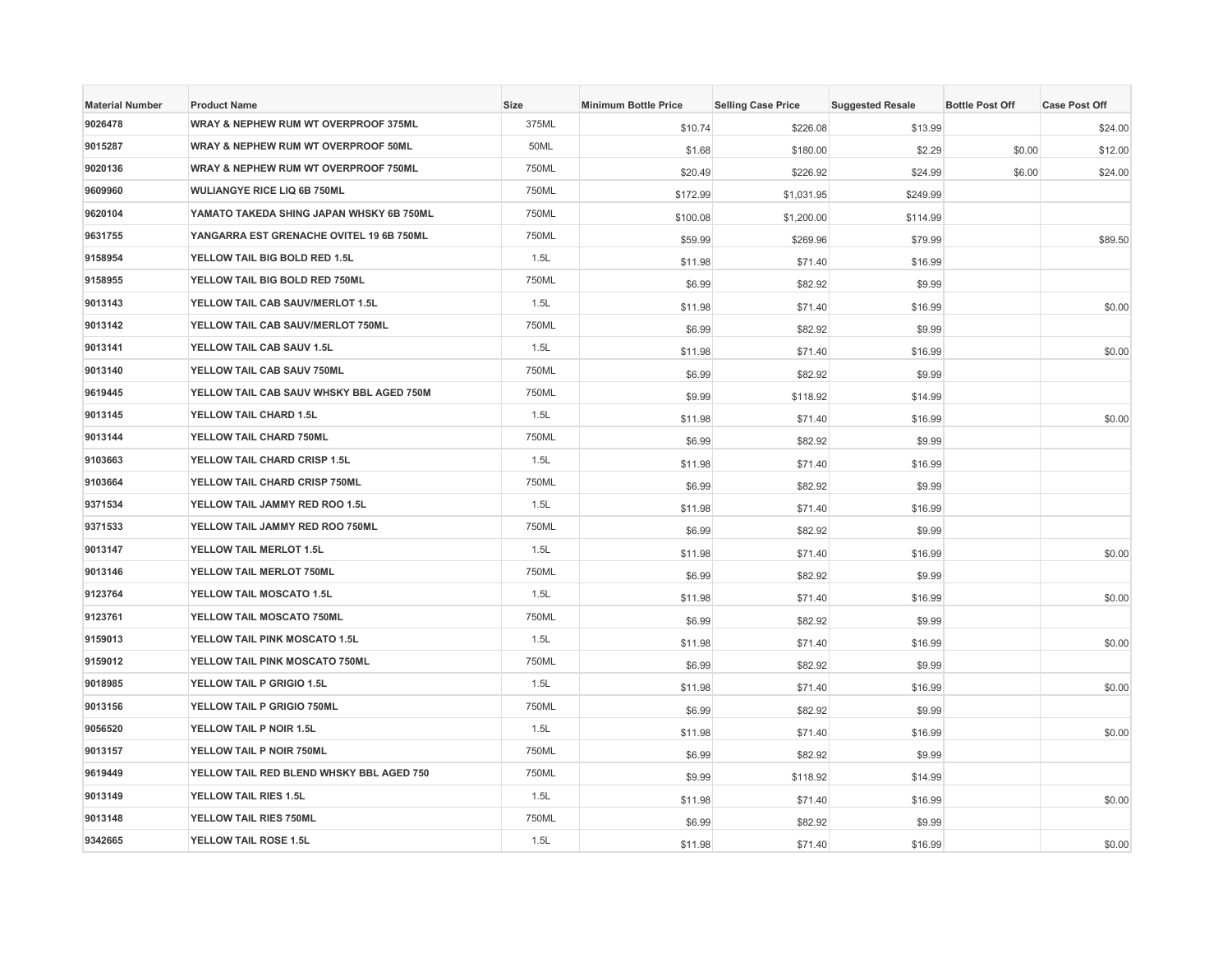| Material Number | Product Name | Size | Minimum Bottle Price | Selling Case Price | Suggested Resale | Bottle Post Off | Case Post Off |
|---|---|---|---|---|---|---|---|
| 9026478 | WRAY & NEPHEW RUM WT OVERPROOF 375ML | 375ML | $10.74 | $226.08 | $13.99 | | $24.00 |
| 9015287 | WRAY & NEPHEW RUM WT OVERPROOF 50ML | 50ML | $1.68 | $180.00 | $2.29 | $0.00 | $12.00 |
| 9020136 | WRAY & NEPHEW RUM WT OVERPROOF 750ML | 750ML | $20.49 | $226.92 | $24.99 | $6.00 | $24.00 |
| 9609960 | WULIANGYE RICE LIQ 6B 750ML | 750ML | $172.99 | $1,031.95 | $249.99 | | |
| 9620104 | YAMATO TAKEDA SHING JAPAN WHSKY 6B 750ML | 750ML | $100.08 | $1,200.00 | $114.99 | | |
| 9631755 | YANGARRA EST GRENACHE OVITEL 19 6B 750ML | 750ML | $59.99 | $269.96 | $79.99 | | $89.50 |
| 9158954 | YELLOW TAIL BIG BOLD RED 1.5L | 1.5L | $11.98 | $71.40 | $16.99 | | |
| 9158955 | YELLOW TAIL BIG BOLD RED 750ML | 750ML | $6.99 | $82.92 | $9.99 | | |
| 9013143 | YELLOW TAIL CAB SAUV/MERLOT 1.5L | 1.5L | $11.98 | $71.40 | $16.99 | | $0.00 |
| 9013142 | YELLOW TAIL CAB SAUV/MERLOT 750ML | 750ML | $6.99 | $82.92 | $9.99 | | |
| 9013141 | YELLOW TAIL CAB SAUV 1.5L | 1.5L | $11.98 | $71.40 | $16.99 | | $0.00 |
| 9013140 | YELLOW TAIL CAB SAUV 750ML | 750ML | $6.99 | $82.92 | $9.99 | | |
| 9619445 | YELLOW TAIL CAB SAUV WHSKY BBL AGED 750M | 750ML | $9.99 | $118.92 | $14.99 | | |
| 9013145 | YELLOW TAIL CHARD 1.5L | 1.5L | $11.98 | $71.40 | $16.99 | | $0.00 |
| 9013144 | YELLOW TAIL CHARD 750ML | 750ML | $6.99 | $82.92 | $9.99 | | |
| 9103663 | YELLOW TAIL CHARD CRISP 1.5L | 1.5L | $11.98 | $71.40 | $16.99 | | |
| 9103664 | YELLOW TAIL CHARD CRISP 750ML | 750ML | $6.99 | $82.92 | $9.99 | | |
| 9371534 | YELLOW TAIL JAMMY RED ROO 1.5L | 1.5L | $11.98 | $71.40 | $16.99 | | |
| 9371533 | YELLOW TAIL JAMMY RED ROO 750ML | 750ML | $6.99 | $82.92 | $9.99 | | |
| 9013147 | YELLOW TAIL MERLOT 1.5L | 1.5L | $11.98 | $71.40 | $16.99 | | $0.00 |
| 9013146 | YELLOW TAIL MERLOT 750ML | 750ML | $6.99 | $82.92 | $9.99 | | |
| 9123764 | YELLOW TAIL MOSCATO 1.5L | 1.5L | $11.98 | $71.40 | $16.99 | | $0.00 |
| 9123761 | YELLOW TAIL MOSCATO 750ML | 750ML | $6.99 | $82.92 | $9.99 | | |
| 9159013 | YELLOW TAIL PINK MOSCATO 1.5L | 1.5L | $11.98 | $71.40 | $16.99 | | $0.00 |
| 9159012 | YELLOW TAIL PINK MOSCATO 750ML | 750ML | $6.99 | $82.92 | $9.99 | | |
| 9018985 | YELLOW TAIL P GRIGIO 1.5L | 1.5L | $11.98 | $71.40 | $16.99 | | $0.00 |
| 9013156 | YELLOW TAIL P GRIGIO 750ML | 750ML | $6.99 | $82.92 | $9.99 | | |
| 9056520 | YELLOW TAIL P NOIR 1.5L | 1.5L | $11.98 | $71.40 | $16.99 | | $0.00 |
| 9013157 | YELLOW TAIL P NOIR 750ML | 750ML | $6.99 | $82.92 | $9.99 | | |
| 9619449 | YELLOW TAIL RED BLEND WHSKY BBL AGED 750 | 750ML | $9.99 | $118.92 | $14.99 | | |
| 9013149 | YELLOW TAIL RIES 1.5L | 1.5L | $11.98 | $71.40 | $16.99 | | $0.00 |
| 9013148 | YELLOW TAIL RIES 750ML | 750ML | $6.99 | $82.92 | $9.99 | | |
| 9342665 | YELLOW TAIL ROSE 1.5L | 1.5L | $11.98 | $71.40 | $16.99 | | $0.00 |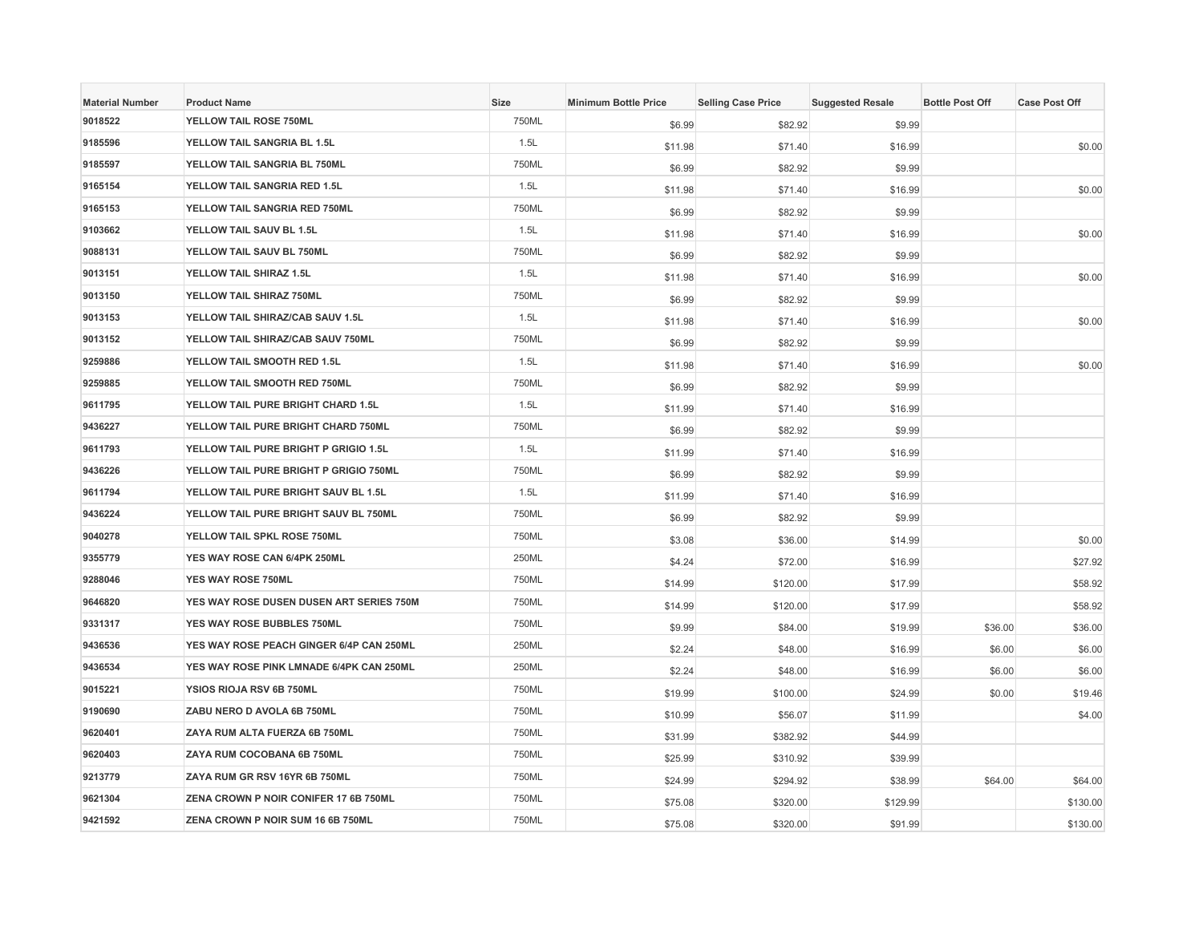| Material Number | Product Name | Size | Minimum Bottle Price | Selling Case Price | Suggested Resale | Bottle Post Off | Case Post Off |
|---|---|---|---|---|---|---|---|
| 9018522 | YELLOW TAIL ROSE 750ML | 750ML | $6.99 | $82.92 | $9.99 | | |
| 9185596 | YELLOW TAIL SANGRIA BL 1.5L | 1.5L | $11.98 | $71.40 | $16.99 | | $0.00 |
| 9185597 | YELLOW TAIL SANGRIA BL 750ML | 750ML | $6.99 | $82.92 | $9.99 | | |
| 9165154 | YELLOW TAIL SANGRIA RED 1.5L | 1.5L | $11.98 | $71.40 | $16.99 | | $0.00 |
| 9165153 | YELLOW TAIL SANGRIA RED 750ML | 750ML | $6.99 | $82.92 | $9.99 | | |
| 9103662 | YELLOW TAIL SAUV BL 1.5L | 1.5L | $11.98 | $71.40 | $16.99 | | $0.00 |
| 9088131 | YELLOW TAIL SAUV BL 750ML | 750ML | $6.99 | $82.92 | $9.99 | | |
| 9013151 | YELLOW TAIL SHIRAZ 1.5L | 1.5L | $11.98 | $71.40 | $16.99 | | $0.00 |
| 9013150 | YELLOW TAIL SHIRAZ 750ML | 750ML | $6.99 | $82.92 | $9.99 | | |
| 9013153 | YELLOW TAIL SHIRAZ/CAB SAUV 1.5L | 1.5L | $11.98 | $71.40 | $16.99 | | $0.00 |
| 9013152 | YELLOW TAIL SHIRAZ/CAB SAUV 750ML | 750ML | $6.99 | $82.92 | $9.99 | | |
| 9259886 | YELLOW TAIL SMOOTH RED 1.5L | 1.5L | $11.98 | $71.40 | $16.99 | | $0.00 |
| 9259885 | YELLOW TAIL SMOOTH RED 750ML | 750ML | $6.99 | $82.92 | $9.99 | | |
| 9611795 | YELLOW TAIL PURE BRIGHT CHARD 1.5L | 1.5L | $11.99 | $71.40 | $16.99 | | |
| 9436227 | YELLOW TAIL PURE BRIGHT CHARD 750ML | 750ML | $6.99 | $82.92 | $9.99 | | |
| 9611793 | YELLOW TAIL PURE BRIGHT P GRIGIO 1.5L | 1.5L | $11.99 | $71.40 | $16.99 | | |
| 9436226 | YELLOW TAIL PURE BRIGHT P GRIGIO 750ML | 750ML | $6.99 | $82.92 | $9.99 | | |
| 9611794 | YELLOW TAIL PURE BRIGHT SAUV BL 1.5L | 1.5L | $11.99 | $71.40 | $16.99 | | |
| 9436224 | YELLOW TAIL PURE BRIGHT SAUV BL 750ML | 750ML | $6.99 | $82.92 | $9.99 | | |
| 9040278 | YELLOW TAIL SPKL ROSE 750ML | 750ML | $3.08 | $36.00 | $14.99 | | $0.00 |
| 9355779 | YES WAY ROSE CAN 6/4PK 250ML | 250ML | $4.24 | $72.00 | $16.99 | | $27.92 |
| 9288046 | YES WAY ROSE 750ML | 750ML | $14.99 | $120.00 | $17.99 | | $58.92 |
| 9646820 | YES WAY ROSE DUSEN DUSEN ART SERIES 750M | 750ML | $14.99 | $120.00 | $17.99 | | $58.92 |
| 9331317 | YES WAY ROSE BUBBLES 750ML | 750ML | $9.99 | $84.00 | $19.99 | $36.00 | $36.00 |
| 9436536 | YES WAY ROSE PEACH GINGER 6/4P CAN 250ML | 250ML | $2.24 | $48.00 | $16.99 | $6.00 | $6.00 |
| 9436534 | YES WAY ROSE PINK LMNADE 6/4PK CAN 250ML | 250ML | $2.24 | $48.00 | $16.99 | $6.00 | $6.00 |
| 9015221 | YSIOS RIOJA RSV 6B 750ML | 750ML | $19.99 | $100.00 | $24.99 | $0.00 | $19.46 |
| 9190690 | ZABU NERO D AVOLA 6B 750ML | 750ML | $10.99 | $56.07 | $11.99 | | $4.00 |
| 9620401 | ZAYA RUM ALTA FUERZA 6B 750ML | 750ML | $31.99 | $382.92 | $44.99 | | |
| 9620403 | ZAYA RUM COCOBANA 6B 750ML | 750ML | $25.99 | $310.92 | $39.99 | | |
| 9213779 | ZAYA RUM GR RSV 16YR 6B 750ML | 750ML | $24.99 | $294.92 | $38.99 | $64.00 | $64.00 |
| 9621304 | ZENA CROWN P NOIR CONIFER 17 6B 750ML | 750ML | $75.08 | $320.00 | $129.99 | | $130.00 |
| 9421592 | ZENA CROWN P NOIR SUM 16 6B 750ML | 750ML | $75.08 | $320.00 | $91.99 | | $130.00 |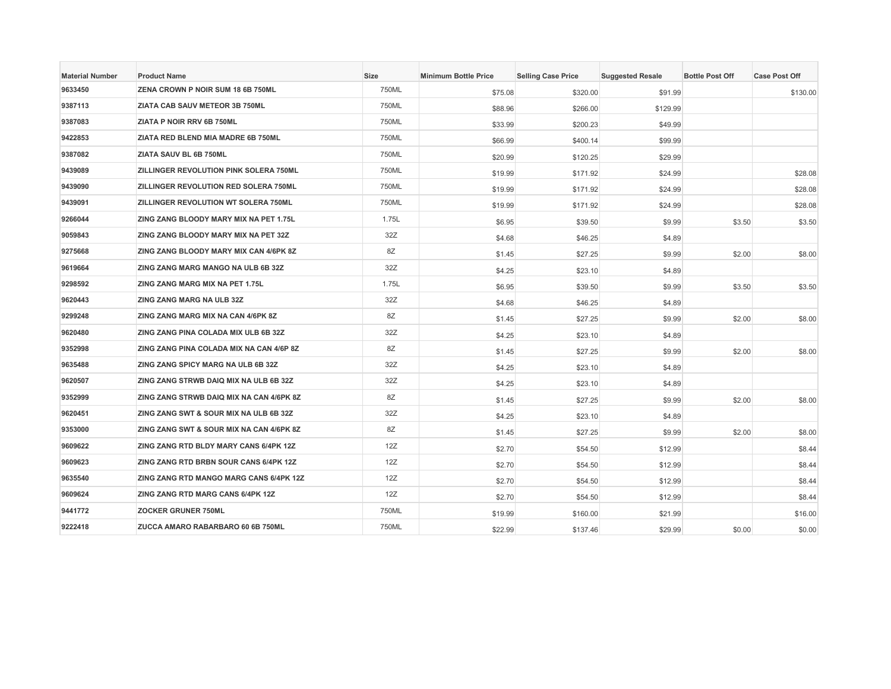| Material Number | Product Name | Size | Minimum Bottle Price | Selling Case Price | Suggested Resale | Bottle Post Off | Case Post Off |
|---|---|---|---|---|---|---|---|
| 9633450 | ZENA CROWN P NOIR SUM 18 6B 750ML | 750ML | $75.08 | $320.00 | $91.99 | | $130.00 |
| 9387113 | ZIATA CAB SAUV METEOR 3B 750ML | 750ML | $88.96 | $266.00 | $129.99 | | |
| 9387083 | ZIATA P NOIR RRV 6B 750ML | 750ML | $33.99 | $200.23 | $49.99 | | |
| 9422853 | ZIATA RED BLEND MIA MADRE 6B 750ML | 750ML | $66.99 | $400.14 | $99.99 | | |
| 9387082 | ZIATA SAUV BL 6B 750ML | 750ML | $20.99 | $120.25 | $29.99 | | |
| 9439089 | ZILLINGER REVOLUTION PINK SOLERA 750ML | 750ML | $19.99 | $171.92 | $24.99 | | $28.08 |
| 9439090 | ZILLINGER REVOLUTION RED SOLERA 750ML | 750ML | $19.99 | $171.92 | $24.99 | | $28.08 |
| 9439091 | ZILLINGER REVOLUTION WT SOLERA 750ML | 750ML | $19.99 | $171.92 | $24.99 | | $28.08 |
| 9266044 | ZING ZANG BLOODY MARY MIX NA PET 1.75L | 1.75L | $6.95 | $39.50 | $9.99 | $3.50 | $3.50 |
| 9059843 | ZING ZANG BLOODY MARY MIX NA PET 32Z | 32Z | $4.68 | $46.25 | $4.89 | | |
| 9275668 | ZING ZANG BLOODY MARY MIX CAN 4/6PK 8Z | 8Z | $1.45 | $27.25 | $9.99 | $2.00 | $8.00 |
| 9619664 | ZING ZANG MARG MANGO NA ULB 6B 32Z | 32Z | $4.25 | $23.10 | $4.89 | | |
| 9298592 | ZING ZANG MARG MIX NA PET 1.75L | 1.75L | $6.95 | $39.50 | $9.99 | $3.50 | $3.50 |
| 9620443 | ZING ZANG MARG NA ULB 32Z | 32Z | $4.68 | $46.25 | $4.89 | | |
| 9299248 | ZING ZANG MARG MIX NA CAN 4/6PK 8Z | 8Z | $1.45 | $27.25 | $9.99 | $2.00 | $8.00 |
| 9620480 | ZING ZANG PINA COLADA MIX ULB 6B 32Z | 32Z | $4.25 | $23.10 | $4.89 | | |
| 9352998 | ZING ZANG PINA COLADA MIX NA CAN 4/6P 8Z | 8Z | $1.45 | $27.25 | $9.99 | $2.00 | $8.00 |
| 9635488 | ZING ZANG SPICY MARG NA ULB 6B 32Z | 32Z | $4.25 | $23.10 | $4.89 | | |
| 9620507 | ZING ZANG STRWB DAIQ MIX NA ULB 6B 32Z | 32Z | $4.25 | $23.10 | $4.89 | | |
| 9352999 | ZING ZANG STRWB DAIQ MIX NA CAN 4/6PK 8Z | 8Z | $1.45 | $27.25 | $9.99 | $2.00 | $8.00 |
| 9620451 | ZING ZANG SWT & SOUR MIX NA ULB 6B 32Z | 32Z | $4.25 | $23.10 | $4.89 | | |
| 9353000 | ZING ZANG SWT & SOUR MIX NA CAN 4/6PK 8Z | 8Z | $1.45 | $27.25 | $9.99 | $2.00 | $8.00 |
| 9609622 | ZING ZANG RTD BLDY MARY CANS 6/4PK 12Z | 12Z | $2.70 | $54.50 | $12.99 | | $8.44 |
| 9609623 | ZING ZANG RTD BRBN SOUR CANS 6/4PK 12Z | 12Z | $2.70 | $54.50 | $12.99 | | $8.44 |
| 9635540 | ZING ZANG RTD MANGO MARG CANS 6/4PK 12Z | 12Z | $2.70 | $54.50 | $12.99 | | $8.44 |
| 9609624 | ZING ZANG RTD MARG CANS 6/4PK 12Z | 12Z | $2.70 | $54.50 | $12.99 | | $8.44 |
| 9441772 | ZOCKER GRUNER 750ML | 750ML | $19.99 | $160.00 | $21.99 | | $16.00 |
| 9222418 | ZUCCA AMARO RABARBARO 60 6B 750ML | 750ML | $22.99 | $137.46 | $29.99 | $0.00 | $0.00 |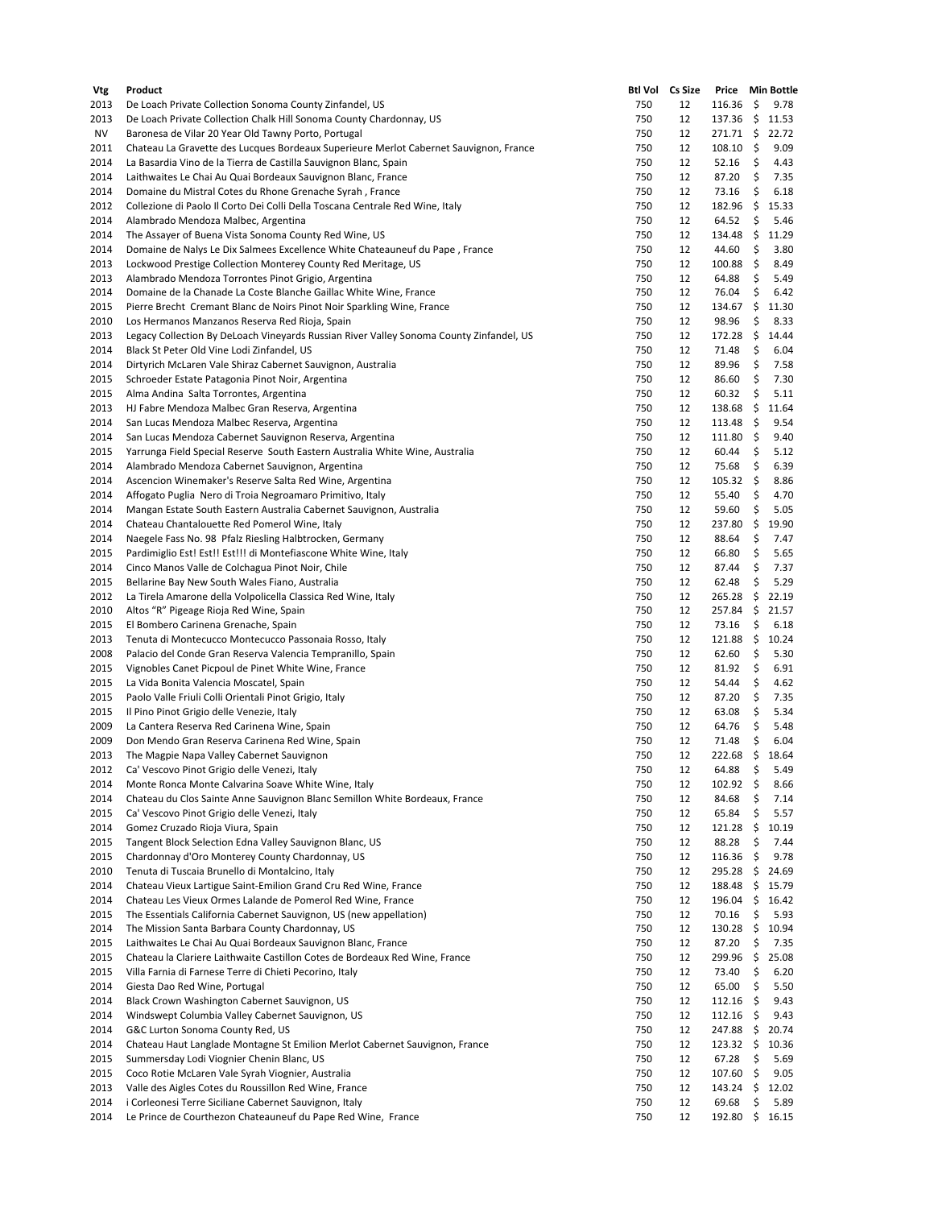| Vtg | Product | Btl Vol | Cs Size | Price | Min Bottle |
|---|---|---|---|---|---|
| 2013 | De Loach Private Collection Sonoma County Zinfandel, US | 750 | 12 | 116.36 | $ 9.78 |
| 2013 | De Loach Private Collection Chalk Hill Sonoma County Chardonnay, US | 750 | 12 | 137.36 | $ 11.53 |
| NV | Baronesa de Vilar 20 Year Old Tawny Porto, Portugal | 750 | 12 | 271.71 | $ 22.72 |
| 2011 | Chateau La Gravette des Lucques Bordeaux Superieure Merlot Cabernet Sauvignon, France | 750 | 12 | 108.10 | $ 9.09 |
| 2014 | La Basardia Vino de la Tierra de Castilla Sauvignon Blanc, Spain | 750 | 12 | 52.16 | $ 4.43 |
| 2014 | Laithwaites Le Chai Au Quai Bordeaux Sauvignon Blanc, France | 750 | 12 | 87.20 | $ 7.35 |
| 2014 | Domaine du Mistral Cotes du Rhone Grenache Syrah , France | 750 | 12 | 73.16 | $ 6.18 |
| 2012 | Collezione di Paolo Il Corto Dei Colli Della Toscana Centrale Red Wine, Italy | 750 | 12 | 182.96 | $ 15.33 |
| 2014 | Alambrado Mendoza Malbec, Argentina | 750 | 12 | 64.52 | $ 5.46 |
| 2014 | The Assayer of Buena Vista Sonoma County Red Wine, US | 750 | 12 | 134.48 | $ 11.29 |
| 2014 | Domaine de Nalys Le Dix Salmees Excellence White Chateauneuf du Pape , France | 750 | 12 | 44.60 | $ 3.80 |
| 2013 | Lockwood Prestige Collection Monterey County Red Meritage, US | 750 | 12 | 100.88 | $ 8.49 |
| 2013 | Alambrado Mendoza Torrontes Pinot Grigio, Argentina | 750 | 12 | 64.88 | $ 5.49 |
| 2014 | Domaine de la Chanade La Coste Blanche Gaillac White Wine, France | 750 | 12 | 76.04 | $ 6.42 |
| 2015 | Pierre Brecht  Cremant Blanc de Noirs Pinot Noir Sparkling Wine, France | 750 | 12 | 134.67 | $ 11.30 |
| 2010 | Los Hermanos Manzanos Reserva Red Rioja, Spain | 750 | 12 | 98.96 | $ 8.33 |
| 2013 | Legacy Collection By DeLoach Vineyards Russian River Valley Sonoma County Zinfandel, US | 750 | 12 | 172.28 | $ 14.44 |
| 2014 | Black St Peter Old Vine Lodi Zinfandel, US | 750 | 12 | 71.48 | $ 6.04 |
| 2014 | Dirtyrich McLaren Vale Shiraz Cabernet Sauvignon, Australia | 750 | 12 | 89.96 | $ 7.58 |
| 2015 | Schroeder Estate Patagonia Pinot Noir, Argentina | 750 | 12 | 86.60 | $ 7.30 |
| 2015 | Alma Andina  Salta Torrontes, Argentina | 750 | 12 | 60.32 | $ 5.11 |
| 2013 | HJ Fabre Mendoza Malbec Gran Reserva, Argentina | 750 | 12 | 138.68 | $ 11.64 |
| 2014 | San Lucas Mendoza Malbec Reserva, Argentina | 750 | 12 | 113.48 | $ 9.54 |
| 2014 | San Lucas Mendoza Cabernet Sauvignon Reserva, Argentina | 750 | 12 | 111.80 | $ 9.40 |
| 2015 | Yarrunga Field Special Reserve  South Eastern Australia White Wine, Australia | 750 | 12 | 60.44 | $ 5.12 |
| 2014 | Alambrado Mendoza Cabernet Sauvignon, Argentina | 750 | 12 | 75.68 | $ 6.39 |
| 2014 | Ascencion Winemaker's Reserve Salta Red Wine, Argentina | 750 | 12 | 105.32 | $ 8.86 |
| 2014 | Affogato Puglia  Nero di Troia Negroamaro Primitivo, Italy | 750 | 12 | 55.40 | $ 4.70 |
| 2014 | Mangan Estate South Eastern Australia Cabernet Sauvignon, Australia | 750 | 12 | 59.60 | $ 5.05 |
| 2014 | Chateau Chantalouette Red Pomerol Wine, Italy | 750 | 12 | 237.80 | $ 19.90 |
| 2014 | Naegele Fass No. 98  Pfalz Riesling Halbtrocken, Germany | 750 | 12 | 88.64 | $ 7.47 |
| 2015 | Pardimiglio Est! Est!! Est!!! di Montefiascone White Wine, Italy | 750 | 12 | 66.80 | $ 5.65 |
| 2014 | Cinco Manos Valle de Colchagua Pinot Noir, Chile | 750 | 12 | 87.44 | $ 7.37 |
| 2015 | Bellarine Bay New South Wales Fiano, Australia | 750 | 12 | 62.48 | $ 5.29 |
| 2012 | La Tirela Amarone della Volpolicella Classica Red Wine, Italy | 750 | 12 | 265.28 | $ 22.19 |
| 2010 | Altos "R" Pigeage Rioja Red Wine, Spain | 750 | 12 | 257.84 | $ 21.57 |
| 2015 | El Bombero Carinena Grenache, Spain | 750 | 12 | 73.16 | $ 6.18 |
| 2013 | Tenuta di Montecucco Montecucco Passonaia Rosso, Italy | 750 | 12 | 121.88 | $ 10.24 |
| 2008 | Palacio del Conde Gran Reserva Valencia Tempranillo, Spain | 750 | 12 | 62.60 | $ 5.30 |
| 2015 | Vignobles Canet Picpoul de Pinet White Wine, France | 750 | 12 | 81.92 | $ 6.91 |
| 2015 | La Vida Bonita Valencia Moscatel, Spain | 750 | 12 | 54.44 | $ 4.62 |
| 2015 | Paolo Valle Friuli Colli Orientali Pinot Grigio, Italy | 750 | 12 | 87.20 | $ 7.35 |
| 2015 | Il Pino Pinot Grigio delle Venezie, Italy | 750 | 12 | 63.08 | $ 5.34 |
| 2009 | La Cantera Reserva Red Carinena Wine, Spain | 750 | 12 | 64.76 | $ 5.48 |
| 2009 | Don Mendo Gran Reserva Carinena Red Wine, Spain | 750 | 12 | 71.48 | $ 6.04 |
| 2013 | The Magpie Napa Valley Cabernet Sauvignon | 750 | 12 | 222.68 | $ 18.64 |
| 2012 | Ca' Vescovo Pinot Grigio delle Venezi, Italy | 750 | 12 | 64.88 | $ 5.49 |
| 2014 | Monte Ronca Monte Calvarina Soave White Wine, Italy | 750 | 12 | 102.92 | $ 8.66 |
| 2014 | Chateau du Clos Sainte Anne Sauvignon Blanc Semillon White Bordeaux, France | 750 | 12 | 84.68 | $ 7.14 |
| 2015 | Ca' Vescovo Pinot Grigio delle Venezi, Italy | 750 | 12 | 65.84 | $ 5.57 |
| 2014 | Gomez Cruzado Rioja Viura, Spain | 750 | 12 | 121.28 | $ 10.19 |
| 2015 | Tangent Block Selection Edna Valley Sauvignon Blanc, US | 750 | 12 | 88.28 | $ 7.44 |
| 2015 | Chardonnay d'Oro Monterey County Chardonnay, US | 750 | 12 | 116.36 | $ 9.78 |
| 2010 | Tenuta di Tuscaia Brunello di Montalcino, Italy | 750 | 12 | 295.28 | $ 24.69 |
| 2014 | Chateau Vieux Lartigue Saint-Emilion Grand Cru Red Wine, France | 750 | 12 | 188.48 | $ 15.79 |
| 2014 | Chateau Les Vieux Ormes Lalande de Pomerol Red Wine, France | 750 | 12 | 196.04 | $ 16.42 |
| 2015 | The Essentials California Cabernet Sauvignon, US (new appellation) | 750 | 12 | 70.16 | $ 5.93 |
| 2014 | The Mission Santa Barbara County Chardonnay, US | 750 | 12 | 130.28 | $ 10.94 |
| 2015 | Laithwaites Le Chai Au Quai Bordeaux Sauvignon Blanc, France | 750 | 12 | 87.20 | $ 7.35 |
| 2015 | Chateau la Clariere Laithwaite Castillon Cotes de Bordeaux Red Wine, France | 750 | 12 | 299.96 | $ 25.08 |
| 2015 | Villa Farnia di Farnese Terre di Chieti Pecorino, Italy | 750 | 12 | 73.40 | $ 6.20 |
| 2014 | Giesta Dao Red Wine, Portugal | 750 | 12 | 65.00 | $ 5.50 |
| 2014 | Black Crown Washington Cabernet Sauvignon, US | 750 | 12 | 112.16 | $ 9.43 |
| 2014 | Windswept Columbia Valley Cabernet Sauvignon, US | 750 | 12 | 112.16 | $ 9.43 |
| 2014 | G&C Lurton Sonoma County Red, US | 750 | 12 | 247.88 | $ 20.74 |
| 2014 | Chateau Haut Langlade Montagne St Emilion Merlot Cabernet Sauvignon, France | 750 | 12 | 123.32 | $ 10.36 |
| 2015 | Summersday Lodi Viognier Chenin Blanc, US | 750 | 12 | 67.28 | $ 5.69 |
| 2015 | Coco Rotie McLaren Vale Syrah Viognier, Australia | 750 | 12 | 107.60 | $ 9.05 |
| 2013 | Valle des Aigles Cotes du Roussillon Red Wine, France | 750 | 12 | 143.24 | $ 12.02 |
| 2014 | i Corleonesi Terre Siciliane Cabernet Sauvignon, Italy | 750 | 12 | 69.68 | $ 5.89 |
| 2014 | Le Prince de Courthezon Chateauneuf du Pape Red Wine,  France | 750 | 12 | 192.80 | $ 16.15 |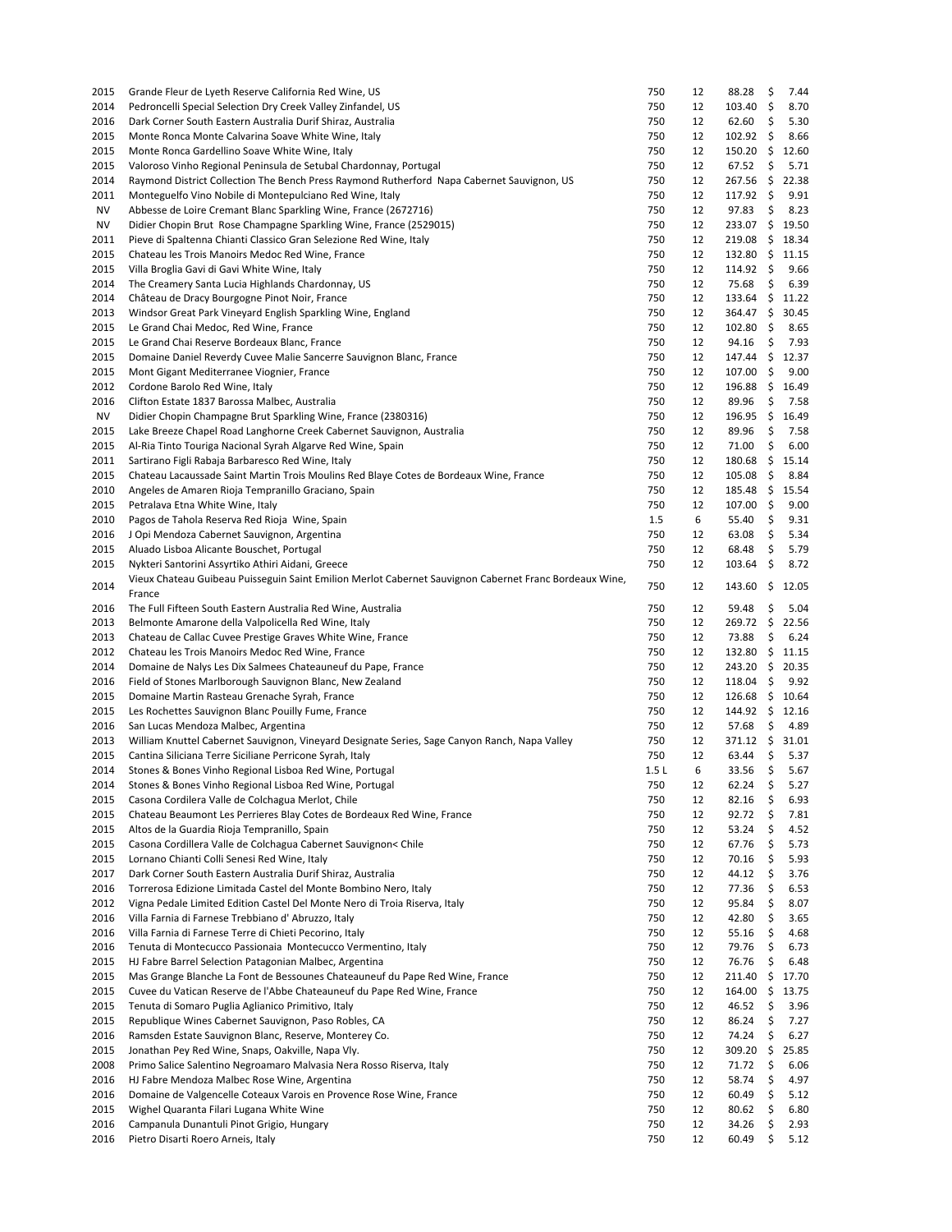| | | | | | |
|---|---|---|---|---|---|
| 2015 | Grande Fleur de Lyeth Reserve California Red Wine, US | 750 | 12 | 88.28 | $ 7.44 |
| 2014 | Pedroncelli Special Selection Dry Creek Valley Zinfandel, US | 750 | 12 | 103.40 | $ 8.70 |
| 2016 | Dark Corner South Eastern Australia Durif Shiraz, Australia | 750 | 12 | 62.60 | $ 5.30 |
| 2015 | Monte Ronca Monte Calvarina Soave White Wine, Italy | 750 | 12 | 102.92 | $ 8.66 |
| 2015 | Monte Ronca Gardellino Soave White Wine, Italy | 750 | 12 | 150.20 | $ 12.60 |
| 2015 | Valoroso Vinho Regional Peninsula de Setubal Chardonnay, Portugal | 750 | 12 | 67.52 | $ 5.71 |
| 2014 | Raymond District Collection The Bench Press Raymond Rutherford Napa Cabernet Sauvignon, US | 750 | 12 | 267.56 | $ 22.38 |
| 2011 | Monteguelfo Vino Nobile di Montepulciano Red Wine, Italy | 750 | 12 | 117.92 | $ 9.91 |
| NV | Abbesse de Loire Cremant Blanc Sparkling Wine, France (2672716) | 750 | 12 | 97.83 | $ 8.23 |
| NV | Didier Chopin Brut Rose Champagne Sparkling Wine, France (2529015) | 750 | 12 | 233.07 | $ 19.50 |
| 2011 | Pieve di Spaltenna Chianti Classico Gran Selezione Red Wine, Italy | 750 | 12 | 219.08 | $ 18.34 |
| 2015 | Chateau les Trois Manoirs Medoc Red Wine, France | 750 | 12 | 132.80 | $ 11.15 |
| 2015 | Villa Broglia Gavi di Gavi White Wine, Italy | 750 | 12 | 114.92 | $ 9.66 |
| 2014 | The Creamery Santa Lucia Highlands Chardonnay, US | 750 | 12 | 75.68 | $ 6.39 |
| 2014 | Château de Dracy Bourgogne Pinot Noir, France | 750 | 12 | 133.64 | $ 11.22 |
| 2013 | Windsor Great Park Vineyard English Sparkling Wine, England | 750 | 12 | 364.47 | $ 30.45 |
| 2015 | Le Grand Chai Medoc, Red Wine, France | 750 | 12 | 102.80 | $ 8.65 |
| 2015 | Le Grand Chai Reserve Bordeaux Blanc, France | 750 | 12 | 94.16 | $ 7.93 |
| 2015 | Domaine Daniel Reverdy Cuvee Malie Sancerre Sauvignon Blanc, France | 750 | 12 | 147.44 | $ 12.37 |
| 2015 | Mont Gigant Mediterranee Viognier, France | 750 | 12 | 107.00 | $ 9.00 |
| 2012 | Cordone Barolo Red Wine, Italy | 750 | 12 | 196.88 | $ 16.49 |
| 2016 | Clifton Estate 1837 Barossa Malbec, Australia | 750 | 12 | 89.96 | $ 7.58 |
| NV | Didier Chopin Champagne Brut Sparkling Wine, France (2380316) | 750 | 12 | 196.95 | $ 16.49 |
| 2015 | Lake Breeze Chapel Road Langhorne Creek Cabernet Sauvignon, Australia | 750 | 12 | 89.96 | $ 7.58 |
| 2015 | Al-Ria Tinto Touriga Nacional Syrah Algarve Red Wine, Spain | 750 | 12 | 71.00 | $ 6.00 |
| 2011 | Sartirano Figli Rabaja Barbaresco Red Wine, Italy | 750 | 12 | 180.68 | $ 15.14 |
| 2015 | Chateau Lacaussade Saint Martin Trois Moulins Red Blaye Cotes de Bordeaux Wine, France | 750 | 12 | 105.08 | $ 8.84 |
| 2010 | Angeles de Amaren Rioja Tempranillo Graciano, Spain | 750 | 12 | 185.48 | $ 15.54 |
| 2015 | Petralava Etna White Wine, Italy | 750 | 12 | 107.00 | $ 9.00 |
| 2010 | Pagos de Tahola Reserva Red Rioja Wine, Spain | 1.5 | 6 | 55.40 | $ 9.31 |
| 2016 | J Opi Mendoza Cabernet Sauvignon, Argentina | 750 | 12 | 63.08 | $ 5.34 |
| 2015 | Aluado Lisboa Alicante Bouschet, Portugal | 750 | 12 | 68.48 | $ 5.79 |
| 2015 | Nykteri Santorini Assyrtiko Athiri Aidani, Greece | 750 | 12 | 103.64 | $ 8.72 |
| 2014 | Vieux Chateau Guibeau Puisseguin Saint Emilion Merlot Cabernet Sauvignon Cabernet Franc Bordeaux Wine, France | 750 | 12 | 143.60 | $ 12.05 |
| 2016 | The Full Fifteen South Eastern Australia Red Wine, Australia | 750 | 12 | 59.48 | $ 5.04 |
| 2013 | Belmonte Amarone della Valpolicella Red Wine, Italy | 750 | 12 | 269.72 | $ 22.56 |
| 2013 | Chateau de Callac Cuvee Prestige Graves White Wine, France | 750 | 12 | 73.88 | $ 6.24 |
| 2012 | Chateau les Trois Manoirs Medoc Red Wine, France | 750 | 12 | 132.80 | $ 11.15 |
| 2014 | Domaine de Nalys Les Dix Salmees Chateauneuf du Pape, France | 750 | 12 | 243.20 | $ 20.35 |
| 2016 | Field of Stones Marlborough Sauvignon Blanc, New Zealand | 750 | 12 | 118.04 | $ 9.92 |
| 2015 | Domaine Martin Rasteau Grenache Syrah, France | 750 | 12 | 126.68 | $ 10.64 |
| 2015 | Les Rochettes Sauvignon Blanc Pouilly Fume, France | 750 | 12 | 144.92 | $ 12.16 |
| 2016 | San Lucas Mendoza Malbec, Argentina | 750 | 12 | 57.68 | $ 4.89 |
| 2013 | William Knuttel Cabernet Sauvignon, Vineyard Designate Series, Sage Canyon Ranch, Napa Valley | 750 | 12 | 371.12 | $ 31.01 |
| 2015 | Cantina Siliciana Terre Siciliane Perricone Syrah, Italy | 750 | 12 | 63.44 | $ 5.37 |
| 2014 | Stones & Bones Vinho Regional Lisboa Red Wine, Portugal | 1.5 L | 6 | 33.56 | $ 5.67 |
| 2014 | Stones & Bones Vinho Regional Lisboa Red Wine, Portugal | 750 | 12 | 62.24 | $ 5.27 |
| 2015 | Casona Cordilera Valle de Colchagua Merlot, Chile | 750 | 12 | 82.16 | $ 6.93 |
| 2015 | Chateau Beaumont Les Perrieres Blay Cotes de Bordeaux Red Wine, France | 750 | 12 | 92.72 | $ 7.81 |
| 2015 | Altos de la Guardia Rioja Tempranillo, Spain | 750 | 12 | 53.24 | $ 4.52 |
| 2015 | Casona Cordillera Valle de Colchagua Cabernet Sauvignon< Chile | 750 | 12 | 67.76 | $ 5.73 |
| 2015 | Lornano Chianti Colli Senesi Red Wine, Italy | 750 | 12 | 70.16 | $ 5.93 |
| 2017 | Dark Corner South Eastern Australia Durif Shiraz, Australia | 750 | 12 | 44.12 | $ 3.76 |
| 2016 | Torrerosa Edizione Limitada Castel del Monte Bombino Nero, Italy | 750 | 12 | 77.36 | $ 6.53 |
| 2012 | Vigna Pedale Limited Edition Castel Del Monte Nero di Troia Riserva, Italy | 750 | 12 | 95.84 | $ 8.07 |
| 2016 | Villa Farnia di Farnese Trebbiano d' Abruzzo, Italy | 750 | 12 | 42.80 | $ 3.65 |
| 2016 | Villa Farnia di Farnese Terre di Chieti Pecorino, Italy | 750 | 12 | 55.16 | $ 4.68 |
| 2016 | Tenuta di Montecucco Passionaia Montecucco Vermentino, Italy | 750 | 12 | 79.76 | $ 6.73 |
| 2015 | HJ Fabre Barrel Selection Patagonian Malbec, Argentina | 750 | 12 | 76.76 | $ 6.48 |
| 2015 | Mas Grange Blanche La Font de Bessounes Chateauneuf du Pape Red Wine, France | 750 | 12 | 211.40 | $ 17.70 |
| 2015 | Cuvee du Vatican Reserve de l'Abbe Chateauneuf du Pape Red Wine, France | 750 | 12 | 164.00 | $ 13.75 |
| 2015 | Tenuta di Somaro Puglia Aglianico Primitivo, Italy | 750 | 12 | 46.52 | $ 3.96 |
| 2015 | Republique Wines Cabernet Sauvignon, Paso Robles, CA | 750 | 12 | 86.24 | $ 7.27 |
| 2016 | Ramsden Estate Sauvignon Blanc, Reserve, Monterey Co. | 750 | 12 | 74.24 | $ 6.27 |
| 2015 | Jonathan Pey Red Wine, Snaps, Oakville, Napa Vly. | 750 | 12 | 309.20 | $ 25.85 |
| 2008 | Primo Salice Salentino Negroamaro Malvasia Nera Rosso Riserva, Italy | 750 | 12 | 71.72 | $ 6.06 |
| 2016 | HJ Fabre Mendoza Malbec Rose Wine, Argentina | 750 | 12 | 58.74 | $ 4.97 |
| 2016 | Domaine de Valgencelle Coteaux Varois en Provence Rose Wine, France | 750 | 12 | 60.49 | $ 5.12 |
| 2015 | Wighel Quaranta Filari Lugana White Wine | 750 | 12 | 80.62 | $ 6.80 |
| 2016 | Campanula Dunantuli Pinot Grigio, Hungary | 750 | 12 | 34.26 | $ 2.93 |
| 2016 | Pietro Disarti Roero Arneis, Italy | 750 | 12 | 60.49 | $ 5.12 |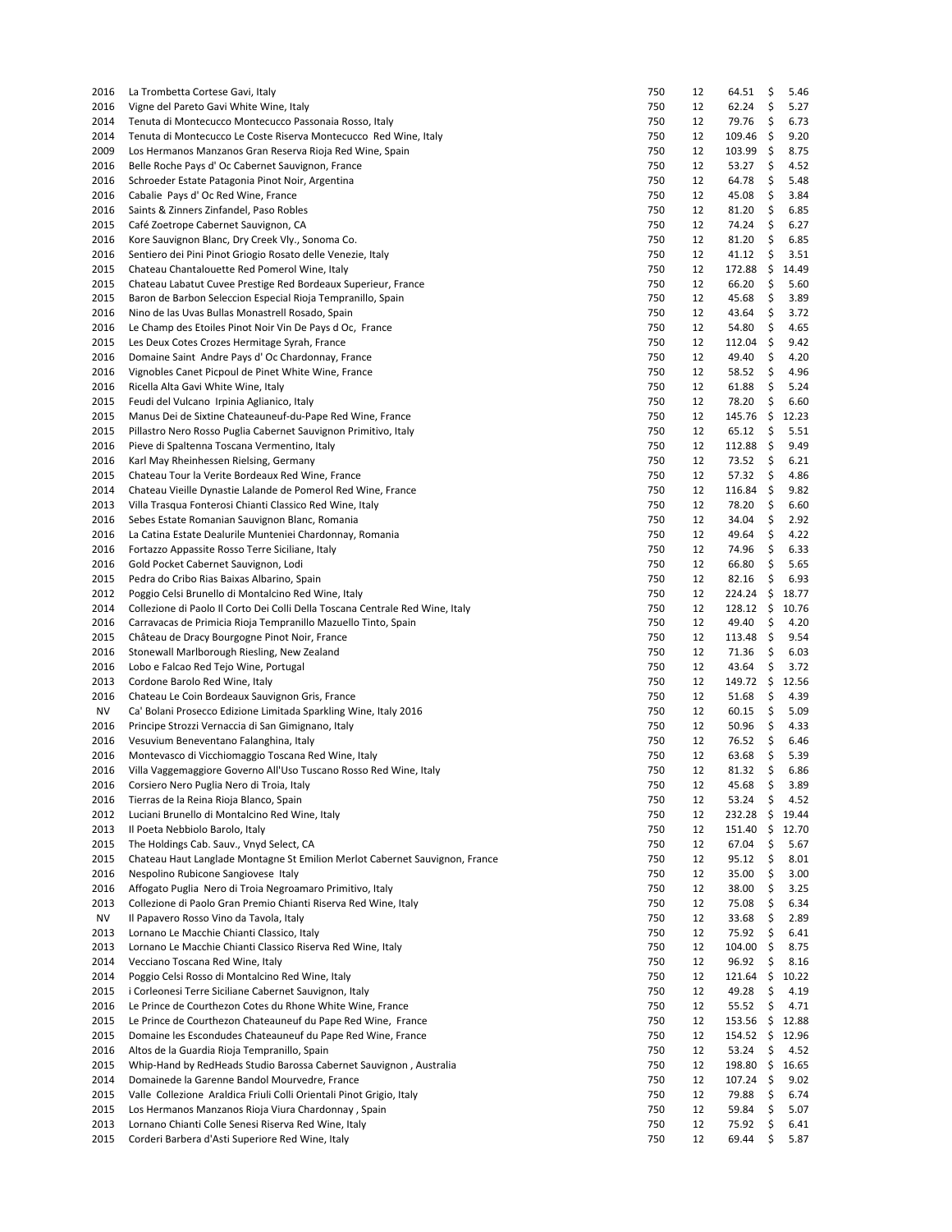| | | | | | | |
|---|---|---|---|---|---|---|
| 2016 | La Trombetta Cortese Gavi, Italy | 750 | 12 | 64.51 | $ | 5.46 |
| 2016 | Vigne del Pareto Gavi White Wine, Italy | 750 | 12 | 62.24 | $ | 5.27 |
| 2014 | Tenuta di Montecucco Montecucco Passonaia Rosso, Italy | 750 | 12 | 79.76 | $ | 6.73 |
| 2014 | Tenuta di Montecucco Le Coste Riserva Montecucco Red Wine, Italy | 750 | 12 | 109.46 | $ | 9.20 |
| 2009 | Los Hermanos Manzanos Gran Reserva Rioja Red Wine, Spain | 750 | 12 | 103.99 | $ | 8.75 |
| 2016 | Belle Roche Pays d' Oc Cabernet Sauvignon, France | 750 | 12 | 53.27 | $ | 4.52 |
| 2016 | Schroeder Estate Patagonia Pinot Noir, Argentina | 750 | 12 | 64.78 | $ | 5.48 |
| 2016 | Cabalie Pays d' Oc Red Wine, France | 750 | 12 | 45.08 | $ | 3.84 |
| 2016 | Saints & Zinners Zinfandel, Paso Robles | 750 | 12 | 81.20 | $ | 6.85 |
| 2015 | Café Zoetrope Cabernet Sauvignon, CA | 750 | 12 | 74.24 | $ | 6.27 |
| 2016 | Kore Sauvignon Blanc, Dry Creek Vly., Sonoma Co. | 750 | 12 | 81.20 | $ | 6.85 |
| 2016 | Sentiero dei Pini Pinot Griogio Rosato delle Venezie, Italy | 750 | 12 | 41.12 | $ | 3.51 |
| 2015 | Chateau Chantalouette Red Pomerol Wine, Italy | 750 | 12 | 172.88 | $ | 14.49 |
| 2015 | Chateau Labatut Cuvee Prestige Red Bordeaux Superieur, France | 750 | 12 | 66.20 | $ | 5.60 |
| 2015 | Baron de Barbon Seleccion Especial Rioja Tempranillo, Spain | 750 | 12 | 45.68 | $ | 3.89 |
| 2016 | Nino de las Uvas Bullas Monastrell Rosado, Spain | 750 | 12 | 43.64 | $ | 3.72 |
| 2016 | Le Champ des Etoiles Pinot Noir Vin De Pays d Oc, France | 750 | 12 | 54.80 | $ | 4.65 |
| 2015 | Les Deux Cotes Crozes Hermitage Syrah, France | 750 | 12 | 112.04 | $ | 9.42 |
| 2016 | Domaine Saint Andre Pays d' Oc Chardonnay, France | 750 | 12 | 49.40 | $ | 4.20 |
| 2016 | Vignobles Canet Picpoul de Pinet White Wine, France | 750 | 12 | 58.52 | $ | 4.96 |
| 2016 | Ricella Alta Gavi White Wine, Italy | 750 | 12 | 61.88 | $ | 5.24 |
| 2015 | Feudi del Vulcano Irpinia Aglianico, Italy | 750 | 12 | 78.20 | $ | 6.60 |
| 2015 | Manus Dei de Sixtine Chateauneuf-du-Pape Red Wine, France | 750 | 12 | 145.76 | $ | 12.23 |
| 2015 | Pillastro Nero Rosso Puglia Cabernet Sauvignon Primitivo, Italy | 750 | 12 | 65.12 | $ | 5.51 |
| 2016 | Pieve di Spaltenna Toscana Vermentino, Italy | 750 | 12 | 112.88 | $ | 9.49 |
| 2016 | Karl May Rheinhessen Rielsing, Germany | 750 | 12 | 73.52 | $ | 6.21 |
| 2015 | Chateau Tour la Verite Bordeaux Red Wine, France | 750 | 12 | 57.32 | $ | 4.86 |
| 2014 | Chateau Vieille Dynastie Lalande de Pomerol Red Wine, France | 750 | 12 | 116.84 | $ | 9.82 |
| 2013 | Villa Trasqua Fonterosi Chianti Classico Red Wine, Italy | 750 | 12 | 78.20 | $ | 6.60 |
| 2016 | Sebes Estate Romanian Sauvignon Blanc, Romania | 750 | 12 | 34.04 | $ | 2.92 |
| 2016 | La Catina Estate Dealurile Munteniei Chardonnay, Romania | 750 | 12 | 49.64 | $ | 4.22 |
| 2016 | Fortazzo Appassite Rosso Terre Siciliane, Italy | 750 | 12 | 74.96 | $ | 6.33 |
| 2016 | Gold Pocket Cabernet Sauvignon, Lodi | 750 | 12 | 66.80 | $ | 5.65 |
| 2015 | Pedra do Cribo Rias Baixas Albarino, Spain | 750 | 12 | 82.16 | $ | 6.93 |
| 2012 | Poggio Celsi Brunello di Montalcino Red Wine, Italy | 750 | 12 | 224.24 | $ | 18.77 |
| 2014 | Collezione di Paolo Il Corto Dei Colli Della Toscana Centrale Red Wine, Italy | 750 | 12 | 128.12 | $ | 10.76 |
| 2016 | Carravacas de Primicia Rioja Tempranillo Mazuello Tinto, Spain | 750 | 12 | 49.40 | $ | 4.20 |
| 2015 | Château de Dracy Bourgogne Pinot Noir, France | 750 | 12 | 113.48 | $ | 9.54 |
| 2016 | Stonewall Marlborough Riesling, New Zealand | 750 | 12 | 71.36 | $ | 6.03 |
| 2016 | Lobo e Falcao Red Tejo Wine, Portugal | 750 | 12 | 43.64 | $ | 3.72 |
| 2013 | Cordone Barolo Red Wine, Italy | 750 | 12 | 149.72 | $ | 12.56 |
| 2016 | Chateau Le Coin Bordeaux Sauvignon Gris, France | 750 | 12 | 51.68 | $ | 4.39 |
| NV | Ca' Bolani Prosecco Edizione Limitada Sparkling Wine, Italy 2016 | 750 | 12 | 60.15 | $ | 5.09 |
| 2016 | Principe Strozzi Vernaccia di San Gimignano, Italy | 750 | 12 | 50.96 | $ | 4.33 |
| 2016 | Vesuvium Beneventano Falanghina, Italy | 750 | 12 | 76.52 | $ | 6.46 |
| 2016 | Montevasco di Vicchiomaggio Toscana Red Wine, Italy | 750 | 12 | 63.68 | $ | 5.39 |
| 2016 | Villa Vaggemaggiore Governo All'Uso Tuscano Rosso Red Wine, Italy | 750 | 12 | 81.32 | $ | 6.86 |
| 2016 | Corsiero Nero Puglia Nero di Troia, Italy | 750 | 12 | 45.68 | $ | 3.89 |
| 2016 | Tierras de la Reina Rioja Blanco, Spain | 750 | 12 | 53.24 | $ | 4.52 |
| 2012 | Luciani Brunello di Montalcino Red Wine, Italy | 750 | 12 | 232.28 | $ | 19.44 |
| 2013 | Il Poeta Nebbiolo Barolo, Italy | 750 | 12 | 151.40 | $ | 12.70 |
| 2015 | The Holdings Cab. Sauv., Vnyd Select, CA | 750 | 12 | 67.04 | $ | 5.67 |
| 2015 | Chateau Haut Langlade Montagne St Emilion Merlot Cabernet Sauvignon, France | 750 | 12 | 95.12 | $ | 8.01 |
| 2016 | Nespolino Rubicone Sangiovese Italy | 750 | 12 | 35.00 | $ | 3.00 |
| 2016 | Affogato Puglia Nero di Troia Negroamaro Primitivo, Italy | 750 | 12 | 38.00 | $ | 3.25 |
| 2013 | Collezione di Paolo Gran Premio Chianti Riserva Red Wine, Italy | 750 | 12 | 75.08 | $ | 6.34 |
| NV | Il Papavero Rosso Vino da Tavola, Italy | 750 | 12 | 33.68 | $ | 2.89 |
| 2013 | Lornano Le Macchie Chianti Classico, Italy | 750 | 12 | 75.92 | $ | 6.41 |
| 2013 | Lornano Le Macchie Chianti Classico Riserva Red Wine, Italy | 750 | 12 | 104.00 | $ | 8.75 |
| 2014 | Vecciano Toscana Red Wine, Italy | 750 | 12 | 96.92 | $ | 8.16 |
| 2014 | Poggio Celsi Rosso di Montalcino Red Wine, Italy | 750 | 12 | 121.64 | $ | 10.22 |
| 2015 | i Corleonesi Terre Siciliane Cabernet Sauvignon, Italy | 750 | 12 | 49.28 | $ | 4.19 |
| 2016 | Le Prince de Courthezon Cotes du Rhone White Wine, France | 750 | 12 | 55.52 | $ | 4.71 |
| 2015 | Le Prince de Courthezon Chateauneuf du Pape Red Wine, France | 750 | 12 | 153.56 | $ | 12.88 |
| 2015 | Domaine les Escondudes Chateauneuf du Pape Red Wine, France | 750 | 12 | 154.52 | $ | 12.96 |
| 2016 | Altos de la Guardia Rioja Tempranillo, Spain | 750 | 12 | 53.24 | $ | 4.52 |
| 2015 | Whip-Hand by RedHeads Studio Barossa Cabernet Sauvignon , Australia | 750 | 12 | 198.80 | $ | 16.65 |
| 2014 | Domainede la Garenne Bandol Mourvedre, France | 750 | 12 | 107.24 | $ | 9.02 |
| 2015 | Valle Collezione Araldica Friuli Colli Orientali Pinot Grigio, Italy | 750 | 12 | 79.88 | $ | 6.74 |
| 2015 | Los Hermanos Manzanos Rioja Viura Chardonnay , Spain | 750 | 12 | 59.84 | $ | 5.07 |
| 2013 | Lornano Chianti Colle Senesi Riserva Red Wine, Italy | 750 | 12 | 75.92 | $ | 6.41 |
| 2015 | Corderi Barbera d'Asti Superiore Red Wine, Italy | 750 | 12 | 69.44 | $ | 5.87 |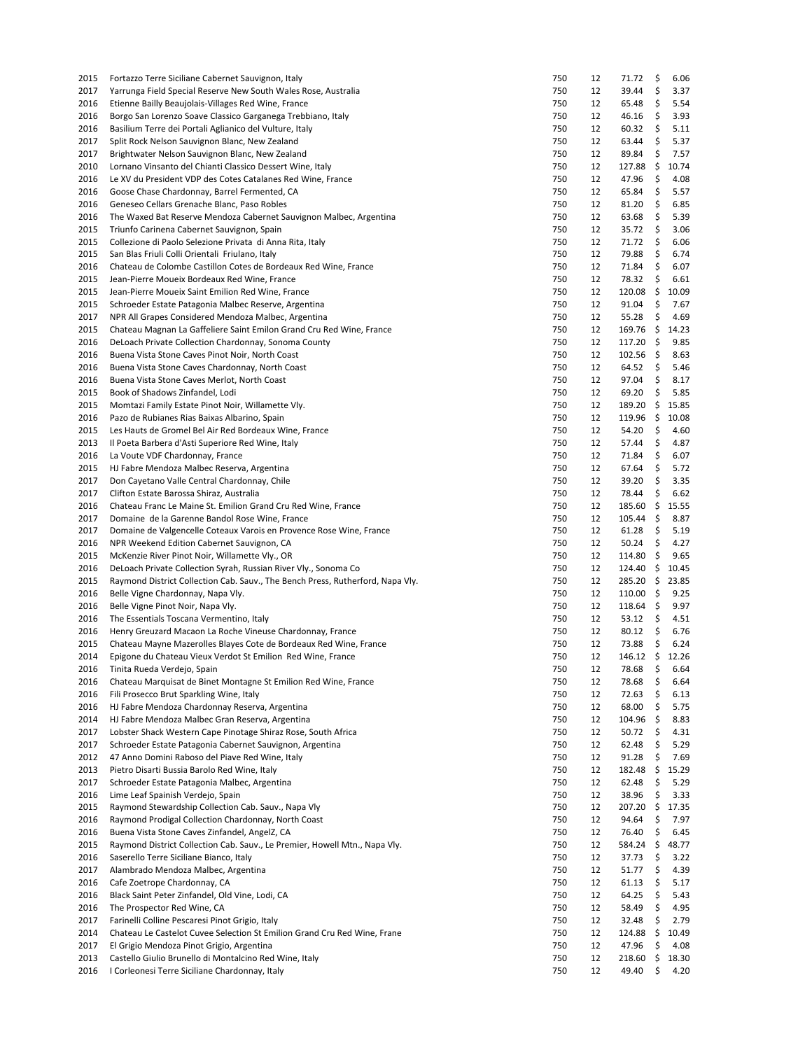| | | | | | |
|---|---|---|---|---|---|
| 2015 | Fortazzo Terre Siciliane Cabernet Sauvignon, Italy | 750 | 12 | 71.72 | $ 6.06 |
| 2017 | Yarrunga Field Special Reserve New South Wales Rose, Australia | 750 | 12 | 39.44 | $ 3.37 |
| 2016 | Etienne Bailly Beaujolais-Villages Red Wine, France | 750 | 12 | 65.48 | $ 5.54 |
| 2016 | Borgo San Lorenzo Soave Classico Garganega Trebbiano, Italy | 750 | 12 | 46.16 | $ 3.93 |
| 2016 | Basilium Terre dei Portali Aglianico del Vulture, Italy | 750 | 12 | 60.32 | $ 5.11 |
| 2017 | Split Rock Nelson Sauvignon Blanc, New Zealand | 750 | 12 | 63.44 | $ 5.37 |
| 2017 | Brightwater Nelson Sauvignon Blanc, New Zealand | 750 | 12 | 89.84 | $ 7.57 |
| 2010 | Lornano Vinsanto del Chianti Classico Dessert Wine, Italy | 750 | 12 | 127.88 | $ 10.74 |
| 2016 | Le XV du President VDP des Cotes Catalanes Red Wine, France | 750 | 12 | 47.96 | $ 4.08 |
| 2016 | Goose Chase Chardonnay, Barrel Fermented, CA | 750 | 12 | 65.84 | $ 5.57 |
| 2016 | Geneseo Cellars Grenache Blanc, Paso Robles | 750 | 12 | 81.20 | $ 6.85 |
| 2016 | The Waxed Bat Reserve Mendoza Cabernet Sauvignon Malbec, Argentina | 750 | 12 | 63.68 | $ 5.39 |
| 2015 | Triunfo Carinena Cabernet Sauvignon, Spain | 750 | 12 | 35.72 | $ 3.06 |
| 2015 | Collezione di Paolo Selezione Privata di Anna Rita, Italy | 750 | 12 | 71.72 | $ 6.06 |
| 2015 | San Blas Friuli Colli Orientali Friulano, Italy | 750 | 12 | 79.88 | $ 6.74 |
| 2016 | Chateau de Colombe Castillon Cotes de Bordeaux Red Wine, France | 750 | 12 | 71.84 | $ 6.07 |
| 2015 | Jean-Pierre Moueix Bordeaux Red Wine, France | 750 | 12 | 78.32 | $ 6.61 |
| 2015 | Jean-Pierre Moueix Saint Emilion Red Wine, France | 750 | 12 | 120.08 | $ 10.09 |
| 2015 | Schroeder Estate Patagonia Malbec Reserve, Argentina | 750 | 12 | 91.04 | $ 7.67 |
| 2017 | NPR All Grapes Considered Mendoza Malbec, Argentina | 750 | 12 | 55.28 | $ 4.69 |
| 2015 | Chateau Magnan La Gaffeliere Saint Emilon Grand Cru Red Wine, France | 750 | 12 | 169.76 | $ 14.23 |
| 2016 | DeLoach Private Collection Chardonnay, Sonoma County | 750 | 12 | 117.20 | $ 9.85 |
| 2016 | Buena Vista Stone Caves Pinot Noir, North Coast | 750 | 12 | 102.56 | $ 8.63 |
| 2016 | Buena Vista Stone Caves Chardonnay, North Coast | 750 | 12 | 64.52 | $ 5.46 |
| 2016 | Buena Vista Stone Caves Merlot, North Coast | 750 | 12 | 97.04 | $ 8.17 |
| 2015 | Book of Shadows Zinfandel, Lodi | 750 | 12 | 69.20 | $ 5.85 |
| 2015 | Momtazi Family Estate Pinot Noir, Willamette Vly. | 750 | 12 | 189.20 | $ 15.85 |
| 2016 | Pazo de Rubianes Rias Baixas Albarino, Spain | 750 | 12 | 119.96 | $ 10.08 |
| 2015 | Les Hauts de Gromel Bel Air Red Bordeaux Wine, France | 750 | 12 | 54.20 | $ 4.60 |
| 2013 | Il Poeta Barbera d'Asti Superiore Red Wine, Italy | 750 | 12 | 57.44 | $ 4.87 |
| 2016 | La Voute VDF Chardonnay, France | 750 | 12 | 71.84 | $ 6.07 |
| 2015 | HJ Fabre Mendoza Malbec Reserva, Argentina | 750 | 12 | 67.64 | $ 5.72 |
| 2017 | Don Cayetano Valle Central Chardonnay, Chile | 750 | 12 | 39.20 | $ 3.35 |
| 2017 | Clifton Estate Barossa Shiraz, Australia | 750 | 12 | 78.44 | $ 6.62 |
| 2016 | Chateau Franc Le Maine St. Emilion Grand Cru Red Wine, France | 750 | 12 | 185.60 | $ 15.55 |
| 2017 | Domaine de la Garenne Bandol Rose Wine, France | 750 | 12 | 105.44 | $ 8.87 |
| 2017 | Domaine de Valgencelle Coteaux Varois en Provence Rose Wine, France | 750 | 12 | 61.28 | $ 5.19 |
| 2016 | NPR Weekend Edition Cabernet Sauvignon, CA | 750 | 12 | 50.24 | $ 4.27 |
| 2015 | McKenzie River Pinot Noir, Willamette Vly., OR | 750 | 12 | 114.80 | $ 9.65 |
| 2016 | DeLoach Private Collection Syrah, Russian River Vly., Sonoma Co | 750 | 12 | 124.40 | $ 10.45 |
| 2015 | Raymond District Collection Cab. Sauv., The Bench Press, Rutherford, Napa Vly. | 750 | 12 | 285.20 | $ 23.85 |
| 2016 | Belle Vigne Chardonnay, Napa Vly. | 750 | 12 | 110.00 | $ 9.25 |
| 2016 | Belle Vigne Pinot Noir, Napa Vly. | 750 | 12 | 118.64 | $ 9.97 |
| 2016 | The Essentials Toscana Vermentino, Italy | 750 | 12 | 53.12 | $ 4.51 |
| 2016 | Henry Greuzard Macaon La Roche Vineuse Chardonnay, France | 750 | 12 | 80.12 | $ 6.76 |
| 2015 | Chateau Mayne Mazerolles Blayes Cote de Bordeaux Red Wine, France | 750 | 12 | 73.88 | $ 6.24 |
| 2014 | Epigone du Chateau Vieux Verdot St Emilion Red Wine, France | 750 | 12 | 146.12 | $ 12.26 |
| 2016 | Tinita Rueda Verdejo, Spain | 750 | 12 | 78.68 | $ 6.64 |
| 2016 | Chateau Marquisat de Binet Montagne St Emilion Red Wine, France | 750 | 12 | 78.68 | $ 6.64 |
| 2016 | Fili Prosecco Brut Sparkling Wine, Italy | 750 | 12 | 72.63 | $ 6.13 |
| 2016 | HJ Fabre Mendoza Chardonnay Reserva, Argentina | 750 | 12 | 68.00 | $ 5.75 |
| 2014 | HJ Fabre Mendoza Malbec Gran Reserva, Argentina | 750 | 12 | 104.96 | $ 8.83 |
| 2017 | Lobster Shack Western Cape Pinotage Shiraz Rose, South Africa | 750 | 12 | 50.72 | $ 4.31 |
| 2017 | Schroeder Estate Patagonia Cabernet Sauvignon, Argentina | 750 | 12 | 62.48 | $ 5.29 |
| 2012 | 47 Anno Domini Raboso del Piave Red Wine, Italy | 750 | 12 | 91.28 | $ 7.69 |
| 2013 | Pietro Disarti Bussia Barolo Red Wine, Italy | 750 | 12 | 182.48 | $ 15.29 |
| 2017 | Schroeder Estate Patagonia Malbec, Argentina | 750 | 12 | 62.48 | $ 5.29 |
| 2016 | Lime Leaf Spainish Verdejo, Spain | 750 | 12 | 38.96 | $ 3.33 |
| 2015 | Raymond Stewardship Collection Cab. Sauv., Napa Vly | 750 | 12 | 207.20 | $ 17.35 |
| 2016 | Raymond Prodigal Collection Chardonnay, North Coast | 750 | 12 | 94.64 | $ 7.97 |
| 2016 | Buena Vista Stone Caves Zinfandel, AngelZ, CA | 750 | 12 | 76.40 | $ 6.45 |
| 2015 | Raymond District Collection Cab. Sauv., Le Premier, Howell Mtn., Napa Vly. | 750 | 12 | 584.24 | $ 48.77 |
| 2016 | Saserello Terre Siciliane Bianco, Italy | 750 | 12 | 37.73 | $ 3.22 |
| 2017 | Alambrado Mendoza Malbec, Argentina | 750 | 12 | 51.77 | $ 4.39 |
| 2016 | Cafe Zoetrope Chardonnay, CA | 750 | 12 | 61.13 | $ 5.17 |
| 2016 | Black Saint Peter Zinfandel, Old Vine, Lodi, CA | 750 | 12 | 64.25 | $ 5.43 |
| 2016 | The Prospector Red Wine, CA | 750 | 12 | 58.49 | $ 4.95 |
| 2017 | Farinelli Colline Pescaresi Pinot Grigio, Italy | 750 | 12 | 32.48 | $ 2.79 |
| 2014 | Chateau Le Castelot Cuvee Selection St Emilion Grand Cru Red Wine, Frane | 750 | 12 | 124.88 | $ 10.49 |
| 2017 | El Grigio Mendoza Pinot Grigio, Argentina | 750 | 12 | 47.96 | $ 4.08 |
| 2013 | Castello Giulio Brunello di Montalcino Red Wine, Italy | 750 | 12 | 218.60 | $ 18.30 |
| 2016 | I Corleonesi Terre Siciliane Chardonnay, Italy | 750 | 12 | 49.40 | $ 4.20 |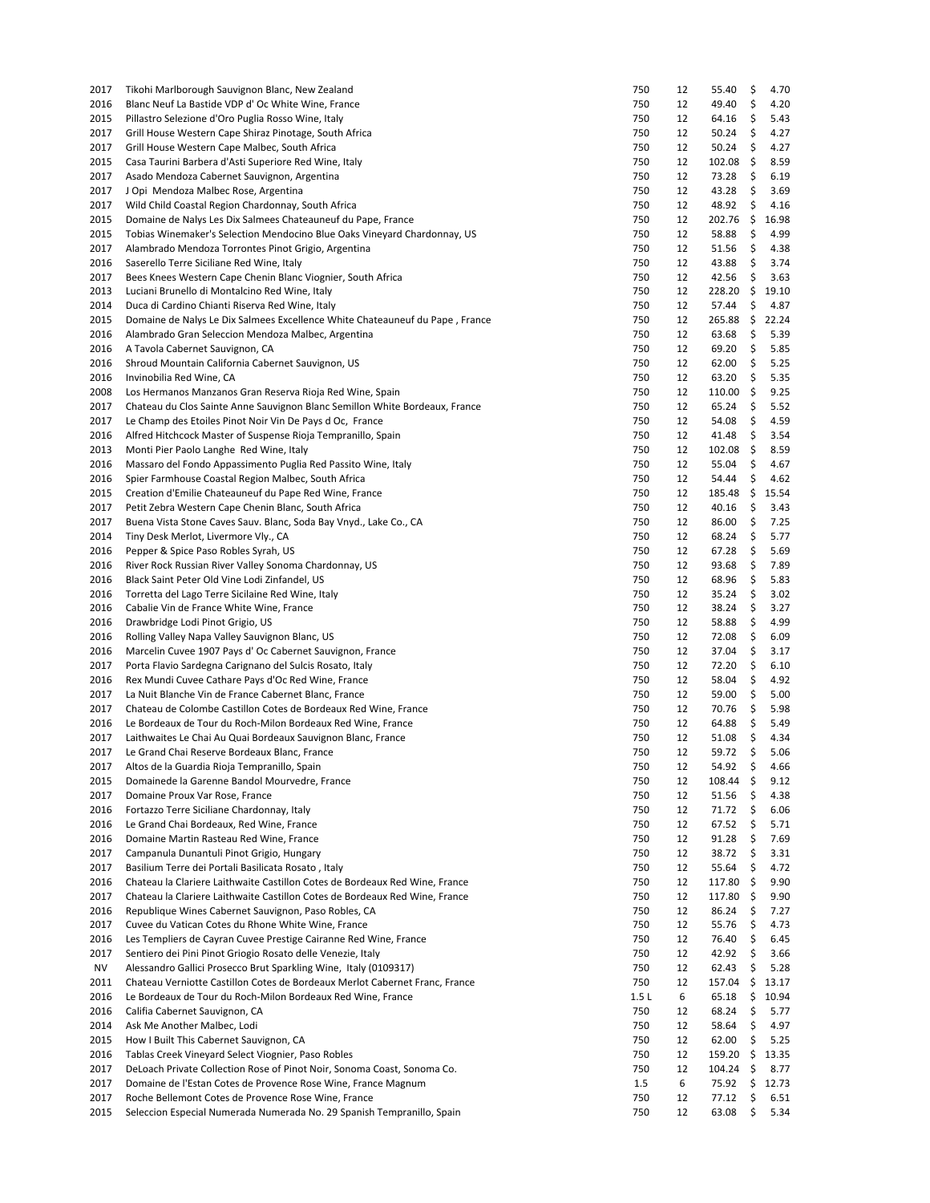| | | | | | |
|---|---|---|---|---|---|
| 2017 | Tikohi Marlborough Sauvignon Blanc, New Zealand | 750 | 12 | 55.40 | $ 4.70 |
| 2016 | Blanc Neuf La Bastide VDP d' Oc White Wine, France | 750 | 12 | 49.40 | $ 4.20 |
| 2015 | Pillastro Selezione d'Oro Puglia Rosso Wine, Italy | 750 | 12 | 64.16 | $ 5.43 |
| 2017 | Grill House Western Cape Shiraz Pinotage, South Africa | 750 | 12 | 50.24 | $ 4.27 |
| 2017 | Grill House Western Cape Malbec, South Africa | 750 | 12 | 50.24 | $ 4.27 |
| 2015 | Casa Taurini Barbera d'Asti Superiore Red Wine, Italy | 750 | 12 | 102.08 | $ 8.59 |
| 2017 | Asado Mendoza Cabernet Sauvignon, Argentina | 750 | 12 | 73.28 | $ 6.19 |
| 2017 | J Opi Mendoza Malbec Rose, Argentina | 750 | 12 | 43.28 | $ 3.69 |
| 2017 | Wild Child Coastal Region Chardonnay, South Africa | 750 | 12 | 48.92 | $ 4.16 |
| 2015 | Domaine de Nalys Les Dix Salmees Chateauneuf du Pape, France | 750 | 12 | 202.76 | $ 16.98 |
| 2015 | Tobias Winemaker's Selection Mendocino Blue Oaks Vineyard Chardonnay, US | 750 | 12 | 58.88 | $ 4.99 |
| 2017 | Alambrado Mendoza Torrontes Pinot Grigio, Argentina | 750 | 12 | 51.56 | $ 4.38 |
| 2016 | Saserello Terre Siciliane Red Wine, Italy | 750 | 12 | 43.88 | $ 3.74 |
| 2017 | Bees Knees Western Cape Chenin Blanc Viognier, South Africa | 750 | 12 | 42.56 | $ 3.63 |
| 2013 | Luciani Brunello di Montalcino Red Wine, Italy | 750 | 12 | 228.20 | $ 19.10 |
| 2014 | Duca di Cardino Chianti Riserva Red Wine, Italy | 750 | 12 | 57.44 | $ 4.87 |
| 2015 | Domaine de Nalys Le Dix Salmees Excellence White Chateauneuf du Pape , France | 750 | 12 | 265.88 | $ 22.24 |
| 2016 | Alambrado Gran Seleccion Mendoza Malbec, Argentina | 750 | 12 | 63.68 | $ 5.39 |
| 2016 | A Tavola Cabernet Sauvignon, CA | 750 | 12 | 69.20 | $ 5.85 |
| 2016 | Shroud Mountain California Cabernet Sauvignon, US | 750 | 12 | 62.00 | $ 5.25 |
| 2016 | Invinobilia Red Wine, CA | 750 | 12 | 63.20 | $ 5.35 |
| 2008 | Los Hermanos Manzanos Gran Reserva Rioja Red Wine, Spain | 750 | 12 | 110.00 | $ 9.25 |
| 2017 | Chateau du Clos Sainte Anne Sauvignon Blanc Semillon White Bordeaux, France | 750 | 12 | 65.24 | $ 5.52 |
| 2017 | Le Champ des Etoiles Pinot Noir Vin De Pays d Oc, France | 750 | 12 | 54.08 | $ 4.59 |
| 2016 | Alfred Hitchcock Master of Suspense Rioja Tempranillo, Spain | 750 | 12 | 41.48 | $ 3.54 |
| 2013 | Monti Pier Paolo Langhe Red Wine, Italy | 750 | 12 | 102.08 | $ 8.59 |
| 2016 | Massaro del Fondo Appassimento Puglia Red Passito Wine, Italy | 750 | 12 | 55.04 | $ 4.67 |
| 2016 | Spier Farmhouse Coastal Region Malbec, South Africa | 750 | 12 | 54.44 | $ 4.62 |
| 2015 | Creation d'Emilie Chateauneuf du Pape Red Wine, France | 750 | 12 | 185.48 | $ 15.54 |
| 2017 | Petit Zebra Western Cape Chenin Blanc, South Africa | 750 | 12 | 40.16 | $ 3.43 |
| 2017 | Buena Vista Stone Caves Sauv. Blanc, Soda Bay Vnyd., Lake Co., CA | 750 | 12 | 86.00 | $ 7.25 |
| 2014 | Tiny Desk Merlot, Livermore Vly., CA | 750 | 12 | 68.24 | $ 5.77 |
| 2016 | Pepper & Spice Paso Robles Syrah, US | 750 | 12 | 67.28 | $ 5.69 |
| 2016 | River Rock Russian River Valley Sonoma Chardonnay, US | 750 | 12 | 93.68 | $ 7.89 |
| 2016 | Black Saint Peter Old Vine Lodi Zinfandel, US | 750 | 12 | 68.96 | $ 5.83 |
| 2016 | Torretta del Lago Terre Sicilaine Red Wine, Italy | 750 | 12 | 35.24 | $ 3.02 |
| 2016 | Cabalie Vin de France White Wine, France | 750 | 12 | 38.24 | $ 3.27 |
| 2016 | Drawbridge Lodi Pinot Grigio, US | 750 | 12 | 58.88 | $ 4.99 |
| 2016 | Rolling Valley Napa Valley Sauvignon Blanc, US | 750 | 12 | 72.08 | $ 6.09 |
| 2016 | Marcelin Cuvee 1907 Pays d' Oc Cabernet Sauvignon, France | 750 | 12 | 37.04 | $ 3.17 |
| 2017 | Porta Flavio Sardegna Carignano del Sulcis Rosato, Italy | 750 | 12 | 72.20 | $ 6.10 |
| 2016 | Rex Mundi Cuvee Cathare Pays d'Oc Red Wine, France | 750 | 12 | 58.04 | $ 4.92 |
| 2017 | La Nuit Blanche Vin de France Cabernet Blanc, France | 750 | 12 | 59.00 | $ 5.00 |
| 2017 | Chateau de Colombe Castillon Cotes de Bordeaux Red Wine, France | 750 | 12 | 70.76 | $ 5.98 |
| 2016 | Le Bordeaux de Tour du Roch-Milon Bordeaux Red Wine, France | 750 | 12 | 64.88 | $ 5.49 |
| 2017 | Laithwaites Le Chai Au Quai Bordeaux Sauvignon Blanc, France | 750 | 12 | 51.08 | $ 4.34 |
| 2017 | Le Grand Chai Reserve Bordeaux Blanc, France | 750 | 12 | 59.72 | $ 5.06 |
| 2017 | Altos de la Guardia Rioja Tempranillo, Spain | 750 | 12 | 54.92 | $ 4.66 |
| 2015 | Domainede la Garenne Bandol Mourvedre, France | 750 | 12 | 108.44 | $ 9.12 |
| 2017 | Domaine Proux Var Rose, France | 750 | 12 | 51.56 | $ 4.38 |
| 2016 | Fortazzo Terre Siciliane Chardonnay, Italy | 750 | 12 | 71.72 | $ 6.06 |
| 2016 | Le Grand Chai Bordeaux, Red Wine, France | 750 | 12 | 67.52 | $ 5.71 |
| 2016 | Domaine Martin Rasteau Red Wine, France | 750 | 12 | 91.28 | $ 7.69 |
| 2017 | Campanula Dunantuli Pinot Grigio, Hungary | 750 | 12 | 38.72 | $ 3.31 |
| 2017 | Basilium Terre dei Portali Basilicata Rosato , Italy | 750 | 12 | 55.64 | $ 4.72 |
| 2016 | Chateau la Clariere Laithwaite Castillon Cotes de Bordeaux Red Wine, France | 750 | 12 | 117.80 | $ 9.90 |
| 2017 | Chateau la Clariere Laithwaite Castillon Cotes de Bordeaux Red Wine, France | 750 | 12 | 117.80 | $ 9.90 |
| 2016 | Republique Wines Cabernet Sauvignon, Paso Robles, CA | 750 | 12 | 86.24 | $ 7.27 |
| 2017 | Cuvee du Vatican Cotes du Rhone White Wine, France | 750 | 12 | 55.76 | $ 4.73 |
| 2016 | Les Templiers de Cayran Cuvee Prestige Cairanne Red Wine, France | 750 | 12 | 76.40 | $ 6.45 |
| 2017 | Sentiero dei Pini Pinot Griogio Rosato delle Venezie, Italy | 750 | 12 | 42.92 | $ 3.66 |
| NV | Alessandro Gallici Prosecco Brut Sparkling Wine, Italy (0109317) | 750 | 12 | 62.43 | $ 5.28 |
| 2011 | Chateau Verniotte Castillon Cotes de Bordeaux Merlot Cabernet Franc, France | 750 | 12 | 157.04 | $ 13.17 |
| 2016 | Le Bordeaux de Tour du Roch-Milon Bordeaux Red Wine, France | 1.5 L | 6 | 65.18 | $ 10.94 |
| 2016 | Califia Cabernet Sauvignon, CA | 750 | 12 | 68.24 | $ 5.77 |
| 2014 | Ask Me Another Malbec, Lodi | 750 | 12 | 58.64 | $ 4.97 |
| 2015 | How I Built This Cabernet Sauvignon, CA | 750 | 12 | 62.00 | $ 5.25 |
| 2016 | Tablas Creek Vineyard Select Viognier, Paso Robles | 750 | 12 | 159.20 | $ 13.35 |
| 2017 | DeLoach Private Collection Rose of Pinot Noir, Sonoma Coast, Sonoma Co. | 750 | 12 | 104.24 | $ 8.77 |
| 2017 | Domaine de l'Estan Cotes de Provence Rose Wine, France Magnum | 1.5 | 6 | 75.92 | $ 12.73 |
| 2017 | Roche Bellemont Cotes de Provence Rose Wine, France | 750 | 12 | 77.12 | $ 6.51 |
| 2015 | Seleccion Especial Numerada Numerada No. 29 Spanish Tempranillo, Spain | 750 | 12 | 63.08 | $ 5.34 |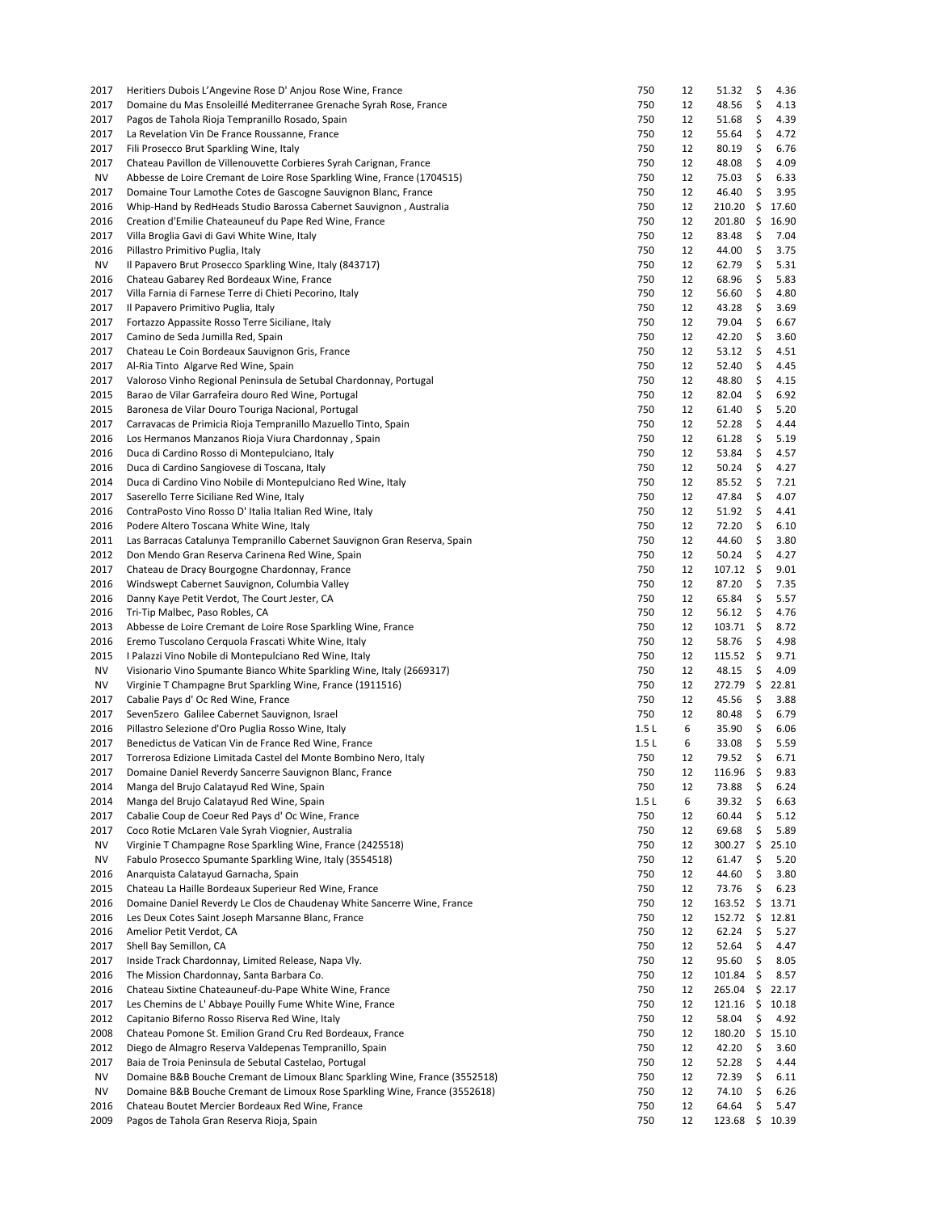| | | | | | |
|---|---|---|---|---|---|
| 2017 | Heritiers Dubois L'Angevine Rose D' Anjou Rose Wine, France | 750 | 12 | 51.32 | $ 4.36 |
| 2017 | Domaine du Mas Ensoleillé Mediterranee Grenache Syrah Rose, France | 750 | 12 | 48.56 | $ 4.13 |
| 2017 | Pagos de Tahola Rioja Tempranillo Rosado, Spain | 750 | 12 | 51.68 | $ 4.39 |
| 2017 | La Revelation Vin De France Roussanne, France | 750 | 12 | 55.64 | $ 4.72 |
| 2017 | Fili Prosecco Brut Sparkling Wine, Italy | 750 | 12 | 80.19 | $ 6.76 |
| 2017 | Chateau Pavillon de Villenouvette Corbieres Syrah Carignan, France | 750 | 12 | 48.08 | $ 4.09 |
| NV | Abbesse de Loire Cremant de Loire Rose Sparkling Wine, France (1704515) | 750 | 12 | 75.03 | $ 6.33 |
| 2017 | Domaine Tour Lamothe Cotes de Gascogne Sauvignon Blanc, France | 750 | 12 | 46.40 | $ 3.95 |
| 2016 | Whip-Hand by RedHeads Studio Barossa Cabernet Sauvignon , Australia | 750 | 12 | 210.20 | $ 17.60 |
| 2016 | Creation d'Emilie Chateauneuf du Pape Red Wine, France | 750 | 12 | 201.80 | $ 16.90 |
| 2017 | Villa Broglia Gavi di Gavi White Wine, Italy | 750 | 12 | 83.48 | $ 7.04 |
| 2016 | Pillastro Primitivo Puglia, Italy | 750 | 12 | 44.00 | $ 3.75 |
| NV | Il Papavero Brut Prosecco Sparkling Wine, Italy (843717) | 750 | 12 | 62.79 | $ 5.31 |
| 2016 | Chateau Gabarey Red Bordeaux Wine, France | 750 | 12 | 68.96 | $ 5.83 |
| 2017 | Villa Farnia di Farnese Terre di Chieti Pecorino, Italy | 750 | 12 | 56.60 | $ 4.80 |
| 2017 | Il Papavero Primitivo Puglia, Italy | 750 | 12 | 43.28 | $ 3.69 |
| 2017 | Fortazzo Appassite Rosso Terre Siciliane, Italy | 750 | 12 | 79.04 | $ 6.67 |
| 2017 | Camino de Seda Jumilla Red, Spain | 750 | 12 | 42.20 | $ 3.60 |
| 2017 | Chateau Le Coin Bordeaux Sauvignon Gris, France | 750 | 12 | 53.12 | $ 4.51 |
| 2017 | Al-Ria Tinto Algarve Red Wine, Spain | 750 | 12 | 52.40 | $ 4.45 |
| 2017 | Valoroso Vinho Regional Peninsula de Setubal Chardonnay, Portugal | 750 | 12 | 48.80 | $ 4.15 |
| 2015 | Barao de Vilar Garrafeira douro Red Wine, Portugal | 750 | 12 | 82.04 | $ 6.92 |
| 2015 | Baronesa de Vilar Douro Touriga Nacional, Portugal | 750 | 12 | 61.40 | $ 5.20 |
| 2017 | Carravacas de Primicia Rioja Tempranillo Mazuello Tinto, Spain | 750 | 12 | 52.28 | $ 4.44 |
| 2016 | Los Hermanos Manzanos Rioja Viura Chardonnay , Spain | 750 | 12 | 61.28 | $ 5.19 |
| 2016 | Duca di Cardino Rosso di Montepulciano, Italy | 750 | 12 | 53.84 | $ 4.57 |
| 2016 | Duca di Cardino Sangiovese di Toscana, Italy | 750 | 12 | 50.24 | $ 4.27 |
| 2014 | Duca di Cardino Vino Nobile di Montepulciano Red Wine, Italy | 750 | 12 | 85.52 | $ 7.21 |
| 2017 | Saserello Terre Siciliane Red Wine, Italy | 750 | 12 | 47.84 | $ 4.07 |
| 2016 | ContraPosto Vino Rosso D' Italia Italian Red Wine, Italy | 750 | 12 | 51.92 | $ 4.41 |
| 2016 | Podere Altero Toscana White Wine, Italy | 750 | 12 | 72.20 | $ 6.10 |
| 2011 | Las Barracas Catalunya Tempranillo Cabernet Sauvignon Gran Reserva, Spain | 750 | 12 | 44.60 | $ 3.80 |
| 2012 | Don Mendo Gran Reserva Carinena Red Wine, Spain | 750 | 12 | 50.24 | $ 4.27 |
| 2017 | Chateau de Dracy Bourgogne Chardonnay, France | 750 | 12 | 107.12 | $ 9.01 |
| 2016 | Windswept Cabernet Sauvignon, Columbia Valley | 750 | 12 | 87.20 | $ 7.35 |
| 2016 | Danny Kaye Petit Verdot, The Court Jester, CA | 750 | 12 | 65.84 | $ 5.57 |
| 2016 | Tri-Tip Malbec, Paso Robles, CA | 750 | 12 | 56.12 | $ 4.76 |
| 2013 | Abbesse de Loire Cremant de Loire Rose Sparkling Wine, France | 750 | 12 | 103.71 | $ 8.72 |
| 2016 | Eremo Tuscolano Cerquola Frascati White Wine, Italy | 750 | 12 | 58.76 | $ 4.98 |
| 2015 | I Palazzi Vino Nobile di Montepulciano Red Wine, Italy | 750 | 12 | 115.52 | $ 9.71 |
| NV | Visionario Vino Spumante Bianco White Sparkling Wine, Italy (2669317) | 750 | 12 | 48.15 | $ 4.09 |
| NV | Virginie T Champagne Brut Sparkling Wine, France (1911516) | 750 | 12 | 272.79 | $ 22.81 |
| 2017 | Cabalie Pays d' Oc Red Wine, France | 750 | 12 | 45.56 | $ 3.88 |
| 2017 | Seven5zero Galilee Cabernet Sauvignon, Israel | 750 | 12 | 80.48 | $ 6.79 |
| 2016 | Pillastro Selezione d'Oro Puglia Rosso Wine, Italy | 1.5 L | 6 | 35.90 | $ 6.06 |
| 2017 | Benedictus de Vatican Vin de France Red Wine, France | 1.5 L | 6 | 33.08 | $ 5.59 |
| 2017 | Torrerosa Edizione Limitada Castel del Monte Bombino Nero, Italy | 750 | 12 | 79.52 | $ 6.71 |
| 2017 | Domaine Daniel Reverdy Sancerre Sauvignon Blanc, France | 750 | 12 | 116.96 | $ 9.83 |
| 2014 | Manga del Brujo Calatayud Red Wine, Spain | 750 | 12 | 73.88 | $ 6.24 |
| 2014 | Manga del Brujo Calatayud Red Wine, Spain | 1.5 L | 6 | 39.32 | $ 6.63 |
| 2017 | Cabalie Coup de Coeur Red Pays d' Oc Wine, France | 750 | 12 | 60.44 | $ 5.12 |
| 2017 | Coco Rotie McLaren Vale Syrah Viognier, Australia | 750 | 12 | 69.68 | $ 5.89 |
| NV | Virginie T Champagne Rose Sparkling Wine, France (2425518) | 750 | 12 | 300.27 | $ 25.10 |
| NV | Fabulo Prosecco Spumante Sparkling Wine, Italy (3554518) | 750 | 12 | 61.47 | $ 5.20 |
| 2016 | Anarquista Calatayud Garnacha, Spain | 750 | 12 | 44.60 | $ 3.80 |
| 2015 | Chateau La Haille Bordeaux Superieur Red Wine, France | 750 | 12 | 73.76 | $ 6.23 |
| 2016 | Domaine Daniel Reverdy Le Clos de Chaudenay White Sancerre Wine, France | 750 | 12 | 163.52 | $ 13.71 |
| 2016 | Les Deux Cotes Saint Joseph Marsanne Blanc, France | 750 | 12 | 152.72 | $ 12.81 |
| 2016 | Amelior Petit Verdot, CA | 750 | 12 | 62.24 | $ 5.27 |
| 2017 | Shell Bay Semillon, CA | 750 | 12 | 52.64 | $ 4.47 |
| 2017 | Inside Track Chardonnay, Limited Release, Napa Vly. | 750 | 12 | 95.60 | $ 8.05 |
| 2016 | The Mission Chardonnay, Santa Barbara Co. | 750 | 12 | 101.84 | $ 8.57 |
| 2016 | Chateau Sixtine Chateauneuf-du-Pape White Wine, France | 750 | 12 | 265.04 | $ 22.17 |
| 2017 | Les Chemins de L' Abbaye Pouilly Fume White Wine, France | 750 | 12 | 121.16 | $ 10.18 |
| 2012 | Capitanio Biferno Rosso Riserva Red Wine, Italy | 750 | 12 | 58.04 | $ 4.92 |
| 2008 | Chateau Pomone St. Emilion Grand Cru Red Bordeaux, France | 750 | 12 | 180.20 | $ 15.10 |
| 2012 | Diego de Almagro Reserva Valdepenas Tempranillo, Spain | 750 | 12 | 42.20 | $ 3.60 |
| 2017 | Baia de Troia Peninsula de Sebutal Castelao, Portugal | 750 | 12 | 52.28 | $ 4.44 |
| NV | Domaine B&B Bouche Cremant de Limoux Blanc Sparkling Wine, France (3552518) | 750 | 12 | 72.39 | $ 6.11 |
| NV | Domaine B&B Bouche Cremant de Limoux Rose Sparkling Wine, France (3552618) | 750 | 12 | 74.10 | $ 6.26 |
| 2016 | Chateau Boutet Mercier Bordeaux Red Wine, France | 750 | 12 | 64.64 | $ 5.47 |
| 2009 | Pagos de Tahola Gran Reserva Rioja, Spain | 750 | 12 | 123.68 | $ 10.39 |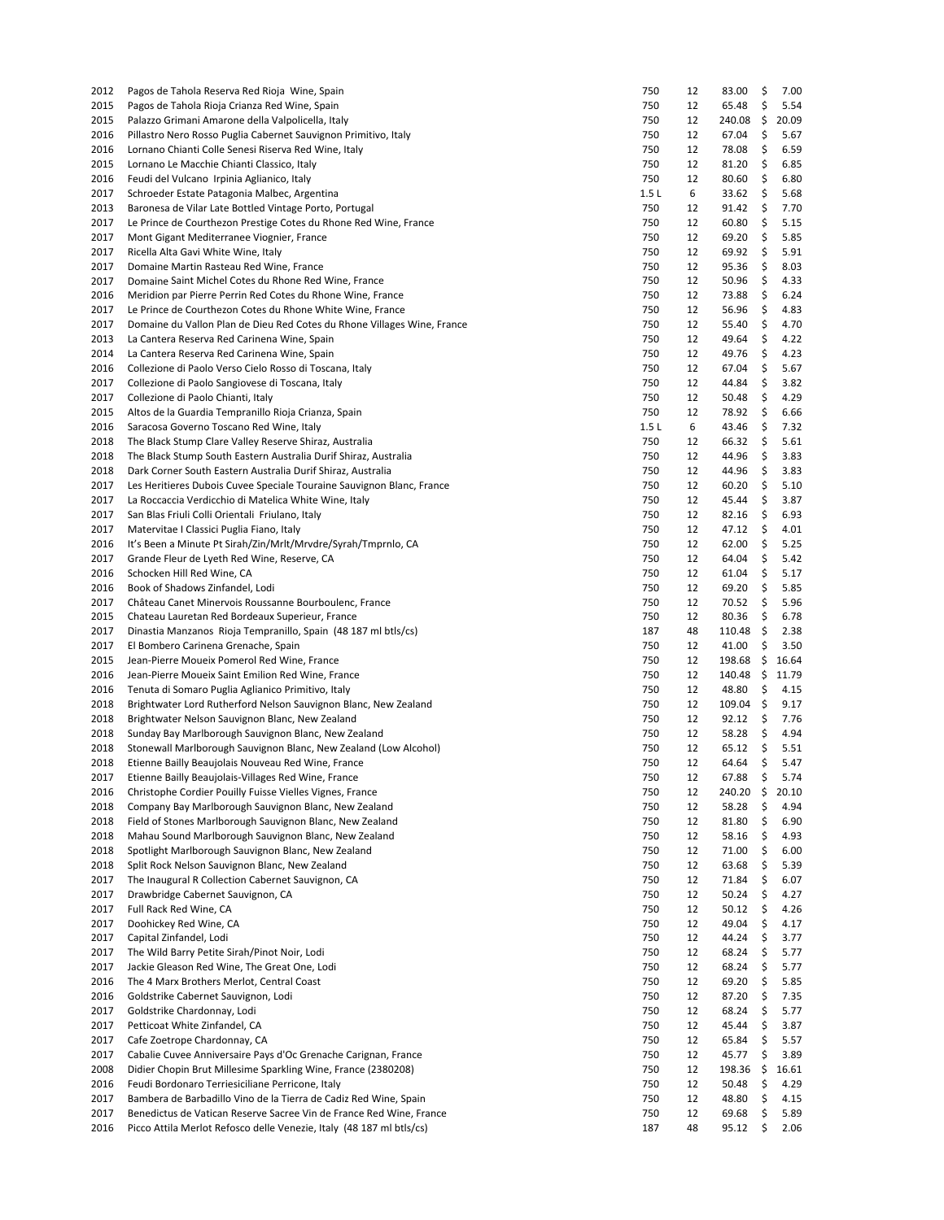| | | | | | |
|---|---|---|---|---|---|
| 2012 | Pagos de Tahola Reserva Red Rioja Wine, Spain | 750 | 12 | 83.00 | $ 7.00 |
| 2015 | Pagos de Tahola Rioja Crianza Red Wine, Spain | 750 | 12 | 65.48 | $ 5.54 |
| 2015 | Palazzo Grimani Amarone della Valpolicella, Italy | 750 | 12 | 240.08 | $ 20.09 |
| 2016 | Pillastro Nero Rosso Puglia Cabernet Sauvignon Primitivo, Italy | 750 | 12 | 67.04 | $ 5.67 |
| 2016 | Lornano Chianti Colle Senesi Riserva Red Wine, Italy | 750 | 12 | 78.08 | $ 6.59 |
| 2015 | Lornano Le Macchie Chianti Classico, Italy | 750 | 12 | 81.20 | $ 6.85 |
| 2016 | Feudi del Vulcano Irpinia Aglianico, Italy | 750 | 12 | 80.60 | $ 6.80 |
| 2017 | Schroeder Estate Patagonia Malbec, Argentina | 1.5 L | 6 | 33.62 | $ 5.68 |
| 2013 | Baronesa de Vilar Late Bottled Vintage Porto, Portugal | 750 | 12 | 91.42 | $ 7.70 |
| 2017 | Le Prince de Courthezon Prestige Cotes du Rhone Red Wine, France | 750 | 12 | 60.80 | $ 5.15 |
| 2017 | Mont Gigant Mediterranee Viognier, France | 750 | 12 | 69.20 | $ 5.85 |
| 2017 | Ricella Alta Gavi White Wine, Italy | 750 | 12 | 69.92 | $ 5.91 |
| 2017 | Domaine Martin Rasteau Red Wine, France | 750 | 12 | 95.36 | $ 8.03 |
| 2017 | Domaine Saint Michel Cotes du Rhone Red Wine, France | 750 | 12 | 50.96 | $ 4.33 |
| 2016 | Meridion par Pierre Perrin Red Cotes du Rhone Wine, France | 750 | 12 | 73.88 | $ 6.24 |
| 2017 | Le Prince de Courthezon Cotes du Rhone White Wine, France | 750 | 12 | 56.96 | $ 4.83 |
| 2017 | Domaine du Vallon Plan de Dieu Red Cotes du Rhone Villages Wine, France | 750 | 12 | 55.40 | $ 4.70 |
| 2013 | La Cantera Reserva Red Carinena Wine, Spain | 750 | 12 | 49.64 | $ 4.22 |
| 2014 | La Cantera Reserva Red Carinena Wine, Spain | 750 | 12 | 49.76 | $ 4.23 |
| 2016 | Collezione di Paolo Verso Cielo Rosso di Toscana, Italy | 750 | 12 | 67.04 | $ 5.67 |
| 2017 | Collezione di Paolo Sangiovese di Toscana, Italy | 750 | 12 | 44.84 | $ 3.82 |
| 2017 | Collezione di Paolo Chianti, Italy | 750 | 12 | 50.48 | $ 4.29 |
| 2015 | Altos de la Guardia Tempranillo Rioja Crianza, Spain | 750 | 12 | 78.92 | $ 6.66 |
| 2016 | Saracosa Governo Toscano Red Wine, Italy | 1.5 L | 6 | 43.46 | $ 7.32 |
| 2018 | The Black Stump Clare Valley Reserve Shiraz, Australia | 750 | 12 | 66.32 | $ 5.61 |
| 2018 | The Black Stump South Eastern Australia Durif Shiraz, Australia | 750 | 12 | 44.96 | $ 3.83 |
| 2018 | Dark Corner South Eastern Australia Durif Shiraz, Australia | 750 | 12 | 44.96 | $ 3.83 |
| 2017 | Les Heritieres Dubois Cuvee Speciale Touraine Sauvignon Blanc, France | 750 | 12 | 60.20 | $ 5.10 |
| 2017 | La Roccaccia Verdicchio di Matelica White Wine, Italy | 750 | 12 | 45.44 | $ 3.87 |
| 2017 | San Blas Friuli Colli Orientali Friulano, Italy | 750 | 12 | 82.16 | $ 6.93 |
| 2017 | Matervitae I Classici Puglia Fiano, Italy | 750 | 12 | 47.12 | $ 4.01 |
| 2016 | It's Been a Minute Pt Sirah/Zin/Mrlt/Mrvdre/Syrah/Tmprnlo, CA | 750 | 12 | 62.00 | $ 5.25 |
| 2017 | Grande Fleur de Lyeth Red Wine, Reserve, CA | 750 | 12 | 64.04 | $ 5.42 |
| 2016 | Schocken Hill Red Wine, CA | 750 | 12 | 61.04 | $ 5.17 |
| 2016 | Book of Shadows Zinfandel, Lodi | 750 | 12 | 69.20 | $ 5.85 |
| 2017 | Château Canet Minervois Roussanne Bourboulenc, France | 750 | 12 | 70.52 | $ 5.96 |
| 2015 | Chateau Lauretan Red Bordeaux Superieur, France | 750 | 12 | 80.36 | $ 6.78 |
| 2017 | Dinastia Manzanos Rioja Tempranillo, Spain (48 187 ml btls/cs) | 187 | 48 | 110.48 | $ 2.38 |
| 2017 | El Bombero Carinena Grenache, Spain | 750 | 12 | 41.00 | $ 3.50 |
| 2015 | Jean-Pierre Moueix Pomerol Red Wine, France | 750 | 12 | 198.68 | $ 16.64 |
| 2016 | Jean-Pierre Moueix Saint Emilion Red Wine, France | 750 | 12 | 140.48 | $ 11.79 |
| 2016 | Tenuta di Somaro Puglia Aglianico Primitivo, Italy | 750 | 12 | 48.80 | $ 4.15 |
| 2018 | Brightwater Lord Rutherford Nelson Sauvignon Blanc, New Zealand | 750 | 12 | 109.04 | $ 9.17 |
| 2018 | Brightwater Nelson Sauvignon Blanc, New Zealand | 750 | 12 | 92.12 | $ 7.76 |
| 2018 | Sunday Bay Marlborough Sauvignon Blanc, New Zealand | 750 | 12 | 58.28 | $ 4.94 |
| 2018 | Stonewall Marlborough Sauvignon Blanc, New Zealand (Low Alcohol) | 750 | 12 | 65.12 | $ 5.51 |
| 2018 | Etienne Bailly Beaujolais Nouveau Red Wine, France | 750 | 12 | 64.64 | $ 5.47 |
| 2017 | Etienne Bailly Beaujolais-Villages Red Wine, France | 750 | 12 | 67.88 | $ 5.74 |
| 2016 | Christophe Cordier Pouilly Fuisse Vielles Vignes, France | 750 | 12 | 240.20 | $ 20.10 |
| 2018 | Company Bay Marlborough Sauvignon Blanc, New Zealand | 750 | 12 | 58.28 | $ 4.94 |
| 2018 | Field of Stones Marlborough Sauvignon Blanc, New Zealand | 750 | 12 | 81.80 | $ 6.90 |
| 2018 | Mahau Sound Marlborough Sauvignon Blanc, New Zealand | 750 | 12 | 58.16 | $ 4.93 |
| 2018 | Spotlight Marlborough Sauvignon Blanc, New Zealand | 750 | 12 | 71.00 | $ 6.00 |
| 2018 | Split Rock Nelson Sauvignon Blanc, New Zealand | 750 | 12 | 63.68 | $ 5.39 |
| 2017 | The Inaugural R Collection Cabernet Sauvignon, CA | 750 | 12 | 71.84 | $ 6.07 |
| 2017 | Drawbridge Cabernet Sauvignon, CA | 750 | 12 | 50.24 | $ 4.27 |
| 2017 | Full Rack Red Wine, CA | 750 | 12 | 50.12 | $ 4.26 |
| 2017 | Doohickey Red Wine, CA | 750 | 12 | 49.04 | $ 4.17 |
| 2017 | Capital Zinfandel, Lodi | 750 | 12 | 44.24 | $ 3.77 |
| 2017 | The Wild Barry Petite Sirah/Pinot Noir, Lodi | 750 | 12 | 68.24 | $ 5.77 |
| 2017 | Jackie Gleason Red Wine, The Great One, Lodi | 750 | 12 | 68.24 | $ 5.77 |
| 2016 | The 4 Marx Brothers Merlot, Central Coast | 750 | 12 | 69.20 | $ 5.85 |
| 2016 | Goldstrike Cabernet Sauvignon, Lodi | 750 | 12 | 87.20 | $ 7.35 |
| 2017 | Goldstrike Chardonnay, Lodi | 750 | 12 | 68.24 | $ 5.77 |
| 2017 | Petticoat White Zinfandel, CA | 750 | 12 | 45.44 | $ 3.87 |
| 2017 | Cafe Zoetrope Chardonnay, CA | 750 | 12 | 65.84 | $ 5.57 |
| 2017 | Cabalie Cuvee Anniversaire Pays d'Oc Grenache Carignan, France | 750 | 12 | 45.77 | $ 3.89 |
| 2008 | Didier Chopin Brut Millesime Sparkling Wine, France (2380208) | 750 | 12 | 198.36 | $ 16.61 |
| 2016 | Feudi Bordonaro Terriesiciliane Perricone, Italy | 750 | 12 | 50.48 | $ 4.29 |
| 2017 | Bambera de Barbadillo Vino de la Tierra de Cadiz Red Wine, Spain | 750 | 12 | 48.80 | $ 4.15 |
| 2017 | Benedictus de Vatican Reserve Sacree Vin de France Red Wine, France | 750 | 12 | 69.68 | $ 5.89 |
| 2016 | Picco Attila Merlot Refosco delle Venezie, Italy (48 187 ml btls/cs) | 187 | 48 | 95.12 | $ 2.06 |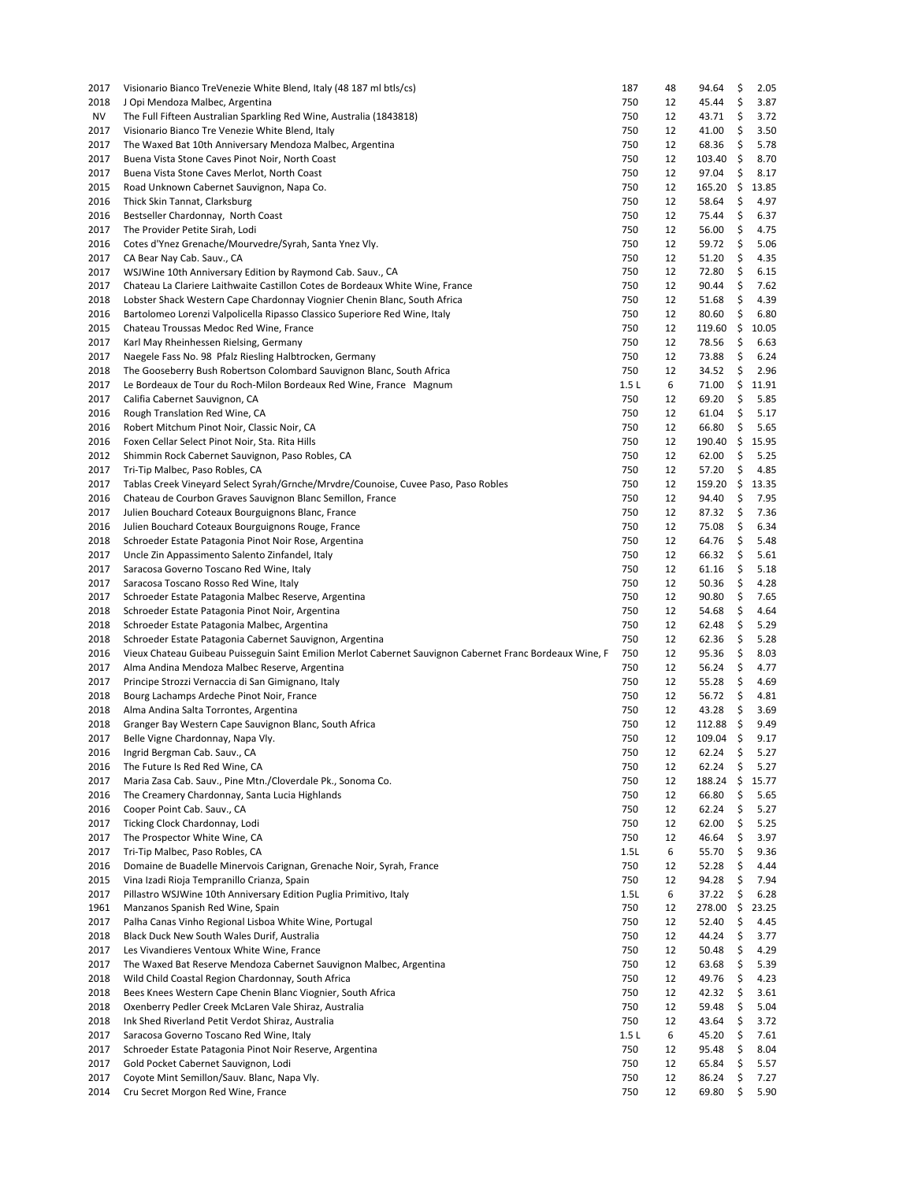| | | | | | |
|---|---|---|---|---|---|
| 2017 | Visionario Bianco TreVenezie White Blend, Italy (48 187 ml btls/cs) | 187 | 48 | 94.64 | $ 2.05 |
| 2018 | J Opi Mendoza Malbec, Argentina | 750 | 12 | 45.44 | $ 3.87 |
| NV | The Full Fifteen Australian Sparkling Red Wine, Australia (1843818) | 750 | 12 | 43.71 | $ 3.72 |
| 2017 | Visionario Bianco Tre Venezie White Blend, Italy | 750 | 12 | 41.00 | $ 3.50 |
| 2017 | The Waxed Bat 10th Anniversary Mendoza Malbec, Argentina | 750 | 12 | 68.36 | $ 5.78 |
| 2017 | Buena Vista Stone Caves Pinot Noir, North Coast | 750 | 12 | 103.40 | $ 8.70 |
| 2017 | Buena Vista Stone Caves Merlot, North Coast | 750 | 12 | 97.04 | $ 8.17 |
| 2015 | Road Unknown Cabernet Sauvignon, Napa Co. | 750 | 12 | 165.20 | $ 13.85 |
| 2016 | Thick Skin Tannat, Clarksburg | 750 | 12 | 58.64 | $ 4.97 |
| 2016 | Bestseller Chardonnay, North Coast | 750 | 12 | 75.44 | $ 6.37 |
| 2017 | The Provider Petite Sirah, Lodi | 750 | 12 | 56.00 | $ 4.75 |
| 2016 | Cotes d'Ynez Grenache/Mourvedre/Syrah, Santa Ynez Vly. | 750 | 12 | 59.72 | $ 5.06 |
| 2017 | CA Bear Nay Cab. Sauv., CA | 750 | 12 | 51.20 | $ 4.35 |
| 2017 | WSJWine 10th Anniversary Edition by Raymond Cab. Sauv., CA | 750 | 12 | 72.80 | $ 6.15 |
| 2017 | Chateau La Clariere Laithwaite Castillon Cotes de Bordeaux White Wine, France | 750 | 12 | 90.44 | $ 7.62 |
| 2018 | Lobster Shack Western Cape Chardonnay Viognier Chenin Blanc, South Africa | 750 | 12 | 51.68 | $ 4.39 |
| 2016 | Bartolomeo Lorenzi Valpolicella Ripasso Classico Superiore Red Wine, Italy | 750 | 12 | 80.60 | $ 6.80 |
| 2015 | Chateau Troussas Medoc Red Wine, France | 750 | 12 | 119.60 | $ 10.05 |
| 2017 | Karl May Rheinhessen Rielsing, Germany | 750 | 12 | 78.56 | $ 6.63 |
| 2017 | Naegele Fass No. 98 Pfalz Riesling Halbtrocken, Germany | 750 | 12 | 73.88 | $ 6.24 |
| 2018 | The Gooseberry Bush Robertson Colombard Sauvignon Blanc, South Africa | 750 | 12 | 34.52 | $ 2.96 |
| 2017 | Le Bordeaux de Tour du Roch-Milon Bordeaux Red Wine, France Magnum | 1.5 L | 6 | 71.00 | $ 11.91 |
| 2017 | Califia Cabernet Sauvignon, CA | 750 | 12 | 69.20 | $ 5.85 |
| 2016 | Rough Translation Red Wine, CA | 750 | 12 | 61.04 | $ 5.17 |
| 2016 | Robert Mitchum Pinot Noir, Classic Noir, CA | 750 | 12 | 66.80 | $ 5.65 |
| 2016 | Foxen Cellar Select Pinot Noir, Sta. Rita Hills | 750 | 12 | 190.40 | $ 15.95 |
| 2012 | Shimmin Rock Cabernet Sauvignon, Paso Robles, CA | 750 | 12 | 62.00 | $ 5.25 |
| 2017 | Tri-Tip Malbec, Paso Robles, CA | 750 | 12 | 57.20 | $ 4.85 |
| 2017 | Tablas Creek Vineyard Select Syrah/Grnche/Mrvdre/Counoise, Cuvee Paso, Paso Robles | 750 | 12 | 159.20 | $ 13.35 |
| 2016 | Chateau de Courbon Graves Sauvignon Blanc Semillon, France | 750 | 12 | 94.40 | $ 7.95 |
| 2017 | Julien Bouchard Coteaux Bourguignons Blanc, France | 750 | 12 | 87.32 | $ 7.36 |
| 2016 | Julien Bouchard Coteaux Bourguignons Rouge, France | 750 | 12 | 75.08 | $ 6.34 |
| 2018 | Schroeder Estate Patagonia Pinot Noir Rose, Argentina | 750 | 12 | 64.76 | $ 5.48 |
| 2017 | Uncle Zin Appassimento Salento Zinfandel, Italy | 750 | 12 | 66.32 | $ 5.61 |
| 2017 | Saracosa Governo Toscano Red Wine, Italy | 750 | 12 | 61.16 | $ 5.18 |
| 2017 | Saracosa Toscano Rosso Red Wine, Italy | 750 | 12 | 50.36 | $ 4.28 |
| 2017 | Schroeder Estate Patagonia Malbec Reserve, Argentina | 750 | 12 | 90.80 | $ 7.65 |
| 2018 | Schroeder Estate Patagonia Pinot Noir, Argentina | 750 | 12 | 54.68 | $ 4.64 |
| 2018 | Schroeder Estate Patagonia Malbec, Argentina | 750 | 12 | 62.48 | $ 5.29 |
| 2018 | Schroeder Estate Patagonia Cabernet Sauvignon, Argentina | 750 | 12 | 62.36 | $ 5.28 |
| 2016 | Vieux Chateau Guibeau Puisseguin Saint Emilion Merlot Cabernet Sauvignon Cabernet Franc Bordeaux Wine, F | 750 | 12 | 95.36 | $ 8.03 |
| 2017 | Alma Andina Mendoza Malbec Reserve, Argentina | 750 | 12 | 56.24 | $ 4.77 |
| 2017 | Principe Strozzi Vernaccia di San Gimignano, Italy | 750 | 12 | 55.28 | $ 4.69 |
| 2018 | Bourg Lachamps Ardeche Pinot Noir, France | 750 | 12 | 56.72 | $ 4.81 |
| 2018 | Alma Andina Salta Torrontes, Argentina | 750 | 12 | 43.28 | $ 3.69 |
| 2018 | Granger Bay Western Cape Sauvignon Blanc, South Africa | 750 | 12 | 112.88 | $ 9.49 |
| 2017 | Belle Vigne Chardonnay, Napa Vly. | 750 | 12 | 109.04 | $ 9.17 |
| 2016 | Ingrid Bergman Cab. Sauv., CA | 750 | 12 | 62.24 | $ 5.27 |
| 2016 | The Future Is Red Red Wine, CA | 750 | 12 | 62.24 | $ 5.27 |
| 2017 | Maria Zasa Cab. Sauv., Pine Mtn./Cloverdale Pk., Sonoma Co. | 750 | 12 | 188.24 | $ 15.77 |
| 2016 | The Creamery Chardonnay, Santa Lucia Highlands | 750 | 12 | 66.80 | $ 5.65 |
| 2016 | Cooper Point Cab. Sauv., CA | 750 | 12 | 62.24 | $ 5.27 |
| 2017 | Ticking Clock Chardonnay, Lodi | 750 | 12 | 62.00 | $ 5.25 |
| 2017 | The Prospector White Wine, CA | 750 | 12 | 46.64 | $ 3.97 |
| 2017 | Tri-Tip Malbec, Paso Robles, CA | 1.5L | 6 | 55.70 | $ 9.36 |
| 2016 | Domaine de Buadelle Minervois Carignan, Grenache Noir, Syrah, France | 750 | 12 | 52.28 | $ 4.44 |
| 2015 | Vina Izadi Rioja Tempranillo Crianza, Spain | 750 | 12 | 94.28 | $ 7.94 |
| 2017 | Pillastro WSJWine 10th Anniversary Edition Puglia Primitivo, Italy | 1.5L | 6 | 37.22 | $ 6.28 |
| 1961 | Manzanos Spanish Red Wine, Spain | 750 | 12 | 278.00 | $ 23.25 |
| 2017 | Palha Canas Vinho Regional Lisboa White Wine, Portugal | 750 | 12 | 52.40 | $ 4.45 |
| 2018 | Black Duck New South Wales Durif, Australia | 750 | 12 | 44.24 | $ 3.77 |
| 2017 | Les Vivandieres Ventoux White Wine, France | 750 | 12 | 50.48 | $ 4.29 |
| 2017 | The Waxed Bat Reserve Mendoza Cabernet Sauvignon Malbec, Argentina | 750 | 12 | 63.68 | $ 5.39 |
| 2018 | Wild Child Coastal Region Chardonnay, South Africa | 750 | 12 | 49.76 | $ 4.23 |
| 2018 | Bees Knees Western Cape Chenin Blanc Viognier, South Africa | 750 | 12 | 42.32 | $ 3.61 |
| 2018 | Oxenberry Pedler Creek McLaren Vale Shiraz, Australia | 750 | 12 | 59.48 | $ 5.04 |
| 2018 | Ink Shed Riverland Petit Verdot Shiraz, Australia | 750 | 12 | 43.64 | $ 3.72 |
| 2017 | Saracosa Governo Toscano Red Wine, Italy | 1.5 L | 6 | 45.20 | $ 7.61 |
| 2017 | Schroeder Estate Patagonia Pinot Noir Reserve, Argentina | 750 | 12 | 95.48 | $ 8.04 |
| 2017 | Gold Pocket Cabernet Sauvignon, Lodi | 750 | 12 | 65.84 | $ 5.57 |
| 2017 | Coyote Mint Semillon/Sauv. Blanc, Napa Vly. | 750 | 12 | 86.24 | $ 7.27 |
| 2014 | Cru Secret Morgon Red Wine, France | 750 | 12 | 69.80 | $ 5.90 |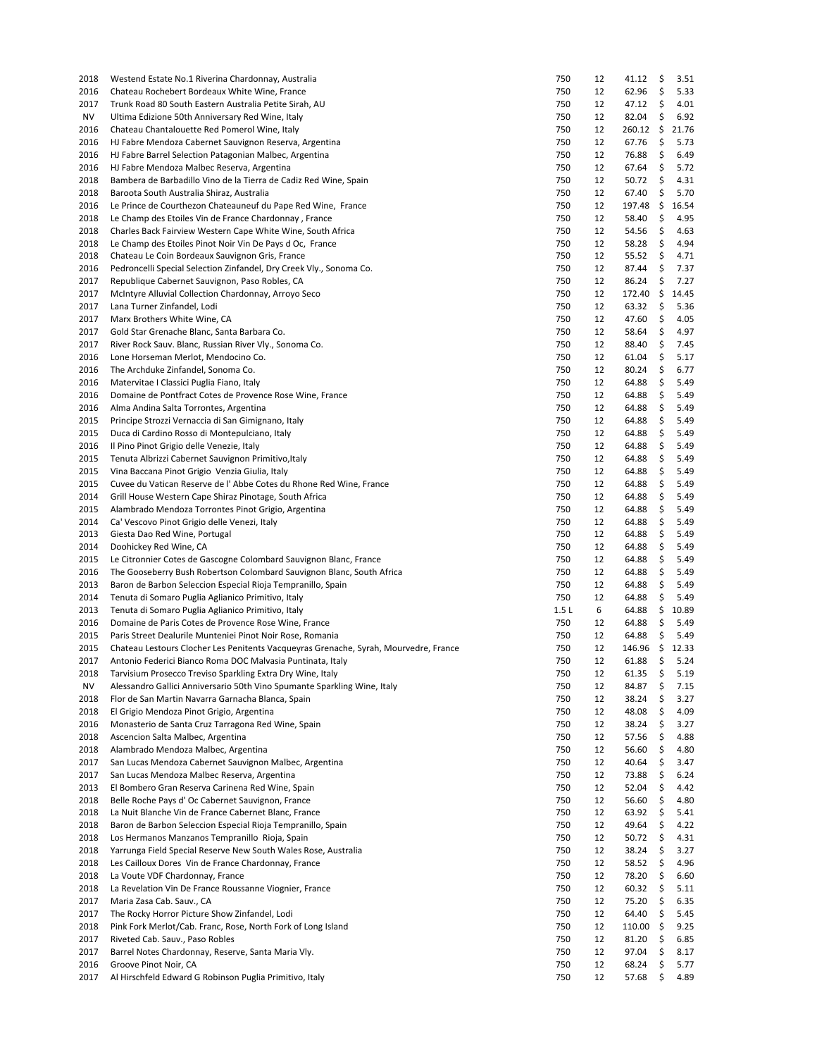| | | | | | |
|---|---|---|---|---|---|
| 2018 | Westend Estate No.1 Riverina Chardonnay, Australia | 750 | 12 | 41.12 | $ 3.51 |
| 2016 | Chateau Rochebert Bordeaux White Wine, France | 750 | 12 | 62.96 | $ 5.33 |
| 2017 | Trunk Road 80 South Eastern Australia Petite Sirah, AU | 750 | 12 | 47.12 | $ 4.01 |
| NV | Ultima Edizione 50th Anniversary Red Wine, Italy | 750 | 12 | 82.04 | $ 6.92 |
| 2016 | Chateau Chantalouette Red Pomerol Wine, Italy | 750 | 12 | 260.12 | $ 21.76 |
| 2016 | HJ Fabre Mendoza Cabernet Sauvignon Reserva, Argentina | 750 | 12 | 67.76 | $ 5.73 |
| 2016 | HJ Fabre Barrel Selection Patagonian Malbec, Argentina | 750 | 12 | 76.88 | $ 6.49 |
| 2016 | HJ Fabre Mendoza Malbec Reserva, Argentina | 750 | 12 | 67.64 | $ 5.72 |
| 2018 | Bambera de Barbadillo Vino de la Tierra de Cadiz Red Wine, Spain | 750 | 12 | 50.72 | $ 4.31 |
| 2018 | Baroota South Australia Shiraz, Australia | 750 | 12 | 67.40 | $ 5.70 |
| 2016 | Le Prince de Courthezon Chateauneuf du Pape Red Wine, France | 750 | 12 | 197.48 | $ 16.54 |
| 2018 | Le Champ des Etoiles Vin de France Chardonnay , France | 750 | 12 | 58.40 | $ 4.95 |
| 2018 | Charles Back Fairview Western Cape White Wine, South Africa | 750 | 12 | 54.56 | $ 4.63 |
| 2018 | Le Champ des Etoiles Pinot Noir Vin De Pays d Oc, France | 750 | 12 | 58.28 | $ 4.94 |
| 2018 | Chateau Le Coin Bordeaux Sauvignon Gris, France | 750 | 12 | 55.52 | $ 4.71 |
| 2016 | Pedroncelli Special Selection Zinfandel, Dry Creek Vly., Sonoma Co. | 750 | 12 | 87.44 | $ 7.37 |
| 2017 | Republique Cabernet Sauvignon, Paso Robles, CA | 750 | 12 | 86.24 | $ 7.27 |
| 2017 | McIntyre Alluvial Collection Chardonnay, Arroyo Seco | 750 | 12 | 172.40 | $ 14.45 |
| 2017 | Lana Turner Zinfandel, Lodi | 750 | 12 | 63.32 | $ 5.36 |
| 2017 | Marx Brothers White Wine, CA | 750 | 12 | 47.60 | $ 4.05 |
| 2017 | Gold Star Grenache Blanc, Santa Barbara Co. | 750 | 12 | 58.64 | $ 4.97 |
| 2017 | River Rock Sauv. Blanc, Russian River Vly., Sonoma Co. | 750 | 12 | 88.40 | $ 7.45 |
| 2016 | Lone Horseman Merlot, Mendocino Co. | 750 | 12 | 61.04 | $ 5.17 |
| 2016 | The Archduke Zinfandel, Sonoma Co. | 750 | 12 | 80.24 | $ 6.77 |
| 2016 | Matervitae I Classici Puglia Fiano, Italy | 750 | 12 | 64.88 | $ 5.49 |
| 2016 | Domaine de Pontfract Cotes de Provence Rose Wine, France | 750 | 12 | 64.88 | $ 5.49 |
| 2016 | Alma Andina Salta Torrontes, Argentina | 750 | 12 | 64.88 | $ 5.49 |
| 2015 | Principe Strozzi Vernaccia di San Gimignano, Italy | 750 | 12 | 64.88 | $ 5.49 |
| 2015 | Duca di Cardino Rosso di Montepulciano, Italy | 750 | 12 | 64.88 | $ 5.49 |
| 2016 | Il Pino Pinot Grigio delle Venezie, Italy | 750 | 12 | 64.88 | $ 5.49 |
| 2015 | Tenuta Albrizzi Cabernet Sauvignon Primitivo,Italy | 750 | 12 | 64.88 | $ 5.49 |
| 2015 | Vina Baccana Pinot Grigio Venzia Giulia, Italy | 750 | 12 | 64.88 | $ 5.49 |
| 2015 | Cuvee du Vatican Reserve de l' Abbe Cotes du Rhone Red Wine, France | 750 | 12 | 64.88 | $ 5.49 |
| 2014 | Grill House Western Cape Shiraz Pinotage, South Africa | 750 | 12 | 64.88 | $ 5.49 |
| 2015 | Alambrado Mendoza Torrontes Pinot Grigio, Argentina | 750 | 12 | 64.88 | $ 5.49 |
| 2014 | Ca' Vescovo Pinot Grigio delle Venezi, Italy | 750 | 12 | 64.88 | $ 5.49 |
| 2013 | Giesta Dao Red Wine, Portugal | 750 | 12 | 64.88 | $ 5.49 |
| 2014 | Doohickey Red Wine, CA | 750 | 12 | 64.88 | $ 5.49 |
| 2015 | Le Citronnier Cotes de Gascogne Colombard Sauvignon Blanc, France | 750 | 12 | 64.88 | $ 5.49 |
| 2016 | The Gooseberry Bush Robertson Colombard Sauvignon Blanc, South Africa | 750 | 12 | 64.88 | $ 5.49 |
| 2013 | Baron de Barbon Seleccion Especial Rioja Tempranillo, Spain | 750 | 12 | 64.88 | $ 5.49 |
| 2014 | Tenuta di Somaro Puglia Aglianico Primitivo, Italy | 750 | 12 | 64.88 | $ 5.49 |
| 2013 | Tenuta di Somaro Puglia Aglianico Primitivo, Italy | 1.5 L | 6 | 64.88 | $ 10.89 |
| 2016 | Domaine de Paris Cotes de Provence Rose Wine, France | 750 | 12 | 64.88 | $ 5.49 |
| 2015 | Paris Street Dealurile Munteniei Pinot Noir Rose, Romania | 750 | 12 | 64.88 | $ 5.49 |
| 2015 | Chateau Lestours Clocher Les Penitents Vacqueyras Grenache, Syrah, Mourvedre, France | 750 | 12 | 146.96 | $ 12.33 |
| 2017 | Antonio Federici Bianco Roma DOC Malvasia Puntinata, Italy | 750 | 12 | 61.88 | $ 5.24 |
| 2018 | Tarvisium Prosecco Treviso Sparkling Extra Dry Wine, Italy | 750 | 12 | 61.35 | $ 5.19 |
| NV | Alessandro Gallici Anniversario 50th Vino Spumante Sparkling Wine, Italy | 750 | 12 | 84.87 | $ 7.15 |
| 2018 | Flor de San Martin Navarra Garnacha Blanca, Spain | 750 | 12 | 38.24 | $ 3.27 |
| 2018 | El Grigio Mendoza Pinot Grigio, Argentina | 750 | 12 | 48.08 | $ 4.09 |
| 2016 | Monasterio de Santa Cruz Tarragona Red Wine, Spain | 750 | 12 | 38.24 | $ 3.27 |
| 2018 | Ascencion Salta Malbec, Argentina | 750 | 12 | 57.56 | $ 4.88 |
| 2018 | Alambrado Mendoza Malbec, Argentina | 750 | 12 | 56.60 | $ 4.80 |
| 2017 | San Lucas Mendoza Cabernet Sauvignon Malbec, Argentina | 750 | 12 | 40.64 | $ 3.47 |
| 2017 | San Lucas Mendoza Malbec Reserva, Argentina | 750 | 12 | 73.88 | $ 6.24 |
| 2013 | El Bombero Gran Reserva Carinena Red Wine, Spain | 750 | 12 | 52.04 | $ 4.42 |
| 2018 | Belle Roche Pays d' Oc Cabernet Sauvignon, France | 750 | 12 | 56.60 | $ 4.80 |
| 2018 | La Nuit Blanche Vin de France Cabernet Blanc, France | 750 | 12 | 63.92 | $ 5.41 |
| 2018 | Baron de Barbon Seleccion Especial Rioja Tempranillo, Spain | 750 | 12 | 49.64 | $ 4.22 |
| 2018 | Los Hermanos Manzanos Tempranillo Rioja, Spain | 750 | 12 | 50.72 | $ 4.31 |
| 2018 | Yarrunga Field Special Reserve New South Wales Rose, Australia | 750 | 12 | 38.24 | $ 3.27 |
| 2018 | Les Cailloux Dores Vin de France Chardonnay, France | 750 | 12 | 58.52 | $ 4.96 |
| 2018 | La Voute VDF Chardonnay, France | 750 | 12 | 78.20 | $ 6.60 |
| 2018 | La Revelation Vin De France Roussanne Viognier, France | 750 | 12 | 60.32 | $ 5.11 |
| 2017 | Maria Zasa Cab. Sauv., CA | 750 | 12 | 75.20 | $ 6.35 |
| 2017 | The Rocky Horror Picture Show Zinfandel, Lodi | 750 | 12 | 64.40 | $ 5.45 |
| 2018 | Pink Fork Merlot/Cab. Franc, Rose, North Fork of Long Island | 750 | 12 | 110.00 | $ 9.25 |
| 2017 | Riveted Cab. Sauv., Paso Robles | 750 | 12 | 81.20 | $ 6.85 |
| 2017 | Barrel Notes Chardonnay, Reserve, Santa Maria Vly. | 750 | 12 | 97.04 | $ 8.17 |
| 2016 | Groove Pinot Noir, CA | 750 | 12 | 68.24 | $ 5.77 |
| 2017 | Al Hirschfeld Edward G Robinson Puglia Primitivo, Italy | 750 | 12 | 57.68 | $ 4.89 |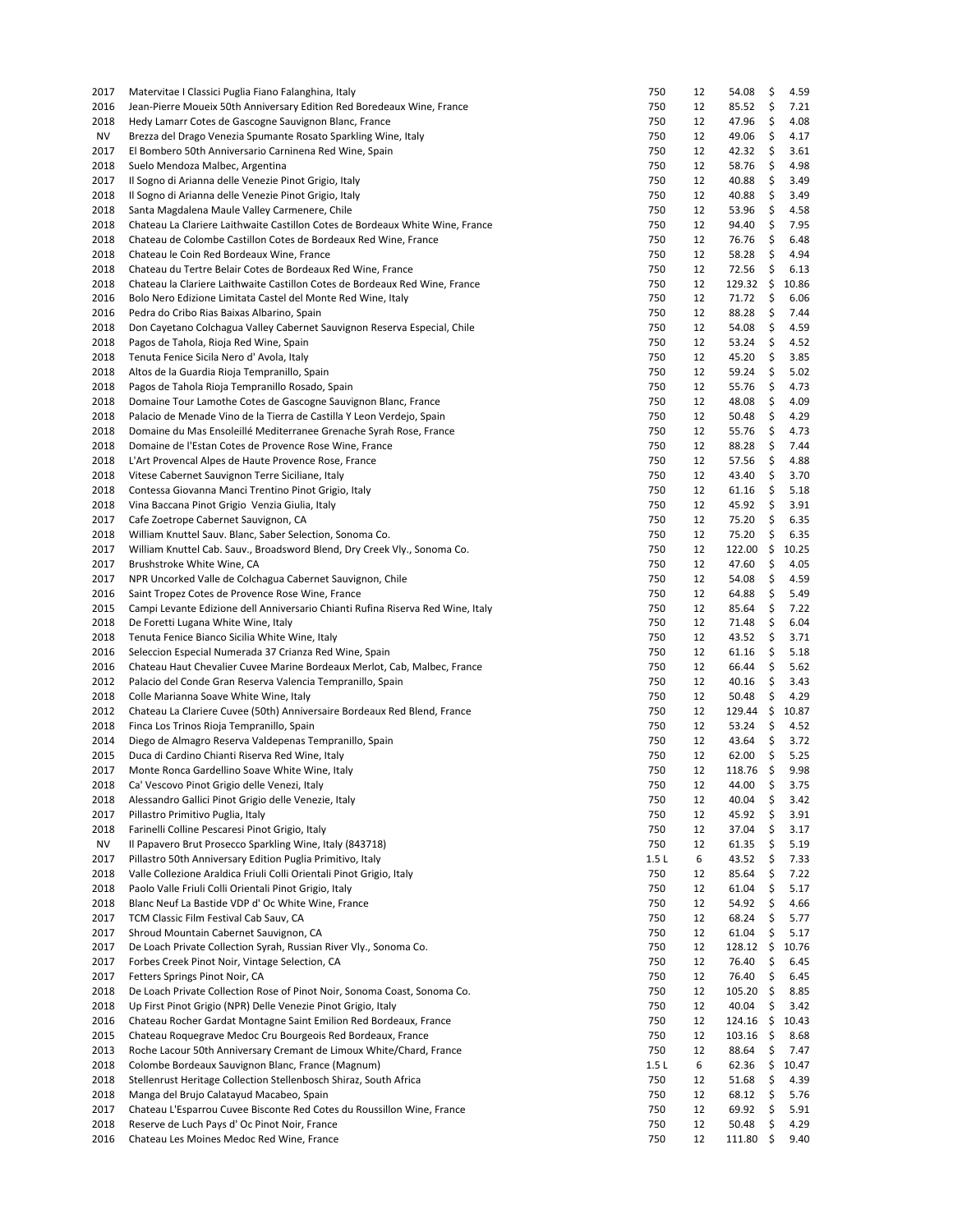| | | | | | |
|---|---|---|---|---|---|
| 2017 | Matervitae I Classici Puglia Fiano Falanghina, Italy | 750 | 12 | 54.08 | $ 4.59 |
| 2016 | Jean-Pierre Moueix 50th Anniversary Edition Red Boredeaux Wine, France | 750 | 12 | 85.52 | $ 7.21 |
| 2018 | Hedy Lamarr Cotes de Gascogne Sauvignon Blanc, France | 750 | 12 | 47.96 | $ 4.08 |
| NV | Brezza del Drago Venezia Spumante Rosato Sparkling Wine, Italy | 750 | 12 | 49.06 | $ 4.17 |
| 2017 | El Bombero 50th Anniversario Carninena Red Wine, Spain | 750 | 12 | 42.32 | $ 3.61 |
| 2018 | Suelo Mendoza Malbec, Argentina | 750 | 12 | 58.76 | $ 4.98 |
| 2017 | Il Sogno di Arianna delle Venezie Pinot Grigio, Italy | 750 | 12 | 40.88 | $ 3.49 |
| 2018 | Il Sogno di Arianna delle Venezie Pinot Grigio, Italy | 750 | 12 | 40.88 | $ 3.49 |
| 2018 | Santa Magdalena Maule Valley Carmenere, Chile | 750 | 12 | 53.96 | $ 4.58 |
| 2018 | Chateau La Clariere Laithwaite Castillon Cotes de Bordeaux White Wine, France | 750 | 12 | 94.40 | $ 7.95 |
| 2018 | Chateau de Colombe Castillon Cotes de Bordeaux Red Wine, France | 750 | 12 | 76.76 | $ 6.48 |
| 2018 | Chateau le Coin Red Bordeaux Wine, France | 750 | 12 | 58.28 | $ 4.94 |
| 2018 | Chateau du Tertre Belair Cotes de Bordeaux Red Wine, France | 750 | 12 | 72.56 | $ 6.13 |
| 2018 | Chateau la Clariere Laithwaite Castillon Cotes de Bordeaux Red Wine, France | 750 | 12 | 129.32 | $ 10.86 |
| 2016 | Bolo Nero Edizione Limitata Castel del Monte Red Wine, Italy | 750 | 12 | 71.72 | $ 6.06 |
| 2016 | Pedra do Cribo Rias Baixas Albarino, Spain | 750 | 12 | 88.28 | $ 7.44 |
| 2018 | Don Cayetano Colchagua Valley Cabernet Sauvignon Reserva Especial, Chile | 750 | 12 | 54.08 | $ 4.59 |
| 2018 | Pagos de Tahola, Rioja Red Wine, Spain | 750 | 12 | 53.24 | $ 4.52 |
| 2018 | Tenuta Fenice Sicila Nero d' Avola, Italy | 750 | 12 | 45.20 | $ 3.85 |
| 2018 | Altos de la Guardia Rioja Tempranillo, Spain | 750 | 12 | 59.24 | $ 5.02 |
| 2018 | Pagos de Tahola Rioja Tempranillo Rosado, Spain | 750 | 12 | 55.76 | $ 4.73 |
| 2018 | Domaine Tour Lamothe Cotes de Gascogne Sauvignon Blanc, France | 750 | 12 | 48.08 | $ 4.09 |
| 2018 | Palacio de Menade Vino de la Tierra de Castilla Y Leon Verdejo, Spain | 750 | 12 | 50.48 | $ 4.29 |
| 2018 | Domaine du Mas Ensoleillé Mediterranee Grenache Syrah Rose, France | 750 | 12 | 55.76 | $ 4.73 |
| 2018 | Domaine de l'Estan Cotes de Provence Rose Wine, France | 750 | 12 | 88.28 | $ 7.44 |
| 2018 | L'Art Provencal Alpes de Haute Provence Rose, France | 750 | 12 | 57.56 | $ 4.88 |
| 2018 | Vitese Cabernet Sauvignon Terre Siciliane, Italy | 750 | 12 | 43.40 | $ 3.70 |
| 2018 | Contessa Giovanna Manci Trentino Pinot Grigio, Italy | 750 | 12 | 61.16 | $ 5.18 |
| 2018 | Vina Baccana Pinot Grigio Venzia Giulia, Italy | 750 | 12 | 45.92 | $ 3.91 |
| 2017 | Cafe Zoetrope Cabernet Sauvignon, CA | 750 | 12 | 75.20 | $ 6.35 |
| 2018 | William Knuttel Sauv. Blanc, Saber Selection, Sonoma Co. | 750 | 12 | 75.20 | $ 6.35 |
| 2017 | William Knuttel Cab. Sauv., Broadsword Blend, Dry Creek Vly., Sonoma Co. | 750 | 12 | 122.00 | $ 10.25 |
| 2017 | Brushstroke White Wine, CA | 750 | 12 | 47.60 | $ 4.05 |
| 2017 | NPR Uncorked Valle de Colchagua Cabernet Sauvignon, Chile | 750 | 12 | 54.08 | $ 4.59 |
| 2016 | Saint Tropez Cotes de Provence Rose Wine, France | 750 | 12 | 64.88 | $ 5.49 |
| 2015 | Campi Levante Edizione dell Anniversario Chianti Rufina Riserva Red Wine, Italy | 750 | 12 | 85.64 | $ 7.22 |
| 2018 | De Foretti Lugana White Wine, Italy | 750 | 12 | 71.48 | $ 6.04 |
| 2018 | Tenuta Fenice Bianco Sicilia White Wine, Italy | 750 | 12 | 43.52 | $ 3.71 |
| 2016 | Seleccion Especial Numerada 37 Crianza Red Wine, Spain | 750 | 12 | 61.16 | $ 5.18 |
| 2016 | Chateau Haut Chevalier Cuvee Marine Bordeaux Merlot, Cab, Malbec, France | 750 | 12 | 66.44 | $ 5.62 |
| 2012 | Palacio del Conde Gran Reserva Valencia Tempranillo, Spain | 750 | 12 | 40.16 | $ 3.43 |
| 2018 | Colle Marianna Soave White Wine, Italy | 750 | 12 | 50.48 | $ 4.29 |
| 2012 | Chateau La Clariere Cuvee (50th) Anniversaire Bordeaux Red Blend, France | 750 | 12 | 129.44 | $ 10.87 |
| 2018 | Finca Los Trinos Rioja Tempranillo, Spain | 750 | 12 | 53.24 | $ 4.52 |
| 2014 | Diego de Almagro Reserva Valdepenas Tempranillo, Spain | 750 | 12 | 43.64 | $ 3.72 |
| 2015 | Duca di Cardino Chianti Riserva Red Wine, Italy | 750 | 12 | 62.00 | $ 5.25 |
| 2017 | Monte Ronca Gardellino Soave White Wine, Italy | 750 | 12 | 118.76 | $ 9.98 |
| 2018 | Ca' Vescovo Pinot Grigio delle Venezi, Italy | 750 | 12 | 44.00 | $ 3.75 |
| 2018 | Alessandro Gallici Pinot Grigio delle Venezie, Italy | 750 | 12 | 40.04 | $ 3.42 |
| 2017 | Pillastro Primitivo Puglia, Italy | 750 | 12 | 45.92 | $ 3.91 |
| 2018 | Farinelli Colline Pescaresi Pinot Grigio, Italy | 750 | 12 | 37.04 | $ 3.17 |
| NV | Il Papavero Brut Prosecco Sparkling Wine, Italy (843718) | 750 | 12 | 61.35 | $ 5.19 |
| 2017 | Pillastro 50th Anniversary Edition Puglia Primitivo, Italy | 1.5 L | 6 | 43.52 | $ 7.33 |
| 2018 | Valle Collezione Araldica Friuli Colli Orientali Pinot Grigio, Italy | 750 | 12 | 85.64 | $ 7.22 |
| 2018 | Paolo Valle Friuli Colli Orientali Pinot Grigio, Italy | 750 | 12 | 61.04 | $ 5.17 |
| 2018 | Blanc Neuf La Bastide VDP d' Oc White Wine, France | 750 | 12 | 54.92 | $ 4.66 |
| 2017 | TCM Classic Film Festival Cab Sauv, CA | 750 | 12 | 68.24 | $ 5.77 |
| 2017 | Shroud Mountain Cabernet Sauvignon, CA | 750 | 12 | 61.04 | $ 5.17 |
| 2017 | De Loach Private Collection Syrah, Russian River Vly., Sonoma Co. | 750 | 12 | 128.12 | $ 10.76 |
| 2017 | Forbes Creek Pinot Noir, Vintage Selection, CA | 750 | 12 | 76.40 | $ 6.45 |
| 2017 | Fetters Springs Pinot Noir, CA | 750 | 12 | 76.40 | $ 6.45 |
| 2018 | De Loach Private Collection Rose of Pinot Noir, Sonoma Coast, Sonoma Co. | 750 | 12 | 105.20 | $ 8.85 |
| 2018 | Up First Pinot Grigio (NPR) Delle Venezie Pinot Grigio, Italy | 750 | 12 | 40.04 | $ 3.42 |
| 2016 | Chateau Rocher Gardat Montagne Saint Emilion Red Bordeaux, France | 750 | 12 | 124.16 | $ 10.43 |
| 2015 | Chateau Roquegrave Medoc Cru Bourgeois Red Bordeaux, France | 750 | 12 | 103.16 | $ 8.68 |
| 2013 | Roche Lacour 50th Anniversary Cremant de Limoux White/Chard, France | 750 | 12 | 88.64 | $ 7.47 |
| 2018 | Colombe Bordeaux Sauvignon Blanc, France (Magnum) | 1.5 L | 6 | 62.36 | $ 10.47 |
| 2018 | Stellenrust Heritage Collection Stellenbosch Shiraz, South Africa | 750 | 12 | 51.68 | $ 4.39 |
| 2018 | Manga del Brujo Calatayud Macabeo, Spain | 750 | 12 | 68.12 | $ 5.76 |
| 2017 | Chateau L'Esparrou Cuvee Bisconte Red Cotes du Roussillon Wine, France | 750 | 12 | 69.92 | $ 5.91 |
| 2018 | Reserve de Luch Pays d' Oc Pinot Noir, France | 750 | 12 | 50.48 | $ 4.29 |
| 2016 | Chateau Les Moines Medoc Red Wine, France | 750 | 12 | 111.80 | $ 9.40 |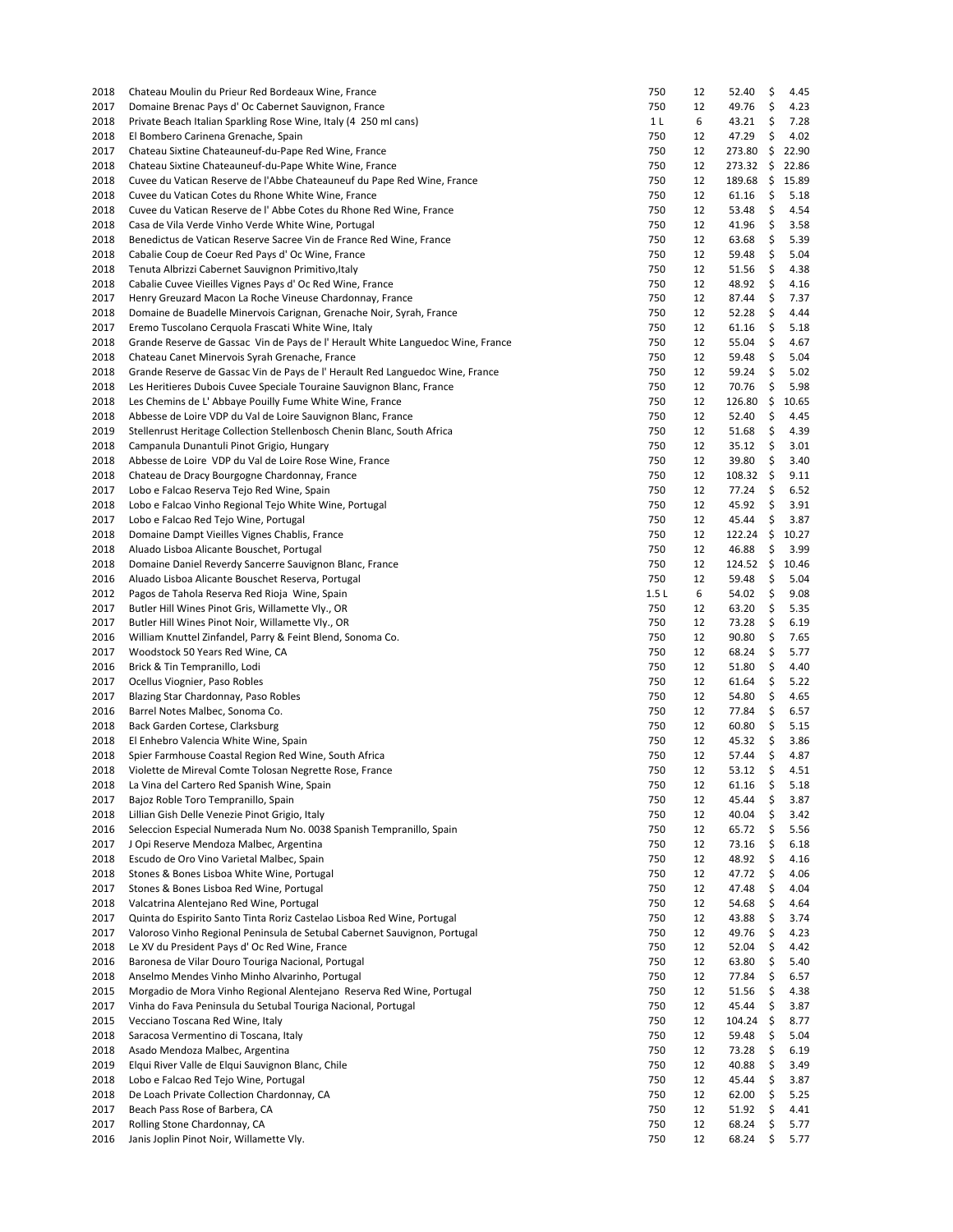| | | | | | |
|---|---|---|---|---|---|
| 2018 | Chateau Moulin du Prieur Red Bordeaux Wine, France | 750 | 12 | 52.40 | $ 4.45 |
| 2017 | Domaine Brenac Pays d' Oc Cabernet Sauvignon, France | 750 | 12 | 49.76 | $ 4.23 |
| 2018 | Private Beach Italian Sparkling Rose Wine, Italy (4 250 ml cans) | 1 L | 6 | 43.21 | $ 7.28 |
| 2018 | El Bombero Carinena Grenache, Spain | 750 | 12 | 47.29 | $ 4.02 |
| 2017 | Chateau Sixtine Chateauneuf-du-Pape Red Wine, France | 750 | 12 | 273.80 | $ 22.90 |
| 2018 | Chateau Sixtine Chateauneuf-du-Pape White Wine, France | 750 | 12 | 273.32 | $ 22.86 |
| 2018 | Cuvee du Vatican Reserve de l'Abbe Chateauneuf du Pape Red Wine, France | 750 | 12 | 189.68 | $ 15.89 |
| 2018 | Cuvee du Vatican Cotes du Rhone White Wine, France | 750 | 12 | 61.16 | $ 5.18 |
| 2018 | Cuvee du Vatican Reserve de l' Abbe Cotes du Rhone Red Wine, France | 750 | 12 | 53.48 | $ 4.54 |
| 2018 | Casa de Vila Verde Vinho Verde White Wine, Portugal | 750 | 12 | 41.96 | $ 3.58 |
| 2018 | Benedictus de Vatican Reserve Sacree Vin de France Red Wine, France | 750 | 12 | 63.68 | $ 5.39 |
| 2018 | Cabalie Coup de Coeur Red Pays d' Oc Wine, France | 750 | 12 | 59.48 | $ 5.04 |
| 2018 | Tenuta Albrizzi Cabernet Sauvignon Primitivo,Italy | 750 | 12 | 51.56 | $ 4.38 |
| 2018 | Cabalie Cuvee Vieilles Vignes Pays d' Oc Red Wine, France | 750 | 12 | 48.92 | $ 4.16 |
| 2017 | Henry Greuzard Macon La Roche Vineuse Chardonnay, France | 750 | 12 | 87.44 | $ 7.37 |
| 2018 | Domaine de Buadelle Minervois Carignan, Grenache Noir, Syrah, France | 750 | 12 | 52.28 | $ 4.44 |
| 2017 | Eremo Tuscolano Cerquola Frascati White Wine, Italy | 750 | 12 | 61.16 | $ 5.18 |
| 2018 | Grande Reserve de Gassac Vin de Pays de l' Herault White Languedoc Wine, France | 750 | 12 | 55.04 | $ 4.67 |
| 2018 | Chateau Canet Minervois Syrah Grenache, France | 750 | 12 | 59.48 | $ 5.04 |
| 2018 | Grande Reserve de Gassac Vin de Pays de l' Herault Red Languedoc Wine, France | 750 | 12 | 59.24 | $ 5.02 |
| 2018 | Les Heritieres Dubois Cuvee Speciale Touraine Sauvignon Blanc, France | 750 | 12 | 70.76 | $ 5.98 |
| 2018 | Les Chemins de L' Abbaye Pouilly Fume White Wine, France | 750 | 12 | 126.80 | $ 10.65 |
| 2018 | Abbesse de Loire VDP du Val de Loire Sauvignon Blanc, France | 750 | 12 | 52.40 | $ 4.45 |
| 2019 | Stellenrust Heritage Collection Stellenbosch Chenin Blanc, South Africa | 750 | 12 | 51.68 | $ 4.39 |
| 2018 | Campanula Dunantuli Pinot Grigio, Hungary | 750 | 12 | 35.12 | $ 3.01 |
| 2018 | Abbesse de Loire VDP du Val de Loire Rose Wine, France | 750 | 12 | 39.80 | $ 3.40 |
| 2018 | Chateau de Dracy Bourgogne Chardonnay, France | 750 | 12 | 108.32 | $ 9.11 |
| 2017 | Lobo e Falcao Reserva Tejo Red Wine, Spain | 750 | 12 | 77.24 | $ 6.52 |
| 2018 | Lobo e Falcao Vinho Regional Tejo White Wine, Portugal | 750 | 12 | 45.92 | $ 3.91 |
| 2017 | Lobo e Falcao Red Tejo Wine, Portugal | 750 | 12 | 45.44 | $ 3.87 |
| 2018 | Domaine Dampt Vieilles Vignes Chablis, France | 750 | 12 | 122.24 | $ 10.27 |
| 2018 | Aluado Lisboa Alicante Bouschet, Portugal | 750 | 12 | 46.88 | $ 3.99 |
| 2018 | Domaine Daniel Reverdy Sancerre Sauvignon Blanc, France | 750 | 12 | 124.52 | $ 10.46 |
| 2016 | Aluado Lisboa Alicante Bouschet Reserva, Portugal | 750 | 12 | 59.48 | $ 5.04 |
| 2012 | Pagos de Tahola Reserva Red Rioja Wine, Spain | 1.5 L | 6 | 54.02 | $ 9.08 |
| 2017 | Butler Hill Wines Pinot Gris, Willamette Vly., OR | 750 | 12 | 63.20 | $ 5.35 |
| 2017 | Butler Hill Wines Pinot Noir, Willamette Vly., OR | 750 | 12 | 73.28 | $ 6.19 |
| 2016 | William Knuttel Zinfandel, Parry & Feint Blend, Sonoma Co. | 750 | 12 | 90.80 | $ 7.65 |
| 2017 | Woodstock 50 Years Red Wine, CA | 750 | 12 | 68.24 | $ 5.77 |
| 2016 | Brick & Tin Tempranillo, Lodi | 750 | 12 | 51.80 | $ 4.40 |
| 2017 | Ocellus Viognier, Paso Robles | 750 | 12 | 61.64 | $ 5.22 |
| 2017 | Blazing Star Chardonnay, Paso Robles | 750 | 12 | 54.80 | $ 4.65 |
| 2016 | Barrel Notes Malbec, Sonoma Co. | 750 | 12 | 77.84 | $ 6.57 |
| 2018 | Back Garden Cortese, Clarksburg | 750 | 12 | 60.80 | $ 5.15 |
| 2018 | El Enhebro Valencia White Wine, Spain | 750 | 12 | 45.32 | $ 3.86 |
| 2018 | Spier Farmhouse Coastal Region Red Wine, South Africa | 750 | 12 | 57.44 | $ 4.87 |
| 2018 | Violette de Mireval Comte Tolosan Negrette Rose, France | 750 | 12 | 53.12 | $ 4.51 |
| 2018 | La Vina del Cartero Red Spanish Wine, Spain | 750 | 12 | 61.16 | $ 5.18 |
| 2017 | Bajoz Roble Toro Tempranillo, Spain | 750 | 12 | 45.44 | $ 3.87 |
| 2018 | Lillian Gish Delle Venezie Pinot Grigio, Italy | 750 | 12 | 40.04 | $ 3.42 |
| 2016 | Seleccion Especial Numerada Num No. 0038 Spanish Tempranillo, Spain | 750 | 12 | 65.72 | $ 5.56 |
| 2017 | J Opi Reserve Mendoza Malbec, Argentina | 750 | 12 | 73.16 | $ 6.18 |
| 2018 | Escudo de Oro Vino Varietal Malbec, Spain | 750 | 12 | 48.92 | $ 4.16 |
| 2018 | Stones & Bones Lisboa White Wine, Portugal | 750 | 12 | 47.72 | $ 4.06 |
| 2017 | Stones & Bones Lisboa Red Wine, Portugal | 750 | 12 | 47.48 | $ 4.04 |
| 2018 | Valcatrina Alentejano Red Wine, Portugal | 750 | 12 | 54.68 | $ 4.64 |
| 2017 | Quinta do Espirito Santo Tinta Roriz Castelao Lisboa Red Wine, Portugal | 750 | 12 | 43.88 | $ 3.74 |
| 2017 | Valoroso Vinho Regional Peninsula de Setubal Cabernet Sauvignon, Portugal | 750 | 12 | 49.76 | $ 4.23 |
| 2018 | Le XV du President Pays d' Oc Red Wine, France | 750 | 12 | 52.04 | $ 4.42 |
| 2016 | Baronesa de Vilar Douro Touriga Nacional, Portugal | 750 | 12 | 63.80 | $ 5.40 |
| 2018 | Anselmo Mendes Vinho Minho Alvarinho, Portugal | 750 | 12 | 77.84 | $ 6.57 |
| 2015 | Morgadio de Mora Vinho Regional Alentejano Reserva Red Wine, Portugal | 750 | 12 | 51.56 | $ 4.38 |
| 2017 | Vinha do Fava Peninsula du Setubal Touriga Nacional, Portugal | 750 | 12 | 45.44 | $ 3.87 |
| 2015 | Vecciano Toscana Red Wine, Italy | 750 | 12 | 104.24 | $ 8.77 |
| 2018 | Saracosa Vermentino di Toscana, Italy | 750 | 12 | 59.48 | $ 5.04 |
| 2018 | Asado Mendoza Malbec, Argentina | 750 | 12 | 73.28 | $ 6.19 |
| 2019 | Elqui River Valle de Elqui Sauvignon Blanc, Chile | 750 | 12 | 40.88 | $ 3.49 |
| 2018 | Lobo e Falcao Red Tejo Wine, Portugal | 750 | 12 | 45.44 | $ 3.87 |
| 2018 | De Loach Private Collection Chardonnay, CA | 750 | 12 | 62.00 | $ 5.25 |
| 2017 | Beach Pass Rose of Barbera, CA | 750 | 12 | 51.92 | $ 4.41 |
| 2017 | Rolling Stone Chardonnay, CA | 750 | 12 | 68.24 | $ 5.77 |
| 2016 | Janis Joplin Pinot Noir, Willamette Vly. | 750 | 12 | 68.24 | $ 5.77 |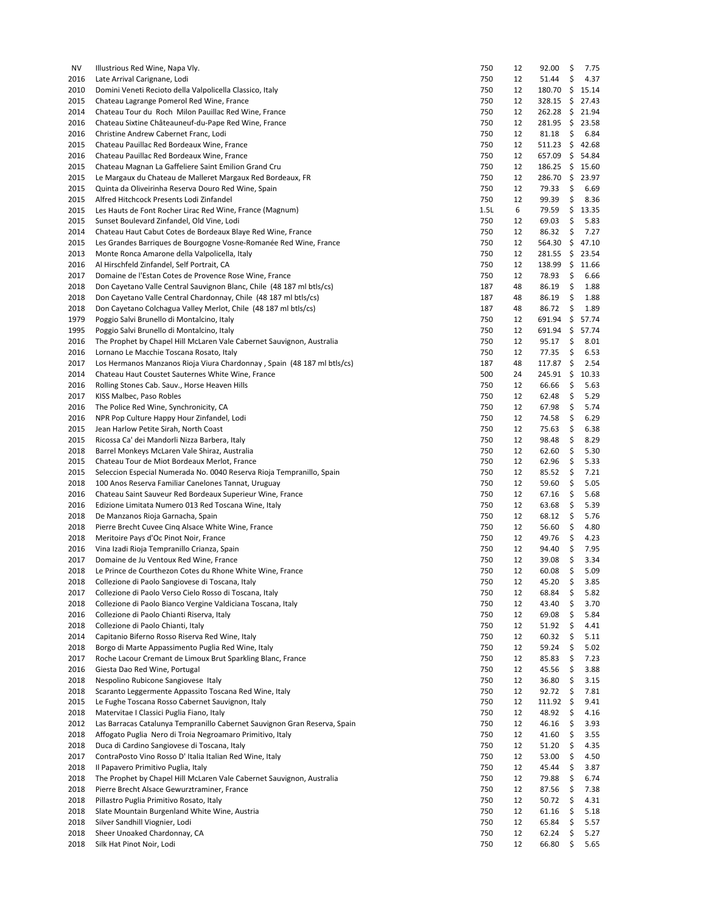| | | | | | |
|---|---|---|---|---|---|
| NV | Illustrious Red Wine, Napa Vly. | 750 | 12 | 92.00 | $ 7.75 |
| 2016 | Late Arrival Carignane, Lodi | 750 | 12 | 51.44 | $ 4.37 |
| 2010 | Domini Veneti Recioto della Valpolicella Classico, Italy | 750 | 12 | 180.70 | $ 15.14 |
| 2015 | Chateau Lagrange Pomerol Red Wine, France | 750 | 12 | 328.15 | $ 27.43 |
| 2014 | Chateau Tour du Roch Milon Pauillac Red Wine, France | 750 | 12 | 262.28 | $ 21.94 |
| 2016 | Chateau Sixtine Châteauneuf-du-Pape Red Wine, France | 750 | 12 | 281.95 | $ 23.58 |
| 2016 | Christine Andrew Cabernet Franc, Lodi | 750 | 12 | 81.18 | $ 6.84 |
| 2015 | Chateau Pauillac Red Bordeaux Wine, France | 750 | 12 | 511.23 | $ 42.68 |
| 2016 | Chateau Pauillac Red Bordeaux Wine, France | 750 | 12 | 657.09 | $ 54.84 |
| 2015 | Chateau Magnan La Gaffeliere Saint Emilion Grand Cru | 750 | 12 | 186.25 | $ 15.60 |
| 2015 | Le Margaux du Chateau de Malleret Margaux Red Bordeaux, FR | 750 | 12 | 286.70 | $ 23.97 |
| 2015 | Quinta da Oliveirinha Reserva Douro Red Wine, Spain | 750 | 12 | 79.33 | $ 6.69 |
| 2015 | Alfred Hitchcock Presents Lodi Zinfandel | 750 | 12 | 99.39 | $ 8.36 |
| 2015 | Les Hauts de Font Rocher Lirac Red Wine, France (Magnum) | 1.5L | 6 | 79.59 | $ 13.35 |
| 2015 | Sunset Boulevard Zinfandel, Old Vine, Lodi | 750 | 12 | 69.03 | $ 5.83 |
| 2014 | Chateau Haut Cabut Cotes de Bordeaux Blaye Red Wine, France | 750 | 12 | 86.32 | $ 7.27 |
| 2015 | Les Grandes Barriques de Bourgogne Vosne-Romanée Red Wine, France | 750 | 12 | 564.30 | $ 47.10 |
| 2013 | Monte Ronca Amarone della Valpolicella, Italy | 750 | 12 | 281.55 | $ 23.54 |
| 2016 | Al Hirschfeld Zinfandel, Self Portrait, CA | 750 | 12 | 138.99 | $ 11.66 |
| 2017 | Domaine de l'Estan Cotes de Provence Rose Wine, France | 750 | 12 | 78.93 | $ 6.66 |
| 2018 | Don Cayetano Valle Central Sauvignon Blanc, Chile (48 187 ml btls/cs) | 187 | 48 | 86.19 | $ 1.88 |
| 2018 | Don Cayetano Valle Central Chardonnay, Chile (48 187 ml btls/cs) | 187 | 48 | 86.19 | $ 1.88 |
| 2018 | Don Cayetano Colchagua Valley Merlot, Chile (48 187 ml btls/cs) | 187 | 48 | 86.72 | $ 1.89 |
| 1979 | Poggio Salvi Brunello di Montalcino, Italy | 750 | 12 | 691.94 | $ 57.74 |
| 1995 | Poggio Salvi Brunello di Montalcino, Italy | 750 | 12 | 691.94 | $ 57.74 |
| 2016 | The Prophet by Chapel Hill McLaren Vale Cabernet Sauvignon, Australia | 750 | 12 | 95.17 | $ 8.01 |
| 2016 | Lornano Le Macchie Toscana Rosato, Italy | 750 | 12 | 77.35 | $ 6.53 |
| 2017 | Los Hermanos Manzanos Rioja Viura Chardonnay , Spain (48 187 ml btls/cs) | 187 | 48 | 117.87 | $ 2.54 |
| 2014 | Chateau Haut Coustet Sauternes White Wine, France | 500 | 24 | 245.91 | $ 10.33 |
| 2016 | Rolling Stones Cab. Sauv., Horse Heaven Hills | 750 | 12 | 66.66 | $ 5.63 |
| 2017 | KISS Malbec, Paso Robles | 750 | 12 | 62.48 | $ 5.29 |
| 2016 | The Police Red Wine, Synchronicity, CA | 750 | 12 | 67.98 | $ 5.74 |
| 2016 | NPR Pop Culture Happy Hour Zinfandel, Lodi | 750 | 12 | 74.58 | $ 6.29 |
| 2015 | Jean Harlow Petite Sirah, North Coast | 750 | 12 | 75.63 | $ 6.38 |
| 2015 | Ricossa Ca' dei Mandorli Nizza Barbera, Italy | 750 | 12 | 98.48 | $ 8.29 |
| 2018 | Barrel Monkeys McLaren Vale Shiraz, Australia | 750 | 12 | 62.60 | $ 5.30 |
| 2015 | Chateau Tour de Miot Bordeaux Merlot, France | 750 | 12 | 62.96 | $ 5.33 |
| 2015 | Seleccion Especial Numerada No. 0040 Reserva Rioja Tempranillo, Spain | 750 | 12 | 85.52 | $ 7.21 |
| 2018 | 100 Anos Reserva Familiar Canelones Tannat, Uruguay | 750 | 12 | 59.60 | $ 5.05 |
| 2016 | Chateau Saint Sauveur Red Bordeaux Superieur Wine, France | 750 | 12 | 67.16 | $ 5.68 |
| 2016 | Edizione Limitata Numero 013 Red Toscana Wine, Italy | 750 | 12 | 63.68 | $ 5.39 |
| 2018 | De Manzanos Rioja Garnacha, Spain | 750 | 12 | 68.12 | $ 5.76 |
| 2018 | Pierre Brecht Cuvee Cinq Alsace White Wine, France | 750 | 12 | 56.60 | $ 4.80 |
| 2018 | Meritoire Pays d'Oc Pinot Noir, France | 750 | 12 | 49.76 | $ 4.23 |
| 2016 | Vina Izadi Rioja Tempranillo Crianza, Spain | 750 | 12 | 94.40 | $ 7.95 |
| 2017 | Domaine de Ju Ventoux Red Wine, France | 750 | 12 | 39.08 | $ 3.34 |
| 2018 | Le Prince de Courthezon Cotes du Rhone White Wine, France | 750 | 12 | 60.08 | $ 5.09 |
| 2018 | Collezione di Paolo Sangiovese di Toscana, Italy | 750 | 12 | 45.20 | $ 3.85 |
| 2017 | Collezione di Paolo Verso Cielo Rosso di Toscana, Italy | 750 | 12 | 68.84 | $ 5.82 |
| 2018 | Collezione di Paolo Bianco Vergine Valdiciana Toscana, Italy | 750 | 12 | 43.40 | $ 3.70 |
| 2016 | Collezione di Paolo Chianti Riserva, Italy | 750 | 12 | 69.08 | $ 5.84 |
| 2018 | Collezione di Paolo Chianti, Italy | 750 | 12 | 51.92 | $ 4.41 |
| 2014 | Capitanio Biferno Rosso Riserva Red Wine, Italy | 750 | 12 | 60.32 | $ 5.11 |
| 2018 | Borgo di Marte Appassimento Puglia Red Wine, Italy | 750 | 12 | 59.24 | $ 5.02 |
| 2017 | Roche Lacour Cremant de Limoux Brut Sparkling Blanc, France | 750 | 12 | 85.83 | $ 7.23 |
| 2016 | Giesta Dao Red Wine, Portugal | 750 | 12 | 45.56 | $ 3.88 |
| 2018 | Nespolino Rubicone Sangiovese Italy | 750 | 12 | 36.80 | $ 3.15 |
| 2018 | Scaranto Leggermente Appassito Toscana Red Wine, Italy | 750 | 12 | 92.72 | $ 7.81 |
| 2015 | Le Fughe Toscana Rosso Cabernet Sauvignon, Italy | 750 | 12 | 111.92 | $ 9.41 |
| 2018 | Matervitae I Classici Puglia Fiano, Italy | 750 | 12 | 48.92 | $ 4.16 |
| 2012 | Las Barracas Catalunya Tempranillo Cabernet Sauvignon Gran Reserva, Spain | 750 | 12 | 46.16 | $ 3.93 |
| 2018 | Affogato Puglia Nero di Troia Negroamaro Primitivo, Italy | 750 | 12 | 41.60 | $ 3.55 |
| 2018 | Duca di Cardino Sangiovese di Toscana, Italy | 750 | 12 | 51.20 | $ 4.35 |
| 2017 | ContraPosto Vino Rosso D' Italia Italian Red Wine, Italy | 750 | 12 | 53.00 | $ 4.50 |
| 2018 | Il Papavero Primitivo Puglia, Italy | 750 | 12 | 45.44 | $ 3.87 |
| 2018 | The Prophet by Chapel Hill McLaren Vale Cabernet Sauvignon, Australia | 750 | 12 | 79.88 | $ 6.74 |
| 2018 | Pierre Brecht Alsace Gewurztraminer, France | 750 | 12 | 87.56 | $ 7.38 |
| 2018 | Pillastro Puglia Primitivo Rosato, Italy | 750 | 12 | 50.72 | $ 4.31 |
| 2018 | Slate Mountain Burgenland White Wine, Austria | 750 | 12 | 61.16 | $ 5.18 |
| 2018 | Silver Sandhill Viognier, Lodi | 750 | 12 | 65.84 | $ 5.57 |
| 2018 | Sheer Unoaked Chardonnay, CA | 750 | 12 | 62.24 | $ 5.27 |
| 2018 | Silk Hat Pinot Noir, Lodi | 750 | 12 | 66.80 | $ 5.65 |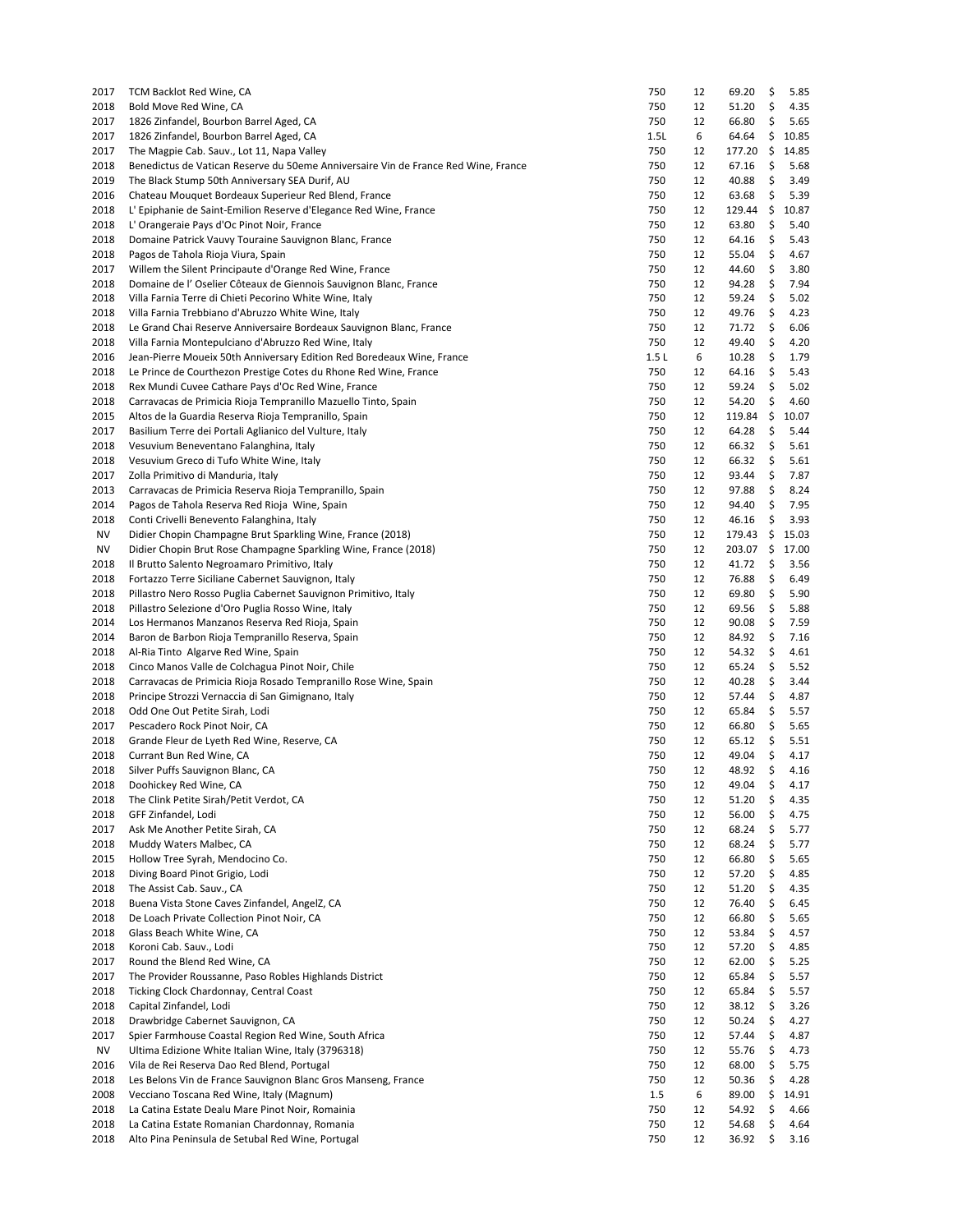| | | | | | |
|---|---|---|---|---|---|
| 2017 | TCM Backlot Red Wine, CA | 750 | 12 | 69.20 | $ 5.85 |
| 2018 | Bold Move Red Wine, CA | 750 | 12 | 51.20 | $ 4.35 |
| 2017 | 1826 Zinfandel, Bourbon Barrel Aged, CA | 750 | 12 | 66.80 | $ 5.65 |
| 2017 | 1826 Zinfandel, Bourbon Barrel Aged, CA | 1.5L | 6 | 64.64 | $ 10.85 |
| 2017 | The Magpie Cab. Sauv., Lot 11, Napa Valley | 750 | 12 | 177.20 | $ 14.85 |
| 2018 | Benedictus de Vatican Reserve du 50eme Anniversaire Vin de France Red Wine, France | 750 | 12 | 67.16 | $ 5.68 |
| 2019 | The Black Stump 50th Anniversary SEA Durif, AU | 750 | 12 | 40.88 | $ 3.49 |
| 2016 | Chateau Mouquet Bordeaux Superieur Red Blend, France | 750 | 12 | 63.68 | $ 5.39 |
| 2018 | L' Epiphanie de Saint-Emilion Reserve d'Elegance Red Wine, France | 750 | 12 | 129.44 | $ 10.87 |
| 2018 | L' Orangeraie Pays d'Oc Pinot Noir, France | 750 | 12 | 63.80 | $ 5.40 |
| 2018 | Domaine Patrick Vauvy Touraine Sauvignon Blanc, France | 750 | 12 | 64.16 | $ 5.43 |
| 2018 | Pagos de Tahola Rioja Viura, Spain | 750 | 12 | 55.04 | $ 4.67 |
| 2017 | Willem the Silent Principaute d'Orange Red Wine, France | 750 | 12 | 44.60 | $ 3.80 |
| 2018 | Domaine de l' Oselier Côteaux de Giennois Sauvignon Blanc, France | 750 | 12 | 94.28 | $ 7.94 |
| 2018 | Villa Farnia Terre di Chieti Pecorino White Wine, Italy | 750 | 12 | 59.24 | $ 5.02 |
| 2018 | Villa Farnia Trebbiano d'Abruzzo White Wine, Italy | 750 | 12 | 49.76 | $ 4.23 |
| 2018 | Le Grand Chai Reserve Anniversaire Bordeaux Sauvignon Blanc, France | 750 | 12 | 71.72 | $ 6.06 |
| 2018 | Villa Farnia Montepulciano d'Abruzzo Red Wine, Italy | 750 | 12 | 49.40 | $ 4.20 |
| 2016 | Jean-Pierre Moueix 50th Anniversary Edition Red Boredeaux Wine, France | 1.5 L | 6 | 10.28 | $ 1.79 |
| 2018 | Le Prince de Courthezon Prestige Cotes du Rhone Red Wine, France | 750 | 12 | 64.16 | $ 5.43 |
| 2018 | Rex Mundi Cuvee Cathare Pays d'Oc Red Wine, France | 750 | 12 | 59.24 | $ 5.02 |
| 2018 | Carravacas de Primicia Rioja Tempranillo Mazuello Tinto, Spain | 750 | 12 | 54.20 | $ 4.60 |
| 2015 | Altos de la Guardia Reserva Rioja Tempranillo, Spain | 750 | 12 | 119.84 | $ 10.07 |
| 2017 | Basilium Terre dei Portali Aglianico del Vulture, Italy | 750 | 12 | 64.28 | $ 5.44 |
| 2018 | Vesuvium Beneventano Falanghina, Italy | 750 | 12 | 66.32 | $ 5.61 |
| 2018 | Vesuvium Greco di Tufo White Wine, Italy | 750 | 12 | 66.32 | $ 5.61 |
| 2017 | Zolla Primitivo di Manduria, Italy | 750 | 12 | 93.44 | $ 7.87 |
| 2013 | Carravacas de Primicia Reserva Rioja Tempranillo, Spain | 750 | 12 | 97.88 | $ 8.24 |
| 2014 | Pagos de Tahola Reserva Red Rioja Wine, Spain | 750 | 12 | 94.40 | $ 7.95 |
| 2018 | Conti Crivelli Benevento Falanghina, Italy | 750 | 12 | 46.16 | $ 3.93 |
| NV | Didier Chopin Champagne Brut Sparkling Wine, France (2018) | 750 | 12 | 179.43 | $ 15.03 |
| NV | Didier Chopin Brut Rose Champagne Sparkling Wine, France (2018) | 750 | 12 | 203.07 | $ 17.00 |
| 2018 | Il Brutto Salento Negroamaro Primitivo, Italy | 750 | 12 | 41.72 | $ 3.56 |
| 2018 | Fortazzo Terre Siciliane Cabernet Sauvignon, Italy | 750 | 12 | 76.88 | $ 6.49 |
| 2018 | Pillastro Nero Rosso Puglia Cabernet Sauvignon Primitivo, Italy | 750 | 12 | 69.80 | $ 5.90 |
| 2018 | Pillastro Selezione d'Oro Puglia Rosso Wine, Italy | 750 | 12 | 69.56 | $ 5.88 |
| 2014 | Los Hermanos Manzanos Reserva Red Rioja, Spain | 750 | 12 | 90.08 | $ 7.59 |
| 2014 | Baron de Barbon Rioja Tempranillo Reserva, Spain | 750 | 12 | 84.92 | $ 7.16 |
| 2018 | Al-Ria Tinto Algarve Red Wine, Spain | 750 | 12 | 54.32 | $ 4.61 |
| 2018 | Cinco Manos Valle de Colchagua Pinot Noir, Chile | 750 | 12 | 65.24 | $ 5.52 |
| 2018 | Carravacas de Primicia Rioja Rosado Tempranillo Rose Wine, Spain | 750 | 12 | 40.28 | $ 3.44 |
| 2018 | Principe Strozzi Vernaccia di San Gimignano, Italy | 750 | 12 | 57.44 | $ 4.87 |
| 2018 | Odd One Out Petite Sirah, Lodi | 750 | 12 | 65.84 | $ 5.57 |
| 2017 | Pescadero Rock Pinot Noir, CA | 750 | 12 | 66.80 | $ 5.65 |
| 2018 | Grande Fleur de Lyeth Red Wine, Reserve, CA | 750 | 12 | 65.12 | $ 5.51 |
| 2018 | Currant Bun Red Wine, CA | 750 | 12 | 49.04 | $ 4.17 |
| 2018 | Silver Puffs Sauvignon Blanc, CA | 750 | 12 | 48.92 | $ 4.16 |
| 2018 | Doohickey Red Wine, CA | 750 | 12 | 49.04 | $ 4.17 |
| 2018 | The Clink Petite Sirah/Petit Verdot, CA | 750 | 12 | 51.20 | $ 4.35 |
| 2018 | GFF Zinfandel, Lodi | 750 | 12 | 56.00 | $ 4.75 |
| 2017 | Ask Me Another Petite Sirah, CA | 750 | 12 | 68.24 | $ 5.77 |
| 2018 | Muddy Waters Malbec, CA | 750 | 12 | 68.24 | $ 5.77 |
| 2015 | Hollow Tree Syrah, Mendocino Co. | 750 | 12 | 66.80 | $ 5.65 |
| 2018 | Diving Board Pinot Grigio, Lodi | 750 | 12 | 57.20 | $ 4.85 |
| 2018 | The Assist Cab. Sauv., CA | 750 | 12 | 51.20 | $ 4.35 |
| 2018 | Buena Vista Stone Caves Zinfandel, AngelZ, CA | 750 | 12 | 76.40 | $ 6.45 |
| 2018 | De Loach Private Collection Pinot Noir, CA | 750 | 12 | 66.80 | $ 5.65 |
| 2018 | Glass Beach White Wine, CA | 750 | 12 | 53.84 | $ 4.57 |
| 2018 | Koroni Cab. Sauv., Lodi | 750 | 12 | 57.20 | $ 4.85 |
| 2017 | Round the Blend Red Wine, CA | 750 | 12 | 62.00 | $ 5.25 |
| 2017 | The Provider Roussanne, Paso Robles Highlands District | 750 | 12 | 65.84 | $ 5.57 |
| 2018 | Ticking Clock Chardonnay, Central Coast | 750 | 12 | 65.84 | $ 5.57 |
| 2018 | Capital Zinfandel, Lodi | 750 | 12 | 38.12 | $ 3.26 |
| 2018 | Drawbridge Cabernet Sauvignon, CA | 750 | 12 | 50.24 | $ 4.27 |
| 2017 | Spier Farmhouse Coastal Region Red Wine, South Africa | 750 | 12 | 57.44 | $ 4.87 |
| NV | Ultima Edizione White Italian Wine, Italy (3796318) | 750 | 12 | 55.76 | $ 4.73 |
| 2016 | Vila de Rei Reserva Dao Red Blend, Portugal | 750 | 12 | 68.00 | $ 5.75 |
| 2018 | Les Belons Vin de France Sauvignon Blanc Gros Manseng, France | 750 | 12 | 50.36 | $ 4.28 |
| 2008 | Vecciano Toscana Red Wine, Italy (Magnum) | 1.5 | 6 | 89.00 | $ 14.91 |
| 2018 | La Catina Estate Dealu Mare Pinot Noir, Romainia | 750 | 12 | 54.92 | $ 4.66 |
| 2018 | La Catina Estate Romanian Chardonnay, Romania | 750 | 12 | 54.68 | $ 4.64 |
| 2018 | Alto Pina Peninsula de Setubal Red Wine, Portugal | 750 | 12 | 36.92 | $ 3.16 |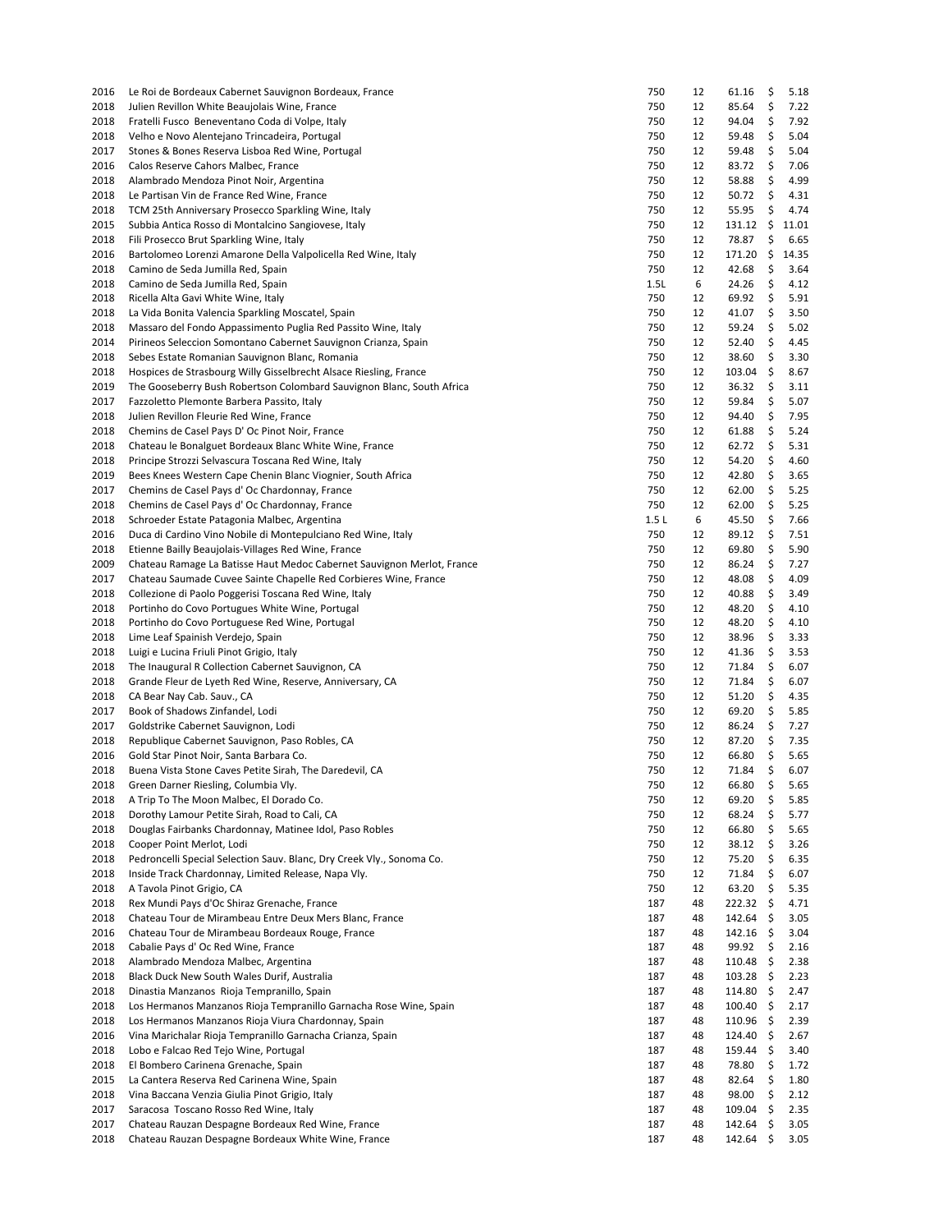| | | | | | |
|---|---|---|---|---|---|
| 2016 | Le Roi de Bordeaux Cabernet Sauvignon Bordeaux, France | 750 | 12 | 61.16 | $ 5.18 |
| 2018 | Julien Revillon White Beaujolais Wine, France | 750 | 12 | 85.64 | $ 7.22 |
| 2018 | Fratelli Fusco Beneventano Coda di Volpe, Italy | 750 | 12 | 94.04 | $ 7.92 |
| 2018 | Velho e Novo Alentejano Trincadeira, Portugal | 750 | 12 | 59.48 | $ 5.04 |
| 2017 | Stones & Bones Reserva Lisboa Red Wine, Portugal | 750 | 12 | 59.48 | $ 5.04 |
| 2016 | Calos Reserve Cahors Malbec, France | 750 | 12 | 83.72 | $ 7.06 |
| 2018 | Alambrado Mendoza Pinot Noir, Argentina | 750 | 12 | 58.88 | $ 4.99 |
| 2018 | Le Partisan Vin de France Red Wine, France | 750 | 12 | 50.72 | $ 4.31 |
| 2018 | TCM 25th Anniversary Prosecco Sparkling Wine, Italy | 750 | 12 | 55.95 | $ 4.74 |
| 2015 | Subbia Antica Rosso di Montalcino Sangiovese, Italy | 750 | 12 | 131.12 | $ 11.01 |
| 2018 | Fili Prosecco Brut Sparkling Wine, Italy | 750 | 12 | 78.87 | $ 6.65 |
| 2016 | Bartolomeo Lorenzi Amarone Della Valpolicella Red Wine, Italy | 750 | 12 | 171.20 | $ 14.35 |
| 2018 | Camino de Seda Jumilla Red, Spain | 750 | 12 | 42.68 | $ 3.64 |
| 2018 | Camino de Seda Jumilla Red, Spain | 1.5L | 6 | 24.26 | $ 4.12 |
| 2018 | Ricella Alta Gavi White Wine, Italy | 750 | 12 | 69.92 | $ 5.91 |
| 2018 | La Vida Bonita Valencia Sparkling Moscatel, Spain | 750 | 12 | 41.07 | $ 3.50 |
| 2018 | Massaro del Fondo Appassimento Puglia Red Passito Wine, Italy | 750 | 12 | 59.24 | $ 5.02 |
| 2014 | Pirineos Seleccion Somontano Cabernet Sauvignon Crianza, Spain | 750 | 12 | 52.40 | $ 4.45 |
| 2018 | Sebes Estate Romanian Sauvignon Blanc, Romania | 750 | 12 | 38.60 | $ 3.30 |
| 2018 | Hospices de Strasbourg Willy Gisselbrecht Alsace Riesling, France | 750 | 12 | 103.04 | $ 8.67 |
| 2019 | The Gooseberry Bush Robertson Colombard Sauvignon Blanc, South Africa | 750 | 12 | 36.32 | $ 3.11 |
| 2017 | Fazzoletto PIemonte Barbera Passito, Italy | 750 | 12 | 59.84 | $ 5.07 |
| 2018 | Julien Revillon Fleurie Red Wine, France | 750 | 12 | 94.40 | $ 7.95 |
| 2018 | Chemins de Casel Pays D' Oc Pinot Noir, France | 750 | 12 | 61.88 | $ 5.24 |
| 2018 | Chateau le Bonalguet Bordeaux Blanc White Wine, France | 750 | 12 | 62.72 | $ 5.31 |
| 2018 | Principe Strozzi Selvascura Toscana Red Wine, Italy | 750 | 12 | 54.20 | $ 4.60 |
| 2019 | Bees Knees Western Cape Chenin Blanc Viognier, South Africa | 750 | 12 | 42.80 | $ 3.65 |
| 2017 | Chemins de Casel Pays d' Oc Chardonnay, France | 750 | 12 | 62.00 | $ 5.25 |
| 2018 | Chemins de Casel Pays d' Oc Chardonnay, France | 750 | 12 | 62.00 | $ 5.25 |
| 2018 | Schroeder Estate Patagonia Malbec, Argentina | 1.5 L | 6 | 45.50 | $ 7.66 |
| 2016 | Duca di Cardino Vino Nobile di Montepulciano Red Wine, Italy | 750 | 12 | 89.12 | $ 7.51 |
| 2018 | Etienne Bailly Beaujolais-Villages Red Wine, France | 750 | 12 | 69.80 | $ 5.90 |
| 2009 | Chateau Ramage La Batisse Haut Medoc Cabernet Sauvignon Merlot, France | 750 | 12 | 86.24 | $ 7.27 |
| 2017 | Chateau Saumade Cuvee Sainte Chapelle Red Corbieres Wine, France | 750 | 12 | 48.08 | $ 4.09 |
| 2018 | Collezione di Paolo Poggerisi Toscana Red Wine, Italy | 750 | 12 | 40.88 | $ 3.49 |
| 2018 | Portinho do Covo Portugues White Wine, Portugal | 750 | 12 | 48.20 | $ 4.10 |
| 2018 | Portinho do Covo Portuguese Red Wine, Portugal | 750 | 12 | 48.20 | $ 4.10 |
| 2018 | Lime Leaf Spainish Verdejo, Spain | 750 | 12 | 38.96 | $ 3.33 |
| 2018 | Luigi e Lucina Friuli Pinot Grigio, Italy | 750 | 12 | 41.36 | $ 3.53 |
| 2018 | The Inaugural R Collection Cabernet Sauvignon, CA | 750 | 12 | 71.84 | $ 6.07 |
| 2018 | Grande Fleur de Lyeth Red Wine, Reserve, Anniversary, CA | 750 | 12 | 71.84 | $ 6.07 |
| 2018 | CA Bear Nay Cab. Sauv., CA | 750 | 12 | 51.20 | $ 4.35 |
| 2017 | Book of Shadows Zinfandel, Lodi | 750 | 12 | 69.20 | $ 5.85 |
| 2017 | Goldstrike Cabernet Sauvignon, Lodi | 750 | 12 | 86.24 | $ 7.27 |
| 2018 | Republique Cabernet Sauvignon, Paso Robles, CA | 750 | 12 | 87.20 | $ 7.35 |
| 2016 | Gold Star Pinot Noir, Santa Barbara Co. | 750 | 12 | 66.80 | $ 5.65 |
| 2018 | Buena Vista Stone Caves Petite Sirah, The Daredevil, CA | 750 | 12 | 71.84 | $ 6.07 |
| 2018 | Green Darner Riesling, Columbia Vly. | 750 | 12 | 66.80 | $ 5.65 |
| 2018 | A Trip To The Moon Malbec, El Dorado Co. | 750 | 12 | 69.20 | $ 5.85 |
| 2018 | Dorothy Lamour Petite Sirah, Road to Cali, CA | 750 | 12 | 68.24 | $ 5.77 |
| 2018 | Douglas Fairbanks Chardonnay, Matinee Idol, Paso Robles | 750 | 12 | 66.80 | $ 5.65 |
| 2018 | Cooper Point Merlot, Lodi | 750 | 12 | 38.12 | $ 3.26 |
| 2018 | Pedroncelli Special Selection Sauv. Blanc, Dry Creek Vly., Sonoma Co. | 750 | 12 | 75.20 | $ 6.35 |
| 2018 | Inside Track Chardonnay, Limited Release, Napa Vly. | 750 | 12 | 71.84 | $ 6.07 |
| 2018 | A Tavola Pinot Grigio, CA | 750 | 12 | 63.20 | $ 5.35 |
| 2018 | Rex Mundi Pays d'Oc Shiraz Grenache, France | 187 | 48 | 222.32 | $ 4.71 |
| 2018 | Chateau Tour de Mirambeau Entre Deux Mers Blanc, France | 187 | 48 | 142.64 | $ 3.05 |
| 2016 | Chateau Tour de Mirambeau Bordeaux Rouge, France | 187 | 48 | 142.16 | $ 3.04 |
| 2018 | Cabalie Pays d' Oc Red Wine, France | 187 | 48 | 99.92 | $ 2.16 |
| 2018 | Alambrado Mendoza Malbec, Argentina | 187 | 48 | 110.48 | $ 2.38 |
| 2018 | Black Duck New South Wales Durif, Australia | 187 | 48 | 103.28 | $ 2.23 |
| 2018 | Dinastia Manzanos Rioja Tempranillo, Spain | 187 | 48 | 114.80 | $ 2.47 |
| 2018 | Los Hermanos Manzanos Rioja Tempranillo Garnacha Rose Wine, Spain | 187 | 48 | 100.40 | $ 2.17 |
| 2018 | Los Hermanos Manzanos Rioja Viura Chardonnay, Spain | 187 | 48 | 110.96 | $ 2.39 |
| 2016 | Vina Marichalar Rioja Tempranillo Garnacha Crianza, Spain | 187 | 48 | 124.40 | $ 2.67 |
| 2018 | Lobo e Falcao Red Tejo Wine, Portugal | 187 | 48 | 159.44 | $ 3.40 |
| 2018 | El Bombero Carinena Grenache, Spain | 187 | 48 | 78.80 | $ 1.72 |
| 2015 | La Cantera Reserva Red Carinena Wine, Spain | 187 | 48 | 82.64 | $ 1.80 |
| 2018 | Vina Baccana Venzia Giulia Pinot Grigio, Italy | 187 | 48 | 98.00 | $ 2.12 |
| 2017 | Saracosa Toscano Rosso Red Wine, Italy | 187 | 48 | 109.04 | $ 2.35 |
| 2017 | Chateau Rauzan Despagne Bordeaux Red Wine, France | 187 | 48 | 142.64 | $ 3.05 |
| 2018 | Chateau Rauzan Despagne Bordeaux White Wine, France | 187 | 48 | 142.64 | $ 3.05 |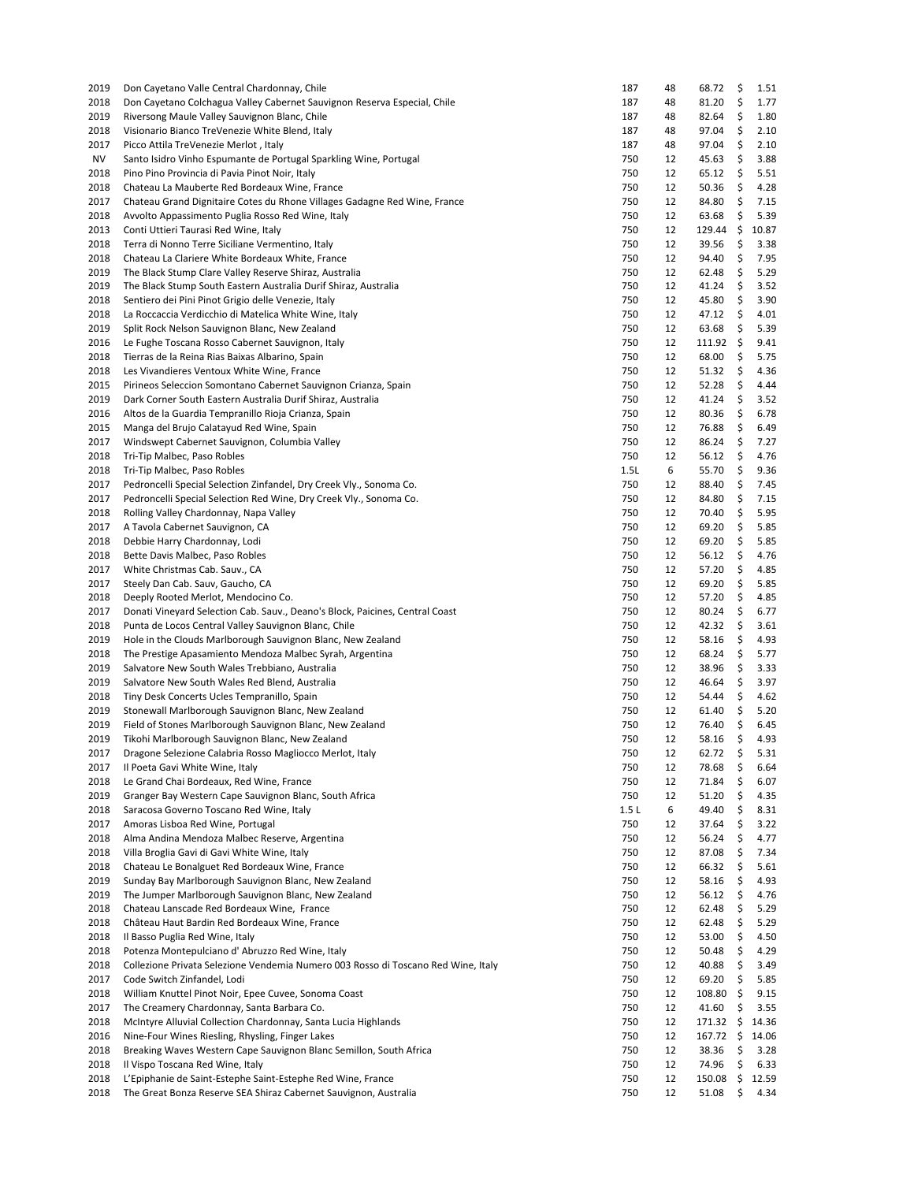| | | | | | |
|---|---|---|---|---|---|
| 2019 | Don Cayetano Valle Central Chardonnay, Chile | 187 | 48 | 68.72 | $ 1.51 |
| 2018 | Don Cayetano Colchagua Valley Cabernet Sauvignon Reserva Especial, Chile | 187 | 48 | 81.20 | $ 1.77 |
| 2019 | Riversong Maule Valley Sauvignon Blanc, Chile | 187 | 48 | 82.64 | $ 1.80 |
| 2018 | Visionario Bianco TreVenezie White Blend, Italy | 187 | 48 | 97.04 | $ 2.10 |
| 2017 | Picco Attila TreVenezie Merlot , Italy | 187 | 48 | 97.04 | $ 2.10 |
| NV | Santo Isidro Vinho Espumante de Portugal Sparkling Wine, Portugal | 750 | 12 | 45.63 | $ 3.88 |
| 2018 | Pino Pino Provincia di Pavia Pinot Noir, Italy | 750 | 12 | 65.12 | $ 5.51 |
| 2018 | Chateau La Mauberte Red Bordeaux Wine, France | 750 | 12 | 50.36 | $ 4.28 |
| 2017 | Chateau Grand Dignitaire Cotes du Rhone Villages Gadagne Red Wine, France | 750 | 12 | 84.80 | $ 7.15 |
| 2018 | Avvolto Appassimento Puglia Rosso Red Wine, Italy | 750 | 12 | 63.68 | $ 5.39 |
| 2013 | Conti Uttieri Taurasi Red Wine, Italy | 750 | 12 | 129.44 | $ 10.87 |
| 2018 | Terra di Nonno Terre Siciliane Vermentino, Italy | 750 | 12 | 39.56 | $ 3.38 |
| 2018 | Chateau La Clariere White Bordeaux White, France | 750 | 12 | 94.40 | $ 7.95 |
| 2019 | The Black Stump Clare Valley Reserve Shiraz, Australia | 750 | 12 | 62.48 | $ 5.29 |
| 2019 | The Black Stump South Eastern Australia Durif Shiraz, Australia | 750 | 12 | 41.24 | $ 3.52 |
| 2018 | Sentiero dei Pini Pinot Grigio delle Venezie, Italy | 750 | 12 | 45.80 | $ 3.90 |
| 2018 | La Roccaccia Verdicchio di Matelica White Wine, Italy | 750 | 12 | 47.12 | $ 4.01 |
| 2019 | Split Rock Nelson Sauvignon Blanc, New Zealand | 750 | 12 | 63.68 | $ 5.39 |
| 2016 | Le Fughe Toscana Rosso Cabernet Sauvignon, Italy | 750 | 12 | 111.92 | $ 9.41 |
| 2018 | Tierras de la Reina Rias Baixas Albarino, Spain | 750 | 12 | 68.00 | $ 5.75 |
| 2018 | Les Vivandieres Ventoux White Wine, France | 750 | 12 | 51.32 | $ 4.36 |
| 2015 | Pirineos Seleccion Somontano Cabernet Sauvignon Crianza, Spain | 750 | 12 | 52.28 | $ 4.44 |
| 2019 | Dark Corner South Eastern Australia Durif Shiraz, Australia | 750 | 12 | 41.24 | $ 3.52 |
| 2016 | Altos de la Guardia Tempranillo Rioja Crianza, Spain | 750 | 12 | 80.36 | $ 6.78 |
| 2015 | Manga del Brujo Calatayud Red Wine, Spain | 750 | 12 | 76.88 | $ 6.49 |
| 2017 | Windswept Cabernet Sauvignon, Columbia Valley | 750 | 12 | 86.24 | $ 7.27 |
| 2018 | Tri-Tip Malbec, Paso Robles | 750 | 12 | 56.12 | $ 4.76 |
| 2018 | Tri-Tip Malbec, Paso Robles | 1.5L | 6 | 55.70 | $ 9.36 |
| 2017 | Pedroncelli Special Selection Zinfandel, Dry Creek Vly., Sonoma Co. | 750 | 12 | 88.40 | $ 7.45 |
| 2017 | Pedroncelli Special Selection Red Wine, Dry Creek Vly., Sonoma Co. | 750 | 12 | 84.80 | $ 7.15 |
| 2018 | Rolling Valley Chardonnay, Napa Valley | 750 | 12 | 70.40 | $ 5.95 |
| 2017 | A Tavola Cabernet Sauvignon, CA | 750 | 12 | 69.20 | $ 5.85 |
| 2018 | Debbie Harry Chardonnay, Lodi | 750 | 12 | 69.20 | $ 5.85 |
| 2018 | Bette Davis Malbec, Paso Robles | 750 | 12 | 56.12 | $ 4.76 |
| 2017 | White Christmas Cab. Sauv., CA | 750 | 12 | 57.20 | $ 4.85 |
| 2017 | Steely Dan Cab. Sauv, Gaucho, CA | 750 | 12 | 69.20 | $ 5.85 |
| 2018 | Deeply Rooted Merlot, Mendocino Co. | 750 | 12 | 57.20 | $ 4.85 |
| 2017 | Donati Vineyard Selection Cab. Sauv., Deano's Block, Paicines, Central Coast | 750 | 12 | 80.24 | $ 6.77 |
| 2018 | Punta de Locos Central Valley Sauvignon Blanc, Chile | 750 | 12 | 42.32 | $ 3.61 |
| 2019 | Hole in the Clouds Marlborough Sauvignon Blanc, New Zealand | 750 | 12 | 58.16 | $ 4.93 |
| 2018 | The Prestige Apasamiento Mendoza Malbec Syrah, Argentina | 750 | 12 | 68.24 | $ 5.77 |
| 2019 | Salvatore New South Wales Trebbiano, Australia | 750 | 12 | 38.96 | $ 3.33 |
| 2019 | Salvatore New South Wales Red Blend, Australia | 750 | 12 | 46.64 | $ 3.97 |
| 2018 | Tiny Desk Concerts Ucles Tempranillo, Spain | 750 | 12 | 54.44 | $ 4.62 |
| 2019 | Stonewall Marlborough Sauvignon Blanc, New Zealand | 750 | 12 | 61.40 | $ 5.20 |
| 2019 | Field of Stones Marlborough Sauvignon Blanc, New Zealand | 750 | 12 | 76.40 | $ 6.45 |
| 2019 | Tikohi Marlborough Sauvignon Blanc, New Zealand | 750 | 12 | 58.16 | $ 4.93 |
| 2017 | Dragone Selezione Calabria Rosso Magliocco Merlot, Italy | 750 | 12 | 62.72 | $ 5.31 |
| 2017 | Il Poeta Gavi White Wine, Italy | 750 | 12 | 78.68 | $ 6.64 |
| 2018 | Le Grand Chai Bordeaux, Red Wine, France | 750 | 12 | 71.84 | $ 6.07 |
| 2019 | Granger Bay Western Cape Sauvignon Blanc, South Africa | 750 | 12 | 51.20 | $ 4.35 |
| 2018 | Saracosa Governo Toscano Red Wine, Italy | 1.5 L | 6 | 49.40 | $ 8.31 |
| 2017 | Amoras Lisboa Red Wine, Portugal | 750 | 12 | 37.64 | $ 3.22 |
| 2018 | Alma Andina Mendoza Malbec Reserve, Argentina | 750 | 12 | 56.24 | $ 4.77 |
| 2018 | Villa Broglia Gavi di Gavi White Wine, Italy | 750 | 12 | 87.08 | $ 7.34 |
| 2018 | Chateau Le Bonalguet Red Bordeaux Wine, France | 750 | 12 | 66.32 | $ 5.61 |
| 2019 | Sunday Bay Marlborough Sauvignon Blanc, New Zealand | 750 | 12 | 58.16 | $ 4.93 |
| 2019 | The Jumper Marlborough Sauvignon Blanc, New Zealand | 750 | 12 | 56.12 | $ 4.76 |
| 2018 | Chateau Lanscade Red Bordeaux Wine, France | 750 | 12 | 62.48 | $ 5.29 |
| 2018 | Château Haut Bardin Red Bordeaux Wine, France | 750 | 12 | 62.48 | $ 5.29 |
| 2018 | Il Basso Puglia Red Wine, Italy | 750 | 12 | 53.00 | $ 4.50 |
| 2018 | Potenza Montepulciano d' Abruzzo Red Wine, Italy | 750 | 12 | 50.48 | $ 4.29 |
| 2018 | Collezione Privata Selezione Vendemia Numero 003 Rosso di Toscano Red Wine, Italy | 750 | 12 | 40.88 | $ 3.49 |
| 2017 | Code Switch Zinfandel, Lodi | 750 | 12 | 69.20 | $ 5.85 |
| 2018 | William Knuttel Pinot Noir, Epee Cuvee, Sonoma Coast | 750 | 12 | 108.80 | $ 9.15 |
| 2017 | The Creamery Chardonnay, Santa Barbara Co. | 750 | 12 | 41.60 | $ 3.55 |
| 2018 | McIntyre Alluvial Collection Chardonnay, Santa Lucia Highlands | 750 | 12 | 171.32 | $ 14.36 |
| 2016 | Nine-Four Wines Riesling, Rhysling, Finger Lakes | 750 | 12 | 167.72 | $ 14.06 |
| 2018 | Breaking Waves Western Cape Sauvignon Blanc Semillon, South Africa | 750 | 12 | 38.36 | $ 3.28 |
| 2018 | Il Vispo Toscana Red Wine, Italy | 750 | 12 | 74.96 | $ 6.33 |
| 2018 | L'Epiphanie de Saint-Estephe Saint-Estephe Red Wine, France | 750 | 12 | 150.08 | $ 12.59 |
| 2018 | The Great Bonza Reserve SEA Shiraz Cabernet Sauvignon, Australia | 750 | 12 | 51.08 | $ 4.34 |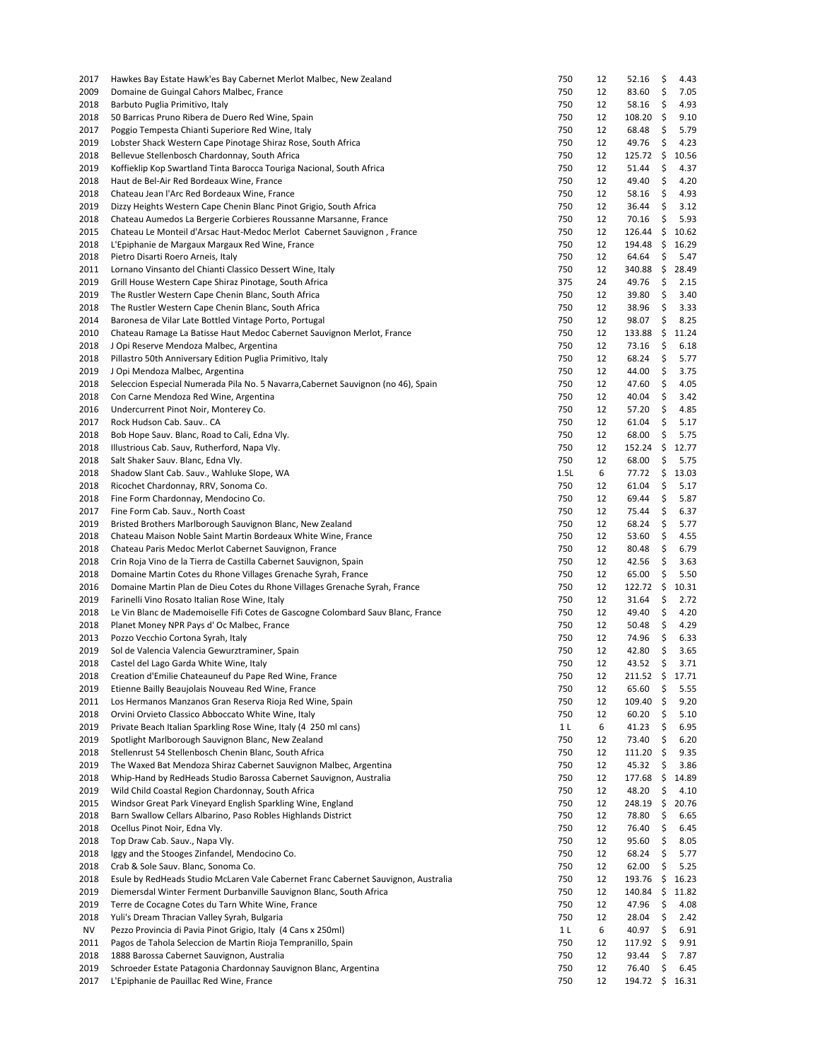| | | | | | |
|---|---|---|---|---|---|
| 2017 | Hawkes Bay Estate Hawk'es Bay Cabernet Merlot Malbec, New Zealand | 750 | 12 | 52.16 | $ 4.43 |
| 2009 | Domaine de Guingal Cahors Malbec, France | 750 | 12 | 83.60 | $ 7.05 |
| 2018 | Barbuto Puglia Primitivo, Italy | 750 | 12 | 58.16 | $ 4.93 |
| 2018 | 50 Barricas Pruno Ribera de Duero Red Wine, Spain | 750 | 12 | 108.20 | $ 9.10 |
| 2017 | Poggio Tempesta Chianti Superiore Red Wine, Italy | 750 | 12 | 68.48 | $ 5.79 |
| 2019 | Lobster Shack Western Cape Pinotage Shiraz Rose, South Africa | 750 | 12 | 49.76 | $ 4.23 |
| 2018 | Bellevue Stellenbosch Chardonnay, South Africa | 750 | 12 | 125.72 | $ 10.56 |
| 2019 | Koffieklip Kop Swartland Tinta Barocca Touriga Nacional, South Africa | 750 | 12 | 51.44 | $ 4.37 |
| 2018 | Haut de Bel-Air Red Bordeaux Wine, France | 750 | 12 | 49.40 | $ 4.20 |
| 2018 | Chateau Jean l'Arc Red Bordeaux Wine, France | 750 | 12 | 58.16 | $ 4.93 |
| 2019 | Dizzy Heights Western Cape Chenin Blanc Pinot Grigio, South Africa | 750 | 12 | 36.44 | $ 3.12 |
| 2018 | Chateau Aumedos La Bergerie Corbieres Roussanne Marsanne, France | 750 | 12 | 70.16 | $ 5.93 |
| 2015 | Chateau Le Monteil d'Arsac Haut-Medoc Merlot Cabernet Sauvignon , France | 750 | 12 | 126.44 | $ 10.62 |
| 2018 | L'Epiphanie de Margaux Margaux Red Wine, France | 750 | 12 | 194.48 | $ 16.29 |
| 2018 | Pietro Disarti Roero Arneis, Italy | 750 | 12 | 64.64 | $ 5.47 |
| 2011 | Lornano Vinsanto del Chianti Classico Dessert Wine, Italy | 750 | 12 | 340.88 | $ 28.49 |
| 2019 | Grill House Western Cape Shiraz Pinotage, South Africa | 375 | 24 | 49.76 | $ 2.15 |
| 2019 | The Rustler Western Cape Chenin Blanc, South Africa | 750 | 12 | 39.80 | $ 3.40 |
| 2018 | The Rustler Western Cape Chenin Blanc, South Africa | 750 | 12 | 38.96 | $ 3.33 |
| 2014 | Baronesa de Vilar Late Bottled Vintage Porto, Portugal | 750 | 12 | 98.07 | $ 8.25 |
| 2010 | Chateau Ramage La Batisse Haut Medoc Cabernet Sauvignon Merlot, France | 750 | 12 | 133.88 | $ 11.24 |
| 2018 | J Opi Reserve Mendoza Malbec, Argentina | 750 | 12 | 73.16 | $ 6.18 |
| 2018 | Pillastro 50th Anniversary Edition Puglia Primitivo, Italy | 750 | 12 | 68.24 | $ 5.77 |
| 2019 | J Opi Mendoza Malbec, Argentina | 750 | 12 | 44.00 | $ 3.75 |
| 2018 | Seleccion Especial Numerada Pila No. 5 Navarra,Cabernet Sauvignon (no 46), Spain | 750 | 12 | 47.60 | $ 4.05 |
| 2018 | Con Carne Mendoza Red Wine, Argentina | 750 | 12 | 40.04 | $ 3.42 |
| 2016 | Undercurrent Pinot Noir, Monterey Co. | 750 | 12 | 57.20 | $ 4.85 |
| 2017 | Rock Hudson Cab. Sauv.. CA | 750 | 12 | 61.04 | $ 5.17 |
| 2018 | Bob Hope Sauv. Blanc, Road to Cali, Edna Vly. | 750 | 12 | 68.00 | $ 5.75 |
| 2018 | Illustrious Cab. Sauv, Rutherford, Napa Vly. | 750 | 12 | 152.24 | $ 12.77 |
| 2018 | Salt Shaker Sauv. Blanc, Edna Vly. | 750 | 12 | 68.00 | $ 5.75 |
| 2018 | Shadow Slant Cab. Sauv., Wahluke Slope, WA | 1.5L | 6 | 77.72 | $ 13.03 |
| 2018 | Ricochet Chardonnay, RRV, Sonoma Co. | 750 | 12 | 61.04 | $ 5.17 |
| 2018 | Fine Form Chardonnay, Mendocino Co. | 750 | 12 | 69.44 | $ 5.87 |
| 2017 | Fine Form Cab. Sauv., North Coast | 750 | 12 | 75.44 | $ 6.37 |
| 2019 | Bristed Brothers Marlborough Sauvignon Blanc, New Zealand | 750 | 12 | 68.24 | $ 5.77 |
| 2018 | Chateau Maison Noble Saint Martin Bordeaux White Wine, France | 750 | 12 | 53.60 | $ 4.55 |
| 2018 | Chateau Paris Medoc Merlot Cabernet Sauvignon, France | 750 | 12 | 80.48 | $ 6.79 |
| 2018 | Crin Roja Vino de la Tierra de Castilla Cabernet Sauvignon, Spain | 750 | 12 | 42.56 | $ 3.63 |
| 2018 | Domaine Martin Cotes du Rhone Villages Grenache Syrah, France | 750 | 12 | 65.00 | $ 5.50 |
| 2016 | Domaine Martin Plan de Dieu Cotes du Rhone Villages Grenache Syrah, France | 750 | 12 | 122.72 | $ 10.31 |
| 2019 | Farinelli Vino Rosato Italian Rose Wine, Italy | 750 | 12 | 31.64 | $ 2.72 |
| 2018 | Le Vin Blanc de Mademoiselle Fifi Cotes de Gascogne Colombard Sauv Blanc, France | 750 | 12 | 49.40 | $ 4.20 |
| 2018 | Planet Money NPR Pays d' Oc Malbec, France | 750 | 12 | 50.48 | $ 4.29 |
| 2013 | Pozzo Vecchio Cortona Syrah, Italy | 750 | 12 | 74.96 | $ 6.33 |
| 2019 | Sol de Valencia Valencia Gewurztraminer, Spain | 750 | 12 | 42.80 | $ 3.65 |
| 2018 | Castel del Lago Garda White Wine, Italy | 750 | 12 | 43.52 | $ 3.71 |
| 2018 | Creation d'Emilie Chateauneuf du Pape Red Wine, France | 750 | 12 | 211.52 | $ 17.71 |
| 2019 | Etienne Bailly Beaujolais Nouveau Red Wine, France | 750 | 12 | 65.60 | $ 5.55 |
| 2011 | Los Hermanos Manzanos Gran Reserva Rioja Red Wine, Spain | 750 | 12 | 109.40 | $ 9.20 |
| 2018 | Orvini Orvieto Classico Abboccato White Wine, Italy | 750 | 12 | 60.20 | $ 5.10 |
| 2019 | Private Beach Italian Sparkling Rose Wine, Italy (4 250 ml cans) | 1 L | 6 | 41.23 | $ 6.95 |
| 2019 | Spotlight Marlborough Sauvignon Blanc, New Zealand | 750 | 12 | 73.40 | $ 6.20 |
| 2018 | Stellenrust 54 Stellenbosch Chenin Blanc, South Africa | 750 | 12 | 111.20 | $ 9.35 |
| 2019 | The Waxed Bat Mendoza Shiraz Cabernet Sauvignon Malbec, Argentina | 750 | 12 | 45.32 | $ 3.86 |
| 2018 | Whip-Hand by RedHeads Studio Barossa Cabernet Sauvignon, Australia | 750 | 12 | 177.68 | $ 14.89 |
| 2019 | Wild Child Coastal Region Chardonnay, South Africa | 750 | 12 | 48.20 | $ 4.10 |
| 2015 | Windsor Great Park Vineyard English Sparkling Wine, England | 750 | 12 | 248.19 | $ 20.76 |
| 2018 | Barn Swallow Cellars Albarino, Paso Robles Highlands District | 750 | 12 | 78.80 | $ 6.65 |
| 2018 | Ocellus Pinot Noir, Edna Vly. | 750 | 12 | 76.40 | $ 6.45 |
| 2018 | Top Draw Cab. Sauv., Napa Vly. | 750 | 12 | 95.60 | $ 8.05 |
| 2018 | Iggy and the Stooges Zinfandel, Mendocino Co. | 750 | 12 | 68.24 | $ 5.77 |
| 2018 | Crab & Sole Sauv. Blanc, Sonoma Co. | 750 | 12 | 62.00 | $ 5.25 |
| 2018 | Esule by RedHeads Studio McLaren Vale Cabernet Franc Cabernet Sauvignon, Australia | 750 | 12 | 193.76 | $ 16.23 |
| 2019 | Diemersdal Winter Ferment Durbanville Sauvignon Blanc, South Africa | 750 | 12 | 140.84 | $ 11.82 |
| 2019 | Terre de Cocagne Cotes du Tarn White Wine, France | 750 | 12 | 47.96 | $ 4.08 |
| 2018 | Yuli's Dream Thracian Valley Syrah, Bulgaria | 750 | 12 | 28.04 | $ 2.42 |
| NV | Pezzo Provincia di Pavia Pinot Grigio, Italy (4 Cans x 250ml) | 1 L | 6 | 40.97 | $ 6.91 |
| 2011 | Pagos de Tahola Seleccion de Martin Rioja Tempranillo, Spain | 750 | 12 | 117.92 | $ 9.91 |
| 2018 | 1888 Barossa Cabernet Sauvignon, Australia | 750 | 12 | 93.44 | $ 7.87 |
| 2019 | Schroeder Estate Patagonia Chardonnay Sauvignon Blanc, Argentina | 750 | 12 | 76.40 | $ 6.45 |
| 2017 | L'Epiphanie de Pauillac Red Wine, France | 750 | 12 | 194.72 | $ 16.31 |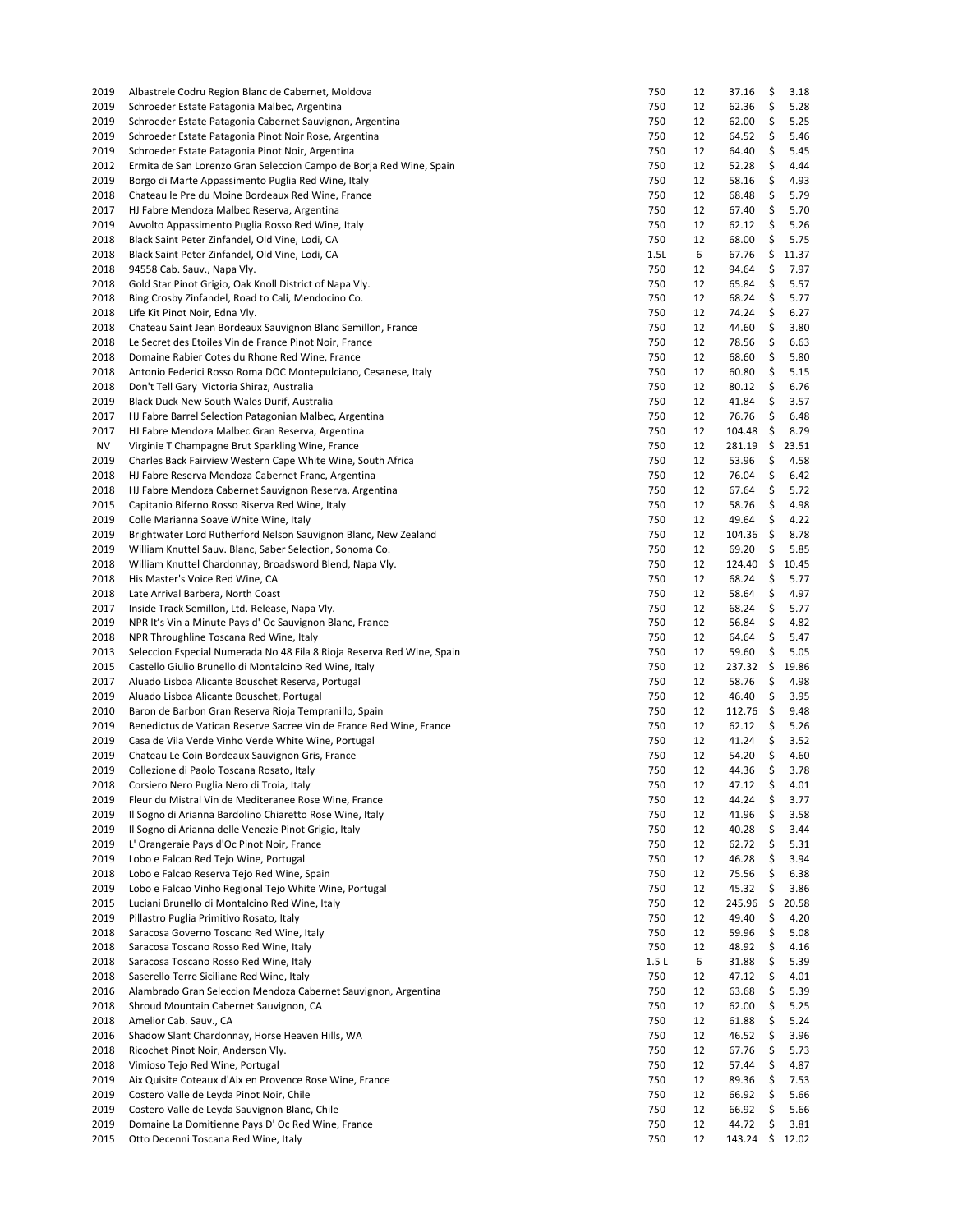| | | | | | |
|---|---|---|---|---|---|
| 2019 | Albastrele Codru Region Blanc de Cabernet, Moldova | 750 | 12 | 37.16 | $ 3.18 |
| 2019 | Schroeder Estate Patagonia Malbec, Argentina | 750 | 12 | 62.36 | $ 5.28 |
| 2019 | Schroeder Estate Patagonia Cabernet Sauvignon, Argentina | 750 | 12 | 62.00 | $ 5.25 |
| 2019 | Schroeder Estate Patagonia Pinot Noir Rose, Argentina | 750 | 12 | 64.52 | $ 5.46 |
| 2019 | Schroeder Estate Patagonia Pinot Noir, Argentina | 750 | 12 | 64.40 | $ 5.45 |
| 2012 | Ermita de San Lorenzo Gran Seleccion Campo de Borja Red Wine, Spain | 750 | 12 | 52.28 | $ 4.44 |
| 2019 | Borgo di Marte Appassimento Puglia Red Wine, Italy | 750 | 12 | 58.16 | $ 4.93 |
| 2018 | Chateau le Pre du Moine Bordeaux Red Wine, France | 750 | 12 | 68.48 | $ 5.79 |
| 2017 | HJ Fabre Mendoza Malbec Reserva, Argentina | 750 | 12 | 67.40 | $ 5.70 |
| 2019 | Avvolto Appassimento Puglia Rosso Red Wine, Italy | 750 | 12 | 62.12 | $ 5.26 |
| 2018 | Black Saint Peter Zinfandel, Old Vine, Lodi, CA | 750 | 12 | 68.00 | $ 5.75 |
| 2018 | Black Saint Peter Zinfandel, Old Vine, Lodi, CA | 1.5L | 6 | 67.76 | $ 11.37 |
| 2018 | 94558 Cab. Sauv., Napa Vly. | 750 | 12 | 94.64 | $ 7.97 |
| 2018 | Gold Star Pinot Grigio, Oak Knoll District of Napa Vly. | 750 | 12 | 65.84 | $ 5.57 |
| 2018 | Bing Crosby Zinfandel, Road to Cali, Mendocino Co. | 750 | 12 | 68.24 | $ 5.77 |
| 2018 | Life Kit Pinot Noir, Edna Vly. | 750 | 12 | 74.24 | $ 6.27 |
| 2018 | Chateau Saint Jean Bordeaux Sauvignon Blanc Semillon, France | 750 | 12 | 44.60 | $ 3.80 |
| 2018 | Le Secret des Etoiles Vin de France Pinot Noir, France | 750 | 12 | 78.56 | $ 6.63 |
| 2018 | Domaine Rabier Cotes du Rhone Red Wine, France | 750 | 12 | 68.60 | $ 5.80 |
| 2018 | Antonio Federici Rosso Roma DOC Montepulciano, Cesanese, Italy | 750 | 12 | 60.80 | $ 5.15 |
| 2018 | Don't Tell Gary Victoria Shiraz, Australia | 750 | 12 | 80.12 | $ 6.76 |
| 2019 | Black Duck New South Wales Durif, Australia | 750 | 12 | 41.84 | $ 3.57 |
| 2017 | HJ Fabre Barrel Selection Patagonian Malbec, Argentina | 750 | 12 | 76.76 | $ 6.48 |
| 2017 | HJ Fabre Mendoza Malbec Gran Reserva, Argentina | 750 | 12 | 104.48 | $ 8.79 |
| NV | Virginie T Champagne Brut Sparkling Wine, France | 750 | 12 | 281.19 | $ 23.51 |
| 2019 | Charles Back Fairview Western Cape White Wine, South Africa | 750 | 12 | 53.96 | $ 4.58 |
| 2018 | HJ Fabre Reserva Mendoza Cabernet Franc, Argentina | 750 | 12 | 76.04 | $ 6.42 |
| 2018 | HJ Fabre Mendoza Cabernet Sauvignon Reserva, Argentina | 750 | 12 | 67.64 | $ 5.72 |
| 2015 | Capitanio Biferno Rosso Riserva Red Wine, Italy | 750 | 12 | 58.76 | $ 4.98 |
| 2019 | Colle Marianna Soave White Wine, Italy | 750 | 12 | 49.64 | $ 4.22 |
| 2019 | Brightwater Lord Rutherford Nelson Sauvignon Blanc, New Zealand | 750 | 12 | 104.36 | $ 8.78 |
| 2019 | William Knuttel Sauv. Blanc, Saber Selection, Sonoma Co. | 750 | 12 | 69.20 | $ 5.85 |
| 2018 | William Knuttel Chardonnay, Broadsword Blend, Napa Vly. | 750 | 12 | 124.40 | $ 10.45 |
| 2018 | His Master's Voice Red Wine, CA | 750 | 12 | 68.24 | $ 5.77 |
| 2018 | Late Arrival Barbera, North Coast | 750 | 12 | 58.64 | $ 4.97 |
| 2017 | Inside Track Semillon, Ltd. Release, Napa Vly. | 750 | 12 | 68.24 | $ 5.77 |
| 2019 | NPR It's Vin a Minute Pays d' Oc Sauvignon Blanc, France | 750 | 12 | 56.84 | $ 4.82 |
| 2018 | NPR Throughline Toscana Red Wine, Italy | 750 | 12 | 64.64 | $ 5.47 |
| 2013 | Seleccion Especial Numerada No 48 Fila 8 Rioja Reserva Red Wine, Spain | 750 | 12 | 59.60 | $ 5.05 |
| 2015 | Castello Giulio Brunello di Montalcino Red Wine, Italy | 750 | 12 | 237.32 | $ 19.86 |
| 2017 | Aluado Lisboa Alicante Bouschet Reserva, Portugal | 750 | 12 | 58.76 | $ 4.98 |
| 2019 | Aluado Lisboa Alicante Bouschet, Portugal | 750 | 12 | 46.40 | $ 3.95 |
| 2010 | Baron de Barbon Gran Reserva Rioja Tempranillo, Spain | 750 | 12 | 112.76 | $ 9.48 |
| 2019 | Benedictus de Vatican Reserve Sacree Vin de France Red Wine, France | 750 | 12 | 62.12 | $ 5.26 |
| 2019 | Casa de Vila Verde Vinho Verde White Wine, Portugal | 750 | 12 | 41.24 | $ 3.52 |
| 2019 | Chateau Le Coin Bordeaux Sauvignon Gris, France | 750 | 12 | 54.20 | $ 4.60 |
| 2019 | Collezione di Paolo Toscana Rosato, Italy | 750 | 12 | 44.36 | $ 3.78 |
| 2018 | Corsiero Nero Puglia Nero di Troia, Italy | 750 | 12 | 47.12 | $ 4.01 |
| 2019 | Fleur du Mistral Vin de Mediteranee Rose Wine, France | 750 | 12 | 44.24 | $ 3.77 |
| 2019 | Il Sogno di Arianna Bardolino Chiaretto Rose Wine, Italy | 750 | 12 | 41.96 | $ 3.58 |
| 2019 | Il Sogno di Arianna delle Venezie Pinot Grigio, Italy | 750 | 12 | 40.28 | $ 3.44 |
| 2019 | L' Orangeraie Pays d'Oc Pinot Noir, France | 750 | 12 | 62.72 | $ 5.31 |
| 2019 | Lobo e Falcao Red Tejo Wine, Portugal | 750 | 12 | 46.28 | $ 3.94 |
| 2018 | Lobo e Falcao Reserva Tejo Red Wine, Spain | 750 | 12 | 75.56 | $ 6.38 |
| 2019 | Lobo e Falcao Vinho Regional Tejo White Wine, Portugal | 750 | 12 | 45.32 | $ 3.86 |
| 2015 | Luciani Brunello di Montalcino Red Wine, Italy | 750 | 12 | 245.96 | $ 20.58 |
| 2019 | Pillastro Puglia Primitivo Rosato, Italy | 750 | 12 | 49.40 | $ 4.20 |
| 2018 | Saracosa Governo Toscano Red Wine, Italy | 750 | 12 | 59.96 | $ 5.08 |
| 2018 | Saracosa Toscano Rosso Red Wine, Italy | 750 | 12 | 48.92 | $ 4.16 |
| 2018 | Saracosa Toscano Rosso Red Wine, Italy | 1.5 L | 6 | 31.88 | $ 5.39 |
| 2018 | Saserello Terre Siciliane Red Wine, Italy | 750 | 12 | 47.12 | $ 4.01 |
| 2016 | Alambrado Gran Seleccion Mendoza Cabernet Sauvignon, Argentina | 750 | 12 | 63.68 | $ 5.39 |
| 2018 | Shroud Mountain Cabernet Sauvignon, CA | 750 | 12 | 62.00 | $ 5.25 |
| 2018 | Amelior Cab. Sauv., CA | 750 | 12 | 61.88 | $ 5.24 |
| 2016 | Shadow Slant Chardonnay, Horse Heaven Hills, WA | 750 | 12 | 46.52 | $ 3.96 |
| 2018 | Ricochet Pinot Noir, Anderson Vly. | 750 | 12 | 67.76 | $ 5.73 |
| 2018 | Vimioso Tejo Red Wine, Portugal | 750 | 12 | 57.44 | $ 4.87 |
| 2019 | Aix Quisite Coteaux d'Aix en Provence Rose Wine, France | 750 | 12 | 89.36 | $ 7.53 |
| 2019 | Costero Valle de Leyda Pinot Noir, Chile | 750 | 12 | 66.92 | $ 5.66 |
| 2019 | Costero Valle de Leyda Sauvignon Blanc, Chile | 750 | 12 | 66.92 | $ 5.66 |
| 2019 | Domaine La Domitienne Pays D' Oc Red Wine, France | 750 | 12 | 44.72 | $ 3.81 |
| 2015 | Otto Decenni Toscana Red Wine, Italy | 750 | 12 | 143.24 | $ 12.02 |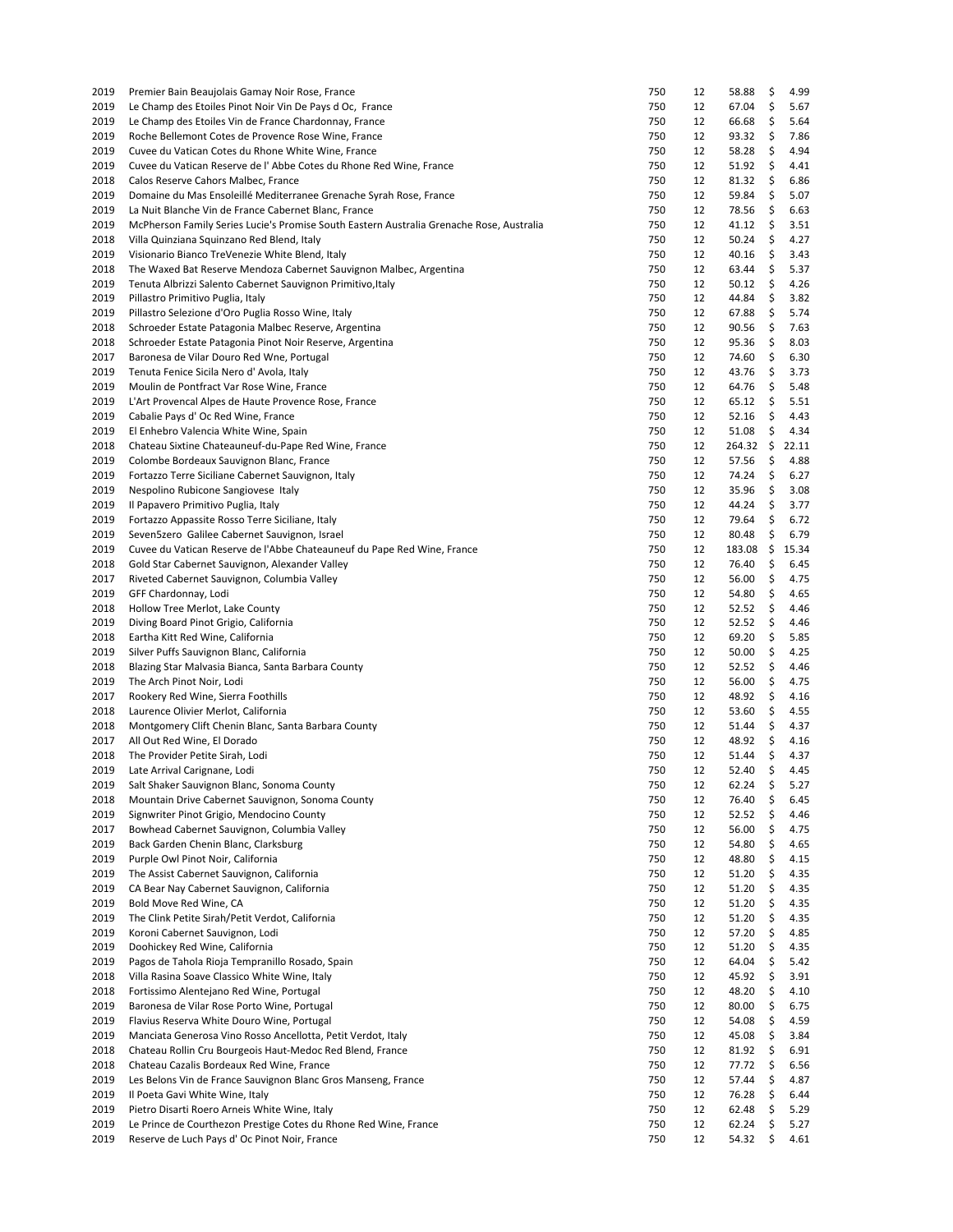| | | | | | |
|---|---|---|---|---|---|
| 2019 | Premier Bain Beaujolais Gamay Noir Rose, France | 750 | 12 | 58.88 | $ 4.99 |
| 2019 | Le Champ des Etoiles Pinot Noir Vin De Pays d Oc, France | 750 | 12 | 67.04 | $ 5.67 |
| 2019 | Le Champ des Etoiles Vin de France Chardonnay, France | 750 | 12 | 66.68 | $ 5.64 |
| 2019 | Roche Bellemont Cotes de Provence Rose Wine, France | 750 | 12 | 93.32 | $ 7.86 |
| 2019 | Cuvee du Vatican Cotes du Rhone White Wine, France | 750 | 12 | 58.28 | $ 4.94 |
| 2019 | Cuvee du Vatican Reserve de l' Abbe Cotes du Rhone Red Wine, France | 750 | 12 | 51.92 | $ 4.41 |
| 2018 | Calos Reserve Cahors Malbec, France | 750 | 12 | 81.32 | $ 6.86 |
| 2019 | Domaine du Mas Ensoleillé Mediterranee Grenache Syrah Rose, France | 750 | 12 | 59.84 | $ 5.07 |
| 2019 | La Nuit Blanche Vin de France Cabernet Blanc, France | 750 | 12 | 78.56 | $ 6.63 |
| 2019 | McPherson Family Series Lucie's Promise South Eastern Australia Grenache Rose, Australia | 750 | 12 | 41.12 | $ 3.51 |
| 2018 | Villa Quinziana Squinzano Red Blend, Italy | 750 | 12 | 50.24 | $ 4.27 |
| 2019 | Visionario Bianco TreVenezie White Blend, Italy | 750 | 12 | 40.16 | $ 3.43 |
| 2018 | The Waxed Bat Reserve Mendoza Cabernet Sauvignon Malbec, Argentina | 750 | 12 | 63.44 | $ 5.37 |
| 2019 | Tenuta Albrizzi Salento Cabernet Sauvignon Primitivo,Italy | 750 | 12 | 50.12 | $ 4.26 |
| 2019 | Pillastro Primitivo Puglia, Italy | 750 | 12 | 44.84 | $ 3.82 |
| 2019 | Pillastro Selezione d'Oro Puglia Rosso Wine, Italy | 750 | 12 | 67.88 | $ 5.74 |
| 2018 | Schroeder Estate Patagonia Malbec Reserve, Argentina | 750 | 12 | 90.56 | $ 7.63 |
| 2018 | Schroeder Estate Patagonia Pinot Noir Reserve, Argentina | 750 | 12 | 95.36 | $ 8.03 |
| 2017 | Baronesa de Vilar Douro Red Wne, Portugal | 750 | 12 | 74.60 | $ 6.30 |
| 2019 | Tenuta Fenice Sicila Nero d' Avola, Italy | 750 | 12 | 43.76 | $ 3.73 |
| 2019 | Moulin de Pontfract Var Rose Wine, France | 750 | 12 | 64.76 | $ 5.48 |
| 2019 | L'Art Provencal Alpes de Haute Provence Rose, France | 750 | 12 | 65.12 | $ 5.51 |
| 2019 | Cabalie Pays d' Oc Red Wine, France | 750 | 12 | 52.16 | $ 4.43 |
| 2019 | El Enhebro Valencia White Wine, Spain | 750 | 12 | 51.08 | $ 4.34 |
| 2018 | Chateau Sixtine Chateauneuf-du-Pape Red Wine, France | 750 | 12 | 264.32 | $ 22.11 |
| 2019 | Colombe Bordeaux Sauvignon Blanc, France | 750 | 12 | 57.56 | $ 4.88 |
| 2019 | Fortazzo Terre Siciliane Cabernet Sauvignon, Italy | 750 | 12 | 74.24 | $ 6.27 |
| 2019 | Nespolino Rubicone Sangiovese Italy | 750 | 12 | 35.96 | $ 3.08 |
| 2019 | Il Papavero Primitivo Puglia, Italy | 750 | 12 | 44.24 | $ 3.77 |
| 2019 | Fortazzo Appassite Rosso Terre Siciliane, Italy | 750 | 12 | 79.64 | $ 6.72 |
| 2019 | Seven5zero Galilee Cabernet Sauvignon, Israel | 750 | 12 | 80.48 | $ 6.79 |
| 2019 | Cuvee du Vatican Reserve de l'Abbe Chateauneuf du Pape Red Wine, France | 750 | 12 | 183.08 | $ 15.34 |
| 2018 | Gold Star Cabernet Sauvignon, Alexander Valley | 750 | 12 | 76.40 | $ 6.45 |
| 2017 | Riveted Cabernet Sauvignon, Columbia Valley | 750 | 12 | 56.00 | $ 4.75 |
| 2019 | GFF Chardonnay, Lodi | 750 | 12 | 54.80 | $ 4.65 |
| 2018 | Hollow Tree Merlot, Lake County | 750 | 12 | 52.52 | $ 4.46 |
| 2019 | Diving Board Pinot Grigio, California | 750 | 12 | 52.52 | $ 4.46 |
| 2018 | Eartha Kitt Red Wine, California | 750 | 12 | 69.20 | $ 5.85 |
| 2019 | Silver Puffs Sauvignon Blanc, California | 750 | 12 | 50.00 | $ 4.25 |
| 2018 | Blazing Star Malvasia Bianca, Santa Barbara County | 750 | 12 | 52.52 | $ 4.46 |
| 2019 | The Arch Pinot Noir, Lodi | 750 | 12 | 56.00 | $ 4.75 |
| 2017 | Rookery Red Wine, Sierra Foothills | 750 | 12 | 48.92 | $ 4.16 |
| 2018 | Laurence Olivier Merlot, California | 750 | 12 | 53.60 | $ 4.55 |
| 2018 | Montgomery Clift Chenin Blanc, Santa Barbara County | 750 | 12 | 51.44 | $ 4.37 |
| 2017 | All Out Red Wine, El Dorado | 750 | 12 | 48.92 | $ 4.16 |
| 2018 | The Provider Petite Sirah, Lodi | 750 | 12 | 51.44 | $ 4.37 |
| 2019 | Late Arrival Carignane, Lodi | 750 | 12 | 52.40 | $ 4.45 |
| 2019 | Salt Shaker Sauvignon Blanc, Sonoma County | 750 | 12 | 62.24 | $ 5.27 |
| 2018 | Mountain Drive Cabernet Sauvignon, Sonoma County | 750 | 12 | 76.40 | $ 6.45 |
| 2019 | Signwriter Pinot Grigio, Mendocino County | 750 | 12 | 52.52 | $ 4.46 |
| 2017 | Bowhead Cabernet Sauvignon, Columbia Valley | 750 | 12 | 56.00 | $ 4.75 |
| 2019 | Back Garden Chenin Blanc, Clarksburg | 750 | 12 | 54.80 | $ 4.65 |
| 2019 | Purple Owl Pinot Noir, California | 750 | 12 | 48.80 | $ 4.15 |
| 2019 | The Assist Cabernet Sauvignon, California | 750 | 12 | 51.20 | $ 4.35 |
| 2019 | CA Bear Nay Cabernet Sauvignon, California | 750 | 12 | 51.20 | $ 4.35 |
| 2019 | Bold Move Red Wine, CA | 750 | 12 | 51.20 | $ 4.35 |
| 2019 | The Clink Petite Sirah/Petit Verdot, California | 750 | 12 | 51.20 | $ 4.35 |
| 2019 | Koroni Cabernet Sauvignon, Lodi | 750 | 12 | 57.20 | $ 4.85 |
| 2019 | Doohickey Red Wine, California | 750 | 12 | 51.20 | $ 4.35 |
| 2019 | Pagos de Tahola Rioja Tempranillo Rosado, Spain | 750 | 12 | 64.04 | $ 5.42 |
| 2018 | Villa Rasina Soave Classico White Wine, Italy | 750 | 12 | 45.92 | $ 3.91 |
| 2018 | Fortissimo Alentejano Red Wine, Portugal | 750 | 12 | 48.20 | $ 4.10 |
| 2019 | Baronesa de Vilar Rose Porto Wine, Portugal | 750 | 12 | 80.00 | $ 6.75 |
| 2019 | Flavius Reserva White Douro Wine, Portugal | 750 | 12 | 54.08 | $ 4.59 |
| 2019 | Manciata Generosa Vino Rosso Ancellotta, Petit Verdot, Italy | 750 | 12 | 45.08 | $ 3.84 |
| 2018 | Chateau Rollin Cru Bourgeois Haut-Medoc Red Blend, France | 750 | 12 | 81.92 | $ 6.91 |
| 2018 | Chateau Cazalis Bordeaux Red Wine, France | 750 | 12 | 77.72 | $ 6.56 |
| 2019 | Les Belons Vin de France Sauvignon Blanc Gros Manseng, France | 750 | 12 | 57.44 | $ 4.87 |
| 2019 | Il Poeta Gavi White Wine, Italy | 750 | 12 | 76.28 | $ 6.44 |
| 2019 | Pietro Disarti Roero Arneis White Wine, Italy | 750 | 12 | 62.48 | $ 5.29 |
| 2019 | Le Prince de Courthezon Prestige Cotes du Rhone Red Wine, France | 750 | 12 | 62.24 | $ 5.27 |
| 2019 | Reserve de Luch Pays d' Oc Pinot Noir, France | 750 | 12 | 54.32 | $ 4.61 |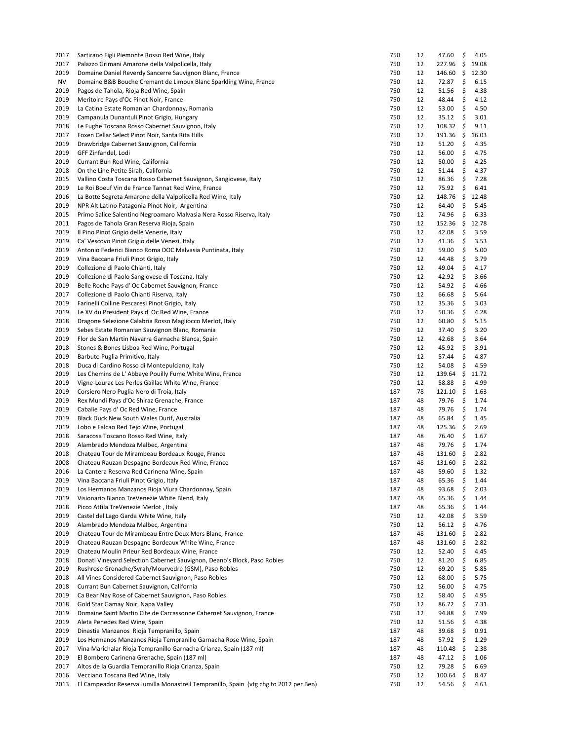| | | | | | |
|---|---|---|---|---|---|
| 2017 | Sartirano Figli Piemonte Rosso Red Wine, Italy | 750 | 12 | 47.60 | $ 4.05 |
| 2017 | Palazzo Grimani Amarone della Valpolicella, Italy | 750 | 12 | 227.96 | $ 19.08 |
| 2019 | Domaine Daniel Reverdy Sancerre Sauvignon Blanc, France | 750 | 12 | 146.60 | $ 12.30 |
| NV | Domaine B&B Bouche Cremant de Limoux Blanc Sparkling Wine, France | 750 | 12 | 72.87 | $ 6.15 |
| 2019 | Pagos de Tahola, Rioja Red Wine, Spain | 750 | 12 | 51.56 | $ 4.38 |
| 2019 | Meritoire Pays d'Oc Pinot Noir, France | 750 | 12 | 48.44 | $ 4.12 |
| 2019 | La Catina Estate Romanian Chardonnay, Romania | 750 | 12 | 53.00 | $ 4.50 |
| 2019 | Campanula Dunantuli Pinot Grigio, Hungary | 750 | 12 | 35.12 | $ 3.01 |
| 2018 | Le Fughe Toscana Rosso Cabernet Sauvignon, Italy | 750 | 12 | 108.32 | $ 9.11 |
| 2017 | Foxen Cellar Select Pinot Noir, Santa Rita Hills | 750 | 12 | 191.36 | $ 16.03 |
| 2019 | Drawbridge Cabernet Sauvignon, California | 750 | 12 | 51.20 | $ 4.35 |
| 2019 | GFF Zinfandel, Lodi | 750 | 12 | 56.00 | $ 4.75 |
| 2019 | Currant Bun Red Wine, California | 750 | 12 | 50.00 | $ 4.25 |
| 2018 | On the Line Petite Sirah, California | 750 | 12 | 51.44 | $ 4.37 |
| 2015 | Vallino Costa Toscana Rosso Cabernet Sauvignon, Sangiovese, Italy | 750 | 12 | 86.36 | $ 7.28 |
| 2019 | Le Roi Boeuf Vin de France Tannat Red Wine, France | 750 | 12 | 75.92 | $ 6.41 |
| 2016 | La Botte Segreta Amarone della Valpolicella Red Wine, Italy | 750 | 12 | 148.76 | $ 12.48 |
| 2019 | NPR Alt Latino Patagonia Pinot Noir, Argentina | 750 | 12 | 64.40 | $ 5.45 |
| 2015 | Primo Salice Salentino Negroamaro Malvasia Nera Rosso Riserva, Italy | 750 | 12 | 74.96 | $ 6.33 |
| 2011 | Pagos de Tahola Gran Reserva Rioja, Spain | 750 | 12 | 152.36 | $ 12.78 |
| 2019 | Il Pino Pinot Grigio delle Venezie, Italy | 750 | 12 | 42.08 | $ 3.59 |
| 2019 | Ca' Vescovo Pinot Grigio delle Venezi, Italy | 750 | 12 | 41.36 | $ 3.53 |
| 2019 | Antonio Federici Bianco Roma DOC Malvasia Puntinata, Italy | 750 | 12 | 59.00 | $ 5.00 |
| 2019 | Vina Baccana Friuli Pinot Grigio, Italy | 750 | 12 | 44.48 | $ 3.79 |
| 2019 | Collezione di Paolo Chianti, Italy | 750 | 12 | 49.04 | $ 4.17 |
| 2019 | Collezione di Paolo Sangiovese di Toscana, Italy | 750 | 12 | 42.92 | $ 3.66 |
| 2019 | Belle Roche Pays d' Oc Cabernet Sauvignon, France | 750 | 12 | 54.92 | $ 4.66 |
| 2017 | Collezione di Paolo Chianti Riserva, Italy | 750 | 12 | 66.68 | $ 5.64 |
| 2019 | Farinelli Colline Pescaresi Pinot Grigio, Italy | 750 | 12 | 35.36 | $ 3.03 |
| 2019 | Le XV du President Pays d' Oc Red Wine, France | 750 | 12 | 50.36 | $ 4.28 |
| 2018 | Dragone Selezione Calabria Rosso Magliocco Merlot, Italy | 750 | 12 | 60.80 | $ 5.15 |
| 2019 | Sebes Estate Romanian Sauvignon Blanc, Romania | 750 | 12 | 37.40 | $ 3.20 |
| 2019 | Flor de San Martin Navarra Garnacha Blanca, Spain | 750 | 12 | 42.68 | $ 3.64 |
| 2018 | Stones & Bones Lisboa Red Wine, Portugal | 750 | 12 | 45.92 | $ 3.91 |
| 2019 | Barbuto Puglia Primitivo, Italy | 750 | 12 | 57.44 | $ 4.87 |
| 2018 | Duca di Cardino Rosso di Montepulciano, Italy | 750 | 12 | 54.08 | $ 4.59 |
| 2019 | Les Chemins de L' Abbaye Pouilly Fume White Wine, France | 750 | 12 | 139.64 | $ 11.72 |
| 2019 | Vigne-Lourac Les Perles Gaillac White Wine, France | 750 | 12 | 58.88 | $ 4.99 |
| 2019 | Corsiero Nero Puglia Nero di Troia, Italy | 187 | 78 | 121.10 | $ 1.63 |
| 2019 | Rex Mundi Pays d'Oc Shiraz Grenache, France | 187 | 48 | 79.76 | $ 1.74 |
| 2019 | Cabalie Pays d' Oc Red Wine, France | 187 | 48 | 79.76 | $ 1.74 |
| 2019 | Black Duck New South Wales Durif, Australia | 187 | 48 | 65.84 | $ 1.45 |
| 2019 | Lobo e Falcao Red Tejo Wine, Portugal | 187 | 48 | 125.36 | $ 2.69 |
| 2018 | Saracosa Toscano Rosso Red Wine, Italy | 187 | 48 | 76.40 | $ 1.67 |
| 2019 | Alambrado Mendoza Malbec, Argentina | 187 | 48 | 79.76 | $ 1.74 |
| 2018 | Chateau Tour de Mirambeau Bordeaux Rouge, France | 187 | 48 | 131.60 | $ 2.82 |
| 2008 | Chateau Rauzan Despagne Bordeaux Red Wine, France | 187 | 48 | 131.60 | $ 2.82 |
| 2016 | La Cantera Reserva Red Carinena Wine, Spain | 187 | 48 | 59.60 | $ 1.32 |
| 2019 | Vina Baccana Friuli Pinot Grigio, Italy | 187 | 48 | 65.36 | $ 1.44 |
| 2019 | Los Hermanos Manzanos Rioja Viura Chardonnay, Spain | 187 | 48 | 93.68 | $ 2.03 |
| 2019 | Visionario Bianco TreVenezie White Blend, Italy | 187 | 48 | 65.36 | $ 1.44 |
| 2018 | Picco Attila TreVenezie Merlot , Italy | 187 | 48 | 65.36 | $ 1.44 |
| 2019 | Castel del Lago Garda White Wine, Italy | 750 | 12 | 42.08 | $ 3.59 |
| 2019 | Alambrado Mendoza Malbec, Argentina | 750 | 12 | 56.12 | $ 4.76 |
| 2019 | Chateau Tour de Mirambeau Entre Deux Mers Blanc, France | 187 | 48 | 131.60 | $ 2.82 |
| 2019 | Chateau Rauzan Despagne Bordeaux White Wine, France | 187 | 48 | 131.60 | $ 2.82 |
| 2019 | Chateau Moulin Prieur Red Bordeaux Wine, France | 750 | 12 | 52.40 | $ 4.45 |
| 2018 | Donati Vineyard Selection Cabernet Sauvignon, Deano's Block, Paso Robles | 750 | 12 | 81.20 | $ 6.85 |
| 2019 | Rushrose Grenache/Syrah/Mourvedre (GSM), Paso Robles | 750 | 12 | 69.20 | $ 5.85 |
| 2018 | All Vines Considered Cabernet Sauvignon, Paso Robles | 750 | 12 | 68.00 | $ 5.75 |
| 2018 | Currant Bun Cabernet Sauvignon, California | 750 | 12 | 56.00 | $ 4.75 |
| 2019 | Ca Bear Nay Rose of Cabernet Sauvignon, Paso Robles | 750 | 12 | 58.40 | $ 4.95 |
| 2018 | Gold Star Gamay Noir, Napa Valley | 750 | 12 | 86.72 | $ 7.31 |
| 2019 | Domaine Saint Martin Cite de Carcassonne Cabernet Sauvignon, France | 750 | 12 | 94.88 | $ 7.99 |
| 2019 | Aleta Penedes Red Wine, Spain | 750 | 12 | 51.56 | $ 4.38 |
| 2019 | Dinastia Manzanos Rioja Tempranillo, Spain | 187 | 48 | 39.68 | $ 0.91 |
| 2019 | Los Hermanos Manzanos Rioja Tempranillo Garnacha Rose Wine, Spain | 187 | 48 | 57.92 | $ 1.29 |
| 2017 | Vina Marichalar Rioja Tempranillo Garnacha Crianza, Spain (187 ml) | 187 | 48 | 110.48 | $ 2.38 |
| 2019 | El Bombero Carinena Grenache, Spain (187 ml) | 187 | 48 | 47.12 | $ 1.06 |
| 2017 | Altos de la Guardia Tempranillo Rioja Crianza, Spain | 750 | 12 | 79.28 | $ 6.69 |
| 2016 | Vecciano Toscana Red Wine, Italy | 750 | 12 | 100.64 | $ 8.47 |
| 2013 | El Campeador Reserva Jumilla Monastrell Tempranillo, Spain (vtg chg to 2012 per Ben) | 750 | 12 | 54.56 | $ 4.63 |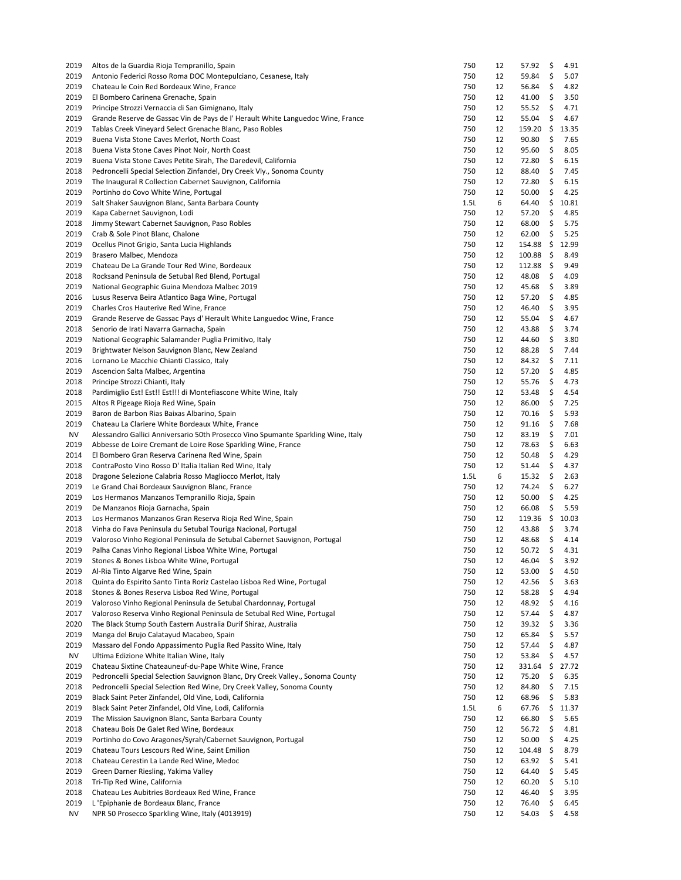| | | | | | |
|---|---|---|---|---|---|
| 2019 | Altos de la Guardia Rioja Tempranillo, Spain | 750 | 12 | 57.92 | $ 4.91 |
| 2019 | Antonio Federici Rosso Roma DOC Montepulciano, Cesanese, Italy | 750 | 12 | 59.84 | $ 5.07 |
| 2019 | Chateau le Coin Red Bordeaux Wine, France | 750 | 12 | 56.84 | $ 4.82 |
| 2019 | El Bombero Carinena Grenache, Spain | 750 | 12 | 41.00 | $ 3.50 |
| 2019 | Principe Strozzi Vernaccia di San Gimignano, Italy | 750 | 12 | 55.52 | $ 4.71 |
| 2019 | Grande Reserve de Gassac Vin de Pays de l' Herault White Languedoc Wine, France | 750 | 12 | 55.04 | $ 4.67 |
| 2019 | Tablas Creek Vineyard Select Grenache Blanc, Paso Robles | 750 | 12 | 159.20 | $ 13.35 |
| 2019 | Buena Vista Stone Caves Merlot, North Coast | 750 | 12 | 90.80 | $ 7.65 |
| 2018 | Buena Vista Stone Caves Pinot Noir, North Coast | 750 | 12 | 95.60 | $ 8.05 |
| 2019 | Buena Vista Stone Caves Petite Sirah, The Daredevil, California | 750 | 12 | 72.80 | $ 6.15 |
| 2018 | Pedroncelli Special Selection Zinfandel, Dry Creek Vly., Sonoma County | 750 | 12 | 88.40 | $ 7.45 |
| 2019 | The Inaugural R Collection Cabernet Sauvignon, California | 750 | 12 | 72.80 | $ 6.15 |
| 2019 | Portinho do Covo White Wine, Portugal | 750 | 12 | 50.00 | $ 4.25 |
| 2019 | Salt Shaker Sauvignon Blanc, Santa Barbara County | 1.5L | 6 | 64.40 | $ 10.81 |
| 2019 | Kapa Cabernet Sauvignon, Lodi | 750 | 12 | 57.20 | $ 4.85 |
| 2018 | Jimmy Stewart Cabernet Sauvignon, Paso Robles | 750 | 12 | 68.00 | $ 5.75 |
| 2019 | Crab & Sole Pinot Blanc, Chalone | 750 | 12 | 62.00 | $ 5.25 |
| 2019 | Ocellus Pinot Grigio, Santa Lucia Highlands | 750 | 12 | 154.88 | $ 12.99 |
| 2019 | Brasero Malbec, Mendoza | 750 | 12 | 100.88 | $ 8.49 |
| 2019 | Chateau De La Grande Tour Red Wine, Bordeaux | 750 | 12 | 112.88 | $ 9.49 |
| 2018 | Rocksand Peninsula de Setubal Red Blend, Portugal | 750 | 12 | 48.08 | $ 4.09 |
| 2019 | National Geographic Guina Mendoza Malbec 2019 | 750 | 12 | 45.68 | $ 3.89 |
| 2016 | Lusus Reserva Beira Atlantico Baga Wine, Portugal | 750 | 12 | 57.20 | $ 4.85 |
| 2019 | Charles Cros Hauterive Red Wine, France | 750 | 12 | 46.40 | $ 3.95 |
| 2019 | Grande Reserve de Gassac Pays d' Herault White Languedoc Wine, France | 750 | 12 | 55.04 | $ 4.67 |
| 2018 | Senorio de Irati Navarra Garnacha, Spain | 750 | 12 | 43.88 | $ 3.74 |
| 2019 | National Geographic Salamander Puglia Primitivo, Italy | 750 | 12 | 44.60 | $ 3.80 |
| 2019 | Brightwater Nelson Sauvignon Blanc, New Zealand | 750 | 12 | 88.28 | $ 7.44 |
| 2016 | Lornano Le Macchie Chianti Classico, Italy | 750 | 12 | 84.32 | $ 7.11 |
| 2019 | Ascencion Salta Malbec, Argentina | 750 | 12 | 57.20 | $ 4.85 |
| 2018 | Principe Strozzi Chianti, Italy | 750 | 12 | 55.76 | $ 4.73 |
| 2018 | Pardimiglio Est! Est!! Est!!! di Montefiascone White Wine, Italy | 750 | 12 | 53.48 | $ 4.54 |
| 2015 | Altos R Pigeage Rioja Red Wine, Spain | 750 | 12 | 86.00 | $ 7.25 |
| 2019 | Baron de Barbon Rias Baixas Albarino, Spain | 750 | 12 | 70.16 | $ 5.93 |
| 2019 | Chateau La Clariere White Bordeaux White, France | 750 | 12 | 91.16 | $ 7.68 |
| NV | Alessandro Gallici Anniversario 50th Prosecco Vino Spumante Sparkling Wine, Italy | 750 | 12 | 83.19 | $ 7.01 |
| 2019 | Abbesse de Loire Cremant de Loire Rose Sparkling Wine, France | 750 | 12 | 78.63 | $ 6.63 |
| 2014 | El Bombero Gran Reserva Carinena Red Wine, Spain | 750 | 12 | 50.48 | $ 4.29 |
| 2018 | ContraPosto Vino Rosso D' Italia Italian Red Wine, Italy | 750 | 12 | 51.44 | $ 4.37 |
| 2018 | Dragone Selezione Calabria Rosso Magliocco Merlot, Italy | 1.5L | 6 | 15.32 | $ 2.63 |
| 2019 | Le Grand Chai Bordeaux Sauvignon Blanc, France | 750 | 12 | 74.24 | $ 6.27 |
| 2019 | Los Hermanos Manzanos Tempranillo Rioja, Spain | 750 | 12 | 50.00 | $ 4.25 |
| 2019 | De Manzanos Rioja Garnacha, Spain | 750 | 12 | 66.08 | $ 5.59 |
| 2013 | Los Hermanos Manzanos Gran Reserva Rioja Red Wine, Spain | 750 | 12 | 119.36 | $ 10.03 |
| 2018 | Vinha do Fava Peninsula du Setubal Touriga Nacional, Portugal | 750 | 12 | 43.88 | $ 3.74 |
| 2019 | Valoroso Vinho Regional Peninsula de Setubal Cabernet Sauvignon, Portugal | 750 | 12 | 48.68 | $ 4.14 |
| 2019 | Palha Canas Vinho Regional Lisboa White Wine, Portugal | 750 | 12 | 50.72 | $ 4.31 |
| 2019 | Stones & Bones Lisboa White Wine, Portugal | 750 | 12 | 46.04 | $ 3.92 |
| 2019 | Al-Ria Tinto Algarve Red Wine, Spain | 750 | 12 | 53.00 | $ 4.50 |
| 2018 | Quinta do Espirito Santo Tinta Roriz Castelao Lisboa Red Wine, Portugal | 750 | 12 | 42.56 | $ 3.63 |
| 2018 | Stones & Bones Reserva Lisboa Red Wine, Portugal | 750 | 12 | 58.28 | $ 4.94 |
| 2019 | Valoroso Vinho Regional Peninsula de Setubal Chardonnay, Portugal | 750 | 12 | 48.92 | $ 4.16 |
| 2017 | Valoroso Reserva Vinho Regional Peninsula de Setubal Red Wine, Portugal | 750 | 12 | 57.44 | $ 4.87 |
| 2020 | The Black Stump South Eastern Australia Durif Shiraz, Australia | 750 | 12 | 39.32 | $ 3.36 |
| 2019 | Manga del Brujo Calatayud Macabeo, Spain | 750 | 12 | 65.84 | $ 5.57 |
| 2019 | Massaro del Fondo Appassimento Puglia Red Passito Wine, Italy | 750 | 12 | 57.44 | $ 4.87 |
| NV | Ultima Edizione White Italian Wine, Italy | 750 | 12 | 53.84 | $ 4.57 |
| 2019 | Chateau Sixtine Chateauneuf-du-Pape White Wine, France | 750 | 12 | 331.64 | $ 27.72 |
| 2019 | Pedroncelli Special Selection Sauvignon Blanc, Dry Creek Valley., Sonoma County | 750 | 12 | 75.20 | $ 6.35 |
| 2018 | Pedroncelli Special Selection Red Wine, Dry Creek Valley, Sonoma County | 750 | 12 | 84.80 | $ 7.15 |
| 2019 | Black Saint Peter Zinfandel, Old Vine, Lodi, California | 750 | 12 | 68.96 | $ 5.83 |
| 2019 | Black Saint Peter Zinfandel, Old Vine, Lodi, California | 1.5L | 6 | 67.76 | $ 11.37 |
| 2019 | The Mission Sauvignon Blanc, Santa Barbara County | 750 | 12 | 66.80 | $ 5.65 |
| 2018 | Chateau Bois De Galet Red Wine, Bordeaux | 750 | 12 | 56.72 | $ 4.81 |
| 2019 | Portinho do Covo Aragones/Syrah/Cabernet Sauvignon, Portugal | 750 | 12 | 50.00 | $ 4.25 |
| 2019 | Chateau Tours Lescours Red Wine, Saint Emilion | 750 | 12 | 104.48 | $ 8.79 |
| 2018 | Chateau Cerestin La Lande Red Wine, Medoc | 750 | 12 | 63.92 | $ 5.41 |
| 2019 | Green Darner Riesling, Yakima Valley | 750 | 12 | 64.40 | $ 5.45 |
| 2018 | Tri-Tip Red Wine, California | 750 | 12 | 60.20 | $ 5.10 |
| 2018 | Chateau Les Aubitries Bordeaux Red Wine, France | 750 | 12 | 46.40 | $ 3.95 |
| 2019 | L 'Epiphanie de Bordeaux Blanc, France | 750 | 12 | 76.40 | $ 6.45 |
| NV | NPR 50 Prosecco Sparkling Wine, Italy (4013919) | 750 | 12 | 54.03 | $ 4.58 |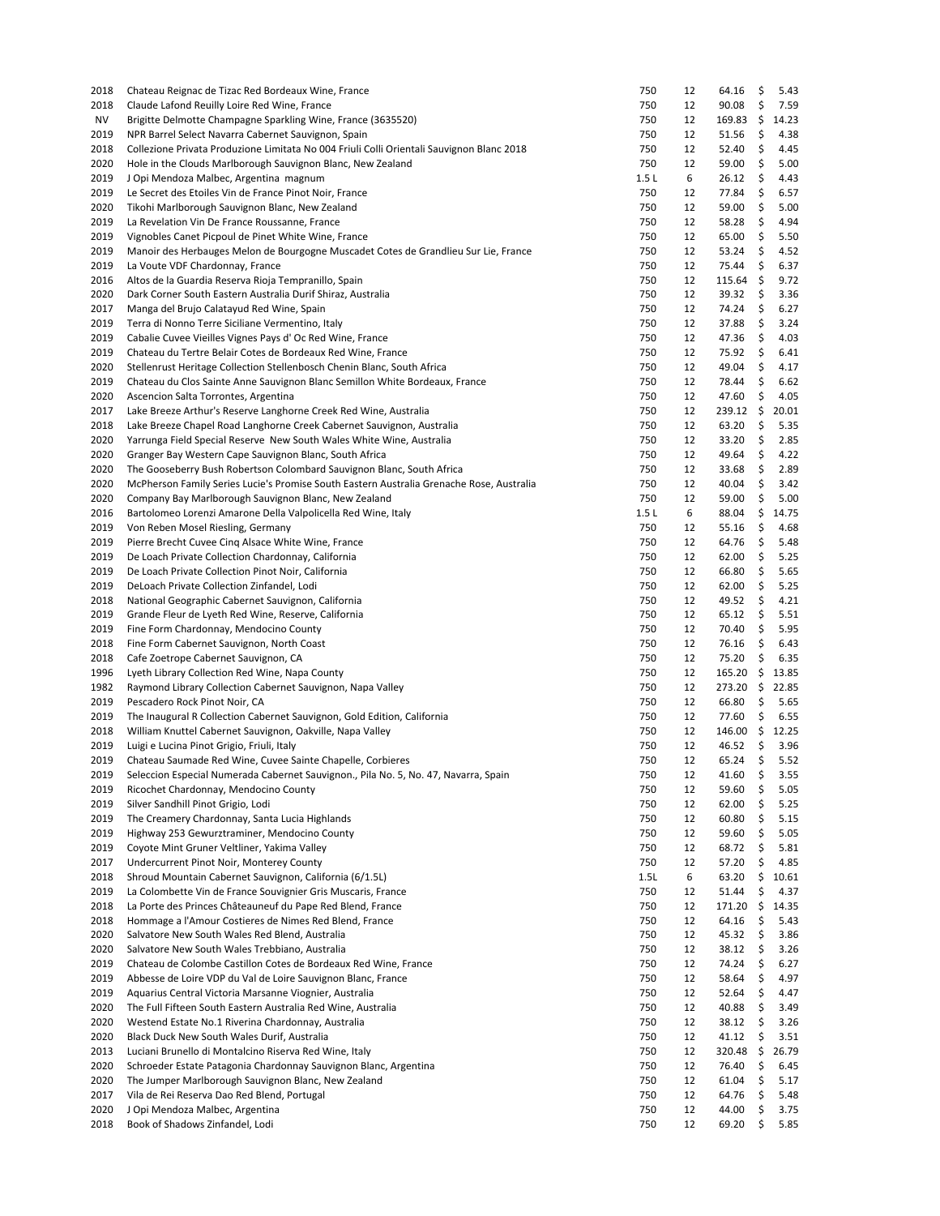| | | | | | |
|---|---|---|---|---|---|
| 2018 | Chateau Reignac de Tizac Red Bordeaux Wine, France | 750 | 12 | 64.16 | $ 5.43 |
| 2018 | Claude Lafond Reuilly Loire Red Wine, France | 750 | 12 | 90.08 | $ 7.59 |
| NV | Brigitte Delmotte Champagne Sparkling Wine, France (3635520) | 750 | 12 | 169.83 | $ 14.23 |
| 2019 | NPR Barrel Select Navarra Cabernet Sauvignon, Spain | 750 | 12 | 51.56 | $ 4.38 |
| 2018 | Collezione Privata Produzione Limitata No 004 Friuli Colli Orientali Sauvignon Blanc 2018 | 750 | 12 | 52.40 | $ 4.45 |
| 2020 | Hole in the Clouds Marlborough Sauvignon Blanc, New Zealand | 750 | 12 | 59.00 | $ 5.00 |
| 2019 | J Opi Mendoza Malbec, Argentina magnum | 1.5 L | 6 | 26.12 | $ 4.43 |
| 2019 | Le Secret des Etoiles Vin de France Pinot Noir, France | 750 | 12 | 77.84 | $ 6.57 |
| 2020 | Tikohi Marlborough Sauvignon Blanc, New Zealand | 750 | 12 | 59.00 | $ 5.00 |
| 2019 | La Revelation Vin De France Roussanne, France | 750 | 12 | 58.28 | $ 4.94 |
| 2019 | Vignobles Canet Picpoul de Pinet White Wine, France | 750 | 12 | 65.00 | $ 5.50 |
| 2019 | Manoir des Herbauges Melon de Bourgogne Muscadet Cotes de Grandlieu Sur Lie, France | 750 | 12 | 53.24 | $ 4.52 |
| 2019 | La Voute VDF Chardonnay, France | 750 | 12 | 75.44 | $ 6.37 |
| 2016 | Altos de la Guardia Reserva Rioja Tempranillo, Spain | 750 | 12 | 115.64 | $ 9.72 |
| 2020 | Dark Corner South Eastern Australia Durif Shiraz, Australia | 750 | 12 | 39.32 | $ 3.36 |
| 2017 | Manga del Brujo Calatayud Red Wine, Spain | 750 | 12 | 74.24 | $ 6.27 |
| 2019 | Terra di Nonno Terre Siciliane Vermentino, Italy | 750 | 12 | 37.88 | $ 3.24 |
| 2019 | Cabalie Cuvee Vieilles Vignes Pays d' Oc Red Wine, France | 750 | 12 | 47.36 | $ 4.03 |
| 2019 | Chateau du Tertre Belair Cotes de Bordeaux Red Wine, France | 750 | 12 | 75.92 | $ 6.41 |
| 2020 | Stellenrust Heritage Collection Stellenbosch Chenin Blanc, South Africa | 750 | 12 | 49.04 | $ 4.17 |
| 2019 | Chateau du Clos Sainte Anne Sauvignon Blanc Semillon White Bordeaux, France | 750 | 12 | 78.44 | $ 6.62 |
| 2020 | Ascencion Salta Torrontes, Argentina | 750 | 12 | 47.60 | $ 4.05 |
| 2017 | Lake Breeze Arthur's Reserve Langhorne Creek Red Wine, Australia | 750 | 12 | 239.12 | $ 20.01 |
| 2018 | Lake Breeze Chapel Road Langhorne Creek Cabernet Sauvignon, Australia | 750 | 12 | 63.20 | $ 5.35 |
| 2020 | Yarrunga Field Special Reserve New South Wales White Wine, Australia | 750 | 12 | 33.20 | $ 2.85 |
| 2020 | Granger Bay Western Cape Sauvignon Blanc, South Africa | 750 | 12 | 49.64 | $ 4.22 |
| 2020 | The Gooseberry Bush Robertson Colombard Sauvignon Blanc, South Africa | 750 | 12 | 33.68 | $ 2.89 |
| 2020 | McPherson Family Series Lucie's Promise South Eastern Australia Grenache Rose, Australia | 750 | 12 | 40.04 | $ 3.42 |
| 2020 | Company Bay Marlborough Sauvignon Blanc, New Zealand | 750 | 12 | 59.00 | $ 5.00 |
| 2016 | Bartolomeo Lorenzi Amarone Della Valpolicella Red Wine, Italy | 1.5 L | 6 | 88.04 | $ 14.75 |
| 2019 | Von Reben Mosel Riesling, Germany | 750 | 12 | 55.16 | $ 4.68 |
| 2019 | Pierre Brecht Cuvee Cinq Alsace White Wine, France | 750 | 12 | 64.76 | $ 5.48 |
| 2019 | De Loach Private Collection Chardonnay, California | 750 | 12 | 62.00 | $ 5.25 |
| 2019 | De Loach Private Collection Pinot Noir, California | 750 | 12 | 66.80 | $ 5.65 |
| 2019 | DeLoach Private Collection Zinfandel, Lodi | 750 | 12 | 62.00 | $ 5.25 |
| 2018 | National Geographic Cabernet Sauvignon, California | 750 | 12 | 49.52 | $ 4.21 |
| 2019 | Grande Fleur de Lyeth Red Wine, Reserve, California | 750 | 12 | 65.12 | $ 5.51 |
| 2019 | Fine Form Chardonnay, Mendocino County | 750 | 12 | 70.40 | $ 5.95 |
| 2018 | Fine Form Cabernet Sauvignon, North Coast | 750 | 12 | 76.16 | $ 6.43 |
| 2018 | Cafe Zoetrope Cabernet Sauvignon, CA | 750 | 12 | 75.20 | $ 6.35 |
| 1996 | Lyeth Library Collection Red Wine, Napa County | 750 | 12 | 165.20 | $ 13.85 |
| 1982 | Raymond Library Collection Cabernet Sauvignon, Napa Valley | 750 | 12 | 273.20 | $ 22.85 |
| 2019 | Pescadero Rock Pinot Noir, CA | 750 | 12 | 66.80 | $ 5.65 |
| 2019 | The Inaugural R Collection Cabernet Sauvignon, Gold Edition, California | 750 | 12 | 77.60 | $ 6.55 |
| 2018 | William Knuttel Cabernet Sauvignon, Oakville, Napa Valley | 750 | 12 | 146.00 | $ 12.25 |
| 2019 | Luigi e Lucina Pinot Grigio, Friuli, Italy | 750 | 12 | 46.52 | $ 3.96 |
| 2019 | Chateau Saumade Red Wine, Cuvee Sainte Chapelle, Corbieres | 750 | 12 | 65.24 | $ 5.52 |
| 2019 | Seleccion Especial Numerada Cabernet Sauvignon., Pila No. 5, No. 47, Navarra, Spain | 750 | 12 | 41.60 | $ 3.55 |
| 2019 | Ricochet Chardonnay, Mendocino County | 750 | 12 | 59.60 | $ 5.05 |
| 2019 | Silver Sandhill Pinot Grigio, Lodi | 750 | 12 | 62.00 | $ 5.25 |
| 2019 | The Creamery Chardonnay, Santa Lucia Highlands | 750 | 12 | 60.80 | $ 5.15 |
| 2019 | Highway 253 Gewurztraminer, Mendocino County | 750 | 12 | 59.60 | $ 5.05 |
| 2019 | Coyote Mint Gruner Veltliner, Yakima Valley | 750 | 12 | 68.72 | $ 5.81 |
| 2017 | Undercurrent Pinot Noir, Monterey County | 750 | 12 | 57.20 | $ 4.85 |
| 2018 | Shroud Mountain Cabernet Sauvignon, California (6/1.5L) | 1.5L | 6 | 63.20 | $ 10.61 |
| 2019 | La Colombette Vin de France Souvignier Gris Muscaris, France | 750 | 12 | 51.44 | $ 4.37 |
| 2018 | La Porte des Princes Châteauneuf du Pape Red Blend, France | 750 | 12 | 171.20 | $ 14.35 |
| 2018 | Hommage a l'Amour Costieres de Nimes Red Blend, France | 750 | 12 | 64.16 | $ 5.43 |
| 2020 | Salvatore New South Wales Red Blend, Australia | 750 | 12 | 45.32 | $ 3.86 |
| 2020 | Salvatore New South Wales Trebbiano, Australia | 750 | 12 | 38.12 | $ 3.26 |
| 2019 | Chateau de Colombe Castillon Cotes de Bordeaux Red Wine, France | 750 | 12 | 74.24 | $ 6.27 |
| 2019 | Abbesse de Loire VDP du Val de Loire Sauvignon Blanc, France | 750 | 12 | 58.64 | $ 4.97 |
| 2019 | Aquarius Central Victoria Marsanne Viognier, Australia | 750 | 12 | 52.64 | $ 4.47 |
| 2020 | The Full Fifteen South Eastern Australia Red Wine, Australia | 750 | 12 | 40.88 | $ 3.49 |
| 2020 | Westend Estate No.1 Riverina Chardonnay, Australia | 750 | 12 | 38.12 | $ 3.26 |
| 2020 | Black Duck New South Wales Durif, Australia | 750 | 12 | 41.12 | $ 3.51 |
| 2013 | Luciani Brunello di Montalcino Riserva Red Wine, Italy | 750 | 12 | 320.48 | $ 26.79 |
| 2020 | Schroeder Estate Patagonia Chardonnay Sauvignon Blanc, Argentina | 750 | 12 | 76.40 | $ 6.45 |
| 2020 | The Jumper Marlborough Sauvignon Blanc, New Zealand | 750 | 12 | 61.04 | $ 5.17 |
| 2017 | Vila de Rei Reserva Dao Red Blend, Portugal | 750 | 12 | 64.76 | $ 5.48 |
| 2020 | J Opi Mendoza Malbec, Argentina | 750 | 12 | 44.00 | $ 3.75 |
| 2018 | Book of Shadows Zinfandel, Lodi | 750 | 12 | 69.20 | $ 5.85 |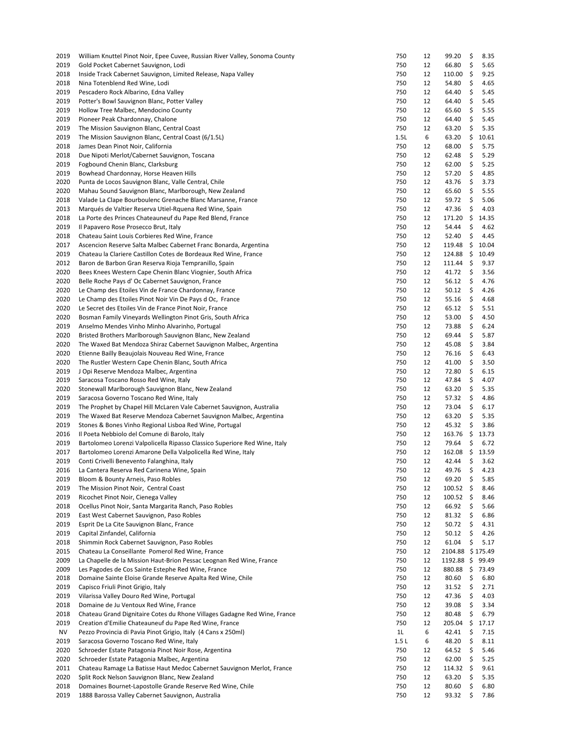| | | | | | |
|---|---|---|---|---|---|
| 2019 | William Knuttel Pinot Noir, Epee Cuvee, Russian River Valley, Sonoma County | 750 | 12 | 99.20 | $ 8.35 |
| 2019 | Gold Pocket Cabernet Sauvignon, Lodi | 750 | 12 | 66.80 | $ 5.65 |
| 2018 | Inside Track Cabernet Sauvignon, Limited Release, Napa Valley | 750 | 12 | 110.00 | $ 9.25 |
| 2018 | Nina Totenblend Red Wine, Lodi | 750 | 12 | 54.80 | $ 4.65 |
| 2019 | Pescadero Rock Albarino, Edna Valley | 750 | 12 | 64.40 | $ 5.45 |
| 2019 | Potter's Bowl Sauvignon Blanc, Potter Valley | 750 | 12 | 64.40 | $ 5.45 |
| 2019 | Hollow Tree Malbec, Mendocino County | 750 | 12 | 65.60 | $ 5.55 |
| 2019 | Pioneer Peak Chardonnay, Chalone | 750 | 12 | 64.40 | $ 5.45 |
| 2019 | The Mission Sauvignon Blanc, Central Coast | 750 | 12 | 63.20 | $ 5.35 |
| 2019 | The Mission Sauvignon Blanc, Central Coast (6/1.5L) | 1.5L | 6 | 63.20 | $ 10.61 |
| 2018 | James Dean Pinot Noir, California | 750 | 12 | 68.00 | $ 5.75 |
| 2018 | Due Nipoti Merlot/Cabernet Sauvignon, Toscana | 750 | 12 | 62.48 | $ 5.29 |
| 2019 | Fogbound Chenin Blanc, Clarksburg | 750 | 12 | 62.00 | $ 5.25 |
| 2019 | Bowhead Chardonnay, Horse Heaven Hills | 750 | 12 | 57.20 | $ 4.85 |
| 2020 | Punta de Locos Sauvignon Blanc, Valle Central, Chile | 750 | 12 | 43.76 | $ 3.73 |
| 2020 | Mahau Sound Sauvignon Blanc, Marlborough, New Zealand | 750 | 12 | 65.60 | $ 5.55 |
| 2018 | Valade La Clape Bourboulenc Grenache Blanc Marsanne, France | 750 | 12 | 59.72 | $ 5.06 |
| 2013 | Marqués de Valtier Reserva Utiel-Rquena Red Wine, Spain | 750 | 12 | 47.36 | $ 4.03 |
| 2018 | La Porte des Princes Chateauneuf du Pape Red Blend, France | 750 | 12 | 171.20 | $ 14.35 |
| 2019 | Il Papavero Rose Prosecco Brut, Italy | 750 | 12 | 54.44 | $ 4.62 |
| 2018 | Chateau Saint Louis Corbieres Red Wine, France | 750 | 12 | 52.40 | $ 4.45 |
| 2017 | Ascencion Reserve Salta Malbec Cabernet Franc Bonarda, Argentina | 750 | 12 | 119.48 | $ 10.04 |
| 2019 | Chateau la Clariere Castillon Cotes de Bordeaux Red Wine, France | 750 | 12 | 124.88 | $ 10.49 |
| 2012 | Baron de Barbon Gran Reserva Rioja Tempranillo, Spain | 750 | 12 | 111.44 | $ 9.37 |
| 2020 | Bees Knees Western Cape Chenin Blanc Viognier, South Africa | 750 | 12 | 41.72 | $ 3.56 |
| 2020 | Belle Roche Pays d' Oc Cabernet Sauvignon, France | 750 | 12 | 56.12 | $ 4.76 |
| 2020 | Le Champ des Etoiles Vin de France Chardonnay, France | 750 | 12 | 50.12 | $ 4.26 |
| 2020 | Le Champ des Etoiles Pinot Noir Vin De Pays d Oc, France | 750 | 12 | 55.16 | $ 4.68 |
| 2020 | Le Secret des Etoiles Vin de France Pinot Noir, France | 750 | 12 | 65.12 | $ 5.51 |
| 2020 | Bosman Family Vineyards Wellington Pinot Gris, South Africa | 750 | 12 | 53.00 | $ 4.50 |
| 2019 | Anselmo Mendes Vinho Minho Alvarinho, Portugal | 750 | 12 | 73.88 | $ 6.24 |
| 2020 | Bristed Brothers Marlborough Sauvignon Blanc, New Zealand | 750 | 12 | 69.44 | $ 5.87 |
| 2020 | The Waxed Bat Mendoza Shiraz Cabernet Sauvignon Malbec, Argentina | 750 | 12 | 45.08 | $ 3.84 |
| 2020 | Etienne Bailly Beaujolais Nouveau Red Wine, France | 750 | 12 | 76.16 | $ 6.43 |
| 2020 | The Rustler Western Cape Chenin Blanc, South Africa | 750 | 12 | 41.00 | $ 3.50 |
| 2019 | J Opi Reserve Mendoza Malbec, Argentina | 750 | 12 | 72.80 | $ 6.15 |
| 2019 | Saracosa Toscano Rosso Red Wine, Italy | 750 | 12 | 47.84 | $ 4.07 |
| 2020 | Stonewall Marlborough Sauvignon Blanc, New Zealand | 750 | 12 | 63.20 | $ 5.35 |
| 2019 | Saracosa Governo Toscano Red Wine, Italy | 750 | 12 | 57.32 | $ 4.86 |
| 2019 | The Prophet by Chapel Hill McLaren Vale Cabernet Sauvignon, Australia | 750 | 12 | 73.04 | $ 6.17 |
| 2019 | The Waxed Bat Reserve Mendoza Cabernet Sauvignon Malbec, Argentina | 750 | 12 | 63.20 | $ 5.35 |
| 2019 | Stones & Bones Vinho Regional Lisboa Red Wine, Portugal | 750 | 12 | 45.32 | $ 3.86 |
| 2016 | Il Poeta Nebbiolo del Comune di Barolo, Italy | 750 | 12 | 163.76 | $ 13.73 |
| 2019 | Bartolomeo Lorenzi Valpolicella Ripasso Classico Superiore Red Wine, Italy | 750 | 12 | 79.64 | $ 6.72 |
| 2017 | Bartolomeo Lorenzi Amarone Della Valpolicella Red Wine, Italy | 750 | 12 | 162.08 | $ 13.59 |
| 2019 | Conti Crivelli Benevento Falanghina, Italy | 750 | 12 | 42.44 | $ 3.62 |
| 2016 | La Cantera Reserva Red Carinena Wine, Spain | 750 | 12 | 49.76 | $ 4.23 |
| 2019 | Bloom & Bounty Arneis, Paso Robles | 750 | 12 | 69.20 | $ 5.85 |
| 2019 | The Mission Pinot Noir, Central Coast | 750 | 12 | 100.52 | $ 8.46 |
| 2019 | Ricochet Pinot Noir, Cienega Valley | 750 | 12 | 100.52 | $ 8.46 |
| 2018 | Ocellus Pinot Noir, Santa Margarita Ranch, Paso Robles | 750 | 12 | 66.92 | $ 5.66 |
| 2019 | East West Cabernet Sauvignon, Paso Robles | 750 | 12 | 81.32 | $ 6.86 |
| 2019 | Esprit De La Cite Sauvignon Blanc, France | 750 | 12 | 50.72 | $ 4.31 |
| 2019 | Capital Zinfandel, California | 750 | 12 | 50.12 | $ 4.26 |
| 2018 | Shimmin Rock Cabernet Sauvignon, Paso Robles | 750 | 12 | 61.04 | $ 5.17 |
| 2015 | Chateau La Conseillante Pomerol Red Wine, France | 750 | 12 | 2104.88 | $ 175.49 |
| 2009 | La Chapelle de la Mission Haut-Brion Pessac Leognan Red Wine, France | 750 | 12 | 1192.88 | $ 99.49 |
| 2009 | Les Pagodes de Cos Sainte Estephe Red Wine, France | 750 | 12 | 880.88 | $ 73.49 |
| 2018 | Domaine Sainte Eloise Grande Reserve Apalta Red Wine, Chile | 750 | 12 | 80.60 | $ 6.80 |
| 2019 | Capisco Friuli Pinot Grigio, Italy | 750 | 12 | 31.52 | $ 2.71 |
| 2019 | Vilarissa Valley Douro Red Wine, Portugal | 750 | 12 | 47.36 | $ 4.03 |
| 2018 | Domaine de Ju Ventoux Red Wine, France | 750 | 12 | 39.08 | $ 3.34 |
| 2018 | Chateau Grand Dignitaire Cotes du Rhone Villages Gadagne Red Wine, France | 750 | 12 | 80.48 | $ 6.79 |
| 2019 | Creation d'Emilie Chateauneuf du Pape Red Wine, France | 750 | 12 | 205.04 | $ 17.17 |
| NV | Pezzo Provincia di Pavia Pinot Grigio, Italy (4 Cans x 250ml) | 1L | 6 | 42.41 | $ 7.15 |
| 2019 | Saracosa Governo Toscano Red Wine, Italy | 1.5 L | 6 | 48.20 | $ 8.11 |
| 2020 | Schroeder Estate Patagonia Pinot Noir Rose, Argentina | 750 | 12 | 64.52 | $ 5.46 |
| 2020 | Schroeder Estate Patagonia Malbec, Argentina | 750 | 12 | 62.00 | $ 5.25 |
| 2011 | Chateau Ramage La Batisse Haut Medoc Cabernet Sauvignon Merlot, France | 750 | 12 | 114.32 | $ 9.61 |
| 2020 | Split Rock Nelson Sauvignon Blanc, New Zealand | 750 | 12 | 63.20 | $ 5.35 |
| 2018 | Domaines Bournet-Lapostolle Grande Reserve Red Wine, Chile | 750 | 12 | 80.60 | $ 6.80 |
| 2019 | 1888 Barossa Valley Cabernet Sauvignon, Australia | 750 | 12 | 93.32 | $ 7.86 |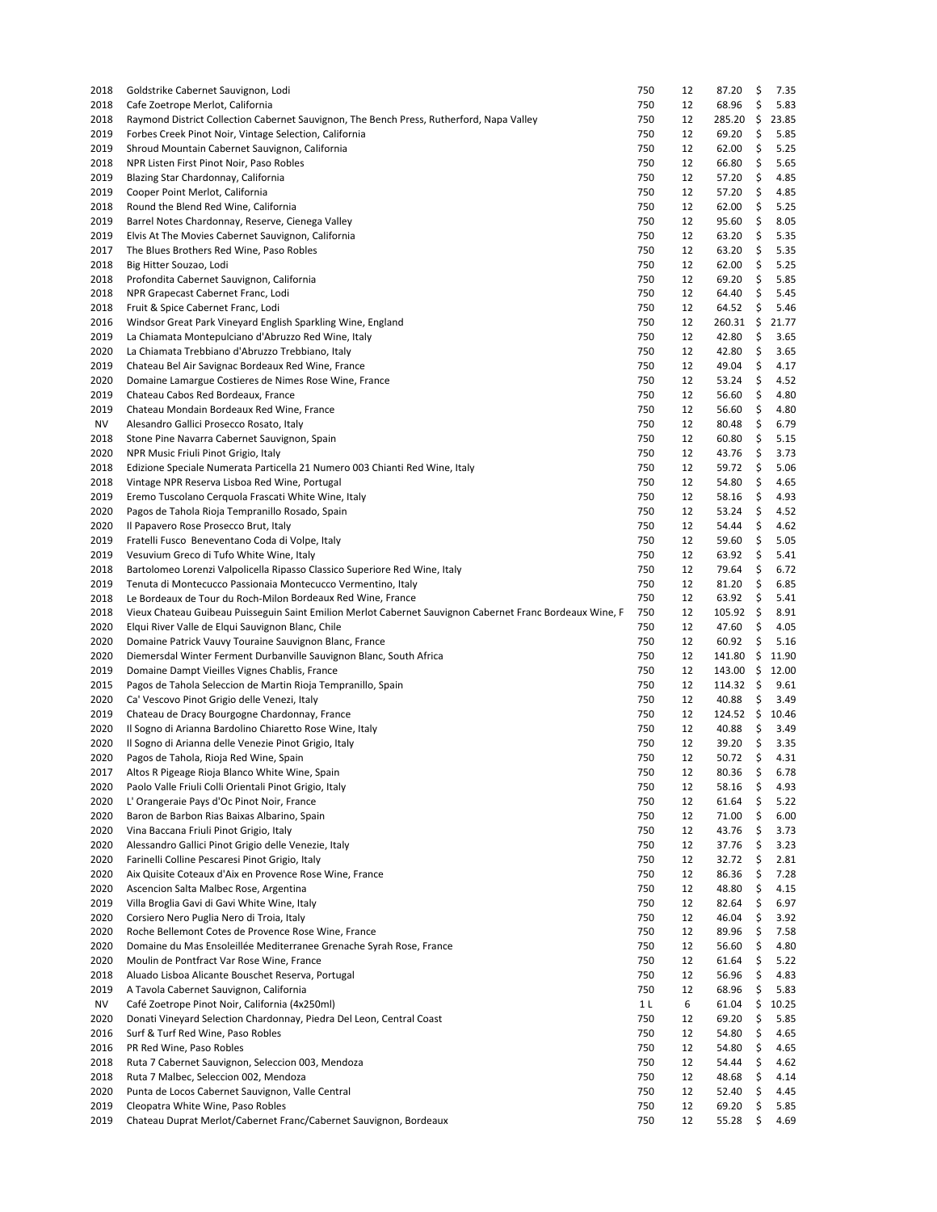| | | | | | |
|---|---|---|---|---|---|
| 2018 | Goldstrike Cabernet Sauvignon, Lodi | 750 | 12 | 87.20 | $ 7.35 |
| 2018 | Cafe Zoetrope Merlot, California | 750 | 12 | 68.96 | $ 5.83 |
| 2018 | Raymond District Collection Cabernet Sauvignon, The Bench Press, Rutherford, Napa Valley | 750 | 12 | 285.20 | $ 23.85 |
| 2019 | Forbes Creek Pinot Noir, Vintage Selection, California | 750 | 12 | 69.20 | $ 5.85 |
| 2019 | Shroud Mountain Cabernet Sauvignon, California | 750 | 12 | 62.00 | $ 5.25 |
| 2018 | NPR Listen First Pinot Noir, Paso Robles | 750 | 12 | 66.80 | $ 5.65 |
| 2019 | Blazing Star Chardonnay, California | 750 | 12 | 57.20 | $ 4.85 |
| 2019 | Cooper Point Merlot, California | 750 | 12 | 57.20 | $ 4.85 |
| 2018 | Round the Blend Red Wine, California | 750 | 12 | 62.00 | $ 5.25 |
| 2019 | Barrel Notes Chardonnay, Reserve, Cienega Valley | 750 | 12 | 95.60 | $ 8.05 |
| 2019 | Elvis At The Movies Cabernet Sauvignon, California | 750 | 12 | 63.20 | $ 5.35 |
| 2017 | The Blues Brothers Red Wine, Paso Robles | 750 | 12 | 63.20 | $ 5.35 |
| 2018 | Big Hitter Souzao, Lodi | 750 | 12 | 62.00 | $ 5.25 |
| 2018 | Profondita Cabernet Sauvignon, California | 750 | 12 | 69.20 | $ 5.85 |
| 2018 | NPR Grapecast Cabernet Franc, Lodi | 750 | 12 | 64.40 | $ 5.45 |
| 2018 | Fruit & Spice Cabernet Franc, Lodi | 750 | 12 | 64.52 | $ 5.46 |
| 2016 | Windsor Great Park Vineyard English Sparkling Wine, England | 750 | 12 | 260.31 | $ 21.77 |
| 2019 | La Chiamata Montepulciano d'Abruzzo Red Wine, Italy | 750 | 12 | 42.80 | $ 3.65 |
| 2020 | La Chiamata Trebbiano d'Abruzzo Trebbiano, Italy | 750 | 12 | 42.80 | $ 3.65 |
| 2019 | Chateau Bel Air Savignac Bordeaux Red Wine, France | 750 | 12 | 49.04 | $ 4.17 |
| 2020 | Domaine Lamargue Costieres de Nimes Rose Wine, France | 750 | 12 | 53.24 | $ 4.52 |
| 2019 | Chateau Cabos Red Bordeaux, France | 750 | 12 | 56.60 | $ 4.80 |
| 2019 | Chateau Mondain Bordeaux Red Wine, France | 750 | 12 | 56.60 | $ 4.80 |
| NV | Alesandro Gallici Prosecco Rosato, Italy | 750 | 12 | 80.48 | $ 6.79 |
| 2018 | Stone Pine Navarra Cabernet Sauvignon, Spain | 750 | 12 | 60.80 | $ 5.15 |
| 2020 | NPR Music Friuli Pinot Grigio, Italy | 750 | 12 | 43.76 | $ 3.73 |
| 2018 | Edizione Speciale Numerata Particella 21 Numero 003 Chianti Red Wine, Italy | 750 | 12 | 59.72 | $ 5.06 |
| 2018 | Vintage NPR Reserva Lisboa Red Wine, Portugal | 750 | 12 | 54.80 | $ 4.65 |
| 2019 | Eremo Tuscolano Cerquola Frascati White Wine, Italy | 750 | 12 | 58.16 | $ 4.93 |
| 2020 | Pagos de Tahola Rioja Tempranillo Rosado, Spain | 750 | 12 | 53.24 | $ 4.52 |
| 2020 | Il Papavero Rose Prosecco Brut, Italy | 750 | 12 | 54.44 | $ 4.62 |
| 2019 | Fratelli Fusco  Beneventano Coda di Volpe, Italy | 750 | 12 | 59.60 | $ 5.05 |
| 2019 | Vesuvium Greco di Tufo White Wine, Italy | 750 | 12 | 63.92 | $ 5.41 |
| 2018 | Bartolomeo Lorenzi Valpolicella Ripasso Classico Superiore Red Wine, Italy | 750 | 12 | 79.64 | $ 6.72 |
| 2019 | Tenuta di Montecucco Passionaia Montecucco Vermentino, Italy | 750 | 12 | 81.20 | $ 6.85 |
| 2018 | Le Bordeaux de Tour du Roch-Milon Bordeaux Red Wine, France | 750 | 12 | 63.92 | $ 5.41 |
| 2018 | Vieux Chateau Guibeau Puisseguin Saint Emilion Merlot Cabernet Sauvignon Cabernet Franc Bordeaux Wine, F | 750 | 12 | 105.92 | $ 8.91 |
| 2020 | Elqui River Valle de Elqui Sauvignon Blanc, Chile | 750 | 12 | 47.60 | $ 4.05 |
| 2020 | Domaine Patrick Vauvy Touraine Sauvignon Blanc, France | 750 | 12 | 60.92 | $ 5.16 |
| 2020 | Diemersdal Winter Ferment Durbanville Sauvignon Blanc, South Africa | 750 | 12 | 141.80 | $ 11.90 |
| 2019 | Domaine Dampt Vieilles Vignes Chablis, France | 750 | 12 | 143.00 | $ 12.00 |
| 2015 | Pagos de Tahola Seleccion de Martin Rioja Tempranillo, Spain | 750 | 12 | 114.32 | $ 9.61 |
| 2020 | Ca' Vescovo Pinot Grigio delle Venezi, Italy | 750 | 12 | 40.88 | $ 3.49 |
| 2019 | Chateau de Dracy Bourgogne Chardonnay, France | 750 | 12 | 124.52 | $ 10.46 |
| 2020 | Il Sogno di Arianna Bardolino Chiaretto Rose Wine, Italy | 750 | 12 | 40.88 | $ 3.49 |
| 2020 | Il Sogno di Arianna delle Venezie Pinot Grigio, Italy | 750 | 12 | 39.20 | $ 3.35 |
| 2020 | Pagos de Tahola, Rioja Red Wine, Spain | 750 | 12 | 50.72 | $ 4.31 |
| 2017 | Altos R Pigeage Rioja Blanco White Wine, Spain | 750 | 12 | 80.36 | $ 6.78 |
| 2020 | Paolo Valle Friuli Colli Orientali Pinot Grigio, Italy | 750 | 12 | 58.16 | $ 4.93 |
| 2020 | L' Orangeraie Pays d'Oc Pinot Noir, France | 750 | 12 | 61.64 | $ 5.22 |
| 2020 | Baron de Barbon Rias Baixas Albarino, Spain | 750 | 12 | 71.00 | $ 6.00 |
| 2020 | Vina Baccana Friuli Pinot Grigio, Italy | 750 | 12 | 43.76 | $ 3.73 |
| 2020 | Alessandro Gallici Pinot Grigio delle Venezie, Italy | 750 | 12 | 37.76 | $ 3.23 |
| 2020 | Farinelli Colline Pescaresi Pinot Grigio, Italy | 750 | 12 | 32.72 | $ 2.81 |
| 2020 | Aix Quisite Coteaux d'Aix en Provence Rose Wine, France | 750 | 12 | 86.36 | $ 7.28 |
| 2020 | Ascencion Salta Malbec Rose, Argentina | 750 | 12 | 48.80 | $ 4.15 |
| 2019 | Villa Broglia Gavi di Gavi White Wine, Italy | 750 | 12 | 82.64 | $ 6.97 |
| 2020 | Corsiero Nero Puglia Nero di Troia, Italy | 750 | 12 | 46.04 | $ 3.92 |
| 2020 | Roche Bellemont Cotes de Provence Rose Wine, France | 750 | 12 | 89.96 | $ 7.58 |
| 2020 | Domaine du Mas Ensoleillée Mediterranee Grenache Syrah Rose, France | 750 | 12 | 56.60 | $ 4.80 |
| 2020 | Moulin de Pontfract Var Rose Wine, France | 750 | 12 | 61.64 | $ 5.22 |
| 2018 | Aluado Lisboa Alicante Bouschet Reserva, Portugal | 750 | 12 | 56.96 | $ 4.83 |
| 2019 | A Tavola Cabernet Sauvignon, California | 750 | 12 | 68.96 | $ 5.83 |
| NV | Café Zoetrope Pinot Noir, California (4x250ml) | 1 L | 6 | 61.04 | $ 10.25 |
| 2020 | Donati Vineyard Selection Chardonnay, Piedra Del Leon, Central Coast | 750 | 12 | 69.20 | $ 5.85 |
| 2016 | Surf & Turf Red Wine, Paso Robles | 750 | 12 | 54.80 | $ 4.65 |
| 2016 | PR Red Wine, Paso Robles | 750 | 12 | 54.80 | $ 4.65 |
| 2018 | Ruta 7 Cabernet Sauvignon, Seleccion 003, Mendoza | 750 | 12 | 54.44 | $ 4.62 |
| 2018 | Ruta 7 Malbec, Seleccion 002, Mendoza | 750 | 12 | 48.68 | $ 4.14 |
| 2020 | Punta de Locos Cabernet Sauvignon, Valle Central | 750 | 12 | 52.40 | $ 4.45 |
| 2019 | Cleopatra White Wine, Paso Robles | 750 | 12 | 69.20 | $ 5.85 |
| 2019 | Chateau Duprat Merlot/Cabernet Franc/Cabernet Sauvignon, Bordeaux | 750 | 12 | 55.28 | $ 4.69 |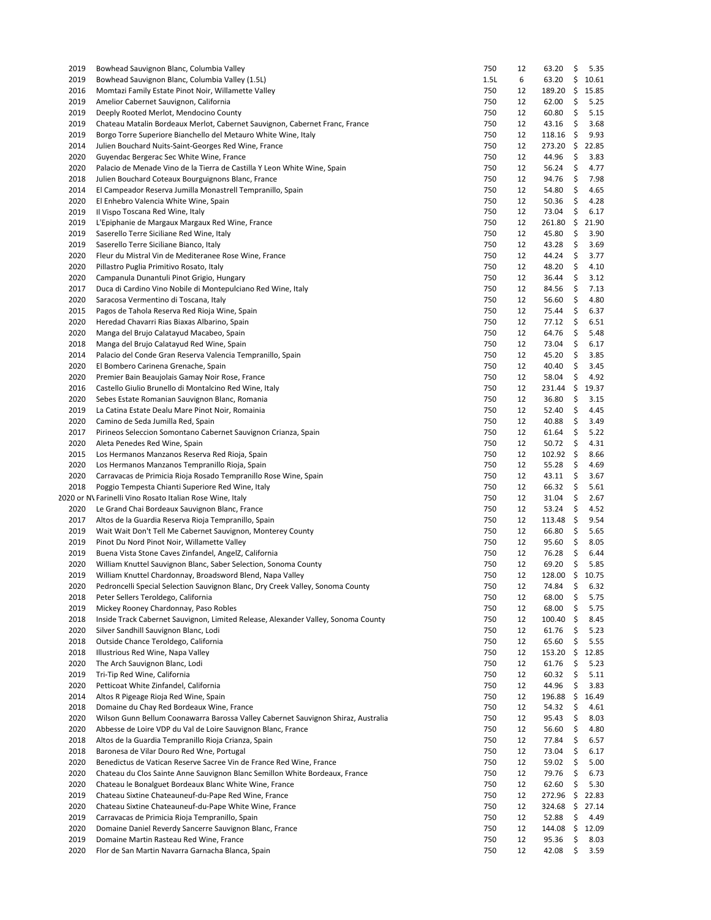| | | | | | |
|---|---|---|---|---|---|
| 2019 | Bowhead Sauvignon Blanc, Columbia Valley | 750 | 12 | 63.20 | $ 5.35 |
| 2019 | Bowhead Sauvignon Blanc, Columbia Valley (1.5L) | 1.5L | 6 | 63.20 | $ 10.61 |
| 2016 | Momtazi Family Estate Pinot Noir, Willamette Valley | 750 | 12 | 189.20 | $ 15.85 |
| 2019 | Amelior Cabernet Sauvignon, California | 750 | 12 | 62.00 | $ 5.25 |
| 2019 | Deeply Rooted Merlot, Mendocino County | 750 | 12 | 60.80 | $ 5.15 |
| 2019 | Chateau Matalin Bordeaux Merlot, Cabernet Sauvignon, Cabernet Franc, France | 750 | 12 | 43.16 | $ 3.68 |
| 2019 | Borgo Torre Superiore Bianchello del Metauro White Wine, Italy | 750 | 12 | 118.16 | $ 9.93 |
| 2014 | Julien Bouchard Nuits-Saint-Georges Red Wine, France | 750 | 12 | 273.20 | $ 22.85 |
| 2020 | Guyendac Bergerac Sec White Wine, France | 750 | 12 | 44.96 | $ 3.83 |
| 2020 | Palacio de Menade Vino de la Tierra de Castilla Y Leon White Wine, Spain | 750 | 12 | 56.24 | $ 4.77 |
| 2018 | Julien Bouchard Coteaux Bourguignons Blanc, France | 750 | 12 | 94.76 | $ 7.98 |
| 2014 | El Campeador Reserva Jumilla Monastrell Tempranillo, Spain | 750 | 12 | 54.80 | $ 4.65 |
| 2020 | El Enhebro Valencia White Wine, Spain | 750 | 12 | 50.36 | $ 4.28 |
| 2019 | Il Vispo Toscana Red Wine, Italy | 750 | 12 | 73.04 | $ 6.17 |
| 2019 | L'Epiphanie de Margaux Margaux Red Wine, France | 750 | 12 | 261.80 | $ 21.90 |
| 2019 | Saserello Terre Siciliane Red Wine, Italy | 750 | 12 | 45.80 | $ 3.90 |
| 2019 | Saserello Terre Siciliane Bianco, Italy | 750 | 12 | 43.28 | $ 3.69 |
| 2020 | Fleur du Mistral Vin de Mediteranee Rose Wine, France | 750 | 12 | 44.24 | $ 3.77 |
| 2020 | Pillastro Puglia Primitivo Rosato, Italy | 750 | 12 | 48.20 | $ 4.10 |
| 2020 | Campanula Dunantuli Pinot Grigio, Hungary | 750 | 12 | 36.44 | $ 3.12 |
| 2017 | Duca di Cardino Vino Nobile di Montepulciano Red Wine, Italy | 750 | 12 | 84.56 | $ 7.13 |
| 2020 | Saracosa Vermentino di Toscana, Italy | 750 | 12 | 56.60 | $ 4.80 |
| 2015 | Pagos de Tahola Reserva Red Rioja Wine, Spain | 750 | 12 | 75.44 | $ 6.37 |
| 2020 | Heredad Chavarri Rias Biaxas Albarino, Spain | 750 | 12 | 77.12 | $ 6.51 |
| 2020 | Manga del Brujo Calatayud Macabeo, Spain | 750 | 12 | 64.76 | $ 5.48 |
| 2018 | Manga del Brujo Calatayud Red Wine, Spain | 750 | 12 | 73.04 | $ 6.17 |
| 2014 | Palacio del Conde Gran Reserva Valencia Tempranillo, Spain | 750 | 12 | 45.20 | $ 3.85 |
| 2020 | El Bombero Carinena Grenache, Spain | 750 | 12 | 40.40 | $ 3.45 |
| 2020 | Premier Bain Beaujolais Gamay Noir Rose, France | 750 | 12 | 58.04 | $ 4.92 |
| 2016 | Castello Giulio Brunello di Montalcino Red Wine, Italy | 750 | 12 | 231.44 | $ 19.37 |
| 2020 | Sebes Estate Romanian Sauvignon Blanc, Romania | 750 | 12 | 36.80 | $ 3.15 |
| 2019 | La Catina Estate Dealu Mare Pinot Noir, Romainia | 750 | 12 | 52.40 | $ 4.45 |
| 2020 | Camino de Seda Jumilla Red, Spain | 750 | 12 | 40.88 | $ 3.49 |
| 2017 | Pirineos Seleccion Somontano Cabernet Sauvignon Crianza, Spain | 750 | 12 | 61.64 | $ 5.22 |
| 2020 | Aleta Penedes Red Wine, Spain | 750 | 12 | 50.72 | $ 4.31 |
| 2015 | Los Hermanos Manzanos Reserva Red Rioja, Spain | 750 | 12 | 102.92 | $ 8.66 |
| 2020 | Los Hermanos Manzanos Tempranillo Rioja, Spain | 750 | 12 | 55.28 | $ 4.69 |
| 2020 | Carravacas de Primicia Rioja Rosado Tempranillo Rose Wine, Spain | 750 | 12 | 43.11 | $ 3.67 |
| 2018 | Poggio Tempesta Chianti Superiore Red Wine, Italy | 750 | 12 | 66.32 | $ 5.61 |
| 2020 or N\ | Farinelli Vino Rosato Italian Rose Wine, Italy | 750 | 12 | 31.04 | $ 2.67 |
| 2020 | Le Grand Chai Bordeaux Sauvignon Blanc, France | 750 | 12 | 53.24 | $ 4.52 |
| 2017 | Altos de la Guardia Reserva Rioja Tempranillo, Spain | 750 | 12 | 113.48 | $ 9.54 |
| 2019 | Wait Wait Don't Tell Me Cabernet Sauvignon, Monterey County | 750 | 12 | 66.80 | $ 5.65 |
| 2019 | Pinot Du Nord Pinot Noir, Willamette Valley | 750 | 12 | 95.60 | $ 8.05 |
| 2019 | Buena Vista Stone Caves Zinfandel, AngelZ, California | 750 | 12 | 76.28 | $ 6.44 |
| 2020 | William Knuttel Sauvignon Blanc, Saber Selection, Sonoma County | 750 | 12 | 69.20 | $ 5.85 |
| 2019 | William Knuttel Chardonnay, Broadsword Blend, Napa Valley | 750 | 12 | 128.00 | $ 10.75 |
| 2020 | Pedroncelli Special Selection Sauvignon Blanc, Dry Creek Valley, Sonoma County | 750 | 12 | 74.84 | $ 6.32 |
| 2018 | Peter Sellers Teroldego, California | 750 | 12 | 68.00 | $ 5.75 |
| 2019 | Mickey Rooney Chardonnay, Paso Robles | 750 | 12 | 68.00 | $ 5.75 |
| 2018 | Inside Track Cabernet Sauvignon, Limited Release, Alexander Valley, Sonoma County | 750 | 12 | 100.40 | $ 8.45 |
| 2020 | Silver Sandhill Sauvignon Blanc, Lodi | 750 | 12 | 61.76 | $ 5.23 |
| 2018 | Outside Chance Teroldego, California | 750 | 12 | 65.60 | $ 5.55 |
| 2018 | Illustrious Red Wine, Napa Valley | 750 | 12 | 153.20 | $ 12.85 |
| 2020 | The Arch Sauvignon Blanc, Lodi | 750 | 12 | 61.76 | $ 5.23 |
| 2019 | Tri-Tip Red Wine, California | 750 | 12 | 60.32 | $ 5.11 |
| 2020 | Petticoat White Zinfandel, California | 750 | 12 | 44.96 | $ 3.83 |
| 2014 | Altos R Pigeage Rioja Red Wine, Spain | 750 | 12 | 196.88 | $ 16.49 |
| 2018 | Domaine du Chay Red Bordeaux Wine, France | 750 | 12 | 54.32 | $ 4.61 |
| 2020 | Wilson Gunn Bellum Coonawarra Barossa Valley Cabernet Sauvignon Shiraz, Australia | 750 | 12 | 95.43 | $ 8.03 |
| 2020 | Abbesse de Loire VDP du Val de Loire Sauvignon Blanc, France | 750 | 12 | 56.60 | $ 4.80 |
| 2018 | Altos de la Guardia Tempranillo Rioja Crianza, Spain | 750 | 12 | 77.84 | $ 6.57 |
| 2018 | Baronesa de Vilar Douro Red Wne, Portugal | 750 | 12 | 73.04 | $ 6.17 |
| 2020 | Benedictus de Vatican Reserve Sacree Vin de France Red Wine, France | 750 | 12 | 59.02 | $ 5.00 |
| 2020 | Chateau du Clos Sainte Anne Sauvignon Blanc Semillon White Bordeaux, France | 750 | 12 | 79.76 | $ 6.73 |
| 2020 | Chateau le Bonalguet Bordeaux Blanc White Wine, France | 750 | 12 | 62.60 | $ 5.30 |
| 2019 | Chateau Sixtine Chateauneuf-du-Pape Red Wine, France | 750 | 12 | 272.96 | $ 22.83 |
| 2020 | Chateau Sixtine Chateauneuf-du-Pape White Wine, France | 750 | 12 | 324.68 | $ 27.14 |
| 2019 | Carravacas de Primicia Rioja Tempranillo, Spain | 750 | 12 | 52.88 | $ 4.49 |
| 2020 | Domaine Daniel Reverdy Sancerre Sauvignon Blanc, France | 750 | 12 | 144.08 | $ 12.09 |
| 2019 | Domaine Martin Rasteau Red Wine, France | 750 | 12 | 95.36 | $ 8.03 |
| 2020 | Flor de San Martin Navarra Garnacha Blanca, Spain | 750 | 12 | 42.08 | $ 3.59 |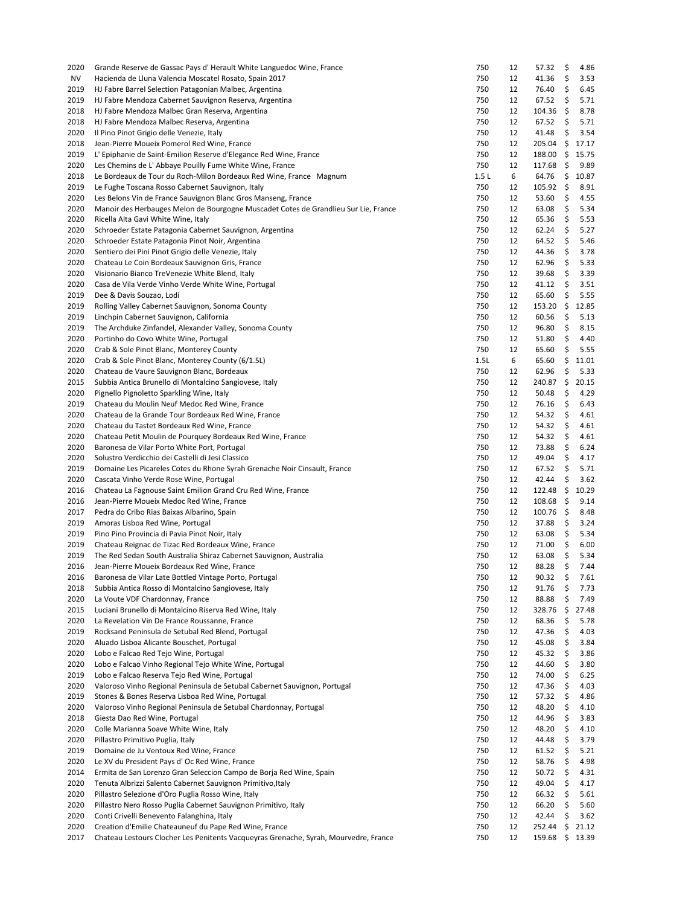| | | | | | |
|---|---|---|---|---|---|
| 2020 | Grande Reserve de Gassac Pays d' Herault White Languedoc Wine, France | 750 | 12 | 57.32 | $ 4.86 |
| NV | Hacienda de Lluna Valencia Moscatel Rosato, Spain 2017 | 750 | 12 | 41.36 | $ 3.53 |
| 2019 | HJ Fabre Barrel Selection Patagonian Malbec, Argentina | 750 | 12 | 76.40 | $ 6.45 |
| 2019 | HJ Fabre Mendoza Cabernet Sauvignon Reserva, Argentina | 750 | 12 | 67.52 | $ 5.71 |
| 2018 | HJ Fabre Mendoza Malbec Gran Reserva, Argentina | 750 | 12 | 104.36 | $ 8.78 |
| 2018 | HJ Fabre Mendoza Malbec Reserva, Argentina | 750 | 12 | 67.52 | $ 5.71 |
| 2020 | Il Pino Pinot Grigio delle Venezie, Italy | 750 | 12 | 41.48 | $ 3.54 |
| 2018 | Jean-Pierre Moueix Pomerol Red Wine, France | 750 | 12 | 205.04 | $ 17.17 |
| 2019 | L' Epiphanie de Saint-Emilion Reserve d'Elegance Red Wine, France | 750 | 12 | 188.00 | $ 15.75 |
| 2020 | Les Chemins de L' Abbaye Pouilly Fume White Wine, France | 750 | 12 | 117.68 | $ 9.89 |
| 2018 | Le Bordeaux de Tour du Roch-Milon Bordeaux Red Wine, France Magnum | 1.5 L | 6 | 64.76 | $ 10.87 |
| 2019 | Le Fughe Toscana Rosso Cabernet Sauvignon, Italy | 750 | 12 | 105.92 | $ 8.91 |
| 2020 | Les Belons Vin de France Sauvignon Blanc Gros Manseng, France | 750 | 12 | 53.60 | $ 4.55 |
| 2020 | Manoir des Herbauges Melon de Bourgogne Muscadet Cotes de Grandlieu Sur Lie, France | 750 | 12 | 63.08 | $ 5.34 |
| 2020 | Ricella Alta Gavi White Wine, Italy | 750 | 12 | 65.36 | $ 5.53 |
| 2020 | Schroeder Estate Patagonia Cabernet Sauvignon, Argentina | 750 | 12 | 62.24 | $ 5.27 |
| 2020 | Schroeder Estate Patagonia Pinot Noir, Argentina | 750 | 12 | 64.52 | $ 5.46 |
| 2020 | Sentiero dei Pini Pinot Grigio delle Venezie, Italy | 750 | 12 | 44.36 | $ 3.78 |
| 2020 | Chateau Le Coin Bordeaux Sauvignon Gris, France | 750 | 12 | 62.96 | $ 5.33 |
| 2020 | Visionario Bianco TreVenezie White Blend, Italy | 750 | 12 | 39.68 | $ 3.39 |
| 2020 | Casa de Vila Verde Vinho Verde White Wine, Portugal | 750 | 12 | 41.12 | $ 3.51 |
| 2019 | Dee & Davis Souzao, Lodi | 750 | 12 | 65.60 | $ 5.55 |
| 2019 | Rolling Valley Cabernet Sauvignon, Sonoma County | 750 | 12 | 153.20 | $ 12.85 |
| 2019 | Linchpin Cabernet Sauvignon, California | 750 | 12 | 60.56 | $ 5.13 |
| 2019 | The Archduke Zinfandel, Alexander Valley, Sonoma County | 750 | 12 | 96.80 | $ 8.15 |
| 2020 | Portinho do Covo White Wine, Portugal | 750 | 12 | 51.80 | $ 4.40 |
| 2020 | Crab & Sole Pinot Blanc, Monterey County | 750 | 12 | 65.60 | $ 5.55 |
| 2020 | Crab & Sole Pinot Blanc, Monterey County (6/1.5L) | 1.5L | 6 | 65.60 | $ 11.01 |
| 2020 | Chateau de Vaure Sauvignon Blanc, Bordeaux | 750 | 12 | 62.96 | $ 5.33 |
| 2015 | Subbia Antica Brunello di Montalcino Sangiovese, Italy | 750 | 12 | 240.87 | $ 20.15 |
| 2020 | Pignello Pignoletto Sparkling Wine, Italy | 750 | 12 | 50.48 | $ 4.29 |
| 2019 | Chateau du Moulin Neuf Medoc Red Wine, France | 750 | 12 | 76.16 | $ 6.43 |
| 2020 | Chateau de la Grande Tour Bordeaux Red Wine, France | 750 | 12 | 54.32 | $ 4.61 |
| 2020 | Chateau du Tastet Bordeaux Red Wine, France | 750 | 12 | 54.32 | $ 4.61 |
| 2020 | Chateau Petit Moulin de Pourquey Bordeaux Red Wine, France | 750 | 12 | 54.32 | $ 4.61 |
| 2020 | Baronesa de Vilar Porto White Port, Portugal | 750 | 12 | 73.88 | $ 6.24 |
| 2020 | Solustro Verdicchio dei Castelli di Jesi Classico | 750 | 12 | 49.04 | $ 4.17 |
| 2019 | Domaine Les Picareles Cotes du Rhone Syrah Grenache Noir Cinsault, France | 750 | 12 | 67.52 | $ 5.71 |
| 2020 | Cascata Vinho Verde Rose Wine, Portugal | 750 | 12 | 42.44 | $ 3.62 |
| 2016 | Chateau La Fagnouse Saint Emilion Grand Cru Red Wine, France | 750 | 12 | 122.48 | $ 10.29 |
| 2016 | Jean-Pierre Moueix Medoc Red Wine, France | 750 | 12 | 108.68 | $ 9.14 |
| 2017 | Pedra do Cribo Rias Baixas Albarino, Spain | 750 | 12 | 100.76 | $ 8.48 |
| 2019 | Amoras Lisboa Red Wine, Portugal | 750 | 12 | 37.88 | $ 3.24 |
| 2019 | Pino Pino Provincia di Pavia Pinot Noir, Italy | 750 | 12 | 63.08 | $ 5.34 |
| 2019 | Chateau Reignac de Tizac Red Bordeaux Wine, France | 750 | 12 | 71.00 | $ 6.00 |
| 2019 | The Red Sedan South Australia Shiraz Cabernet Sauvignon, Australia | 750 | 12 | 63.08 | $ 5.34 |
| 2016 | Jean-Pierre Moueix Bordeaux Red Wine, France | 750 | 12 | 88.28 | $ 7.44 |
| 2016 | Baronesa de Vilar Late Bottled Vintage Porto, Portugal | 750 | 12 | 90.32 | $ 7.61 |
| 2018 | Subbia Antica Rosso di Montalcino Sangiovese, Italy | 750 | 12 | 91.76 | $ 7.73 |
| 2020 | La Voute VDF Chardonnay, France | 750 | 12 | 88.88 | $ 7.49 |
| 2015 | Luciani Brunello di Montalcino Riserva Red Wine, Italy | 750 | 12 | 328.76 | $ 27.48 |
| 2020 | La Revelation Vin De France Roussanne, France | 750 | 12 | 68.36 | $ 5.78 |
| 2019 | Rocksand Peninsula de Setubal Red Blend, Portugal | 750 | 12 | 47.36 | $ 4.03 |
| 2020 | Aluado Lisboa Alicante Bouschet, Portugal | 750 | 12 | 45.08 | $ 3.84 |
| 2020 | Lobo e Falcao Red Tejo Wine, Portugal | 750 | 12 | 45.32 | $ 3.86 |
| 2020 | Lobo e Falcao Vinho Regional Tejo White Wine, Portugal | 750 | 12 | 44.60 | $ 3.80 |
| 2019 | Lobo e Falcao Reserva Tejo Red Wine, Portugal | 750 | 12 | 74.00 | $ 6.25 |
| 2020 | Valoroso Vinho Regional Peninsula de Setubal Cabernet Sauvignon, Portugal | 750 | 12 | 47.36 | $ 4.03 |
| 2019 | Stones & Bones Reserva Lisboa Red Wine, Portugal | 750 | 12 | 57.32 | $ 4.86 |
| 2020 | Valoroso Vinho Regional Peninsula de Setubal Chardonnay, Portugal | 750 | 12 | 48.20 | $ 4.10 |
| 2018 | Giesta Dao Red Wine, Portugal | 750 | 12 | 44.96 | $ 3.83 |
| 2020 | Colle Marianna Soave White Wine, Italy | 750 | 12 | 48.20 | $ 4.10 |
| 2020 | Pillastro Primitivo Puglia, Italy | 750 | 12 | 44.48 | $ 3.79 |
| 2019 | Domaine de Ju Ventoux Red Wine, France | 750 | 12 | 61.52 | $ 5.21 |
| 2020 | Le XV du President Pays d' Oc Red Wine, France | 750 | 12 | 58.76 | $ 4.98 |
| 2014 | Ermita de San Lorenzo Gran Seleccion Campo de Borja Red Wine, Spain | 750 | 12 | 50.72 | $ 4.31 |
| 2020 | Tenuta Albrizzi Salento Cabernet Sauvignon Primitivo,Italy | 750 | 12 | 49.04 | $ 4.17 |
| 2020 | Pillastro Selezione d'Oro Puglia Rosso Wine, Italy | 750 | 12 | 66.32 | $ 5.61 |
| 2020 | Pillastro Nero Rosso Puglia Cabernet Sauvignon Primitivo, Italy | 750 | 12 | 66.20 | $ 5.60 |
| 2020 | Conti Crivelli Benevento Falanghina, Italy | 750 | 12 | 42.44 | $ 3.62 |
| 2020 | Creation d'Emilie Chateauneuf du Pape Red Wine, France | 750 | 12 | 252.44 | $ 21.12 |
| 2017 | Chateau Lestours Clocher Les Penitents Vacqueyras Grenache, Syrah, Mourvedre, France | 750 | 12 | 159.68 | $ 13.39 |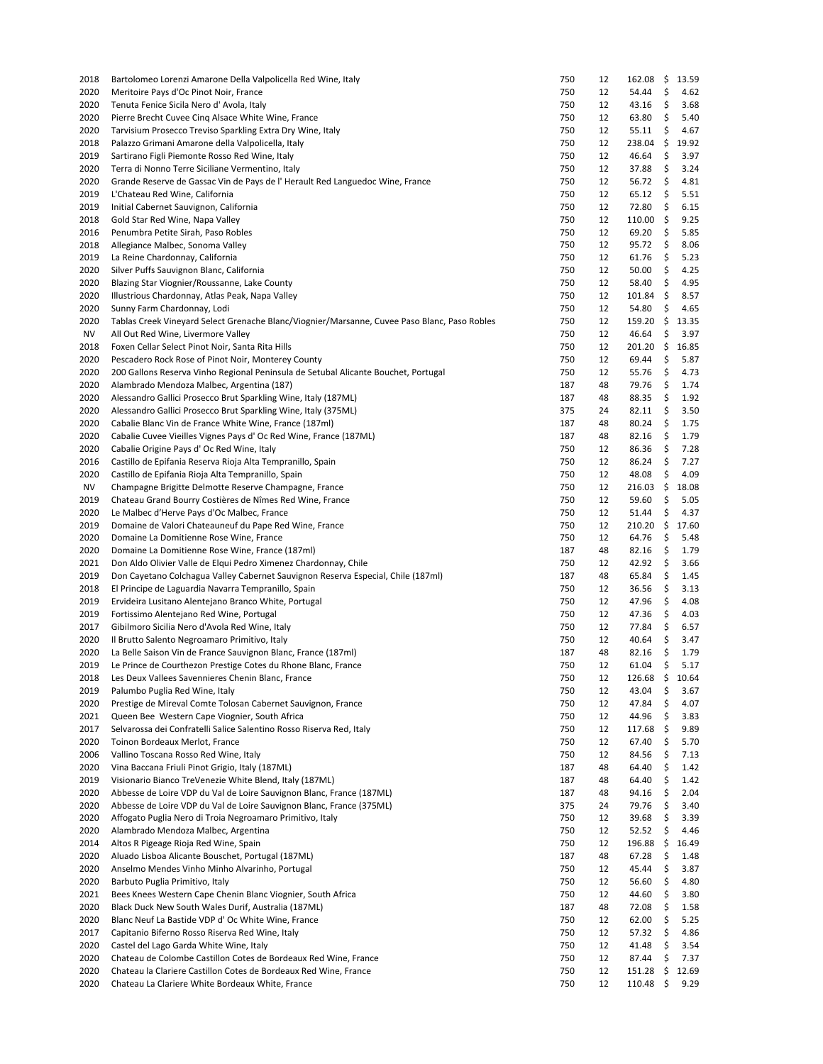| | | | | | |
|---|---|---|---|---|---|
| 2018 | Bartolomeo Lorenzi Amarone Della Valpolicella Red Wine, Italy | 750 | 12 | 162.08 | $ 13.59 |
| 2020 | Meritoire Pays d'Oc Pinot Noir, France | 750 | 12 | 54.44 | $ 4.62 |
| 2020 | Tenuta Fenice Sicila Nero d' Avola, Italy | 750 | 12 | 43.16 | $ 3.68 |
| 2020 | Pierre Brecht Cuvee Cinq Alsace White Wine, France | 750 | 12 | 63.80 | $ 5.40 |
| 2020 | Tarvisium Prosecco Treviso Sparkling Extra Dry Wine, Italy | 750 | 12 | 55.11 | $ 4.67 |
| 2018 | Palazzo Grimani Amarone della Valpolicella, Italy | 750 | 12 | 238.04 | $ 19.92 |
| 2019 | Sartirano Figli Piemonte Rosso Red Wine, Italy | 750 | 12 | 46.64 | $ 3.97 |
| 2020 | Terra di Nonno Terre Siciliane Vermentino, Italy | 750 | 12 | 37.88 | $ 3.24 |
| 2020 | Grande Reserve de Gassac Vin de Pays de l' Herault Red Languedoc Wine, France | 750 | 12 | 56.72 | $ 4.81 |
| 2019 | L'Chateau Red Wine, California | 750 | 12 | 65.12 | $ 5.51 |
| 2019 | Initial Cabernet Sauvignon, California | 750 | 12 | 72.80 | $ 6.15 |
| 2018 | Gold Star Red Wine, Napa Valley | 750 | 12 | 110.00 | $ 9.25 |
| 2016 | Penumbra Petite Sirah, Paso Robles | 750 | 12 | 69.20 | $ 5.85 |
| 2018 | Allegiance Malbec, Sonoma Valley | 750 | 12 | 95.72 | $ 8.06 |
| 2019 | La Reine Chardonnay, California | 750 | 12 | 61.76 | $ 5.23 |
| 2020 | Silver Puffs Sauvignon Blanc, California | 750 | 12 | 50.00 | $ 4.25 |
| 2020 | Blazing Star Viognier/Roussanne, Lake County | 750 | 12 | 58.40 | $ 4.95 |
| 2020 | Illustrious Chardonnay, Atlas Peak, Napa Valley | 750 | 12 | 101.84 | $ 8.57 |
| 2020 | Sunny Farm Chardonnay, Lodi | 750 | 12 | 54.80 | $ 4.65 |
| 2020 | Tablas Creek Vineyard Select Grenache Blanc/Viognier/Marsanne, Cuvee Paso Blanc, Paso Robles | 750 | 12 | 159.20 | $ 13.35 |
| NV | All Out Red Wine, Livermore Valley | 750 | 12 | 46.64 | $ 3.97 |
| 2018 | Foxen Cellar Select Pinot Noir, Santa Rita Hills | 750 | 12 | 201.20 | $ 16.85 |
| 2020 | Pescadero Rock Rose of Pinot Noir, Monterey County | 750 | 12 | 69.44 | $ 5.87 |
| 2020 | 200 Gallons Reserva Vinho Regional Peninsula de Setubal Alicante Bouchet, Portugal | 750 | 12 | 55.76 | $ 4.73 |
| 2020 | Alambrado Mendoza Malbec, Argentina (187) | 187 | 48 | 79.76 | $ 1.74 |
| 2020 | Alessandro Gallici Prosecco Brut Sparkling Wine, Italy (187ML) | 187 | 48 | 88.35 | $ 1.92 |
| 2020 | Alessandro Gallici Prosecco Brut Sparkling Wine, Italy (375ML) | 375 | 24 | 82.11 | $ 3.50 |
| 2020 | Cabalie Blanc Vin de France White Wine, France (187ml) | 187 | 48 | 80.24 | $ 1.75 |
| 2020 | Cabalie Cuvee Vieilles Vignes Pays d' Oc Red Wine, France (187ML) | 187 | 48 | 82.16 | $ 1.79 |
| 2020 | Cabalie Origine Pays d' Oc Red Wine, Italy | 750 | 12 | 86.36 | $ 7.28 |
| 2016 | Castillo de Epifania Reserva Rioja Alta Tempranillo, Spain | 750 | 12 | 86.24 | $ 7.27 |
| 2020 | Castillo de Epifania Rioja Alta Tempranillo, Spain | 750 | 12 | 48.08 | $ 4.09 |
| NV | Champagne Brigitte Delmotte Reserve Champagne, France | 750 | 12 | 216.03 | $ 18.08 |
| 2019 | Chateau Grand Bourry Costières de Nîmes Red Wine, France | 750 | 12 | 59.60 | $ 5.05 |
| 2020 | Le Malbec d'Herve Pays d'Oc Malbec, France | 750 | 12 | 51.44 | $ 4.37 |
| 2019 | Domaine de Valori Chateauneuf du Pape Red Wine, France | 750 | 12 | 210.20 | $ 17.60 |
| 2020 | Domaine La Domitienne Rose Wine, France | 750 | 12 | 64.76 | $ 5.48 |
| 2020 | Domaine La Domitienne Rose Wine, France (187ml) | 187 | 48 | 82.16 | $ 1.79 |
| 2021 | Don Aldo Olivier Valle de Elqui Pedro Ximenez Chardonnay, Chile | 750 | 12 | 42.92 | $ 3.66 |
| 2019 | Don Cayetano Colchagua Valley Cabernet Sauvignon Reserva Especial, Chile (187ml) | 187 | 48 | 65.84 | $ 1.45 |
| 2018 | El Principe de Laguardia Navarra Tempranillo, Spain | 750 | 12 | 36.56 | $ 3.13 |
| 2019 | Ervideira Lusitano Alentejano Branco White, Portugal | 750 | 12 | 47.96 | $ 4.08 |
| 2019 | Fortissimo Alentejano Red Wine, Portugal | 750 | 12 | 47.36 | $ 4.03 |
| 2017 | Gibilmoro Sicilia Nero d'Avola Red Wine, Italy | 750 | 12 | 77.84 | $ 6.57 |
| 2020 | Il Brutto Salento Negroamaro Primitivo, Italy | 750 | 12 | 40.64 | $ 3.47 |
| 2020 | La Belle Saison Vin de France Sauvignon Blanc, France (187ml) | 187 | 48 | 82.16 | $ 1.79 |
| 2019 | Le Prince de Courthezon Prestige Cotes du Rhone Blanc, France | 750 | 12 | 61.04 | $ 5.17 |
| 2018 | Les Deux Vallees Savennieres Chenin Blanc, France | 750 | 12 | 126.68 | $ 10.64 |
| 2019 | Palumbo Puglia Red Wine, Italy | 750 | 12 | 43.04 | $ 3.67 |
| 2020 | Prestige de Mireval Comte Tolosan Cabernet Sauvignon, France | 750 | 12 | 47.84 | $ 4.07 |
| 2021 | Queen Bee Western Cape Viognier, South Africa | 750 | 12 | 44.96 | $ 3.83 |
| 2017 | Selvarossa dei Confratelli Salice Salentino Rosso Riserva Red, Italy | 750 | 12 | 117.68 | $ 9.89 |
| 2020 | Toinon Bordeaux Merlot, France | 750 | 12 | 67.40 | $ 5.70 |
| 2006 | Vallino Toscana Rosso Red Wine, Italy | 750 | 12 | 84.56 | $ 7.13 |
| 2020 | Vina Baccana Friuli Pinot Grigio, Italy (187ML) | 187 | 48 | 64.40 | $ 1.42 |
| 2019 | Visionario Bianco TreVenezie White Blend, Italy (187ML) | 187 | 48 | 64.40 | $ 1.42 |
| 2020 | Abbesse de Loire VDP du Val de Loire Sauvignon Blanc, France (187ML) | 187 | 48 | 94.16 | $ 2.04 |
| 2020 | Abbesse de Loire VDP du Val de Loire Sauvignon Blanc, France (375ML) | 375 | 24 | 79.76 | $ 3.40 |
| 2020 | Affogato Puglia Nero di Troia Negroamaro Primitivo, Italy | 750 | 12 | 39.68 | $ 3.39 |
| 2020 | Alambrado Mendoza Malbec, Argentina | 750 | 12 | 52.52 | $ 4.46 |
| 2014 | Altos R Pigeage Rioja Red Wine, Spain | 750 | 12 | 196.88 | $ 16.49 |
| 2020 | Aluado Lisboa Alicante Bouschet, Portugal (187ML) | 187 | 48 | 67.28 | $ 1.48 |
| 2020 | Anselmo Mendes Vinho Minho Alvarinho, Portugal | 750 | 12 | 45.44 | $ 3.87 |
| 2020 | Barbuto Puglia Primitivo, Italy | 750 | 12 | 56.60 | $ 4.80 |
| 2021 | Bees Knees Western Cape Chenin Blanc Viognier, South Africa | 750 | 12 | 44.60 | $ 3.80 |
| 2020 | Black Duck New South Wales Durif, Australia (187ML) | 187 | 48 | 72.08 | $ 1.58 |
| 2020 | Blanc Neuf La Bastide VDP d' Oc White Wine, France | 750 | 12 | 62.00 | $ 5.25 |
| 2017 | Capitanio Biferno Rosso Riserva Red Wine, Italy | 750 | 12 | 57.32 | $ 4.86 |
| 2020 | Castel del Lago Garda White Wine, Italy | 750 | 12 | 41.48 | $ 3.54 |
| 2020 | Chateau de Colombe Castillon Cotes de Bordeaux Red Wine, France | 750 | 12 | 87.44 | $ 7.37 |
| 2020 | Chateau la Clariere Castillon Cotes de Bordeaux Red Wine, France | 750 | 12 | 151.28 | $ 12.69 |
| 2020 | Chateau La Clariere White Bordeaux White, France | 750 | 12 | 110.48 | $ 9.29 |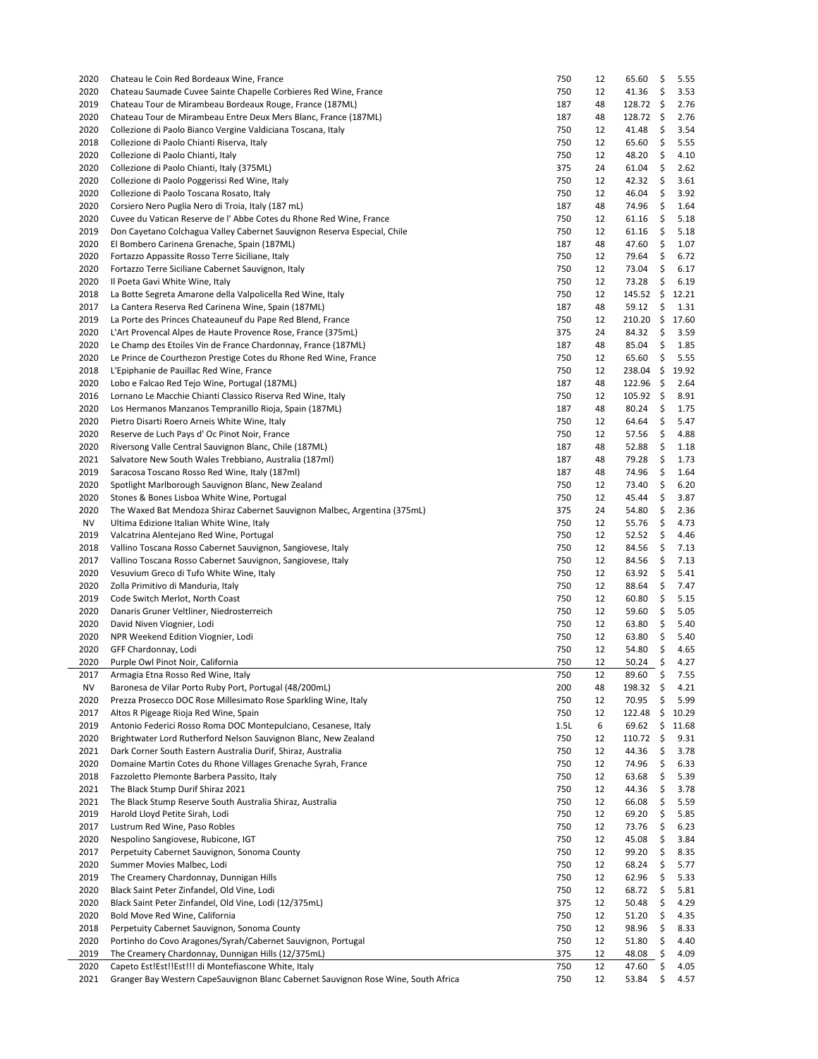| | | | | | |
|---|---|---|---|---|---|
| 2020 | Chateau le Coin Red Bordeaux Wine, France | 750 | 12 | 65.60 | $ 5.55 |
| 2020 | Chateau Saumade Cuvee Sainte Chapelle Corbieres Red Wine, France | 750 | 12 | 41.36 | $ 3.53 |
| 2019 | Chateau Tour de Mirambeau Bordeaux Rouge, France (187ML) | 187 | 48 | 128.72 | $ 2.76 |
| 2020 | Chateau Tour de Mirambeau Entre Deux Mers Blanc, France (187ML) | 187 | 48 | 128.72 | $ 2.76 |
| 2020 | Collezione di Paolo Bianco Vergine Valdiciana Toscana, Italy | 750 | 12 | 41.48 | $ 3.54 |
| 2018 | Collezione di Paolo Chianti Riserva, Italy | 750 | 12 | 65.60 | $ 5.55 |
| 2020 | Collezione di Paolo Chianti, Italy | 750 | 12 | 48.20 | $ 4.10 |
| 2020 | Collezione di Paolo Chianti, Italy (375ML) | 375 | 24 | 61.04 | $ 2.62 |
| 2020 | Collezione di Paolo Poggerissi Red Wine, Italy | 750 | 12 | 42.32 | $ 3.61 |
| 2020 | Collezione di Paolo Toscana Rosato, Italy | 750 | 12 | 46.04 | $ 3.92 |
| 2020 | Corsiero Nero Puglia Nero di Troia, Italy (187 mL) | 187 | 48 | 74.96 | $ 1.64 |
| 2020 | Cuvee du Vatican Reserve de l' Abbe Cotes du Rhone Red Wine, France | 750 | 12 | 61.16 | $ 5.18 |
| 2019 | Don Cayetano Colchagua Valley Cabernet Sauvignon Reserva Especial, Chile | 750 | 12 | 61.16 | $ 5.18 |
| 2020 | El Bombero Carinena Grenache, Spain (187ML) | 187 | 48 | 47.60 | $ 1.07 |
| 2020 | Fortazzo Appassite Rosso Terre Siciliane, Italy | 750 | 12 | 79.64 | $ 6.72 |
| 2020 | Fortazzo Terre Siciliane Cabernet Sauvignon, Italy | 750 | 12 | 73.04 | $ 6.17 |
| 2020 | Il Poeta Gavi White Wine, Italy | 750 | 12 | 73.28 | $ 6.19 |
| 2018 | La Botte Segreta Amarone della Valpolicella Red Wine, Italy | 750 | 12 | 145.52 | $ 12.21 |
| 2017 | La Cantera Reserva Red Carinena Wine, Spain (187ML) | 187 | 48 | 59.12 | $ 1.31 |
| 2019 | La Porte des Princes Chateauneuf du Pape Red Blend, France | 750 | 12 | 210.20 | $ 17.60 |
| 2020 | L'Art Provencal Alpes de Haute Provence Rose, France (375mL) | 375 | 24 | 84.32 | $ 3.59 |
| 2020 | Le Champ des Etoiles Vin de France Chardonnay, France (187ML) | 187 | 48 | 85.04 | $ 1.85 |
| 2020 | Le Prince de Courthezon Prestige Cotes du Rhone Red Wine, France | 750 | 12 | 65.60 | $ 5.55 |
| 2018 | L'Epiphanie de Pauillac Red Wine, France | 750 | 12 | 238.04 | $ 19.92 |
| 2020 | Lobo e Falcao Red Tejo Wine, Portugal (187ML) | 187 | 48 | 122.96 | $ 2.64 |
| 2016 | Lornano Le Macchie Chianti Classico Riserva Red Wine, Italy | 750 | 12 | 105.92 | $ 8.91 |
| 2020 | Los Hermanos Manzanos Tempranillo Rioja, Spain (187ML) | 187 | 48 | 80.24 | $ 1.75 |
| 2020 | Pietro Disarti Roero Arneis White Wine, Italy | 750 | 12 | 64.64 | $ 5.47 |
| 2020 | Reserve de Luch Pays d' Oc Pinot Noir, France | 750 | 12 | 57.56 | $ 4.88 |
| 2020 | Riversong Valle Central Sauvignon Blanc, Chile (187ML) | 187 | 48 | 52.88 | $ 1.18 |
| 2021 | Salvatore New South Wales Trebbiano, Australia (187ml) | 187 | 48 | 79.28 | $ 1.73 |
| 2019 | Saracosa Toscano Rosso Red Wine, Italy (187ml) | 187 | 48 | 74.96 | $ 1.64 |
| 2020 | Spotlight Marlborough Sauvignon Blanc, New Zealand | 750 | 12 | 73.40 | $ 6.20 |
| 2020 | Stones & Bones Lisboa White Wine, Portugal | 750 | 12 | 45.44 | $ 3.87 |
| 2020 | The Waxed Bat Mendoza Shiraz Cabernet Sauvignon Malbec, Argentina (375mL) | 375 | 24 | 54.80 | $ 2.36 |
| NV | Ultima Edizione Italian White Wine, Italy | 750 | 12 | 55.76 | $ 4.73 |
| 2019 | Valcatrina Alentejano Red Wine, Portugal | 750 | 12 | 52.52 | $ 4.46 |
| 2018 | Vallino Toscana Rosso Cabernet Sauvignon, Sangiovese, Italy | 750 | 12 | 84.56 | $ 7.13 |
| 2017 | Vallino Toscana Rosso Cabernet Sauvignon, Sangiovese, Italy | 750 | 12 | 84.56 | $ 7.13 |
| 2020 | Vesuvium Greco di Tufo White Wine, Italy | 750 | 12 | 63.92 | $ 5.41 |
| 2020 | Zolla Primitivo di Manduria, Italy | 750 | 12 | 88.64 | $ 7.47 |
| 2019 | Code Switch Merlot, North Coast | 750 | 12 | 60.80 | $ 5.15 |
| 2020 | Danaris Gruner Veltliner, Niedrosterreich | 750 | 12 | 59.60 | $ 5.05 |
| 2020 | David Niven Viognier, Lodi | 750 | 12 | 63.80 | $ 5.40 |
| 2020 | NPR Weekend Edition Viognier, Lodi | 750 | 12 | 63.80 | $ 5.40 |
| 2020 | GFF Chardonnay, Lodi | 750 | 12 | 54.80 | $ 4.65 |
| 2020 | Purple Owl Pinot Noir, California | 750 | 12 | 50.24 | $ 4.27 |
| 2017 | Armagia Etna Rosso Red Wine, Italy | 750 | 12 | 89.60 | $ 7.55 |
| NV | Baronesa de Vilar Porto Ruby Port, Portugal (48/200mL) | 200 | 48 | 198.32 | $ 4.21 |
| 2020 | Prezza Prosecco DOC Rose Millesimato Rose Sparkling Wine, Italy | 750 | 12 | 70.95 | $ 5.99 |
| 2017 | Altos R Pigeage Rioja Red Wine, Spain | 750 | 12 | 122.48 | $ 10.29 |
| 2019 | Antonio Federici Rosso Roma DOC Montepulciano, Cesanese, Italy | 1.5L | 6 | 69.62 | $ 11.68 |
| 2020 | Brightwater Lord Rutherford Nelson Sauvignon Blanc, New Zealand | 750 | 12 | 110.72 | $ 9.31 |
| 2021 | Dark Corner South Eastern Australia Durif, Shiraz, Australia | 750 | 12 | 44.36 | $ 3.78 |
| 2020 | Domaine Martin Cotes du Rhone Villages Grenache Syrah, France | 750 | 12 | 74.96 | $ 6.33 |
| 2018 | Fazzoletto Plemonte Barbera Passito, Italy | 750 | 12 | 63.68 | $ 5.39 |
| 2021 | The Black Stump Durif Shiraz 2021 | 750 | 12 | 44.36 | $ 3.78 |
| 2021 | The Black Stump Reserve South Australia Shiraz, Australia | 750 | 12 | 66.08 | $ 5.59 |
| 2019 | Harold Lloyd Petite Sirah, Lodi | 750 | 12 | 69.20 | $ 5.85 |
| 2017 | Lustrum Red Wine, Paso Robles | 750 | 12 | 73.76 | $ 6.23 |
| 2020 | Nespolino Sangiovese, Rubicone, IGT | 750 | 12 | 45.08 | $ 3.84 |
| 2017 | Perpetuity Cabernet Sauvignon, Sonoma County | 750 | 12 | 99.20 | $ 8.35 |
| 2020 | Summer Movies Malbec, Lodi | 750 | 12 | 68.24 | $ 5.77 |
| 2019 | The Creamery Chardonnay, Dunnigan Hills | 750 | 12 | 62.96 | $ 5.33 |
| 2020 | Black Saint Peter Zinfandel, Old Vine, Lodi | 750 | 12 | 68.72 | $ 5.81 |
| 2020 | Black Saint Peter Zinfandel, Old Vine, Lodi (12/375mL) | 375 | 12 | 50.48 | $ 4.29 |
| 2020 | Bold Move Red Wine, California | 750 | 12 | 51.20 | $ 4.35 |
| 2018 | Perpetuity Cabernet Sauvignon, Sonoma County | 750 | 12 | 98.96 | $ 8.33 |
| 2020 | Portinho do Covo Aragones/Syrah/Cabernet Sauvignon, Portugal | 750 | 12 | 51.80 | $ 4.40 |
| 2019 | The Creamery Chardonnay, Dunnigan Hills (12/375mL) | 375 | 12 | 48.08 | $ 4.09 |
| 2020 | Capeto Est!Est!!Est!!! di Montefiascone White, Italy | 750 | 12 | 47.60 | $ 4.05 |
| 2021 | Granger Bay Western CapeSauvignon Blanc Cabernet Sauvignon Rose Wine, South Africa | 750 | 12 | 53.84 | $ 4.57 |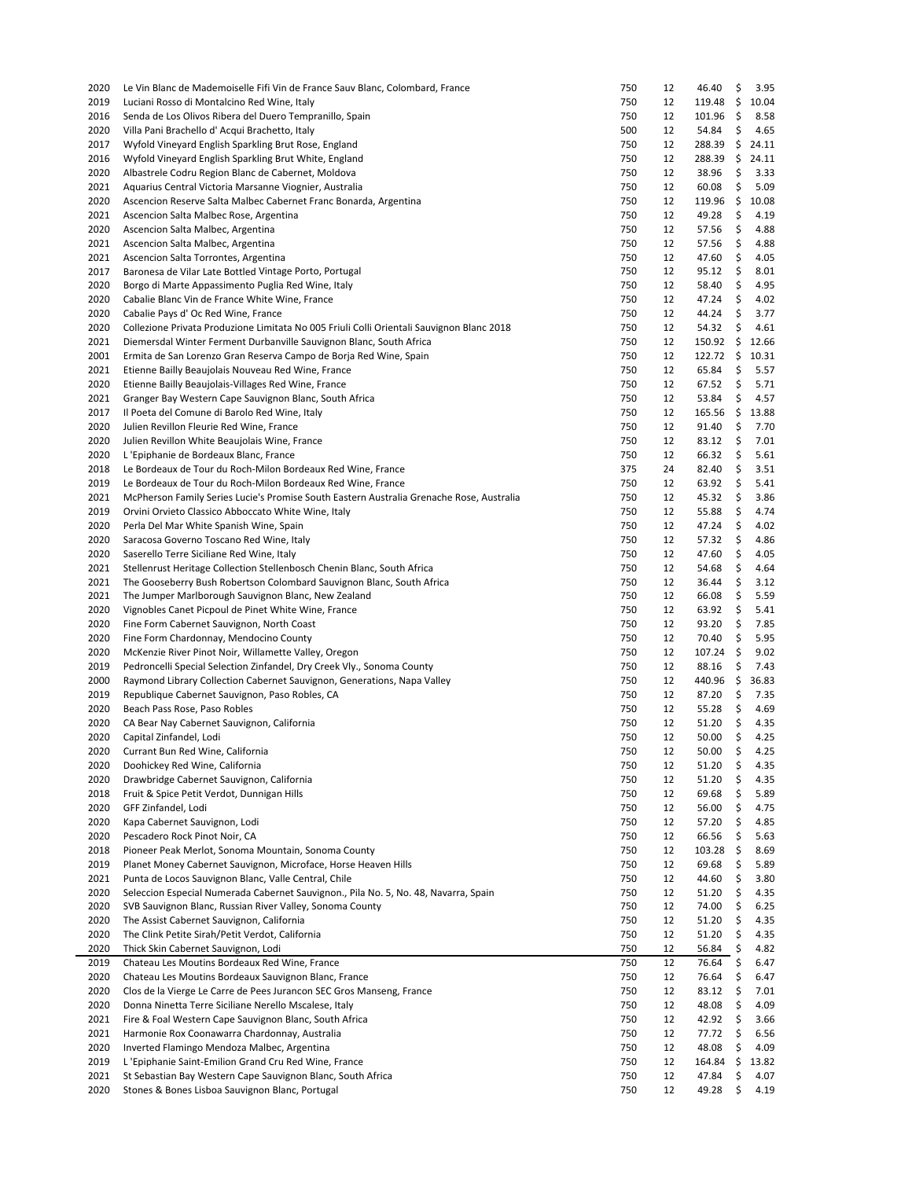| | | | | | |
|---|---|---|---|---|---|
| 2020 | Le Vin Blanc de Mademoiselle Fifi Vin de France Sauv Blanc, Colombard, France | 750 | 12 | 46.40 | $ 3.95 |
| 2019 | Luciani Rosso di Montalcino Red Wine, Italy | 750 | 12 | 119.48 | $ 10.04 |
| 2016 | Senda de Los Olivos Ribera del Duero Tempranillo, Spain | 750 | 12 | 101.96 | $ 8.58 |
| 2020 | Villa Pani Brachello d' Acqui Brachetto, Italy | 500 | 12 | 54.84 | $ 4.65 |
| 2017 | Wyfold Vineyard English Sparkling Brut Rose, England | 750 | 12 | 288.39 | $ 24.11 |
| 2016 | Wyfold Vineyard English Sparkling Brut White, England | 750 | 12 | 288.39 | $ 24.11 |
| 2020 | Albastrele Codru Region Blanc de Cabernet, Moldova | 750 | 12 | 38.96 | $ 3.33 |
| 2021 | Aquarius Central Victoria Marsanne Viognier, Australia | 750 | 12 | 60.08 | $ 5.09 |
| 2020 | Ascencion Reserve Salta Malbec Cabernet Franc Bonarda, Argentina | 750 | 12 | 119.96 | $ 10.08 |
| 2021 | Ascencion Salta Malbec Rose, Argentina | 750 | 12 | 49.28 | $ 4.19 |
| 2020 | Ascencion Salta Malbec, Argentina | 750 | 12 | 57.56 | $ 4.88 |
| 2021 | Ascencion Salta Malbec, Argentina | 750 | 12 | 57.56 | $ 4.88 |
| 2021 | Ascencion Salta Torrontes, Argentina | 750 | 12 | 47.60 | $ 4.05 |
| 2017 | Baronesa de Vilar Late Bottled Vintage Porto, Portugal | 750 | 12 | 95.12 | $ 8.01 |
| 2020 | Borgo di Marte Appassimento Puglia Red Wine, Italy | 750 | 12 | 58.40 | $ 4.95 |
| 2020 | Cabalie Blanc Vin de France White Wine, France | 750 | 12 | 47.24 | $ 4.02 |
| 2020 | Cabalie Pays d' Oc Red Wine, France | 750 | 12 | 44.24 | $ 3.77 |
| 2020 | Collezione Privata Produzione Limitata No 005 Friuli Colli Orientali Sauvignon Blanc 2018 | 750 | 12 | 54.32 | $ 4.61 |
| 2021 | Diemersdal Winter Ferment Durbanville Sauvignon Blanc, South Africa | 750 | 12 | 150.92 | $ 12.66 |
| 2001 | Ermita de San Lorenzo Gran Reserva Campo de Borja Red Wine, Spain | 750 | 12 | 122.72 | $ 10.31 |
| 2021 | Etienne Bailly Beaujolais Nouveau Red Wine, France | 750 | 12 | 65.84 | $ 5.57 |
| 2020 | Etienne Bailly Beaujolais-Villages Red Wine, France | 750 | 12 | 67.52 | $ 5.71 |
| 2021 | Granger Bay Western Cape Sauvignon Blanc, South Africa | 750 | 12 | 53.84 | $ 4.57 |
| 2017 | Il Poeta del Comune di Barolo Red Wine, Italy | 750 | 12 | 165.56 | $ 13.88 |
| 2020 | Julien Revillon Fleurie Red Wine, France | 750 | 12 | 91.40 | $ 7.70 |
| 2020 | Julien Revillon White Beaujolais Wine, France | 750 | 12 | 83.12 | $ 7.01 |
| 2020 | L 'Epiphanie de Bordeaux Blanc, France | 750 | 12 | 66.32 | $ 5.61 |
| 2018 | Le Bordeaux de Tour du Roch-Milon Bordeaux Red Wine, France | 375 | 24 | 82.40 | $ 3.51 |
| 2019 | Le Bordeaux de Tour du Roch-Milon Bordeaux Red Wine, France | 750 | 12 | 63.92 | $ 5.41 |
| 2021 | McPherson Family Series Lucie's Promise South Eastern Australia Grenache Rose, Australia | 750 | 12 | 45.32 | $ 3.86 |
| 2019 | Orvini Orvieto Classico Abboccato White Wine, Italy | 750 | 12 | 55.88 | $ 4.74 |
| 2020 | Perla Del Mar White Spanish Wine, Spain | 750 | 12 | 47.24 | $ 4.02 |
| 2020 | Saracosa Governo Toscano Red Wine, Italy | 750 | 12 | 57.32 | $ 4.86 |
| 2020 | Saserello Terre Siciliane Red Wine, Italy | 750 | 12 | 47.60 | $ 4.05 |
| 2021 | Stellenrust Heritage Collection Stellenbosch Chenin Blanc, South Africa | 750 | 12 | 54.68 | $ 4.64 |
| 2021 | The Gooseberry Bush Robertson Colombard Sauvignon Blanc, South Africa | 750 | 12 | 36.44 | $ 3.12 |
| 2021 | The Jumper Marlborough Sauvignon Blanc, New Zealand | 750 | 12 | 66.08 | $ 5.59 |
| 2020 | Vignobles Canet Picpoul de Pinet White Wine, France | 750 | 12 | 63.92 | $ 5.41 |
| 2020 | Fine Form Cabernet Sauvignon, North Coast | 750 | 12 | 93.20 | $ 7.85 |
| 2020 | Fine Form Chardonnay, Mendocino County | 750 | 12 | 70.40 | $ 5.95 |
| 2020 | McKenzie River Pinot Noir, Willamette Valley, Oregon | 750 | 12 | 107.24 | $ 9.02 |
| 2019 | Pedroncelli Special Selection Zinfandel, Dry Creek Vly., Sonoma County | 750 | 12 | 88.16 | $ 7.43 |
| 2000 | Raymond Library Collection Cabernet Sauvignon, Generations, Napa Valley | 750 | 12 | 440.96 | $ 36.83 |
| 2019 | Republique Cabernet Sauvignon, Paso Robles, CA | 750 | 12 | 87.20 | $ 7.35 |
| 2020 | Beach Pass Rose, Paso Robles | 750 | 12 | 55.28 | $ 4.69 |
| 2020 | CA Bear Nay Cabernet Sauvignon, California | 750 | 12 | 51.20 | $ 4.35 |
| 2020 | Capital Zinfandel, Lodi | 750 | 12 | 50.00 | $ 4.25 |
| 2020 | Currant Bun Red Wine, California | 750 | 12 | 50.00 | $ 4.25 |
| 2020 | Doohickey Red Wine, California | 750 | 12 | 51.20 | $ 4.35 |
| 2020 | Drawbridge Cabernet Sauvignon, California | 750 | 12 | 51.20 | $ 4.35 |
| 2018 | Fruit & Spice Petit Verdot, Dunnigan Hills | 750 | 12 | 69.68 | $ 5.89 |
| 2020 | GFF Zinfandel, Lodi | 750 | 12 | 56.00 | $ 4.75 |
| 2020 | Kapa Cabernet Sauvignon, Lodi | 750 | 12 | 57.20 | $ 4.85 |
| 2020 | Pescadero Rock Pinot Noir, CA | 750 | 12 | 66.56 | $ 5.63 |
| 2018 | Pioneer Peak Merlot, Sonoma Mountain, Sonoma County | 750 | 12 | 103.28 | $ 8.69 |
| 2019 | Planet Money Cabernet Sauvignon, Microface, Horse Heaven Hills | 750 | 12 | 69.68 | $ 5.89 |
| 2021 | Punta de Locos Sauvignon Blanc, Valle Central, Chile | 750 | 12 | 44.60 | $ 3.80 |
| 2020 | Seleccion Especial Numerada Cabernet Sauvignon., Pila No. 5, No. 48, Navarra, Spain | 750 | 12 | 51.20 | $ 4.35 |
| 2020 | SVB Sauvignon Blanc, Russian River Valley, Sonoma County | 750 | 12 | 74.00 | $ 6.25 |
| 2020 | The Assist Cabernet Sauvignon, California | 750 | 12 | 51.20 | $ 4.35 |
| 2020 | The Clink Petite Sirah/Petit Verdot, California | 750 | 12 | 51.20 | $ 4.35 |
| 2020 | Thick Skin Cabernet Sauvignon, Lodi | 750 | 12 | 56.84 | $ 4.82 |
| 2019 | Chateau Les Moutins Bordeaux Red Wine, France | 750 | 12 | 76.64 | $ 6.47 |
| 2020 | Chateau Les Moutins Bordeaux Sauvignon Blanc, France | 750 | 12 | 76.64 | $ 6.47 |
| 2020 | Clos de la Vierge Le Carre de Pees Jurancon SEC Gros Manseng, France | 750 | 12 | 83.12 | $ 7.01 |
| 2020 | Donna Ninetta Terre Siciliane Nerello Mscalese, Italy | 750 | 12 | 48.08 | $ 4.09 |
| 2021 | Fire & Foal Western Cape Sauvignon Blanc, South Africa | 750 | 12 | 42.92 | $ 3.66 |
| 2021 | Harmonie Rox Coonawarra Chardonnay, Australia | 750 | 12 | 77.72 | $ 6.56 |
| 2020 | Inverted Flamingo Mendoza Malbec, Argentina | 750 | 12 | 48.08 | $ 4.09 |
| 2019 | L 'Epiphanie Saint-Emilion Grand Cru Red Wine, France | 750 | 12 | 164.84 | $ 13.82 |
| 2021 | St Sebastian Bay Western Cape Sauvignon Blanc, South Africa | 750 | 12 | 47.84 | $ 4.07 |
| 2020 | Stones & Bones Lisboa Sauvignon Blanc, Portugal | 750 | 12 | 49.28 | $ 4.19 |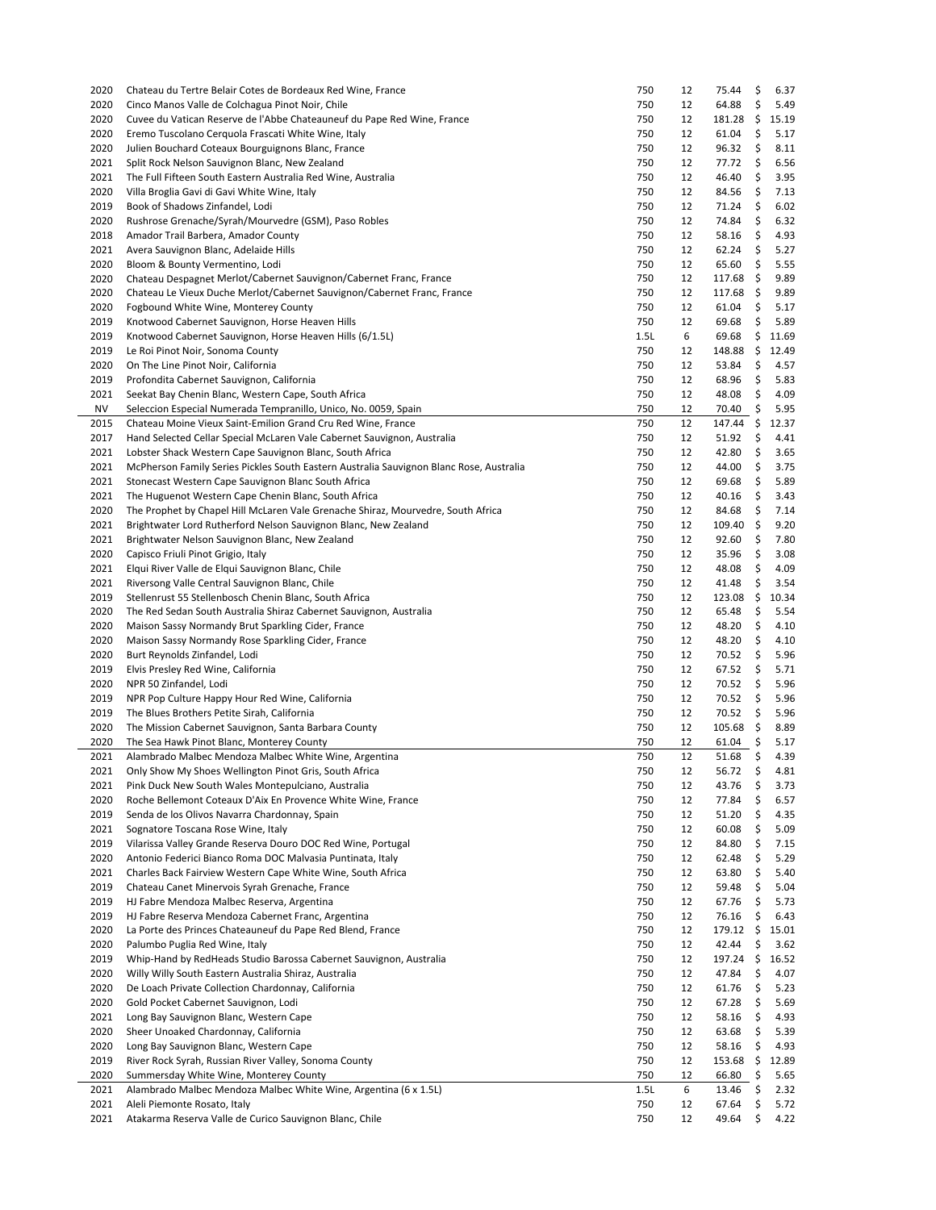| | | | | | |
|---|---|---|---|---|---|
| 2020 | Chateau du Tertre Belair Cotes de Bordeaux Red Wine, France | 750 | 12 | 75.44 | $ 6.37 |
| 2020 | Cinco Manos Valle de Colchagua Pinot Noir, Chile | 750 | 12 | 64.88 | $ 5.49 |
| 2020 | Cuvee du Vatican Reserve de l'Abbe Chateauneuf du Pape Red Wine, France | 750 | 12 | 181.28 | $ 15.19 |
| 2020 | Eremo Tuscolano Cerquola Frascati White Wine, Italy | 750 | 12 | 61.04 | $ 5.17 |
| 2020 | Julien Bouchard Coteaux Bourguignons Blanc, France | 750 | 12 | 96.32 | $ 8.11 |
| 2021 | Split Rock Nelson Sauvignon Blanc, New Zealand | 750 | 12 | 77.72 | $ 6.56 |
| 2021 | The Full Fifteen South Eastern Australia Red Wine, Australia | 750 | 12 | 46.40 | $ 3.95 |
| 2020 | Villa Broglia Gavi di Gavi White Wine, Italy | 750 | 12 | 84.56 | $ 7.13 |
| 2019 | Book of Shadows Zinfandel, Lodi | 750 | 12 | 71.24 | $ 6.02 |
| 2020 | Rushrose Grenache/Syrah/Mourvedre (GSM), Paso Robles | 750 | 12 | 74.84 | $ 6.32 |
| 2018 | Amador Trail Barbera, Amador County | 750 | 12 | 58.16 | $ 4.93 |
| 2021 | Avera Sauvignon Blanc, Adelaide Hills | 750 | 12 | 62.24 | $ 5.27 |
| 2020 | Bloom & Bounty Vermentino, Lodi | 750 | 12 | 65.60 | $ 5.55 |
| 2020 | Chateau Despagnet Merlot/Cabernet Sauvignon/Cabernet Franc, France | 750 | 12 | 117.68 | $ 9.89 |
| 2020 | Chateau Le Vieux Duche Merlot/Cabernet Sauvignon/Cabernet Franc, France | 750 | 12 | 117.68 | $ 9.89 |
| 2020 | Fogbound White Wine, Monterey County | 750 | 12 | 61.04 | $ 5.17 |
| 2019 | Knotwood Cabernet Sauvignon, Horse Heaven Hills | 750 | 12 | 69.68 | $ 5.89 |
| 2019 | Knotwood Cabernet Sauvignon, Horse Heaven Hills (6/1.5L) | 1.5L | 6 | 69.68 | $ 11.69 |
| 2019 | Le Roi Pinot Noir, Sonoma County | 750 | 12 | 148.88 | $ 12.49 |
| 2020 | On The Line Pinot Noir, California | 750 | 12 | 53.84 | $ 4.57 |
| 2019 | Profondita Cabernet Sauvignon, California | 750 | 12 | 68.96 | $ 5.83 |
| 2021 | Seekat Bay Chenin Blanc, Western Cape, South Africa | 750 | 12 | 48.08 | $ 4.09 |
| NV | Seleccion Especial Numerada Tempranillo, Unico, No. 0059, Spain | 750 | 12 | 70.40 | $ 5.95 |
| 2015 | Chateau Moine Vieux Saint-Emilion Grand Cru Red Wine, France | 750 | 12 | 147.44 | $ 12.37 |
| 2017 | Hand Selected Cellar Special McLaren Vale Cabernet Sauvignon, Australia | 750 | 12 | 51.92 | $ 4.41 |
| 2021 | Lobster Shack Western Cape Sauvignon Blanc, South Africa | 750 | 12 | 42.80 | $ 3.65 |
| 2021 | McPherson Family Series Pickles South Eastern Australia Sauvignon Blanc Rose, Australia | 750 | 12 | 44.00 | $ 3.75 |
| 2021 | Stonecast Western Cape Sauvignon Blanc South Africa | 750 | 12 | 69.68 | $ 5.89 |
| 2021 | The Huguenot Western Cape Chenin Blanc, South Africa | 750 | 12 | 40.16 | $ 3.43 |
| 2020 | The Prophet by Chapel Hill McLaren Vale Grenache Shiraz, Mourvedre, South Africa | 750 | 12 | 84.68 | $ 7.14 |
| 2021 | Brightwater Lord Rutherford Nelson Sauvignon Blanc, New Zealand | 750 | 12 | 109.40 | $ 9.20 |
| 2021 | Brightwater Nelson Sauvignon Blanc, New Zealand | 750 | 12 | 92.60 | $ 7.80 |
| 2020 | Capisco Friuli Pinot Grigio, Italy | 750 | 12 | 35.96 | $ 3.08 |
| 2021 | Elqui River Valle de Elqui Sauvignon Blanc, Chile | 750 | 12 | 48.08 | $ 4.09 |
| 2021 | Riversong Valle Central Sauvignon Blanc, Chile | 750 | 12 | 41.48 | $ 3.54 |
| 2019 | Stellenrust 55 Stellenbosch Chenin Blanc, South Africa | 750 | 12 | 123.08 | $ 10.34 |
| 2020 | The Red Sedan South Australia Shiraz Cabernet Sauvignon, Australia | 750 | 12 | 65.48 | $ 5.54 |
| 2020 | Maison Sassy Normandy Brut Sparkling Cider, France | 750 | 12 | 48.20 | $ 4.10 |
| 2020 | Maison Sassy Normandy Rose Sparkling Cider, France | 750 | 12 | 48.20 | $ 4.10 |
| 2020 | Burt Reynolds Zinfandel, Lodi | 750 | 12 | 70.52 | $ 5.96 |
| 2019 | Elvis Presley Red Wine, California | 750 | 12 | 67.52 | $ 5.71 |
| 2020 | NPR 50 Zinfandel, Lodi | 750 | 12 | 70.52 | $ 5.96 |
| 2019 | NPR Pop Culture Happy Hour Red Wine, California | 750 | 12 | 70.52 | $ 5.96 |
| 2019 | The Blues Brothers Petite Sirah, California | 750 | 12 | 70.52 | $ 5.96 |
| 2020 | The Mission Cabernet Sauvignon, Santa Barbara County | 750 | 12 | 105.68 | $ 8.89 |
| 2020 | The Sea Hawk Pinot Blanc, Monterey County | 750 | 12 | 61.04 | $ 5.17 |
| 2021 | Alambrado Malbec Mendoza Malbec White Wine, Argentina | 750 | 12 | 51.68 | $ 4.39 |
| 2021 | Only Show My Shoes Wellington Pinot Gris, South Africa | 750 | 12 | 56.72 | $ 4.81 |
| 2021 | Pink Duck New South Wales Montepulciano, Australia | 750 | 12 | 43.76 | $ 3.73 |
| 2020 | Roche Bellemont Coteaux D'Aix En Provence White Wine, France | 750 | 12 | 77.84 | $ 6.57 |
| 2019 | Senda de los Olivos Navarra Chardonnay, Spain | 750 | 12 | 51.20 | $ 4.35 |
| 2021 | Sognatore Toscana Rose Wine, Italy | 750 | 12 | 60.08 | $ 5.09 |
| 2019 | Vilarissa Valley Grande Reserva Douro DOC Red Wine, Portugal | 750 | 12 | 84.80 | $ 7.15 |
| 2020 | Antonio Federici Bianco Roma DOC Malvasia Puntinata, Italy | 750 | 12 | 62.48 | $ 5.29 |
| 2021 | Charles Back Fairview Western Cape White Wine, South Africa | 750 | 12 | 63.80 | $ 5.40 |
| 2019 | Chateau Canet Minervois Syrah Grenache, France | 750 | 12 | 59.48 | $ 5.04 |
| 2019 | HJ Fabre Mendoza Malbec Reserva, Argentina | 750 | 12 | 67.76 | $ 5.73 |
| 2019 | HJ Fabre Reserva Mendoza Cabernet Franc, Argentina | 750 | 12 | 76.16 | $ 6.43 |
| 2020 | La Porte des Princes Chateauneuf du Pape Red Blend, France | 750 | 12 | 179.12 | $ 15.01 |
| 2020 | Palumbo Puglia Red Wine, Italy | 750 | 12 | 42.44 | $ 3.62 |
| 2019 | Whip-Hand by RedHeads Studio Barossa Cabernet Sauvignon, Australia | 750 | 12 | 197.24 | $ 16.52 |
| 2020 | Willy Willy South Eastern Australia Shiraz, Australia | 750 | 12 | 47.84 | $ 4.07 |
| 2020 | De Loach Private Collection Chardonnay, California | 750 | 12 | 61.76 | $ 5.23 |
| 2020 | Gold Pocket Cabernet Sauvignon, Lodi | 750 | 12 | 67.28 | $ 5.69 |
| 2021 | Long Bay Sauvignon Blanc, Western Cape | 750 | 12 | 58.16 | $ 4.93 |
| 2020 | Sheer Unoaked Chardonnay, California | 750 | 12 | 63.68 | $ 5.39 |
| 2020 | Long Bay Sauvignon Blanc, Western Cape | 750 | 12 | 58.16 | $ 4.93 |
| 2019 | River Rock Syrah, Russian River Valley, Sonoma County | 750 | 12 | 153.68 | $ 12.89 |
| 2020 | Summersday White Wine, Monterey County | 750 | 12 | 66.80 | $ 5.65 |
| 2021 | Alambrado Malbec Mendoza Malbec White Wine, Argentina (6 x 1.5L) | 1.5L | 6 | 13.46 | $ 2.32 |
| 2021 | Aleli Piemonte Rosato, Italy | 750 | 12 | 67.64 | $ 5.72 |
| 2021 | Atakarma Reserva Valle de Curico Sauvignon Blanc, Chile | 750 | 12 | 49.64 | $ 4.22 |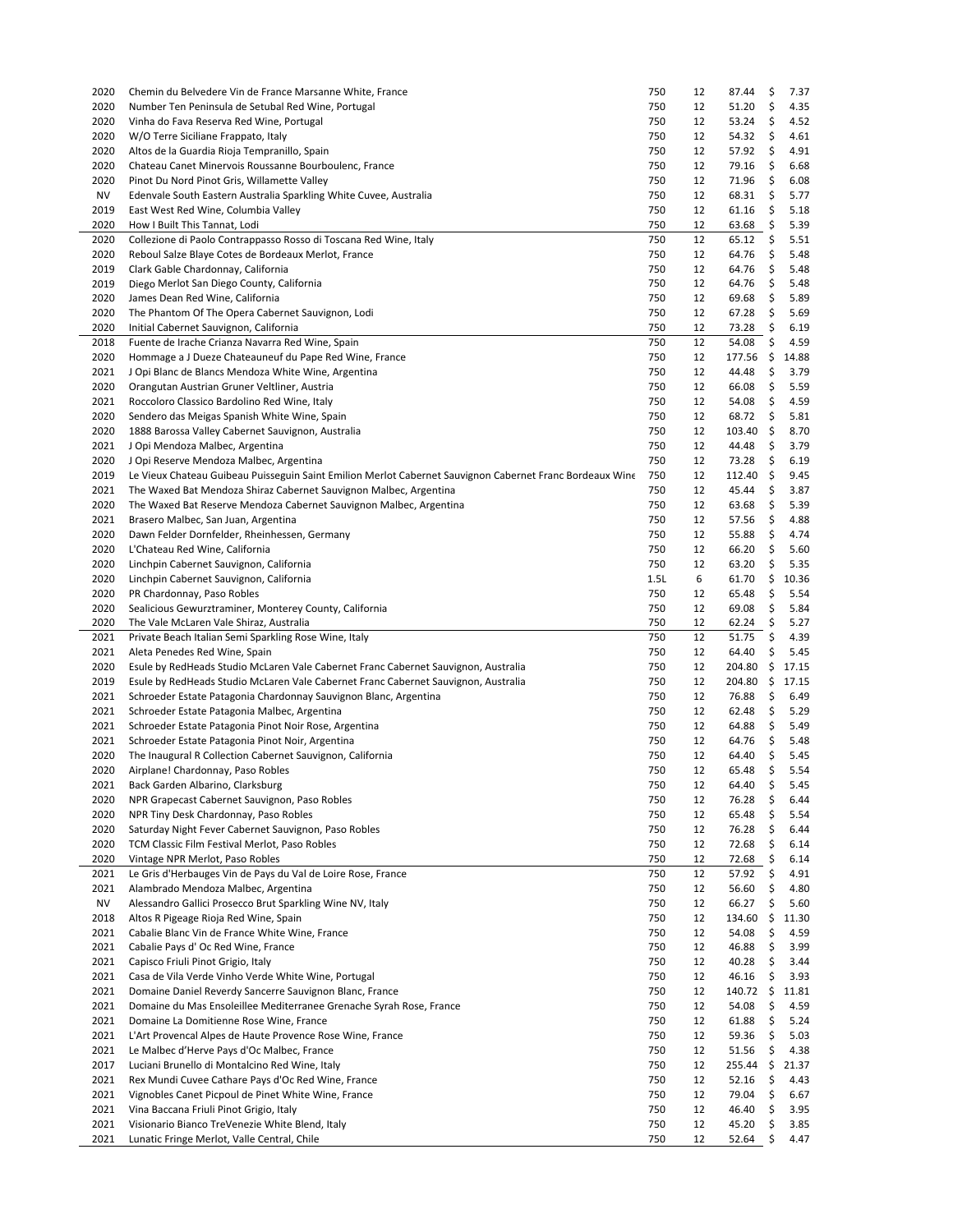| | | | | | |
|---|---|---|---|---|---|
| 2020 | Chemin du Belvedere Vin de France Marsanne White, France | 750 | 12 | 87.44 | $ 7.37 |
| 2020 | Number Ten Peninsula de Setubal Red Wine, Portugal | 750 | 12 | 51.20 | $ 4.35 |
| 2020 | Vinha do Fava Reserva Red Wine, Portugal | 750 | 12 | 53.24 | $ 4.52 |
| 2020 | W/O Terre Siciliane Frappato, Italy | 750 | 12 | 54.32 | $ 4.61 |
| 2020 | Altos de la Guardia Rioja Tempranillo, Spain | 750 | 12 | 57.92 | $ 4.91 |
| 2020 | Chateau Canet Minervois Roussanne Bourboulenc, France | 750 | 12 | 79.16 | $ 6.68 |
| 2020 | Pinot Du Nord Pinot Gris, Willamette Valley | 750 | 12 | 71.96 | $ 6.08 |
| NV | Edenvale South Eastern Australia Sparkling White Cuvee, Australia | 750 | 12 | 68.31 | $ 5.77 |
| 2019 | East West Red Wine, Columbia Valley | 750 | 12 | 61.16 | $ 5.18 |
| 2020 | How I Built This Tannat, Lodi | 750 | 12 | 63.68 | $ 5.39 |
| 2020 | Collezione di Paolo Contrappasso Rosso di Toscana Red Wine, Italy | 750 | 12 | 65.12 | $ 5.51 |
| 2020 | Reboul Salze Blaye Cotes de Bordeaux Merlot, France | 750 | 12 | 64.76 | $ 5.48 |
| 2019 | Clark Gable Chardonnay, California | 750 | 12 | 64.76 | $ 5.48 |
| 2019 | Diego Merlot San Diego County, California | 750 | 12 | 64.76 | $ 5.48 |
| 2020 | James Dean Red Wine, California | 750 | 12 | 69.68 | $ 5.89 |
| 2020 | The Phantom Of The Opera Cabernet Sauvignon, Lodi | 750 | 12 | 67.28 | $ 5.69 |
| 2020 | Initial Cabernet Sauvignon, California | 750 | 12 | 73.28 | $ 6.19 |
| 2018 | Fuente de Irache Crianza Navarra Red Wine, Spain | 750 | 12 | 54.08 | $ 4.59 |
| 2020 | Hommage a J Dueze Chateauneuf du Pape Red Wine, France | 750 | 12 | 177.56 | $ 14.88 |
| 2021 | J Opi Blanc de Blancs Mendoza White Wine, Argentina | 750 | 12 | 44.48 | $ 3.79 |
| 2020 | Orangutan Austrian Gruner Veltliner, Austria | 750 | 12 | 66.08 | $ 5.59 |
| 2021 | Roccoloro Classico Bardolino Red Wine, Italy | 750 | 12 | 54.08 | $ 4.59 |
| 2020 | Sendero das Meigas Spanish White Wine, Spain | 750 | 12 | 68.72 | $ 5.81 |
| 2020 | 1888 Barossa Valley Cabernet Sauvignon, Australia | 750 | 12 | 103.40 | $ 8.70 |
| 2021 | J Opi Mendoza Malbec, Argentina | 750 | 12 | 44.48 | $ 3.79 |
| 2020 | J Opi Reserve Mendoza Malbec, Argentina | 750 | 12 | 73.28 | $ 6.19 |
| 2019 | Le Vieux Chateau Guibeau Puisseguin Saint Emilion Merlot Cabernet Sauvignon Cabernet Franc Bordeaux Wine | 750 | 12 | 112.40 | $ 9.45 |
| 2021 | The Waxed Bat Mendoza Shiraz Cabernet Sauvignon Malbec, Argentina | 750 | 12 | 45.44 | $ 3.87 |
| 2020 | The Waxed Bat Reserve Mendoza Cabernet Sauvignon Malbec, Argentina | 750 | 12 | 63.68 | $ 5.39 |
| 2021 | Brasero Malbec, San Juan, Argentina | 750 | 12 | 57.56 | $ 4.88 |
| 2020 | Dawn Felder Dornfelder, Rheinhessen, Germany | 750 | 12 | 55.88 | $ 4.74 |
| 2020 | L'Chateau Red Wine, California | 750 | 12 | 66.20 | $ 5.60 |
| 2020 | Linchpin Cabernet Sauvignon, California | 750 | 12 | 63.20 | $ 5.35 |
| 2020 | Linchpin Cabernet Sauvignon, California | 1.5L | 6 | 61.70 | $ 10.36 |
| 2020 | PR Chardonnay, Paso Robles | 750 | 12 | 65.48 | $ 5.54 |
| 2020 | Sealicious Gewurztraminer, Monterey County, California | 750 | 12 | 69.08 | $ 5.84 |
| 2020 | The Vale McLaren Vale Shiraz, Australia | 750 | 12 | 62.24 | $ 5.27 |
| 2021 | Private Beach Italian Semi Sparkling Rose Wine, Italy | 750 | 12 | 51.75 | $ 4.39 |
| 2021 | Aleta Penedes Red Wine, Spain | 750 | 12 | 64.40 | $ 5.45 |
| 2020 | Esule by RedHeads Studio McLaren Vale Cabernet Franc Cabernet Sauvignon, Australia | 750 | 12 | 204.80 | $ 17.15 |
| 2019 | Esule by RedHeads Studio McLaren Vale Cabernet Franc Cabernet Sauvignon, Australia | 750 | 12 | 204.80 | $ 17.15 |
| 2021 | Schroeder Estate Patagonia Chardonnay Sauvignon Blanc, Argentina | 750 | 12 | 76.88 | $ 6.49 |
| 2021 | Schroeder Estate Patagonia Malbec, Argentina | 750 | 12 | 62.48 | $ 5.29 |
| 2021 | Schroeder Estate Patagonia Pinot Noir Rose, Argentina | 750 | 12 | 64.88 | $ 5.49 |
| 2021 | Schroeder Estate Patagonia Pinot Noir, Argentina | 750 | 12 | 64.76 | $ 5.48 |
| 2020 | The Inaugural R Collection Cabernet Sauvignon, California | 750 | 12 | 64.40 | $ 5.45 |
| 2020 | Airplane! Chardonnay, Paso Robles | 750 | 12 | 65.48 | $ 5.54 |
| 2021 | Back Garden Albarino, Clarksburg | 750 | 12 | 64.40 | $ 5.45 |
| 2020 | NPR Grapecast Cabernet Sauvignon, Paso Robles | 750 | 12 | 76.28 | $ 6.44 |
| 2020 | NPR Tiny Desk Chardonnay, Paso Robles | 750 | 12 | 65.48 | $ 5.54 |
| 2020 | Saturday Night Fever Cabernet Sauvignon, Paso Robles | 750 | 12 | 76.28 | $ 6.44 |
| 2020 | TCM Classic Film Festival Merlot, Paso Robles | 750 | 12 | 72.68 | $ 6.14 |
| 2020 | Vintage NPR Merlot, Paso Robles | 750 | 12 | 72.68 | $ 6.14 |
| 2021 | Le Gris d'Herbauges Vin de Pays du Val de Loire Rose, France | 750 | 12 | 57.92 | $ 4.91 |
| 2021 | Alambrado Mendoza Malbec, Argentina | 750 | 12 | 56.60 | $ 4.80 |
| NV | Alessandro Gallici Prosecco Brut Sparkling Wine NV, Italy | 750 | 12 | 66.27 | $ 5.60 |
| 2018 | Altos R Pigeage Rioja Red Wine, Spain | 750 | 12 | 134.60 | $ 11.30 |
| 2021 | Cabalie Blanc Vin de France White Wine, France | 750 | 12 | 54.08 | $ 4.59 |
| 2021 | Cabalie Pays d' Oc Red Wine, France | 750 | 12 | 46.88 | $ 3.99 |
| 2021 | Capisco Friuli Pinot Grigio, Italy | 750 | 12 | 40.28 | $ 3.44 |
| 2021 | Casa de Vila Verde Vinho Verde White Wine, Portugal | 750 | 12 | 46.16 | $ 3.93 |
| 2021 | Domaine Daniel Reverdy Sancerre Sauvignon Blanc, France | 750 | 12 | 140.72 | $ 11.81 |
| 2021 | Domaine du Mas Ensoleillee Mediterranee Grenache Syrah Rose, France | 750 | 12 | 54.08 | $ 4.59 |
| 2021 | Domaine La Domitienne Rose Wine, France | 750 | 12 | 61.88 | $ 5.24 |
| 2021 | L'Art Provencal Alpes de Haute Provence Rose Wine, France | 750 | 12 | 59.36 | $ 5.03 |
| 2021 | Le Malbec d'Herve Pays d'Oc Malbec, France | 750 | 12 | 51.56 | $ 4.38 |
| 2017 | Luciani Brunello di Montalcino Red Wine, Italy | 750 | 12 | 255.44 | $ 21.37 |
| 2021 | Rex Mundi Cuvee Cathare Pays d'Oc Red Wine, France | 750 | 12 | 52.16 | $ 4.43 |
| 2021 | Vignobles Canet Picpoul de Pinet White Wine, France | 750 | 12 | 79.04 | $ 6.67 |
| 2021 | Vina Baccana Friuli Pinot Grigio, Italy | 750 | 12 | 46.40 | $ 3.95 |
| 2021 | Visionario Bianco TreVenezie White Blend, Italy | 750 | 12 | 45.20 | $ 3.85 |
| 2021 | Lunatic Fringe Merlot, Valle Central, Chile | 750 | 12 | 52.64 | $ 4.47 |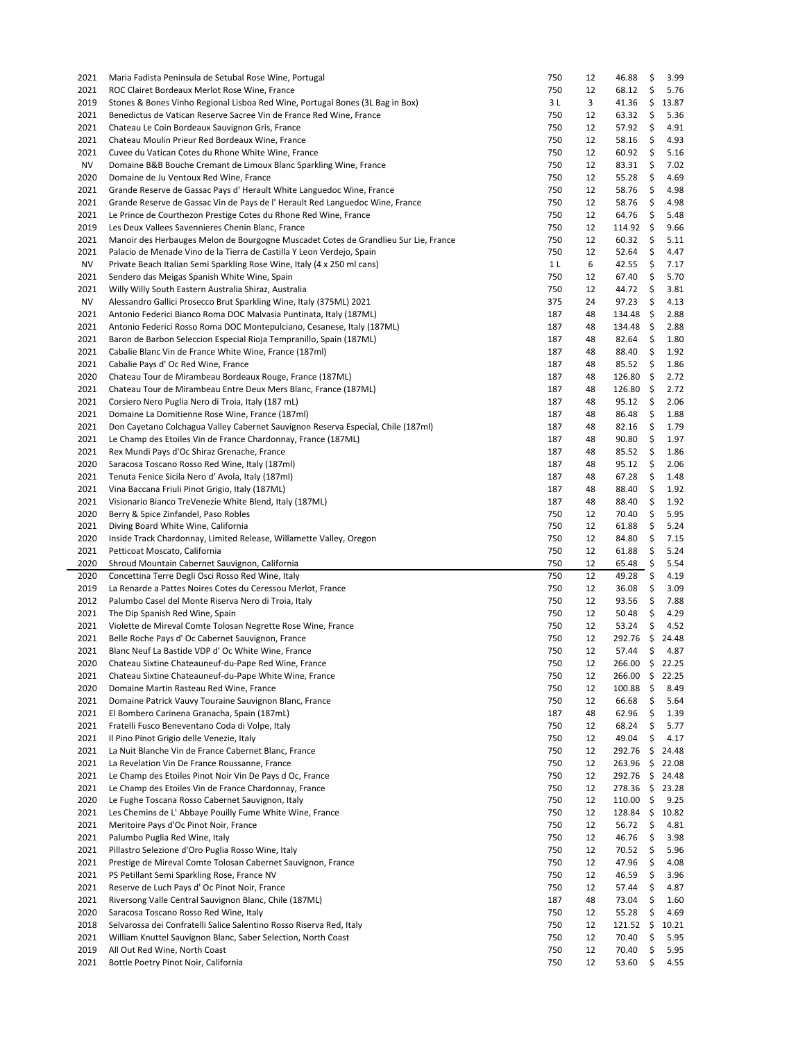| | | | | | |
|---|---|---|---|---|---|
| 2021 | Maria Fadista Peninsula de Setubal Rose Wine, Portugal | 750 | 12 | 46.88 | $ 3.99 |
| 2021 | ROC Clairet Bordeaux Merlot Rose Wine, France | 750 | 12 | 68.12 | $ 5.76 |
| 2019 | Stones & Bones Vinho Regional Lisboa Red Wine, Portugal Bones (3L Bag in Box) | 3 L | 3 | 41.36 | $ 13.87 |
| 2021 | Benedictus de Vatican Reserve Sacree Vin de France Red Wine, France | 750 | 12 | 63.32 | $ 5.36 |
| 2021 | Chateau Le Coin Bordeaux Sauvignon Gris, France | 750 | 12 | 57.92 | $ 4.91 |
| 2021 | Chateau Moulin Prieur Red Bordeaux Wine, France | 750 | 12 | 58.16 | $ 4.93 |
| 2021 | Cuvee du Vatican Cotes du Rhone White Wine, France | 750 | 12 | 60.92 | $ 5.16 |
| NV | Domaine B&B Bouche Cremant de Limoux Blanc Sparkling Wine, France | 750 | 12 | 83.31 | $ 7.02 |
| 2020 | Domaine de Ju Ventoux Red Wine, France | 750 | 12 | 55.28 | $ 4.69 |
| 2021 | Grande Reserve de Gassac Pays d' Herault White Languedoc Wine, France | 750 | 12 | 58.76 | $ 4.98 |
| 2021 | Grande Reserve de Gassac Vin de Pays de l' Herault Red Languedoc Wine, France | 750 | 12 | 58.76 | $ 4.98 |
| 2021 | Le Prince de Courthezon Prestige Cotes du Rhone Red Wine, France | 750 | 12 | 64.76 | $ 5.48 |
| 2019 | Les Deux Vallees Savennieres Chenin Blanc, France | 750 | 12 | 114.92 | $ 9.66 |
| 2021 | Manoir des Herbauges Melon de Bourgogne Muscadet Cotes de Grandlieu Sur Lie, France | 750 | 12 | 60.32 | $ 5.11 |
| 2021 | Palacio de Menade Vino de la Tierra de Castilla Y Leon Verdejo, Spain | 750 | 12 | 52.64 | $ 4.47 |
| NV | Private Beach Italian Semi Sparkling Rose Wine, Italy (4 x 250 ml cans) | 1 L | 6 | 42.55 | $ 7.17 |
| 2021 | Sendero das Meigas Spanish White Wine, Spain | 750 | 12 | 67.40 | $ 5.70 |
| 2021 | Willy Willy South Eastern Australia Shiraz, Australia | 750 | 12 | 44.72 | $ 3.81 |
| NV | Alessandro Gallici Prosecco Brut Sparkling Wine, Italy (375ML) 2021 | 375 | 24 | 97.23 | $ 4.13 |
| 2021 | Antonio Federici Bianco Roma DOC Malvasia Puntinata, Italy (187ML) | 187 | 48 | 134.48 | $ 2.88 |
| 2021 | Antonio Federici Rosso Roma DOC Montepulciano, Cesanese, Italy (187ML) | 187 | 48 | 134.48 | $ 2.88 |
| 2021 | Baron de Barbon Seleccion Especial Rioja Tempranillo, Spain (187ML) | 187 | 48 | 82.64 | $ 1.80 |
| 2021 | Cabalie Blanc Vin de France White Wine, France (187ml) | 187 | 48 | 88.40 | $ 1.92 |
| 2021 | Cabalie Pays d' Oc Red Wine, France | 187 | 48 | 85.52 | $ 1.86 |
| 2020 | Chateau Tour de Mirambeau Bordeaux Rouge, France (187ML) | 187 | 48 | 126.80 | $ 2.72 |
| 2021 | Chateau Tour de Mirambeau Entre Deux Mers Blanc, France (187ML) | 187 | 48 | 126.80 | $ 2.72 |
| 2021 | Corsiero Nero Puglia Nero di Troia, Italy (187 mL) | 187 | 48 | 95.12 | $ 2.06 |
| 2021 | Domaine La Domitienne Rose Wine, France (187ml) | 187 | 48 | 86.48 | $ 1.88 |
| 2021 | Don Cayetano Colchagua Valley Cabernet Sauvignon Reserva Especial, Chile (187ml) | 187 | 48 | 82.16 | $ 1.79 |
| 2021 | Le Champ des Etoiles Vin de France Chardonnay, France (187ML) | 187 | 48 | 90.80 | $ 1.97 |
| 2021 | Rex Mundi Pays d'Oc Shiraz Grenache, France | 187 | 48 | 85.52 | $ 1.86 |
| 2020 | Saracosa Toscano Rosso Red Wine, Italy (187ml) | 187 | 48 | 95.12 | $ 2.06 |
| 2021 | Tenuta Fenice Sicila Nero d' Avola, Italy (187ml) | 187 | 48 | 67.28 | $ 1.48 |
| 2021 | Vina Baccana Friuli Pinot Grigio, Italy (187ML) | 187 | 48 | 88.40 | $ 1.92 |
| 2021 | Visionario Bianco TreVenezie White Blend, Italy (187ML) | 187 | 48 | 88.40 | $ 1.92 |
| 2020 | Berry & Spice Zinfandel, Paso Robles | 750 | 12 | 70.40 | $ 5.95 |
| 2021 | Diving Board White Wine, California | 750 | 12 | 61.88 | $ 5.24 |
| 2020 | Inside Track Chardonnay, Limited Release, Willamette Valley, Oregon | 750 | 12 | 84.80 | $ 7.15 |
| 2021 | Petticoat Moscato, California | 750 | 12 | 61.88 | $ 5.24 |
| 2020 | Shroud Mountain Cabernet Sauvignon, California | 750 | 12 | 65.48 | $ 5.54 |
| 2020 | Concettina Terre Degli Osci Rosso Red Wine, Italy | 750 | 12 | 49.28 | $ 4.19 |
| 2019 | La Renarde a Pattes Noires Cotes du Ceressou Merlot, France | 750 | 12 | 36.08 | $ 3.09 |
| 2012 | Palumbo Casel del Monte Riserva Nero di Troia, Italy | 750 | 12 | 93.56 | $ 7.88 |
| 2021 | The Dip Spanish Red Wine, Spain | 750 | 12 | 50.48 | $ 4.29 |
| 2021 | Violette de Mireval Comte Tolosan Negrette Rose Wine, France | 750 | 12 | 53.24 | $ 4.52 |
| 2021 | Belle Roche Pays d' Oc Cabernet Sauvignon, France | 750 | 12 | 292.76 | $ 24.48 |
| 2021 | Blanc Neuf La Bastide VDP d' Oc White Wine, France | 750 | 12 | 57.44 | $ 4.87 |
| 2020 | Chateau Sixtine Chateauneuf-du-Pape Red Wine, France | 750 | 12 | 266.00 | $ 22.25 |
| 2021 | Chateau Sixtine Chateauneuf-du-Pape White Wine, France | 750 | 12 | 266.00 | $ 22.25 |
| 2020 | Domaine Martin Rasteau Red Wine, France | 750 | 12 | 100.88 | $ 8.49 |
| 2021 | Domaine Patrick Vauvy Touraine Sauvignon Blanc, France | 750 | 12 | 66.68 | $ 5.64 |
| 2021 | El Bombero Carinena Granacha, Spain (187mL) | 187 | 48 | 62.96 | $ 1.39 |
| 2021 | Fratelli Fusco Beneventano Coda di Volpe, Italy | 750 | 12 | 68.24 | $ 5.77 |
| 2021 | Il Pino Pinot Grigio delle Venezie, Italy | 750 | 12 | 49.04 | $ 4.17 |
| 2021 | La Nuit Blanche Vin de France Cabernet Blanc, France | 750 | 12 | 292.76 | $ 24.48 |
| 2021 | La Revelation Vin De France Roussanne, France | 750 | 12 | 263.96 | $ 22.08 |
| 2021 | Le Champ des Etoiles Pinot Noir Vin De Pays d Oc, France | 750 | 12 | 292.76 | $ 24.48 |
| 2021 | Le Champ des Etoiles Vin de France Chardonnay, France | 750 | 12 | 278.36 | $ 23.28 |
| 2020 | Le Fughe Toscana Rosso Cabernet Sauvignon, Italy | 750 | 12 | 110.00 | $ 9.25 |
| 2021 | Les Chemins de L' Abbaye Pouilly Fume White Wine, France | 750 | 12 | 128.84 | $ 10.82 |
| 2021 | Meritoire Pays d'Oc Pinot Noir, France | 750 | 12 | 56.72 | $ 4.81 |
| 2021 | Palumbo Puglia Red Wine, Italy | 750 | 12 | 46.76 | $ 3.98 |
| 2021 | Pillastro Selezione d'Oro Puglia Rosso Wine, Italy | 750 | 12 | 70.52 | $ 5.96 |
| 2021 | Prestige de Mireval Comte Tolosan Cabernet Sauvignon, France | 750 | 12 | 47.96 | $ 4.08 |
| 2021 | PS Petillant Semi Sparkling Rose, France NV | 750 | 12 | 46.59 | $ 3.96 |
| 2021 | Reserve de Luch Pays d' Oc Pinot Noir, France | 750 | 12 | 57.44 | $ 4.87 |
| 2021 | Riversong Valle Central Sauvignon Blanc, Chile (187ML) | 187 | 48 | 73.04 | $ 1.60 |
| 2020 | Saracosa Toscano Rosso Red Wine, Italy | 750 | 12 | 55.28 | $ 4.69 |
| 2018 | Selvarossa dei Confratelli Salice Salentino Rosso Riserva Red, Italy | 750 | 12 | 121.52 | $ 10.21 |
| 2021 | William Knuttel Sauvignon Blanc, Saber Selection, North Coast | 750 | 12 | 70.40 | $ 5.95 |
| 2019 | All Out Red Wine, North Coast | 750 | 12 | 70.40 | $ 5.95 |
| 2021 | Bottle Poetry Pinot Noir, California | 750 | 12 | 53.60 | $ 4.55 |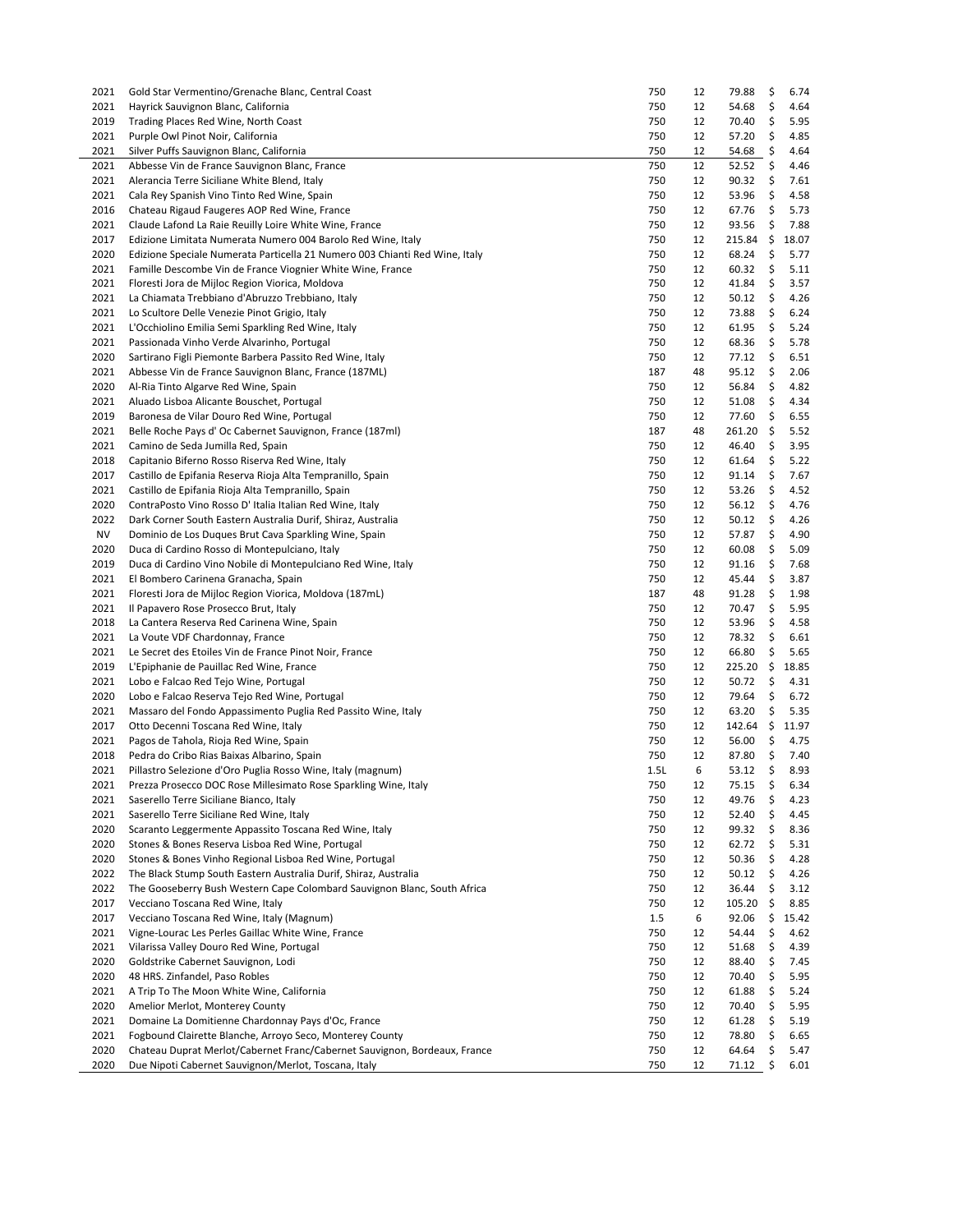| | | | | | |
|---|---|---|---|---|---|
| 2021 | Gold Star Vermentino/Grenache Blanc, Central Coast | 750 | 12 | 79.88 | $ 6.74 |
| 2021 | Hayrick Sauvignon Blanc, California | 750 | 12 | 54.68 | $ 4.64 |
| 2019 | Trading Places Red Wine, North Coast | 750 | 12 | 70.40 | $ 5.95 |
| 2021 | Purple Owl Pinot Noir, California | 750 | 12 | 57.20 | $ 4.85 |
| 2021 | Silver Puffs Sauvignon Blanc, California | 750 | 12 | 54.68 | $ 4.64 |
| 2021 | Abbesse Vin de France Sauvignon Blanc, France | 750 | 12 | 52.52 | $ 4.46 |
| 2021 | Alerancia Terre Siciliane White Blend, Italy | 750 | 12 | 90.32 | $ 7.61 |
| 2021 | Cala Rey Spanish Vino Tinto Red Wine, Spain | 750 | 12 | 53.96 | $ 4.58 |
| 2016 | Chateau Rigaud Faugeres AOP Red Wine, France | 750 | 12 | 67.76 | $ 5.73 |
| 2021 | Claude Lafond La Raie Reuilly Loire White Wine, France | 750 | 12 | 93.56 | $ 7.88 |
| 2017 | Edizione Limitata Numerata Numero 004 Barolo Red Wine, Italy | 750 | 12 | 215.84 | $ 18.07 |
| 2020 | Edizione Speciale Numerata Particella 21 Numero 003 Chianti Red Wine, Italy | 750 | 12 | 68.24 | $ 5.77 |
| 2021 | Famille Descombe Vin de France Viognier White Wine, France | 750 | 12 | 60.32 | $ 5.11 |
| 2021 | Floresti Jora de Mijloc Region Viorica, Moldova | 750 | 12 | 41.84 | $ 3.57 |
| 2021 | La Chiamata Trebbiano d'Abruzzo Trebbiano, Italy | 750 | 12 | 50.12 | $ 4.26 |
| 2021 | Lo Scultore Delle Venezie Pinot Grigio, Italy | 750 | 12 | 73.88 | $ 6.24 |
| 2021 | L'Occhiolino Emilia Semi Sparkling Red Wine, Italy | 750 | 12 | 61.95 | $ 5.24 |
| 2021 | Passionada Vinho Verde Alvarinho, Portugal | 750 | 12 | 68.36 | $ 5.78 |
| 2020 | Sartirano Figli Piemonte Barbera Passito Red Wine, Italy | 750 | 12 | 77.12 | $ 6.51 |
| 2021 | Abbesse Vin de France Sauvignon Blanc, France (187ML) | 187 | 48 | 95.12 | $ 2.06 |
| 2020 | Al-Ria Tinto Algarve Red Wine, Spain | 750 | 12 | 56.84 | $ 4.82 |
| 2021 | Aluado Lisboa Alicante Bouschet, Portugal | 750 | 12 | 51.08 | $ 4.34 |
| 2019 | Baronesa de Vilar Douro Red Wine, Portugal | 750 | 12 | 77.60 | $ 6.55 |
| 2021 | Belle Roche Pays d' Oc Cabernet Sauvignon, France (187ml) | 187 | 48 | 261.20 | $ 5.52 |
| 2021 | Camino de Seda Jumilla Red, Spain | 750 | 12 | 46.40 | $ 3.95 |
| 2018 | Capitanio Biferno Rosso Riserva Red Wine, Italy | 750 | 12 | 61.64 | $ 5.22 |
| 2017 | Castillo de Epifania Reserva Rioja Alta Tempranillo, Spain | 750 | 12 | 91.14 | $ 7.67 |
| 2021 | Castillo de Epifania Rioja Alta Tempranillo, Spain | 750 | 12 | 53.26 | $ 4.52 |
| 2020 | ContraPosto Vino Rosso D' Italia Italian Red Wine, Italy | 750 | 12 | 56.12 | $ 4.76 |
| 2022 | Dark Corner South Eastern Australia Durif, Shiraz, Australia | 750 | 12 | 50.12 | $ 4.26 |
| NV | Dominio de Los Duques Brut Cava Sparkling Wine, Spain | 750 | 12 | 57.87 | $ 4.90 |
| 2020 | Duca di Cardino Rosso di Montepulciano, Italy | 750 | 12 | 60.08 | $ 5.09 |
| 2019 | Duca di Cardino Vino Nobile di Montepulciano Red Wine, Italy | 750 | 12 | 91.16 | $ 7.68 |
| 2021 | El Bombero Carinena Granacha, Spain | 750 | 12 | 45.44 | $ 3.87 |
| 2021 | Floresti Jora de Mijloc Region Viorica, Moldova (187mL) | 187 | 48 | 91.28 | $ 1.98 |
| 2021 | Il Papavero Rose Prosecco Brut, Italy | 750 | 12 | 70.47 | $ 5.95 |
| 2018 | La Cantera Reserva Red Carinena Wine, Spain | 750 | 12 | 53.96 | $ 4.58 |
| 2021 | La Voute VDF Chardonnay, France | 750 | 12 | 78.32 | $ 6.61 |
| 2021 | Le Secret des Etoiles Vin de France Pinot Noir, France | 750 | 12 | 66.80 | $ 5.65 |
| 2019 | L'Epiphanie de Pauillac Red Wine, France | 750 | 12 | 225.20 | $ 18.85 |
| 2021 | Lobo e Falcao Red Tejo Wine, Portugal | 750 | 12 | 50.72 | $ 4.31 |
| 2020 | Lobo e Falcao Reserva Tejo Red Wine, Portugal | 750 | 12 | 79.64 | $ 6.72 |
| 2021 | Massaro del Fondo Appassimento Puglia Red Passito Wine, Italy | 750 | 12 | 63.20 | $ 5.35 |
| 2017 | Otto Decenni Toscana Red Wine, Italy | 750 | 12 | 142.64 | $ 11.97 |
| 2021 | Pagos de Tahola, Rioja Red Wine, Spain | 750 | 12 | 56.00 | $ 4.75 |
| 2018 | Pedra do Cribo Rias Baixas Albarino, Spain | 750 | 12 | 87.80 | $ 7.40 |
| 2021 | Pillastro Selezione d'Oro Puglia Rosso Wine, Italy (magnum) | 1.5L | 6 | 53.12 | $ 8.93 |
| 2021 | Prezza Prosecco DOC Rose Millesimato Rose Sparkling Wine, Italy | 750 | 12 | 75.15 | $ 6.34 |
| 2021 | Saserello Terre Siciliane Bianco, Italy | 750 | 12 | 49.76 | $ 4.23 |
| 2021 | Saserello Terre Siciliane Red Wine, Italy | 750 | 12 | 52.40 | $ 4.45 |
| 2020 | Scaranto Leggermente Appassito Toscana Red Wine, Italy | 750 | 12 | 99.32 | $ 8.36 |
| 2020 | Stones & Bones Reserva Lisboa Red Wine, Portugal | 750 | 12 | 62.72 | $ 5.31 |
| 2020 | Stones & Bones Vinho Regional Lisboa Red Wine, Portugal | 750 | 12 | 50.36 | $ 4.28 |
| 2022 | The Black Stump South Eastern Australia Durif, Shiraz, Australia | 750 | 12 | 50.12 | $ 4.26 |
| 2022 | The Gooseberry Bush Western Cape Colombard Sauvignon Blanc, South Africa | 750 | 12 | 36.44 | $ 3.12 |
| 2017 | Vecciano Toscana Red Wine, Italy | 750 | 12 | 105.20 | $ 8.85 |
| 2017 | Vecciano Toscana Red Wine, Italy (Magnum) | 1.5 | 6 | 92.06 | $ 15.42 |
| 2021 | Vigne-Lourac Les Perles Gaillac White Wine, France | 750 | 12 | 54.44 | $ 4.62 |
| 2021 | Vilarissa Valley Douro Red Wine, Portugal | 750 | 12 | 51.68 | $ 4.39 |
| 2020 | Goldstrike Cabernet Sauvignon, Lodi | 750 | 12 | 88.40 | $ 7.45 |
| 2020 | 48 HRS. Zinfandel, Paso Robles | 750 | 12 | 70.40 | $ 5.95 |
| 2021 | A Trip To The Moon White Wine, California | 750 | 12 | 61.88 | $ 5.24 |
| 2020 | Amelior Merlot, Monterey County | 750 | 12 | 70.40 | $ 5.95 |
| 2021 | Domaine La Domitienne Chardonnay Pays d'Oc, France | 750 | 12 | 61.28 | $ 5.19 |
| 2021 | Fogbound Clairette Blanche, Arroyo Seco, Monterey County | 750 | 12 | 78.80 | $ 6.65 |
| 2020 | Chateau Duprat Merlot/Cabernet Franc/Cabernet Sauvignon, Bordeaux, France | 750 | 12 | 64.64 | $ 5.47 |
| 2020 | Due Nipoti Cabernet Sauvignon/Merlot, Toscana, Italy | 750 | 12 | 71.12 | $ 6.01 |